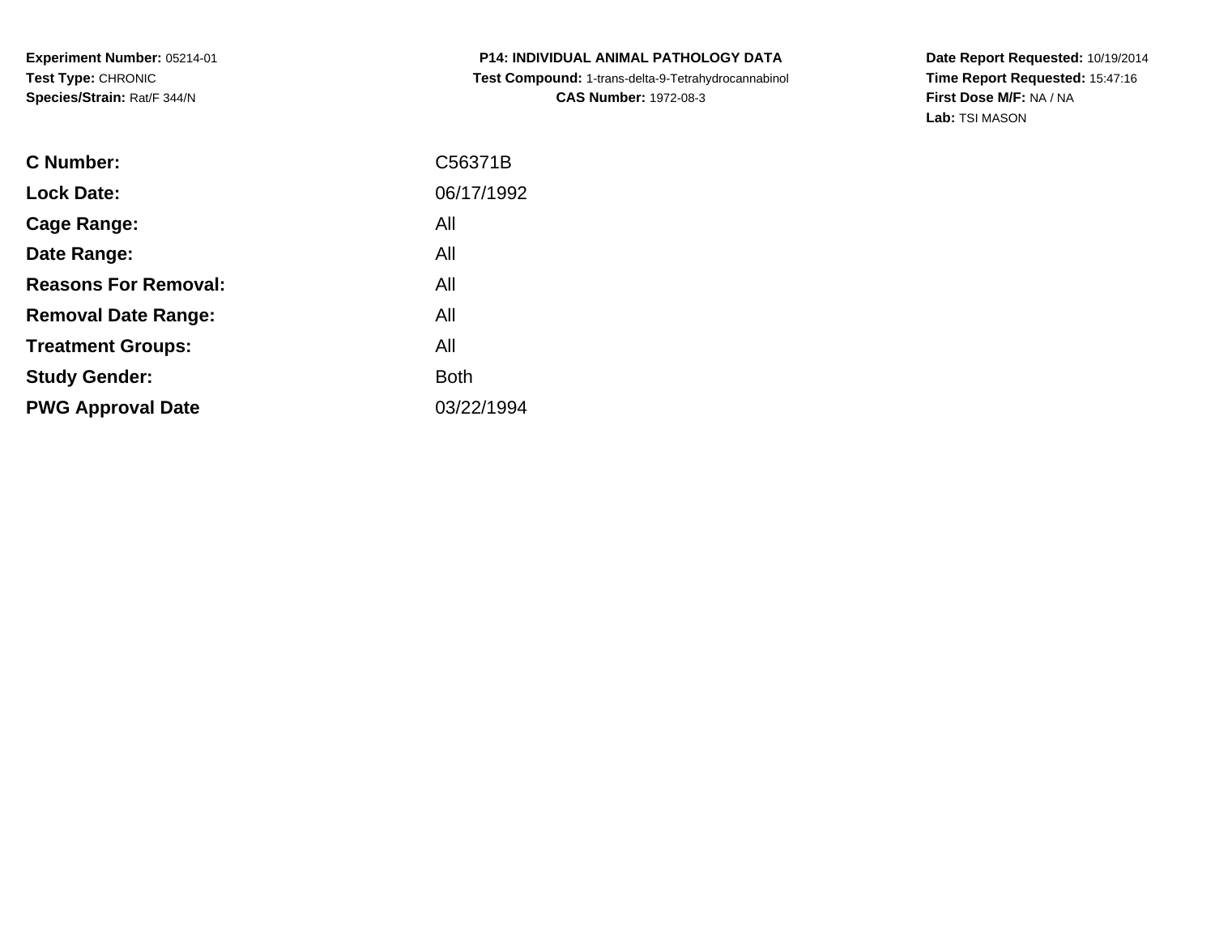**Experiment Number:** 05214-01
**Test Type:** CHRONIC
**Species/Strain:** Rat/F 344/N

**P14: INDIVIDUAL ANIMAL PATHOLOGY DATA**
**Test Compound:** 1-trans-delta-9-Tetrahydrocannabinol
**CAS Number:** 1972-08-3

**Date Report Requested:** 10/19/2014
**Time Report Requested:** 15:47:16
**First Dose M/F:** NA / NA
**Lab:** TSI MASON

| | |
|---|---|
| **C Number:** | C56371B |
| **Lock Date:** | 06/17/1992 |
| **Cage Range:** | All |
| **Date Range:** | All |
| **Reasons For Removal:** | All |
| **Removal Date Range:** | All |
| **Treatment Groups:** | All |
| **Study Gender:** | Both |
| **PWG Approval Date** | 03/22/1994 |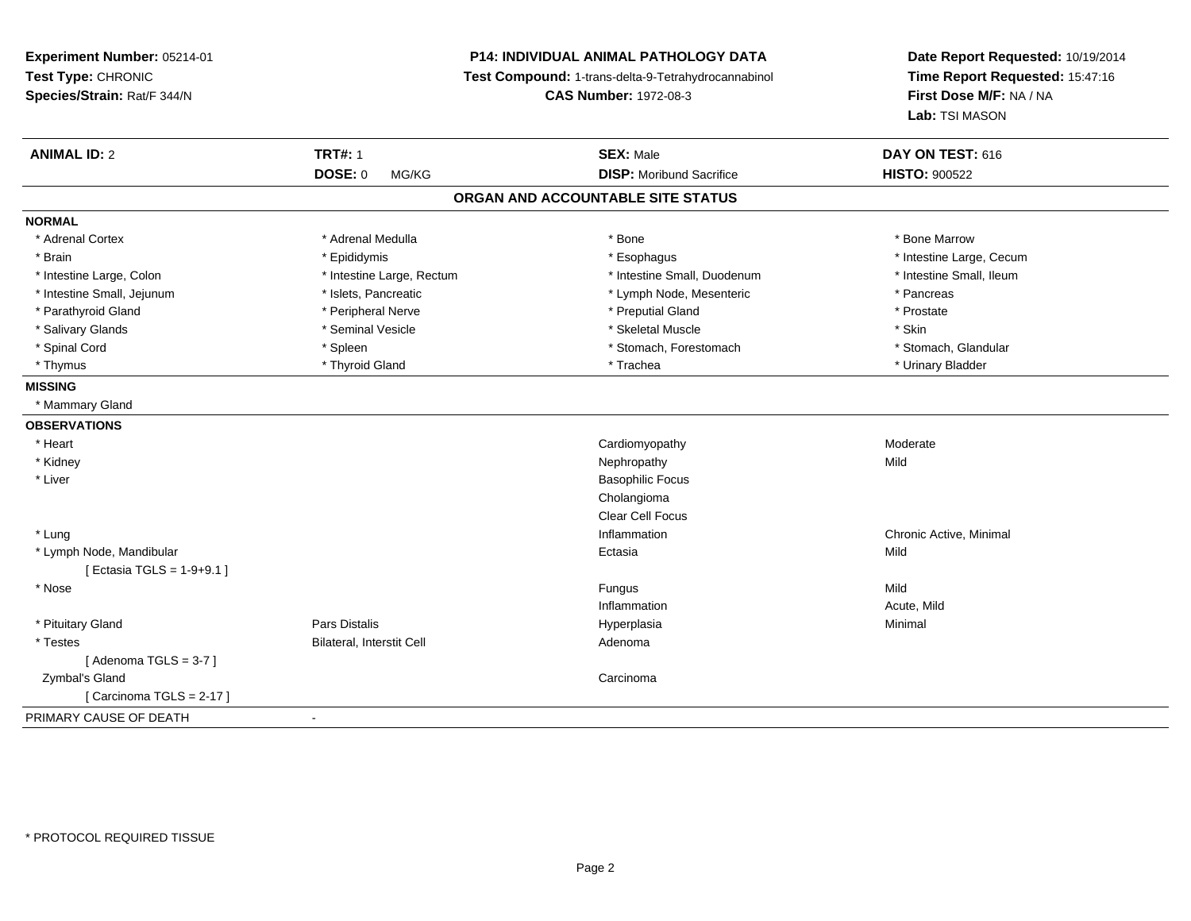**Experiment Number:** 05214-01
**Test Type:** CHRONIC
**Species/Strain:** Rat/F 344/N

**P14: INDIVIDUAL ANIMAL PATHOLOGY DATA**
**Test Compound:** 1-trans-delta-9-Tetrahydrocannabinol
**CAS Number:** 1972-08-3

**Date Report Requested:** 10/19/2014
**Time Report Requested:** 15:47:16
**First Dose M/F:** NA / NA
**Lab:** TSI MASON

| **ANIMAL ID:** 2 | **TRT#:** 1 | **SEX:** Male | **DAY ON TEST:** 616 |
|---|---|---|---|
| | **DOSE:** 0 MG/KG | **DISP:** Moribund Sacrifice | **HISTO:** 900522 |

## ORGAN AND ACCOUNTABLE SITE STATUS

**NORMAL**

| | | | |
|---|---|---|---|
| * Adrenal Cortex | * Adrenal Medulla | * Bone | * Bone Marrow |
| * Brain | * Epididymis | * Esophagus | * Intestine Large, Cecum |
| * Intestine Large, Colon | * Intestine Large, Rectum | * Intestine Small, Duodenum | * Intestine Small, Ileum |
| * Intestine Small, Jejunum | * Islets, Pancreatic | * Lymph Node, Mesenteric | * Pancreas |
| * Parathyroid Gland | * Peripheral Nerve | * Preputial Gland | * Prostate |
| * Salivary Glands | * Seminal Vesicle | * Skeletal Muscle | * Skin |
| * Spinal Cord | * Spleen | * Stomach, Forestomach | * Stomach, Glandular |
| * Thymus | * Thyroid Gland | * Trachea | * Urinary Bladder |

**MISSING**

* Mammary Gland

**OBSERVATIONS**

| | | | |
|---|---|---|---|
| * Heart | | Cardiomyopathy | Moderate |
| * Kidney | | Nephropathy | Mild |
| * Liver | | Basophilic Focus | |
| | | Cholangioma | |
| | | Clear Cell Focus | |
| * Lung | | Inflammation | Chronic Active, Minimal |
| * Lymph Node, Mandibular | | Ectasia | Mild |
| [ Ectasia TGLS = 1-9+9.1 ] | | | |
| * Nose | | Fungus | Mild |
| | | Inflammation | Acute, Mild |
| * Pituitary Gland | Pars Distalis | Hyperplasia | Minimal |
| * Testes | Bilateral, Interstit Cell | Adenoma | |
| [ Adenoma TGLS = 3-7 ] | | | |
| Zymbal's Gland | | Carcinoma | |
| [ Carcinoma TGLS = 2-17 ] | | | |

PRIMARY CAUSE OF DEATH -

\* PROTOCOL REQUIRED TISSUE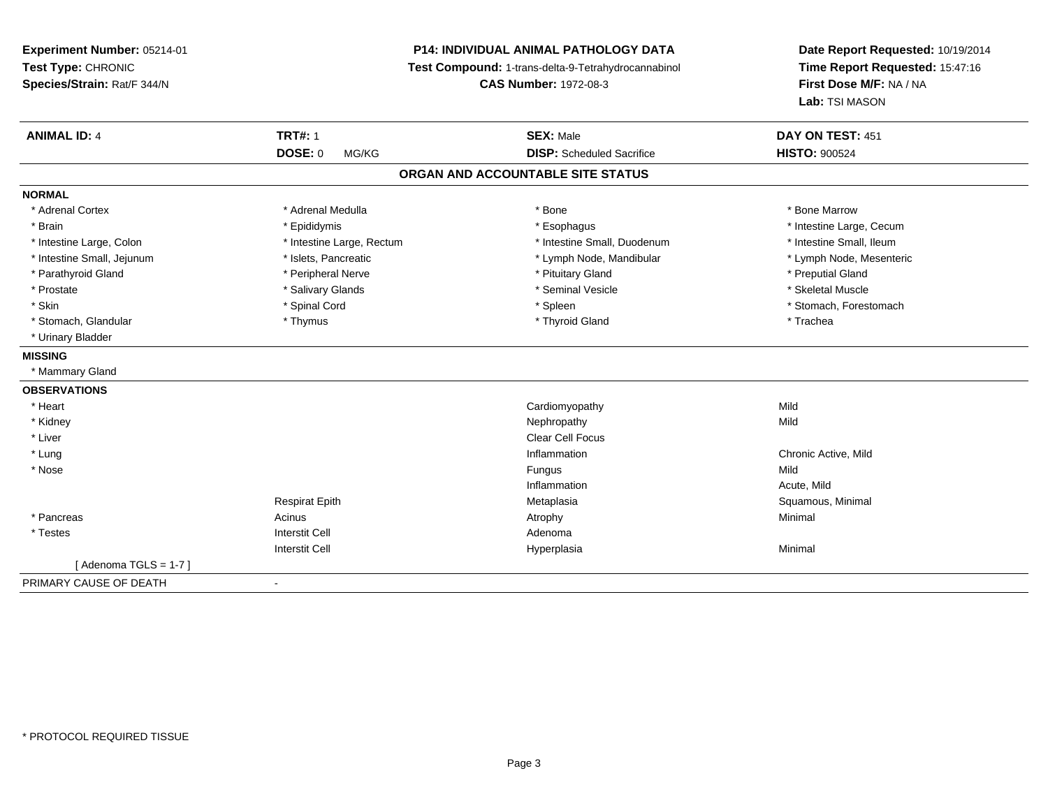**Experiment Number:** 05214-01
**Test Type:** CHRONIC
**Species/Strain:** Rat/F 344/N

**P14: INDIVIDUAL ANIMAL PATHOLOGY DATA**
**Test Compound:** 1-trans-delta-9-Tetrahydrocannabinol
**CAS Number:** 1972-08-3

**Date Report Requested:** 10/19/2014
**Time Report Requested:** 15:47:16
**First Dose M/F:** NA / NA
**Lab:** TSI MASON

| **ANIMAL ID:** 4 | **TRT#:** 1 | **SEX:** Male | **DAY ON TEST:** 451 |
|---|---|---|---|
| | **DOSE:** 0 MG/KG | **DISP:** Scheduled Sacrifice | **HISTO:** 900524 |

## ORGAN AND ACCOUNTABLE SITE STATUS

**NORMAL**

| | | | |
|---|---|---|---|
| * Adrenal Cortex | * Adrenal Medulla | * Bone | * Bone Marrow |
| * Brain | * Epididymis | * Esophagus | * Intestine Large, Cecum |
| * Intestine Large, Colon | * Intestine Large, Rectum | * Intestine Small, Duodenum | * Intestine Small, Ileum |
| * Intestine Small, Jejunum | * Islets, Pancreatic | * Lymph Node, Mandibular | * Lymph Node, Mesenteric |
| * Parathyroid Gland | * Peripheral Nerve | * Pituitary Gland | * Preputial Gland |
| * Prostate | * Salivary Glands | * Seminal Vesicle | * Skeletal Muscle |
| * Skin | * Spinal Cord | * Spleen | * Stomach, Forestomach |
| * Stomach, Glandular | * Thymus | * Thyroid Gland | * Trachea |
| * Urinary Bladder | | | |

**MISSING**

* Mammary Gland

**OBSERVATIONS**

| | | | |
|---|---|---|---|
| * Heart | | Cardiomyopathy | Mild |
| * Kidney | | Nephropathy | Mild |
| * Liver | | Clear Cell Focus | |
| * Lung | | Inflammation | Chronic Active, Mild |
| * Nose | | Fungus | Mild |
| | | Inflammation | Acute, Mild |
| | Respirat Epith | Metaplasia | Squamous, Minimal |
| * Pancreas | Acinus | Atrophy | Minimal |
| * Testes | Interstit Cell | Adenoma | |
| | Interstit Cell | Hyperplasia | Minimal |
| [ Adenoma TGLS = 1-7 ] | | | |

PRIMARY CAUSE OF DEATH -

* PROTOCOL REQUIRED TISSUE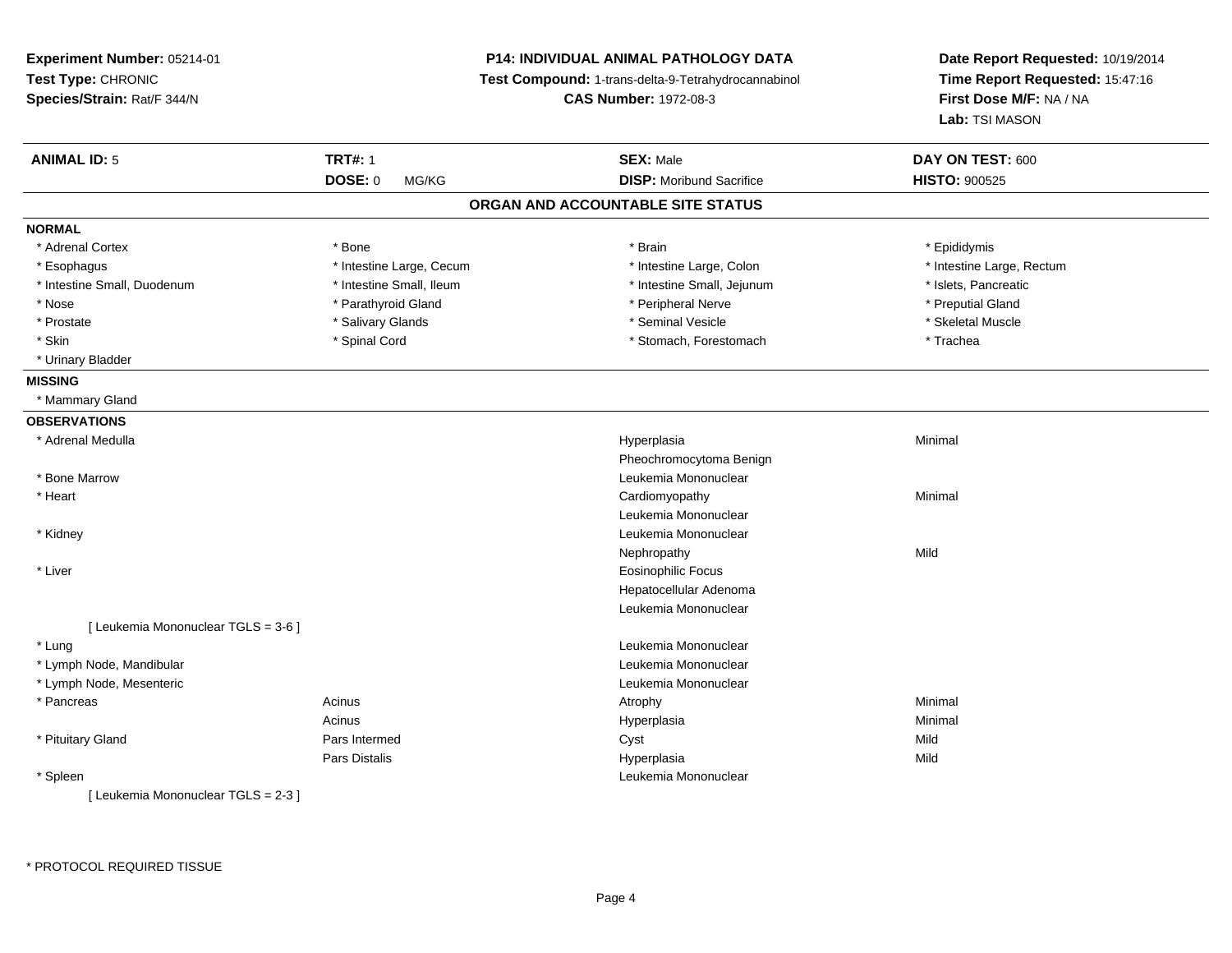**Experiment Number:** 05214-01
**Test Type:** CHRONIC
**Species/Strain:** Rat/F 344/N

**P14: INDIVIDUAL ANIMAL PATHOLOGY DATA**
**Test Compound:** 1-trans-delta-9-Tetrahydrocannabinol
**CAS Number:** 1972-08-3

**Date Report Requested:** 10/19/2014
**Time Report Requested:** 15:47:16
**First Dose M/F:** NA / NA
**Lab:** TSI MASON

| **ANIMAL ID:** 5 | **TRT#:** 1 | **SEX:** Male | **DAY ON TEST:** 600 |
|---|---|---|---|
| | **DOSE:** 0 MG/KG | **DISP:** Moribund Sacrifice | **HISTO:** 900525 |

## ORGAN AND ACCOUNTABLE SITE STATUS

**NORMAL**

| | | | |
|---|---|---|---|
| * Adrenal Cortex | * Bone | * Brain | * Epididymis |
| * Esophagus | * Intestine Large, Cecum | * Intestine Large, Colon | * Intestine Large, Rectum |
| * Intestine Small, Duodenum | * Intestine Small, Ileum | * Intestine Small, Jejunum | * Islets, Pancreatic |
| * Nose | * Parathyroid Gland | * Peripheral Nerve | * Preputial Gland |
| * Prostate | * Salivary Glands | * Seminal Vesicle | * Skeletal Muscle |
| * Skin | * Spinal Cord | * Stomach, Forestomach | * Trachea |
| * Urinary Bladder | | | |

**MISSING**

* Mammary Gland

**OBSERVATIONS**

| Organ | Site | Observation | Severity |
|---|---|---|---|
| * Adrenal Medulla | | Hyperplasia | Minimal |
| | | Pheochromocytoma Benign | |
| * Bone Marrow | | Leukemia Mononuclear | |
| * Heart | | Cardiomyopathy | Minimal |
| | | Leukemia Mononuclear | |
| * Kidney | | Leukemia Mononuclear | |
| | | Nephropathy | Mild |
| * Liver | | Eosinophilic Focus | |
| | | Hepatocellular Adenoma | |
| | | Leukemia Mononuclear | |
| [ Leukemia Mononuclear TGLS = 3-6 ] | | | |
| * Lung | | Leukemia Mononuclear | |
| * Lymph Node, Mandibular | | Leukemia Mononuclear | |
| * Lymph Node, Mesenteric | | Leukemia Mononuclear | |
| * Pancreas | Acinus | Atrophy | Minimal |
| | Acinus | Hyperplasia | Minimal |
| * Pituitary Gland | Pars Intermed | Cyst | Mild |
| | Pars Distalis | Hyperplasia | Mild |
| * Spleen | | Leukemia Mononuclear | |
| [ Leukemia Mononuclear TGLS = 2-3 ] | | | |

* PROTOCOL REQUIRED TISSUE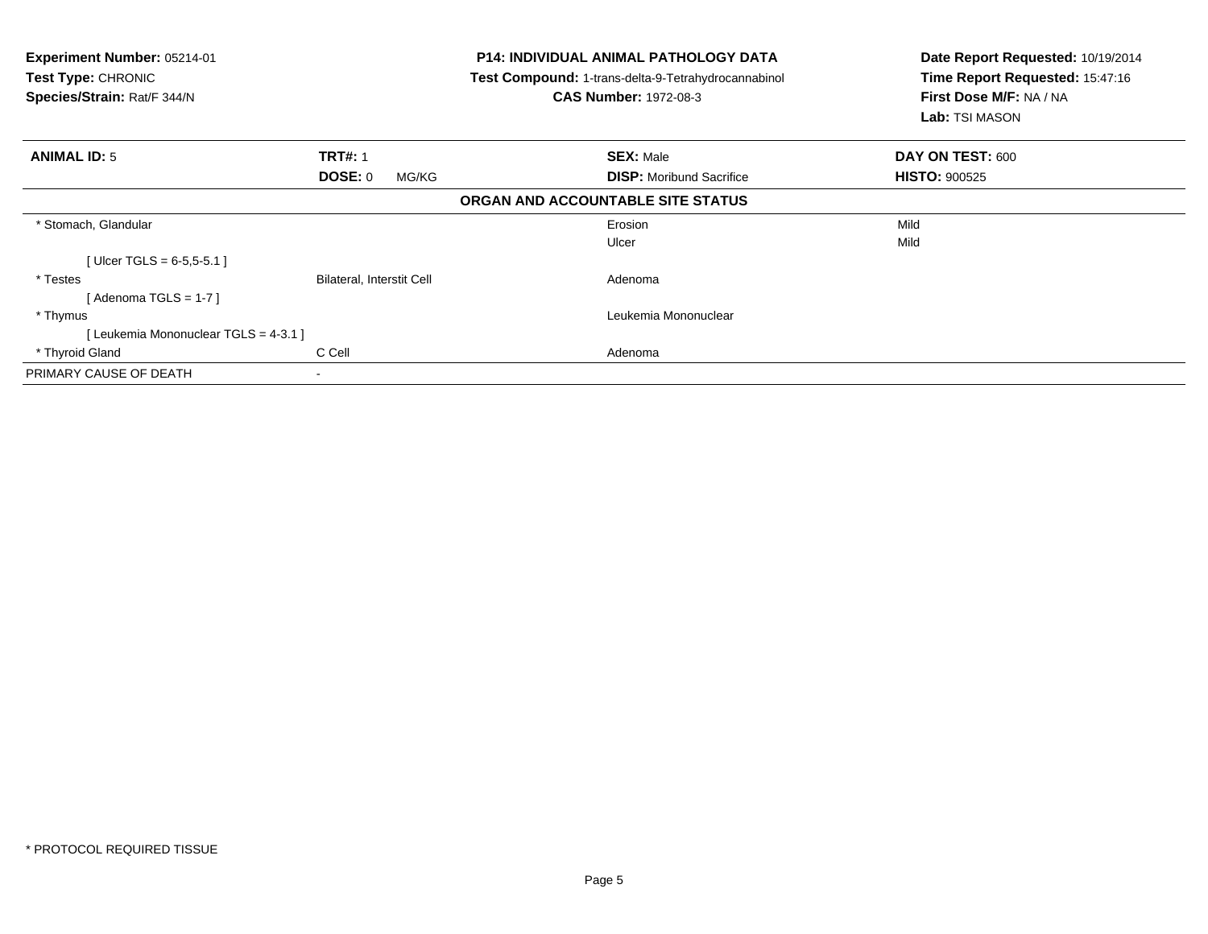**Experiment Number:** 05214-01
**Test Type:** CHRONIC
**Species/Strain:** Rat/F 344/N

**P14: INDIVIDUAL ANIMAL PATHOLOGY DATA**
**Test Compound:** 1-trans-delta-9-Tetrahydrocannabinol
**CAS Number:** 1972-08-3

**Date Report Requested:** 10/19/2014
**Time Report Requested:** 15:47:16
**First Dose M/F:** NA / NA
**Lab:** TSI MASON

| **ANIMAL ID:** 5 | **TRT#:** 1 | **SEX:** Male | **DAY ON TEST:** 600 |
|---|---|---|---|
| | **DOSE:** 0 MG/KG | **DISP:** Moribund Sacrifice | **HISTO:** 900525 |

**ORGAN AND ACCOUNTABLE SITE STATUS**

| | | | |
|---|---|---|---|
| * Stomach, Glandular | | Erosion | Mild |
| | | Ulcer | Mild |
| [ Ulcer TGLS = 6-5,5-5.1 ] | | | |
| * Testes | Bilateral, Interstit Cell | Adenoma | |
| [ Adenoma TGLS = 1-7 ] | | | |
| * Thymus | | Leukemia Mononuclear | |
| [ Leukemia Mononuclear TGLS = 4-3.1 ] | | | |
| * Thyroid Gland | C Cell | Adenoma | |
| PRIMARY CAUSE OF DEATH | - | | |

* PROTOCOL REQUIRED TISSUE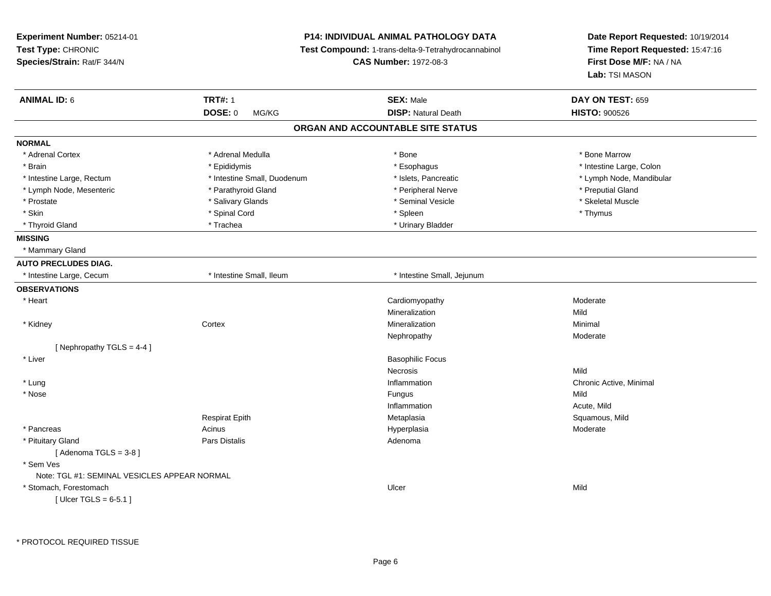**Experiment Number:** 05214-01
**Test Type:** CHRONIC
**Species/Strain:** Rat/F 344/N

**P14: INDIVIDUAL ANIMAL PATHOLOGY DATA**
**Test Compound:** 1-trans-delta-9-Tetrahydrocannabinol
**CAS Number:** 1972-08-3

**Date Report Requested:** 10/19/2014
**Time Report Requested:** 15:47:16
**First Dose M/F:** NA / NA
**Lab:** TSI MASON

| **ANIMAL ID:** 6 | **TRT#:** 1 | **SEX:** Male | **DAY ON TEST:** 659 |
|---|---|---|---|
| | **DOSE:** 0 MG/KG | **DISP:** Natural Death | **HISTO:** 900526 |

## ORGAN AND ACCOUNTABLE SITE STATUS

**NORMAL**

| | | | |
|---|---|---|---|
| * Adrenal Cortex | * Adrenal Medulla | * Bone | * Bone Marrow |
| * Brain | * Epididymis | * Esophagus | * Intestine Large, Colon |
| * Intestine Large, Rectum | * Intestine Small, Duodenum | * Islets, Pancreatic | * Lymph Node, Mandibular |
| * Lymph Node, Mesenteric | * Parathyroid Gland | * Peripheral Nerve | * Preputial Gland |
| * Prostate | * Salivary Glands | * Seminal Vesicle | * Skeletal Muscle |
| * Skin | * Spinal Cord | * Spleen | * Thymus |
| * Thyroid Gland | * Trachea | * Urinary Bladder | |

**MISSING**

* Mammary Gland

**AUTO PRECLUDES DIAG.**

| | | |
|---|---|---|
| * Intestine Large, Cecum | * Intestine Small, Ileum | * Intestine Small, Jejunum |

**OBSERVATIONS**

| Organ | Site | Observation | Severity |
|---|---|---|---|
| * Heart | | Cardiomyopathy | Moderate |
| | | Mineralization | Mild |
| * Kidney | Cortex | Mineralization | Minimal |
| | | Nephropathy | Moderate |
| [ Nephropathy TGLS = 4-4 ] | | | |
| * Liver | | Basophilic Focus | |
| | | Necrosis | Mild |
| * Lung | | Inflammation | Chronic Active, Minimal |
| * Nose | | Fungus | Mild |
| | | Inflammation | Acute, Mild |
| | Respirat Epith | Metaplasia | Squamous, Mild |
| * Pancreas | Acinus | Hyperplasia | Moderate |
| * Pituitary Gland | Pars Distalis | Adenoma | |
| [ Adenoma TGLS = 3-8 ] | | | |
| * Sem Ves | | | |
| Note: TGL #1: SEMINAL VESICLES APPEAR NORMAL | | | |
| * Stomach, Forestomach | | Ulcer | Mild |
| [ Ulcer TGLS = 6-5.1 ] | | | |

* PROTOCOL REQUIRED TISSUE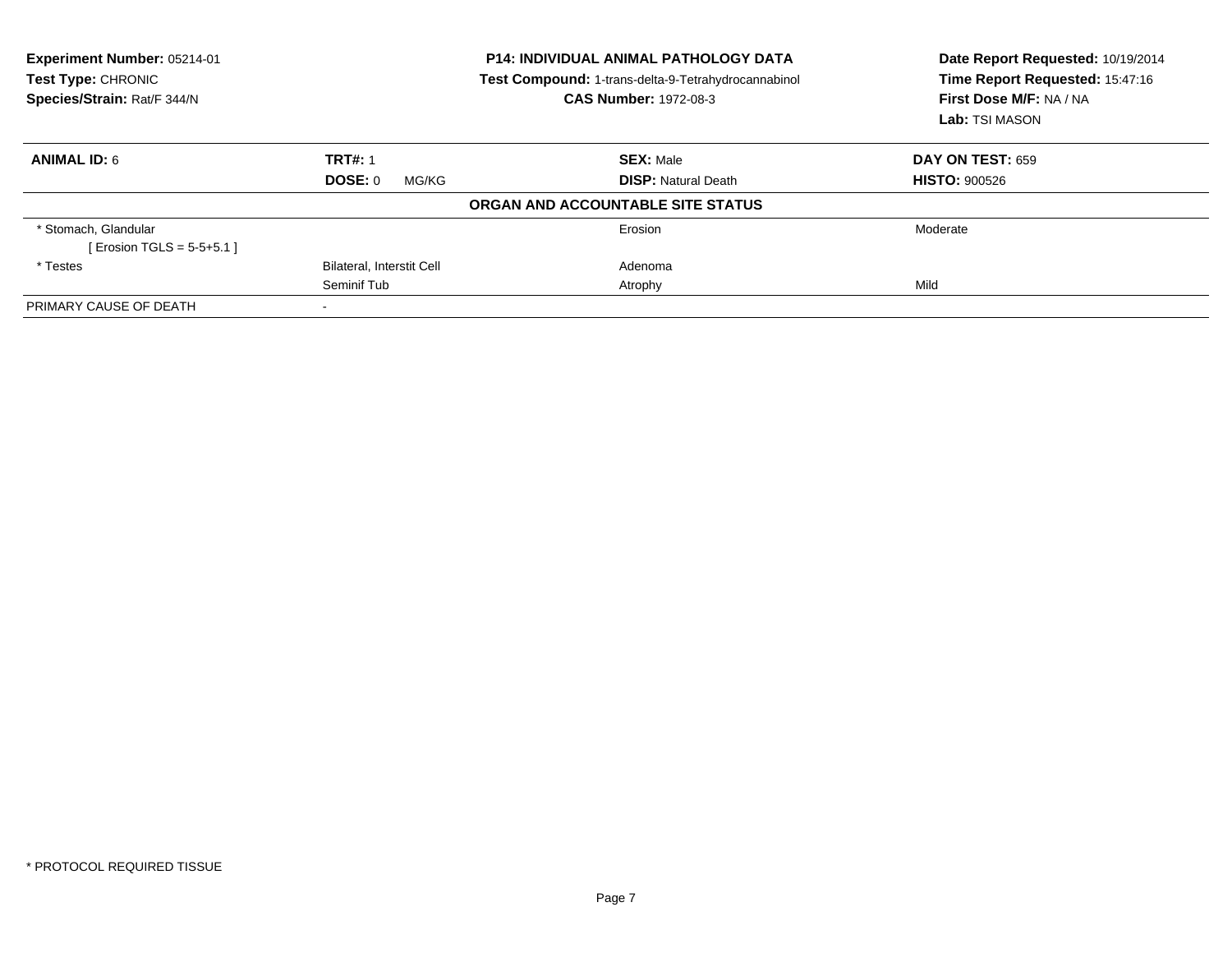**Experiment Number:** 05214-01
**Test Type:** CHRONIC
**Species/Strain:** Rat/F 344/N

**P14: INDIVIDUAL ANIMAL PATHOLOGY DATA**
**Test Compound:** 1-trans-delta-9-Tetrahydrocannabinol
**CAS Number:** 1972-08-3

**Date Report Requested:** 10/19/2014
**Time Report Requested:** 15:47:16
**First Dose M/F:** NA / NA
**Lab:** TSI MASON

| **ANIMAL ID:** 6 | **TRT#:** 1 | **SEX:** Male | **DAY ON TEST:** 659 |
|---|---|---|---|
| | **DOSE:** 0 MG/KG | **DISP:** Natural Death | **HISTO:** 900526 |

**ORGAN AND ACCOUNTABLE SITE STATUS**

| | | | |
|---|---|---|---|
| * Stomach, Glandular | | Erosion | Moderate |
| [ Erosion TGLS = 5-5+5.1 ] | | | |
| * Testes | Bilateral, Interstit Cell | Adenoma | |
| | Seminif Tub | Atrophy | Mild |
| PRIMARY CAUSE OF DEATH | - | | |

* PROTOCOL REQUIRED TISSUE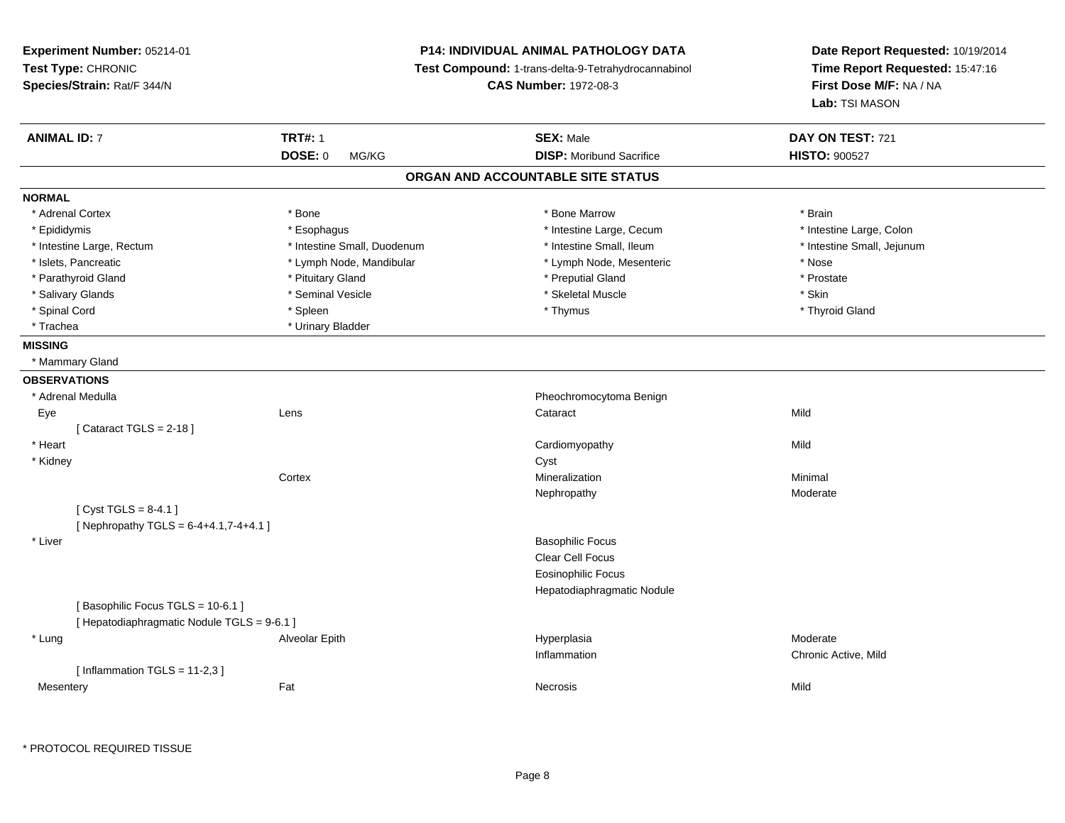**Experiment Number:** 05214-01
**Test Type:** CHRONIC
**Species/Strain:** Rat/F 344/N

**P14: INDIVIDUAL ANIMAL PATHOLOGY DATA**
**Test Compound:** 1-trans-delta-9-Tetrahydrocannabinol
**CAS Number:** 1972-08-3

**Date Report Requested:** 10/19/2014
**Time Report Requested:** 15:47:16
**First Dose M/F:** NA / NA
**Lab:** TSI MASON

| **ANIMAL ID:** 7 | **TRT#:** 1 | **SEX:** Male | **DAY ON TEST:** 721 |
|---|---|---|---|
| | **DOSE:** 0 MG/KG | **DISP:** Moribund Sacrifice | **HISTO:** 900527 |

## ORGAN AND ACCOUNTABLE SITE STATUS

**NORMAL**

| | | | |
|---|---|---|---|
| * Adrenal Cortex | * Bone | * Bone Marrow | * Brain |
| * Epididymis | * Esophagus | * Intestine Large, Cecum | * Intestine Large, Colon |
| * Intestine Large, Rectum | * Intestine Small, Duodenum | * Intestine Small, Ileum | * Intestine Small, Jejunum |
| * Islets, Pancreatic | * Lymph Node, Mandibular | * Lymph Node, Mesenteric | * Nose |
| * Parathyroid Gland | * Pituitary Gland | * Preputial Gland | * Prostate |
| * Salivary Glands | * Seminal Vesicle | * Skeletal Muscle | * Skin |
| * Spinal Cord | * Spleen | * Thymus | * Thyroid Gland |
| * Trachea | * Urinary Bladder | | |

**MISSING**

* Mammary Gland

**OBSERVATIONS**

| | | | |
|---|---|---|---|
| * Adrenal Medulla | | Pheochromocytoma Benign | |
| Eye | Lens | Cataract | Mild |
| [ Cataract TGLS = 2-18 ] | | | |
| * Heart | | Cardiomyopathy | Mild |
| * Kidney | | Cyst | |
| | Cortex | Mineralization | Minimal |
| | | Nephropathy | Moderate |
| [ Cyst TGLS = 8-4.1 ] | | | |
| [ Nephropathy TGLS = 6-4+4.1,7-4+4.1 ] | | | |
| * Liver | | Basophilic Focus | |
| | | Clear Cell Focus | |
| | | Eosinophilic Focus | |
| | | Hepatodiaphragmatic Nodule | |
| [ Basophilic Focus TGLS = 10-6.1 ] | | | |
| [ Hepatodiaphragmatic Nodule TGLS = 9-6.1 ] | | | |
| * Lung | Alveolar Epith | Hyperplasia | Moderate |
| | | Inflammation | Chronic Active, Mild |
| [ Inflammation TGLS = 11-2,3 ] | | | |
| Mesentery | Fat | Necrosis | Mild |

\* PROTOCOL REQUIRED TISSUE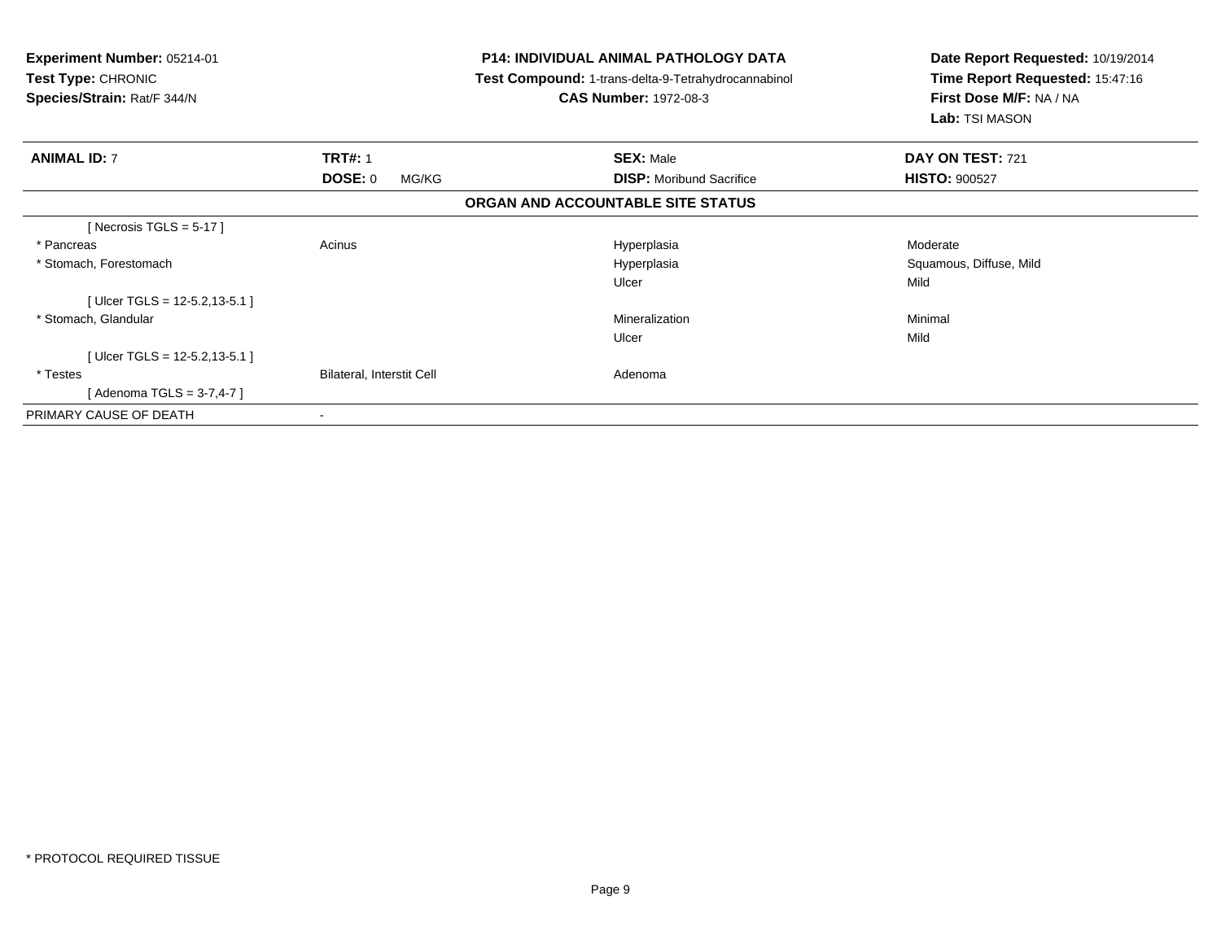**Experiment Number:** 05214-01
**Test Type:** CHRONIC
**Species/Strain:** Rat/F 344/N

**P14: INDIVIDUAL ANIMAL PATHOLOGY DATA**
**Test Compound:** 1-trans-delta-9-Tetrahydrocannabinol
**CAS Number:** 1972-08-3

**Date Report Requested:** 10/19/2014
**Time Report Requested:** 15:47:16
**First Dose M/F:** NA / NA
**Lab:** TSI MASON

| **ANIMAL ID:** 7 | **TRT#:** 1 | **SEX:** Male | **DAY ON TEST:** 721 |
|---|---|---|---|
| | **DOSE:** 0 MG/KG | **DISP:** Moribund Sacrifice | **HISTO:** 900527 |

**ORGAN AND ACCOUNTABLE SITE STATUS**

| | | | |
|---|---|---|---|
| [ Necrosis TGLS = 5-17 ] | | | |
| * Pancreas | Acinus | Hyperplasia | Moderate |
| * Stomach, Forestomach | | Hyperplasia | Squamous, Diffuse, Mild |
| | | Ulcer | Mild |
| [ Ulcer TGLS = 12-5.2,13-5.1 ] | | | |
| * Stomach, Glandular | | Mineralization | Minimal |
| | | Ulcer | Mild |
| [ Ulcer TGLS = 12-5.2,13-5.1 ] | | | |
| * Testes | Bilateral, Interstit Cell | Adenoma | |
| [ Adenoma TGLS = 3-7,4-7 ] | | | |
| PRIMARY CAUSE OF DEATH | - | | |

* PROTOCOL REQUIRED TISSUE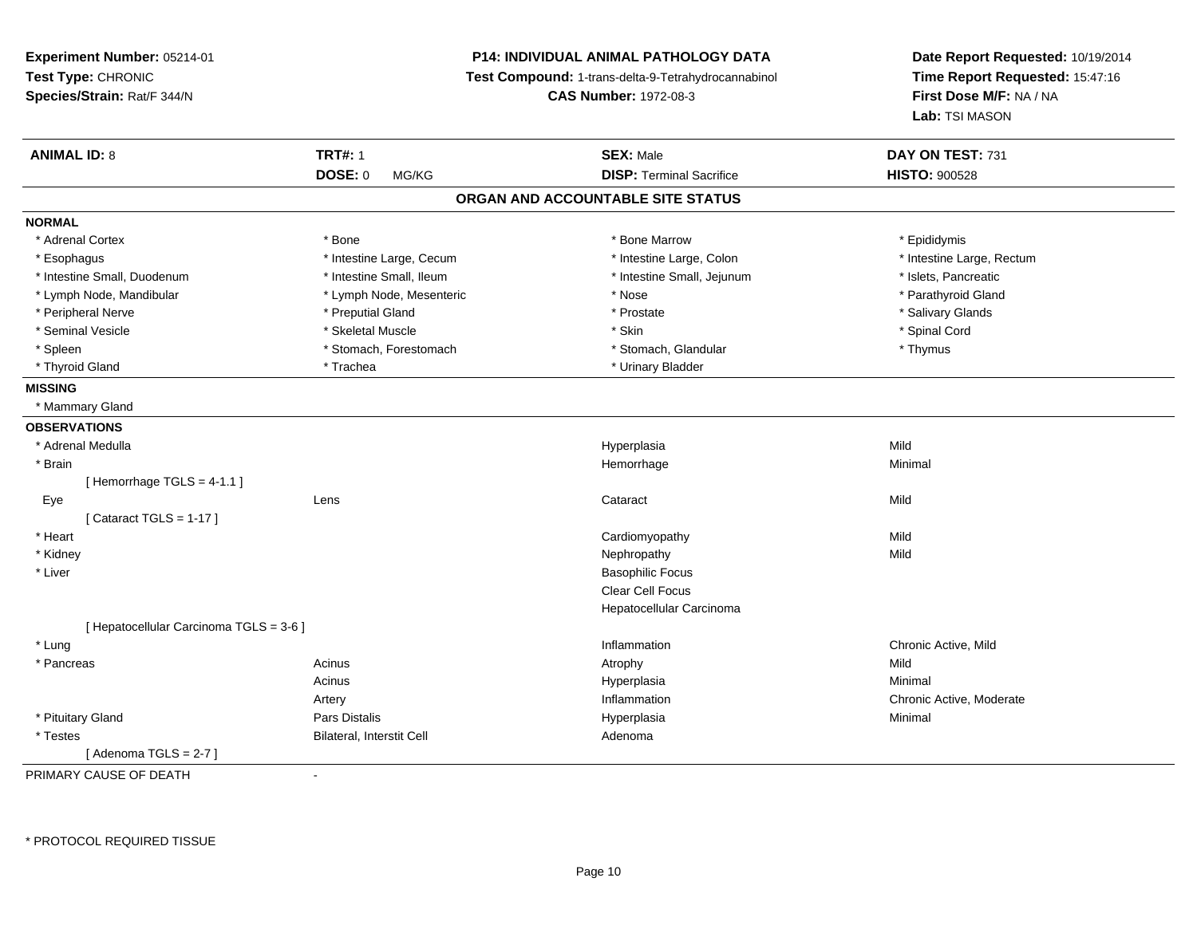**Experiment Number:** 05214-01
**Test Type:** CHRONIC
**Species/Strain:** Rat/F 344/N

**P14: INDIVIDUAL ANIMAL PATHOLOGY DATA**
**Test Compound:** 1-trans-delta-9-Tetrahydrocannabinol
**CAS Number:** 1972-08-3

**Date Report Requested:** 10/19/2014
**Time Report Requested:** 15:47:16
**First Dose M/F:** NA / NA
**Lab:** TSI MASON

| **ANIMAL ID:** 8 | **TRT#:** 1 | **SEX:** Male | **DAY ON TEST:** 731 |
|---|---|---|---|
| | **DOSE:** 0 MG/KG | **DISP:** Terminal Sacrifice | **HISTO:** 900528 |

## ORGAN AND ACCOUNTABLE SITE STATUS

**NORMAL**

| | | | |
|---|---|---|---|
| * Adrenal Cortex | * Bone | * Bone Marrow | * Epididymis |
| * Esophagus | * Intestine Large, Cecum | * Intestine Large, Colon | * Intestine Large, Rectum |
| * Intestine Small, Duodenum | * Intestine Small, Ileum | * Intestine Small, Jejunum | * Islets, Pancreatic |
| * Lymph Node, Mandibular | * Lymph Node, Mesenteric | * Nose | * Parathyroid Gland |
| * Peripheral Nerve | * Preputial Gland | * Prostate | * Salivary Glands |
| * Seminal Vesicle | * Skeletal Muscle | * Skin | * Spinal Cord |
| * Spleen | * Stomach, Forestomach | * Stomach, Glandular | * Thymus |
| * Thyroid Gland | * Trachea | * Urinary Bladder | |

**MISSING**

* Mammary Gland

**OBSERVATIONS**

| | | | |
|---|---|---|---|
| * Adrenal Medulla | | Hyperplasia | Mild |
| * Brain | | Hemorrhage | Minimal |
| [ Hemorrhage TGLS = 4-1.1 ] | | | |
| Eye | Lens | Cataract | Mild |
| [ Cataract TGLS = 1-17 ] | | | |
| * Heart | | Cardiomyopathy | Mild |
| * Kidney | | Nephropathy | Mild |
| * Liver | | Basophilic Focus | |
| | | Clear Cell Focus | |
| | | Hepatocellular Carcinoma | |
| [ Hepatocellular Carcinoma TGLS = 3-6 ] | | | |
| * Lung | | Inflammation | Chronic Active, Mild |
| * Pancreas | Acinus | Atrophy | Mild |
| | Acinus | Hyperplasia | Minimal |
| | Artery | Inflammation | Chronic Active, Moderate |
| * Pituitary Gland | Pars Distalis | Hyperplasia | Minimal |
| * Testes | Bilateral, Interstit Cell | Adenoma | |
| [ Adenoma TGLS = 2-7 ] | | | |

PRIMARY CAUSE OF DEATH -

\* PROTOCOL REQUIRED TISSUE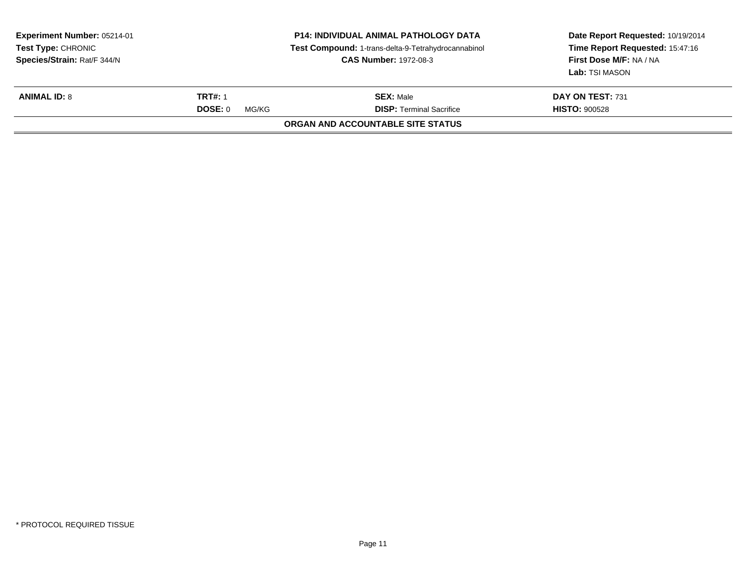| Experiment Number: 05214-01 | P14: INDIVIDUAL ANIMAL PATHOLOGY DATA | Date Report Requested: 10/19/2014 |
|---|---|---|
| Test Type: CHRONIC | Test Compound: 1-trans-delta-9-Tetrahydrocannabinol | Time Report Requested: 15:47:16 |
| Species/Strain: Rat/F 344/N | CAS Number: 1972-08-3 | First Dose M/F: NA / NA |
| | | Lab: TSI MASON |

| ANIMAL ID: 8 | TRT#: 1 | SEX: Male | DAY ON TEST: 731 |
|---|---|---|---|
| | DOSE: 0 MG/KG | DISP: Terminal Sacrifice | HISTO: 900528 |

**ORGAN AND ACCOUNTABLE SITE STATUS**

* PROTOCOL REQUIRED TISSUE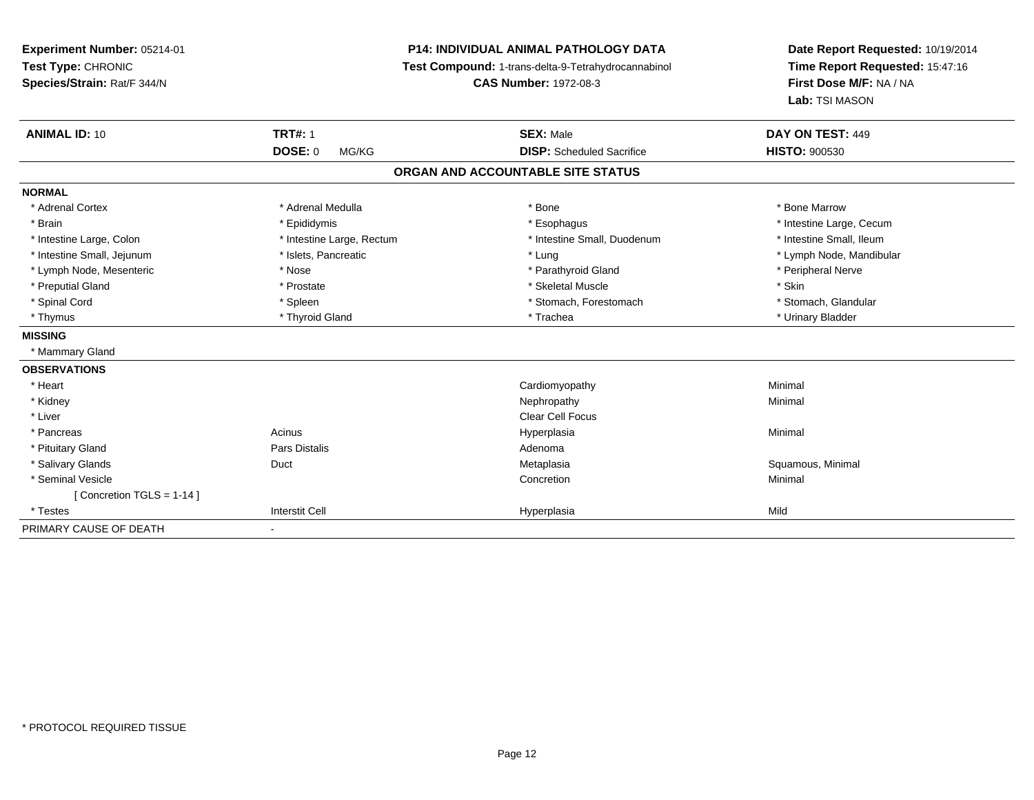**Experiment Number:** 05214-01
**Test Type:** CHRONIC
**Species/Strain:** Rat/F 344/N

**P14: INDIVIDUAL ANIMAL PATHOLOGY DATA**
**Test Compound:** 1-trans-delta-9-Tetrahydrocannabinol
**CAS Number:** 1972-08-3

**Date Report Requested:** 10/19/2014
**Time Report Requested:** 15:47:16
**First Dose M/F:** NA / NA
**Lab:** TSI MASON

| **ANIMAL ID:** 10 | **TRT#:** 1 | **SEX:** Male | **DAY ON TEST:** 449 |
|---|---|---|---|
| | **DOSE:** 0 MG/KG | **DISP:** Scheduled Sacrifice | **HISTO:** 900530 |

**ORGAN AND ACCOUNTABLE SITE STATUS**

| | | | |
|---|---|---|---|
| **NORMAL** | | | |
| * Adrenal Cortex | * Adrenal Medulla | * Bone | * Bone Marrow |
| * Brain | * Epididymis | * Esophagus | * Intestine Large, Cecum |
| * Intestine Large, Colon | * Intestine Large, Rectum | * Intestine Small, Duodenum | * Intestine Small, Ileum |
| * Intestine Small, Jejunum | * Islets, Pancreatic | * Lung | * Lymph Node, Mandibular |
| * Lymph Node, Mesenteric | * Nose | * Parathyroid Gland | * Peripheral Nerve |
| * Preputial Gland | * Prostate | * Skeletal Muscle | * Skin |
| * Spinal Cord | * Spleen | * Stomach, Forestomach | * Stomach, Glandular |
| * Thymus | * Thyroid Gland | * Trachea | * Urinary Bladder |
| **MISSING** | | | |
| * Mammary Gland | | | |
| **OBSERVATIONS** | | | |
| * Heart | | Cardiomyopathy | Minimal |
| * Kidney | | Nephropathy | Minimal |
| * Liver | | Clear Cell Focus | |
| * Pancreas | Acinus | Hyperplasia | Minimal |
| * Pituitary Gland | Pars Distalis | Adenoma | |
| * Salivary Glands | Duct | Metaplasia | Squamous, Minimal |
| * Seminal Vesicle | | Concretion | Minimal |
| [ Concretion TGLS = 1-14 ] | | | |
| * Testes | Interstit Cell | Hyperplasia | Mild |
| PRIMARY CAUSE OF DEATH | - | | |

\* PROTOCOL REQUIRED TISSUE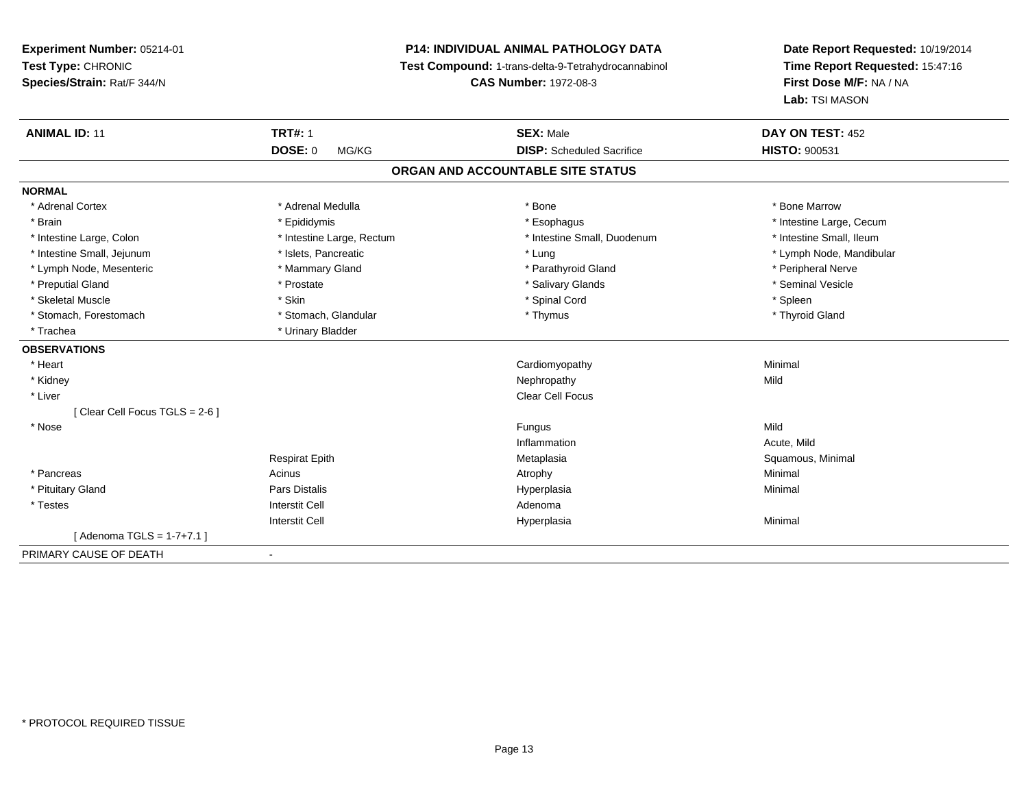**Experiment Number:** 05214-01
**Test Type:** CHRONIC
**Species/Strain:** Rat/F 344/N

**P14: INDIVIDUAL ANIMAL PATHOLOGY DATA**
**Test Compound:** 1-trans-delta-9-Tetrahydrocannabinol
**CAS Number:** 1972-08-3

**Date Report Requested:** 10/19/2014
**Time Report Requested:** 15:47:16
**First Dose M/F:** NA / NA
**Lab:** TSI MASON

| **ANIMAL ID:** 11 | **TRT#:** 1 | **SEX:** Male | **DAY ON TEST:** 452 |
|---|---|---|---|
| | **DOSE:** 0 MG/KG | **DISP:** Scheduled Sacrifice | **HISTO:** 900531 |

## ORGAN AND ACCOUNTABLE SITE STATUS

**NORMAL**

| | | | |
|---|---|---|---|
| * Adrenal Cortex | * Adrenal Medulla | * Bone | * Bone Marrow |
| * Brain | * Epididymis | * Esophagus | * Intestine Large, Cecum |
| * Intestine Large, Colon | * Intestine Large, Rectum | * Intestine Small, Duodenum | * Intestine Small, Ileum |
| * Intestine Small, Jejunum | * Islets, Pancreatic | * Lung | * Lymph Node, Mandibular |
| * Lymph Node, Mesenteric | * Mammary Gland | * Parathyroid Gland | * Peripheral Nerve |
| * Preputial Gland | * Prostate | * Salivary Glands | * Seminal Vesicle |
| * Skeletal Muscle | * Skin | * Spinal Cord | * Spleen |
| * Stomach, Forestomach | * Stomach, Glandular | * Thymus | * Thyroid Gland |
| * Trachea | * Urinary Bladder | | |

**OBSERVATIONS**

| | | | |
|---|---|---|---|
| * Heart | | Cardiomyopathy | Minimal |
| * Kidney | | Nephropathy | Mild |
| * Liver | | Clear Cell Focus | |
| [ Clear Cell Focus TGLS = 2-6 ] | | | |
| * Nose | | Fungus | Mild |
| | | Inflammation | Acute, Mild |
| | Respirat Epith | Metaplasia | Squamous, Minimal |
| * Pancreas | Acinus | Atrophy | Minimal |
| * Pituitary Gland | Pars Distalis | Hyperplasia | Minimal |
| * Testes | Interstit Cell | Adenoma | |
| | Interstit Cell | Hyperplasia | Minimal |
| [ Adenoma TGLS = 1-7+7.1 ] | | | |

PRIMARY CAUSE OF DEATH -

\* PROTOCOL REQUIRED TISSUE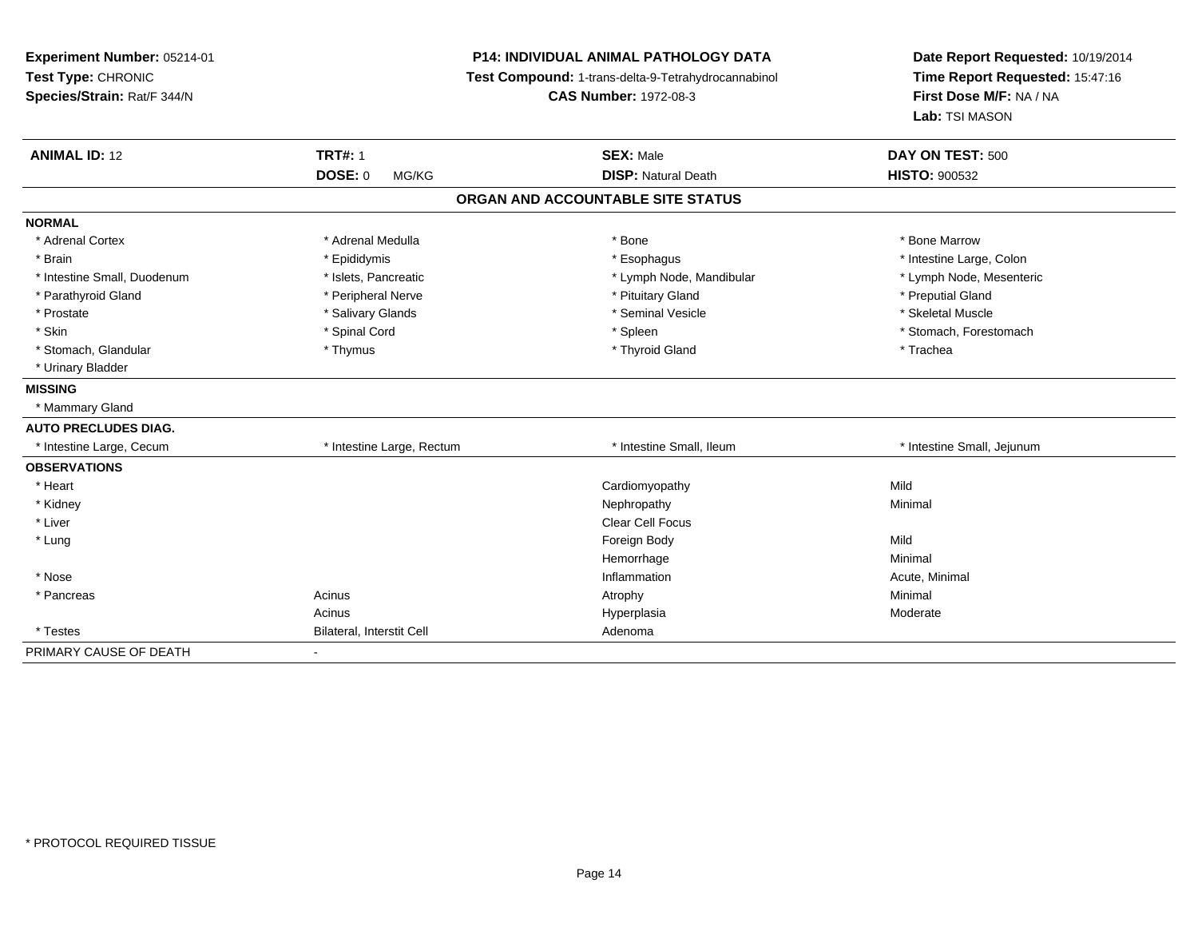**Experiment Number:** 05214-01
**Test Type:** CHRONIC
**Species/Strain:** Rat/F 344/N

**P14: INDIVIDUAL ANIMAL PATHOLOGY DATA**
**Test Compound:** 1-trans-delta-9-Tetrahydrocannabinol
**CAS Number:** 1972-08-3

**Date Report Requested:** 10/19/2014
**Time Report Requested:** 15:47:16
**First Dose M/F:** NA / NA
**Lab:** TSI MASON

| **ANIMAL ID:** 12 | **TRT#:** 1 | **SEX:** Male | **DAY ON TEST:** 500 |
|---|---|---|---|
| | **DOSE:** 0 MG/KG | **DISP:** Natural Death | **HISTO:** 900532 |

**ORGAN AND ACCOUNTABLE SITE STATUS**

| | | | |
|---|---|---|---|
| **NORMAL** | | | |
| * Adrenal Cortex | * Adrenal Medulla | * Bone | * Bone Marrow |
| * Brain | * Epididymis | * Esophagus | * Intestine Large, Colon |
| * Intestine Small, Duodenum | * Islets, Pancreatic | * Lymph Node, Mandibular | * Lymph Node, Mesenteric |
| * Parathyroid Gland | * Peripheral Nerve | * Pituitary Gland | * Preputial Gland |
| * Prostate | * Salivary Glands | * Seminal Vesicle | * Skeletal Muscle |
| * Skin | * Spinal Cord | * Spleen | * Stomach, Forestomach |
| * Stomach, Glandular | * Thymus | * Thyroid Gland | * Trachea |
| * Urinary Bladder | | | |
| **MISSING** | | | |
| * Mammary Gland | | | |
| **AUTO PRECLUDES DIAG.** | | | |
| * Intestine Large, Cecum | * Intestine Large, Rectum | * Intestine Small, Ileum | * Intestine Small, Jejunum |
| **OBSERVATIONS** | | | |
| * Heart | | Cardiomyopathy | Mild |
| * Kidney | | Nephropathy | Minimal |
| * Liver | | Clear Cell Focus | |
| * Lung | | Foreign Body | Mild |
| | | Hemorrhage | Minimal |
| * Nose | | Inflammation | Acute, Minimal |
| * Pancreas | Acinus | Atrophy | Minimal |
| | Acinus | Hyperplasia | Moderate |
| * Testes | Bilateral, Interstit Cell | Adenoma | |
| PRIMARY CAUSE OF DEATH | - | | |

* PROTOCOL REQUIRED TISSUE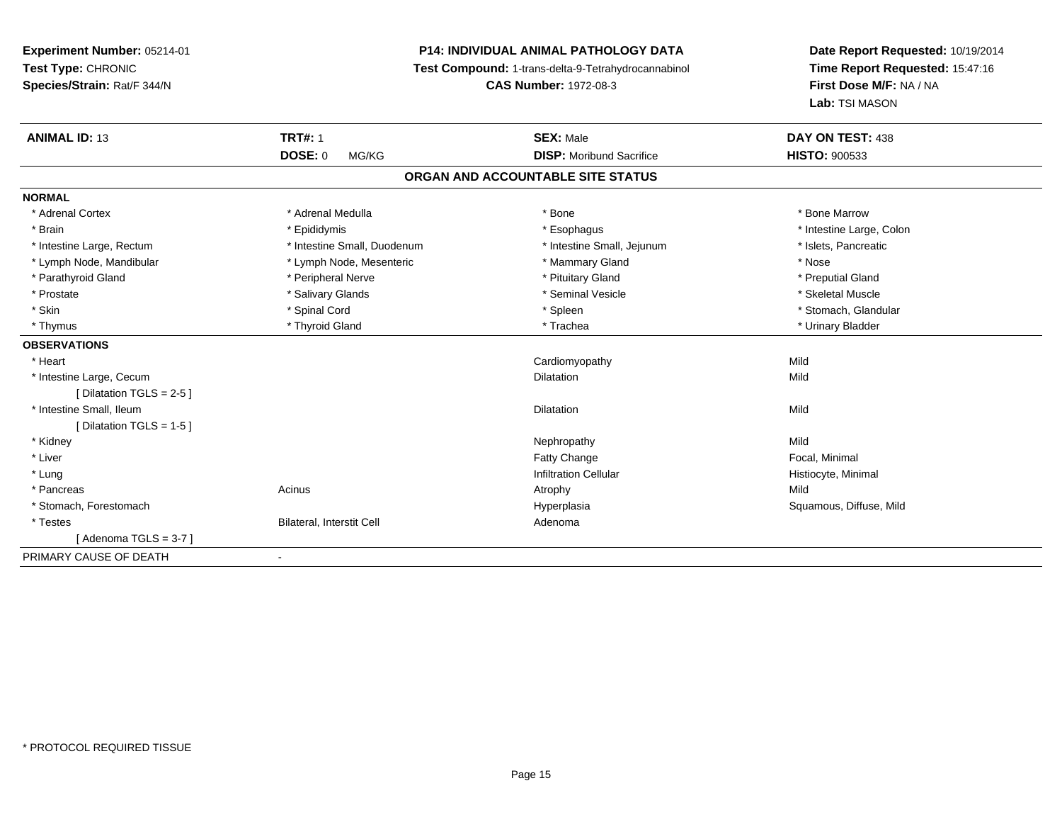**Experiment Number:** 05214-01
**Test Type:** CHRONIC
**Species/Strain:** Rat/F 344/N

**P14: INDIVIDUAL ANIMAL PATHOLOGY DATA**
**Test Compound:** 1-trans-delta-9-Tetrahydrocannabinol
**CAS Number:** 1972-08-3

**Date Report Requested:** 10/19/2014
**Time Report Requested:** 15:47:16
**First Dose M/F:** NA / NA
**Lab:** TSI MASON

| **ANIMAL ID:** 13 | **TRT#:** 1 | **SEX:** Male | **DAY ON TEST:** 438 |
|---|---|---|---|
| | **DOSE:** 0 MG/KG | **DISP:** Moribund Sacrifice | **HISTO:** 900533 |

## ORGAN AND ACCOUNTABLE SITE STATUS

| | | | |
|---|---|---|---|
| **NORMAL** | | | |
| * Adrenal Cortex | * Adrenal Medulla | * Bone | * Bone Marrow |
| * Brain | * Epididymis | * Esophagus | * Intestine Large, Colon |
| * Intestine Large, Rectum | * Intestine Small, Duodenum | * Intestine Small, Jejunum | * Islets, Pancreatic |
| * Lymph Node, Mandibular | * Lymph Node, Mesenteric | * Mammary Gland | * Nose |
| * Parathyroid Gland | * Peripheral Nerve | * Pituitary Gland | * Preputial Gland |
| * Prostate | * Salivary Glands | * Seminal Vesicle | * Skeletal Muscle |
| * Skin | * Spinal Cord | * Spleen | * Stomach, Glandular |
| * Thymus | * Thyroid Gland | * Trachea | * Urinary Bladder |
| **OBSERVATIONS** | | | |
| * Heart | | Cardiomyopathy | Mild |
| * Intestine Large, Cecum | | Dilatation | Mild |
| [ Dilatation TGLS = 2-5 ] | | | |
| * Intestine Small, Ileum | | Dilatation | Mild |
| [ Dilatation TGLS = 1-5 ] | | | |
| * Kidney | | Nephropathy | Mild |
| * Liver | | Fatty Change | Focal, Minimal |
| * Lung | | Infiltration Cellular | Histiocyte, Minimal |
| * Pancreas | Acinus | Atrophy | Mild |
| * Stomach, Forestomach | | Hyperplasia | Squamous, Diffuse, Mild |
| * Testes | Bilateral, Interstit Cell | Adenoma | |
| [ Adenoma TGLS = 3-7 ] | | | |
| PRIMARY CAUSE OF DEATH | - | | |

* PROTOCOL REQUIRED TISSUE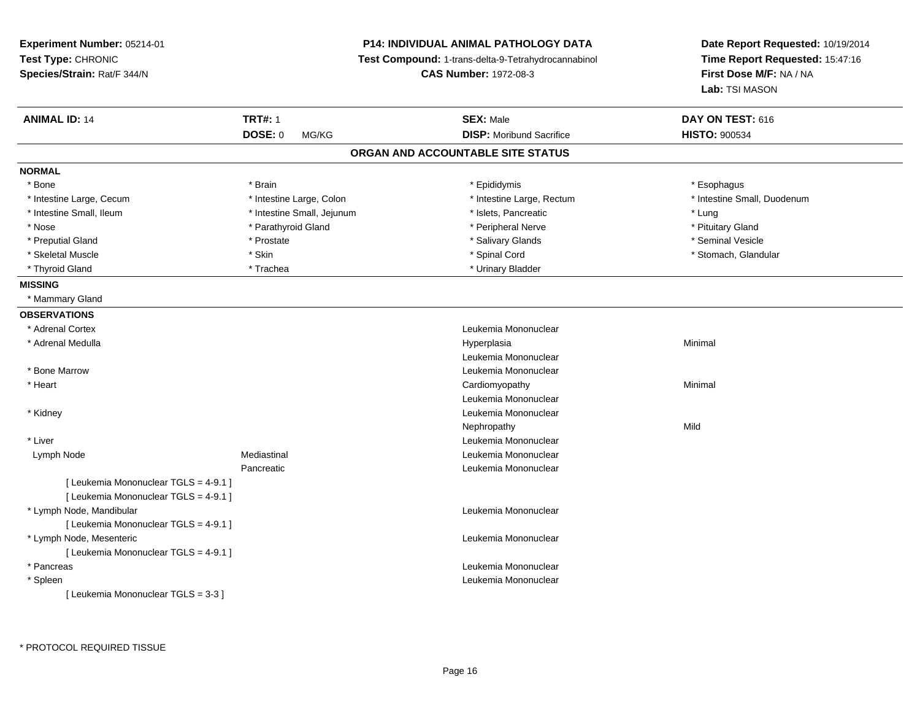**Experiment Number:** 05214-01
**Test Type:** CHRONIC
**Species/Strain:** Rat/F 344/N

**P14: INDIVIDUAL ANIMAL PATHOLOGY DATA**
**Test Compound:** 1-trans-delta-9-Tetrahydrocannabinol
**CAS Number:** 1972-08-3

**Date Report Requested:** 10/19/2014
**Time Report Requested:** 15:47:16
**First Dose M/F:** NA / NA
**Lab:** TSI MASON

| **ANIMAL ID:** 14 | **TRT#:** 1 | **SEX:** Male | **DAY ON TEST:** 616 |
|---|---|---|---|
| | **DOSE:** 0 MG/KG | **DISP:** Moribund Sacrifice | **HISTO:** 900534 |

## ORGAN AND ACCOUNTABLE SITE STATUS

**NORMAL**

| | | | |
|---|---|---|---|
| * Bone | * Brain | * Epididymis | * Esophagus |
| * Intestine Large, Cecum | * Intestine Large, Colon | * Intestine Large, Rectum | * Intestine Small, Duodenum |
| * Intestine Small, Ileum | * Intestine Small, Jejunum | * Islets, Pancreatic | * Lung |
| * Nose | * Parathyroid Gland | * Peripheral Nerve | * Pituitary Gland |
| * Preputial Gland | * Prostate | * Salivary Glands | * Seminal Vesicle |
| * Skeletal Muscle | * Skin | * Spinal Cord | * Stomach, Glandular |
| * Thyroid Gland | * Trachea | * Urinary Bladder | |

**MISSING**

* Mammary Gland

**OBSERVATIONS**

| | | | |
|---|---|---|---|
| * Adrenal Cortex | | Leukemia Mononuclear | |
| * Adrenal Medulla | | Hyperplasia | Minimal |
| | | Leukemia Mononuclear | |
| * Bone Marrow | | Leukemia Mononuclear | |
| * Heart | | Cardiomyopathy | Minimal |
| | | Leukemia Mononuclear | |
| * Kidney | | Leukemia Mononuclear | |
| | | Nephropathy | Mild |
| * Liver | | Leukemia Mononuclear | |
| Lymph Node | Mediastinal | Leukemia Mononuclear | |
| | Pancreatic | Leukemia Mononuclear | |
| [ Leukemia Mononuclear TGLS = 4-9.1 ] | | | |
| [ Leukemia Mononuclear TGLS = 4-9.1 ] | | | |
| * Lymph Node, Mandibular | | Leukemia Mononuclear | |
| [ Leukemia Mononuclear TGLS = 4-9.1 ] | | | |
| * Lymph Node, Mesenteric | | Leukemia Mononuclear | |
| [ Leukemia Mononuclear TGLS = 4-9.1 ] | | | |
| * Pancreas | | Leukemia Mononuclear | |
| * Spleen | | Leukemia Mononuclear | |
| [ Leukemia Mononuclear TGLS = 3-3 ] | | | |

* PROTOCOL REQUIRED TISSUE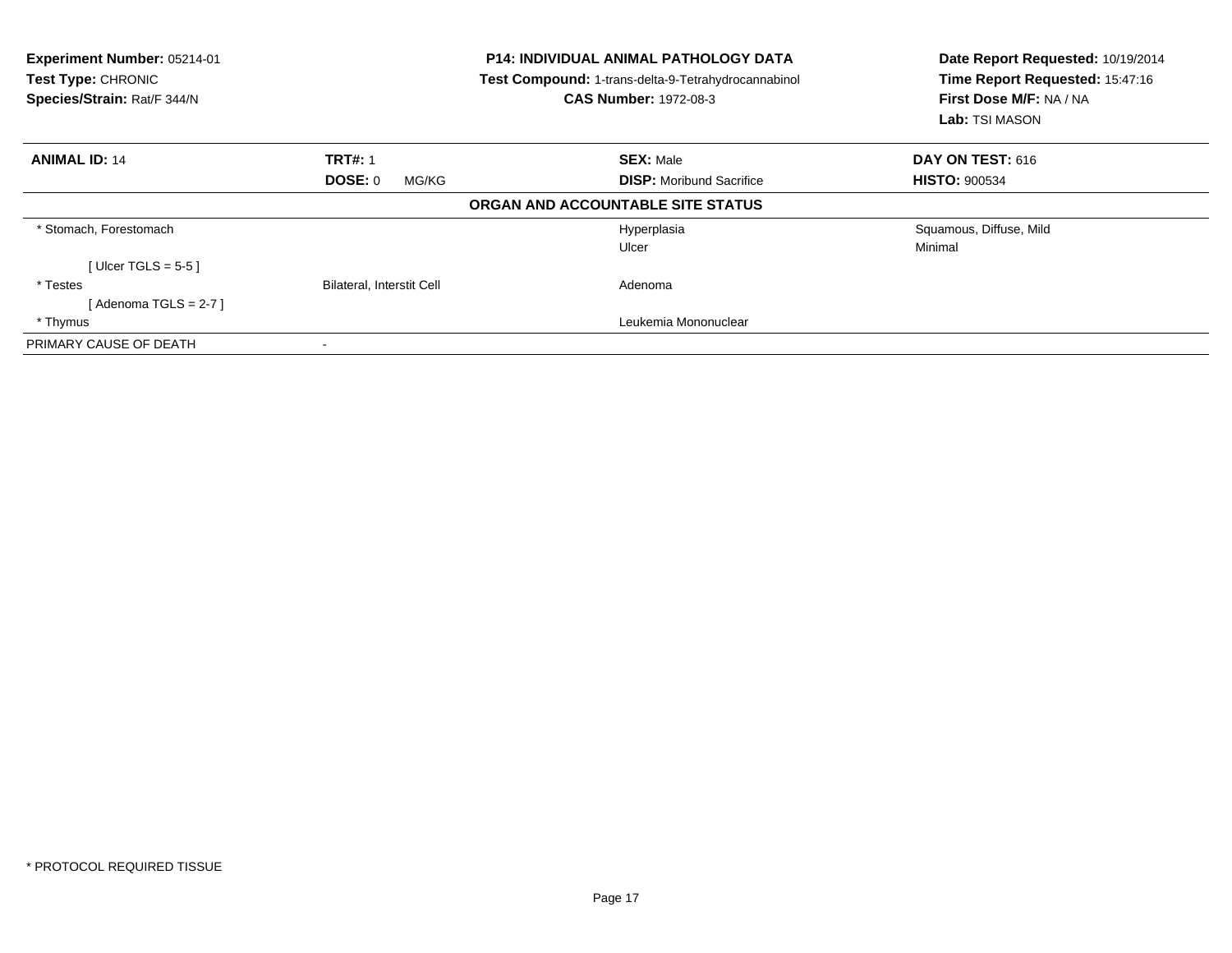**Experiment Number:** 05214-01
**Test Type:** CHRONIC
**Species/Strain:** Rat/F 344/N

**P14: INDIVIDUAL ANIMAL PATHOLOGY DATA**
**Test Compound:** 1-trans-delta-9-Tetrahydrocannabinol
**CAS Number:** 1972-08-3

**Date Report Requested:** 10/19/2014
**Time Report Requested:** 15:47:16
**First Dose M/F:** NA / NA
**Lab:** TSI MASON

| **ANIMAL ID:** 14 | **TRT#:** 1 | **SEX:** Male | **DAY ON TEST:** 616 |
|---|---|---|---|
| | **DOSE:** 0 MG/KG | **DISP:** Moribund Sacrifice | **HISTO:** 900534 |

**ORGAN AND ACCOUNTABLE SITE STATUS**

| | | | |
|---|---|---|---|
| * Stomach, Forestomach | | Hyperplasia | Squamous, Diffuse, Mild |
| | | Ulcer | Minimal |
| [ Ulcer TGLS = 5-5 ] | | | |
| * Testes | Bilateral, Interstit Cell | Adenoma | |
| [ Adenoma TGLS = 2-7 ] | | | |
| * Thymus | | Leukemia Mononuclear | |
| PRIMARY CAUSE OF DEATH | - | | |

* PROTOCOL REQUIRED TISSUE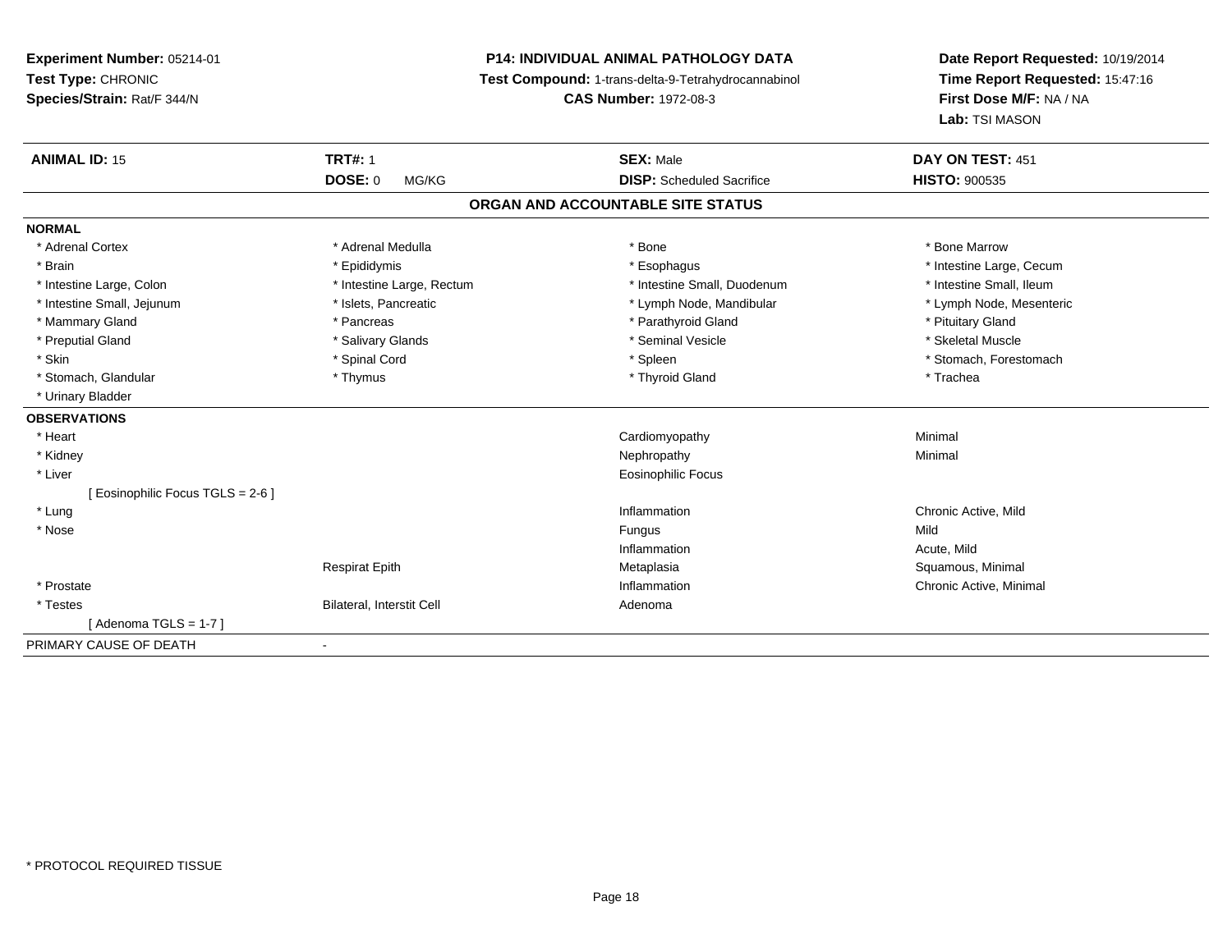**Experiment Number:** 05214-01
**Test Type:** CHRONIC
**Species/Strain:** Rat/F 344/N

# P14: INDIVIDUAL ANIMAL PATHOLOGY DATA

**Test Compound:** 1-trans-delta-9-Tetrahydrocannabinol
**CAS Number:** 1972-08-3

**Date Report Requested:** 10/19/2014
**Time Report Requested:** 15:47:16
**First Dose M/F:** NA / NA
**Lab:** TSI MASON

| **ANIMAL ID:** 15 | **TRT#:** 1 | **SEX:** Male | **DAY ON TEST:** 451 |
|---|---|---|---|
| | **DOSE:** 0 MG/KG | **DISP:** Scheduled Sacrifice | **HISTO:** 900535 |

## ORGAN AND ACCOUNTABLE SITE STATUS

**NORMAL**

| | | | |
|---|---|---|---|
| * Adrenal Cortex | * Adrenal Medulla | * Bone | * Bone Marrow |
| * Brain | * Epididymis | * Esophagus | * Intestine Large, Cecum |
| * Intestine Large, Colon | * Intestine Large, Rectum | * Intestine Small, Duodenum | * Intestine Small, Ileum |
| * Intestine Small, Jejunum | * Islets, Pancreatic | * Lymph Node, Mandibular | * Lymph Node, Mesenteric |
| * Mammary Gland | * Pancreas | * Parathyroid Gland | * Pituitary Gland |
| * Preputial Gland | * Salivary Glands | * Seminal Vesicle | * Skeletal Muscle |
| * Skin | * Spinal Cord | * Spleen | * Stomach, Forestomach |
| * Stomach, Glandular | * Thymus | * Thyroid Gland | * Trachea |
| * Urinary Bladder | | | |

**OBSERVATIONS**

| | | | |
|---|---|---|---|
| * Heart | | Cardiomyopathy | Minimal |
| * Kidney | | Nephropathy | Minimal |
| * Liver | | Eosinophilic Focus | |
| [ Eosinophilic Focus TGLS = 2-6 ] | | | |
| * Lung | | Inflammation | Chronic Active, Mild |
| * Nose | | Fungus | Mild |
| | | Inflammation | Acute, Mild |
| | Respirat Epith | Metaplasia | Squamous, Minimal |
| * Prostate | | Inflammation | Chronic Active, Minimal |
| * Testes | Bilateral, Interstit Cell | Adenoma | |
| [ Adenoma TGLS = 1-7 ] | | | |

PRIMARY CAUSE OF DEATH -

* PROTOCOL REQUIRED TISSUE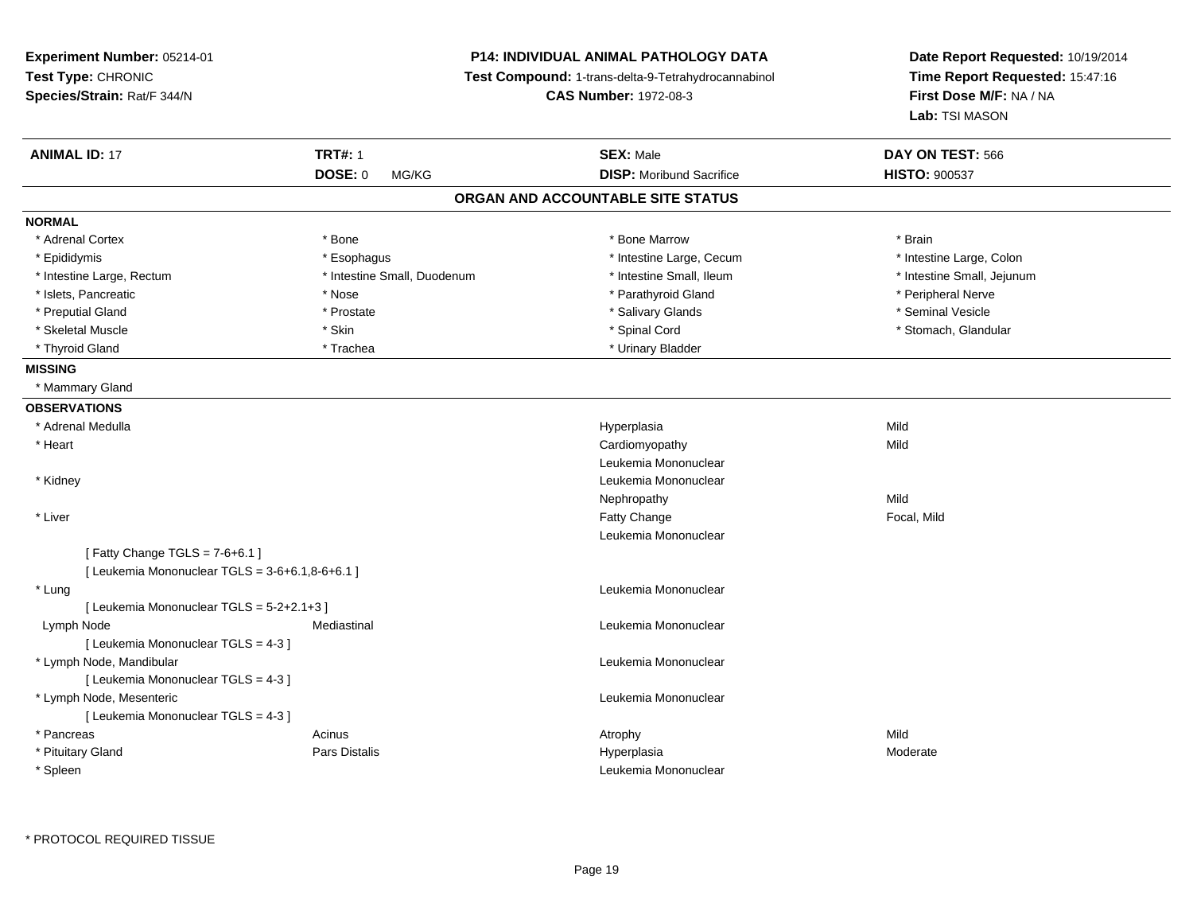**Experiment Number:** 05214-01
**Test Type:** CHRONIC
**Species/Strain:** Rat/F 344/N

**P14: INDIVIDUAL ANIMAL PATHOLOGY DATA**
**Test Compound:** 1-trans-delta-9-Tetrahydrocannabinol
**CAS Number:** 1972-08-3

**Date Report Requested:** 10/19/2014
**Time Report Requested:** 15:47:16
**First Dose M/F:** NA / NA
**Lab:** TSI MASON

| **ANIMAL ID:** 17 | **TRT#:** 1 | **SEX:** Male | **DAY ON TEST:** 566 |
|---|---|---|---|
| | **DOSE:** 0 MG/KG | **DISP:** Moribund Sacrifice | **HISTO:** 900537 |

## ORGAN AND ACCOUNTABLE SITE STATUS

**NORMAL**

| | | | |
|---|---|---|---|
| * Adrenal Cortex | * Bone | * Bone Marrow | * Brain |
| * Epididymis | * Esophagus | * Intestine Large, Cecum | * Intestine Large, Colon |
| * Intestine Large, Rectum | * Intestine Small, Duodenum | * Intestine Small, Ileum | * Intestine Small, Jejunum |
| * Islets, Pancreatic | * Nose | * Parathyroid Gland | * Peripheral Nerve |
| * Preputial Gland | * Prostate | * Salivary Glands | * Seminal Vesicle |
| * Skeletal Muscle | * Skin | * Spinal Cord | * Stomach, Glandular |
| * Thyroid Gland | * Trachea | * Urinary Bladder | |

**MISSING**

* Mammary Gland

**OBSERVATIONS**

| Organ | Site | Observation | Severity |
|---|---|---|---|
| * Adrenal Medulla | | Hyperplasia | Mild |
| * Heart | | Cardiomyopathy | Mild |
| | | Leukemia Mononuclear | |
| * Kidney | | Leukemia Mononuclear | |
| | | Nephropathy | Mild |
| * Liver | | Fatty Change | Focal, Mild |
| | | Leukemia Mononuclear | |
| [ Fatty Change TGLS = 7-6+6.1 ] | | | |
| [ Leukemia Mononuclear TGLS = 3-6+6.1,8-6+6.1 ] | | | |
| * Lung | | Leukemia Mononuclear | |
| [ Leukemia Mononuclear TGLS = 5-2+2.1+3 ] | | | |
| Lymph Node | Mediastinal | Leukemia Mononuclear | |
| [ Leukemia Mononuclear TGLS = 4-3 ] | | | |
| * Lymph Node, Mandibular | | Leukemia Mononuclear | |
| [ Leukemia Mononuclear TGLS = 4-3 ] | | | |
| * Lymph Node, Mesenteric | | Leukemia Mononuclear | |
| [ Leukemia Mononuclear TGLS = 4-3 ] | | | |
| * Pancreas | Acinus | Atrophy | Mild |
| * Pituitary Gland | Pars Distalis | Hyperplasia | Moderate |
| * Spleen | | Leukemia Mononuclear | |

* PROTOCOL REQUIRED TISSUE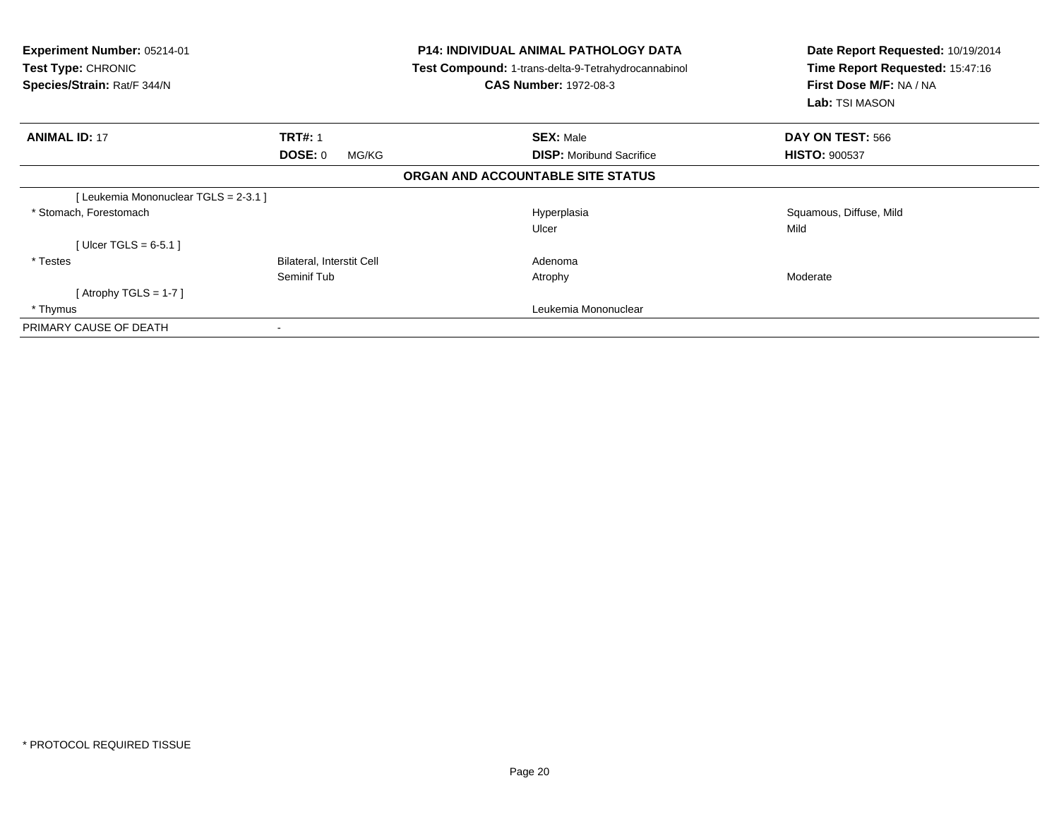**Experiment Number:** 05214-01
**Test Type:** CHRONIC
**Species/Strain:** Rat/F 344/N

**P14: INDIVIDUAL ANIMAL PATHOLOGY DATA**
**Test Compound:** 1-trans-delta-9-Tetrahydrocannabinol
**CAS Number:** 1972-08-3

**Date Report Requested:** 10/19/2014
**Time Report Requested:** 15:47:16
**First Dose M/F:** NA / NA
**Lab:** TSI MASON

| **ANIMAL ID:** 17 | **TRT#:** 1 | **SEX:** Male | **DAY ON TEST:** 566 |
|---|---|---|---|
| | **DOSE:** 0 MG/KG | **DISP:** Moribund Sacrifice | **HISTO:** 900537 |

**ORGAN AND ACCOUNTABLE SITE STATUS**

| | | | |
|---|---|---|---|
| [ Leukemia Mononuclear TGLS = 2-3.1 ] | | | |
| * Stomach, Forestomach | | Hyperplasia | Squamous, Diffuse, Mild |
| | | Ulcer | Mild |
| [ Ulcer TGLS = 6-5.1 ] | | | |
| * Testes | Bilateral, Interstit Cell | Adenoma | |
| | Seminif Tub | Atrophy | Moderate |
| [ Atrophy TGLS = 1-7 ] | | | |
| * Thymus | | Leukemia Mononuclear | |
| PRIMARY CAUSE OF DEATH | - | | |

* PROTOCOL REQUIRED TISSUE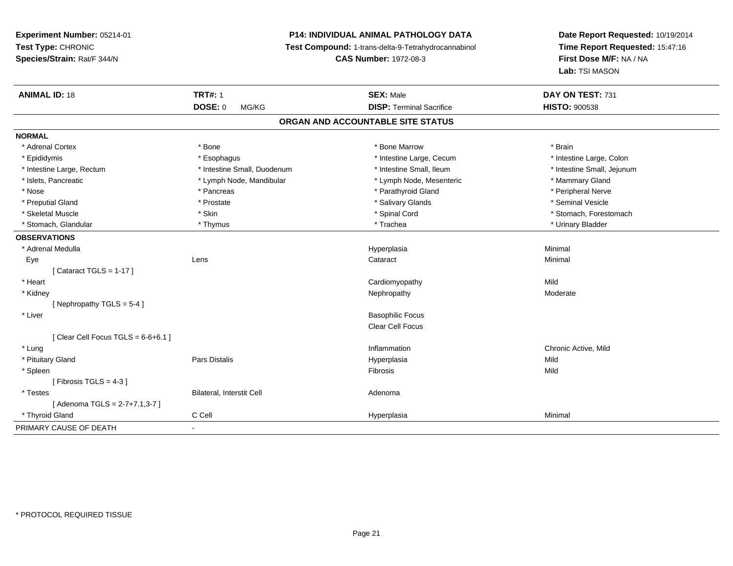**Experiment Number:** 05214-01
**Test Type:** CHRONIC
**Species/Strain:** Rat/F 344/N

**P14: INDIVIDUAL ANIMAL PATHOLOGY DATA**
**Test Compound:** 1-trans-delta-9-Tetrahydrocannabinol
**CAS Number:** 1972-08-3

**Date Report Requested:** 10/19/2014
**Time Report Requested:** 15:47:16
**First Dose M/F:** NA / NA
**Lab:** TSI MASON

| **ANIMAL ID:** 18 | **TRT#:** 1 | **SEX:** Male | **DAY ON TEST:** 731 |
|---|---|---|---|
| | **DOSE:** 0 MG/KG | **DISP:** Terminal Sacrifice | **HISTO:** 900538 |

**ORGAN AND ACCOUNTABLE SITE STATUS**

**NORMAL**

| | | | |
|---|---|---|---|
| * Adrenal Cortex | * Bone | * Bone Marrow | * Brain |
| * Epididymis | * Esophagus | * Intestine Large, Cecum | * Intestine Large, Colon |
| * Intestine Large, Rectum | * Intestine Small, Duodenum | * Intestine Small, Ileum | * Intestine Small, Jejunum |
| * Islets, Pancreatic | * Lymph Node, Mandibular | * Lymph Node, Mesenteric | * Mammary Gland |
| * Nose | * Pancreas | * Parathyroid Gland | * Peripheral Nerve |
| * Preputial Gland | * Prostate | * Salivary Glands | * Seminal Vesicle |
| * Skeletal Muscle | * Skin | * Spinal Cord | * Stomach, Forestomach |
| * Stomach, Glandular | * Thymus | * Trachea | * Urinary Bladder |

**OBSERVATIONS**

| | | | |
|---|---|---|---|
| * Adrenal Medulla | | Hyperplasia | Minimal |
| Eye | Lens | Cataract | Minimal |
| [ Cataract TGLS = 1-17 ] | | | |
| * Heart | | Cardiomyopathy | Mild |
| * Kidney | | Nephropathy | Moderate |
| [ Nephropathy TGLS = 5-4 ] | | | |
| * Liver | | Basophilic Focus | |
| | | Clear Cell Focus | |
| [ Clear Cell Focus TGLS = 6-6+6.1 ] | | | |
| * Lung | | Inflammation | Chronic Active, Mild |
| * Pituitary Gland | Pars Distalis | Hyperplasia | Mild |
| * Spleen | | Fibrosis | Mild |
| [ Fibrosis TGLS = 4-3 ] | | | |
| * Testes | Bilateral, Interstit Cell | Adenoma | |
| [ Adenoma TGLS = 2-7+7.1,3-7 ] | | | |
| * Thyroid Gland | C Cell | Hyperplasia | Minimal |

PRIMARY CAUSE OF DEATH -

* PROTOCOL REQUIRED TISSUE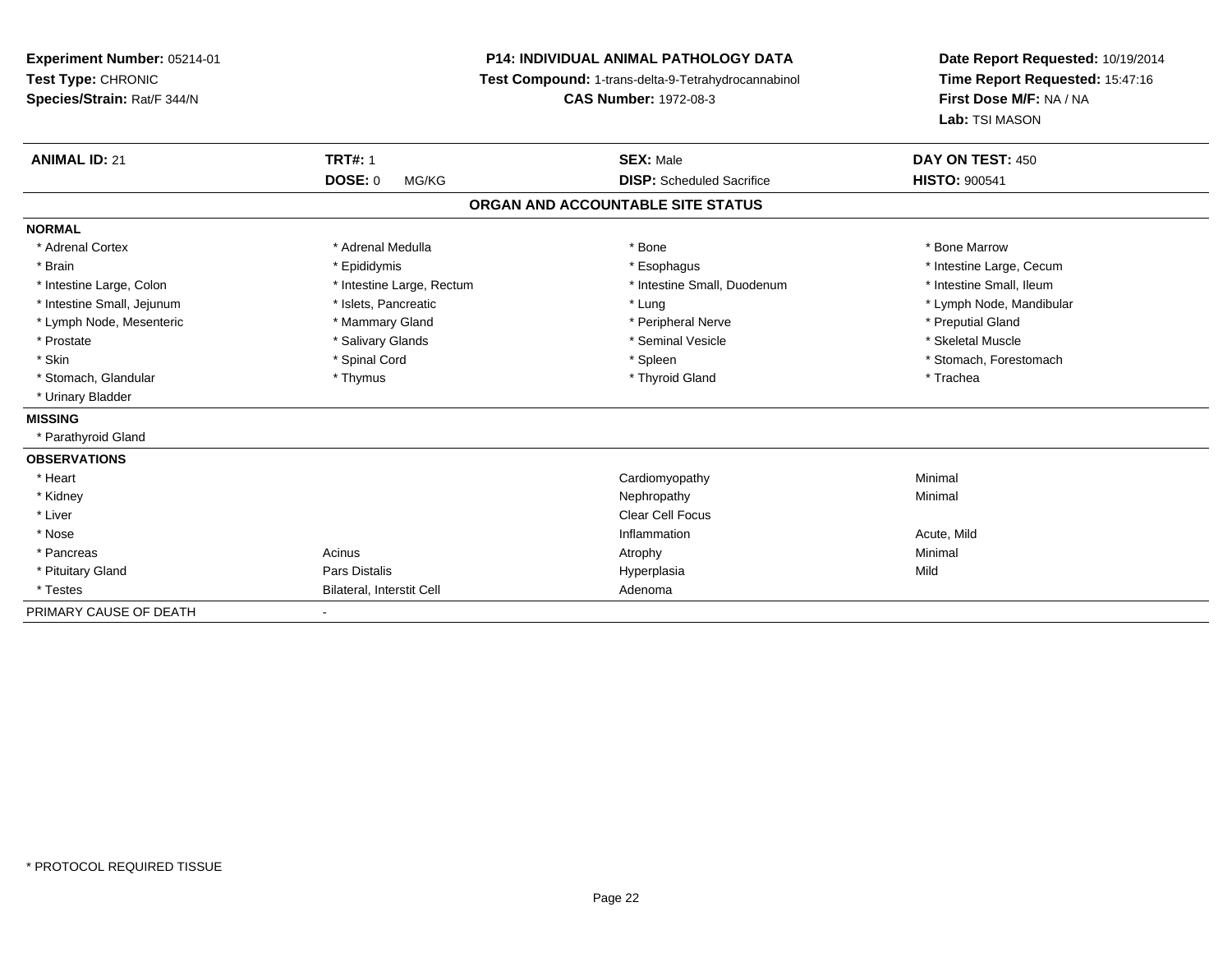**Experiment Number:** 05214-01
**Test Type:** CHRONIC
**Species/Strain:** Rat/F 344/N

**P14: INDIVIDUAL ANIMAL PATHOLOGY DATA**
**Test Compound:** 1-trans-delta-9-Tetrahydrocannabinol
**CAS Number:** 1972-08-3

**Date Report Requested:** 10/19/2014
**Time Report Requested:** 15:47:16
**First Dose M/F:** NA / NA
**Lab:** TSI MASON

| **ANIMAL ID:** 21 | **TRT#:** 1 | **SEX:** Male | **DAY ON TEST:** 450 |
|---|---|---|---|
| | **DOSE:** 0 MG/KG | **DISP:** Scheduled Sacrifice | **HISTO:** 900541 |

## ORGAN AND ACCOUNTABLE SITE STATUS

**NORMAL**

| | | | |
|---|---|---|---|
| * Adrenal Cortex | * Adrenal Medulla | * Bone | * Bone Marrow |
| * Brain | * Epididymis | * Esophagus | * Intestine Large, Cecum |
| * Intestine Large, Colon | * Intestine Large, Rectum | * Intestine Small, Duodenum | * Intestine Small, Ileum |
| * Intestine Small, Jejunum | * Islets, Pancreatic | * Lung | * Lymph Node, Mandibular |
| * Lymph Node, Mesenteric | * Mammary Gland | * Peripheral Nerve | * Preputial Gland |
| * Prostate | * Salivary Glands | * Seminal Vesicle | * Skeletal Muscle |
| * Skin | * Spinal Cord | * Spleen | * Stomach, Forestomach |
| * Stomach, Glandular | * Thymus | * Thyroid Gland | * Trachea |
| * Urinary Bladder | | | |

**MISSING**

* Parathyroid Gland

**OBSERVATIONS**

| | | | |
|---|---|---|---|
| * Heart | | Cardiomyopathy | Minimal |
| * Kidney | | Nephropathy | Minimal |
| * Liver | | Clear Cell Focus | |
| * Nose | | Inflammation | Acute, Mild |
| * Pancreas | Acinus | Atrophy | Minimal |
| * Pituitary Gland | Pars Distalis | Hyperplasia | Mild |
| * Testes | Bilateral, Interstit Cell | Adenoma | |

PRIMARY CAUSE OF DEATH -

* PROTOCOL REQUIRED TISSUE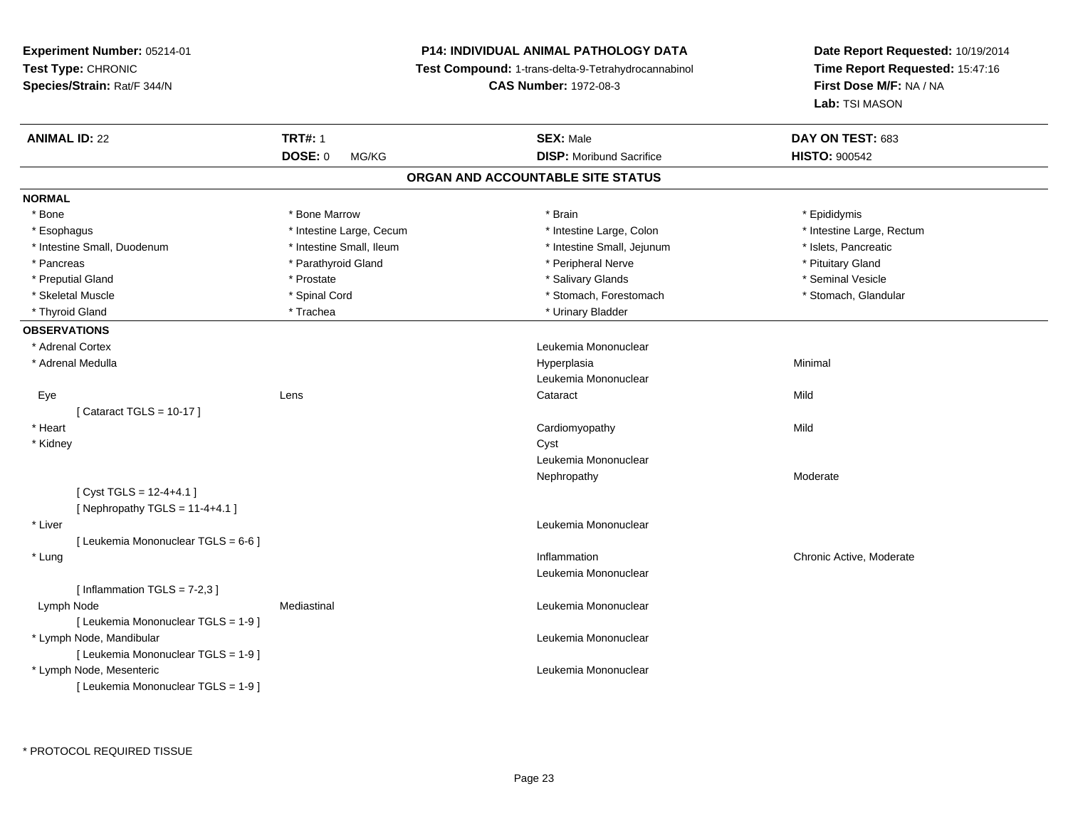**Experiment Number:** 05214-01
**Test Type:** CHRONIC
**Species/Strain:** Rat/F 344/N

**P14: INDIVIDUAL ANIMAL PATHOLOGY DATA**
**Test Compound:** 1-trans-delta-9-Tetrahydrocannabinol
**CAS Number:** 1972-08-3

**Date Report Requested:** 10/19/2014
**Time Report Requested:** 15:47:16
**First Dose M/F:** NA / NA
**Lab:** TSI MASON

| **ANIMAL ID:** 22 | **TRT#:** 1 | **SEX:** Male | **DAY ON TEST:** 683 |
|---|---|---|---|
| | **DOSE:** 0 MG/KG | **DISP:** Moribund Sacrifice | **HISTO:** 900542 |

## ORGAN AND ACCOUNTABLE SITE STATUS

**NORMAL**

| | | | |
|---|---|---|---|
| * Bone | * Bone Marrow | * Brain | * Epididymis |
| * Esophagus | * Intestine Large, Cecum | * Intestine Large, Colon | * Intestine Large, Rectum |
| * Intestine Small, Duodenum | * Intestine Small, Ileum | * Intestine Small, Jejunum | * Islets, Pancreatic |
| * Pancreas | * Parathyroid Gland | * Peripheral Nerve | * Pituitary Gland |
| * Preputial Gland | * Prostate | * Salivary Glands | * Seminal Vesicle |
| * Skeletal Muscle | * Spinal Cord | * Stomach, Forestomach | * Stomach, Glandular |
| * Thyroid Gland | * Trachea | * Urinary Bladder | |

**OBSERVATIONS**

| | | | |
|---|---|---|---|
| * Adrenal Cortex | | Leukemia Mononuclear | |
| * Adrenal Medulla | | Hyperplasia | Minimal |
| | | Leukemia Mononuclear | |
| Eye | Lens | Cataract | Mild |
| [ Cataract TGLS = 10-17 ] | | | |
| * Heart | | Cardiomyopathy | Mild |
| * Kidney | | Cyst | |
| | | Leukemia Mononuclear | |
| | | Nephropathy | Moderate |
| [ Cyst TGLS = 12-4+4.1 ] | | | |
| [ Nephropathy TGLS = 11-4+4.1 ] | | | |
| * Liver | | Leukemia Mononuclear | |
| [ Leukemia Mononuclear TGLS = 6-6 ] | | | |
| * Lung | | Inflammation | Chronic Active, Moderate |
| | | Leukemia Mononuclear | |
| [ Inflammation TGLS = 7-2,3 ] | | | |
| Lymph Node | Mediastinal | Leukemia Mononuclear | |
| [ Leukemia Mononuclear TGLS = 1-9 ] | | | |
| * Lymph Node, Mandibular | | Leukemia Mononuclear | |
| [ Leukemia Mononuclear TGLS = 1-9 ] | | | |
| * Lymph Node, Mesenteric | | Leukemia Mononuclear | |
| [ Leukemia Mononuclear TGLS = 1-9 ] | | | |

\* PROTOCOL REQUIRED TISSUE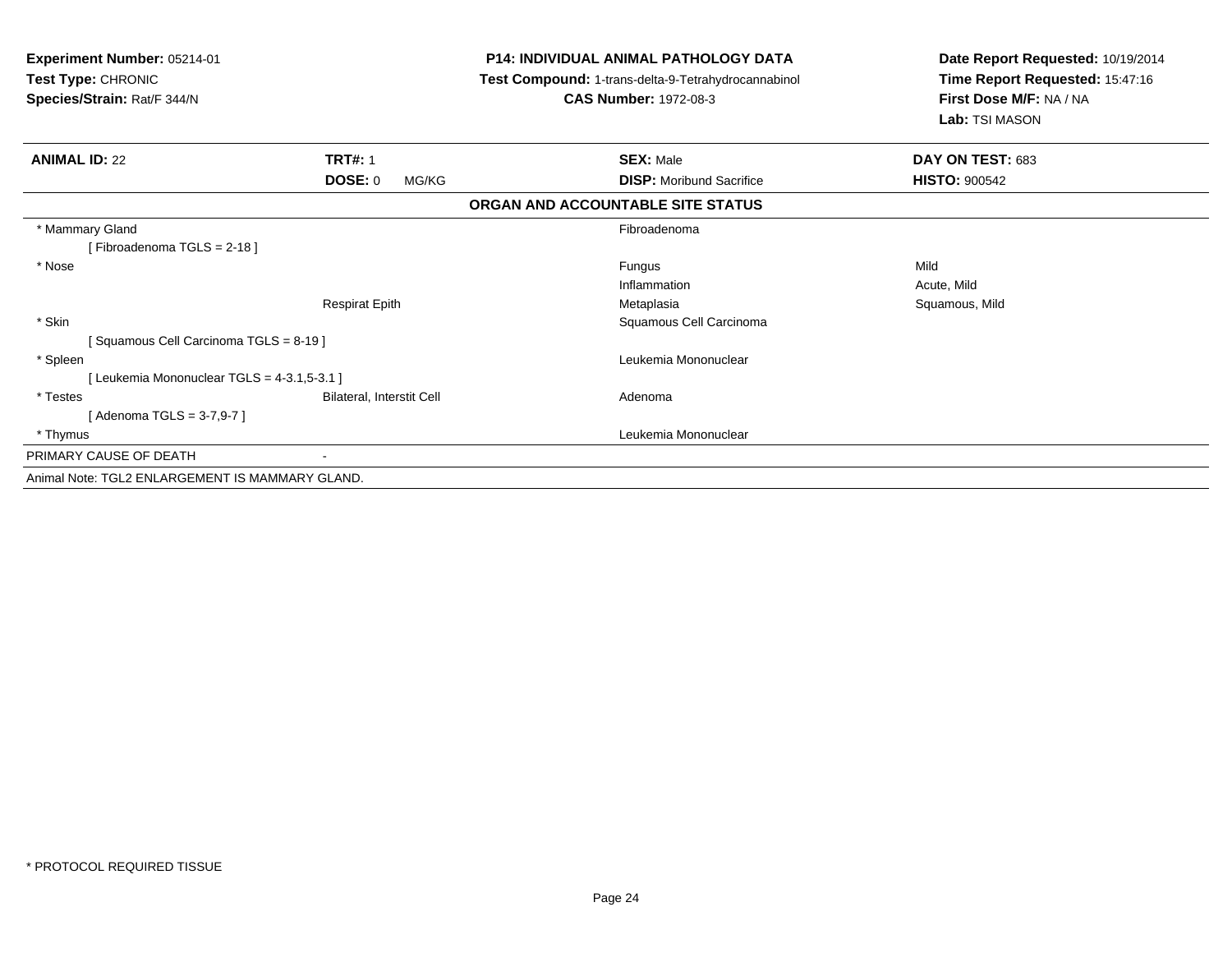**Experiment Number:** 05214-01
**Test Type:** CHRONIC
**Species/Strain:** Rat/F 344/N

**P14: INDIVIDUAL ANIMAL PATHOLOGY DATA**
**Test Compound:** 1-trans-delta-9-Tetrahydrocannabinol
**CAS Number:** 1972-08-3

**Date Report Requested:** 10/19/2014
**Time Report Requested:** 15:47:16
**First Dose M/F:** NA / NA
**Lab:** TSI MASON

| **ANIMAL ID:** 22 | **TRT#:** 1 | **SEX:** Male | **DAY ON TEST:** 683 |
|---|---|---|---|
| | **DOSE:** 0 MG/KG | **DISP:** Moribund Sacrifice | **HISTO:** 900542 |

**ORGAN AND ACCOUNTABLE SITE STATUS**

| | | | |
|---|---|---|---|
| * Mammary Gland | | Fibroadenoma | |
| [ Fibroadenoma TGLS = 2-18 ] | | | |
| * Nose | | Fungus | Mild |
| | | Inflammation | Acute, Mild |
| | Respirat Epith | Metaplasia | Squamous, Mild |
| * Skin | | Squamous Cell Carcinoma | |
| [ Squamous Cell Carcinoma TGLS = 8-19 ] | | | |
| * Spleen | | Leukemia Mononuclear | |
| [ Leukemia Mononuclear TGLS = 4-3.1,5-3.1 ] | | | |
| * Testes | Bilateral, Interstit Cell | Adenoma | |
| [ Adenoma TGLS = 3-7,9-7 ] | | | |
| * Thymus | | Leukemia Mononuclear | |
| PRIMARY CAUSE OF DEATH | - | | |

Animal Note: TGL2 ENLARGEMENT IS MAMMARY GLAND.

* PROTOCOL REQUIRED TISSUE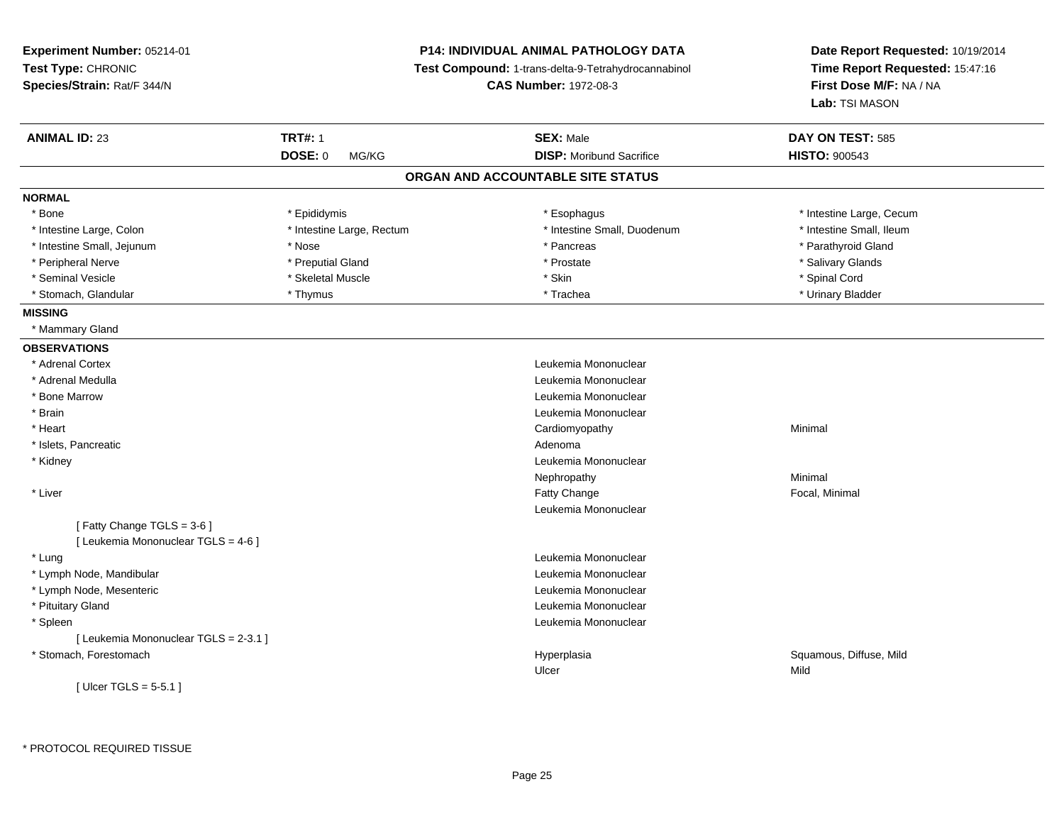**Experiment Number:** 05214-01
**Test Type:** CHRONIC
**Species/Strain:** Rat/F 344/N

**P14: INDIVIDUAL ANIMAL PATHOLOGY DATA**
**Test Compound:** 1-trans-delta-9-Tetrahydrocannabinol
**CAS Number:** 1972-08-3

**Date Report Requested:** 10/19/2014
**Time Report Requested:** 15:47:16
**First Dose M/F:** NA / NA
**Lab:** TSI MASON

| **ANIMAL ID:** 23 | **TRT#:** 1 | **SEX:** Male | **DAY ON TEST:** 585 |
|---|---|---|---|
| | **DOSE:** 0 MG/KG | **DISP:** Moribund Sacrifice | **HISTO:** 900543 |

## ORGAN AND ACCOUNTABLE SITE STATUS

**NORMAL**

| | | | |
|---|---|---|---|
| * Bone | * Epididymis | * Esophagus | * Intestine Large, Cecum |
| * Intestine Large, Colon | * Intestine Large, Rectum | * Intestine Small, Duodenum | * Intestine Small, Ileum |
| * Intestine Small, Jejunum | * Nose | * Pancreas | * Parathyroid Gland |
| * Peripheral Nerve | * Preputial Gland | * Prostate | * Salivary Glands |
| * Seminal Vesicle | * Skeletal Muscle | * Skin | * Spinal Cord |
| * Stomach, Glandular | * Thymus | * Trachea | * Urinary Bladder |

**MISSING**

* Mammary Gland

**OBSERVATIONS**

| Organ | Observation | Qualifier |
|---|---|---|
| * Adrenal Cortex | Leukemia Mononuclear | |
| * Adrenal Medulla | Leukemia Mononuclear | |
| * Bone Marrow | Leukemia Mononuclear | |
| * Brain | Leukemia Mononuclear | |
| * Heart | Cardiomyopathy | Minimal |
| * Islets, Pancreatic | Adenoma | |
| * Kidney | Leukemia Mononuclear | |
| | Nephropathy | Minimal |
| * Liver | Fatty Change | Focal, Minimal |
| | Leukemia Mononuclear | |
| [ Fatty Change TGLS = 3-6 ] | | |
| [ Leukemia Mononuclear TGLS = 4-6 ] | | |
| * Lung | Leukemia Mononuclear | |
| * Lymph Node, Mandibular | Leukemia Mononuclear | |
| * Lymph Node, Mesenteric | Leukemia Mononuclear | |
| * Pituitary Gland | Leukemia Mononuclear | |
| * Spleen | Leukemia Mononuclear | |
| [ Leukemia Mononuclear TGLS = 2-3.1 ] | | |
| * Stomach, Forestomach | Hyperplasia | Squamous, Diffuse, Mild |
| | Ulcer | Mild |
| [ Ulcer TGLS = 5-5.1 ] | | |

* PROTOCOL REQUIRED TISSUE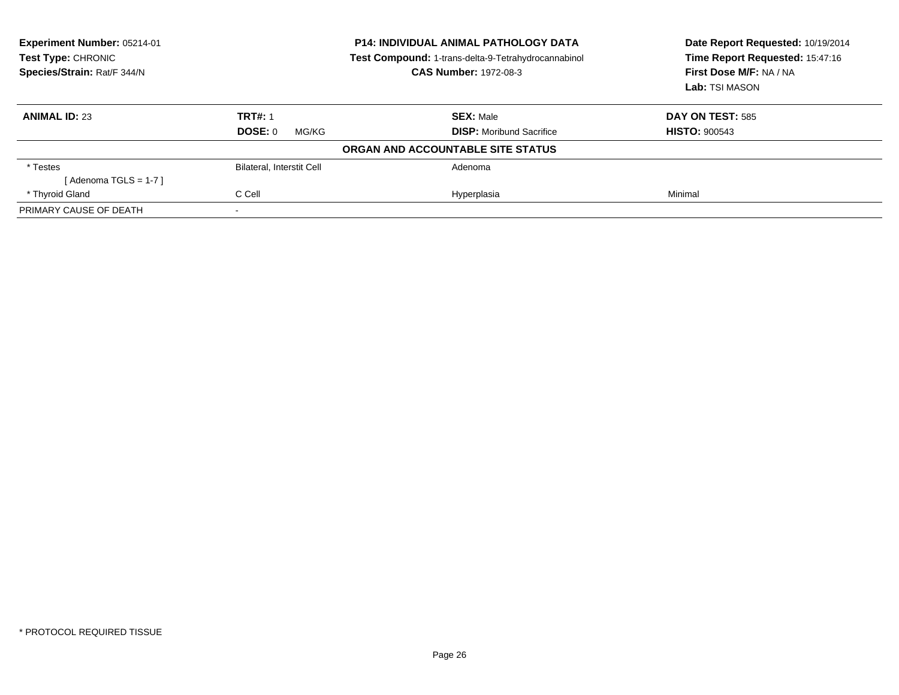**Experiment Number:** 05214-01
**Test Type:** CHRONIC
**Species/Strain:** Rat/F 344/N

**P14: INDIVIDUAL ANIMAL PATHOLOGY DATA**
**Test Compound:** 1-trans-delta-9-Tetrahydrocannabinol
**CAS Number:** 1972-08-3

**Date Report Requested:** 10/19/2014
**Time Report Requested:** 15:47:16
**First Dose M/F:** NA / NA
**Lab:** TSI MASON

| **ANIMAL ID:** 23 | **TRT#:** 1 | **SEX:** Male | **DAY ON TEST:** 585 |
|---|---|---|---|
| | **DOSE:** 0 MG/KG | **DISP:** Moribund Sacrifice | **HISTO:** 900543 |
| | | **ORGAN AND ACCOUNTABLE SITE STATUS** | |
| * Testes | Bilateral, Interstit Cell | Adenoma | |
| [ Adenoma TGLS = 1-7 ] | | | |
| * Thyroid Gland | C Cell | Hyperplasia | Minimal |
| PRIMARY CAUSE OF DEATH | - | | |

* PROTOCOL REQUIRED TISSUE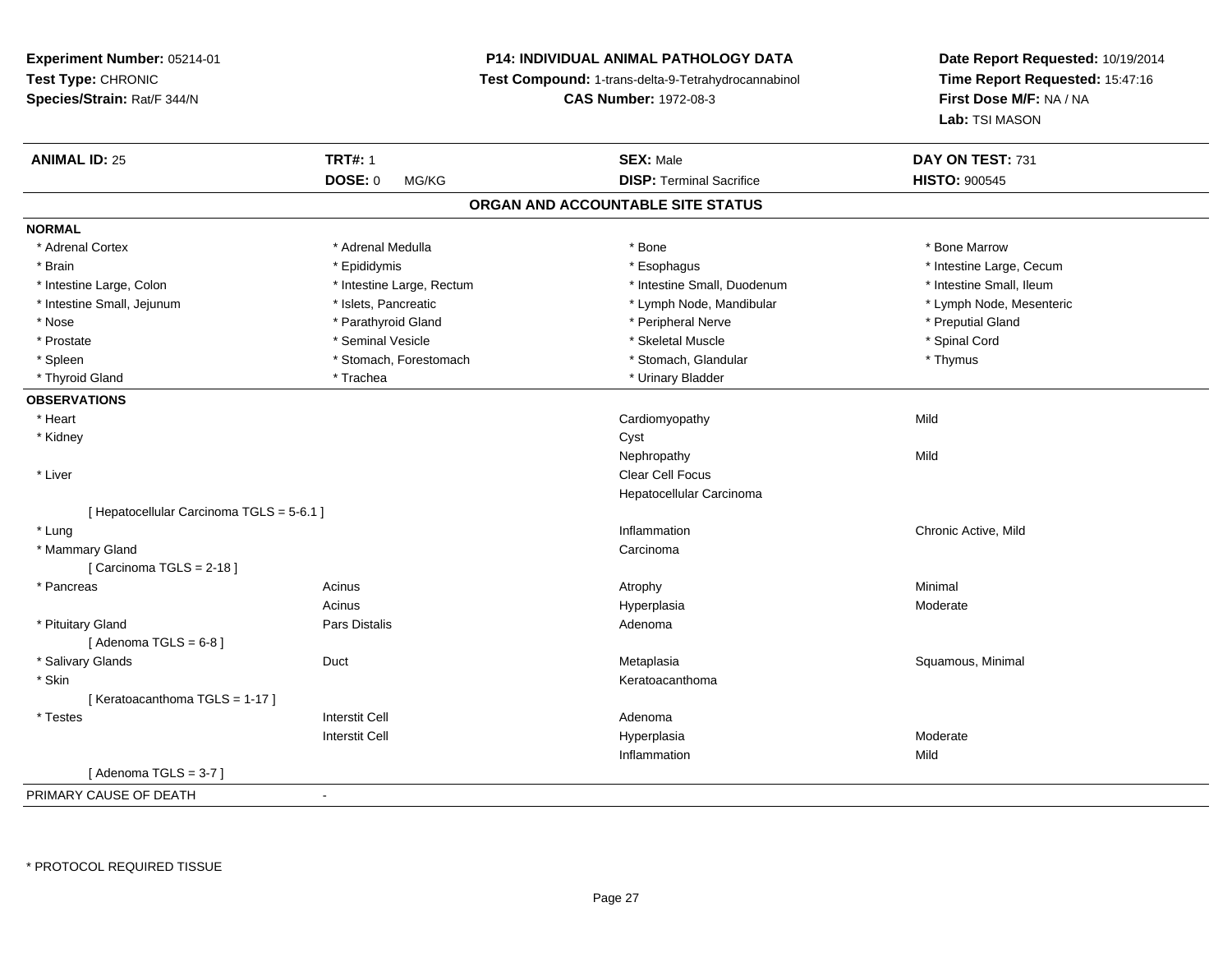**Experiment Number:** 05214-01
**Test Type:** CHRONIC
**Species/Strain:** Rat/F 344/N

**P14: INDIVIDUAL ANIMAL PATHOLOGY DATA**
**Test Compound:** 1-trans-delta-9-Tetrahydrocannabinol
**CAS Number:** 1972-08-3

**Date Report Requested:** 10/19/2014
**Time Report Requested:** 15:47:16
**First Dose M/F:** NA / NA
**Lab:** TSI MASON

| **ANIMAL ID:** 25 | **TRT#:** 1 | **SEX:** Male | **DAY ON TEST:** 731 |
|---|---|---|---|
| | **DOSE:** 0 MG/KG | **DISP:** Terminal Sacrifice | **HISTO:** 900545 |

## ORGAN AND ACCOUNTABLE SITE STATUS

**NORMAL**

| | | | |
|---|---|---|---|
| * Adrenal Cortex | * Adrenal Medulla | * Bone | * Bone Marrow |
| * Brain | * Epididymis | * Esophagus | * Intestine Large, Cecum |
| * Intestine Large, Colon | * Intestine Large, Rectum | * Intestine Small, Duodenum | * Intestine Small, Ileum |
| * Intestine Small, Jejunum | * Islets, Pancreatic | * Lymph Node, Mandibular | * Lymph Node, Mesenteric |
| * Nose | * Parathyroid Gland | * Peripheral Nerve | * Preputial Gland |
| * Prostate | * Seminal Vesicle | * Skeletal Muscle | * Spinal Cord |
| * Spleen | * Stomach, Forestomach | * Stomach, Glandular | * Thymus |
| * Thyroid Gland | * Trachea | * Urinary Bladder | |

**OBSERVATIONS**

| | | | |
|---|---|---|---|
| * Heart | | Cardiomyopathy | Mild |
| * Kidney | | Cyst | |
| | | Nephropathy | Mild |
| * Liver | | Clear Cell Focus | |
| | | Hepatocellular Carcinoma | |
| [ Hepatocellular Carcinoma TGLS = 5-6.1 ] | | | |
| * Lung | | Inflammation | Chronic Active, Mild |
| * Mammary Gland | | Carcinoma | |
| [ Carcinoma TGLS = 2-18 ] | | | |
| * Pancreas | Acinus | Atrophy | Minimal |
| | Acinus | Hyperplasia | Moderate |
| * Pituitary Gland | Pars Distalis | Adenoma | |
| [ Adenoma TGLS = 6-8 ] | | | |
| * Salivary Glands | Duct | Metaplasia | Squamous, Minimal |
| * Skin | | Keratoacanthoma | |
| [ Keratoacanthoma TGLS = 1-17 ] | | | |
| * Testes | Interstit Cell | Adenoma | |
| | Interstit Cell | Hyperplasia | Moderate |
| | | Inflammation | Mild |
| [ Adenoma TGLS = 3-7 ] | | | |

PRIMARY CAUSE OF DEATH -

* PROTOCOL REQUIRED TISSUE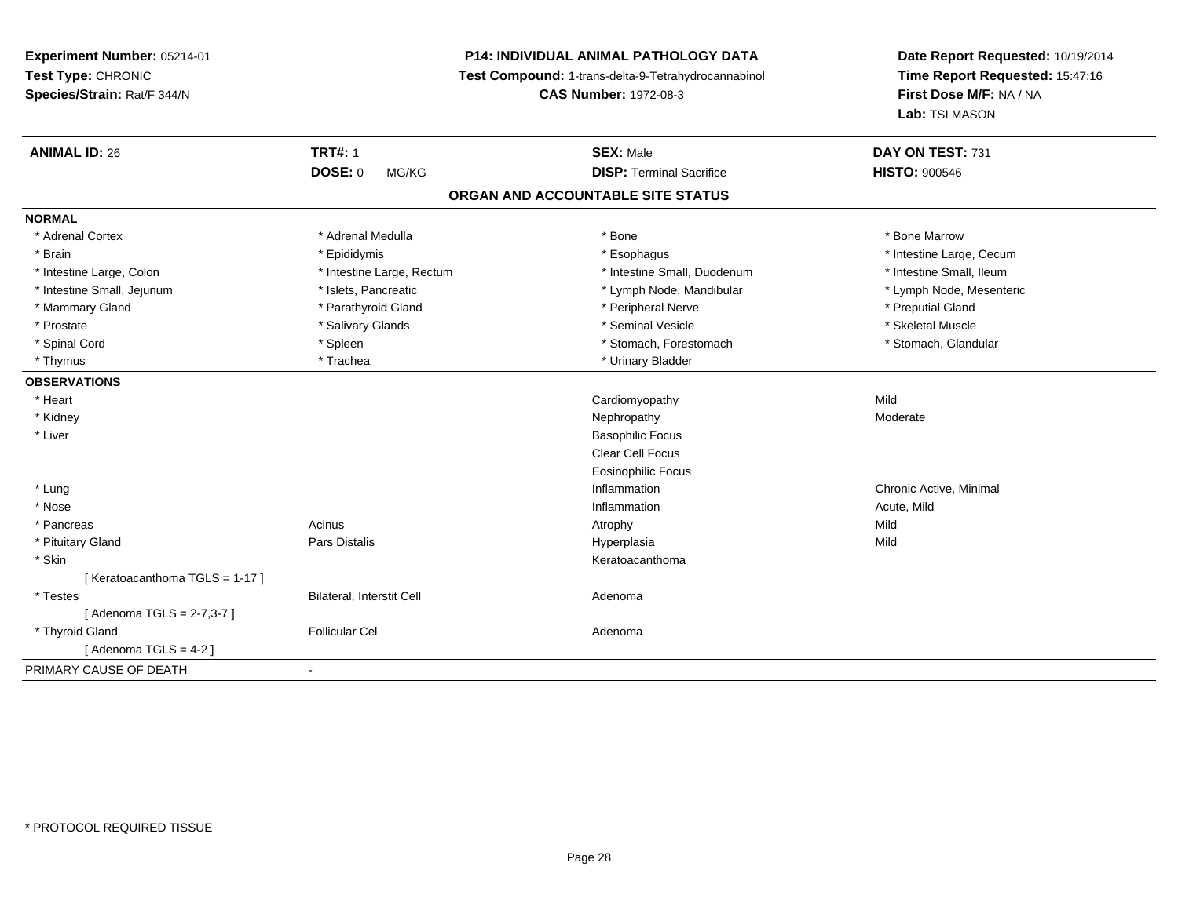**Experiment Number:** 05214-01
**Test Type:** CHRONIC
**Species/Strain:** Rat/F 344/N

**P14: INDIVIDUAL ANIMAL PATHOLOGY DATA**
**Test Compound:** 1-trans-delta-9-Tetrahydrocannabinol
**CAS Number:** 1972-08-3

**Date Report Requested:** 10/19/2014
**Time Report Requested:** 15:47:16
**First Dose M/F:** NA / NA
**Lab:** TSI MASON

| **ANIMAL ID:** 26 | **TRT#:** 1 | **SEX:** Male | **DAY ON TEST:** 731 |
|---|---|---|---|
| | **DOSE:** 0 MG/KG | **DISP:** Terminal Sacrifice | **HISTO:** 900546 |

## ORGAN AND ACCOUNTABLE SITE STATUS

**NORMAL**

| | | | |
|---|---|---|---|
| * Adrenal Cortex | * Adrenal Medulla | * Bone | * Bone Marrow |
| * Brain | * Epididymis | * Esophagus | * Intestine Large, Cecum |
| * Intestine Large, Colon | * Intestine Large, Rectum | * Intestine Small, Duodenum | * Intestine Small, Ileum |
| * Intestine Small, Jejunum | * Islets, Pancreatic | * Lymph Node, Mandibular | * Lymph Node, Mesenteric |
| * Mammary Gland | * Parathyroid Gland | * Peripheral Nerve | * Preputial Gland |
| * Prostate | * Salivary Glands | * Seminal Vesicle | * Skeletal Muscle |
| * Spinal Cord | * Spleen | * Stomach, Forestomach | * Stomach, Glandular |
| * Thymus | * Trachea | * Urinary Bladder | |

**OBSERVATIONS**

| | | | |
|---|---|---|---|
| * Heart | | Cardiomyopathy | Mild |
| * Kidney | | Nephropathy | Moderate |
| * Liver | | Basophilic Focus | |
| | | Clear Cell Focus | |
| | | Eosinophilic Focus | |
| * Lung | | Inflammation | Chronic Active, Minimal |
| * Nose | | Inflammation | Acute, Mild |
| * Pancreas | Acinus | Atrophy | Mild |
| * Pituitary Gland | Pars Distalis | Hyperplasia | Mild |
| * Skin | | Keratoacanthoma | |
| [ Keratoacanthoma TGLS = 1-17 ] | | | |
| * Testes | Bilateral, Interstit Cell | Adenoma | |
| [ Adenoma TGLS = 2-7,3-7 ] | | | |
| * Thyroid Gland | Follicular Cel | Adenoma | |
| [ Adenoma TGLS = 4-2 ] | | | |

PRIMARY CAUSE OF DEATH -

* PROTOCOL REQUIRED TISSUE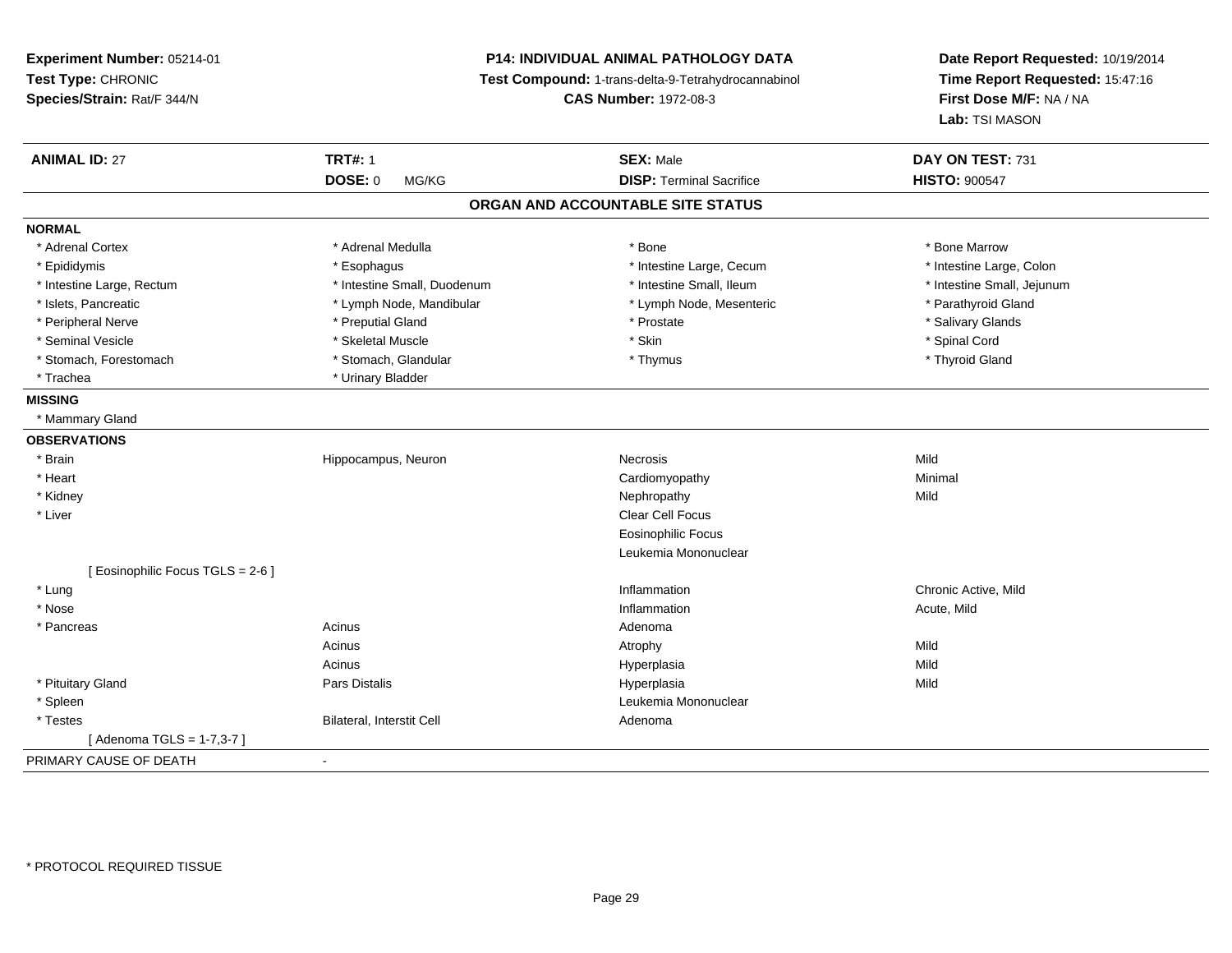**Experiment Number:** 05214-01
**Test Type:** CHRONIC
**Species/Strain:** Rat/F 344/N

**P14: INDIVIDUAL ANIMAL PATHOLOGY DATA**
**Test Compound:** 1-trans-delta-9-Tetrahydrocannabinol
**CAS Number:** 1972-08-3

**Date Report Requested:** 10/19/2014
**Time Report Requested:** 15:47:16
**First Dose M/F:** NA / NA
**Lab:** TSI MASON

| **ANIMAL ID:** 27 | **TRT#:** 1 | **SEX:** Male | **DAY ON TEST:** 731 |
|---|---|---|---|
| | **DOSE:** 0 MG/KG | **DISP:** Terminal Sacrifice | **HISTO:** 900547 |

## ORGAN AND ACCOUNTABLE SITE STATUS

**NORMAL**

| | | | |
|---|---|---|---|
| * Adrenal Cortex | * Adrenal Medulla | * Bone | * Bone Marrow |
| * Epididymis | * Esophagus | * Intestine Large, Cecum | * Intestine Large, Colon |
| * Intestine Large, Rectum | * Intestine Small, Duodenum | * Intestine Small, Ileum | * Intestine Small, Jejunum |
| * Islets, Pancreatic | * Lymph Node, Mandibular | * Lymph Node, Mesenteric | * Parathyroid Gland |
| * Peripheral Nerve | * Preputial Gland | * Prostate | * Salivary Glands |
| * Seminal Vesicle | * Skeletal Muscle | * Skin | * Spinal Cord |
| * Stomach, Forestomach | * Stomach, Glandular | * Thymus | * Thyroid Gland |
| * Trachea | * Urinary Bladder | | |

**MISSING**

* Mammary Gland

**OBSERVATIONS**

| | | | |
|---|---|---|---|
| * Brain | Hippocampus, Neuron | Necrosis | Mild |
| * Heart | | Cardiomyopathy | Minimal |
| * Kidney | | Nephropathy | Mild |
| * Liver | | Clear Cell Focus | |
| | | Eosinophilic Focus | |
| | | Leukemia Mononuclear | |
| [ Eosinophilic Focus TGLS = 2-6 ] | | | |
| * Lung | | Inflammation | Chronic Active, Mild |
| * Nose | | Inflammation | Acute, Mild |
| * Pancreas | Acinus | Adenoma | |
| | Acinus | Atrophy | Mild |
| | Acinus | Hyperplasia | Mild |
| * Pituitary Gland | Pars Distalis | Hyperplasia | Mild |
| * Spleen | | Leukemia Mononuclear | |
| * Testes | Bilateral, Interstit Cell | Adenoma | |
| [ Adenoma TGLS = 1-7,3-7 ] | | | |

PRIMARY CAUSE OF DEATH -

* PROTOCOL REQUIRED TISSUE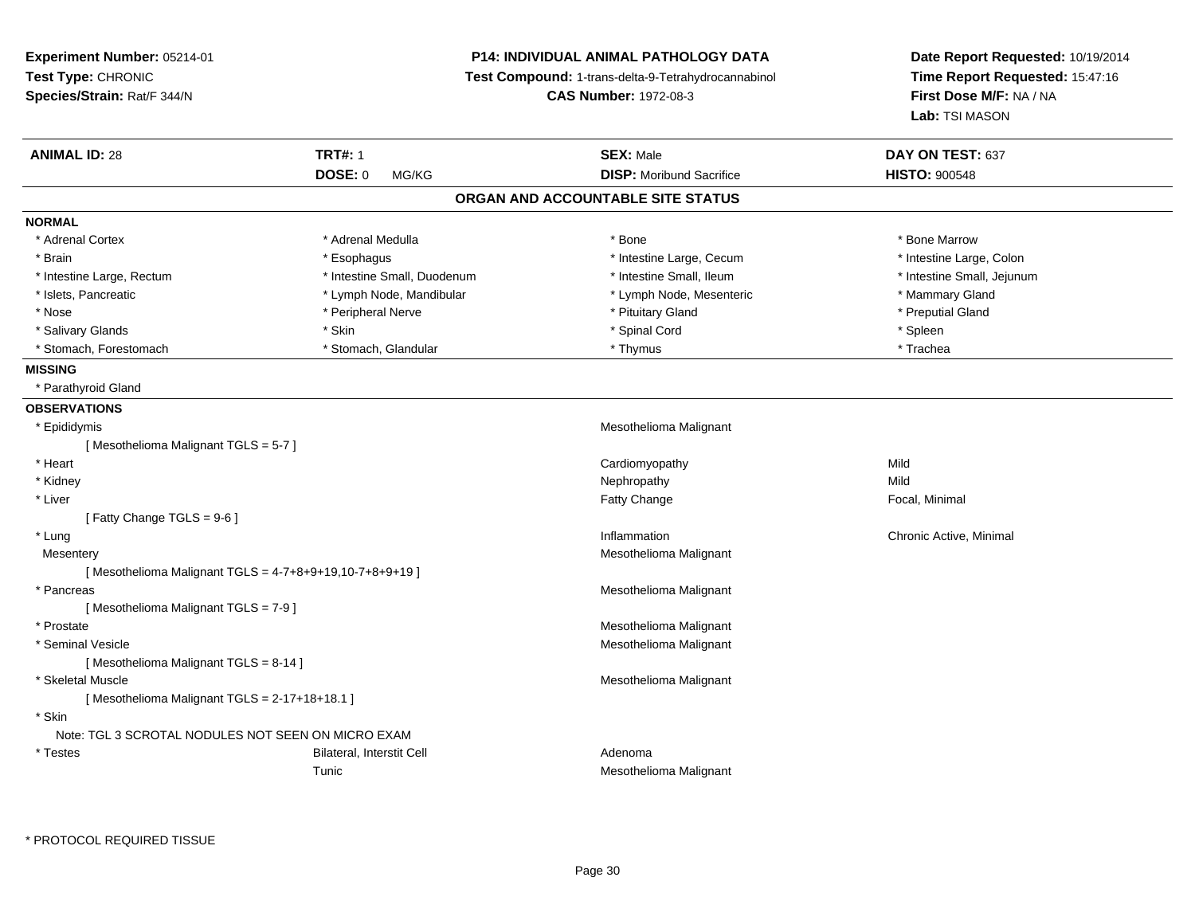**Experiment Number:** 05214-01
**Test Type:** CHRONIC
**Species/Strain:** Rat/F 344/N

**P14: INDIVIDUAL ANIMAL PATHOLOGY DATA**
**Test Compound:** 1-trans-delta-9-Tetrahydrocannabinol
**CAS Number:** 1972-08-3

**Date Report Requested:** 10/19/2014
**Time Report Requested:** 15:47:16
**First Dose M/F:** NA / NA
**Lab:** TSI MASON

| **ANIMAL ID:** 28 | **TRT#:** 1 | **SEX:** Male | **DAY ON TEST:** 637 |
|---|---|---|---|
| | **DOSE:** 0 MG/KG | **DISP:** Moribund Sacrifice | **HISTO:** 900548 |

## ORGAN AND ACCOUNTABLE SITE STATUS

**NORMAL**

| | | | |
|---|---|---|---|
| * Adrenal Cortex | * Adrenal Medulla | * Bone | * Bone Marrow |
| * Brain | * Esophagus | * Intestine Large, Cecum | * Intestine Large, Colon |
| * Intestine Large, Rectum | * Intestine Small, Duodenum | * Intestine Small, Ileum | * Intestine Small, Jejunum |
| * Islets, Pancreatic | * Lymph Node, Mandibular | * Lymph Node, Mesenteric | * Mammary Gland |
| * Nose | * Peripheral Nerve | * Pituitary Gland | * Preputial Gland |
| * Salivary Glands | * Skin | * Spinal Cord | * Spleen |
| * Stomach, Forestomach | * Stomach, Glandular | * Thymus | * Trachea |

**MISSING**

* Parathyroid Gland

**OBSERVATIONS**

| | | | |
|---|---|---|---|
| * Epididymis | | Mesothelioma Malignant | |
| [ Mesothelioma Malignant TGLS = 5-7 ] | | | |
| * Heart | | Cardiomyopathy | Mild |
| * Kidney | | Nephropathy | Mild |
| * Liver | | Fatty Change | Focal, Minimal |
| [ Fatty Change TGLS = 9-6 ] | | | |
| * Lung | | Inflammation | Chronic Active, Minimal |
| Mesentery | | Mesothelioma Malignant | |
| [ Mesothelioma Malignant TGLS = 4-7+8+9+19,10-7+8+9+19 ] | | | |
| * Pancreas | | Mesothelioma Malignant | |
| [ Mesothelioma Malignant TGLS = 7-9 ] | | | |
| * Prostate | | Mesothelioma Malignant | |
| * Seminal Vesicle | | Mesothelioma Malignant | |
| [ Mesothelioma Malignant TGLS = 8-14 ] | | | |
| * Skeletal Muscle | | Mesothelioma Malignant | |
| [ Mesothelioma Malignant TGLS = 2-17+18+18.1 ] | | | |
| * Skin | | | |
| Note: TGL 3 SCROTAL NODULES NOT SEEN ON MICRO EXAM | | | |
| * Testes | Bilateral, Interstit Cell | Adenoma | |
| | Tunic | Mesothelioma Malignant | |

\* PROTOCOL REQUIRED TISSUE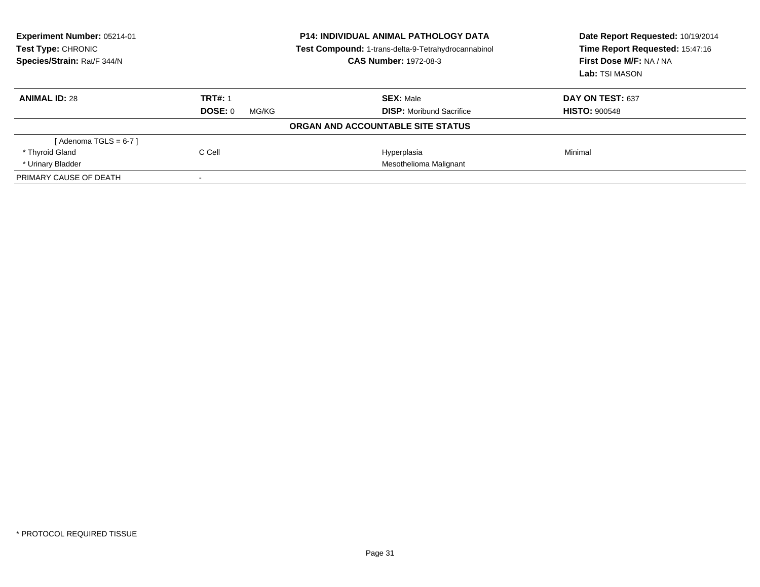**Experiment Number:** 05214-01
**Test Type:** CHRONIC
**Species/Strain:** Rat/F 344/N

**P14: INDIVIDUAL ANIMAL PATHOLOGY DATA**
**Test Compound:** 1-trans-delta-9-Tetrahydrocannabinol
**CAS Number:** 1972-08-3

**Date Report Requested:** 10/19/2014
**Time Report Requested:** 15:47:16
**First Dose M/F:** NA / NA
**Lab:** TSI MASON

| **ANIMAL ID:** 28 | **TRT#:** 1 | **SEX:** Male | **DAY ON TEST:** 637 |
|---|---|---|---|
| | **DOSE:** 0 MG/KG | **DISP:** Moribund Sacrifice | **HISTO:** 900548 |

**ORGAN AND ACCOUNTABLE SITE STATUS**

| | | | |
|---|---|---|---|
| [ Adenoma TGLS = 6-7 ] | | | |
| * Thyroid Gland | C Cell | Hyperplasia | Minimal |
| * Urinary Bladder | | Mesothelioma Malignant | |
| PRIMARY CAUSE OF DEATH | - | | |

* PROTOCOL REQUIRED TISSUE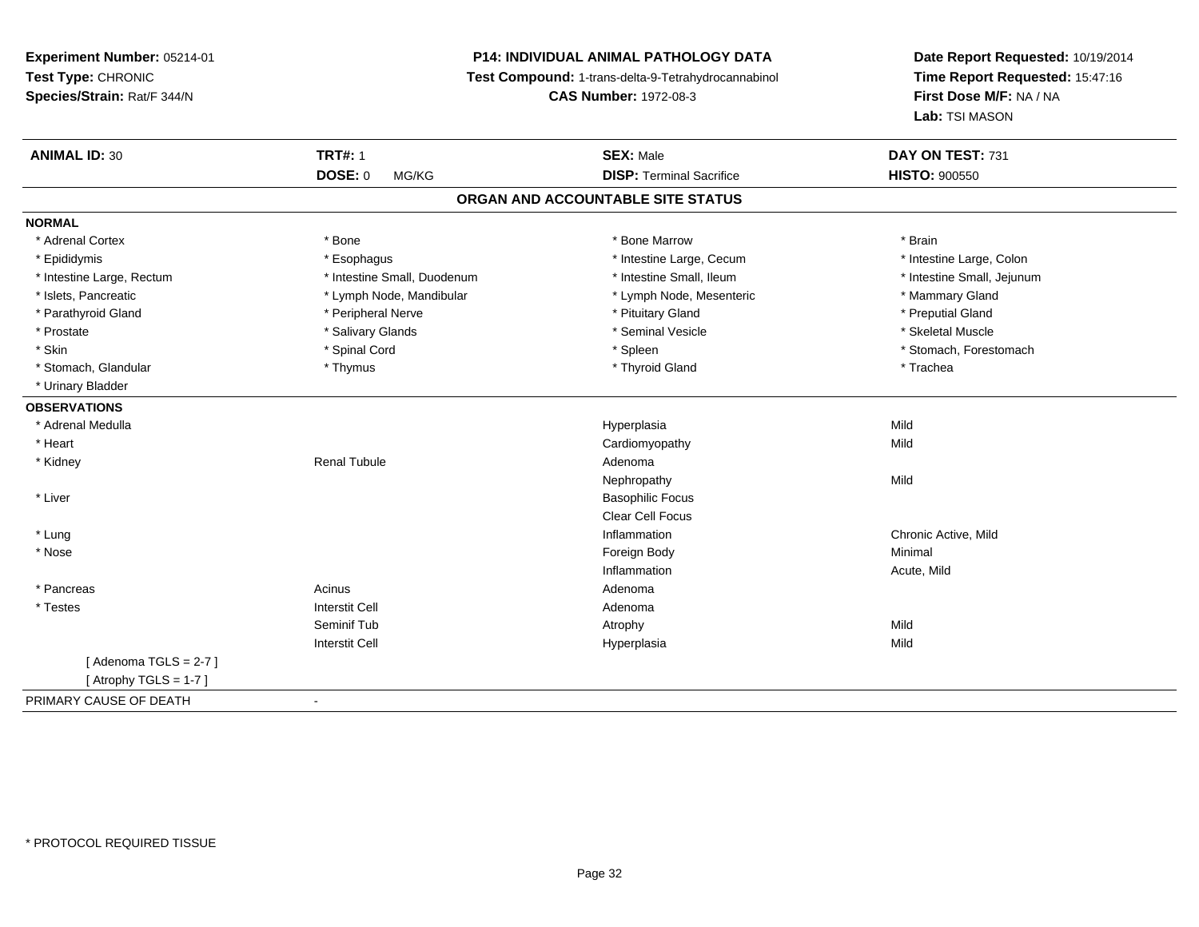**Experiment Number:** 05214-01
**Test Type:** CHRONIC
**Species/Strain:** Rat/F 344/N

**P14: INDIVIDUAL ANIMAL PATHOLOGY DATA**
**Test Compound:** 1-trans-delta-9-Tetrahydrocannabinol
**CAS Number:** 1972-08-3

**Date Report Requested:** 10/19/2014
**Time Report Requested:** 15:47:16
**First Dose M/F:** NA / NA
**Lab:** TSI MASON

| **ANIMAL ID:** 30 | **TRT#:** 1 | **SEX:** Male | **DAY ON TEST:** 731 |
|---|---|---|---|
| | **DOSE:** 0 MG/KG | **DISP:** Terminal Sacrifice | **HISTO:** 900550 |

## ORGAN AND ACCOUNTABLE SITE STATUS

**NORMAL**

| | | | |
|---|---|---|---|
| * Adrenal Cortex | * Bone | * Bone Marrow | * Brain |
| * Epididymis | * Esophagus | * Intestine Large, Cecum | * Intestine Large, Colon |
| * Intestine Large, Rectum | * Intestine Small, Duodenum | * Intestine Small, Ileum | * Intestine Small, Jejunum |
| * Islets, Pancreatic | * Lymph Node, Mandibular | * Lymph Node, Mesenteric | * Mammary Gland |
| * Parathyroid Gland | * Peripheral Nerve | * Pituitary Gland | * Preputial Gland |
| * Prostate | * Salivary Glands | * Seminal Vesicle | * Skeletal Muscle |
| * Skin | * Spinal Cord | * Spleen | * Stomach, Forestomach |
| * Stomach, Glandular | * Thymus | * Thyroid Gland | * Trachea |
| * Urinary Bladder | | | |

**OBSERVATIONS**

| | | | |
|---|---|---|---|
| * Adrenal Medulla | | Hyperplasia | Mild |
| * Heart | | Cardiomyopathy | Mild |
| * Kidney | Renal Tubule | Adenoma | |
| | | Nephropathy | Mild |
| * Liver | | Basophilic Focus | |
| | | Clear Cell Focus | |
| * Lung | | Inflammation | Chronic Active, Mild |
| * Nose | | Foreign Body | Minimal |
| | | Inflammation | Acute, Mild |
| * Pancreas | Acinus | Adenoma | |
| * Testes | Interstit Cell | Adenoma | |
| | Seminif Tub | Atrophy | Mild |
| | Interstit Cell | Hyperplasia | Mild |
| [ Adenoma TGLS = 2-7 ] | | | |
| [ Atrophy TGLS = 1-7 ] | | | |

PRIMARY CAUSE OF DEATH -

* PROTOCOL REQUIRED TISSUE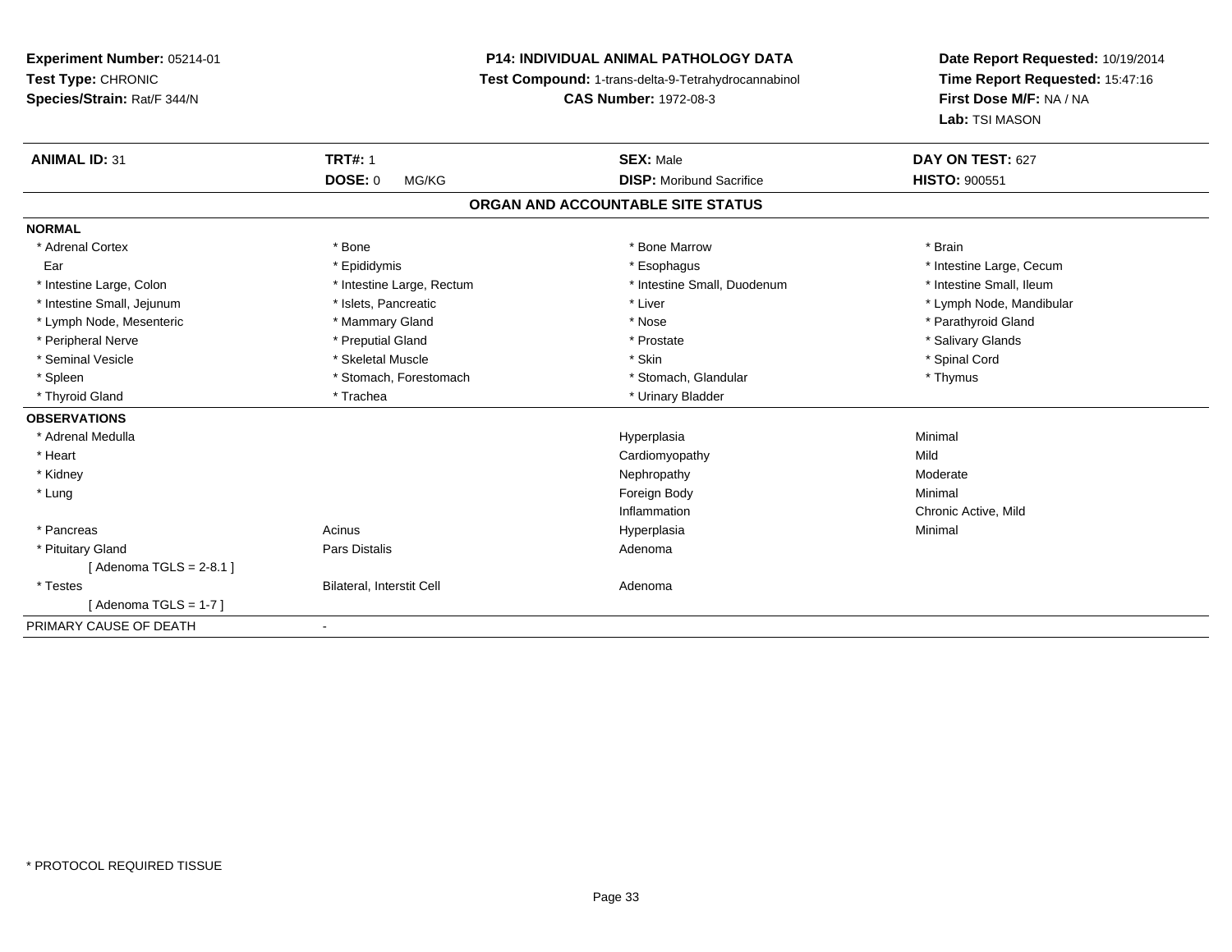**Experiment Number:** 05214-01
**Test Type:** CHRONIC
**Species/Strain:** Rat/F 344/N

**P14: INDIVIDUAL ANIMAL PATHOLOGY DATA**
**Test Compound:** 1-trans-delta-9-Tetrahydrocannabinol
**CAS Number:** 1972-08-3

**Date Report Requested:** 10/19/2014
**Time Report Requested:** 15:47:16
**First Dose M/F:** NA / NA
**Lab:** TSI MASON

| **ANIMAL ID:** 31 | **TRT#:** 1 | **SEX:** Male | **DAY ON TEST:** 627 |
|---|---|---|---|
| | **DOSE:** 0 MG/KG | **DISP:** Moribund Sacrifice | **HISTO:** 900551 |

## ORGAN AND ACCOUNTABLE SITE STATUS

**NORMAL**

| | | | |
|---|---|---|---|
| * Adrenal Cortex | * Bone | * Bone Marrow | * Brain |
| Ear | * Epididymis | * Esophagus | * Intestine Large, Cecum |
| * Intestine Large, Colon | * Intestine Large, Rectum | * Intestine Small, Duodenum | * Intestine Small, Ileum |
| * Intestine Small, Jejunum | * Islets, Pancreatic | * Liver | * Lymph Node, Mandibular |
| * Lymph Node, Mesenteric | * Mammary Gland | * Nose | * Parathyroid Gland |
| * Peripheral Nerve | * Preputial Gland | * Prostate | * Salivary Glands |
| * Seminal Vesicle | * Skeletal Muscle | * Skin | * Spinal Cord |
| * Spleen | * Stomach, Forestomach | * Stomach, Glandular | * Thymus |
| * Thyroid Gland | * Trachea | * Urinary Bladder | |

**OBSERVATIONS**

| | | | |
|---|---|---|---|
| * Adrenal Medulla | | Hyperplasia | Minimal |
| * Heart | | Cardiomyopathy | Mild |
| * Kidney | | Nephropathy | Moderate |
| * Lung | | Foreign Body | Minimal |
| | | Inflammation | Chronic Active, Mild |
| * Pancreas | Acinus | Hyperplasia | Minimal |
| * Pituitary Gland | Pars Distalis | Adenoma | |
| [ Adenoma TGLS = 2-8.1 ] | | | |
| * Testes | Bilateral, Interstit Cell | Adenoma | |
| [ Adenoma TGLS = 1-7 ] | | | |

PRIMARY CAUSE OF DEATH -

* PROTOCOL REQUIRED TISSUE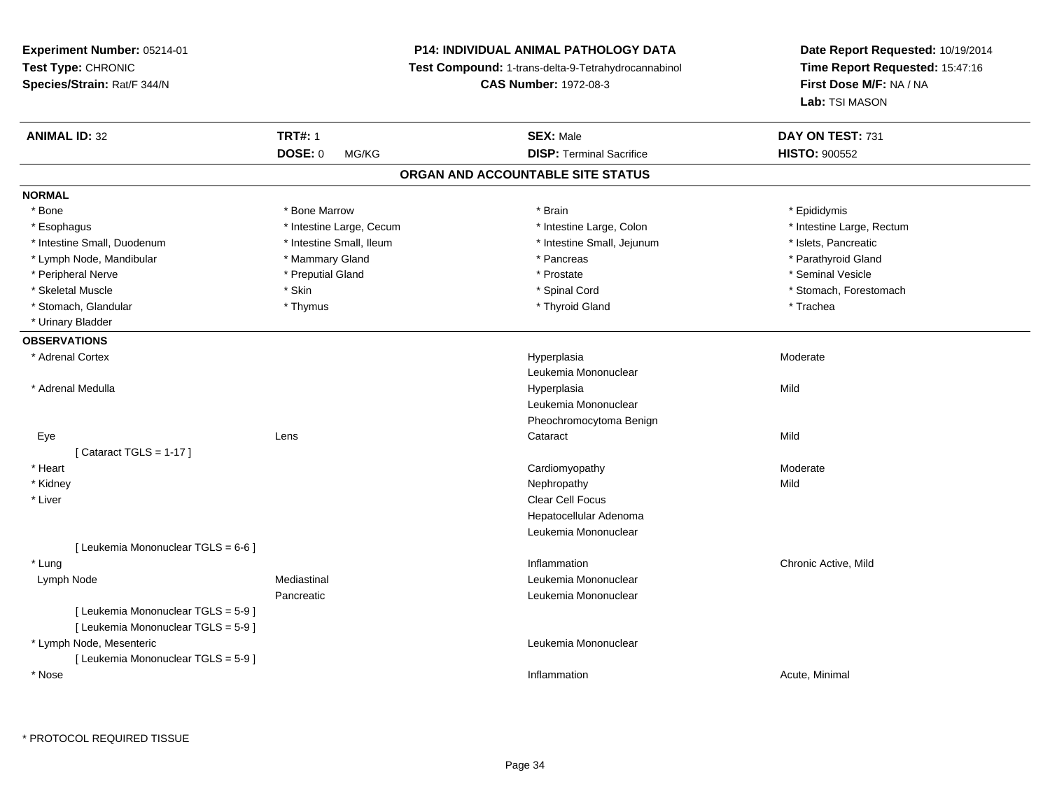**Experiment Number:** 05214-01
**Test Type:** CHRONIC
**Species/Strain:** Rat/F 344/N

**P14: INDIVIDUAL ANIMAL PATHOLOGY DATA**
**Test Compound:** 1-trans-delta-9-Tetrahydrocannabinol
**CAS Number:** 1972-08-3

**Date Report Requested:** 10/19/2014
**Time Report Requested:** 15:47:16
**First Dose M/F:** NA / NA
**Lab:** TSI MASON

| **ANIMAL ID:** 32 | **TRT#:** 1 | **SEX:** Male | **DAY ON TEST:** 731 |
|---|---|---|---|
| | **DOSE:** 0 MG/KG | **DISP:** Terminal Sacrifice | **HISTO:** 900552 |

## ORGAN AND ACCOUNTABLE SITE STATUS

**NORMAL**

| | | | |
|---|---|---|---|
| * Bone | * Bone Marrow | * Brain | * Epididymis |
| * Esophagus | * Intestine Large, Cecum | * Intestine Large, Colon | * Intestine Large, Rectum |
| * Intestine Small, Duodenum | * Intestine Small, Ileum | * Intestine Small, Jejunum | * Islets, Pancreatic |
| * Lymph Node, Mandibular | * Mammary Gland | * Pancreas | * Parathyroid Gland |
| * Peripheral Nerve | * Preputial Gland | * Prostate | * Seminal Vesicle |
| * Skeletal Muscle | * Skin | * Spinal Cord | * Stomach, Forestomach |
| * Stomach, Glandular | * Thymus | * Thyroid Gland | * Trachea |
| * Urinary Bladder | | | |

**OBSERVATIONS**

| | | | |
|---|---|---|---|
| * Adrenal Cortex | | Hyperplasia | Moderate |
| | | Leukemia Mononuclear | |
| * Adrenal Medulla | | Hyperplasia | Mild |
| | | Leukemia Mononuclear | |
| | | Pheochromocytoma Benign | |
| Eye | Lens | Cataract | Mild |
| [ Cataract TGLS = 1-17 ] | | | |
| * Heart | | Cardiomyopathy | Moderate |
| * Kidney | | Nephropathy | Mild |
| * Liver | | Clear Cell Focus | |
| | | Hepatocellular Adenoma | |
| | | Leukemia Mononuclear | |
| [ Leukemia Mononuclear TGLS = 6-6 ] | | | |
| * Lung | | Inflammation | Chronic Active, Mild |
| Lymph Node | Mediastinal | Leukemia Mononuclear | |
| | Pancreatic | Leukemia Mononuclear | |
| [ Leukemia Mononuclear TGLS = 5-9 ] | | | |
| [ Leukemia Mononuclear TGLS = 5-9 ] | | | |
| * Lymph Node, Mesenteric | | Leukemia Mononuclear | |
| [ Leukemia Mononuclear TGLS = 5-9 ] | | | |
| * Nose | | Inflammation | Acute, Minimal |

\* PROTOCOL REQUIRED TISSUE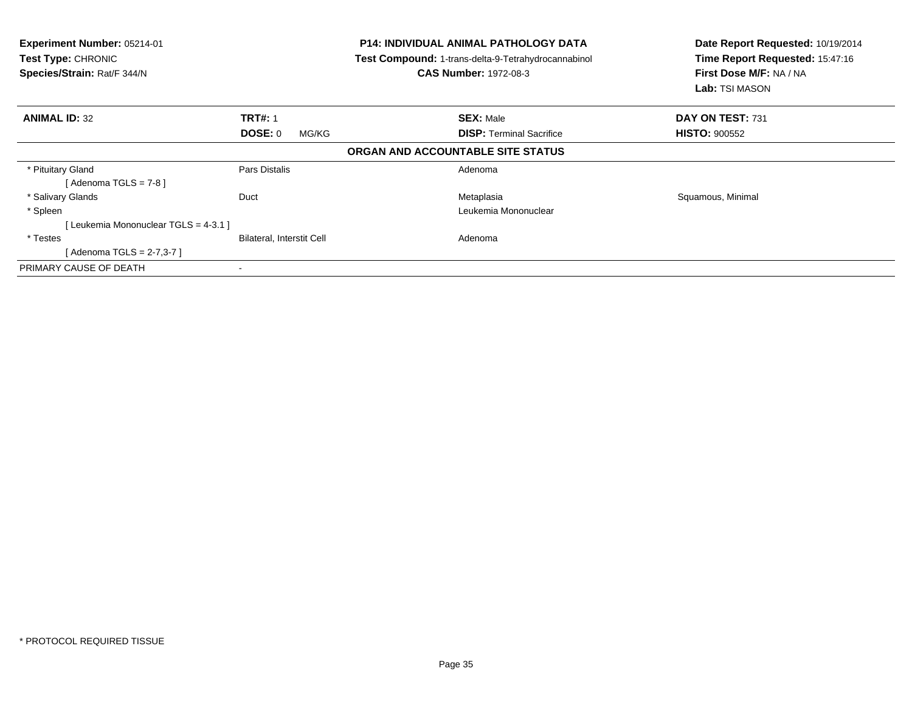**Experiment Number:** 05214-01
**Test Type:** CHRONIC
**Species/Strain:** Rat/F 344/N

**P14: INDIVIDUAL ANIMAL PATHOLOGY DATA**
**Test Compound:** 1-trans-delta-9-Tetrahydrocannabinol
**CAS Number:** 1972-08-3

**Date Report Requested:** 10/19/2014
**Time Report Requested:** 15:47:16
**First Dose M/F:** NA / NA
**Lab:** TSI MASON

| **ANIMAL ID:** 32 | **TRT#:** 1 | **SEX:** Male | **DAY ON TEST:** 731 |
|---|---|---|---|
| | **DOSE:** 0 MG/KG | **DISP:** Terminal Sacrifice | **HISTO:** 900552 |

**ORGAN AND ACCOUNTABLE SITE STATUS**

| | | | |
|---|---|---|---|
| * Pituitary Gland | Pars Distalis | Adenoma | |
| [ Adenoma TGLS = 7-8 ] | | | |
| * Salivary Glands | Duct | Metaplasia | Squamous, Minimal |
| * Spleen | | Leukemia Mononuclear | |
| [ Leukemia Mononuclear TGLS = 4-3.1 ] | | | |
| * Testes | Bilateral, Interstit Cell | Adenoma | |
| [ Adenoma TGLS = 2-7,3-7 ] | | | |
| PRIMARY CAUSE OF DEATH | - | | |

* PROTOCOL REQUIRED TISSUE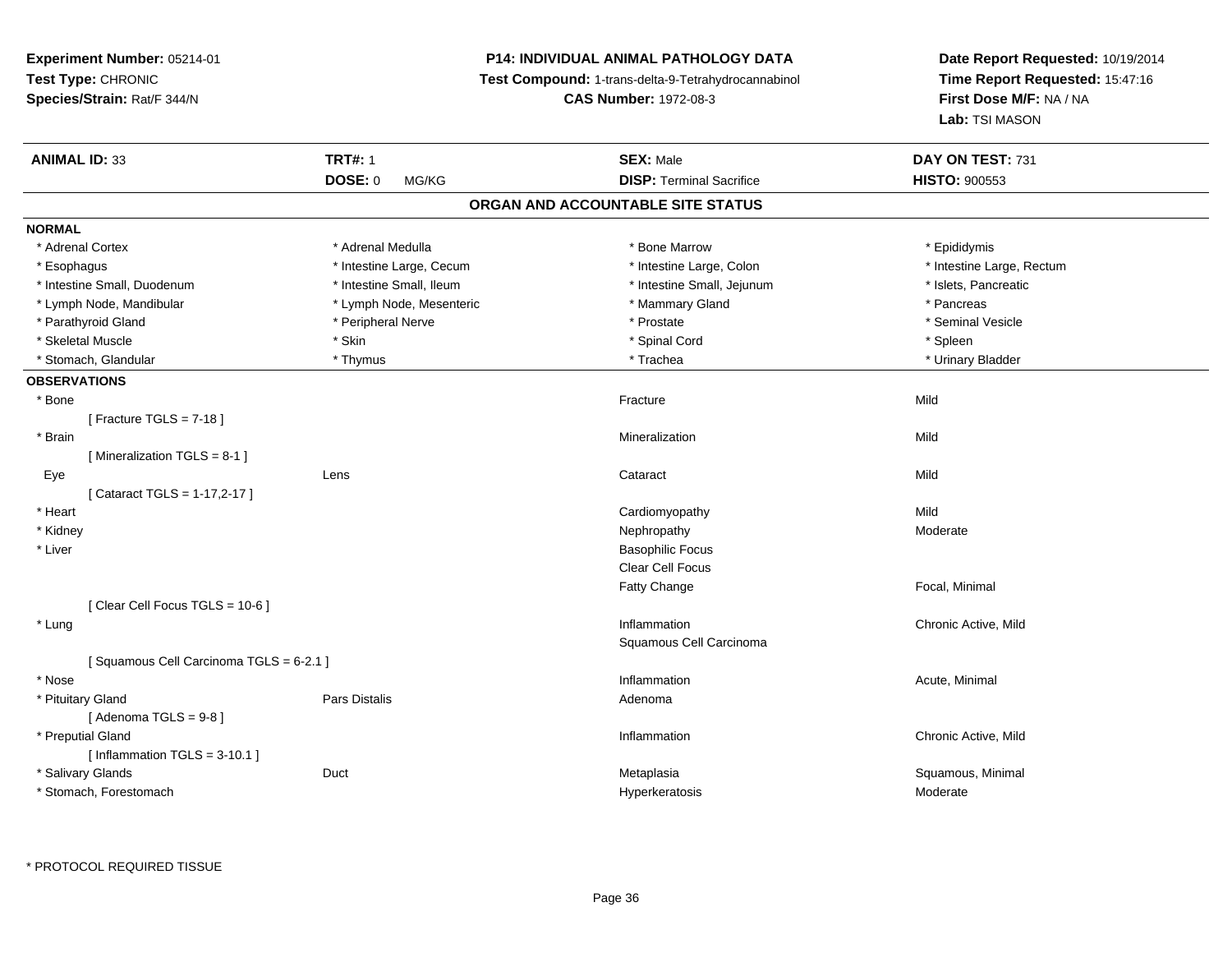**Experiment Number:** 05214-01
**Test Type:** CHRONIC
**Species/Strain:** Rat/F 344/N

**P14: INDIVIDUAL ANIMAL PATHOLOGY DATA**
**Test Compound:** 1-trans-delta-9-Tetrahydrocannabinol
**CAS Number:** 1972-08-3

**Date Report Requested:** 10/19/2014
**Time Report Requested:** 15:47:16
**First Dose M/F:** NA / NA
**Lab:** TSI MASON

| **ANIMAL ID:** 33 | **TRT#:** 1 | **SEX:** Male | **DAY ON TEST:** 731 |
|---|---|---|---|
| | **DOSE:** 0 MG/KG | **DISP:** Terminal Sacrifice | **HISTO:** 900553 |

## ORGAN AND ACCOUNTABLE SITE STATUS

**NORMAL**

| | | | |
|---|---|---|---|
| * Adrenal Cortex | * Adrenal Medulla | * Bone Marrow | * Epididymis |
| * Esophagus | * Intestine Large, Cecum | * Intestine Large, Colon | * Intestine Large, Rectum |
| * Intestine Small, Duodenum | * Intestine Small, Ileum | * Intestine Small, Jejunum | * Islets, Pancreatic |
| * Lymph Node, Mandibular | * Lymph Node, Mesenteric | * Mammary Gland | * Pancreas |
| * Parathyroid Gland | * Peripheral Nerve | * Prostate | * Seminal Vesicle |
| * Skeletal Muscle | * Skin | * Spinal Cord | * Spleen |
| * Stomach, Glandular | * Thymus | * Trachea | * Urinary Bladder |

**OBSERVATIONS**

| | | | |
|---|---|---|---|
| * Bone | | Fracture | Mild |
| [ Fracture TGLS = 7-18 ] | | | |
| * Brain | | Mineralization | Mild |
| [ Mineralization TGLS = 8-1 ] | | | |
| Eye | Lens | Cataract | Mild |
| [ Cataract TGLS = 1-17,2-17 ] | | | |
| * Heart | | Cardiomyopathy | Mild |
| * Kidney | | Nephropathy | Moderate |
| * Liver | | Basophilic Focus | |
| | | Clear Cell Focus | |
| | | Fatty Change | Focal, Minimal |
| [ Clear Cell Focus TGLS = 10-6 ] | | | |
| * Lung | | Inflammation | Chronic Active, Mild |
| | | Squamous Cell Carcinoma | |
| [ Squamous Cell Carcinoma TGLS = 6-2.1 ] | | | |
| * Nose | | Inflammation | Acute, Minimal |
| * Pituitary Gland | Pars Distalis | Adenoma | |
| [ Adenoma TGLS = 9-8 ] | | | |
| * Preputial Gland | | Inflammation | Chronic Active, Mild |
| [ Inflammation TGLS = 3-10.1 ] | | | |
| * Salivary Glands | Duct | Metaplasia | Squamous, Minimal |
| * Stomach, Forestomach | | Hyperkeratosis | Moderate |

* PROTOCOL REQUIRED TISSUE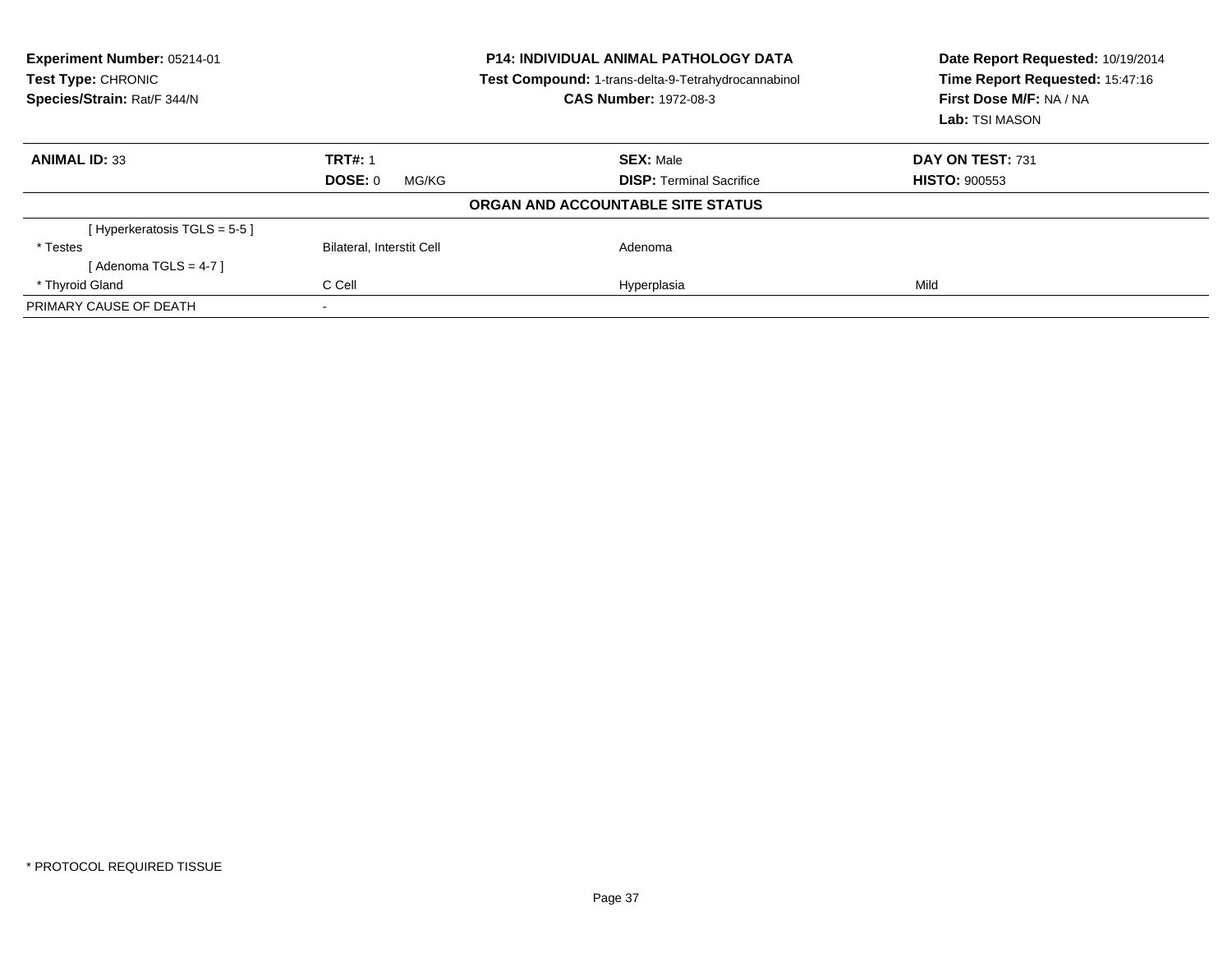**Experiment Number:** 05214-01
**Test Type:** CHRONIC
**Species/Strain:** Rat/F 344/N

**P14: INDIVIDUAL ANIMAL PATHOLOGY DATA**
**Test Compound:** 1-trans-delta-9-Tetrahydrocannabinol
**CAS Number:** 1972-08-3

**Date Report Requested:** 10/19/2014
**Time Report Requested:** 15:47:16
**First Dose M/F:** NA / NA
**Lab:** TSI MASON

| **ANIMAL ID:** 33 | **TRT#:** 1 | **SEX:** Male | **DAY ON TEST:** 731 |
|---|---|---|---|
| | **DOSE:** 0 MG/KG | **DISP:** Terminal Sacrifice | **HISTO:** 900553 |

**ORGAN AND ACCOUNTABLE SITE STATUS**

| | | | |
|---|---|---|---|
| [ Hyperkeratosis TGLS = 5-5 ] | | | |
| * Testes | Bilateral, Interstit Cell | Adenoma | |
| [ Adenoma TGLS = 4-7 ] | | | |
| * Thyroid Gland | C Cell | Hyperplasia | Mild |
| PRIMARY CAUSE OF DEATH | - | | |

* PROTOCOL REQUIRED TISSUE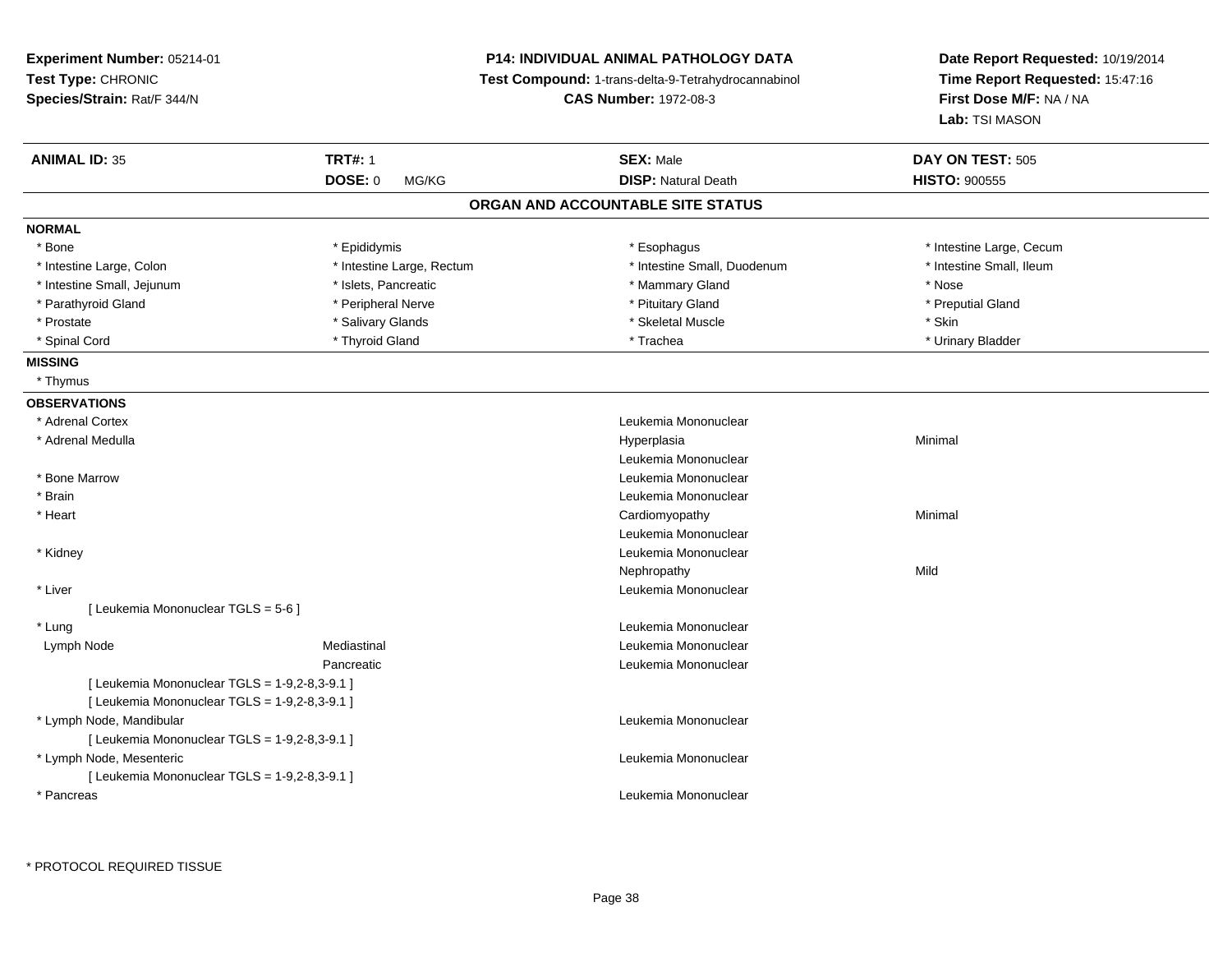**Experiment Number:** 05214-01
**Test Type:** CHRONIC
**Species/Strain:** Rat/F 344/N

**P14: INDIVIDUAL ANIMAL PATHOLOGY DATA**
**Test Compound:** 1-trans-delta-9-Tetrahydrocannabinol
**CAS Number:** 1972-08-3

**Date Report Requested:** 10/19/2014
**Time Report Requested:** 15:47:16
**First Dose M/F:** NA / NA
**Lab:** TSI MASON

| **ANIMAL ID:** 35 | **TRT#:** 1 | **SEX:** Male | **DAY ON TEST:** 505 |
|---|---|---|---|
| | **DOSE:** 0 MG/KG | **DISP:** Natural Death | **HISTO:** 900555 |

## ORGAN AND ACCOUNTABLE SITE STATUS

**NORMAL**

| | | | |
|---|---|---|---|
| * Bone | * Epididymis | * Esophagus | * Intestine Large, Cecum |
| * Intestine Large, Colon | * Intestine Large, Rectum | * Intestine Small, Duodenum | * Intestine Small, Ileum |
| * Intestine Small, Jejunum | * Islets, Pancreatic | * Mammary Gland | * Nose |
| * Parathyroid Gland | * Peripheral Nerve | * Pituitary Gland | * Preputial Gland |
| * Prostate | * Salivary Glands | * Skeletal Muscle | * Skin |
| * Spinal Cord | * Thyroid Gland | * Trachea | * Urinary Bladder |

**MISSING**

* Thymus

**OBSERVATIONS**

| | | | |
|---|---|---|---|
| * Adrenal Cortex | | Leukemia Mononuclear | |
| * Adrenal Medulla | | Hyperplasia | Minimal |
| | | Leukemia Mononuclear | |
| * Bone Marrow | | Leukemia Mononuclear | |
| * Brain | | Leukemia Mononuclear | |
| * Heart | | Cardiomyopathy | Minimal |
| | | Leukemia Mononuclear | |
| * Kidney | | Leukemia Mononuclear | |
| | | Nephropathy | Mild |
| * Liver | | Leukemia Mononuclear | |
| [ Leukemia Mononuclear TGLS = 5-6 ] | | | |
| * Lung | | Leukemia Mononuclear | |
| Lymph Node | Mediastinal | Leukemia Mononuclear | |
| | Pancreatic | Leukemia Mononuclear | |
| [ Leukemia Mononuclear TGLS = 1-9,2-8,3-9.1 ] | | | |
| [ Leukemia Mononuclear TGLS = 1-9,2-8,3-9.1 ] | | | |
| * Lymph Node, Mandibular | | Leukemia Mononuclear | |
| [ Leukemia Mononuclear TGLS = 1-9,2-8,3-9.1 ] | | | |
| * Lymph Node, Mesenteric | | Leukemia Mononuclear | |
| [ Leukemia Mononuclear TGLS = 1-9,2-8,3-9.1 ] | | | |
| * Pancreas | | Leukemia Mononuclear | |

* PROTOCOL REQUIRED TISSUE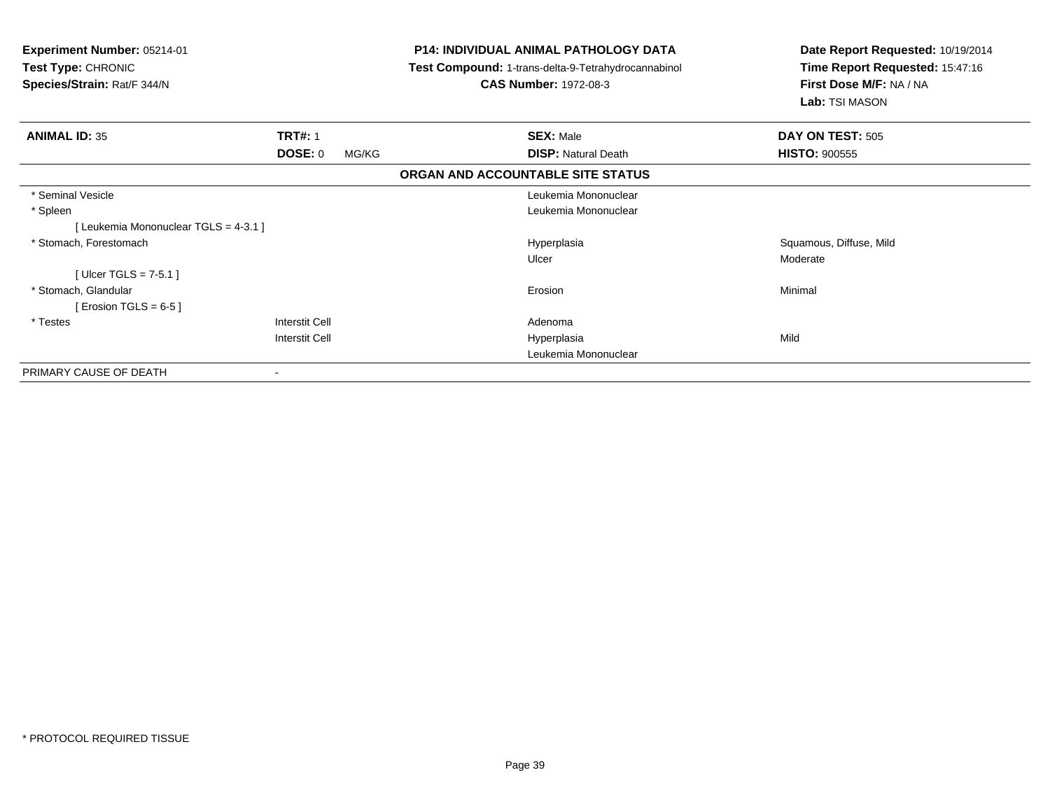**Experiment Number:** 05214-01
**Test Type:** CHRONIC
**Species/Strain:** Rat/F 344/N

**P14: INDIVIDUAL ANIMAL PATHOLOGY DATA**
**Test Compound:** 1-trans-delta-9-Tetrahydrocannabinol
**CAS Number:** 1972-08-3

**Date Report Requested:** 10/19/2014
**Time Report Requested:** 15:47:16
**First Dose M/F:** NA / NA
**Lab:** TSI MASON

| **ANIMAL ID:** 35 | **TRT#:** 1 | **SEX:** Male | **DAY ON TEST:** 505 |
|---|---|---|---|
| | **DOSE:** 0 MG/KG | **DISP:** Natural Death | **HISTO:** 900555 |

**ORGAN AND ACCOUNTABLE SITE STATUS**

| Organ | Site | Diagnosis | Qualifier |
|---|---|---|---|
| * Seminal Vesicle | | Leukemia Mononuclear | |
| * Spleen | | Leukemia Mononuclear | |
| [ Leukemia Mononuclear TGLS = 4-3.1 ] | | | |
| * Stomach, Forestomach | | Hyperplasia | Squamous, Diffuse, Mild |
| | | Ulcer | Moderate |
| [ Ulcer TGLS = 7-5.1 ] | | | |
| * Stomach, Glandular | | Erosion | Minimal |
| [ Erosion TGLS = 6-5 ] | | | |
| * Testes | Interstit Cell | Adenoma | |
| | Interstit Cell | Hyperplasia | Mild |
| | | Leukemia Mononuclear | |
| PRIMARY CAUSE OF DEATH | - | | |

* PROTOCOL REQUIRED TISSUE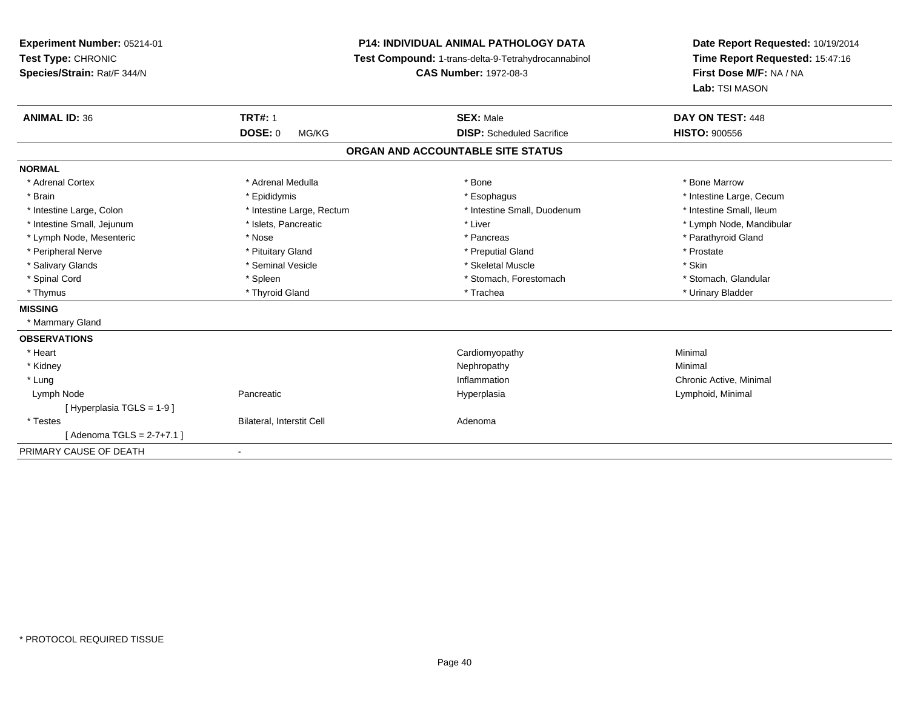**Experiment Number:** 05214-01
**Test Type:** CHRONIC
**Species/Strain:** Rat/F 344/N

**P14: INDIVIDUAL ANIMAL PATHOLOGY DATA**
**Test Compound:** 1-trans-delta-9-Tetrahydrocannabinol
**CAS Number:** 1972-08-3

**Date Report Requested:** 10/19/2014
**Time Report Requested:** 15:47:16
**First Dose M/F:** NA / NA
**Lab:** TSI MASON

| **ANIMAL ID:** 36 | **TRT#:** 1 | **SEX:** Male | **DAY ON TEST:** 448 |
|---|---|---|---|
| | **DOSE:** 0 MG/KG | **DISP:** Scheduled Sacrifice | **HISTO:** 900556 |

**ORGAN AND ACCOUNTABLE SITE STATUS**

**NORMAL**

| | | | |
|---|---|---|---|
| * Adrenal Cortex | * Adrenal Medulla | * Bone | * Bone Marrow |
| * Brain | * Epididymis | * Esophagus | * Intestine Large, Cecum |
| * Intestine Large, Colon | * Intestine Large, Rectum | * Intestine Small, Duodenum | * Intestine Small, Ileum |
| * Intestine Small, Jejunum | * Islets, Pancreatic | * Liver | * Lymph Node, Mandibular |
| * Lymph Node, Mesenteric | * Nose | * Pancreas | * Parathyroid Gland |
| * Peripheral Nerve | * Pituitary Gland | * Preputial Gland | * Prostate |
| * Salivary Glands | * Seminal Vesicle | * Skeletal Muscle | * Skin |
| * Spinal Cord | * Spleen | * Stomach, Forestomach | * Stomach, Glandular |
| * Thymus | * Thyroid Gland | * Trachea | * Urinary Bladder |

**MISSING**

* Mammary Gland

**OBSERVATIONS**

| | | | |
|---|---|---|---|
| * Heart | | Cardiomyopathy | Minimal |
| * Kidney | | Nephropathy | Minimal |
| * Lung | | Inflammation | Chronic Active, Minimal |
| Lymph Node | Pancreatic | Hyperplasia | Lymphoid, Minimal |
| [ Hyperplasia TGLS = 1-9 ] | | | |
| * Testes | Bilateral, Interstit Cell | Adenoma | |
| [ Adenoma TGLS = 2-7+7.1 ] | | | |

PRIMARY CAUSE OF DEATH -

\* PROTOCOL REQUIRED TISSUE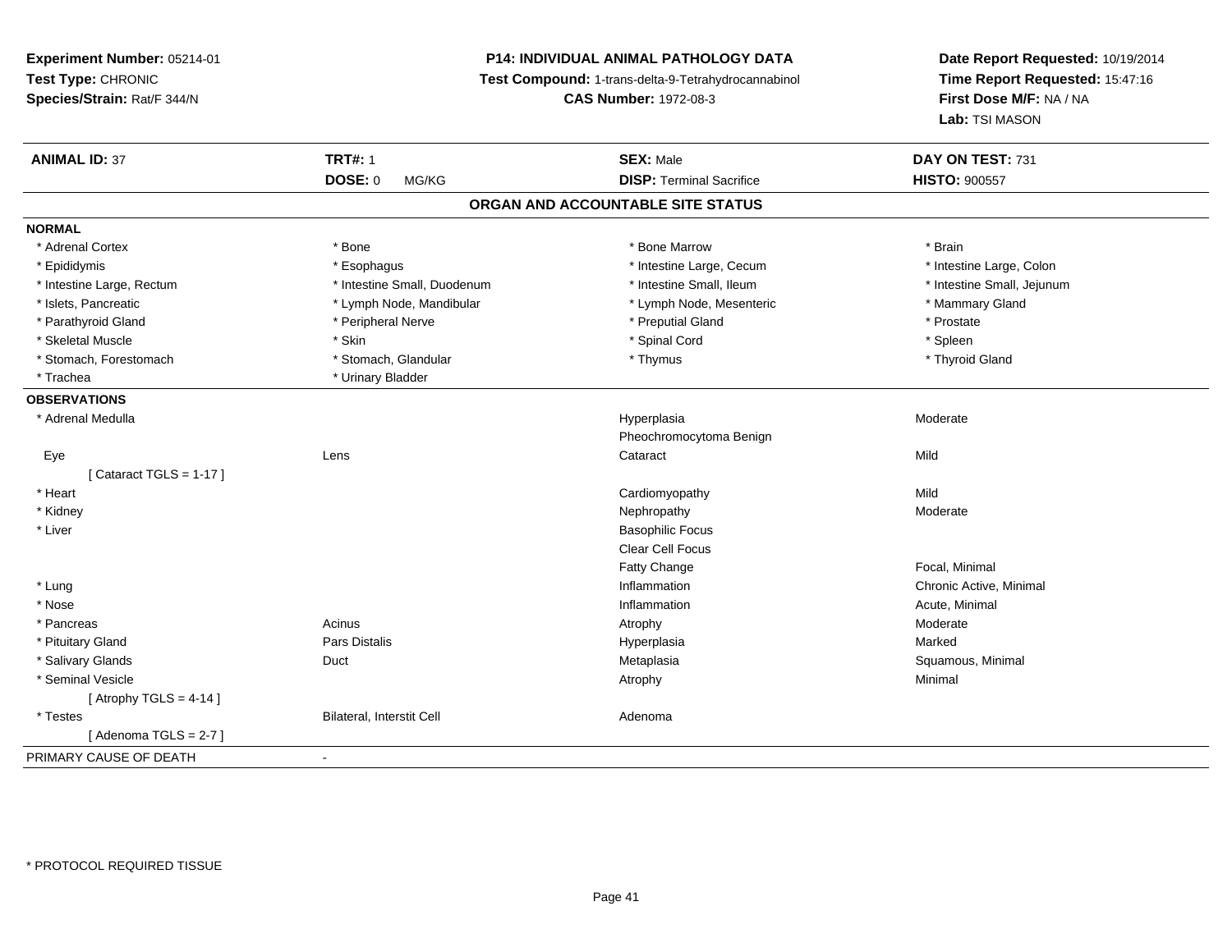**Experiment Number:** 05214-01
**Test Type:** CHRONIC
**Species/Strain:** Rat/F 344/N

**P14: INDIVIDUAL ANIMAL PATHOLOGY DATA**
**Test Compound:** 1-trans-delta-9-Tetrahydrocannabinol
**CAS Number:** 1972-08-3

**Date Report Requested:** 10/19/2014
**Time Report Requested:** 15:47:16
**First Dose M/F:** NA / NA
**Lab:** TSI MASON

| **ANIMAL ID:** 37 | **TRT#:** 1 | **SEX:** Male | **DAY ON TEST:** 731 |
|---|---|---|---|
| | **DOSE:** 0 MG/KG | **DISP:** Terminal Sacrifice | **HISTO:** 900557 |

## ORGAN AND ACCOUNTABLE SITE STATUS

**NORMAL**

| | | | |
|---|---|---|---|
| * Adrenal Cortex | * Bone | * Bone Marrow | * Brain |
| * Epididymis | * Esophagus | * Intestine Large, Cecum | * Intestine Large, Colon |
| * Intestine Large, Rectum | * Intestine Small, Duodenum | * Intestine Small, Ileum | * Intestine Small, Jejunum |
| * Islets, Pancreatic | * Lymph Node, Mandibular | * Lymph Node, Mesenteric | * Mammary Gland |
| * Parathyroid Gland | * Peripheral Nerve | * Preputial Gland | * Prostate |
| * Skeletal Muscle | * Skin | * Spinal Cord | * Spleen |
| * Stomach, Forestomach | * Stomach, Glandular | * Thymus | * Thyroid Gland |
| * Trachea | * Urinary Bladder | | |

**OBSERVATIONS**

| | | | |
|---|---|---|---|
| * Adrenal Medulla | | Hyperplasia | Moderate |
| | | Pheochromocytoma Benign | |
| Eye | Lens | Cataract | Mild |
| [ Cataract TGLS = 1-17 ] | | | |
| * Heart | | Cardiomyopathy | Mild |
| * Kidney | | Nephropathy | Moderate |
| * Liver | | Basophilic Focus | |
| | | Clear Cell Focus | |
| | | Fatty Change | Focal, Minimal |
| * Lung | | Inflammation | Chronic Active, Minimal |
| * Nose | | Inflammation | Acute, Minimal |
| * Pancreas | Acinus | Atrophy | Moderate |
| * Pituitary Gland | Pars Distalis | Hyperplasia | Marked |
| * Salivary Glands | Duct | Metaplasia | Squamous, Minimal |
| * Seminal Vesicle | | Atrophy | Minimal |
| [ Atrophy TGLS = 4-14 ] | | | |
| * Testes | Bilateral, Interstit Cell | Adenoma | |
| [ Adenoma TGLS = 2-7 ] | | | |

PRIMARY CAUSE OF DEATH -

\* PROTOCOL REQUIRED TISSUE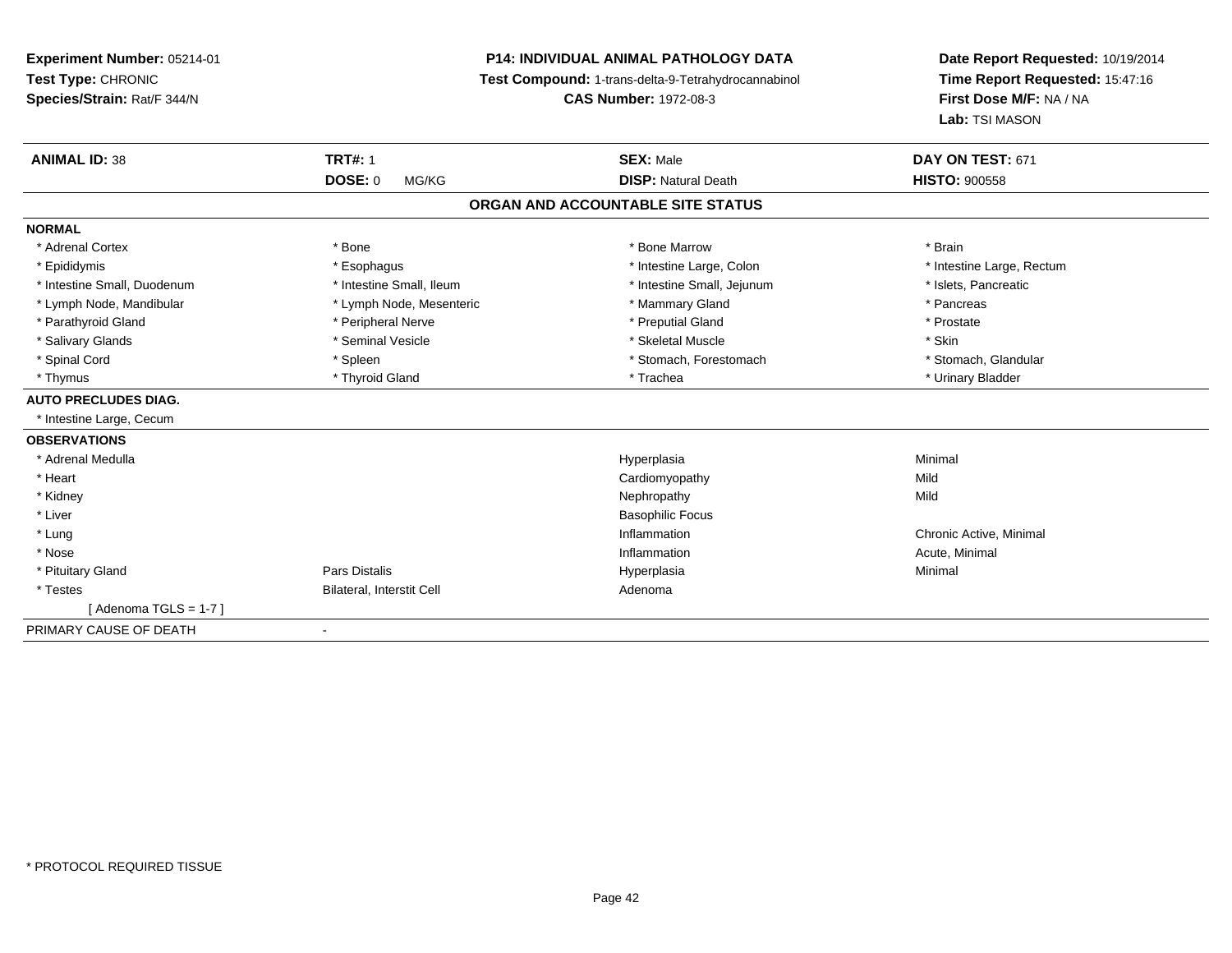**Experiment Number:** 05214-01
**Test Type:** CHRONIC
**Species/Strain:** Rat/F 344/N

**P14: INDIVIDUAL ANIMAL PATHOLOGY DATA**
**Test Compound:** 1-trans-delta-9-Tetrahydrocannabinol
**CAS Number:** 1972-08-3

**Date Report Requested:** 10/19/2014
**Time Report Requested:** 15:47:16
**First Dose M/F:** NA / NA
**Lab:** TSI MASON

| **ANIMAL ID:** 38 | **TRT#:** 1 | **SEX:** Male | **DAY ON TEST:** 671 |
|---|---|---|---|
| | **DOSE:** 0 MG/KG | **DISP:** Natural Death | **HISTO:** 900558 |

## ORGAN AND ACCOUNTABLE SITE STATUS

| | | | |
|---|---|---|---|
| **NORMAL** | | | |
| * Adrenal Cortex | * Bone | * Bone Marrow | * Brain |
| * Epididymis | * Esophagus | * Intestine Large, Colon | * Intestine Large, Rectum |
| * Intestine Small, Duodenum | * Intestine Small, Ileum | * Intestine Small, Jejunum | * Islets, Pancreatic |
| * Lymph Node, Mandibular | * Lymph Node, Mesenteric | * Mammary Gland | * Pancreas |
| * Parathyroid Gland | * Peripheral Nerve | * Preputial Gland | * Prostate |
| * Salivary Glands | * Seminal Vesicle | * Skeletal Muscle | * Skin |
| * Spinal Cord | * Spleen | * Stomach, Forestomach | * Stomach, Glandular |
| * Thymus | * Thyroid Gland | * Trachea | * Urinary Bladder |
| **AUTO PRECLUDES DIAG.** | | | |
| * Intestine Large, Cecum | | | |
| **OBSERVATIONS** | | | |
| * Adrenal Medulla | | Hyperplasia | Minimal |
| * Heart | | Cardiomyopathy | Mild |
| * Kidney | | Nephropathy | Mild |
| * Liver | | Basophilic Focus | |
| * Lung | | Inflammation | Chronic Active, Minimal |
| * Nose | | Inflammation | Acute, Minimal |
| * Pituitary Gland | Pars Distalis | Hyperplasia | Minimal |
| * Testes | Bilateral, Interstit Cell | Adenoma | |
| [ Adenoma TGLS = 1-7 ] | | | |
| PRIMARY CAUSE OF DEATH | - | | |

* PROTOCOL REQUIRED TISSUE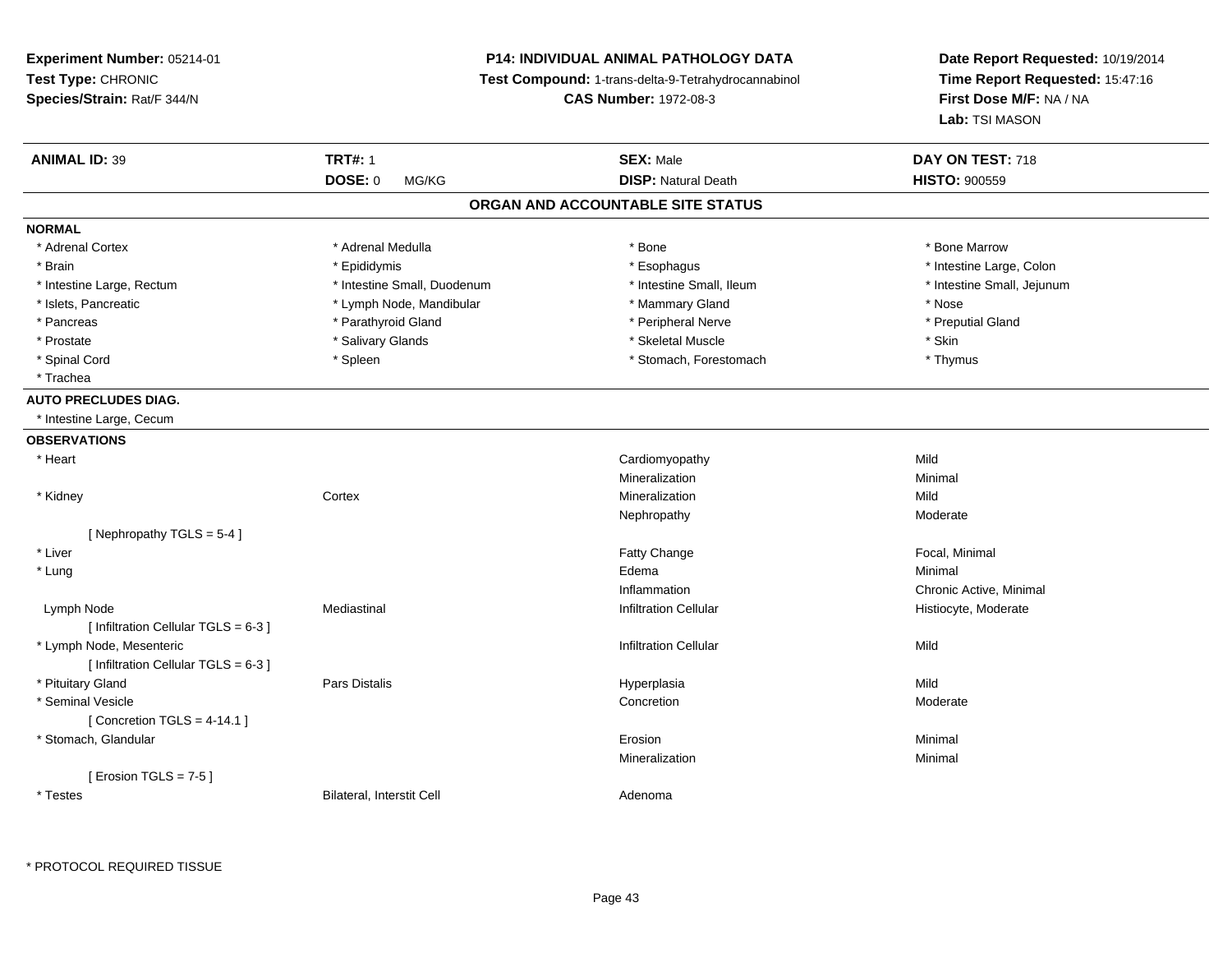**Experiment Number:** 05214-01
**Test Type:** CHRONIC
**Species/Strain:** Rat/F 344/N

**P14: INDIVIDUAL ANIMAL PATHOLOGY DATA**
**Test Compound:** 1-trans-delta-9-Tetrahydrocannabinol
**CAS Number:** 1972-08-3

**Date Report Requested:** 10/19/2014
**Time Report Requested:** 15:47:16
**First Dose M/F:** NA / NA
**Lab:** TSI MASON

| **ANIMAL ID:** 39 | **TRT#:** 1 | **SEX:** Male | **DAY ON TEST:** 718 |
|---|---|---|---|
| | **DOSE:** 0 MG/KG | **DISP:** Natural Death | **HISTO:** 900559 |

## ORGAN AND ACCOUNTABLE SITE STATUS

**NORMAL**

| | | | |
|---|---|---|---|
| * Adrenal Cortex | * Adrenal Medulla | * Bone | * Bone Marrow |
| * Brain | * Epididymis | * Esophagus | * Intestine Large, Colon |
| * Intestine Large, Rectum | * Intestine Small, Duodenum | * Intestine Small, Ileum | * Intestine Small, Jejunum |
| * Islets, Pancreatic | * Lymph Node, Mandibular | * Mammary Gland | * Nose |
| * Pancreas | * Parathyroid Gland | * Peripheral Nerve | * Preputial Gland |
| * Prostate | * Salivary Glands | * Skeletal Muscle | * Skin |
| * Spinal Cord | * Spleen | * Stomach, Forestomach | * Thymus |
| * Trachea | | | |

**AUTO PRECLUDES DIAG.**

* Intestine Large, Cecum

**OBSERVATIONS**

| | | | |
|---|---|---|---|
| * Heart | | Cardiomyopathy | Mild |
| | | Mineralization | Minimal |
| * Kidney | Cortex | Mineralization | Mild |
| | | Nephropathy | Moderate |
| [ Nephropathy TGLS = 5-4 ] | | | |
| * Liver | | Fatty Change | Focal, Minimal |
| * Lung | | Edema | Minimal |
| | | Inflammation | Chronic Active, Minimal |
| Lymph Node | Mediastinal | Infiltration Cellular | Histiocyte, Moderate |
| [ Infiltration Cellular TGLS = 6-3 ] | | | |
| * Lymph Node, Mesenteric | | Infiltration Cellular | Mild |
| [ Infiltration Cellular TGLS = 6-3 ] | | | |
| * Pituitary Gland | Pars Distalis | Hyperplasia | Mild |
| * Seminal Vesicle | | Concretion | Moderate |
| [ Concretion TGLS = 4-14.1 ] | | | |
| * Stomach, Glandular | | Erosion | Minimal |
| | | Mineralization | Minimal |
| [ Erosion TGLS = 7-5 ] | | | |
| * Testes | Bilateral, Interstit Cell | Adenoma | |

\* PROTOCOL REQUIRED TISSUE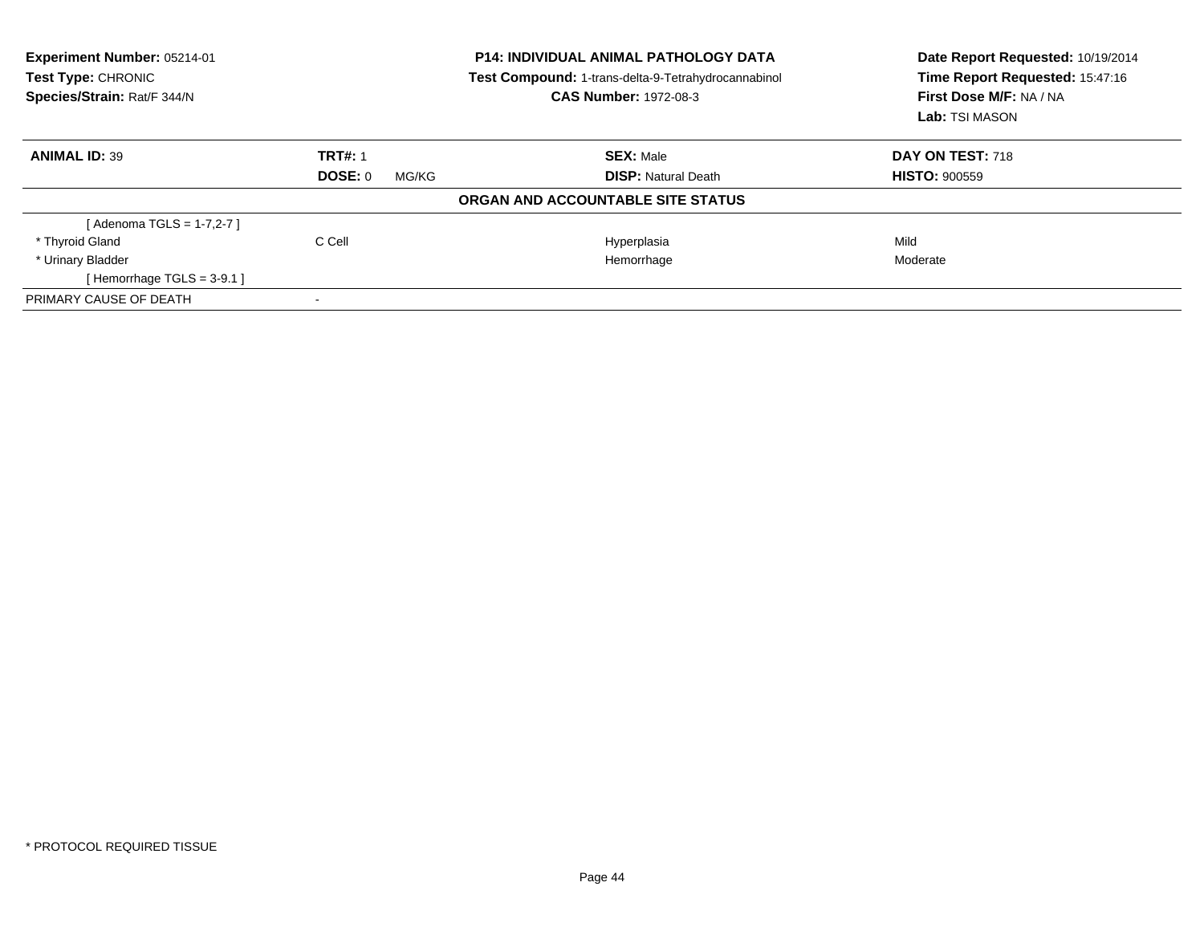**Experiment Number:** 05214-01
**Test Type:** CHRONIC
**Species/Strain:** Rat/F 344/N

**P14: INDIVIDUAL ANIMAL PATHOLOGY DATA**
**Test Compound:** 1-trans-delta-9-Tetrahydrocannabinol
**CAS Number:** 1972-08-3

**Date Report Requested:** 10/19/2014
**Time Report Requested:** 15:47:16
**First Dose M/F:** NA / NA
**Lab:** TSI MASON

| **ANIMAL ID:** 39 | **TRT#:** 1 | **SEX:** Male | **DAY ON TEST:** 718 |
|---|---|---|---|
| | **DOSE:** 0 MG/KG | **DISP:** Natural Death | **HISTO:** 900559 |

**ORGAN AND ACCOUNTABLE SITE STATUS**

| | | | |
|---|---|---|---|
| [ Adenoma TGLS = 1-7,2-7 ] | | | |
| * Thyroid Gland | C Cell | Hyperplasia | Mild |
| * Urinary Bladder | | Hemorrhage | Moderate |
| [ Hemorrhage TGLS = 3-9.1 ] | | | |
| PRIMARY CAUSE OF DEATH | - | | |

* PROTOCOL REQUIRED TISSUE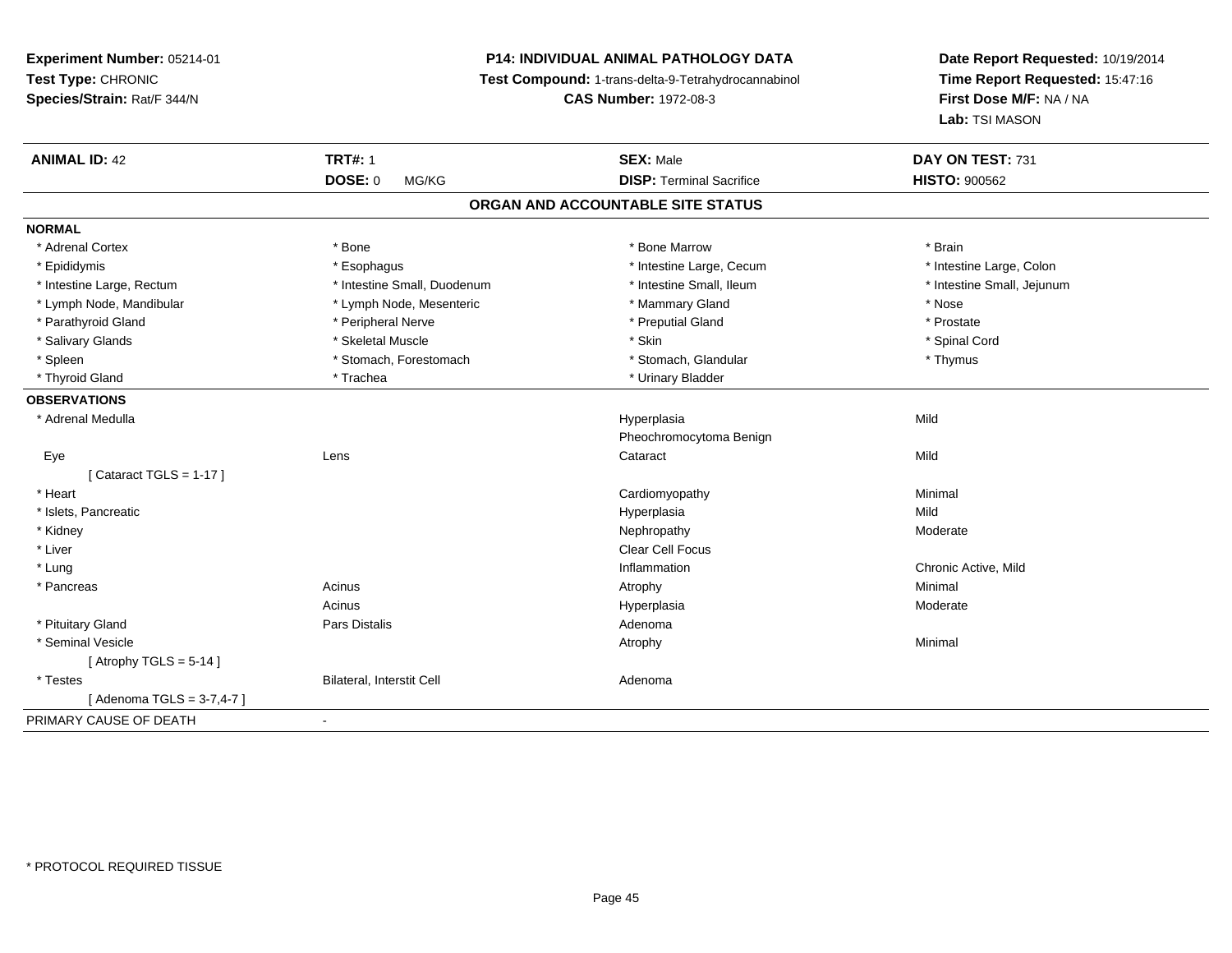**Experiment Number:** 05214-01
**Test Type:** CHRONIC
**Species/Strain:** Rat/F 344/N

**P14: INDIVIDUAL ANIMAL PATHOLOGY DATA**
**Test Compound:** 1-trans-delta-9-Tetrahydrocannabinol
**CAS Number:** 1972-08-3

**Date Report Requested:** 10/19/2014
**Time Report Requested:** 15:47:16
**First Dose M/F:** NA / NA
**Lab:** TSI MASON

| **ANIMAL ID:** 42 | **TRT#:** 1 | **SEX:** Male | **DAY ON TEST:** 731 |
|---|---|---|---|
| | **DOSE:** 0 MG/KG | **DISP:** Terminal Sacrifice | **HISTO:** 900562 |

## ORGAN AND ACCOUNTABLE SITE STATUS

**NORMAL**

| | | | |
|---|---|---|---|
| * Adrenal Cortex | * Bone | * Bone Marrow | * Brain |
| * Epididymis | * Esophagus | * Intestine Large, Cecum | * Intestine Large, Colon |
| * Intestine Large, Rectum | * Intestine Small, Duodenum | * Intestine Small, Ileum | * Intestine Small, Jejunum |
| * Lymph Node, Mandibular | * Lymph Node, Mesenteric | * Mammary Gland | * Nose |
| * Parathyroid Gland | * Peripheral Nerve | * Preputial Gland | * Prostate |
| * Salivary Glands | * Skeletal Muscle | * Skin | * Spinal Cord |
| * Spleen | * Stomach, Forestomach | * Stomach, Glandular | * Thymus |
| * Thyroid Gland | * Trachea | * Urinary Bladder | |

**OBSERVATIONS**

| | | | |
|---|---|---|---|
| * Adrenal Medulla | | Hyperplasia | Mild |
| | | Pheochromocytoma Benign | |
| Eye | Lens | Cataract | Mild |
| [ Cataract TGLS = 1-17 ] | | | |
| * Heart | | Cardiomyopathy | Minimal |
| * Islets, Pancreatic | | Hyperplasia | Mild |
| * Kidney | | Nephropathy | Moderate |
| * Liver | | Clear Cell Focus | |
| * Lung | | Inflammation | Chronic Active, Mild |
| * Pancreas | Acinus | Atrophy | Minimal |
| | Acinus | Hyperplasia | Moderate |
| * Pituitary Gland | Pars Distalis | Adenoma | |
| * Seminal Vesicle | | Atrophy | Minimal |
| [ Atrophy TGLS = 5-14 ] | | | |
| * Testes | Bilateral, Interstit Cell | Adenoma | |
| [ Adenoma TGLS = 3-7,4-7 ] | | | |

PRIMARY CAUSE OF DEATH -

\* PROTOCOL REQUIRED TISSUE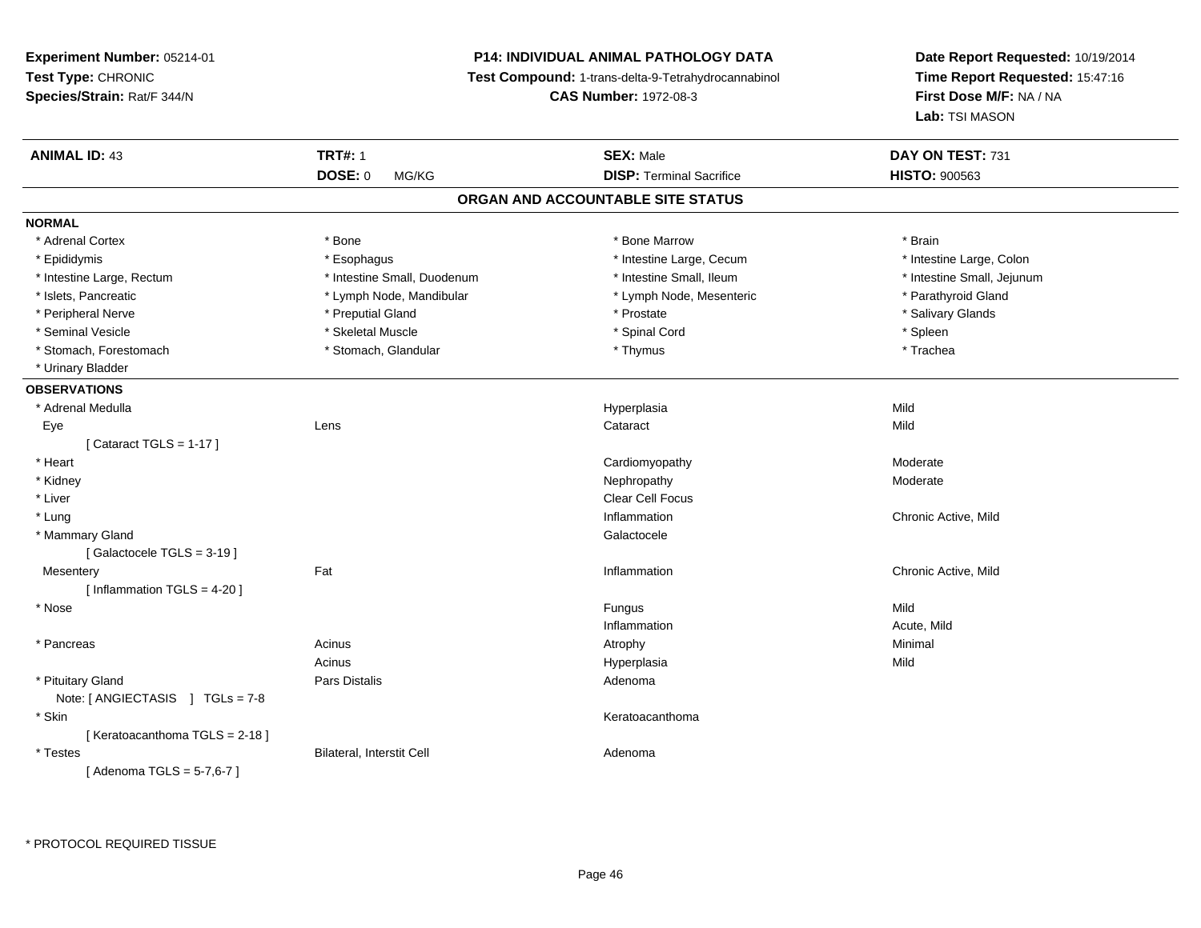**Experiment Number:** 05214-01
**Test Type:** CHRONIC
**Species/Strain:** Rat/F 344/N

**P14: INDIVIDUAL ANIMAL PATHOLOGY DATA**
**Test Compound:** 1-trans-delta-9-Tetrahydrocannabinol
**CAS Number:** 1972-08-3

**Date Report Requested:** 10/19/2014
**Time Report Requested:** 15:47:16
**First Dose M/F:** NA / NA
**Lab:** TSI MASON

| **ANIMAL ID:** 43 | **TRT#:** 1 | **SEX:** Male | **DAY ON TEST:** 731 |
|---|---|---|---|
| | **DOSE:** 0 MG/KG | **DISP:** Terminal Sacrifice | **HISTO:** 900563 |

## ORGAN AND ACCOUNTABLE SITE STATUS

**NORMAL**

| | | | |
|---|---|---|---|
| * Adrenal Cortex | * Bone | * Bone Marrow | * Brain |
| * Epididymis | * Esophagus | * Intestine Large, Cecum | * Intestine Large, Colon |
| * Intestine Large, Rectum | * Intestine Small, Duodenum | * Intestine Small, Ileum | * Intestine Small, Jejunum |
| * Islets, Pancreatic | * Lymph Node, Mandibular | * Lymph Node, Mesenteric | * Parathyroid Gland |
| * Peripheral Nerve | * Preputial Gland | * Prostate | * Salivary Glands |
| * Seminal Vesicle | * Skeletal Muscle | * Spinal Cord | * Spleen |
| * Stomach, Forestomach | * Stomach, Glandular | * Thymus | * Trachea |
| * Urinary Bladder | | | |

**OBSERVATIONS**

| | | | |
|---|---|---|---|
| * Adrenal Medulla | | Hyperplasia | Mild |
| Eye | Lens | Cataract | Mild |
| [ Cataract TGLS = 1-17 ] | | | |
| * Heart | | Cardiomyopathy | Moderate |
| * Kidney | | Nephropathy | Moderate |
| * Liver | | Clear Cell Focus | |
| * Lung | | Inflammation | Chronic Active, Mild |
| * Mammary Gland | | Galactocele | |
| [ Galactocele TGLS = 3-19 ] | | | |
| Mesentery | Fat | Inflammation | Chronic Active, Mild |
| [ Inflammation TGLS = 4-20 ] | | | |
| * Nose | | Fungus | Mild |
| | | Inflammation | Acute, Mild |
| * Pancreas | Acinus | Atrophy | Minimal |
| | Acinus | Hyperplasia | Mild |
| * Pituitary Gland | Pars Distalis | Adenoma | |
| Note: [ ANGIECTASIS ] TGLs = 7-8 | | | |
| * Skin | | Keratoacanthoma | |
| [ Keratoacanthoma TGLS = 2-18 ] | | | |
| * Testes | Bilateral, Interstit Cell | Adenoma | |
| [ Adenoma TGLS = 5-7,6-7 ] | | | |

\* PROTOCOL REQUIRED TISSUE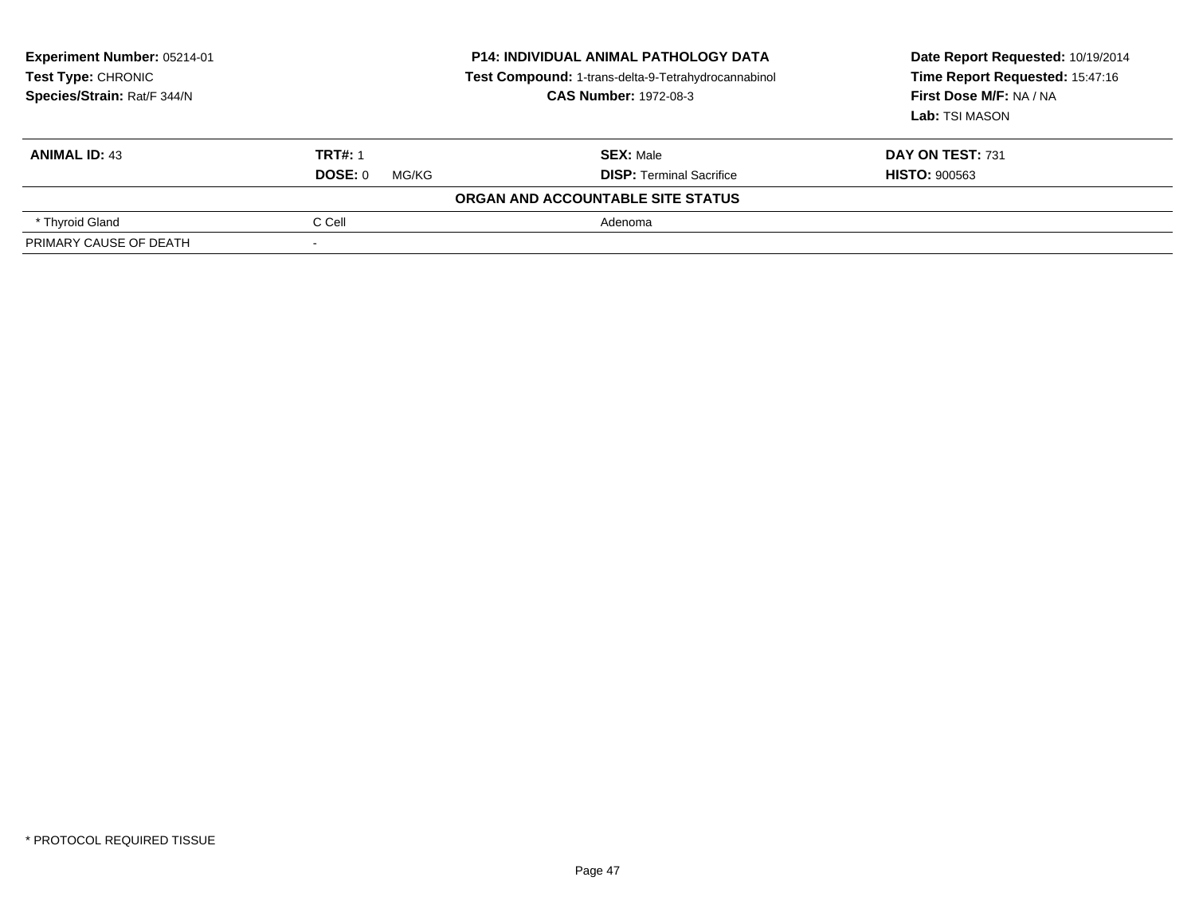**Experiment Number:** 05214-01
**Test Type:** CHRONIC
**Species/Strain:** Rat/F 344/N

**P14: INDIVIDUAL ANIMAL PATHOLOGY DATA**
**Test Compound:** 1-trans-delta-9-Tetrahydrocannabinol
**CAS Number:** 1972-08-3

**Date Report Requested:** 10/19/2014
**Time Report Requested:** 15:47:16
**First Dose M/F:** NA / NA
**Lab:** TSI MASON

| **ANIMAL ID:** 43 | **TRT#:** 1 | **SEX:** Male | **DAY ON TEST:** 731 |
|---|---|---|---|
| | **DOSE:** 0 MG/KG | **DISP:** Terminal Sacrifice | **HISTO:** 900563 |

**ORGAN AND ACCOUNTABLE SITE STATUS**

| | | |
|---|---|---|
| * Thyroid Gland | C Cell | Adenoma |
| PRIMARY CAUSE OF DEATH | - | |

* PROTOCOL REQUIRED TISSUE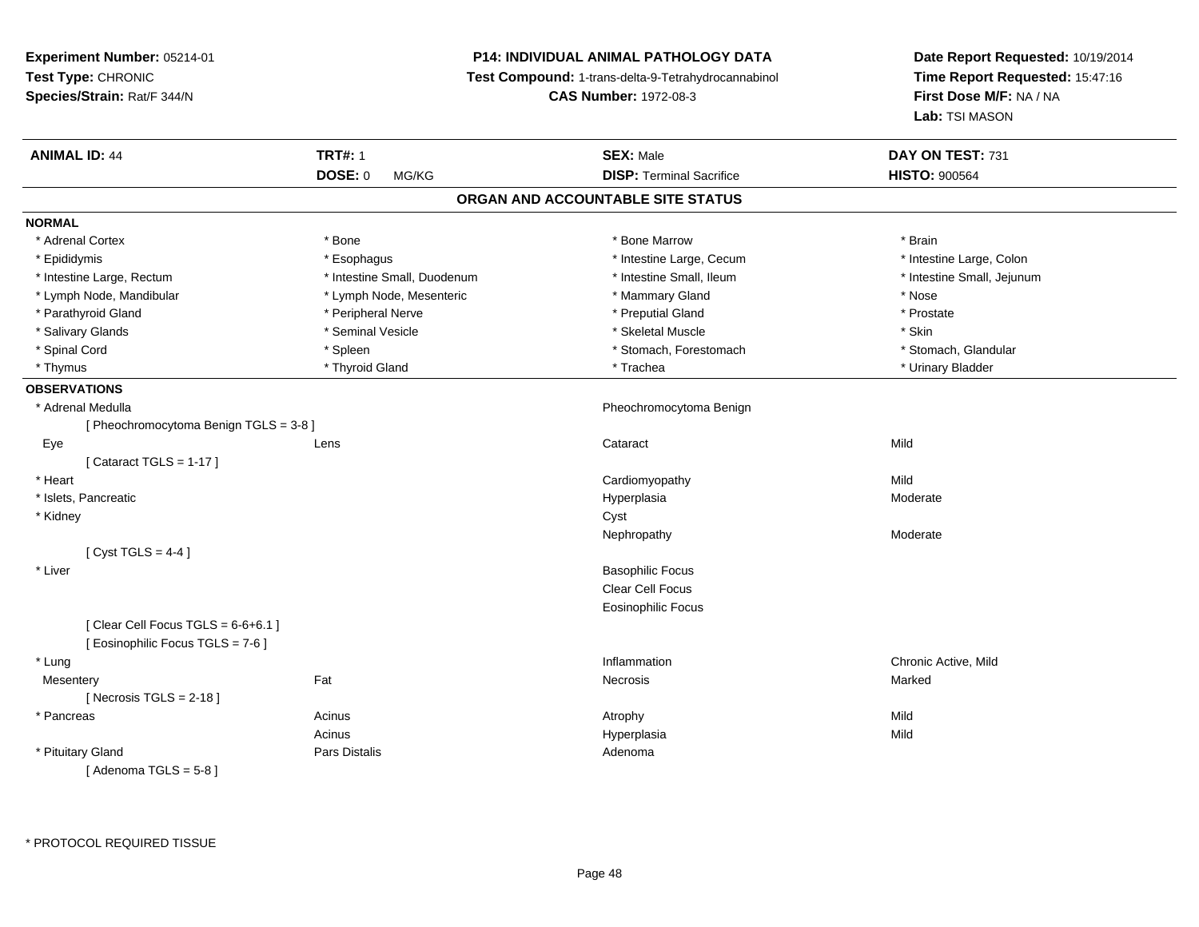**Experiment Number:** 05214-01
**Test Type:** CHRONIC
**Species/Strain:** Rat/F 344/N

**P14: INDIVIDUAL ANIMAL PATHOLOGY DATA**
**Test Compound:** 1-trans-delta-9-Tetrahydrocannabinol
**CAS Number:** 1972-08-3

**Date Report Requested:** 10/19/2014
**Time Report Requested:** 15:47:16
**First Dose M/F:** NA / NA
**Lab:** TSI MASON

| **ANIMAL ID:** 44 | **TRT#:** 1 | **SEX:** Male | **DAY ON TEST:** 731 |
|---|---|---|---|
| | **DOSE:** 0 MG/KG | **DISP:** Terminal Sacrifice | **HISTO:** 900564 |

## ORGAN AND ACCOUNTABLE SITE STATUS

**NORMAL**

| | | | |
|---|---|---|---|
| * Adrenal Cortex | * Bone | * Bone Marrow | * Brain |
| * Epididymis | * Esophagus | * Intestine Large, Cecum | * Intestine Large, Colon |
| * Intestine Large, Rectum | * Intestine Small, Duodenum | * Intestine Small, Ileum | * Intestine Small, Jejunum |
| * Lymph Node, Mandibular | * Lymph Node, Mesenteric | * Mammary Gland | * Nose |
| * Parathyroid Gland | * Peripheral Nerve | * Preputial Gland | * Prostate |
| * Salivary Glands | * Seminal Vesicle | * Skeletal Muscle | * Skin |
| * Spinal Cord | * Spleen | * Stomach, Forestomach | * Stomach, Glandular |
| * Thymus | * Thyroid Gland | * Trachea | * Urinary Bladder |

**OBSERVATIONS**

| | | | |
|---|---|---|---|
| * Adrenal Medulla | | Pheochromocytoma Benign | |
| [ Pheochromocytoma Benign TGLS = 3-8 ] | | | |
| Eye | Lens | Cataract | Mild |
| [ Cataract TGLS = 1-17 ] | | | |
| * Heart | | Cardiomyopathy | Mild |
| * Islets, Pancreatic | | Hyperplasia | Moderate |
| * Kidney | | Cyst | |
| | | Nephropathy | Moderate |
| [ Cyst TGLS = 4-4 ] | | | |
| * Liver | | Basophilic Focus | |
| | | Clear Cell Focus | |
| | | Eosinophilic Focus | |
| [ Clear Cell Focus TGLS = 6-6+6.1 ] | | | |
| [ Eosinophilic Focus TGLS = 7-6 ] | | | |
| * Lung | | Inflammation | Chronic Active, Mild |
| Mesentery | Fat | Necrosis | Marked |
| [ Necrosis TGLS = 2-18 ] | | | |
| * Pancreas | Acinus | Atrophy | Mild |
| | Acinus | Hyperplasia | Mild |
| * Pituitary Gland | Pars Distalis | Adenoma | |
| [ Adenoma TGLS = 5-8 ] | | | |

* PROTOCOL REQUIRED TISSUE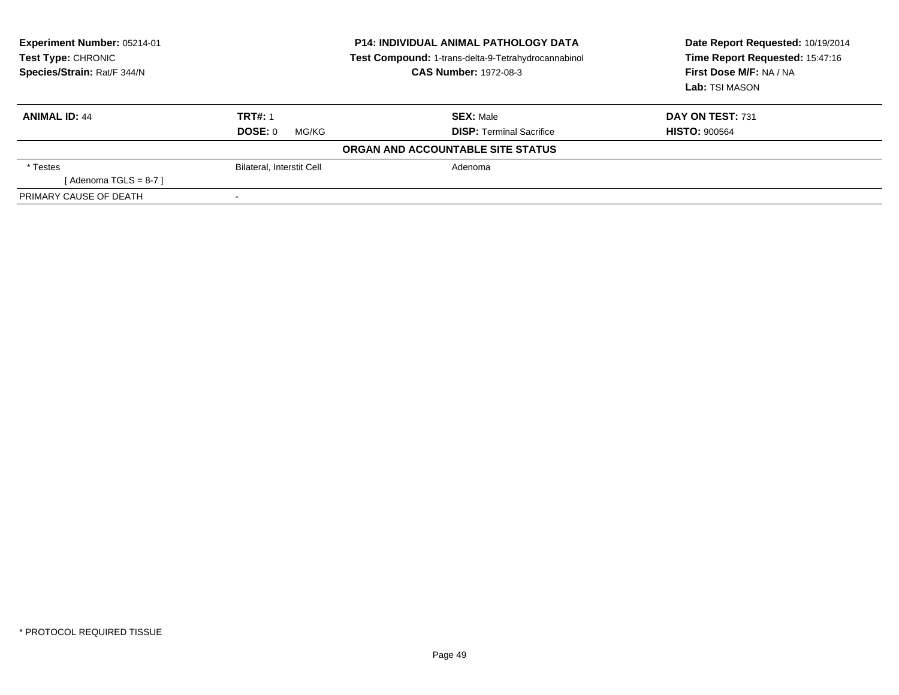**Experiment Number:** 05214-01
**Test Type:** CHRONIC
**Species/Strain:** Rat/F 344/N

**P14: INDIVIDUAL ANIMAL PATHOLOGY DATA**
**Test Compound:** 1-trans-delta-9-Tetrahydrocannabinol
**CAS Number:** 1972-08-3

**Date Report Requested:** 10/19/2014
**Time Report Requested:** 15:47:16
**First Dose M/F:** NA / NA
**Lab:** TSI MASON

| **ANIMAL ID:** 44 | **TRT#:** 1 | **SEX:** Male | **DAY ON TEST:** 731 |
|---|---|---|---|
| | **DOSE:** 0 MG/KG | **DISP:** Terminal Sacrifice | **HISTO:** 900564 |

**ORGAN AND ACCOUNTABLE SITE STATUS**

| | | |
|---|---|---|
| * Testes<br>[ Adenoma TGLS = 8-7 ] | Bilateral, Interstit Cell | Adenoma |
| PRIMARY CAUSE OF DEATH | - | |

* PROTOCOL REQUIRED TISSUE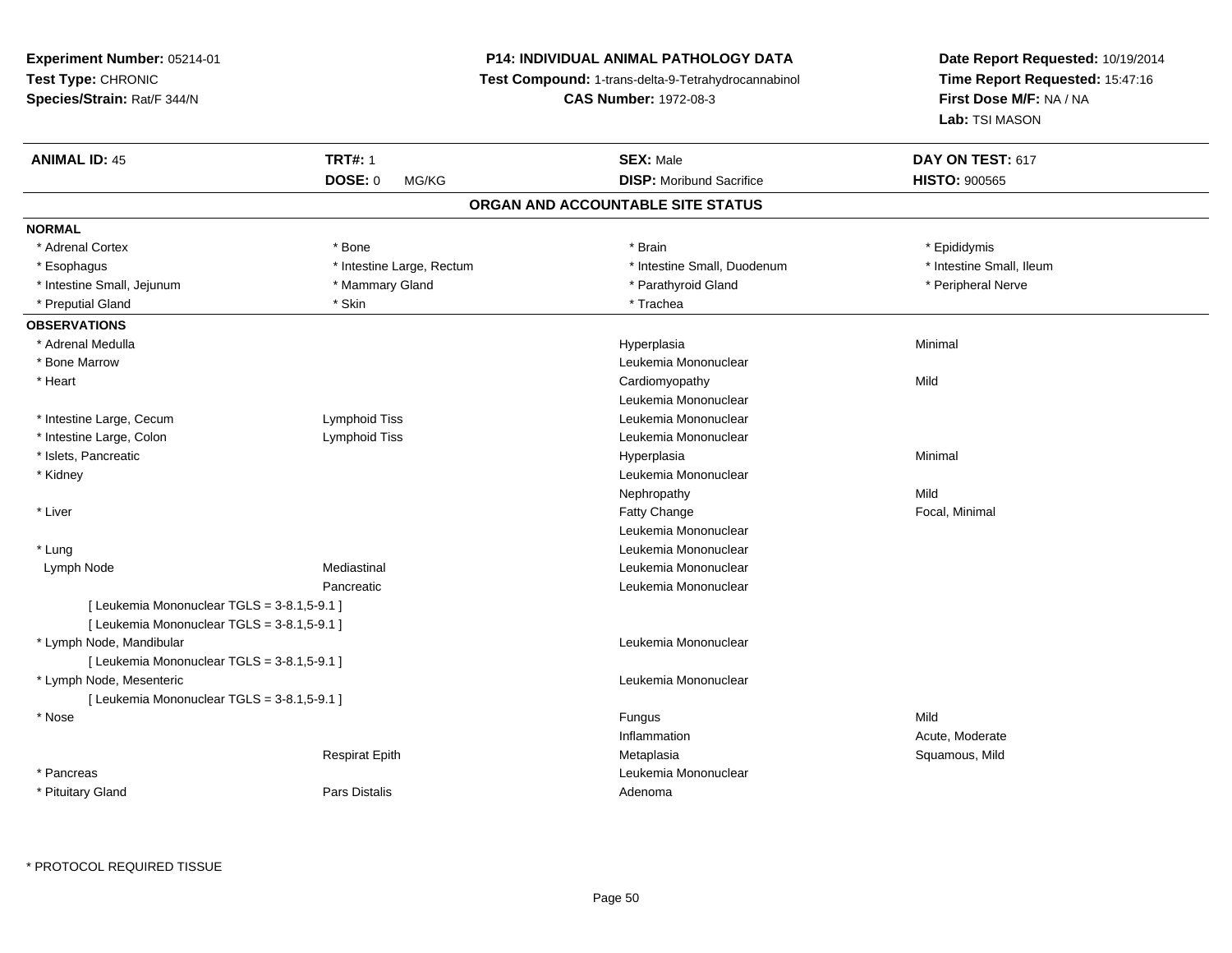**Experiment Number:** 05214-01
**Test Type:** CHRONIC
**Species/Strain:** Rat/F 344/N

**P14: INDIVIDUAL ANIMAL PATHOLOGY DATA**
**Test Compound:** 1-trans-delta-9-Tetrahydrocannabinol
**CAS Number:** 1972-08-3

**Date Report Requested:** 10/19/2014
**Time Report Requested:** 15:47:16
**First Dose M/F:** NA / NA
**Lab:** TSI MASON

| **ANIMAL ID:** 45 | **TRT#:** 1 | **SEX:** Male | **DAY ON TEST:** 617 |
|---|---|---|---|
| | **DOSE:** 0 MG/KG | **DISP:** Moribund Sacrifice | **HISTO:** 900565 |

## ORGAN AND ACCOUNTABLE SITE STATUS

**NORMAL**

| | | | |
|---|---|---|---|
| * Adrenal Cortex | * Bone | * Brain | * Epididymis |
| * Esophagus | * Intestine Large, Rectum | * Intestine Small, Duodenum | * Intestine Small, Ileum |
| * Intestine Small, Jejunum | * Mammary Gland | * Parathyroid Gland | * Peripheral Nerve |
| * Preputial Gland | * Skin | * Trachea | |

**OBSERVATIONS**

| | | | |
|---|---|---|---|
| * Adrenal Medulla | | Hyperplasia | Minimal |
| * Bone Marrow | | Leukemia Mononuclear | |
| * Heart | | Cardiomyopathy | Mild |
| | | Leukemia Mononuclear | |
| * Intestine Large, Cecum | Lymphoid Tiss | Leukemia Mononuclear | |
| * Intestine Large, Colon | Lymphoid Tiss | Leukemia Mononuclear | |
| * Islets, Pancreatic | | Hyperplasia | Minimal |
| * Kidney | | Leukemia Mononuclear | |
| | | Nephropathy | Mild |
| * Liver | | Fatty Change | Focal, Minimal |
| | | Leukemia Mononuclear | |
| * Lung | | Leukemia Mononuclear | |
| Lymph Node | Mediastinal | Leukemia Mononuclear | |
| | Pancreatic | Leukemia Mononuclear | |
| [ Leukemia Mononuclear TGLS = 3-8.1,5-9.1 ] | | | |
| [ Leukemia Mononuclear TGLS = 3-8.1,5-9.1 ] | | | |
| * Lymph Node, Mandibular | | Leukemia Mononuclear | |
| [ Leukemia Mononuclear TGLS = 3-8.1,5-9.1 ] | | | |
| * Lymph Node, Mesenteric | | Leukemia Mononuclear | |
| [ Leukemia Mononuclear TGLS = 3-8.1,5-9.1 ] | | | |
| * Nose | | Fungus | Mild |
| | | Inflammation | Acute, Moderate |
| | Respirat Epith | Metaplasia | Squamous, Mild |
| * Pancreas | | Leukemia Mononuclear | |
| * Pituitary Gland | Pars Distalis | Adenoma | |

* PROTOCOL REQUIRED TISSUE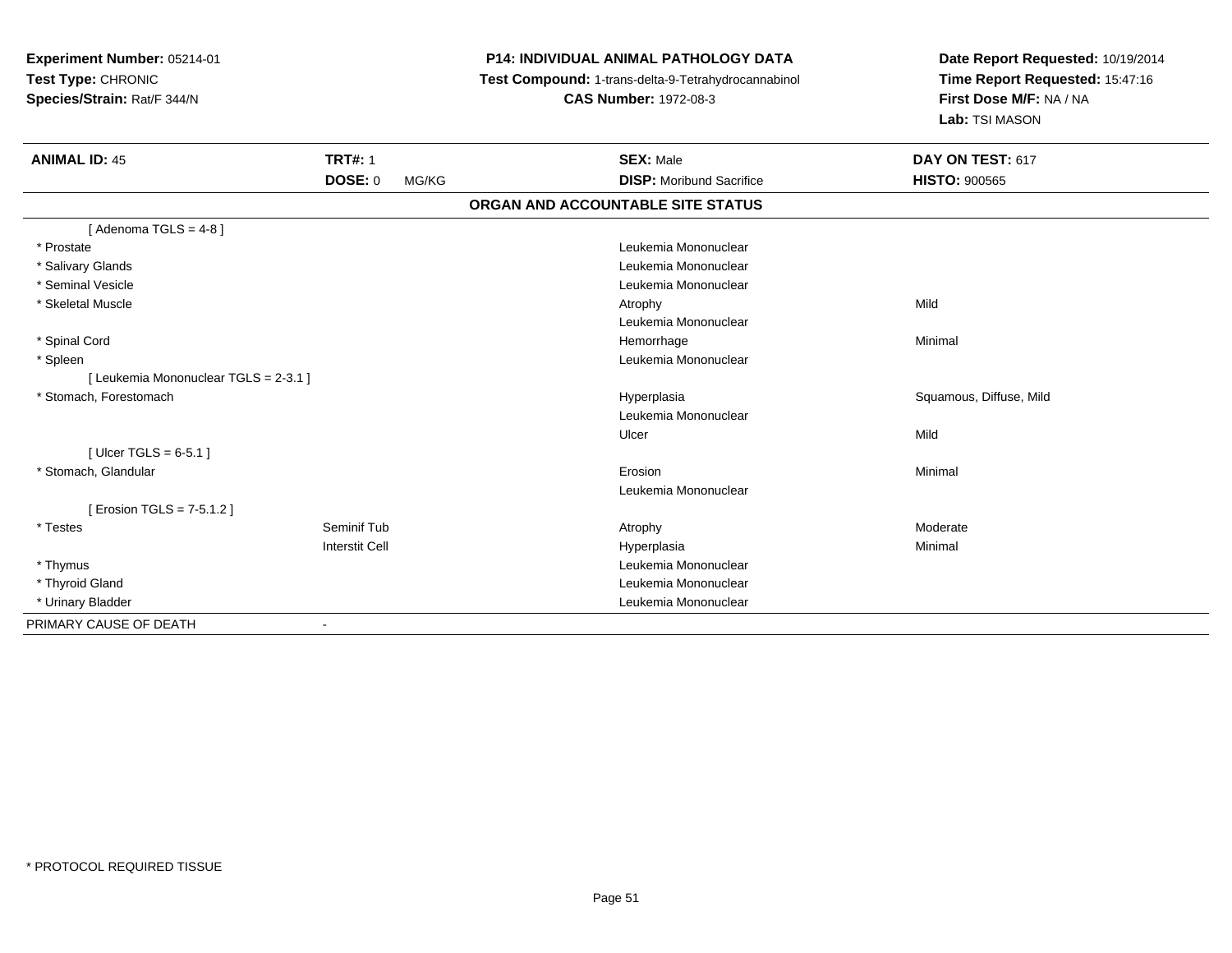**Experiment Number:** 05214-01
**Test Type:** CHRONIC
**Species/Strain:** Rat/F 344/N

**P14: INDIVIDUAL ANIMAL PATHOLOGY DATA**
**Test Compound:** 1-trans-delta-9-Tetrahydrocannabinol
**CAS Number:** 1972-08-3

**Date Report Requested:** 10/19/2014
**Time Report Requested:** 15:47:16
**First Dose M/F:** NA / NA
**Lab:** TSI MASON

| **ANIMAL ID:** 45 | **TRT#:** 1 | **SEX:** Male | **DAY ON TEST:** 617 |
|---|---|---|---|
| | **DOSE:** 0 MG/KG | **DISP:** Moribund Sacrifice | **HISTO:** 900565 |

**ORGAN AND ACCOUNTABLE SITE STATUS**

| Organ | Site | Finding | Qualifier |
|---|---|---|---|
| [ Adenoma TGLS = 4-8 ] | | | |
| * Prostate | | Leukemia Mononuclear | |
| * Salivary Glands | | Leukemia Mononuclear | |
| * Seminal Vesicle | | Leukemia Mononuclear | |
| * Skeletal Muscle | | Atrophy | Mild |
| | | Leukemia Mononuclear | |
| * Spinal Cord | | Hemorrhage | Minimal |
| * Spleen | | Leukemia Mononuclear | |
| [ Leukemia Mononuclear TGLS = 2-3.1 ] | | | |
| * Stomach, Forestomach | | Hyperplasia | Squamous, Diffuse, Mild |
| | | Leukemia Mononuclear | |
| | | Ulcer | Mild |
| [ Ulcer TGLS = 6-5.1 ] | | | |
| * Stomach, Glandular | | Erosion | Minimal |
| | | Leukemia Mononuclear | |
| [ Erosion TGLS = 7-5.1.2 ] | | | |
| * Testes | Seminif Tub | Atrophy | Moderate |
| | Interstit Cell | Hyperplasia | Minimal |
| * Thymus | | Leukemia Mononuclear | |
| * Thyroid Gland | | Leukemia Mononuclear | |
| * Urinary Bladder | | Leukemia Mononuclear | |
| PRIMARY CAUSE OF DEATH | - | | |

* PROTOCOL REQUIRED TISSUE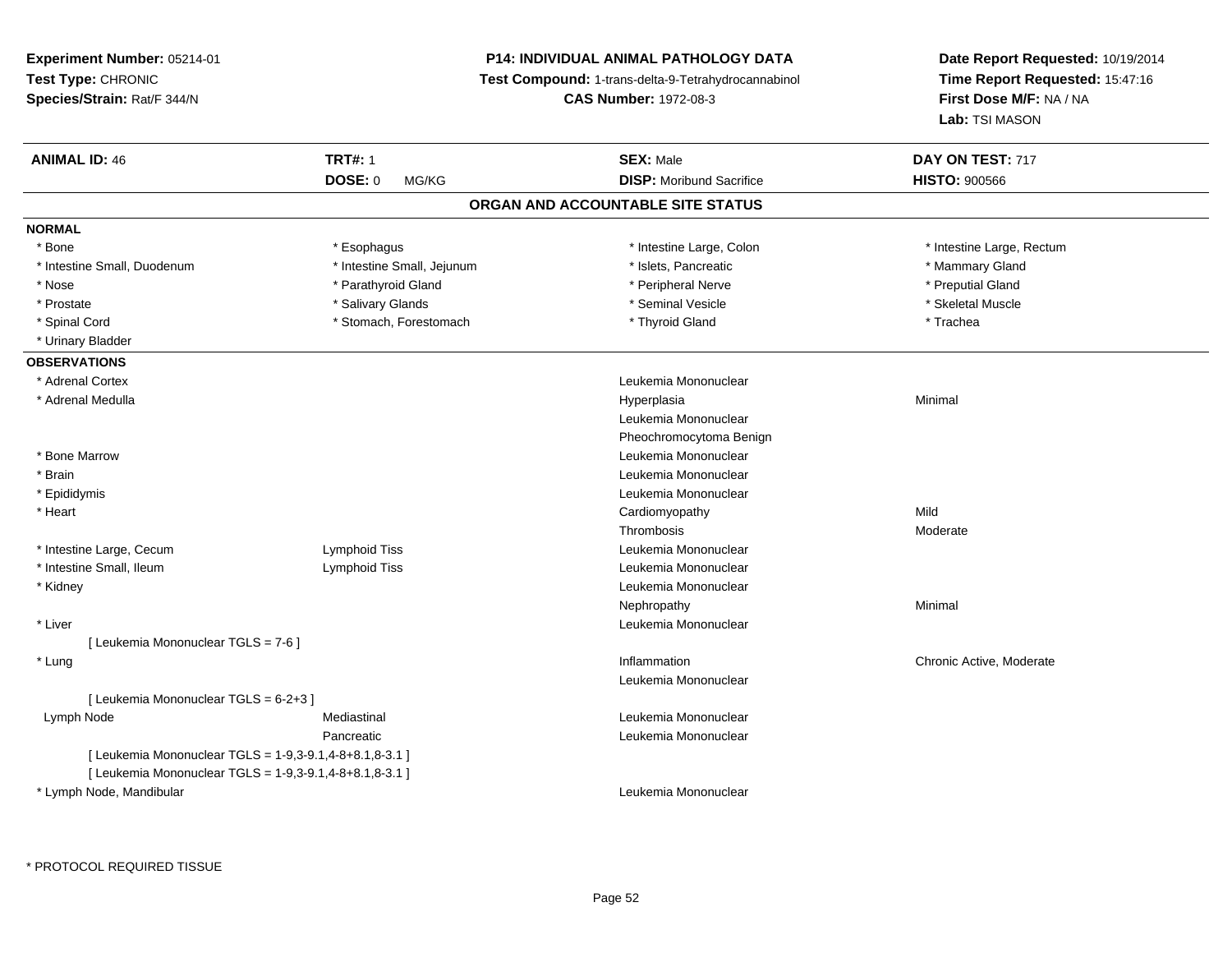**Experiment Number:** 05214-01
**Test Type:** CHRONIC
**Species/Strain:** Rat/F 344/N

**P14: INDIVIDUAL ANIMAL PATHOLOGY DATA**
**Test Compound:** 1-trans-delta-9-Tetrahydrocannabinol
**CAS Number:** 1972-08-3

**Date Report Requested:** 10/19/2014
**Time Report Requested:** 15:47:16
**First Dose M/F:** NA / NA
**Lab:** TSI MASON

| **ANIMAL ID:** 46 | **TRT#:** 1 | **SEX:** Male | **DAY ON TEST:** 717 |
|---|---|---|---|
| | **DOSE:** 0 MG/KG | **DISP:** Moribund Sacrifice | **HISTO:** 900566 |

## ORGAN AND ACCOUNTABLE SITE STATUS

**NORMAL**

| | | | |
|---|---|---|---|
| * Bone | * Esophagus | * Intestine Large, Colon | * Intestine Large, Rectum |
| * Intestine Small, Duodenum | * Intestine Small, Jejunum | * Islets, Pancreatic | * Mammary Gland |
| * Nose | * Parathyroid Gland | * Peripheral Nerve | * Preputial Gland |
| * Prostate | * Salivary Glands | * Seminal Vesicle | * Skeletal Muscle |
| * Spinal Cord | * Stomach, Forestomach | * Thyroid Gland | * Trachea |
| * Urinary Bladder | | | |

**OBSERVATIONS**

| | | | |
|---|---|---|---|
| * Adrenal Cortex | | Leukemia Mononuclear | |
| * Adrenal Medulla | | Hyperplasia | Minimal |
| | | Leukemia Mononuclear | |
| | | Pheochromocytoma Benign | |
| * Bone Marrow | | Leukemia Mononuclear | |
| * Brain | | Leukemia Mononuclear | |
| * Epididymis | | Leukemia Mononuclear | |
| * Heart | | Cardiomyopathy | Mild |
| | | Thrombosis | Moderate |
| * Intestine Large, Cecum | Lymphoid Tiss | Leukemia Mononuclear | |
| * Intestine Small, Ileum | Lymphoid Tiss | Leukemia Mononuclear | |
| * Kidney | | Leukemia Mononuclear | |
| | | Nephropathy | Minimal |
| * Liver | | Leukemia Mononuclear | |
| [ Leukemia Mononuclear TGLS = 7-6 ] | | | |
| * Lung | | Inflammation | Chronic Active, Moderate |
| | | Leukemia Mononuclear | |
| [ Leukemia Mononuclear TGLS = 6-2+3 ] | | | |
| Lymph Node | Mediastinal | Leukemia Mononuclear | |
| | Pancreatic | Leukemia Mononuclear | |
| [ Leukemia Mononuclear TGLS = 1-9,3-9.1,4-8+8.1,8-3.1 ] | | | |
| [ Leukemia Mononuclear TGLS = 1-9,3-9.1,4-8+8.1,8-3.1 ] | | | |
| * Lymph Node, Mandibular | | Leukemia Mononuclear | |

* PROTOCOL REQUIRED TISSUE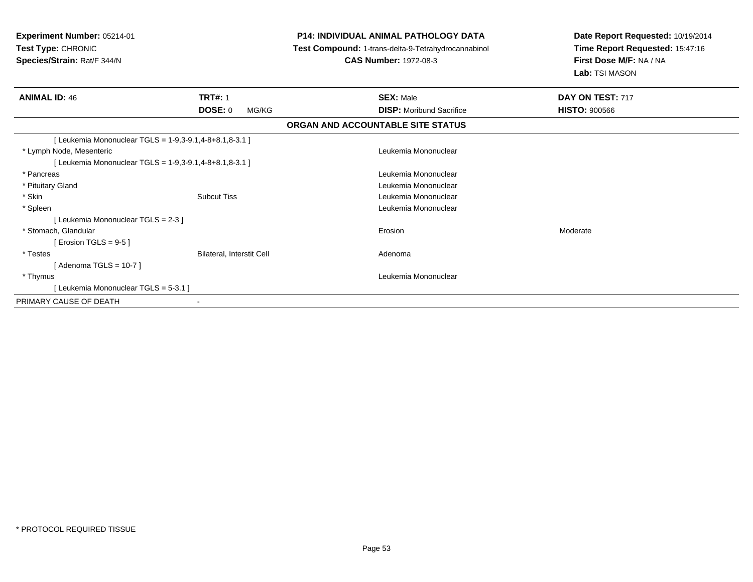**Experiment Number:** 05214-01
**Test Type:** CHRONIC
**Species/Strain:** Rat/F 344/N

**P14: INDIVIDUAL ANIMAL PATHOLOGY DATA**
**Test Compound:** 1-trans-delta-9-Tetrahydrocannabinol
**CAS Number:** 1972-08-3

**Date Report Requested:** 10/19/2014
**Time Report Requested:** 15:47:16
**First Dose M/F:** NA / NA
**Lab:** TSI MASON

| **ANIMAL ID:** 46 | **TRT#:** 1 | **SEX:** Male | **DAY ON TEST:** 717 |
|---|---|---|---|
| | **DOSE:** 0 MG/KG | **DISP:** Moribund Sacrifice | **HISTO:** 900566 |

**ORGAN AND ACCOUNTABLE SITE STATUS**

| | | | |
|---|---|---|---|
| [ Leukemia Mononuclear TGLS = 1-9,3-9.1,4-8+8.1,8-3.1 ] | | | |
| * Lymph Node, Mesenteric | | Leukemia Mononuclear | |
| [ Leukemia Mononuclear TGLS = 1-9,3-9.1,4-8+8.1,8-3.1 ] | | | |
| * Pancreas | | Leukemia Mononuclear | |
| * Pituitary Gland | | Leukemia Mononuclear | |
| * Skin | Subcut Tiss | Leukemia Mononuclear | |
| * Spleen | | Leukemia Mononuclear | |
| [ Leukemia Mononuclear TGLS = 2-3 ] | | | |
| * Stomach, Glandular | | Erosion | Moderate |
| [ Erosion TGLS = 9-5 ] | | | |
| * Testes | Bilateral, Interstit Cell | Adenoma | |
| [ Adenoma TGLS = 10-7 ] | | | |
| * Thymus | | Leukemia Mononuclear | |
| [ Leukemia Mononuclear TGLS = 5-3.1 ] | | | |
| PRIMARY CAUSE OF DEATH | - | | |

* PROTOCOL REQUIRED TISSUE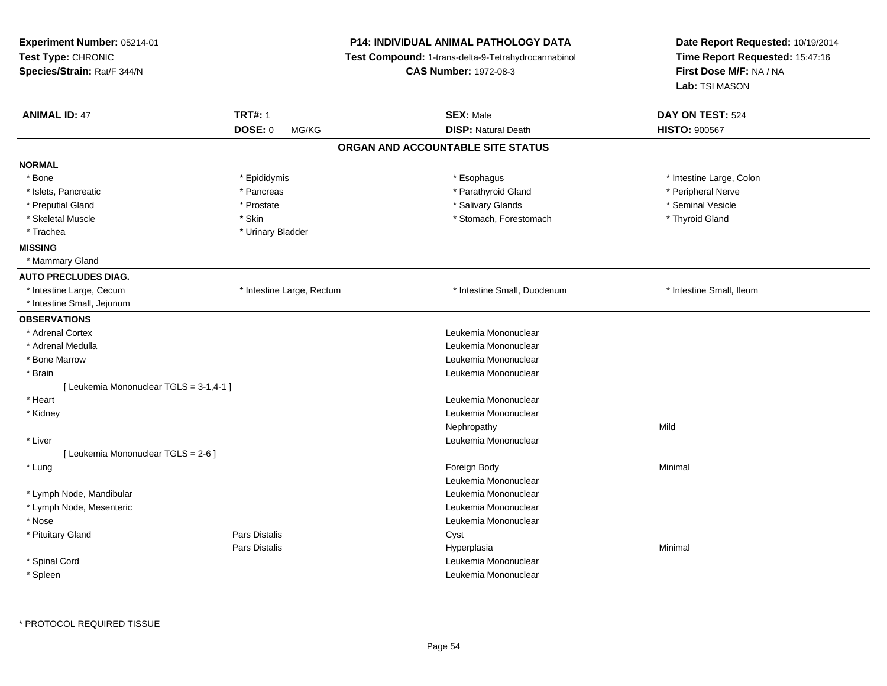**Experiment Number:** 05214-01
**Test Type:** CHRONIC
**Species/Strain:** Rat/F 344/N

**P14: INDIVIDUAL ANIMAL PATHOLOGY DATA**
**Test Compound:** 1-trans-delta-9-Tetrahydrocannabinol
**CAS Number:** 1972-08-3

**Date Report Requested:** 10/19/2014
**Time Report Requested:** 15:47:16
**First Dose M/F:** NA / NA
**Lab:** TSI MASON

| **ANIMAL ID:** 47 | **TRT#:** 1 | **SEX:** Male | **DAY ON TEST:** 524 |
|---|---|---|---|
| | **DOSE:** 0 MG/KG | **DISP:** Natural Death | **HISTO:** 900567 |

## ORGAN AND ACCOUNTABLE SITE STATUS

**NORMAL**

| | | | |
|---|---|---|---|
| * Bone | * Epididymis | * Esophagus | * Intestine Large, Colon |
| * Islets, Pancreatic | * Pancreas | * Parathyroid Gland | * Peripheral Nerve |
| * Preputial Gland | * Prostate | * Salivary Glands | * Seminal Vesicle |
| * Skeletal Muscle | * Skin | * Stomach, Forestomach | * Thyroid Gland |
| * Trachea | * Urinary Bladder | | |

**MISSING**

* Mammary Gland

**AUTO PRECLUDES DIAG.**

| | | | |
|---|---|---|---|
| * Intestine Large, Cecum | * Intestine Large, Rectum | * Intestine Small, Duodenum | * Intestine Small, Ileum |
| * Intestine Small, Jejunum | | | |

**OBSERVATIONS**

| Organ | Site | Observation | Severity |
|---|---|---|---|
| * Adrenal Cortex | | Leukemia Mononuclear | |
| * Adrenal Medulla | | Leukemia Mononuclear | |
| * Bone Marrow | | Leukemia Mononuclear | |
| * Brain | | Leukemia Mononuclear | |
| [ Leukemia Mononuclear TGLS = 3-1,4-1 ] | | | |
| * Heart | | Leukemia Mononuclear | |
| * Kidney | | Leukemia Mononuclear | |
| | | Nephropathy | Mild |
| * Liver | | Leukemia Mononuclear | |
| [ Leukemia Mononuclear TGLS = 2-6 ] | | | |
| * Lung | | Foreign Body | Minimal |
| | | Leukemia Mononuclear | |
| * Lymph Node, Mandibular | | Leukemia Mononuclear | |
| * Lymph Node, Mesenteric | | Leukemia Mononuclear | |
| * Nose | | Leukemia Mononuclear | |
| * Pituitary Gland | Pars Distalis | Cyst | |
| | Pars Distalis | Hyperplasia | Minimal |
| * Spinal Cord | | Leukemia Mononuclear | |
| * Spleen | | Leukemia Mononuclear | |

* PROTOCOL REQUIRED TISSUE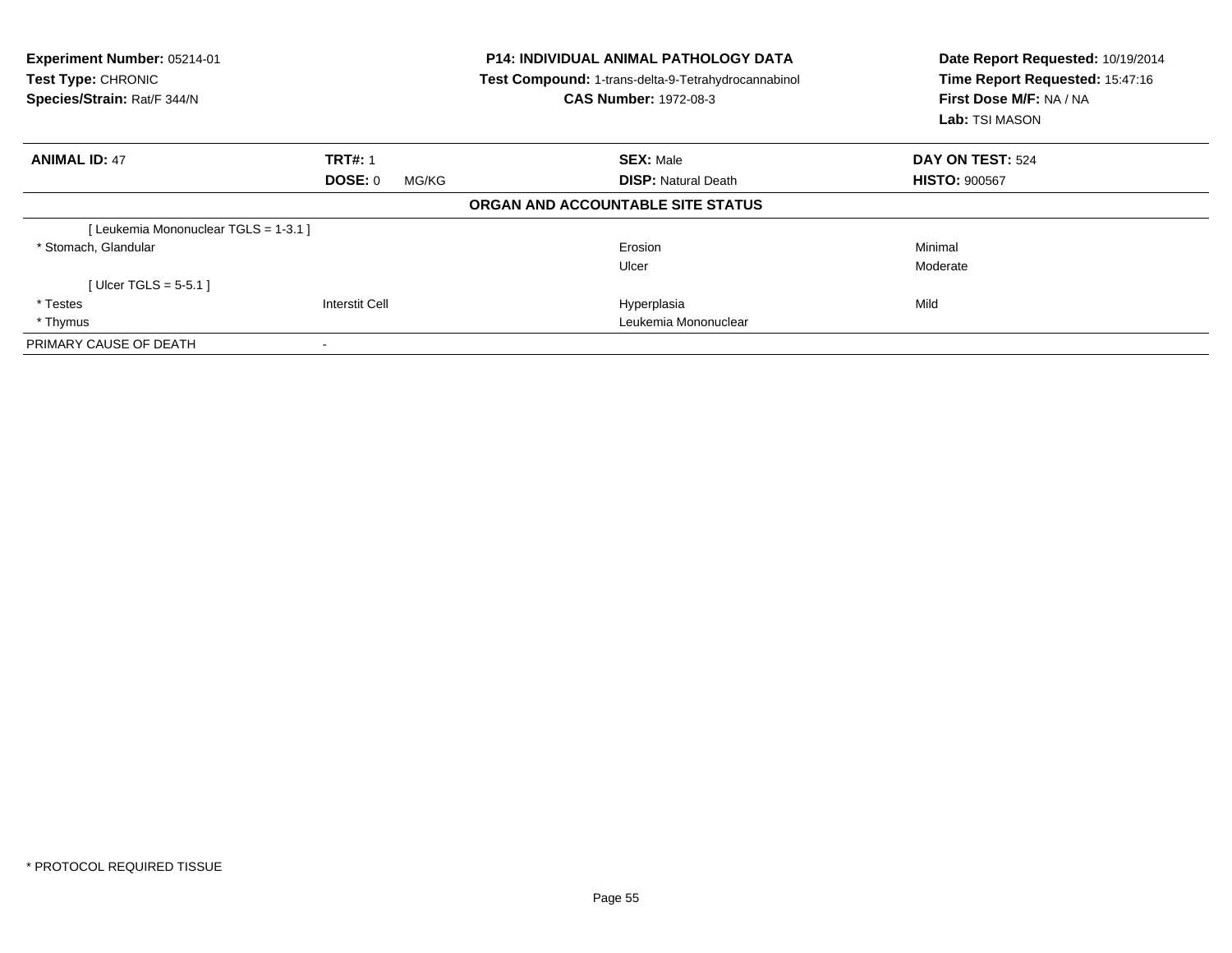**Experiment Number:** 05214-01
**Test Type:** CHRONIC
**Species/Strain:** Rat/F 344/N

**P14: INDIVIDUAL ANIMAL PATHOLOGY DATA**
**Test Compound:** 1-trans-delta-9-Tetrahydrocannabinol
**CAS Number:** 1972-08-3

**Date Report Requested:** 10/19/2014
**Time Report Requested:** 15:47:16
**First Dose M/F:** NA / NA
**Lab:** TSI MASON

| **ANIMAL ID:** 47 | **TRT#:** 1 | **SEX:** Male | **DAY ON TEST:** 524 |
|---|---|---|---|
| | **DOSE:** 0 MG/KG | **DISP:** Natural Death | **HISTO:** 900567 |

**ORGAN AND ACCOUNTABLE SITE STATUS**

| | | | |
|---|---|---|---|
| [ Leukemia Mononuclear TGLS = 1-3.1 ] | | | |
| * Stomach, Glandular | | Erosion | Minimal |
| | | Ulcer | Moderate |
| [ Ulcer TGLS = 5-5.1 ] | | | |
| * Testes | Interstit Cell | Hyperplasia | Mild |
| * Thymus | | Leukemia Mononuclear | |
| PRIMARY CAUSE OF DEATH | - | | |

* PROTOCOL REQUIRED TISSUE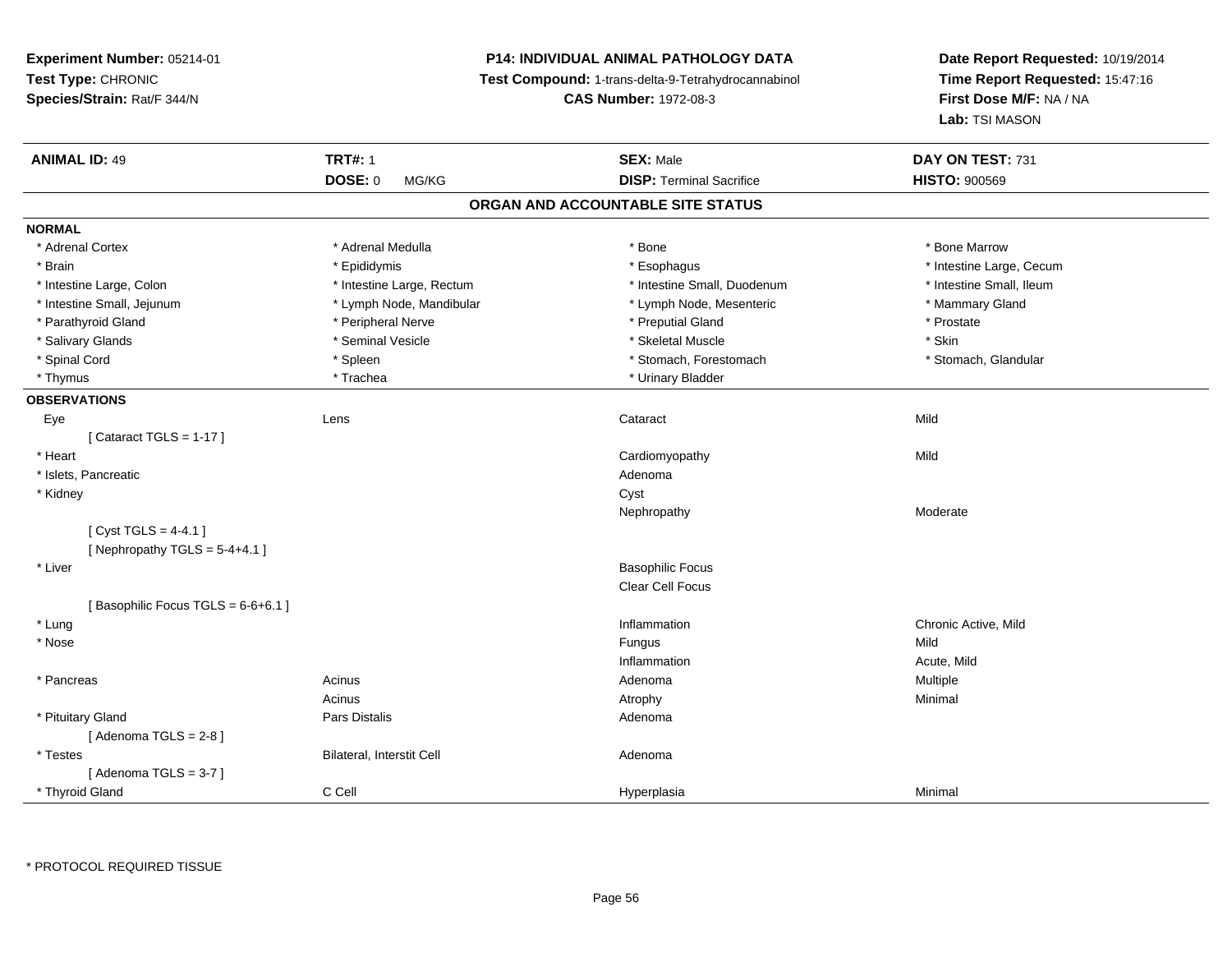**Experiment Number:** 05214-01
**Test Type:** CHRONIC
**Species/Strain:** Rat/F 344/N

**P14: INDIVIDUAL ANIMAL PATHOLOGY DATA**
**Test Compound:** 1-trans-delta-9-Tetrahydrocannabinol
**CAS Number:** 1972-08-3

**Date Report Requested:** 10/19/2014
**Time Report Requested:** 15:47:16
**First Dose M/F:** NA / NA
**Lab:** TSI MASON

| **ANIMAL ID:** 49 | **TRT#:** 1 | **SEX:** Male | **DAY ON TEST:** 731 |
|---|---|---|---|
| | **DOSE:** 0 MG/KG | **DISP:** Terminal Sacrifice | **HISTO:** 900569 |

## ORGAN AND ACCOUNTABLE SITE STATUS

**NORMAL**

| | | | |
|---|---|---|---|
| * Adrenal Cortex | * Adrenal Medulla | * Bone | * Bone Marrow |
| * Brain | * Epididymis | * Esophagus | * Intestine Large, Cecum |
| * Intestine Large, Colon | * Intestine Large, Rectum | * Intestine Small, Duodenum | * Intestine Small, Ileum |
| * Intestine Small, Jejunum | * Lymph Node, Mandibular | * Lymph Node, Mesenteric | * Mammary Gland |
| * Parathyroid Gland | * Peripheral Nerve | * Preputial Gland | * Prostate |
| * Salivary Glands | * Seminal Vesicle | * Skeletal Muscle | * Skin |
| * Spinal Cord | * Spleen | * Stomach, Forestomach | * Stomach, Glandular |
| * Thymus | * Trachea | * Urinary Bladder | |

**OBSERVATIONS**

| | | | |
|---|---|---|---|
| Eye | Lens | Cataract | Mild |
| [ Cataract TGLS = 1-17 ] | | | |
| * Heart | | Cardiomyopathy | Mild |
| * Islets, Pancreatic | | Adenoma | |
| * Kidney | | Cyst | |
| | | Nephropathy | Moderate |
| [ Cyst TGLS = 4-4.1 ] | | | |
| [ Nephropathy TGLS = 5-4+4.1 ] | | | |
| * Liver | | Basophilic Focus | |
| | | Clear Cell Focus | |
| [ Basophilic Focus TGLS = 6-6+6.1 ] | | | |
| * Lung | | Inflammation | Chronic Active, Mild |
| * Nose | | Fungus | Mild |
| | | Inflammation | Acute, Mild |
| * Pancreas | Acinus | Adenoma | Multiple |
| | Acinus | Atrophy | Minimal |
| * Pituitary Gland | Pars Distalis | Adenoma | |
| [ Adenoma TGLS = 2-8 ] | | | |
| * Testes | Bilateral, Interstit Cell | Adenoma | |
| [ Adenoma TGLS = 3-7 ] | | | |
| * Thyroid Gland | C Cell | Hyperplasia | Minimal |

* PROTOCOL REQUIRED TISSUE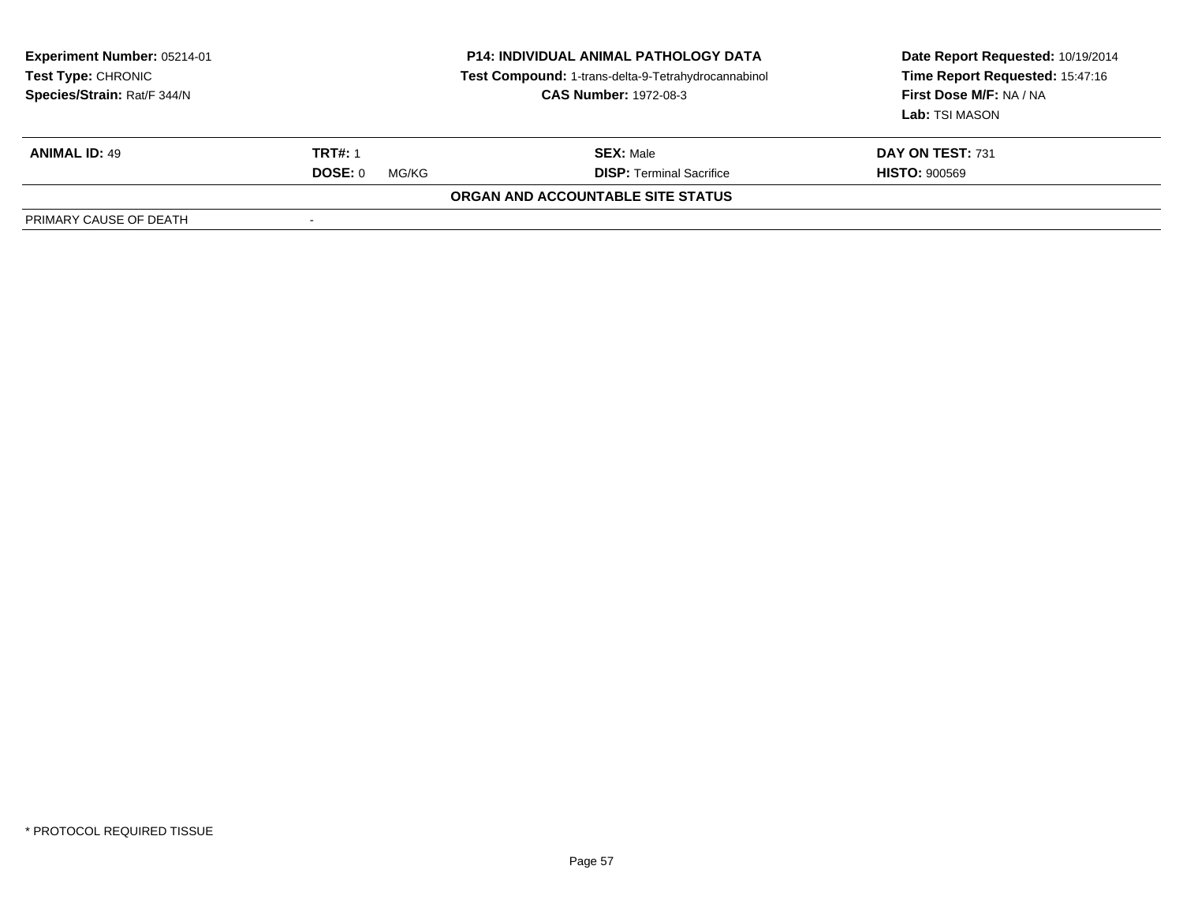**Experiment Number:** 05214-01
**Test Type:** CHRONIC
**Species/Strain:** Rat/F 344/N

**P14: INDIVIDUAL ANIMAL PATHOLOGY DATA**
**Test Compound:** 1-trans-delta-9-Tetrahydrocannabinol
**CAS Number:** 1972-08-3

**Date Report Requested:** 10/19/2014
**Time Report Requested:** 15:47:16
**First Dose M/F:** NA / NA
**Lab:** TSI MASON

| **ANIMAL ID:** 49 | **TRT#:** 1 | **SEX:** Male | **DAY ON TEST:** 731 |
|---|---|---|---|
| | **DOSE:** 0 MG/KG | **DISP:** Terminal Sacrifice | **HISTO:** 900569 |

**ORGAN AND ACCOUNTABLE SITE STATUS**

| | |
|---|---|
| PRIMARY CAUSE OF DEATH | - |

\* PROTOCOL REQUIRED TISSUE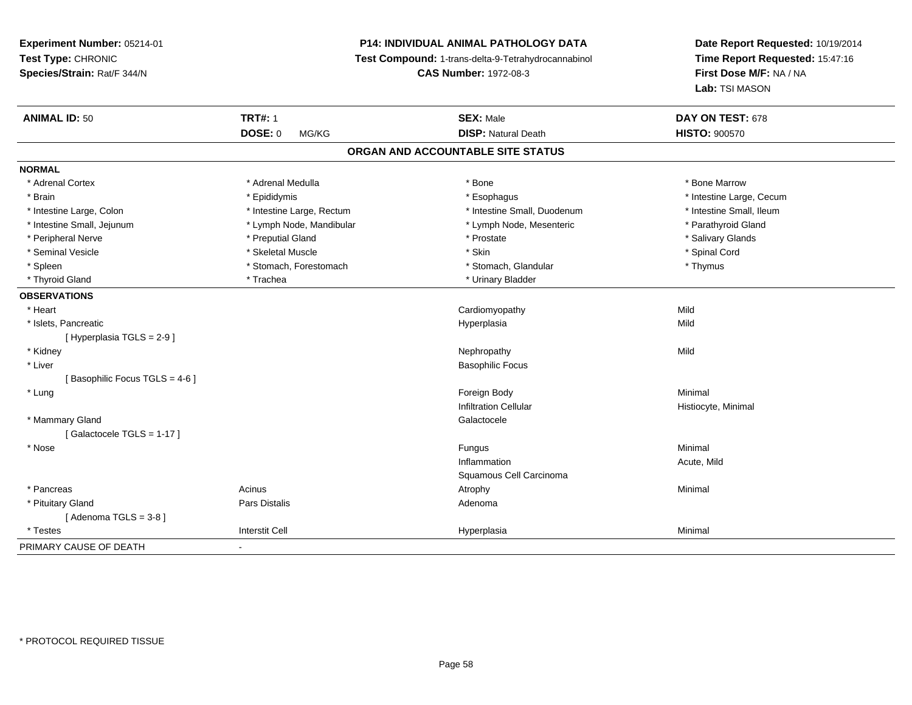**Experiment Number:** 05214-01
**Test Type:** CHRONIC
**Species/Strain:** Rat/F 344/N

**P14: INDIVIDUAL ANIMAL PATHOLOGY DATA**
**Test Compound:** 1-trans-delta-9-Tetrahydrocannabinol
**CAS Number:** 1972-08-3

**Date Report Requested:** 10/19/2014
**Time Report Requested:** 15:47:16
**First Dose M/F:** NA / NA
**Lab:** TSI MASON

| **ANIMAL ID:** 50 | **TRT#:** 1 | **SEX:** Male | **DAY ON TEST:** 678 |
|---|---|---|---|
| | **DOSE:** 0 MG/KG | **DISP:** Natural Death | **HISTO:** 900570 |

## ORGAN AND ACCOUNTABLE SITE STATUS

**NORMAL**

| | | | |
|---|---|---|---|
| * Adrenal Cortex | * Adrenal Medulla | * Bone | * Bone Marrow |
| * Brain | * Epididymis | * Esophagus | * Intestine Large, Cecum |
| * Intestine Large, Colon | * Intestine Large, Rectum | * Intestine Small, Duodenum | * Intestine Small, Ileum |
| * Intestine Small, Jejunum | * Lymph Node, Mandibular | * Lymph Node, Mesenteric | * Parathyroid Gland |
| * Peripheral Nerve | * Preputial Gland | * Prostate | * Salivary Glands |
| * Seminal Vesicle | * Skeletal Muscle | * Skin | * Spinal Cord |
| * Spleen | * Stomach, Forestomach | * Stomach, Glandular | * Thymus |
| * Thyroid Gland | * Trachea | * Urinary Bladder | |

**OBSERVATIONS**

| | | | |
|---|---|---|---|
| * Heart | | Cardiomyopathy | Mild |
| * Islets, Pancreatic | | Hyperplasia | Mild |
| [ Hyperplasia TGLS = 2-9 ] | | | |
| * Kidney | | Nephropathy | Mild |
| * Liver | | Basophilic Focus | |
| [ Basophilic Focus TGLS = 4-6 ] | | | |
| * Lung | | Foreign Body | Minimal |
| | | Infiltration Cellular | Histiocyte, Minimal |
| * Mammary Gland | | Galactocele | |
| [ Galactocele TGLS = 1-17 ] | | | |
| * Nose | | Fungus | Minimal |
| | | Inflammation | Acute, Mild |
| | | Squamous Cell Carcinoma | |
| * Pancreas | Acinus | Atrophy | Minimal |
| * Pituitary Gland | Pars Distalis | Adenoma | |
| [ Adenoma TGLS = 3-8 ] | | | |
| * Testes | Interstit Cell | Hyperplasia | Minimal |

PRIMARY CAUSE OF DEATH -

* PROTOCOL REQUIRED TISSUE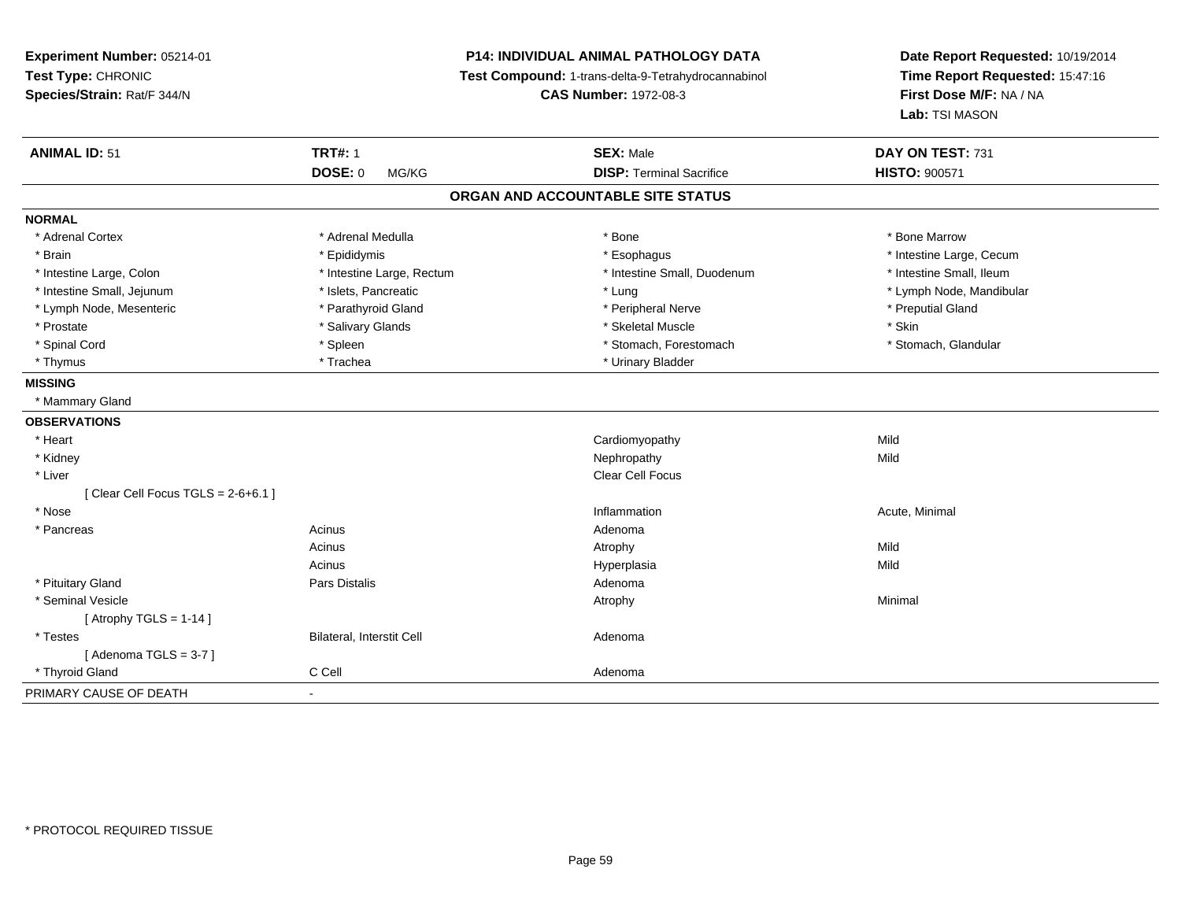**Experiment Number:** 05214-01
**Test Type:** CHRONIC
**Species/Strain:** Rat/F 344/N

**P14: INDIVIDUAL ANIMAL PATHOLOGY DATA**
**Test Compound:** 1-trans-delta-9-Tetrahydrocannabinol
**CAS Number:** 1972-08-3

**Date Report Requested:** 10/19/2014
**Time Report Requested:** 15:47:16
**First Dose M/F:** NA / NA
**Lab:** TSI MASON

| **ANIMAL ID:** 51 | **TRT#:** 1 | **SEX:** Male | **DAY ON TEST:** 731 |
|---|---|---|---|
| | **DOSE:** 0 MG/KG | **DISP:** Terminal Sacrifice | **HISTO:** 900571 |

**ORGAN AND ACCOUNTABLE SITE STATUS**

**NORMAL**

| | | | |
|---|---|---|---|
| * Adrenal Cortex | * Adrenal Medulla | * Bone | * Bone Marrow |
| * Brain | * Epididymis | * Esophagus | * Intestine Large, Cecum |
| * Intestine Large, Colon | * Intestine Large, Rectum | * Intestine Small, Duodenum | * Intestine Small, Ileum |
| * Intestine Small, Jejunum | * Islets, Pancreatic | * Lung | * Lymph Node, Mandibular |
| * Lymph Node, Mesenteric | * Parathyroid Gland | * Peripheral Nerve | * Preputial Gland |
| * Prostate | * Salivary Glands | * Skeletal Muscle | * Skin |
| * Spinal Cord | * Spleen | * Stomach, Forestomach | * Stomach, Glandular |
| * Thymus | * Trachea | * Urinary Bladder | |

**MISSING**

* Mammary Gland

**OBSERVATIONS**

| | | | |
|---|---|---|---|
| * Heart | | Cardiomyopathy | Mild |
| * Kidney | | Nephropathy | Mild |
| * Liver | | Clear Cell Focus | |
| [ Clear Cell Focus TGLS = 2-6+6.1 ] | | | |
| * Nose | | Inflammation | Acute, Minimal |
| * Pancreas | Acinus | Adenoma | |
| | Acinus | Atrophy | Mild |
| | Acinus | Hyperplasia | Mild |
| * Pituitary Gland | Pars Distalis | Adenoma | |
| * Seminal Vesicle | | Atrophy | Minimal |
| [ Atrophy TGLS = 1-14 ] | | | |
| * Testes | Bilateral, Interstit Cell | Adenoma | |
| [ Adenoma TGLS = 3-7 ] | | | |
| * Thyroid Gland | C Cell | Adenoma | |

PRIMARY CAUSE OF DEATH -

* PROTOCOL REQUIRED TISSUE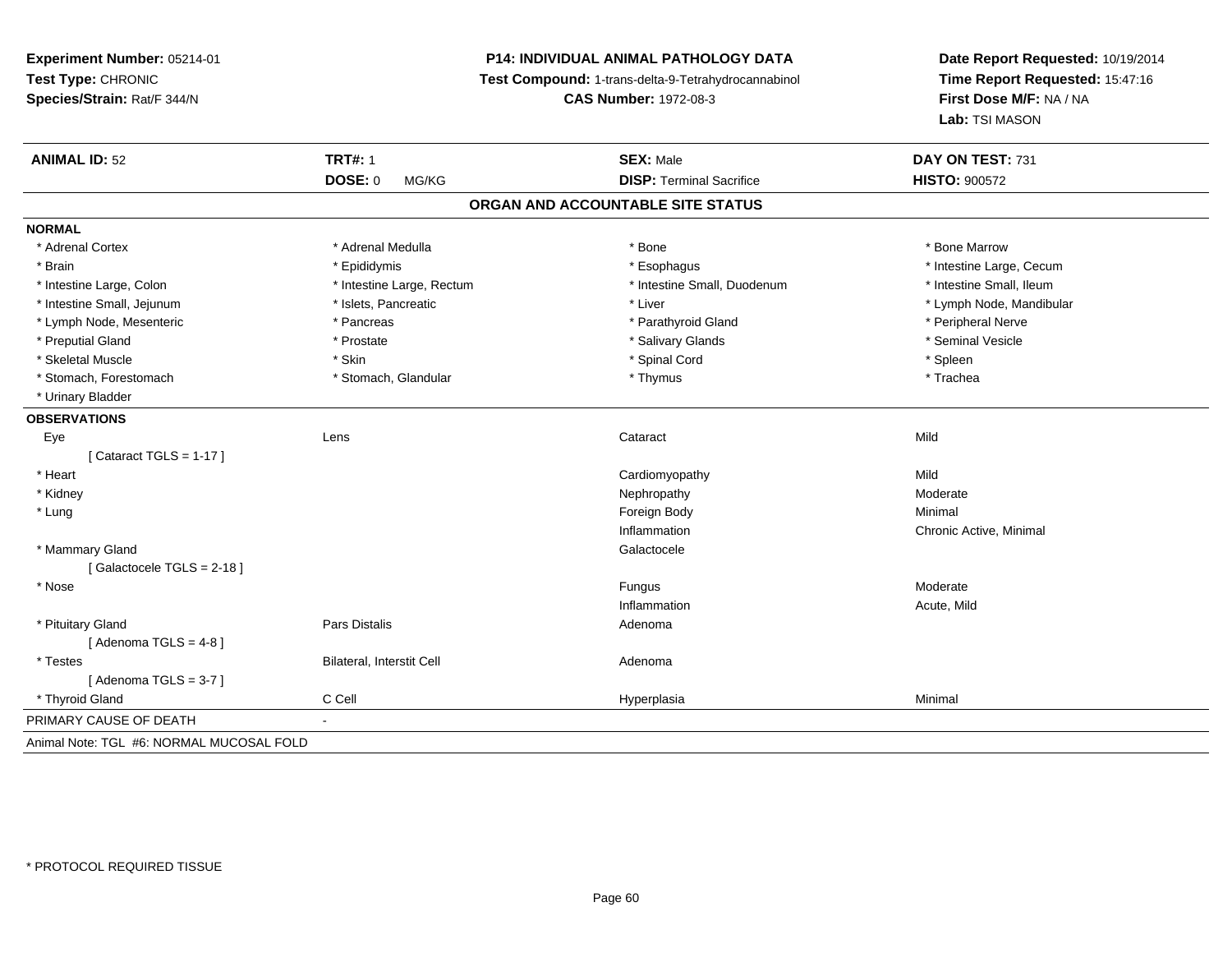**Experiment Number:** 05214-01
**Test Type:** CHRONIC
**Species/Strain:** Rat/F 344/N

**P14: INDIVIDUAL ANIMAL PATHOLOGY DATA**
**Test Compound:** 1-trans-delta-9-Tetrahydrocannabinol
**CAS Number:** 1972-08-3

**Date Report Requested:** 10/19/2014
**Time Report Requested:** 15:47:16
**First Dose M/F:** NA / NA
**Lab:** TSI MASON

| **ANIMAL ID:** 52 | **TRT#:** 1 | **SEX:** Male | **DAY ON TEST:** 731 |
|---|---|---|---|
| | **DOSE:** 0 MG/KG | **DISP:** Terminal Sacrifice | **HISTO:** 900572 |

## ORGAN AND ACCOUNTABLE SITE STATUS

**NORMAL**

| | | | |
|---|---|---|---|
| * Adrenal Cortex | * Adrenal Medulla | * Bone | * Bone Marrow |
| * Brain | * Epididymis | * Esophagus | * Intestine Large, Cecum |
| * Intestine Large, Colon | * Intestine Large, Rectum | * Intestine Small, Duodenum | * Intestine Small, Ileum |
| * Intestine Small, Jejunum | * Islets, Pancreatic | * Liver | * Lymph Node, Mandibular |
| * Lymph Node, Mesenteric | * Pancreas | * Parathyroid Gland | * Peripheral Nerve |
| * Preputial Gland | * Prostate | * Salivary Glands | * Seminal Vesicle |
| * Skeletal Muscle | * Skin | * Spinal Cord | * Spleen |
| * Stomach, Forestomach | * Stomach, Glandular | * Thymus | * Trachea |
| * Urinary Bladder | | | |

**OBSERVATIONS**

| | | | |
|---|---|---|---|
| Eye | Lens | Cataract | Mild |
| [ Cataract TGLS = 1-17 ] | | | |
| * Heart | | Cardiomyopathy | Mild |
| * Kidney | | Nephropathy | Moderate |
| * Lung | | Foreign Body | Minimal |
| | | Inflammation | Chronic Active, Minimal |
| * Mammary Gland | | Galactocele | |
| [ Galactocele TGLS = 2-18 ] | | | |
| * Nose | | Fungus | Moderate |
| | | Inflammation | Acute, Mild |
| * Pituitary Gland | Pars Distalis | Adenoma | |
| [ Adenoma TGLS = 4-8 ] | | | |
| * Testes | Bilateral, Interstit Cell | Adenoma | |
| [ Adenoma TGLS = 3-7 ] | | | |
| * Thyroid Gland | C Cell | Hyperplasia | Minimal |

PRIMARY CAUSE OF DEATH -

Animal Note: TGL #6: NORMAL MUCOSAL FOLD

\* PROTOCOL REQUIRED TISSUE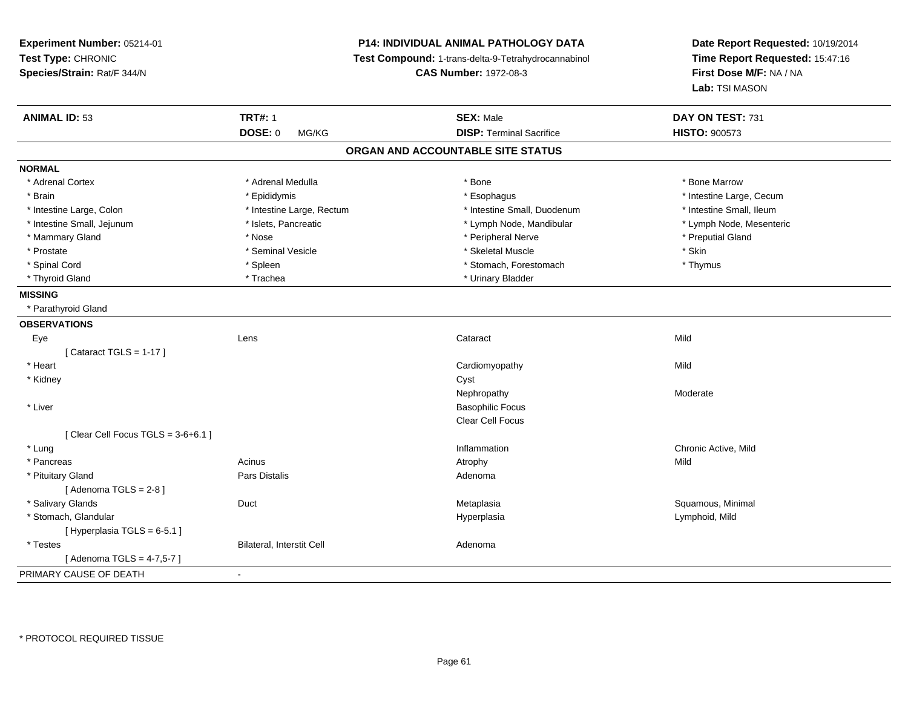**Experiment Number:** 05214-01
**Test Type:** CHRONIC
**Species/Strain:** Rat/F 344/N

**P14: INDIVIDUAL ANIMAL PATHOLOGY DATA**
**Test Compound:** 1-trans-delta-9-Tetrahydrocannabinol
**CAS Number:** 1972-08-3

**Date Report Requested:** 10/19/2014
**Time Report Requested:** 15:47:16
**First Dose M/F:** NA / NA
**Lab:** TSI MASON

| **ANIMAL ID:** 53 | **TRT#:** 1 | **SEX:** Male | **DAY ON TEST:** 731 |
|---|---|---|---|
| | **DOSE:** 0 MG/KG | **DISP:** Terminal Sacrifice | **HISTO:** 900573 |

**ORGAN AND ACCOUNTABLE SITE STATUS**

**NORMAL**

| | | | |
|---|---|---|---|
| * Adrenal Cortex | * Adrenal Medulla | * Bone | * Bone Marrow |
| * Brain | * Epididymis | * Esophagus | * Intestine Large, Cecum |
| * Intestine Large, Colon | * Intestine Large, Rectum | * Intestine Small, Duodenum | * Intestine Small, Ileum |
| * Intestine Small, Jejunum | * Islets, Pancreatic | * Lymph Node, Mandibular | * Lymph Node, Mesenteric |
| * Mammary Gland | * Nose | * Peripheral Nerve | * Preputial Gland |
| * Prostate | * Seminal Vesicle | * Skeletal Muscle | * Skin |
| * Spinal Cord | * Spleen | * Stomach, Forestomach | * Thymus |
| * Thyroid Gland | * Trachea | * Urinary Bladder | |

**MISSING**

* Parathyroid Gland

**OBSERVATIONS**

| | | | |
|---|---|---|---|
| Eye | Lens | Cataract | Mild |
| [ Cataract TGLS = 1-17 ] | | | |
| * Heart | | Cardiomyopathy | Mild |
| * Kidney | | Cyst | |
| | | Nephropathy | Moderate |
| * Liver | | Basophilic Focus | |
| | | Clear Cell Focus | |
| [ Clear Cell Focus TGLS = 3-6+6.1 ] | | | |
| * Lung | | Inflammation | Chronic Active, Mild |
| * Pancreas | Acinus | Atrophy | Mild |
| * Pituitary Gland | Pars Distalis | Adenoma | |
| [ Adenoma TGLS = 2-8 ] | | | |
| * Salivary Glands | Duct | Metaplasia | Squamous, Minimal |
| * Stomach, Glandular | | Hyperplasia | Lymphoid, Mild |
| [ Hyperplasia TGLS = 6-5.1 ] | | | |
| * Testes | Bilateral, Interstit Cell | Adenoma | |
| [ Adenoma TGLS = 4-7,5-7 ] | | | |

PRIMARY CAUSE OF DEATH -

* PROTOCOL REQUIRED TISSUE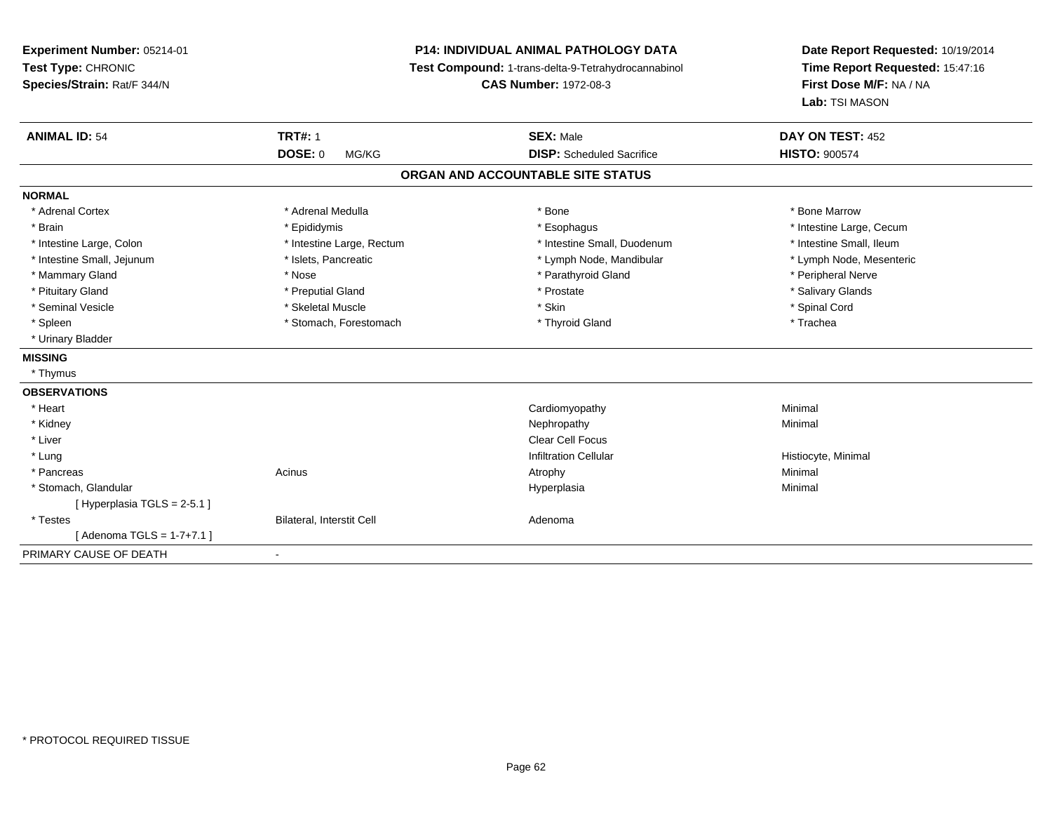**Experiment Number:** 05214-01
**Test Type:** CHRONIC
**Species/Strain:** Rat/F 344/N

**P14: INDIVIDUAL ANIMAL PATHOLOGY DATA**
**Test Compound:** 1-trans-delta-9-Tetrahydrocannabinol
**CAS Number:** 1972-08-3

**Date Report Requested:** 10/19/2014
**Time Report Requested:** 15:47:16
**First Dose M/F:** NA / NA
**Lab:** TSI MASON

| **ANIMAL ID:** 54 | **TRT#:** 1 | **SEX:** Male | **DAY ON TEST:** 452 |
|---|---|---|---|
| | **DOSE:** 0 MG/KG | **DISP:** Scheduled Sacrifice | **HISTO:** 900574 |

**ORGAN AND ACCOUNTABLE SITE STATUS**

**NORMAL**

| | | | |
|---|---|---|---|
| * Adrenal Cortex | * Adrenal Medulla | * Bone | * Bone Marrow |
| * Brain | * Epididymis | * Esophagus | * Intestine Large, Cecum |
| * Intestine Large, Colon | * Intestine Large, Rectum | * Intestine Small, Duodenum | * Intestine Small, Ileum |
| * Intestine Small, Jejunum | * Islets, Pancreatic | * Lymph Node, Mandibular | * Lymph Node, Mesenteric |
| * Mammary Gland | * Nose | * Parathyroid Gland | * Peripheral Nerve |
| * Pituitary Gland | * Preputial Gland | * Prostate | * Salivary Glands |
| * Seminal Vesicle | * Skeletal Muscle | * Skin | * Spinal Cord |
| * Spleen | * Stomach, Forestomach | * Thyroid Gland | * Trachea |
| * Urinary Bladder | | | |

**MISSING**

* Thymus

**OBSERVATIONS**

| | | | |
|---|---|---|---|
| * Heart | | Cardiomyopathy | Minimal |
| * Kidney | | Nephropathy | Minimal |
| * Liver | | Clear Cell Focus | |
| * Lung | | Infiltration Cellular | Histiocyte, Minimal |
| * Pancreas | Acinus | Atrophy | Minimal |
| * Stomach, Glandular | | Hyperplasia | Minimal |
| [ Hyperplasia TGLS = 2-5.1 ] | | | |
| * Testes | Bilateral, Interstit Cell | Adenoma | |
| [ Adenoma TGLS = 1-7+7.1 ] | | | |

PRIMARY CAUSE OF DEATH -

* PROTOCOL REQUIRED TISSUE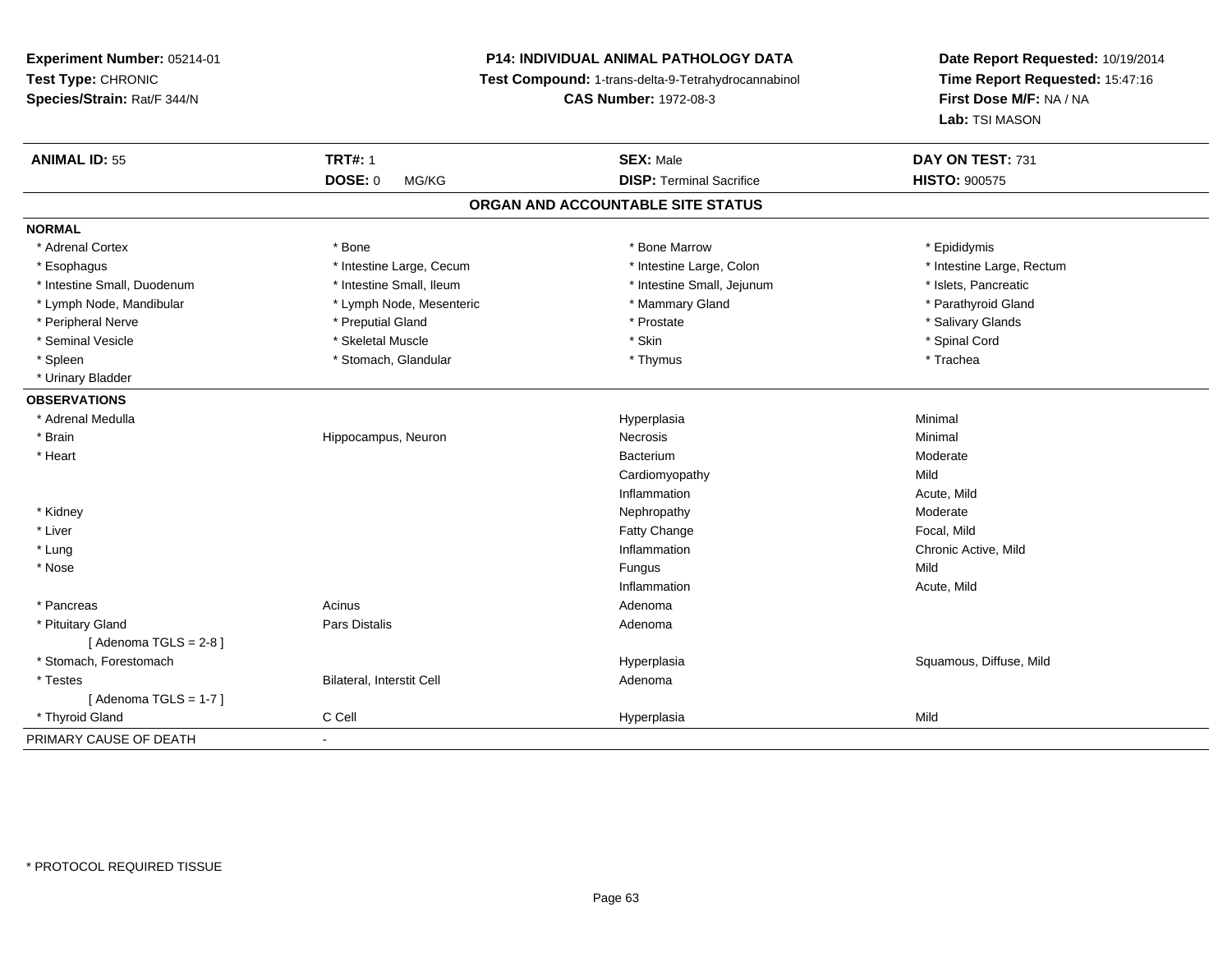**Experiment Number:** 05214-01
**Test Type:** CHRONIC
**Species/Strain:** Rat/F 344/N

**P14: INDIVIDUAL ANIMAL PATHOLOGY DATA**
**Test Compound:** 1-trans-delta-9-Tetrahydrocannabinol
**CAS Number:** 1972-08-3

**Date Report Requested:** 10/19/2014
**Time Report Requested:** 15:47:16
**First Dose M/F:** NA / NA
**Lab:** TSI MASON

| **ANIMAL ID:** 55 | **TRT#:** 1 | **SEX:** Male | **DAY ON TEST:** 731 |
|---|---|---|---|
| | **DOSE:** 0 MG/KG | **DISP:** Terminal Sacrifice | **HISTO:** 900575 |

## ORGAN AND ACCOUNTABLE SITE STATUS

**NORMAL**

| | | | |
|---|---|---|---|
| * Adrenal Cortex | * Bone | * Bone Marrow | * Epididymis |
| * Esophagus | * Intestine Large, Cecum | * Intestine Large, Colon | * Intestine Large, Rectum |
| * Intestine Small, Duodenum | * Intestine Small, Ileum | * Intestine Small, Jejunum | * Islets, Pancreatic |
| * Lymph Node, Mandibular | * Lymph Node, Mesenteric | * Mammary Gland | * Parathyroid Gland |
| * Peripheral Nerve | * Preputial Gland | * Prostate | * Salivary Glands |
| * Seminal Vesicle | * Skeletal Muscle | * Skin | * Spinal Cord |
| * Spleen | * Stomach, Glandular | * Thymus | * Trachea |
| * Urinary Bladder | | | |

**OBSERVATIONS**

| | | | |
|---|---|---|---|
| * Adrenal Medulla | | Hyperplasia | Minimal |
| * Brain | Hippocampus, Neuron | Necrosis | Minimal |
| * Heart | | Bacterium | Moderate |
| | | Cardiomyopathy | Mild |
| | | Inflammation | Acute, Mild |
| * Kidney | | Nephropathy | Moderate |
| * Liver | | Fatty Change | Focal, Mild |
| * Lung | | Inflammation | Chronic Active, Mild |
| * Nose | | Fungus | Mild |
| | | Inflammation | Acute, Mild |
| * Pancreas | Acinus | Adenoma | |
| * Pituitary Gland | Pars Distalis | Adenoma | |
| [ Adenoma TGLS = 2-8 ] | | | |
| * Stomach, Forestomach | | Hyperplasia | Squamous, Diffuse, Mild |
| * Testes | Bilateral, Interstit Cell | Adenoma | |
| [ Adenoma TGLS = 1-7 ] | | | |
| * Thyroid Gland | C Cell | Hyperplasia | Mild |

| | |
|---|---|
| PRIMARY CAUSE OF DEATH | - |

* PROTOCOL REQUIRED TISSUE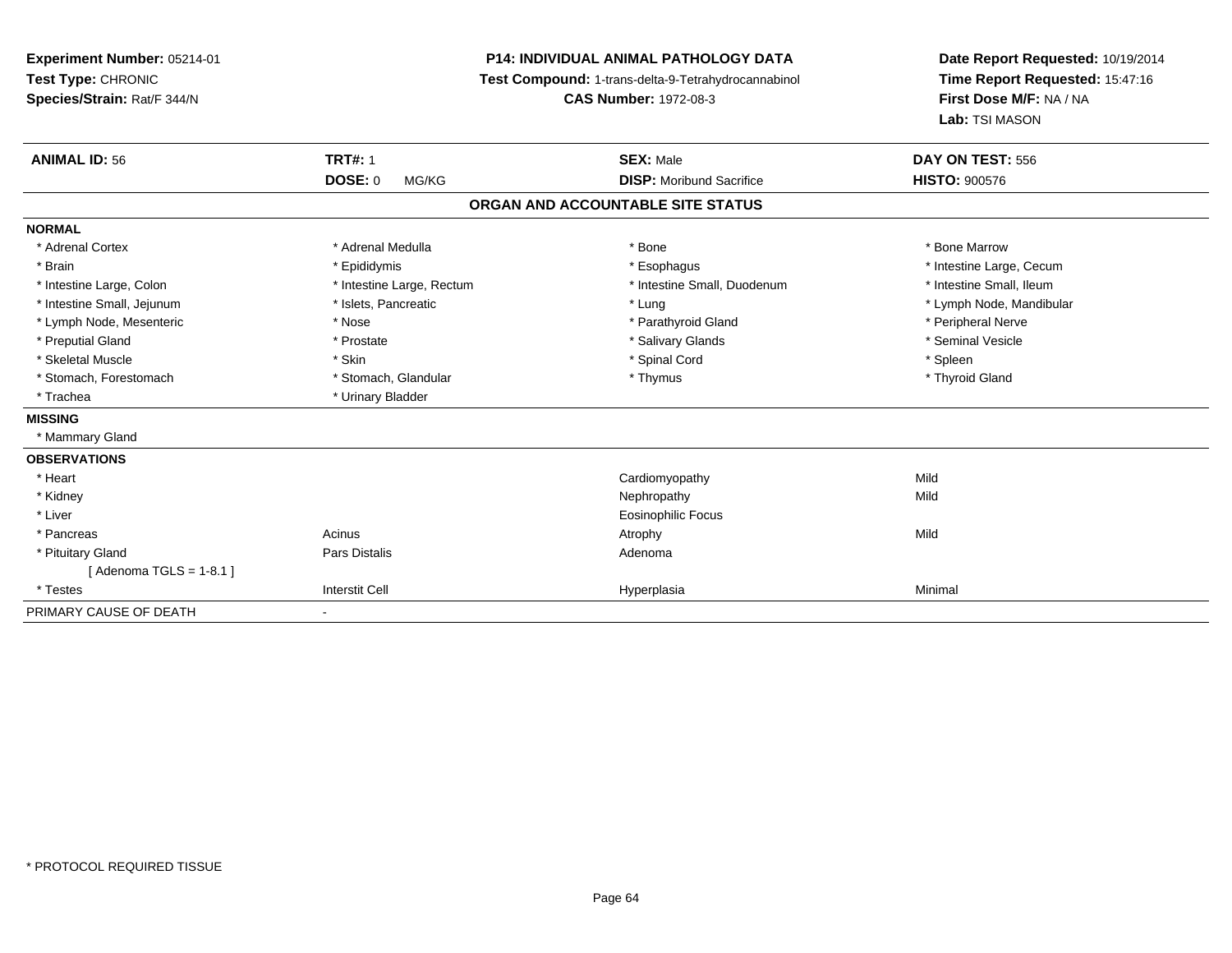**Experiment Number:** 05214-01
**Test Type:** CHRONIC
**Species/Strain:** Rat/F 344/N

**P14: INDIVIDUAL ANIMAL PATHOLOGY DATA**
**Test Compound:** 1-trans-delta-9-Tetrahydrocannabinol
**CAS Number:** 1972-08-3

**Date Report Requested:** 10/19/2014
**Time Report Requested:** 15:47:16
**First Dose M/F:** NA / NA
**Lab:** TSI MASON

| **ANIMAL ID:** 56 | **TRT#:** 1 | **SEX:** Male | **DAY ON TEST:** 556 |
|---|---|---|---|
| | **DOSE:** 0 MG/KG | **DISP:** Moribund Sacrifice | **HISTO:** 900576 |

**ORGAN AND ACCOUNTABLE SITE STATUS**

**NORMAL**

| | | | |
|---|---|---|---|
| * Adrenal Cortex | * Adrenal Medulla | * Bone | * Bone Marrow |
| * Brain | * Epididymis | * Esophagus | * Intestine Large, Cecum |
| * Intestine Large, Colon | * Intestine Large, Rectum | * Intestine Small, Duodenum | * Intestine Small, Ileum |
| * Intestine Small, Jejunum | * Islets, Pancreatic | * Lung | * Lymph Node, Mandibular |
| * Lymph Node, Mesenteric | * Nose | * Parathyroid Gland | * Peripheral Nerve |
| * Preputial Gland | * Prostate | * Salivary Glands | * Seminal Vesicle |
| * Skeletal Muscle | * Skin | * Spinal Cord | * Spleen |
| * Stomach, Forestomach | * Stomach, Glandular | * Thymus | * Thyroid Gland |
| * Trachea | * Urinary Bladder | | |

**MISSING**

* Mammary Gland

**OBSERVATIONS**

| | | | |
|---|---|---|---|
| * Heart | | Cardiomyopathy | Mild |
| * Kidney | | Nephropathy | Mild |
| * Liver | | Eosinophilic Focus | |
| * Pancreas | Acinus | Atrophy | Mild |
| * Pituitary Gland | Pars Distalis | Adenoma | |
| [ Adenoma TGLS = 1-8.1 ] | | | |
| * Testes | Interstit Cell | Hyperplasia | Minimal |

PRIMARY CAUSE OF DEATH -

* PROTOCOL REQUIRED TISSUE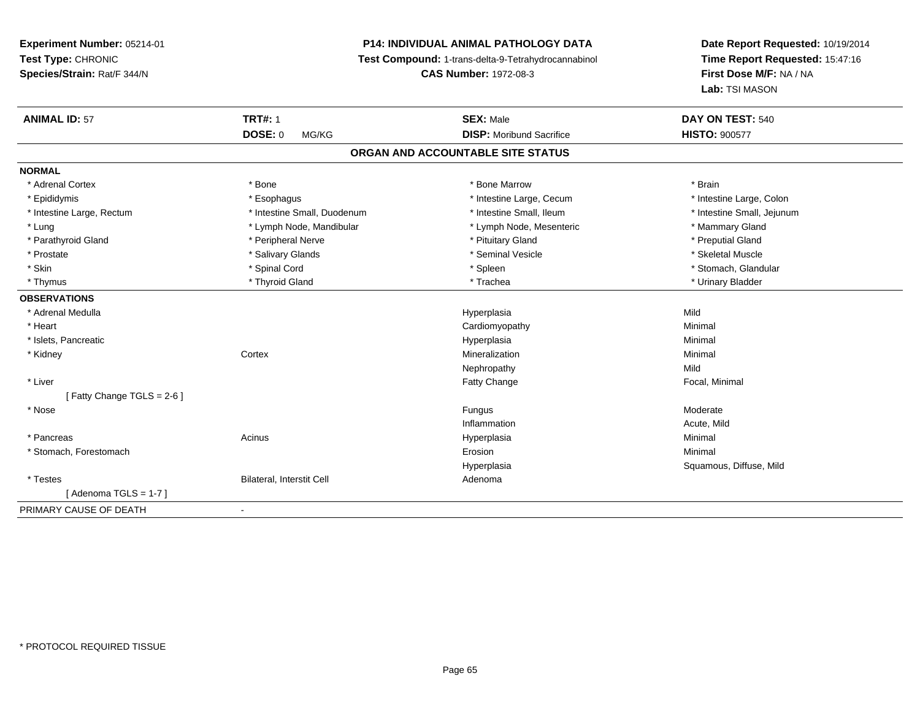**Experiment Number:** 05214-01
**Test Type:** CHRONIC
**Species/Strain:** Rat/F 344/N

**P14: INDIVIDUAL ANIMAL PATHOLOGY DATA**
**Test Compound:** 1-trans-delta-9-Tetrahydrocannabinol
**CAS Number:** 1972-08-3

**Date Report Requested:** 10/19/2014
**Time Report Requested:** 15:47:16
**First Dose M/F:** NA / NA
**Lab:** TSI MASON

| **ANIMAL ID:** 57 | **TRT#:** 1 | **SEX:** Male | **DAY ON TEST:** 540 |
|---|---|---|---|
| | **DOSE:** 0 MG/KG | **DISP:** Moribund Sacrifice | **HISTO:** 900577 |

## ORGAN AND ACCOUNTABLE SITE STATUS

**NORMAL**

| | | | |
|---|---|---|---|
| * Adrenal Cortex | * Bone | * Bone Marrow | * Brain |
| * Epididymis | * Esophagus | * Intestine Large, Cecum | * Intestine Large, Colon |
| * Intestine Large, Rectum | * Intestine Small, Duodenum | * Intestine Small, Ileum | * Intestine Small, Jejunum |
| * Lung | * Lymph Node, Mandibular | * Lymph Node, Mesenteric | * Mammary Gland |
| * Parathyroid Gland | * Peripheral Nerve | * Pituitary Gland | * Preputial Gland |
| * Prostate | * Salivary Glands | * Seminal Vesicle | * Skeletal Muscle |
| * Skin | * Spinal Cord | * Spleen | * Stomach, Glandular |
| * Thymus | * Thyroid Gland | * Trachea | * Urinary Bladder |

**OBSERVATIONS**

| | | | |
|---|---|---|---|
| * Adrenal Medulla | | Hyperplasia | Mild |
| * Heart | | Cardiomyopathy | Minimal |
| * Islets, Pancreatic | | Hyperplasia | Minimal |
| * Kidney | Cortex | Mineralization | Minimal |
| | | Nephropathy | Mild |
| * Liver | | Fatty Change | Focal, Minimal |
| [ Fatty Change TGLS = 2-6 ] | | | |
| * Nose | | Fungus | Moderate |
| | | Inflammation | Acute, Mild |
| * Pancreas | Acinus | Hyperplasia | Minimal |
| * Stomach, Forestomach | | Erosion | Minimal |
| | | Hyperplasia | Squamous, Diffuse, Mild |
| * Testes | Bilateral, Interstit Cell | Adenoma | |
| [ Adenoma TGLS = 1-7 ] | | | |

PRIMARY CAUSE OF DEATH -

* PROTOCOL REQUIRED TISSUE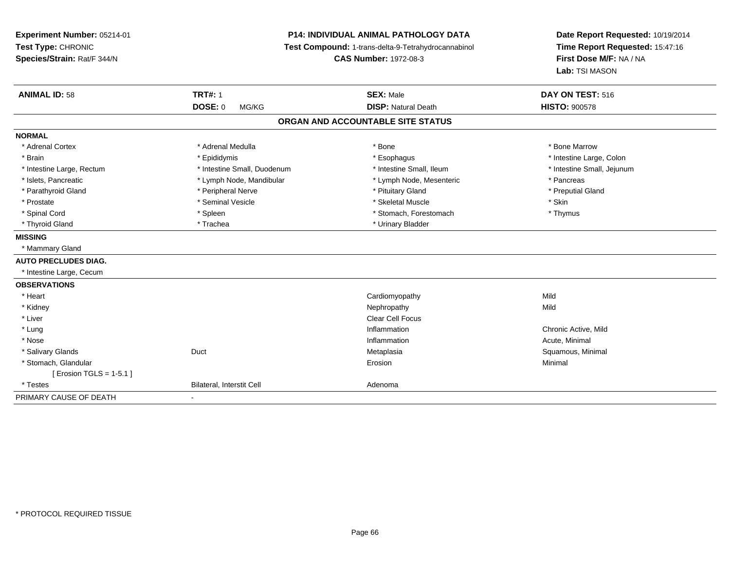**Experiment Number:** 05214-01
**Test Type:** CHRONIC
**Species/Strain:** Rat/F 344/N

**P14: INDIVIDUAL ANIMAL PATHOLOGY DATA**
**Test Compound:** 1-trans-delta-9-Tetrahydrocannabinol
**CAS Number:** 1972-08-3

**Date Report Requested:** 10/19/2014
**Time Report Requested:** 15:47:16
**First Dose M/F:** NA / NA
**Lab:** TSI MASON

| **ANIMAL ID:** 58 | **TRT#:** 1 | **SEX:** Male | **DAY ON TEST:** 516 |
|---|---|---|---|
| | **DOSE:** 0 MG/KG | **DISP:** Natural Death | **HISTO:** 900578 |

**ORGAN AND ACCOUNTABLE SITE STATUS**

**NORMAL**

| | | | |
|---|---|---|---|
| * Adrenal Cortex | * Adrenal Medulla | * Bone | * Bone Marrow |
| * Brain | * Epididymis | * Esophagus | * Intestine Large, Colon |
| * Intestine Large, Rectum | * Intestine Small, Duodenum | * Intestine Small, Ileum | * Intestine Small, Jejunum |
| * Islets, Pancreatic | * Lymph Node, Mandibular | * Lymph Node, Mesenteric | * Pancreas |
| * Parathyroid Gland | * Peripheral Nerve | * Pituitary Gland | * Preputial Gland |
| * Prostate | * Seminal Vesicle | * Skeletal Muscle | * Skin |
| * Spinal Cord | * Spleen | * Stomach, Forestomach | * Thymus |
| * Thyroid Gland | * Trachea | * Urinary Bladder | |

**MISSING**

* Mammary Gland

**AUTO PRECLUDES DIAG.**

* Intestine Large, Cecum

**OBSERVATIONS**

| | | | |
|---|---|---|---|
| * Heart | | Cardiomyopathy | Mild |
| * Kidney | | Nephropathy | Mild |
| * Liver | | Clear Cell Focus | |
| * Lung | | Inflammation | Chronic Active, Mild |
| * Nose | | Inflammation | Acute, Minimal |
| * Salivary Glands | Duct | Metaplasia | Squamous, Minimal |
| * Stomach, Glandular | | Erosion | Minimal |
| [ Erosion TGLS = 1-5.1 ] | | | |
| * Testes | Bilateral, Interstit Cell | Adenoma | |

PRIMARY CAUSE OF DEATH -

* PROTOCOL REQUIRED TISSUE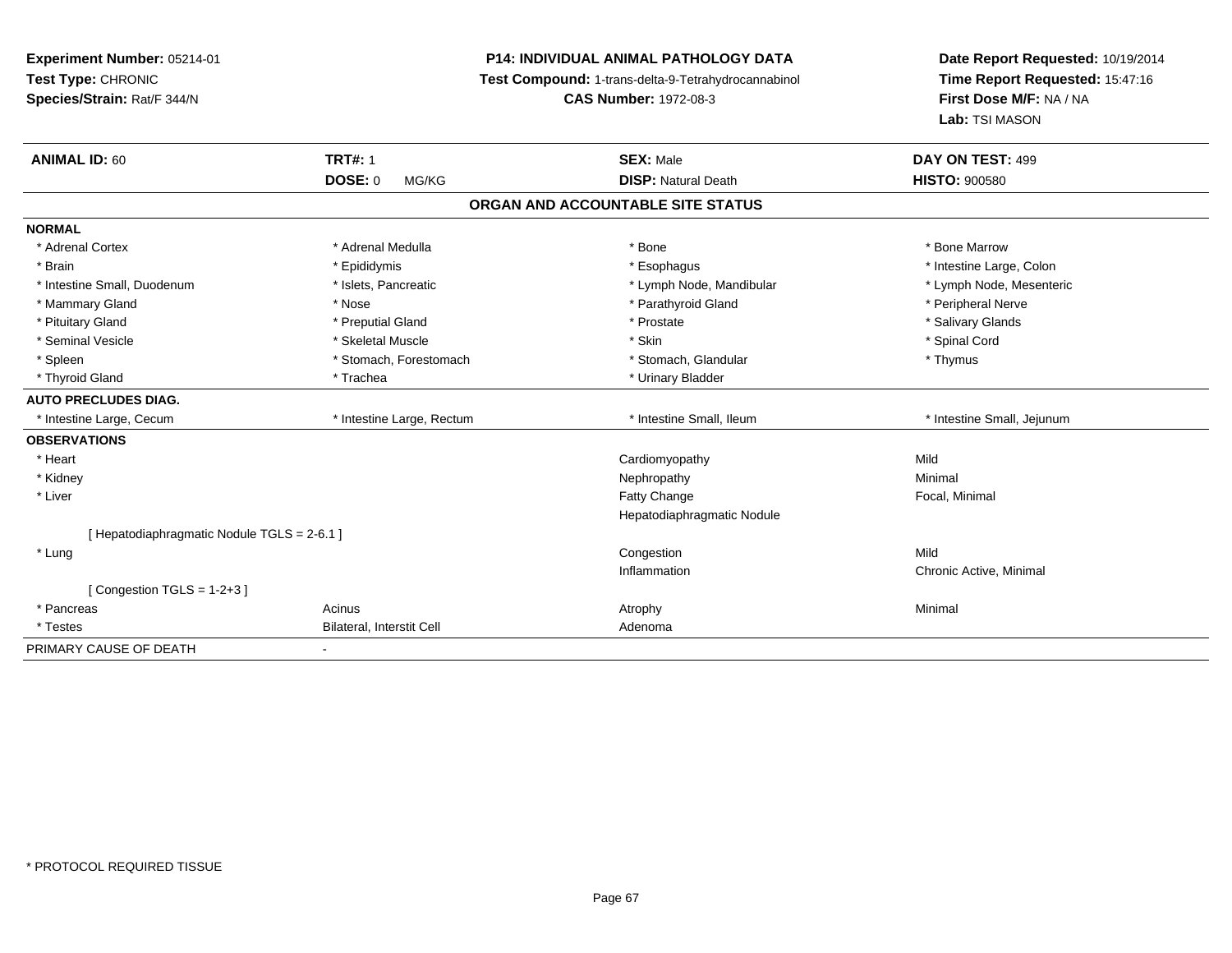**Experiment Number:** 05214-01
**Test Type:** CHRONIC
**Species/Strain:** Rat/F 344/N

**P14: INDIVIDUAL ANIMAL PATHOLOGY DATA**
**Test Compound:** 1-trans-delta-9-Tetrahydrocannabinol
**CAS Number:** 1972-08-3

**Date Report Requested:** 10/19/2014
**Time Report Requested:** 15:47:16
**First Dose M/F:** NA / NA
**Lab:** TSI MASON

| **ANIMAL ID:** 60 | **TRT#:** 1 | **SEX:** Male | **DAY ON TEST:** 499 |
|---|---|---|---|
| | **DOSE:** 0 MG/KG | **DISP:** Natural Death | **HISTO:** 900580 |

## ORGAN AND ACCOUNTABLE SITE STATUS

| | | | |
|---|---|---|---|
| **NORMAL** | | | |
| * Adrenal Cortex | * Adrenal Medulla | * Bone | * Bone Marrow |
| * Brain | * Epididymis | * Esophagus | * Intestine Large, Colon |
| * Intestine Small, Duodenum | * Islets, Pancreatic | * Lymph Node, Mandibular | * Lymph Node, Mesenteric |
| * Mammary Gland | * Nose | * Parathyroid Gland | * Peripheral Nerve |
| * Pituitary Gland | * Preputial Gland | * Prostate | * Salivary Glands |
| * Seminal Vesicle | * Skeletal Muscle | * Skin | * Spinal Cord |
| * Spleen | * Stomach, Forestomach | * Stomach, Glandular | * Thymus |
| * Thyroid Gland | * Trachea | * Urinary Bladder | |
| **AUTO PRECLUDES DIAG.** | | | |
| * Intestine Large, Cecum | * Intestine Large, Rectum | * Intestine Small, Ileum | * Intestine Small, Jejunum |
| **OBSERVATIONS** | | | |
| * Heart | | Cardiomyopathy | Mild |
| * Kidney | | Nephropathy | Minimal |
| * Liver | | Fatty Change | Focal, Minimal |
| | | Hepatodiaphragmatic Nodule | |
| [ Hepatodiaphragmatic Nodule TGLS = 2-6.1 ] | | | |
| * Lung | | Congestion | Mild |
| | | Inflammation | Chronic Active, Minimal |
| [ Congestion TGLS = 1-2+3 ] | | | |
| * Pancreas | Acinus | Atrophy | Minimal |
| * Testes | Bilateral, Interstit Cell | Adenoma | |
| PRIMARY CAUSE OF DEATH | - | | |

* PROTOCOL REQUIRED TISSUE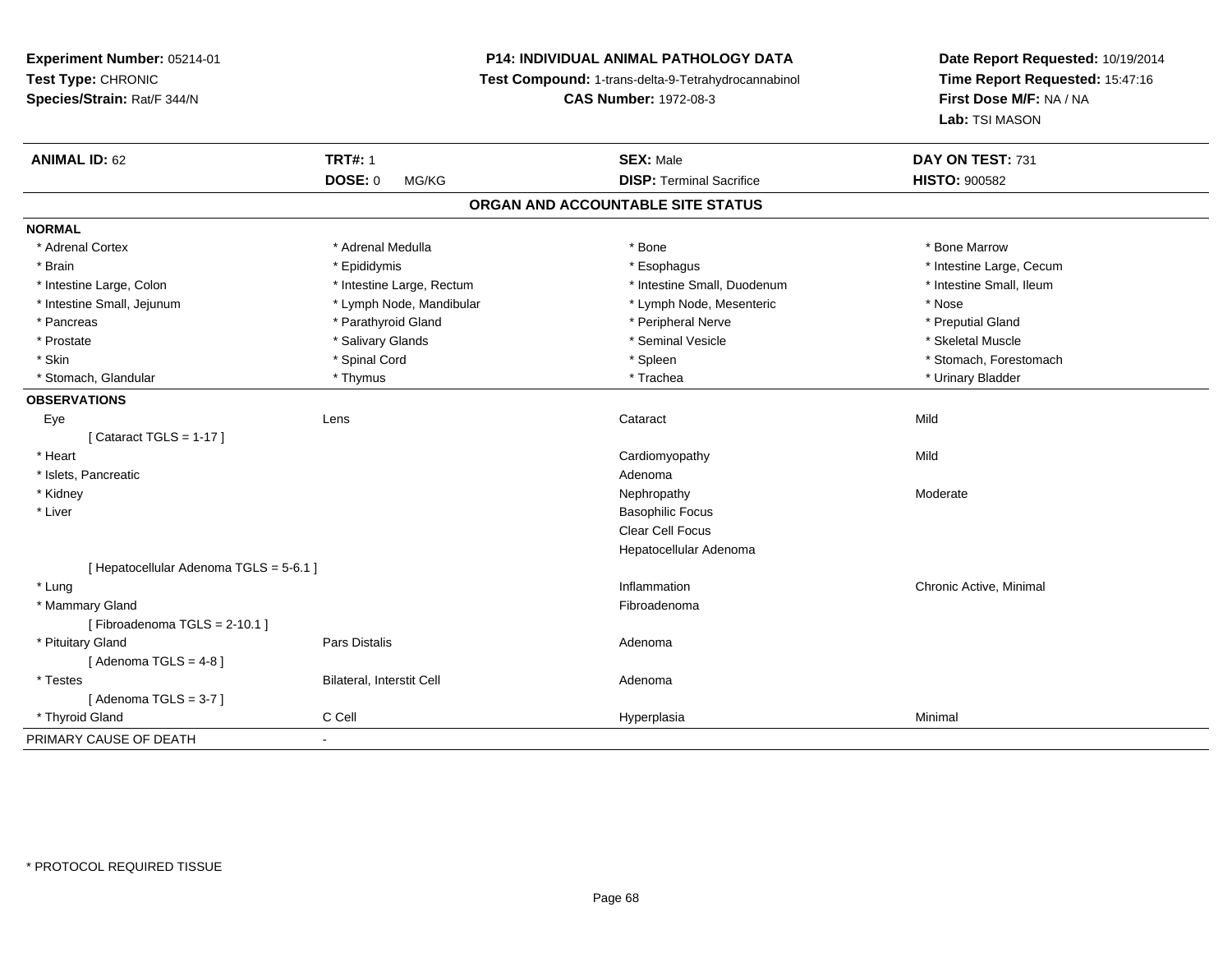**Experiment Number:** 05214-01
**Test Type:** CHRONIC
**Species/Strain:** Rat/F 344/N

**P14: INDIVIDUAL ANIMAL PATHOLOGY DATA**
**Test Compound:** 1-trans-delta-9-Tetrahydrocannabinol
**CAS Number:** 1972-08-3

**Date Report Requested:** 10/19/2014
**Time Report Requested:** 15:47:16
**First Dose M/F:** NA / NA
**Lab:** TSI MASON

| **ANIMAL ID:** 62 | **TRT#:** 1 | **SEX:** Male | **DAY ON TEST:** 731 |
|---|---|---|---|
| | **DOSE:** 0 MG/KG | **DISP:** Terminal Sacrifice | **HISTO:** 900582 |

## ORGAN AND ACCOUNTABLE SITE STATUS

**NORMAL**

| | | | |
|---|---|---|---|
| * Adrenal Cortex | * Adrenal Medulla | * Bone | * Bone Marrow |
| * Brain | * Epididymis | * Esophagus | * Intestine Large, Cecum |
| * Intestine Large, Colon | * Intestine Large, Rectum | * Intestine Small, Duodenum | * Intestine Small, Ileum |
| * Intestine Small, Jejunum | * Lymph Node, Mandibular | * Lymph Node, Mesenteric | * Nose |
| * Pancreas | * Parathyroid Gland | * Peripheral Nerve | * Preputial Gland |
| * Prostate | * Salivary Glands | * Seminal Vesicle | * Skeletal Muscle |
| * Skin | * Spinal Cord | * Spleen | * Stomach, Forestomach |
| * Stomach, Glandular | * Thymus | * Trachea | * Urinary Bladder |

**OBSERVATIONS**

| | | | |
|---|---|---|---|
| Eye | Lens | Cataract | Mild |
| [ Cataract TGLS = 1-17 ] | | | |
| * Heart | | Cardiomyopathy | Mild |
| * Islets, Pancreatic | | Adenoma | |
| * Kidney | | Nephropathy | Moderate |
| * Liver | | Basophilic Focus | |
| | | Clear Cell Focus | |
| | | Hepatocellular Adenoma | |
| [ Hepatocellular Adenoma TGLS = 5-6.1 ] | | | |
| * Lung | | Inflammation | Chronic Active, Minimal |
| * Mammary Gland | | Fibroadenoma | |
| [ Fibroadenoma TGLS = 2-10.1 ] | | | |
| * Pituitary Gland | Pars Distalis | Adenoma | |
| [ Adenoma TGLS = 4-8 ] | | | |
| * Testes | Bilateral, Interstit Cell | Adenoma | |
| [ Adenoma TGLS = 3-7 ] | | | |
| * Thyroid Gland | C Cell | Hyperplasia | Minimal |

PRIMARY CAUSE OF DEATH -

* PROTOCOL REQUIRED TISSUE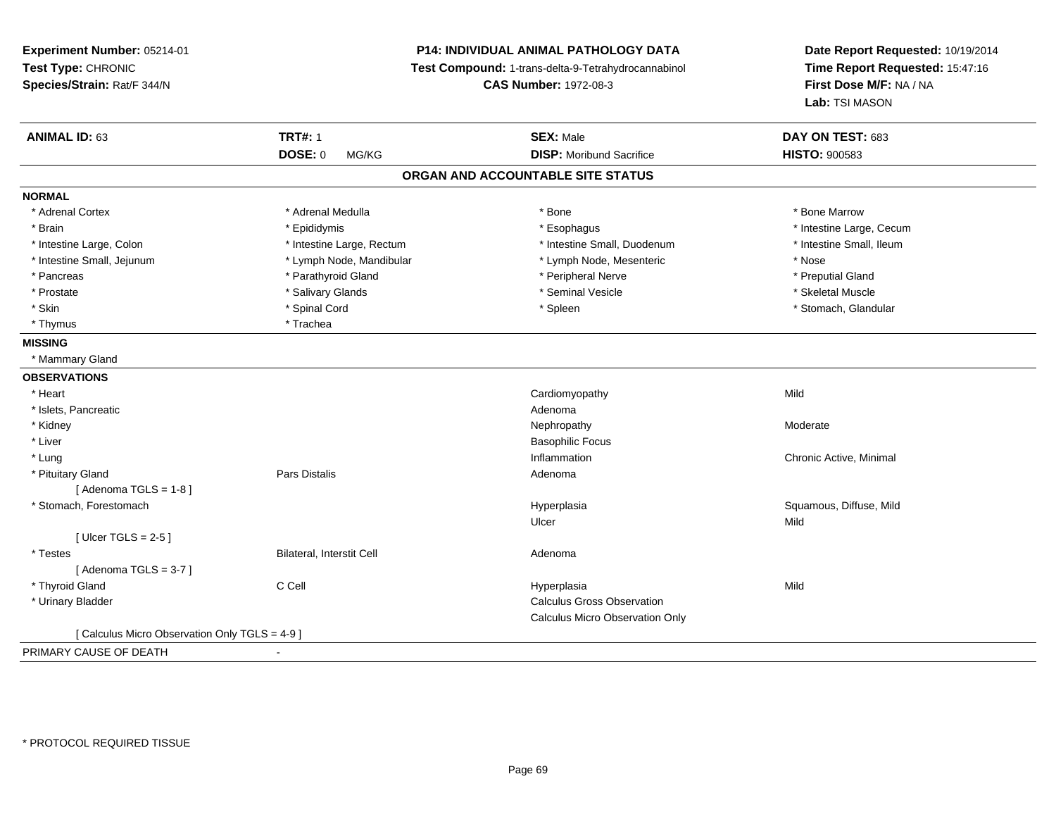**Experiment Number:** 05214-01
**Test Type:** CHRONIC
**Species/Strain:** Rat/F 344/N

**P14: INDIVIDUAL ANIMAL PATHOLOGY DATA**
**Test Compound:** 1-trans-delta-9-Tetrahydrocannabinol
**CAS Number:** 1972-08-3

**Date Report Requested:** 10/19/2014
**Time Report Requested:** 15:47:16
**First Dose M/F:** NA / NA
**Lab:** TSI MASON

| **ANIMAL ID:** 63 | **TRT#:** 1 | **SEX:** Male | **DAY ON TEST:** 683 |
|---|---|---|---|
| | **DOSE:** 0 MG/KG | **DISP:** Moribund Sacrifice | **HISTO:** 900583 |

## ORGAN AND ACCOUNTABLE SITE STATUS

**NORMAL**

| | | | |
|---|---|---|---|
| * Adrenal Cortex | * Adrenal Medulla | * Bone | * Bone Marrow |
| * Brain | * Epididymis | * Esophagus | * Intestine Large, Cecum |
| * Intestine Large, Colon | * Intestine Large, Rectum | * Intestine Small, Duodenum | * Intestine Small, Ileum |
| * Intestine Small, Jejunum | * Lymph Node, Mandibular | * Lymph Node, Mesenteric | * Nose |
| * Pancreas | * Parathyroid Gland | * Peripheral Nerve | * Preputial Gland |
| * Prostate | * Salivary Glands | * Seminal Vesicle | * Skeletal Muscle |
| * Skin | * Spinal Cord | * Spleen | * Stomach, Glandular |
| * Thymus | * Trachea | | |

**MISSING**

* Mammary Gland

**OBSERVATIONS**

| | | | |
|---|---|---|---|
| * Heart | | Cardiomyopathy | Mild |
| * Islets, Pancreatic | | Adenoma | |
| * Kidney | | Nephropathy | Moderate |
| * Liver | | Basophilic Focus | |
| * Lung | | Inflammation | Chronic Active, Minimal |
| * Pituitary Gland | Pars Distalis | Adenoma | |
| [ Adenoma TGLS = 1-8 ] | | | |
| * Stomach, Forestomach | | Hyperplasia | Squamous, Diffuse, Mild |
| | | Ulcer | Mild |
| [ Ulcer TGLS = 2-5 ] | | | |
| * Testes | Bilateral, Interstit Cell | Adenoma | |
| [ Adenoma TGLS = 3-7 ] | | | |
| * Thyroid Gland | C Cell | Hyperplasia | Mild |
| * Urinary Bladder | | Calculus Gross Observation | |
| | | Calculus Micro Observation Only | |
| [ Calculus Micro Observation Only TGLS = 4-9 ] | | | |

PRIMARY CAUSE OF DEATH -

\* PROTOCOL REQUIRED TISSUE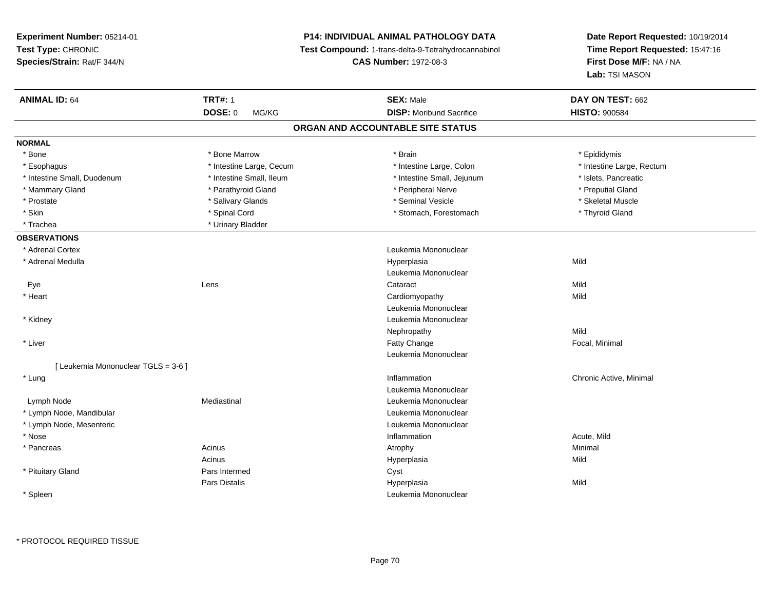**Experiment Number:** 05214-01
**Test Type:** CHRONIC
**Species/Strain:** Rat/F 344/N

**P14: INDIVIDUAL ANIMAL PATHOLOGY DATA**
**Test Compound:** 1-trans-delta-9-Tetrahydrocannabinol
**CAS Number:** 1972-08-3

**Date Report Requested:** 10/19/2014
**Time Report Requested:** 15:47:16
**First Dose M/F:** NA / NA
**Lab:** TSI MASON

| **ANIMAL ID:** 64 | **TRT#:** 1 | **SEX:** Male | **DAY ON TEST:** 662 |
|---|---|---|---|
| | **DOSE:** 0 MG/KG | **DISP:** Moribund Sacrifice | **HISTO:** 900584 |

## ORGAN AND ACCOUNTABLE SITE STATUS

**NORMAL**

| | | | |
|---|---|---|---|
| * Bone | * Bone Marrow | * Brain | * Epididymis |
| * Esophagus | * Intestine Large, Cecum | * Intestine Large, Colon | * Intestine Large, Rectum |
| * Intestine Small, Duodenum | * Intestine Small, Ileum | * Intestine Small, Jejunum | * Islets, Pancreatic |
| * Mammary Gland | * Parathyroid Gland | * Peripheral Nerve | * Preputial Gland |
| * Prostate | * Salivary Glands | * Seminal Vesicle | * Skeletal Muscle |
| * Skin | * Spinal Cord | * Stomach, Forestomach | * Thyroid Gland |
| * Trachea | * Urinary Bladder | | |

**OBSERVATIONS**

| | | | |
|---|---|---|---|
| * Adrenal Cortex | | Leukemia Mononuclear | |
| * Adrenal Medulla | | Hyperplasia | Mild |
| | | Leukemia Mononuclear | |
| Eye | Lens | Cataract | Mild |
| * Heart | | Cardiomyopathy | Mild |
| | | Leukemia Mononuclear | |
| * Kidney | | Leukemia Mononuclear | |
| | | Nephropathy | Mild |
| * Liver | | Fatty Change | Focal, Minimal |
| | | Leukemia Mononuclear | |
| [ Leukemia Mononuclear TGLS = 3-6 ] | | | |
| * Lung | | Inflammation | Chronic Active, Minimal |
| | | Leukemia Mononuclear | |
| Lymph Node | Mediastinal | Leukemia Mononuclear | |
| * Lymph Node, Mandibular | | Leukemia Mononuclear | |
| * Lymph Node, Mesenteric | | Leukemia Mononuclear | |
| * Nose | | Inflammation | Acute, Mild |
| * Pancreas | Acinus | Atrophy | Minimal |
| | Acinus | Hyperplasia | Mild |
| * Pituitary Gland | Pars Intermed | Cyst | |
| | Pars Distalis | Hyperplasia | Mild |
| * Spleen | | Leukemia Mononuclear | |

* PROTOCOL REQUIRED TISSUE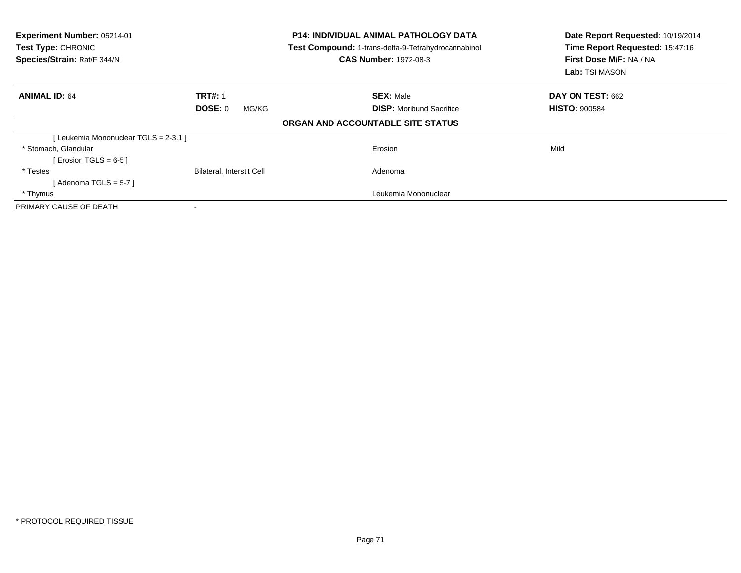**Experiment Number:** 05214-01
**Test Type:** CHRONIC
**Species/Strain:** Rat/F 344/N

**P14: INDIVIDUAL ANIMAL PATHOLOGY DATA**
**Test Compound:** 1-trans-delta-9-Tetrahydrocannabinol
**CAS Number:** 1972-08-3

**Date Report Requested:** 10/19/2014
**Time Report Requested:** 15:47:16
**First Dose M/F:** NA / NA
**Lab:** TSI MASON

| **ANIMAL ID:** 64 | **TRT#:** 1 | **SEX:** Male | **DAY ON TEST:** 662 |
|---|---|---|---|
| | **DOSE:** 0 MG/KG | **DISP:** Moribund Sacrifice | **HISTO:** 900584 |

**ORGAN AND ACCOUNTABLE SITE STATUS**

| | | | |
|---|---|---|---|
| [ Leukemia Mononuclear TGLS = 2-3.1 ] | | | |
| * Stomach, Glandular | | Erosion | Mild |
| [ Erosion TGLS = 6-5 ] | | | |
| * Testes | Bilateral, Interstit Cell | Adenoma | |
| [ Adenoma TGLS = 5-7 ] | | | |
| * Thymus | | Leukemia Mononuclear | |
| PRIMARY CAUSE OF DEATH | - | | |

* PROTOCOL REQUIRED TISSUE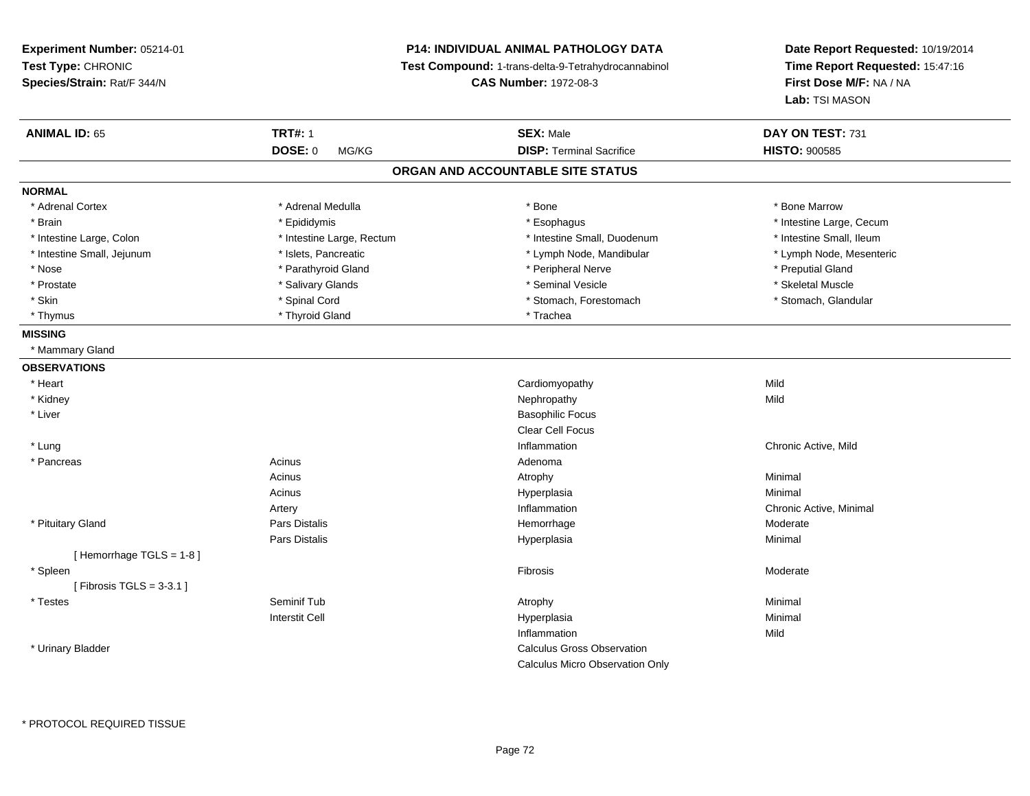**Experiment Number:** 05214-01
**Test Type:** CHRONIC
**Species/Strain:** Rat/F 344/N

**P14: INDIVIDUAL ANIMAL PATHOLOGY DATA**
**Test Compound:** 1-trans-delta-9-Tetrahydrocannabinol
**CAS Number:** 1972-08-3

**Date Report Requested:** 10/19/2014
**Time Report Requested:** 15:47:16
**First Dose M/F:** NA / NA
**Lab:** TSI MASON

| **ANIMAL ID:** 65 | **TRT#:** 1 | **SEX:** Male | **DAY ON TEST:** 731 |
|---|---|---|---|
| | **DOSE:** 0 MG/KG | **DISP:** Terminal Sacrifice | **HISTO:** 900585 |

## ORGAN AND ACCOUNTABLE SITE STATUS

**NORMAL**

| | | | |
|---|---|---|---|
| * Adrenal Cortex | * Adrenal Medulla | * Bone | * Bone Marrow |
| * Brain | * Epididymis | * Esophagus | * Intestine Large, Cecum |
| * Intestine Large, Colon | * Intestine Large, Rectum | * Intestine Small, Duodenum | * Intestine Small, Ileum |
| * Intestine Small, Jejunum | * Islets, Pancreatic | * Lymph Node, Mandibular | * Lymph Node, Mesenteric |
| * Nose | * Parathyroid Gland | * Peripheral Nerve | * Preputial Gland |
| * Prostate | * Salivary Glands | * Seminal Vesicle | * Skeletal Muscle |
| * Skin | * Spinal Cord | * Stomach, Forestomach | * Stomach, Glandular |
| * Thymus | * Thyroid Gland | * Trachea | |

**MISSING**

* Mammary Gland

**OBSERVATIONS**

| Organ | Site | Observation | Severity |
|---|---|---|---|
| * Heart | | Cardiomyopathy | Mild |
| * Kidney | | Nephropathy | Mild |
| * Liver | | Basophilic Focus | |
| | | Clear Cell Focus | |
| * Lung | | Inflammation | Chronic Active, Mild |
| * Pancreas | Acinus | Adenoma | |
| | Acinus | Atrophy | Minimal |
| | Acinus | Hyperplasia | Minimal |
| | Artery | Inflammation | Chronic Active, Minimal |
| * Pituitary Gland | Pars Distalis | Hemorrhage | Moderate |
| | Pars Distalis | Hyperplasia | Minimal |
| [ Hemorrhage TGLS = 1-8 ] | | | |
| * Spleen | | Fibrosis | Moderate |
| [ Fibrosis TGLS = 3-3.1 ] | | | |
| * Testes | Seminif Tub | Atrophy | Minimal |
| | Interstit Cell | Hyperplasia | Minimal |
| | | Inflammation | Mild |
| * Urinary Bladder | | Calculus Gross Observation | |
| | | Calculus Micro Observation Only | |

* PROTOCOL REQUIRED TISSUE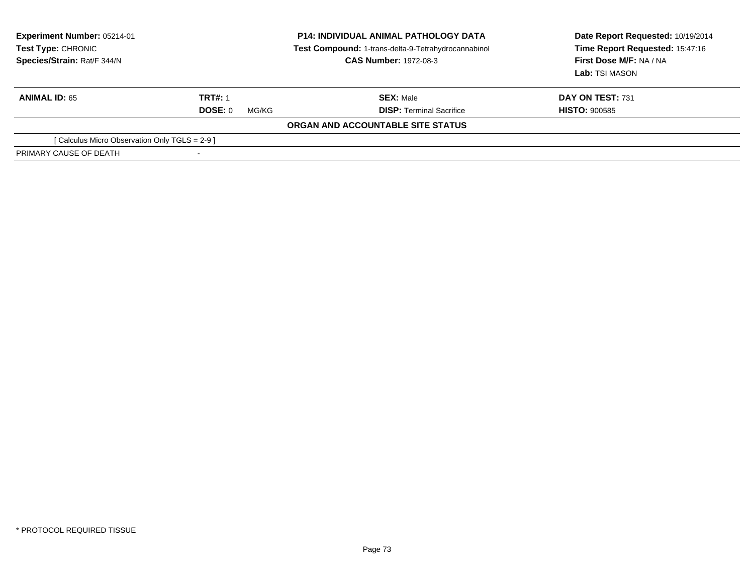**Experiment Number:** 05214-01
**Test Type:** CHRONIC
**Species/Strain:** Rat/F 344/N

**P14: INDIVIDUAL ANIMAL PATHOLOGY DATA**
**Test Compound:** 1-trans-delta-9-Tetrahydrocannabinol
**CAS Number:** 1972-08-3

**Date Report Requested:** 10/19/2014
**Time Report Requested:** 15:47:16
**First Dose M/F:** NA / NA
**Lab:** TSI MASON

| **ANIMAL ID:** 65 | **TRT#:** 1 | **SEX:** Male | **DAY ON TEST:** 731 |
|---|---|---|---|
| | **DOSE:** 0 MG/KG | **DISP:** Terminal Sacrifice | **HISTO:** 900585 |

**ORGAN AND ACCOUNTABLE SITE STATUS**

[ Calculus Micro Observation Only TGLS = 2-9 ]

| PRIMARY CAUSE OF DEATH | - |
|---|---|

* PROTOCOL REQUIRED TISSUE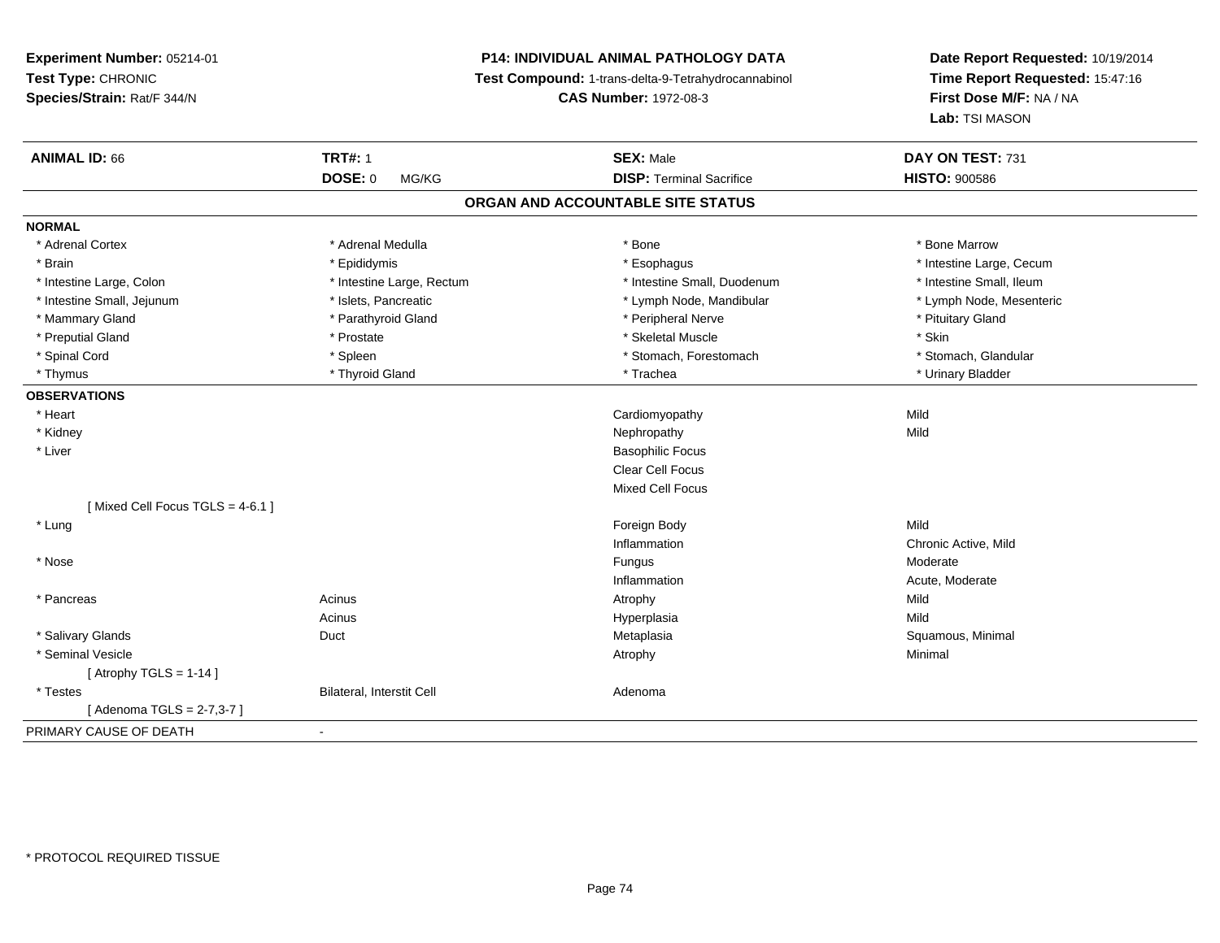**Experiment Number:** 05214-01
**Test Type:** CHRONIC
**Species/Strain:** Rat/F 344/N

**P14: INDIVIDUAL ANIMAL PATHOLOGY DATA**
**Test Compound:** 1-trans-delta-9-Tetrahydrocannabinol
**CAS Number:** 1972-08-3

**Date Report Requested:** 10/19/2014
**Time Report Requested:** 15:47:16
**First Dose M/F:** NA / NA
**Lab:** TSI MASON

| **ANIMAL ID:** 66 | **TRT#:** 1 | **SEX:** Male | **DAY ON TEST:** 731 |
|---|---|---|---|
| | **DOSE:** 0 MG/KG | **DISP:** Terminal Sacrifice | **HISTO:** 900586 |

**ORGAN AND ACCOUNTABLE SITE STATUS**

**NORMAL**

| | | | |
|---|---|---|---|
| * Adrenal Cortex | * Adrenal Medulla | * Bone | * Bone Marrow |
| * Brain | * Epididymis | * Esophagus | * Intestine Large, Cecum |
| * Intestine Large, Colon | * Intestine Large, Rectum | * Intestine Small, Duodenum | * Intestine Small, Ileum |
| * Intestine Small, Jejunum | * Islets, Pancreatic | * Lymph Node, Mandibular | * Lymph Node, Mesenteric |
| * Mammary Gland | * Parathyroid Gland | * Peripheral Nerve | * Pituitary Gland |
| * Preputial Gland | * Prostate | * Skeletal Muscle | * Skin |
| * Spinal Cord | * Spleen | * Stomach, Forestomach | * Stomach, Glandular |
| * Thymus | * Thyroid Gland | * Trachea | * Urinary Bladder |

**OBSERVATIONS**

| | | | |
|---|---|---|---|
| * Heart | | Cardiomyopathy | Mild |
| * Kidney | | Nephropathy | Mild |
| * Liver | | Basophilic Focus | |
| | | Clear Cell Focus | |
| | | Mixed Cell Focus | |
| [ Mixed Cell Focus TGLS = 4-6.1 ] | | | |
| * Lung | | Foreign Body | Mild |
| | | Inflammation | Chronic Active, Mild |
| * Nose | | Fungus | Moderate |
| | | Inflammation | Acute, Moderate |
| * Pancreas | Acinus | Atrophy | Mild |
| | Acinus | Hyperplasia | Mild |
| * Salivary Glands | Duct | Metaplasia | Squamous, Minimal |
| * Seminal Vesicle | | Atrophy | Minimal |
| [ Atrophy TGLS = 1-14 ] | | | |
| * Testes | Bilateral, Interstit Cell | Adenoma | |
| [ Adenoma TGLS = 2-7,3-7 ] | | | |

PRIMARY CAUSE OF DEATH -

* PROTOCOL REQUIRED TISSUE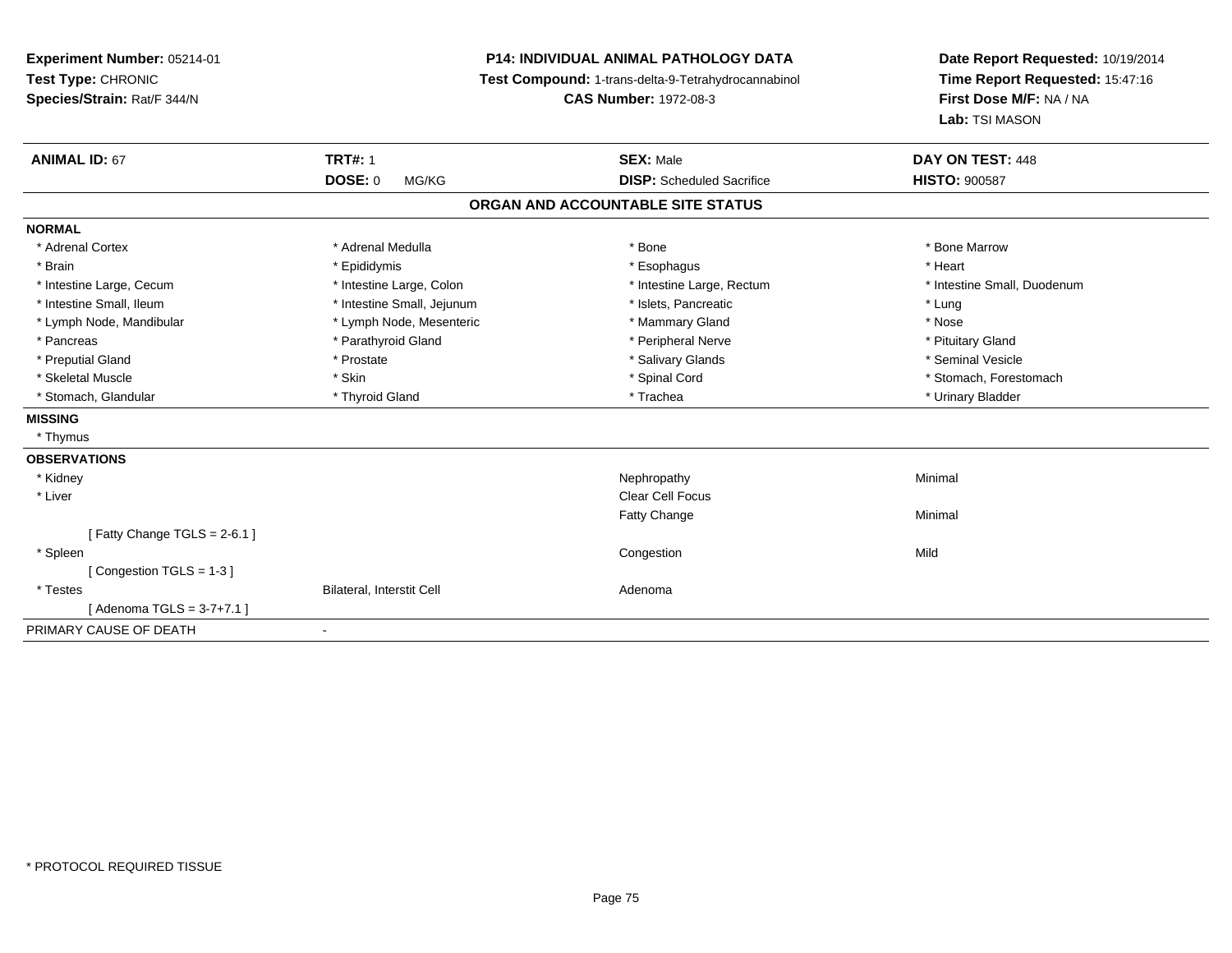**Experiment Number:** 05214-01
**Test Type:** CHRONIC
**Species/Strain:** Rat/F 344/N

**P14: INDIVIDUAL ANIMAL PATHOLOGY DATA**
**Test Compound:** 1-trans-delta-9-Tetrahydrocannabinol
**CAS Number:** 1972-08-3

**Date Report Requested:** 10/19/2014
**Time Report Requested:** 15:47:16
**First Dose M/F:** NA / NA
**Lab:** TSI MASON

| **ANIMAL ID:** 67 | **TRT#:** 1 | **SEX:** Male | **DAY ON TEST:** 448 |
|---|---|---|---|
| | **DOSE:** 0 MG/KG | **DISP:** Scheduled Sacrifice | **HISTO:** 900587 |

## ORGAN AND ACCOUNTABLE SITE STATUS

**NORMAL**

| | | | |
|---|---|---|---|
| * Adrenal Cortex | * Adrenal Medulla | * Bone | * Bone Marrow |
| * Brain | * Epididymis | * Esophagus | * Heart |
| * Intestine Large, Cecum | * Intestine Large, Colon | * Intestine Large, Rectum | * Intestine Small, Duodenum |
| * Intestine Small, Ileum | * Intestine Small, Jejunum | * Islets, Pancreatic | * Lung |
| * Lymph Node, Mandibular | * Lymph Node, Mesenteric | * Mammary Gland | * Nose |
| * Pancreas | * Parathyroid Gland | * Peripheral Nerve | * Pituitary Gland |
| * Preputial Gland | * Prostate | * Salivary Glands | * Seminal Vesicle |
| * Skeletal Muscle | * Skin | * Spinal Cord | * Stomach, Forestomach |
| * Stomach, Glandular | * Thyroid Gland | * Trachea | * Urinary Bladder |

**MISSING**

* Thymus

**OBSERVATIONS**

| | | | |
|---|---|---|---|
| * Kidney | | Nephropathy | Minimal |
| * Liver | | Clear Cell Focus | |
| | | Fatty Change | Minimal |
| [ Fatty Change TGLS = 2-6.1 ] | | | |
| * Spleen | | Congestion | Mild |
| [ Congestion TGLS = 1-3 ] | | | |
| * Testes | Bilateral, Interstit Cell | Adenoma | |
| [ Adenoma TGLS = 3-7+7.1 ] | | | |

PRIMARY CAUSE OF DEATH -

* PROTOCOL REQUIRED TISSUE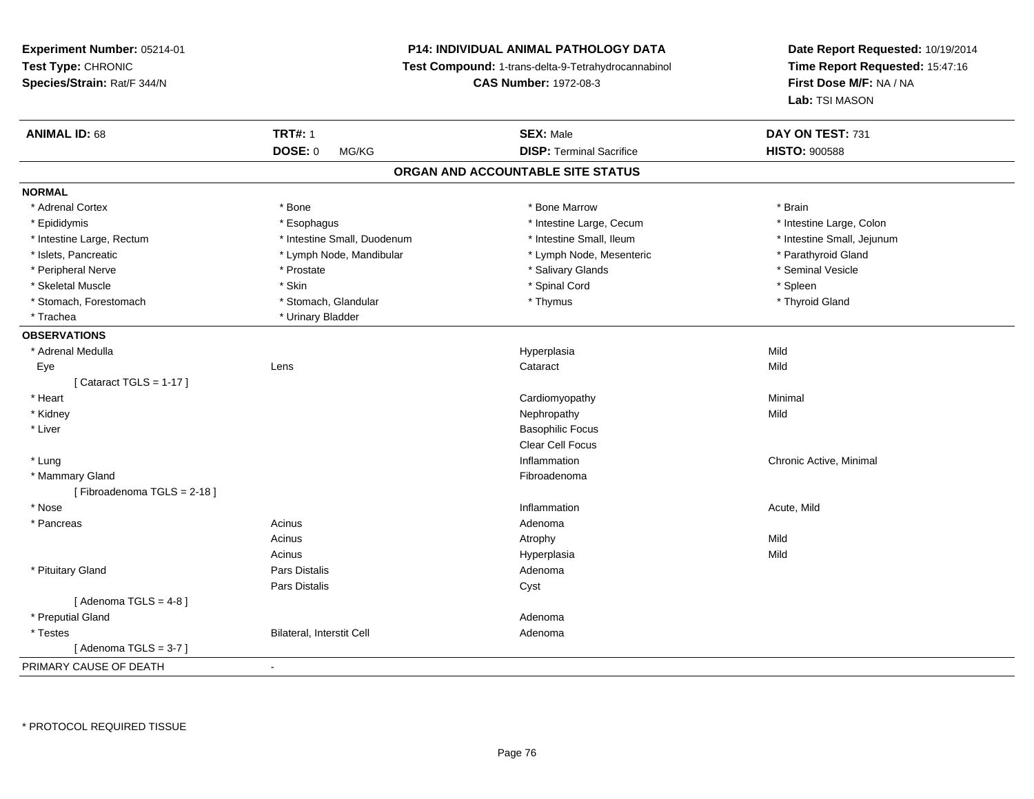**Experiment Number:** 05214-01
**Test Type:** CHRONIC
**Species/Strain:** Rat/F 344/N

**P14: INDIVIDUAL ANIMAL PATHOLOGY DATA**
**Test Compound:** 1-trans-delta-9-Tetrahydrocannabinol
**CAS Number:** 1972-08-3

**Date Report Requested:** 10/19/2014
**Time Report Requested:** 15:47:16
**First Dose M/F:** NA / NA
**Lab:** TSI MASON

| **ANIMAL ID:** 68 | **TRT#:** 1 | **SEX:** Male | **DAY ON TEST:** 731 |
|---|---|---|---|
| | **DOSE:** 0 MG/KG | **DISP:** Terminal Sacrifice | **HISTO:** 900588 |

## ORGAN AND ACCOUNTABLE SITE STATUS

**NORMAL**

| | | | |
|---|---|---|---|
| * Adrenal Cortex | * Bone | * Bone Marrow | * Brain |
| * Epididymis | * Esophagus | * Intestine Large, Cecum | * Intestine Large, Colon |
| * Intestine Large, Rectum | * Intestine Small, Duodenum | * Intestine Small, Ileum | * Intestine Small, Jejunum |
| * Islets, Pancreatic | * Lymph Node, Mandibular | * Lymph Node, Mesenteric | * Parathyroid Gland |
| * Peripheral Nerve | * Prostate | * Salivary Glands | * Seminal Vesicle |
| * Skeletal Muscle | * Skin | * Spinal Cord | * Spleen |
| * Stomach, Forestomach | * Stomach, Glandular | * Thymus | * Thyroid Gland |
| * Trachea | * Urinary Bladder | | |

**OBSERVATIONS**

| | | | |
|---|---|---|---|
| * Adrenal Medulla | | Hyperplasia | Mild |
| Eye | Lens | Cataract | Mild |
| [ Cataract TGLS = 1-17 ] | | | |
| * Heart | | Cardiomyopathy | Minimal |
| * Kidney | | Nephropathy | Mild |
| * Liver | | Basophilic Focus | |
| | | Clear Cell Focus | |
| * Lung | | Inflammation | Chronic Active, Minimal |
| * Mammary Gland | | Fibroadenoma | |
| [ Fibroadenoma TGLS = 2-18 ] | | | |
| * Nose | | Inflammation | Acute, Mild |
| * Pancreas | Acinus | Adenoma | |
| | Acinus | Atrophy | Mild |
| | Acinus | Hyperplasia | Mild |
| * Pituitary Gland | Pars Distalis | Adenoma | |
| | Pars Distalis | Cyst | |
| [ Adenoma TGLS = 4-8 ] | | | |
| * Preputial Gland | | Adenoma | |
| * Testes | Bilateral, Interstit Cell | Adenoma | |
| [ Adenoma TGLS = 3-7 ] | | | |

PRIMARY CAUSE OF DEATH -

* PROTOCOL REQUIRED TISSUE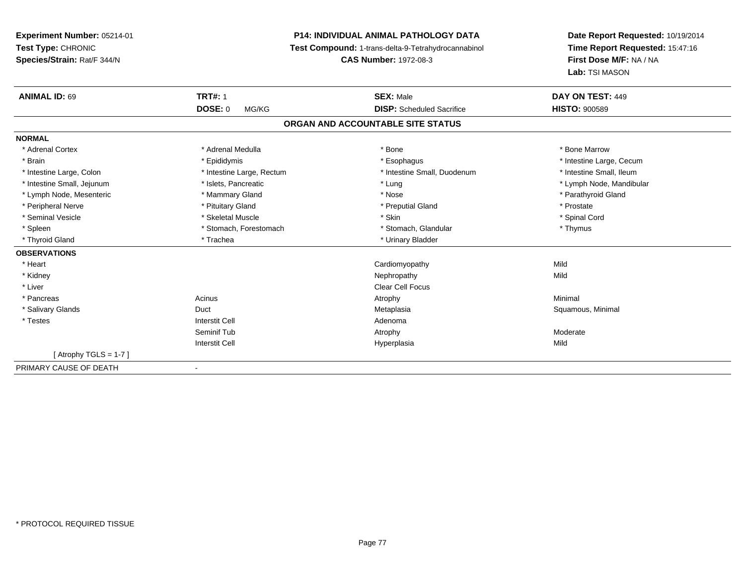**Experiment Number:** 05214-01
**Test Type:** CHRONIC
**Species/Strain:** Rat/F 344/N

**P14: INDIVIDUAL ANIMAL PATHOLOGY DATA**
**Test Compound:** 1-trans-delta-9-Tetrahydrocannabinol
**CAS Number:** 1972-08-3

**Date Report Requested:** 10/19/2014
**Time Report Requested:** 15:47:16
**First Dose M/F:** NA / NA
**Lab:** TSI MASON

| **ANIMAL ID:** 69 | **TRT#:** 1 | **SEX:** Male | **DAY ON TEST:** 449 |
|---|---|---|---|
| | **DOSE:** 0 MG/KG | **DISP:** Scheduled Sacrifice | **HISTO:** 900589 |

## ORGAN AND ACCOUNTABLE SITE STATUS

**NORMAL**

| | | | |
|---|---|---|---|
| * Adrenal Cortex | * Adrenal Medulla | * Bone | * Bone Marrow |
| * Brain | * Epididymis | * Esophagus | * Intestine Large, Cecum |
| * Intestine Large, Colon | * Intestine Large, Rectum | * Intestine Small, Duodenum | * Intestine Small, Ileum |
| * Intestine Small, Jejunum | * Islets, Pancreatic | * Lung | * Lymph Node, Mandibular |
| * Lymph Node, Mesenteric | * Mammary Gland | * Nose | * Parathyroid Gland |
| * Peripheral Nerve | * Pituitary Gland | * Preputial Gland | * Prostate |
| * Seminal Vesicle | * Skeletal Muscle | * Skin | * Spinal Cord |
| * Spleen | * Stomach, Forestomach | * Stomach, Glandular | * Thymus |
| * Thyroid Gland | * Trachea | * Urinary Bladder | |

**OBSERVATIONS**

| | | | |
|---|---|---|---|
| * Heart | | Cardiomyopathy | Mild |
| * Kidney | | Nephropathy | Mild |
| * Liver | | Clear Cell Focus | |
| * Pancreas | Acinus | Atrophy | Minimal |
| * Salivary Glands | Duct | Metaplasia | Squamous, Minimal |
| * Testes | Interstit Cell | Adenoma | |
| | Seminif Tub | Atrophy | Moderate |
| | Interstit Cell | Hyperplasia | Mild |
| [ Atrophy TGLS = 1-7 ] | | | |

PRIMARY CAUSE OF DEATH -

* PROTOCOL REQUIRED TISSUE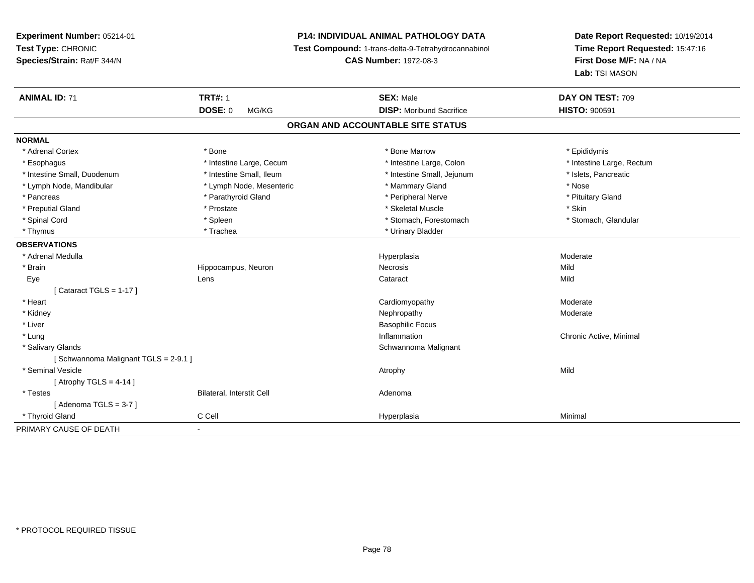**Experiment Number:** 05214-01
**Test Type:** CHRONIC
**Species/Strain:** Rat/F 344/N

**P14: INDIVIDUAL ANIMAL PATHOLOGY DATA**
**Test Compound:** 1-trans-delta-9-Tetrahydrocannabinol
**CAS Number:** 1972-08-3

**Date Report Requested:** 10/19/2014
**Time Report Requested:** 15:47:16
**First Dose M/F:** NA / NA
**Lab:** TSI MASON

| **ANIMAL ID:** 71 | **TRT#:** 1 | **SEX:** Male | **DAY ON TEST:** 709 |
|---|---|---|---|
| | **DOSE:** 0 MG/KG | **DISP:** Moribund Sacrifice | **HISTO:** 900591 |

## ORGAN AND ACCOUNTABLE SITE STATUS

**NORMAL**

| | | | |
|---|---|---|---|
| * Adrenal Cortex | * Bone | * Bone Marrow | * Epididymis |
| * Esophagus | * Intestine Large, Cecum | * Intestine Large, Colon | * Intestine Large, Rectum |
| * Intestine Small, Duodenum | * Intestine Small, Ileum | * Intestine Small, Jejunum | * Islets, Pancreatic |
| * Lymph Node, Mandibular | * Lymph Node, Mesenteric | * Mammary Gland | * Nose |
| * Pancreas | * Parathyroid Gland | * Peripheral Nerve | * Pituitary Gland |
| * Preputial Gland | * Prostate | * Skeletal Muscle | * Skin |
| * Spinal Cord | * Spleen | * Stomach, Forestomach | * Stomach, Glandular |
| * Thymus | * Trachea | * Urinary Bladder | |

**OBSERVATIONS**

| | | | |
|---|---|---|---|
| * Adrenal Medulla | | Hyperplasia | Moderate |
| * Brain | Hippocampus, Neuron | Necrosis | Mild |
| Eye | Lens | Cataract | Mild |
| [ Cataract TGLS = 1-17 ] | | | |
| * Heart | | Cardiomyopathy | Moderate |
| * Kidney | | Nephropathy | Moderate |
| * Liver | | Basophilic Focus | |
| * Lung | | Inflammation | Chronic Active, Minimal |
| * Salivary Glands | | Schwannoma Malignant | |
| [ Schwannoma Malignant TGLS = 2-9.1 ] | | | |
| * Seminal Vesicle | | Atrophy | Mild |
| [ Atrophy TGLS = 4-14 ] | | | |
| * Testes | Bilateral, Interstit Cell | Adenoma | |
| [ Adenoma TGLS = 3-7 ] | | | |
| * Thyroid Gland | C Cell | Hyperplasia | Minimal |

PRIMARY CAUSE OF DEATH -

* PROTOCOL REQUIRED TISSUE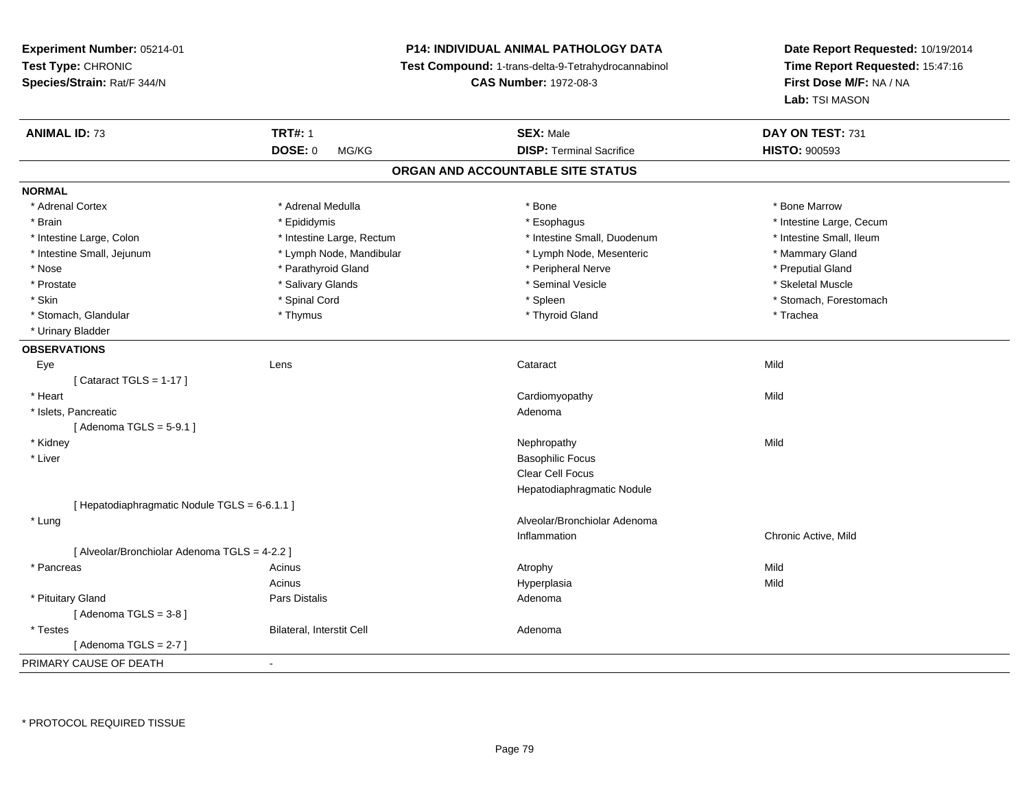**Experiment Number:** 05214-01
**Test Type:** CHRONIC
**Species/Strain:** Rat/F 344/N

**P14: INDIVIDUAL ANIMAL PATHOLOGY DATA**
**Test Compound:** 1-trans-delta-9-Tetrahydrocannabinol
**CAS Number:** 1972-08-3

**Date Report Requested:** 10/19/2014
**Time Report Requested:** 15:47:16
**First Dose M/F:** NA / NA
**Lab:** TSI MASON

| **ANIMAL ID:** 73 | **TRT#:** 1 | **SEX:** Male | **DAY ON TEST:** 731 |
|---|---|---|---|
| | **DOSE:** 0 MG/KG | **DISP:** Terminal Sacrifice | **HISTO:** 900593 |

## ORGAN AND ACCOUNTABLE SITE STATUS

**NORMAL**

| | | | |
|---|---|---|---|
| * Adrenal Cortex | * Adrenal Medulla | * Bone | * Bone Marrow |
| * Brain | * Epididymis | * Esophagus | * Intestine Large, Cecum |
| * Intestine Large, Colon | * Intestine Large, Rectum | * Intestine Small, Duodenum | * Intestine Small, Ileum |
| * Intestine Small, Jejunum | * Lymph Node, Mandibular | * Lymph Node, Mesenteric | * Mammary Gland |
| * Nose | * Parathyroid Gland | * Peripheral Nerve | * Preputial Gland |
| * Prostate | * Salivary Glands | * Seminal Vesicle | * Skeletal Muscle |
| * Skin | * Spinal Cord | * Spleen | * Stomach, Forestomach |
| * Stomach, Glandular | * Thymus | * Thyroid Gland | * Trachea |
| * Urinary Bladder | | | |

**OBSERVATIONS**

| | | | |
|---|---|---|---|
| Eye | Lens | Cataract | Mild |
| [ Cataract TGLS = 1-17 ] | | | |
| * Heart | | Cardiomyopathy | Mild |
| * Islets, Pancreatic | | Adenoma | |
| [ Adenoma TGLS = 5-9.1 ] | | | |
| * Kidney | | Nephropathy | Mild |
| * Liver | | Basophilic Focus | |
| | | Clear Cell Focus | |
| | | Hepatodiaphragmatic Nodule | |
| [ Hepatodiaphragmatic Nodule TGLS = 6-6.1.1 ] | | | |
| * Lung | | Alveolar/Bronchiolar Adenoma | |
| | | Inflammation | Chronic Active, Mild |
| [ Alveolar/Bronchiolar Adenoma TGLS = 4-2.2 ] | | | |
| * Pancreas | Acinus | Atrophy | Mild |
| | Acinus | Hyperplasia | Mild |
| * Pituitary Gland | Pars Distalis | Adenoma | |
| [ Adenoma TGLS = 3-8 ] | | | |
| * Testes | Bilateral, Interstit Cell | Adenoma | |
| [ Adenoma TGLS = 2-7 ] | | | |

PRIMARY CAUSE OF DEATH -

* PROTOCOL REQUIRED TISSUE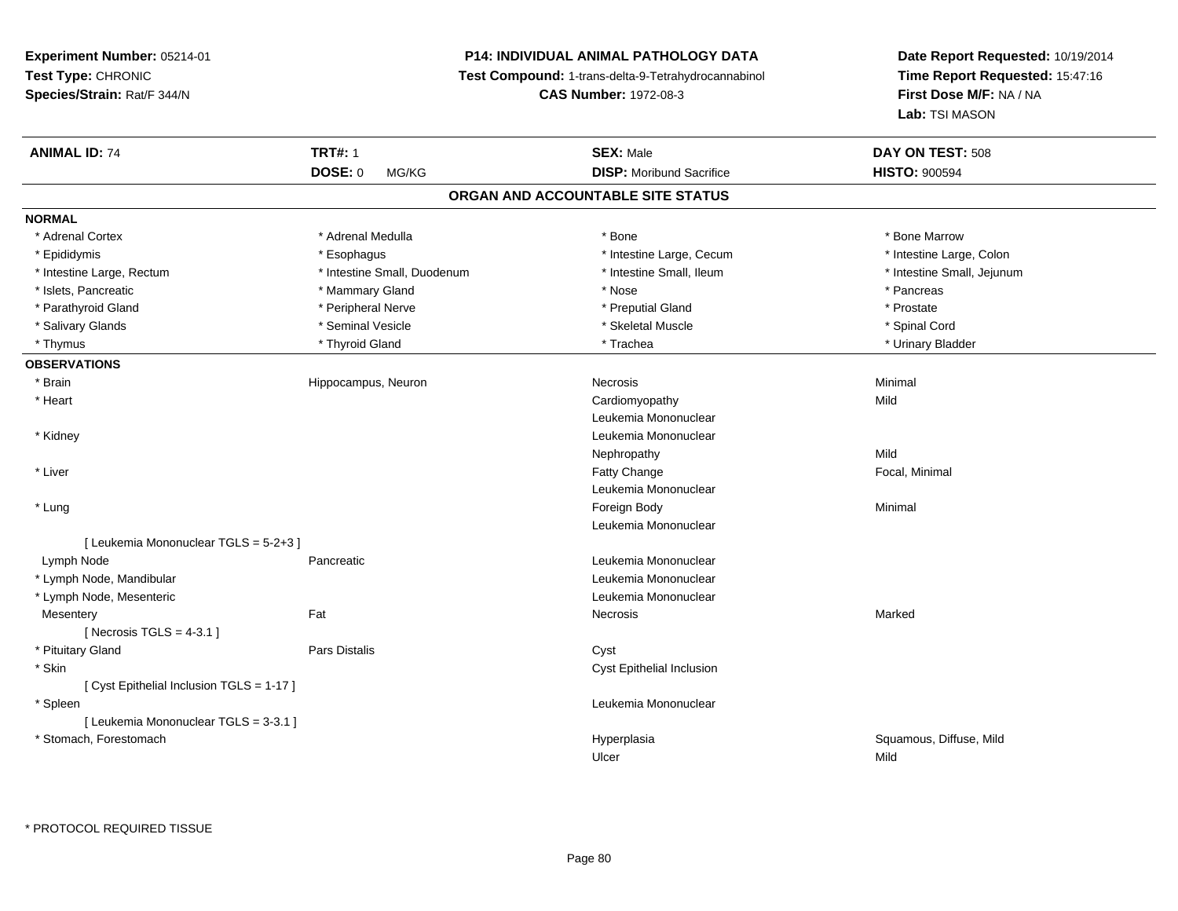**Experiment Number:** 05214-01
**Test Type:** CHRONIC
**Species/Strain:** Rat/F 344/N

**P14: INDIVIDUAL ANIMAL PATHOLOGY DATA**
**Test Compound:** 1-trans-delta-9-Tetrahydrocannabinol
**CAS Number:** 1972-08-3

**Date Report Requested:** 10/19/2014
**Time Report Requested:** 15:47:16
**First Dose M/F:** NA / NA
**Lab:** TSI MASON

| **ANIMAL ID:** 74 | **TRT#:** 1 | **SEX:** Male | **DAY ON TEST:** 508 |
|---|---|---|---|
| | **DOSE:** 0 MG/KG | **DISP:** Moribund Sacrifice | **HISTO:** 900594 |

## ORGAN AND ACCOUNTABLE SITE STATUS

**NORMAL**

| | | | |
|---|---|---|---|
| * Adrenal Cortex | * Adrenal Medulla | * Bone | * Bone Marrow |
| * Epididymis | * Esophagus | * Intestine Large, Cecum | * Intestine Large, Colon |
| * Intestine Large, Rectum | * Intestine Small, Duodenum | * Intestine Small, Ileum | * Intestine Small, Jejunum |
| * Islets, Pancreatic | * Mammary Gland | * Nose | * Pancreas |
| * Parathyroid Gland | * Peripheral Nerve | * Preputial Gland | * Prostate |
| * Salivary Glands | * Seminal Vesicle | * Skeletal Muscle | * Spinal Cord |
| * Thymus | * Thyroid Gland | * Trachea | * Urinary Bladder |

**OBSERVATIONS**

| | | | |
|---|---|---|---|
| * Brain | Hippocampus, Neuron | Necrosis | Minimal |
| * Heart | | Cardiomyopathy | Mild |
| | | Leukemia Mononuclear | |
| * Kidney | | Leukemia Mononuclear | |
| | | Nephropathy | Mild |
| * Liver | | Fatty Change | Focal, Minimal |
| | | Leukemia Mononuclear | |
| * Lung | | Foreign Body | Minimal |
| | | Leukemia Mononuclear | |
| [ Leukemia Mononuclear TGLS = 5-2+3 ] | | | |
| Lymph Node | Pancreatic | Leukemia Mononuclear | |
| * Lymph Node, Mandibular | | Leukemia Mononuclear | |
| * Lymph Node, Mesenteric | | Leukemia Mononuclear | |
| Mesentery | Fat | Necrosis | Marked |
| [ Necrosis TGLS = 4-3.1 ] | | | |
| * Pituitary Gland | Pars Distalis | Cyst | |
| * Skin | | Cyst Epithelial Inclusion | |
| [ Cyst Epithelial Inclusion TGLS = 1-17 ] | | | |
| * Spleen | | Leukemia Mononuclear | |
| [ Leukemia Mononuclear TGLS = 3-3.1 ] | | | |
| * Stomach, Forestomach | | Hyperplasia | Squamous, Diffuse, Mild |
| | | Ulcer | Mild |

* PROTOCOL REQUIRED TISSUE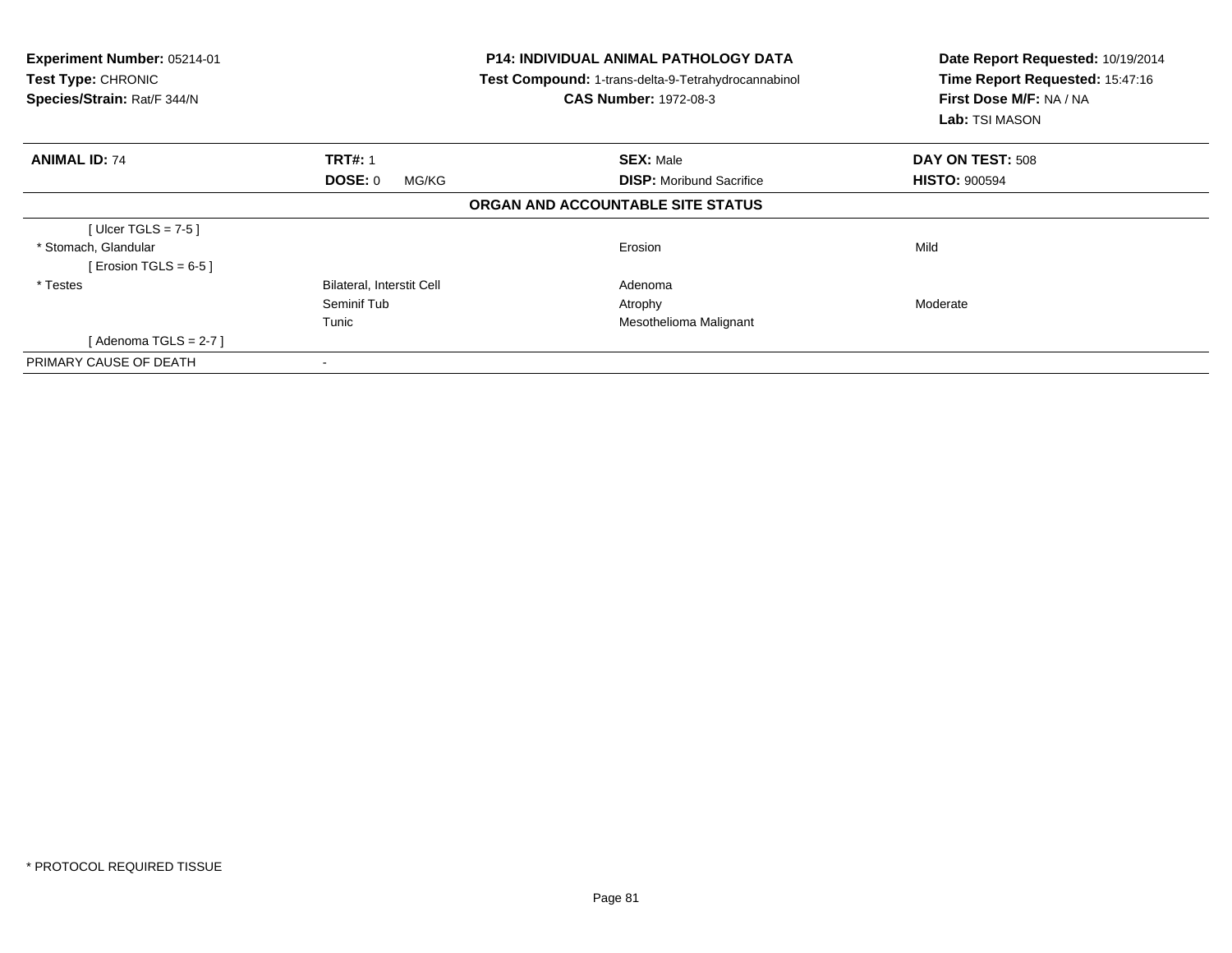**Experiment Number:** 05214-01
**Test Type:** CHRONIC
**Species/Strain:** Rat/F 344/N

**P14: INDIVIDUAL ANIMAL PATHOLOGY DATA**
**Test Compound:** 1-trans-delta-9-Tetrahydrocannabinol
**CAS Number:** 1972-08-3

**Date Report Requested:** 10/19/2014
**Time Report Requested:** 15:47:16
**First Dose M/F:** NA / NA
**Lab:** TSI MASON

| **ANIMAL ID:** 74 | **TRT#:** 1 | **SEX:** Male | **DAY ON TEST:** 508 |
|---|---|---|---|
| | **DOSE:** 0 MG/KG | **DISP:** Moribund Sacrifice | **HISTO:** 900594 |

**ORGAN AND ACCOUNTABLE SITE STATUS**

| | | | |
|---|---|---|---|
| [ Ulcer TGLS = 7-5 ] | | | |
| * Stomach, Glandular | | Erosion | Mild |
| [ Erosion TGLS = 6-5 ] | | | |
| * Testes | Bilateral, Interstit Cell | Adenoma | |
| | Seminif Tub | Atrophy | Moderate |
| | Tunic | Mesothelioma Malignant | |
| [ Adenoma TGLS = 2-7 ] | | | |
| PRIMARY CAUSE OF DEATH | - | | |

* PROTOCOL REQUIRED TISSUE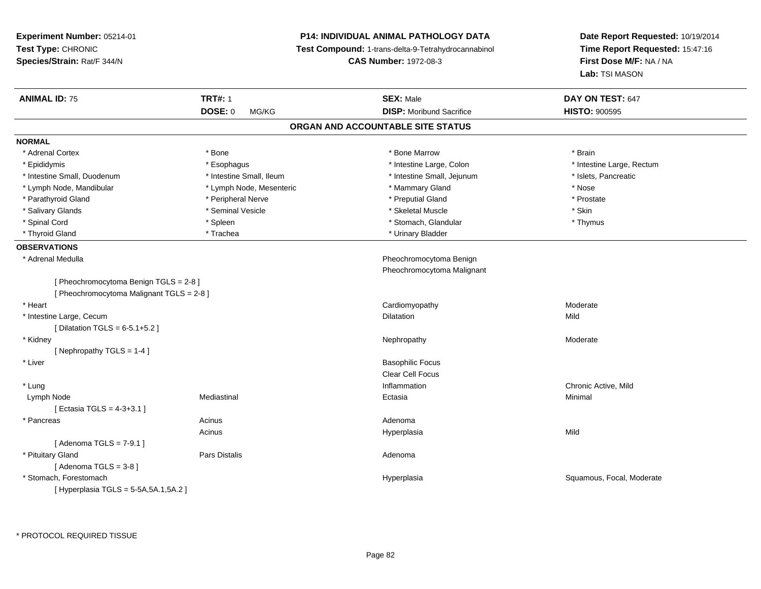**Experiment Number:** 05214-01
**Test Type:** CHRONIC
**Species/Strain:** Rat/F 344/N

**P14: INDIVIDUAL ANIMAL PATHOLOGY DATA**
**Test Compound:** 1-trans-delta-9-Tetrahydrocannabinol
**CAS Number:** 1972-08-3

**Date Report Requested:** 10/19/2014
**Time Report Requested:** 15:47:16
**First Dose M/F:** NA / NA
**Lab:** TSI MASON

| **ANIMAL ID:** 75 | **TRT#:** 1 | **SEX:** Male | **DAY ON TEST:** 647 |
|---|---|---|---|
| | **DOSE:** 0 MG/KG | **DISP:** Moribund Sacrifice | **HISTO:** 900595 |

## ORGAN AND ACCOUNTABLE SITE STATUS

**NORMAL**

| | | | |
|---|---|---|---|
| * Adrenal Cortex | * Bone | * Bone Marrow | * Brain |
| * Epididymis | * Esophagus | * Intestine Large, Colon | * Intestine Large, Rectum |
| * Intestine Small, Duodenum | * Intestine Small, Ileum | * Intestine Small, Jejunum | * Islets, Pancreatic |
| * Lymph Node, Mandibular | * Lymph Node, Mesenteric | * Mammary Gland | * Nose |
| * Parathyroid Gland | * Peripheral Nerve | * Preputial Gland | * Prostate |
| * Salivary Glands | * Seminal Vesicle | * Skeletal Muscle | * Skin |
| * Spinal Cord | * Spleen | * Stomach, Glandular | * Thymus |
| * Thyroid Gland | * Trachea | * Urinary Bladder | |

**OBSERVATIONS**

| | | | |
|---|---|---|---|
| * Adrenal Medulla | | Pheochromocytoma Benign | |
| | | Pheochromocytoma Malignant | |
| [ Pheochromocytoma Benign TGLS = 2-8 ] | | | |
| [ Pheochromocytoma Malignant TGLS = 2-8 ] | | | |
| * Heart | | Cardiomyopathy | Moderate |
| * Intestine Large, Cecum | | Dilatation | Mild |
| [ Dilatation TGLS = 6-5.1+5.2 ] | | | |
| * Kidney | | Nephropathy | Moderate |
| [ Nephropathy TGLS = 1-4 ] | | | |
| * Liver | | Basophilic Focus | |
| | | Clear Cell Focus | |
| * Lung | | Inflammation | Chronic Active, Mild |
| Lymph Node | Mediastinal | Ectasia | Minimal |
| [ Ectasia TGLS = 4-3+3.1 ] | | | |
| * Pancreas | Acinus | Adenoma | |
| | Acinus | Hyperplasia | Mild |
| [ Adenoma TGLS = 7-9.1 ] | | | |
| * Pituitary Gland | Pars Distalis | Adenoma | |
| [ Adenoma TGLS = 3-8 ] | | | |
| * Stomach, Forestomach | | Hyperplasia | Squamous, Focal, Moderate |
| [ Hyperplasia TGLS = 5-5A,5A.1,5A.2 ] | | | |

* PROTOCOL REQUIRED TISSUE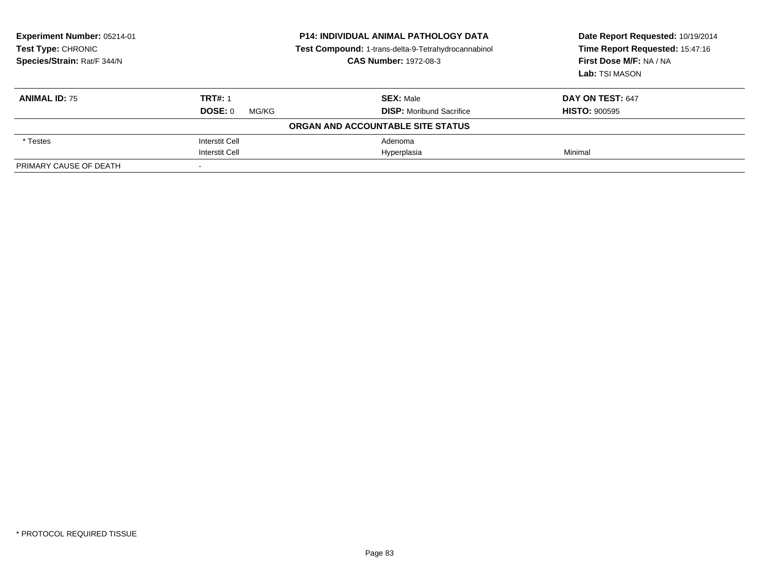**Experiment Number:** 05214-01
**Test Type:** CHRONIC
**Species/Strain:** Rat/F 344/N

**P14: INDIVIDUAL ANIMAL PATHOLOGY DATA**
**Test Compound:** 1-trans-delta-9-Tetrahydrocannabinol
**CAS Number:** 1972-08-3

**Date Report Requested:** 10/19/2014
**Time Report Requested:** 15:47:16
**First Dose M/F:** NA / NA
**Lab:** TSI MASON

| **ANIMAL ID:** 75 | **TRT#:** 1 | **SEX:** Male | **DAY ON TEST:** 647 |
|---|---|---|---|
| | **DOSE:** 0 MG/KG | **DISP:** Moribund Sacrifice | **HISTO:** 900595 |
| | **ORGAN AND ACCOUNTABLE SITE STATUS** | | |
| * Testes | Interstit Cell | Adenoma | |
| | Interstit Cell | Hyperplasia | Minimal |
| PRIMARY CAUSE OF DEATH | - | | |

* PROTOCOL REQUIRED TISSUE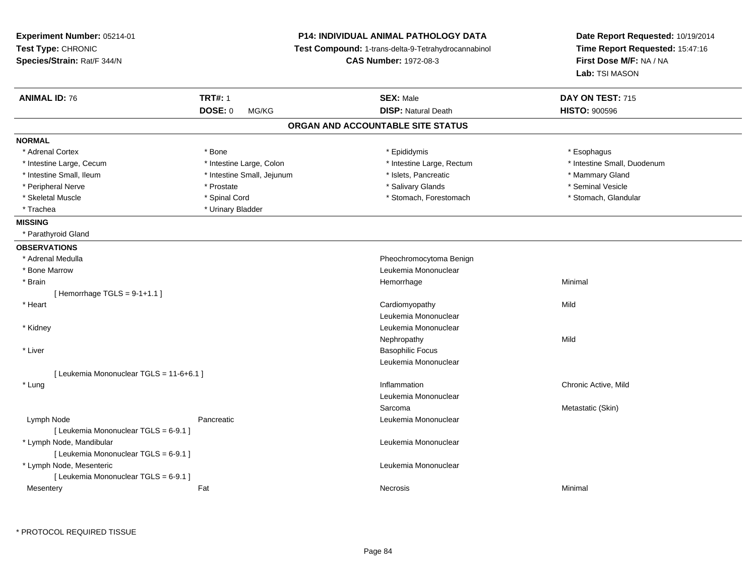**Experiment Number:** 05214-01
**Test Type:** CHRONIC
**Species/Strain:** Rat/F 344/N

**P14: INDIVIDUAL ANIMAL PATHOLOGY DATA**
**Test Compound:** 1-trans-delta-9-Tetrahydrocannabinol
**CAS Number:** 1972-08-3

**Date Report Requested:** 10/19/2014
**Time Report Requested:** 15:47:16
**First Dose M/F:** NA / NA
**Lab:** TSI MASON

| **ANIMAL ID:** 76 | **TRT#:** 1 | **SEX:** Male | **DAY ON TEST:** 715 |
|---|---|---|---|
| | **DOSE:** 0 MG/KG | **DISP:** Natural Death | **HISTO:** 900596 |

## ORGAN AND ACCOUNTABLE SITE STATUS

### NORMAL

| | | | |
|---|---|---|---|
| * Adrenal Cortex | * Bone | * Epididymis | * Esophagus |
| * Intestine Large, Cecum | * Intestine Large, Colon | * Intestine Large, Rectum | * Intestine Small, Duodenum |
| * Intestine Small, Ileum | * Intestine Small, Jejunum | * Islets, Pancreatic | * Mammary Gland |
| * Peripheral Nerve | * Prostate | * Salivary Glands | * Seminal Vesicle |
| * Skeletal Muscle | * Spinal Cord | * Stomach, Forestomach | * Stomach, Glandular |
| * Trachea | * Urinary Bladder | | |

### MISSING

* Parathyroid Gland

### OBSERVATIONS

| Organ | Site | Observation | Severity/Qualifier |
|---|---|---|---|
| * Adrenal Medulla | | Pheochromocytoma Benign | |
| * Bone Marrow | | Leukemia Mononuclear | |
| * Brain | | Hemorrhage | Minimal |
| [ Hemorrhage TGLS = 9-1+1.1 ] | | | |
| * Heart | | Cardiomyopathy | Mild |
| | | Leukemia Mononuclear | |
| * Kidney | | Leukemia Mononuclear | |
| | | Nephropathy | Mild |
| * Liver | | Basophilic Focus | |
| | | Leukemia Mononuclear | |
| [ Leukemia Mononuclear TGLS = 11-6+6.1 ] | | | |
| * Lung | | Inflammation | Chronic Active, Mild |
| | | Leukemia Mononuclear | |
| | | Sarcoma | Metastatic (Skin) |
| Lymph Node | Pancreatic | Leukemia Mononuclear | |
| [ Leukemia Mononuclear TGLS = 6-9.1 ] | | | |
| * Lymph Node, Mandibular | | Leukemia Mononuclear | |
| [ Leukemia Mononuclear TGLS = 6-9.1 ] | | | |
| * Lymph Node, Mesenteric | | Leukemia Mononuclear | |
| [ Leukemia Mononuclear TGLS = 6-9.1 ] | | | |
| Mesentery | Fat | Necrosis | Minimal |

\* PROTOCOL REQUIRED TISSUE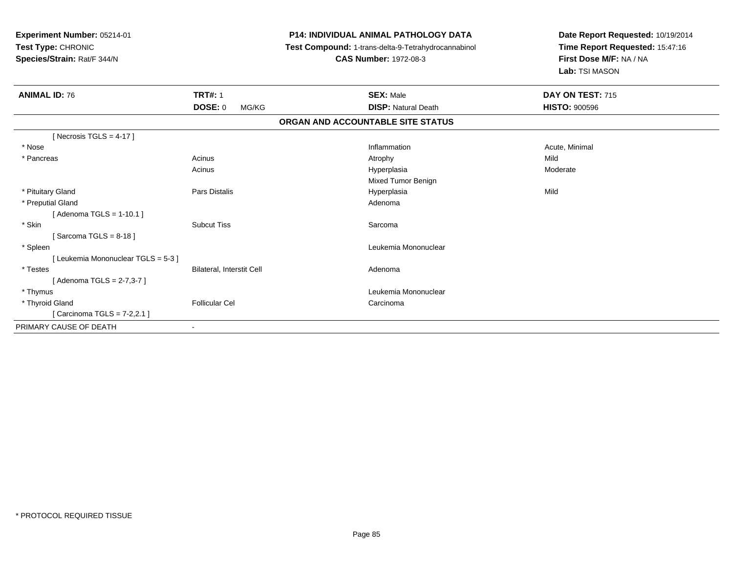**Experiment Number:** 05214-01
**Test Type:** CHRONIC
**Species/Strain:** Rat/F 344/N

**P14: INDIVIDUAL ANIMAL PATHOLOGY DATA**
**Test Compound:** 1-trans-delta-9-Tetrahydrocannabinol
**CAS Number:** 1972-08-3

**Date Report Requested:** 10/19/2014
**Time Report Requested:** 15:47:16
**First Dose M/F:** NA / NA
**Lab:** TSI MASON

| **ANIMAL ID:** 76 | **TRT#:** 1 | **SEX:** Male | **DAY ON TEST:** 715 |
|---|---|---|---|
| | **DOSE:** 0 MG/KG | **DISP:** Natural Death | **HISTO:** 900596 |

**ORGAN AND ACCOUNTABLE SITE STATUS**

| | | | |
|---|---|---|---|
| [ Necrosis TGLS = 4-17 ] | | | |
| * Nose | | Inflammation | Acute, Minimal |
| * Pancreas | Acinus | Atrophy | Mild |
| | Acinus | Hyperplasia | Moderate |
| | | Mixed Tumor Benign | |
| * Pituitary Gland | Pars Distalis | Hyperplasia | Mild |
| * Preputial Gland | | Adenoma | |
| [ Adenoma TGLS = 1-10.1 ] | | | |
| * Skin | Subcut Tiss | Sarcoma | |
| [ Sarcoma TGLS = 8-18 ] | | | |
| * Spleen | | Leukemia Mononuclear | |
| [ Leukemia Mononuclear TGLS = 5-3 ] | | | |
| * Testes | Bilateral, Interstit Cell | Adenoma | |
| [ Adenoma TGLS = 2-7,3-7 ] | | | |
| * Thymus | | Leukemia Mononuclear | |
| * Thyroid Gland | Follicular Cel | Carcinoma | |
| [ Carcinoma TGLS = 7-2,2.1 ] | | | |
| PRIMARY CAUSE OF DEATH | - | | |

* PROTOCOL REQUIRED TISSUE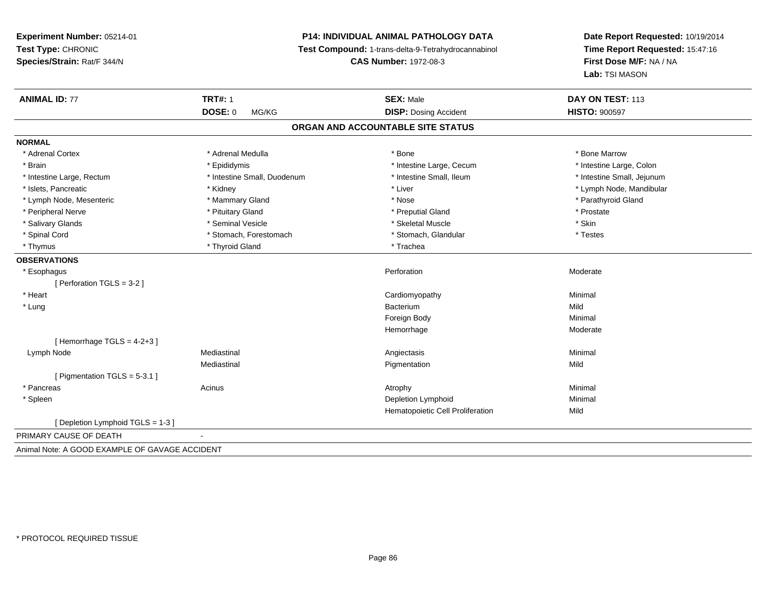**Experiment Number:** 05214-01
**Test Type:** CHRONIC
**Species/Strain:** Rat/F 344/N

**P14: INDIVIDUAL ANIMAL PATHOLOGY DATA**
**Test Compound:** 1-trans-delta-9-Tetrahydrocannabinol
**CAS Number:** 1972-08-3

**Date Report Requested:** 10/19/2014
**Time Report Requested:** 15:47:16
**First Dose M/F:** NA / NA
**Lab:** TSI MASON

| **ANIMAL ID:** 77 | **TRT#:** 1 | **SEX:** Male | **DAY ON TEST:** 113 |
|---|---|---|---|
| | **DOSE:** 0 MG/KG | **DISP:** Dosing Accident | **HISTO:** 900597 |

## ORGAN AND ACCOUNTABLE SITE STATUS

**NORMAL**

| | | | |
|---|---|---|---|
| * Adrenal Cortex | * Adrenal Medulla | * Bone | * Bone Marrow |
| * Brain | * Epididymis | * Intestine Large, Cecum | * Intestine Large, Colon |
| * Intestine Large, Rectum | * Intestine Small, Duodenum | * Intestine Small, Ileum | * Intestine Small, Jejunum |
| * Islets, Pancreatic | * Kidney | * Liver | * Lymph Node, Mandibular |
| * Lymph Node, Mesenteric | * Mammary Gland | * Nose | * Parathyroid Gland |
| * Peripheral Nerve | * Pituitary Gland | * Preputial Gland | * Prostate |
| * Salivary Glands | * Seminal Vesicle | * Skeletal Muscle | * Skin |
| * Spinal Cord | * Stomach, Forestomach | * Stomach, Glandular | * Testes |
| * Thymus | * Thyroid Gland | * Trachea | |

**OBSERVATIONS**

| | | | |
|---|---|---|---|
| * Esophagus | | Perforation | Moderate |
| [ Perforation TGLS = 3-2 ] | | | |
| * Heart | | Cardiomyopathy | Minimal |
| * Lung | | Bacterium | Mild |
| | | Foreign Body | Minimal |
| | | Hemorrhage | Moderate |
| [ Hemorrhage TGLS = 4-2+3 ] | | | |
| Lymph Node | Mediastinal | Angiectasis | Minimal |
| | Mediastinal | Pigmentation | Mild |
| [ Pigmentation TGLS = 5-3.1 ] | | | |
| * Pancreas | Acinus | Atrophy | Minimal |
| * Spleen | | Depletion Lymphoid | Minimal |
| | | Hematopoietic Cell Proliferation | Mild |
| [ Depletion Lymphoid TGLS = 1-3 ] | | | |

PRIMARY CAUSE OF DEATH -

Animal Note: A GOOD EXAMPLE OF GAVAGE ACCIDENT

* PROTOCOL REQUIRED TISSUE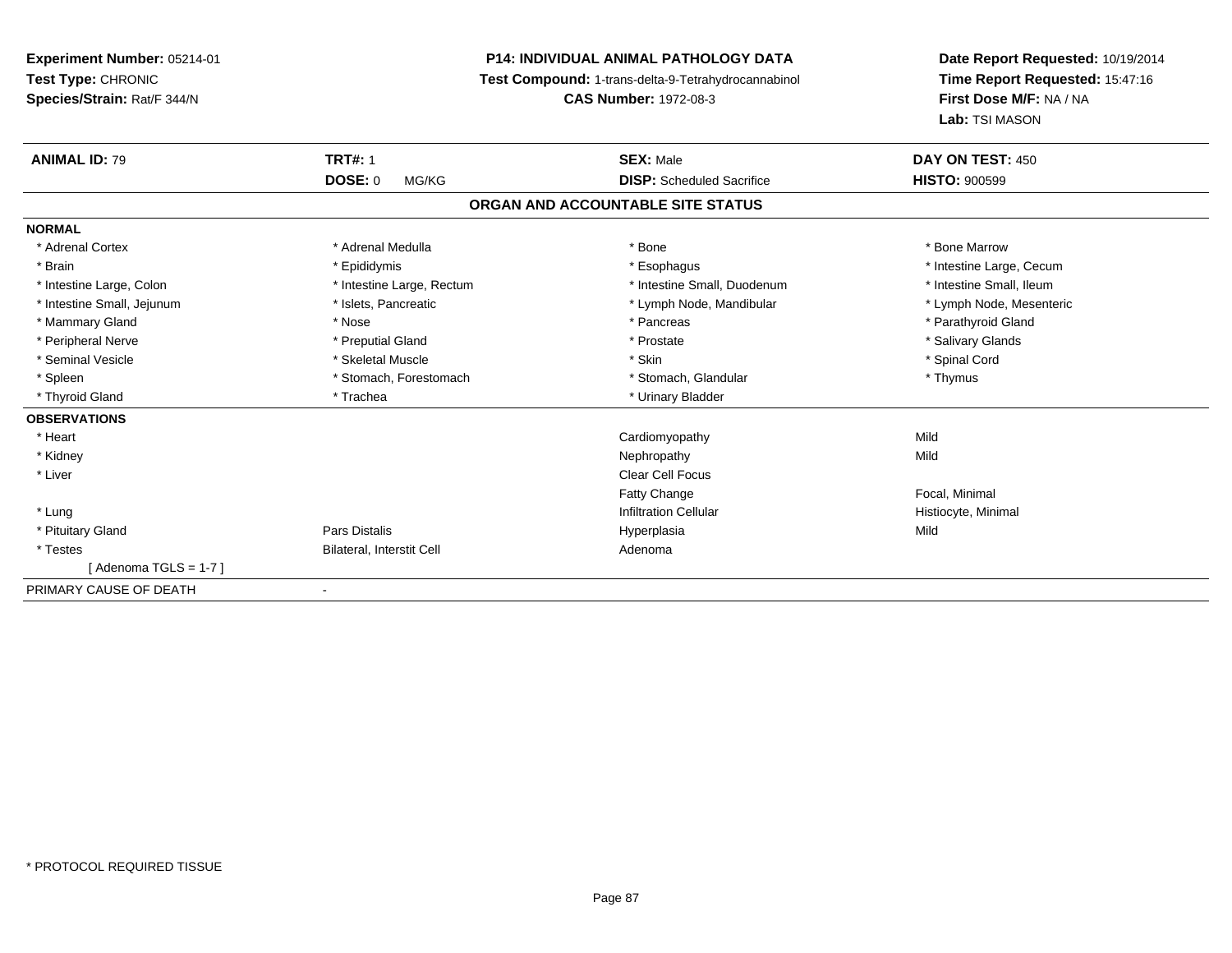**Experiment Number:** 05214-01
**Test Type:** CHRONIC
**Species/Strain:** Rat/F 344/N

**P14: INDIVIDUAL ANIMAL PATHOLOGY DATA**
**Test Compound:** 1-trans-delta-9-Tetrahydrocannabinol
**CAS Number:** 1972-08-3

**Date Report Requested:** 10/19/2014
**Time Report Requested:** 15:47:16
**First Dose M/F:** NA / NA
**Lab:** TSI MASON

| **ANIMAL ID:** 79 | **TRT#:** 1 | **SEX:** Male | **DAY ON TEST:** 450 |
|---|---|---|---|
| | **DOSE:** 0 MG/KG | **DISP:** Scheduled Sacrifice | **HISTO:** 900599 |

## ORGAN AND ACCOUNTABLE SITE STATUS

| | | | |
|---|---|---|---|
| **NORMAL** | | | |
| * Adrenal Cortex | * Adrenal Medulla | * Bone | * Bone Marrow |
| * Brain | * Epididymis | * Esophagus | * Intestine Large, Cecum |
| * Intestine Large, Colon | * Intestine Large, Rectum | * Intestine Small, Duodenum | * Intestine Small, Ileum |
| * Intestine Small, Jejunum | * Islets, Pancreatic | * Lymph Node, Mandibular | * Lymph Node, Mesenteric |
| * Mammary Gland | * Nose | * Pancreas | * Parathyroid Gland |
| * Peripheral Nerve | * Preputial Gland | * Prostate | * Salivary Glands |
| * Seminal Vesicle | * Skeletal Muscle | * Skin | * Spinal Cord |
| * Spleen | * Stomach, Forestomach | * Stomach, Glandular | * Thymus |
| * Thyroid Gland | * Trachea | * Urinary Bladder | |
| **OBSERVATIONS** | | | |
| * Heart | | Cardiomyopathy | Mild |
| * Kidney | | Nephropathy | Mild |
| * Liver | | Clear Cell Focus | |
| | | Fatty Change | Focal, Minimal |
| * Lung | | Infiltration Cellular | Histiocyte, Minimal |
| * Pituitary Gland | Pars Distalis | Hyperplasia | Mild |
| * Testes | Bilateral, Interstit Cell | Adenoma | |
| [ Adenoma TGLS = 1-7 ] | | | |
| PRIMARY CAUSE OF DEATH | - | | |

* PROTOCOL REQUIRED TISSUE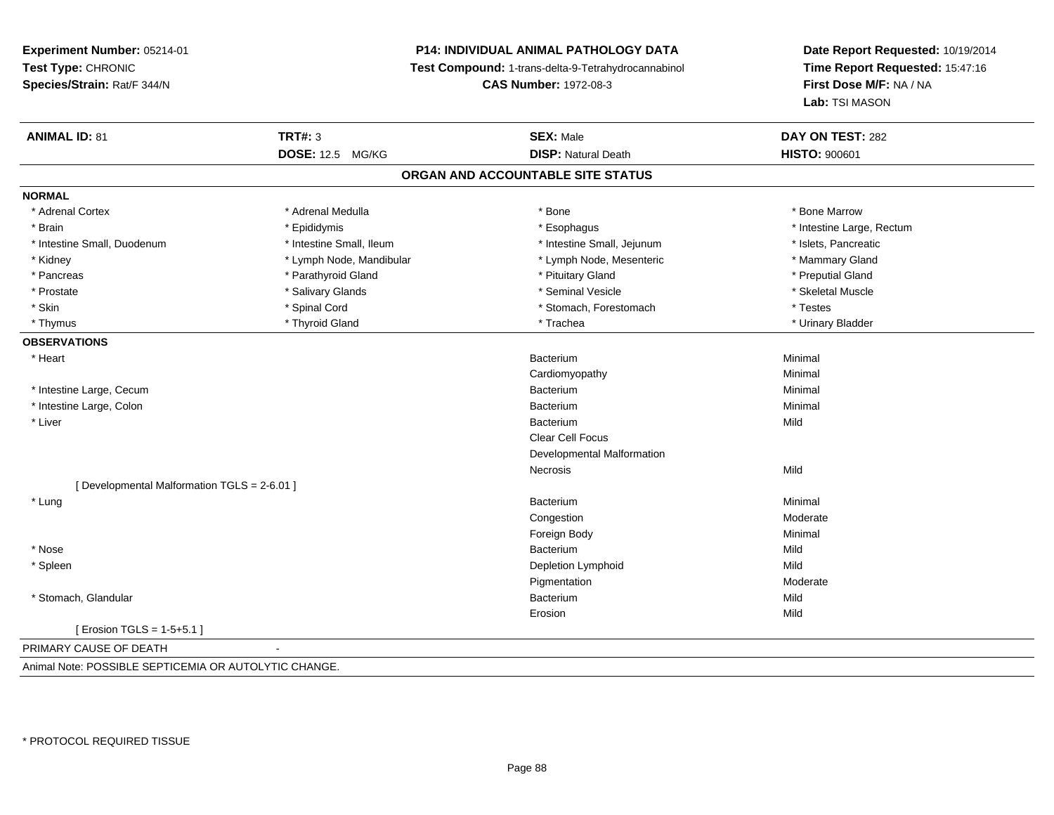**Experiment Number:** 05214-01
**Test Type:** CHRONIC
**Species/Strain:** Rat/F 344/N

**P14: INDIVIDUAL ANIMAL PATHOLOGY DATA**
**Test Compound:** 1-trans-delta-9-Tetrahydrocannabinol
**CAS Number:** 1972-08-3

**Date Report Requested:** 10/19/2014
**Time Report Requested:** 15:47:16
**First Dose M/F:** NA / NA
**Lab:** TSI MASON

| **ANIMAL ID:** 81 | **TRT#:** 3 | **SEX:** Male | **DAY ON TEST:** 282 |
|---|---|---|---|
| | **DOSE:** 12.5 MG/KG | **DISP:** Natural Death | **HISTO:** 900601 |

## ORGAN AND ACCOUNTABLE SITE STATUS

**NORMAL**

| | | | |
|---|---|---|---|
| * Adrenal Cortex | * Adrenal Medulla | * Bone | * Bone Marrow |
| * Brain | * Epididymis | * Esophagus | * Intestine Large, Rectum |
| * Intestine Small, Duodenum | * Intestine Small, Ileum | * Intestine Small, Jejunum | * Islets, Pancreatic |
| * Kidney | * Lymph Node, Mandibular | * Lymph Node, Mesenteric | * Mammary Gland |
| * Pancreas | * Parathyroid Gland | * Pituitary Gland | * Preputial Gland |
| * Prostate | * Salivary Glands | * Seminal Vesicle | * Skeletal Muscle |
| * Skin | * Spinal Cord | * Stomach, Forestomach | * Testes |
| * Thymus | * Thyroid Gland | * Trachea | * Urinary Bladder |

**OBSERVATIONS**

| Organ | Observation | Severity |
|---|---|---|
| * Heart | Bacterium | Minimal |
| | Cardiomyopathy | Minimal |
| * Intestine Large, Cecum | Bacterium | Minimal |
| * Intestine Large, Colon | Bacterium | Minimal |
| * Liver | Bacterium | Mild |
| | Clear Cell Focus | |
| | Developmental Malformation | |
| | Necrosis | Mild |
| [ Developmental Malformation TGLS = 2-6.01 ] | | |
| * Lung | Bacterium | Minimal |
| | Congestion | Moderate |
| | Foreign Body | Minimal |
| * Nose | Bacterium | Mild |
| * Spleen | Depletion Lymphoid | Mild |
| | Pigmentation | Moderate |
| * Stomach, Glandular | Bacterium | Mild |
| | Erosion | Mild |
| [ Erosion TGLS = 1-5+5.1 ] | | |

PRIMARY CAUSE OF DEATH -

Animal Note: POSSIBLE SEPTICEMIA OR AUTOLYTIC CHANGE.

* PROTOCOL REQUIRED TISSUE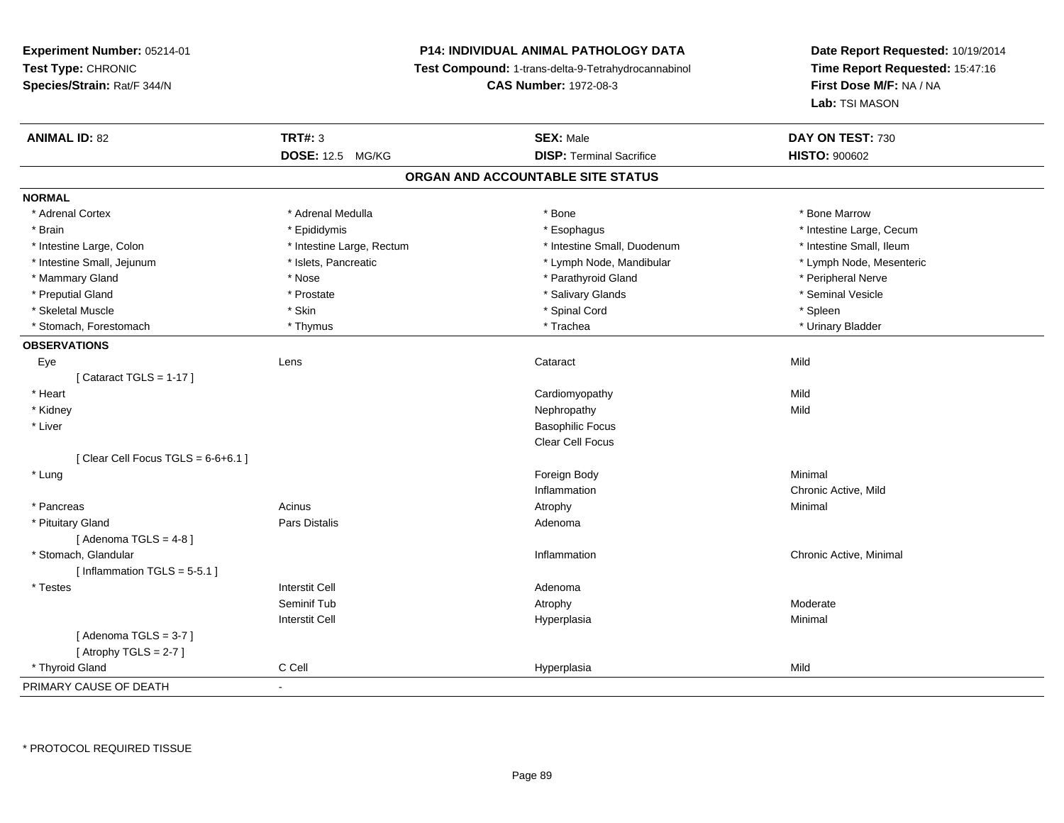**Experiment Number:** 05214-01
**Test Type:** CHRONIC
**Species/Strain:** Rat/F 344/N

**P14: INDIVIDUAL ANIMAL PATHOLOGY DATA**
**Test Compound:** 1-trans-delta-9-Tetrahydrocannabinol
**CAS Number:** 1972-08-3

**Date Report Requested:** 10/19/2014
**Time Report Requested:** 15:47:16
**First Dose M/F:** NA / NA
**Lab:** TSI MASON

| **ANIMAL ID:** 82 | **TRT#:** 3 | **SEX:** Male | **DAY ON TEST:** 730 |
|---|---|---|---|
| | **DOSE:** 12.5 MG/KG | **DISP:** Terminal Sacrifice | **HISTO:** 900602 |

## ORGAN AND ACCOUNTABLE SITE STATUS

**NORMAL**

| | | | |
|---|---|---|---|
| * Adrenal Cortex | * Adrenal Medulla | * Bone | * Bone Marrow |
| * Brain | * Epididymis | * Esophagus | * Intestine Large, Cecum |
| * Intestine Large, Colon | * Intestine Large, Rectum | * Intestine Small, Duodenum | * Intestine Small, Ileum |
| * Intestine Small, Jejunum | * Islets, Pancreatic | * Lymph Node, Mandibular | * Lymph Node, Mesenteric |
| * Mammary Gland | * Nose | * Parathyroid Gland | * Peripheral Nerve |
| * Preputial Gland | * Prostate | * Salivary Glands | * Seminal Vesicle |
| * Skeletal Muscle | * Skin | * Spinal Cord | * Spleen |
| * Stomach, Forestomach | * Thymus | * Trachea | * Urinary Bladder |

**OBSERVATIONS**

| | | | |
|---|---|---|---|
| Eye | Lens | Cataract | Mild |
| [ Cataract TGLS = 1-17 ] | | | |
| * Heart | | Cardiomyopathy | Mild |
| * Kidney | | Nephropathy | Mild |
| * Liver | | Basophilic Focus | |
| | | Clear Cell Focus | |
| [ Clear Cell Focus TGLS = 6-6+6.1 ] | | | |
| * Lung | | Foreign Body | Minimal |
| | | Inflammation | Chronic Active, Mild |
| * Pancreas | Acinus | Atrophy | Minimal |
| * Pituitary Gland | Pars Distalis | Adenoma | |
| [ Adenoma TGLS = 4-8 ] | | | |
| * Stomach, Glandular | | Inflammation | Chronic Active, Minimal |
| [ Inflammation TGLS = 5-5.1 ] | | | |
| * Testes | Interstit Cell | Adenoma | |
| | Seminif Tub | Atrophy | Moderate |
| | Interstit Cell | Hyperplasia | Minimal |
| [ Adenoma TGLS = 3-7 ] | | | |
| [ Atrophy TGLS = 2-7 ] | | | |
| * Thyroid Gland | C Cell | Hyperplasia | Mild |

PRIMARY CAUSE OF DEATH -

\* PROTOCOL REQUIRED TISSUE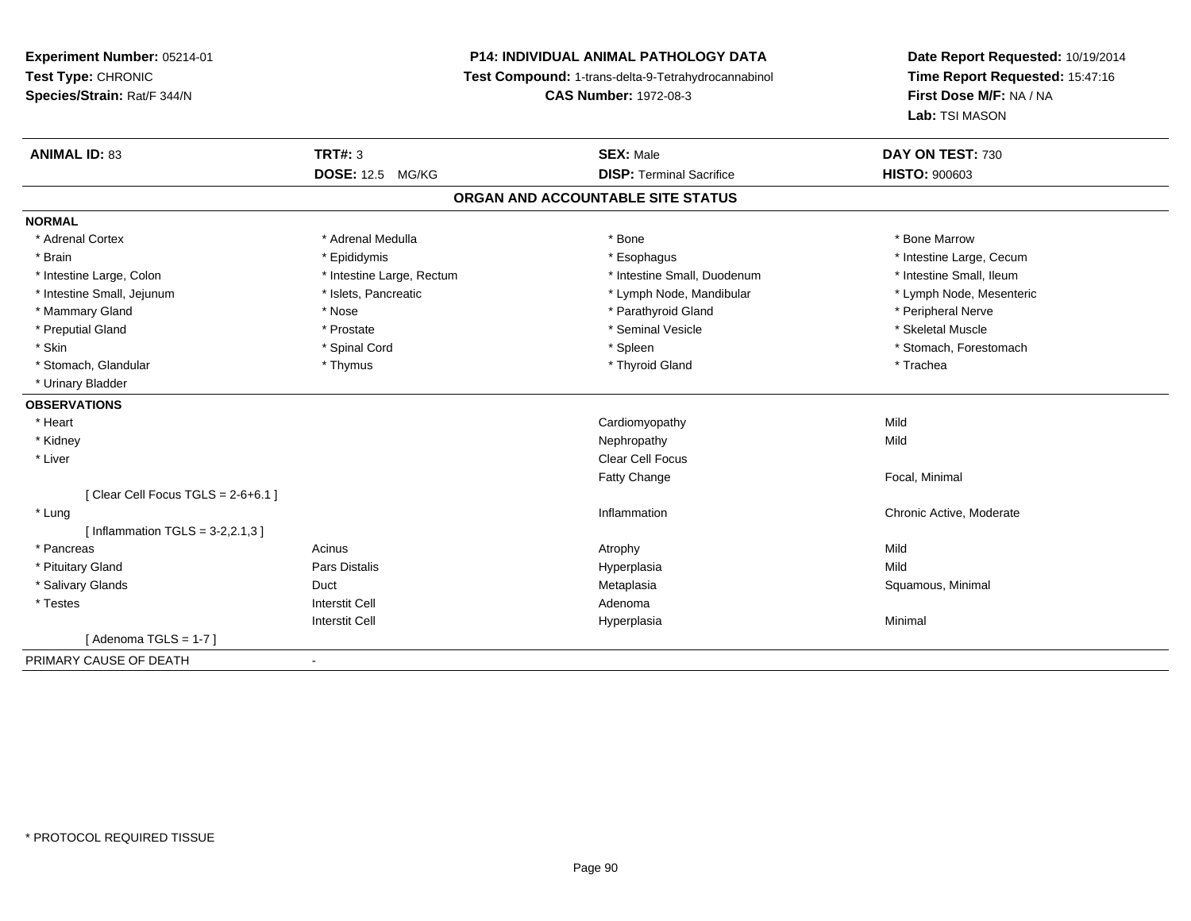**Experiment Number:** 05214-01
**Test Type:** CHRONIC
**Species/Strain:** Rat/F 344/N

**P14: INDIVIDUAL ANIMAL PATHOLOGY DATA**
**Test Compound:** 1-trans-delta-9-Tetrahydrocannabinol
**CAS Number:** 1972-08-3

**Date Report Requested:** 10/19/2014
**Time Report Requested:** 15:47:16
**First Dose M/F:** NA / NA
**Lab:** TSI MASON

| **ANIMAL ID:** 83 | **TRT#:** 3 | **SEX:** Male | **DAY ON TEST:** 730 |
|---|---|---|---|
| | **DOSE:** 12.5 MG/KG | **DISP:** Terminal Sacrifice | **HISTO:** 900603 |

## ORGAN AND ACCOUNTABLE SITE STATUS

**NORMAL**

| | | | |
|---|---|---|---|
| * Adrenal Cortex | * Adrenal Medulla | * Bone | * Bone Marrow |
| * Brain | * Epididymis | * Esophagus | * Intestine Large, Cecum |
| * Intestine Large, Colon | * Intestine Large, Rectum | * Intestine Small, Duodenum | * Intestine Small, Ileum |
| * Intestine Small, Jejunum | * Islets, Pancreatic | * Lymph Node, Mandibular | * Lymph Node, Mesenteric |
| * Mammary Gland | * Nose | * Parathyroid Gland | * Peripheral Nerve |
| * Preputial Gland | * Prostate | * Seminal Vesicle | * Skeletal Muscle |
| * Skin | * Spinal Cord | * Spleen | * Stomach, Forestomach |
| * Stomach, Glandular | * Thymus | * Thyroid Gland | * Trachea |
| * Urinary Bladder | | | |

**OBSERVATIONS**

| | | | |
|---|---|---|---|
| * Heart | | Cardiomyopathy | Mild |
| * Kidney | | Nephropathy | Mild |
| * Liver | | Clear Cell Focus | |
| | | Fatty Change | Focal, Minimal |
| [ Clear Cell Focus TGLS = 2-6+6.1 ] | | | |
| * Lung | | Inflammation | Chronic Active, Moderate |
| [ Inflammation TGLS = 3-2,2.1,3 ] | | | |
| * Pancreas | Acinus | Atrophy | Mild |
| * Pituitary Gland | Pars Distalis | Hyperplasia | Mild |
| * Salivary Glands | Duct | Metaplasia | Squamous, Minimal |
| * Testes | Interstit Cell | Adenoma | |
| | Interstit Cell | Hyperplasia | Minimal |
| [ Adenoma TGLS = 1-7 ] | | | |

PRIMARY CAUSE OF DEATH -

* PROTOCOL REQUIRED TISSUE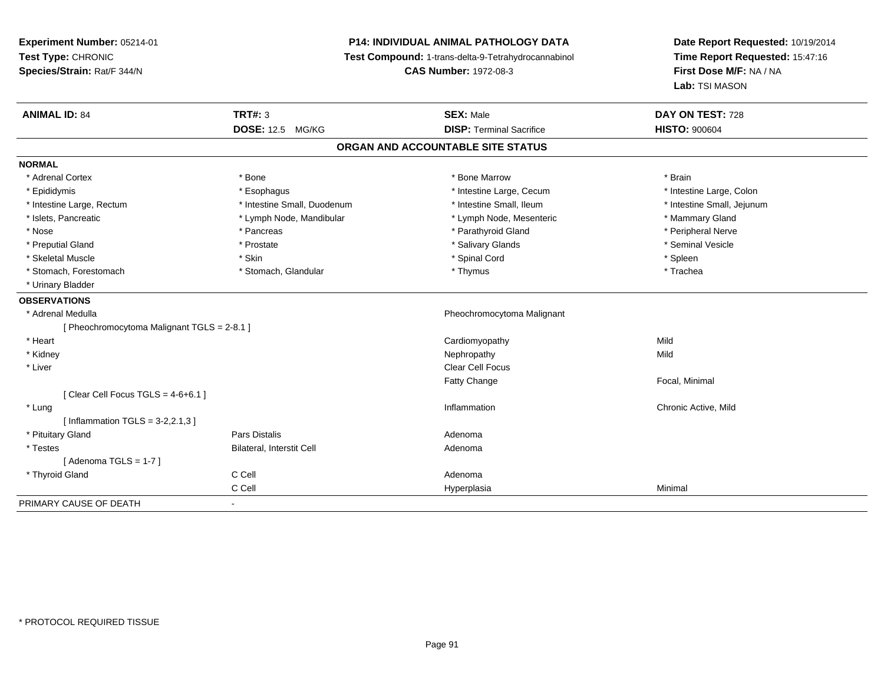**Experiment Number:** 05214-01
**Test Type:** CHRONIC
**Species/Strain:** Rat/F 344/N

**P14: INDIVIDUAL ANIMAL PATHOLOGY DATA**
**Test Compound:** 1-trans-delta-9-Tetrahydrocannabinol
**CAS Number:** 1972-08-3

**Date Report Requested:** 10/19/2014
**Time Report Requested:** 15:47:16
**First Dose M/F:** NA / NA
**Lab:** TSI MASON

| **ANIMAL ID:** 84 | **TRT#:** 3 | **SEX:** Male | **DAY ON TEST:** 728 |
|---|---|---|---|
| | **DOSE:** 12.5 MG/KG | **DISP:** Terminal Sacrifice | **HISTO:** 900604 |

## ORGAN AND ACCOUNTABLE SITE STATUS

**NORMAL**

| | | | |
|---|---|---|---|
| * Adrenal Cortex | * Bone | * Bone Marrow | * Brain |
| * Epididymis | * Esophagus | * Intestine Large, Cecum | * Intestine Large, Colon |
| * Intestine Large, Rectum | * Intestine Small, Duodenum | * Intestine Small, Ileum | * Intestine Small, Jejunum |
| * Islets, Pancreatic | * Lymph Node, Mandibular | * Lymph Node, Mesenteric | * Mammary Gland |
| * Nose | * Pancreas | * Parathyroid Gland | * Peripheral Nerve |
| * Preputial Gland | * Prostate | * Salivary Glands | * Seminal Vesicle |
| * Skeletal Muscle | * Skin | * Spinal Cord | * Spleen |
| * Stomach, Forestomach | * Stomach, Glandular | * Thymus | * Trachea |
| * Urinary Bladder | | | |

**OBSERVATIONS**

| | | | |
|---|---|---|---|
| * Adrenal Medulla | | Pheochromocytoma Malignant | |
| [ Pheochromocytoma Malignant TGLS = 2-8.1 ] | | | |
| * Heart | | Cardiomyopathy | Mild |
| * Kidney | | Nephropathy | Mild |
| * Liver | | Clear Cell Focus | |
| | | Fatty Change | Focal, Minimal |
| [ Clear Cell Focus TGLS = 4-6+6.1 ] | | | |
| * Lung | | Inflammation | Chronic Active, Mild |
| [ Inflammation TGLS = 3-2,2.1,3 ] | | | |
| * Pituitary Gland | Pars Distalis | Adenoma | |
| * Testes | Bilateral, Interstit Cell | Adenoma | |
| [ Adenoma TGLS = 1-7 ] | | | |
| * Thyroid Gland | C Cell | Adenoma | |
| | C Cell | Hyperplasia | Minimal |

PRIMARY CAUSE OF DEATH -

* PROTOCOL REQUIRED TISSUE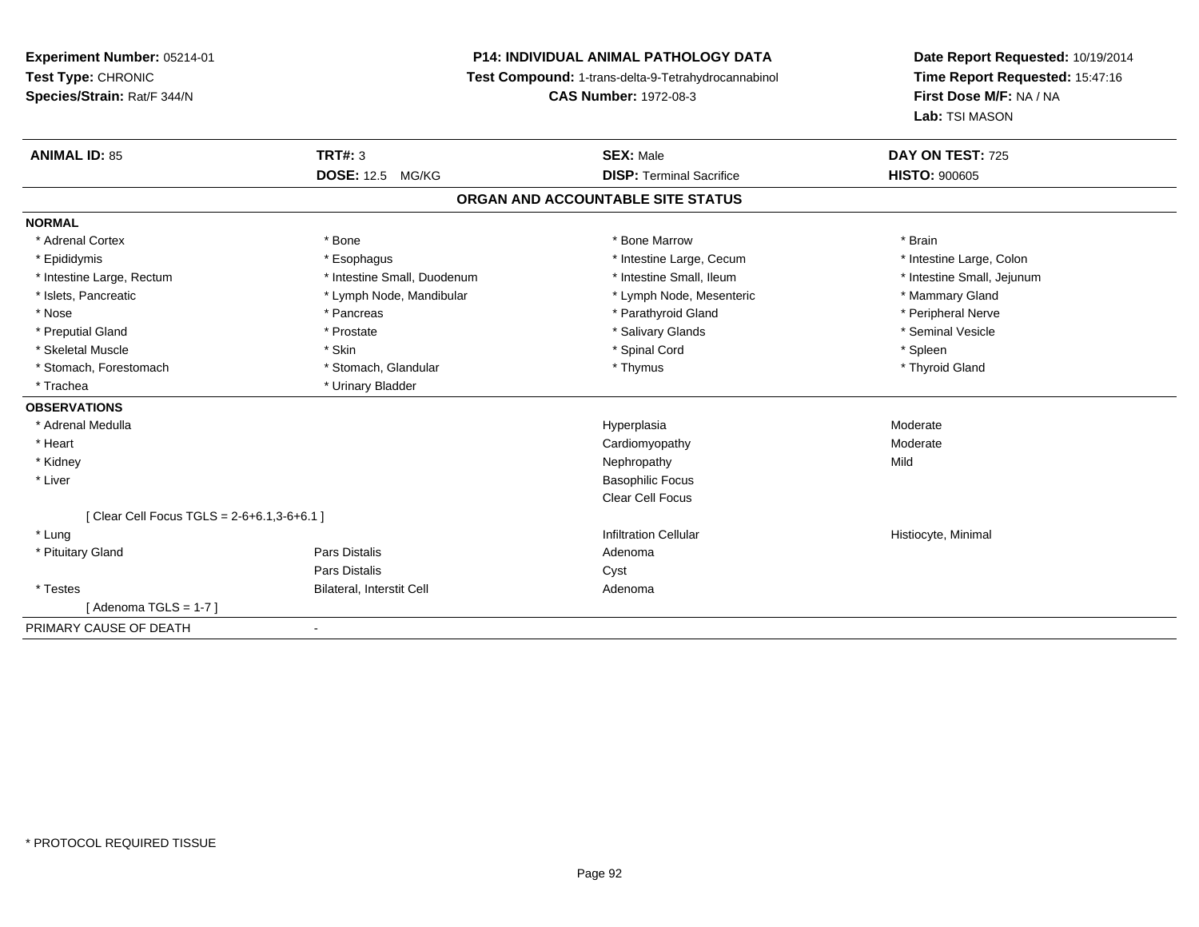**Experiment Number:** 05214-01
**Test Type:** CHRONIC
**Species/Strain:** Rat/F 344/N

**P14: INDIVIDUAL ANIMAL PATHOLOGY DATA**
**Test Compound:** 1-trans-delta-9-Tetrahydrocannabinol
**CAS Number:** 1972-08-3

**Date Report Requested:** 10/19/2014
**Time Report Requested:** 15:47:16
**First Dose M/F:** NA / NA
**Lab:** TSI MASON

| **ANIMAL ID:** 85 | **TRT#:** 3 | **SEX:** Male | **DAY ON TEST:** 725 |
|---|---|---|---|
| | **DOSE:** 12.5 MG/KG | **DISP:** Terminal Sacrifice | **HISTO:** 900605 |

## ORGAN AND ACCOUNTABLE SITE STATUS

| | | | |
|---|---|---|---|
| **NORMAL** | | | |
| * Adrenal Cortex | * Bone | * Bone Marrow | * Brain |
| * Epididymis | * Esophagus | * Intestine Large, Cecum | * Intestine Large, Colon |
| * Intestine Large, Rectum | * Intestine Small, Duodenum | * Intestine Small, Ileum | * Intestine Small, Jejunum |
| * Islets, Pancreatic | * Lymph Node, Mandibular | * Lymph Node, Mesenteric | * Mammary Gland |
| * Nose | * Pancreas | * Parathyroid Gland | * Peripheral Nerve |
| * Preputial Gland | * Prostate | * Salivary Glands | * Seminal Vesicle |
| * Skeletal Muscle | * Skin | * Spinal Cord | * Spleen |
| * Stomach, Forestomach | * Stomach, Glandular | * Thymus | * Thyroid Gland |
| * Trachea | * Urinary Bladder | | |
| **OBSERVATIONS** | | | |
| * Adrenal Medulla | | Hyperplasia | Moderate |
| * Heart | | Cardiomyopathy | Moderate |
| * Kidney | | Nephropathy | Mild |
| * Liver | | Basophilic Focus | |
| | | Clear Cell Focus | |
| [ Clear Cell Focus TGLS = 2-6+6.1,3-6+6.1 ] | | | |
| * Lung | | Infiltration Cellular | Histiocyte, Minimal |
| * Pituitary Gland | Pars Distalis | Adenoma | |
| | Pars Distalis | Cyst | |
| * Testes | Bilateral, Interstit Cell | Adenoma | |
| [ Adenoma TGLS = 1-7 ] | | | |
| PRIMARY CAUSE OF DEATH | - | | |

* PROTOCOL REQUIRED TISSUE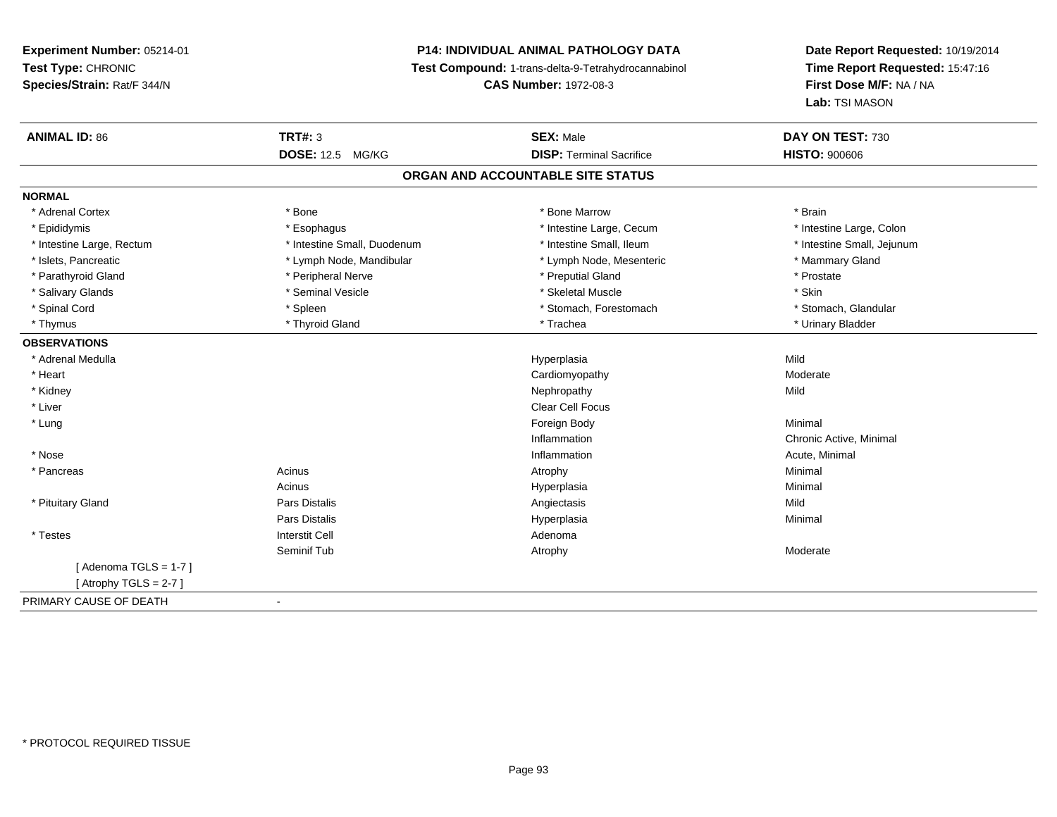**Experiment Number:** 05214-01
**Test Type:** CHRONIC
**Species/Strain:** Rat/F 344/N

**P14: INDIVIDUAL ANIMAL PATHOLOGY DATA**
**Test Compound:** 1-trans-delta-9-Tetrahydrocannabinol
**CAS Number:** 1972-08-3

**Date Report Requested:** 10/19/2014
**Time Report Requested:** 15:47:16
**First Dose M/F:** NA / NA
**Lab:** TSI MASON

| **ANIMAL ID:** 86 | **TRT#:** 3 | **SEX:** Male | **DAY ON TEST:** 730 |
|---|---|---|---|
| | **DOSE:** 12.5 MG/KG | **DISP:** Terminal Sacrifice | **HISTO:** 900606 |

**ORGAN AND ACCOUNTABLE SITE STATUS**

**NORMAL**

| | | | |
|---|---|---|---|
| * Adrenal Cortex | * Bone | * Bone Marrow | * Brain |
| * Epididymis | * Esophagus | * Intestine Large, Cecum | * Intestine Large, Colon |
| * Intestine Large, Rectum | * Intestine Small, Duodenum | * Intestine Small, Ileum | * Intestine Small, Jejunum |
| * Islets, Pancreatic | * Lymph Node, Mandibular | * Lymph Node, Mesenteric | * Mammary Gland |
| * Parathyroid Gland | * Peripheral Nerve | * Preputial Gland | * Prostate |
| * Salivary Glands | * Seminal Vesicle | * Skeletal Muscle | * Skin |
| * Spinal Cord | * Spleen | * Stomach, Forestomach | * Stomach, Glandular |
| * Thymus | * Thyroid Gland | * Trachea | * Urinary Bladder |

**OBSERVATIONS**

| | | | |
|---|---|---|---|
| * Adrenal Medulla | | Hyperplasia | Mild |
| * Heart | | Cardiomyopathy | Moderate |
| * Kidney | | Nephropathy | Mild |
| * Liver | | Clear Cell Focus | |
| * Lung | | Foreign Body | Minimal |
| | | Inflammation | Chronic Active, Minimal |
| * Nose | | Inflammation | Acute, Minimal |
| * Pancreas | Acinus | Atrophy | Minimal |
| | Acinus | Hyperplasia | Minimal |
| * Pituitary Gland | Pars Distalis | Angiectasis | Mild |
| | Pars Distalis | Hyperplasia | Minimal |
| * Testes | Interstit Cell | Adenoma | |
| | Seminif Tub | Atrophy | Moderate |
| [ Adenoma TGLS = 1-7 ] | | | |
| [ Atrophy TGLS = 2-7 ] | | | |

PRIMARY CAUSE OF DEATH -

* PROTOCOL REQUIRED TISSUE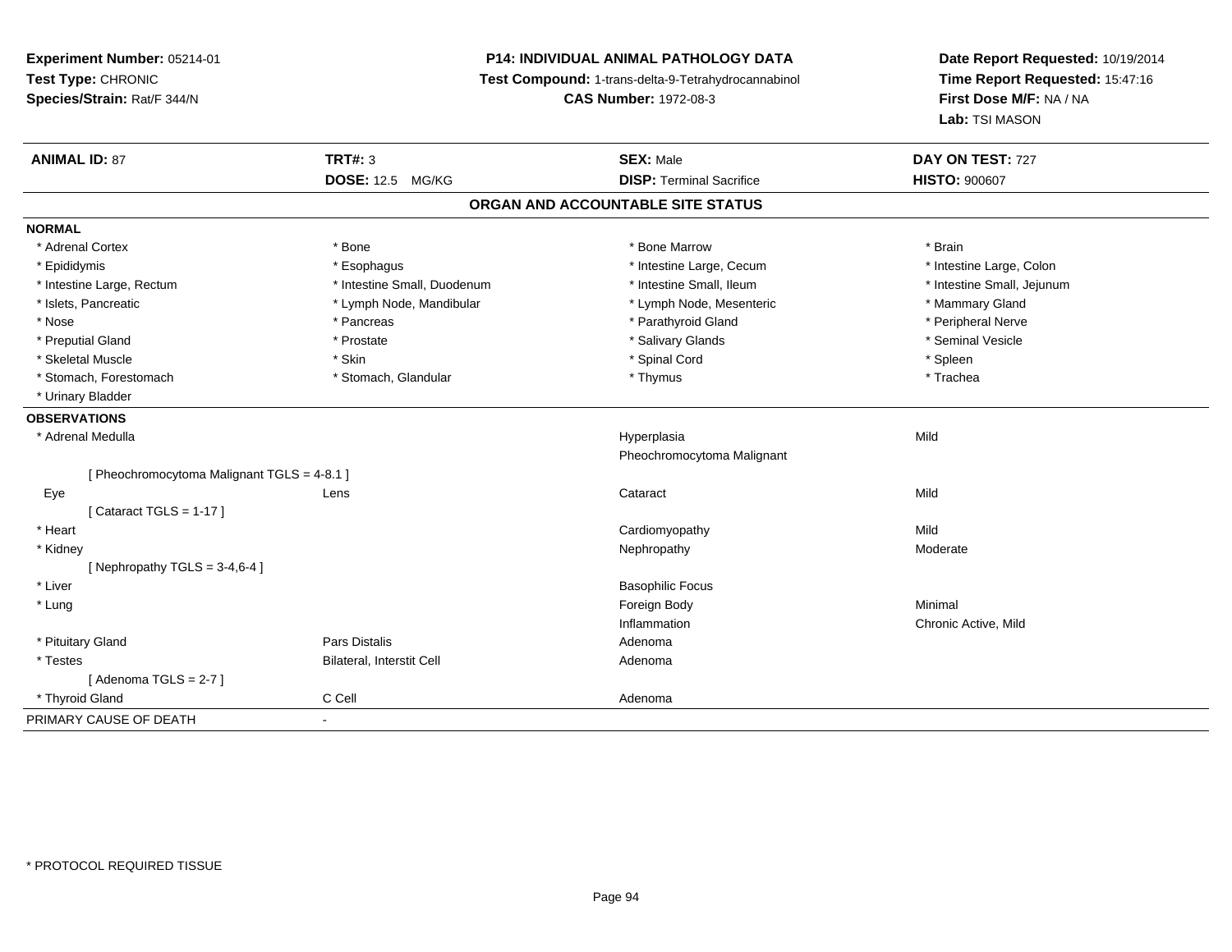**Experiment Number:** 05214-01
**Test Type:** CHRONIC
**Species/Strain:** Rat/F 344/N

**P14: INDIVIDUAL ANIMAL PATHOLOGY DATA**
**Test Compound:** 1-trans-delta-9-Tetrahydrocannabinol
**CAS Number:** 1972-08-3

**Date Report Requested:** 10/19/2014
**Time Report Requested:** 15:47:16
**First Dose M/F:** NA / NA
**Lab:** TSI MASON

| **ANIMAL ID:** 87 | **TRT#:** 3 | **SEX:** Male | **DAY ON TEST:** 727 |
|---|---|---|---|
| | **DOSE:** 12.5 MG/KG | **DISP:** Terminal Sacrifice | **HISTO:** 900607 |

## ORGAN AND ACCOUNTABLE SITE STATUS

**NORMAL**

| | | | |
|---|---|---|---|
| * Adrenal Cortex | * Bone | * Bone Marrow | * Brain |
| * Epididymis | * Esophagus | * Intestine Large, Cecum | * Intestine Large, Colon |
| * Intestine Large, Rectum | * Intestine Small, Duodenum | * Intestine Small, Ileum | * Intestine Small, Jejunum |
| * Islets, Pancreatic | * Lymph Node, Mandibular | * Lymph Node, Mesenteric | * Mammary Gland |
| * Nose | * Pancreas | * Parathyroid Gland | * Peripheral Nerve |
| * Preputial Gland | * Prostate | * Salivary Glands | * Seminal Vesicle |
| * Skeletal Muscle | * Skin | * Spinal Cord | * Spleen |
| * Stomach, Forestomach | * Stomach, Glandular | * Thymus | * Trachea |
| * Urinary Bladder | | | |

**OBSERVATIONS**

| | | | |
|---|---|---|---|
| * Adrenal Medulla | | Hyperplasia | Mild |
| | | Pheochromocytoma Malignant | |
| [ Pheochromocytoma Malignant TGLS = 4-8.1 ] | | | |
| Eye | Lens | Cataract | Mild |
| [ Cataract TGLS = 1-17 ] | | | |
| * Heart | | Cardiomyopathy | Mild |
| * Kidney | | Nephropathy | Moderate |
| [ Nephropathy TGLS = 3-4,6-4 ] | | | |
| * Liver | | Basophilic Focus | |
| * Lung | | Foreign Body | Minimal |
| | | Inflammation | Chronic Active, Mild |
| * Pituitary Gland | Pars Distalis | Adenoma | |
| * Testes | Bilateral, Interstit Cell | Adenoma | |
| [ Adenoma TGLS = 2-7 ] | | | |
| * Thyroid Gland | C Cell | Adenoma | |

PRIMARY CAUSE OF DEATH -

* PROTOCOL REQUIRED TISSUE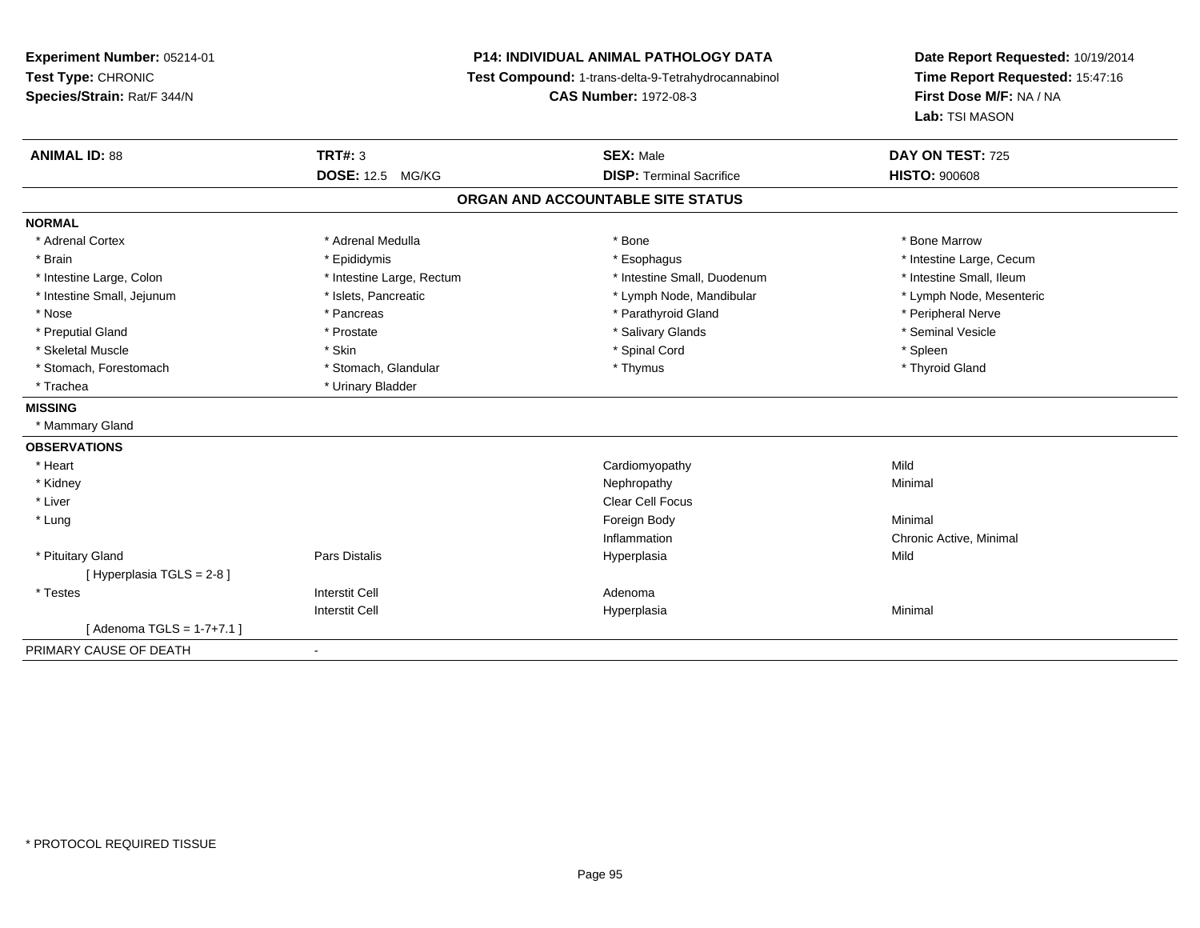**Experiment Number:** 05214-01
**Test Type:** CHRONIC
**Species/Strain:** Rat/F 344/N

**P14: INDIVIDUAL ANIMAL PATHOLOGY DATA**
**Test Compound:** 1-trans-delta-9-Tetrahydrocannabinol
**CAS Number:** 1972-08-3

**Date Report Requested:** 10/19/2014
**Time Report Requested:** 15:47:16
**First Dose M/F:** NA / NA
**Lab:** TSI MASON

| **ANIMAL ID:** 88 | **TRT#:** 3 | **SEX:** Male | **DAY ON TEST:** 725 |
|---|---|---|---|
| | **DOSE:** 12.5 MG/KG | **DISP:** Terminal Sacrifice | **HISTO:** 900608 |

## ORGAN AND ACCOUNTABLE SITE STATUS

**NORMAL**

| | | | |
|---|---|---|---|
| * Adrenal Cortex | * Adrenal Medulla | * Bone | * Bone Marrow |
| * Brain | * Epididymis | * Esophagus | * Intestine Large, Cecum |
| * Intestine Large, Colon | * Intestine Large, Rectum | * Intestine Small, Duodenum | * Intestine Small, Ileum |
| * Intestine Small, Jejunum | * Islets, Pancreatic | * Lymph Node, Mandibular | * Lymph Node, Mesenteric |
| * Nose | * Pancreas | * Parathyroid Gland | * Peripheral Nerve |
| * Preputial Gland | * Prostate | * Salivary Glands | * Seminal Vesicle |
| * Skeletal Muscle | * Skin | * Spinal Cord | * Spleen |
| * Stomach, Forestomach | * Stomach, Glandular | * Thymus | * Thyroid Gland |
| * Trachea | * Urinary Bladder | | |

**MISSING**

* Mammary Gland

**OBSERVATIONS**

| | | | |
|---|---|---|---|
| * Heart | | Cardiomyopathy | Mild |
| * Kidney | | Nephropathy | Minimal |
| * Liver | | Clear Cell Focus | |
| * Lung | | Foreign Body | Minimal |
| | | Inflammation | Chronic Active, Minimal |
| * Pituitary Gland | Pars Distalis | Hyperplasia | Mild |
| [ Hyperplasia TGLS = 2-8 ] | | | |
| * Testes | Interstit Cell | Adenoma | |
| | Interstit Cell | Hyperplasia | Minimal |
| [ Adenoma TGLS = 1-7+7.1 ] | | | |

PRIMARY CAUSE OF DEATH -

\* PROTOCOL REQUIRED TISSUE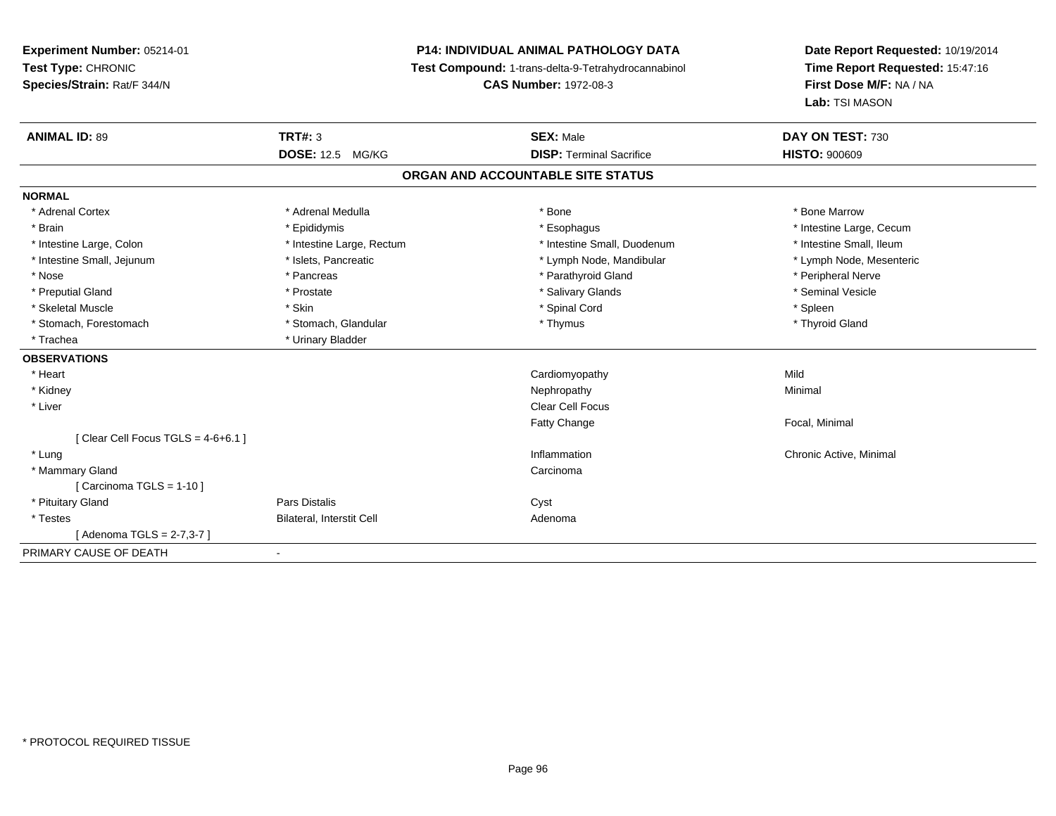**Experiment Number:** 05214-01
**Test Type:** CHRONIC
**Species/Strain:** Rat/F 344/N

**P14: INDIVIDUAL ANIMAL PATHOLOGY DATA**
**Test Compound:** 1-trans-delta-9-Tetrahydrocannabinol
**CAS Number:** 1972-08-3

**Date Report Requested:** 10/19/2014
**Time Report Requested:** 15:47:16
**First Dose M/F:** NA / NA
**Lab:** TSI MASON

| **ANIMAL ID:** 89 | **TRT#:** 3 | **SEX:** Male | **DAY ON TEST:** 730 |
|---|---|---|---|
| | **DOSE:** 12.5 MG/KG | **DISP:** Terminal Sacrifice | **HISTO:** 900609 |

**ORGAN AND ACCOUNTABLE SITE STATUS**

| | | | |
|---|---|---|---|
| **NORMAL** | | | |
| * Adrenal Cortex | * Adrenal Medulla | * Bone | * Bone Marrow |
| * Brain | * Epididymis | * Esophagus | * Intestine Large, Cecum |
| * Intestine Large, Colon | * Intestine Large, Rectum | * Intestine Small, Duodenum | * Intestine Small, Ileum |
| * Intestine Small, Jejunum | * Islets, Pancreatic | * Lymph Node, Mandibular | * Lymph Node, Mesenteric |
| * Nose | * Pancreas | * Parathyroid Gland | * Peripheral Nerve |
| * Preputial Gland | * Prostate | * Salivary Glands | * Seminal Vesicle |
| * Skeletal Muscle | * Skin | * Spinal Cord | * Spleen |
| * Stomach, Forestomach | * Stomach, Glandular | * Thymus | * Thyroid Gland |
| * Trachea | * Urinary Bladder | | |
| **OBSERVATIONS** | | | |
| * Heart | | Cardiomyopathy | Mild |
| * Kidney | | Nephropathy | Minimal |
| * Liver | | Clear Cell Focus | |
| | | Fatty Change | Focal, Minimal |
| [ Clear Cell Focus TGLS = 4-6+6.1 ] | | | |
| * Lung | | Inflammation | Chronic Active, Minimal |
| * Mammary Gland | | Carcinoma | |
| [ Carcinoma TGLS = 1-10 ] | | | |
| * Pituitary Gland | Pars Distalis | Cyst | |
| * Testes | Bilateral, Interstit Cell | Adenoma | |
| [ Adenoma TGLS = 2-7,3-7 ] | | | |
| PRIMARY CAUSE OF DEATH | - | | |

* PROTOCOL REQUIRED TISSUE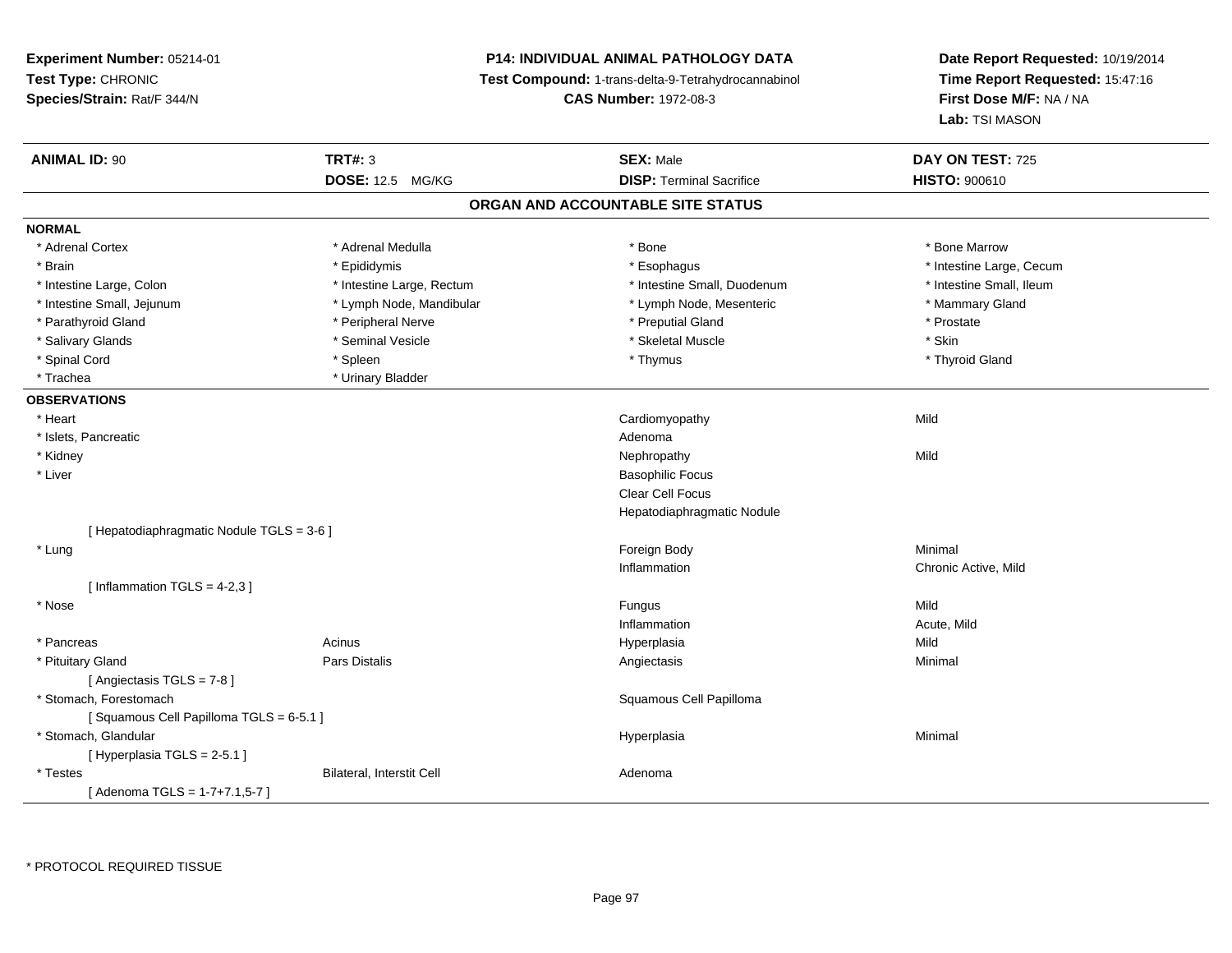**Experiment Number:** 05214-01
**Test Type:** CHRONIC
**Species/Strain:** Rat/F 344/N

**P14: INDIVIDUAL ANIMAL PATHOLOGY DATA**
**Test Compound:** 1-trans-delta-9-Tetrahydrocannabinol
**CAS Number:** 1972-08-3

**Date Report Requested:** 10/19/2014
**Time Report Requested:** 15:47:16
**First Dose M/F:** NA / NA
**Lab:** TSI MASON

| **ANIMAL ID:** 90 | **TRT#:** 3 | **SEX:** Male | **DAY ON TEST:** 725 |
|---|---|---|---|
| | **DOSE:** 12.5 MG/KG | **DISP:** Terminal Sacrifice | **HISTO:** 900610 |

## ORGAN AND ACCOUNTABLE SITE STATUS

**NORMAL**

| | | | |
|---|---|---|---|
| * Adrenal Cortex | * Adrenal Medulla | * Bone | * Bone Marrow |
| * Brain | * Epididymis | * Esophagus | * Intestine Large, Cecum |
| * Intestine Large, Colon | * Intestine Large, Rectum | * Intestine Small, Duodenum | * Intestine Small, Ileum |
| * Intestine Small, Jejunum | * Lymph Node, Mandibular | * Lymph Node, Mesenteric | * Mammary Gland |
| * Parathyroid Gland | * Peripheral Nerve | * Preputial Gland | * Prostate |
| * Salivary Glands | * Seminal Vesicle | * Skeletal Muscle | * Skin |
| * Spinal Cord | * Spleen | * Thymus | * Thyroid Gland |
| * Trachea | * Urinary Bladder | | |

**OBSERVATIONS**

| | | | |
|---|---|---|---|
| * Heart | | Cardiomyopathy | Mild |
| * Islets, Pancreatic | | Adenoma | |
| * Kidney | | Nephropathy | Mild |
| * Liver | | Basophilic Focus | |
| | | Clear Cell Focus | |
| | | Hepatodiaphragmatic Nodule | |
| [ Hepatodiaphragmatic Nodule TGLS = 3-6 ] | | | |
| * Lung | | Foreign Body | Minimal |
| | | Inflammation | Chronic Active, Mild |
| [ Inflammation TGLS = 4-2,3 ] | | | |
| * Nose | | Fungus | Mild |
| | | Inflammation | Acute, Mild |
| * Pancreas | Acinus | Hyperplasia | Mild |
| * Pituitary Gland | Pars Distalis | Angiectasis | Minimal |
| [ Angiectasis TGLS = 7-8 ] | | | |
| * Stomach, Forestomach | | Squamous Cell Papilloma | |
| [ Squamous Cell Papilloma TGLS = 6-5.1 ] | | | |
| * Stomach, Glandular | | Hyperplasia | Minimal |
| [ Hyperplasia TGLS = 2-5.1 ] | | | |
| * Testes | Bilateral, Interstit Cell | Adenoma | |
| [ Adenoma TGLS = 1-7+7.1,5-7 ] | | | |

* PROTOCOL REQUIRED TISSUE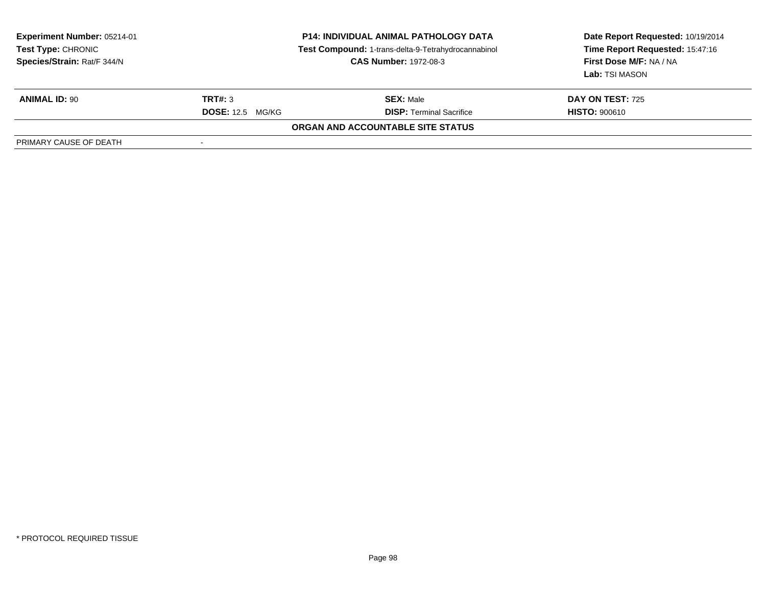**Experiment Number:** 05214-01
**Test Type:** CHRONIC
**Species/Strain:** Rat/F 344/N

**P14: INDIVIDUAL ANIMAL PATHOLOGY DATA**
**Test Compound:** 1-trans-delta-9-Tetrahydrocannabinol
**CAS Number:** 1972-08-3

**Date Report Requested:** 10/19/2014
**Time Report Requested:** 15:47:16
**First Dose M/F:** NA / NA
**Lab:** TSI MASON

| **ANIMAL ID:** 90 | **TRT#:** 3 | **SEX:** Male | **DAY ON TEST:** 725 |
|---|---|---|---|
| | **DOSE:** 12.5 MG/KG | **DISP:** Terminal Sacrifice | **HISTO:** 900610 |

**ORGAN AND ACCOUNTABLE SITE STATUS**

| PRIMARY CAUSE OF DEATH | - |
|---|---|

* PROTOCOL REQUIRED TISSUE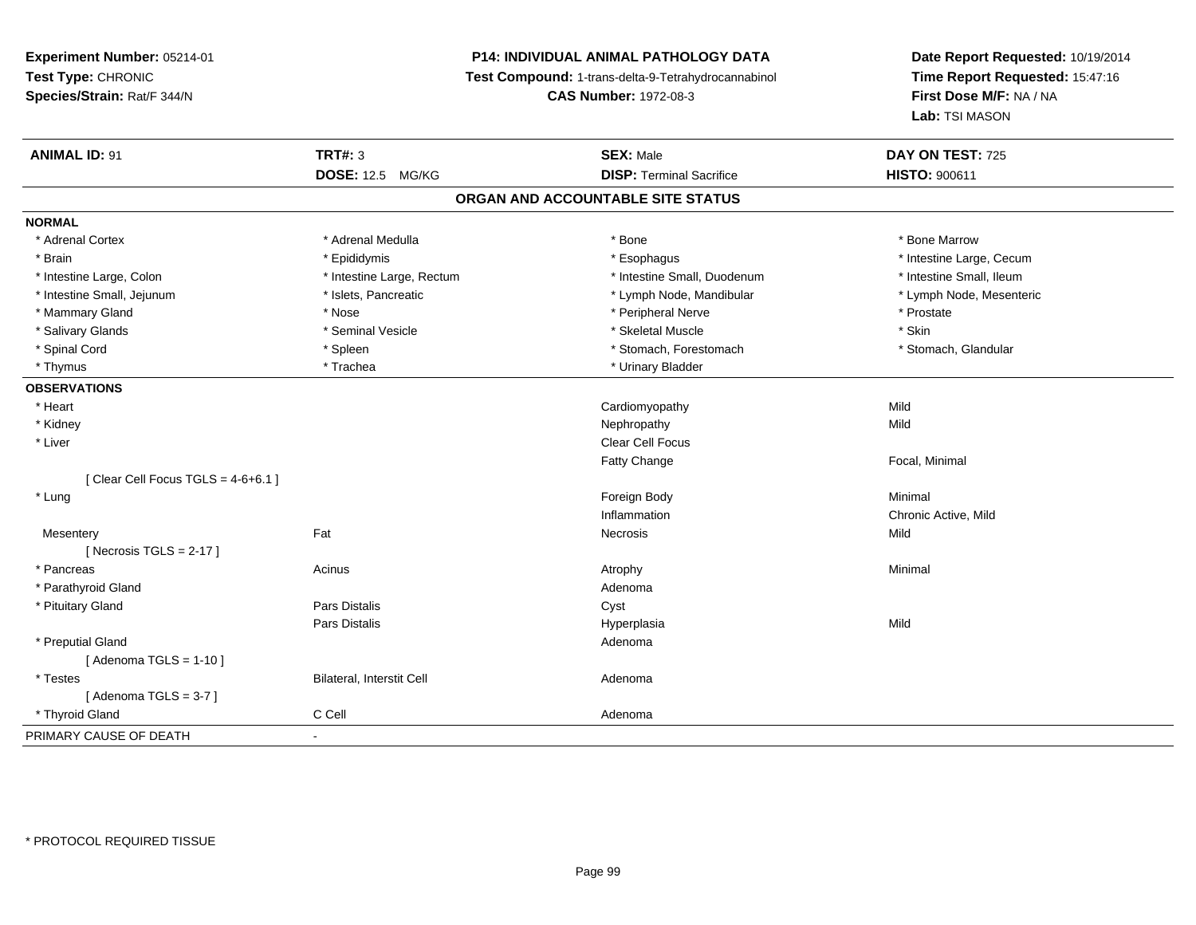**Experiment Number:** 05214-01
**Test Type:** CHRONIC
**Species/Strain:** Rat/F 344/N

**P14: INDIVIDUAL ANIMAL PATHOLOGY DATA**
**Test Compound:** 1-trans-delta-9-Tetrahydrocannabinol
**CAS Number:** 1972-08-3

**Date Report Requested:** 10/19/2014
**Time Report Requested:** 15:47:16
**First Dose M/F:** NA / NA
**Lab:** TSI MASON

| **ANIMAL ID:** 91 | **TRT#:** 3 | **SEX:** Male | **DAY ON TEST:** 725 |
|---|---|---|---|
| | **DOSE:** 12.5 MG/KG | **DISP:** Terminal Sacrifice | **HISTO:** 900611 |

## ORGAN AND ACCOUNTABLE SITE STATUS

**NORMAL**

| | | | |
|---|---|---|---|
| * Adrenal Cortex | * Adrenal Medulla | * Bone | * Bone Marrow |
| * Brain | * Epididymis | * Esophagus | * Intestine Large, Cecum |
| * Intestine Large, Colon | * Intestine Large, Rectum | * Intestine Small, Duodenum | * Intestine Small, Ileum |
| * Intestine Small, Jejunum | * Islets, Pancreatic | * Lymph Node, Mandibular | * Lymph Node, Mesenteric |
| * Mammary Gland | * Nose | * Peripheral Nerve | * Prostate |
| * Salivary Glands | * Seminal Vesicle | * Skeletal Muscle | * Skin |
| * Spinal Cord | * Spleen | * Stomach, Forestomach | * Stomach, Glandular |
| * Thymus | * Trachea | * Urinary Bladder | |

**OBSERVATIONS**

| | | | |
|---|---|---|---|
| * Heart | | Cardiomyopathy | Mild |
| * Kidney | | Nephropathy | Mild |
| * Liver | | Clear Cell Focus | |
| | | Fatty Change | Focal, Minimal |
| [ Clear Cell Focus TGLS = 4-6+6.1 ] | | | |
| * Lung | | Foreign Body | Minimal |
| | | Inflammation | Chronic Active, Mild |
| Mesentery | Fat | Necrosis | Mild |
| [ Necrosis TGLS = 2-17 ] | | | |
| * Pancreas | Acinus | Atrophy | Minimal |
| * Parathyroid Gland | | Adenoma | |
| * Pituitary Gland | Pars Distalis | Cyst | |
| | Pars Distalis | Hyperplasia | Mild |
| * Preputial Gland | | Adenoma | |
| [ Adenoma TGLS = 1-10 ] | | | |
| * Testes | Bilateral, Interstit Cell | Adenoma | |
| [ Adenoma TGLS = 3-7 ] | | | |
| * Thyroid Gland | C Cell | Adenoma | |

PRIMARY CAUSE OF DEATH -

* PROTOCOL REQUIRED TISSUE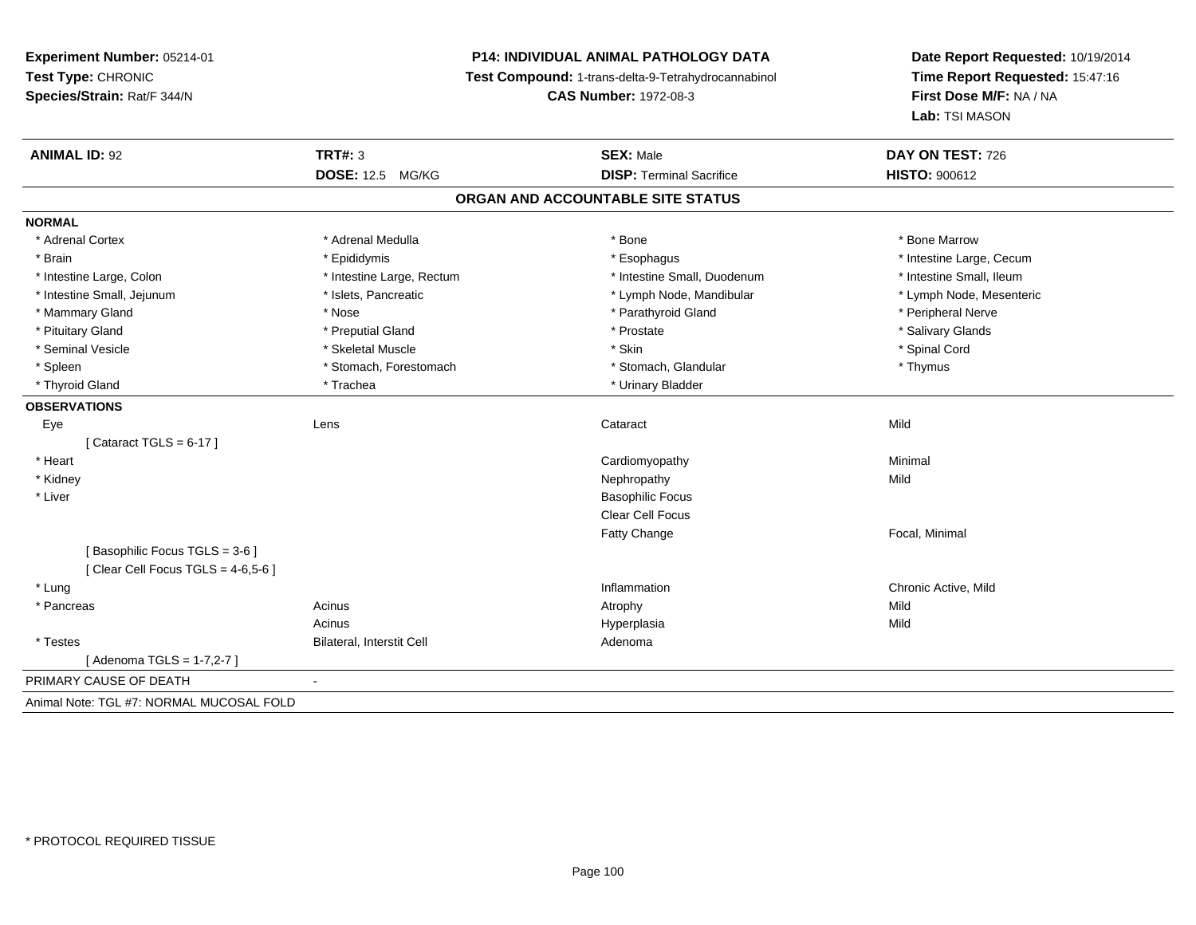**Experiment Number:** 05214-01
**Test Type:** CHRONIC
**Species/Strain:** Rat/F 344/N

**P14: INDIVIDUAL ANIMAL PATHOLOGY DATA**
**Test Compound:** 1-trans-delta-9-Tetrahydrocannabinol
**CAS Number:** 1972-08-3

**Date Report Requested:** 10/19/2014
**Time Report Requested:** 15:47:16
**First Dose M/F:** NA / NA
**Lab:** TSI MASON

| **ANIMAL ID:** 92 | **TRT#:** 3 | **SEX:** Male | **DAY ON TEST:** 726 |
|---|---|---|---|
| | **DOSE:** 12.5 MG/KG | **DISP:** Terminal Sacrifice | **HISTO:** 900612 |

## ORGAN AND ACCOUNTABLE SITE STATUS

**NORMAL**

| | | | |
|---|---|---|---|
| * Adrenal Cortex | * Adrenal Medulla | * Bone | * Bone Marrow |
| * Brain | * Epididymis | * Esophagus | * Intestine Large, Cecum |
| * Intestine Large, Colon | * Intestine Large, Rectum | * Intestine Small, Duodenum | * Intestine Small, Ileum |
| * Intestine Small, Jejunum | * Islets, Pancreatic | * Lymph Node, Mandibular | * Lymph Node, Mesenteric |
| * Mammary Gland | * Nose | * Parathyroid Gland | * Peripheral Nerve |
| * Pituitary Gland | * Preputial Gland | * Prostate | * Salivary Glands |
| * Seminal Vesicle | * Skeletal Muscle | * Skin | * Spinal Cord |
| * Spleen | * Stomach, Forestomach | * Stomach, Glandular | * Thymus |
| * Thyroid Gland | * Trachea | * Urinary Bladder | |

**OBSERVATIONS**

| | | | |
|---|---|---|---|
| Eye | Lens | Cataract | Mild |
| [ Cataract TGLS = 6-17 ] | | | |
| * Heart | | Cardiomyopathy | Minimal |
| * Kidney | | Nephropathy | Mild |
| * Liver | | Basophilic Focus | |
| | | Clear Cell Focus | |
| | | Fatty Change | Focal, Minimal |
| [ Basophilic Focus TGLS = 3-6 ] | | | |
| [ Clear Cell Focus TGLS = 4-6,5-6 ] | | | |
| * Lung | | Inflammation | Chronic Active, Mild |
| * Pancreas | Acinus | Atrophy | Mild |
| | Acinus | Hyperplasia | Mild |
| * Testes | Bilateral, Interstit Cell | Adenoma | |
| [ Adenoma TGLS = 1-7,2-7 ] | | | |

PRIMARY CAUSE OF DEATH -

Animal Note: TGL #7: NORMAL MUCOSAL FOLD

* PROTOCOL REQUIRED TISSUE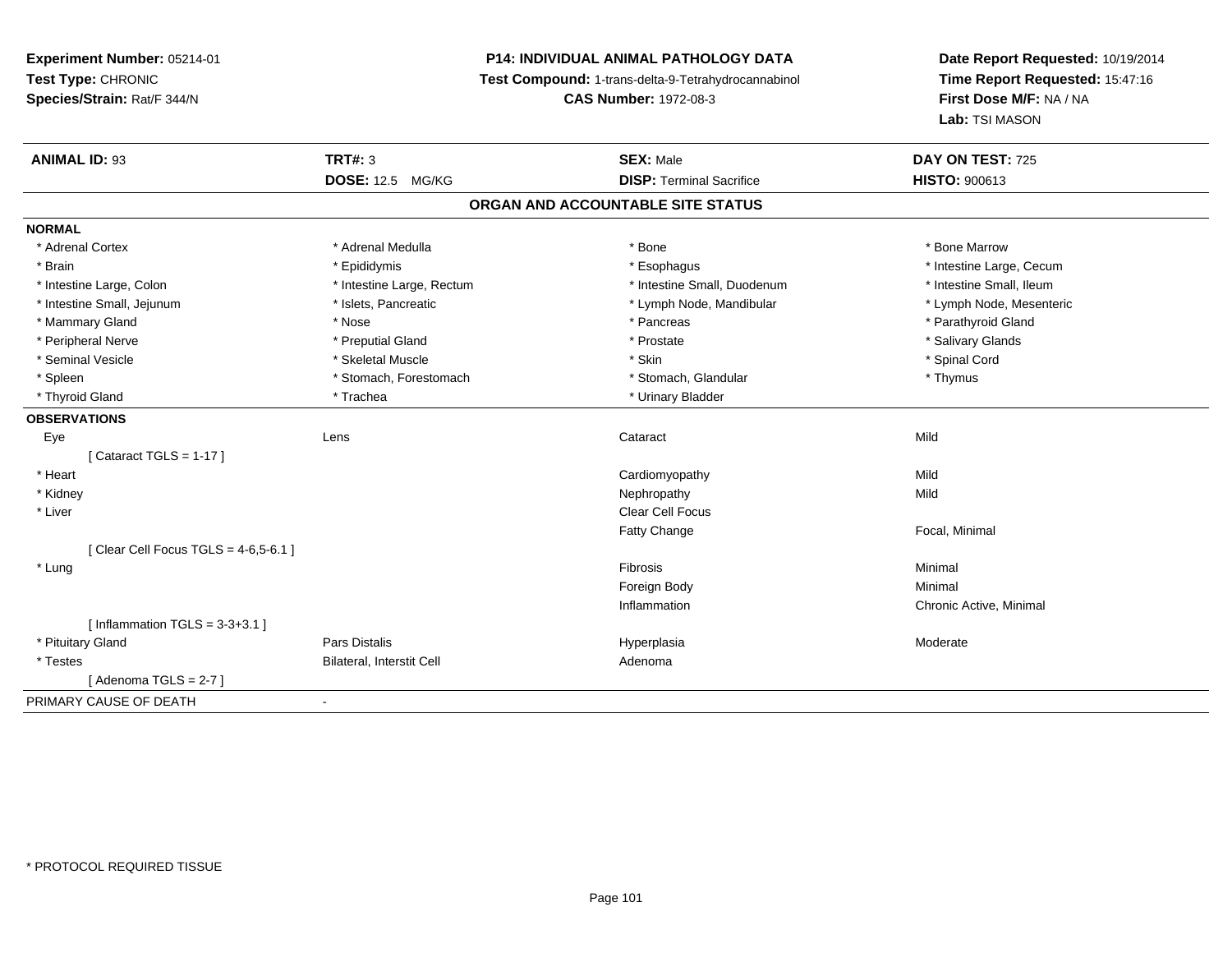**Experiment Number:** 05214-01
**Test Type:** CHRONIC
**Species/Strain:** Rat/F 344/N

**P14: INDIVIDUAL ANIMAL PATHOLOGY DATA**
**Test Compound:** 1-trans-delta-9-Tetrahydrocannabinol
**CAS Number:** 1972-08-3

**Date Report Requested:** 10/19/2014
**Time Report Requested:** 15:47:16
**First Dose M/F:** NA / NA
**Lab:** TSI MASON

| **ANIMAL ID:** 93 | **TRT#:** 3 | **SEX:** Male | **DAY ON TEST:** 725 |
|---|---|---|---|
| | **DOSE:** 12.5 MG/KG | **DISP:** Terminal Sacrifice | **HISTO:** 900613 |

## ORGAN AND ACCOUNTABLE SITE STATUS

**NORMAL**

| | | | |
|---|---|---|---|
| * Adrenal Cortex | * Adrenal Medulla | * Bone | * Bone Marrow |
| * Brain | * Epididymis | * Esophagus | * Intestine Large, Cecum |
| * Intestine Large, Colon | * Intestine Large, Rectum | * Intestine Small, Duodenum | * Intestine Small, Ileum |
| * Intestine Small, Jejunum | * Islets, Pancreatic | * Lymph Node, Mandibular | * Lymph Node, Mesenteric |
| * Mammary Gland | * Nose | * Pancreas | * Parathyroid Gland |
| * Peripheral Nerve | * Preputial Gland | * Prostate | * Salivary Glands |
| * Seminal Vesicle | * Skeletal Muscle | * Skin | * Spinal Cord |
| * Spleen | * Stomach, Forestomach | * Stomach, Glandular | * Thymus |
| * Thyroid Gland | * Trachea | * Urinary Bladder | |

**OBSERVATIONS**

| | | | |
|---|---|---|---|
| Eye | Lens | Cataract | Mild |
| [ Cataract TGLS = 1-17 ] | | | |
| * Heart | | Cardiomyopathy | Mild |
| * Kidney | | Nephropathy | Mild |
| * Liver | | Clear Cell Focus | |
| | | Fatty Change | Focal, Minimal |
| [ Clear Cell Focus TGLS = 4-6,5-6.1 ] | | | |
| * Lung | | Fibrosis | Minimal |
| | | Foreign Body | Minimal |
| | | Inflammation | Chronic Active, Minimal |
| [ Inflammation TGLS = 3-3+3.1 ] | | | |
| * Pituitary Gland | Pars Distalis | Hyperplasia | Moderate |
| * Testes | Bilateral, Interstit Cell | Adenoma | |
| [ Adenoma TGLS = 2-7 ] | | | |

PRIMARY CAUSE OF DEATH -

* PROTOCOL REQUIRED TISSUE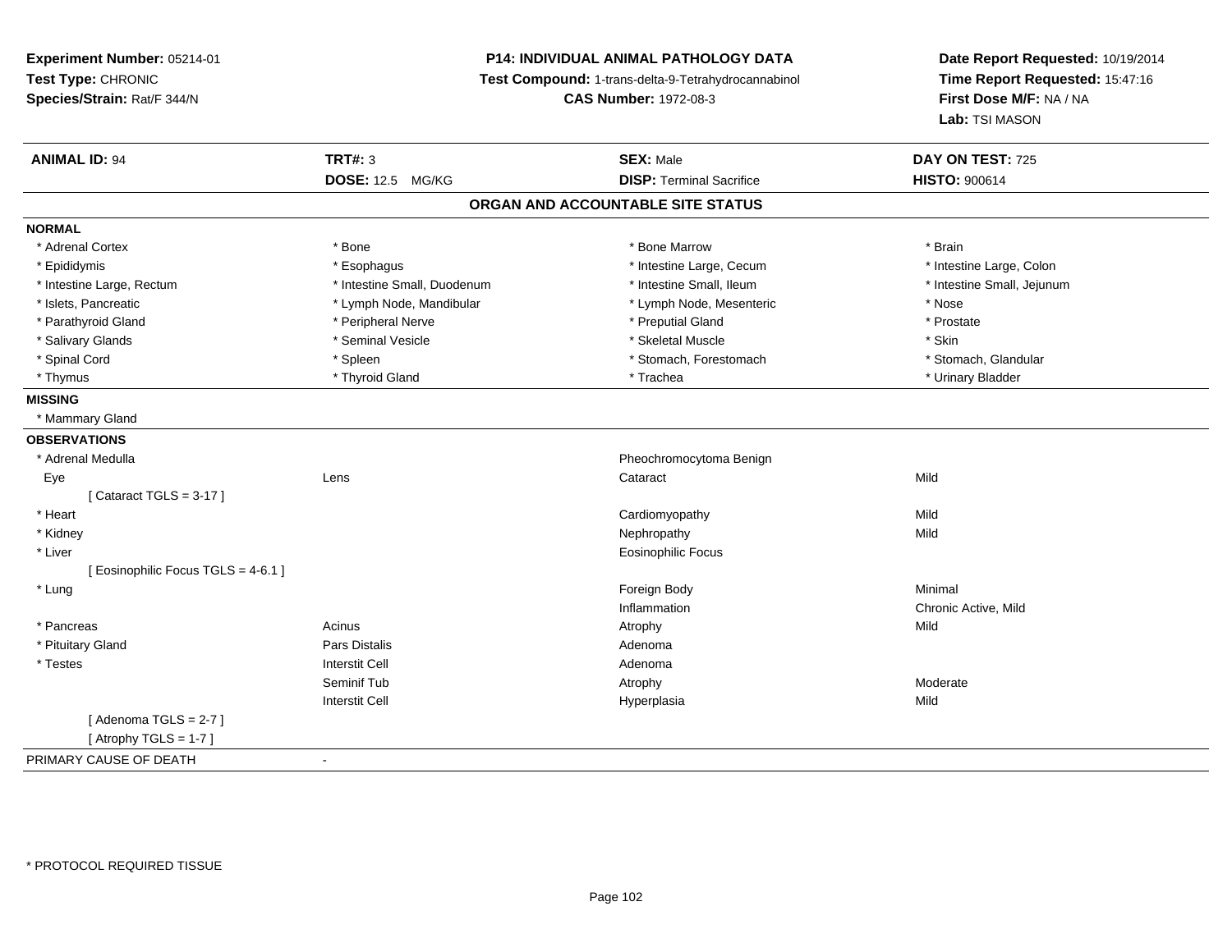**Experiment Number:** 05214-01
**Test Type:** CHRONIC
**Species/Strain:** Rat/F 344/N

**P14: INDIVIDUAL ANIMAL PATHOLOGY DATA**
**Test Compound:** 1-trans-delta-9-Tetrahydrocannabinol
**CAS Number:** 1972-08-3

**Date Report Requested:** 10/19/2014
**Time Report Requested:** 15:47:16
**First Dose M/F:** NA / NA
**Lab:** TSI MASON

| **ANIMAL ID:** 94 | **TRT#:** 3 | **SEX:** Male | **DAY ON TEST:** 725 |
|---|---|---|---|
| | **DOSE:** 12.5 MG/KG | **DISP:** Terminal Sacrifice | **HISTO:** 900614 |

**ORGAN AND ACCOUNTABLE SITE STATUS**

**NORMAL**

| | | | |
|---|---|---|---|
| * Adrenal Cortex | * Bone | * Bone Marrow | * Brain |
| * Epididymis | * Esophagus | * Intestine Large, Cecum | * Intestine Large, Colon |
| * Intestine Large, Rectum | * Intestine Small, Duodenum | * Intestine Small, Ileum | * Intestine Small, Jejunum |
| * Islets, Pancreatic | * Lymph Node, Mandibular | * Lymph Node, Mesenteric | * Nose |
| * Parathyroid Gland | * Peripheral Nerve | * Preputial Gland | * Prostate |
| * Salivary Glands | * Seminal Vesicle | * Skeletal Muscle | * Skin |
| * Spinal Cord | * Spleen | * Stomach, Forestomach | * Stomach, Glandular |
| * Thymus | * Thyroid Gland | * Trachea | * Urinary Bladder |

**MISSING**

* Mammary Gland

**OBSERVATIONS**

| | | | |
|---|---|---|---|
| * Adrenal Medulla | | Pheochromocytoma Benign | |
| Eye | Lens | Cataract | Mild |
| [ Cataract TGLS = 3-17 ] | | | |
| * Heart | | Cardiomyopathy | Mild |
| * Kidney | | Nephropathy | Mild |
| * Liver | | Eosinophilic Focus | |
| [ Eosinophilic Focus TGLS = 4-6.1 ] | | | |
| * Lung | | Foreign Body | Minimal |
| | | Inflammation | Chronic Active, Mild |
| * Pancreas | Acinus | Atrophy | Mild |
| * Pituitary Gland | Pars Distalis | Adenoma | |
| * Testes | Interstit Cell | Adenoma | |
| | Seminif Tub | Atrophy | Moderate |
| | Interstit Cell | Hyperplasia | Mild |
| [ Adenoma TGLS = 2-7 ] | | | |
| [ Atrophy TGLS = 1-7 ] | | | |

PRIMARY CAUSE OF DEATH -

* PROTOCOL REQUIRED TISSUE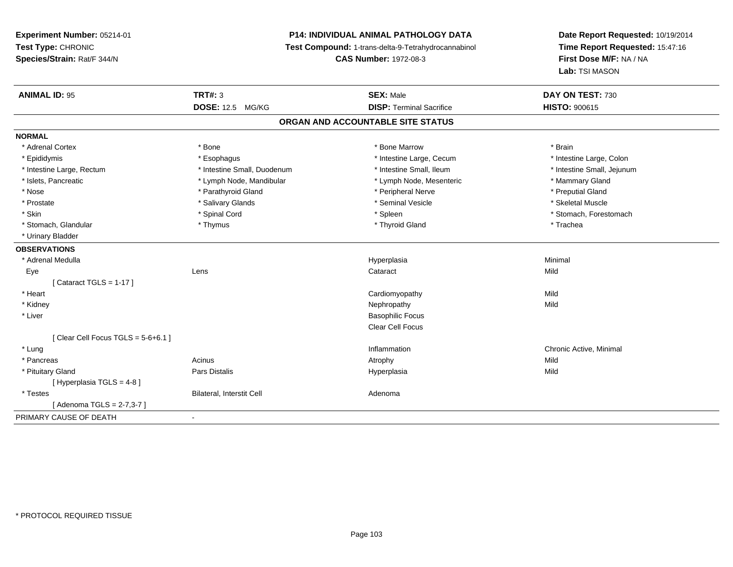**Experiment Number:** 05214-01
**Test Type:** CHRONIC
**Species/Strain:** Rat/F 344/N

**P14: INDIVIDUAL ANIMAL PATHOLOGY DATA**
**Test Compound:** 1-trans-delta-9-Tetrahydrocannabinol
**CAS Number:** 1972-08-3

**Date Report Requested:** 10/19/2014
**Time Report Requested:** 15:47:16
**First Dose M/F:** NA / NA
**Lab:** TSI MASON

| **ANIMAL ID:** 95 | **TRT#:** 3 | **SEX:** Male | **DAY ON TEST:** 730 |
|---|---|---|---|
| | **DOSE:** 12.5 MG/KG | **DISP:** Terminal Sacrifice | **HISTO:** 900615 |

## ORGAN AND ACCOUNTABLE SITE STATUS

**NORMAL**

| | | | |
|---|---|---|---|
| * Adrenal Cortex | * Bone | * Bone Marrow | * Brain |
| * Epididymis | * Esophagus | * Intestine Large, Cecum | * Intestine Large, Colon |
| * Intestine Large, Rectum | * Intestine Small, Duodenum | * Intestine Small, Ileum | * Intestine Small, Jejunum |
| * Islets, Pancreatic | * Lymph Node, Mandibular | * Lymph Node, Mesenteric | * Mammary Gland |
| * Nose | * Parathyroid Gland | * Peripheral Nerve | * Preputial Gland |
| * Prostate | * Salivary Glands | * Seminal Vesicle | * Skeletal Muscle |
| * Skin | * Spinal Cord | * Spleen | * Stomach, Forestomach |
| * Stomach, Glandular | * Thymus | * Thyroid Gland | * Trachea |
| * Urinary Bladder | | | |

**OBSERVATIONS**

| | | | |
|---|---|---|---|
| * Adrenal Medulla | | Hyperplasia | Minimal |
| Eye | Lens | Cataract | Mild |
| [ Cataract TGLS = 1-17 ] | | | |
| * Heart | | Cardiomyopathy | Mild |
| * Kidney | | Nephropathy | Mild |
| * Liver | | Basophilic Focus | |
| | | Clear Cell Focus | |
| [ Clear Cell Focus TGLS = 5-6+6.1 ] | | | |
| * Lung | | Inflammation | Chronic Active, Minimal |
| * Pancreas | Acinus | Atrophy | Mild |
| * Pituitary Gland | Pars Distalis | Hyperplasia | Mild |
| [ Hyperplasia TGLS = 4-8 ] | | | |
| * Testes | Bilateral, Interstit Cell | Adenoma | |
| [ Adenoma TGLS = 2-7,3-7 ] | | | |

PRIMARY CAUSE OF DEATH -

* PROTOCOL REQUIRED TISSUE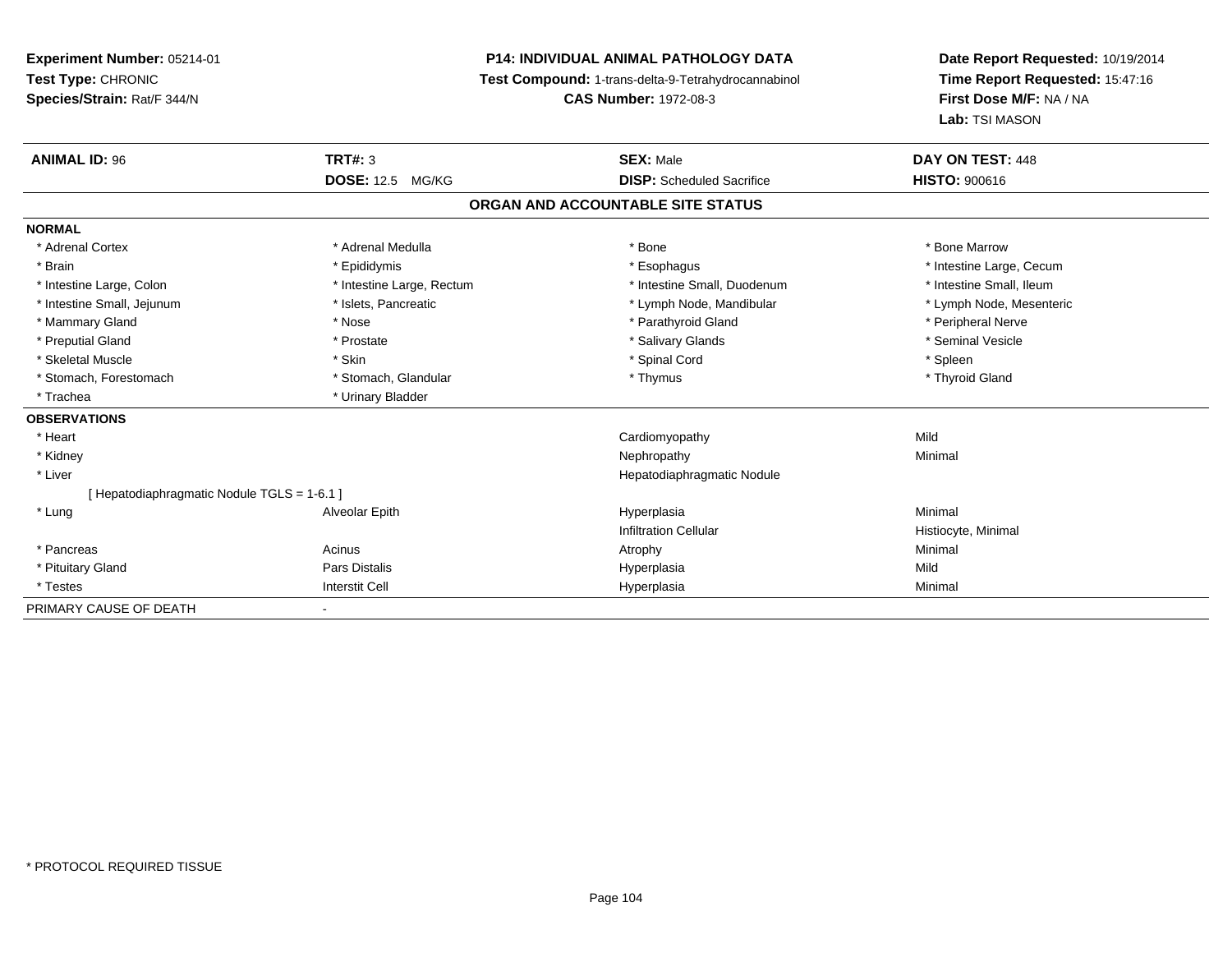**Experiment Number:** 05214-01
**Test Type:** CHRONIC
**Species/Strain:** Rat/F 344/N

**P14: INDIVIDUAL ANIMAL PATHOLOGY DATA**
**Test Compound:** 1-trans-delta-9-Tetrahydrocannabinol
**CAS Number:** 1972-08-3

**Date Report Requested:** 10/19/2014
**Time Report Requested:** 15:47:16
**First Dose M/F:** NA / NA
**Lab:** TSI MASON

| **ANIMAL ID:** 96 | **TRT#:** 3 | **SEX:** Male | **DAY ON TEST:** 448 |
|---|---|---|---|
| | **DOSE:** 12.5 MG/KG | **DISP:** Scheduled Sacrifice | **HISTO:** 900616 |

## ORGAN AND ACCOUNTABLE SITE STATUS

**NORMAL**

| | | | |
|---|---|---|---|
| * Adrenal Cortex | * Adrenal Medulla | * Bone | * Bone Marrow |
| * Brain | * Epididymis | * Esophagus | * Intestine Large, Cecum |
| * Intestine Large, Colon | * Intestine Large, Rectum | * Intestine Small, Duodenum | * Intestine Small, Ileum |
| * Intestine Small, Jejunum | * Islets, Pancreatic | * Lymph Node, Mandibular | * Lymph Node, Mesenteric |
| * Mammary Gland | * Nose | * Parathyroid Gland | * Peripheral Nerve |
| * Preputial Gland | * Prostate | * Salivary Glands | * Seminal Vesicle |
| * Skeletal Muscle | * Skin | * Spinal Cord | * Spleen |
| * Stomach, Forestomach | * Stomach, Glandular | * Thymus | * Thyroid Gland |
| * Trachea | * Urinary Bladder | | |

**OBSERVATIONS**

| | | | |
|---|---|---|---|
| * Heart | | Cardiomyopathy | Mild |
| * Kidney | | Nephropathy | Minimal |
| * Liver | | Hepatodiaphragmatic Nodule | |
| [ Hepatodiaphragmatic Nodule TGLS = 1-6.1 ] | | | |
| * Lung | Alveolar Epith | Hyperplasia | Minimal |
| | | Infiltration Cellular | Histiocyte, Minimal |
| * Pancreas | Acinus | Atrophy | Minimal |
| * Pituitary Gland | Pars Distalis | Hyperplasia | Mild |
| * Testes | Interstit Cell | Hyperplasia | Minimal |

PRIMARY CAUSE OF DEATH -

* PROTOCOL REQUIRED TISSUE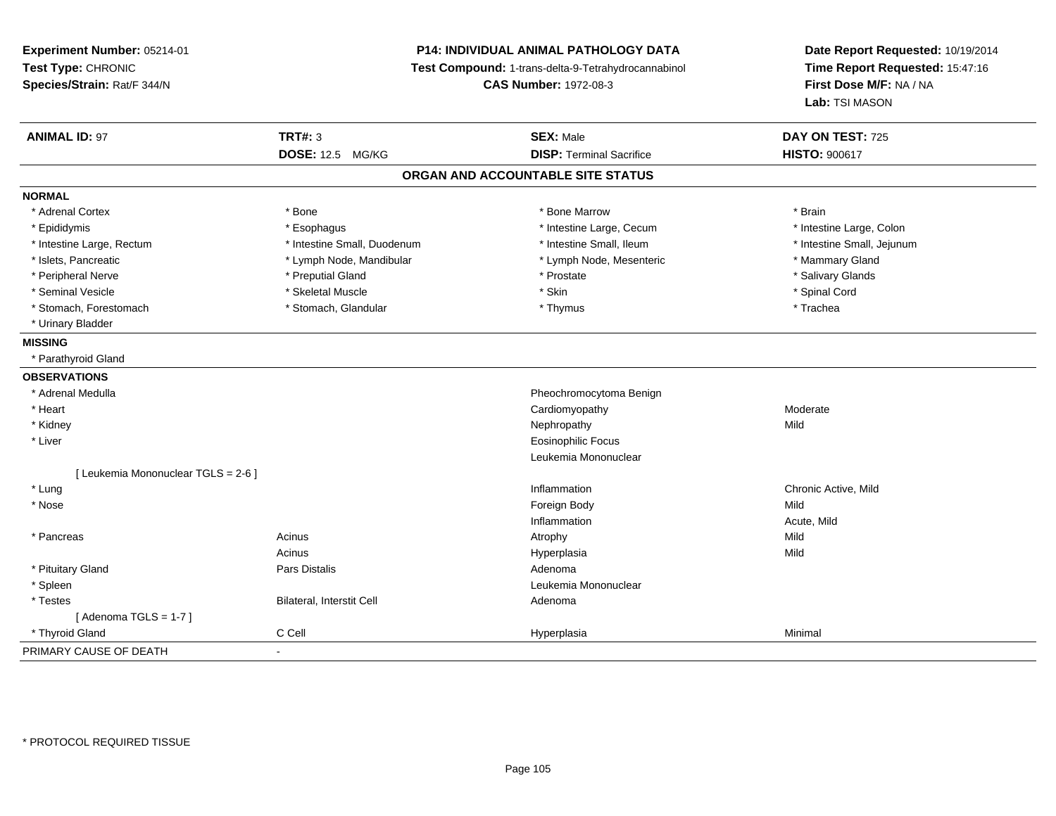**Experiment Number:** 05214-01
**Test Type:** CHRONIC
**Species/Strain:** Rat/F 344/N

**P14: INDIVIDUAL ANIMAL PATHOLOGY DATA**
**Test Compound:** 1-trans-delta-9-Tetrahydrocannabinol
**CAS Number:** 1972-08-3

**Date Report Requested:** 10/19/2014
**Time Report Requested:** 15:47:16
**First Dose M/F:** NA / NA
**Lab:** TSI MASON

| **ANIMAL ID:** 97 | **TRT#:** 3 | **SEX:** Male | **DAY ON TEST:** 725 |
|---|---|---|---|
| | **DOSE:** 12.5 MG/KG | **DISP:** Terminal Sacrifice | **HISTO:** 900617 |

## ORGAN AND ACCOUNTABLE SITE STATUS

**NORMAL**

| | | | |
|---|---|---|---|
| * Adrenal Cortex | * Bone | * Bone Marrow | * Brain |
| * Epididymis | * Esophagus | * Intestine Large, Cecum | * Intestine Large, Colon |
| * Intestine Large, Rectum | * Intestine Small, Duodenum | * Intestine Small, Ileum | * Intestine Small, Jejunum |
| * Islets, Pancreatic | * Lymph Node, Mandibular | * Lymph Node, Mesenteric | * Mammary Gland |
| * Peripheral Nerve | * Preputial Gland | * Prostate | * Salivary Glands |
| * Seminal Vesicle | * Skeletal Muscle | * Skin | * Spinal Cord |
| * Stomach, Forestomach | * Stomach, Glandular | * Thymus | * Trachea |
| * Urinary Bladder | | | |

**MISSING**

* Parathyroid Gland

**OBSERVATIONS**

| | | | |
|---|---|---|---|
| * Adrenal Medulla | | Pheochromocytoma Benign | |
| * Heart | | Cardiomyopathy | Moderate |
| * Kidney | | Nephropathy | Mild |
| * Liver | | Eosinophilic Focus | |
| | | Leukemia Mononuclear | |
| [ Leukemia Mononuclear TGLS = 2-6 ] | | | |
| * Lung | | Inflammation | Chronic Active, Mild |
| * Nose | | Foreign Body | Mild |
| | | Inflammation | Acute, Mild |
| * Pancreas | Acinus | Atrophy | Mild |
| | Acinus | Hyperplasia | Mild |
| * Pituitary Gland | Pars Distalis | Adenoma | |
| * Spleen | | Leukemia Mononuclear | |
| * Testes | Bilateral, Interstit Cell | Adenoma | |
| [ Adenoma TGLS = 1-7 ] | | | |
| * Thyroid Gland | C Cell | Hyperplasia | Minimal |

PRIMARY CAUSE OF DEATH -

* PROTOCOL REQUIRED TISSUE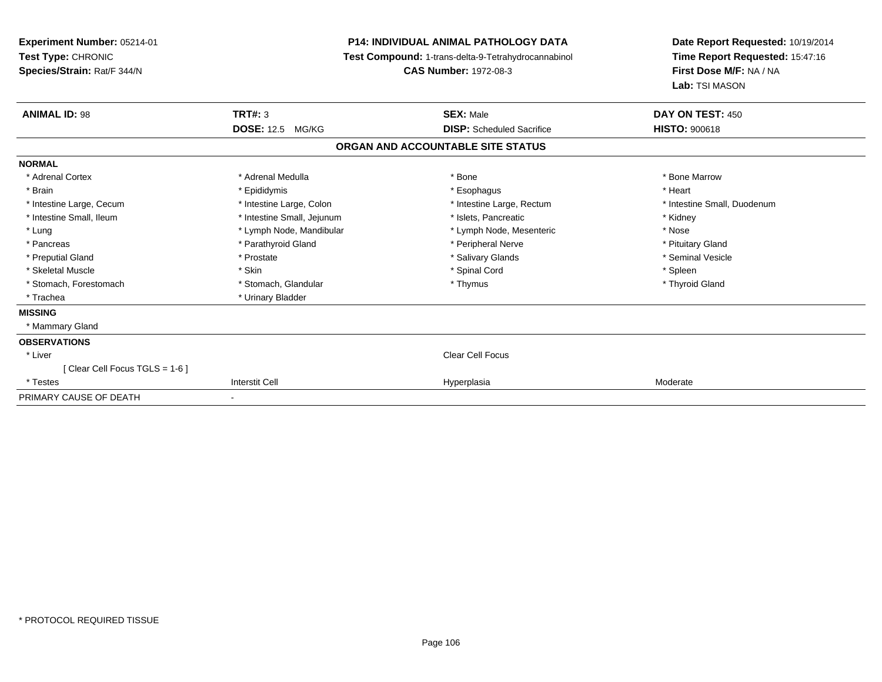**Experiment Number:** 05214-01
**Test Type:** CHRONIC
**Species/Strain:** Rat/F 344/N

**P14: INDIVIDUAL ANIMAL PATHOLOGY DATA**
**Test Compound:** 1-trans-delta-9-Tetrahydrocannabinol
**CAS Number:** 1972-08-3

**Date Report Requested:** 10/19/2014
**Time Report Requested:** 15:47:16
**First Dose M/F:** NA / NA
**Lab:** TSI MASON

| **ANIMAL ID:** 98 | **TRT#:** 3 | **SEX:** Male | **DAY ON TEST:** 450 |
|---|---|---|---|
| | **DOSE:** 12.5 MG/KG | **DISP:** Scheduled Sacrifice | **HISTO:** 900618 |

**ORGAN AND ACCOUNTABLE SITE STATUS**

| | | | |
|---|---|---|---|
| **NORMAL** | | | |
| * Adrenal Cortex | * Adrenal Medulla | * Bone | * Bone Marrow |
| * Brain | * Epididymis | * Esophagus | * Heart |
| * Intestine Large, Cecum | * Intestine Large, Colon | * Intestine Large, Rectum | * Intestine Small, Duodenum |
| * Intestine Small, Ileum | * Intestine Small, Jejunum | * Islets, Pancreatic | * Kidney |
| * Lung | * Lymph Node, Mandibular | * Lymph Node, Mesenteric | * Nose |
| * Pancreas | * Parathyroid Gland | * Peripheral Nerve | * Pituitary Gland |
| * Preputial Gland | * Prostate | * Salivary Glands | * Seminal Vesicle |
| * Skeletal Muscle | * Skin | * Spinal Cord | * Spleen |
| * Stomach, Forestomach | * Stomach, Glandular | * Thymus | * Thyroid Gland |
| * Trachea | * Urinary Bladder | | |
| **MISSING** | | | |
| * Mammary Gland | | | |
| **OBSERVATIONS** | | | |
| * Liver | | Clear Cell Focus | |
| [ Clear Cell Focus TGLS = 1-6 ] | | | |
| * Testes | Interstit Cell | Hyperplasia | Moderate |
| PRIMARY CAUSE OF DEATH | - | | |

* PROTOCOL REQUIRED TISSUE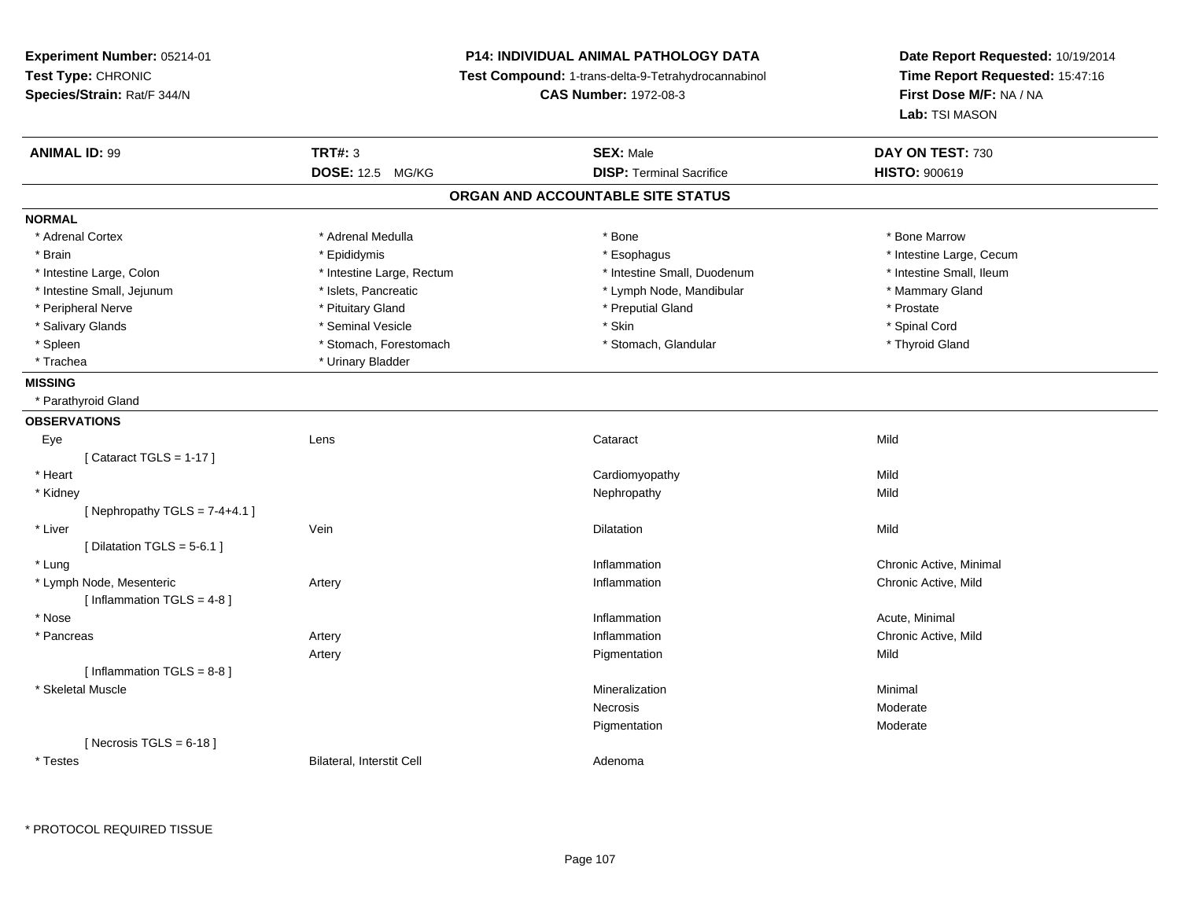**Experiment Number:** 05214-01
**Test Type:** CHRONIC
**Species/Strain:** Rat/F 344/N

**P14: INDIVIDUAL ANIMAL PATHOLOGY DATA**
**Test Compound:** 1-trans-delta-9-Tetrahydrocannabinol
**CAS Number:** 1972-08-3

**Date Report Requested:** 10/19/2014
**Time Report Requested:** 15:47:16
**First Dose M/F:** NA / NA
**Lab:** TSI MASON

| **ANIMAL ID:** 99 | **TRT#:** 3 | **SEX:** Male | **DAY ON TEST:** 730 |
|---|---|---|---|
| | **DOSE:** 12.5 MG/KG | **DISP:** Terminal Sacrifice | **HISTO:** 900619 |

## ORGAN AND ACCOUNTABLE SITE STATUS

**NORMAL**

| | | | |
|---|---|---|---|
| * Adrenal Cortex | * Adrenal Medulla | * Bone | * Bone Marrow |
| * Brain | * Epididymis | * Esophagus | * Intestine Large, Cecum |
| * Intestine Large, Colon | * Intestine Large, Rectum | * Intestine Small, Duodenum | * Intestine Small, Ileum |
| * Intestine Small, Jejunum | * Islets, Pancreatic | * Lymph Node, Mandibular | * Mammary Gland |
| * Peripheral Nerve | * Pituitary Gland | * Preputial Gland | * Prostate |
| * Salivary Glands | * Seminal Vesicle | * Skin | * Spinal Cord |
| * Spleen | * Stomach, Forestomach | * Stomach, Glandular | * Thyroid Gland |
| * Trachea | * Urinary Bladder | | |

**MISSING**

* Parathyroid Gland

**OBSERVATIONS**

| | | | |
|---|---|---|---|
| Eye | Lens | Cataract | Mild |
| [ Cataract TGLS = 1-17 ] | | | |
| * Heart | | Cardiomyopathy | Mild |
| * Kidney | | Nephropathy | Mild |
| [ Nephropathy TGLS = 7-4+4.1 ] | | | |
| * Liver | Vein | Dilatation | Mild |
| [ Dilatation TGLS = 5-6.1 ] | | | |
| * Lung | | Inflammation | Chronic Active, Minimal |
| * Lymph Node, Mesenteric | Artery | Inflammation | Chronic Active, Mild |
| [ Inflammation TGLS = 4-8 ] | | | |
| * Nose | | Inflammation | Acute, Minimal |
| * Pancreas | Artery | Inflammation | Chronic Active, Mild |
| | Artery | Pigmentation | Mild |
| [ Inflammation TGLS = 8-8 ] | | | |
| * Skeletal Muscle | | Mineralization | Minimal |
| | | Necrosis | Moderate |
| | | Pigmentation | Moderate |
| [ Necrosis TGLS = 6-18 ] | | | |
| * Testes | Bilateral, Interstit Cell | Adenoma | |

* PROTOCOL REQUIRED TISSUE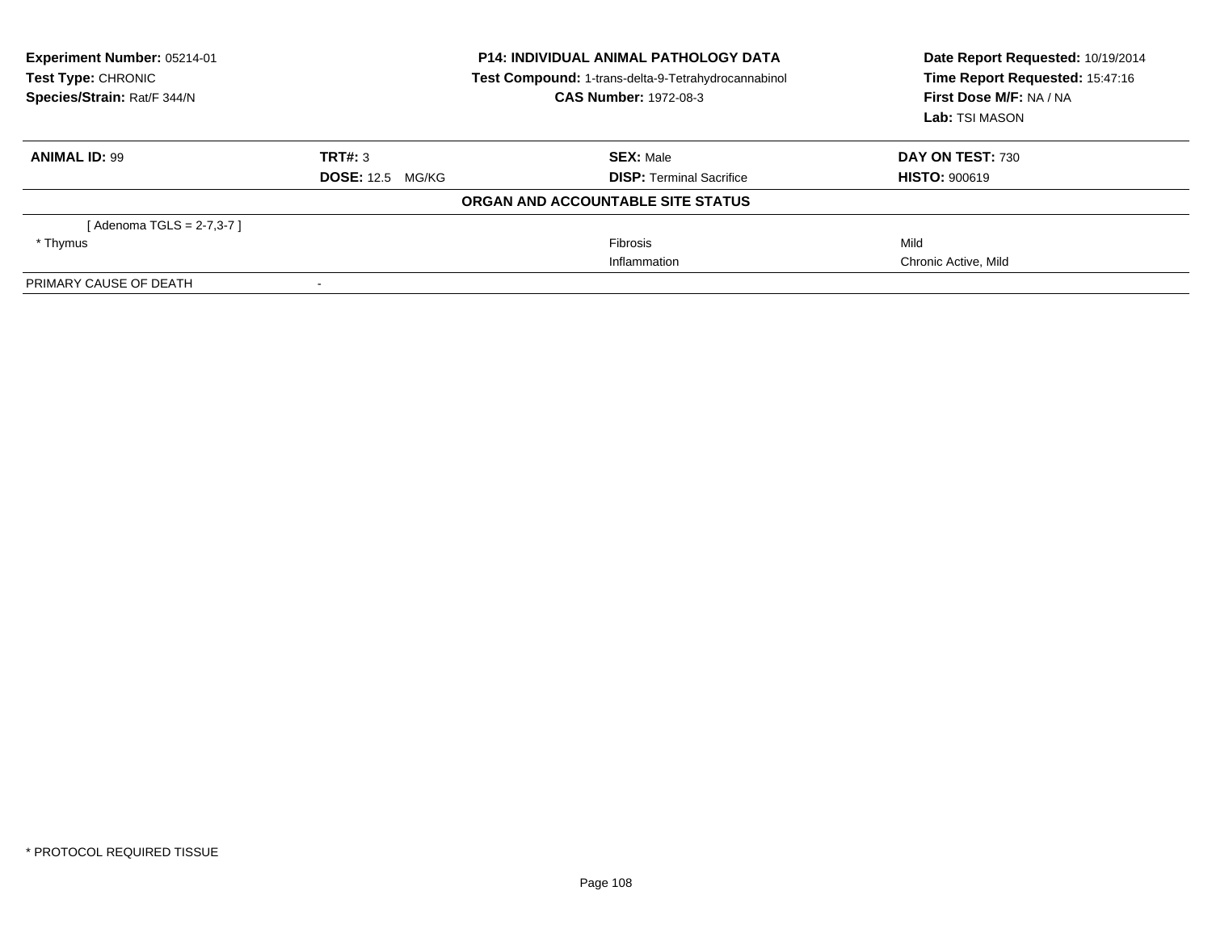**Experiment Number:** 05214-01
**Test Type:** CHRONIC
**Species/Strain:** Rat/F 344/N

**P14: INDIVIDUAL ANIMAL PATHOLOGY DATA**
**Test Compound:** 1-trans-delta-9-Tetrahydrocannabinol
**CAS Number:** 1972-08-3

**Date Report Requested:** 10/19/2014
**Time Report Requested:** 15:47:16
**First Dose M/F:** NA / NA
**Lab:** TSI MASON

| **ANIMAL ID:** 99 | **TRT#:** 3 | **SEX:** Male | **DAY ON TEST:** 730 |
|---|---|---|---|
| | **DOSE:** 12.5 MG/KG | **DISP:** Terminal Sacrifice | **HISTO:** 900619 |

**ORGAN AND ACCOUNTABLE SITE STATUS**

| | | | |
|---|---|---|---|
| [ Adenoma TGLS = 2-7,3-7 ] | | | |
| * Thymus | | Fibrosis | Mild |
| | | Inflammation | Chronic Active, Mild |
| PRIMARY CAUSE OF DEATH | - | | |

* PROTOCOL REQUIRED TISSUE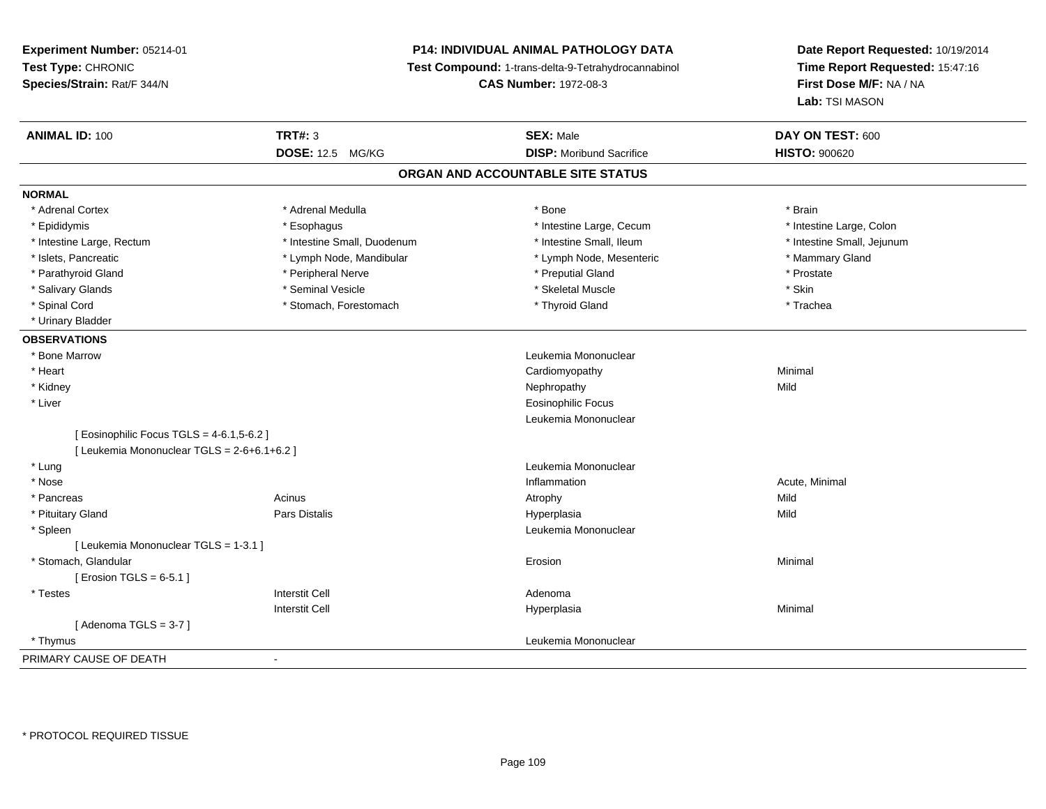**Experiment Number:** 05214-01
**Test Type:** CHRONIC
**Species/Strain:** Rat/F 344/N

**P14: INDIVIDUAL ANIMAL PATHOLOGY DATA**
**Test Compound:** 1-trans-delta-9-Tetrahydrocannabinol
**CAS Number:** 1972-08-3

**Date Report Requested:** 10/19/2014
**Time Report Requested:** 15:47:16
**First Dose M/F:** NA / NA
**Lab:** TSI MASON

| **ANIMAL ID:** 100 | **TRT#:** 3 | **SEX:** Male | **DAY ON TEST:** 600 |
|---|---|---|---|
| | **DOSE:** 12.5 MG/KG | **DISP:** Moribund Sacrifice | **HISTO:** 900620 |

## ORGAN AND ACCOUNTABLE SITE STATUS

**NORMAL**

| | | | |
|---|---|---|---|
| * Adrenal Cortex | * Adrenal Medulla | * Bone | * Brain |
| * Epididymis | * Esophagus | * Intestine Large, Cecum | * Intestine Large, Colon |
| * Intestine Large, Rectum | * Intestine Small, Duodenum | * Intestine Small, Ileum | * Intestine Small, Jejunum |
| * Islets, Pancreatic | * Lymph Node, Mandibular | * Lymph Node, Mesenteric | * Mammary Gland |
| * Parathyroid Gland | * Peripheral Nerve | * Preputial Gland | * Prostate |
| * Salivary Glands | * Seminal Vesicle | * Skeletal Muscle | * Skin |
| * Spinal Cord | * Stomach, Forestomach | * Thyroid Gland | * Trachea |
| * Urinary Bladder | | | |

**OBSERVATIONS**

| | | | |
|---|---|---|---|
| * Bone Marrow | | Leukemia Mononuclear | |
| * Heart | | Cardiomyopathy | Minimal |
| * Kidney | | Nephropathy | Mild |
| * Liver | | Eosinophilic Focus | |
| | | Leukemia Mononuclear | |
| [ Eosinophilic Focus TGLS = 4-6.1,5-6.2 ] | | | |
| [ Leukemia Mononuclear TGLS = 2-6+6.1+6.2 ] | | | |
| * Lung | | Leukemia Mononuclear | |
| * Nose | | Inflammation | Acute, Minimal |
| * Pancreas | Acinus | Atrophy | Mild |
| * Pituitary Gland | Pars Distalis | Hyperplasia | Mild |
| * Spleen | | Leukemia Mononuclear | |
| [ Leukemia Mononuclear TGLS = 1-3.1 ] | | | |
| * Stomach, Glandular | | Erosion | Minimal |
| [ Erosion TGLS = 6-5.1 ] | | | |
| * Testes | Interstit Cell | Adenoma | |
| | Interstit Cell | Hyperplasia | Minimal |
| [ Adenoma TGLS = 3-7 ] | | | |
| * Thymus | | Leukemia Mononuclear | |

PRIMARY CAUSE OF DEATH -

* PROTOCOL REQUIRED TISSUE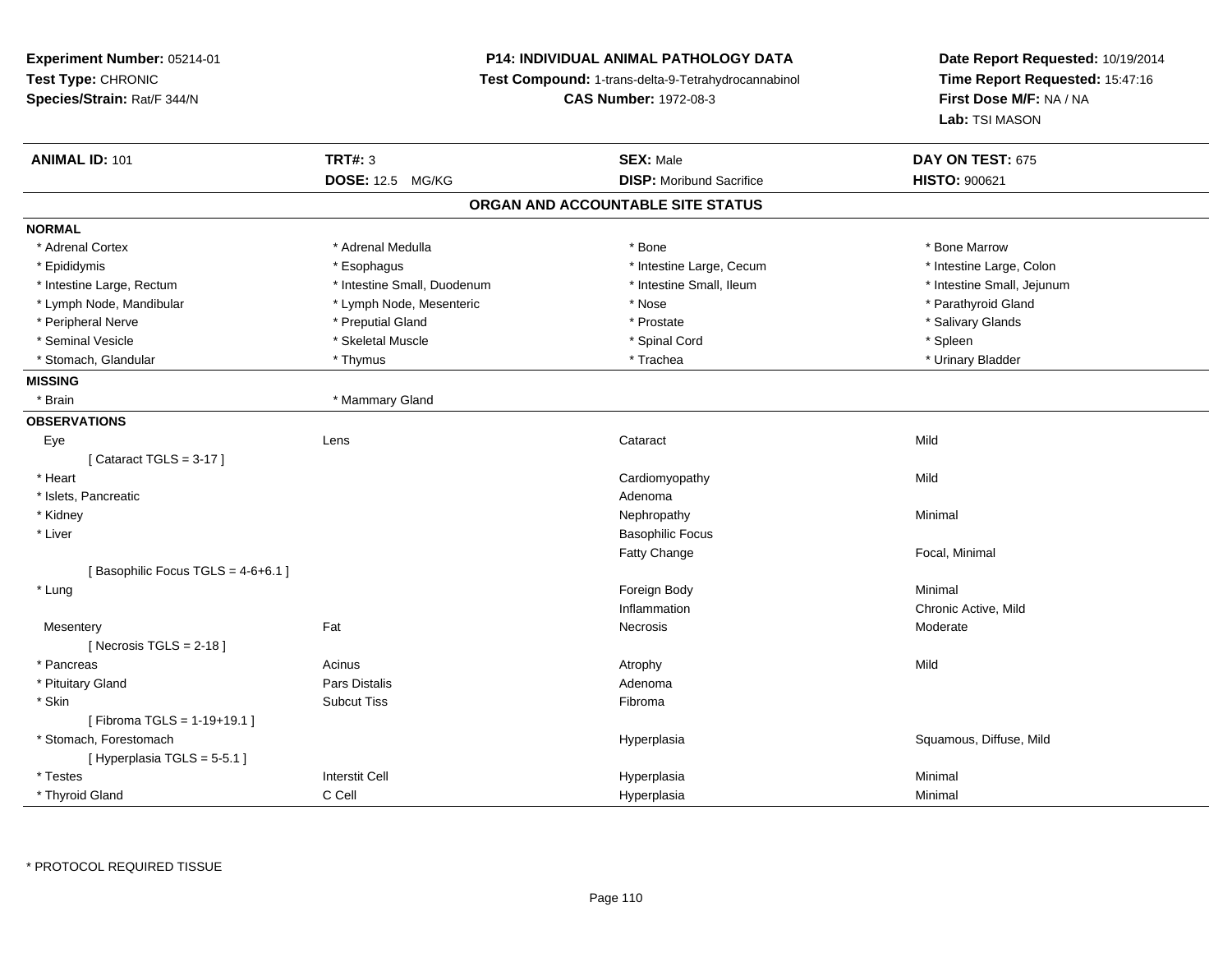**Experiment Number:** 05214-01
**Test Type:** CHRONIC
**Species/Strain:** Rat/F 344/N

**P14: INDIVIDUAL ANIMAL PATHOLOGY DATA**
**Test Compound:** 1-trans-delta-9-Tetrahydrocannabinol
**CAS Number:** 1972-08-3

**Date Report Requested:** 10/19/2014
**Time Report Requested:** 15:47:16
**First Dose M/F:** NA / NA
**Lab:** TSI MASON

| **ANIMAL ID:** 101 | **TRT#:** 3 | **SEX:** Male | **DAY ON TEST:** 675 |
|---|---|---|---|
| | **DOSE:** 12.5 MG/KG | **DISP:** Moribund Sacrifice | **HISTO:** 900621 |

## ORGAN AND ACCOUNTABLE SITE STATUS

**NORMAL**

| | | | |
|---|---|---|---|
| * Adrenal Cortex | * Adrenal Medulla | * Bone | * Bone Marrow |
| * Epididymis | * Esophagus | * Intestine Large, Cecum | * Intestine Large, Colon |
| * Intestine Large, Rectum | * Intestine Small, Duodenum | * Intestine Small, Ileum | * Intestine Small, Jejunum |
| * Lymph Node, Mandibular | * Lymph Node, Mesenteric | * Nose | * Parathyroid Gland |
| * Peripheral Nerve | * Preputial Gland | * Prostate | * Salivary Glands |
| * Seminal Vesicle | * Skeletal Muscle | * Spinal Cord | * Spleen |
| * Stomach, Glandular | * Thymus | * Trachea | * Urinary Bladder |

**MISSING**

| | |
|---|---|
| * Brain | * Mammary Gland |

**OBSERVATIONS**

| | | | |
|---|---|---|---|
| Eye | Lens | Cataract | Mild |
| [ Cataract TGLS = 3-17 ] | | | |
| * Heart | | Cardiomyopathy | Mild |
| * Islets, Pancreatic | | Adenoma | |
| * Kidney | | Nephropathy | Minimal |
| * Liver | | Basophilic Focus | |
| | | Fatty Change | Focal, Minimal |
| [ Basophilic Focus TGLS = 4-6+6.1 ] | | | |
| * Lung | | Foreign Body | Minimal |
| | | Inflammation | Chronic Active, Mild |
| Mesentery | Fat | Necrosis | Moderate |
| [ Necrosis TGLS = 2-18 ] | | | |
| * Pancreas | Acinus | Atrophy | Mild |
| * Pituitary Gland | Pars Distalis | Adenoma | |
| * Skin | Subcut Tiss | Fibroma | |
| [ Fibroma TGLS = 1-19+19.1 ] | | | |
| * Stomach, Forestomach | | Hyperplasia | Squamous, Diffuse, Mild |
| [ Hyperplasia TGLS = 5-5.1 ] | | | |
| * Testes | Interstit Cell | Hyperplasia | Minimal |
| * Thyroid Gland | C Cell | Hyperplasia | Minimal |

* PROTOCOL REQUIRED TISSUE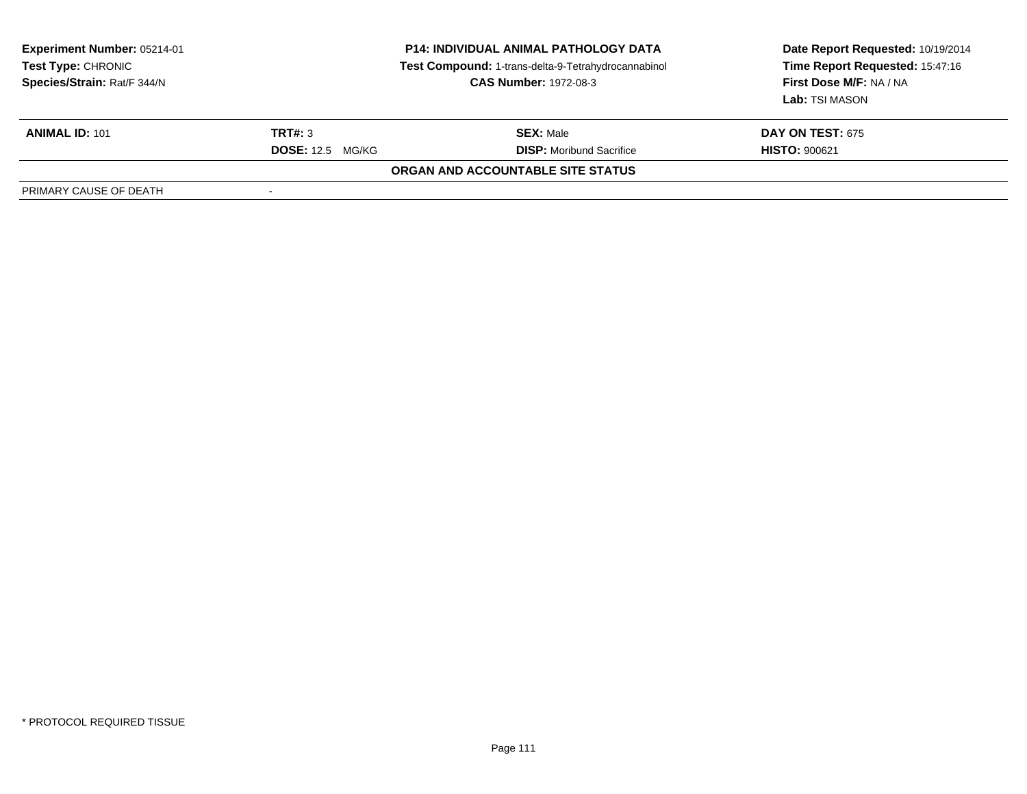**Experiment Number:** 05214-01
**Test Type:** CHRONIC
**Species/Strain:** Rat/F 344/N

**P14: INDIVIDUAL ANIMAL PATHOLOGY DATA**
**Test Compound:** 1-trans-delta-9-Tetrahydrocannabinol
**CAS Number:** 1972-08-3

**Date Report Requested:** 10/19/2014
**Time Report Requested:** 15:47:16
**First Dose M/F:** NA / NA
**Lab:** TSI MASON

| **ANIMAL ID:** 101 | **TRT#:** 3 | **SEX:** Male | **DAY ON TEST:** 675 |
|---|---|---|---|
| | **DOSE:** 12.5 MG/KG | **DISP:** Moribund Sacrifice | **HISTO:** 900621 |

**ORGAN AND ACCOUNTABLE SITE STATUS**

| PRIMARY CAUSE OF DEATH | - |
|---|---|

* PROTOCOL REQUIRED TISSUE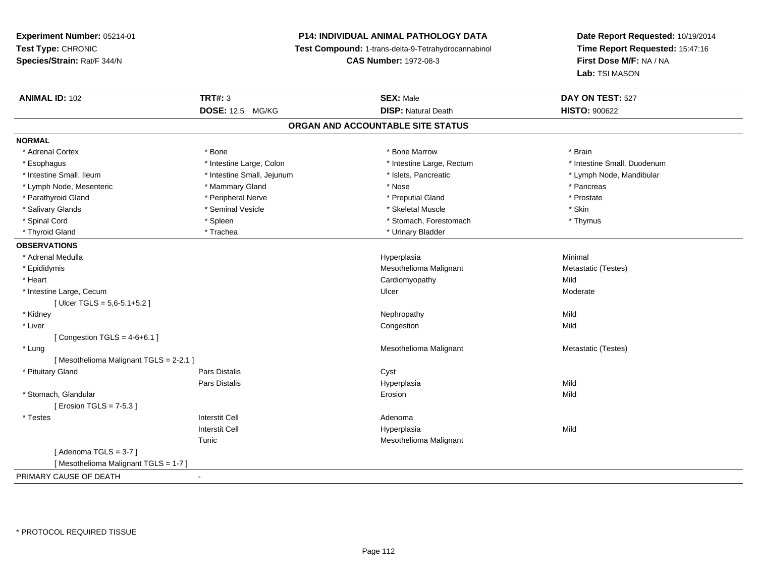**Experiment Number:** 05214-01
**Test Type:** CHRONIC
**Species/Strain:** Rat/F 344/N

**P14: INDIVIDUAL ANIMAL PATHOLOGY DATA**
**Test Compound:** 1-trans-delta-9-Tetrahydrocannabinol
**CAS Number:** 1972-08-3

**Date Report Requested:** 10/19/2014
**Time Report Requested:** 15:47:16
**First Dose M/F:** NA / NA
**Lab:** TSI MASON

| **ANIMAL ID:** 102 | **TRT#:** 3 | **SEX:** Male | **DAY ON TEST:** 527 |
|---|---|---|---|
| | **DOSE:** 12.5 MG/KG | **DISP:** Natural Death | **HISTO:** 900622 |

## ORGAN AND ACCOUNTABLE SITE STATUS

**NORMAL**

| | | | |
|---|---|---|---|
| * Adrenal Cortex | * Bone | * Bone Marrow | * Brain |
| * Esophagus | * Intestine Large, Colon | * Intestine Large, Rectum | * Intestine Small, Duodenum |
| * Intestine Small, Ileum | * Intestine Small, Jejunum | * Islets, Pancreatic | * Lymph Node, Mandibular |
| * Lymph Node, Mesenteric | * Mammary Gland | * Nose | * Pancreas |
| * Parathyroid Gland | * Peripheral Nerve | * Preputial Gland | * Prostate |
| * Salivary Glands | * Seminal Vesicle | * Skeletal Muscle | * Skin |
| * Spinal Cord | * Spleen | * Stomach, Forestomach | * Thymus |
| * Thyroid Gland | * Trachea | * Urinary Bladder | |

**OBSERVATIONS**

| | | | |
|---|---|---|---|
| * Adrenal Medulla | | Hyperplasia | Minimal |
| * Epididymis | | Mesothelioma Malignant | Metastatic (Testes) |
| * Heart | | Cardiomyopathy | Mild |
| * Intestine Large, Cecum | | Ulcer | Moderate |
| [ Ulcer TGLS = 5,6-5.1+5.2 ] | | | |
| * Kidney | | Nephropathy | Mild |
| * Liver | | Congestion | Mild |
| [ Congestion TGLS = 4-6+6.1 ] | | | |
| * Lung | | Mesothelioma Malignant | Metastatic (Testes) |
| [ Mesothelioma Malignant TGLS = 2-2.1 ] | | | |
| * Pituitary Gland | Pars Distalis | Cyst | |
| | Pars Distalis | Hyperplasia | Mild |
| * Stomach, Glandular | | Erosion | Mild |
| [ Erosion TGLS = 7-5.3 ] | | | |
| * Testes | Interstit Cell | Adenoma | |
| | Interstit Cell | Hyperplasia | Mild |
| | Tunic | Mesothelioma Malignant | |
| [ Adenoma TGLS = 3-7 ] | | | |
| [ Mesothelioma Malignant TGLS = 1-7 ] | | | |

PRIMARY CAUSE OF DEATH -

\* PROTOCOL REQUIRED TISSUE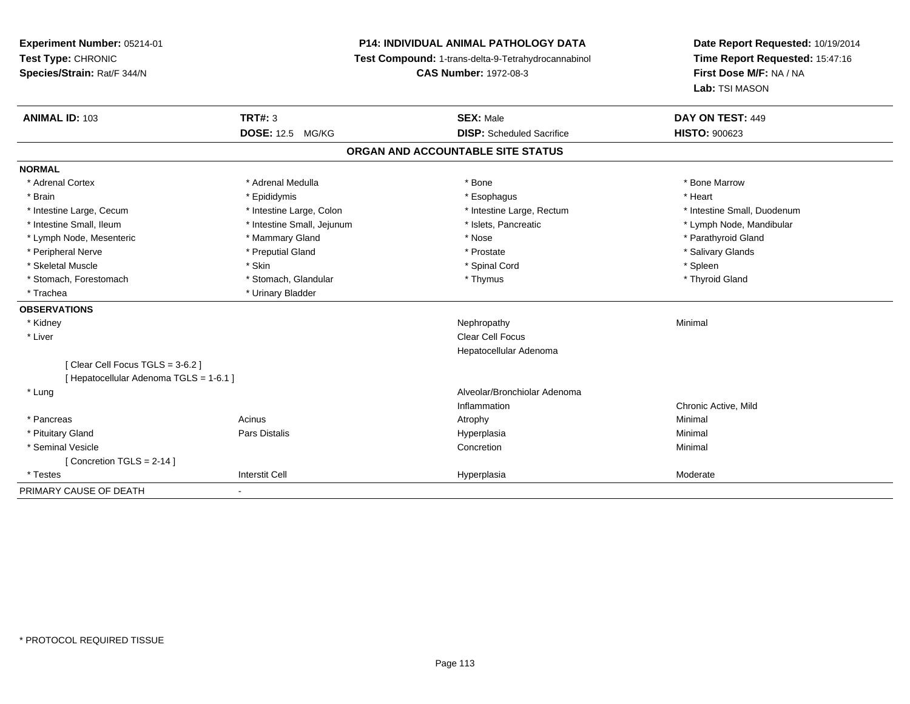**Experiment Number:** 05214-01
**Test Type:** CHRONIC
**Species/Strain:** Rat/F 344/N

**P14: INDIVIDUAL ANIMAL PATHOLOGY DATA**
**Test Compound:** 1-trans-delta-9-Tetrahydrocannabinol
**CAS Number:** 1972-08-3

**Date Report Requested:** 10/19/2014
**Time Report Requested:** 15:47:16
**First Dose M/F:** NA / NA
**Lab:** TSI MASON

| **ANIMAL ID:** 103 | **TRT#:** 3 | **SEX:** Male | **DAY ON TEST:** 449 |
|---|---|---|---|
| | **DOSE:** 12.5 MG/KG | **DISP:** Scheduled Sacrifice | **HISTO:** 900623 |

## ORGAN AND ACCOUNTABLE SITE STATUS

**NORMAL**

| | | | |
|---|---|---|---|
| * Adrenal Cortex | * Adrenal Medulla | * Bone | * Bone Marrow |
| * Brain | * Epididymis | * Esophagus | * Heart |
| * Intestine Large, Cecum | * Intestine Large, Colon | * Intestine Large, Rectum | * Intestine Small, Duodenum |
| * Intestine Small, Ileum | * Intestine Small, Jejunum | * Islets, Pancreatic | * Lymph Node, Mandibular |
| * Lymph Node, Mesenteric | * Mammary Gland | * Nose | * Parathyroid Gland |
| * Peripheral Nerve | * Preputial Gland | * Prostate | * Salivary Glands |
| * Skeletal Muscle | * Skin | * Spinal Cord | * Spleen |
| * Stomach, Forestomach | * Stomach, Glandular | * Thymus | * Thyroid Gland |
| * Trachea | * Urinary Bladder | | |

**OBSERVATIONS**

| | | | |
|---|---|---|---|
| * Kidney | | Nephropathy | Minimal |
| * Liver | | Clear Cell Focus | |
| | | Hepatocellular Adenoma | |
| [ Clear Cell Focus TGLS = 3-6.2 ] | | | |
| [ Hepatocellular Adenoma TGLS = 1-6.1 ] | | | |
| * Lung | | Alveolar/Bronchiolar Adenoma | |
| | | Inflammation | Chronic Active, Mild |
| * Pancreas | Acinus | Atrophy | Minimal |
| * Pituitary Gland | Pars Distalis | Hyperplasia | Minimal |
| * Seminal Vesicle | | Concretion | Minimal |
| [ Concretion TGLS = 2-14 ] | | | |
| * Testes | Interstit Cell | Hyperplasia | Moderate |

PRIMARY CAUSE OF DEATH -

* PROTOCOL REQUIRED TISSUE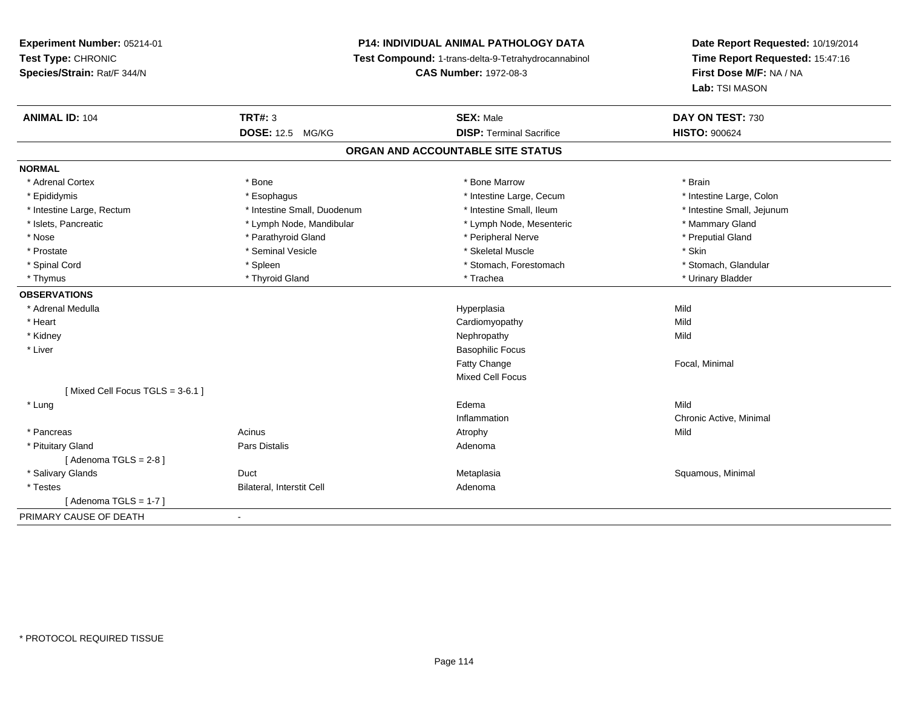**Experiment Number:** 05214-01
**Test Type:** CHRONIC
**Species/Strain:** Rat/F 344/N

**P14: INDIVIDUAL ANIMAL PATHOLOGY DATA**
**Test Compound:** 1-trans-delta-9-Tetrahydrocannabinol
**CAS Number:** 1972-08-3

**Date Report Requested:** 10/19/2014
**Time Report Requested:** 15:47:16
**First Dose M/F:** NA / NA
**Lab:** TSI MASON

| **ANIMAL ID:** 104 | **TRT#:** 3 | **SEX:** Male | **DAY ON TEST:** 730 |
|---|---|---|---|
| | **DOSE:** 12.5 MG/KG | **DISP:** Terminal Sacrifice | **HISTO:** 900624 |

**ORGAN AND ACCOUNTABLE SITE STATUS**

**NORMAL**

| | | | |
|---|---|---|---|
| * Adrenal Cortex | * Bone | * Bone Marrow | * Brain |
| * Epididymis | * Esophagus | * Intestine Large, Cecum | * Intestine Large, Colon |
| * Intestine Large, Rectum | * Intestine Small, Duodenum | * Intestine Small, Ileum | * Intestine Small, Jejunum |
| * Islets, Pancreatic | * Lymph Node, Mandibular | * Lymph Node, Mesenteric | * Mammary Gland |
| * Nose | * Parathyroid Gland | * Peripheral Nerve | * Preputial Gland |
| * Prostate | * Seminal Vesicle | * Skeletal Muscle | * Skin |
| * Spinal Cord | * Spleen | * Stomach, Forestomach | * Stomach, Glandular |
| * Thymus | * Thyroid Gland | * Trachea | * Urinary Bladder |

**OBSERVATIONS**

| | | | |
|---|---|---|---|
| * Adrenal Medulla | | Hyperplasia | Mild |
| * Heart | | Cardiomyopathy | Mild |
| * Kidney | | Nephropathy | Mild |
| * Liver | | Basophilic Focus | |
| | | Fatty Change | Focal, Minimal |
| | | Mixed Cell Focus | |
| [ Mixed Cell Focus TGLS = 3-6.1 ] | | | |
| * Lung | | Edema | Mild |
| | | Inflammation | Chronic Active, Minimal |
| * Pancreas | Acinus | Atrophy | Mild |
| * Pituitary Gland | Pars Distalis | Adenoma | |
| [ Adenoma TGLS = 2-8 ] | | | |
| * Salivary Glands | Duct | Metaplasia | Squamous, Minimal |
| * Testes | Bilateral, Interstit Cell | Adenoma | |
| [ Adenoma TGLS = 1-7 ] | | | |

PRIMARY CAUSE OF DEATH -

* PROTOCOL REQUIRED TISSUE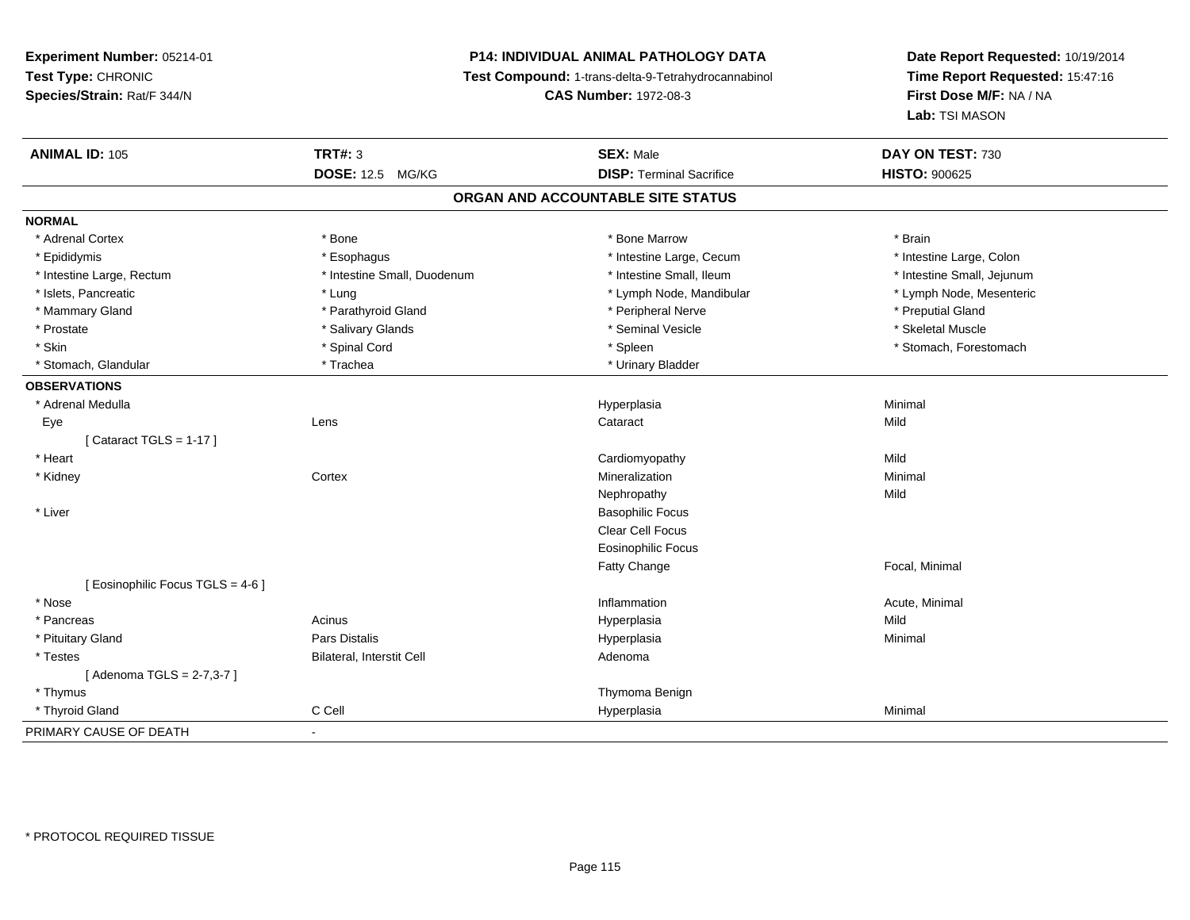**Experiment Number:** 05214-01
**Test Type:** CHRONIC
**Species/Strain:** Rat/F 344/N

**P14: INDIVIDUAL ANIMAL PATHOLOGY DATA**
**Test Compound:** 1-trans-delta-9-Tetrahydrocannabinol
**CAS Number:** 1972-08-3

**Date Report Requested:** 10/19/2014
**Time Report Requested:** 15:47:16
**First Dose M/F:** NA / NA
**Lab:** TSI MASON

| **ANIMAL ID:** 105 | **TRT#:** 3 | **SEX:** Male | **DAY ON TEST:** 730 |
|---|---|---|---|
| | **DOSE:** 12.5 MG/KG | **DISP:** Terminal Sacrifice | **HISTO:** 900625 |

## ORGAN AND ACCOUNTABLE SITE STATUS

**NORMAL**

| | | | |
|---|---|---|---|
| * Adrenal Cortex | * Bone | * Bone Marrow | * Brain |
| * Epididymis | * Esophagus | * Intestine Large, Cecum | * Intestine Large, Colon |
| * Intestine Large, Rectum | * Intestine Small, Duodenum | * Intestine Small, Ileum | * Intestine Small, Jejunum |
| * Islets, Pancreatic | * Lung | * Lymph Node, Mandibular | * Lymph Node, Mesenteric |
| * Mammary Gland | * Parathyroid Gland | * Peripheral Nerve | * Preputial Gland |
| * Prostate | * Salivary Glands | * Seminal Vesicle | * Skeletal Muscle |
| * Skin | * Spinal Cord | * Spleen | * Stomach, Forestomach |
| * Stomach, Glandular | * Trachea | * Urinary Bladder | |

**OBSERVATIONS**

| | | | |
|---|---|---|---|
| * Adrenal Medulla | | Hyperplasia | Minimal |
| Eye | Lens | Cataract | Mild |
| [ Cataract TGLS = 1-17 ] | | | |
| * Heart | | Cardiomyopathy | Mild |
| * Kidney | Cortex | Mineralization | Minimal |
| | | Nephropathy | Mild |
| * Liver | | Basophilic Focus | |
| | | Clear Cell Focus | |
| | | Eosinophilic Focus | |
| | | Fatty Change | Focal, Minimal |
| [ Eosinophilic Focus TGLS = 4-6 ] | | | |
| * Nose | | Inflammation | Acute, Minimal |
| * Pancreas | Acinus | Hyperplasia | Mild |
| * Pituitary Gland | Pars Distalis | Hyperplasia | Minimal |
| * Testes | Bilateral, Interstit Cell | Adenoma | |
| [ Adenoma TGLS = 2-7,3-7 ] | | | |
| * Thymus | | Thymoma Benign | |
| * Thyroid Gland | C Cell | Hyperplasia | Minimal |

PRIMARY CAUSE OF DEATH -

* PROTOCOL REQUIRED TISSUE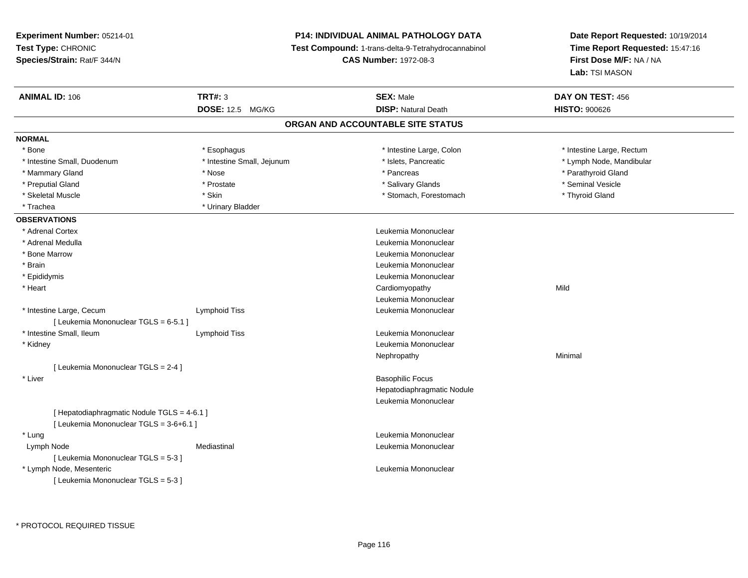**Experiment Number:** 05214-01
**Test Type:** CHRONIC
**Species/Strain:** Rat/F 344/N

**P14: INDIVIDUAL ANIMAL PATHOLOGY DATA**
**Test Compound:** 1-trans-delta-9-Tetrahydrocannabinol
**CAS Number:** 1972-08-3

**Date Report Requested:** 10/19/2014
**Time Report Requested:** 15:47:16
**First Dose M/F:** NA / NA
**Lab:** TSI MASON

| **ANIMAL ID:** 106 | **TRT#:** 3 | **SEX:** Male | **DAY ON TEST:** 456 |
|---|---|---|---|
| | **DOSE:** 12.5 MG/KG | **DISP:** Natural Death | **HISTO:** 900626 |

## ORGAN AND ACCOUNTABLE SITE STATUS

**NORMAL**

| | | | |
|---|---|---|---|
| * Bone | * Esophagus | * Intestine Large, Colon | * Intestine Large, Rectum |
| * Intestine Small, Duodenum | * Intestine Small, Jejunum | * Islets, Pancreatic | * Lymph Node, Mandibular |
| * Mammary Gland | * Nose | * Pancreas | * Parathyroid Gland |
| * Preputial Gland | * Prostate | * Salivary Glands | * Seminal Vesicle |
| * Skeletal Muscle | * Skin | * Stomach, Forestomach | * Thyroid Gland |
| * Trachea | * Urinary Bladder | | |

**OBSERVATIONS**

| | | | |
|---|---|---|---|
| * Adrenal Cortex | | Leukemia Mononuclear | |
| * Adrenal Medulla | | Leukemia Mononuclear | |
| * Bone Marrow | | Leukemia Mononuclear | |
| * Brain | | Leukemia Mononuclear | |
| * Epididymis | | Leukemia Mononuclear | |
| * Heart | | Cardiomyopathy | Mild |
| | | Leukemia Mononuclear | |
| * Intestine Large, Cecum | Lymphoid Tiss | Leukemia Mononuclear | |
| [ Leukemia Mononuclear TGLS = 6-5.1 ] | | | |
| * Intestine Small, Ileum | Lymphoid Tiss | Leukemia Mononuclear | |
| * Kidney | | Leukemia Mononuclear | |
| | | Nephropathy | Minimal |
| [ Leukemia Mononuclear TGLS = 2-4 ] | | | |
| * Liver | | Basophilic Focus | |
| | | Hepatodiaphragmatic Nodule | |
| | | Leukemia Mononuclear | |
| [ Hepatodiaphragmatic Nodule TGLS = 4-6.1 ] | | | |
| [ Leukemia Mononuclear TGLS = 3-6+6.1 ] | | | |
| * Lung | | Leukemia Mononuclear | |
| Lymph Node | Mediastinal | Leukemia Mononuclear | |
| [ Leukemia Mononuclear TGLS = 5-3 ] | | | |
| * Lymph Node, Mesenteric | | Leukemia Mononuclear | |
| [ Leukemia Mononuclear TGLS = 5-3 ] | | | |

\* PROTOCOL REQUIRED TISSUE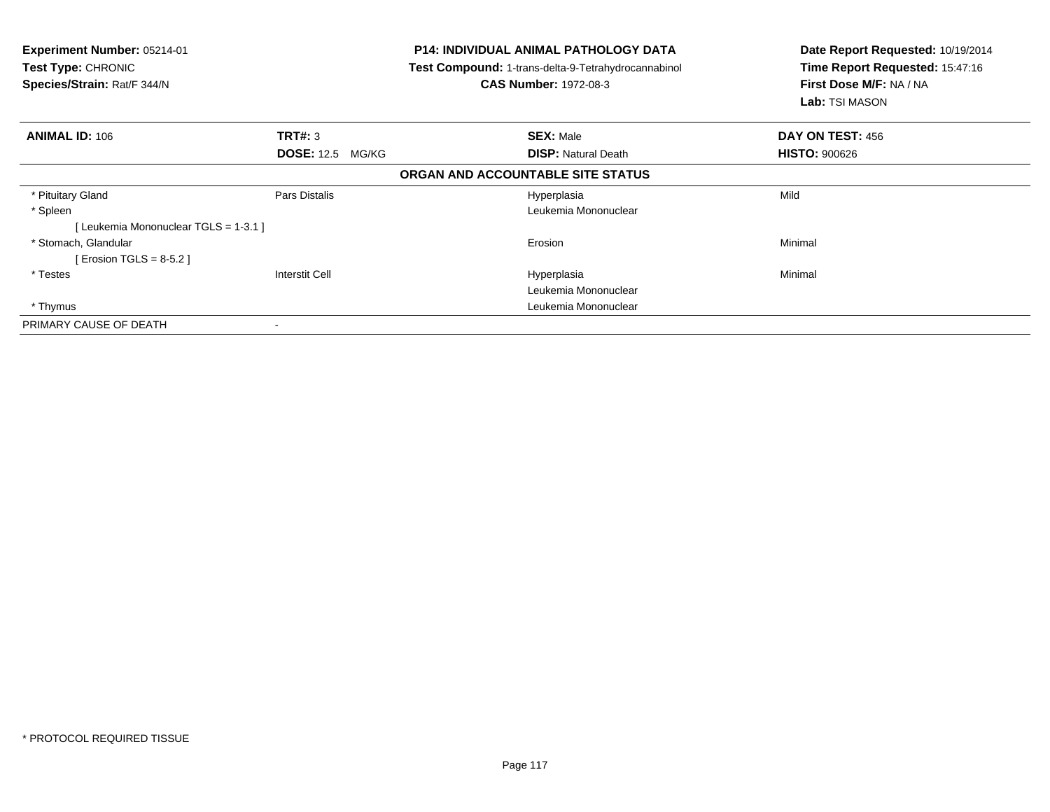**Experiment Number:** 05214-01
**Test Type:** CHRONIC
**Species/Strain:** Rat/F 344/N

**P14: INDIVIDUAL ANIMAL PATHOLOGY DATA**
**Test Compound:** 1-trans-delta-9-Tetrahydrocannabinol
**CAS Number:** 1972-08-3

**Date Report Requested:** 10/19/2014
**Time Report Requested:** 15:47:16
**First Dose M/F:** NA / NA
**Lab:** TSI MASON

| **ANIMAL ID:** 106 | **TRT#:** 3 | **SEX:** Male | **DAY ON TEST:** 456 |
|---|---|---|---|
| | **DOSE:** 12.5 MG/KG | **DISP:** Natural Death | **HISTO:** 900626 |

**ORGAN AND ACCOUNTABLE SITE STATUS**

| | | | |
|---|---|---|---|
| * Pituitary Gland | Pars Distalis | Hyperplasia | Mild |
| * Spleen | | Leukemia Mononuclear | |
| [ Leukemia Mononuclear TGLS = 1-3.1 ] | | | |
| * Stomach, Glandular | | Erosion | Minimal |
| [ Erosion TGLS = 8-5.2 ] | | | |
| * Testes | Interstit Cell | Hyperplasia | Minimal |
| | | Leukemia Mononuclear | |
| * Thymus | | Leukemia Mononuclear | |
| PRIMARY CAUSE OF DEATH | - | | |

* PROTOCOL REQUIRED TISSUE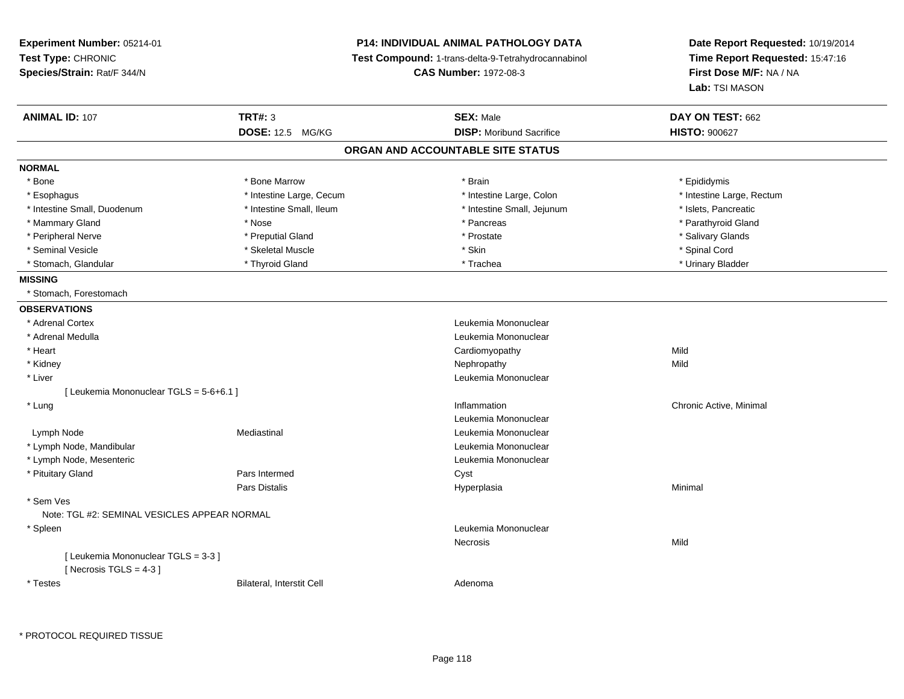**Experiment Number:** 05214-01
**Test Type:** CHRONIC
**Species/Strain:** Rat/F 344/N

**P14: INDIVIDUAL ANIMAL PATHOLOGY DATA**
**Test Compound:** 1-trans-delta-9-Tetrahydrocannabinol
**CAS Number:** 1972-08-3

**Date Report Requested:** 10/19/2014
**Time Report Requested:** 15:47:16
**First Dose M/F:** NA / NA
**Lab:** TSI MASON

| **ANIMAL ID:** 107 | **TRT#:** 3 | **SEX:** Male | **DAY ON TEST:** 662 |
|---|---|---|---|
| | **DOSE:** 12.5 MG/KG | **DISP:** Moribund Sacrifice | **HISTO:** 900627 |

## ORGAN AND ACCOUNTABLE SITE STATUS

**NORMAL**

| | | | |
|---|---|---|---|
| * Bone | * Bone Marrow | * Brain | * Epididymis |
| * Esophagus | * Intestine Large, Cecum | * Intestine Large, Colon | * Intestine Large, Rectum |
| * Intestine Small, Duodenum | * Intestine Small, Ileum | * Intestine Small, Jejunum | * Islets, Pancreatic |
| * Mammary Gland | * Nose | * Pancreas | * Parathyroid Gland |
| * Peripheral Nerve | * Preputial Gland | * Prostate | * Salivary Glands |
| * Seminal Vesicle | * Skeletal Muscle | * Skin | * Spinal Cord |
| * Stomach, Glandular | * Thyroid Gland | * Trachea | * Urinary Bladder |

**MISSING**

* Stomach, Forestomach

**OBSERVATIONS**

| | | | |
|---|---|---|---|
| * Adrenal Cortex | | Leukemia Mononuclear | |
| * Adrenal Medulla | | Leukemia Mononuclear | |
| * Heart | | Cardiomyopathy | Mild |
| * Kidney | | Nephropathy | Mild |
| * Liver | | Leukemia Mononuclear | |
| [ Leukemia Mononuclear TGLS = 5-6+6.1 ] | | | |
| * Lung | | Inflammation | Chronic Active, Minimal |
| | | Leukemia Mononuclear | |
| Lymph Node | Mediastinal | Leukemia Mononuclear | |
| * Lymph Node, Mandibular | | Leukemia Mononuclear | |
| * Lymph Node, Mesenteric | | Leukemia Mononuclear | |
| * Pituitary Gland | Pars Intermed | Cyst | |
| | Pars Distalis | Hyperplasia | Minimal |
| * Sem Ves | | | |
| Note: TGL #2: SEMINAL VESICLES APPEAR NORMAL | | | |
| * Spleen | | Leukemia Mononuclear | |
| | | Necrosis | Mild |
| [ Leukemia Mononuclear TGLS = 3-3 ] | | | |
| [ Necrosis TGLS = 4-3 ] | | | |
| * Testes | Bilateral, Interstit Cell | Adenoma | |

* PROTOCOL REQUIRED TISSUE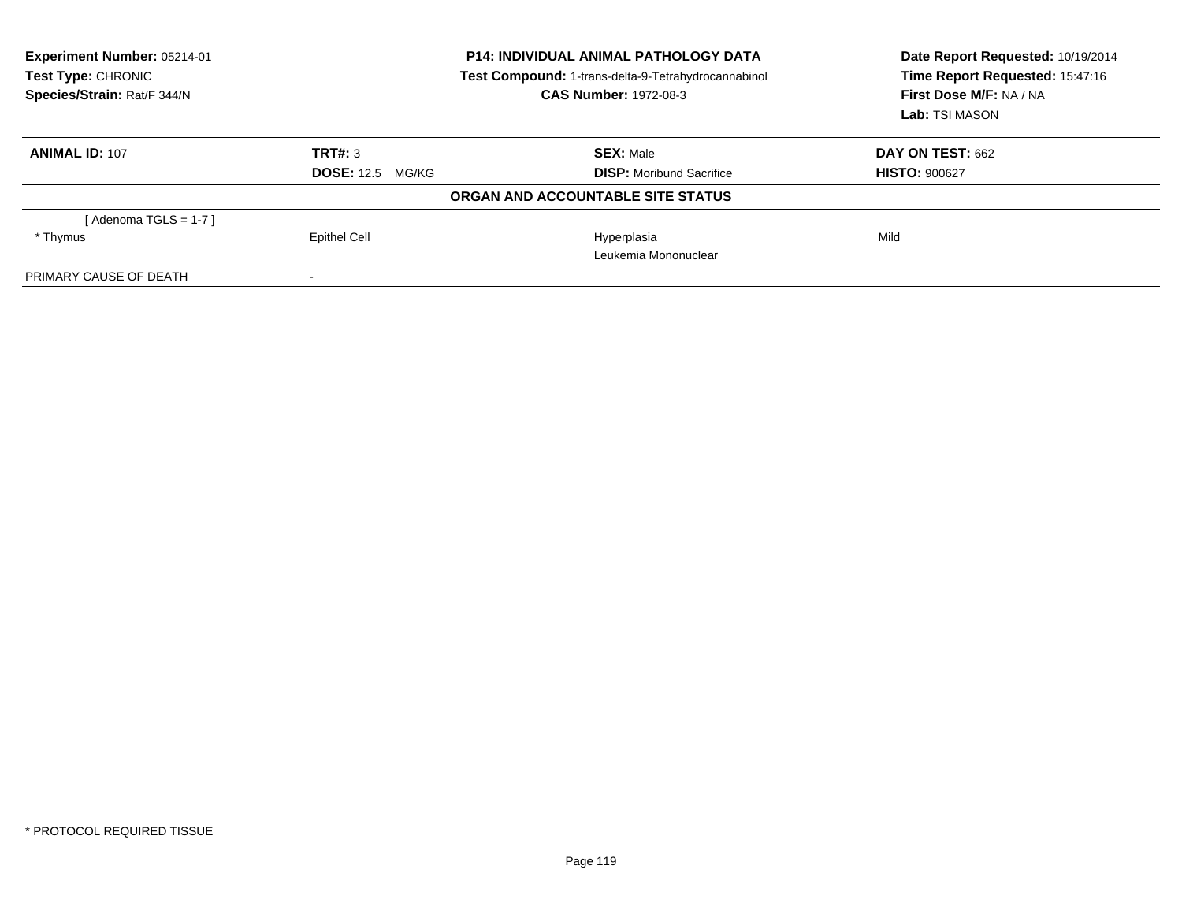**Experiment Number:** 05214-01
**Test Type:** CHRONIC
**Species/Strain:** Rat/F 344/N

**P14: INDIVIDUAL ANIMAL PATHOLOGY DATA**
**Test Compound:** 1-trans-delta-9-Tetrahydrocannabinol
**CAS Number:** 1972-08-3

**Date Report Requested:** 10/19/2014
**Time Report Requested:** 15:47:16
**First Dose M/F:** NA / NA
**Lab:** TSI MASON

| **ANIMAL ID:** 107 | **TRT#:** 3 | **SEX:** Male | **DAY ON TEST:** 662 |
|---|---|---|---|
| | **DOSE:** 12.5 MG/KG | **DISP:** Moribund Sacrifice | **HISTO:** 900627 |

**ORGAN AND ACCOUNTABLE SITE STATUS**

| | | | |
|---|---|---|---|
| [ Adenoma TGLS = 1-7 ] | | | |
| * Thymus | Epithel Cell | Hyperplasia | Mild |
| | | Leukemia Mononuclear | |
| PRIMARY CAUSE OF DEATH | - | | |

* PROTOCOL REQUIRED TISSUE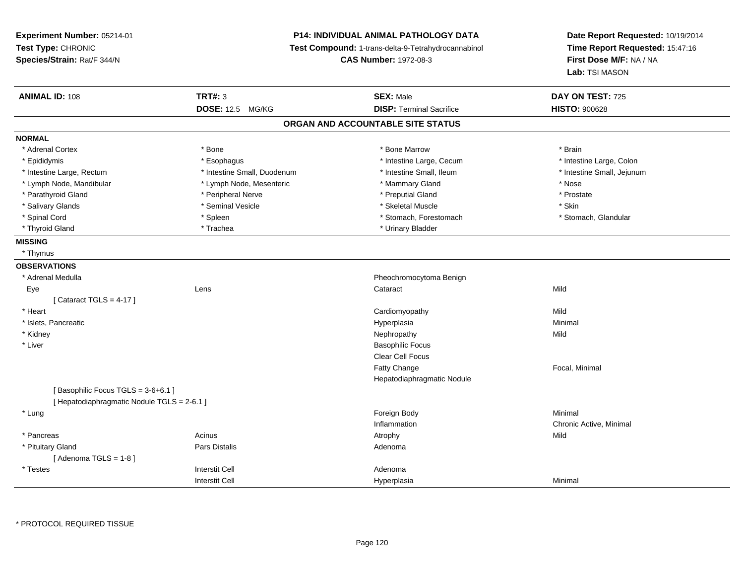**Experiment Number:** 05214-01
**Test Type:** CHRONIC
**Species/Strain:** Rat/F 344/N

**P14: INDIVIDUAL ANIMAL PATHOLOGY DATA**
**Test Compound:** 1-trans-delta-9-Tetrahydrocannabinol
**CAS Number:** 1972-08-3

**Date Report Requested:** 10/19/2014
**Time Report Requested:** 15:47:16
**First Dose M/F:** NA / NA
**Lab:** TSI MASON

| **ANIMAL ID:** 108 | **TRT#:** 3 | **SEX:** Male | **DAY ON TEST:** 725 |
|---|---|---|---|
| | **DOSE:** 12.5 MG/KG | **DISP:** Terminal Sacrifice | **HISTO:** 900628 |

## ORGAN AND ACCOUNTABLE SITE STATUS

**NORMAL**

| | | | |
|---|---|---|---|
| * Adrenal Cortex | * Bone | * Bone Marrow | * Brain |
| * Epididymis | * Esophagus | * Intestine Large, Cecum | * Intestine Large, Colon |
| * Intestine Large, Rectum | * Intestine Small, Duodenum | * Intestine Small, Ileum | * Intestine Small, Jejunum |
| * Lymph Node, Mandibular | * Lymph Node, Mesenteric | * Mammary Gland | * Nose |
| * Parathyroid Gland | * Peripheral Nerve | * Preputial Gland | * Prostate |
| * Salivary Glands | * Seminal Vesicle | * Skeletal Muscle | * Skin |
| * Spinal Cord | * Spleen | * Stomach, Forestomach | * Stomach, Glandular |
| * Thyroid Gland | * Trachea | * Urinary Bladder | |

**MISSING**

* Thymus

**OBSERVATIONS**

| | | | |
|---|---|---|---|
| * Adrenal Medulla | | Pheochromocytoma Benign | |
| Eye | Lens | Cataract | Mild |
| [ Cataract TGLS = 4-17 ] | | | |
| * Heart | | Cardiomyopathy | Mild |
| * Islets, Pancreatic | | Hyperplasia | Minimal |
| * Kidney | | Nephropathy | Mild |
| * Liver | | Basophilic Focus | |
| | | Clear Cell Focus | |
| | | Fatty Change | Focal, Minimal |
| | | Hepatodiaphragmatic Nodule | |
| [ Basophilic Focus TGLS = 3-6+6.1 ] | | | |
| [ Hepatodiaphragmatic Nodule TGLS = 2-6.1 ] | | | |
| * Lung | | Foreign Body | Minimal |
| | | Inflammation | Chronic Active, Minimal |
| * Pancreas | Acinus | Atrophy | Mild |
| * Pituitary Gland | Pars Distalis | Adenoma | |
| [ Adenoma TGLS = 1-8 ] | | | |
| * Testes | Interstit Cell | Adenoma | |
| | Interstit Cell | Hyperplasia | Minimal |

* PROTOCOL REQUIRED TISSUE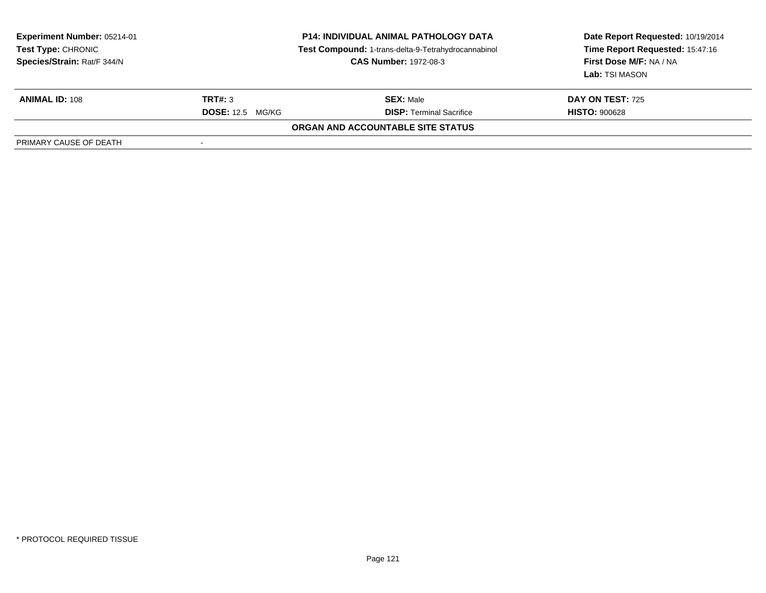**Experiment Number:** 05214-01
**Test Type:** CHRONIC
**Species/Strain:** Rat/F 344/N

**P14: INDIVIDUAL ANIMAL PATHOLOGY DATA**
**Test Compound:** 1-trans-delta-9-Tetrahydrocannabinol
**CAS Number:** 1972-08-3

**Date Report Requested:** 10/19/2014
**Time Report Requested:** 15:47:16
**First Dose M/F:** NA / NA
**Lab:** TSI MASON

| **ANIMAL ID:** 108 | **TRT#:** 3 | **SEX:** Male | **DAY ON TEST:** 725 |
|---|---|---|---|
| | **DOSE:** 12.5 MG/KG | **DISP:** Terminal Sacrifice | **HISTO:** 900628 |

**ORGAN AND ACCOUNTABLE SITE STATUS**

| PRIMARY CAUSE OF DEATH | - |
|---|---|

* PROTOCOL REQUIRED TISSUE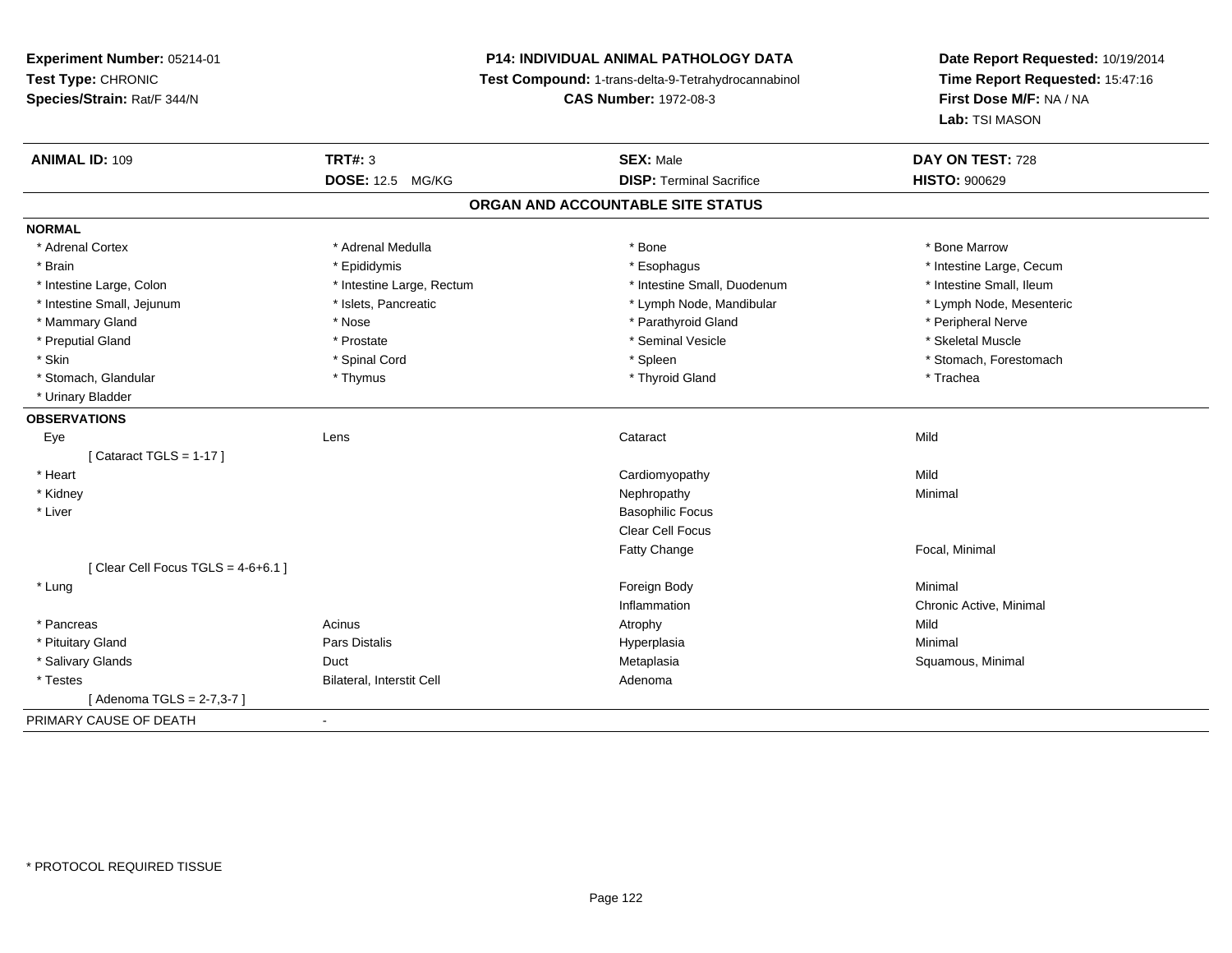**Experiment Number:** 05214-01
**Test Type:** CHRONIC
**Species/Strain:** Rat/F 344/N

**P14: INDIVIDUAL ANIMAL PATHOLOGY DATA**
**Test Compound:** 1-trans-delta-9-Tetrahydrocannabinol
**CAS Number:** 1972-08-3

**Date Report Requested:** 10/19/2014
**Time Report Requested:** 15:47:16
**First Dose M/F:** NA / NA
**Lab:** TSI MASON

| **ANIMAL ID:** 109 | **TRT#:** 3 | **SEX:** Male | **DAY ON TEST:** 728 |
|---|---|---|---|
| | **DOSE:** 12.5 MG/KG | **DISP:** Terminal Sacrifice | **HISTO:** 900629 |

## ORGAN AND ACCOUNTABLE SITE STATUS

**NORMAL**

| | | | |
|---|---|---|---|
| * Adrenal Cortex | * Adrenal Medulla | * Bone | * Bone Marrow |
| * Brain | * Epididymis | * Esophagus | * Intestine Large, Cecum |
| * Intestine Large, Colon | * Intestine Large, Rectum | * Intestine Small, Duodenum | * Intestine Small, Ileum |
| * Intestine Small, Jejunum | * Islets, Pancreatic | * Lymph Node, Mandibular | * Lymph Node, Mesenteric |
| * Mammary Gland | * Nose | * Parathyroid Gland | * Peripheral Nerve |
| * Preputial Gland | * Prostate | * Seminal Vesicle | * Skeletal Muscle |
| * Skin | * Spinal Cord | * Spleen | * Stomach, Forestomach |
| * Stomach, Glandular | * Thymus | * Thyroid Gland | * Trachea |
| * Urinary Bladder | | | |

**OBSERVATIONS**

| | | | |
|---|---|---|---|
| Eye | Lens | Cataract | Mild |
| [ Cataract TGLS = 1-17 ] | | | |
| * Heart | | Cardiomyopathy | Mild |
| * Kidney | | Nephropathy | Minimal |
| * Liver | | Basophilic Focus | |
| | | Clear Cell Focus | |
| | | Fatty Change | Focal, Minimal |
| [ Clear Cell Focus TGLS = 4-6+6.1 ] | | | |
| * Lung | | Foreign Body | Minimal |
| | | Inflammation | Chronic Active, Minimal |
| * Pancreas | Acinus | Atrophy | Mild |
| * Pituitary Gland | Pars Distalis | Hyperplasia | Minimal |
| * Salivary Glands | Duct | Metaplasia | Squamous, Minimal |
| * Testes | Bilateral, Interstit Cell | Adenoma | |
| [ Adenoma TGLS = 2-7,3-7 ] | | | |

PRIMARY CAUSE OF DEATH -

* PROTOCOL REQUIRED TISSUE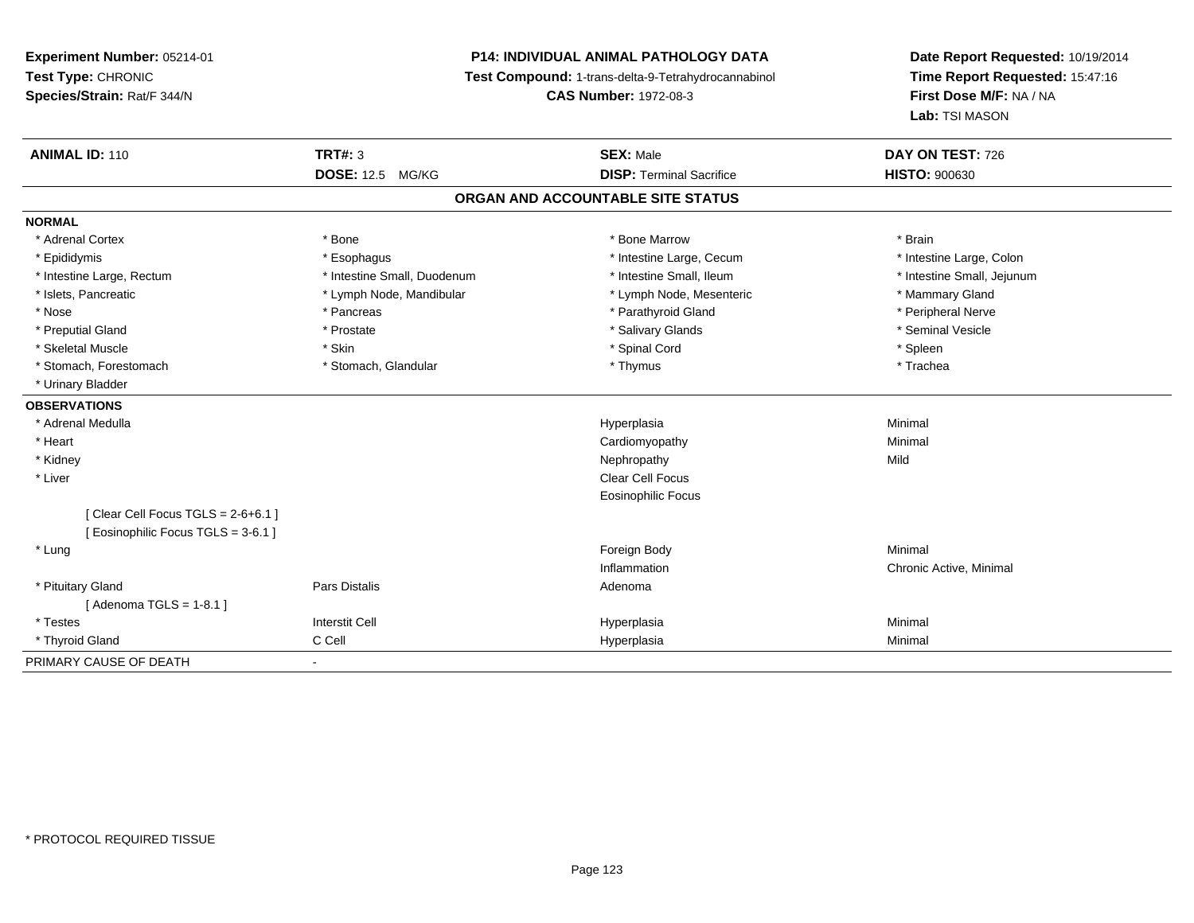**Experiment Number:** 05214-01
**Test Type:** CHRONIC
**Species/Strain:** Rat/F 344/N

**P14: INDIVIDUAL ANIMAL PATHOLOGY DATA**
**Test Compound:** 1-trans-delta-9-Tetrahydrocannabinol
**CAS Number:** 1972-08-3

**Date Report Requested:** 10/19/2014
**Time Report Requested:** 15:47:16
**First Dose M/F:** NA / NA
**Lab:** TSI MASON

| **ANIMAL ID:** 110 | **TRT#:** 3 | **SEX:** Male | **DAY ON TEST:** 726 |
|---|---|---|---|
| | **DOSE:** 12.5 MG/KG | **DISP:** Terminal Sacrifice | **HISTO:** 900630 |

## ORGAN AND ACCOUNTABLE SITE STATUS

**NORMAL**

| | | | |
|---|---|---|---|
| * Adrenal Cortex | * Bone | * Bone Marrow | * Brain |
| * Epididymis | * Esophagus | * Intestine Large, Cecum | * Intestine Large, Colon |
| * Intestine Large, Rectum | * Intestine Small, Duodenum | * Intestine Small, Ileum | * Intestine Small, Jejunum |
| * Islets, Pancreatic | * Lymph Node, Mandibular | * Lymph Node, Mesenteric | * Mammary Gland |
| * Nose | * Pancreas | * Parathyroid Gland | * Peripheral Nerve |
| * Preputial Gland | * Prostate | * Salivary Glands | * Seminal Vesicle |
| * Skeletal Muscle | * Skin | * Spinal Cord | * Spleen |
| * Stomach, Forestomach | * Stomach, Glandular | * Thymus | * Trachea |
| * Urinary Bladder | | | |

**OBSERVATIONS**

| | | | |
|---|---|---|---|
| * Adrenal Medulla | | Hyperplasia | Minimal |
| * Heart | | Cardiomyopathy | Minimal |
| * Kidney | | Nephropathy | Mild |
| * Liver | | Clear Cell Focus | |
| | | Eosinophilic Focus | |
| [ Clear Cell Focus TGLS = 2-6+6.1 ] | | | |
| [ Eosinophilic Focus TGLS = 3-6.1 ] | | | |
| * Lung | | Foreign Body | Minimal |
| | | Inflammation | Chronic Active, Minimal |
| * Pituitary Gland | Pars Distalis | Adenoma | |
| [ Adenoma TGLS = 1-8.1 ] | | | |
| * Testes | Interstit Cell | Hyperplasia | Minimal |
| * Thyroid Gland | C Cell | Hyperplasia | Minimal |

PRIMARY CAUSE OF DEATH -

* PROTOCOL REQUIRED TISSUE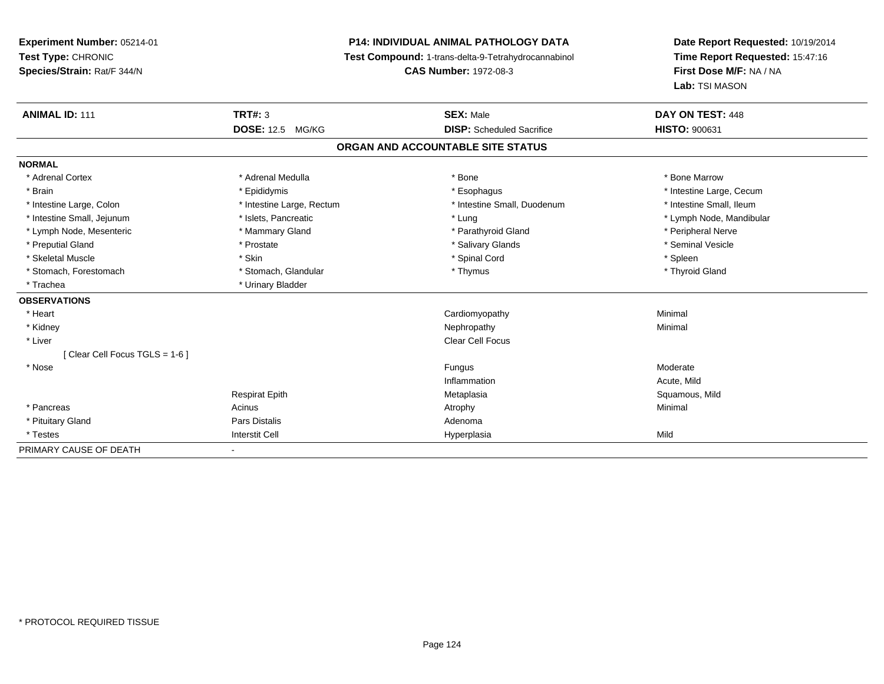**Experiment Number:** 05214-01
**Test Type:** CHRONIC
**Species/Strain:** Rat/F 344/N

**P14: INDIVIDUAL ANIMAL PATHOLOGY DATA**
**Test Compound:** 1-trans-delta-9-Tetrahydrocannabinol
**CAS Number:** 1972-08-3

**Date Report Requested:** 10/19/2014
**Time Report Requested:** 15:47:16
**First Dose M/F:** NA / NA
**Lab:** TSI MASON

| **ANIMAL ID:** 111 | **TRT#:** 3 | **SEX:** Male | **DAY ON TEST:** 448 |
|---|---|---|---|
| | **DOSE:** 12.5 MG/KG | **DISP:** Scheduled Sacrifice | **HISTO:** 900631 |

## ORGAN AND ACCOUNTABLE SITE STATUS

**NORMAL**

| | | | |
|---|---|---|---|
| * Adrenal Cortex | * Adrenal Medulla | * Bone | * Bone Marrow |
| * Brain | * Epididymis | * Esophagus | * Intestine Large, Cecum |
| * Intestine Large, Colon | * Intestine Large, Rectum | * Intestine Small, Duodenum | * Intestine Small, Ileum |
| * Intestine Small, Jejunum | * Islets, Pancreatic | * Lung | * Lymph Node, Mandibular |
| * Lymph Node, Mesenteric | * Mammary Gland | * Parathyroid Gland | * Peripheral Nerve |
| * Preputial Gland | * Prostate | * Salivary Glands | * Seminal Vesicle |
| * Skeletal Muscle | * Skin | * Spinal Cord | * Spleen |
| * Stomach, Forestomach | * Stomach, Glandular | * Thymus | * Thyroid Gland |
| * Trachea | * Urinary Bladder | | |

**OBSERVATIONS**

| | | | |
|---|---|---|---|
| * Heart | | Cardiomyopathy | Minimal |
| * Kidney | | Nephropathy | Minimal |
| * Liver | | Clear Cell Focus | |
| [ Clear Cell Focus TGLS = 1-6 ] | | | |
| * Nose | | Fungus | Moderate |
| | | Inflammation | Acute, Mild |
| | Respirat Epith | Metaplasia | Squamous, Mild |
| * Pancreas | Acinus | Atrophy | Minimal |
| * Pituitary Gland | Pars Distalis | Adenoma | |
| * Testes | Interstit Cell | Hyperplasia | Mild |

PRIMARY CAUSE OF DEATH -

* PROTOCOL REQUIRED TISSUE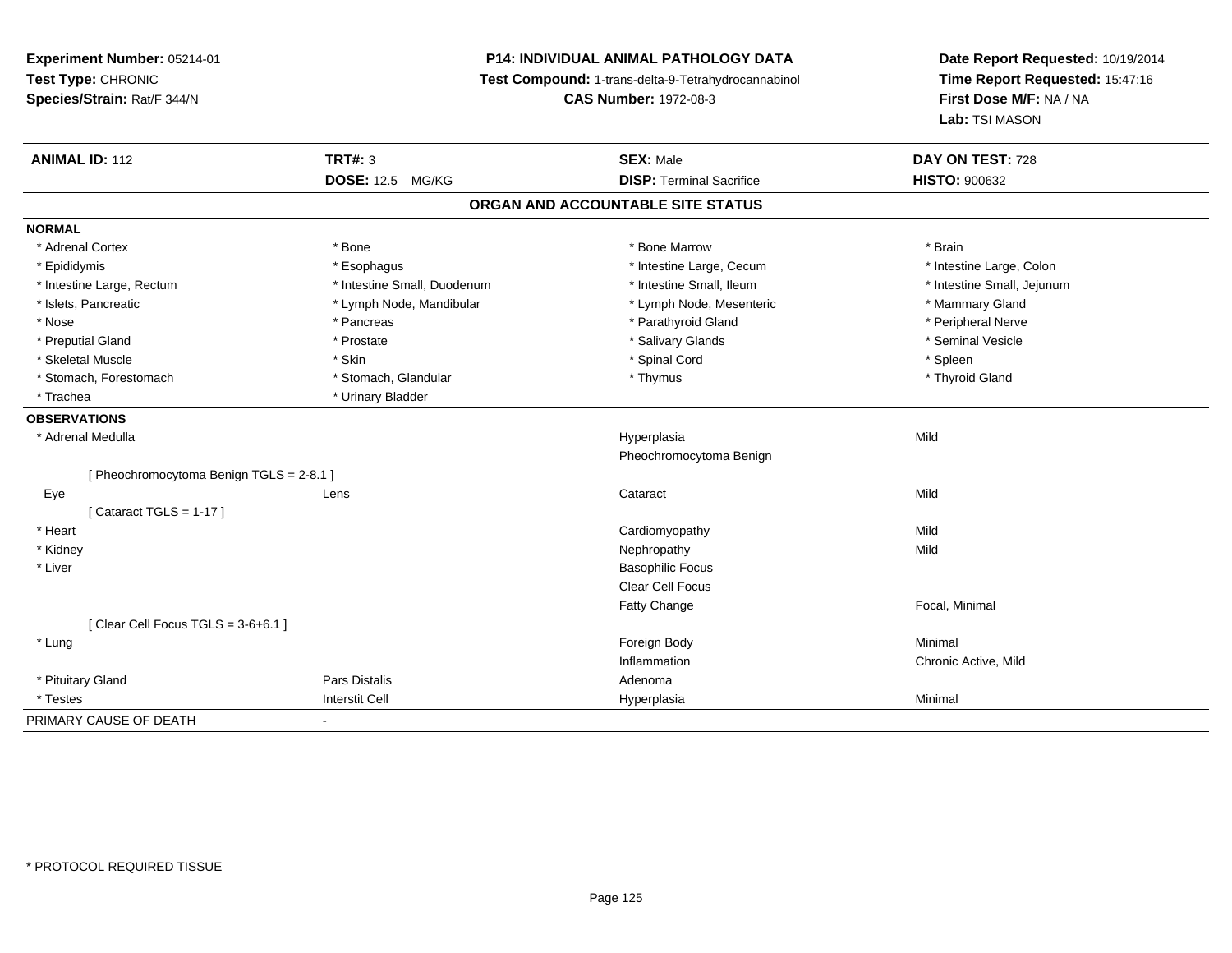**Experiment Number:** 05214-01
**Test Type:** CHRONIC
**Species/Strain:** Rat/F 344/N

**P14: INDIVIDUAL ANIMAL PATHOLOGY DATA**
**Test Compound:** 1-trans-delta-9-Tetrahydrocannabinol
**CAS Number:** 1972-08-3

**Date Report Requested:** 10/19/2014
**Time Report Requested:** 15:47:16
**First Dose M/F:** NA / NA
**Lab:** TSI MASON

| **ANIMAL ID:** 112 | **TRT#:** 3 | **SEX:** Male | **DAY ON TEST:** 728 |
|---|---|---|---|
| | **DOSE:** 12.5 MG/KG | **DISP:** Terminal Sacrifice | **HISTO:** 900632 |

**ORGAN AND ACCOUNTABLE SITE STATUS**

**NORMAL**

| | | | |
|---|---|---|---|
| * Adrenal Cortex | * Bone | * Bone Marrow | * Brain |
| * Epididymis | * Esophagus | * Intestine Large, Cecum | * Intestine Large, Colon |
| * Intestine Large, Rectum | * Intestine Small, Duodenum | * Intestine Small, Ileum | * Intestine Small, Jejunum |
| * Islets, Pancreatic | * Lymph Node, Mandibular | * Lymph Node, Mesenteric | * Mammary Gland |
| * Nose | * Pancreas | * Parathyroid Gland | * Peripheral Nerve |
| * Preputial Gland | * Prostate | * Salivary Glands | * Seminal Vesicle |
| * Skeletal Muscle | * Skin | * Spinal Cord | * Spleen |
| * Stomach, Forestomach | * Stomach, Glandular | * Thymus | * Thyroid Gland |
| * Trachea | * Urinary Bladder | | |

**OBSERVATIONS**

| | | | |
|---|---|---|---|
| * Adrenal Medulla | | Hyperplasia | Mild |
| | | Pheochromocytoma Benign | |
| [ Pheochromocytoma Benign TGLS = 2-8.1 ] | | | |
| Eye | Lens | Cataract | Mild |
| [ Cataract TGLS = 1-17 ] | | | |
| * Heart | | Cardiomyopathy | Mild |
| * Kidney | | Nephropathy | Mild |
| * Liver | | Basophilic Focus | |
| | | Clear Cell Focus | |
| | | Fatty Change | Focal, Minimal |
| [ Clear Cell Focus TGLS = 3-6+6.1 ] | | | |
| * Lung | | Foreign Body | Minimal |
| | | Inflammation | Chronic Active, Mild |
| * Pituitary Gland | Pars Distalis | Adenoma | |
| * Testes | Interstit Cell | Hyperplasia | Minimal |
| PRIMARY CAUSE OF DEATH | - | | |

* PROTOCOL REQUIRED TISSUE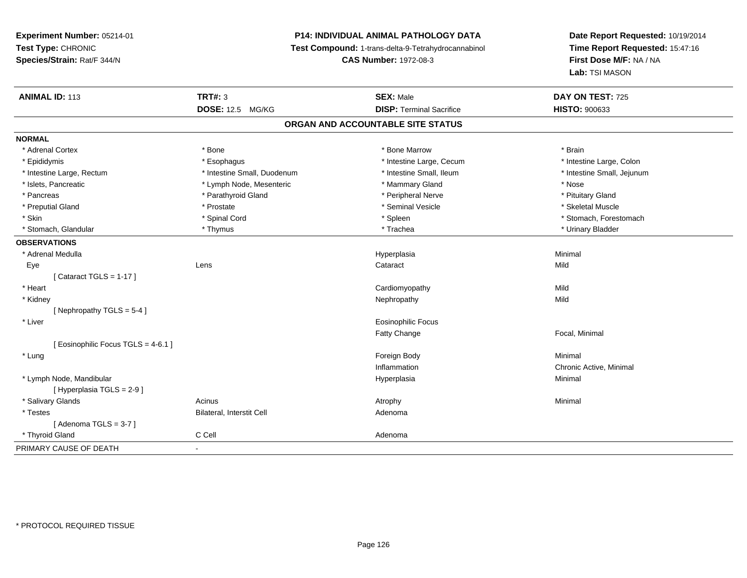**Experiment Number:** 05214-01
**Test Type:** CHRONIC
**Species/Strain:** Rat/F 344/N

**P14: INDIVIDUAL ANIMAL PATHOLOGY DATA**
**Test Compound:** 1-trans-delta-9-Tetrahydrocannabinol
**CAS Number:** 1972-08-3

**Date Report Requested:** 10/19/2014
**Time Report Requested:** 15:47:16
**First Dose M/F:** NA / NA
**Lab:** TSI MASON

| **ANIMAL ID:** 113 | **TRT#:** 3 | **SEX:** Male | **DAY ON TEST:** 725 |
|---|---|---|---|
| | **DOSE:** 12.5 MG/KG | **DISP:** Terminal Sacrifice | **HISTO:** 900633 |

## ORGAN AND ACCOUNTABLE SITE STATUS

**NORMAL**

| | | | |
|---|---|---|---|
| * Adrenal Cortex | * Bone | * Bone Marrow | * Brain |
| * Epididymis | * Esophagus | * Intestine Large, Cecum | * Intestine Large, Colon |
| * Intestine Large, Rectum | * Intestine Small, Duodenum | * Intestine Small, Ileum | * Intestine Small, Jejunum |
| * Islets, Pancreatic | * Lymph Node, Mesenteric | * Mammary Gland | * Nose |
| * Pancreas | * Parathyroid Gland | * Peripheral Nerve | * Pituitary Gland |
| * Preputial Gland | * Prostate | * Seminal Vesicle | * Skeletal Muscle |
| * Skin | * Spinal Cord | * Spleen | * Stomach, Forestomach |
| * Stomach, Glandular | * Thymus | * Trachea | * Urinary Bladder |

**OBSERVATIONS**

| | | | |
|---|---|---|---|
| * Adrenal Medulla | | Hyperplasia | Minimal |
| Eye | Lens | Cataract | Mild |
| [ Cataract TGLS = 1-17 ] | | | |
| * Heart | | Cardiomyopathy | Mild |
| * Kidney | | Nephropathy | Mild |
| [ Nephropathy TGLS = 5-4 ] | | | |
| * Liver | | Eosinophilic Focus | |
| | | Fatty Change | Focal, Minimal |
| [ Eosinophilic Focus TGLS = 4-6.1 ] | | | |
| * Lung | | Foreign Body | Minimal |
| | | Inflammation | Chronic Active, Minimal |
| * Lymph Node, Mandibular | | Hyperplasia | Minimal |
| [ Hyperplasia TGLS = 2-9 ] | | | |
| * Salivary Glands | Acinus | Atrophy | Minimal |
| * Testes | Bilateral, Interstit Cell | Adenoma | |
| [ Adenoma TGLS = 3-7 ] | | | |
| * Thyroid Gland | C Cell | Adenoma | |

PRIMARY CAUSE OF DEATH -

* PROTOCOL REQUIRED TISSUE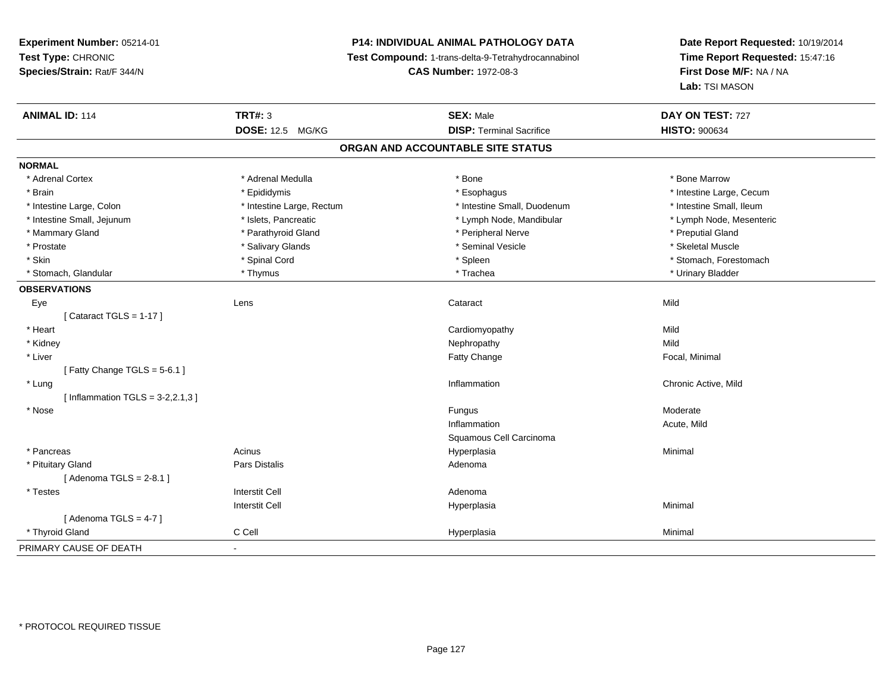**Experiment Number:** 05214-01
**Test Type:** CHRONIC
**Species/Strain:** Rat/F 344/N

**P14: INDIVIDUAL ANIMAL PATHOLOGY DATA**
**Test Compound:** 1-trans-delta-9-Tetrahydrocannabinol
**CAS Number:** 1972-08-3

**Date Report Requested:** 10/19/2014
**Time Report Requested:** 15:47:16
**First Dose M/F:** NA / NA
**Lab:** TSI MASON

| **ANIMAL ID:** 114 | **TRT#:** 3 | **SEX:** Male | **DAY ON TEST:** 727 |
|---|---|---|---|
| | **DOSE:** 12.5 MG/KG | **DISP:** Terminal Sacrifice | **HISTO:** 900634 |

## ORGAN AND ACCOUNTABLE SITE STATUS

**NORMAL**

| | | | |
|---|---|---|---|
| * Adrenal Cortex | * Adrenal Medulla | * Bone | * Bone Marrow |
| * Brain | * Epididymis | * Esophagus | * Intestine Large, Cecum |
| * Intestine Large, Colon | * Intestine Large, Rectum | * Intestine Small, Duodenum | * Intestine Small, Ileum |
| * Intestine Small, Jejunum | * Islets, Pancreatic | * Lymph Node, Mandibular | * Lymph Node, Mesenteric |
| * Mammary Gland | * Parathyroid Gland | * Peripheral Nerve | * Preputial Gland |
| * Prostate | * Salivary Glands | * Seminal Vesicle | * Skeletal Muscle |
| * Skin | * Spinal Cord | * Spleen | * Stomach, Forestomach |
| * Stomach, Glandular | * Thymus | * Trachea | * Urinary Bladder |

**OBSERVATIONS**

| | | | |
|---|---|---|---|
| Eye | Lens | Cataract | Mild |
| [ Cataract TGLS = 1-17 ] | | | |
| * Heart | | Cardiomyopathy | Mild |
| * Kidney | | Nephropathy | Mild |
| * Liver | | Fatty Change | Focal, Minimal |
| [ Fatty Change TGLS = 5-6.1 ] | | | |
| * Lung | | Inflammation | Chronic Active, Mild |
| [ Inflammation TGLS = 3-2,2.1,3 ] | | | |
| * Nose | | Fungus | Moderate |
| | | Inflammation | Acute, Mild |
| | | Squamous Cell Carcinoma | |
| * Pancreas | Acinus | Hyperplasia | Minimal |
| * Pituitary Gland | Pars Distalis | Adenoma | |
| [ Adenoma TGLS = 2-8.1 ] | | | |
| * Testes | Interstit Cell | Adenoma | |
| | Interstit Cell | Hyperplasia | Minimal |
| [ Adenoma TGLS = 4-7 ] | | | |
| * Thyroid Gland | C Cell | Hyperplasia | Minimal |

PRIMARY CAUSE OF DEATH -

* PROTOCOL REQUIRED TISSUE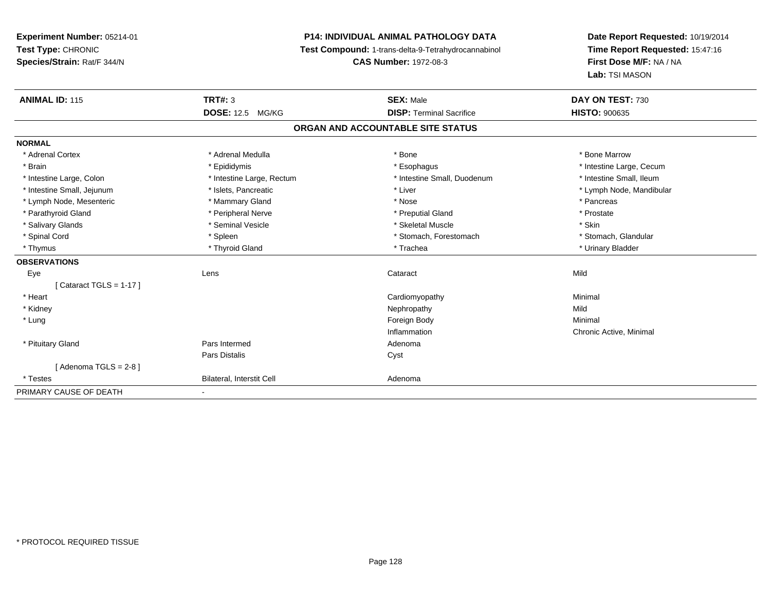**Experiment Number:** 05214-01
**Test Type:** CHRONIC
**Species/Strain:** Rat/F 344/N

**P14: INDIVIDUAL ANIMAL PATHOLOGY DATA**
**Test Compound:** 1-trans-delta-9-Tetrahydrocannabinol
**CAS Number:** 1972-08-3

**Date Report Requested:** 10/19/2014
**Time Report Requested:** 15:47:16
**First Dose M/F:** NA / NA
**Lab:** TSI MASON

| **ANIMAL ID:** 115 | **TRT#:** 3 | **SEX:** Male | **DAY ON TEST:** 730 |
|---|---|---|---|
| | **DOSE:** 12.5 MG/KG | **DISP:** Terminal Sacrifice | **HISTO:** 900635 |

## ORGAN AND ACCOUNTABLE SITE STATUS

| | | | |
|---|---|---|---|
| **NORMAL** | | | |
| * Adrenal Cortex | * Adrenal Medulla | * Bone | * Bone Marrow |
| * Brain | * Epididymis | * Esophagus | * Intestine Large, Cecum |
| * Intestine Large, Colon | * Intestine Large, Rectum | * Intestine Small, Duodenum | * Intestine Small, Ileum |
| * Intestine Small, Jejunum | * Islets, Pancreatic | * Liver | * Lymph Node, Mandibular |
| * Lymph Node, Mesenteric | * Mammary Gland | * Nose | * Pancreas |
| * Parathyroid Gland | * Peripheral Nerve | * Preputial Gland | * Prostate |
| * Salivary Glands | * Seminal Vesicle | * Skeletal Muscle | * Skin |
| * Spinal Cord | * Spleen | * Stomach, Forestomach | * Stomach, Glandular |
| * Thymus | * Thyroid Gland | * Trachea | * Urinary Bladder |
| **OBSERVATIONS** | | | |
| Eye | Lens | Cataract | Mild |
| [ Cataract TGLS = 1-17 ] | | | |
| * Heart | | Cardiomyopathy | Minimal |
| * Kidney | | Nephropathy | Mild |
| * Lung | | Foreign Body | Minimal |
| | | Inflammation | Chronic Active, Minimal |
| * Pituitary Gland | Pars Intermed | Adenoma | |
| | Pars Distalis | Cyst | |
| [ Adenoma TGLS = 2-8 ] | | | |
| * Testes | Bilateral, Interstit Cell | Adenoma | |
| PRIMARY CAUSE OF DEATH | - | | |

* PROTOCOL REQUIRED TISSUE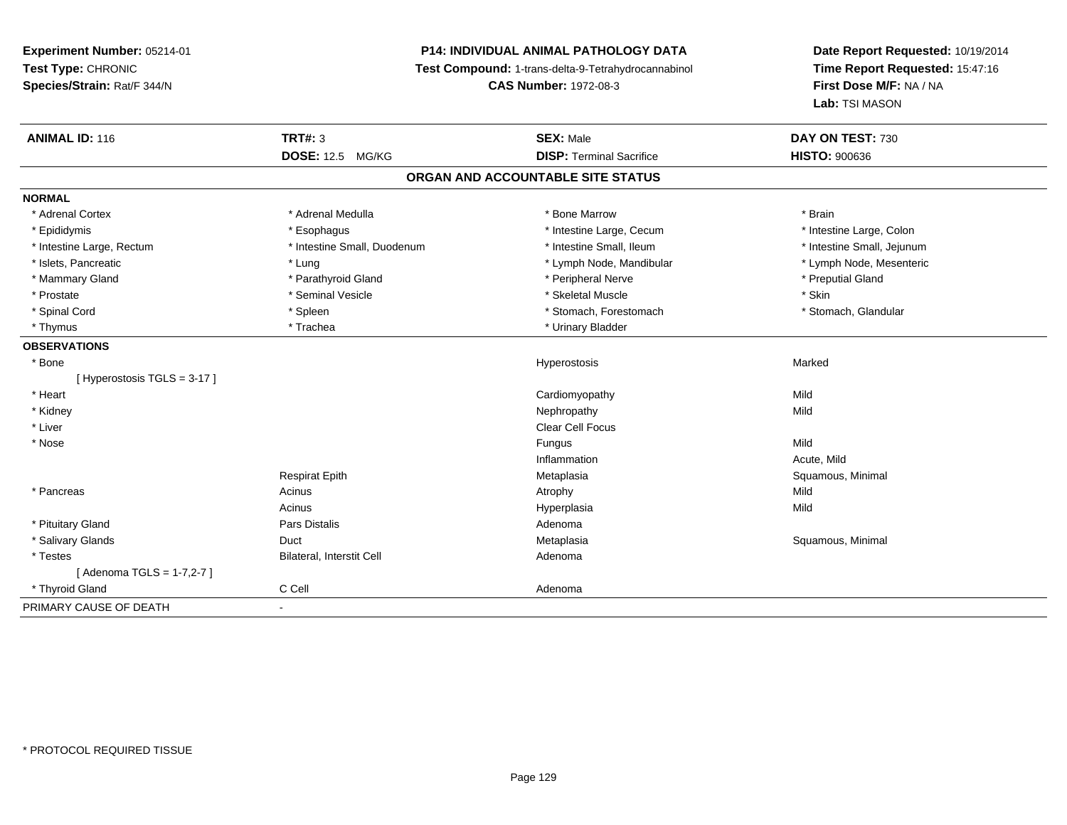**Experiment Number:** 05214-01
**Test Type:** CHRONIC
**Species/Strain:** Rat/F 344/N

**P14: INDIVIDUAL ANIMAL PATHOLOGY DATA**
**Test Compound:** 1-trans-delta-9-Tetrahydrocannabinol
**CAS Number:** 1972-08-3

**Date Report Requested:** 10/19/2014
**Time Report Requested:** 15:47:16
**First Dose M/F:** NA / NA
**Lab:** TSI MASON

| **ANIMAL ID:** 116 | **TRT#:** 3 | **SEX:** Male | **DAY ON TEST:** 730 |
|---|---|---|---|
| | **DOSE:** 12.5 MG/KG | **DISP:** Terminal Sacrifice | **HISTO:** 900636 |

## ORGAN AND ACCOUNTABLE SITE STATUS

**NORMAL**

| | | | |
|---|---|---|---|
| * Adrenal Cortex | * Adrenal Medulla | * Bone Marrow | * Brain |
| * Epididymis | * Esophagus | * Intestine Large, Cecum | * Intestine Large, Colon |
| * Intestine Large, Rectum | * Intestine Small, Duodenum | * Intestine Small, Ileum | * Intestine Small, Jejunum |
| * Islets, Pancreatic | * Lung | * Lymph Node, Mandibular | * Lymph Node, Mesenteric |
| * Mammary Gland | * Parathyroid Gland | * Peripheral Nerve | * Preputial Gland |
| * Prostate | * Seminal Vesicle | * Skeletal Muscle | * Skin |
| * Spinal Cord | * Spleen | * Stomach, Forestomach | * Stomach, Glandular |
| * Thymus | * Trachea | * Urinary Bladder | |

**OBSERVATIONS**

| | | | |
|---|---|---|---|
| * Bone | | Hyperostosis | Marked |
| [ Hyperostosis TGLS = 3-17 ] | | | |
| * Heart | | Cardiomyopathy | Mild |
| * Kidney | | Nephropathy | Mild |
| * Liver | | Clear Cell Focus | |
| * Nose | | Fungus | Mild |
| | | Inflammation | Acute, Mild |
| | Respirat Epith | Metaplasia | Squamous, Minimal |
| * Pancreas | Acinus | Atrophy | Mild |
| | Acinus | Hyperplasia | Mild |
| * Pituitary Gland | Pars Distalis | Adenoma | |
| * Salivary Glands | Duct | Metaplasia | Squamous, Minimal |
| * Testes | Bilateral, Interstit Cell | Adenoma | |
| [ Adenoma TGLS = 1-7,2-7 ] | | | |
| * Thyroid Gland | C Cell | Adenoma | |

PRIMARY CAUSE OF DEATH -

* PROTOCOL REQUIRED TISSUE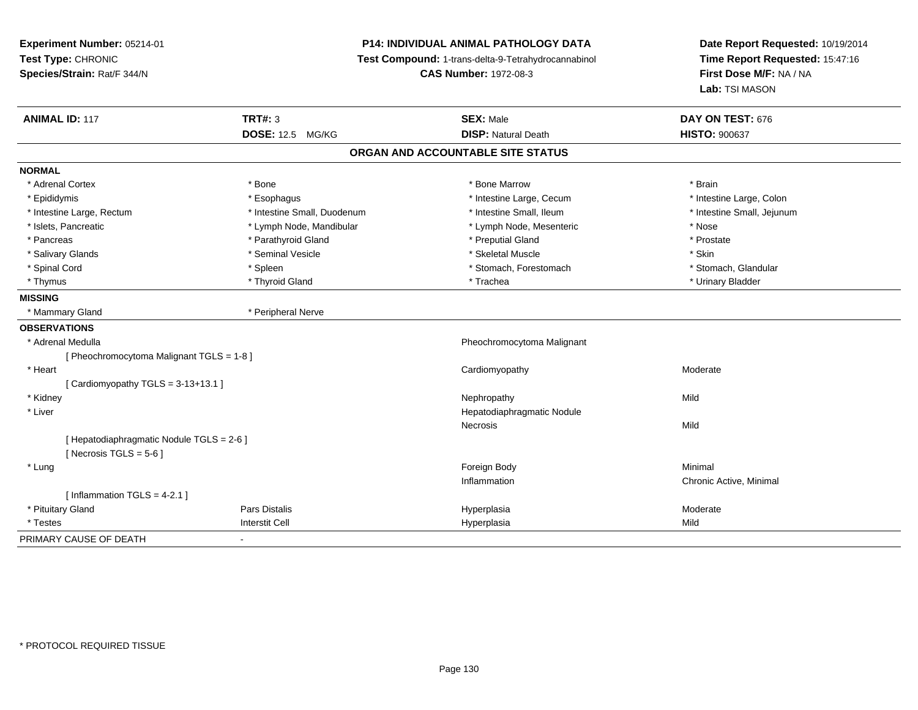**Experiment Number:** 05214-01
**Test Type:** CHRONIC
**Species/Strain:** Rat/F 344/N

**P14: INDIVIDUAL ANIMAL PATHOLOGY DATA**
**Test Compound:** 1-trans-delta-9-Tetrahydrocannabinol
**CAS Number:** 1972-08-3

**Date Report Requested:** 10/19/2014
**Time Report Requested:** 15:47:16
**First Dose M/F:** NA / NA
**Lab:** TSI MASON

| **ANIMAL ID:** 117 | **TRT#:** 3 | **SEX:** Male | **DAY ON TEST:** 676 |
|---|---|---|---|
| | **DOSE:** 12.5 MG/KG | **DISP:** Natural Death | **HISTO:** 900637 |

## ORGAN AND ACCOUNTABLE SITE STATUS

**NORMAL**

| | | | |
|---|---|---|---|
| * Adrenal Cortex | * Bone | * Bone Marrow | * Brain |
| * Epididymis | * Esophagus | * Intestine Large, Cecum | * Intestine Large, Colon |
| * Intestine Large, Rectum | * Intestine Small, Duodenum | * Intestine Small, Ileum | * Intestine Small, Jejunum |
| * Islets, Pancreatic | * Lymph Node, Mandibular | * Lymph Node, Mesenteric | * Nose |
| * Pancreas | * Parathyroid Gland | * Preputial Gland | * Prostate |
| * Salivary Glands | * Seminal Vesicle | * Skeletal Muscle | * Skin |
| * Spinal Cord | * Spleen | * Stomach, Forestomach | * Stomach, Glandular |
| * Thymus | * Thyroid Gland | * Trachea | * Urinary Bladder |

**MISSING**

| | |
|---|---|
| * Mammary Gland | * Peripheral Nerve |

**OBSERVATIONS**

| | | | |
|---|---|---|---|
| * Adrenal Medulla | | Pheochromocytoma Malignant | |
| [ Pheochromocytoma Malignant TGLS = 1-8 ] | | | |
| * Heart | | Cardiomyopathy | Moderate |
| [ Cardiomyopathy TGLS = 3-13+13.1 ] | | | |
| * Kidney | | Nephropathy | Mild |
| * Liver | | Hepatodiaphragmatic Nodule | |
| | | Necrosis | Mild |
| [ Hepatodiaphragmatic Nodule TGLS = 2-6 ] | | | |
| [ Necrosis TGLS = 5-6 ] | | | |
| * Lung | | Foreign Body | Minimal |
| | | Inflammation | Chronic Active, Minimal |
| [ Inflammation TGLS = 4-2.1 ] | | | |
| * Pituitary Gland | Pars Distalis | Hyperplasia | Moderate |
| * Testes | Interstit Cell | Hyperplasia | Mild |

PRIMARY CAUSE OF DEATH -

* PROTOCOL REQUIRED TISSUE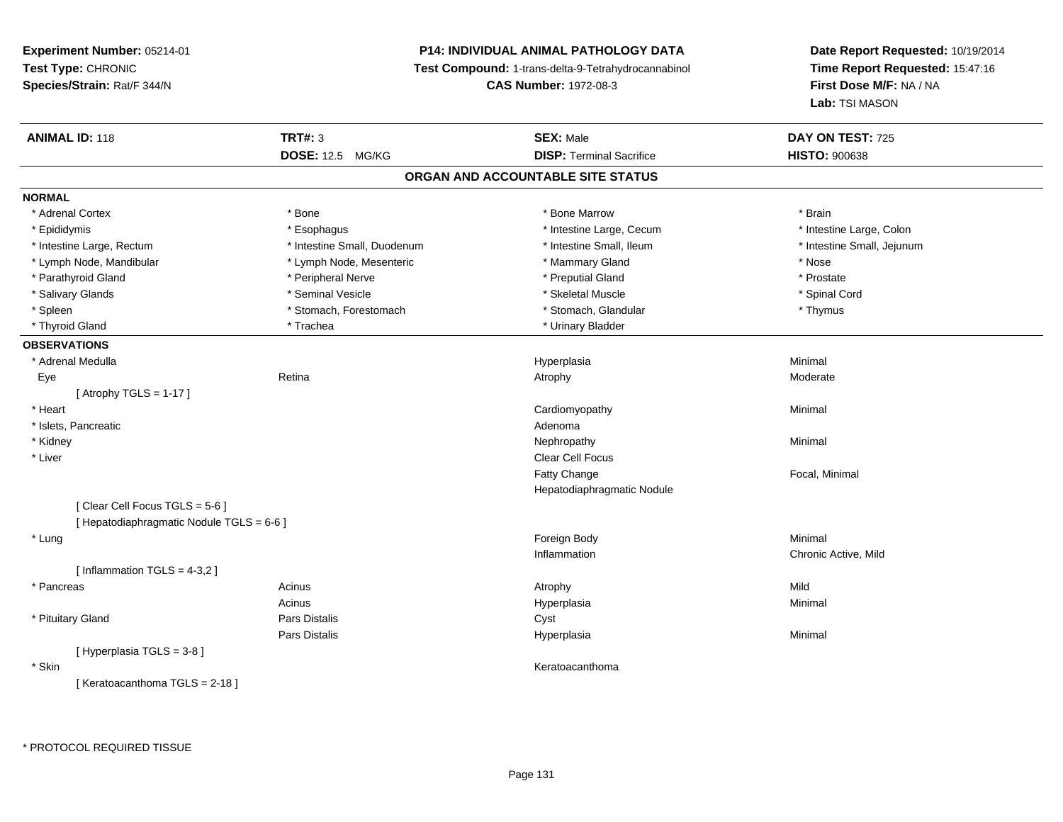**Experiment Number:** 05214-01
**Test Type:** CHRONIC
**Species/Strain:** Rat/F 344/N

**P14: INDIVIDUAL ANIMAL PATHOLOGY DATA**
**Test Compound:** 1-trans-delta-9-Tetrahydrocannabinol
**CAS Number:** 1972-08-3

**Date Report Requested:** 10/19/2014
**Time Report Requested:** 15:47:16
**First Dose M/F:** NA / NA
**Lab:** TSI MASON

| **ANIMAL ID:** 118 | **TRT#:** 3 | **SEX:** Male | **DAY ON TEST:** 725 |
|---|---|---|---|
| | **DOSE:** 12.5 MG/KG | **DISP:** Terminal Sacrifice | **HISTO:** 900638 |

## ORGAN AND ACCOUNTABLE SITE STATUS

**NORMAL**

| | | | |
|---|---|---|---|
| * Adrenal Cortex | * Bone | * Bone Marrow | * Brain |
| * Epididymis | * Esophagus | * Intestine Large, Cecum | * Intestine Large, Colon |
| * Intestine Large, Rectum | * Intestine Small, Duodenum | * Intestine Small, Ileum | * Intestine Small, Jejunum |
| * Lymph Node, Mandibular | * Lymph Node, Mesenteric | * Mammary Gland | * Nose |
| * Parathyroid Gland | * Peripheral Nerve | * Preputial Gland | * Prostate |
| * Salivary Glands | * Seminal Vesicle | * Skeletal Muscle | * Spinal Cord |
| * Spleen | * Stomach, Forestomach | * Stomach, Glandular | * Thymus |
| * Thyroid Gland | * Trachea | * Urinary Bladder | |

**OBSERVATIONS**

| | | | |
|---|---|---|---|
| * Adrenal Medulla | | Hyperplasia | Minimal |
| Eye | Retina | Atrophy | Moderate |
| [ Atrophy TGLS = 1-17 ] | | | |
| * Heart | | Cardiomyopathy | Minimal |
| * Islets, Pancreatic | | Adenoma | |
| * Kidney | | Nephropathy | Minimal |
| * Liver | | Clear Cell Focus | |
| | | Fatty Change | Focal, Minimal |
| | | Hepatodiaphragmatic Nodule | |
| [ Clear Cell Focus TGLS = 5-6 ] | | | |
| [ Hepatodiaphragmatic Nodule TGLS = 6-6 ] | | | |
| * Lung | | Foreign Body | Minimal |
| | | Inflammation | Chronic Active, Mild |
| [ Inflammation TGLS = 4-3,2 ] | | | |
| * Pancreas | Acinus | Atrophy | Mild |
| | Acinus | Hyperplasia | Minimal |
| * Pituitary Gland | Pars Distalis | Cyst | |
| | Pars Distalis | Hyperplasia | Minimal |
| [ Hyperplasia TGLS = 3-8 ] | | | |
| * Skin | | Keratoacanthoma | |
| [ Keratoacanthoma TGLS = 2-18 ] | | | |

* PROTOCOL REQUIRED TISSUE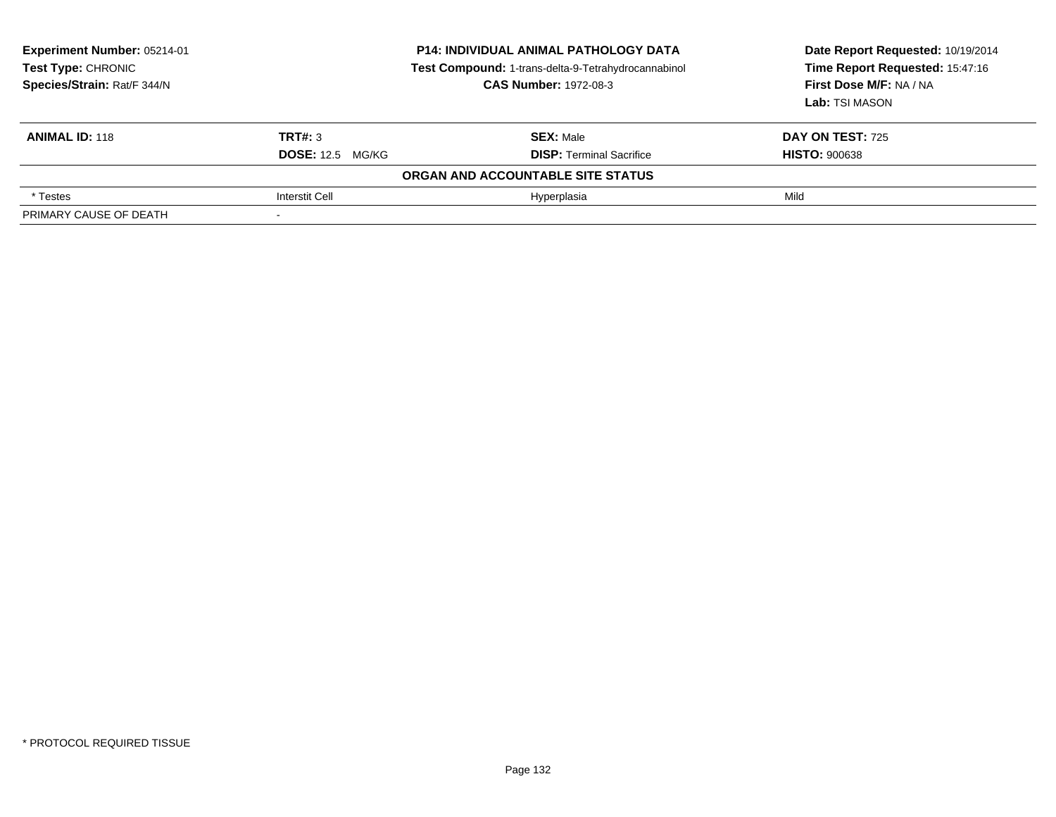**Experiment Number:** 05214-01
**Test Type:** CHRONIC
**Species/Strain:** Rat/F 344/N

**P14: INDIVIDUAL ANIMAL PATHOLOGY DATA**
**Test Compound:** 1-trans-delta-9-Tetrahydrocannabinol
**CAS Number:** 1972-08-3

**Date Report Requested:** 10/19/2014
**Time Report Requested:** 15:47:16
**First Dose M/F:** NA / NA
**Lab:** TSI MASON

| **ANIMAL ID:** 118 | **TRT#:** 3 | **SEX:** Male | **DAY ON TEST:** 725 |
|---|---|---|---|
| | **DOSE:** 12.5 MG/KG | **DISP:** Terminal Sacrifice | **HISTO:** 900638 |
| | | **ORGAN AND ACCOUNTABLE SITE STATUS** | |
| * Testes | Interstit Cell | Hyperplasia | Mild |
| PRIMARY CAUSE OF DEATH | - | | |

* PROTOCOL REQUIRED TISSUE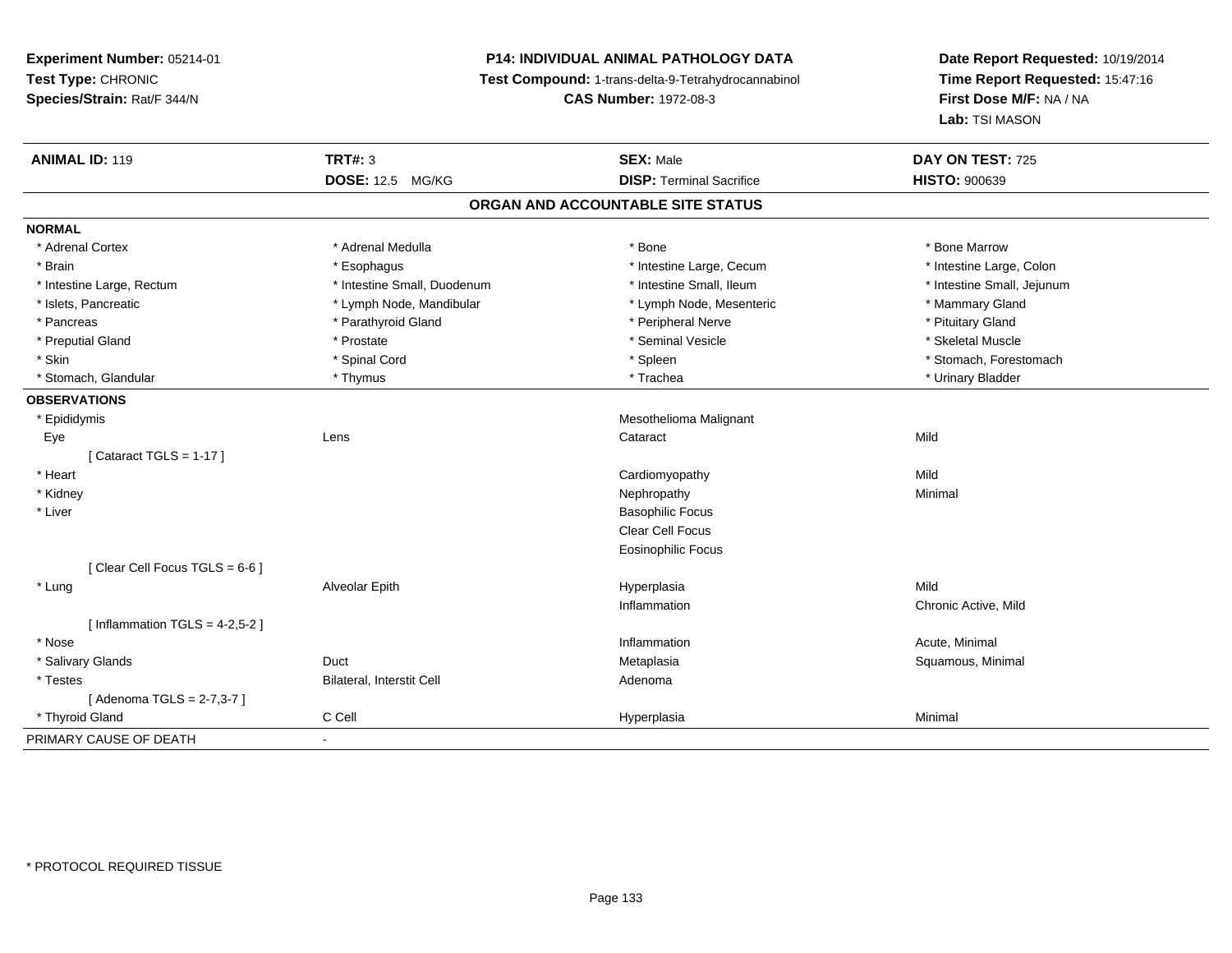**Experiment Number:** 05214-01
**Test Type:** CHRONIC
**Species/Strain:** Rat/F 344/N

**P14: INDIVIDUAL ANIMAL PATHOLOGY DATA**
**Test Compound:** 1-trans-delta-9-Tetrahydrocannabinol
**CAS Number:** 1972-08-3

**Date Report Requested:** 10/19/2014
**Time Report Requested:** 15:47:16
**First Dose M/F:** NA / NA
**Lab:** TSI MASON

| **ANIMAL ID:** 119 | **TRT#:** 3 | **SEX:** Male | **DAY ON TEST:** 725 |
|---|---|---|---|
| | **DOSE:** 12.5 MG/KG | **DISP:** Terminal Sacrifice | **HISTO:** 900639 |

## ORGAN AND ACCOUNTABLE SITE STATUS

**NORMAL**

| | | | |
|---|---|---|---|
| * Adrenal Cortex | * Adrenal Medulla | * Bone | * Bone Marrow |
| * Brain | * Esophagus | * Intestine Large, Cecum | * Intestine Large, Colon |
| * Intestine Large, Rectum | * Intestine Small, Duodenum | * Intestine Small, Ileum | * Intestine Small, Jejunum |
| * Islets, Pancreatic | * Lymph Node, Mandibular | * Lymph Node, Mesenteric | * Mammary Gland |
| * Pancreas | * Parathyroid Gland | * Peripheral Nerve | * Pituitary Gland |
| * Preputial Gland | * Prostate | * Seminal Vesicle | * Skeletal Muscle |
| * Skin | * Spinal Cord | * Spleen | * Stomach, Forestomach |
| * Stomach, Glandular | * Thymus | * Trachea | * Urinary Bladder |

**OBSERVATIONS**

| | | | |
|---|---|---|---|
| * Epididymis | | Mesothelioma Malignant | |
| Eye | Lens | Cataract | Mild |
| [ Cataract TGLS = 1-17 ] | | | |
| * Heart | | Cardiomyopathy | Mild |
| * Kidney | | Nephropathy | Minimal |
| * Liver | | Basophilic Focus | |
| | | Clear Cell Focus | |
| | | Eosinophilic Focus | |
| [ Clear Cell Focus TGLS = 6-6 ] | | | |
| * Lung | Alveolar Epith | Hyperplasia | Mild |
| | | Inflammation | Chronic Active, Mild |
| [ Inflammation TGLS = 4-2,5-2 ] | | | |
| * Nose | | Inflammation | Acute, Minimal |
| * Salivary Glands | Duct | Metaplasia | Squamous, Minimal |
| * Testes | Bilateral, Interstit Cell | Adenoma | |
| [ Adenoma TGLS = 2-7,3-7 ] | | | |
| * Thyroid Gland | C Cell | Hyperplasia | Minimal |

PRIMARY CAUSE OF DEATH -

* PROTOCOL REQUIRED TISSUE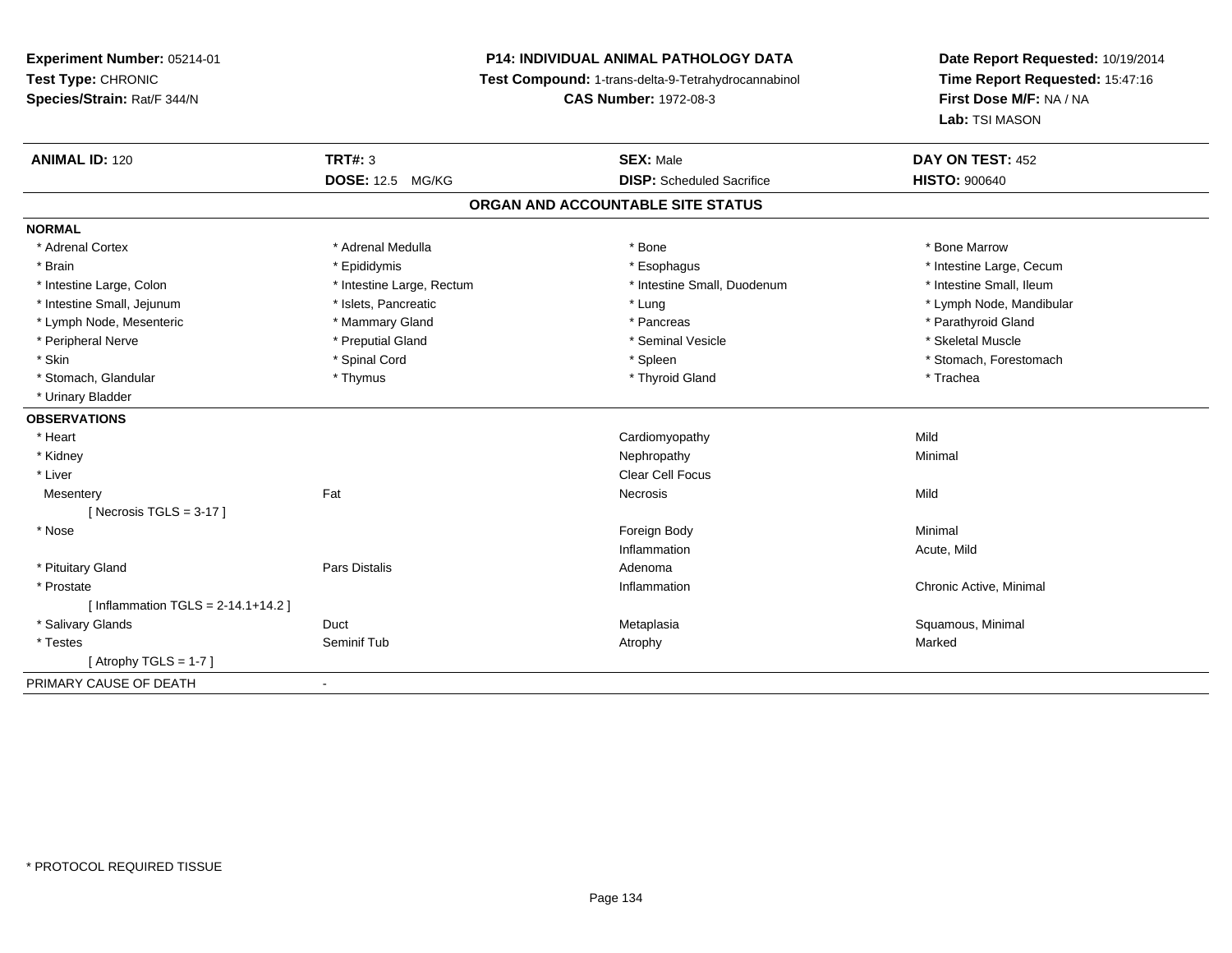**Experiment Number:** 05214-01
**Test Type:** CHRONIC
**Species/Strain:** Rat/F 344/N

**P14: INDIVIDUAL ANIMAL PATHOLOGY DATA**
**Test Compound:** 1-trans-delta-9-Tetrahydrocannabinol
**CAS Number:** 1972-08-3

**Date Report Requested:** 10/19/2014
**Time Report Requested:** 15:47:16
**First Dose M/F:** NA / NA
**Lab:** TSI MASON

| **ANIMAL ID:** 120 | **TRT#:** 3 | **SEX:** Male | **DAY ON TEST:** 452 |
|---|---|---|---|
| | **DOSE:** 12.5 MG/KG | **DISP:** Scheduled Sacrifice | **HISTO:** 900640 |

## ORGAN AND ACCOUNTABLE SITE STATUS

**NORMAL**

| | | | |
|---|---|---|---|
| * Adrenal Cortex | * Adrenal Medulla | * Bone | * Bone Marrow |
| * Brain | * Epididymis | * Esophagus | * Intestine Large, Cecum |
| * Intestine Large, Colon | * Intestine Large, Rectum | * Intestine Small, Duodenum | * Intestine Small, Ileum |
| * Intestine Small, Jejunum | * Islets, Pancreatic | * Lung | * Lymph Node, Mandibular |
| * Lymph Node, Mesenteric | * Mammary Gland | * Pancreas | * Parathyroid Gland |
| * Peripheral Nerve | * Preputial Gland | * Seminal Vesicle | * Skeletal Muscle |
| * Skin | * Spinal Cord | * Spleen | * Stomach, Forestomach |
| * Stomach, Glandular | * Thymus | * Thyroid Gland | * Trachea |
| * Urinary Bladder | | | |

**OBSERVATIONS**

| | | | |
|---|---|---|---|
| * Heart | | Cardiomyopathy | Mild |
| * Kidney | | Nephropathy | Minimal |
| * Liver | | Clear Cell Focus | |
| Mesentery | Fat | Necrosis | Mild |
| [ Necrosis TGLS = 3-17 ] | | | |
| * Nose | | Foreign Body | Minimal |
| | | Inflammation | Acute, Mild |
| * Pituitary Gland | Pars Distalis | Adenoma | |
| * Prostate | | Inflammation | Chronic Active, Minimal |
| [ Inflammation TGLS = 2-14.1+14.2 ] | | | |
| * Salivary Glands | Duct | Metaplasia | Squamous, Minimal |
| * Testes | Seminif Tub | Atrophy | Marked |
| [ Atrophy TGLS = 1-7 ] | | | |

PRIMARY CAUSE OF DEATH -

* PROTOCOL REQUIRED TISSUE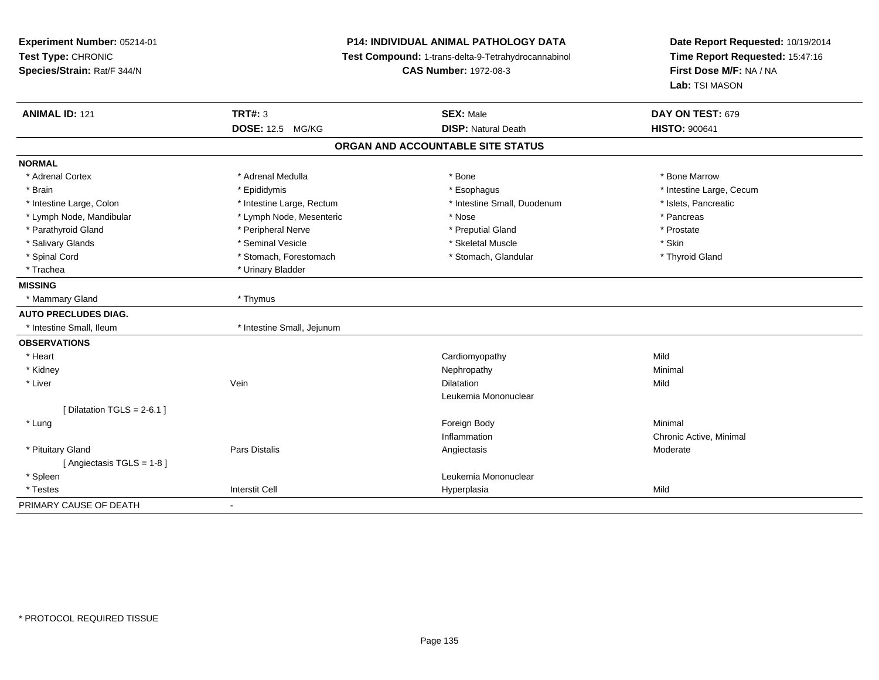**Experiment Number:** 05214-01
**Test Type:** CHRONIC
**Species/Strain:** Rat/F 344/N

**P14: INDIVIDUAL ANIMAL PATHOLOGY DATA**
**Test Compound:** 1-trans-delta-9-Tetrahydrocannabinol
**CAS Number:** 1972-08-3

**Date Report Requested:** 10/19/2014
**Time Report Requested:** 15:47:16
**First Dose M/F:** NA / NA
**Lab:** TSI MASON

| **ANIMAL ID:** 121 | **TRT#:** 3 | **SEX:** Male | **DAY ON TEST:** 679 |
|---|---|---|---|
| | **DOSE:** 12.5 MG/KG | **DISP:** Natural Death | **HISTO:** 900641 |

**ORGAN AND ACCOUNTABLE SITE STATUS**

| | | | |
|---|---|---|---|
| **NORMAL** | | | |
| * Adrenal Cortex | * Adrenal Medulla | * Bone | * Bone Marrow |
| * Brain | * Epididymis | * Esophagus | * Intestine Large, Cecum |
| * Intestine Large, Colon | * Intestine Large, Rectum | * Intestine Small, Duodenum | * Islets, Pancreatic |
| * Lymph Node, Mandibular | * Lymph Node, Mesenteric | * Nose | * Pancreas |
| * Parathyroid Gland | * Peripheral Nerve | * Preputial Gland | * Prostate |
| * Salivary Glands | * Seminal Vesicle | * Skeletal Muscle | * Skin |
| * Spinal Cord | * Stomach, Forestomach | * Stomach, Glandular | * Thyroid Gland |
| * Trachea | * Urinary Bladder | | |
| **MISSING** | | | |
| * Mammary Gland | * Thymus | | |
| **AUTO PRECLUDES DIAG.** | | | |
| * Intestine Small, Ileum | * Intestine Small, Jejunum | | |
| **OBSERVATIONS** | | | |
| * Heart | | Cardiomyopathy | Mild |
| * Kidney | | Nephropathy | Minimal |
| * Liver | Vein | Dilatation | Mild |
| | | Leukemia Mononuclear | |
| [ Dilatation TGLS = 2-6.1 ] | | | |
| * Lung | | Foreign Body | Minimal |
| | | Inflammation | Chronic Active, Minimal |
| * Pituitary Gland | Pars Distalis | Angiectasis | Moderate |
| [ Angiectasis TGLS = 1-8 ] | | | |
| * Spleen | | Leukemia Mononuclear | |
| * Testes | Interstit Cell | Hyperplasia | Mild |
| PRIMARY CAUSE OF DEATH | - | | |

* PROTOCOL REQUIRED TISSUE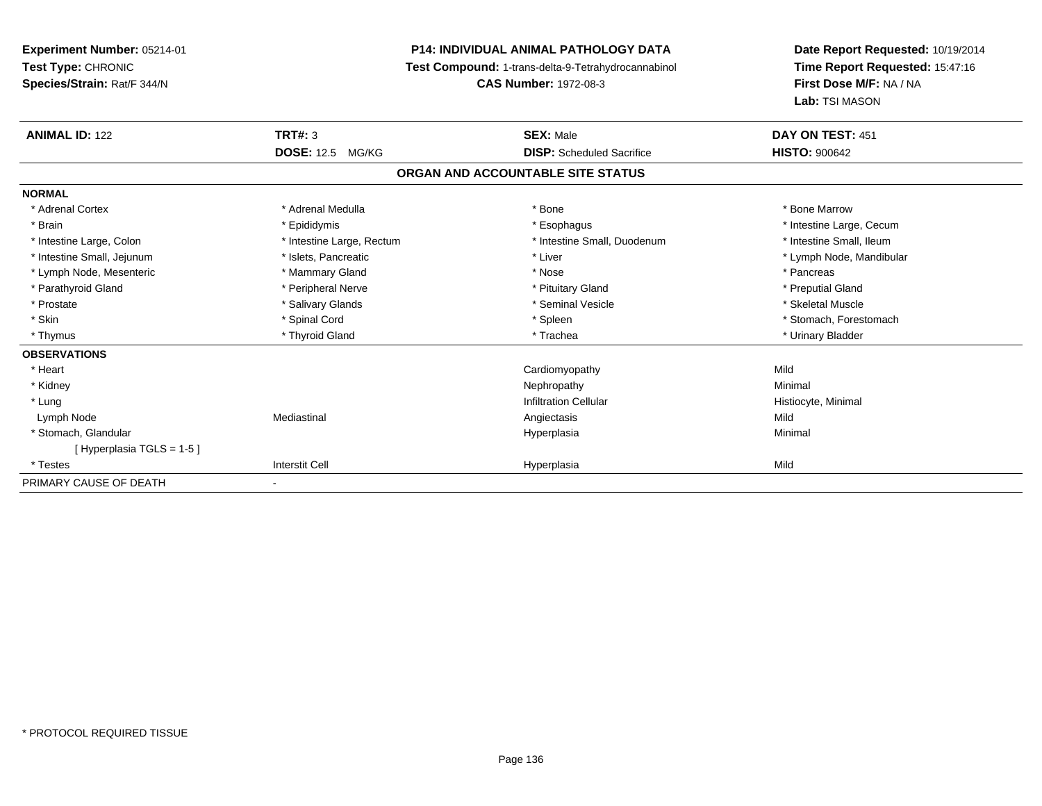**Experiment Number:** 05214-01
**Test Type:** CHRONIC
**Species/Strain:** Rat/F 344/N

**P14: INDIVIDUAL ANIMAL PATHOLOGY DATA**
**Test Compound:** 1-trans-delta-9-Tetrahydrocannabinol
**CAS Number:** 1972-08-3

**Date Report Requested:** 10/19/2014
**Time Report Requested:** 15:47:16
**First Dose M/F:** NA / NA
**Lab:** TSI MASON

| **ANIMAL ID:** 122 | **TRT#:** 3 | **SEX:** Male | **DAY ON TEST:** 451 |
|---|---|---|---|
| | **DOSE:** 12.5 MG/KG | **DISP:** Scheduled Sacrifice | **HISTO:** 900642 |

**ORGAN AND ACCOUNTABLE SITE STATUS**

| | | | |
|---|---|---|---|
| **NORMAL** | | | |
| * Adrenal Cortex | * Adrenal Medulla | * Bone | * Bone Marrow |
| * Brain | * Epididymis | * Esophagus | * Intestine Large, Cecum |
| * Intestine Large, Colon | * Intestine Large, Rectum | * Intestine Small, Duodenum | * Intestine Small, Ileum |
| * Intestine Small, Jejunum | * Islets, Pancreatic | * Liver | * Lymph Node, Mandibular |
| * Lymph Node, Mesenteric | * Mammary Gland | * Nose | * Pancreas |
| * Parathyroid Gland | * Peripheral Nerve | * Pituitary Gland | * Preputial Gland |
| * Prostate | * Salivary Glands | * Seminal Vesicle | * Skeletal Muscle |
| * Skin | * Spinal Cord | * Spleen | * Stomach, Forestomach |
| * Thymus | * Thyroid Gland | * Trachea | * Urinary Bladder |
| **OBSERVATIONS** | | | |
| * Heart | | Cardiomyopathy | Mild |
| * Kidney | | Nephropathy | Minimal |
| * Lung | | Infiltration Cellular | Histiocyte, Minimal |
| Lymph Node | Mediastinal | Angiectasis | Mild |
| * Stomach, Glandular | | Hyperplasia | Minimal |
| [ Hyperplasia TGLS = 1-5 ] | | | |
| * Testes | Interstit Cell | Hyperplasia | Mild |
| PRIMARY CAUSE OF DEATH | - | | |

* PROTOCOL REQUIRED TISSUE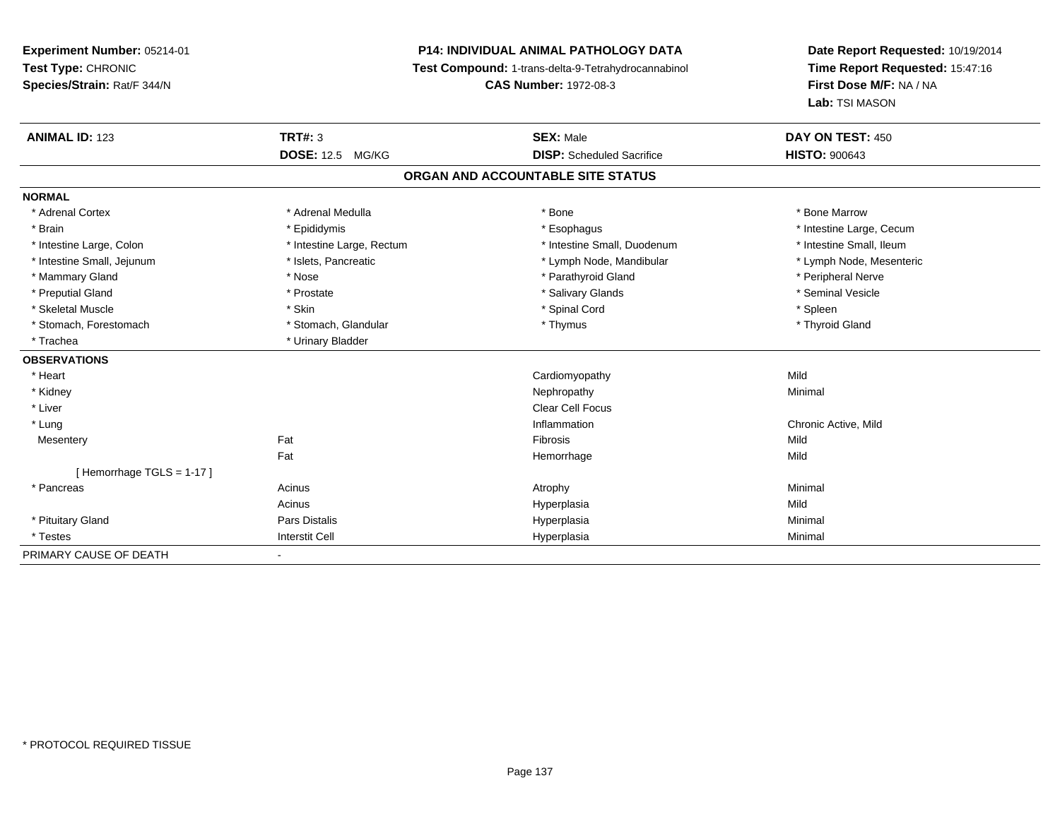**Experiment Number:** 05214-01
**Test Type:** CHRONIC
**Species/Strain:** Rat/F 344/N

**P14: INDIVIDUAL ANIMAL PATHOLOGY DATA**
**Test Compound:** 1-trans-delta-9-Tetrahydrocannabinol
**CAS Number:** 1972-08-3

**Date Report Requested:** 10/19/2014
**Time Report Requested:** 15:47:16
**First Dose M/F:** NA / NA
**Lab:** TSI MASON

| **ANIMAL ID:** 123 | **TRT#:** 3 | **SEX:** Male | **DAY ON TEST:** 450 |
|---|---|---|---|
| | **DOSE:** 12.5 MG/KG | **DISP:** Scheduled Sacrifice | **HISTO:** 900643 |

## ORGAN AND ACCOUNTABLE SITE STATUS

| | | | |
|---|---|---|---|
| **NORMAL** | | | |
| * Adrenal Cortex | * Adrenal Medulla | * Bone | * Bone Marrow |
| * Brain | * Epididymis | * Esophagus | * Intestine Large, Cecum |
| * Intestine Large, Colon | * Intestine Large, Rectum | * Intestine Small, Duodenum | * Intestine Small, Ileum |
| * Intestine Small, Jejunum | * Islets, Pancreatic | * Lymph Node, Mandibular | * Lymph Node, Mesenteric |
| * Mammary Gland | * Nose | * Parathyroid Gland | * Peripheral Nerve |
| * Preputial Gland | * Prostate | * Salivary Glands | * Seminal Vesicle |
| * Skeletal Muscle | * Skin | * Spinal Cord | * Spleen |
| * Stomach, Forestomach | * Stomach, Glandular | * Thymus | * Thyroid Gland |
| * Trachea | * Urinary Bladder | | |
| **OBSERVATIONS** | | | |
| * Heart | | Cardiomyopathy | Mild |
| * Kidney | | Nephropathy | Minimal |
| * Liver | | Clear Cell Focus | |
| * Lung | | Inflammation | Chronic Active, Mild |
| Mesentery | Fat | Fibrosis | Mild |
| | Fat | Hemorrhage | Mild |
| [ Hemorrhage TGLS = 1-17 ] | | | |
| * Pancreas | Acinus | Atrophy | Minimal |
| | Acinus | Hyperplasia | Mild |
| * Pituitary Gland | Pars Distalis | Hyperplasia | Minimal |
| * Testes | Interstit Cell | Hyperplasia | Minimal |
| PRIMARY CAUSE OF DEATH | - | | |

* PROTOCOL REQUIRED TISSUE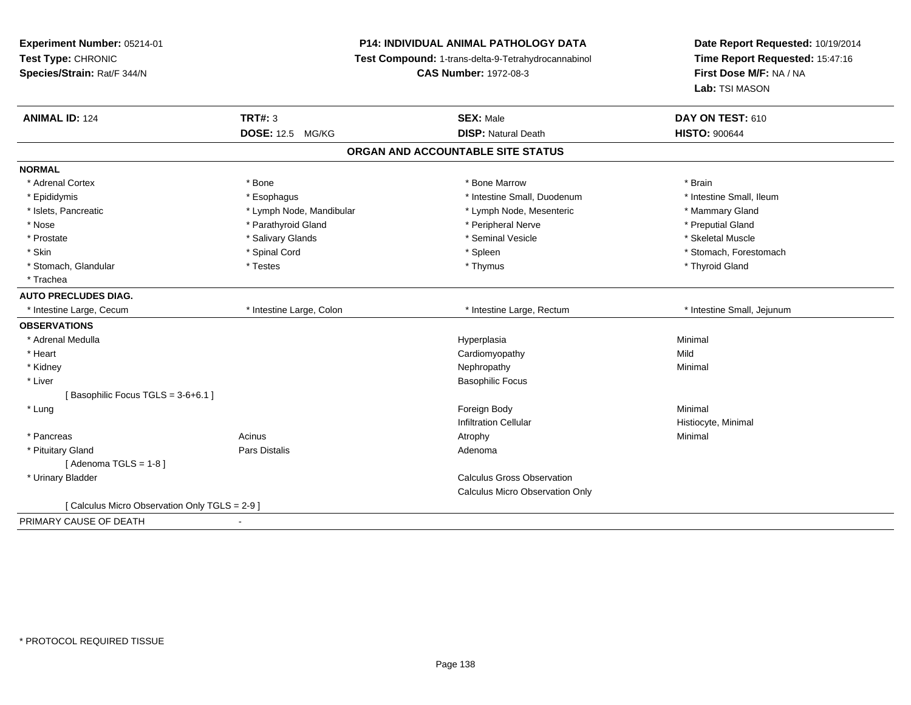**Experiment Number:** 05214-01
**Test Type:** CHRONIC
**Species/Strain:** Rat/F 344/N

**P14: INDIVIDUAL ANIMAL PATHOLOGY DATA**
**Test Compound:** 1-trans-delta-9-Tetrahydrocannabinol
**CAS Number:** 1972-08-3

**Date Report Requested:** 10/19/2014
**Time Report Requested:** 15:47:16
**First Dose M/F:** NA / NA
**Lab:** TSI MASON

| **ANIMAL ID:** 124 | **TRT#:** 3 | **SEX:** Male | **DAY ON TEST:** 610 |
|---|---|---|---|
| | **DOSE:** 12.5 MG/KG | **DISP:** Natural Death | **HISTO:** 900644 |

## ORGAN AND ACCOUNTABLE SITE STATUS

**NORMAL**

| | | | |
|---|---|---|---|
| * Adrenal Cortex | * Bone | * Bone Marrow | * Brain |
| * Epididymis | * Esophagus | * Intestine Small, Duodenum | * Intestine Small, Ileum |
| * Islets, Pancreatic | * Lymph Node, Mandibular | * Lymph Node, Mesenteric | * Mammary Gland |
| * Nose | * Parathyroid Gland | * Peripheral Nerve | * Preputial Gland |
| * Prostate | * Salivary Glands | * Seminal Vesicle | * Skeletal Muscle |
| * Skin | * Spinal Cord | * Spleen | * Stomach, Forestomach |
| * Stomach, Glandular | * Testes | * Thymus | * Thyroid Gland |
| * Trachea | | | |

**AUTO PRECLUDES DIAG.**

| | | | |
|---|---|---|---|
| * Intestine Large, Cecum | * Intestine Large, Colon | * Intestine Large, Rectum | * Intestine Small, Jejunum |

**OBSERVATIONS**

| | | | |
|---|---|---|---|
| * Adrenal Medulla | | Hyperplasia | Minimal |
| * Heart | | Cardiomyopathy | Mild |
| * Kidney | | Nephropathy | Minimal |
| * Liver | | Basophilic Focus | |
| [ Basophilic Focus TGLS = 3-6+6.1 ] | | | |
| * Lung | | Foreign Body | Minimal |
| | | Infiltration Cellular | Histiocyte, Minimal |
| * Pancreas | Acinus | Atrophy | Minimal |
| * Pituitary Gland | Pars Distalis | Adenoma | |
| [ Adenoma TGLS = 1-8 ] | | | |
| * Urinary Bladder | | Calculus Gross Observation | |
| | | Calculus Micro Observation Only | |
| [ Calculus Micro Observation Only TGLS = 2-9 ] | | | |

PRIMARY CAUSE OF DEATH -

* PROTOCOL REQUIRED TISSUE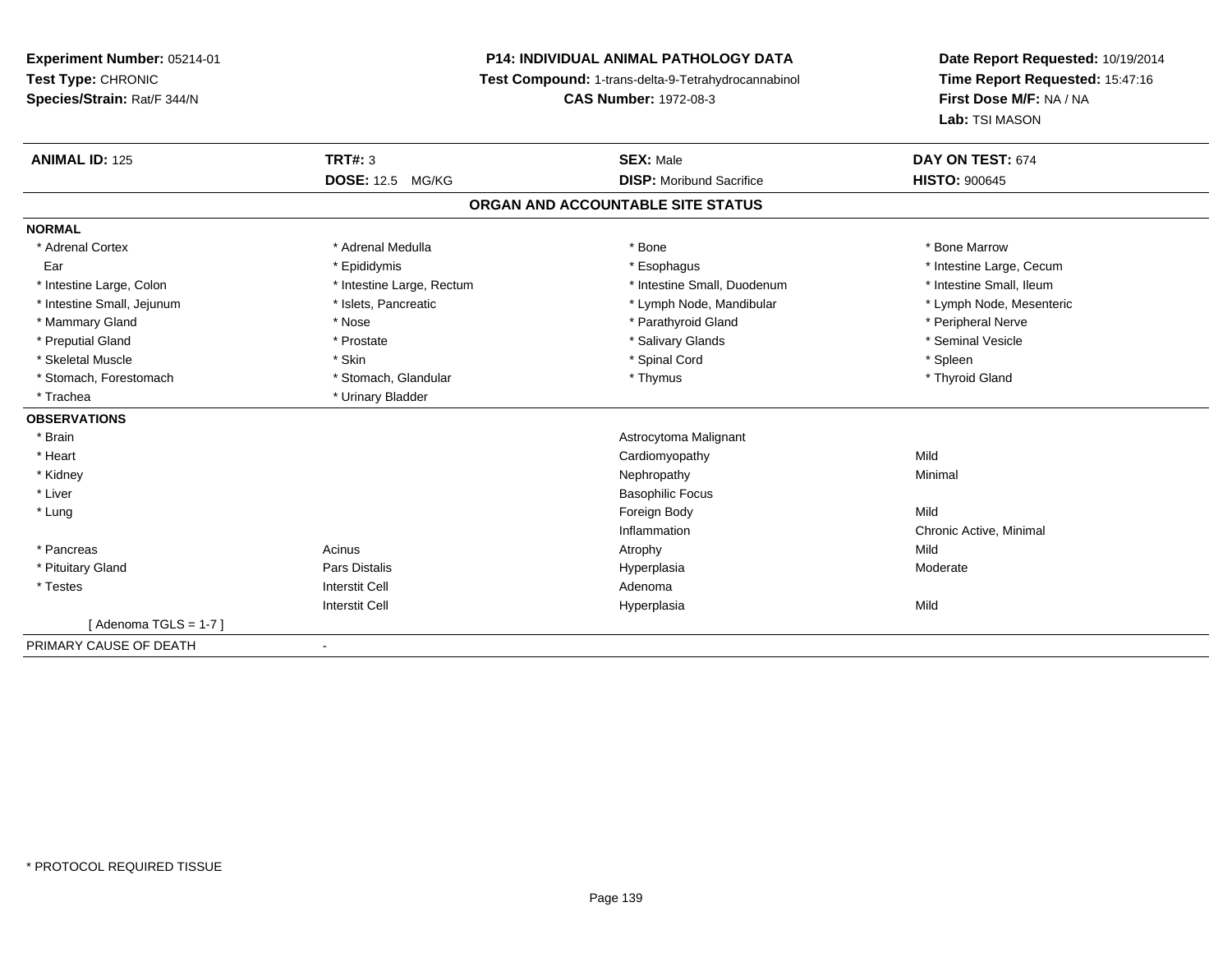**Experiment Number:** 05214-01
**Test Type:** CHRONIC
**Species/Strain:** Rat/F 344/N

**P14: INDIVIDUAL ANIMAL PATHOLOGY DATA**
**Test Compound:** 1-trans-delta-9-Tetrahydrocannabinol
**CAS Number:** 1972-08-3

**Date Report Requested:** 10/19/2014
**Time Report Requested:** 15:47:16
**First Dose M/F:** NA / NA
**Lab:** TSI MASON

| **ANIMAL ID:** 125 | **TRT#:** 3 | **SEX:** Male | **DAY ON TEST:** 674 |
|---|---|---|---|
| | **DOSE:** 12.5 MG/KG | **DISP:** Moribund Sacrifice | **HISTO:** 900645 |

**ORGAN AND ACCOUNTABLE SITE STATUS**

**NORMAL**

| | | | |
|---|---|---|---|
| * Adrenal Cortex | * Adrenal Medulla | * Bone | * Bone Marrow |
| Ear | * Epididymis | * Esophagus | * Intestine Large, Cecum |
| * Intestine Large, Colon | * Intestine Large, Rectum | * Intestine Small, Duodenum | * Intestine Small, Ileum |
| * Intestine Small, Jejunum | * Islets, Pancreatic | * Lymph Node, Mandibular | * Lymph Node, Mesenteric |
| * Mammary Gland | * Nose | * Parathyroid Gland | * Peripheral Nerve |
| * Preputial Gland | * Prostate | * Salivary Glands | * Seminal Vesicle |
| * Skeletal Muscle | * Skin | * Spinal Cord | * Spleen |
| * Stomach, Forestomach | * Stomach, Glandular | * Thymus | * Thyroid Gland |
| * Trachea | * Urinary Bladder | | |

**OBSERVATIONS**

| | | | |
|---|---|---|---|
| * Brain | | Astrocytoma Malignant | |
| * Heart | | Cardiomyopathy | Mild |
| * Kidney | | Nephropathy | Minimal |
| * Liver | | Basophilic Focus | |
| * Lung | | Foreign Body | Mild |
| | | Inflammation | Chronic Active, Minimal |
| * Pancreas | Acinus | Atrophy | Mild |
| * Pituitary Gland | Pars Distalis | Hyperplasia | Moderate |
| * Testes | Interstit Cell | Adenoma | |
| | Interstit Cell | Hyperplasia | Mild |
| [ Adenoma TGLS = 1-7 ] | | | |

PRIMARY CAUSE OF DEATH -

* PROTOCOL REQUIRED TISSUE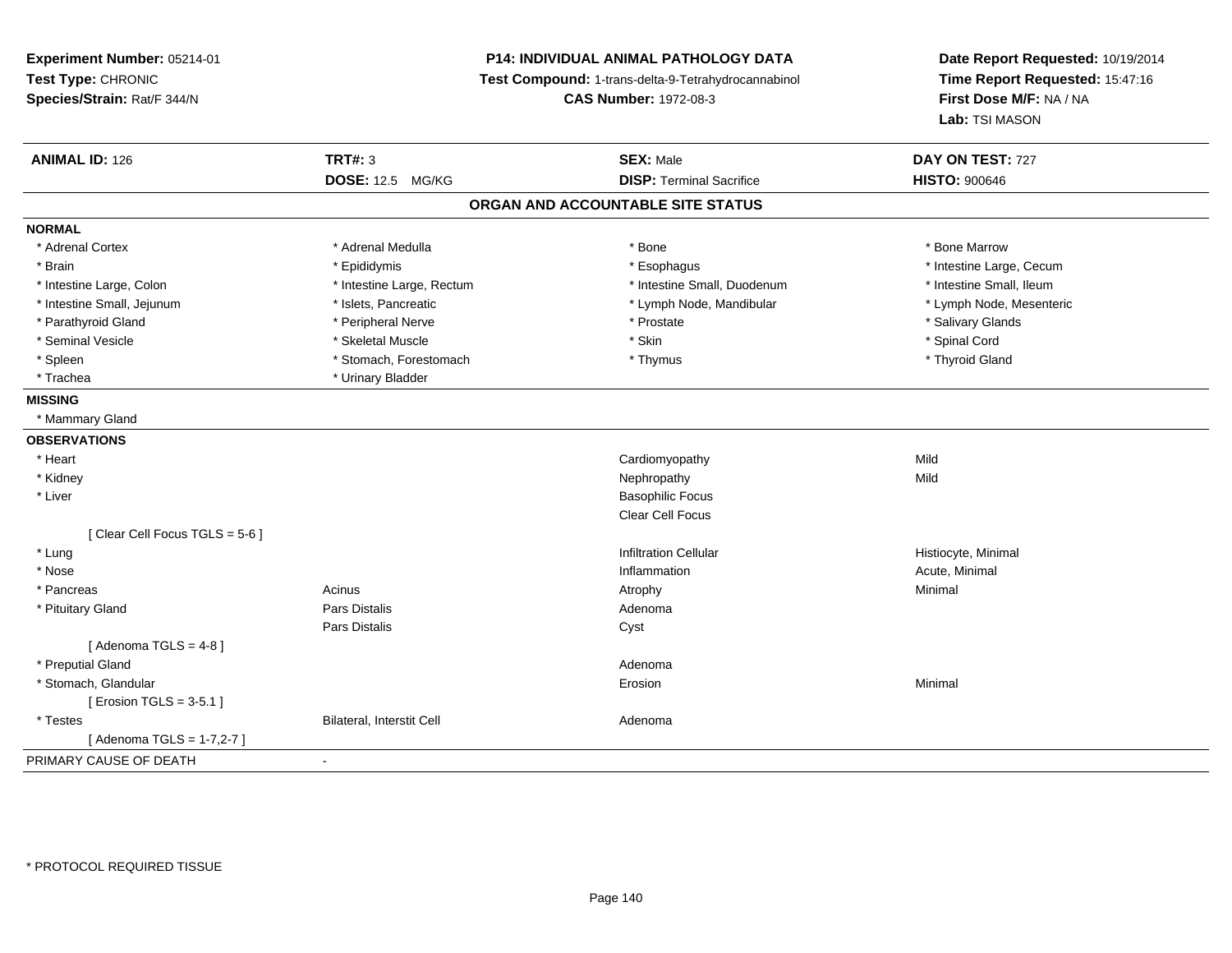**Experiment Number:** 05214-01
**Test Type:** CHRONIC
**Species/Strain:** Rat/F 344/N

**P14: INDIVIDUAL ANIMAL PATHOLOGY DATA**
**Test Compound:** 1-trans-delta-9-Tetrahydrocannabinol
**CAS Number:** 1972-08-3

**Date Report Requested:** 10/19/2014
**Time Report Requested:** 15:47:16
**First Dose M/F:** NA / NA
**Lab:** TSI MASON

| **ANIMAL ID:** 126 | **TRT#:** 3 | **SEX:** Male | **DAY ON TEST:** 727 |
|---|---|---|---|
| | **DOSE:** 12.5 MG/KG | **DISP:** Terminal Sacrifice | **HISTO:** 900646 |

## ORGAN AND ACCOUNTABLE SITE STATUS

**NORMAL**

| | | | |
|---|---|---|---|
| * Adrenal Cortex | * Adrenal Medulla | * Bone | * Bone Marrow |
| * Brain | * Epididymis | * Esophagus | * Intestine Large, Cecum |
| * Intestine Large, Colon | * Intestine Large, Rectum | * Intestine Small, Duodenum | * Intestine Small, Ileum |
| * Intestine Small, Jejunum | * Islets, Pancreatic | * Lymph Node, Mandibular | * Lymph Node, Mesenteric |
| * Parathyroid Gland | * Peripheral Nerve | * Prostate | * Salivary Glands |
| * Seminal Vesicle | * Skeletal Muscle | * Skin | * Spinal Cord |
| * Spleen | * Stomach, Forestomach | * Thymus | * Thyroid Gland |
| * Trachea | * Urinary Bladder | | |

**MISSING**

* Mammary Gland

**OBSERVATIONS**

| | | | |
|---|---|---|---|
| * Heart | | Cardiomyopathy | Mild |
| * Kidney | | Nephropathy | Mild |
| * Liver | | Basophilic Focus | |
| | | Clear Cell Focus | |
| [ Clear Cell Focus TGLS = 5-6 ] | | | |
| * Lung | | Infiltration Cellular | Histiocyte, Minimal |
| * Nose | | Inflammation | Acute, Minimal |
| * Pancreas | Acinus | Atrophy | Minimal |
| * Pituitary Gland | Pars Distalis | Adenoma | |
| | Pars Distalis | Cyst | |
| [ Adenoma TGLS = 4-8 ] | | | |
| * Preputial Gland | | Adenoma | |
| * Stomach, Glandular | | Erosion | Minimal |
| [ Erosion TGLS = 3-5.1 ] | | | |
| * Testes | Bilateral, Interstit Cell | Adenoma | |
| [ Adenoma TGLS = 1-7,2-7 ] | | | |

PRIMARY CAUSE OF DEATH -

* PROTOCOL REQUIRED TISSUE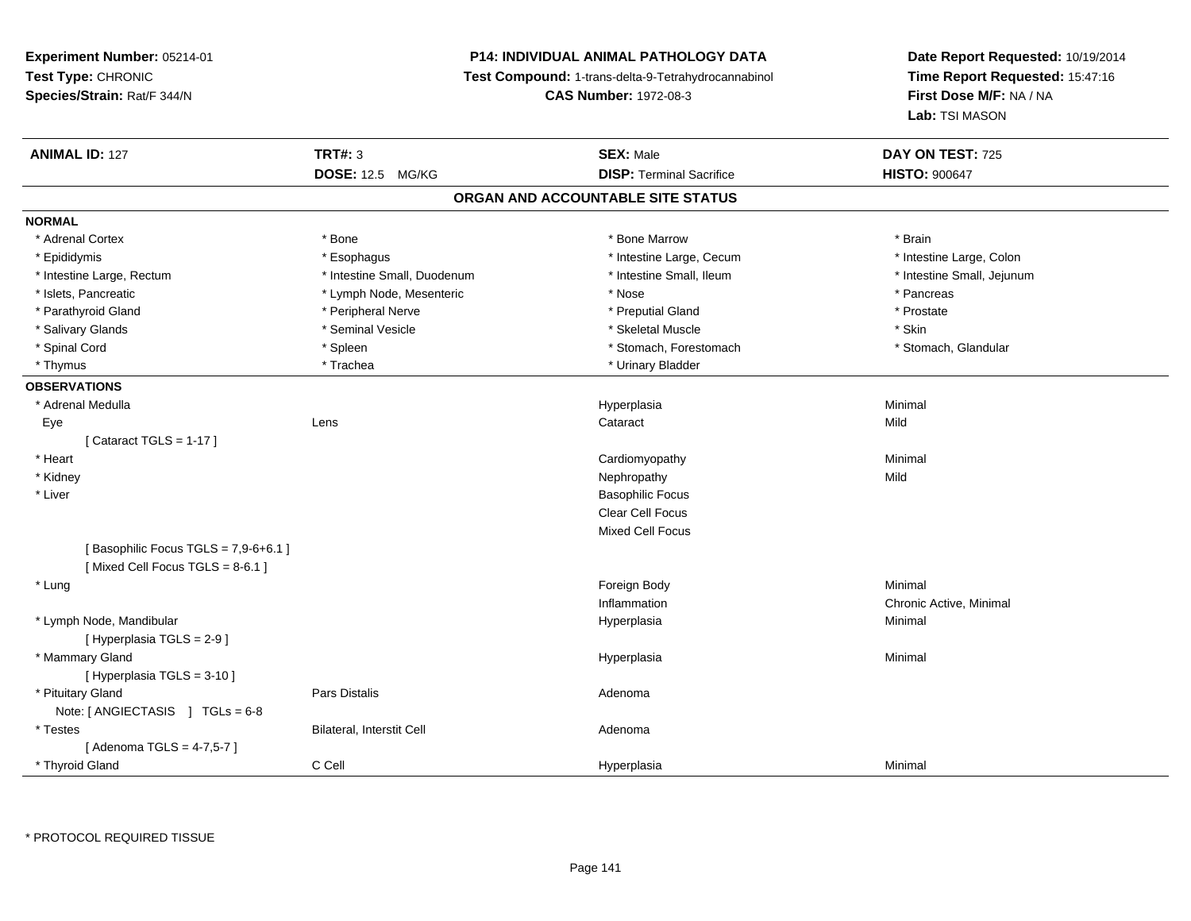**Experiment Number:** 05214-01
**Test Type:** CHRONIC
**Species/Strain:** Rat/F 344/N

**P14: INDIVIDUAL ANIMAL PATHOLOGY DATA**
**Test Compound:** 1-trans-delta-9-Tetrahydrocannabinol
**CAS Number:** 1972-08-3

**Date Report Requested:** 10/19/2014
**Time Report Requested:** 15:47:16
**First Dose M/F:** NA / NA
**Lab:** TSI MASON

| **ANIMAL ID:** 127 | **TRT#:** 3 | **SEX:** Male | **DAY ON TEST:** 725 |
|---|---|---|---|
| | **DOSE:** 12.5 MG/KG | **DISP:** Terminal Sacrifice | **HISTO:** 900647 |

## ORGAN AND ACCOUNTABLE SITE STATUS

**NORMAL**

| | | | |
|---|---|---|---|
| * Adrenal Cortex | * Bone | * Bone Marrow | * Brain |
| * Epididymis | * Esophagus | * Intestine Large, Cecum | * Intestine Large, Colon |
| * Intestine Large, Rectum | * Intestine Small, Duodenum | * Intestine Small, Ileum | * Intestine Small, Jejunum |
| * Islets, Pancreatic | * Lymph Node, Mesenteric | * Nose | * Pancreas |
| * Parathyroid Gland | * Peripheral Nerve | * Preputial Gland | * Prostate |
| * Salivary Glands | * Seminal Vesicle | * Skeletal Muscle | * Skin |
| * Spinal Cord | * Spleen | * Stomach, Forestomach | * Stomach, Glandular |
| * Thymus | * Trachea | * Urinary Bladder | |

**OBSERVATIONS**

| | | | |
|---|---|---|---|
| * Adrenal Medulla | | Hyperplasia | Minimal |
| Eye | Lens | Cataract | Mild |
| [ Cataract TGLS = 1-17 ] | | | |
| * Heart | | Cardiomyopathy | Minimal |
| * Kidney | | Nephropathy | Mild |
| * Liver | | Basophilic Focus | |
| | | Clear Cell Focus | |
| | | Mixed Cell Focus | |
| [ Basophilic Focus TGLS = 7,9-6+6.1 ] | | | |
| [ Mixed Cell Focus TGLS = 8-6.1 ] | | | |
| * Lung | | Foreign Body | Minimal |
| | | Inflammation | Chronic Active, Minimal |
| * Lymph Node, Mandibular | | Hyperplasia | Minimal |
| [ Hyperplasia TGLS = 2-9 ] | | | |
| * Mammary Gland | | Hyperplasia | Minimal |
| [ Hyperplasia TGLS = 3-10 ] | | | |
| * Pituitary Gland | Pars Distalis | Adenoma | |
| Note: [ ANGIECTASIS ] TGLs = 6-8 | | | |
| * Testes | Bilateral, Interstit Cell | Adenoma | |
| [ Adenoma TGLS = 4-7,5-7 ] | | | |
| * Thyroid Gland | C Cell | Hyperplasia | Minimal |

* PROTOCOL REQUIRED TISSUE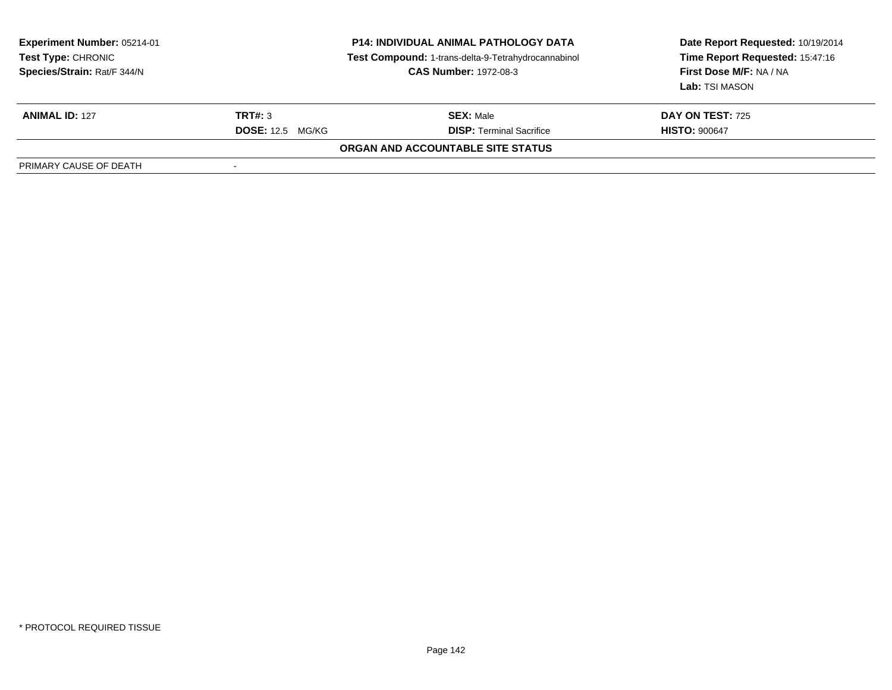**Experiment Number:** 05214-01
**Test Type:** CHRONIC
**Species/Strain:** Rat/F 344/N

**P14: INDIVIDUAL ANIMAL PATHOLOGY DATA**
**Test Compound:** 1-trans-delta-9-Tetrahydrocannabinol
**CAS Number:** 1972-08-3

**Date Report Requested:** 10/19/2014
**Time Report Requested:** 15:47:16
**First Dose M/F:** NA / NA
**Lab:** TSI MASON

| **ANIMAL ID:** 127 | **TRT#:** 3 | **SEX:** Male | **DAY ON TEST:** 725 |
|---|---|---|---|
| | **DOSE:** 12.5 MG/KG | **DISP:** Terminal Sacrifice | **HISTO:** 900647 |

**ORGAN AND ACCOUNTABLE SITE STATUS**

| PRIMARY CAUSE OF DEATH | - |
|---|---|

\* PROTOCOL REQUIRED TISSUE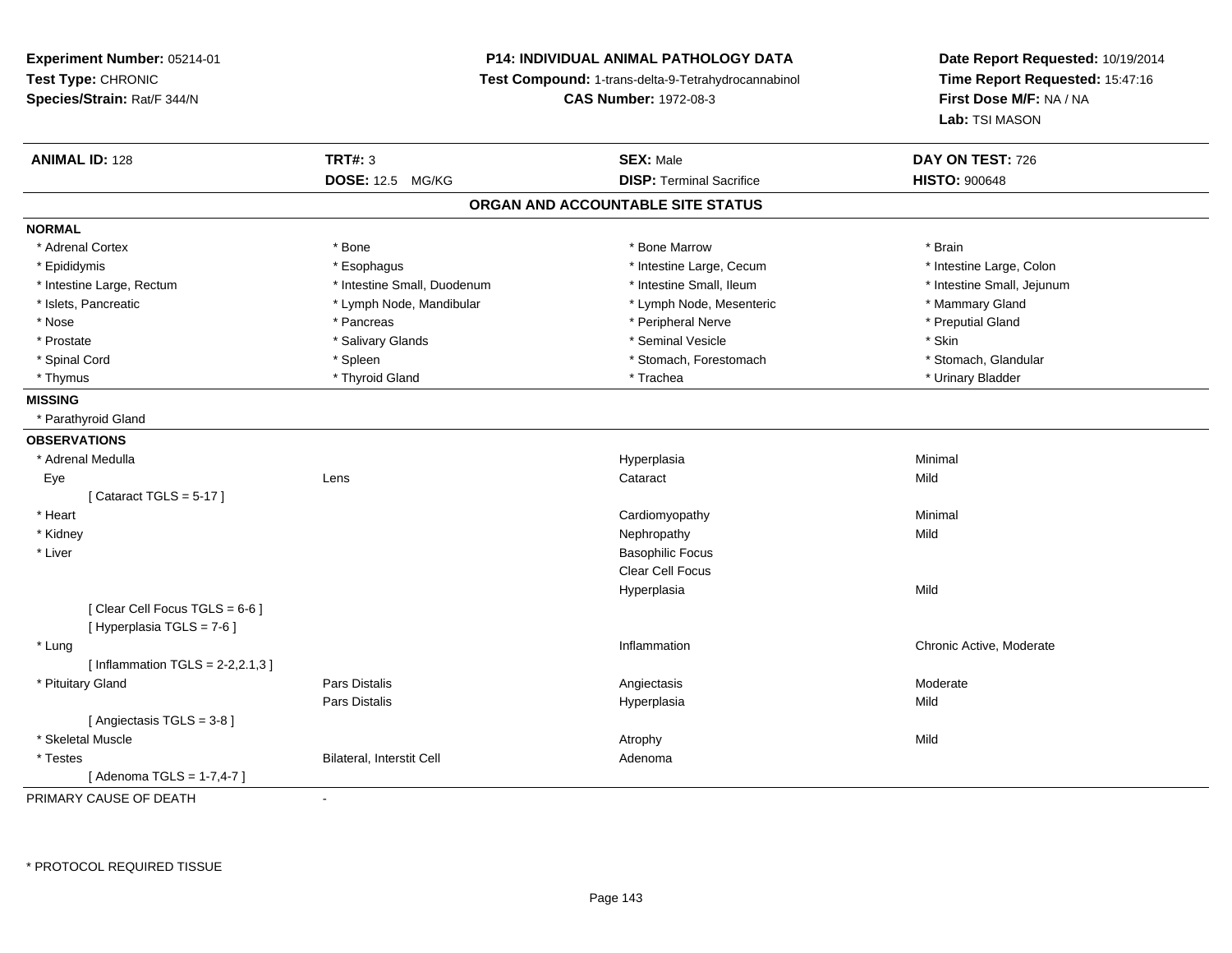**Experiment Number:** 05214-01
**Test Type:** CHRONIC
**Species/Strain:** Rat/F 344/N

**P14: INDIVIDUAL ANIMAL PATHOLOGY DATA**
**Test Compound:** 1-trans-delta-9-Tetrahydrocannabinol
**CAS Number:** 1972-08-3

**Date Report Requested:** 10/19/2014
**Time Report Requested:** 15:47:16
**First Dose M/F:** NA / NA
**Lab:** TSI MASON

| **ANIMAL ID:** 128 | **TRT#:** 3 | **SEX:** Male | **DAY ON TEST:** 726 |
|---|---|---|---|
| | **DOSE:** 12.5 MG/KG | **DISP:** Terminal Sacrifice | **HISTO:** 900648 |

## ORGAN AND ACCOUNTABLE SITE STATUS

**NORMAL**

| | | | |
|---|---|---|---|
| * Adrenal Cortex | * Bone | * Bone Marrow | * Brain |
| * Epididymis | * Esophagus | * Intestine Large, Cecum | * Intestine Large, Colon |
| * Intestine Large, Rectum | * Intestine Small, Duodenum | * Intestine Small, Ileum | * Intestine Small, Jejunum |
| * Islets, Pancreatic | * Lymph Node, Mandibular | * Lymph Node, Mesenteric | * Mammary Gland |
| * Nose | * Pancreas | * Peripheral Nerve | * Preputial Gland |
| * Prostate | * Salivary Glands | * Seminal Vesicle | * Skin |
| * Spinal Cord | * Spleen | * Stomach, Forestomach | * Stomach, Glandular |
| * Thymus | * Thyroid Gland | * Trachea | * Urinary Bladder |

**MISSING**

* Parathyroid Gland

**OBSERVATIONS**

| | | | |
|---|---|---|---|
| * Adrenal Medulla | | Hyperplasia | Minimal |
| Eye | Lens | Cataract | Mild |
| [ Cataract TGLS = 5-17 ] | | | |
| * Heart | | Cardiomyopathy | Minimal |
| * Kidney | | Nephropathy | Mild |
| * Liver | | Basophilic Focus | |
| | | Clear Cell Focus | |
| | | Hyperplasia | Mild |
| [ Clear Cell Focus TGLS = 6-6 ] | | | |
| [ Hyperplasia TGLS = 7-6 ] | | | |
| * Lung | | Inflammation | Chronic Active, Moderate |
| [ Inflammation TGLS = 2-2,2.1,3 ] | | | |
| * Pituitary Gland | Pars Distalis | Angiectasis | Moderate |
| | Pars Distalis | Hyperplasia | Mild |
| [ Angiectasis TGLS = 3-8 ] | | | |
| * Skeletal Muscle | | Atrophy | Mild |
| * Testes | Bilateral, Interstit Cell | Adenoma | |
| [ Adenoma TGLS = 1-7,4-7 ] | | | |

PRIMARY CAUSE OF DEATH -

* PROTOCOL REQUIRED TISSUE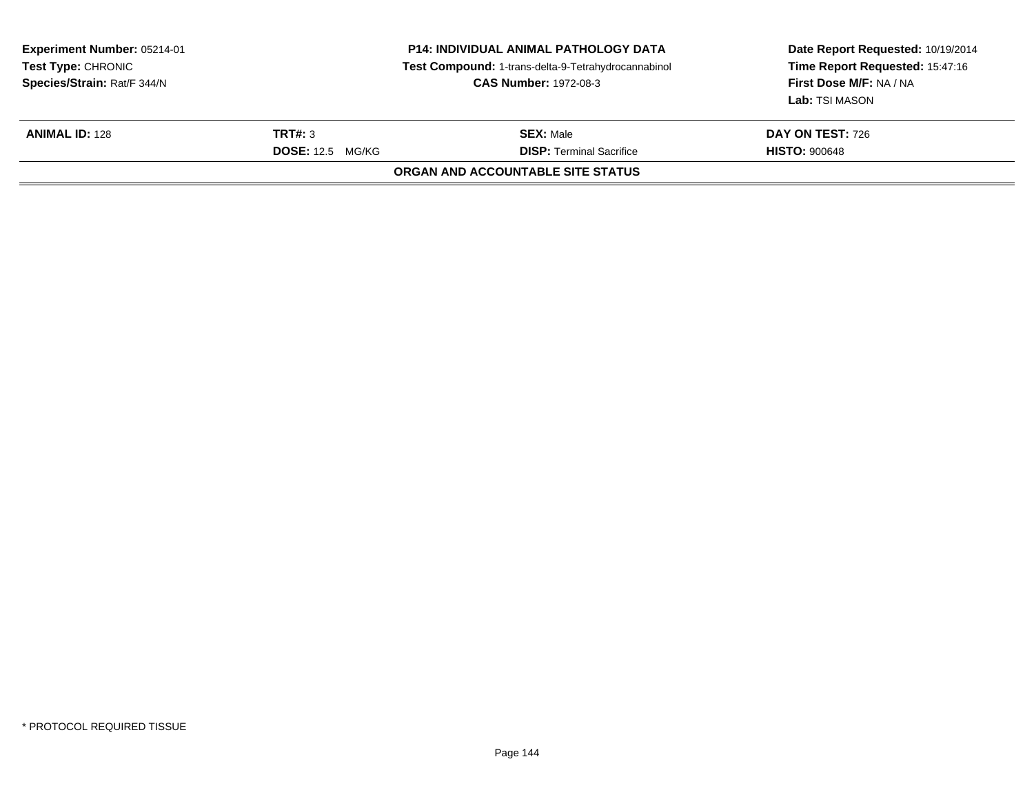**Experiment Number:** 05214-01
**Test Type:** CHRONIC
**Species/Strain:** Rat/F 344/N

**P14: INDIVIDUAL ANIMAL PATHOLOGY DATA**
**Test Compound:** 1-trans-delta-9-Tetrahydrocannabinol
**CAS Number:** 1972-08-3

**Date Report Requested:** 10/19/2014
**Time Report Requested:** 15:47:16
**First Dose M/F:** NA / NA
**Lab:** TSI MASON

| | | | |
|---|---|---|---|
| **ANIMAL ID:** 128 | **TRT#:** 3 | **SEX:** Male | **DAY ON TEST:** 726 |
| | **DOSE:** 12.5 MG/KG | **DISP:** Terminal Sacrifice | **HISTO:** 900648 |

**ORGAN AND ACCOUNTABLE SITE STATUS**

* PROTOCOL REQUIRED TISSUE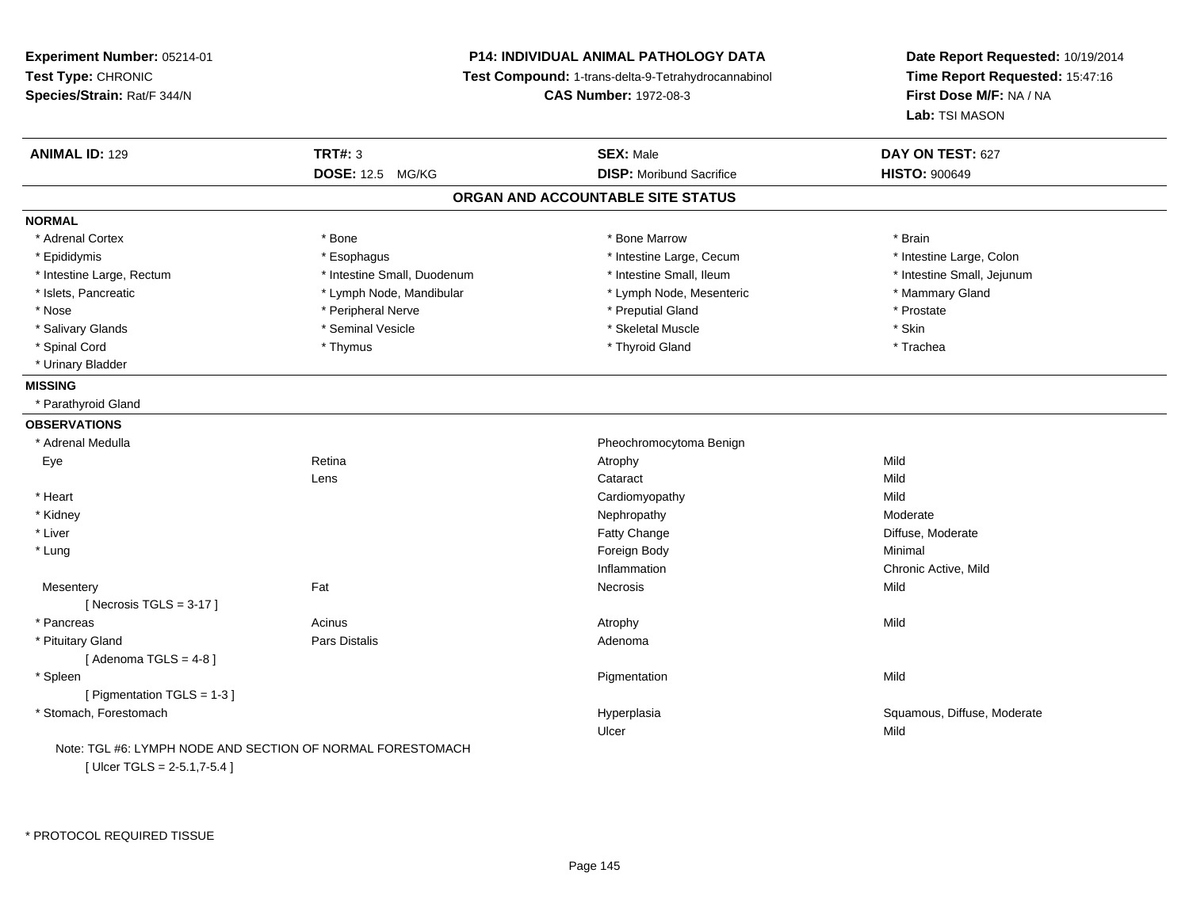**Experiment Number:** 05214-01
**Test Type:** CHRONIC
**Species/Strain:** Rat/F 344/N

**P14: INDIVIDUAL ANIMAL PATHOLOGY DATA**
**Test Compound:** 1-trans-delta-9-Tetrahydrocannabinol
**CAS Number:** 1972-08-3

**Date Report Requested:** 10/19/2014
**Time Report Requested:** 15:47:16
**First Dose M/F:** NA / NA
**Lab:** TSI MASON

| **ANIMAL ID:** 129 | **TRT#:** 3 | **SEX:** Male | **DAY ON TEST:** 627 |
|---|---|---|---|
| | **DOSE:** 12.5 MG/KG | **DISP:** Moribund Sacrifice | **HISTO:** 900649 |

## ORGAN AND ACCOUNTABLE SITE STATUS

**NORMAL**

| | | | |
|---|---|---|---|
| * Adrenal Cortex | * Bone | * Bone Marrow | * Brain |
| * Epididymis | * Esophagus | * Intestine Large, Cecum | * Intestine Large, Colon |
| * Intestine Large, Rectum | * Intestine Small, Duodenum | * Intestine Small, Ileum | * Intestine Small, Jejunum |
| * Islets, Pancreatic | * Lymph Node, Mandibular | * Lymph Node, Mesenteric | * Mammary Gland |
| * Nose | * Peripheral Nerve | * Preputial Gland | * Prostate |
| * Salivary Glands | * Seminal Vesicle | * Skeletal Muscle | * Skin |
| * Spinal Cord | * Thymus | * Thyroid Gland | * Trachea |
| * Urinary Bladder | | | |

**MISSING**

* Parathyroid Gland

**OBSERVATIONS**

| | | | |
|---|---|---|---|
| * Adrenal Medulla | | Pheochromocytoma Benign | |
| Eye | Retina | Atrophy | Mild |
| | Lens | Cataract | Mild |
| * Heart | | Cardiomyopathy | Mild |
| * Kidney | | Nephropathy | Moderate |
| * Liver | | Fatty Change | Diffuse, Moderate |
| * Lung | | Foreign Body | Minimal |
| | | Inflammation | Chronic Active, Mild |
| Mesentery | Fat | Necrosis | Mild |
| [ Necrosis TGLS = 3-17 ] | | | |
| * Pancreas | Acinus | Atrophy | Mild |
| * Pituitary Gland | Pars Distalis | Adenoma | |
| [ Adenoma TGLS = 4-8 ] | | | |
| * Spleen | | Pigmentation | Mild |
| [ Pigmentation TGLS = 1-3 ] | | | |
| * Stomach, Forestomach | | Hyperplasia | Squamous, Diffuse, Moderate |
| | | Ulcer | Mild |

Note: TGL #6: LYMPH NODE AND SECTION OF NORMAL FORESTOMACH
[ Ulcer TGLS = 2-5.1,7-5.4 ]

* PROTOCOL REQUIRED TISSUE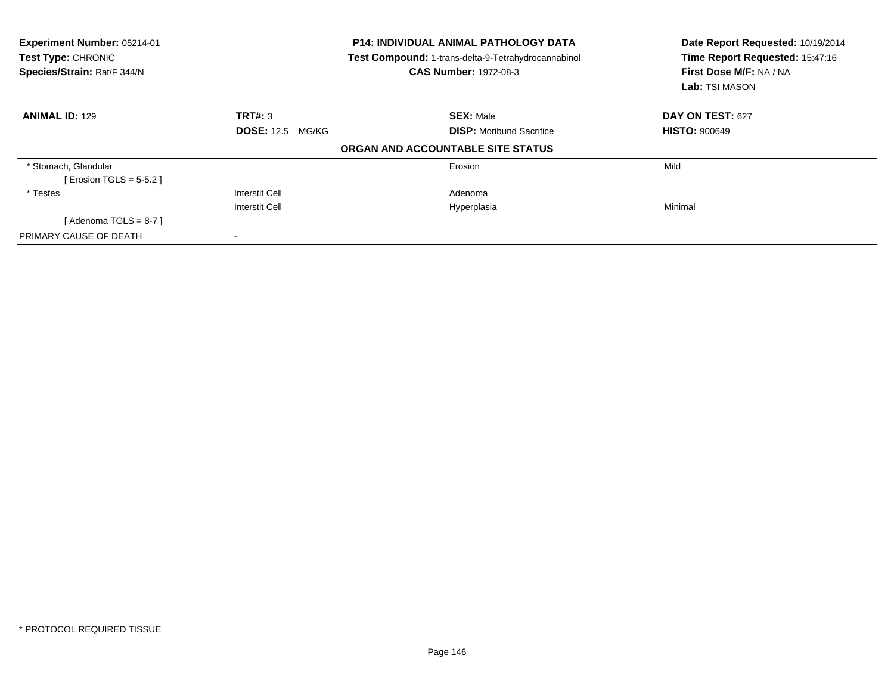**Experiment Number:** 05214-01
**Test Type:** CHRONIC
**Species/Strain:** Rat/F 344/N

**P14: INDIVIDUAL ANIMAL PATHOLOGY DATA**
**Test Compound:** 1-trans-delta-9-Tetrahydrocannabinol
**CAS Number:** 1972-08-3

**Date Report Requested:** 10/19/2014
**Time Report Requested:** 15:47:16
**First Dose M/F:** NA / NA
**Lab:** TSI MASON

| **ANIMAL ID:** 129 | **TRT#:** 3 | **SEX:** Male | **DAY ON TEST:** 627 |
|---|---|---|---|
| | **DOSE:** 12.5 MG/KG | **DISP:** Moribund Sacrifice | **HISTO:** 900649 |
| | **ORGAN AND ACCOUNTABLE SITE STATUS** | | |
| * Stomach, Glandular | | Erosion | Mild |
| [ Erosion TGLS = 5-5.2 ] | | | |
| * Testes | Interstit Cell | Adenoma | |
| | Interstit Cell | Hyperplasia | Minimal |
| [ Adenoma TGLS = 8-7 ] | | | |
| PRIMARY CAUSE OF DEATH | - | | |

* PROTOCOL REQUIRED TISSUE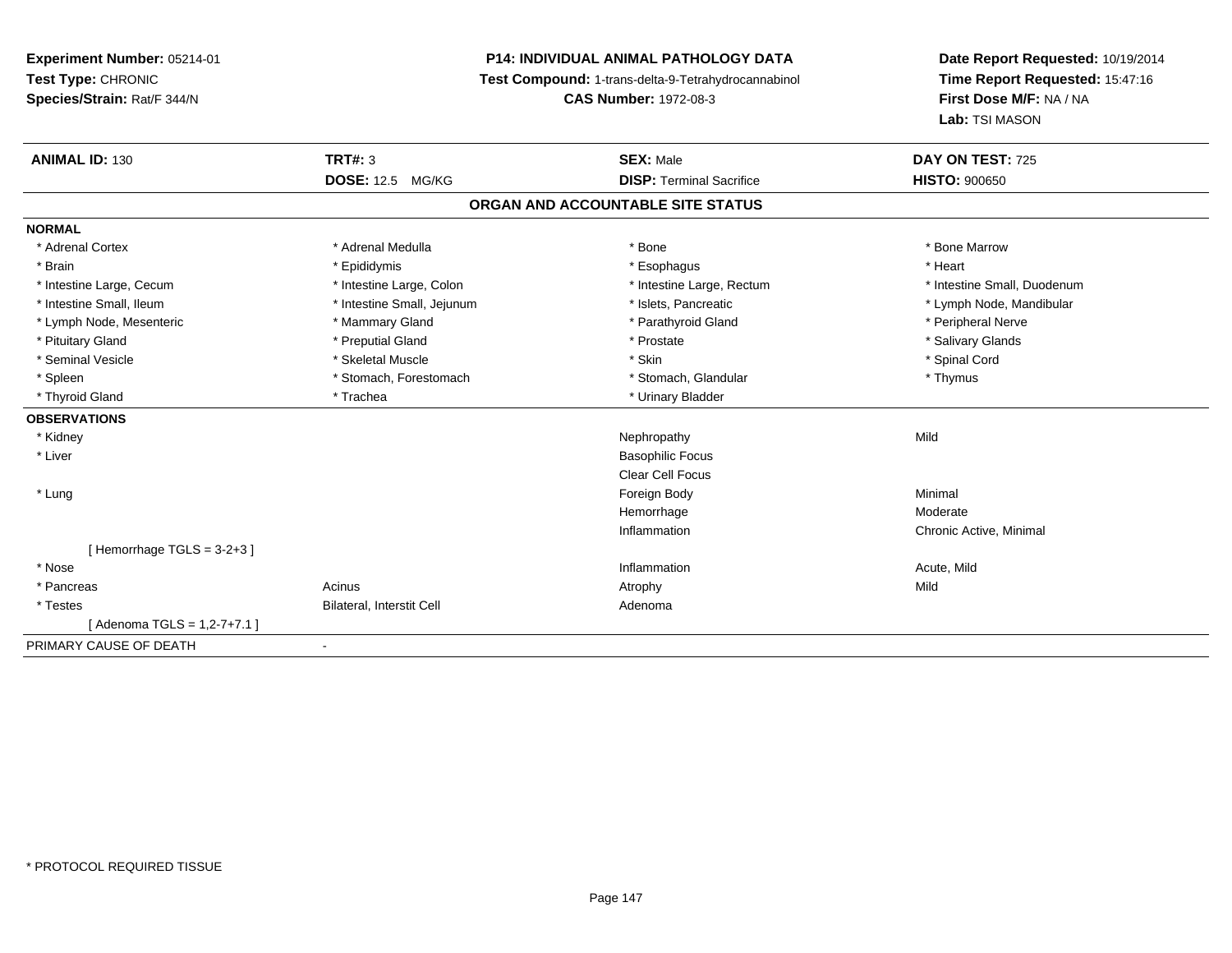**Experiment Number:** 05214-01
**Test Type:** CHRONIC
**Species/Strain:** Rat/F 344/N

**P14: INDIVIDUAL ANIMAL PATHOLOGY DATA**
**Test Compound:** 1-trans-delta-9-Tetrahydrocannabinol
**CAS Number:** 1972-08-3

**Date Report Requested:** 10/19/2014
**Time Report Requested:** 15:47:16
**First Dose M/F:** NA / NA
**Lab:** TSI MASON

| **ANIMAL ID:** 130 | **TRT#:** 3 | **SEX:** Male | **DAY ON TEST:** 725 |
|---|---|---|---|
| | **DOSE:** 12.5 MG/KG | **DISP:** Terminal Sacrifice | **HISTO:** 900650 |

## ORGAN AND ACCOUNTABLE SITE STATUS

**NORMAL**

| | | | |
|---|---|---|---|
| * Adrenal Cortex | * Adrenal Medulla | * Bone | * Bone Marrow |
| * Brain | * Epididymis | * Esophagus | * Heart |
| * Intestine Large, Cecum | * Intestine Large, Colon | * Intestine Large, Rectum | * Intestine Small, Duodenum |
| * Intestine Small, Ileum | * Intestine Small, Jejunum | * Islets, Pancreatic | * Lymph Node, Mandibular |
| * Lymph Node, Mesenteric | * Mammary Gland | * Parathyroid Gland | * Peripheral Nerve |
| * Pituitary Gland | * Preputial Gland | * Prostate | * Salivary Glands |
| * Seminal Vesicle | * Skeletal Muscle | * Skin | * Spinal Cord |
| * Spleen | * Stomach, Forestomach | * Stomach, Glandular | * Thymus |
| * Thyroid Gland | * Trachea | * Urinary Bladder | |

**OBSERVATIONS**

| | | | |
|---|---|---|---|
| * Kidney | | Nephropathy | Mild |
| * Liver | | Basophilic Focus | |
| | | Clear Cell Focus | |
| * Lung | | Foreign Body | Minimal |
| | | Hemorrhage | Moderate |
| | | Inflammation | Chronic Active, Minimal |
| [ Hemorrhage TGLS = 3-2+3 ] | | | |
| * Nose | | Inflammation | Acute, Mild |
| * Pancreas | Acinus | Atrophy | Mild |
| * Testes | Bilateral, Interstit Cell | Adenoma | |
| [ Adenoma TGLS = 1,2-7+7.1 ] | | | |

PRIMARY CAUSE OF DEATH -

* PROTOCOL REQUIRED TISSUE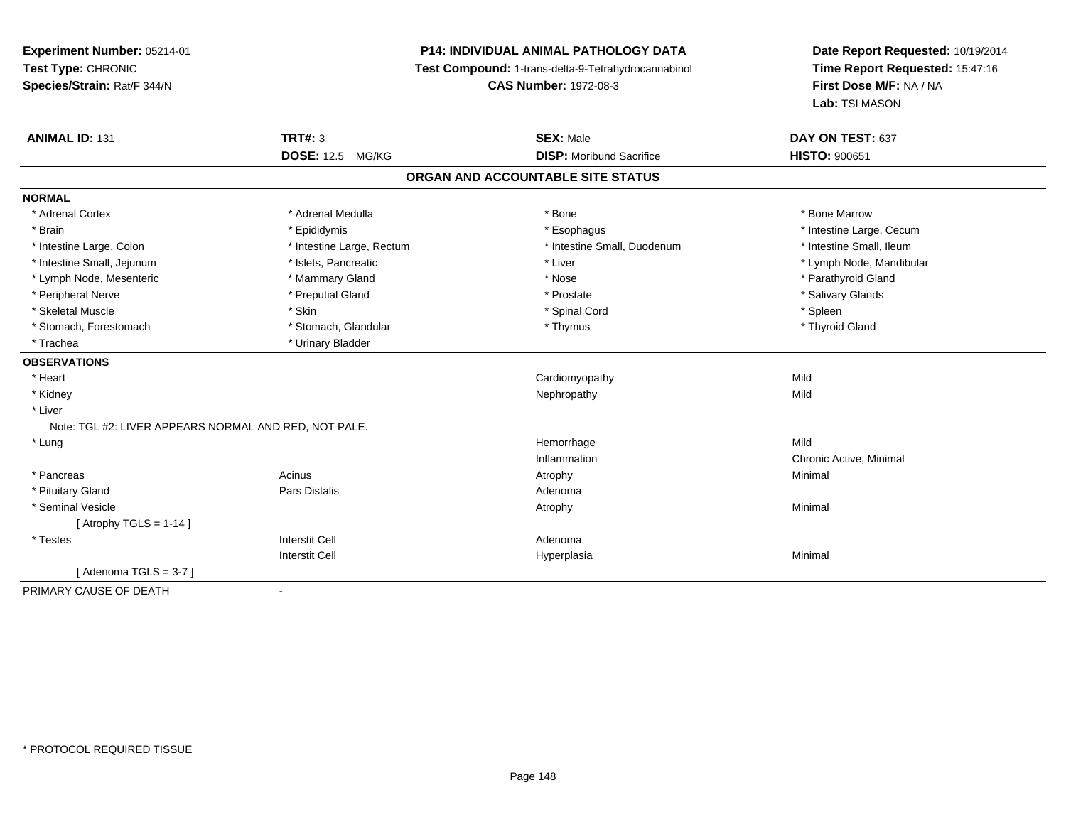**Experiment Number:** 05214-01
**Test Type:** CHRONIC
**Species/Strain:** Rat/F 344/N

**P14: INDIVIDUAL ANIMAL PATHOLOGY DATA**
**Test Compound:** 1-trans-delta-9-Tetrahydrocannabinol
**CAS Number:** 1972-08-3

**Date Report Requested:** 10/19/2014
**Time Report Requested:** 15:47:16
**First Dose M/F:** NA / NA
**Lab:** TSI MASON

| **ANIMAL ID:** 131 | **TRT#:** 3 | **SEX:** Male | **DAY ON TEST:** 637 |
|---|---|---|---|
| | **DOSE:** 12.5 MG/KG | **DISP:** Moribund Sacrifice | **HISTO:** 900651 |

## ORGAN AND ACCOUNTABLE SITE STATUS

**NORMAL**

| | | | |
|---|---|---|---|
| * Adrenal Cortex | * Adrenal Medulla | * Bone | * Bone Marrow |
| * Brain | * Epididymis | * Esophagus | * Intestine Large, Cecum |
| * Intestine Large, Colon | * Intestine Large, Rectum | * Intestine Small, Duodenum | * Intestine Small, Ileum |
| * Intestine Small, Jejunum | * Islets, Pancreatic | * Liver | * Lymph Node, Mandibular |
| * Lymph Node, Mesenteric | * Mammary Gland | * Nose | * Parathyroid Gland |
| * Peripheral Nerve | * Preputial Gland | * Prostate | * Salivary Glands |
| * Skeletal Muscle | * Skin | * Spinal Cord | * Spleen |
| * Stomach, Forestomach | * Stomach, Glandular | * Thymus | * Thyroid Gland |
| * Trachea | * Urinary Bladder | | |

**OBSERVATIONS**

| | | | |
|---|---|---|---|
| * Heart | | Cardiomyopathy | Mild |
| * Kidney | | Nephropathy | Mild |
| * Liver | | | |
| Note: TGL #2: LIVER APPEARS NORMAL AND RED, NOT PALE. | | | |
| * Lung | | Hemorrhage | Mild |
| | | Inflammation | Chronic Active, Minimal |
| * Pancreas | Acinus | Atrophy | Minimal |
| * Pituitary Gland | Pars Distalis | Adenoma | |
| * Seminal Vesicle | | Atrophy | Minimal |
| [ Atrophy TGLS = 1-14 ] | | | |
| * Testes | Interstit Cell | Adenoma | |
| | Interstit Cell | Hyperplasia | Minimal |
| [ Adenoma TGLS = 3-7 ] | | | |

PRIMARY CAUSE OF DEATH -

\* PROTOCOL REQUIRED TISSUE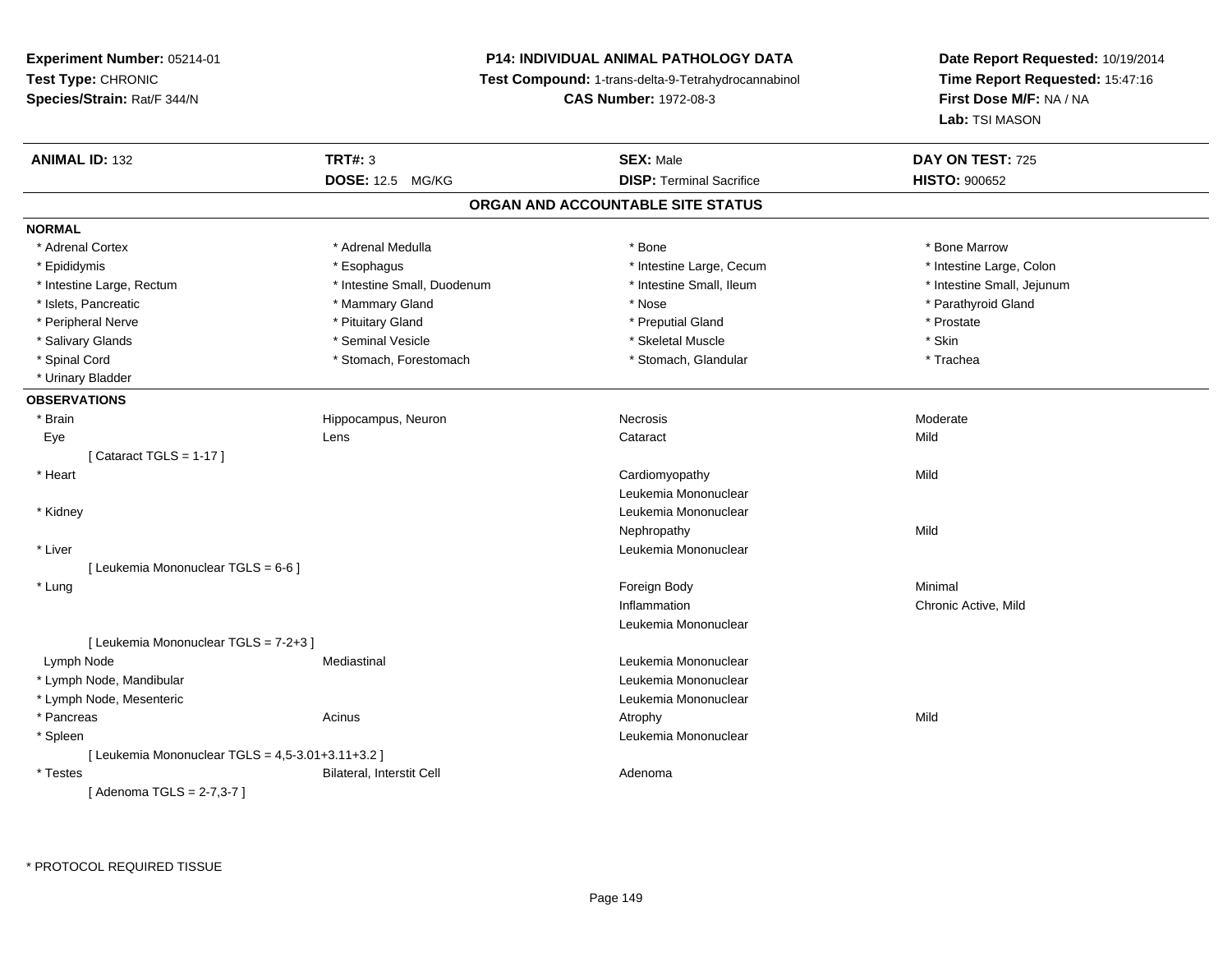**Experiment Number:** 05214-01
**Test Type:** CHRONIC
**Species/Strain:** Rat/F 344/N

**P14: INDIVIDUAL ANIMAL PATHOLOGY DATA**
**Test Compound:** 1-trans-delta-9-Tetrahydrocannabinol
**CAS Number:** 1972-08-3

**Date Report Requested:** 10/19/2014
**Time Report Requested:** 15:47:16
**First Dose M/F:** NA / NA
**Lab:** TSI MASON

| **ANIMAL ID:** 132 | **TRT#:** 3 | **SEX:** Male | **DAY ON TEST:** 725 |
|---|---|---|---|
| | **DOSE:** 12.5 MG/KG | **DISP:** Terminal Sacrifice | **HISTO:** 900652 |

## ORGAN AND ACCOUNTABLE SITE STATUS

**NORMAL**

| | | | |
|---|---|---|---|
| * Adrenal Cortex | * Adrenal Medulla | * Bone | * Bone Marrow |
| * Epididymis | * Esophagus | * Intestine Large, Cecum | * Intestine Large, Colon |
| * Intestine Large, Rectum | * Intestine Small, Duodenum | * Intestine Small, Ileum | * Intestine Small, Jejunum |
| * Islets, Pancreatic | * Mammary Gland | * Nose | * Parathyroid Gland |
| * Peripheral Nerve | * Pituitary Gland | * Preputial Gland | * Prostate |
| * Salivary Glands | * Seminal Vesicle | * Skeletal Muscle | * Skin |
| * Spinal Cord | * Stomach, Forestomach | * Stomach, Glandular | * Trachea |
| * Urinary Bladder | | | |

**OBSERVATIONS**

| | | | |
|---|---|---|---|
| * Brain | Hippocampus, Neuron | Necrosis | Moderate |
| Eye | Lens | Cataract | Mild |
| [ Cataract TGLS = 1-17 ] | | | |
| * Heart | | Cardiomyopathy | Mild |
| | | Leukemia Mononuclear | |
| * Kidney | | Leukemia Mononuclear | |
| | | Nephropathy | Mild |
| * Liver | | Leukemia Mononuclear | |
| [ Leukemia Mononuclear TGLS = 6-6 ] | | | |
| * Lung | | Foreign Body | Minimal |
| | | Inflammation | Chronic Active, Mild |
| | | Leukemia Mononuclear | |
| [ Leukemia Mononuclear TGLS = 7-2+3 ] | | | |
| Lymph Node | Mediastinal | Leukemia Mononuclear | |
| * Lymph Node, Mandibular | | Leukemia Mononuclear | |
| * Lymph Node, Mesenteric | | Leukemia Mononuclear | |
| * Pancreas | Acinus | Atrophy | Mild |
| * Spleen | | Leukemia Mononuclear | |
| [ Leukemia Mononuclear TGLS = 4,5-3.01+3.11+3.2 ] | | | |
| * Testes | Bilateral, Interstit Cell | Adenoma | |
| [ Adenoma TGLS = 2-7,3-7 ] | | | |

* PROTOCOL REQUIRED TISSUE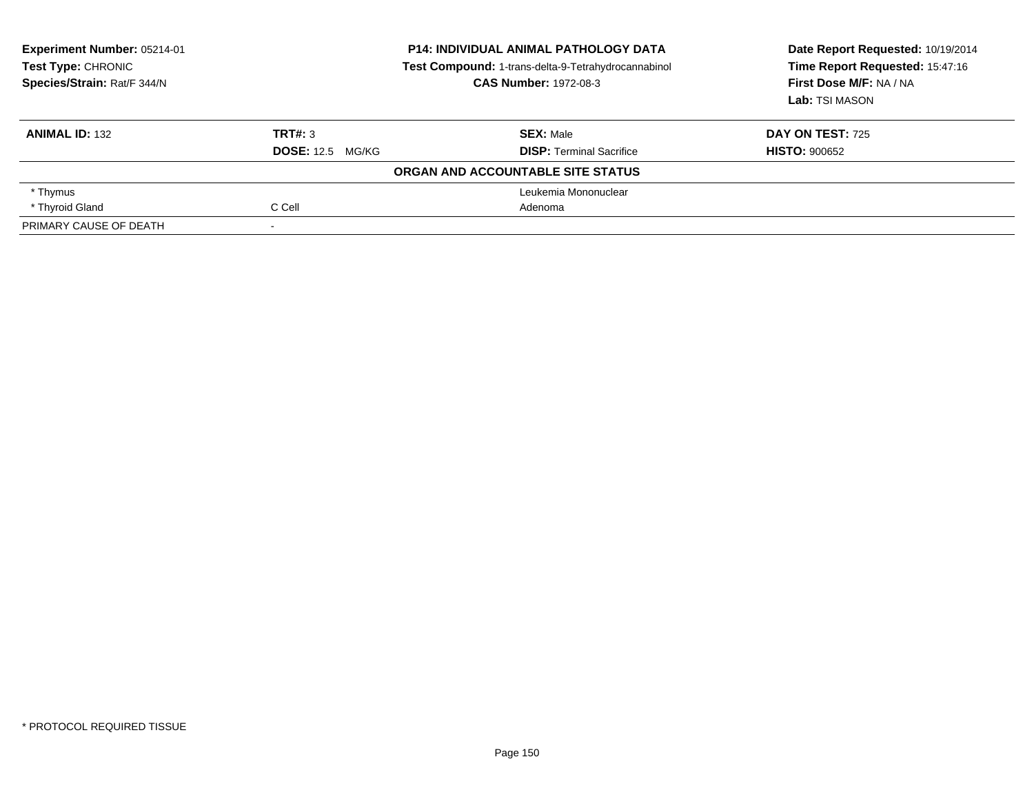**Experiment Number:** 05214-01
**Test Type:** CHRONIC
**Species/Strain:** Rat/F 344/N

**P14: INDIVIDUAL ANIMAL PATHOLOGY DATA**
**Test Compound:** 1-trans-delta-9-Tetrahydrocannabinol
**CAS Number:** 1972-08-3

**Date Report Requested:** 10/19/2014
**Time Report Requested:** 15:47:16
**First Dose M/F:** NA / NA
**Lab:** TSI MASON

| **ANIMAL ID:** 132 | **TRT#:** 3 | **SEX:** Male | **DAY ON TEST:** 725 |
|---|---|---|---|
| | **DOSE:** 12.5 MG/KG | **DISP:** Terminal Sacrifice | **HISTO:** 900652 |
| | | **ORGAN AND ACCOUNTABLE SITE STATUS** | |
| * Thymus | | Leukemia Mononuclear | |
| * Thyroid Gland | C Cell | Adenoma | |
| PRIMARY CAUSE OF DEATH | - | | |

* PROTOCOL REQUIRED TISSUE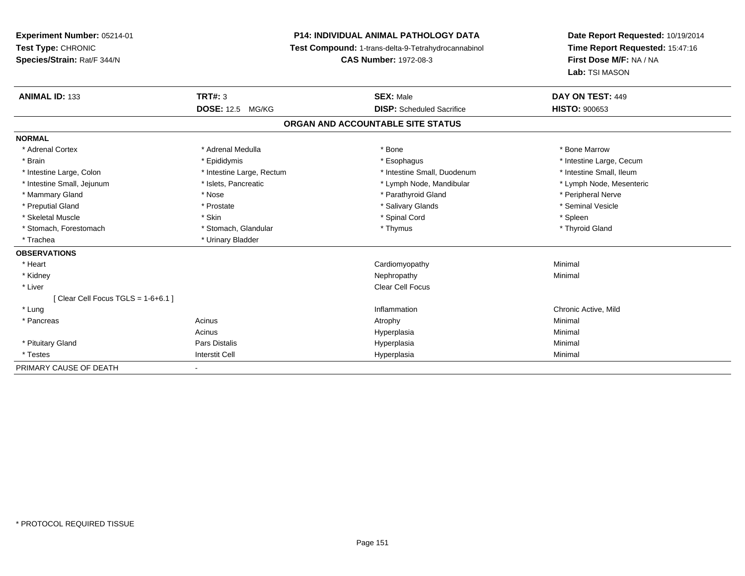**Experiment Number:** 05214-01
**Test Type:** CHRONIC
**Species/Strain:** Rat/F 344/N

**P14: INDIVIDUAL ANIMAL PATHOLOGY DATA**
**Test Compound:** 1-trans-delta-9-Tetrahydrocannabinol
**CAS Number:** 1972-08-3

**Date Report Requested:** 10/19/2014
**Time Report Requested:** 15:47:16
**First Dose M/F:** NA / NA
**Lab:** TSI MASON

| **ANIMAL ID:** 133 | **TRT#:** 3 | **SEX:** Male | **DAY ON TEST:** 449 |
|---|---|---|---|
| | **DOSE:** 12.5 MG/KG | **DISP:** Scheduled Sacrifice | **HISTO:** 900653 |

**ORGAN AND ACCOUNTABLE SITE STATUS**

**NORMAL**

| | | | |
|---|---|---|---|
| * Adrenal Cortex | * Adrenal Medulla | * Bone | * Bone Marrow |
| * Brain | * Epididymis | * Esophagus | * Intestine Large, Cecum |
| * Intestine Large, Colon | * Intestine Large, Rectum | * Intestine Small, Duodenum | * Intestine Small, Ileum |
| * Intestine Small, Jejunum | * Islets, Pancreatic | * Lymph Node, Mandibular | * Lymph Node, Mesenteric |
| * Mammary Gland | * Nose | * Parathyroid Gland | * Peripheral Nerve |
| * Preputial Gland | * Prostate | * Salivary Glands | * Seminal Vesicle |
| * Skeletal Muscle | * Skin | * Spinal Cord | * Spleen |
| * Stomach, Forestomach | * Stomach, Glandular | * Thymus | * Thyroid Gland |
| * Trachea | * Urinary Bladder | | |

**OBSERVATIONS**

| | | | |
|---|---|---|---|
| * Heart | | Cardiomyopathy | Minimal |
| * Kidney | | Nephropathy | Minimal |
| * Liver | | Clear Cell Focus | |
| [ Clear Cell Focus TGLS = 1-6+6.1 ] | | | |
| * Lung | | Inflammation | Chronic Active, Mild |
| * Pancreas | Acinus | Atrophy | Minimal |
| | Acinus | Hyperplasia | Minimal |
| * Pituitary Gland | Pars Distalis | Hyperplasia | Minimal |
| * Testes | Interstit Cell | Hyperplasia | Minimal |

PRIMARY CAUSE OF DEATH -

* PROTOCOL REQUIRED TISSUE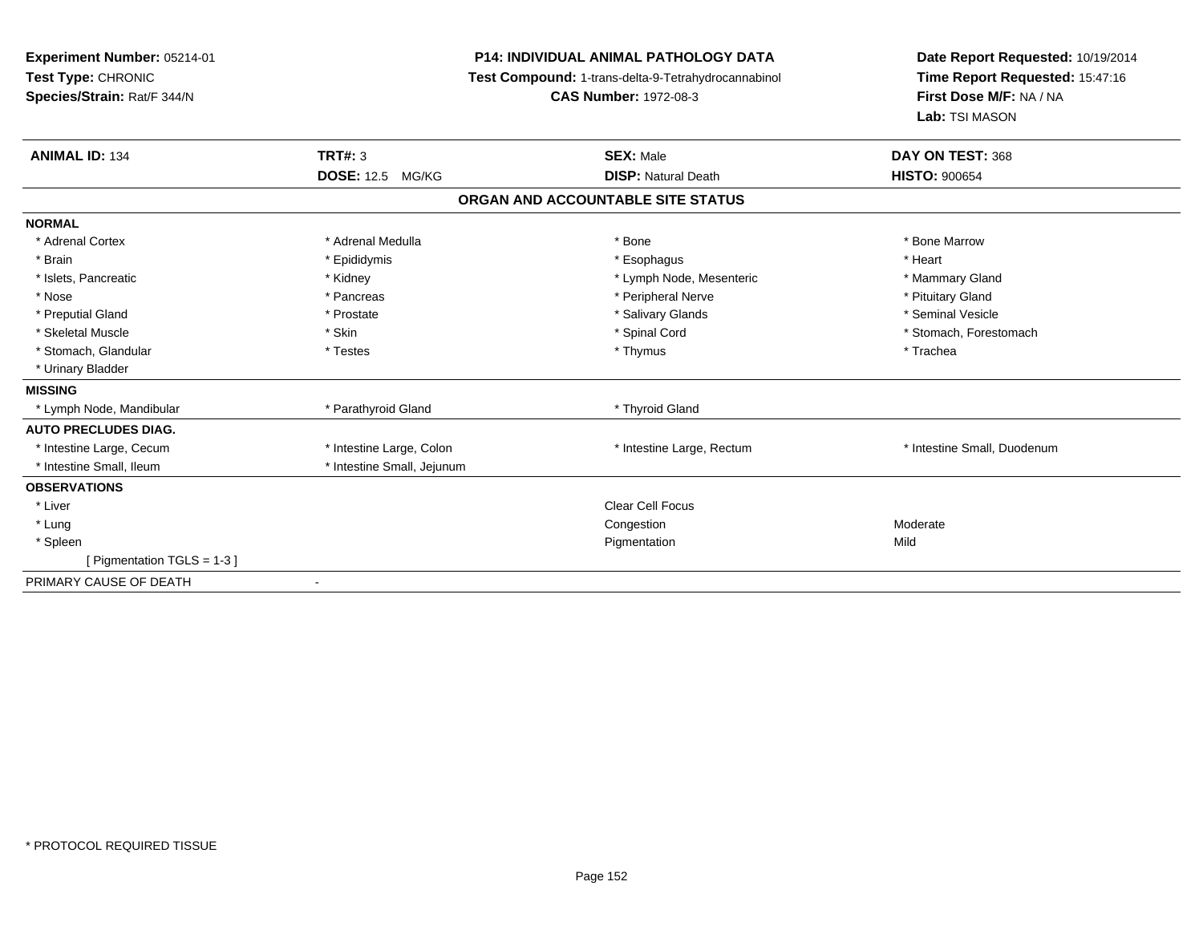**Experiment Number:** 05214-01
**Test Type:** CHRONIC
**Species/Strain:** Rat/F 344/N

**P14: INDIVIDUAL ANIMAL PATHOLOGY DATA**
**Test Compound:** 1-trans-delta-9-Tetrahydrocannabinol
**CAS Number:** 1972-08-3

**Date Report Requested:** 10/19/2014
**Time Report Requested:** 15:47:16
**First Dose M/F:** NA / NA
**Lab:** TSI MASON

| **ANIMAL ID:** 134 | **TRT#:** 3 | **SEX:** Male | **DAY ON TEST:** 368 |
|---|---|---|---|
| | **DOSE:** 12.5 MG/KG | **DISP:** Natural Death | **HISTO:** 900654 |

**ORGAN AND ACCOUNTABLE SITE STATUS**

| | | | |
|---|---|---|---|
| **NORMAL** | | | |
| * Adrenal Cortex | * Adrenal Medulla | * Bone | * Bone Marrow |
| * Brain | * Epididymis | * Esophagus | * Heart |
| * Islets, Pancreatic | * Kidney | * Lymph Node, Mesenteric | * Mammary Gland |
| * Nose | * Pancreas | * Peripheral Nerve | * Pituitary Gland |
| * Preputial Gland | * Prostate | * Salivary Glands | * Seminal Vesicle |
| * Skeletal Muscle | * Skin | * Spinal Cord | * Stomach, Forestomach |
| * Stomach, Glandular | * Testes | * Thymus | * Trachea |
| * Urinary Bladder | | | |
| **MISSING** | | | |
| * Lymph Node, Mandibular | * Parathyroid Gland | * Thyroid Gland | |
| **AUTO PRECLUDES DIAG.** | | | |
| * Intestine Large, Cecum | * Intestine Large, Colon | * Intestine Large, Rectum | * Intestine Small, Duodenum |
| * Intestine Small, Ileum | * Intestine Small, Jejunum | | |
| **OBSERVATIONS** | | | |
| * Liver | | Clear Cell Focus | |
| * Lung | | Congestion | Moderate |
| * Spleen | | Pigmentation | Mild |
| [ Pigmentation TGLS = 1-3 ] | | | |
| PRIMARY CAUSE OF DEATH | - | | |

* PROTOCOL REQUIRED TISSUE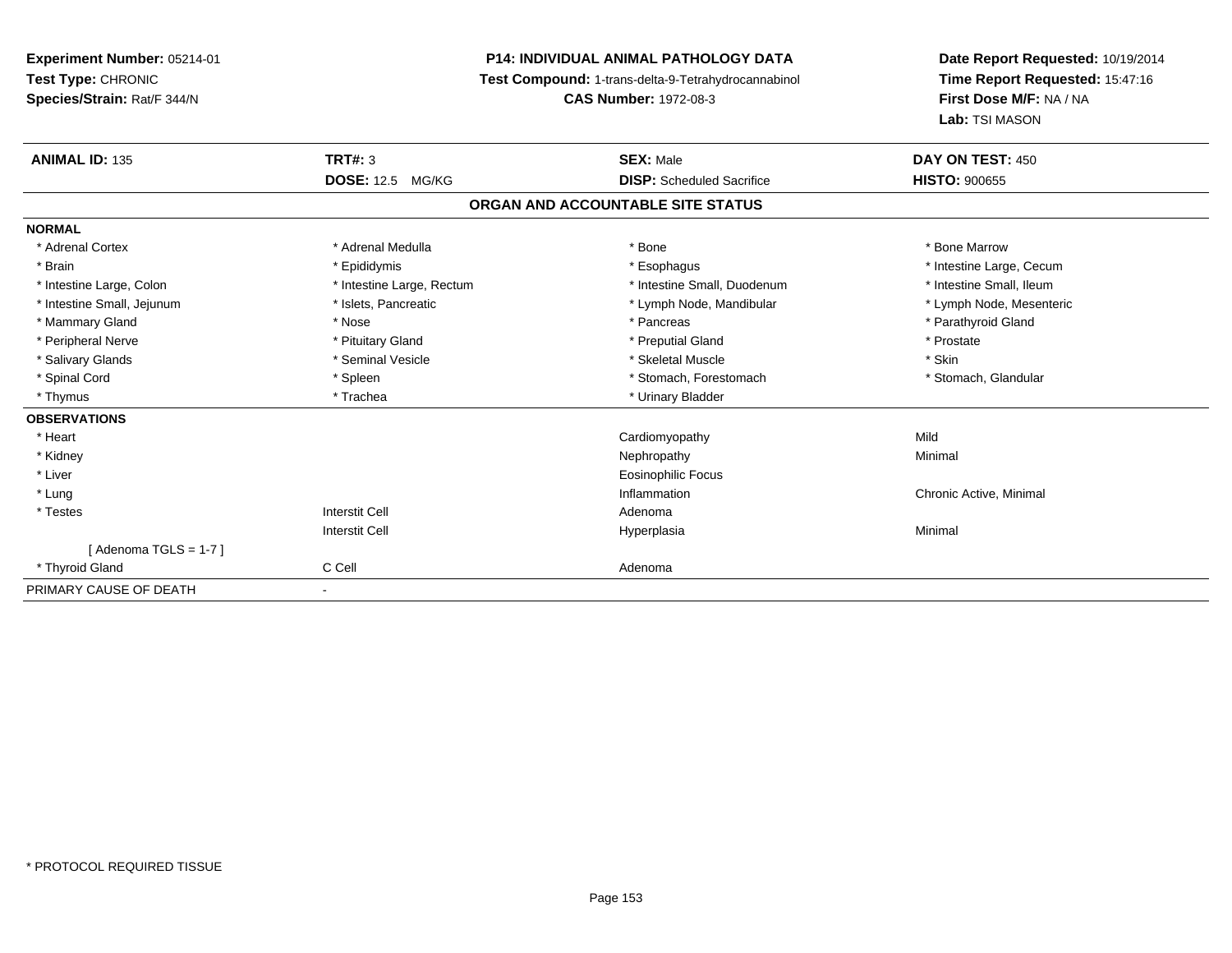**Experiment Number:** 05214-01
**Test Type:** CHRONIC
**Species/Strain:** Rat/F 344/N

**P14: INDIVIDUAL ANIMAL PATHOLOGY DATA**
**Test Compound:** 1-trans-delta-9-Tetrahydrocannabinol
**CAS Number:** 1972-08-3

**Date Report Requested:** 10/19/2014
**Time Report Requested:** 15:47:16
**First Dose M/F:** NA / NA
**Lab:** TSI MASON

| **ANIMAL ID:** 135 | **TRT#:** 3 | **SEX:** Male | **DAY ON TEST:** 450 |
|---|---|---|---|
| | **DOSE:** 12.5 MG/KG | **DISP:** Scheduled Sacrifice | **HISTO:** 900655 |

## ORGAN AND ACCOUNTABLE SITE STATUS

| | | | |
|---|---|---|---|
| **NORMAL** | | | |
| * Adrenal Cortex | * Adrenal Medulla | * Bone | * Bone Marrow |
| * Brain | * Epididymis | * Esophagus | * Intestine Large, Cecum |
| * Intestine Large, Colon | * Intestine Large, Rectum | * Intestine Small, Duodenum | * Intestine Small, Ileum |
| * Intestine Small, Jejunum | * Islets, Pancreatic | * Lymph Node, Mandibular | * Lymph Node, Mesenteric |
| * Mammary Gland | * Nose | * Pancreas | * Parathyroid Gland |
| * Peripheral Nerve | * Pituitary Gland | * Preputial Gland | * Prostate |
| * Salivary Glands | * Seminal Vesicle | * Skeletal Muscle | * Skin |
| * Spinal Cord | * Spleen | * Stomach, Forestomach | * Stomach, Glandular |
| * Thymus | * Trachea | * Urinary Bladder | |
| **OBSERVATIONS** | | | |
| * Heart | | Cardiomyopathy | Mild |
| * Kidney | | Nephropathy | Minimal |
| * Liver | | Eosinophilic Focus | |
| * Lung | | Inflammation | Chronic Active, Minimal |
| * Testes | Interstit Cell | Adenoma | |
| | Interstit Cell | Hyperplasia | Minimal |
| [ Adenoma TGLS = 1-7 ] | | | |
| * Thyroid Gland | C Cell | Adenoma | |
| PRIMARY CAUSE OF DEATH | - | | |

* PROTOCOL REQUIRED TISSUE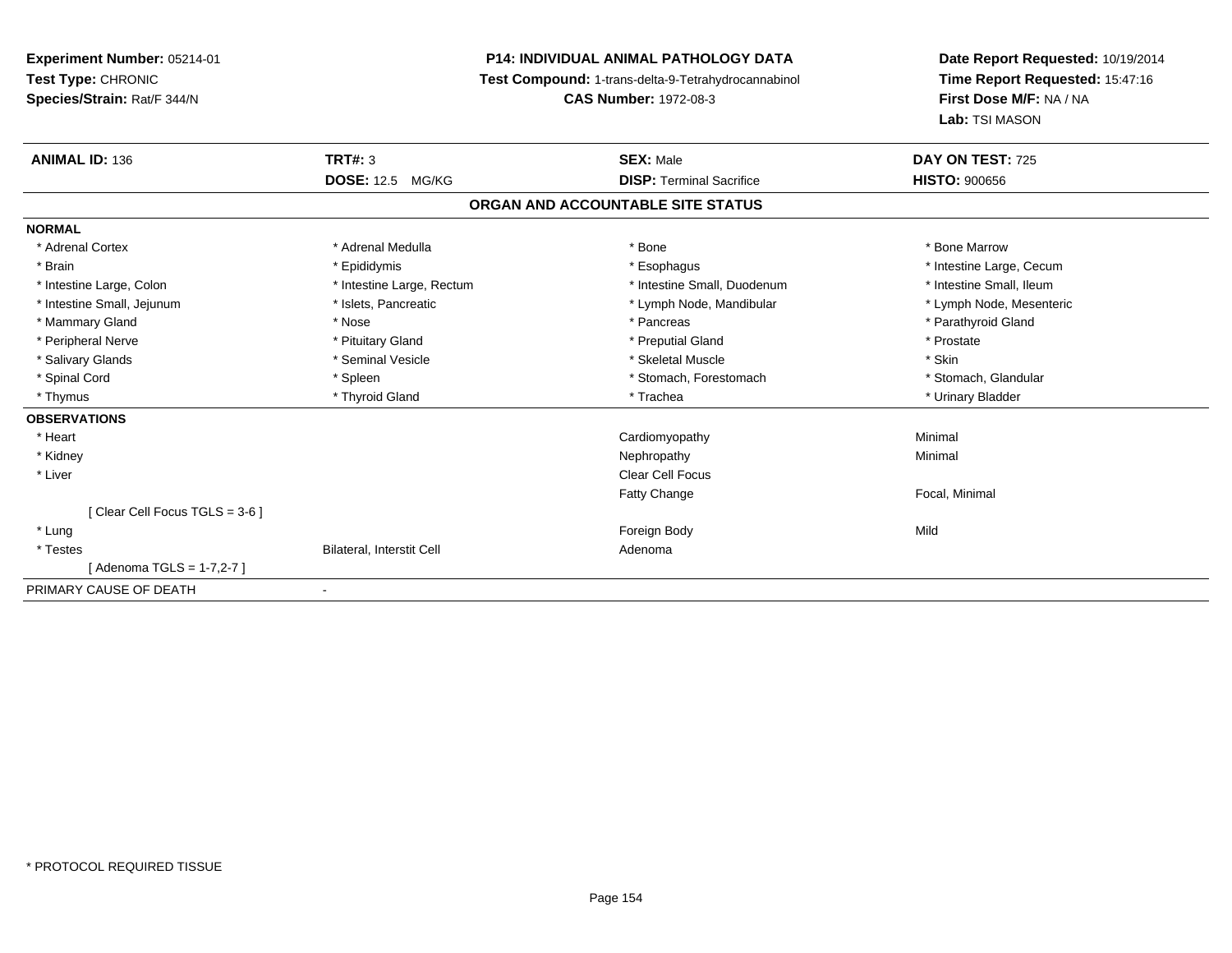**Experiment Number:** 05214-01
**Test Type:** CHRONIC
**Species/Strain:** Rat/F 344/N

**P14: INDIVIDUAL ANIMAL PATHOLOGY DATA**
**Test Compound:** 1-trans-delta-9-Tetrahydrocannabinol
**CAS Number:** 1972-08-3

**Date Report Requested:** 10/19/2014
**Time Report Requested:** 15:47:16
**First Dose M/F:** NA / NA
**Lab:** TSI MASON

| **ANIMAL ID:** 136 | **TRT#:** 3 | **SEX:** Male | **DAY ON TEST:** 725 |
|---|---|---|---|
| | **DOSE:** 12.5 MG/KG | **DISP:** Terminal Sacrifice | **HISTO:** 900656 |

**ORGAN AND ACCOUNTABLE SITE STATUS**

| | | | |
|---|---|---|---|
| **NORMAL** | | | |
| * Adrenal Cortex | * Adrenal Medulla | * Bone | * Bone Marrow |
| * Brain | * Epididymis | * Esophagus | * Intestine Large, Cecum |
| * Intestine Large, Colon | * Intestine Large, Rectum | * Intestine Small, Duodenum | * Intestine Small, Ileum |
| * Intestine Small, Jejunum | * Islets, Pancreatic | * Lymph Node, Mandibular | * Lymph Node, Mesenteric |
| * Mammary Gland | * Nose | * Pancreas | * Parathyroid Gland |
| * Peripheral Nerve | * Pituitary Gland | * Preputial Gland | * Prostate |
| * Salivary Glands | * Seminal Vesicle | * Skeletal Muscle | * Skin |
| * Spinal Cord | * Spleen | * Stomach, Forestomach | * Stomach, Glandular |
| * Thymus | * Thyroid Gland | * Trachea | * Urinary Bladder |
| **OBSERVATIONS** | | | |
| * Heart | | Cardiomyopathy | Minimal |
| * Kidney | | Nephropathy | Minimal |
| * Liver | | Clear Cell Focus | |
| | | Fatty Change | Focal, Minimal |
| [ Clear Cell Focus TGLS = 3-6 ] | | | |
| * Lung | | Foreign Body | Mild |
| * Testes | Bilateral, Interstit Cell | Adenoma | |
| [ Adenoma TGLS = 1-7,2-7 ] | | | |
| PRIMARY CAUSE OF DEATH | - | | |

* PROTOCOL REQUIRED TISSUE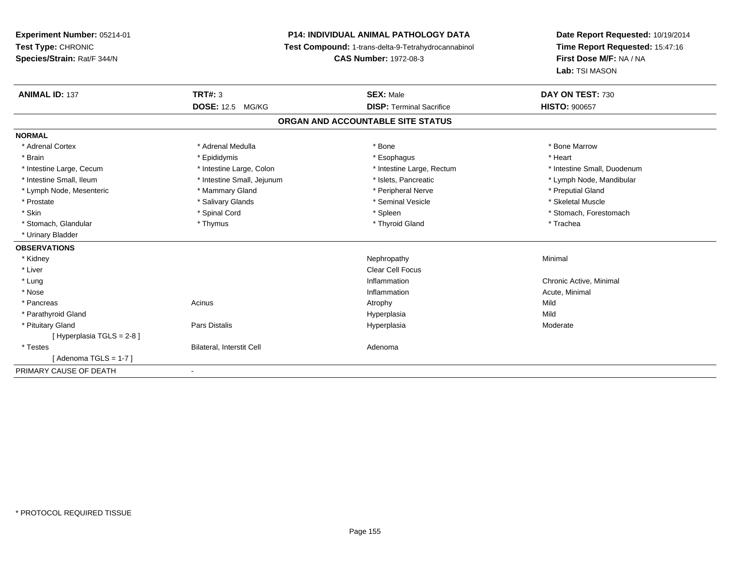**Experiment Number:** 05214-01
**Test Type:** CHRONIC
**Species/Strain:** Rat/F 344/N

**P14: INDIVIDUAL ANIMAL PATHOLOGY DATA**
**Test Compound:** 1-trans-delta-9-Tetrahydrocannabinol
**CAS Number:** 1972-08-3

**Date Report Requested:** 10/19/2014
**Time Report Requested:** 15:47:16
**First Dose M/F:** NA / NA
**Lab:** TSI MASON

| **ANIMAL ID:** 137 | **TRT#:** 3 | **SEX:** Male | **DAY ON TEST:** 730 |
|---|---|---|---|
| | **DOSE:** 12.5 MG/KG | **DISP:** Terminal Sacrifice | **HISTO:** 900657 |

## ORGAN AND ACCOUNTABLE SITE STATUS

| | | | |
|---|---|---|---|
| **NORMAL** | | | |
| * Adrenal Cortex | * Adrenal Medulla | * Bone | * Bone Marrow |
| * Brain | * Epididymis | * Esophagus | * Heart |
| * Intestine Large, Cecum | * Intestine Large, Colon | * Intestine Large, Rectum | * Intestine Small, Duodenum |
| * Intestine Small, Ileum | * Intestine Small, Jejunum | * Islets, Pancreatic | * Lymph Node, Mandibular |
| * Lymph Node, Mesenteric | * Mammary Gland | * Peripheral Nerve | * Preputial Gland |
| * Prostate | * Salivary Glands | * Seminal Vesicle | * Skeletal Muscle |
| * Skin | * Spinal Cord | * Spleen | * Stomach, Forestomach |
| * Stomach, Glandular | * Thymus | * Thyroid Gland | * Trachea |
| * Urinary Bladder | | | |
| **OBSERVATIONS** | | | |
| * Kidney | | Nephropathy | Minimal |
| * Liver | | Clear Cell Focus | |
| * Lung | | Inflammation | Chronic Active, Minimal |
| * Nose | | Inflammation | Acute, Minimal |
| * Pancreas | Acinus | Atrophy | Mild |
| * Parathyroid Gland | | Hyperplasia | Mild |
| * Pituitary Gland | Pars Distalis | Hyperplasia | Moderate |
| [ Hyperplasia TGLS = 2-8 ] | | | |
| * Testes | Bilateral, Interstit Cell | Adenoma | |
| [ Adenoma TGLS = 1-7 ] | | | |
| PRIMARY CAUSE OF DEATH | - | | |

* PROTOCOL REQUIRED TISSUE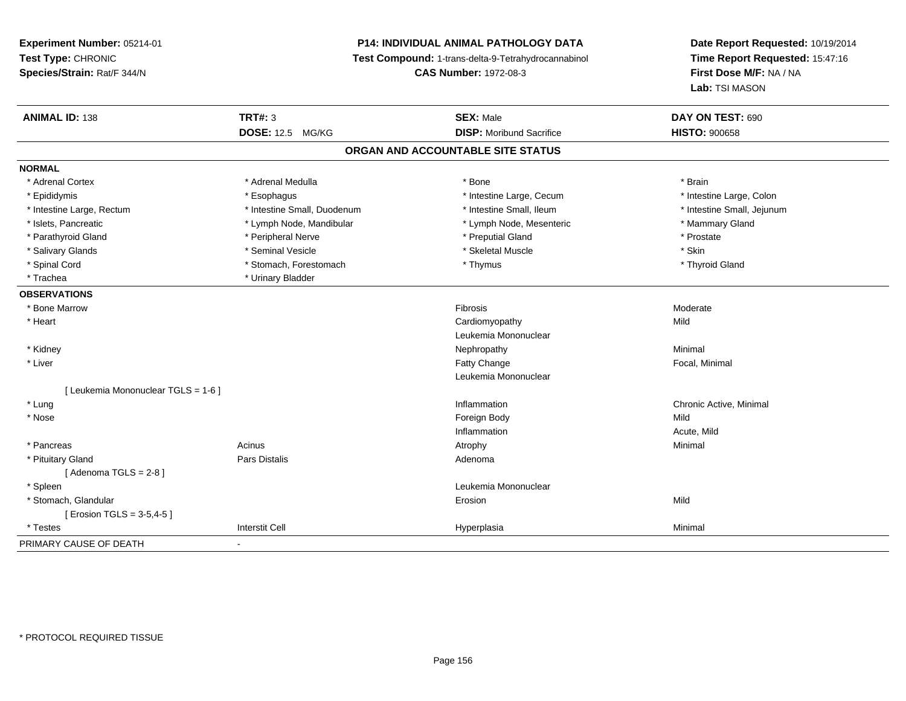**Experiment Number:** 05214-01
**Test Type:** CHRONIC
**Species/Strain:** Rat/F 344/N

**P14: INDIVIDUAL ANIMAL PATHOLOGY DATA**
**Test Compound:** 1-trans-delta-9-Tetrahydrocannabinol
**CAS Number:** 1972-08-3

**Date Report Requested:** 10/19/2014
**Time Report Requested:** 15:47:16
**First Dose M/F:** NA / NA
**Lab:** TSI MASON

| **ANIMAL ID:** 138 | **TRT#:** 3 | **SEX:** Male | **DAY ON TEST:** 690 |
|---|---|---|---|
| | **DOSE:** 12.5 MG/KG | **DISP:** Moribund Sacrifice | **HISTO:** 900658 |

## ORGAN AND ACCOUNTABLE SITE STATUS

**NORMAL**

| | | | |
|---|---|---|---|
| * Adrenal Cortex | * Adrenal Medulla | * Bone | * Brain |
| * Epididymis | * Esophagus | * Intestine Large, Cecum | * Intestine Large, Colon |
| * Intestine Large, Rectum | * Intestine Small, Duodenum | * Intestine Small, Ileum | * Intestine Small, Jejunum |
| * Islets, Pancreatic | * Lymph Node, Mandibular | * Lymph Node, Mesenteric | * Mammary Gland |
| * Parathyroid Gland | * Peripheral Nerve | * Preputial Gland | * Prostate |
| * Salivary Glands | * Seminal Vesicle | * Skeletal Muscle | * Skin |
| * Spinal Cord | * Stomach, Forestomach | * Thymus | * Thyroid Gland |
| * Trachea | * Urinary Bladder | | |

**OBSERVATIONS**

| | | | |
|---|---|---|---|
| * Bone Marrow | | Fibrosis | Moderate |
| * Heart | | Cardiomyopathy | Mild |
| | | Leukemia Mononuclear | |
| * Kidney | | Nephropathy | Minimal |
| * Liver | | Fatty Change | Focal, Minimal |
| | | Leukemia Mononuclear | |
| [ Leukemia Mononuclear TGLS = 1-6 ] | | | |
| * Lung | | Inflammation | Chronic Active, Minimal |
| * Nose | | Foreign Body | Mild |
| | | Inflammation | Acute, Mild |
| * Pancreas | Acinus | Atrophy | Minimal |
| * Pituitary Gland | Pars Distalis | Adenoma | |
| [ Adenoma TGLS = 2-8 ] | | | |
| * Spleen | | Leukemia Mononuclear | |
| * Stomach, Glandular | | Erosion | Mild |
| [ Erosion TGLS = 3-5,4-5 ] | | | |
| * Testes | Interstit Cell | Hyperplasia | Minimal |

PRIMARY CAUSE OF DEATH -

* PROTOCOL REQUIRED TISSUE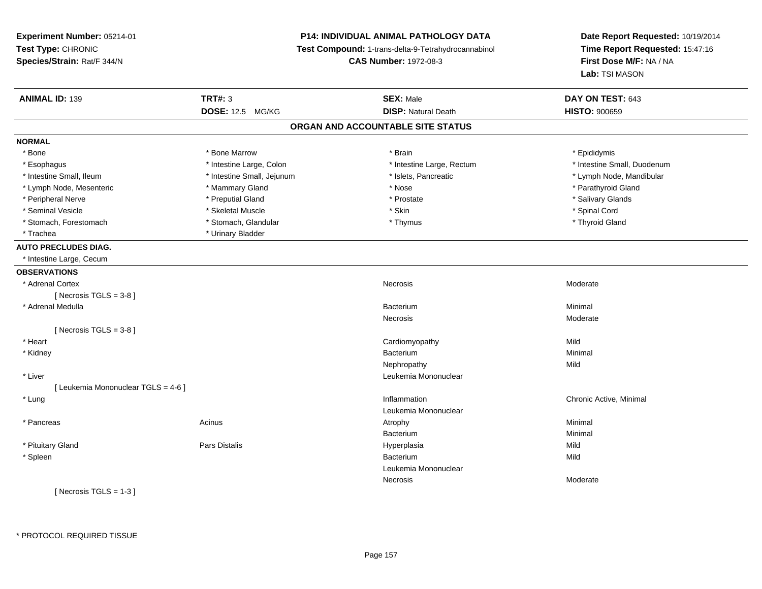**Experiment Number:** 05214-01
**Test Type:** CHRONIC
**Species/Strain:** Rat/F 344/N

**P14: INDIVIDUAL ANIMAL PATHOLOGY DATA**
**Test Compound:** 1-trans-delta-9-Tetrahydrocannabinol
**CAS Number:** 1972-08-3

**Date Report Requested:** 10/19/2014
**Time Report Requested:** 15:47:16
**First Dose M/F:** NA / NA
**Lab:** TSI MASON

| **ANIMAL ID:** 139 | **TRT#:** 3 | **SEX:** Male | **DAY ON TEST:** 643 |
|---|---|---|---|
| | **DOSE:** 12.5 MG/KG | **DISP:** Natural Death | **HISTO:** 900659 |

## ORGAN AND ACCOUNTABLE SITE STATUS

**NORMAL**

| | | | |
|---|---|---|---|
| * Bone | * Bone Marrow | * Brain | * Epididymis |
| * Esophagus | * Intestine Large, Colon | * Intestine Large, Rectum | * Intestine Small, Duodenum |
| * Intestine Small, Ileum | * Intestine Small, Jejunum | * Islets, Pancreatic | * Lymph Node, Mandibular |
| * Lymph Node, Mesenteric | * Mammary Gland | * Nose | * Parathyroid Gland |
| * Peripheral Nerve | * Preputial Gland | * Prostate | * Salivary Glands |
| * Seminal Vesicle | * Skeletal Muscle | * Skin | * Spinal Cord |
| * Stomach, Forestomach | * Stomach, Glandular | * Thymus | * Thyroid Gland |
| * Trachea | * Urinary Bladder | | |

**AUTO PRECLUDES DIAG.**

* Intestine Large, Cecum

**OBSERVATIONS**

| Organ | Site | Observation | Severity |
|---|---|---|---|
| * Adrenal Cortex | | Necrosis | Moderate |
| [ Necrosis TGLS = 3-8 ] | | | |
| * Adrenal Medulla | | Bacterium | Minimal |
| | | Necrosis | Moderate |
| [ Necrosis TGLS = 3-8 ] | | | |
| * Heart | | Cardiomyopathy | Mild |
| * Kidney | | Bacterium | Minimal |
| | | Nephropathy | Mild |
| * Liver | | Leukemia Mononuclear | |
| [ Leukemia Mononuclear TGLS = 4-6 ] | | | |
| * Lung | | Inflammation | Chronic Active, Minimal |
| | | Leukemia Mononuclear | |
| * Pancreas | Acinus | Atrophy | Minimal |
| | | Bacterium | Minimal |
| * Pituitary Gland | Pars Distalis | Hyperplasia | Mild |
| * Spleen | | Bacterium | Mild |
| | | Leukemia Mononuclear | |
| | | Necrosis | Moderate |
| [ Necrosis TGLS = 1-3 ] | | | |

* PROTOCOL REQUIRED TISSUE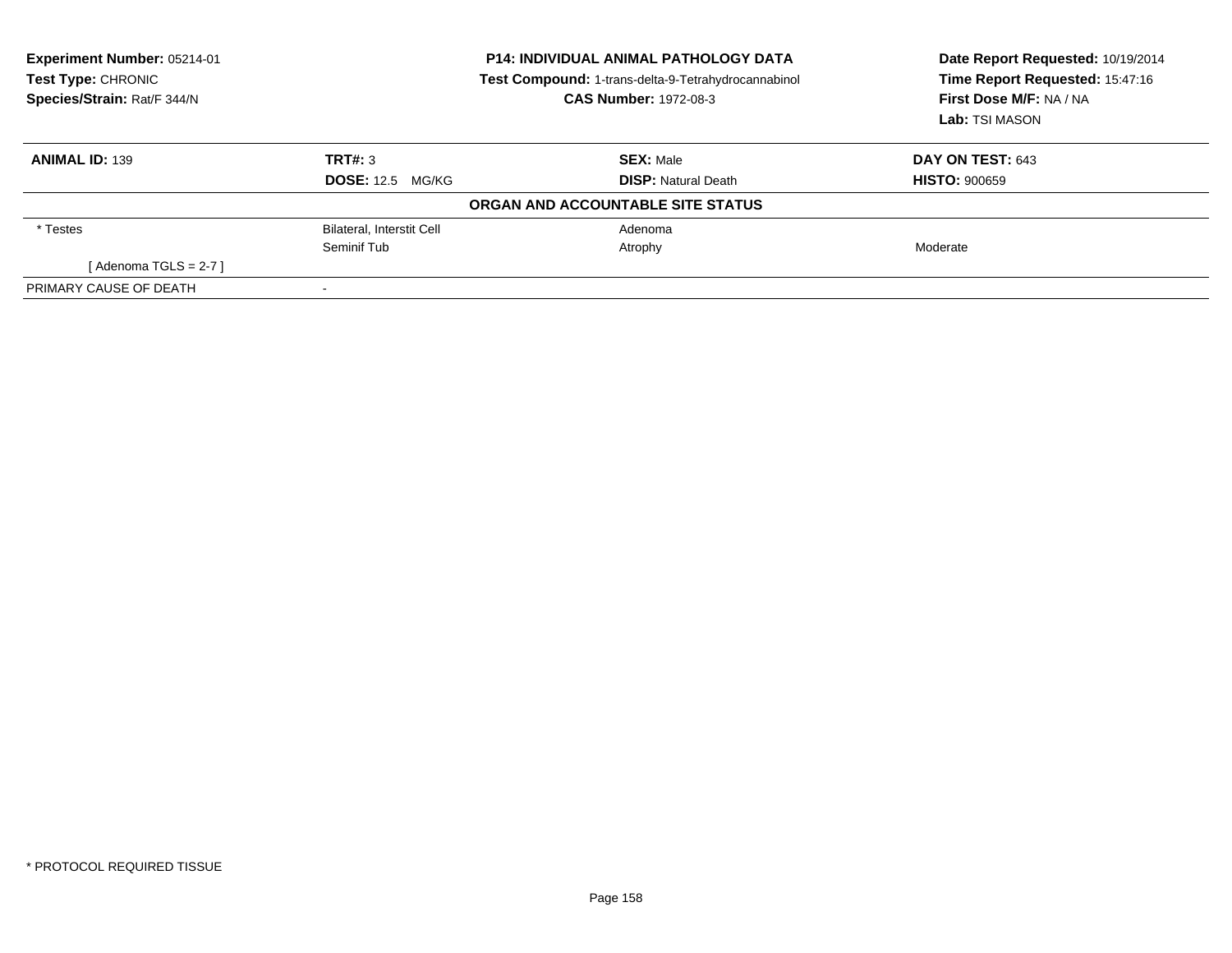**Experiment Number:** 05214-01
**Test Type:** CHRONIC
**Species/Strain:** Rat/F 344/N

**P14: INDIVIDUAL ANIMAL PATHOLOGY DATA**
**Test Compound:** 1-trans-delta-9-Tetrahydrocannabinol
**CAS Number:** 1972-08-3

**Date Report Requested:** 10/19/2014
**Time Report Requested:** 15:47:16
**First Dose M/F:** NA / NA
**Lab:** TSI MASON

| **ANIMAL ID:** 139 | **TRT#:** 3 | **SEX:** Male | **DAY ON TEST:** 643 |
|---|---|---|---|
| | **DOSE:** 12.5 MG/KG | **DISP:** Natural Death | **HISTO:** 900659 |
| | | **ORGAN AND ACCOUNTABLE SITE STATUS** | |
| * Testes | Bilateral, Interstit Cell | Adenoma | |
| | Seminif Tub | Atrophy | Moderate |
| [ Adenoma TGLS = 2-7 ] | | | |
| PRIMARY CAUSE OF DEATH | - | | |

* PROTOCOL REQUIRED TISSUE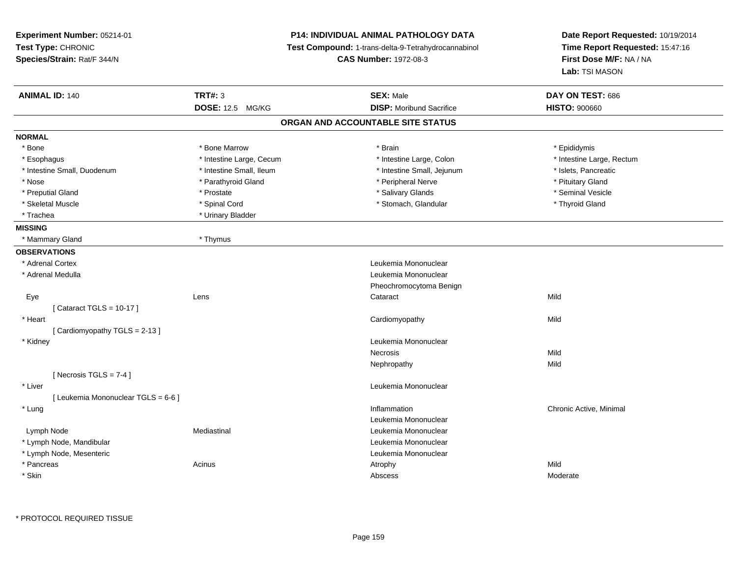**Experiment Number:** 05214-01
**Test Type:** CHRONIC
**Species/Strain:** Rat/F 344/N

**P14: INDIVIDUAL ANIMAL PATHOLOGY DATA**
**Test Compound:** 1-trans-delta-9-Tetrahydrocannabinol
**CAS Number:** 1972-08-3

**Date Report Requested:** 10/19/2014
**Time Report Requested:** 15:47:16
**First Dose M/F:** NA / NA
**Lab:** TSI MASON

| **ANIMAL ID:** 140 | **TRT#:** 3 | **SEX:** Male | **DAY ON TEST:** 686 |
|---|---|---|---|
| | **DOSE:** 12.5 MG/KG | **DISP:** Moribund Sacrifice | **HISTO:** 900660 |

## ORGAN AND ACCOUNTABLE SITE STATUS

**NORMAL**

| | | | |
|---|---|---|---|
| * Bone | * Bone Marrow | * Brain | * Epididymis |
| * Esophagus | * Intestine Large, Cecum | * Intestine Large, Colon | * Intestine Large, Rectum |
| * Intestine Small, Duodenum | * Intestine Small, Ileum | * Intestine Small, Jejunum | * Islets, Pancreatic |
| * Nose | * Parathyroid Gland | * Peripheral Nerve | * Pituitary Gland |
| * Preputial Gland | * Prostate | * Salivary Glands | * Seminal Vesicle |
| * Skeletal Muscle | * Spinal Cord | * Stomach, Glandular | * Thyroid Gland |
| * Trachea | * Urinary Bladder | | |

**MISSING**

| | |
|---|---|
| * Mammary Gland | * Thymus |

**OBSERVATIONS**

| | | | |
|---|---|---|---|
| * Adrenal Cortex | | Leukemia Mononuclear | |
| * Adrenal Medulla | | Leukemia Mononuclear | |
| | | Pheochromocytoma Benign | |
| Eye | Lens | Cataract | Mild |
| [ Cataract TGLS = 10-17 ] | | | |
| * Heart | | Cardiomyopathy | Mild |
| [ Cardiomyopathy TGLS = 2-13 ] | | | |
| * Kidney | | Leukemia Mononuclear | |
| | | Necrosis | Mild |
| | | Nephropathy | Mild |
| [ Necrosis TGLS = 7-4 ] | | | |
| * Liver | | Leukemia Mononuclear | |
| [ Leukemia Mononuclear TGLS = 6-6 ] | | | |
| * Lung | | Inflammation | Chronic Active, Minimal |
| | | Leukemia Mononuclear | |
| Lymph Node | Mediastinal | Leukemia Mononuclear | |
| * Lymph Node, Mandibular | | Leukemia Mononuclear | |
| * Lymph Node, Mesenteric | | Leukemia Mononuclear | |
| * Pancreas | Acinus | Atrophy | Mild |
| * Skin | | Abscess | Moderate |

\* PROTOCOL REQUIRED TISSUE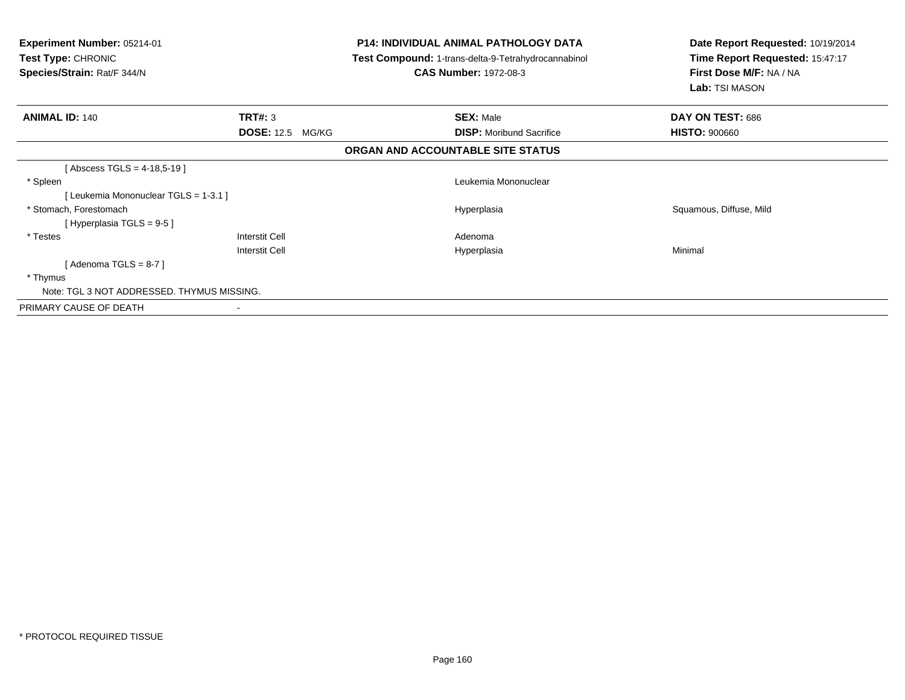**Experiment Number:** 05214-01
**Test Type:** CHRONIC
**Species/Strain:** Rat/F 344/N

**P14: INDIVIDUAL ANIMAL PATHOLOGY DATA**
**Test Compound:** 1-trans-delta-9-Tetrahydrocannabinol
**CAS Number:** 1972-08-3

**Date Report Requested:** 10/19/2014
**Time Report Requested:** 15:47:17
**First Dose M/F:** NA / NA
**Lab:** TSI MASON

| **ANIMAL ID:** 140 | **TRT#:** 3 | **SEX:** Male | **DAY ON TEST:** 686 |
|---|---|---|---|
| | **DOSE:** 12.5 MG/KG | **DISP:** Moribund Sacrifice | **HISTO:** 900660 |

## ORGAN AND ACCOUNTABLE SITE STATUS

| | | | |
|---|---|---|---|
| [ Abscess TGLS = 4-18,5-19 ] | | | |
| * Spleen | | Leukemia Mononuclear | |
| [ Leukemia Mononuclear TGLS = 1-3.1 ] | | | |
| * Stomach, Forestomach | | Hyperplasia | Squamous, Diffuse, Mild |
| [ Hyperplasia TGLS = 9-5 ] | | | |
| * Testes | Interstit Cell | Adenoma | |
| | Interstit Cell | Hyperplasia | Minimal |
| [ Adenoma TGLS = 8-7 ] | | | |
| * Thymus | | | |
| Note: TGL 3 NOT ADDRESSED. THYMUS MISSING. | | | |
| PRIMARY CAUSE OF DEATH | - | | |

* PROTOCOL REQUIRED TISSUE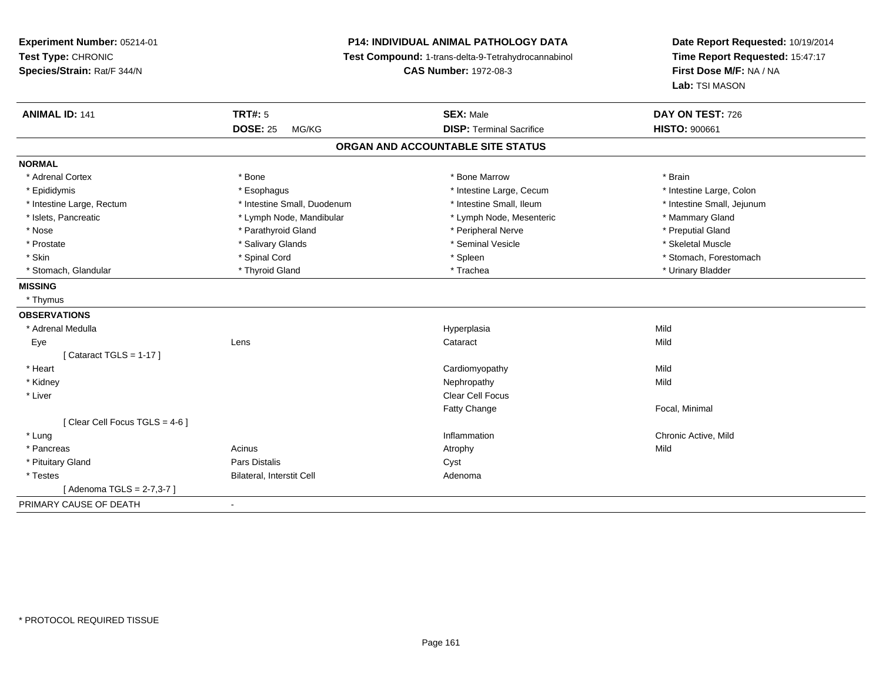**Experiment Number:** 05214-01
**Test Type:** CHRONIC
**Species/Strain:** Rat/F 344/N

**P14: INDIVIDUAL ANIMAL PATHOLOGY DATA**
**Test Compound:** 1-trans-delta-9-Tetrahydrocannabinol
**CAS Number:** 1972-08-3

**Date Report Requested:** 10/19/2014
**Time Report Requested:** 15:47:17
**First Dose M/F:** NA / NA
**Lab:** TSI MASON

| **ANIMAL ID:** 141 | **TRT#:** 5 | **SEX:** Male | **DAY ON TEST:** 726 |
|---|---|---|---|
| | **DOSE:** 25 MG/KG | **DISP:** Terminal Sacrifice | **HISTO:** 900661 |

## ORGAN AND ACCOUNTABLE SITE STATUS

**NORMAL**

| | | | |
|---|---|---|---|
| * Adrenal Cortex | * Bone | * Bone Marrow | * Brain |
| * Epididymis | * Esophagus | * Intestine Large, Cecum | * Intestine Large, Colon |
| * Intestine Large, Rectum | * Intestine Small, Duodenum | * Intestine Small, Ileum | * Intestine Small, Jejunum |
| * Islets, Pancreatic | * Lymph Node, Mandibular | * Lymph Node, Mesenteric | * Mammary Gland |
| * Nose | * Parathyroid Gland | * Peripheral Nerve | * Preputial Gland |
| * Prostate | * Salivary Glands | * Seminal Vesicle | * Skeletal Muscle |
| * Skin | * Spinal Cord | * Spleen | * Stomach, Forestomach |
| * Stomach, Glandular | * Thyroid Gland | * Trachea | * Urinary Bladder |

**MISSING**

* Thymus

**OBSERVATIONS**

| | | | |
|---|---|---|---|
| * Adrenal Medulla | | Hyperplasia | Mild |
| Eye | Lens | Cataract | Mild |
| [ Cataract TGLS = 1-17 ] | | | |
| * Heart | | Cardiomyopathy | Mild |
| * Kidney | | Nephropathy | Mild |
| * Liver | | Clear Cell Focus | |
| | | Fatty Change | Focal, Minimal |
| [ Clear Cell Focus TGLS = 4-6 ] | | | |
| * Lung | | Inflammation | Chronic Active, Mild |
| * Pancreas | Acinus | Atrophy | Mild |
| * Pituitary Gland | Pars Distalis | Cyst | |
| * Testes | Bilateral, Interstit Cell | Adenoma | |
| [ Adenoma TGLS = 2-7,3-7 ] | | | |

PRIMARY CAUSE OF DEATH -

* PROTOCOL REQUIRED TISSUE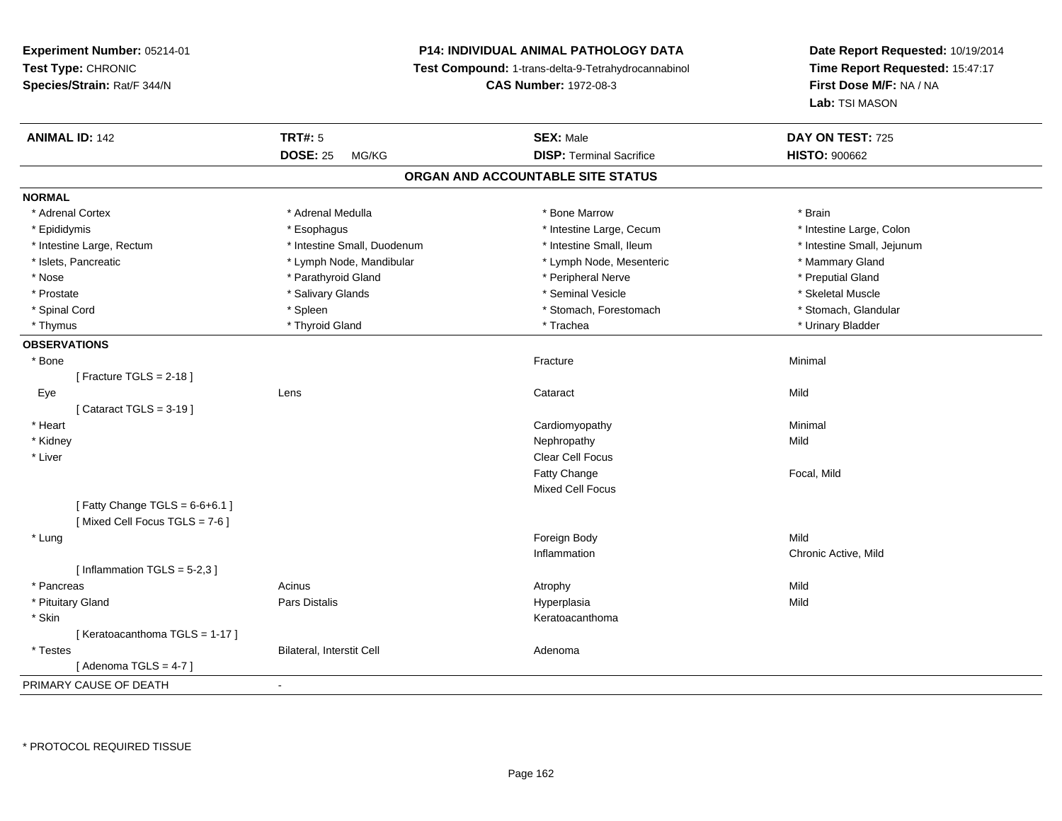**Experiment Number:** 05214-01
**Test Type:** CHRONIC
**Species/Strain:** Rat/F 344/N

**P14: INDIVIDUAL ANIMAL PATHOLOGY DATA**
**Test Compound:** 1-trans-delta-9-Tetrahydrocannabinol
**CAS Number:** 1972-08-3

**Date Report Requested:** 10/19/2014
**Time Report Requested:** 15:47:17
**First Dose M/F:** NA / NA
**Lab:** TSI MASON

| **ANIMAL ID:** 142 | **TRT#:** 5 | **SEX:** Male | **DAY ON TEST:** 725 |
|---|---|---|---|
| | **DOSE:** 25 MG/KG | **DISP:** Terminal Sacrifice | **HISTO:** 900662 |

## ORGAN AND ACCOUNTABLE SITE STATUS

**NORMAL**

| | | | |
|---|---|---|---|
| * Adrenal Cortex | * Adrenal Medulla | * Bone Marrow | * Brain |
| * Epididymis | * Esophagus | * Intestine Large, Cecum | * Intestine Large, Colon |
| * Intestine Large, Rectum | * Intestine Small, Duodenum | * Intestine Small, Ileum | * Intestine Small, Jejunum |
| * Islets, Pancreatic | * Lymph Node, Mandibular | * Lymph Node, Mesenteric | * Mammary Gland |
| * Nose | * Parathyroid Gland | * Peripheral Nerve | * Preputial Gland |
| * Prostate | * Salivary Glands | * Seminal Vesicle | * Skeletal Muscle |
| * Spinal Cord | * Spleen | * Stomach, Forestomach | * Stomach, Glandular |
| * Thymus | * Thyroid Gland | * Trachea | * Urinary Bladder |

**OBSERVATIONS**

| | | | |
|---|---|---|---|
| * Bone | | Fracture | Minimal |
| [ Fracture TGLS = 2-18 ] | | | |
| Eye | Lens | Cataract | Mild |
| [ Cataract TGLS = 3-19 ] | | | |
| * Heart | | Cardiomyopathy | Minimal |
| * Kidney | | Nephropathy | Mild |
| * Liver | | Clear Cell Focus | |
| | | Fatty Change | Focal, Mild |
| | | Mixed Cell Focus | |
| [ Fatty Change TGLS = 6-6+6.1 ] | | | |
| [ Mixed Cell Focus TGLS = 7-6 ] | | | |
| * Lung | | Foreign Body | Mild |
| | | Inflammation | Chronic Active, Mild |
| [ Inflammation TGLS = 5-2,3 ] | | | |
| * Pancreas | Acinus | Atrophy | Mild |
| * Pituitary Gland | Pars Distalis | Hyperplasia | Mild |
| * Skin | | Keratoacanthoma | |
| [ Keratoacanthoma TGLS = 1-17 ] | | | |
| * Testes | Bilateral, Interstit Cell | Adenoma | |
| [ Adenoma TGLS = 4-7 ] | | | |

PRIMARY CAUSE OF DEATH -

* PROTOCOL REQUIRED TISSUE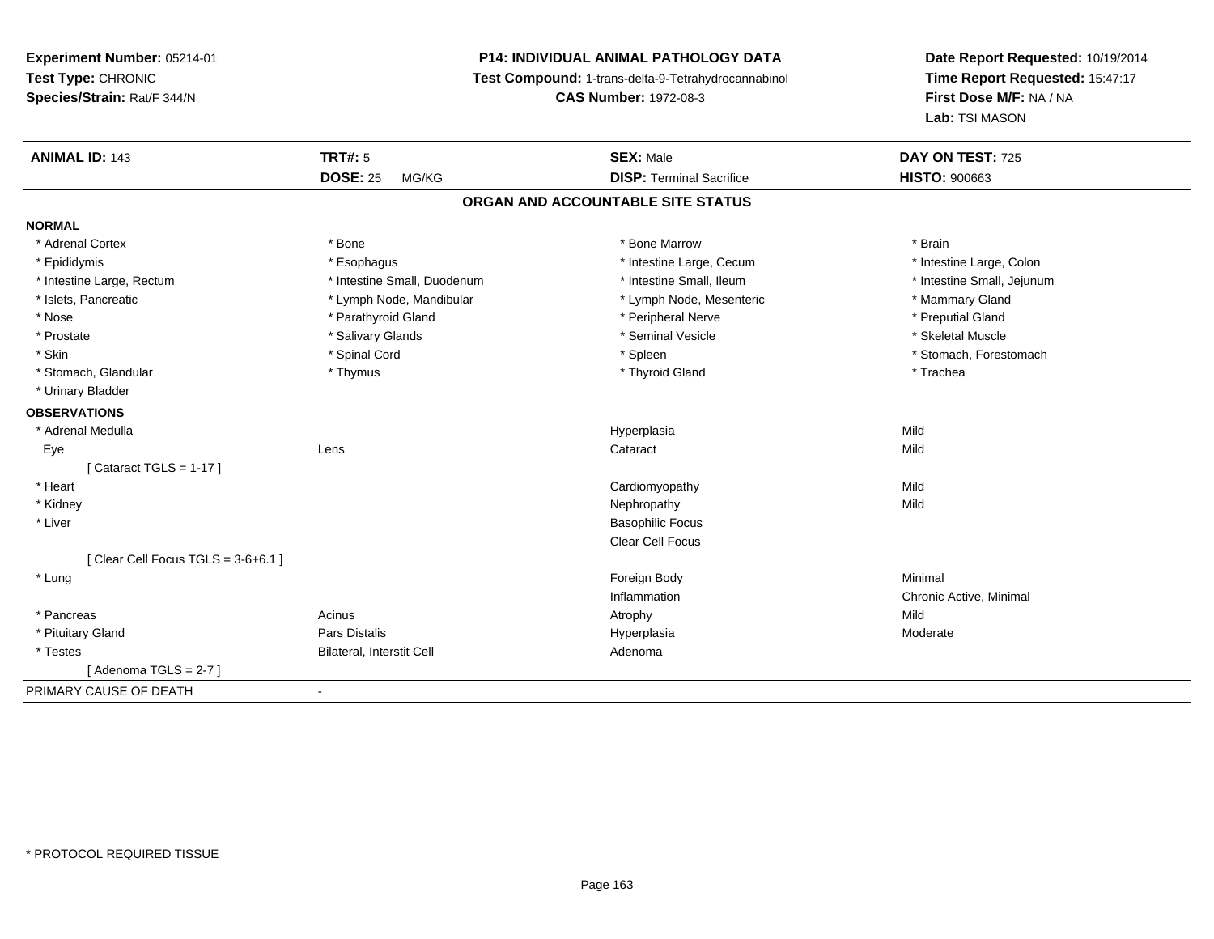**Experiment Number:** 05214-01
**Test Type:** CHRONIC
**Species/Strain:** Rat/F 344/N

**P14: INDIVIDUAL ANIMAL PATHOLOGY DATA**
**Test Compound:** 1-trans-delta-9-Tetrahydrocannabinol
**CAS Number:** 1972-08-3

**Date Report Requested:** 10/19/2014
**Time Report Requested:** 15:47:17
**First Dose M/F:** NA / NA
**Lab:** TSI MASON

| **ANIMAL ID:** 143 | **TRT#:** 5 | **SEX:** Male | **DAY ON TEST:** 725 |
|---|---|---|---|
| | **DOSE:** 25 MG/KG | **DISP:** Terminal Sacrifice | **HISTO:** 900663 |

## ORGAN AND ACCOUNTABLE SITE STATUS

**NORMAL**

| | | | |
|---|---|---|---|
| * Adrenal Cortex | * Bone | * Bone Marrow | * Brain |
| * Epididymis | * Esophagus | * Intestine Large, Cecum | * Intestine Large, Colon |
| * Intestine Large, Rectum | * Intestine Small, Duodenum | * Intestine Small, Ileum | * Intestine Small, Jejunum |
| * Islets, Pancreatic | * Lymph Node, Mandibular | * Lymph Node, Mesenteric | * Mammary Gland |
| * Nose | * Parathyroid Gland | * Peripheral Nerve | * Preputial Gland |
| * Prostate | * Salivary Glands | * Seminal Vesicle | * Skeletal Muscle |
| * Skin | * Spinal Cord | * Spleen | * Stomach, Forestomach |
| * Stomach, Glandular | * Thymus | * Thyroid Gland | * Trachea |
| * Urinary Bladder | | | |

**OBSERVATIONS**

| | | | |
|---|---|---|---|
| * Adrenal Medulla | | Hyperplasia | Mild |
| Eye | Lens | Cataract | Mild |
| [ Cataract TGLS = 1-17 ] | | | |
| * Heart | | Cardiomyopathy | Mild |
| * Kidney | | Nephropathy | Mild |
| * Liver | | Basophilic Focus | |
| | | Clear Cell Focus | |
| [ Clear Cell Focus TGLS = 3-6+6.1 ] | | | |
| * Lung | | Foreign Body | Minimal |
| | | Inflammation | Chronic Active, Minimal |
| * Pancreas | Acinus | Atrophy | Mild |
| * Pituitary Gland | Pars Distalis | Hyperplasia | Moderate |
| * Testes | Bilateral, Interstit Cell | Adenoma | |
| [ Adenoma TGLS = 2-7 ] | | | |

PRIMARY CAUSE OF DEATH -

* PROTOCOL REQUIRED TISSUE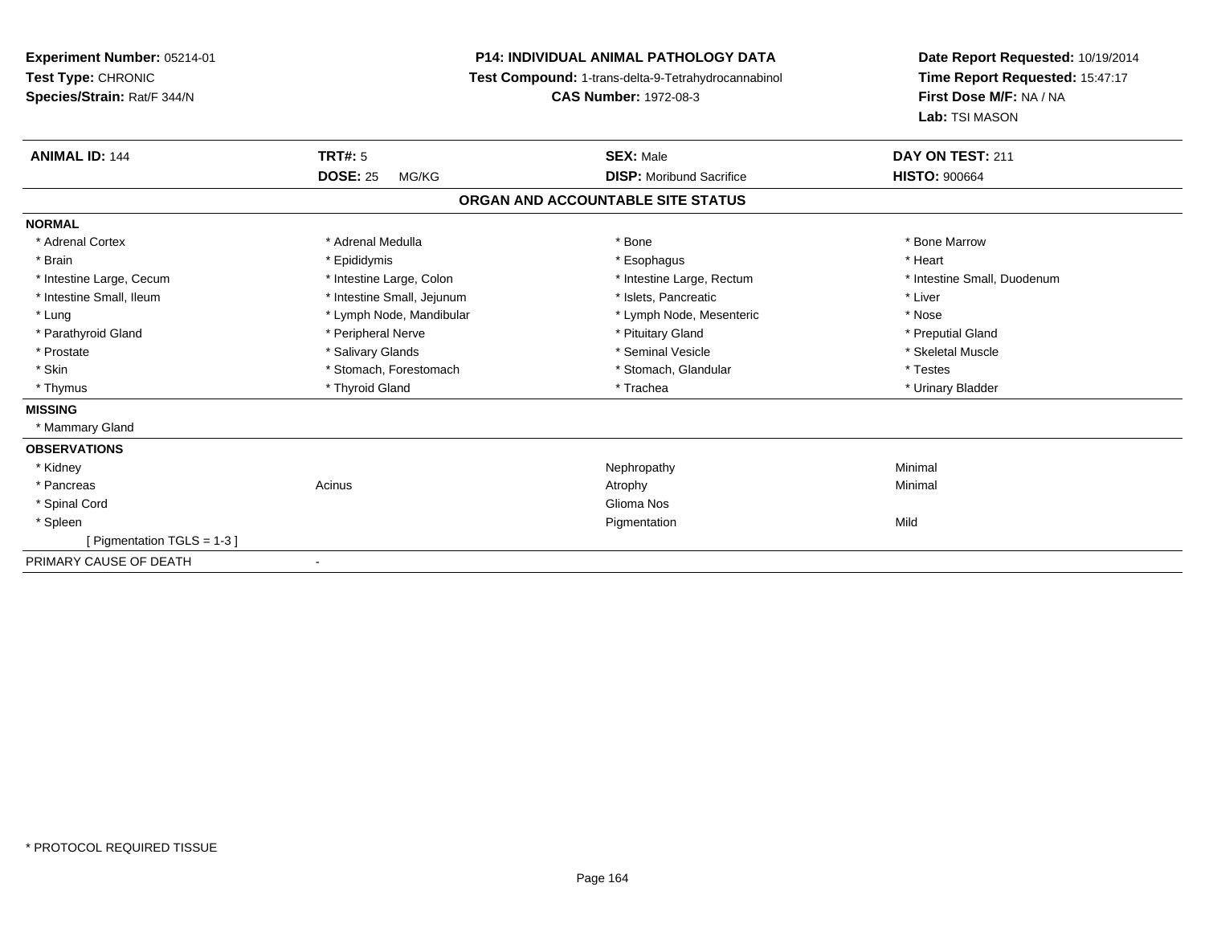**Experiment Number:** 05214-01
**Test Type:** CHRONIC
**Species/Strain:** Rat/F 344/N

**P14: INDIVIDUAL ANIMAL PATHOLOGY DATA**
**Test Compound:** 1-trans-delta-9-Tetrahydrocannabinol
**CAS Number:** 1972-08-3

**Date Report Requested:** 10/19/2014
**Time Report Requested:** 15:47:17
**First Dose M/F:** NA / NA
**Lab:** TSI MASON

| **ANIMAL ID:** 144 | **TRT#:** 5 | **SEX:** Male | **DAY ON TEST:** 211 |
|---|---|---|---|
| | **DOSE:** 25 MG/KG | **DISP:** Moribund Sacrifice | **HISTO:** 900664 |

**ORGAN AND ACCOUNTABLE SITE STATUS**

| | | | |
|---|---|---|---|
| **NORMAL** | | | |
| * Adrenal Cortex | * Adrenal Medulla | * Bone | * Bone Marrow |
| * Brain | * Epididymis | * Esophagus | * Heart |
| * Intestine Large, Cecum | * Intestine Large, Colon | * Intestine Large, Rectum | * Intestine Small, Duodenum |
| * Intestine Small, Ileum | * Intestine Small, Jejunum | * Islets, Pancreatic | * Liver |
| * Lung | * Lymph Node, Mandibular | * Lymph Node, Mesenteric | * Nose |
| * Parathyroid Gland | * Peripheral Nerve | * Pituitary Gland | * Preputial Gland |
| * Prostate | * Salivary Glands | * Seminal Vesicle | * Skeletal Muscle |
| * Skin | * Stomach, Forestomach | * Stomach, Glandular | * Testes |
| * Thymus | * Thyroid Gland | * Trachea | * Urinary Bladder |
| **MISSING** | | | |
| * Mammary Gland | | | |
| **OBSERVATIONS** | | | |
| * Kidney | | Nephropathy | Minimal |
| * Pancreas | Acinus | Atrophy | Minimal |
| * Spinal Cord | | Glioma Nos | |
| * Spleen | | Pigmentation | Mild |
| [ Pigmentation TGLS = 1-3 ] | | | |
| PRIMARY CAUSE OF DEATH | - | | |

\* PROTOCOL REQUIRED TISSUE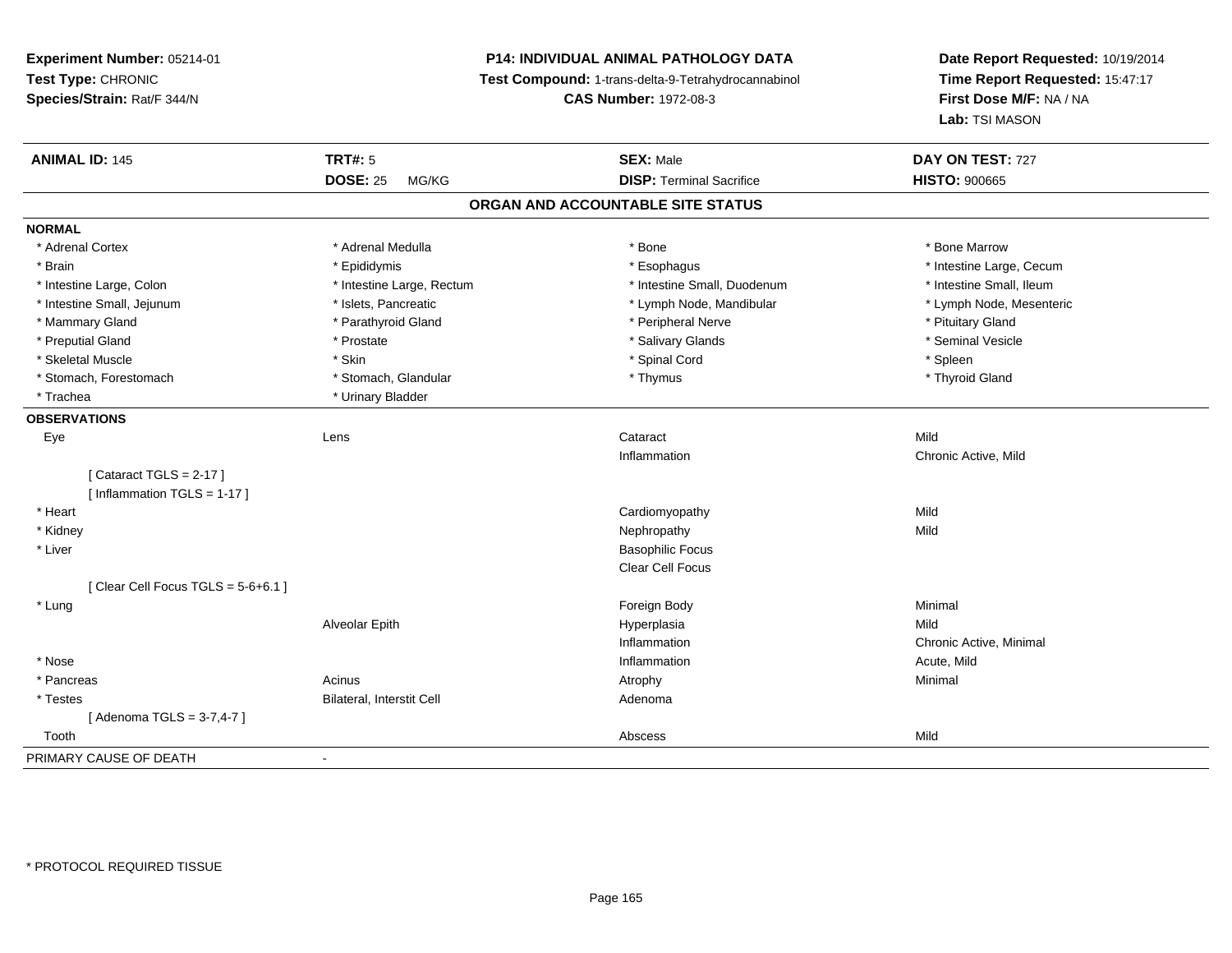**Experiment Number:** 05214-01
**Test Type:** CHRONIC
**Species/Strain:** Rat/F 344/N

**P14: INDIVIDUAL ANIMAL PATHOLOGY DATA**
**Test Compound:** 1-trans-delta-9-Tetrahydrocannabinol
**CAS Number:** 1972-08-3

**Date Report Requested:** 10/19/2014
**Time Report Requested:** 15:47:17
**First Dose M/F:** NA / NA
**Lab:** TSI MASON

| **ANIMAL ID:** 145 | **TRT#:** 5 | **SEX:** Male | **DAY ON TEST:** 727 |
|---|---|---|---|
| | **DOSE:** 25 MG/KG | **DISP:** Terminal Sacrifice | **HISTO:** 900665 |

## ORGAN AND ACCOUNTABLE SITE STATUS

**NORMAL**

| | | | |
|---|---|---|---|
| * Adrenal Cortex | * Adrenal Medulla | * Bone | * Bone Marrow |
| * Brain | * Epididymis | * Esophagus | * Intestine Large, Cecum |
| * Intestine Large, Colon | * Intestine Large, Rectum | * Intestine Small, Duodenum | * Intestine Small, Ileum |
| * Intestine Small, Jejunum | * Islets, Pancreatic | * Lymph Node, Mandibular | * Lymph Node, Mesenteric |
| * Mammary Gland | * Parathyroid Gland | * Peripheral Nerve | * Pituitary Gland |
| * Preputial Gland | * Prostate | * Salivary Glands | * Seminal Vesicle |
| * Skeletal Muscle | * Skin | * Spinal Cord | * Spleen |
| * Stomach, Forestomach | * Stomach, Glandular | * Thymus | * Thyroid Gland |
| * Trachea | * Urinary Bladder | | |

**OBSERVATIONS**

| | | | |
|---|---|---|---|
| Eye | Lens | Cataract | Mild |
| | | Inflammation | Chronic Active, Mild |
| [ Cataract TGLS = 2-17 ] | | | |
| [ Inflammation TGLS = 1-17 ] | | | |
| * Heart | | Cardiomyopathy | Mild |
| * Kidney | | Nephropathy | Mild |
| * Liver | | Basophilic Focus | |
| | | Clear Cell Focus | |
| [ Clear Cell Focus TGLS = 5-6+6.1 ] | | | |
| * Lung | | Foreign Body | Minimal |
| | Alveolar Epith | Hyperplasia | Mild |
| | | Inflammation | Chronic Active, Minimal |
| * Nose | | Inflammation | Acute, Mild |
| * Pancreas | Acinus | Atrophy | Minimal |
| * Testes | Bilateral, Interstit Cell | Adenoma | |
| [ Adenoma TGLS = 3-7,4-7 ] | | | |
| Tooth | | Abscess | Mild |

PRIMARY CAUSE OF DEATH -

* PROTOCOL REQUIRED TISSUE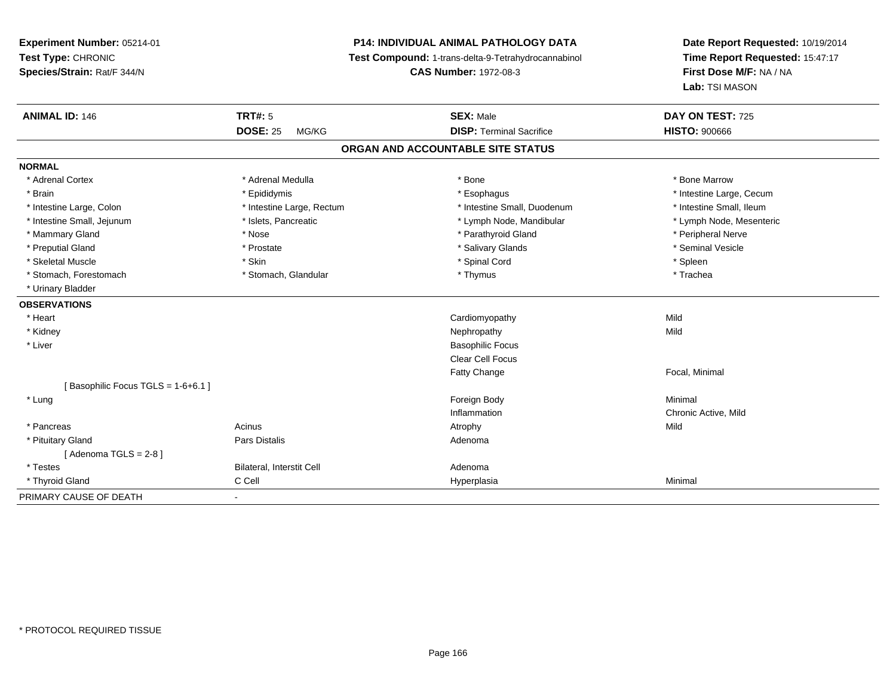**Experiment Number:** 05214-01
**Test Type:** CHRONIC
**Species/Strain:** Rat/F 344/N

**P14: INDIVIDUAL ANIMAL PATHOLOGY DATA**
**Test Compound:** 1-trans-delta-9-Tetrahydrocannabinol
**CAS Number:** 1972-08-3

**Date Report Requested:** 10/19/2014
**Time Report Requested:** 15:47:17
**First Dose M/F:** NA / NA
**Lab:** TSI MASON

| **ANIMAL ID:** 146 | **TRT#:** 5 | **SEX:** Male | **DAY ON TEST:** 725 |
|---|---|---|---|
| | **DOSE:** 25 MG/KG | **DISP:** Terminal Sacrifice | **HISTO:** 900666 |

## ORGAN AND ACCOUNTABLE SITE STATUS

**NORMAL**

| | | | |
|---|---|---|---|
| * Adrenal Cortex | * Adrenal Medulla | * Bone | * Bone Marrow |
| * Brain | * Epididymis | * Esophagus | * Intestine Large, Cecum |
| * Intestine Large, Colon | * Intestine Large, Rectum | * Intestine Small, Duodenum | * Intestine Small, Ileum |
| * Intestine Small, Jejunum | * Islets, Pancreatic | * Lymph Node, Mandibular | * Lymph Node, Mesenteric |
| * Mammary Gland | * Nose | * Parathyroid Gland | * Peripheral Nerve |
| * Preputial Gland | * Prostate | * Salivary Glands | * Seminal Vesicle |
| * Skeletal Muscle | * Skin | * Spinal Cord | * Spleen |
| * Stomach, Forestomach | * Stomach, Glandular | * Thymus | * Trachea |
| * Urinary Bladder | | | |

**OBSERVATIONS**

| | | | |
|---|---|---|---|
| * Heart | | Cardiomyopathy | Mild |
| * Kidney | | Nephropathy | Mild |
| * Liver | | Basophilic Focus | |
| | | Clear Cell Focus | |
| | | Fatty Change | Focal, Minimal |
| [ Basophilic Focus TGLS = 1-6+6.1 ] | | | |
| * Lung | | Foreign Body | Minimal |
| | | Inflammation | Chronic Active, Mild |
| * Pancreas | Acinus | Atrophy | Mild |
| * Pituitary Gland | Pars Distalis | Adenoma | |
| [ Adenoma TGLS = 2-8 ] | | | |
| * Testes | Bilateral, Interstit Cell | Adenoma | |
| * Thyroid Gland | C Cell | Hyperplasia | Minimal |

PRIMARY CAUSE OF DEATH -

* PROTOCOL REQUIRED TISSUE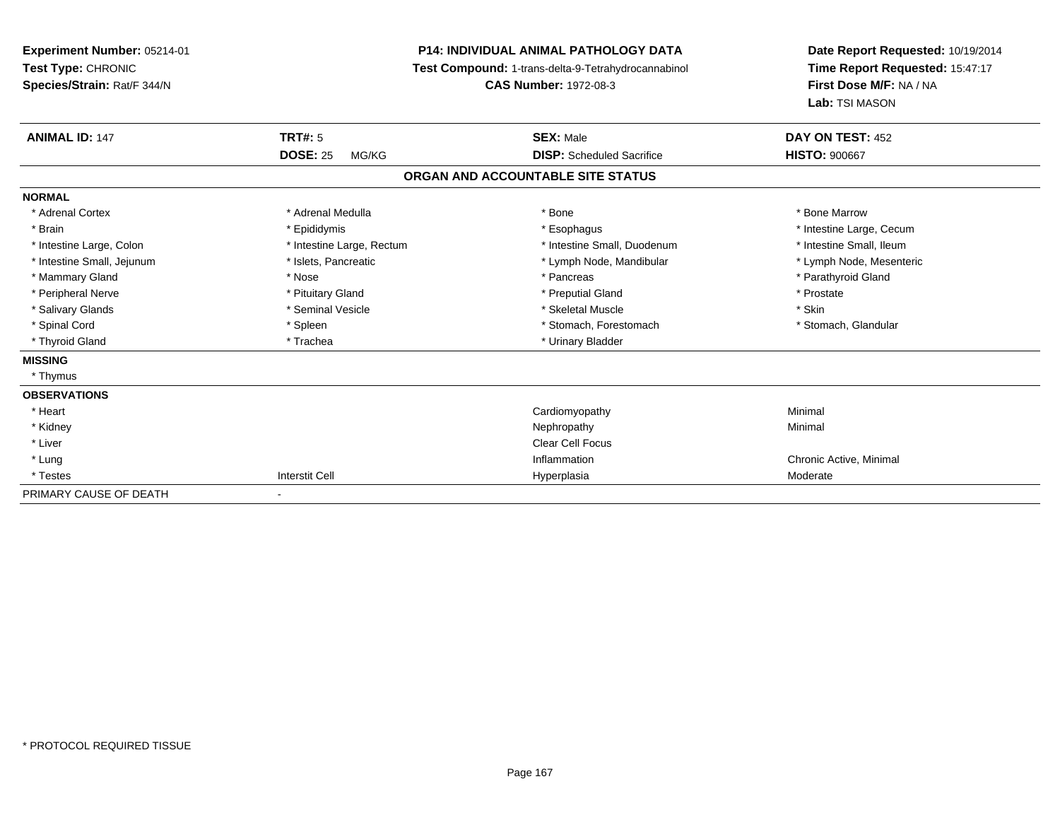**Experiment Number:** 05214-01
**Test Type:** CHRONIC
**Species/Strain:** Rat/F 344/N

**P14: INDIVIDUAL ANIMAL PATHOLOGY DATA**
**Test Compound:** 1-trans-delta-9-Tetrahydrocannabinol
**CAS Number:** 1972-08-3

**Date Report Requested:** 10/19/2014
**Time Report Requested:** 15:47:17
**First Dose M/F:** NA / NA
**Lab:** TSI MASON

| **ANIMAL ID:** 147 | **TRT#:** 5 | **SEX:** Male | **DAY ON TEST:** 452 |
|---|---|---|---|
| | **DOSE:** 25 MG/KG | **DISP:** Scheduled Sacrifice | **HISTO:** 900667 |

## ORGAN AND ACCOUNTABLE SITE STATUS

| | | | |
|---|---|---|---|
| **NORMAL** | | | |
| * Adrenal Cortex | * Adrenal Medulla | * Bone | * Bone Marrow |
| * Brain | * Epididymis | * Esophagus | * Intestine Large, Cecum |
| * Intestine Large, Colon | * Intestine Large, Rectum | * Intestine Small, Duodenum | * Intestine Small, Ileum |
| * Intestine Small, Jejunum | * Islets, Pancreatic | * Lymph Node, Mandibular | * Lymph Node, Mesenteric |
| * Mammary Gland | * Nose | * Pancreas | * Parathyroid Gland |
| * Peripheral Nerve | * Pituitary Gland | * Preputial Gland | * Prostate |
| * Salivary Glands | * Seminal Vesicle | * Skeletal Muscle | * Skin |
| * Spinal Cord | * Spleen | * Stomach, Forestomach | * Stomach, Glandular |
| * Thyroid Gland | * Trachea | * Urinary Bladder | |
| **MISSING** | | | |
| * Thymus | | | |
| **OBSERVATIONS** | | | |
| * Heart | | Cardiomyopathy | Minimal |
| * Kidney | | Nephropathy | Minimal |
| * Liver | | Clear Cell Focus | |
| * Lung | | Inflammation | Chronic Active, Minimal |
| * Testes | Interstit Cell | Hyperplasia | Moderate |
| PRIMARY CAUSE OF DEATH | - | | |

\* PROTOCOL REQUIRED TISSUE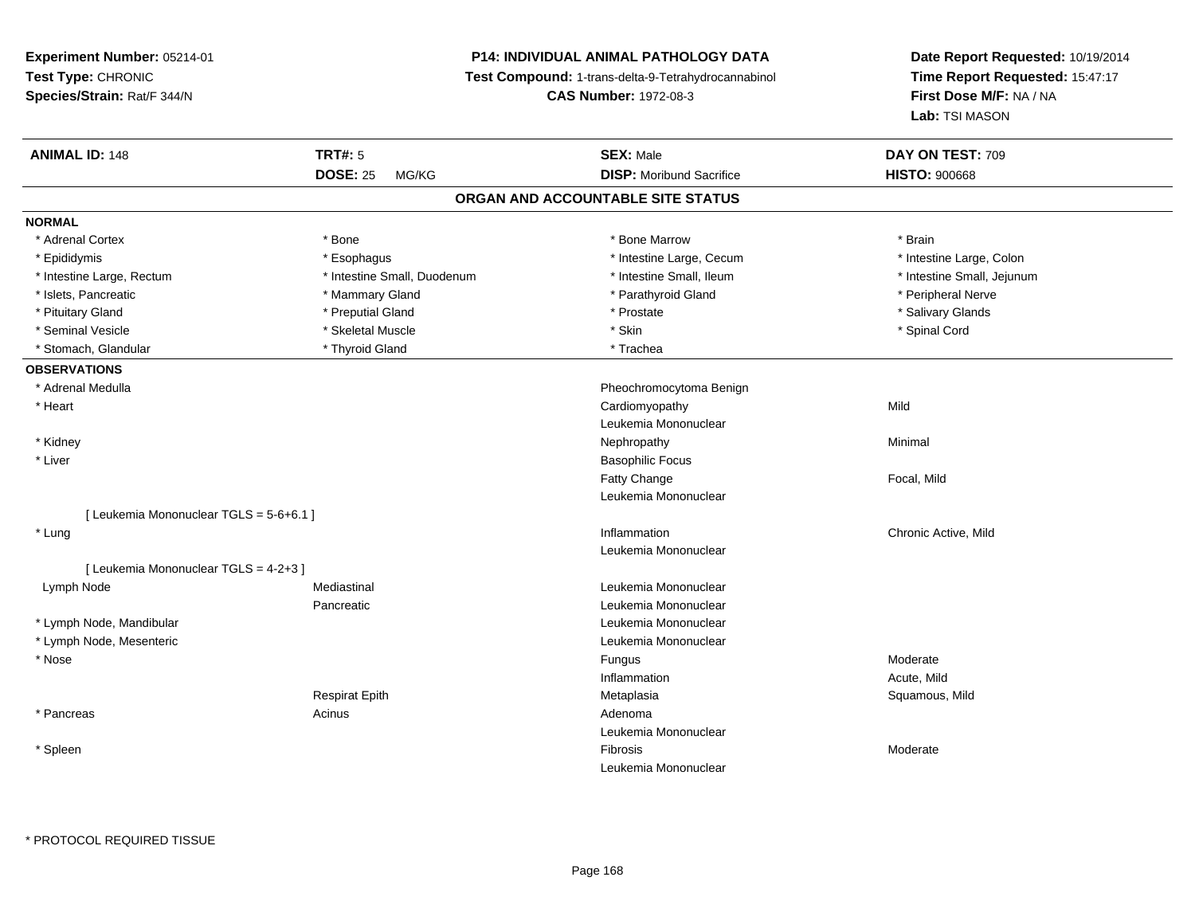**Experiment Number:** 05214-01
**Test Type:** CHRONIC
**Species/Strain:** Rat/F 344/N

**P14: INDIVIDUAL ANIMAL PATHOLOGY DATA**
**Test Compound:** 1-trans-delta-9-Tetrahydrocannabinol
**CAS Number:** 1972-08-3

**Date Report Requested:** 10/19/2014
**Time Report Requested:** 15:47:17
**First Dose M/F:** NA / NA
**Lab:** TSI MASON

| **ANIMAL ID:** 148 | **TRT#:** 5 | **SEX:** Male | **DAY ON TEST:** 709 |
|---|---|---|---|
| | **DOSE:** 25 MG/KG | **DISP:** Moribund Sacrifice | **HISTO:** 900668 |

## ORGAN AND ACCOUNTABLE SITE STATUS

**NORMAL**

| | | | |
|---|---|---|---|
| * Adrenal Cortex | * Bone | * Bone Marrow | * Brain |
| * Epididymis | * Esophagus | * Intestine Large, Cecum | * Intestine Large, Colon |
| * Intestine Large, Rectum | * Intestine Small, Duodenum | * Intestine Small, Ileum | * Intestine Small, Jejunum |
| * Islets, Pancreatic | * Mammary Gland | * Parathyroid Gland | * Peripheral Nerve |
| * Pituitary Gland | * Preputial Gland | * Prostate | * Salivary Glands |
| * Seminal Vesicle | * Skeletal Muscle | * Skin | * Spinal Cord |
| * Stomach, Glandular | * Thyroid Gland | * Trachea | |

**OBSERVATIONS**

| | | | |
|---|---|---|---|
| * Adrenal Medulla | | Pheochromocytoma Benign | |
| * Heart | | Cardiomyopathy | Mild |
| | | Leukemia Mononuclear | |
| * Kidney | | Nephropathy | Minimal |
| * Liver | | Basophilic Focus | |
| | | Fatty Change | Focal, Mild |
| | | Leukemia Mononuclear | |
| [ Leukemia Mononuclear TGLS = 5-6+6.1 ] | | | |
| * Lung | | Inflammation | Chronic Active, Mild |
| | | Leukemia Mononuclear | |
| [ Leukemia Mononuclear TGLS = 4-2+3 ] | | | |
| Lymph Node | Mediastinal | Leukemia Mononuclear | |
| | Pancreatic | Leukemia Mononuclear | |
| * Lymph Node, Mandibular | | Leukemia Mononuclear | |
| * Lymph Node, Mesenteric | | Leukemia Mononuclear | |
| * Nose | | Fungus | Moderate |
| | | Inflammation | Acute, Mild |
| | Respirat Epith | Metaplasia | Squamous, Mild |
| * Pancreas | Acinus | Adenoma | |
| | | Leukemia Mononuclear | |
| * Spleen | | Fibrosis | Moderate |
| | | Leukemia Mononuclear | |

* PROTOCOL REQUIRED TISSUE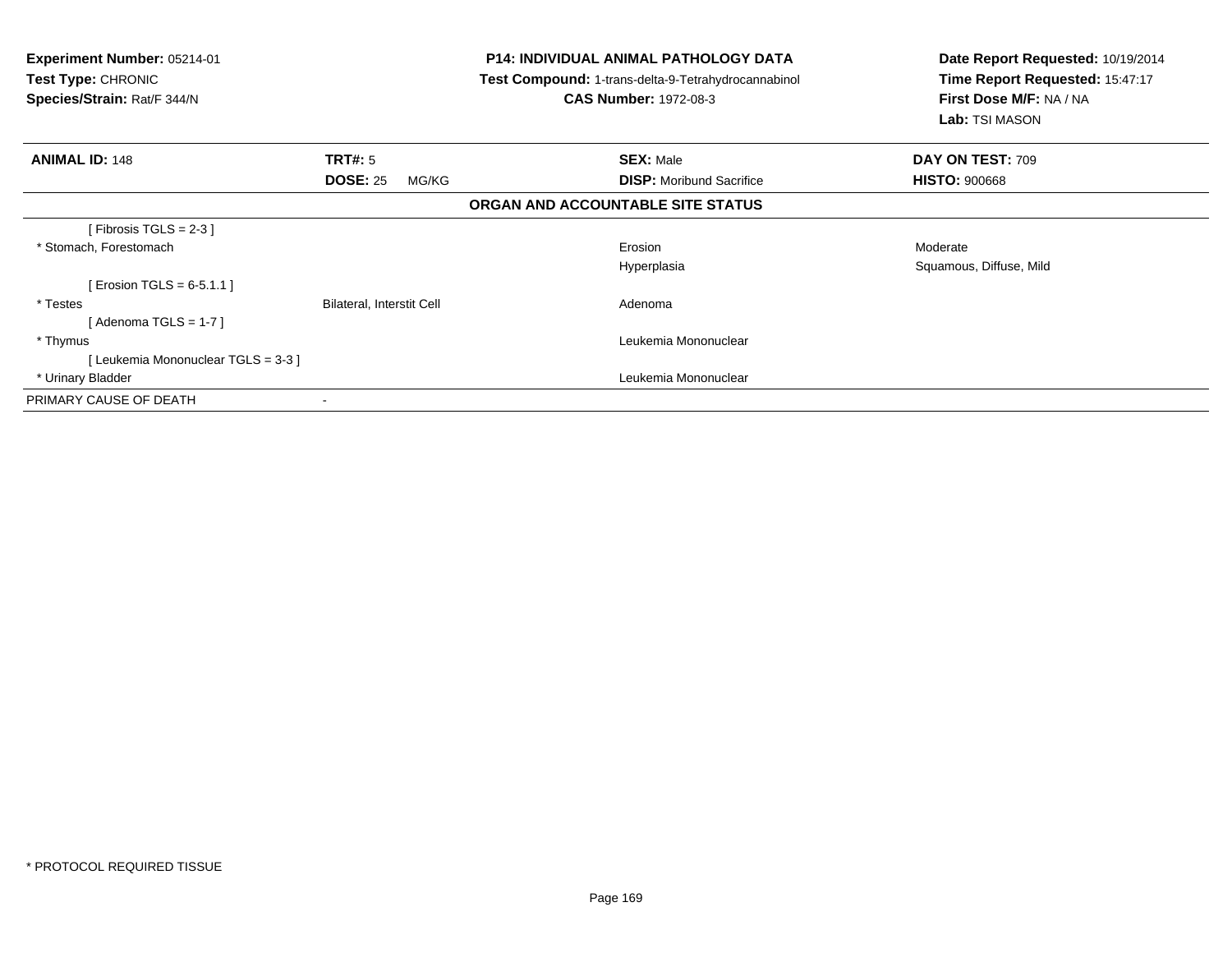**Experiment Number:** 05214-01
**Test Type:** CHRONIC
**Species/Strain:** Rat/F 344/N

**P14: INDIVIDUAL ANIMAL PATHOLOGY DATA**
**Test Compound:** 1-trans-delta-9-Tetrahydrocannabinol
**CAS Number:** 1972-08-3

**Date Report Requested:** 10/19/2014
**Time Report Requested:** 15:47:17
**First Dose M/F:** NA / NA
**Lab:** TSI MASON

| **ANIMAL ID:** 148 | **TRT#:** 5 | **SEX:** Male | **DAY ON TEST:** 709 |
|---|---|---|---|
| | **DOSE:** 25 MG/KG | **DISP:** Moribund Sacrifice | **HISTO:** 900668 |

**ORGAN AND ACCOUNTABLE SITE STATUS**

| | | | |
|---|---|---|---|
| [ Fibrosis TGLS = 2-3 ] | | | |
| * Stomach, Forestomach | | Erosion | Moderate |
| | | Hyperplasia | Squamous, Diffuse, Mild |
| [ Erosion TGLS = 6-5.1.1 ] | | | |
| * Testes | Bilateral, Interstit Cell | Adenoma | |
| [ Adenoma TGLS = 1-7 ] | | | |
| * Thymus | | Leukemia Mononuclear | |
| [ Leukemia Mononuclear TGLS = 3-3 ] | | | |
| * Urinary Bladder | | Leukemia Mononuclear | |
| PRIMARY CAUSE OF DEATH | - | | |

* PROTOCOL REQUIRED TISSUE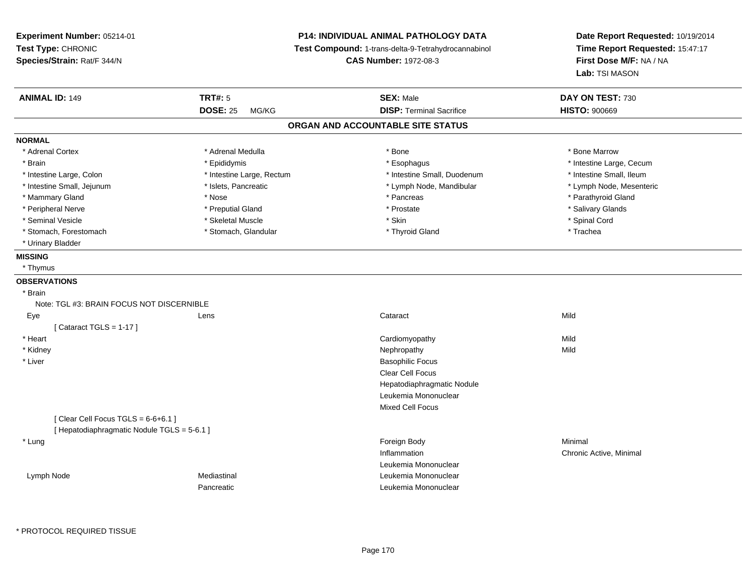**Experiment Number:** 05214-01
**Test Type:** CHRONIC
**Species/Strain:** Rat/F 344/N

**P14: INDIVIDUAL ANIMAL PATHOLOGY DATA**
**Test Compound:** 1-trans-delta-9-Tetrahydrocannabinol
**CAS Number:** 1972-08-3

**Date Report Requested:** 10/19/2014
**Time Report Requested:** 15:47:17
**First Dose M/F:** NA / NA
**Lab:** TSI MASON

| **ANIMAL ID:** 149 | **TRT#:** 5 | **SEX:** Male | **DAY ON TEST:** 730 |
|---|---|---|---|
| | **DOSE:** 25 MG/KG | **DISP:** Terminal Sacrifice | **HISTO:** 900669 |

## ORGAN AND ACCOUNTABLE SITE STATUS

**NORMAL**

| | | | |
|---|---|---|---|
| * Adrenal Cortex | * Adrenal Medulla | * Bone | * Bone Marrow |
| * Brain | * Epididymis | * Esophagus | * Intestine Large, Cecum |
| * Intestine Large, Colon | * Intestine Large, Rectum | * Intestine Small, Duodenum | * Intestine Small, Ileum |
| * Intestine Small, Jejunum | * Islets, Pancreatic | * Lymph Node, Mandibular | * Lymph Node, Mesenteric |
| * Mammary Gland | * Nose | * Pancreas | * Parathyroid Gland |
| * Peripheral Nerve | * Preputial Gland | * Prostate | * Salivary Glands |
| * Seminal Vesicle | * Skeletal Muscle | * Skin | * Spinal Cord |
| * Stomach, Forestomach | * Stomach, Glandular | * Thyroid Gland | * Trachea |
| * Urinary Bladder | | | |

**MISSING**

* Thymus

**OBSERVATIONS**

| | | | |
|---|---|---|---|
| * Brain | | | |
| Note: TGL #3: BRAIN FOCUS NOT DISCERNIBLE | | | |
| Eye | Lens | Cataract | Mild |
| [ Cataract TGLS = 1-17 ] | | | |
| * Heart | | Cardiomyopathy | Mild |
| * Kidney | | Nephropathy | Mild |
| * Liver | | Basophilic Focus | |
| | | Clear Cell Focus | |
| | | Hepatodiaphragmatic Nodule | |
| | | Leukemia Mononuclear | |
| | | Mixed Cell Focus | |
| [ Clear Cell Focus TGLS = 6-6+6.1 ] | | | |
| [ Hepatodiaphragmatic Nodule TGLS = 5-6.1 ] | | | |
| * Lung | | Foreign Body | Minimal |
| | | Inflammation | Chronic Active, Minimal |
| | | Leukemia Mononuclear | |
| Lymph Node | Mediastinal | Leukemia Mononuclear | |
| | Pancreatic | Leukemia Mononuclear | |

* PROTOCOL REQUIRED TISSUE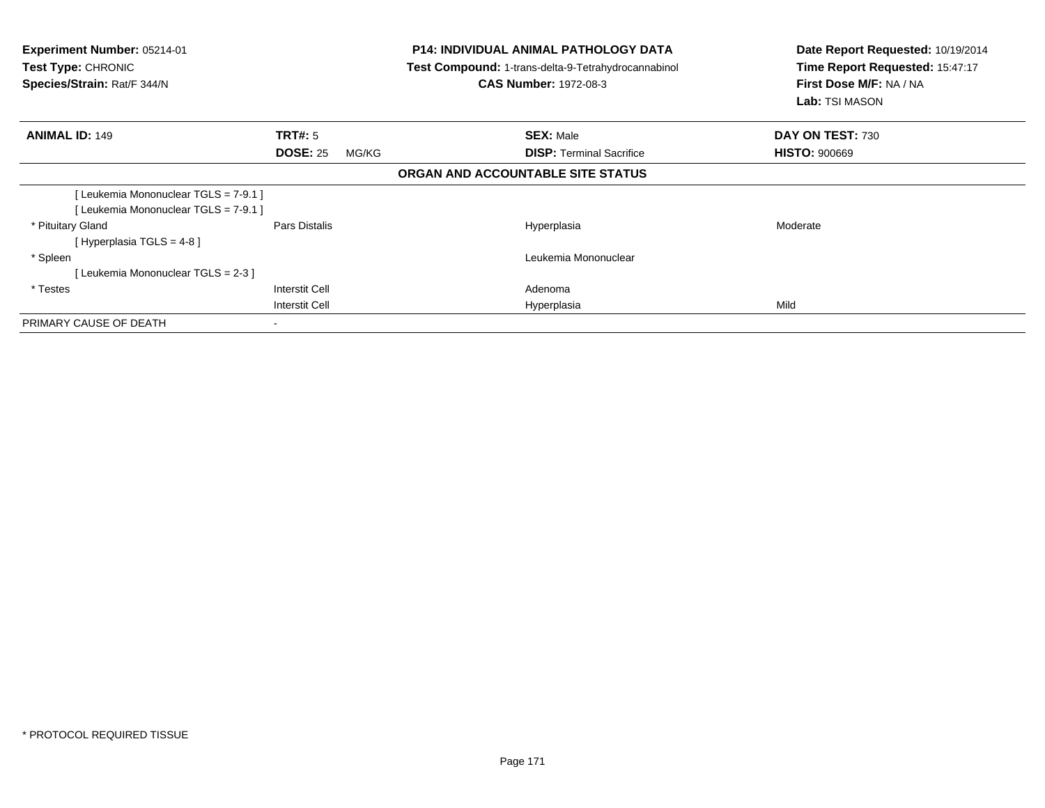**Experiment Number:** 05214-01
**Test Type:** CHRONIC
**Species/Strain:** Rat/F 344/N

**P14: INDIVIDUAL ANIMAL PATHOLOGY DATA**
**Test Compound:** 1-trans-delta-9-Tetrahydrocannabinol
**CAS Number:** 1972-08-3

**Date Report Requested:** 10/19/2014
**Time Report Requested:** 15:47:17
**First Dose M/F:** NA / NA
**Lab:** TSI MASON

| **ANIMAL ID:** 149 | **TRT#:** 5 | **SEX:** Male | **DAY ON TEST:** 730 |
|---|---|---|---|
| | **DOSE:** 25 MG/KG | **DISP:** Terminal Sacrifice | **HISTO:** 900669 |

**ORGAN AND ACCOUNTABLE SITE STATUS**

| | | | |
|---|---|---|---|
| [ Leukemia Mononuclear TGLS = 7-9.1 ] | | | |
| [ Leukemia Mononuclear TGLS = 7-9.1 ] | | | |
| * Pituitary Gland | Pars Distalis | Hyperplasia | Moderate |
| [ Hyperplasia TGLS = 4-8 ] | | | |
| * Spleen | | Leukemia Mononuclear | |
| [ Leukemia Mononuclear TGLS = 2-3 ] | | | |
| * Testes | Interstit Cell | Adenoma | |
| | Interstit Cell | Hyperplasia | Mild |
| PRIMARY CAUSE OF DEATH | - | | |

* PROTOCOL REQUIRED TISSUE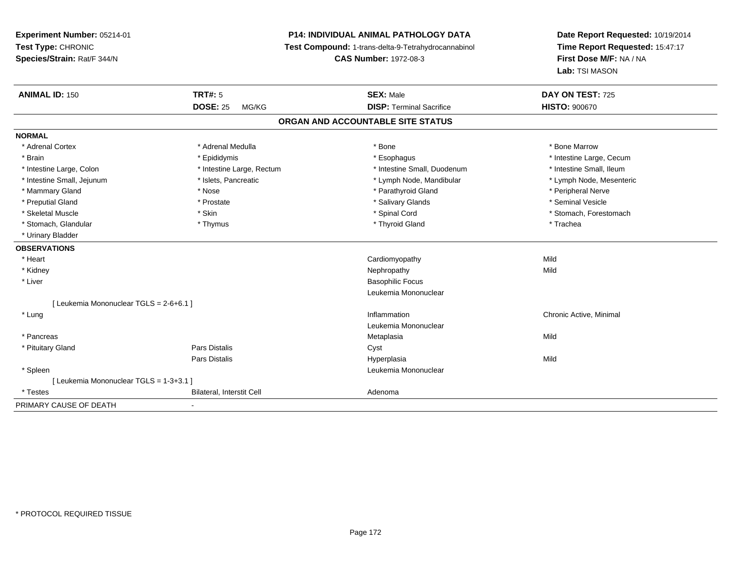**Experiment Number:** 05214-01
**Test Type:** CHRONIC
**Species/Strain:** Rat/F 344/N

**P14: INDIVIDUAL ANIMAL PATHOLOGY DATA**
**Test Compound:** 1-trans-delta-9-Tetrahydrocannabinol
**CAS Number:** 1972-08-3

**Date Report Requested:** 10/19/2014
**Time Report Requested:** 15:47:17
**First Dose M/F:** NA / NA
**Lab:** TSI MASON

| **ANIMAL ID:** 150 | **TRT#:** 5 | **SEX:** Male | **DAY ON TEST:** 725 |
|---|---|---|---|
| | **DOSE:** 25 MG/KG | **DISP:** Terminal Sacrifice | **HISTO:** 900670 |

## ORGAN AND ACCOUNTABLE SITE STATUS

**NORMAL**

| | | | |
|---|---|---|---|
| * Adrenal Cortex | * Adrenal Medulla | * Bone | * Bone Marrow |
| * Brain | * Epididymis | * Esophagus | * Intestine Large, Cecum |
| * Intestine Large, Colon | * Intestine Large, Rectum | * Intestine Small, Duodenum | * Intestine Small, Ileum |
| * Intestine Small, Jejunum | * Islets, Pancreatic | * Lymph Node, Mandibular | * Lymph Node, Mesenteric |
| * Mammary Gland | * Nose | * Parathyroid Gland | * Peripheral Nerve |
| * Preputial Gland | * Prostate | * Salivary Glands | * Seminal Vesicle |
| * Skeletal Muscle | * Skin | * Spinal Cord | * Stomach, Forestomach |
| * Stomach, Glandular | * Thymus | * Thyroid Gland | * Trachea |
| * Urinary Bladder | | | |

**OBSERVATIONS**

| | | | |
|---|---|---|---|
| * Heart | | Cardiomyopathy | Mild |
| * Kidney | | Nephropathy | Mild |
| * Liver | | Basophilic Focus | |
| | | Leukemia Mononuclear | |
| [ Leukemia Mononuclear TGLS = 2-6+6.1 ] | | | |
| * Lung | | Inflammation | Chronic Active, Minimal |
| | | Leukemia Mononuclear | |
| * Pancreas | | Metaplasia | Mild |
| * Pituitary Gland | Pars Distalis | Cyst | |
| | Pars Distalis | Hyperplasia | Mild |
| * Spleen | | Leukemia Mononuclear | |
| [ Leukemia Mononuclear TGLS = 1-3+3.1 ] | | | |
| * Testes | Bilateral, Interstit Cell | Adenoma | |

PRIMARY CAUSE OF DEATH -

\* PROTOCOL REQUIRED TISSUE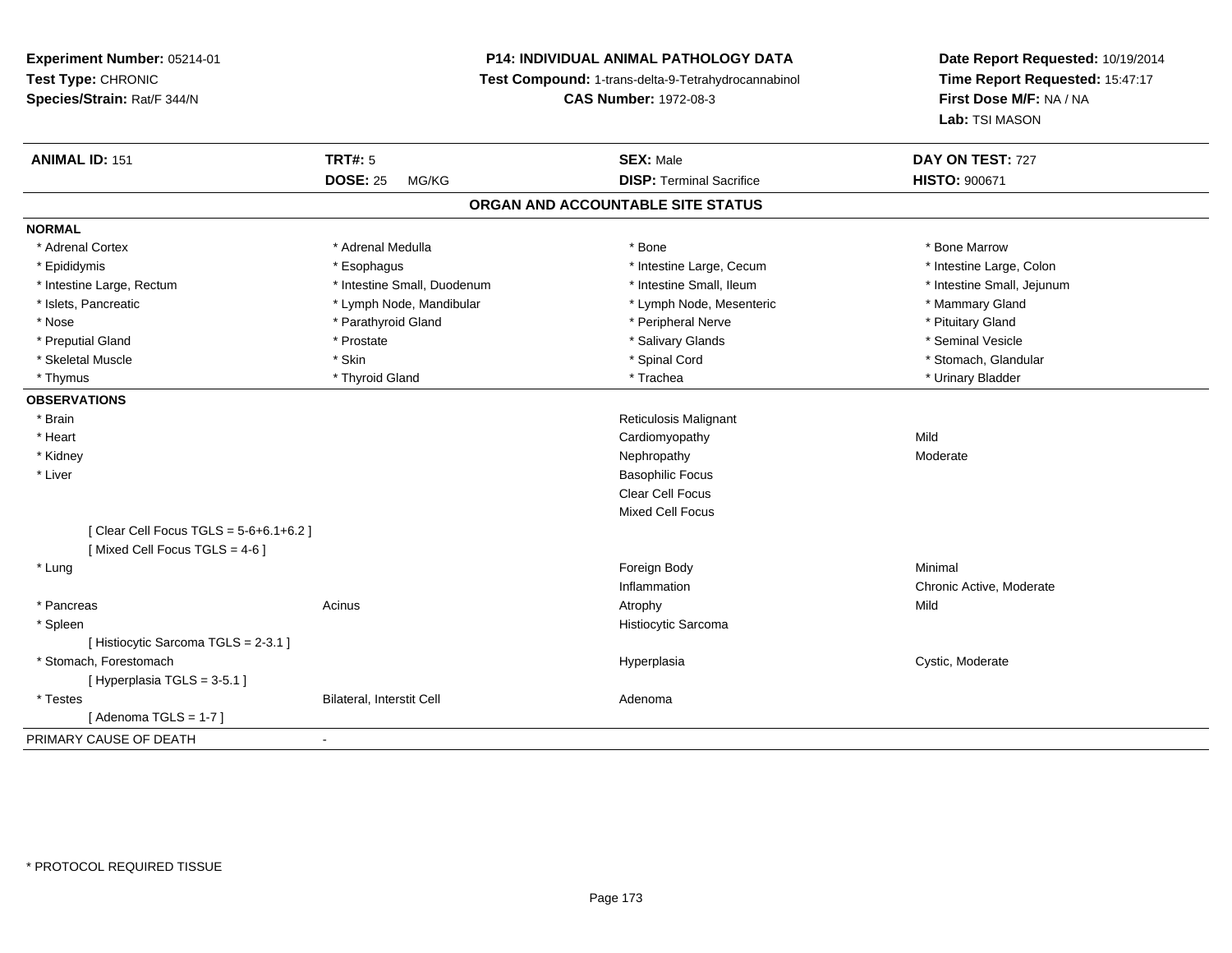**Experiment Number:** 05214-01
**Test Type:** CHRONIC
**Species/Strain:** Rat/F 344/N

**P14: INDIVIDUAL ANIMAL PATHOLOGY DATA**
**Test Compound:** 1-trans-delta-9-Tetrahydrocannabinol
**CAS Number:** 1972-08-3

**Date Report Requested:** 10/19/2014
**Time Report Requested:** 15:47:17
**First Dose M/F:** NA / NA
**Lab:** TSI MASON

| **ANIMAL ID:** 151 | **TRT#:** 5 | **SEX:** Male | **DAY ON TEST:** 727 |
|---|---|---|---|
| | **DOSE:** 25 MG/KG | **DISP:** Terminal Sacrifice | **HISTO:** 900671 |

## ORGAN AND ACCOUNTABLE SITE STATUS

**NORMAL**

| | | | |
|---|---|---|---|
| * Adrenal Cortex | * Adrenal Medulla | * Bone | * Bone Marrow |
| * Epididymis | * Esophagus | * Intestine Large, Cecum | * Intestine Large, Colon |
| * Intestine Large, Rectum | * Intestine Small, Duodenum | * Intestine Small, Ileum | * Intestine Small, Jejunum |
| * Islets, Pancreatic | * Lymph Node, Mandibular | * Lymph Node, Mesenteric | * Mammary Gland |
| * Nose | * Parathyroid Gland | * Peripheral Nerve | * Pituitary Gland |
| * Preputial Gland | * Prostate | * Salivary Glands | * Seminal Vesicle |
| * Skeletal Muscle | * Skin | * Spinal Cord | * Stomach, Glandular |
| * Thymus | * Thyroid Gland | * Trachea | * Urinary Bladder |

**OBSERVATIONS**

| | | | |
|---|---|---|---|
| * Brain | | Reticulosis Malignant | |
| * Heart | | Cardiomyopathy | Mild |
| * Kidney | | Nephropathy | Moderate |
| * Liver | | Basophilic Focus | |
| | | Clear Cell Focus | |
| | | Mixed Cell Focus | |
| [ Clear Cell Focus TGLS = 5-6+6.1+6.2 ] | | | |
| [ Mixed Cell Focus TGLS = 4-6 ] | | | |
| * Lung | | Foreign Body | Minimal |
| | | Inflammation | Chronic Active, Moderate |
| * Pancreas | Acinus | Atrophy | Mild |
| * Spleen | | Histiocytic Sarcoma | |
| [ Histiocytic Sarcoma TGLS = 2-3.1 ] | | | |
| * Stomach, Forestomach | | Hyperplasia | Cystic, Moderate |
| [ Hyperplasia TGLS = 3-5.1 ] | | | |
| * Testes | Bilateral, Interstit Cell | Adenoma | |
| [ Adenoma TGLS = 1-7 ] | | | |

PRIMARY CAUSE OF DEATH -

* PROTOCOL REQUIRED TISSUE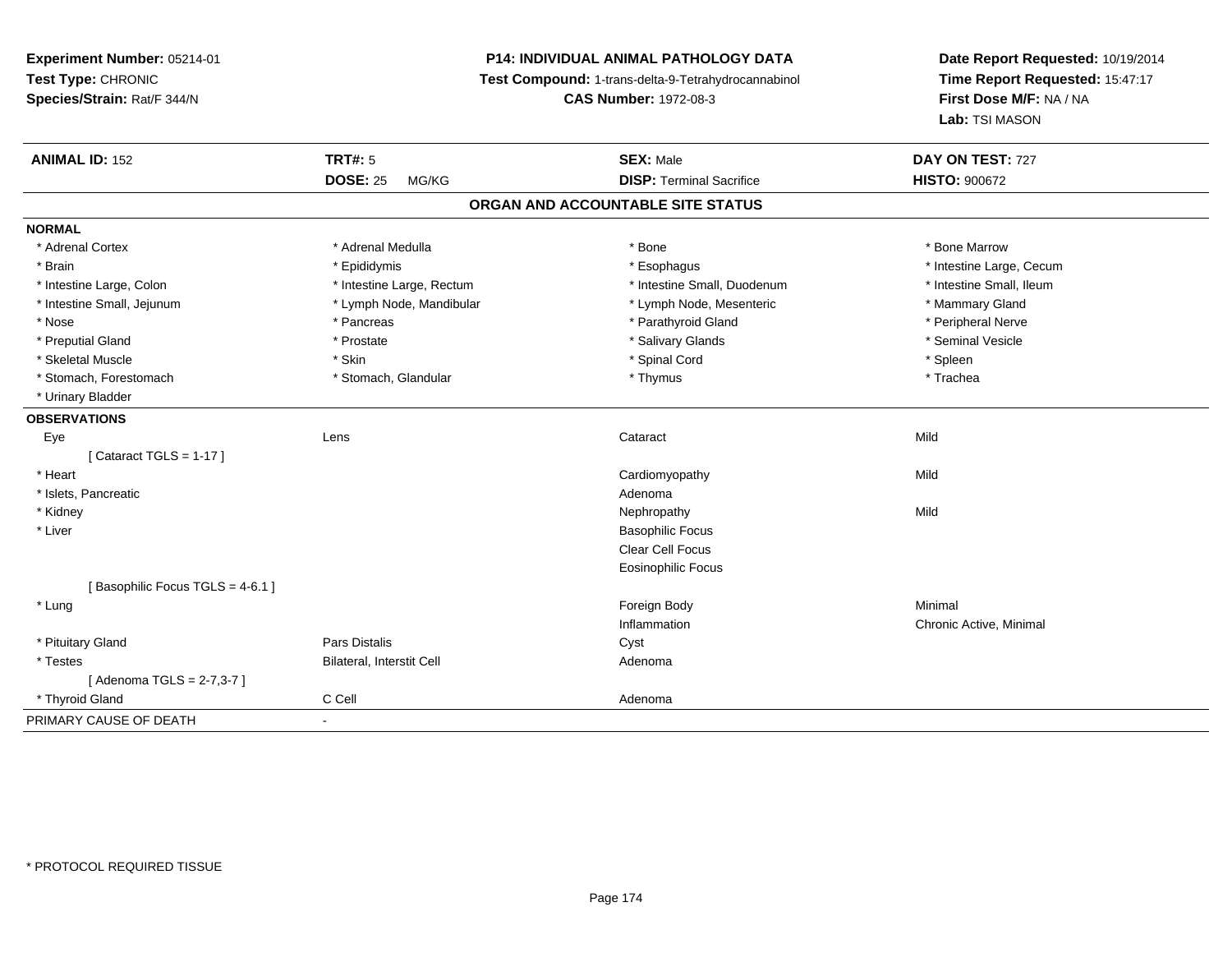**Experiment Number:** 05214-01
**Test Type:** CHRONIC
**Species/Strain:** Rat/F 344/N

**P14: INDIVIDUAL ANIMAL PATHOLOGY DATA**
**Test Compound:** 1-trans-delta-9-Tetrahydrocannabinol
**CAS Number:** 1972-08-3

**Date Report Requested:** 10/19/2014
**Time Report Requested:** 15:47:17
**First Dose M/F:** NA / NA
**Lab:** TSI MASON

| **ANIMAL ID:** 152 | **TRT#:** 5 | **SEX:** Male | **DAY ON TEST:** 727 |
|---|---|---|---|
| | **DOSE:** 25 MG/KG | **DISP:** Terminal Sacrifice | **HISTO:** 900672 |

## ORGAN AND ACCOUNTABLE SITE STATUS

**NORMAL**

| | | | |
|---|---|---|---|
| * Adrenal Cortex | * Adrenal Medulla | * Bone | * Bone Marrow |
| * Brain | * Epididymis | * Esophagus | * Intestine Large, Cecum |
| * Intestine Large, Colon | * Intestine Large, Rectum | * Intestine Small, Duodenum | * Intestine Small, Ileum |
| * Intestine Small, Jejunum | * Lymph Node, Mandibular | * Lymph Node, Mesenteric | * Mammary Gland |
| * Nose | * Pancreas | * Parathyroid Gland | * Peripheral Nerve |
| * Preputial Gland | * Prostate | * Salivary Glands | * Seminal Vesicle |
| * Skeletal Muscle | * Skin | * Spinal Cord | * Spleen |
| * Stomach, Forestomach | * Stomach, Glandular | * Thymus | * Trachea |
| * Urinary Bladder | | | |

**OBSERVATIONS**

| | | | |
|---|---|---|---|
| Eye | Lens | Cataract | Mild |
| [ Cataract TGLS = 1-17 ] | | | |
| * Heart | | Cardiomyopathy | Mild |
| * Islets, Pancreatic | | Adenoma | |
| * Kidney | | Nephropathy | Mild |
| * Liver | | Basophilic Focus | |
| | | Clear Cell Focus | |
| | | Eosinophilic Focus | |
| [ Basophilic Focus TGLS = 4-6.1 ] | | | |
| * Lung | | Foreign Body | Minimal |
| | | Inflammation | Chronic Active, Minimal |
| * Pituitary Gland | Pars Distalis | Cyst | |
| * Testes | Bilateral, Interstit Cell | Adenoma | |
| [ Adenoma TGLS = 2-7,3-7 ] | | | |
| * Thyroid Gland | C Cell | Adenoma | |

PRIMARY CAUSE OF DEATH -

* PROTOCOL REQUIRED TISSUE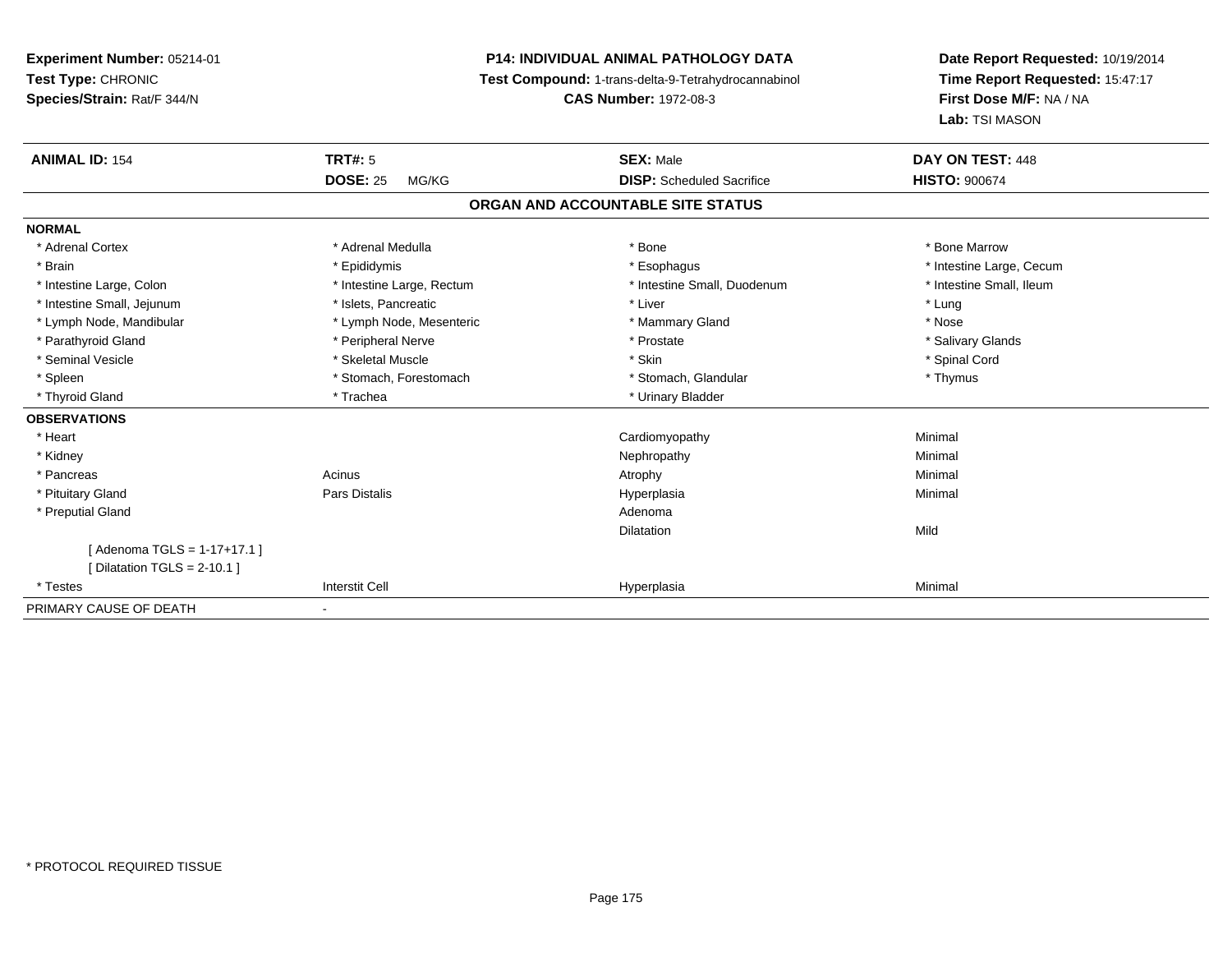**Experiment Number:** 05214-01
**Test Type:** CHRONIC
**Species/Strain:** Rat/F 344/N

**P14: INDIVIDUAL ANIMAL PATHOLOGY DATA**
**Test Compound:** 1-trans-delta-9-Tetrahydrocannabinol
**CAS Number:** 1972-08-3

**Date Report Requested:** 10/19/2014
**Time Report Requested:** 15:47:17
**First Dose M/F:** NA / NA
**Lab:** TSI MASON

| **ANIMAL ID:** 154 | **TRT#:** 5 | **SEX:** Male | **DAY ON TEST:** 448 |
|---|---|---|---|
| | **DOSE:** 25 MG/KG | **DISP:** Scheduled Sacrifice | **HISTO:** 900674 |

**ORGAN AND ACCOUNTABLE SITE STATUS**

| | | | |
|---|---|---|---|
| **NORMAL** | | | |
| * Adrenal Cortex | * Adrenal Medulla | * Bone | * Bone Marrow |
| * Brain | * Epididymis | * Esophagus | * Intestine Large, Cecum |
| * Intestine Large, Colon | * Intestine Large, Rectum | * Intestine Small, Duodenum | * Intestine Small, Ileum |
| * Intestine Small, Jejunum | * Islets, Pancreatic | * Liver | * Lung |
| * Lymph Node, Mandibular | * Lymph Node, Mesenteric | * Mammary Gland | * Nose |
| * Parathyroid Gland | * Peripheral Nerve | * Prostate | * Salivary Glands |
| * Seminal Vesicle | * Skeletal Muscle | * Skin | * Spinal Cord |
| * Spleen | * Stomach, Forestomach | * Stomach, Glandular | * Thymus |
| * Thyroid Gland | * Trachea | * Urinary Bladder | |
| **OBSERVATIONS** | | | |
| * Heart | | Cardiomyopathy | Minimal |
| * Kidney | | Nephropathy | Minimal |
| * Pancreas | Acinus | Atrophy | Minimal |
| * Pituitary Gland | Pars Distalis | Hyperplasia | Minimal |
| * Preputial Gland | | Adenoma | |
| | | Dilatation | Mild |
| [ Adenoma TGLS = 1-17+17.1 ] | | | |
| [ Dilatation TGLS = 2-10.1 ] | | | |
| * Testes | Interstit Cell | Hyperplasia | Minimal |
| PRIMARY CAUSE OF DEATH | - | | |

* PROTOCOL REQUIRED TISSUE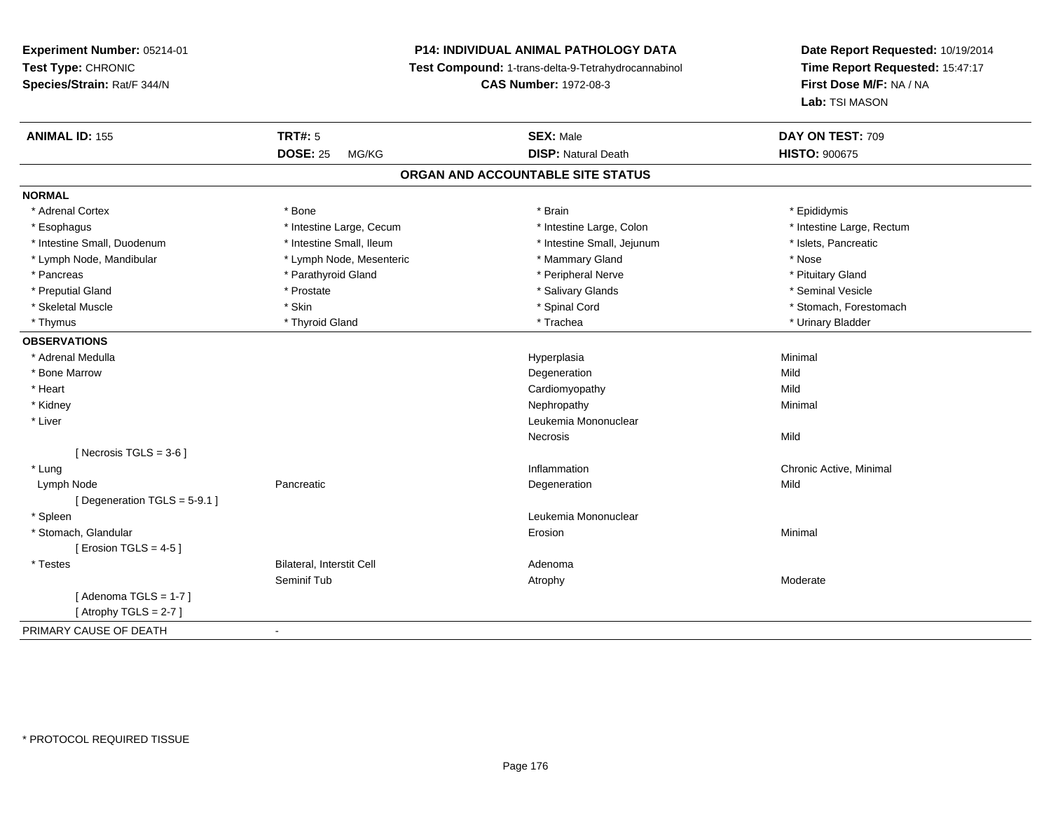**Experiment Number:** 05214-01
**Test Type:** CHRONIC
**Species/Strain:** Rat/F 344/N

**P14: INDIVIDUAL ANIMAL PATHOLOGY DATA**
**Test Compound:** 1-trans-delta-9-Tetrahydrocannabinol
**CAS Number:** 1972-08-3

**Date Report Requested:** 10/19/2014
**Time Report Requested:** 15:47:17
**First Dose M/F:** NA / NA
**Lab:** TSI MASON

| **ANIMAL ID:** 155 | **TRT#:** 5 | **SEX:** Male | **DAY ON TEST:** 709 |
|---|---|---|---|
| | **DOSE:** 25 MG/KG | **DISP:** Natural Death | **HISTO:** 900675 |

## ORGAN AND ACCOUNTABLE SITE STATUS

**NORMAL**

| | | | |
|---|---|---|---|
| * Adrenal Cortex | * Bone | * Brain | * Epididymis |
| * Esophagus | * Intestine Large, Cecum | * Intestine Large, Colon | * Intestine Large, Rectum |
| * Intestine Small, Duodenum | * Intestine Small, Ileum | * Intestine Small, Jejunum | * Islets, Pancreatic |
| * Lymph Node, Mandibular | * Lymph Node, Mesenteric | * Mammary Gland | * Nose |
| * Pancreas | * Parathyroid Gland | * Peripheral Nerve | * Pituitary Gland |
| * Preputial Gland | * Prostate | * Salivary Glands | * Seminal Vesicle |
| * Skeletal Muscle | * Skin | * Spinal Cord | * Stomach, Forestomach |
| * Thymus | * Thyroid Gland | * Trachea | * Urinary Bladder |

**OBSERVATIONS**

| | | | |
|---|---|---|---|
| * Adrenal Medulla | | Hyperplasia | Minimal |
| * Bone Marrow | | Degeneration | Mild |
| * Heart | | Cardiomyopathy | Mild |
| * Kidney | | Nephropathy | Minimal |
| * Liver | | Leukemia Mononuclear | |
| | | Necrosis | Mild |
| [ Necrosis TGLS = 3-6 ] | | | |
| * Lung | | Inflammation | Chronic Active, Minimal |
| Lymph Node | Pancreatic | Degeneration | Mild |
| [ Degeneration TGLS = 5-9.1 ] | | | |
| * Spleen | | Leukemia Mononuclear | |
| * Stomach, Glandular | | Erosion | Minimal |
| [ Erosion TGLS = 4-5 ] | | | |
| * Testes | Bilateral, Interstit Cell | Adenoma | |
| | Seminif Tub | Atrophy | Moderate |
| [ Adenoma TGLS = 1-7 ] | | | |
| [ Atrophy TGLS = 2-7 ] | | | |

PRIMARY CAUSE OF DEATH -

* PROTOCOL REQUIRED TISSUE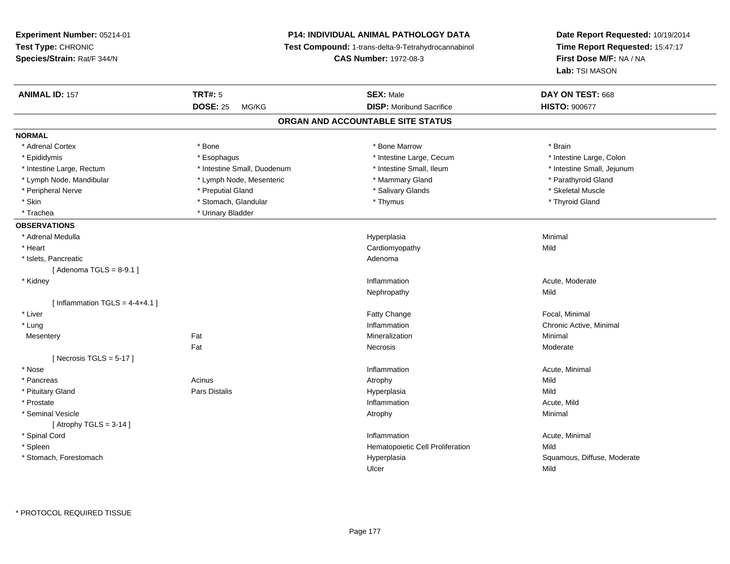**Experiment Number:** 05214-01
**Test Type:** CHRONIC
**Species/Strain:** Rat/F 344/N

**P14: INDIVIDUAL ANIMAL PATHOLOGY DATA**
**Test Compound:** 1-trans-delta-9-Tetrahydrocannabinol
**CAS Number:** 1972-08-3

**Date Report Requested:** 10/19/2014
**Time Report Requested:** 15:47:17
**First Dose M/F:** NA / NA
**Lab:** TSI MASON

| **ANIMAL ID:** 157 | **TRT#:** 5 | **SEX:** Male | **DAY ON TEST:** 668 |
|---|---|---|---|
| | **DOSE:** 25 MG/KG | **DISP:** Moribund Sacrifice | **HISTO:** 900677 |

## ORGAN AND ACCOUNTABLE SITE STATUS

**NORMAL**

| | | | |
|---|---|---|---|
| * Adrenal Cortex | * Bone | * Bone Marrow | * Brain |
| * Epididymis | * Esophagus | * Intestine Large, Cecum | * Intestine Large, Colon |
| * Intestine Large, Rectum | * Intestine Small, Duodenum | * Intestine Small, Ileum | * Intestine Small, Jejunum |
| * Lymph Node, Mandibular | * Lymph Node, Mesenteric | * Mammary Gland | * Parathyroid Gland |
| * Peripheral Nerve | * Preputial Gland | * Salivary Glands | * Skeletal Muscle |
| * Skin | * Stomach, Glandular | * Thymus | * Thyroid Gland |
| * Trachea | * Urinary Bladder | | |

**OBSERVATIONS**

| | | | |
|---|---|---|---|
| * Adrenal Medulla | | Hyperplasia | Minimal |
| * Heart | | Cardiomyopathy | Mild |
| * Islets, Pancreatic | | Adenoma | |
| [ Adenoma TGLS = 8-9.1 ] | | | |
| * Kidney | | Inflammation | Acute, Moderate |
| | | Nephropathy | Mild |
| [ Inflammation TGLS = 4-4+4.1 ] | | | |
| * Liver | | Fatty Change | Focal, Minimal |
| * Lung | | Inflammation | Chronic Active, Minimal |
| Mesentery | Fat | Mineralization | Minimal |
| | Fat | Necrosis | Moderate |
| [ Necrosis TGLS = 5-17 ] | | | |
| * Nose | | Inflammation | Acute, Minimal |
| * Pancreas | Acinus | Atrophy | Mild |
| * Pituitary Gland | Pars Distalis | Hyperplasia | Mild |
| * Prostate | | Inflammation | Acute, Mild |
| * Seminal Vesicle | | Atrophy | Minimal |
| [ Atrophy TGLS = 3-14 ] | | | |
| * Spinal Cord | | Inflammation | Acute, Minimal |
| * Spleen | | Hematopoietic Cell Proliferation | Mild |
| * Stomach, Forestomach | | Hyperplasia | Squamous, Diffuse, Moderate |
| | | Ulcer | Mild |

* PROTOCOL REQUIRED TISSUE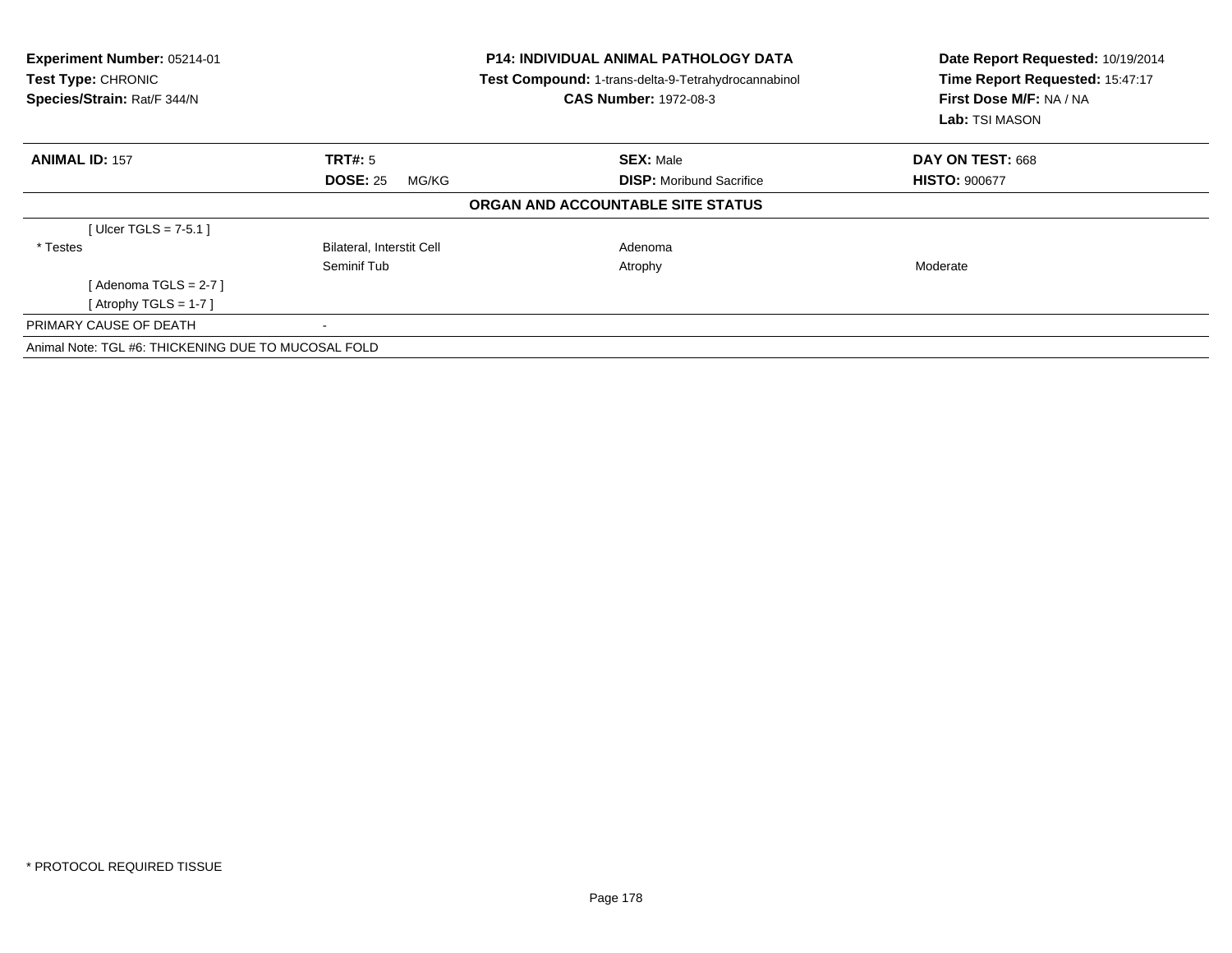**Experiment Number:** 05214-01
**Test Type:** CHRONIC
**Species/Strain:** Rat/F 344/N

**P14: INDIVIDUAL ANIMAL PATHOLOGY DATA**
**Test Compound:** 1-trans-delta-9-Tetrahydrocannabinol
**CAS Number:** 1972-08-3

**Date Report Requested:** 10/19/2014
**Time Report Requested:** 15:47:17
**First Dose M/F:** NA / NA
**Lab:** TSI MASON

| **ANIMAL ID:** 157 | **TRT#:** 5 | **SEX:** Male | **DAY ON TEST:** 668 |
|---|---|---|---|
| | **DOSE:** 25 MG/KG | **DISP:** Moribund Sacrifice | **HISTO:** 900677 |

**ORGAN AND ACCOUNTABLE SITE STATUS**

| | | | |
|---|---|---|---|
| [ Ulcer TGLS = 7-5.1 ] | | | |
| * Testes | Bilateral, Interstit Cell | Adenoma | |
| | Seminif Tub | Atrophy | Moderate |
| [ Adenoma TGLS = 2-7 ] | | | |
| [ Atrophy TGLS = 1-7 ] | | | |
| PRIMARY CAUSE OF DEATH | - | | |

Animal Note: TGL #6: THICKENING DUE TO MUCOSAL FOLD

* PROTOCOL REQUIRED TISSUE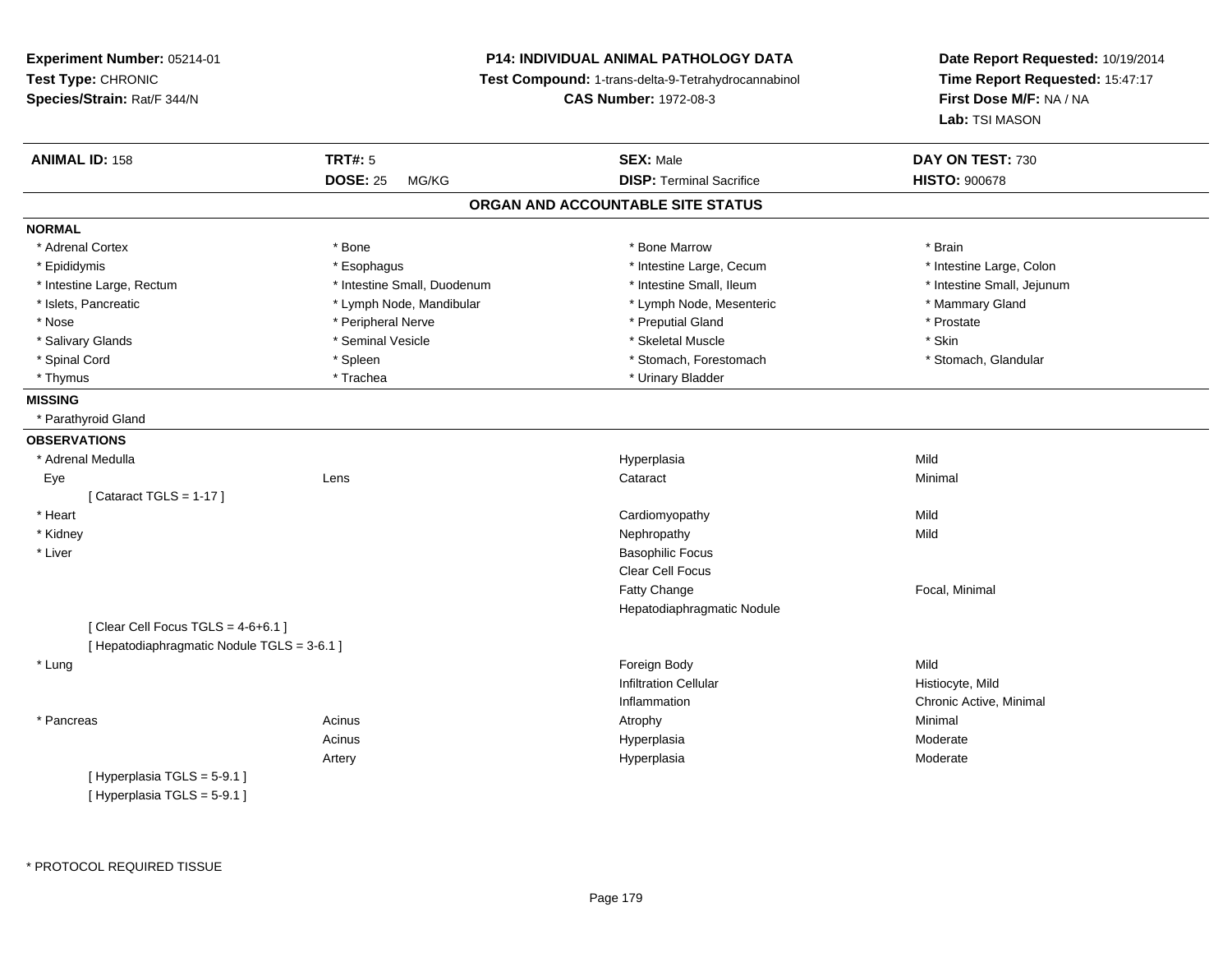**Experiment Number:** 05214-01
**Test Type:** CHRONIC
**Species/Strain:** Rat/F 344/N

**P14: INDIVIDUAL ANIMAL PATHOLOGY DATA**
**Test Compound:** 1-trans-delta-9-Tetrahydrocannabinol
**CAS Number:** 1972-08-3

**Date Report Requested:** 10/19/2014
**Time Report Requested:** 15:47:17
**First Dose M/F:** NA / NA
**Lab:** TSI MASON

| **ANIMAL ID:** 158 | **TRT#:** 5 | **SEX:** Male | **DAY ON TEST:** 730 |
|---|---|---|---|
| | **DOSE:** 25 MG/KG | **DISP:** Terminal Sacrifice | **HISTO:** 900678 |

## ORGAN AND ACCOUNTABLE SITE STATUS

**NORMAL**

| | | | |
|---|---|---|---|
| * Adrenal Cortex | * Bone | * Bone Marrow | * Brain |
| * Epididymis | * Esophagus | * Intestine Large, Cecum | * Intestine Large, Colon |
| * Intestine Large, Rectum | * Intestine Small, Duodenum | * Intestine Small, Ileum | * Intestine Small, Jejunum |
| * Islets, Pancreatic | * Lymph Node, Mandibular | * Lymph Node, Mesenteric | * Mammary Gland |
| * Nose | * Peripheral Nerve | * Preputial Gland | * Prostate |
| * Salivary Glands | * Seminal Vesicle | * Skeletal Muscle | * Skin |
| * Spinal Cord | * Spleen | * Stomach, Forestomach | * Stomach, Glandular |
| * Thymus | * Trachea | * Urinary Bladder | |

**MISSING**

* Parathyroid Gland

**OBSERVATIONS**

| | | | |
|---|---|---|---|
| * Adrenal Medulla | | Hyperplasia | Mild |
| Eye | Lens | Cataract | Minimal |
| [ Cataract TGLS = 1-17 ] | | | |
| * Heart | | Cardiomyopathy | Mild |
| * Kidney | | Nephropathy | Mild |
| * Liver | | Basophilic Focus | |
| | | Clear Cell Focus | |
| | | Fatty Change | Focal, Minimal |
| | | Hepatodiaphragmatic Nodule | |
| [ Clear Cell Focus TGLS = 4-6+6.1 ] | | | |
| [ Hepatodiaphragmatic Nodule TGLS = 3-6.1 ] | | | |
| * Lung | | Foreign Body | Mild |
| | | Infiltration Cellular | Histiocyte, Mild |
| | | Inflammation | Chronic Active, Minimal |
| * Pancreas | Acinus | Atrophy | Minimal |
| | Acinus | Hyperplasia | Moderate |
| | Artery | Hyperplasia | Moderate |
| [ Hyperplasia TGLS = 5-9.1 ] | | | |
| [ Hyperplasia TGLS = 5-9.1 ] | | | |

* PROTOCOL REQUIRED TISSUE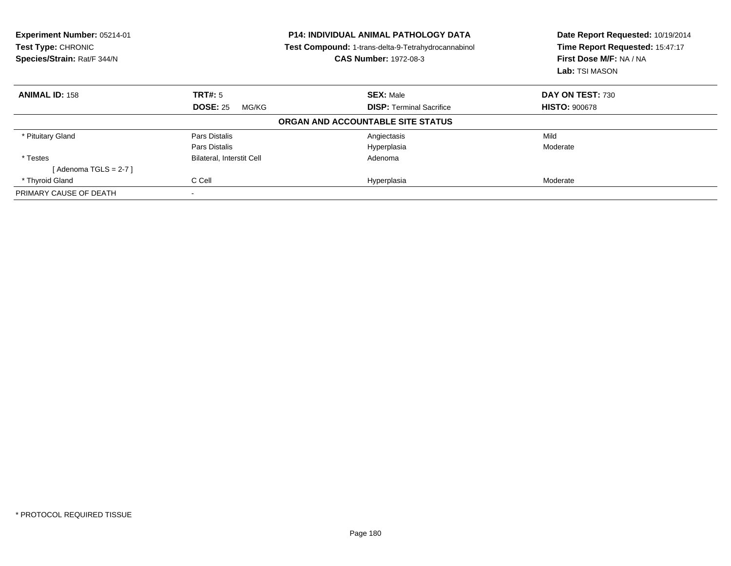**Experiment Number:** 05214-01
**Test Type:** CHRONIC
**Species/Strain:** Rat/F 344/N

**P14: INDIVIDUAL ANIMAL PATHOLOGY DATA**
**Test Compound:** 1-trans-delta-9-Tetrahydrocannabinol
**CAS Number:** 1972-08-3

**Date Report Requested:** 10/19/2014
**Time Report Requested:** 15:47:17
**First Dose M/F:** NA / NA
**Lab:** TSI MASON

| **ANIMAL ID:** 158 | **TRT#:** 5 | **SEX:** Male | **DAY ON TEST:** 730 |
|---|---|---|---|
| | **DOSE:** 25 MG/KG | **DISP:** Terminal Sacrifice | **HISTO:** 900678 |

**ORGAN AND ACCOUNTABLE SITE STATUS**

| | | | |
|---|---|---|---|
| * Pituitary Gland | Pars Distalis | Angiectasis | Mild |
| | Pars Distalis | Hyperplasia | Moderate |
| * Testes | Bilateral, Interstit Cell | Adenoma | |
| [ Adenoma TGLS = 2-7 ] | | | |
| * Thyroid Gland | C Cell | Hyperplasia | Moderate |
| PRIMARY CAUSE OF DEATH | - | | |

* PROTOCOL REQUIRED TISSUE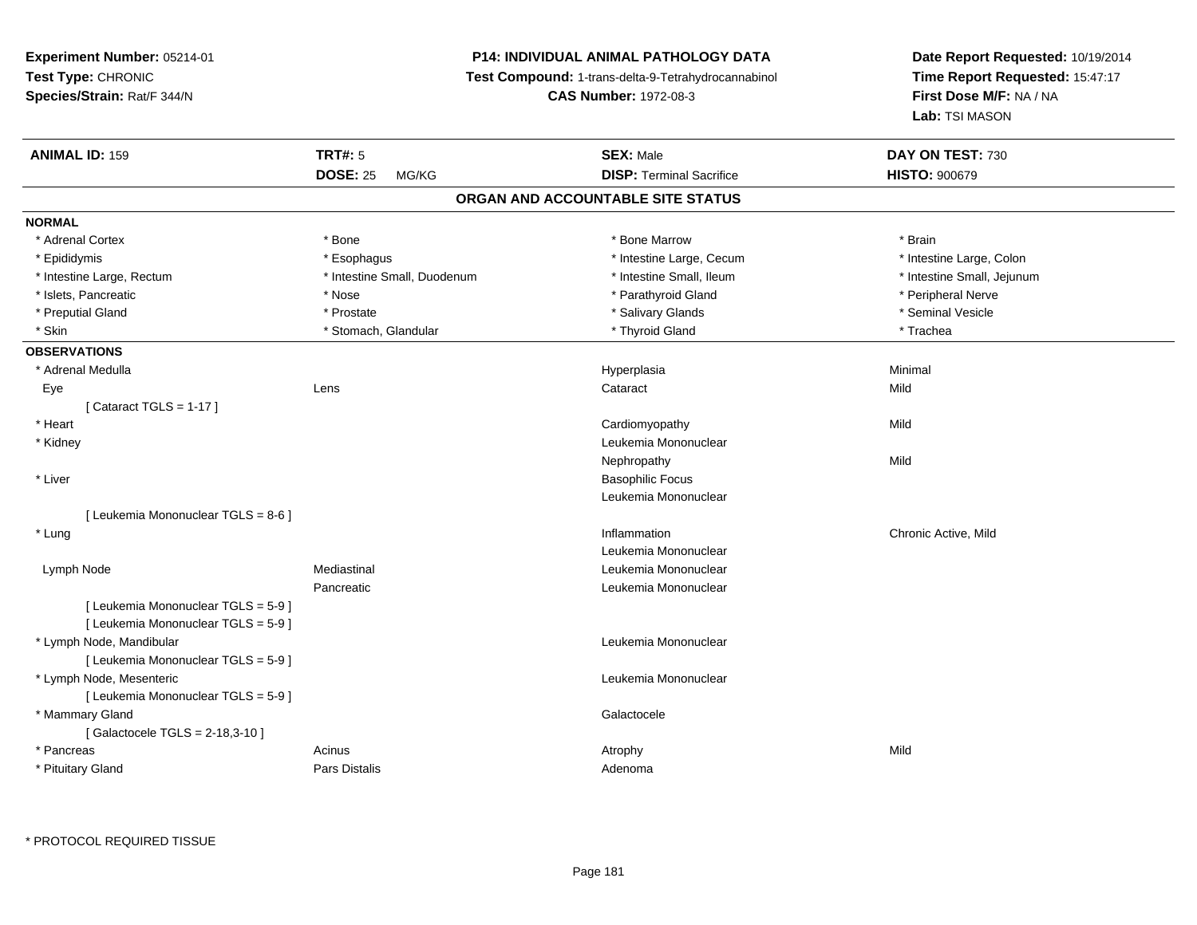**Experiment Number:** 05214-01
**Test Type:** CHRONIC
**Species/Strain:** Rat/F 344/N

**P14: INDIVIDUAL ANIMAL PATHOLOGY DATA**
**Test Compound:** 1-trans-delta-9-Tetrahydrocannabinol
**CAS Number:** 1972-08-3

**Date Report Requested:** 10/19/2014
**Time Report Requested:** 15:47:17
**First Dose M/F:** NA / NA
**Lab:** TSI MASON

| **ANIMAL ID:** 159 | **TRT#:** 5 | **SEX:** Male | **DAY ON TEST:** 730 |
|---|---|---|---|
| | **DOSE:** 25 MG/KG | **DISP:** Terminal Sacrifice | **HISTO:** 900679 |

## ORGAN AND ACCOUNTABLE SITE STATUS

**NORMAL**

| | | | |
|---|---|---|---|
| * Adrenal Cortex | * Bone | * Bone Marrow | * Brain |
| * Epididymis | * Esophagus | * Intestine Large, Cecum | * Intestine Large, Colon |
| * Intestine Large, Rectum | * Intestine Small, Duodenum | * Intestine Small, Ileum | * Intestine Small, Jejunum |
| * Islets, Pancreatic | * Nose | * Parathyroid Gland | * Peripheral Nerve |
| * Preputial Gland | * Prostate | * Salivary Glands | * Seminal Vesicle |
| * Skin | * Stomach, Glandular | * Thyroid Gland | * Trachea |

**OBSERVATIONS**

| | | | |
|---|---|---|---|
| * Adrenal Medulla | | Hyperplasia | Minimal |
| Eye | Lens | Cataract | Mild |
| [ Cataract TGLS = 1-17 ] | | | |
| * Heart | | Cardiomyopathy | Mild |
| * Kidney | | Leukemia Mononuclear | |
| | | Nephropathy | Mild |
| * Liver | | Basophilic Focus | |
| | | Leukemia Mononuclear | |
| [ Leukemia Mononuclear TGLS = 8-6 ] | | | |
| * Lung | | Inflammation | Chronic Active, Mild |
| | | Leukemia Mononuclear | |
| Lymph Node | Mediastinal | Leukemia Mononuclear | |
| | Pancreatic | Leukemia Mononuclear | |
| [ Leukemia Mononuclear TGLS = 5-9 ] | | | |
| [ Leukemia Mononuclear TGLS = 5-9 ] | | | |
| * Lymph Node, Mandibular | | Leukemia Mononuclear | |
| [ Leukemia Mononuclear TGLS = 5-9 ] | | | |
| * Lymph Node, Mesenteric | | Leukemia Mononuclear | |
| [ Leukemia Mononuclear TGLS = 5-9 ] | | | |
| * Mammary Gland | | Galactocele | |
| [ Galactocele TGLS = 2-18,3-10 ] | | | |
| * Pancreas | Acinus | Atrophy | Mild |
| * Pituitary Gland | Pars Distalis | Adenoma | |

* PROTOCOL REQUIRED TISSUE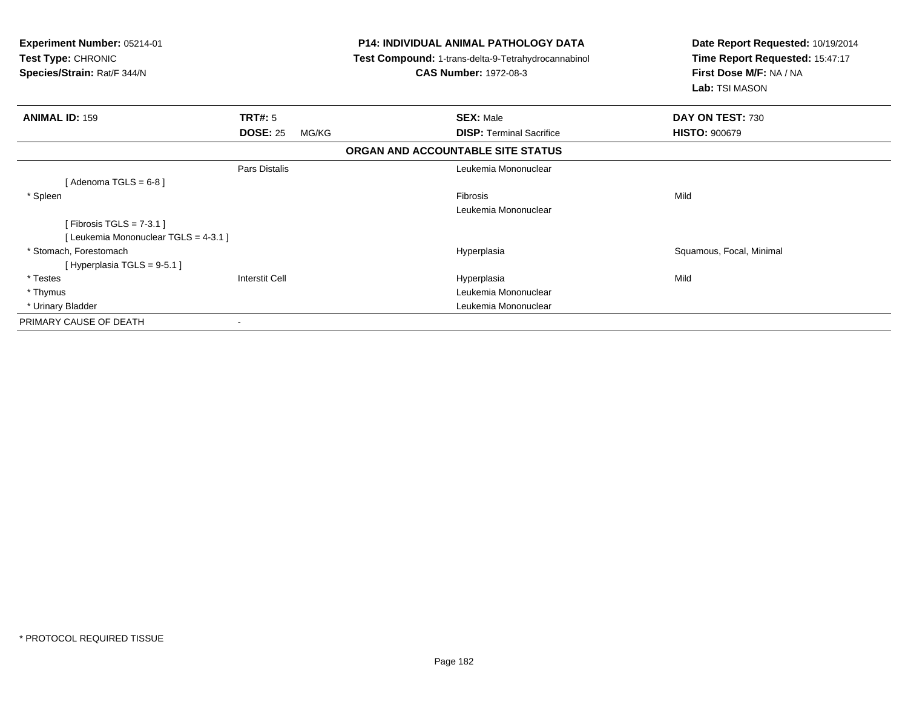**Experiment Number:** 05214-01
**Test Type:** CHRONIC
**Species/Strain:** Rat/F 344/N

**P14: INDIVIDUAL ANIMAL PATHOLOGY DATA**
**Test Compound:** 1-trans-delta-9-Tetrahydrocannabinol
**CAS Number:** 1972-08-3

**Date Report Requested:** 10/19/2014
**Time Report Requested:** 15:47:17
**First Dose M/F:** NA / NA
**Lab:** TSI MASON

| **ANIMAL ID:** 159 | **TRT#:** 5 | **SEX:** Male | **DAY ON TEST:** 730 |
|---|---|---|---|
| | **DOSE:** 25 MG/KG | **DISP:** Terminal Sacrifice | **HISTO:** 900679 |

**ORGAN AND ACCOUNTABLE SITE STATUS**

| | | | |
|---|---|---|---|
| | Pars Distalis | Leukemia Mononuclear | |
| [ Adenoma TGLS = 6-8 ] | | | |
| * Spleen | | Fibrosis | Mild |
| | | Leukemia Mononuclear | |
| [ Fibrosis TGLS = 7-3.1 ] | | | |
| [ Leukemia Mononuclear TGLS = 4-3.1 ] | | | |
| * Stomach, Forestomach | | Hyperplasia | Squamous, Focal, Minimal |
| [ Hyperplasia TGLS = 9-5.1 ] | | | |
| * Testes | Interstit Cell | Hyperplasia | Mild |
| * Thymus | | Leukemia Mononuclear | |
| * Urinary Bladder | | Leukemia Mononuclear | |
| PRIMARY CAUSE OF DEATH | - | | |

* PROTOCOL REQUIRED TISSUE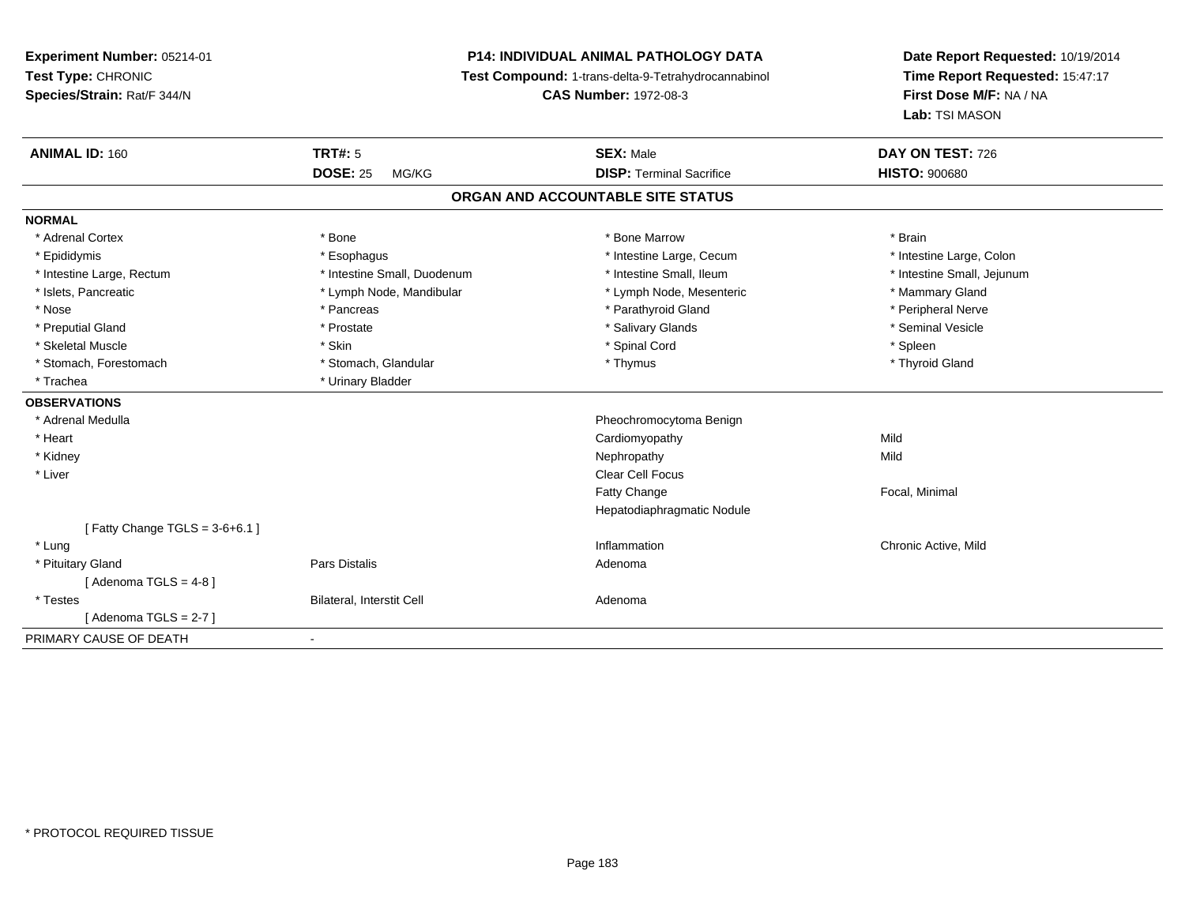**Experiment Number:** 05214-01
**Test Type:** CHRONIC
**Species/Strain:** Rat/F 344/N

**P14: INDIVIDUAL ANIMAL PATHOLOGY DATA**
**Test Compound:** 1-trans-delta-9-Tetrahydrocannabinol
**CAS Number:** 1972-08-3

**Date Report Requested:** 10/19/2014
**Time Report Requested:** 15:47:17
**First Dose M/F:** NA / NA
**Lab:** TSI MASON

| **ANIMAL ID:** 160 | **TRT#:** 5 | **SEX:** Male | **DAY ON TEST:** 726 |
|---|---|---|---|
| | **DOSE:** 25 MG/KG | **DISP:** Terminal Sacrifice | **HISTO:** 900680 |

## ORGAN AND ACCOUNTABLE SITE STATUS

**NORMAL**

| | | | |
|---|---|---|---|
| * Adrenal Cortex | * Bone | * Bone Marrow | * Brain |
| * Epididymis | * Esophagus | * Intestine Large, Cecum | * Intestine Large, Colon |
| * Intestine Large, Rectum | * Intestine Small, Duodenum | * Intestine Small, Ileum | * Intestine Small, Jejunum |
| * Islets, Pancreatic | * Lymph Node, Mandibular | * Lymph Node, Mesenteric | * Mammary Gland |
| * Nose | * Pancreas | * Parathyroid Gland | * Peripheral Nerve |
| * Preputial Gland | * Prostate | * Salivary Glands | * Seminal Vesicle |
| * Skeletal Muscle | * Skin | * Spinal Cord | * Spleen |
| * Stomach, Forestomach | * Stomach, Glandular | * Thymus | * Thyroid Gland |
| * Trachea | * Urinary Bladder | | |

**OBSERVATIONS**

| | | | |
|---|---|---|---|
| * Adrenal Medulla | | Pheochromocytoma Benign | |
| * Heart | | Cardiomyopathy | Mild |
| * Kidney | | Nephropathy | Mild |
| * Liver | | Clear Cell Focus | |
| | | Fatty Change | Focal, Minimal |
| | | Hepatodiaphragmatic Nodule | |
| [ Fatty Change TGLS = 3-6+6.1 ] | | | |
| * Lung | | Inflammation | Chronic Active, Mild |
| * Pituitary Gland | Pars Distalis | Adenoma | |
| [ Adenoma TGLS = 4-8 ] | | | |
| * Testes | Bilateral, Interstit Cell | Adenoma | |
| [ Adenoma TGLS = 2-7 ] | | | |

PRIMARY CAUSE OF DEATH -

* PROTOCOL REQUIRED TISSUE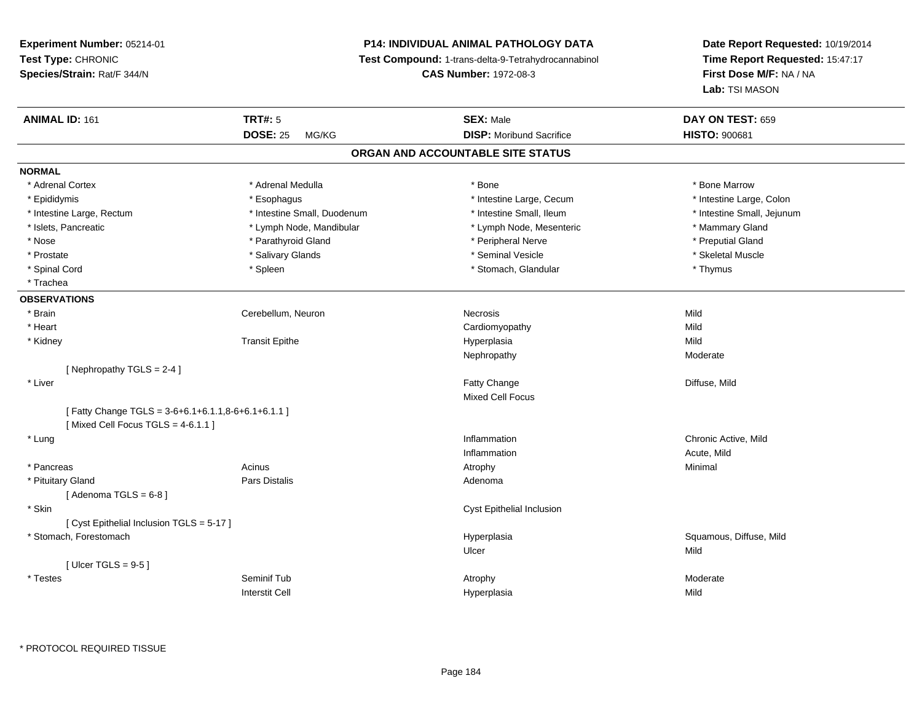**Experiment Number:** 05214-01
**Test Type:** CHRONIC
**Species/Strain:** Rat/F 344/N

**P14: INDIVIDUAL ANIMAL PATHOLOGY DATA**
**Test Compound:** 1-trans-delta-9-Tetrahydrocannabinol
**CAS Number:** 1972-08-3

**Date Report Requested:** 10/19/2014
**Time Report Requested:** 15:47:17
**First Dose M/F:** NA / NA
**Lab:** TSI MASON

| **ANIMAL ID:** 161 | **TRT#:** 5 | **SEX:** Male | **DAY ON TEST:** 659 |
|---|---|---|---|
| | **DOSE:** 25 MG/KG | **DISP:** Moribund Sacrifice | **HISTO:** 900681 |

## ORGAN AND ACCOUNTABLE SITE STATUS

**NORMAL**

| | | | |
|---|---|---|---|
| * Adrenal Cortex | * Adrenal Medulla | * Bone | * Bone Marrow |
| * Epididymis | * Esophagus | * Intestine Large, Cecum | * Intestine Large, Colon |
| * Intestine Large, Rectum | * Intestine Small, Duodenum | * Intestine Small, Ileum | * Intestine Small, Jejunum |
| * Islets, Pancreatic | * Lymph Node, Mandibular | * Lymph Node, Mesenteric | * Mammary Gland |
| * Nose | * Parathyroid Gland | * Peripheral Nerve | * Preputial Gland |
| * Prostate | * Salivary Glands | * Seminal Vesicle | * Skeletal Muscle |
| * Spinal Cord | * Spleen | * Stomach, Glandular | * Thymus |
| * Trachea | | | |

**OBSERVATIONS**

| | | | |
|---|---|---|---|
| * Brain | Cerebellum, Neuron | Necrosis | Mild |
| * Heart | | Cardiomyopathy | Mild |
| * Kidney | Transit Epithe | Hyperplasia | Mild |
| | | Nephropathy | Moderate |
| [ Nephropathy TGLS = 2-4 ] | | | |
| * Liver | | Fatty Change | Diffuse, Mild |
| | | Mixed Cell Focus | |
| [ Fatty Change TGLS = 3-6+6.1+6.1.1,8-6+6.1+6.1.1 ] | | | |
| [ Mixed Cell Focus TGLS = 4-6.1.1 ] | | | |
| * Lung | | Inflammation | Chronic Active, Mild |
| | | Inflammation | Acute, Mild |
| * Pancreas | Acinus | Atrophy | Minimal |
| * Pituitary Gland | Pars Distalis | Adenoma | |
| [ Adenoma TGLS = 6-8 ] | | | |
| * Skin | | Cyst Epithelial Inclusion | |
| [ Cyst Epithelial Inclusion TGLS = 5-17 ] | | | |
| * Stomach, Forestomach | | Hyperplasia | Squamous, Diffuse, Mild |
| | | Ulcer | Mild |
| [ Ulcer TGLS = 9-5 ] | | | |
| * Testes | Seminif Tub | Atrophy | Moderate |
| | Interstit Cell | Hyperplasia | Mild |

* PROTOCOL REQUIRED TISSUE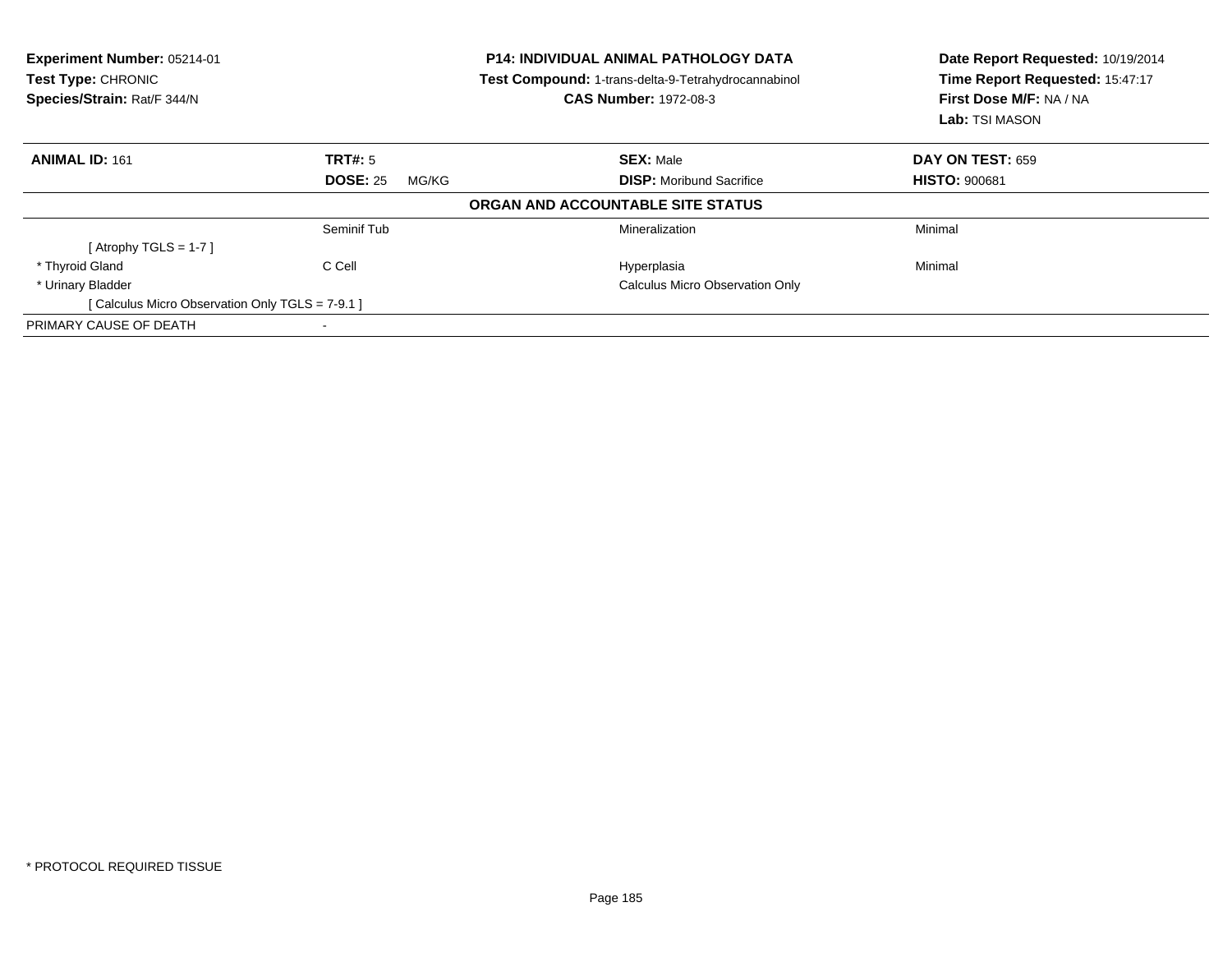**Experiment Number:** 05214-01
**Test Type:** CHRONIC
**Species/Strain:** Rat/F 344/N

**P14: INDIVIDUAL ANIMAL PATHOLOGY DATA**
**Test Compound:** 1-trans-delta-9-Tetrahydrocannabinol
**CAS Number:** 1972-08-3

**Date Report Requested:** 10/19/2014
**Time Report Requested:** 15:47:17
**First Dose M/F:** NA / NA
**Lab:** TSI MASON

| **ANIMAL ID:** 161 | **TRT#:** 5 | **SEX:** Male | **DAY ON TEST:** 659 |
|---|---|---|---|
| | **DOSE:** 25 MG/KG | **DISP:** Moribund Sacrifice | **HISTO:** 900681 |

**ORGAN AND ACCOUNTABLE SITE STATUS**

| | | | |
|---|---|---|---|
| | Seminif Tub | Mineralization | Minimal |
| [ Atrophy TGLS = 1-7 ] | | | |
| * Thyroid Gland | C Cell | Hyperplasia | Minimal |
| * Urinary Bladder | | Calculus Micro Observation Only | |
| [ Calculus Micro Observation Only TGLS = 7-9.1 ] | | | |
| PRIMARY CAUSE OF DEATH | - | | |

* PROTOCOL REQUIRED TISSUE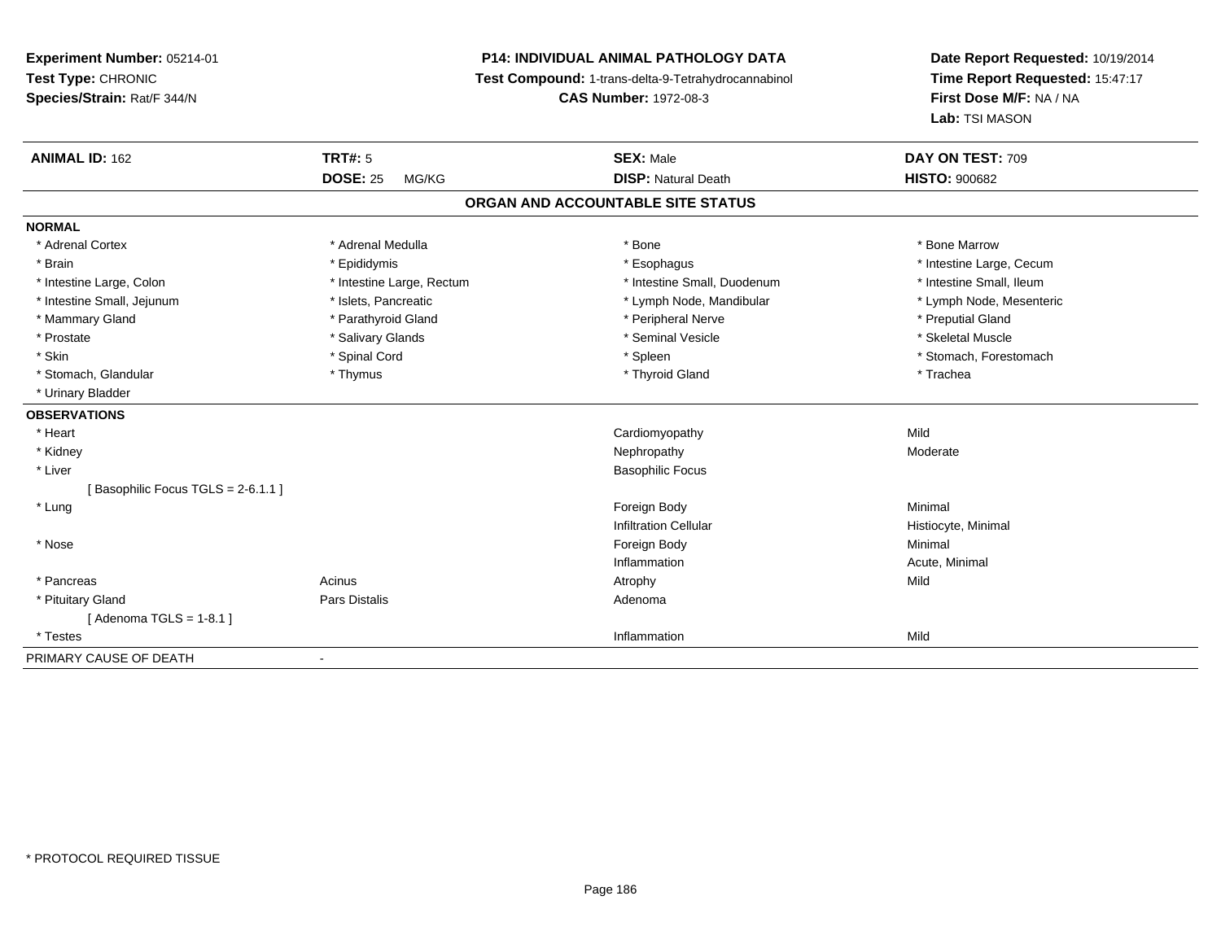**Experiment Number:** 05214-01
**Test Type:** CHRONIC
**Species/Strain:** Rat/F 344/N

**P14: INDIVIDUAL ANIMAL PATHOLOGY DATA**
**Test Compound:** 1-trans-delta-9-Tetrahydrocannabinol
**CAS Number:** 1972-08-3

**Date Report Requested:** 10/19/2014
**Time Report Requested:** 15:47:17
**First Dose M/F:** NA / NA
**Lab:** TSI MASON

| **ANIMAL ID:** 162 | **TRT#:** 5 | **SEX:** Male | **DAY ON TEST:** 709 |
|---|---|---|---|
| | **DOSE:** 25 MG/KG | **DISP:** Natural Death | **HISTO:** 900682 |

## ORGAN AND ACCOUNTABLE SITE STATUS

**NORMAL**

| | | | |
|---|---|---|---|
| * Adrenal Cortex | * Adrenal Medulla | * Bone | * Bone Marrow |
| * Brain | * Epididymis | * Esophagus | * Intestine Large, Cecum |
| * Intestine Large, Colon | * Intestine Large, Rectum | * Intestine Small, Duodenum | * Intestine Small, Ileum |
| * Intestine Small, Jejunum | * Islets, Pancreatic | * Lymph Node, Mandibular | * Lymph Node, Mesenteric |
| * Mammary Gland | * Parathyroid Gland | * Peripheral Nerve | * Preputial Gland |
| * Prostate | * Salivary Glands | * Seminal Vesicle | * Skeletal Muscle |
| * Skin | * Spinal Cord | * Spleen | * Stomach, Forestomach |
| * Stomach, Glandular | * Thymus | * Thyroid Gland | * Trachea |
| * Urinary Bladder | | | |

**OBSERVATIONS**

| | | | |
|---|---|---|---|
| * Heart | | Cardiomyopathy | Mild |
| * Kidney | | Nephropathy | Moderate |
| * Liver | | Basophilic Focus | |
| [ Basophilic Focus TGLS = 2-6.1.1 ] | | | |
| * Lung | | Foreign Body | Minimal |
| | | Infiltration Cellular | Histiocyte, Minimal |
| * Nose | | Foreign Body | Minimal |
| | | Inflammation | Acute, Minimal |
| * Pancreas | Acinus | Atrophy | Mild |
| * Pituitary Gland | Pars Distalis | Adenoma | |
| [ Adenoma TGLS = 1-8.1 ] | | | |
| * Testes | | Inflammation | Mild |

PRIMARY CAUSE OF DEATH -

* PROTOCOL REQUIRED TISSUE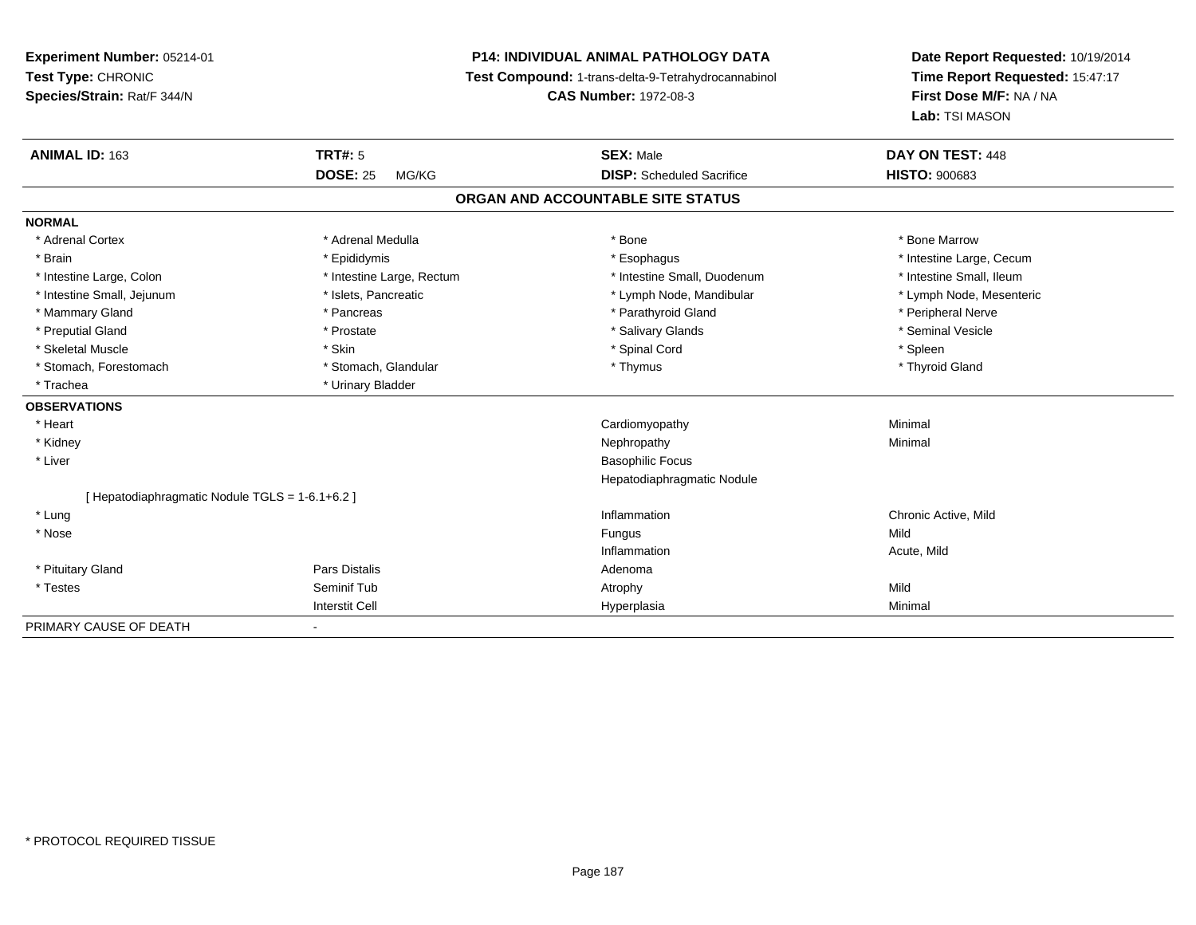**Experiment Number:** 05214-01
**Test Type:** CHRONIC
**Species/Strain:** Rat/F 344/N

**P14: INDIVIDUAL ANIMAL PATHOLOGY DATA**
**Test Compound:** 1-trans-delta-9-Tetrahydrocannabinol
**CAS Number:** 1972-08-3

**Date Report Requested:** 10/19/2014
**Time Report Requested:** 15:47:17
**First Dose M/F:** NA / NA
**Lab:** TSI MASON

| **ANIMAL ID:** 163 | **TRT#:** 5 | **SEX:** Male | **DAY ON TEST:** 448 |
|---|---|---|---|
| | **DOSE:** 25 MG/KG | **DISP:** Scheduled Sacrifice | **HISTO:** 900683 |

## ORGAN AND ACCOUNTABLE SITE STATUS

**NORMAL**

| | | | |
|---|---|---|---|
| * Adrenal Cortex | * Adrenal Medulla | * Bone | * Bone Marrow |
| * Brain | * Epididymis | * Esophagus | * Intestine Large, Cecum |
| * Intestine Large, Colon | * Intestine Large, Rectum | * Intestine Small, Duodenum | * Intestine Small, Ileum |
| * Intestine Small, Jejunum | * Islets, Pancreatic | * Lymph Node, Mandibular | * Lymph Node, Mesenteric |
| * Mammary Gland | * Pancreas | * Parathyroid Gland | * Peripheral Nerve |
| * Preputial Gland | * Prostate | * Salivary Glands | * Seminal Vesicle |
| * Skeletal Muscle | * Skin | * Spinal Cord | * Spleen |
| * Stomach, Forestomach | * Stomach, Glandular | * Thymus | * Thyroid Gland |
| * Trachea | * Urinary Bladder | | |

**OBSERVATIONS**

| | | | |
|---|---|---|---|
| * Heart | | Cardiomyopathy | Minimal |
| * Kidney | | Nephropathy | Minimal |
| * Liver | | Basophilic Focus | |
| | | Hepatodiaphragmatic Nodule | |
| [ Hepatodiaphragmatic Nodule TGLS = 1-6.1+6.2 ] | | | |
| * Lung | | Inflammation | Chronic Active, Mild |
| * Nose | | Fungus | Mild |
| | | Inflammation | Acute, Mild |
| * Pituitary Gland | Pars Distalis | Adenoma | |
| * Testes | Seminif Tub | Atrophy | Mild |
| | Interstit Cell | Hyperplasia | Minimal |

PRIMARY CAUSE OF DEATH -

* PROTOCOL REQUIRED TISSUE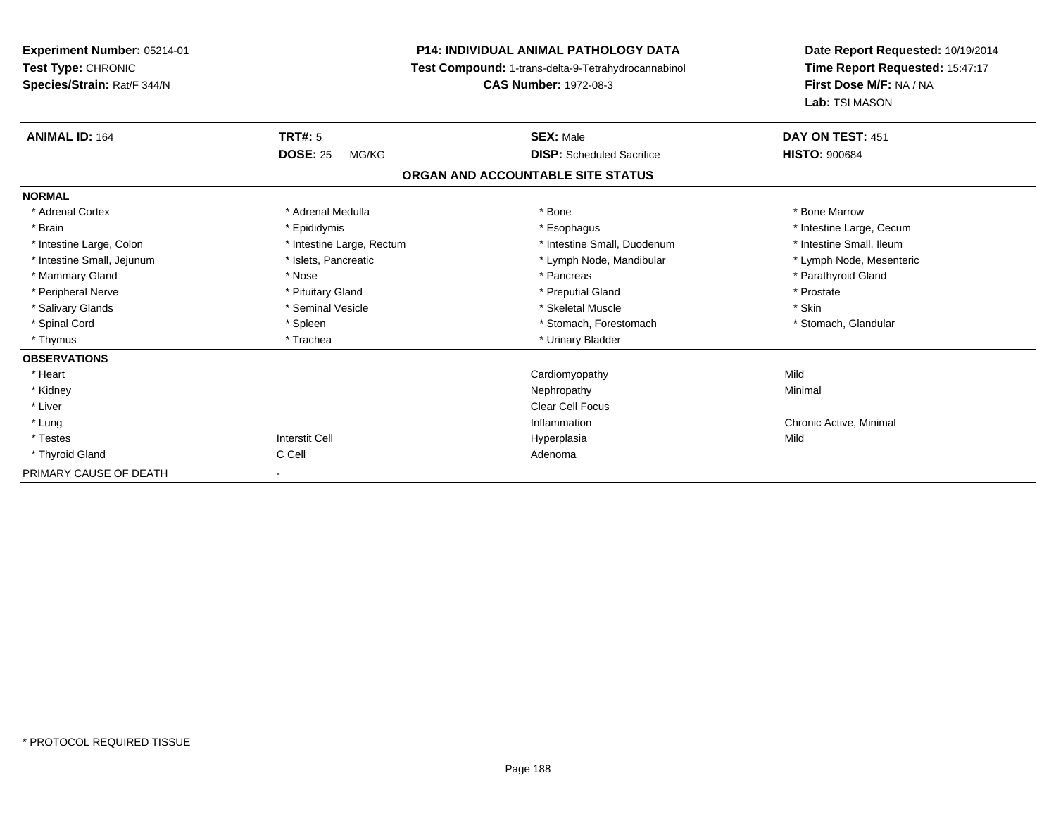**Experiment Number:** 05214-01
**Test Type:** CHRONIC
**Species/Strain:** Rat/F 344/N

**P14: INDIVIDUAL ANIMAL PATHOLOGY DATA**
**Test Compound:** 1-trans-delta-9-Tetrahydrocannabinol
**CAS Number:** 1972-08-3

**Date Report Requested:** 10/19/2014
**Time Report Requested:** 15:47:17
**First Dose M/F:** NA / NA
**Lab:** TSI MASON

| **ANIMAL ID:** 164 | **TRT#:** 5 | **SEX:** Male | **DAY ON TEST:** 451 |
|---|---|---|---|
| | **DOSE:** 25 MG/KG | **DISP:** Scheduled Sacrifice | **HISTO:** 900684 |

## ORGAN AND ACCOUNTABLE SITE STATUS

| | | | |
|---|---|---|---|
| **NORMAL** | | | |
| * Adrenal Cortex | * Adrenal Medulla | * Bone | * Bone Marrow |
| * Brain | * Epididymis | * Esophagus | * Intestine Large, Cecum |
| * Intestine Large, Colon | * Intestine Large, Rectum | * Intestine Small, Duodenum | * Intestine Small, Ileum |
| * Intestine Small, Jejunum | * Islets, Pancreatic | * Lymph Node, Mandibular | * Lymph Node, Mesenteric |
| * Mammary Gland | * Nose | * Pancreas | * Parathyroid Gland |
| * Peripheral Nerve | * Pituitary Gland | * Preputial Gland | * Prostate |
| * Salivary Glands | * Seminal Vesicle | * Skeletal Muscle | * Skin |
| * Spinal Cord | * Spleen | * Stomach, Forestomach | * Stomach, Glandular |
| * Thymus | * Trachea | * Urinary Bladder | |
| **OBSERVATIONS** | | | |
| * Heart | | Cardiomyopathy | Mild |
| * Kidney | | Nephropathy | Minimal |
| * Liver | | Clear Cell Focus | |
| * Lung | | Inflammation | Chronic Active, Minimal |
| * Testes | Interstit Cell | Hyperplasia | Mild |
| * Thyroid Gland | C Cell | Adenoma | |
| PRIMARY CAUSE OF DEATH | - | | |

* PROTOCOL REQUIRED TISSUE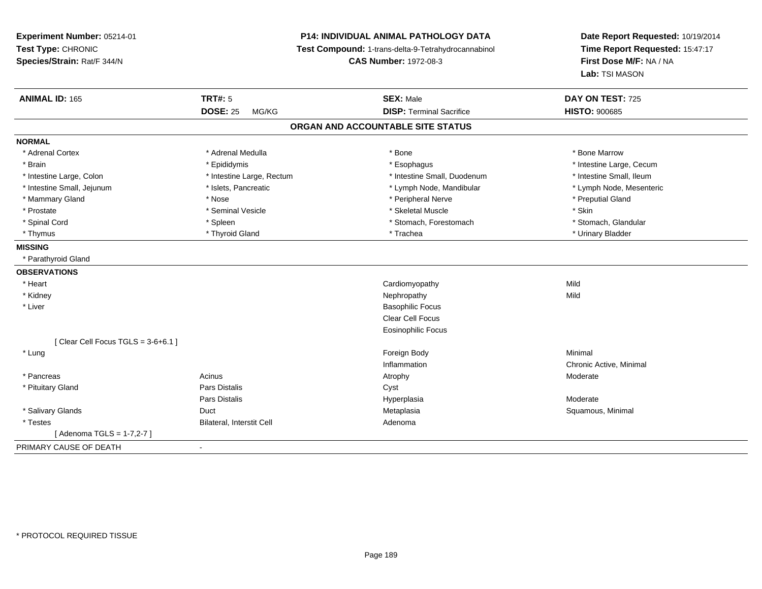**Experiment Number:** 05214-01
**Test Type:** CHRONIC
**Species/Strain:** Rat/F 344/N

**P14: INDIVIDUAL ANIMAL PATHOLOGY DATA**
**Test Compound:** 1-trans-delta-9-Tetrahydrocannabinol
**CAS Number:** 1972-08-3

**Date Report Requested:** 10/19/2014
**Time Report Requested:** 15:47:17
**First Dose M/F:** NA / NA
**Lab:** TSI MASON

| **ANIMAL ID:** 165 | **TRT#:** 5 | **SEX:** Male | **DAY ON TEST:** 725 |
|---|---|---|---|
| | **DOSE:** 25 MG/KG | **DISP:** Terminal Sacrifice | **HISTO:** 900685 |

**ORGAN AND ACCOUNTABLE SITE STATUS**

**NORMAL**

| | | | |
|---|---|---|---|
| * Adrenal Cortex | * Adrenal Medulla | * Bone | * Bone Marrow |
| * Brain | * Epididymis | * Esophagus | * Intestine Large, Cecum |
| * Intestine Large, Colon | * Intestine Large, Rectum | * Intestine Small, Duodenum | * Intestine Small, Ileum |
| * Intestine Small, Jejunum | * Islets, Pancreatic | * Lymph Node, Mandibular | * Lymph Node, Mesenteric |
| * Mammary Gland | * Nose | * Peripheral Nerve | * Preputial Gland |
| * Prostate | * Seminal Vesicle | * Skeletal Muscle | * Skin |
| * Spinal Cord | * Spleen | * Stomach, Forestomach | * Stomach, Glandular |
| * Thymus | * Thyroid Gland | * Trachea | * Urinary Bladder |

**MISSING**

* Parathyroid Gland

**OBSERVATIONS**

| | | | |
|---|---|---|---|
| * Heart | | Cardiomyopathy | Mild |
| * Kidney | | Nephropathy | Mild |
| * Liver | | Basophilic Focus | |
| | | Clear Cell Focus | |
| | | Eosinophilic Focus | |
| [ Clear Cell Focus TGLS = 3-6+6.1 ] | | | |
| * Lung | | Foreign Body | Minimal |
| | | Inflammation | Chronic Active, Minimal |
| * Pancreas | Acinus | Atrophy | Moderate |
| * Pituitary Gland | Pars Distalis | Cyst | |
| | Pars Distalis | Hyperplasia | Moderate |
| * Salivary Glands | Duct | Metaplasia | Squamous, Minimal |
| * Testes | Bilateral, Interstit Cell | Adenoma | |
| [ Adenoma TGLS = 1-7,2-7 ] | | | |

PRIMARY CAUSE OF DEATH -

* PROTOCOL REQUIRED TISSUE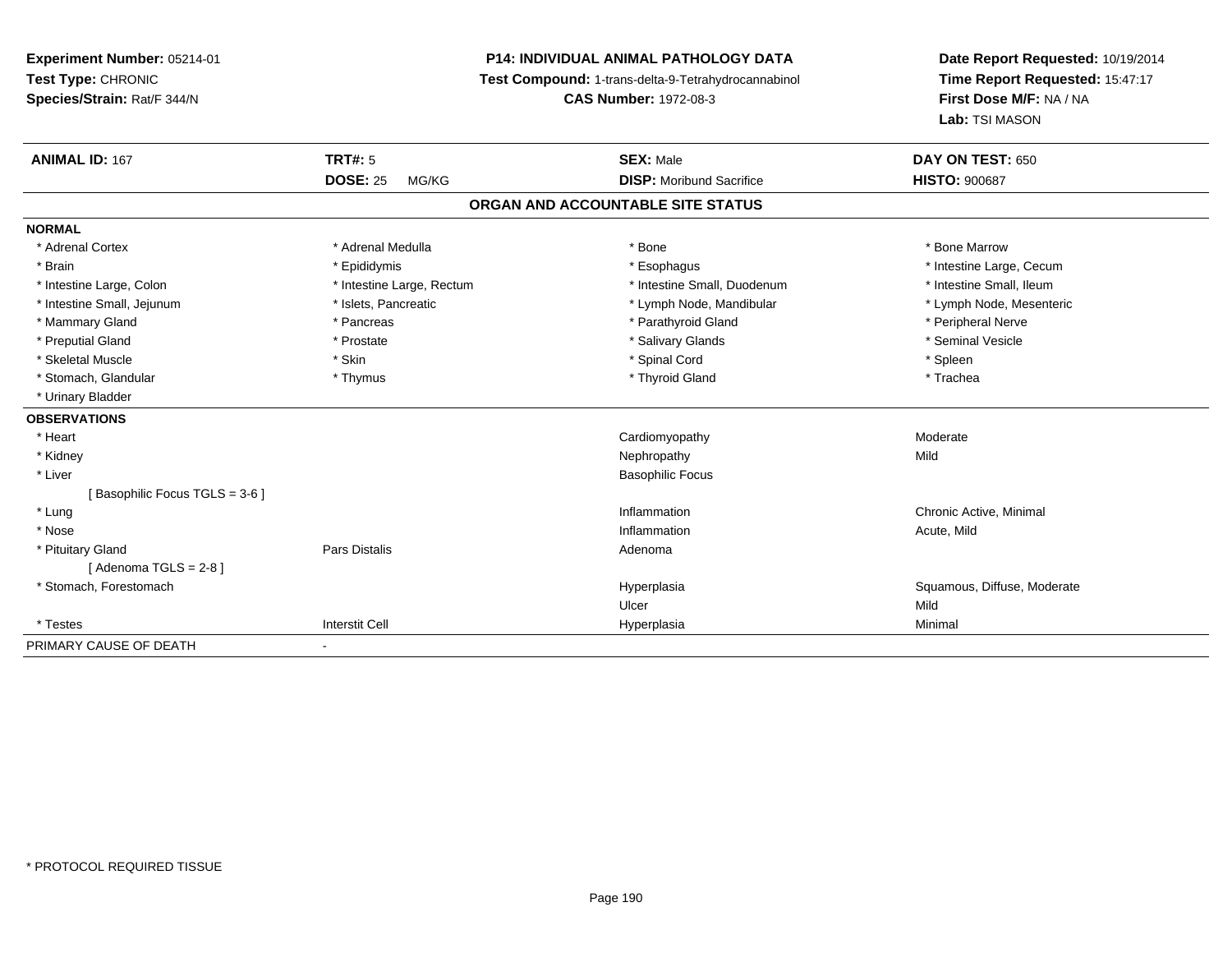**Experiment Number:** 05214-01
**Test Type:** CHRONIC
**Species/Strain:** Rat/F 344/N

**P14: INDIVIDUAL ANIMAL PATHOLOGY DATA**
**Test Compound:** 1-trans-delta-9-Tetrahydrocannabinol
**CAS Number:** 1972-08-3

**Date Report Requested:** 10/19/2014
**Time Report Requested:** 15:47:17
**First Dose M/F:** NA / NA
**Lab:** TSI MASON

| **ANIMAL ID:** 167 | **TRT#:** 5 | **SEX:** Male | **DAY ON TEST:** 650 |
|---|---|---|---|
| | **DOSE:** 25 MG/KG | **DISP:** Moribund Sacrifice | **HISTO:** 900687 |

## ORGAN AND ACCOUNTABLE SITE STATUS

| | | | |
|---|---|---|---|
| **NORMAL** | | | |
| * Adrenal Cortex | * Adrenal Medulla | * Bone | * Bone Marrow |
| * Brain | * Epididymis | * Esophagus | * Intestine Large, Cecum |
| * Intestine Large, Colon | * Intestine Large, Rectum | * Intestine Small, Duodenum | * Intestine Small, Ileum |
| * Intestine Small, Jejunum | * Islets, Pancreatic | * Lymph Node, Mandibular | * Lymph Node, Mesenteric |
| * Mammary Gland | * Pancreas | * Parathyroid Gland | * Peripheral Nerve |
| * Preputial Gland | * Prostate | * Salivary Glands | * Seminal Vesicle |
| * Skeletal Muscle | * Skin | * Spinal Cord | * Spleen |
| * Stomach, Glandular | * Thymus | * Thyroid Gland | * Trachea |
| * Urinary Bladder | | | |
| **OBSERVATIONS** | | | |
| * Heart | | Cardiomyopathy | Moderate |
| * Kidney | | Nephropathy | Mild |
| * Liver | | Basophilic Focus | |
| [ Basophilic Focus TGLS = 3-6 ] | | | |
| * Lung | | Inflammation | Chronic Active, Minimal |
| * Nose | | Inflammation | Acute, Mild |
| * Pituitary Gland | Pars Distalis | Adenoma | |
| [ Adenoma TGLS = 2-8 ] | | | |
| * Stomach, Forestomach | | Hyperplasia | Squamous, Diffuse, Moderate |
| | | Ulcer | Mild |
| * Testes | Interstit Cell | Hyperplasia | Minimal |
| PRIMARY CAUSE OF DEATH | - | | |

* PROTOCOL REQUIRED TISSUE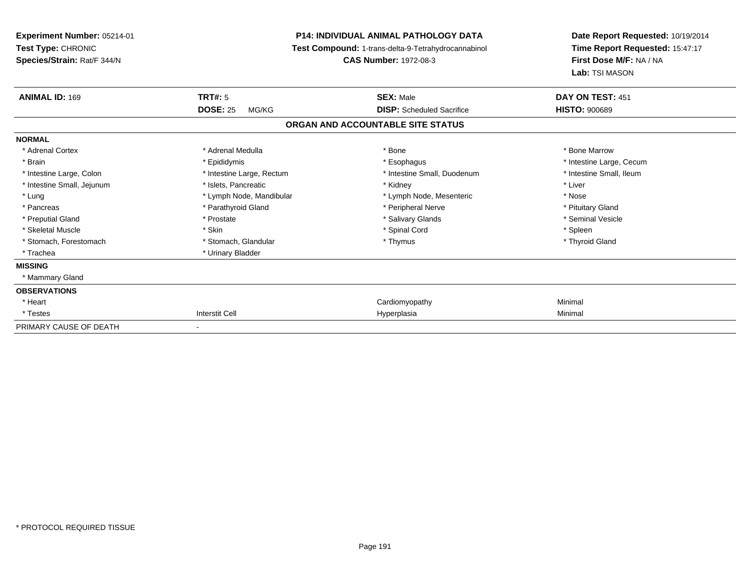**Experiment Number:** 05214-01
**Test Type:** CHRONIC
**Species/Strain:** Rat/F 344/N

**P14: INDIVIDUAL ANIMAL PATHOLOGY DATA**
**Test Compound:** 1-trans-delta-9-Tetrahydrocannabinol
**CAS Number:** 1972-08-3

**Date Report Requested:** 10/19/2014
**Time Report Requested:** 15:47:17
**First Dose M/F:** NA / NA
**Lab:** TSI MASON

| **ANIMAL ID:** 169 | **TRT#:** 5 | **SEX:** Male | **DAY ON TEST:** 451 |
|---|---|---|---|
| | **DOSE:** 25 MG/KG | **DISP:** Scheduled Sacrifice | **HISTO:** 900689 |

## ORGAN AND ACCOUNTABLE SITE STATUS

| | | | |
|---|---|---|---|
| **NORMAL** | | | |
| * Adrenal Cortex | * Adrenal Medulla | * Bone | * Bone Marrow |
| * Brain | * Epididymis | * Esophagus | * Intestine Large, Cecum |
| * Intestine Large, Colon | * Intestine Large, Rectum | * Intestine Small, Duodenum | * Intestine Small, Ileum |
| * Intestine Small, Jejunum | * Islets, Pancreatic | * Kidney | * Liver |
| * Lung | * Lymph Node, Mandibular | * Lymph Node, Mesenteric | * Nose |
| * Pancreas | * Parathyroid Gland | * Peripheral Nerve | * Pituitary Gland |
| * Preputial Gland | * Prostate | * Salivary Glands | * Seminal Vesicle |
| * Skeletal Muscle | * Skin | * Spinal Cord | * Spleen |
| * Stomach, Forestomach | * Stomach, Glandular | * Thymus | * Thyroid Gland |
| * Trachea | * Urinary Bladder | | |
| **MISSING** | | | |
| * Mammary Gland | | | |
| **OBSERVATIONS** | | | |
| * Heart | | Cardiomyopathy | Minimal |
| * Testes | Interstit Cell | Hyperplasia | Minimal |
| PRIMARY CAUSE OF DEATH | - | | |

* PROTOCOL REQUIRED TISSUE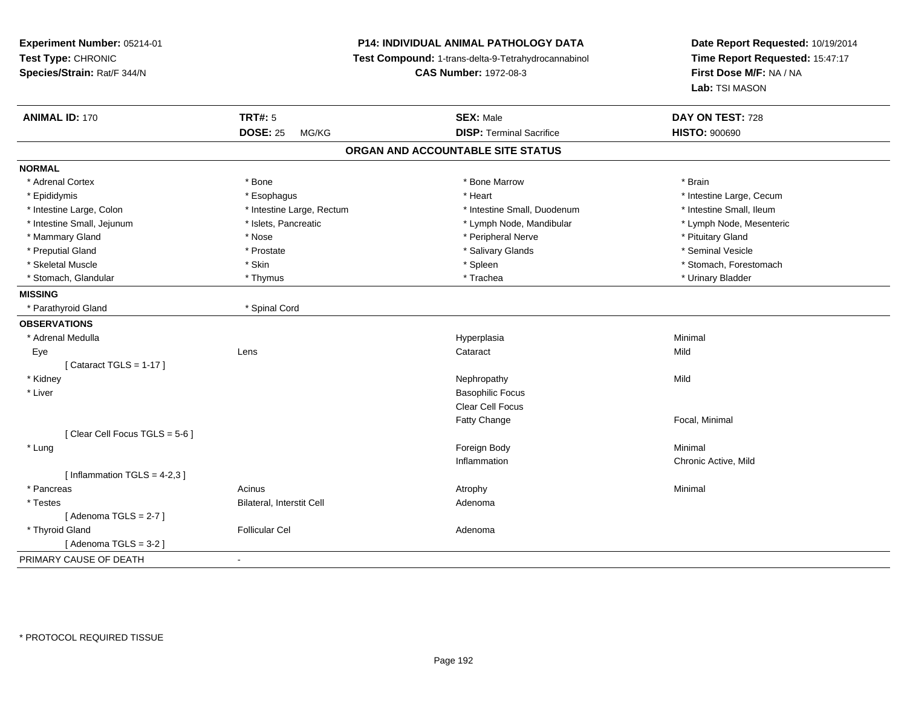**Experiment Number:** 05214-01
**Test Type:** CHRONIC
**Species/Strain:** Rat/F 344/N

**P14: INDIVIDUAL ANIMAL PATHOLOGY DATA**
**Test Compound:** 1-trans-delta-9-Tetrahydrocannabinol
**CAS Number:** 1972-08-3

**Date Report Requested:** 10/19/2014
**Time Report Requested:** 15:47:17
**First Dose M/F:** NA / NA
**Lab:** TSI MASON

| **ANIMAL ID:** 170 | **TRT#:** 5 | **SEX:** Male | **DAY ON TEST:** 728 |
|---|---|---|---|
| | **DOSE:** 25 MG/KG | **DISP:** Terminal Sacrifice | **HISTO:** 900690 |

## ORGAN AND ACCOUNTABLE SITE STATUS

**NORMAL**

| | | | |
|---|---|---|---|
| * Adrenal Cortex | * Bone | * Bone Marrow | * Brain |
| * Epididymis | * Esophagus | * Heart | * Intestine Large, Cecum |
| * Intestine Large, Colon | * Intestine Large, Rectum | * Intestine Small, Duodenum | * Intestine Small, Ileum |
| * Intestine Small, Jejunum | * Islets, Pancreatic | * Lymph Node, Mandibular | * Lymph Node, Mesenteric |
| * Mammary Gland | * Nose | * Peripheral Nerve | * Pituitary Gland |
| * Preputial Gland | * Prostate | * Salivary Glands | * Seminal Vesicle |
| * Skeletal Muscle | * Skin | * Spleen | * Stomach, Forestomach |
| * Stomach, Glandular | * Thymus | * Trachea | * Urinary Bladder |

**MISSING**

| | |
|---|---|
| * Parathyroid Gland | * Spinal Cord |

**OBSERVATIONS**

| | | | |
|---|---|---|---|
| * Adrenal Medulla | | Hyperplasia | Minimal |
| Eye | Lens | Cataract | Mild |
| [ Cataract TGLS = 1-17 ] | | | |
| * Kidney | | Nephropathy | Mild |
| * Liver | | Basophilic Focus | |
| | | Clear Cell Focus | |
| | | Fatty Change | Focal, Minimal |
| [ Clear Cell Focus TGLS = 5-6 ] | | | |
| * Lung | | Foreign Body | Minimal |
| | | Inflammation | Chronic Active, Mild |
| [ Inflammation TGLS = 4-2,3 ] | | | |
| * Pancreas | Acinus | Atrophy | Minimal |
| * Testes | Bilateral, Interstit Cell | Adenoma | |
| [ Adenoma TGLS = 2-7 ] | | | |
| * Thyroid Gland | Follicular Cel | Adenoma | |
| [ Adenoma TGLS = 3-2 ] | | | |

PRIMARY CAUSE OF DEATH -

* PROTOCOL REQUIRED TISSUE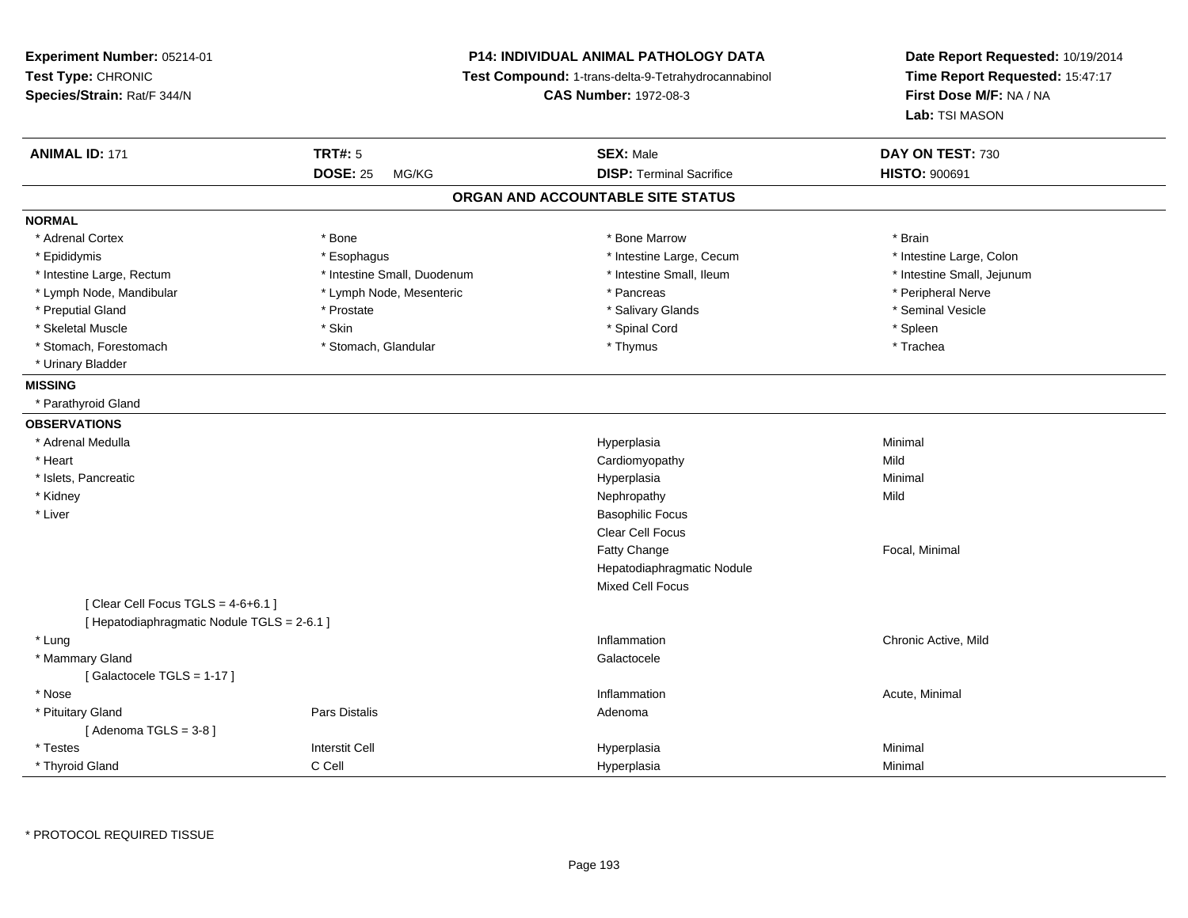**Experiment Number:** 05214-01
**Test Type:** CHRONIC
**Species/Strain:** Rat/F 344/N

**P14: INDIVIDUAL ANIMAL PATHOLOGY DATA**
**Test Compound:** 1-trans-delta-9-Tetrahydrocannabinol
**CAS Number:** 1972-08-3

**Date Report Requested:** 10/19/2014
**Time Report Requested:** 15:47:17
**First Dose M/F:** NA / NA
**Lab:** TSI MASON

| **ANIMAL ID:** 171 | **TRT#:** 5 | **SEX:** Male | **DAY ON TEST:** 730 |
|---|---|---|---|
| | **DOSE:** 25 MG/KG | **DISP:** Terminal Sacrifice | **HISTO:** 900691 |

## ORGAN AND ACCOUNTABLE SITE STATUS

**NORMAL**

| | | | |
|---|---|---|---|
| * Adrenal Cortex | * Bone | * Bone Marrow | * Brain |
| * Epididymis | * Esophagus | * Intestine Large, Cecum | * Intestine Large, Colon |
| * Intestine Large, Rectum | * Intestine Small, Duodenum | * Intestine Small, Ileum | * Intestine Small, Jejunum |
| * Lymph Node, Mandibular | * Lymph Node, Mesenteric | * Pancreas | * Peripheral Nerve |
| * Preputial Gland | * Prostate | * Salivary Glands | * Seminal Vesicle |
| * Skeletal Muscle | * Skin | * Spinal Cord | * Spleen |
| * Stomach, Forestomach | * Stomach, Glandular | * Thymus | * Trachea |
| * Urinary Bladder | | | |

**MISSING**

* Parathyroid Gland

**OBSERVATIONS**

| | | | |
|---|---|---|---|
| * Adrenal Medulla | | Hyperplasia | Minimal |
| * Heart | | Cardiomyopathy | Mild |
| * Islets, Pancreatic | | Hyperplasia | Minimal |
| * Kidney | | Nephropathy | Mild |
| * Liver | | Basophilic Focus | |
| | | Clear Cell Focus | |
| | | Fatty Change | Focal, Minimal |
| | | Hepatodiaphragmatic Nodule | |
| | | Mixed Cell Focus | |
| [ Clear Cell Focus TGLS = 4-6+6.1 ] | | | |
| [ Hepatodiaphragmatic Nodule TGLS = 2-6.1 ] | | | |
| * Lung | | Inflammation | Chronic Active, Mild |
| * Mammary Gland | | Galactocele | |
| [ Galactocele TGLS = 1-17 ] | | | |
| * Nose | | Inflammation | Acute, Minimal |
| * Pituitary Gland | Pars Distalis | Adenoma | |
| [ Adenoma TGLS = 3-8 ] | | | |
| * Testes | Interstit Cell | Hyperplasia | Minimal |
| * Thyroid Gland | C Cell | Hyperplasia | Minimal |

* PROTOCOL REQUIRED TISSUE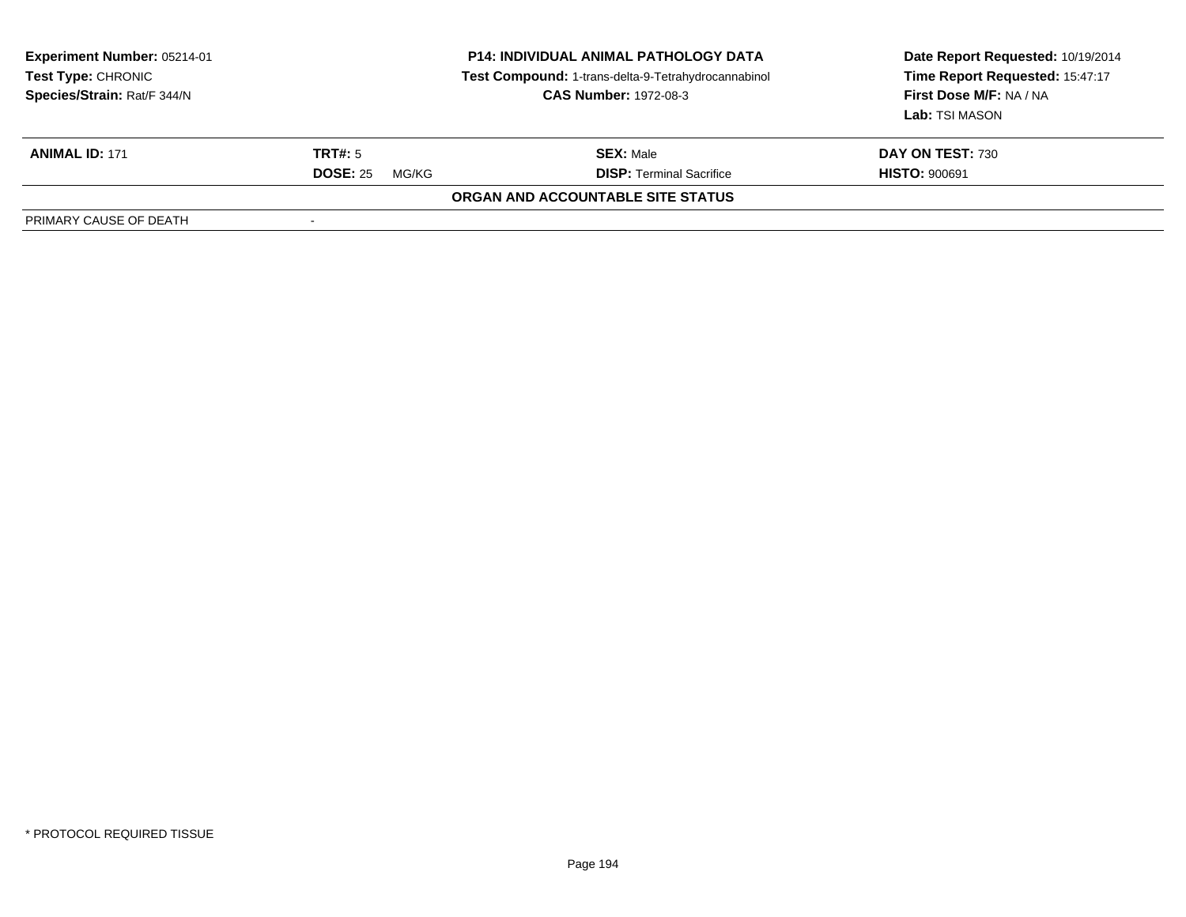**Experiment Number:** 05214-01
**Test Type:** CHRONIC
**Species/Strain:** Rat/F 344/N

**P14: INDIVIDUAL ANIMAL PATHOLOGY DATA**
**Test Compound:** 1-trans-delta-9-Tetrahydrocannabinol
**CAS Number:** 1972-08-3

**Date Report Requested:** 10/19/2014
**Time Report Requested:** 15:47:17
**First Dose M/F:** NA / NA
**Lab:** TSI MASON

| **ANIMAL ID:** 171 | **TRT#:** 5 | **SEX:** Male | **DAY ON TEST:** 730 |
|---|---|---|---|
| | **DOSE:** 25 MG/KG | **DISP:** Terminal Sacrifice | **HISTO:** 900691 |

**ORGAN AND ACCOUNTABLE SITE STATUS**

| PRIMARY CAUSE OF DEATH | - |
|---|---|

* PROTOCOL REQUIRED TISSUE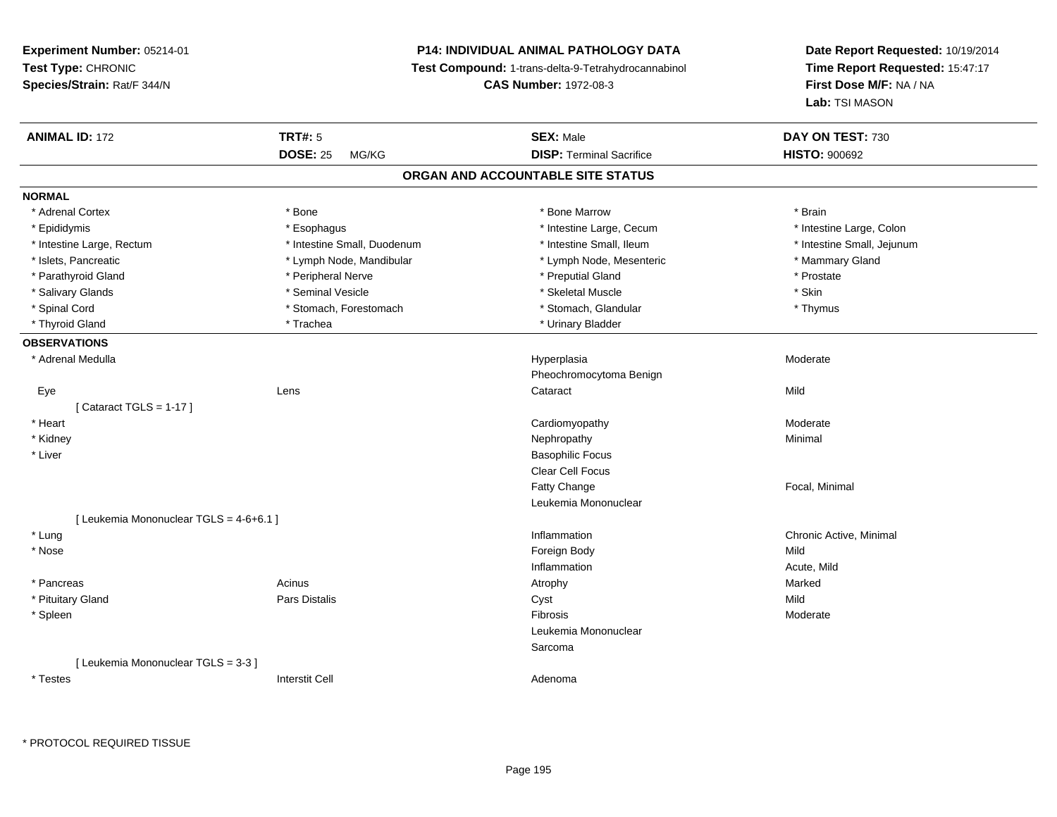**Experiment Number:** 05214-01
**Test Type:** CHRONIC
**Species/Strain:** Rat/F 344/N

**P14: INDIVIDUAL ANIMAL PATHOLOGY DATA**
**Test Compound:** 1-trans-delta-9-Tetrahydrocannabinol
**CAS Number:** 1972-08-3

**Date Report Requested:** 10/19/2014
**Time Report Requested:** 15:47:17
**First Dose M/F:** NA / NA
**Lab:** TSI MASON

| **ANIMAL ID:** 172 | **TRT#:** 5 | **SEX:** Male | **DAY ON TEST:** 730 |
|---|---|---|---|
| | **DOSE:** 25 MG/KG | **DISP:** Terminal Sacrifice | **HISTO:** 900692 |

## ORGAN AND ACCOUNTABLE SITE STATUS

**NORMAL**

| | | | |
|---|---|---|---|
| * Adrenal Cortex | * Bone | * Bone Marrow | * Brain |
| * Epididymis | * Esophagus | * Intestine Large, Cecum | * Intestine Large, Colon |
| * Intestine Large, Rectum | * Intestine Small, Duodenum | * Intestine Small, Ileum | * Intestine Small, Jejunum |
| * Islets, Pancreatic | * Lymph Node, Mandibular | * Lymph Node, Mesenteric | * Mammary Gland |
| * Parathyroid Gland | * Peripheral Nerve | * Preputial Gland | * Prostate |
| * Salivary Glands | * Seminal Vesicle | * Skeletal Muscle | * Skin |
| * Spinal Cord | * Stomach, Forestomach | * Stomach, Glandular | * Thymus |
| * Thyroid Gland | * Trachea | * Urinary Bladder | |

**OBSERVATIONS**

| | | | |
|---|---|---|---|
| * Adrenal Medulla | | Hyperplasia | Moderate |
| | | Pheochromocytoma Benign | |
| Eye | Lens | Cataract | Mild |
| [ Cataract TGLS = 1-17 ] | | | |
| * Heart | | Cardiomyopathy | Moderate |
| * Kidney | | Nephropathy | Minimal |
| * Liver | | Basophilic Focus | |
| | | Clear Cell Focus | |
| | | Fatty Change | Focal, Minimal |
| | | Leukemia Mononuclear | |
| [ Leukemia Mononuclear TGLS = 4-6+6.1 ] | | | |
| * Lung | | Inflammation | Chronic Active, Minimal |
| * Nose | | Foreign Body | Mild |
| | | Inflammation | Acute, Mild |
| * Pancreas | Acinus | Atrophy | Marked |
| * Pituitary Gland | Pars Distalis | Cyst | Mild |
| * Spleen | | Fibrosis | Moderate |
| | | Leukemia Mononuclear | |
| | | Sarcoma | |
| [ Leukemia Mononuclear TGLS = 3-3 ] | | | |
| * Testes | Interstit Cell | Adenoma | |

* PROTOCOL REQUIRED TISSUE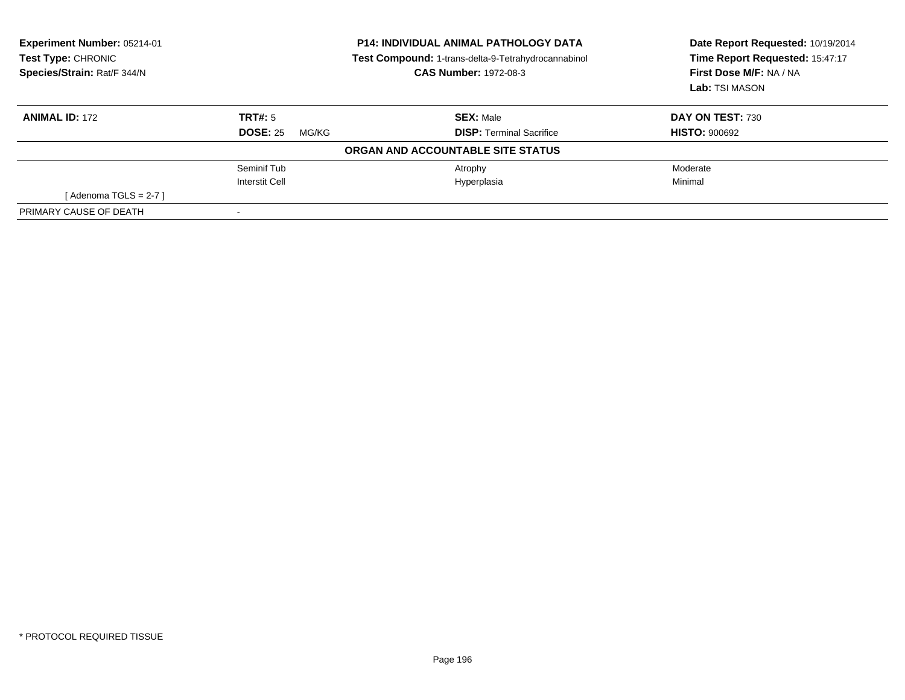**Experiment Number:** 05214-01
**Test Type:** CHRONIC
**Species/Strain:** Rat/F 344/N

**P14: INDIVIDUAL ANIMAL PATHOLOGY DATA**
**Test Compound:** 1-trans-delta-9-Tetrahydrocannabinol
**CAS Number:** 1972-08-3

**Date Report Requested:** 10/19/2014
**Time Report Requested:** 15:47:17
**First Dose M/F:** NA / NA
**Lab:** TSI MASON

| **ANIMAL ID:** 172 | **TRT#:** 5 | **SEX:** Male | **DAY ON TEST:** 730 |
|---|---|---|---|
| | **DOSE:** 25 MG/KG | **DISP:** Terminal Sacrifice | **HISTO:** 900692 |
| | | **ORGAN AND ACCOUNTABLE SITE STATUS** | |
| | Seminif Tub | Atrophy | Moderate |
| | Interstit Cell | Hyperplasia | Minimal |
| [ Adenoma TGLS = 2-7 ] | | | |
| PRIMARY CAUSE OF DEATH | - | | |

* PROTOCOL REQUIRED TISSUE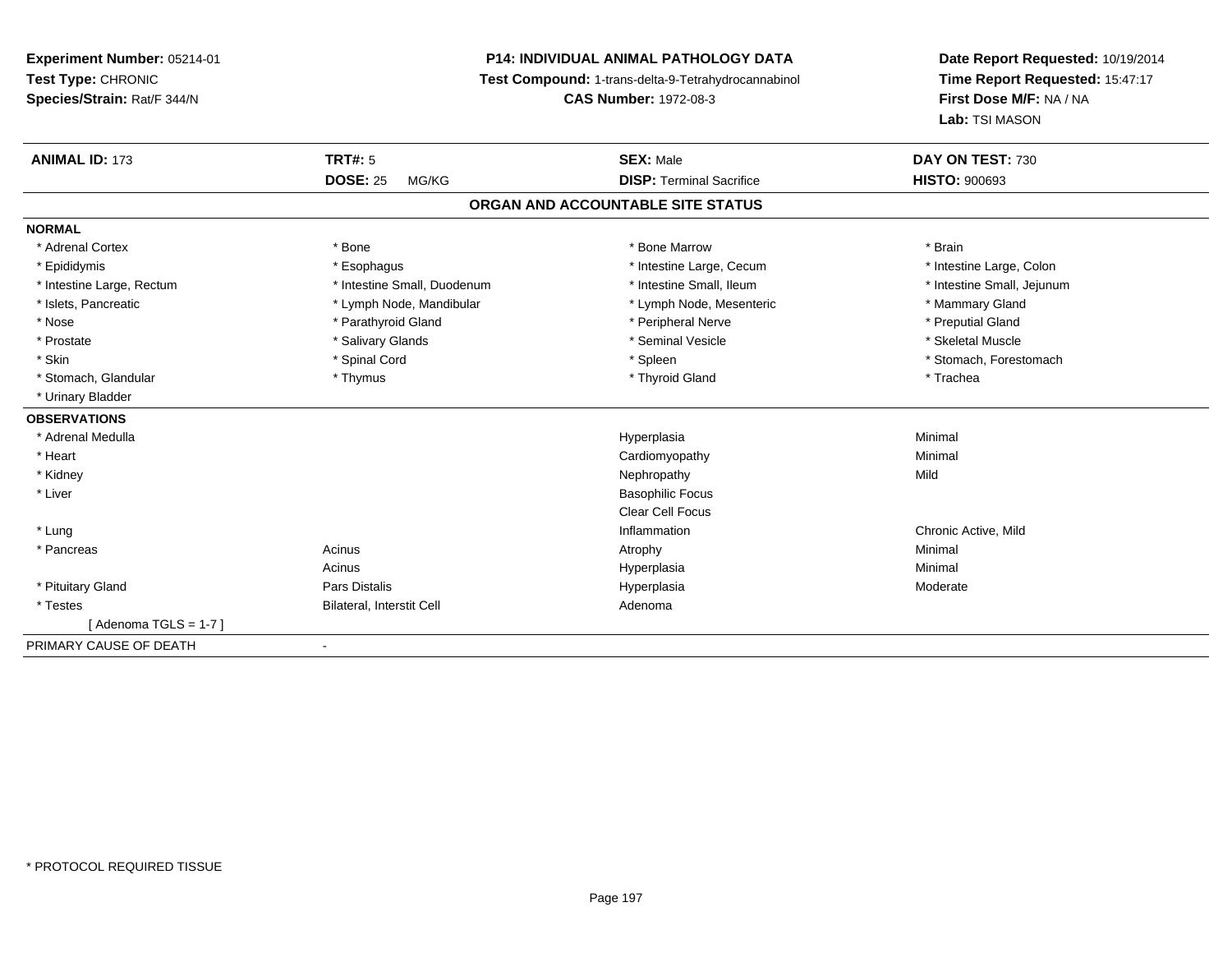**Experiment Number:** 05214-01
**Test Type:** CHRONIC
**Species/Strain:** Rat/F 344/N

**P14: INDIVIDUAL ANIMAL PATHOLOGY DATA**
**Test Compound:** 1-trans-delta-9-Tetrahydrocannabinol
**CAS Number:** 1972-08-3

**Date Report Requested:** 10/19/2014
**Time Report Requested:** 15:47:17
**First Dose M/F:** NA / NA
**Lab:** TSI MASON

| **ANIMAL ID:** 173 | **TRT#:** 5 | **SEX:** Male | **DAY ON TEST:** 730 |
|---|---|---|---|
| | **DOSE:** 25 MG/KG | **DISP:** Terminal Sacrifice | **HISTO:** 900693 |

## ORGAN AND ACCOUNTABLE SITE STATUS

| | | | |
|---|---|---|---|
| **NORMAL** | | | |
| * Adrenal Cortex | * Bone | * Bone Marrow | * Brain |
| * Epididymis | * Esophagus | * Intestine Large, Cecum | * Intestine Large, Colon |
| * Intestine Large, Rectum | * Intestine Small, Duodenum | * Intestine Small, Ileum | * Intestine Small, Jejunum |
| * Islets, Pancreatic | * Lymph Node, Mandibular | * Lymph Node, Mesenteric | * Mammary Gland |
| * Nose | * Parathyroid Gland | * Peripheral Nerve | * Preputial Gland |
| * Prostate | * Salivary Glands | * Seminal Vesicle | * Skeletal Muscle |
| * Skin | * Spinal Cord | * Spleen | * Stomach, Forestomach |
| * Stomach, Glandular | * Thymus | * Thyroid Gland | * Trachea |
| * Urinary Bladder | | | |
| **OBSERVATIONS** | | | |
| * Adrenal Medulla | | Hyperplasia | Minimal |
| * Heart | | Cardiomyopathy | Minimal |
| * Kidney | | Nephropathy | Mild |
| * Liver | | Basophilic Focus | |
| | | Clear Cell Focus | |
| * Lung | | Inflammation | Chronic Active, Mild |
| * Pancreas | Acinus | Atrophy | Minimal |
| | Acinus | Hyperplasia | Minimal |
| * Pituitary Gland | Pars Distalis | Hyperplasia | Moderate |
| * Testes | Bilateral, Interstit Cell | Adenoma | |
| [ Adenoma TGLS = 1-7 ] | | | |
| PRIMARY CAUSE OF DEATH | - | | |

* PROTOCOL REQUIRED TISSUE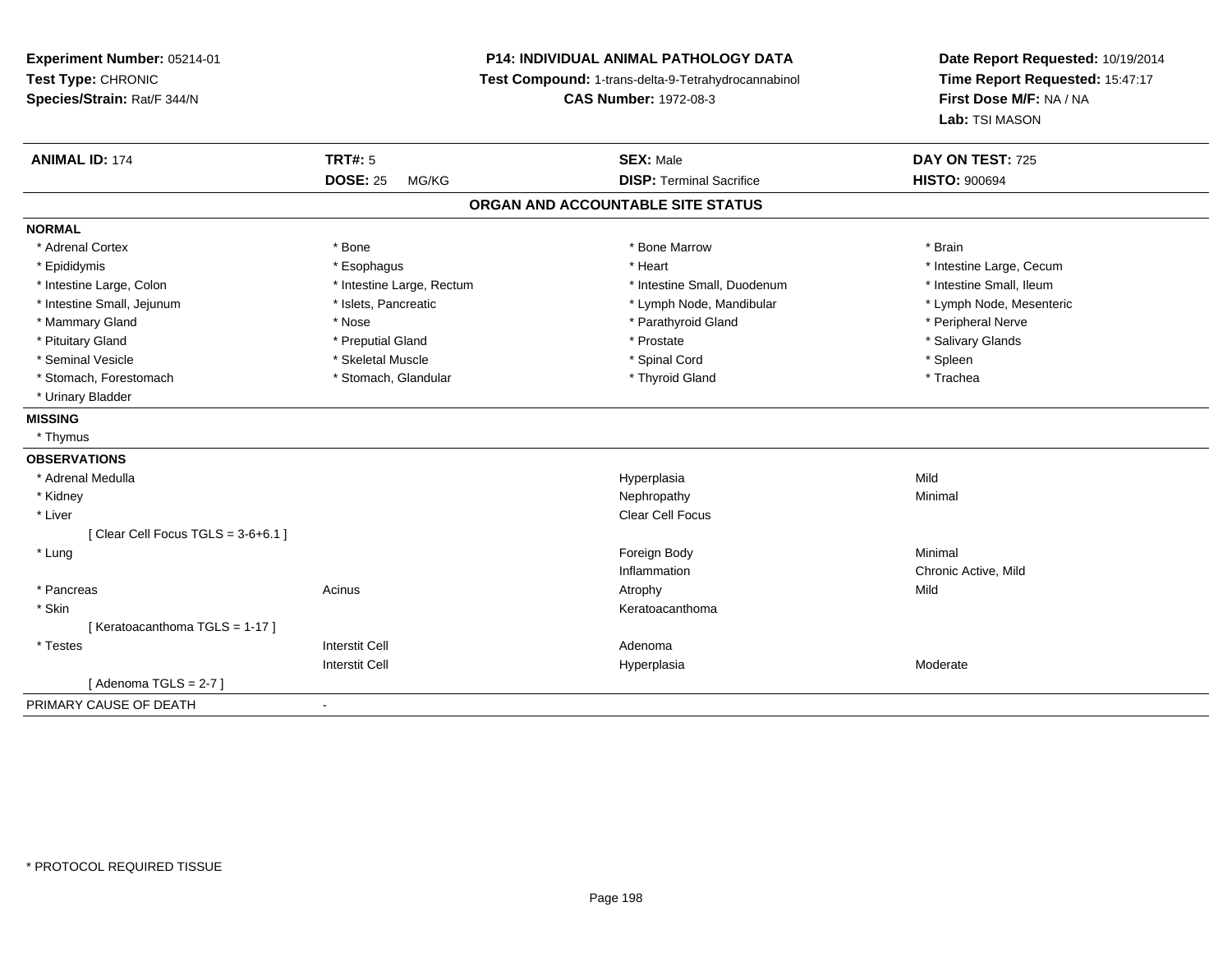**Experiment Number:** 05214-01
**Test Type:** CHRONIC
**Species/Strain:** Rat/F 344/N

**P14: INDIVIDUAL ANIMAL PATHOLOGY DATA**
**Test Compound:** 1-trans-delta-9-Tetrahydrocannabinol
**CAS Number:** 1972-08-3

**Date Report Requested:** 10/19/2014
**Time Report Requested:** 15:47:17
**First Dose M/F:** NA / NA
**Lab:** TSI MASON

| **ANIMAL ID:** 174 | **TRT#:** 5 | **SEX:** Male | **DAY ON TEST:** 725 |
|---|---|---|---|
| | **DOSE:** 25 MG/KG | **DISP:** Terminal Sacrifice | **HISTO:** 900694 |

## ORGAN AND ACCOUNTABLE SITE STATUS

**NORMAL**

| | | | |
|---|---|---|---|
| * Adrenal Cortex | * Bone | * Bone Marrow | * Brain |
| * Epididymis | * Esophagus | * Heart | * Intestine Large, Cecum |
| * Intestine Large, Colon | * Intestine Large, Rectum | * Intestine Small, Duodenum | * Intestine Small, Ileum |
| * Intestine Small, Jejunum | * Islets, Pancreatic | * Lymph Node, Mandibular | * Lymph Node, Mesenteric |
| * Mammary Gland | * Nose | * Parathyroid Gland | * Peripheral Nerve |
| * Pituitary Gland | * Preputial Gland | * Prostate | * Salivary Glands |
| * Seminal Vesicle | * Skeletal Muscle | * Spinal Cord | * Spleen |
| * Stomach, Forestomach | * Stomach, Glandular | * Thyroid Gland | * Trachea |
| * Urinary Bladder | | | |

**MISSING**

* Thymus

**OBSERVATIONS**

| | | | |
|---|---|---|---|
| * Adrenal Medulla | | Hyperplasia | Mild |
| * Kidney | | Nephropathy | Minimal |
| * Liver | | Clear Cell Focus | |
| [ Clear Cell Focus TGLS = 3-6+6.1 ] | | | |
| * Lung | | Foreign Body | Minimal |
| | | Inflammation | Chronic Active, Mild |
| * Pancreas | Acinus | Atrophy | Mild |
| * Skin | | Keratoacanthoma | |
| [ Keratoacanthoma TGLS = 1-17 ] | | | |
| * Testes | Interstit Cell | Adenoma | |
| | Interstit Cell | Hyperplasia | Moderate |
| [ Adenoma TGLS = 2-7 ] | | | |

PRIMARY CAUSE OF DEATH -

* PROTOCOL REQUIRED TISSUE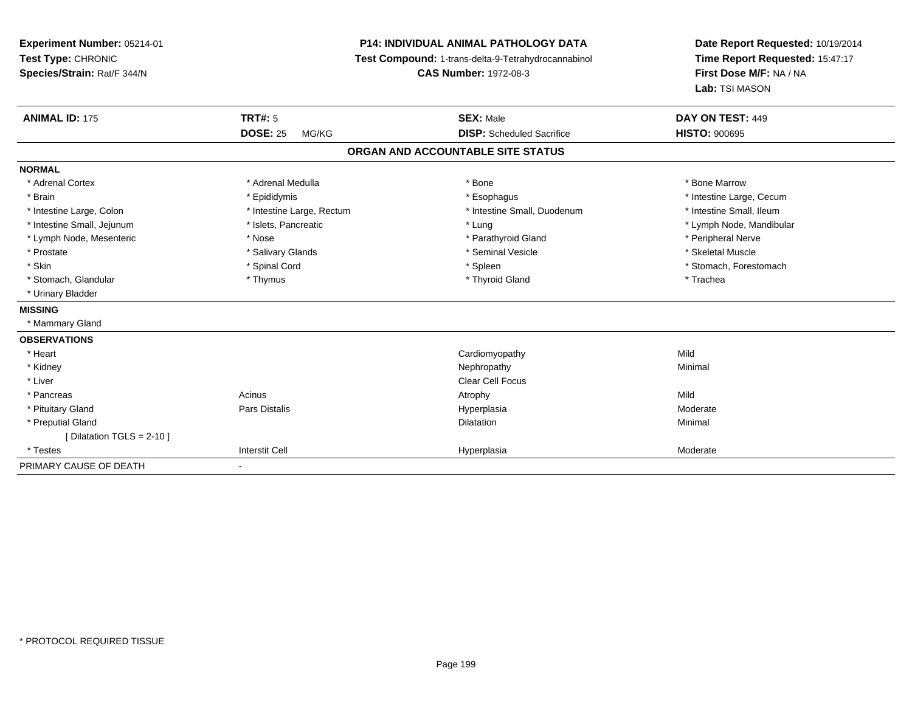**Experiment Number:** 05214-01
**Test Type:** CHRONIC
**Species/Strain:** Rat/F 344/N

**P14: INDIVIDUAL ANIMAL PATHOLOGY DATA**
**Test Compound:** 1-trans-delta-9-Tetrahydrocannabinol
**CAS Number:** 1972-08-3

**Date Report Requested:** 10/19/2014
**Time Report Requested:** 15:47:17
**First Dose M/F:** NA / NA
**Lab:** TSI MASON

| **ANIMAL ID:** 175 | **TRT#:** 5 | **SEX:** Male | **DAY ON TEST:** 449 |
|---|---|---|---|
| | **DOSE:** 25 MG/KG | **DISP:** Scheduled Sacrifice | **HISTO:** 900695 |

**ORGAN AND ACCOUNTABLE SITE STATUS**

| | | | |
|---|---|---|---|
| **NORMAL** | | | |
| * Adrenal Cortex | * Adrenal Medulla | * Bone | * Bone Marrow |
| * Brain | * Epididymis | * Esophagus | * Intestine Large, Cecum |
| * Intestine Large, Colon | * Intestine Large, Rectum | * Intestine Small, Duodenum | * Intestine Small, Ileum |
| * Intestine Small, Jejunum | * Islets, Pancreatic | * Lung | * Lymph Node, Mandibular |
| * Lymph Node, Mesenteric | * Nose | * Parathyroid Gland | * Peripheral Nerve |
| * Prostate | * Salivary Glands | * Seminal Vesicle | * Skeletal Muscle |
| * Skin | * Spinal Cord | * Spleen | * Stomach, Forestomach |
| * Stomach, Glandular | * Thymus | * Thyroid Gland | * Trachea |
| * Urinary Bladder | | | |
| **MISSING** | | | |
| * Mammary Gland | | | |
| **OBSERVATIONS** | | | |
| * Heart | | Cardiomyopathy | Mild |
| * Kidney | | Nephropathy | Minimal |
| * Liver | | Clear Cell Focus | |
| * Pancreas | Acinus | Atrophy | Mild |
| * Pituitary Gland | Pars Distalis | Hyperplasia | Moderate |
| * Preputial Gland | | Dilatation | Minimal |
| [ Dilatation TGLS = 2-10 ] | | | |
| * Testes | Interstit Cell | Hyperplasia | Moderate |
| PRIMARY CAUSE OF DEATH | - | | |

* PROTOCOL REQUIRED TISSUE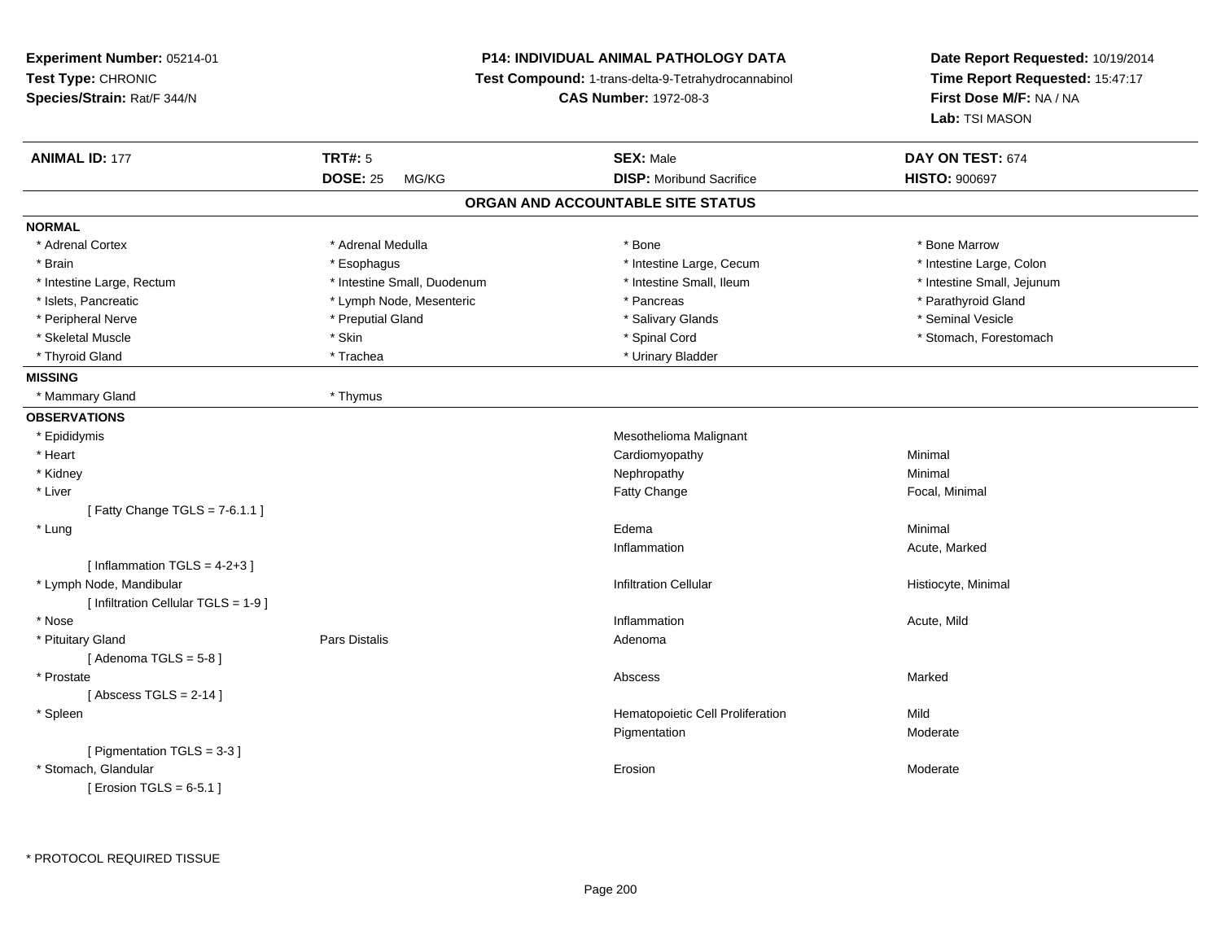**Experiment Number:** 05214-01
**Test Type:** CHRONIC
**Species/Strain:** Rat/F 344/N

**P14: INDIVIDUAL ANIMAL PATHOLOGY DATA**
**Test Compound:** 1-trans-delta-9-Tetrahydrocannabinol
**CAS Number:** 1972-08-3

**Date Report Requested:** 10/19/2014
**Time Report Requested:** 15:47:17
**First Dose M/F:** NA / NA
**Lab:** TSI MASON

| **ANIMAL ID:** 177 | **TRT#:** 5 | **SEX:** Male | **DAY ON TEST:** 674 |
|---|---|---|---|
| | **DOSE:** 25 MG/KG | **DISP:** Moribund Sacrifice | **HISTO:** 900697 |

## ORGAN AND ACCOUNTABLE SITE STATUS

**NORMAL**

| | | | |
|---|---|---|---|
| * Adrenal Cortex | * Adrenal Medulla | * Bone | * Bone Marrow |
| * Brain | * Esophagus | * Intestine Large, Cecum | * Intestine Large, Colon |
| * Intestine Large, Rectum | * Intestine Small, Duodenum | * Intestine Small, Ileum | * Intestine Small, Jejunum |
| * Islets, Pancreatic | * Lymph Node, Mesenteric | * Pancreas | * Parathyroid Gland |
| * Peripheral Nerve | * Preputial Gland | * Salivary Glands | * Seminal Vesicle |
| * Skeletal Muscle | * Skin | * Spinal Cord | * Stomach, Forestomach |
| * Thyroid Gland | * Trachea | * Urinary Bladder | |

**MISSING**

| | |
|---|---|
| * Mammary Gland | * Thymus |

**OBSERVATIONS**

| | | | |
|---|---|---|---|
| * Epididymis | | Mesothelioma Malignant | |
| * Heart | | Cardiomyopathy | Minimal |
| * Kidney | | Nephropathy | Minimal |
| * Liver | | Fatty Change | Focal, Minimal |
| [ Fatty Change TGLS = 7-6.1.1 ] | | | |
| * Lung | | Edema | Minimal |
| | | Inflammation | Acute, Marked |
| [ Inflammation TGLS = 4-2+3 ] | | | |
| * Lymph Node, Mandibular | | Infiltration Cellular | Histiocyte, Minimal |
| [ Infiltration Cellular TGLS = 1-9 ] | | | |
| * Nose | | Inflammation | Acute, Mild |
| * Pituitary Gland | Pars Distalis | Adenoma | |
| [ Adenoma TGLS = 5-8 ] | | | |
| * Prostate | | Abscess | Marked |
| [ Abscess TGLS = 2-14 ] | | | |
| * Spleen | | Hematopoietic Cell Proliferation | Mild |
| | | Pigmentation | Moderate |
| [ Pigmentation TGLS = 3-3 ] | | | |
| * Stomach, Glandular | | Erosion | Moderate |
| [ Erosion TGLS = 6-5.1 ] | | | |

* PROTOCOL REQUIRED TISSUE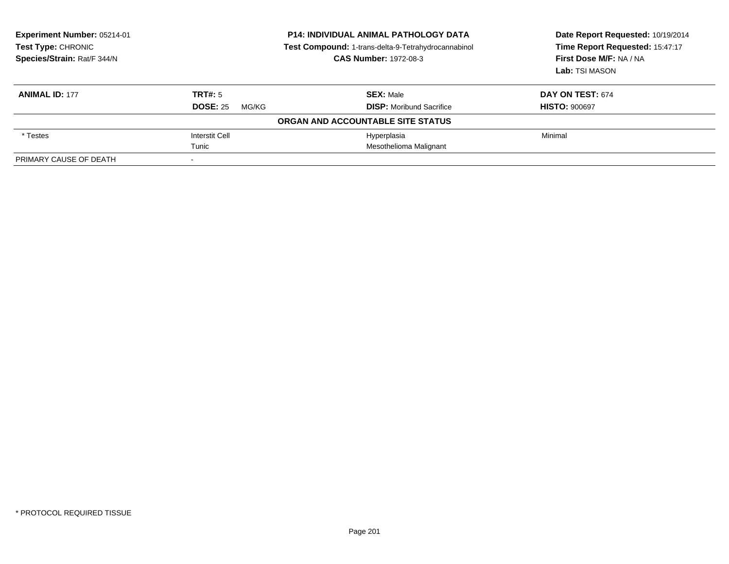**Experiment Number:** 05214-01
**Test Type:** CHRONIC
**Species/Strain:** Rat/F 344/N

**P14: INDIVIDUAL ANIMAL PATHOLOGY DATA**
**Test Compound:** 1-trans-delta-9-Tetrahydrocannabinol
**CAS Number:** 1972-08-3

**Date Report Requested:** 10/19/2014
**Time Report Requested:** 15:47:17
**First Dose M/F:** NA / NA
**Lab:** TSI MASON

| **ANIMAL ID:** 177 | **TRT#:** 5 | **SEX:** Male | **DAY ON TEST:** 674 |
|---|---|---|---|
| | **DOSE:** 25 MG/KG | **DISP:** Moribund Sacrifice | **HISTO:** 900697 |
| | | **ORGAN AND ACCOUNTABLE SITE STATUS** | |
| * Testes | Interstit Cell | Hyperplasia | Minimal |
| | Tunic | Mesothelioma Malignant | |
| PRIMARY CAUSE OF DEATH | - | | |

* PROTOCOL REQUIRED TISSUE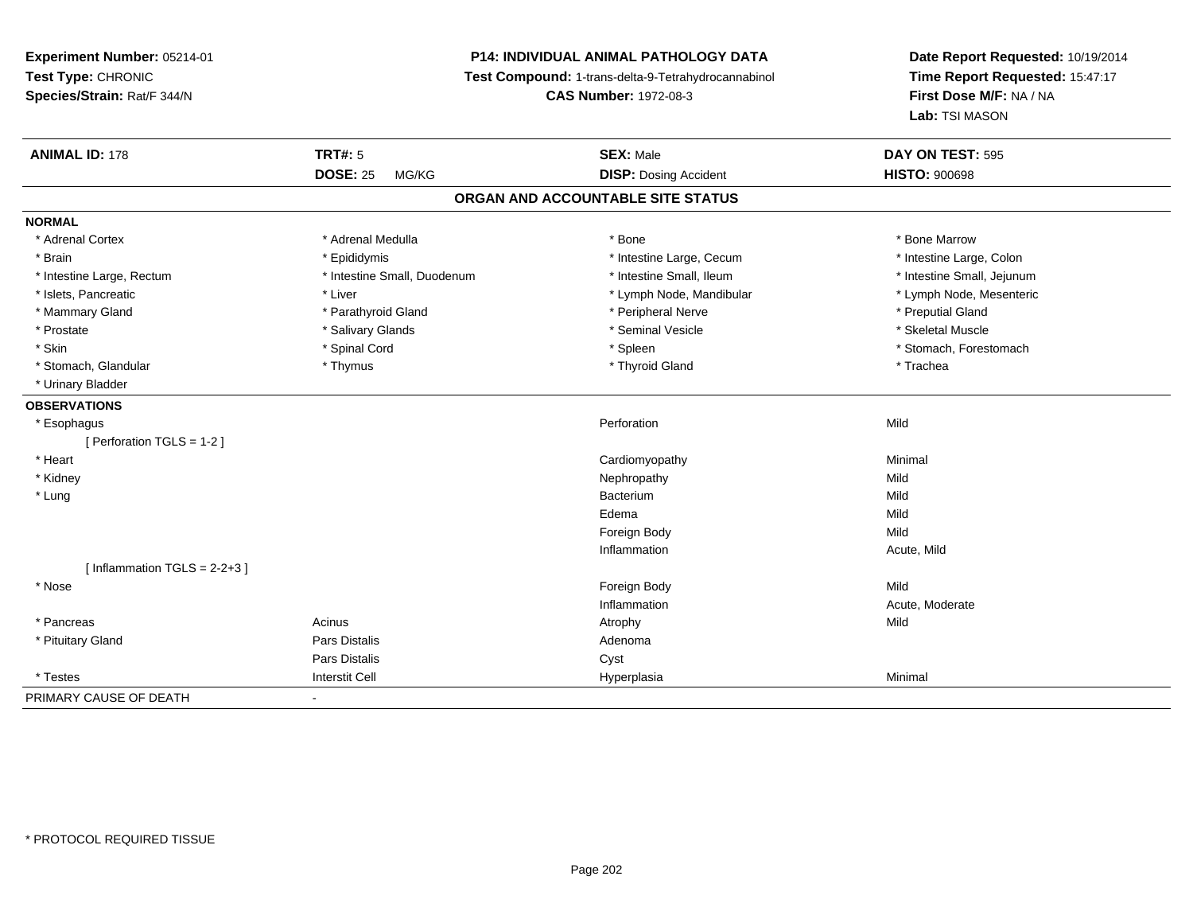**Experiment Number:** 05214-01
**Test Type:** CHRONIC
**Species/Strain:** Rat/F 344/N

**P14: INDIVIDUAL ANIMAL PATHOLOGY DATA**
**Test Compound:** 1-trans-delta-9-Tetrahydrocannabinol
**CAS Number:** 1972-08-3

**Date Report Requested:** 10/19/2014
**Time Report Requested:** 15:47:17
**First Dose M/F:** NA / NA
**Lab:** TSI MASON

| **ANIMAL ID:** 178 | **TRT#:** 5 | **SEX:** Male | **DAY ON TEST:** 595 |
|---|---|---|---|
| | **DOSE:** 25 MG/KG | **DISP:** Dosing Accident | **HISTO:** 900698 |

## ORGAN AND ACCOUNTABLE SITE STATUS

**NORMAL**

| | | | |
|---|---|---|---|
| * Adrenal Cortex | * Adrenal Medulla | * Bone | * Bone Marrow |
| * Brain | * Epididymis | * Intestine Large, Cecum | * Intestine Large, Colon |
| * Intestine Large, Rectum | * Intestine Small, Duodenum | * Intestine Small, Ileum | * Intestine Small, Jejunum |
| * Islets, Pancreatic | * Liver | * Lymph Node, Mandibular | * Lymph Node, Mesenteric |
| * Mammary Gland | * Parathyroid Gland | * Peripheral Nerve | * Preputial Gland |
| * Prostate | * Salivary Glands | * Seminal Vesicle | * Skeletal Muscle |
| * Skin | * Spinal Cord | * Spleen | * Stomach, Forestomach |
| * Stomach, Glandular | * Thymus | * Thyroid Gland | * Trachea |
| * Urinary Bladder | | | |

**OBSERVATIONS**

| | | | |
|---|---|---|---|
| * Esophagus | | Perforation | Mild |
| [ Perforation TGLS = 1-2 ] | | | |
| * Heart | | Cardiomyopathy | Minimal |
| * Kidney | | Nephropathy | Mild |
| * Lung | | Bacterium | Mild |
| | | Edema | Mild |
| | | Foreign Body | Mild |
| | | Inflammation | Acute, Mild |
| [ Inflammation TGLS = 2-2+3 ] | | | |
| * Nose | | Foreign Body | Mild |
| | | Inflammation | Acute, Moderate |
| * Pancreas | Acinus | Atrophy | Mild |
| * Pituitary Gland | Pars Distalis | Adenoma | |
| | Pars Distalis | Cyst | |
| * Testes | Interstit Cell | Hyperplasia | Minimal |

PRIMARY CAUSE OF DEATH -

* PROTOCOL REQUIRED TISSUE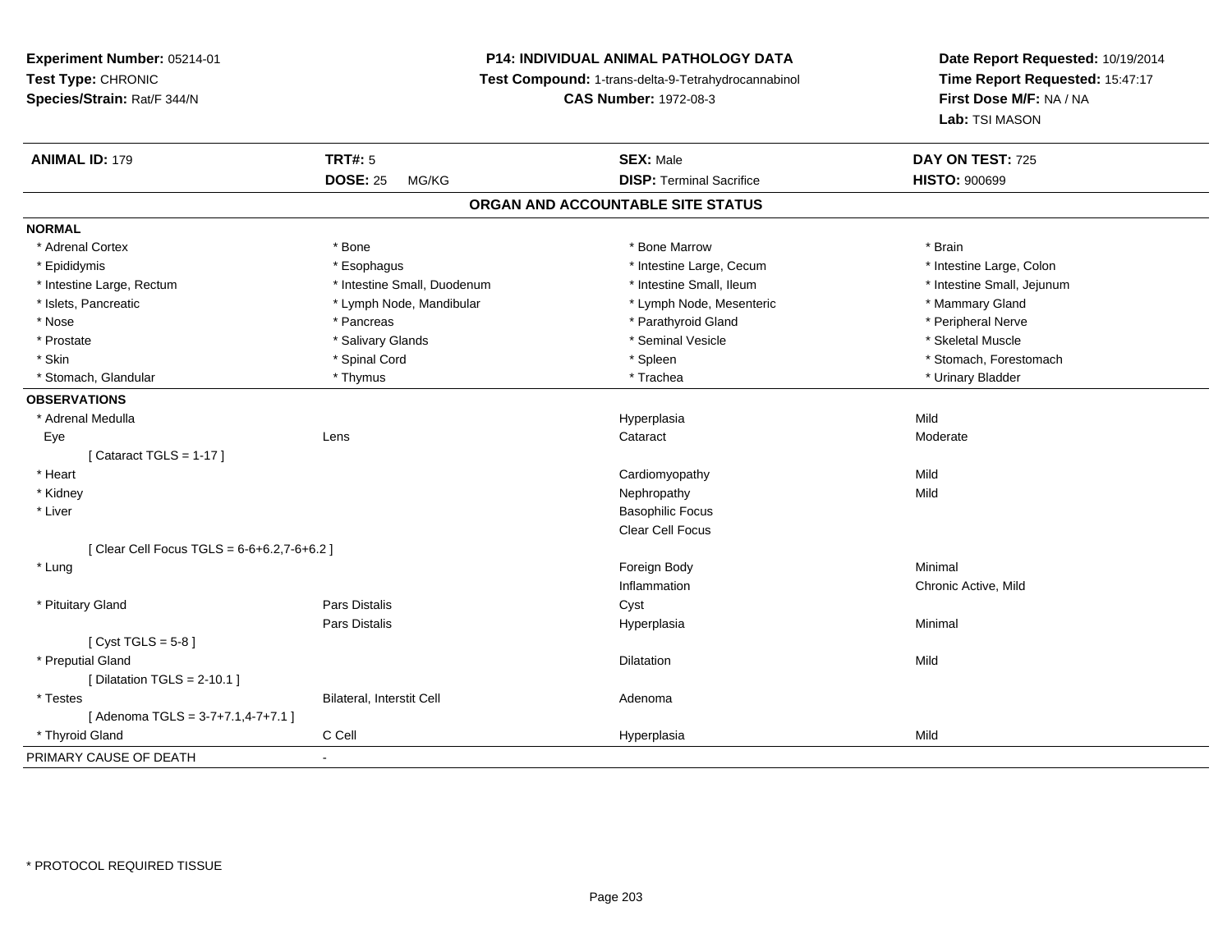**Experiment Number:** 05214-01
**Test Type:** CHRONIC
**Species/Strain:** Rat/F 344/N

**P14: INDIVIDUAL ANIMAL PATHOLOGY DATA**
**Test Compound:** 1-trans-delta-9-Tetrahydrocannabinol
**CAS Number:** 1972-08-3

**Date Report Requested:** 10/19/2014
**Time Report Requested:** 15:47:17
**First Dose M/F:** NA / NA
**Lab:** TSI MASON

| **ANIMAL ID:** 179 | **TRT#:** 5 | **SEX:** Male | **DAY ON TEST:** 725 |
|---|---|---|---|
| | **DOSE:** 25 MG/KG | **DISP:** Terminal Sacrifice | **HISTO:** 900699 |

## ORGAN AND ACCOUNTABLE SITE STATUS

**NORMAL**

| | | | |
|---|---|---|---|
| * Adrenal Cortex | * Bone | * Bone Marrow | * Brain |
| * Epididymis | * Esophagus | * Intestine Large, Cecum | * Intestine Large, Colon |
| * Intestine Large, Rectum | * Intestine Small, Duodenum | * Intestine Small, Ileum | * Intestine Small, Jejunum |
| * Islets, Pancreatic | * Lymph Node, Mandibular | * Lymph Node, Mesenteric | * Mammary Gland |
| * Nose | * Pancreas | * Parathyroid Gland | * Peripheral Nerve |
| * Prostate | * Salivary Glands | * Seminal Vesicle | * Skeletal Muscle |
| * Skin | * Spinal Cord | * Spleen | * Stomach, Forestomach |
| * Stomach, Glandular | * Thymus | * Trachea | * Urinary Bladder |

**OBSERVATIONS**

| | | | |
|---|---|---|---|
| * Adrenal Medulla | | Hyperplasia | Mild |
| Eye | Lens | Cataract | Moderate |
| [ Cataract TGLS = 1-17 ] | | | |
| * Heart | | Cardiomyopathy | Mild |
| * Kidney | | Nephropathy | Mild |
| * Liver | | Basophilic Focus | |
| | | Clear Cell Focus | |
| [ Clear Cell Focus TGLS = 6-6+6.2,7-6+6.2 ] | | | |
| * Lung | | Foreign Body | Minimal |
| | | Inflammation | Chronic Active, Mild |
| * Pituitary Gland | Pars Distalis | Cyst | |
| | Pars Distalis | Hyperplasia | Minimal |
| [ Cyst TGLS = 5-8 ] | | | |
| * Preputial Gland | | Dilatation | Mild |
| [ Dilatation TGLS = 2-10.1 ] | | | |
| * Testes | Bilateral, Interstit Cell | Adenoma | |
| [ Adenoma TGLS = 3-7+7.1,4-7+7.1 ] | | | |
| * Thyroid Gland | C Cell | Hyperplasia | Mild |

PRIMARY CAUSE OF DEATH -

* PROTOCOL REQUIRED TISSUE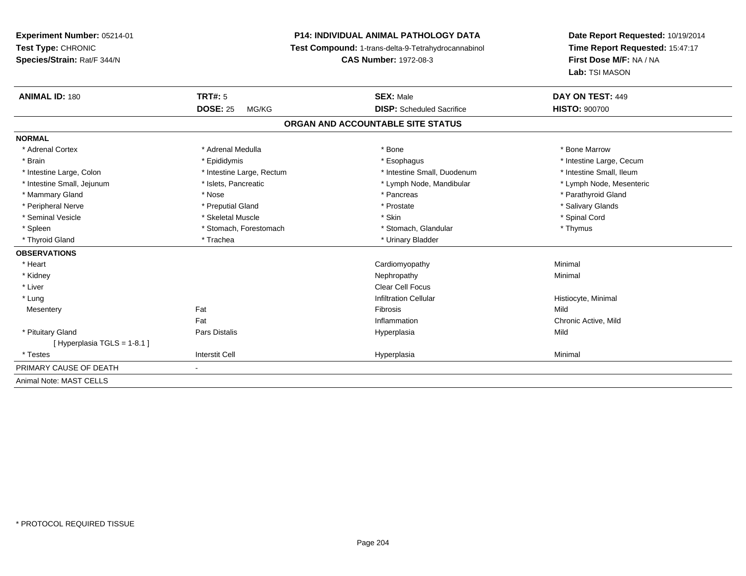**Experiment Number:** 05214-01
**Test Type:** CHRONIC
**Species/Strain:** Rat/F 344/N

**P14: INDIVIDUAL ANIMAL PATHOLOGY DATA**
**Test Compound:** 1-trans-delta-9-Tetrahydrocannabinol
**CAS Number:** 1972-08-3

**Date Report Requested:** 10/19/2014
**Time Report Requested:** 15:47:17
**First Dose M/F:** NA / NA
**Lab:** TSI MASON

| **ANIMAL ID:** 180 | **TRT#:** 5 | **SEX:** Male | **DAY ON TEST:** 449 |
|---|---|---|---|
| | **DOSE:** 25 MG/KG | **DISP:** Scheduled Sacrifice | **HISTO:** 900700 |

**ORGAN AND ACCOUNTABLE SITE STATUS**

**NORMAL**

| | | | |
|---|---|---|---|
| * Adrenal Cortex | * Adrenal Medulla | * Bone | * Bone Marrow |
| * Brain | * Epididymis | * Esophagus | * Intestine Large, Cecum |
| * Intestine Large, Colon | * Intestine Large, Rectum | * Intestine Small, Duodenum | * Intestine Small, Ileum |
| * Intestine Small, Jejunum | * Islets, Pancreatic | * Lymph Node, Mandibular | * Lymph Node, Mesenteric |
| * Mammary Gland | * Nose | * Pancreas | * Parathyroid Gland |
| * Peripheral Nerve | * Preputial Gland | * Prostate | * Salivary Glands |
| * Seminal Vesicle | * Skeletal Muscle | * Skin | * Spinal Cord |
| * Spleen | * Stomach, Forestomach | * Stomach, Glandular | * Thymus |
| * Thyroid Gland | * Trachea | * Urinary Bladder | |

**OBSERVATIONS**

| | | | |
|---|---|---|---|
| * Heart | | Cardiomyopathy | Minimal |
| * Kidney | | Nephropathy | Minimal |
| * Liver | | Clear Cell Focus | |
| * Lung | | Infiltration Cellular | Histiocyte, Minimal |
| Mesentery | Fat | Fibrosis | Mild |
| | Fat | Inflammation | Chronic Active, Mild |
| * Pituitary Gland | Pars Distalis | Hyperplasia | Mild |
| [ Hyperplasia TGLS = 1-8.1 ] | | | |
| * Testes | Interstit Cell | Hyperplasia | Minimal |

PRIMARY CAUSE OF DEATH -

Animal Note: MAST CELLS

* PROTOCOL REQUIRED TISSUE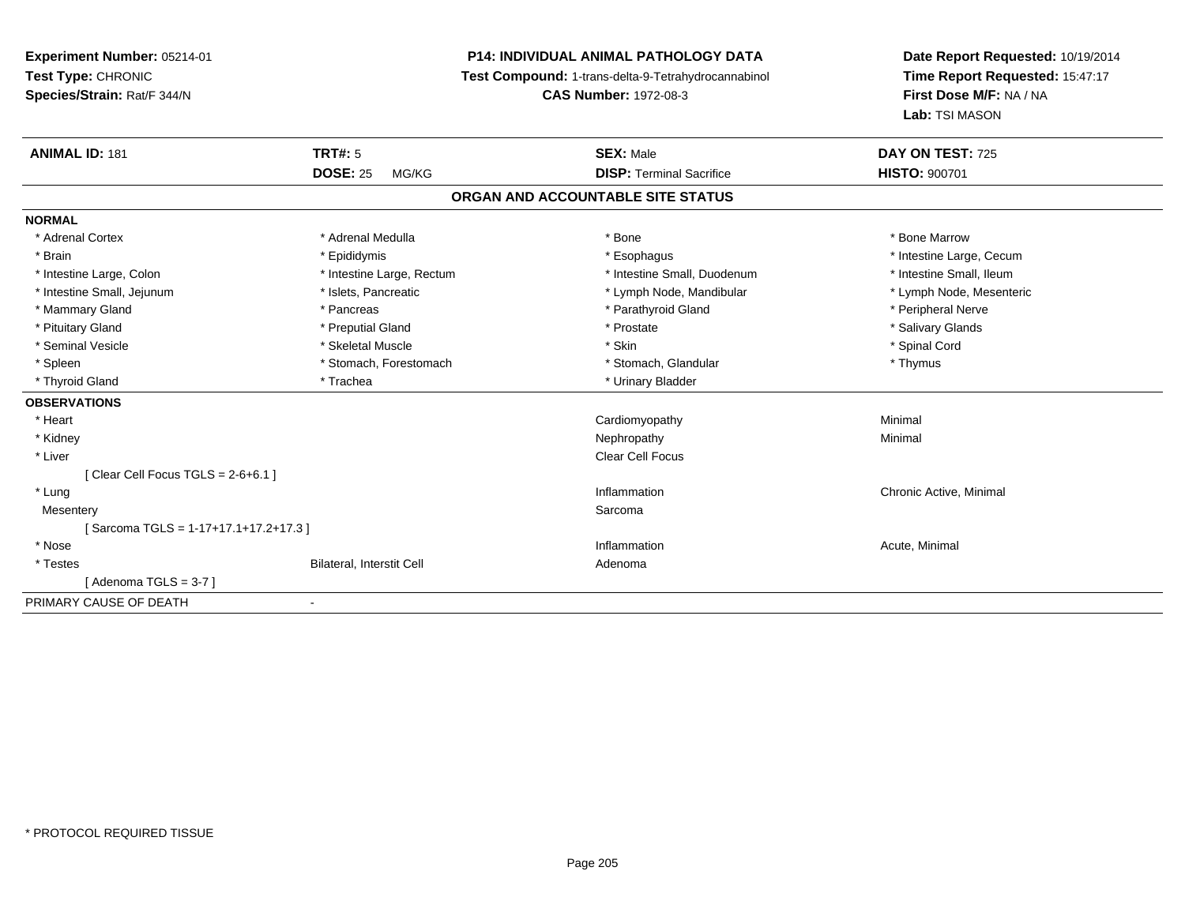**Experiment Number:** 05214-01
**Test Type:** CHRONIC
**Species/Strain:** Rat/F 344/N

**P14: INDIVIDUAL ANIMAL PATHOLOGY DATA**
**Test Compound:** 1-trans-delta-9-Tetrahydrocannabinol
**CAS Number:** 1972-08-3

**Date Report Requested:** 10/19/2014
**Time Report Requested:** 15:47:17
**First Dose M/F:** NA / NA
**Lab:** TSI MASON

| **ANIMAL ID:** 181 | **TRT#:** 5 | **SEX:** Male | **DAY ON TEST:** 725 |
|---|---|---|---|
| | **DOSE:** 25 MG/KG | **DISP:** Terminal Sacrifice | **HISTO:** 900701 |

## ORGAN AND ACCOUNTABLE SITE STATUS

**NORMAL**

| | | | |
|---|---|---|---|
| * Adrenal Cortex | * Adrenal Medulla | * Bone | * Bone Marrow |
| * Brain | * Epididymis | * Esophagus | * Intestine Large, Cecum |
| * Intestine Large, Colon | * Intestine Large, Rectum | * Intestine Small, Duodenum | * Intestine Small, Ileum |
| * Intestine Small, Jejunum | * Islets, Pancreatic | * Lymph Node, Mandibular | * Lymph Node, Mesenteric |
| * Mammary Gland | * Pancreas | * Parathyroid Gland | * Peripheral Nerve |
| * Pituitary Gland | * Preputial Gland | * Prostate | * Salivary Glands |
| * Seminal Vesicle | * Skeletal Muscle | * Skin | * Spinal Cord |
| * Spleen | * Stomach, Forestomach | * Stomach, Glandular | * Thymus |
| * Thyroid Gland | * Trachea | * Urinary Bladder | |

**OBSERVATIONS**

| | | | |
|---|---|---|---|
| * Heart | | Cardiomyopathy | Minimal |
| * Kidney | | Nephropathy | Minimal |
| * Liver | | Clear Cell Focus | |
| [ Clear Cell Focus TGLS = 2-6+6.1 ] | | | |
| * Lung | | Inflammation | Chronic Active, Minimal |
| Mesentery | | Sarcoma | |
| [ Sarcoma TGLS = 1-17+17.1+17.2+17.3 ] | | | |
| * Nose | | Inflammation | Acute, Minimal |
| * Testes | Bilateral, Interstit Cell | Adenoma | |
| [ Adenoma TGLS = 3-7 ] | | | |

PRIMARY CAUSE OF DEATH -

* PROTOCOL REQUIRED TISSUE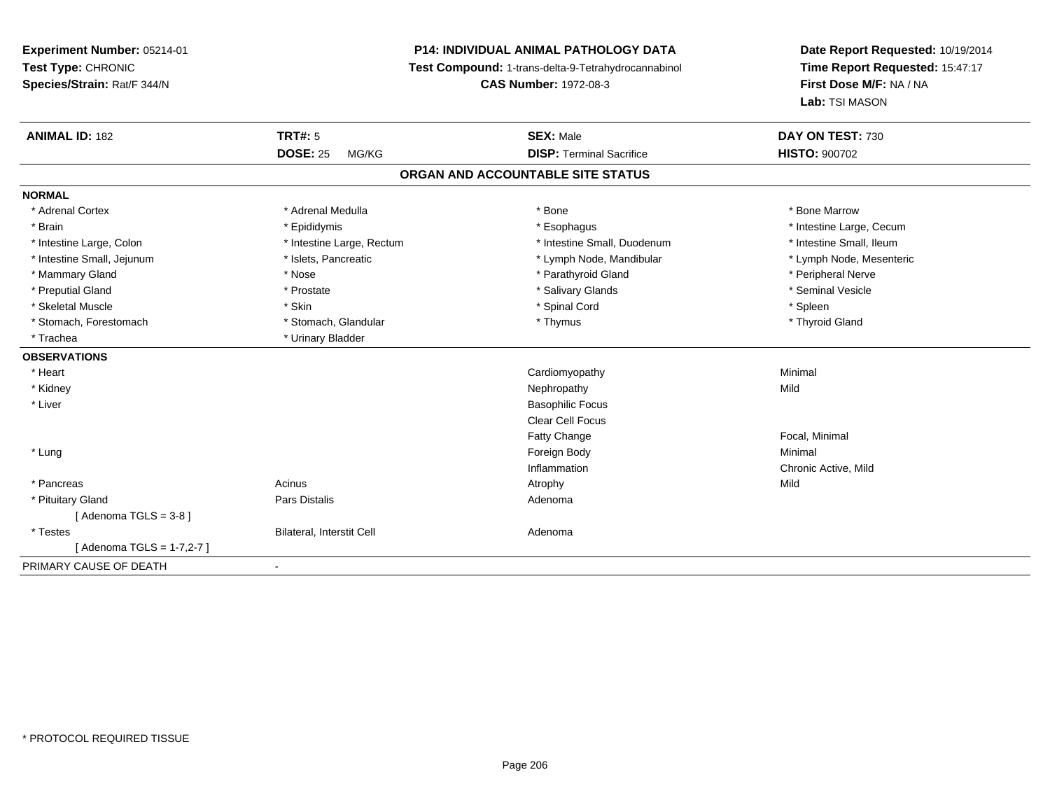**Experiment Number:** 05214-01
**Test Type:** CHRONIC
**Species/Strain:** Rat/F 344/N

**P14: INDIVIDUAL ANIMAL PATHOLOGY DATA**
**Test Compound:** 1-trans-delta-9-Tetrahydrocannabinol
**CAS Number:** 1972-08-3

**Date Report Requested:** 10/19/2014
**Time Report Requested:** 15:47:17
**First Dose M/F:** NA / NA
**Lab:** TSI MASON

| **ANIMAL ID:** 182 | **TRT#:** 5 | **SEX:** Male | **DAY ON TEST:** 730 |
|---|---|---|---|
| | **DOSE:** 25 MG/KG | **DISP:** Terminal Sacrifice | **HISTO:** 900702 |

## ORGAN AND ACCOUNTABLE SITE STATUS

**NORMAL**

| | | | |
|---|---|---|---|
| * Adrenal Cortex | * Adrenal Medulla | * Bone | * Bone Marrow |
| * Brain | * Epididymis | * Esophagus | * Intestine Large, Cecum |
| * Intestine Large, Colon | * Intestine Large, Rectum | * Intestine Small, Duodenum | * Intestine Small, Ileum |
| * Intestine Small, Jejunum | * Islets, Pancreatic | * Lymph Node, Mandibular | * Lymph Node, Mesenteric |
| * Mammary Gland | * Nose | * Parathyroid Gland | * Peripheral Nerve |
| * Preputial Gland | * Prostate | * Salivary Glands | * Seminal Vesicle |
| * Skeletal Muscle | * Skin | * Spinal Cord | * Spleen |
| * Stomach, Forestomach | * Stomach, Glandular | * Thymus | * Thyroid Gland |
| * Trachea | * Urinary Bladder | | |

**OBSERVATIONS**

| | | | |
|---|---|---|---|
| * Heart | | Cardiomyopathy | Minimal |
| * Kidney | | Nephropathy | Mild |
| * Liver | | Basophilic Focus | |
| | | Clear Cell Focus | |
| | | Fatty Change | Focal, Minimal |
| * Lung | | Foreign Body | Minimal |
| | | Inflammation | Chronic Active, Mild |
| * Pancreas | Acinus | Atrophy | Mild |
| * Pituitary Gland | Pars Distalis | Adenoma | |
| [ Adenoma TGLS = 3-8 ] | | | |
| * Testes | Bilateral, Interstit Cell | Adenoma | |
| [ Adenoma TGLS = 1-7,2-7 ] | | | |

PRIMARY CAUSE OF DEATH -

* PROTOCOL REQUIRED TISSUE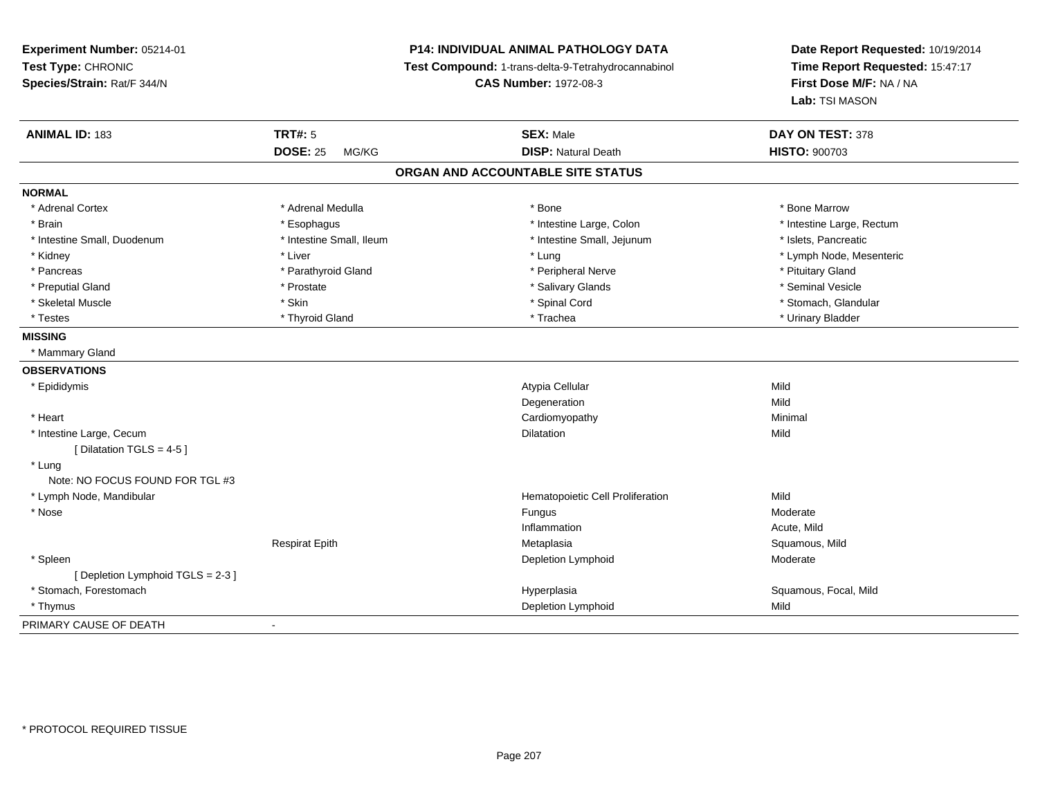**Experiment Number:** 05214-01
**Test Type:** CHRONIC
**Species/Strain:** Rat/F 344/N

**P14: INDIVIDUAL ANIMAL PATHOLOGY DATA**
**Test Compound:** 1-trans-delta-9-Tetrahydrocannabinol
**CAS Number:** 1972-08-3

**Date Report Requested:** 10/19/2014
**Time Report Requested:** 15:47:17
**First Dose M/F:** NA / NA
**Lab:** TSI MASON

| **ANIMAL ID:** 183 | **TRT#:** 5 | **SEX:** Male | **DAY ON TEST:** 378 |
|---|---|---|---|
| | **DOSE:** 25 MG/KG | **DISP:** Natural Death | **HISTO:** 900703 |

## ORGAN AND ACCOUNTABLE SITE STATUS

**NORMAL**

| | | | |
|---|---|---|---|
| * Adrenal Cortex | * Adrenal Medulla | * Bone | * Bone Marrow |
| * Brain | * Esophagus | * Intestine Large, Colon | * Intestine Large, Rectum |
| * Intestine Small, Duodenum | * Intestine Small, Ileum | * Intestine Small, Jejunum | * Islets, Pancreatic |
| * Kidney | * Liver | * Lung | * Lymph Node, Mesenteric |
| * Pancreas | * Parathyroid Gland | * Peripheral Nerve | * Pituitary Gland |
| * Preputial Gland | * Prostate | * Salivary Glands | * Seminal Vesicle |
| * Skeletal Muscle | * Skin | * Spinal Cord | * Stomach, Glandular |
| * Testes | * Thyroid Gland | * Trachea | * Urinary Bladder |

**MISSING**

* Mammary Gland

**OBSERVATIONS**

| | | | |
|---|---|---|---|
| * Epididymis | | Atypia Cellular | Mild |
| | | Degeneration | Mild |
| * Heart | | Cardiomyopathy | Minimal |
| * Intestine Large, Cecum | | Dilatation | Mild |
| [ Dilatation TGLS = 4-5 ] | | | |
| * Lung | | | |
| Note: NO FOCUS FOUND FOR TGL #3 | | | |
| * Lymph Node, Mandibular | | Hematopoietic Cell Proliferation | Mild |
| * Nose | | Fungus | Moderate |
| | | Inflammation | Acute, Mild |
| | Respirat Epith | Metaplasia | Squamous, Mild |
| * Spleen | | Depletion Lymphoid | Moderate |
| [ Depletion Lymphoid TGLS = 2-3 ] | | | |
| * Stomach, Forestomach | | Hyperplasia | Squamous, Focal, Mild |
| * Thymus | | Depletion Lymphoid | Mild |

PRIMARY CAUSE OF DEATH -

* PROTOCOL REQUIRED TISSUE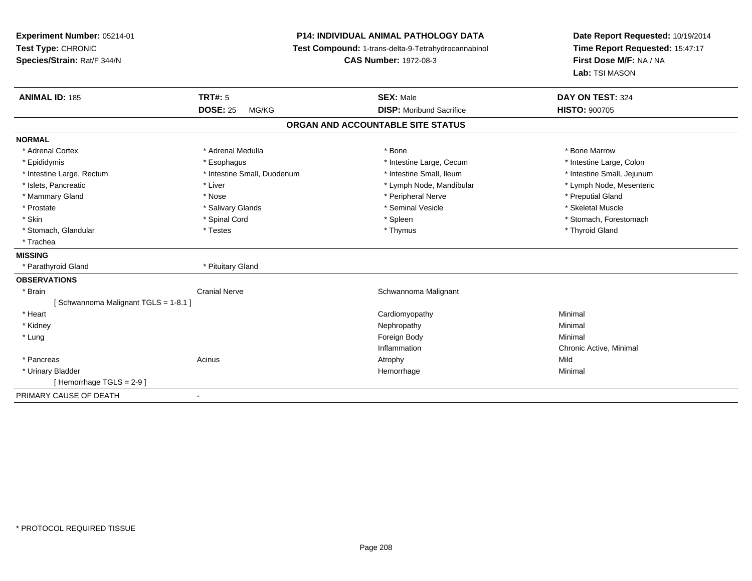**Experiment Number:** 05214-01
**Test Type:** CHRONIC
**Species/Strain:** Rat/F 344/N

**P14: INDIVIDUAL ANIMAL PATHOLOGY DATA**
**Test Compound:** 1-trans-delta-9-Tetrahydrocannabinol
**CAS Number:** 1972-08-3

**Date Report Requested:** 10/19/2014
**Time Report Requested:** 15:47:17
**First Dose M/F:** NA / NA
**Lab:** TSI MASON

| **ANIMAL ID:** 185 | **TRT#:** 5 | **SEX:** Male | **DAY ON TEST:** 324 |
|---|---|---|---|
| | **DOSE:** 25 MG/KG | **DISP:** Moribund Sacrifice | **HISTO:** 900705 |

**ORGAN AND ACCOUNTABLE SITE STATUS**

**NORMAL**

| | | | |
|---|---|---|---|
| * Adrenal Cortex | * Adrenal Medulla | * Bone | * Bone Marrow |
| * Epididymis | * Esophagus | * Intestine Large, Cecum | * Intestine Large, Colon |
| * Intestine Large, Rectum | * Intestine Small, Duodenum | * Intestine Small, Ileum | * Intestine Small, Jejunum |
| * Islets, Pancreatic | * Liver | * Lymph Node, Mandibular | * Lymph Node, Mesenteric |
| * Mammary Gland | * Nose | * Peripheral Nerve | * Preputial Gland |
| * Prostate | * Salivary Glands | * Seminal Vesicle | * Skeletal Muscle |
| * Skin | * Spinal Cord | * Spleen | * Stomach, Forestomach |
| * Stomach, Glandular | * Testes | * Thymus | * Thyroid Gland |
| * Trachea | | | |

**MISSING**

| | |
|---|---|
| * Parathyroid Gland | * Pituitary Gland |

**OBSERVATIONS**

| | | | |
|---|---|---|---|
| * Brain | Cranial Nerve | Schwannoma Malignant | |
| [ Schwannoma Malignant TGLS = 1-8.1 ] | | | |
| * Heart | | Cardiomyopathy | Minimal |
| * Kidney | | Nephropathy | Minimal |
| * Lung | | Foreign Body | Minimal |
| | | Inflammation | Chronic Active, Minimal |
| * Pancreas | Acinus | Atrophy | Mild |
| * Urinary Bladder | | Hemorrhage | Minimal |
| [ Hemorrhage TGLS = 2-9 ] | | | |

PRIMARY CAUSE OF DEATH -

* PROTOCOL REQUIRED TISSUE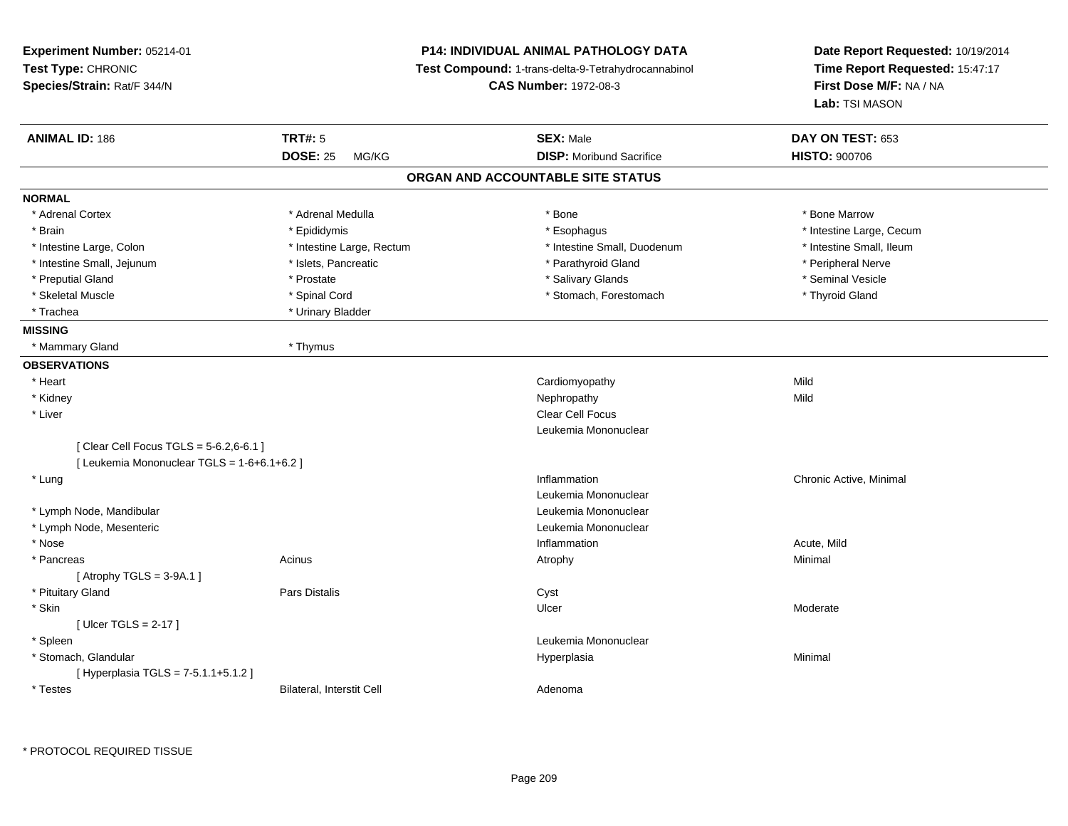**Experiment Number:** 05214-01
**Test Type:** CHRONIC
**Species/Strain:** Rat/F 344/N

**P14: INDIVIDUAL ANIMAL PATHOLOGY DATA**
**Test Compound:** 1-trans-delta-9-Tetrahydrocannabinol
**CAS Number:** 1972-08-3

**Date Report Requested:** 10/19/2014
**Time Report Requested:** 15:47:17
**First Dose M/F:** NA / NA
**Lab:** TSI MASON

| **ANIMAL ID:** 186 | **TRT#:** 5 | **SEX:** Male | **DAY ON TEST:** 653 |
|---|---|---|---|
| | **DOSE:** 25 MG/KG | **DISP:** Moribund Sacrifice | **HISTO:** 900706 |

## ORGAN AND ACCOUNTABLE SITE STATUS

**NORMAL**

| | | | |
|---|---|---|---|
| * Adrenal Cortex | * Adrenal Medulla | * Bone | * Bone Marrow |
| * Brain | * Epididymis | * Esophagus | * Intestine Large, Cecum |
| * Intestine Large, Colon | * Intestine Large, Rectum | * Intestine Small, Duodenum | * Intestine Small, Ileum |
| * Intestine Small, Jejunum | * Islets, Pancreatic | * Parathyroid Gland | * Peripheral Nerve |
| * Preputial Gland | * Prostate | * Salivary Glands | * Seminal Vesicle |
| * Skeletal Muscle | * Spinal Cord | * Stomach, Forestomach | * Thyroid Gland |
| * Trachea | * Urinary Bladder | | |

**MISSING**

| | |
|---|---|
| * Mammary Gland | * Thymus |

**OBSERVATIONS**

| | | | |
|---|---|---|---|
| * Heart | | Cardiomyopathy | Mild |
| * Kidney | | Nephropathy | Mild |
| * Liver | | Clear Cell Focus | |
| | | Leukemia Mononuclear | |
| [ Clear Cell Focus TGLS = 5-6.2,6-6.1 ] | | | |
| [ Leukemia Mononuclear TGLS = 1-6+6.1+6.2 ] | | | |
| * Lung | | Inflammation | Chronic Active, Minimal |
| | | Leukemia Mononuclear | |
| * Lymph Node, Mandibular | | Leukemia Mononuclear | |
| * Lymph Node, Mesenteric | | Leukemia Mononuclear | |
| * Nose | | Inflammation | Acute, Mild |
| * Pancreas | Acinus | Atrophy | Minimal |
| [ Atrophy TGLS = 3-9A.1 ] | | | |
| * Pituitary Gland | Pars Distalis | Cyst | |
| * Skin | | Ulcer | Moderate |
| [ Ulcer TGLS = 2-17 ] | | | |
| * Spleen | | Leukemia Mononuclear | |
| * Stomach, Glandular | | Hyperplasia | Minimal |
| [ Hyperplasia TGLS = 7-5.1.1+5.1.2 ] | | | |
| * Testes | Bilateral, Interstit Cell | Adenoma | |

* PROTOCOL REQUIRED TISSUE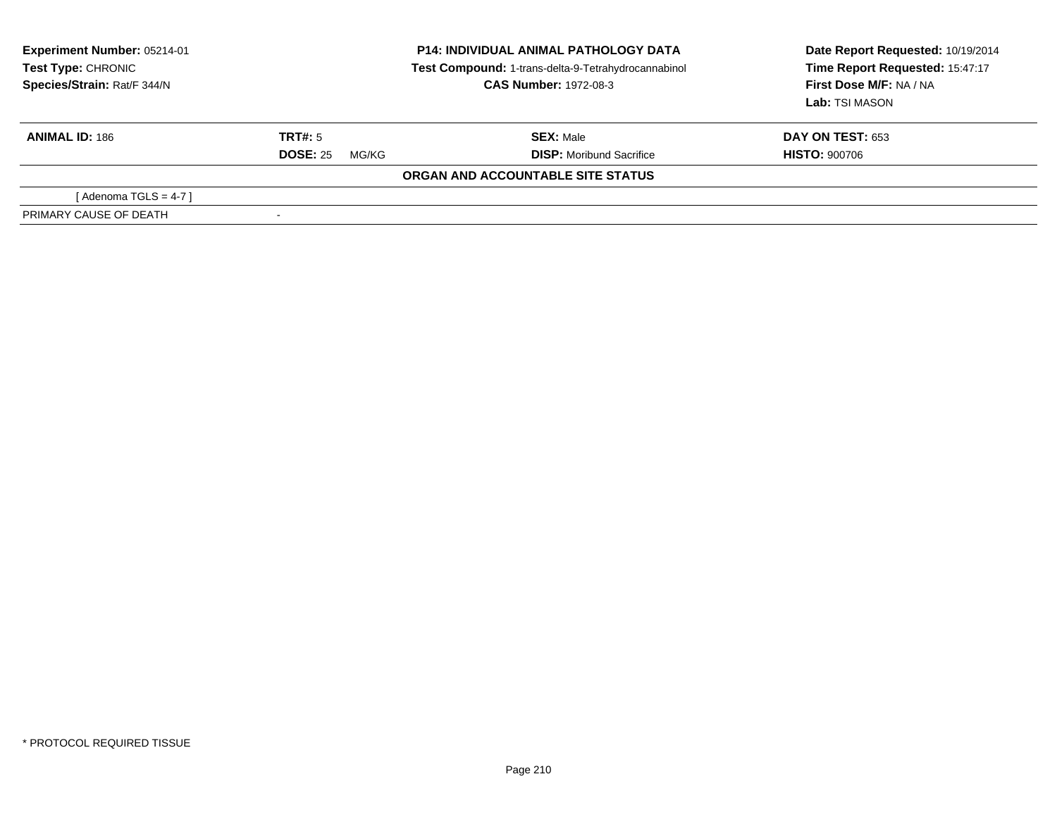**Experiment Number:** 05214-01
**Test Type:** CHRONIC
**Species/Strain:** Rat/F 344/N

**P14: INDIVIDUAL ANIMAL PATHOLOGY DATA**
**Test Compound:** 1-trans-delta-9-Tetrahydrocannabinol
**CAS Number:** 1972-08-3

**Date Report Requested:** 10/19/2014
**Time Report Requested:** 15:47:17
**First Dose M/F:** NA / NA
**Lab:** TSI MASON

| **ANIMAL ID:** 186 | **TRT#:** 5 | **SEX:** Male | **DAY ON TEST:** 653 |
|---|---|---|---|
| | **DOSE:** 25 MG/KG | **DISP:** Moribund Sacrifice | **HISTO:** 900706 |

**ORGAN AND ACCOUNTABLE SITE STATUS**

| | |
|---|---|
| [ Adenoma TGLS = 4-7 ] | |
| PRIMARY CAUSE OF DEATH | - |

* PROTOCOL REQUIRED TISSUE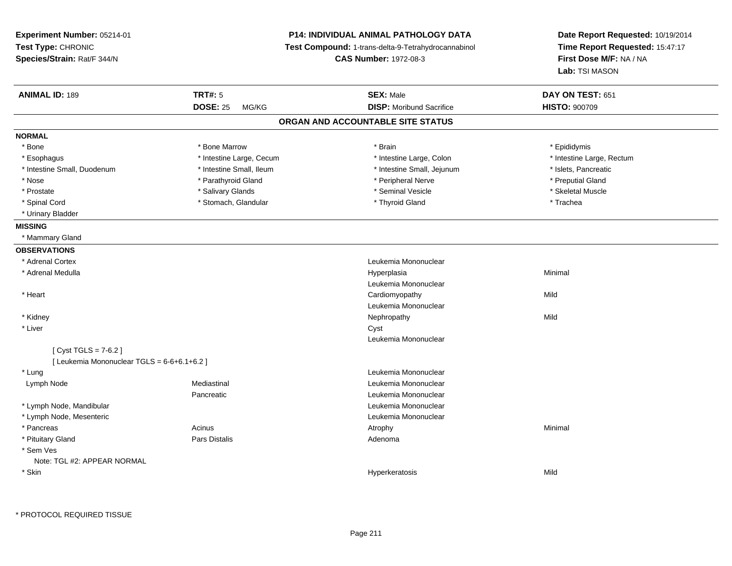**Experiment Number:** 05214-01
**Test Type:** CHRONIC
**Species/Strain:** Rat/F 344/N

**P14: INDIVIDUAL ANIMAL PATHOLOGY DATA**
**Test Compound:** 1-trans-delta-9-Tetrahydrocannabinol
**CAS Number:** 1972-08-3

**Date Report Requested:** 10/19/2014
**Time Report Requested:** 15:47:17
**First Dose M/F:** NA / NA
**Lab:** TSI MASON

| **ANIMAL ID:** 189 | **TRT#:** 5 | **SEX:** Male | **DAY ON TEST:** 651 |
|---|---|---|---|
| | **DOSE:** 25 MG/KG | **DISP:** Moribund Sacrifice | **HISTO:** 900709 |

## ORGAN AND ACCOUNTABLE SITE STATUS

**NORMAL**

| | | | |
|---|---|---|---|
| * Bone | * Bone Marrow | * Brain | * Epididymis |
| * Esophagus | * Intestine Large, Cecum | * Intestine Large, Colon | * Intestine Large, Rectum |
| * Intestine Small, Duodenum | * Intestine Small, Ileum | * Intestine Small, Jejunum | * Islets, Pancreatic |
| * Nose | * Parathyroid Gland | * Peripheral Nerve | * Preputial Gland |
| * Prostate | * Salivary Glands | * Seminal Vesicle | * Skeletal Muscle |
| * Spinal Cord | * Stomach, Glandular | * Thyroid Gland | * Trachea |
| * Urinary Bladder | | | |

**MISSING**

* Mammary Gland

**OBSERVATIONS**

| Organ | Site | Observation | Severity |
|---|---|---|---|
| * Adrenal Cortex | | Leukemia Mononuclear | |
| * Adrenal Medulla | | Hyperplasia | Minimal |
| | | Leukemia Mononuclear | |
| * Heart | | Cardiomyopathy | Mild |
| | | Leukemia Mononuclear | |
| * Kidney | | Nephropathy | Mild |
| * Liver | | Cyst | |
| | | Leukemia Mononuclear | |
| [ Cyst TGLS = 7-6.2 ] | | | |
| [ Leukemia Mononuclear TGLS = 6-6+6.1+6.2 ] | | | |
| * Lung | | Leukemia Mononuclear | |
| Lymph Node | Mediastinal | Leukemia Mononuclear | |
| | Pancreatic | Leukemia Mononuclear | |
| * Lymph Node, Mandibular | | Leukemia Mononuclear | |
| * Lymph Node, Mesenteric | | Leukemia Mononuclear | |
| * Pancreas | Acinus | Atrophy | Minimal |
| * Pituitary Gland | Pars Distalis | Adenoma | |
| * Sem Ves | | | |
| Note: TGL #2: APPEAR NORMAL | | | |
| * Skin | | Hyperkeratosis | Mild |

\* PROTOCOL REQUIRED TISSUE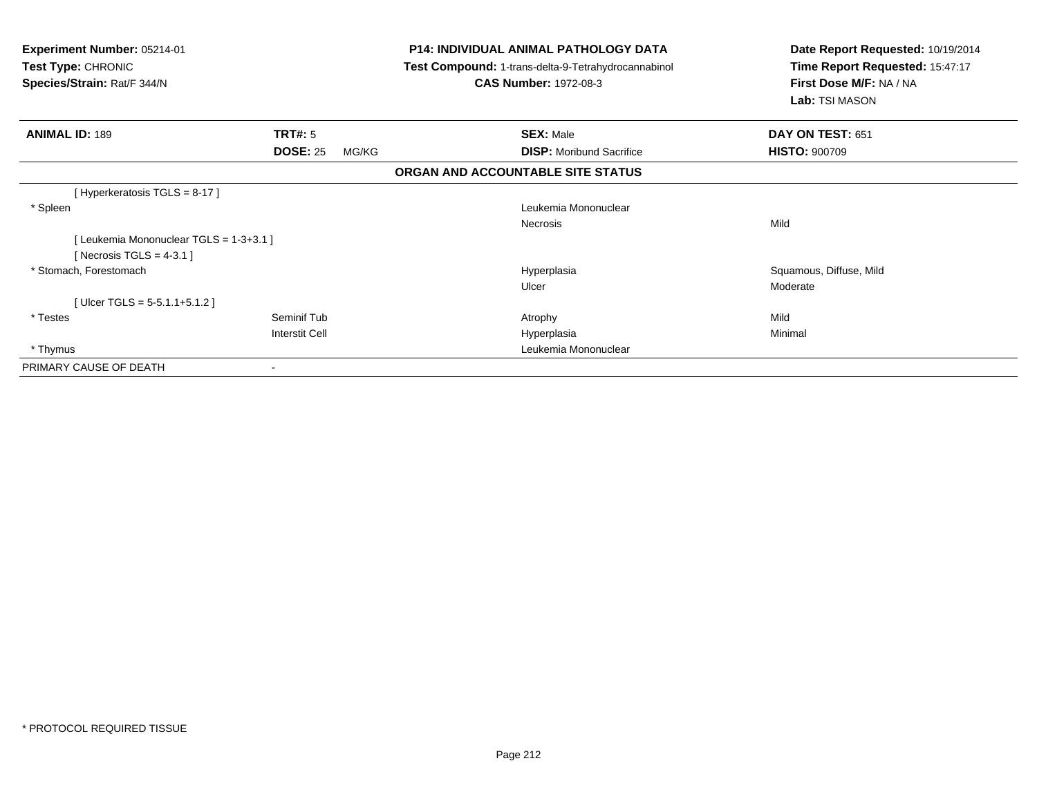**Experiment Number:** 05214-01
**Test Type:** CHRONIC
**Species/Strain:** Rat/F 344/N

**P14: INDIVIDUAL ANIMAL PATHOLOGY DATA**
**Test Compound:** 1-trans-delta-9-Tetrahydrocannabinol
**CAS Number:** 1972-08-3

**Date Report Requested:** 10/19/2014
**Time Report Requested:** 15:47:17
**First Dose M/F:** NA / NA
**Lab:** TSI MASON

| **ANIMAL ID:** 189 | **TRT#:** 5 | **SEX:** Male | **DAY ON TEST:** 651 |
|---|---|---|---|
| | **DOSE:** 25 MG/KG | **DISP:** Moribund Sacrifice | **HISTO:** 900709 |

**ORGAN AND ACCOUNTABLE SITE STATUS**

| | | | |
|---|---|---|---|
| [ Hyperkeratosis TGLS = 8-17 ] | | | |
| * Spleen | | Leukemia Mononuclear | |
| | | Necrosis | Mild |
| [ Leukemia Mononuclear TGLS = 1-3+3.1 ] | | | |
| [ Necrosis TGLS = 4-3.1 ] | | | |
| * Stomach, Forestomach | | Hyperplasia | Squamous, Diffuse, Mild |
| | | Ulcer | Moderate |
| [ Ulcer TGLS = 5-5.1.1+5.1.2 ] | | | |
| * Testes | Seminif Tub | Atrophy | Mild |
| | Interstit Cell | Hyperplasia | Minimal |
| * Thymus | | Leukemia Mononuclear | |
| PRIMARY CAUSE OF DEATH | - | | |

* PROTOCOL REQUIRED TISSUE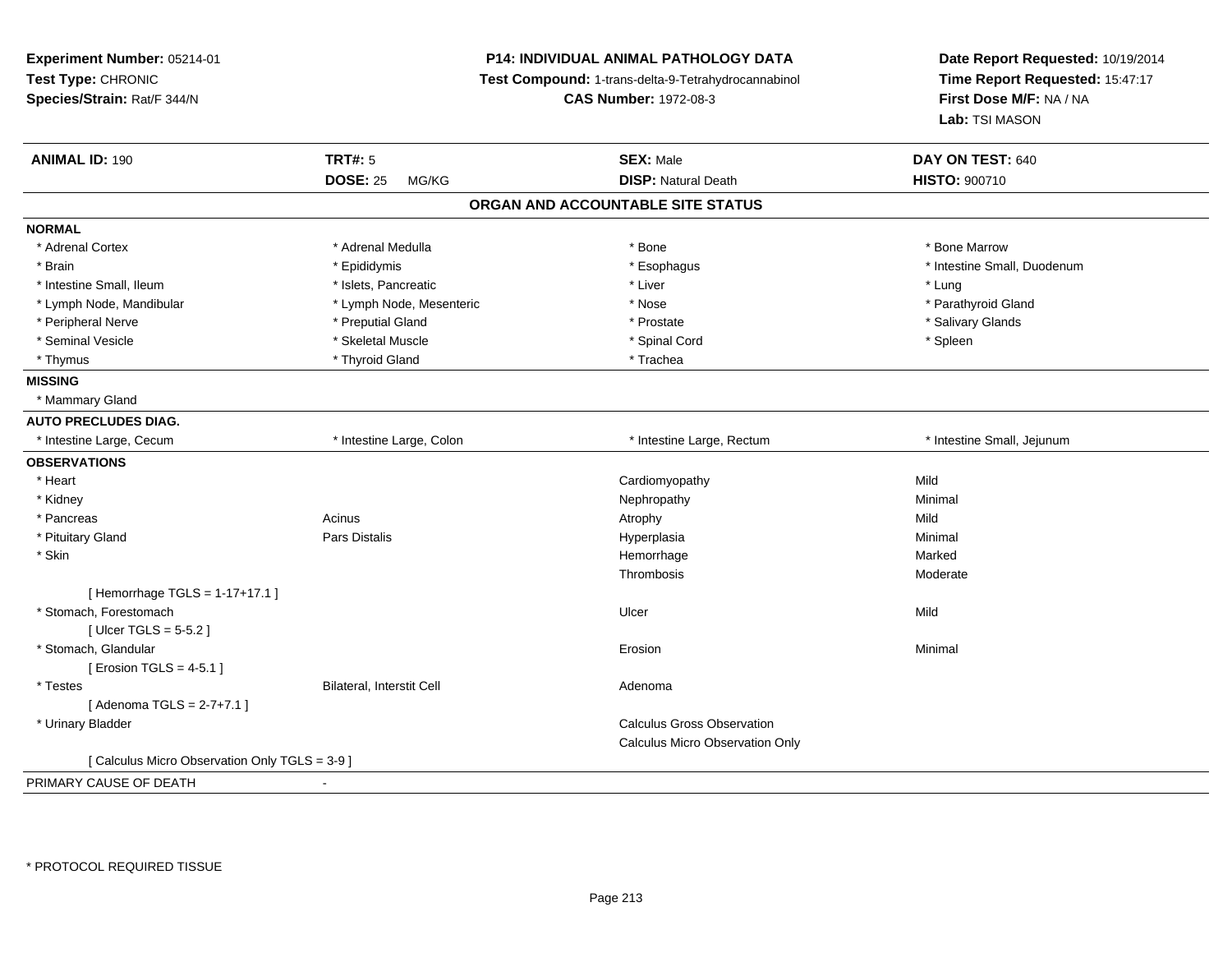**Experiment Number:** 05214-01
**Test Type:** CHRONIC
**Species/Strain:** Rat/F 344/N

**P14: INDIVIDUAL ANIMAL PATHOLOGY DATA**
**Test Compound:** 1-trans-delta-9-Tetrahydrocannabinol
**CAS Number:** 1972-08-3

**Date Report Requested:** 10/19/2014
**Time Report Requested:** 15:47:17
**First Dose M/F:** NA / NA
**Lab:** TSI MASON

| **ANIMAL ID:** 190 | **TRT#:** 5 | **SEX:** Male | **DAY ON TEST:** 640 |
|---|---|---|---|
| | **DOSE:** 25 MG/KG | **DISP:** Natural Death | **HISTO:** 900710 |

## ORGAN AND ACCOUNTABLE SITE STATUS

| | | | |
|---|---|---|---|
| **NORMAL** | | | |
| * Adrenal Cortex | * Adrenal Medulla | * Bone | * Bone Marrow |
| * Brain | * Epididymis | * Esophagus | * Intestine Small, Duodenum |
| * Intestine Small, Ileum | * Islets, Pancreatic | * Liver | * Lung |
| * Lymph Node, Mandibular | * Lymph Node, Mesenteric | * Nose | * Parathyroid Gland |
| * Peripheral Nerve | * Preputial Gland | * Prostate | * Salivary Glands |
| * Seminal Vesicle | * Skeletal Muscle | * Spinal Cord | * Spleen |
| * Thymus | * Thyroid Gland | * Trachea | |
| **MISSING** | | | |
| * Mammary Gland | | | |
| **AUTO PRECLUDES DIAG.** | | | |
| * Intestine Large, Cecum | * Intestine Large, Colon | * Intestine Large, Rectum | * Intestine Small, Jejunum |
| **OBSERVATIONS** | | | |
| * Heart | | Cardiomyopathy | Mild |
| * Kidney | | Nephropathy | Minimal |
| * Pancreas | Acinus | Atrophy | Mild |
| * Pituitary Gland | Pars Distalis | Hyperplasia | Minimal |
| * Skin | | Hemorrhage | Marked |
| | | Thrombosis | Moderate |
| [ Hemorrhage TGLS = 1-17+17.1 ] | | | |
| * Stomach, Forestomach | | Ulcer | Mild |
| [ Ulcer TGLS = 5-5.2 ] | | | |
| * Stomach, Glandular | | Erosion | Minimal |
| [ Erosion TGLS = 4-5.1 ] | | | |
| * Testes | Bilateral, Interstit Cell | Adenoma | |
| [ Adenoma TGLS = 2-7+7.1 ] | | | |
| * Urinary Bladder | | Calculus Gross Observation | |
| | | Calculus Micro Observation Only | |
| [ Calculus Micro Observation Only TGLS = 3-9 ] | | | |
| PRIMARY CAUSE OF DEATH | - | | |

* PROTOCOL REQUIRED TISSUE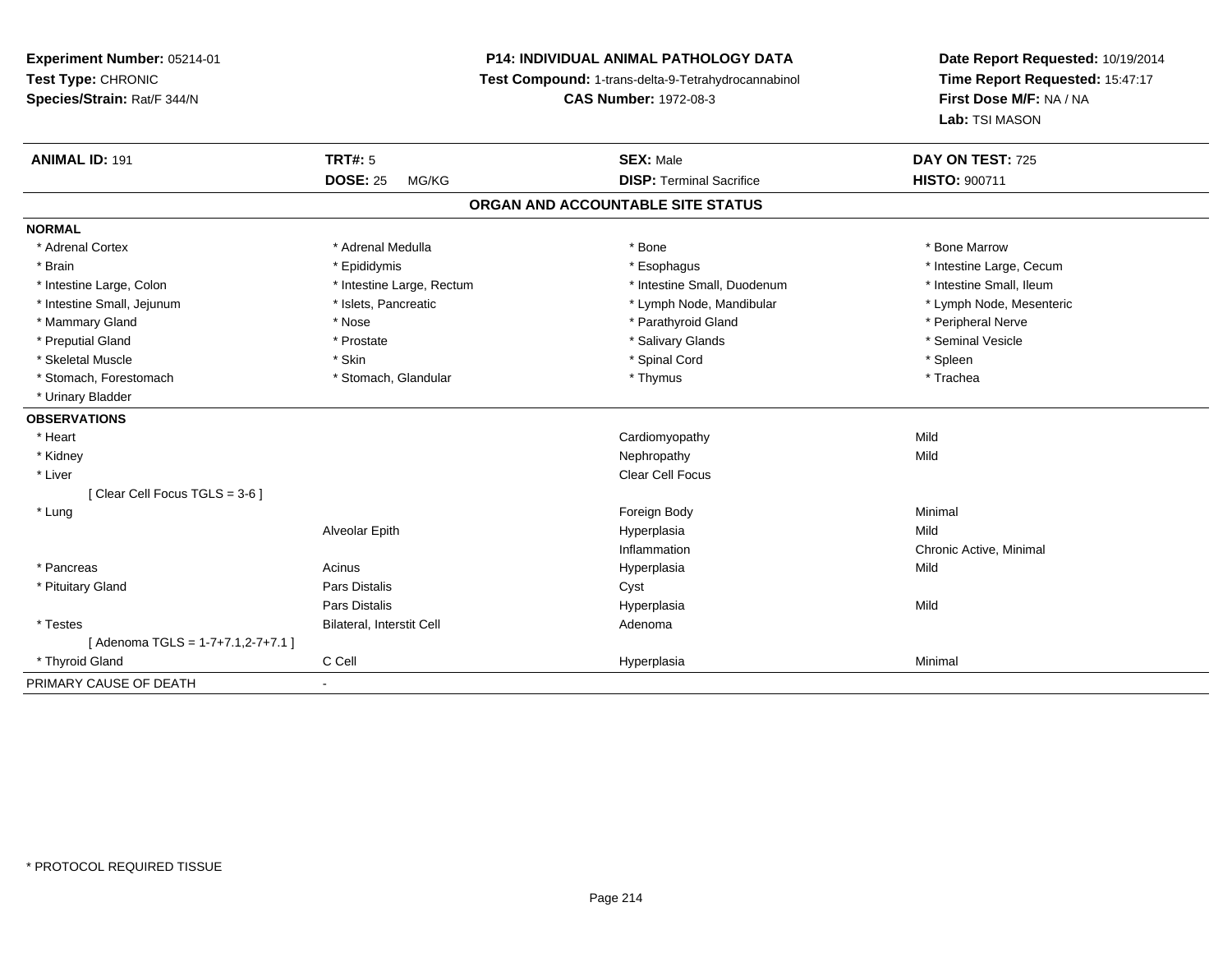**Experiment Number:** 05214-01
**Test Type:** CHRONIC
**Species/Strain:** Rat/F 344/N

**P14: INDIVIDUAL ANIMAL PATHOLOGY DATA**
**Test Compound:** 1-trans-delta-9-Tetrahydrocannabinol
**CAS Number:** 1972-08-3

**Date Report Requested:** 10/19/2014
**Time Report Requested:** 15:47:17
**First Dose M/F:** NA / NA
**Lab:** TSI MASON

| **ANIMAL ID:** 191 | **TRT#:** 5 | **SEX:** Male | **DAY ON TEST:** 725 |
|---|---|---|---|
| | **DOSE:** 25 MG/KG | **DISP:** Terminal Sacrifice | **HISTO:** 900711 |

## ORGAN AND ACCOUNTABLE SITE STATUS

**NORMAL**

| | | | |
|---|---|---|---|
| * Adrenal Cortex | * Adrenal Medulla | * Bone | * Bone Marrow |
| * Brain | * Epididymis | * Esophagus | * Intestine Large, Cecum |
| * Intestine Large, Colon | * Intestine Large, Rectum | * Intestine Small, Duodenum | * Intestine Small, Ileum |
| * Intestine Small, Jejunum | * Islets, Pancreatic | * Lymph Node, Mandibular | * Lymph Node, Mesenteric |
| * Mammary Gland | * Nose | * Parathyroid Gland | * Peripheral Nerve |
| * Preputial Gland | * Prostate | * Salivary Glands | * Seminal Vesicle |
| * Skeletal Muscle | * Skin | * Spinal Cord | * Spleen |
| * Stomach, Forestomach | * Stomach, Glandular | * Thymus | * Trachea |
| * Urinary Bladder | | | |

**OBSERVATIONS**

| | | | |
|---|---|---|---|
| * Heart | | Cardiomyopathy | Mild |
| * Kidney | | Nephropathy | Mild |
| * Liver | | Clear Cell Focus | |
| [ Clear Cell Focus TGLS = 3-6 ] | | | |
| * Lung | | Foreign Body | Minimal |
| | Alveolar Epith | Hyperplasia | Mild |
| | | Inflammation | Chronic Active, Minimal |
| * Pancreas | Acinus | Hyperplasia | Mild |
| * Pituitary Gland | Pars Distalis | Cyst | |
| | Pars Distalis | Hyperplasia | Mild |
| * Testes | Bilateral, Interstit Cell | Adenoma | |
| [ Adenoma TGLS = 1-7+7.1,2-7+7.1 ] | | | |
| * Thyroid Gland | C Cell | Hyperplasia | Minimal |

| | |
|---|---|
| PRIMARY CAUSE OF DEATH | - |

* PROTOCOL REQUIRED TISSUE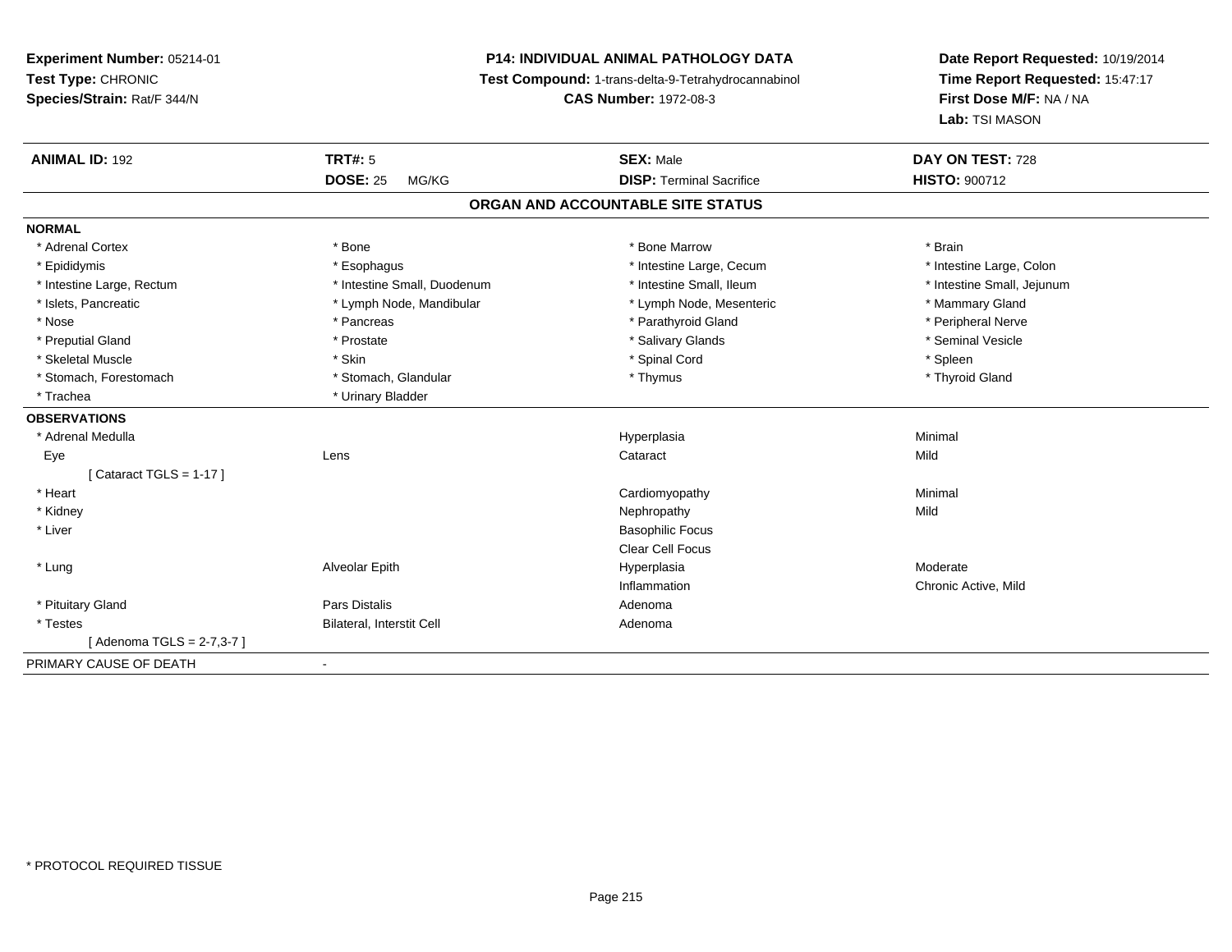**Experiment Number:** 05214-01
**Test Type:** CHRONIC
**Species/Strain:** Rat/F 344/N

**P14: INDIVIDUAL ANIMAL PATHOLOGY DATA**
**Test Compound:** 1-trans-delta-9-Tetrahydrocannabinol
**CAS Number:** 1972-08-3

**Date Report Requested:** 10/19/2014
**Time Report Requested:** 15:47:17
**First Dose M/F:** NA / NA
**Lab:** TSI MASON

| **ANIMAL ID:** 192 | **TRT#:** 5 | **SEX:** Male | **DAY ON TEST:** 728 |
|---|---|---|---|
| | **DOSE:** 25 MG/KG | **DISP:** Terminal Sacrifice | **HISTO:** 900712 |

## ORGAN AND ACCOUNTABLE SITE STATUS

| | | | |
|---|---|---|---|
| **NORMAL** | | | |
| * Adrenal Cortex | * Bone | * Bone Marrow | * Brain |
| * Epididymis | * Esophagus | * Intestine Large, Cecum | * Intestine Large, Colon |
| * Intestine Large, Rectum | * Intestine Small, Duodenum | * Intestine Small, Ileum | * Intestine Small, Jejunum |
| * Islets, Pancreatic | * Lymph Node, Mandibular | * Lymph Node, Mesenteric | * Mammary Gland |
| * Nose | * Pancreas | * Parathyroid Gland | * Peripheral Nerve |
| * Preputial Gland | * Prostate | * Salivary Glands | * Seminal Vesicle |
| * Skeletal Muscle | * Skin | * Spinal Cord | * Spleen |
| * Stomach, Forestomach | * Stomach, Glandular | * Thymus | * Thyroid Gland |
| * Trachea | * Urinary Bladder | | |
| **OBSERVATIONS** | | | |
| * Adrenal Medulla | | Hyperplasia | Minimal |
| Eye | Lens | Cataract | Mild |
| [ Cataract TGLS = 1-17 ] | | | |
| * Heart | | Cardiomyopathy | Minimal |
| * Kidney | | Nephropathy | Mild |
| * Liver | | Basophilic Focus | |
| | | Clear Cell Focus | |
| * Lung | Alveolar Epith | Hyperplasia | Moderate |
| | | Inflammation | Chronic Active, Mild |
| * Pituitary Gland | Pars Distalis | Adenoma | |
| * Testes | Bilateral, Interstit Cell | Adenoma | |
| [ Adenoma TGLS = 2-7,3-7 ] | | | |
| PRIMARY CAUSE OF DEATH | - | | |

* PROTOCOL REQUIRED TISSUE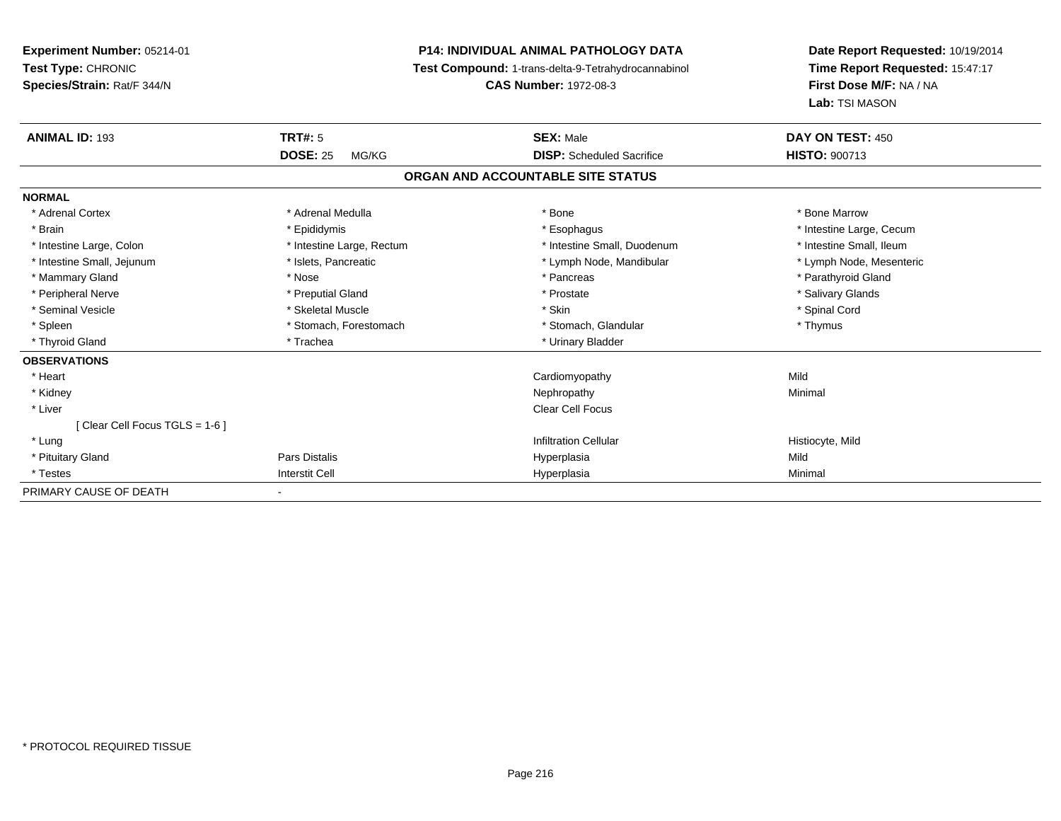**Experiment Number:** 05214-01
**Test Type:** CHRONIC
**Species/Strain:** Rat/F 344/N

**P14: INDIVIDUAL ANIMAL PATHOLOGY DATA**
**Test Compound:** 1-trans-delta-9-Tetrahydrocannabinol
**CAS Number:** 1972-08-3

**Date Report Requested:** 10/19/2014
**Time Report Requested:** 15:47:17
**First Dose M/F:** NA / NA
**Lab:** TSI MASON

| **ANIMAL ID:** 193 | **TRT#:** 5 | **SEX:** Male | **DAY ON TEST:** 450 |
|---|---|---|---|
| | **DOSE:** 25 MG/KG | **DISP:** Scheduled Sacrifice | **HISTO:** 900713 |

## ORGAN AND ACCOUNTABLE SITE STATUS

| | | | |
|---|---|---|---|
| **NORMAL** | | | |
| * Adrenal Cortex | * Adrenal Medulla | * Bone | * Bone Marrow |
| * Brain | * Epididymis | * Esophagus | * Intestine Large, Cecum |
| * Intestine Large, Colon | * Intestine Large, Rectum | * Intestine Small, Duodenum | * Intestine Small, Ileum |
| * Intestine Small, Jejunum | * Islets, Pancreatic | * Lymph Node, Mandibular | * Lymph Node, Mesenteric |
| * Mammary Gland | * Nose | * Pancreas | * Parathyroid Gland |
| * Peripheral Nerve | * Preputial Gland | * Prostate | * Salivary Glands |
| * Seminal Vesicle | * Skeletal Muscle | * Skin | * Spinal Cord |
| * Spleen | * Stomach, Forestomach | * Stomach, Glandular | * Thymus |
| * Thyroid Gland | * Trachea | * Urinary Bladder | |
| **OBSERVATIONS** | | | |
| * Heart | | Cardiomyopathy | Mild |
| * Kidney | | Nephropathy | Minimal |
| * Liver | | Clear Cell Focus | |
| [ Clear Cell Focus TGLS = 1-6 ] | | | |
| * Lung | | Infiltration Cellular | Histiocyte, Mild |
| * Pituitary Gland | Pars Distalis | Hyperplasia | Mild |
| * Testes | Interstit Cell | Hyperplasia | Minimal |
| PRIMARY CAUSE OF DEATH | - | | |

* PROTOCOL REQUIRED TISSUE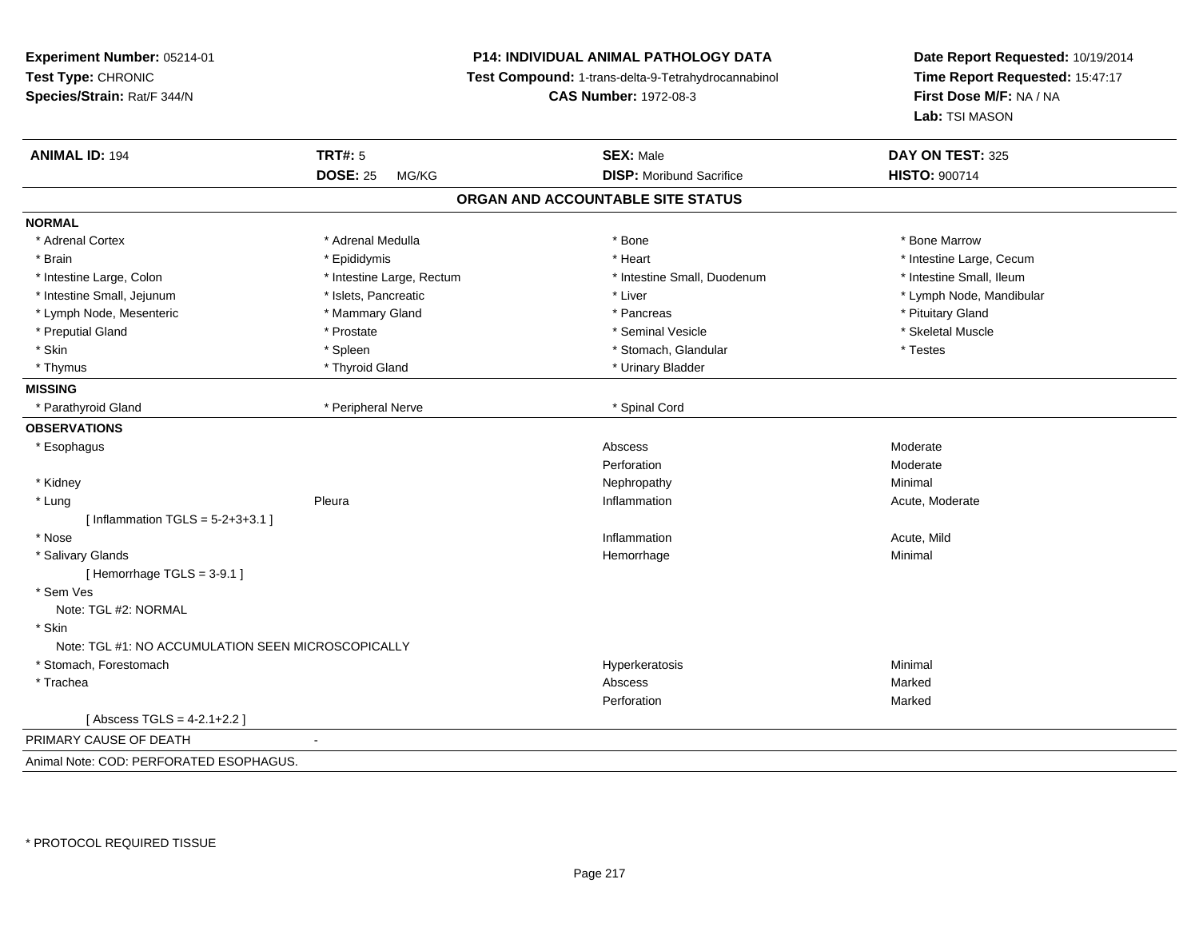**Experiment Number:** 05214-01
**Test Type:** CHRONIC
**Species/Strain:** Rat/F 344/N

**P14: INDIVIDUAL ANIMAL PATHOLOGY DATA**
**Test Compound:** 1-trans-delta-9-Tetrahydrocannabinol
**CAS Number:** 1972-08-3

**Date Report Requested:** 10/19/2014
**Time Report Requested:** 15:47:17
**First Dose M/F:** NA / NA
**Lab:** TSI MASON

| **ANIMAL ID:** 194 | **TRT#:** 5 | **SEX:** Male | **DAY ON TEST:** 325 |
|---|---|---|---|
| | **DOSE:** 25 MG/KG | **DISP:** Moribund Sacrifice | **HISTO:** 900714 |

## ORGAN AND ACCOUNTABLE SITE STATUS

**NORMAL**

| | | | |
|---|---|---|---|
| * Adrenal Cortex | * Adrenal Medulla | * Bone | * Bone Marrow |
| * Brain | * Epididymis | * Heart | * Intestine Large, Cecum |
| * Intestine Large, Colon | * Intestine Large, Rectum | * Intestine Small, Duodenum | * Intestine Small, Ileum |
| * Intestine Small, Jejunum | * Islets, Pancreatic | * Liver | * Lymph Node, Mandibular |
| * Lymph Node, Mesenteric | * Mammary Gland | * Pancreas | * Pituitary Gland |
| * Preputial Gland | * Prostate | * Seminal Vesicle | * Skeletal Muscle |
| * Skin | * Spleen | * Stomach, Glandular | * Testes |
| * Thymus | * Thyroid Gland | * Urinary Bladder | |

**MISSING**

| | | |
|---|---|---|
| * Parathyroid Gland | * Peripheral Nerve | * Spinal Cord |

**OBSERVATIONS**

| | | | |
|---|---|---|---|
| * Esophagus | | Abscess | Moderate |
| | | Perforation | Moderate |
| * Kidney | | Nephropathy | Minimal |
| * Lung | Pleura | Inflammation | Acute, Moderate |
| [ Inflammation TGLS = 5-2+3+3.1 ] | | | |
| * Nose | | Inflammation | Acute, Mild |
| * Salivary Glands | | Hemorrhage | Minimal |
| [ Hemorrhage TGLS = 3-9.1 ] | | | |
| * Sem Ves | | | |
| Note: TGL #2: NORMAL | | | |
| * Skin | | | |
| Note: TGL #1: NO ACCUMULATION SEEN MICROSCOPICALLY | | | |
| * Stomach, Forestomach | | Hyperkeratosis | Minimal |
| * Trachea | | Abscess | Marked |
| | | Perforation | Marked |
| [ Abscess TGLS = 4-2.1+2.2 ] | | | |

PRIMARY CAUSE OF DEATH -

Animal Note: COD: PERFORATED ESOPHAGUS.

* PROTOCOL REQUIRED TISSUE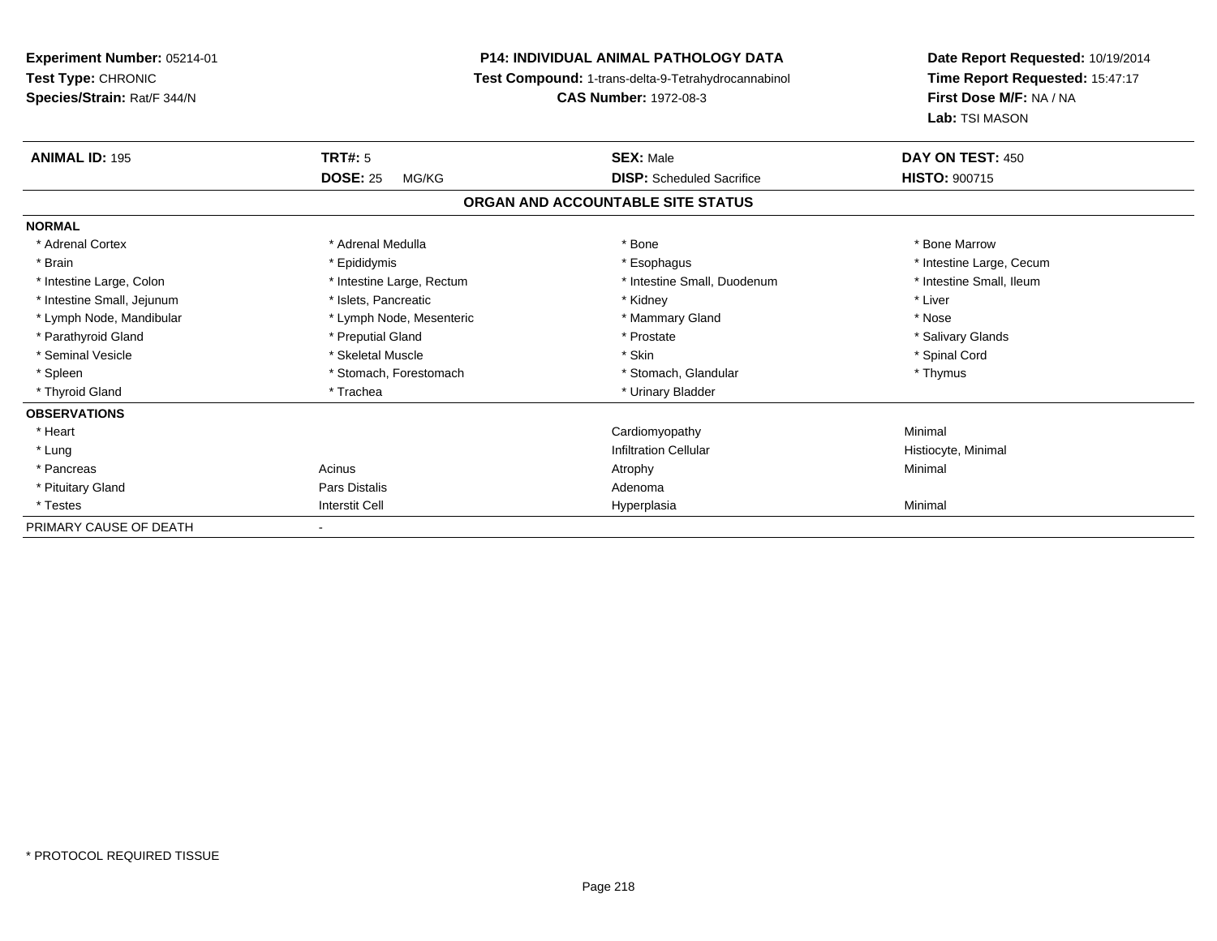**Experiment Number:** 05214-01
**Test Type:** CHRONIC
**Species/Strain:** Rat/F 344/N

**P14: INDIVIDUAL ANIMAL PATHOLOGY DATA**
**Test Compound:** 1-trans-delta-9-Tetrahydrocannabinol
**CAS Number:** 1972-08-3

**Date Report Requested:** 10/19/2014
**Time Report Requested:** 15:47:17
**First Dose M/F:** NA / NA
**Lab:** TSI MASON

| **ANIMAL ID:** 195 | **TRT#:** 5 | **SEX:** Male | **DAY ON TEST:** 450 |
|---|---|---|---|
| | **DOSE:** 25 MG/KG | **DISP:** Scheduled Sacrifice | **HISTO:** 900715 |

## ORGAN AND ACCOUNTABLE SITE STATUS

| | | | |
|---|---|---|---|
| **NORMAL** | | | |
| * Adrenal Cortex | * Adrenal Medulla | * Bone | * Bone Marrow |
| * Brain | * Epididymis | * Esophagus | * Intestine Large, Cecum |
| * Intestine Large, Colon | * Intestine Large, Rectum | * Intestine Small, Duodenum | * Intestine Small, Ileum |
| * Intestine Small, Jejunum | * Islets, Pancreatic | * Kidney | * Liver |
| * Lymph Node, Mandibular | * Lymph Node, Mesenteric | * Mammary Gland | * Nose |
| * Parathyroid Gland | * Preputial Gland | * Prostate | * Salivary Glands |
| * Seminal Vesicle | * Skeletal Muscle | * Skin | * Spinal Cord |
| * Spleen | * Stomach, Forestomach | * Stomach, Glandular | * Thymus |
| * Thyroid Gland | * Trachea | * Urinary Bladder | |
| **OBSERVATIONS** | | | |
| * Heart | | Cardiomyopathy | Minimal |
| * Lung | | Infiltration Cellular | Histiocyte, Minimal |
| * Pancreas | Acinus | Atrophy | Minimal |
| * Pituitary Gland | Pars Distalis | Adenoma | |
| * Testes | Interstit Cell | Hyperplasia | Minimal |
| PRIMARY CAUSE OF DEATH | - | | |

* PROTOCOL REQUIRED TISSUE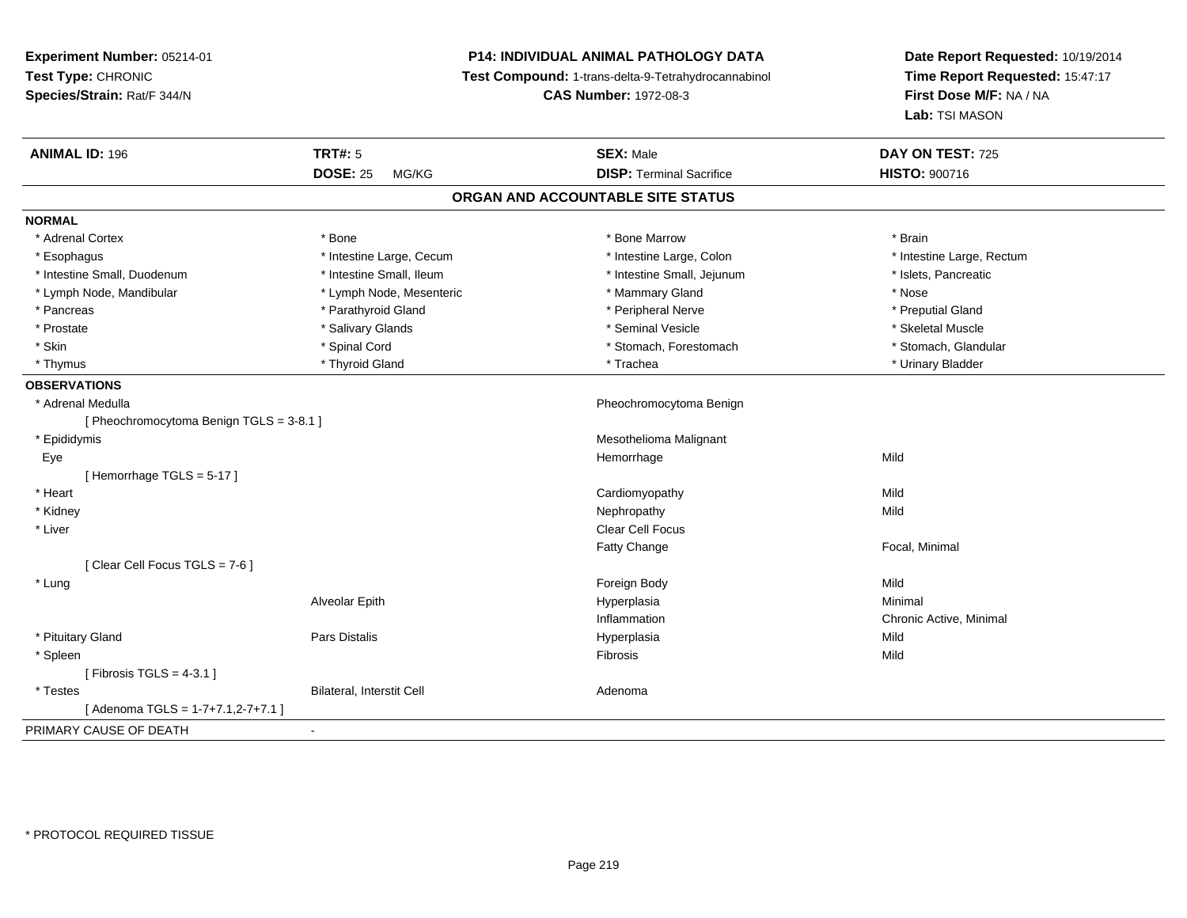**Experiment Number:** 05214-01
**Test Type:** CHRONIC
**Species/Strain:** Rat/F 344/N

**P14: INDIVIDUAL ANIMAL PATHOLOGY DATA**
**Test Compound:** 1-trans-delta-9-Tetrahydrocannabinol
**CAS Number:** 1972-08-3

**Date Report Requested:** 10/19/2014
**Time Report Requested:** 15:47:17
**First Dose M/F:** NA / NA
**Lab:** TSI MASON

| **ANIMAL ID:** 196 | **TRT#:** 5 | **SEX:** Male | **DAY ON TEST:** 725 |
|---|---|---|---|
| | **DOSE:** 25 MG/KG | **DISP:** Terminal Sacrifice | **HISTO:** 900716 |

## ORGAN AND ACCOUNTABLE SITE STATUS

**NORMAL**

| | | | |
|---|---|---|---|
| * Adrenal Cortex | * Bone | * Bone Marrow | * Brain |
| * Esophagus | * Intestine Large, Cecum | * Intestine Large, Colon | * Intestine Large, Rectum |
| * Intestine Small, Duodenum | * Intestine Small, Ileum | * Intestine Small, Jejunum | * Islets, Pancreatic |
| * Lymph Node, Mandibular | * Lymph Node, Mesenteric | * Mammary Gland | * Nose |
| * Pancreas | * Parathyroid Gland | * Peripheral Nerve | * Preputial Gland |
| * Prostate | * Salivary Glands | * Seminal Vesicle | * Skeletal Muscle |
| * Skin | * Spinal Cord | * Stomach, Forestomach | * Stomach, Glandular |
| * Thymus | * Thyroid Gland | * Trachea | * Urinary Bladder |

**OBSERVATIONS**

| | | | |
|---|---|---|---|
| * Adrenal Medulla | | Pheochromocytoma Benign | |
| [ Pheochromocytoma Benign TGLS = 3-8.1 ] | | | |
| * Epididymis | | Mesothelioma Malignant | |
| Eye | | Hemorrhage | Mild |
| [ Hemorrhage TGLS = 5-17 ] | | | |
| * Heart | | Cardiomyopathy | Mild |
| * Kidney | | Nephropathy | Mild |
| * Liver | | Clear Cell Focus | |
| | | Fatty Change | Focal, Minimal |
| [ Clear Cell Focus TGLS = 7-6 ] | | | |
| * Lung | | Foreign Body | Mild |
| | Alveolar Epith | Hyperplasia | Minimal |
| | | Inflammation | Chronic Active, Minimal |
| * Pituitary Gland | Pars Distalis | Hyperplasia | Mild |
| * Spleen | | Fibrosis | Mild |
| [ Fibrosis TGLS = 4-3.1 ] | | | |
| * Testes | Bilateral, Interstit Cell | Adenoma | |
| [ Adenoma TGLS = 1-7+7.1,2-7+7.1 ] | | | |

PRIMARY CAUSE OF DEATH -

* PROTOCOL REQUIRED TISSUE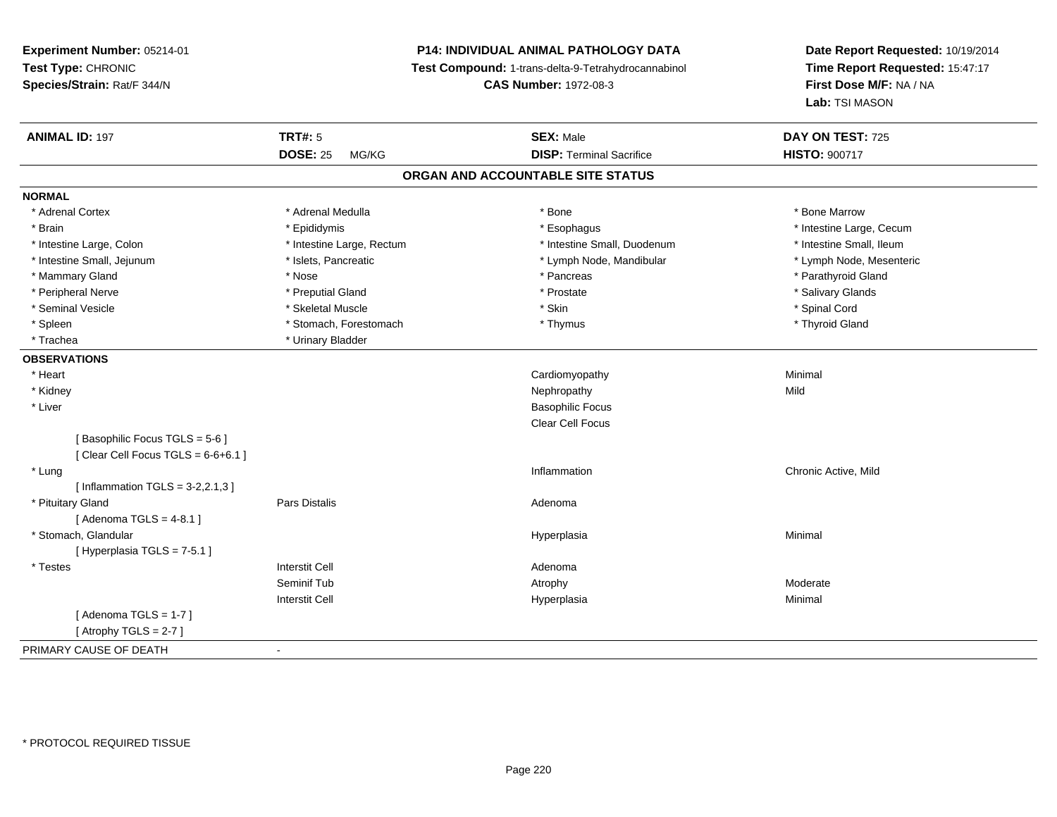**Experiment Number:** 05214-01
**Test Type:** CHRONIC
**Species/Strain:** Rat/F 344/N

**P14: INDIVIDUAL ANIMAL PATHOLOGY DATA**
**Test Compound:** 1-trans-delta-9-Tetrahydrocannabinol
**CAS Number:** 1972-08-3

**Date Report Requested:** 10/19/2014
**Time Report Requested:** 15:47:17
**First Dose M/F:** NA / NA
**Lab:** TSI MASON

| **ANIMAL ID:** 197 | **TRT#:** 5 | **SEX:** Male | **DAY ON TEST:** 725 |
|---|---|---|---|
| | **DOSE:** 25 MG/KG | **DISP:** Terminal Sacrifice | **HISTO:** 900717 |

## ORGAN AND ACCOUNTABLE SITE STATUS

**NORMAL**

| | | | |
|---|---|---|---|
| * Adrenal Cortex | * Adrenal Medulla | * Bone | * Bone Marrow |
| * Brain | * Epididymis | * Esophagus | * Intestine Large, Cecum |
| * Intestine Large, Colon | * Intestine Large, Rectum | * Intestine Small, Duodenum | * Intestine Small, Ileum |
| * Intestine Small, Jejunum | * Islets, Pancreatic | * Lymph Node, Mandibular | * Lymph Node, Mesenteric |
| * Mammary Gland | * Nose | * Pancreas | * Parathyroid Gland |
| * Peripheral Nerve | * Preputial Gland | * Prostate | * Salivary Glands |
| * Seminal Vesicle | * Skeletal Muscle | * Skin | * Spinal Cord |
| * Spleen | * Stomach, Forestomach | * Thymus | * Thyroid Gland |
| * Trachea | * Urinary Bladder | | |

**OBSERVATIONS**

| | | | |
|---|---|---|---|
| * Heart | | Cardiomyopathy | Minimal |
| * Kidney | | Nephropathy | Mild |
| * Liver | | Basophilic Focus | |
| | | Clear Cell Focus | |
| [ Basophilic Focus TGLS = 5-6 ] | | | |
| [ Clear Cell Focus TGLS = 6-6+6.1 ] | | | |
| * Lung | | Inflammation | Chronic Active, Mild |
| [ Inflammation TGLS = 3-2,2.1,3 ] | | | |
| * Pituitary Gland | Pars Distalis | Adenoma | |
| [ Adenoma TGLS = 4-8.1 ] | | | |
| * Stomach, Glandular | | Hyperplasia | Minimal |
| [ Hyperplasia TGLS = 7-5.1 ] | | | |
| * Testes | Interstit Cell | Adenoma | |
| | Seminif Tub | Atrophy | Moderate |
| | Interstit Cell | Hyperplasia | Minimal |
| [ Adenoma TGLS = 1-7 ] | | | |
| [ Atrophy TGLS = 2-7 ] | | | |

PRIMARY CAUSE OF DEATH -

\* PROTOCOL REQUIRED TISSUE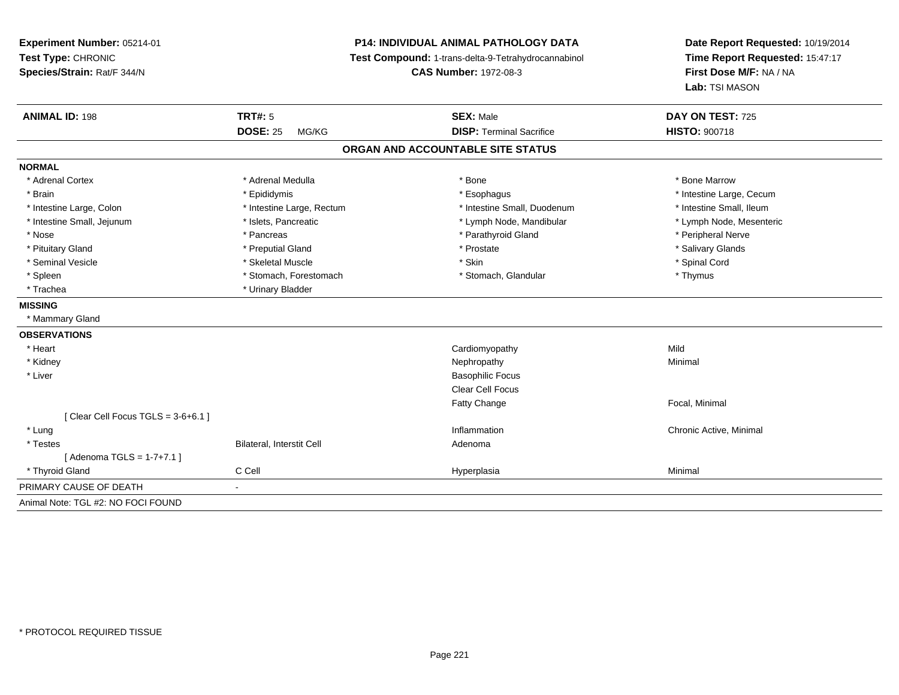**Experiment Number:** 05214-01
**Test Type:** CHRONIC
**Species/Strain:** Rat/F 344/N

**P14: INDIVIDUAL ANIMAL PATHOLOGY DATA**
**Test Compound:** 1-trans-delta-9-Tetrahydrocannabinol
**CAS Number:** 1972-08-3

**Date Report Requested:** 10/19/2014
**Time Report Requested:** 15:47:17
**First Dose M/F:** NA / NA
**Lab:** TSI MASON

| **ANIMAL ID:** 198 | **TRT#:** 5 | **SEX:** Male | **DAY ON TEST:** 725 |
|---|---|---|---|
| | **DOSE:** 25 MG/KG | **DISP:** Terminal Sacrifice | **HISTO:** 900718 |

## ORGAN AND ACCOUNTABLE SITE STATUS

**NORMAL**

| | | | |
|---|---|---|---|
| * Adrenal Cortex | * Adrenal Medulla | * Bone | * Bone Marrow |
| * Brain | * Epididymis | * Esophagus | * Intestine Large, Cecum |
| * Intestine Large, Colon | * Intestine Large, Rectum | * Intestine Small, Duodenum | * Intestine Small, Ileum |
| * Intestine Small, Jejunum | * Islets, Pancreatic | * Lymph Node, Mandibular | * Lymph Node, Mesenteric |
| * Nose | * Pancreas | * Parathyroid Gland | * Peripheral Nerve |
| * Pituitary Gland | * Preputial Gland | * Prostate | * Salivary Glands |
| * Seminal Vesicle | * Skeletal Muscle | * Skin | * Spinal Cord |
| * Spleen | * Stomach, Forestomach | * Stomach, Glandular | * Thymus |
| * Trachea | * Urinary Bladder | | |

**MISSING**

* Mammary Gland

**OBSERVATIONS**

| | | | |
|---|---|---|---|
| * Heart | | Cardiomyopathy | Mild |
| * Kidney | | Nephropathy | Minimal |
| * Liver | | Basophilic Focus | |
| | | Clear Cell Focus | |
| | | Fatty Change | Focal, Minimal |
| [ Clear Cell Focus TGLS = 3-6+6.1 ] | | | |
| * Lung | | Inflammation | Chronic Active, Minimal |
| * Testes | Bilateral, Interstit Cell | Adenoma | |
| [ Adenoma TGLS = 1-7+7.1 ] | | | |
| * Thyroid Gland | C Cell | Hyperplasia | Minimal |

PRIMARY CAUSE OF DEATH -

Animal Note: TGL #2: NO FOCI FOUND

* PROTOCOL REQUIRED TISSUE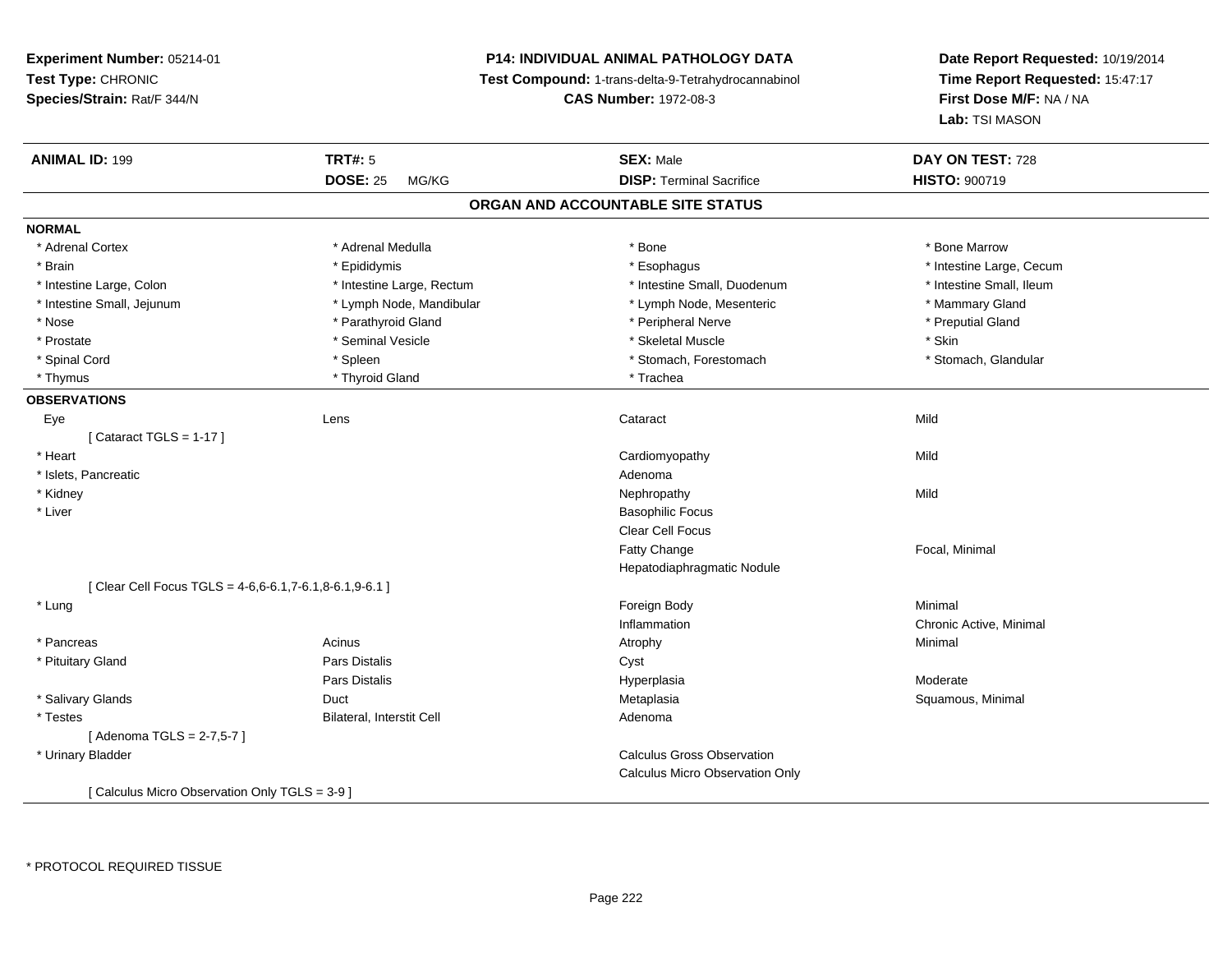**Experiment Number:** 05214-01
**Test Type:** CHRONIC
**Species/Strain:** Rat/F 344/N

**P14: INDIVIDUAL ANIMAL PATHOLOGY DATA**
**Test Compound:** 1-trans-delta-9-Tetrahydrocannabinol
**CAS Number:** 1972-08-3

**Date Report Requested:** 10/19/2014
**Time Report Requested:** 15:47:17
**First Dose M/F:** NA / NA
**Lab:** TSI MASON

| **ANIMAL ID:** 199 | **TRT#:** 5 | **SEX:** Male | **DAY ON TEST:** 728 |
|---|---|---|---|
| | **DOSE:** 25 MG/KG | **DISP:** Terminal Sacrifice | **HISTO:** 900719 |

## ORGAN AND ACCOUNTABLE SITE STATUS

### NORMAL

| | | | |
|---|---|---|---|
| * Adrenal Cortex | * Adrenal Medulla | * Bone | * Bone Marrow |
| * Brain | * Epididymis | * Esophagus | * Intestine Large, Cecum |
| * Intestine Large, Colon | * Intestine Large, Rectum | * Intestine Small, Duodenum | * Intestine Small, Ileum |
| * Intestine Small, Jejunum | * Lymph Node, Mandibular | * Lymph Node, Mesenteric | * Mammary Gland |
| * Nose | * Parathyroid Gland | * Peripheral Nerve | * Preputial Gland |
| * Prostate | * Seminal Vesicle | * Skeletal Muscle | * Skin |
| * Spinal Cord | * Spleen | * Stomach, Forestomach | * Stomach, Glandular |
| * Thymus | * Thyroid Gland | * Trachea | |

### OBSERVATIONS

| | | | |
|---|---|---|---|
| Eye | Lens | Cataract | Mild |
| [ Cataract TGLS = 1-17 ] | | | |
| * Heart | | Cardiomyopathy | Mild |
| * Islets, Pancreatic | | Adenoma | |
| * Kidney | | Nephropathy | Mild |
| * Liver | | Basophilic Focus | |
| | | Clear Cell Focus | |
| | | Fatty Change | Focal, Minimal |
| | | Hepatodiaphragmatic Nodule | |
| [ Clear Cell Focus TGLS = 4-6,6-6.1,7-6.1,8-6.1,9-6.1 ] | | | |
| * Lung | | Foreign Body | Minimal |
| | | Inflammation | Chronic Active, Minimal |
| * Pancreas | Acinus | Atrophy | Minimal |
| * Pituitary Gland | Pars Distalis | Cyst | |
| | Pars Distalis | Hyperplasia | Moderate |
| * Salivary Glands | Duct | Metaplasia | Squamous, Minimal |
| * Testes | Bilateral, Interstit Cell | Adenoma | |
| [ Adenoma TGLS = 2-7,5-7 ] | | | |
| * Urinary Bladder | | Calculus Gross Observation | |
| | | Calculus Micro Observation Only | |
| [ Calculus Micro Observation Only TGLS = 3-9 ] | | | |

* PROTOCOL REQUIRED TISSUE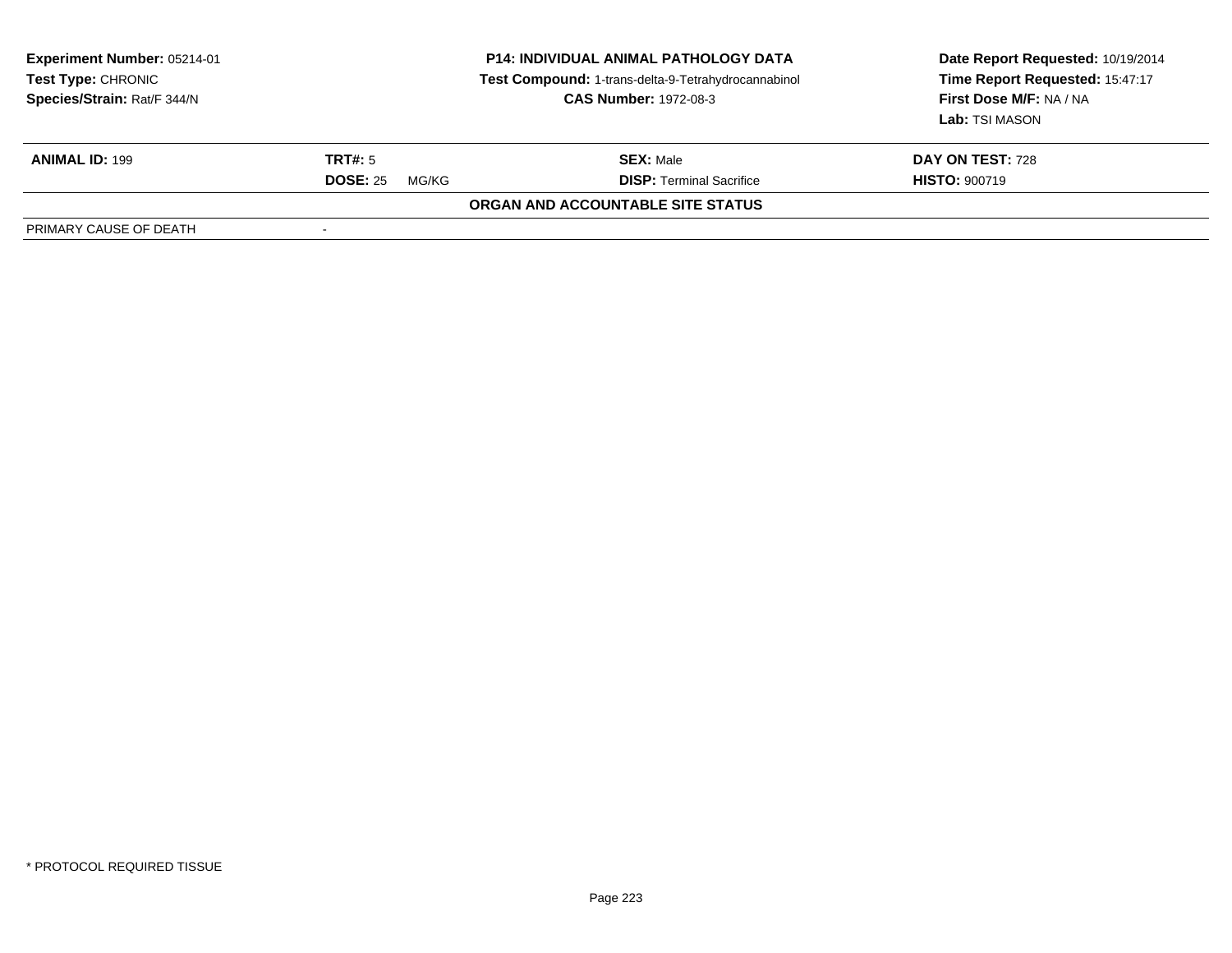**Experiment Number:** 05214-01
**Test Type:** CHRONIC
**Species/Strain:** Rat/F 344/N

**P14: INDIVIDUAL ANIMAL PATHOLOGY DATA**
**Test Compound:** 1-trans-delta-9-Tetrahydrocannabinol
**CAS Number:** 1972-08-3

**Date Report Requested:** 10/19/2014
**Time Report Requested:** 15:47:17
**First Dose M/F:** NA / NA
**Lab:** TSI MASON

| **ANIMAL ID:** 199 | **TRT#:** 5 | **SEX:** Male | **DAY ON TEST:** 728 |
|---|---|---|---|
| | **DOSE:** 25 MG/KG | **DISP:** Terminal Sacrifice | **HISTO:** 900719 |

**ORGAN AND ACCOUNTABLE SITE STATUS**

| PRIMARY CAUSE OF DEATH | - |
|---|---|

\* PROTOCOL REQUIRED TISSUE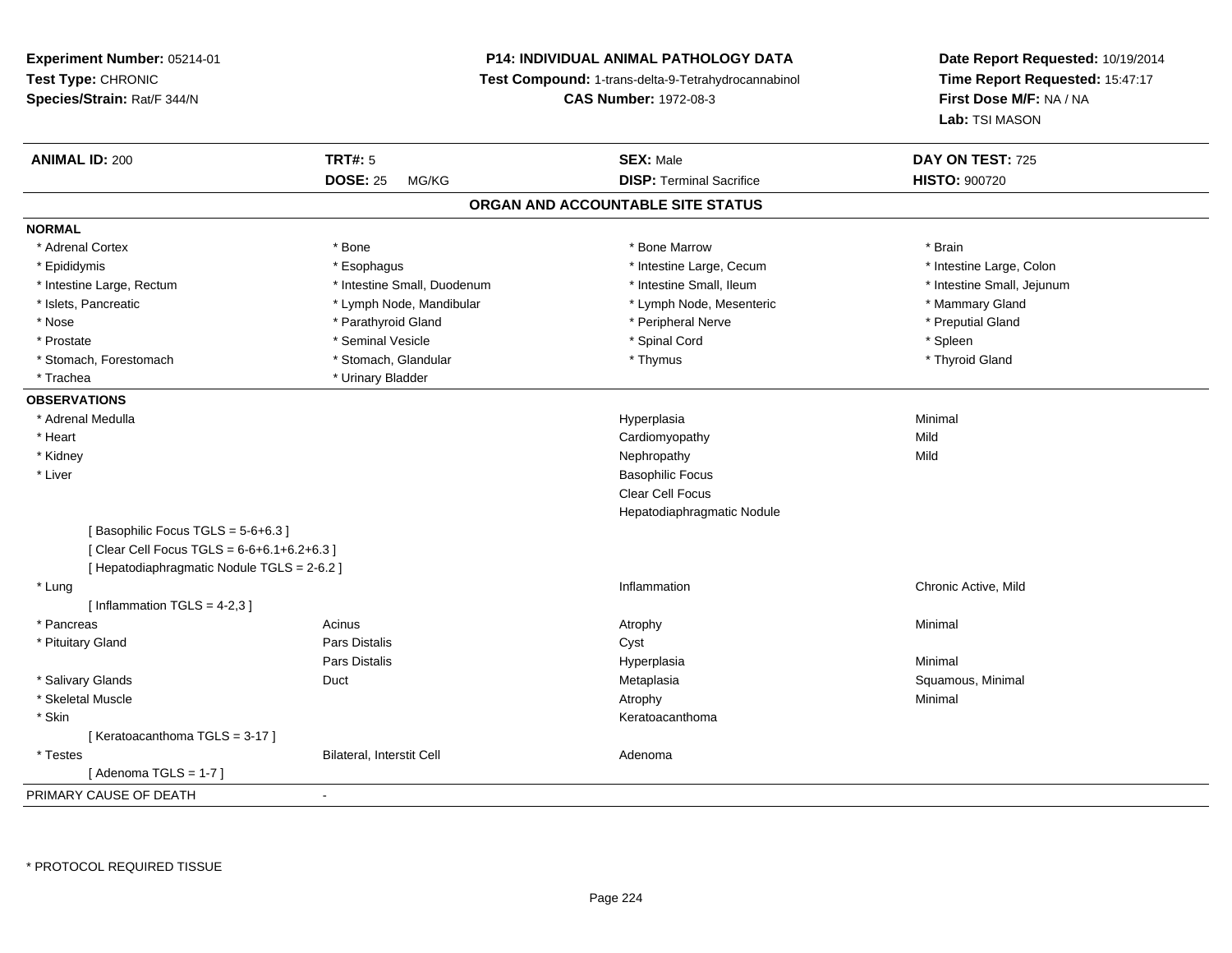**Experiment Number:** 05214-01
**Test Type:** CHRONIC
**Species/Strain:** Rat/F 344/N

**P14: INDIVIDUAL ANIMAL PATHOLOGY DATA**
**Test Compound:** 1-trans-delta-9-Tetrahydrocannabinol
**CAS Number:** 1972-08-3

**Date Report Requested:** 10/19/2014
**Time Report Requested:** 15:47:17
**First Dose M/F:** NA / NA
**Lab:** TSI MASON

| **ANIMAL ID:** 200 | **TRT#:** 5 | **SEX:** Male | **DAY ON TEST:** 725 |
|---|---|---|---|
| | **DOSE:** 25 MG/KG | **DISP:** Terminal Sacrifice | **HISTO:** 900720 |

## ORGAN AND ACCOUNTABLE SITE STATUS

**NORMAL**

| | | | |
|---|---|---|---|
| * Adrenal Cortex | * Bone | * Bone Marrow | * Brain |
| * Epididymis | * Esophagus | * Intestine Large, Cecum | * Intestine Large, Colon |
| * Intestine Large, Rectum | * Intestine Small, Duodenum | * Intestine Small, Ileum | * Intestine Small, Jejunum |
| * Islets, Pancreatic | * Lymph Node, Mandibular | * Lymph Node, Mesenteric | * Mammary Gland |
| * Nose | * Parathyroid Gland | * Peripheral Nerve | * Preputial Gland |
| * Prostate | * Seminal Vesicle | * Spinal Cord | * Spleen |
| * Stomach, Forestomach | * Stomach, Glandular | * Thymus | * Thyroid Gland |
| * Trachea | * Urinary Bladder | | |

**OBSERVATIONS**

| | | | |
|---|---|---|---|
| * Adrenal Medulla | | Hyperplasia | Minimal |
| * Heart | | Cardiomyopathy | Mild |
| * Kidney | | Nephropathy | Mild |
| * Liver | | Basophilic Focus | |
| | | Clear Cell Focus | |
| | | Hepatodiaphragmatic Nodule | |
| [ Basophilic Focus TGLS = 5-6+6.3 ] | | | |
| [ Clear Cell Focus TGLS = 6-6+6.1+6.2+6.3 ] | | | |
| [ Hepatodiaphragmatic Nodule TGLS = 2-6.2 ] | | | |
| * Lung | | Inflammation | Chronic Active, Mild |
| [ Inflammation TGLS = 4-2,3 ] | | | |
| * Pancreas | Acinus | Atrophy | Minimal |
| * Pituitary Gland | Pars Distalis | Cyst | |
| | Pars Distalis | Hyperplasia | Minimal |
| * Salivary Glands | Duct | Metaplasia | Squamous, Minimal |
| * Skeletal Muscle | | Atrophy | Minimal |
| * Skin | | Keratoacanthoma | |
| [ Keratoacanthoma TGLS = 3-17 ] | | | |
| * Testes | Bilateral, Interstit Cell | Adenoma | |
| [ Adenoma TGLS = 1-7 ] | | | |

PRIMARY CAUSE OF DEATH -

* PROTOCOL REQUIRED TISSUE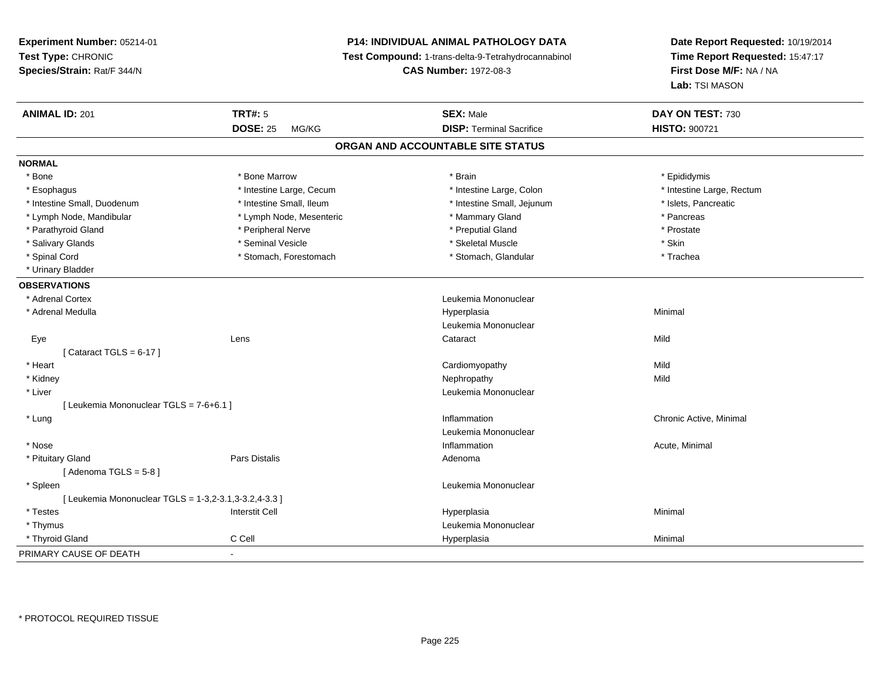**Experiment Number:** 05214-01
**Test Type:** CHRONIC
**Species/Strain:** Rat/F 344/N

**P14: INDIVIDUAL ANIMAL PATHOLOGY DATA**
**Test Compound:** 1-trans-delta-9-Tetrahydrocannabinol
**CAS Number:** 1972-08-3

**Date Report Requested:** 10/19/2014
**Time Report Requested:** 15:47:17
**First Dose M/F:** NA / NA
**Lab:** TSI MASON

| **ANIMAL ID:** 201 | **TRT#:** 5 | **SEX:** Male | **DAY ON TEST:** 730 |
|---|---|---|---|
| | **DOSE:** 25 MG/KG | **DISP:** Terminal Sacrifice | **HISTO:** 900721 |

## ORGAN AND ACCOUNTABLE SITE STATUS

**NORMAL**

| | | | |
|---|---|---|---|
| * Bone | * Bone Marrow | * Brain | * Epididymis |
| * Esophagus | * Intestine Large, Cecum | * Intestine Large, Colon | * Intestine Large, Rectum |
| * Intestine Small, Duodenum | * Intestine Small, Ileum | * Intestine Small, Jejunum | * Islets, Pancreatic |
| * Lymph Node, Mandibular | * Lymph Node, Mesenteric | * Mammary Gland | * Pancreas |
| * Parathyroid Gland | * Peripheral Nerve | * Preputial Gland | * Prostate |
| * Salivary Glands | * Seminal Vesicle | * Skeletal Muscle | * Skin |
| * Spinal Cord | * Stomach, Forestomach | * Stomach, Glandular | * Trachea |
| * Urinary Bladder | | | |

**OBSERVATIONS**

| | | | |
|---|---|---|---|
| * Adrenal Cortex | | Leukemia Mononuclear | |
| * Adrenal Medulla | | Hyperplasia | Minimal |
| | | Leukemia Mononuclear | |
| Eye | Lens | Cataract | Mild |
| [ Cataract TGLS = 6-17 ] | | | |
| * Heart | | Cardiomyopathy | Mild |
| * Kidney | | Nephropathy | Mild |
| * Liver | | Leukemia Mononuclear | |
| [ Leukemia Mononuclear TGLS = 7-6+6.1 ] | | | |
| * Lung | | Inflammation | Chronic Active, Minimal |
| | | Leukemia Mononuclear | |
| * Nose | | Inflammation | Acute, Minimal |
| * Pituitary Gland | Pars Distalis | Adenoma | |
| [ Adenoma TGLS = 5-8 ] | | | |
| * Spleen | | Leukemia Mononuclear | |
| [ Leukemia Mononuclear TGLS = 1-3,2-3.1,3-3.2,4-3.3 ] | | | |
| * Testes | Interstit Cell | Hyperplasia | Minimal |
| * Thymus | | Leukemia Mononuclear | |
| * Thyroid Gland | C Cell | Hyperplasia | Minimal |

PRIMARY CAUSE OF DEATH -

\* PROTOCOL REQUIRED TISSUE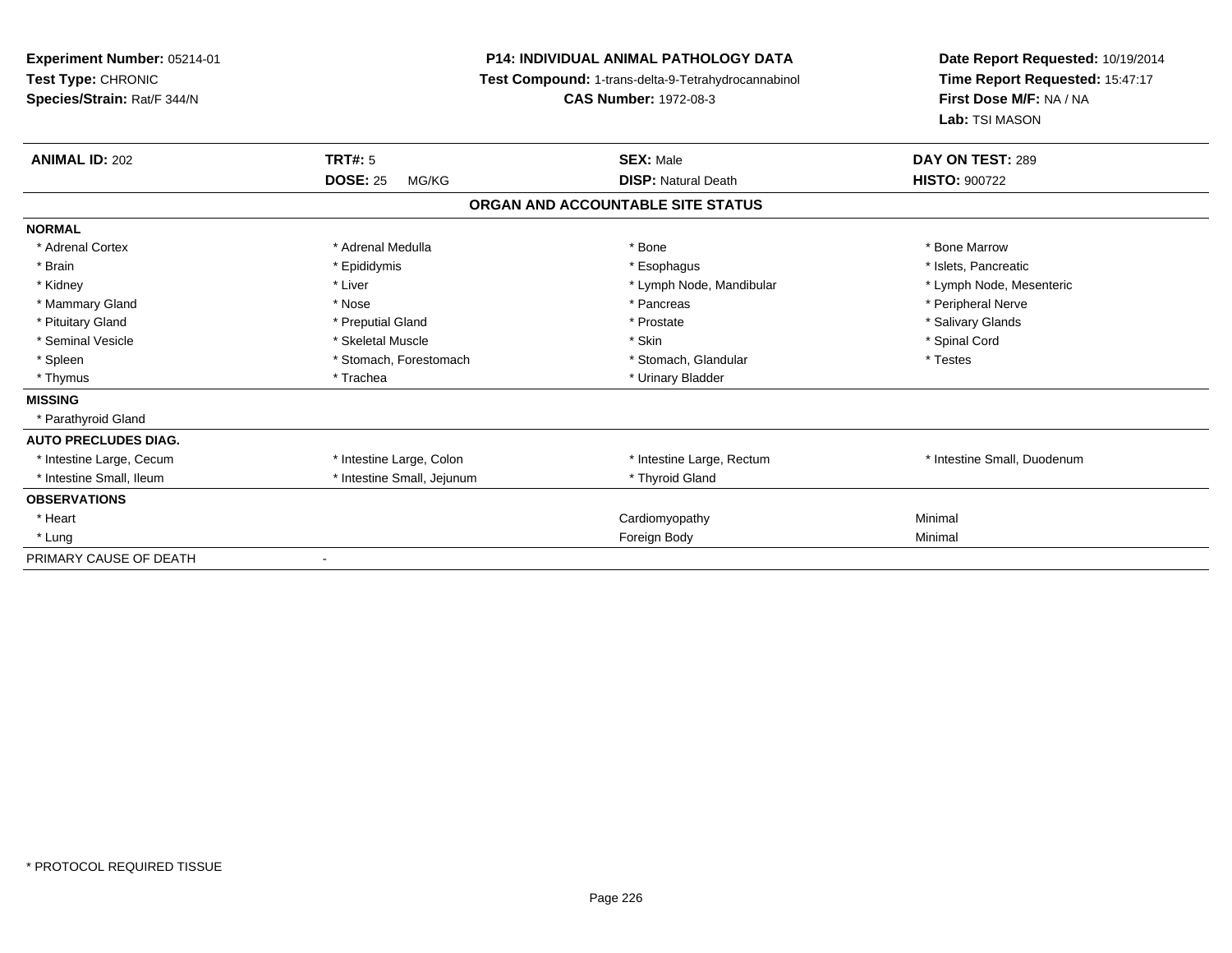**Experiment Number:** 05214-01
**Test Type:** CHRONIC
**Species/Strain:** Rat/F 344/N

**P14: INDIVIDUAL ANIMAL PATHOLOGY DATA**
**Test Compound:** 1-trans-delta-9-Tetrahydrocannabinol
**CAS Number:** 1972-08-3

**Date Report Requested:** 10/19/2014
**Time Report Requested:** 15:47:17
**First Dose M/F:** NA / NA
**Lab:** TSI MASON

| **ANIMAL ID:** 202 | **TRT#:** 5 | **SEX:** Male | **DAY ON TEST:** 289 |
|---|---|---|---|
| | **DOSE:** 25 MG/KG | **DISP:** Natural Death | **HISTO:** 900722 |

**ORGAN AND ACCOUNTABLE SITE STATUS**

| | | | |
|---|---|---|---|
| **NORMAL** | | | |
| * Adrenal Cortex | * Adrenal Medulla | * Bone | * Bone Marrow |
| * Brain | * Epididymis | * Esophagus | * Islets, Pancreatic |
| * Kidney | * Liver | * Lymph Node, Mandibular | * Lymph Node, Mesenteric |
| * Mammary Gland | * Nose | * Pancreas | * Peripheral Nerve |
| * Pituitary Gland | * Preputial Gland | * Prostate | * Salivary Glands |
| * Seminal Vesicle | * Skeletal Muscle | * Skin | * Spinal Cord |
| * Spleen | * Stomach, Forestomach | * Stomach, Glandular | * Testes |
| * Thymus | * Trachea | * Urinary Bladder | |
| **MISSING** | | | |
| * Parathyroid Gland | | | |
| **AUTO PRECLUDES DIAG.** | | | |
| * Intestine Large, Cecum | * Intestine Large, Colon | * Intestine Large, Rectum | * Intestine Small, Duodenum |
| * Intestine Small, Ileum | * Intestine Small, Jejunum | * Thyroid Gland | |
| **OBSERVATIONS** | | | |
| * Heart | | Cardiomyopathy | Minimal |
| * Lung | | Foreign Body | Minimal |
| PRIMARY CAUSE OF DEATH | - | | |

* PROTOCOL REQUIRED TISSUE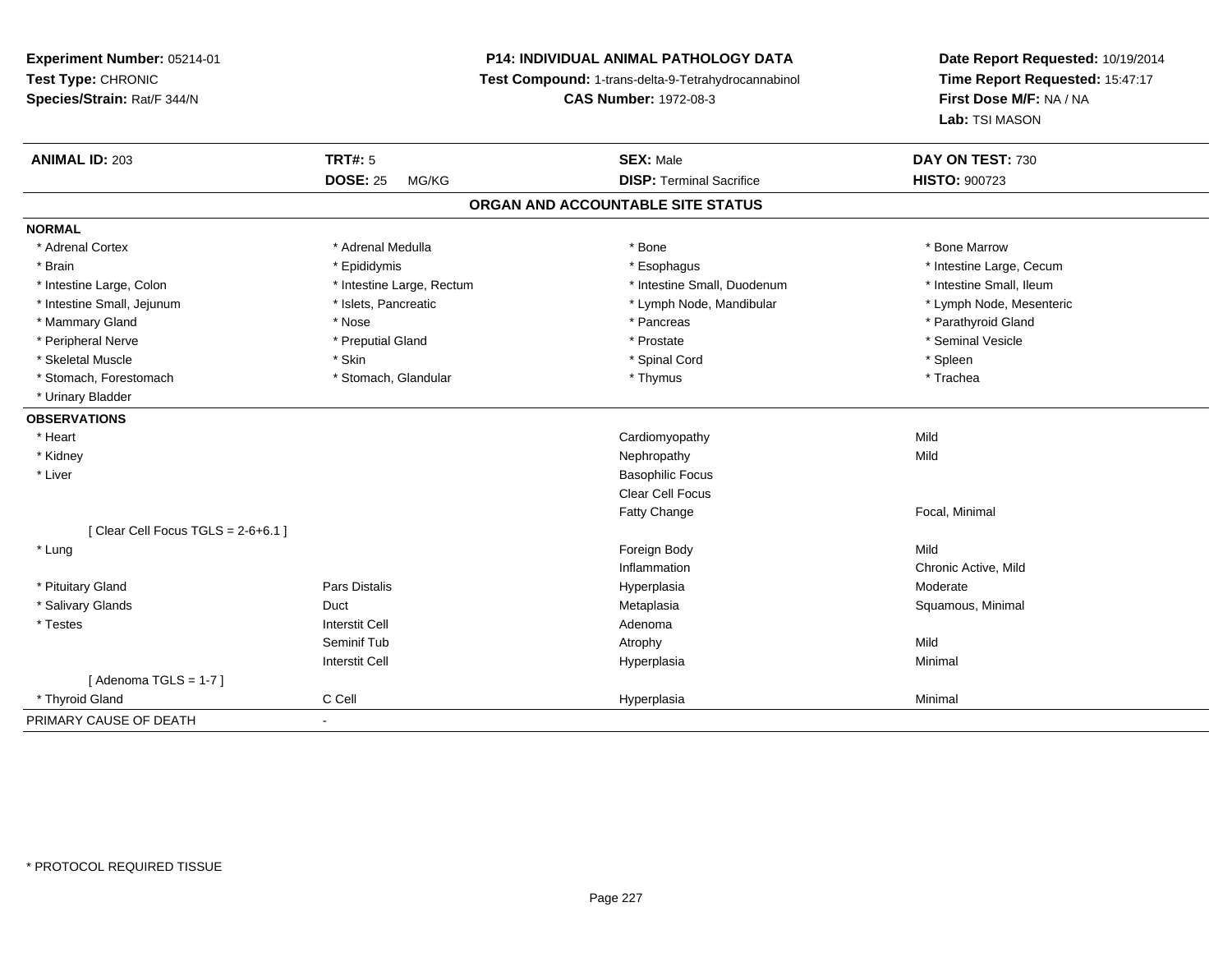**Experiment Number:** 05214-01
**Test Type:** CHRONIC
**Species/Strain:** Rat/F 344/N

**P14: INDIVIDUAL ANIMAL PATHOLOGY DATA**
**Test Compound:** 1-trans-delta-9-Tetrahydrocannabinol
**CAS Number:** 1972-08-3

**Date Report Requested:** 10/19/2014
**Time Report Requested:** 15:47:17
**First Dose M/F:** NA / NA
**Lab:** TSI MASON

| **ANIMAL ID:** 203 | **TRT#:** 5 | **SEX:** Male | **DAY ON TEST:** 730 |
|---|---|---|---|
| | **DOSE:** 25 MG/KG | **DISP:** Terminal Sacrifice | **HISTO:** 900723 |

## ORGAN AND ACCOUNTABLE SITE STATUS

**NORMAL**

| | | | |
|---|---|---|---|
| * Adrenal Cortex | * Adrenal Medulla | * Bone | * Bone Marrow |
| * Brain | * Epididymis | * Esophagus | * Intestine Large, Cecum |
| * Intestine Large, Colon | * Intestine Large, Rectum | * Intestine Small, Duodenum | * Intestine Small, Ileum |
| * Intestine Small, Jejunum | * Islets, Pancreatic | * Lymph Node, Mandibular | * Lymph Node, Mesenteric |
| * Mammary Gland | * Nose | * Pancreas | * Parathyroid Gland |
| * Peripheral Nerve | * Preputial Gland | * Prostate | * Seminal Vesicle |
| * Skeletal Muscle | * Skin | * Spinal Cord | * Spleen |
| * Stomach, Forestomach | * Stomach, Glandular | * Thymus | * Trachea |
| * Urinary Bladder | | | |

**OBSERVATIONS**

| | | | |
|---|---|---|---|
| * Heart | | Cardiomyopathy | Mild |
| * Kidney | | Nephropathy | Mild |
| * Liver | | Basophilic Focus | |
| | | Clear Cell Focus | |
| | | Fatty Change | Focal, Minimal |
| [ Clear Cell Focus TGLS = 2-6+6.1 ] | | | |
| * Lung | | Foreign Body | Mild |
| | | Inflammation | Chronic Active, Mild |
| * Pituitary Gland | Pars Distalis | Hyperplasia | Moderate |
| * Salivary Glands | Duct | Metaplasia | Squamous, Minimal |
| * Testes | Interstit Cell | Adenoma | |
| | Seminif Tub | Atrophy | Mild |
| | Interstit Cell | Hyperplasia | Minimal |
| [ Adenoma TGLS = 1-7 ] | | | |
| * Thyroid Gland | C Cell | Hyperplasia | Minimal |

PRIMARY CAUSE OF DEATH -

\* PROTOCOL REQUIRED TISSUE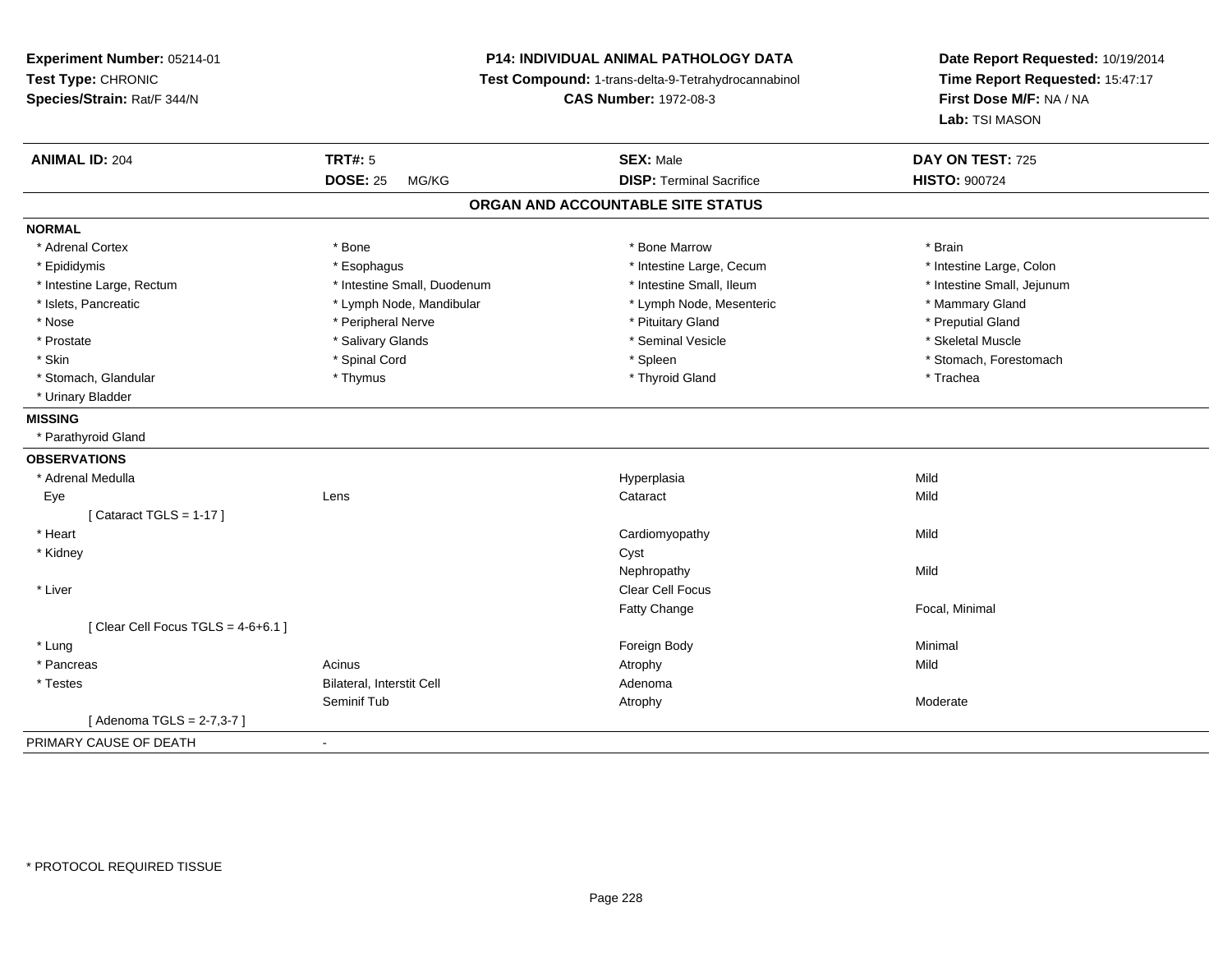**Experiment Number:** 05214-01
**Test Type:** CHRONIC
**Species/Strain:** Rat/F 344/N

**P14: INDIVIDUAL ANIMAL PATHOLOGY DATA**
**Test Compound:** 1-trans-delta-9-Tetrahydrocannabinol
**CAS Number:** 1972-08-3

**Date Report Requested:** 10/19/2014
**Time Report Requested:** 15:47:17
**First Dose M/F:** NA / NA
**Lab:** TSI MASON

| **ANIMAL ID:** 204 | **TRT#:** 5 | **SEX:** Male | **DAY ON TEST:** 725 |
|---|---|---|---|
| | **DOSE:** 25 MG/KG | **DISP:** Terminal Sacrifice | **HISTO:** 900724 |

## ORGAN AND ACCOUNTABLE SITE STATUS

**NORMAL**

| | | | |
|---|---|---|---|
| * Adrenal Cortex | * Bone | * Bone Marrow | * Brain |
| * Epididymis | * Esophagus | * Intestine Large, Cecum | * Intestine Large, Colon |
| * Intestine Large, Rectum | * Intestine Small, Duodenum | * Intestine Small, Ileum | * Intestine Small, Jejunum |
| * Islets, Pancreatic | * Lymph Node, Mandibular | * Lymph Node, Mesenteric | * Mammary Gland |
| * Nose | * Peripheral Nerve | * Pituitary Gland | * Preputial Gland |
| * Prostate | * Salivary Glands | * Seminal Vesicle | * Skeletal Muscle |
| * Skin | * Spinal Cord | * Spleen | * Stomach, Forestomach |
| * Stomach, Glandular | * Thymus | * Thyroid Gland | * Trachea |
| * Urinary Bladder | | | |

**MISSING**

* Parathyroid Gland

**OBSERVATIONS**

| | | | |
|---|---|---|---|
| * Adrenal Medulla | | Hyperplasia | Mild |
| Eye | Lens | Cataract | Mild |
| [ Cataract TGLS = 1-17 ] | | | |
| * Heart | | Cardiomyopathy | Mild |
| * Kidney | | Cyst | |
| | | Nephropathy | Mild |
| * Liver | | Clear Cell Focus | |
| | | Fatty Change | Focal, Minimal |
| [ Clear Cell Focus TGLS = 4-6+6.1 ] | | | |
| * Lung | | Foreign Body | Minimal |
| * Pancreas | Acinus | Atrophy | Mild |
| * Testes | Bilateral, Interstit Cell | Adenoma | |
| | Seminif Tub | Atrophy | Moderate |
| [ Adenoma TGLS = 2-7,3-7 ] | | | |

PRIMARY CAUSE OF DEATH -

* PROTOCOL REQUIRED TISSUE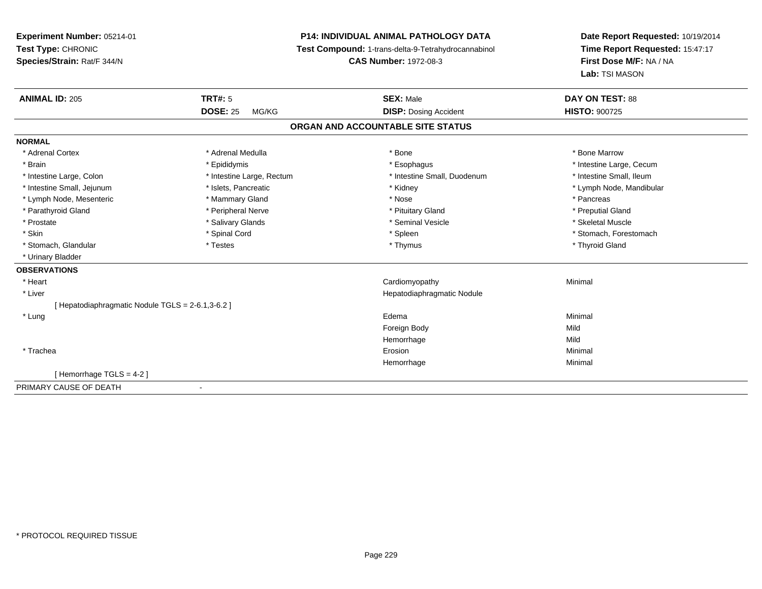**Experiment Number:** 05214-01
**Test Type:** CHRONIC
**Species/Strain:** Rat/F 344/N

**P14: INDIVIDUAL ANIMAL PATHOLOGY DATA**
**Test Compound:** 1-trans-delta-9-Tetrahydrocannabinol
**CAS Number:** 1972-08-3

**Date Report Requested:** 10/19/2014
**Time Report Requested:** 15:47:17
**First Dose M/F:** NA / NA
**Lab:** TSI MASON

| **ANIMAL ID:** 205 | **TRT#:** 5 | **SEX:** Male | **DAY ON TEST:** 88 |
|---|---|---|---|
| | **DOSE:** 25 MG/KG | **DISP:** Dosing Accident | **HISTO:** 900725 |

## ORGAN AND ACCOUNTABLE SITE STATUS

**NORMAL**

| | | | |
|---|---|---|---|
| * Adrenal Cortex | * Adrenal Medulla | * Bone | * Bone Marrow |
| * Brain | * Epididymis | * Esophagus | * Intestine Large, Cecum |
| * Intestine Large, Colon | * Intestine Large, Rectum | * Intestine Small, Duodenum | * Intestine Small, Ileum |
| * Intestine Small, Jejunum | * Islets, Pancreatic | * Kidney | * Lymph Node, Mandibular |
| * Lymph Node, Mesenteric | * Mammary Gland | * Nose | * Pancreas |
| * Parathyroid Gland | * Peripheral Nerve | * Pituitary Gland | * Preputial Gland |
| * Prostate | * Salivary Glands | * Seminal Vesicle | * Skeletal Muscle |
| * Skin | * Spinal Cord | * Spleen | * Stomach, Forestomach |
| * Stomach, Glandular | * Testes | * Thymus | * Thyroid Gland |
| * Urinary Bladder | | | |

**OBSERVATIONS**

| | | |
|---|---|---|
| * Heart | Cardiomyopathy | Minimal |
| * Liver | Hepatodiaphragmatic Nodule | |
| [ Hepatodiaphragmatic Nodule TGLS = 2-6.1,3-6.2 ] | | |
| * Lung | Edema | Minimal |
| | Foreign Body | Mild |
| | Hemorrhage | Mild |
| * Trachea | Erosion | Minimal |
| | Hemorrhage | Minimal |
| [ Hemorrhage TGLS = 4-2 ] | | |

PRIMARY CAUSE OF DEATH -

* PROTOCOL REQUIRED TISSUE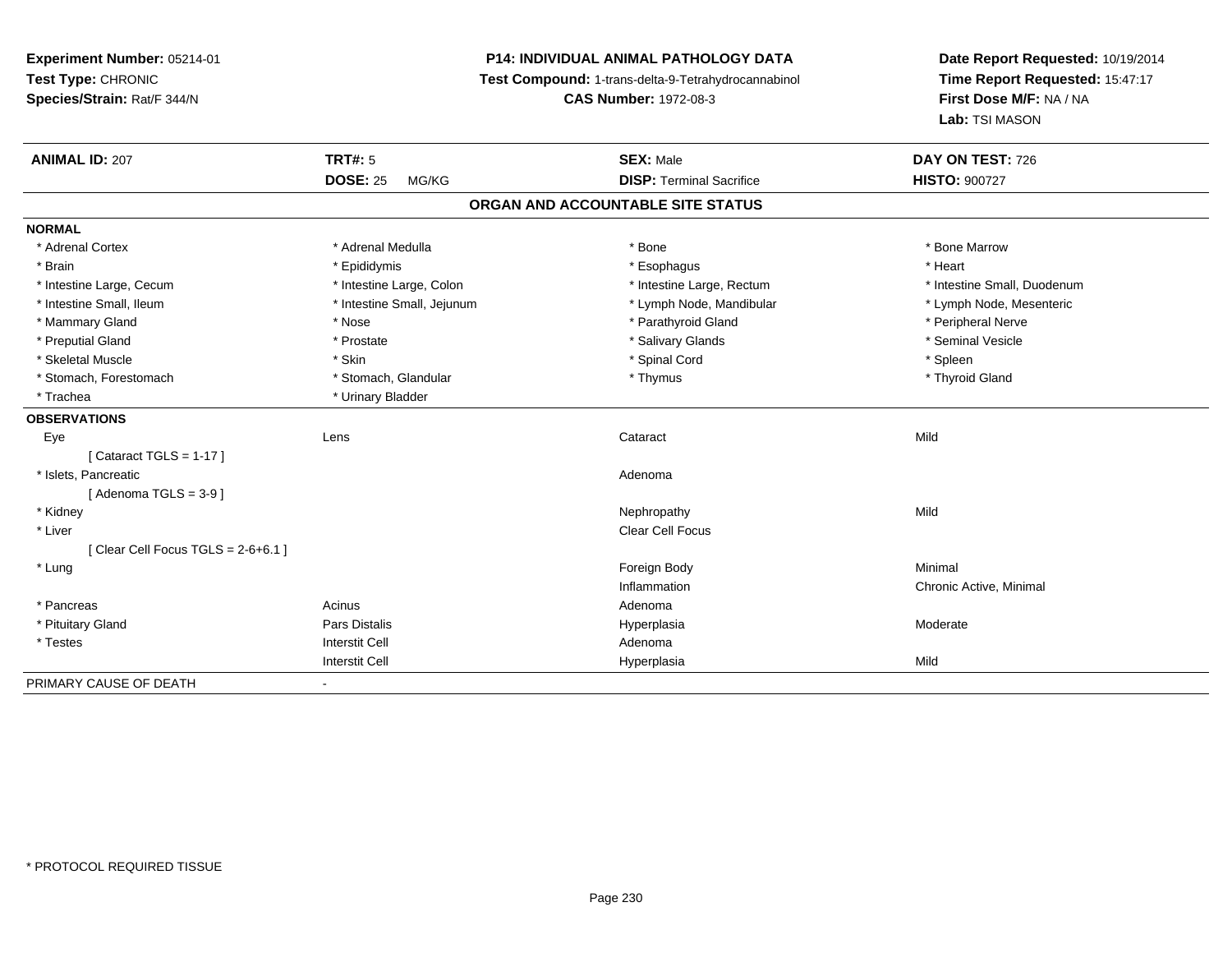**Experiment Number:** 05214-01
**Test Type:** CHRONIC
**Species/Strain:** Rat/F 344/N

**P14: INDIVIDUAL ANIMAL PATHOLOGY DATA**
**Test Compound:** 1-trans-delta-9-Tetrahydrocannabinol
**CAS Number:** 1972-08-3

**Date Report Requested:** 10/19/2014
**Time Report Requested:** 15:47:17
**First Dose M/F:** NA / NA
**Lab:** TSI MASON

| **ANIMAL ID:** 207 | **TRT#:** 5 | **SEX:** Male | **DAY ON TEST:** 726 |
|---|---|---|---|
| | **DOSE:** 25 MG/KG | **DISP:** Terminal Sacrifice | **HISTO:** 900727 |

## ORGAN AND ACCOUNTABLE SITE STATUS

| | | | |
|---|---|---|---|
| **NORMAL** | | | |
| * Adrenal Cortex | * Adrenal Medulla | * Bone | * Bone Marrow |
| * Brain | * Epididymis | * Esophagus | * Heart |
| * Intestine Large, Cecum | * Intestine Large, Colon | * Intestine Large, Rectum | * Intestine Small, Duodenum |
| * Intestine Small, Ileum | * Intestine Small, Jejunum | * Lymph Node, Mandibular | * Lymph Node, Mesenteric |
| * Mammary Gland | * Nose | * Parathyroid Gland | * Peripheral Nerve |
| * Preputial Gland | * Prostate | * Salivary Glands | * Seminal Vesicle |
| * Skeletal Muscle | * Skin | * Spinal Cord | * Spleen |
| * Stomach, Forestomach | * Stomach, Glandular | * Thymus | * Thyroid Gland |
| * Trachea | * Urinary Bladder | | |
| **OBSERVATIONS** | | | |
| Eye | Lens | Cataract | Mild |
| [ Cataract TGLS = 1-17 ] | | | |
| * Islets, Pancreatic | | Adenoma | |
| [ Adenoma TGLS = 3-9 ] | | | |
| * Kidney | | Nephropathy | Mild |
| * Liver | | Clear Cell Focus | |
| [ Clear Cell Focus TGLS = 2-6+6.1 ] | | | |
| * Lung | | Foreign Body | Minimal |
| | | Inflammation | Chronic Active, Minimal |
| * Pancreas | Acinus | Adenoma | |
| * Pituitary Gland | Pars Distalis | Hyperplasia | Moderate |
| * Testes | Interstit Cell | Adenoma | |
| | Interstit Cell | Hyperplasia | Mild |
| PRIMARY CAUSE OF DEATH | - | | |

* PROTOCOL REQUIRED TISSUE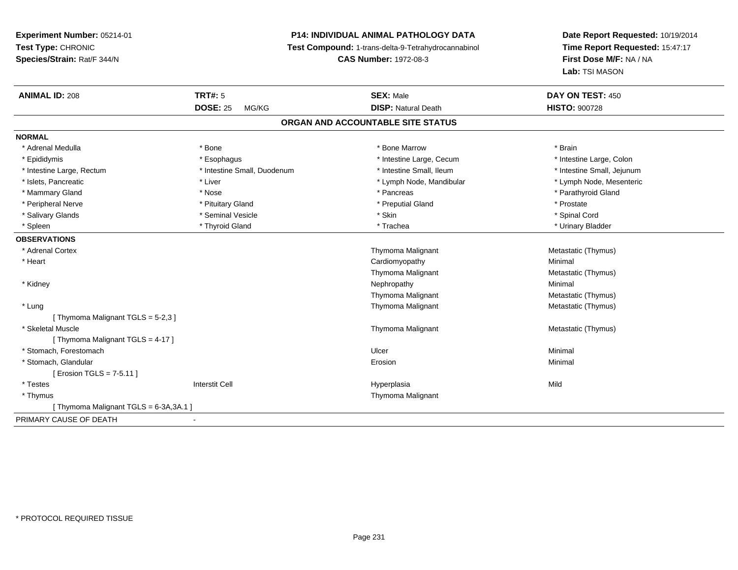**Experiment Number:** 05214-01
**Test Type:** CHRONIC
**Species/Strain:** Rat/F 344/N

**P14: INDIVIDUAL ANIMAL PATHOLOGY DATA**
**Test Compound:** 1-trans-delta-9-Tetrahydrocannabinol
**CAS Number:** 1972-08-3

**Date Report Requested:** 10/19/2014
**Time Report Requested:** 15:47:17
**First Dose M/F:** NA / NA
**Lab:** TSI MASON

| **ANIMAL ID:** 208 | **TRT#:** 5 | **SEX:** Male | **DAY ON TEST:** 450 |
|---|---|---|---|
| | **DOSE:** 25 MG/KG | **DISP:** Natural Death | **HISTO:** 900728 |

## ORGAN AND ACCOUNTABLE SITE STATUS

**NORMAL**

| | | | |
|---|---|---|---|
| * Adrenal Medulla | * Bone | * Bone Marrow | * Brain |
| * Epididymis | * Esophagus | * Intestine Large, Cecum | * Intestine Large, Colon |
| * Intestine Large, Rectum | * Intestine Small, Duodenum | * Intestine Small, Ileum | * Intestine Small, Jejunum |
| * Islets, Pancreatic | * Liver | * Lymph Node, Mandibular | * Lymph Node, Mesenteric |
| * Mammary Gland | * Nose | * Pancreas | * Parathyroid Gland |
| * Peripheral Nerve | * Pituitary Gland | * Preputial Gland | * Prostate |
| * Salivary Glands | * Seminal Vesicle | * Skin | * Spinal Cord |
| * Spleen | * Thyroid Gland | * Trachea | * Urinary Bladder |

**OBSERVATIONS**

| | | | |
|---|---|---|---|
| * Adrenal Cortex | | Thymoma Malignant | Metastatic (Thymus) |
| * Heart | | Cardiomyopathy | Minimal |
| | | Thymoma Malignant | Metastatic (Thymus) |
| * Kidney | | Nephropathy | Minimal |
| | | Thymoma Malignant | Metastatic (Thymus) |
| * Lung | | Thymoma Malignant | Metastatic (Thymus) |
| [ Thymoma Malignant TGLS = 5-2,3 ] | | | |
| * Skeletal Muscle | | Thymoma Malignant | Metastatic (Thymus) |
| [ Thymoma Malignant TGLS = 4-17 ] | | | |
| * Stomach, Forestomach | | Ulcer | Minimal |
| * Stomach, Glandular | | Erosion | Minimal |
| [ Erosion TGLS = 7-5.11 ] | | | |
| * Testes | Interstit Cell | Hyperplasia | Mild |
| * Thymus | | Thymoma Malignant | |
| [ Thymoma Malignant TGLS = 6-3A,3A.1 ] | | | |

PRIMARY CAUSE OF DEATH -

* PROTOCOL REQUIRED TISSUE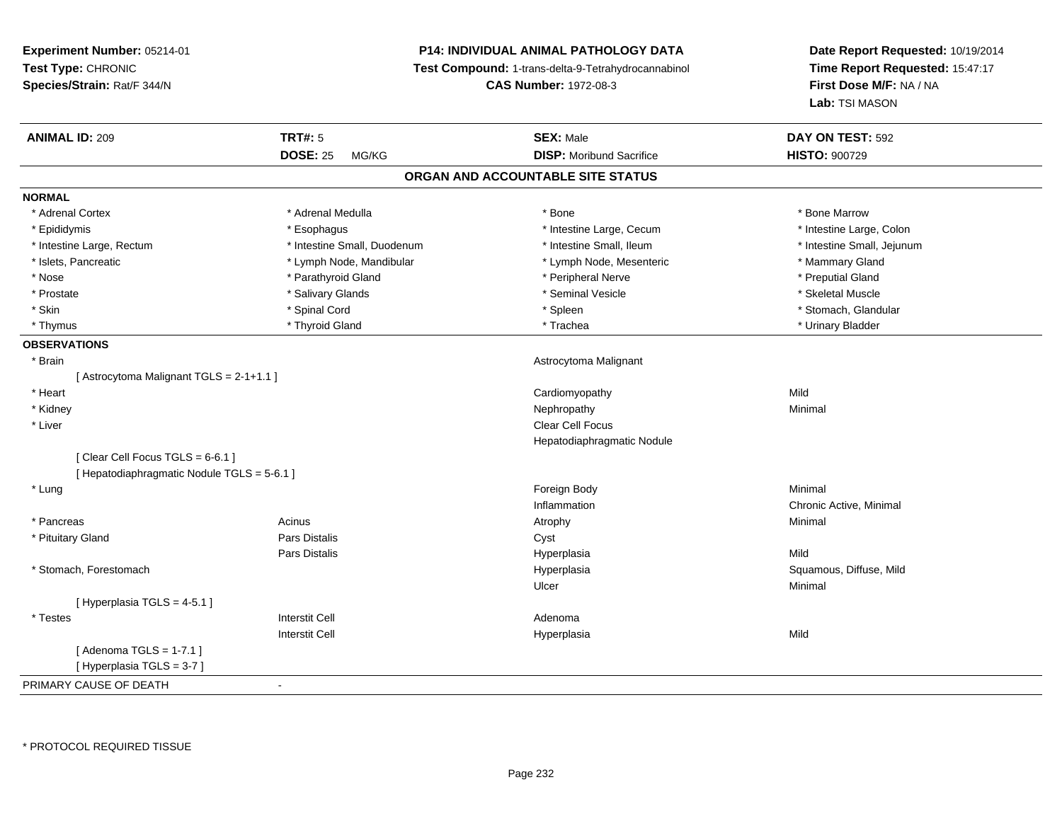**Experiment Number:** 05214-01
**Test Type:** CHRONIC
**Species/Strain:** Rat/F 344/N

**P14: INDIVIDUAL ANIMAL PATHOLOGY DATA**
**Test Compound:** 1-trans-delta-9-Tetrahydrocannabinol
**CAS Number:** 1972-08-3

**Date Report Requested:** 10/19/2014
**Time Report Requested:** 15:47:17
**First Dose M/F:** NA / NA
**Lab:** TSI MASON

| **ANIMAL ID:** 209 | **TRT#:** 5 | **SEX:** Male | **DAY ON TEST:** 592 |
|---|---|---|---|
| | **DOSE:** 25 MG/KG | **DISP:** Moribund Sacrifice | **HISTO:** 900729 |

## ORGAN AND ACCOUNTABLE SITE STATUS

**NORMAL**

| | | | |
|---|---|---|---|
| * Adrenal Cortex | * Adrenal Medulla | * Bone | * Bone Marrow |
| * Epididymis | * Esophagus | * Intestine Large, Cecum | * Intestine Large, Colon |
| * Intestine Large, Rectum | * Intestine Small, Duodenum | * Intestine Small, Ileum | * Intestine Small, Jejunum |
| * Islets, Pancreatic | * Lymph Node, Mandibular | * Lymph Node, Mesenteric | * Mammary Gland |
| * Nose | * Parathyroid Gland | * Peripheral Nerve | * Preputial Gland |
| * Prostate | * Salivary Glands | * Seminal Vesicle | * Skeletal Muscle |
| * Skin | * Spinal Cord | * Spleen | * Stomach, Glandular |
| * Thymus | * Thyroid Gland | * Trachea | * Urinary Bladder |

**OBSERVATIONS**

| | | | |
|---|---|---|---|
| * Brain | | Astrocytoma Malignant | |
| [ Astrocytoma Malignant TGLS = 2-1+1.1 ] | | | |
| * Heart | | Cardiomyopathy | Mild |
| * Kidney | | Nephropathy | Minimal |
| * Liver | | Clear Cell Focus | |
| | | Hepatodiaphragmatic Nodule | |
| [ Clear Cell Focus TGLS = 6-6.1 ] | | | |
| [ Hepatodiaphragmatic Nodule TGLS = 5-6.1 ] | | | |
| * Lung | | Foreign Body | Minimal |
| | | Inflammation | Chronic Active, Minimal |
| * Pancreas | Acinus | Atrophy | Minimal |
| * Pituitary Gland | Pars Distalis | Cyst | |
| | Pars Distalis | Hyperplasia | Mild |
| * Stomach, Forestomach | | Hyperplasia | Squamous, Diffuse, Mild |
| | | Ulcer | Minimal |
| [ Hyperplasia TGLS = 4-5.1 ] | | | |
| * Testes | Interstit Cell | Adenoma | |
| | Interstit Cell | Hyperplasia | Mild |
| [ Adenoma TGLS = 1-7.1 ] | | | |
| [ Hyperplasia TGLS = 3-7 ] | | | |

PRIMARY CAUSE OF DEATH -

* PROTOCOL REQUIRED TISSUE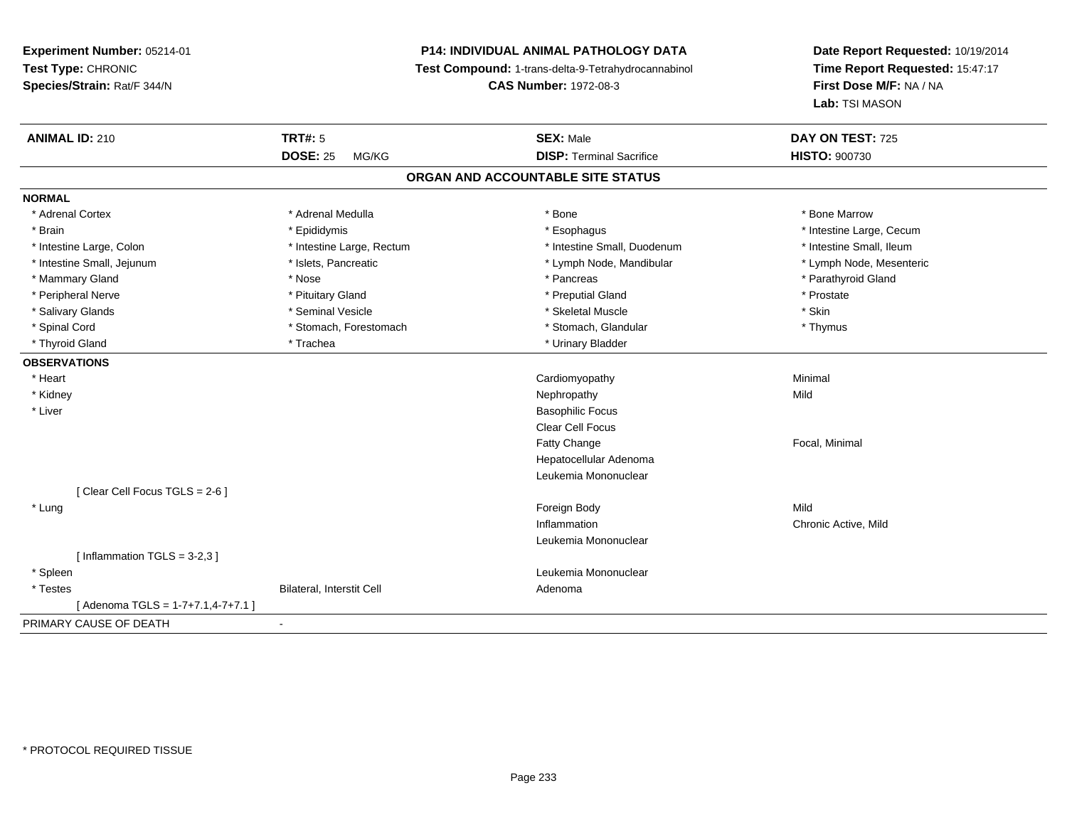**Experiment Number:** 05214-01
**Test Type:** CHRONIC
**Species/Strain:** Rat/F 344/N

**P14: INDIVIDUAL ANIMAL PATHOLOGY DATA**
**Test Compound:** 1-trans-delta-9-Tetrahydrocannabinol
**CAS Number:** 1972-08-3

**Date Report Requested:** 10/19/2014
**Time Report Requested:** 15:47:17
**First Dose M/F:** NA / NA
**Lab:** TSI MASON

| **ANIMAL ID:** 210 | **TRT#:** 5 | **SEX:** Male | **DAY ON TEST:** 725 |
|---|---|---|---|
| | **DOSE:** 25 MG/KG | **DISP:** Terminal Sacrifice | **HISTO:** 900730 |

## ORGAN AND ACCOUNTABLE SITE STATUS

**NORMAL**

| | | | |
|---|---|---|---|
| * Adrenal Cortex | * Adrenal Medulla | * Bone | * Bone Marrow |
| * Brain | * Epididymis | * Esophagus | * Intestine Large, Cecum |
| * Intestine Large, Colon | * Intestine Large, Rectum | * Intestine Small, Duodenum | * Intestine Small, Ileum |
| * Intestine Small, Jejunum | * Islets, Pancreatic | * Lymph Node, Mandibular | * Lymph Node, Mesenteric |
| * Mammary Gland | * Nose | * Pancreas | * Parathyroid Gland |
| * Peripheral Nerve | * Pituitary Gland | * Preputial Gland | * Prostate |
| * Salivary Glands | * Seminal Vesicle | * Skeletal Muscle | * Skin |
| * Spinal Cord | * Stomach, Forestomach | * Stomach, Glandular | * Thymus |
| * Thyroid Gland | * Trachea | * Urinary Bladder | |

**OBSERVATIONS**

| | | | |
|---|---|---|---|
| * Heart | | Cardiomyopathy | Minimal |
| * Kidney | | Nephropathy | Mild |
| * Liver | | Basophilic Focus | |
| | | Clear Cell Focus | |
| | | Fatty Change | Focal, Minimal |
| | | Hepatocellular Adenoma | |
| | | Leukemia Mononuclear | |
| [ Clear Cell Focus TGLS = 2-6 ] | | | |
| * Lung | | Foreign Body | Mild |
| | | Inflammation | Chronic Active, Mild |
| | | Leukemia Mononuclear | |
| [ Inflammation TGLS = 3-2,3 ] | | | |
| * Spleen | | Leukemia Mononuclear | |
| * Testes | Bilateral, Interstit Cell | Adenoma | |
| [ Adenoma TGLS = 1-7+7.1,4-7+7.1 ] | | | |

PRIMARY CAUSE OF DEATH -

\* PROTOCOL REQUIRED TISSUE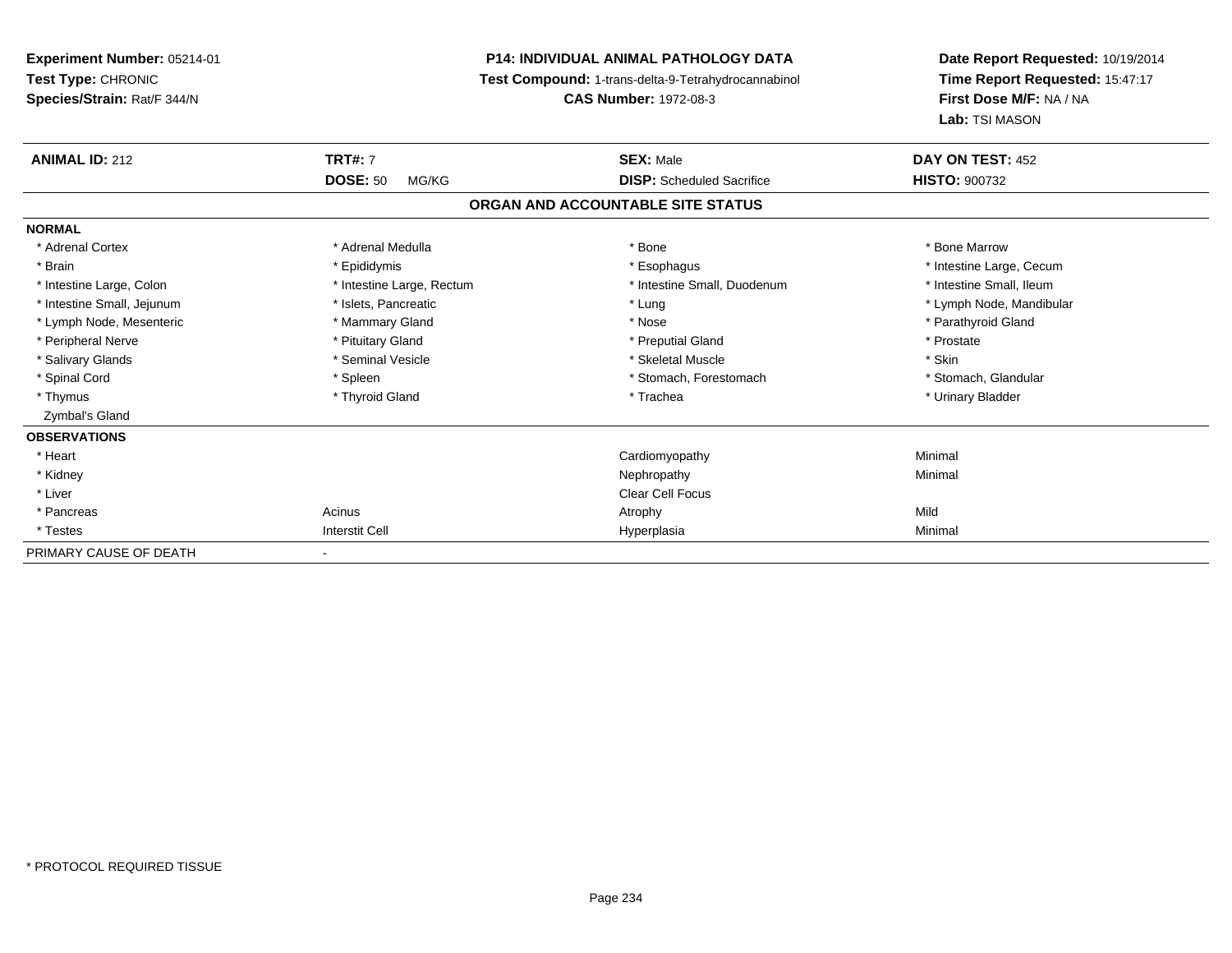**Experiment Number:** 05214-01
**Test Type:** CHRONIC
**Species/Strain:** Rat/F 344/N

**P14: INDIVIDUAL ANIMAL PATHOLOGY DATA**
**Test Compound:** 1-trans-delta-9-Tetrahydrocannabinol
**CAS Number:** 1972-08-3

**Date Report Requested:** 10/19/2014
**Time Report Requested:** 15:47:17
**First Dose M/F:** NA / NA
**Lab:** TSI MASON

| **ANIMAL ID:** 212 | **TRT#:** 7 | **SEX:** Male | **DAY ON TEST:** 452 |
|---|---|---|---|
| | **DOSE:** 50 MG/KG | **DISP:** Scheduled Sacrifice | **HISTO:** 900732 |

## ORGAN AND ACCOUNTABLE SITE STATUS

| | | | |
|---|---|---|---|
| **NORMAL** | | | |
| * Adrenal Cortex | * Adrenal Medulla | * Bone | * Bone Marrow |
| * Brain | * Epididymis | * Esophagus | * Intestine Large, Cecum |
| * Intestine Large, Colon | * Intestine Large, Rectum | * Intestine Small, Duodenum | * Intestine Small, Ileum |
| * Intestine Small, Jejunum | * Islets, Pancreatic | * Lung | * Lymph Node, Mandibular |
| * Lymph Node, Mesenteric | * Mammary Gland | * Nose | * Parathyroid Gland |
| * Peripheral Nerve | * Pituitary Gland | * Preputial Gland | * Prostate |
| * Salivary Glands | * Seminal Vesicle | * Skeletal Muscle | * Skin |
| * Spinal Cord | * Spleen | * Stomach, Forestomach | * Stomach, Glandular |
| * Thymus | * Thyroid Gland | * Trachea | * Urinary Bladder |
| Zymbal's Gland | | | |
| **OBSERVATIONS** | | | |
| * Heart | | Cardiomyopathy | Minimal |
| * Kidney | | Nephropathy | Minimal |
| * Liver | | Clear Cell Focus | |
| * Pancreas | Acinus | Atrophy | Mild |
| * Testes | Interstit Cell | Hyperplasia | Minimal |
| PRIMARY CAUSE OF DEATH | - | | |

\* PROTOCOL REQUIRED TISSUE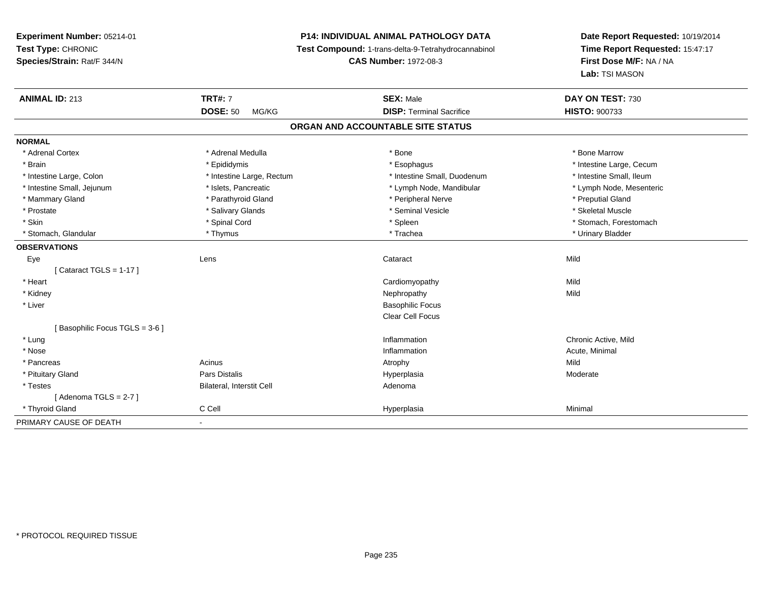**Experiment Number:** 05214-01
**Test Type:** CHRONIC
**Species/Strain:** Rat/F 344/N

**P14: INDIVIDUAL ANIMAL PATHOLOGY DATA**
**Test Compound:** 1-trans-delta-9-Tetrahydrocannabinol
**CAS Number:** 1972-08-3

**Date Report Requested:** 10/19/2014
**Time Report Requested:** 15:47:17
**First Dose M/F:** NA / NA
**Lab:** TSI MASON

| **ANIMAL ID:** 213 | **TRT#:** 7 | **SEX:** Male | **DAY ON TEST:** 730 |
|---|---|---|---|
| | **DOSE:** 50 MG/KG | **DISP:** Terminal Sacrifice | **HISTO:** 900733 |

## ORGAN AND ACCOUNTABLE SITE STATUS

**NORMAL**

| | | | |
|---|---|---|---|
| * Adrenal Cortex | * Adrenal Medulla | * Bone | * Bone Marrow |
| * Brain | * Epididymis | * Esophagus | * Intestine Large, Cecum |
| * Intestine Large, Colon | * Intestine Large, Rectum | * Intestine Small, Duodenum | * Intestine Small, Ileum |
| * Intestine Small, Jejunum | * Islets, Pancreatic | * Lymph Node, Mandibular | * Lymph Node, Mesenteric |
| * Mammary Gland | * Parathyroid Gland | * Peripheral Nerve | * Preputial Gland |
| * Prostate | * Salivary Glands | * Seminal Vesicle | * Skeletal Muscle |
| * Skin | * Spinal Cord | * Spleen | * Stomach, Forestomach |
| * Stomach, Glandular | * Thymus | * Trachea | * Urinary Bladder |

**OBSERVATIONS**

| | | | |
|---|---|---|---|
| Eye | Lens | Cataract | Mild |
| [ Cataract TGLS = 1-17 ] | | | |
| * Heart | | Cardiomyopathy | Mild |
| * Kidney | | Nephropathy | Mild |
| * Liver | | Basophilic Focus | |
| | | Clear Cell Focus | |
| [ Basophilic Focus TGLS = 3-6 ] | | | |
| * Lung | | Inflammation | Chronic Active, Mild |
| * Nose | | Inflammation | Acute, Minimal |
| * Pancreas | Acinus | Atrophy | Mild |
| * Pituitary Gland | Pars Distalis | Hyperplasia | Moderate |
| * Testes | Bilateral, Interstit Cell | Adenoma | |
| [ Adenoma TGLS = 2-7 ] | | | |
| * Thyroid Gland | C Cell | Hyperplasia | Minimal |

PRIMARY CAUSE OF DEATH -

* PROTOCOL REQUIRED TISSUE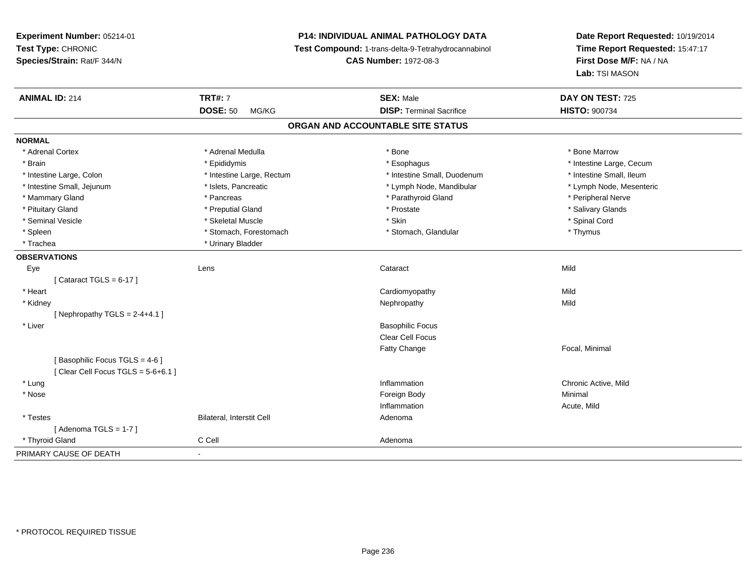**Experiment Number:** 05214-01
**Test Type:** CHRONIC
**Species/Strain:** Rat/F 344/N

**P14: INDIVIDUAL ANIMAL PATHOLOGY DATA**
**Test Compound:** 1-trans-delta-9-Tetrahydrocannabinol
**CAS Number:** 1972-08-3

**Date Report Requested:** 10/19/2014
**Time Report Requested:** 15:47:17
**First Dose M/F:** NA / NA
**Lab:** TSI MASON

| **ANIMAL ID:** 214 | **TRT#:** 7 | **SEX:** Male | **DAY ON TEST:** 725 |
|---|---|---|---|
| | **DOSE:** 50 MG/KG | **DISP:** Terminal Sacrifice | **HISTO:** 900734 |

## ORGAN AND ACCOUNTABLE SITE STATUS

**NORMAL**

| | | | |
|---|---|---|---|
| * Adrenal Cortex | * Adrenal Medulla | * Bone | * Bone Marrow |
| * Brain | * Epididymis | * Esophagus | * Intestine Large, Cecum |
| * Intestine Large, Colon | * Intestine Large, Rectum | * Intestine Small, Duodenum | * Intestine Small, Ileum |
| * Intestine Small, Jejunum | * Islets, Pancreatic | * Lymph Node, Mandibular | * Lymph Node, Mesenteric |
| * Mammary Gland | * Pancreas | * Parathyroid Gland | * Peripheral Nerve |
| * Pituitary Gland | * Preputial Gland | * Prostate | * Salivary Glands |
| * Seminal Vesicle | * Skeletal Muscle | * Skin | * Spinal Cord |
| * Spleen | * Stomach, Forestomach | * Stomach, Glandular | * Thymus |
| * Trachea | * Urinary Bladder | | |

**OBSERVATIONS**

| | | | |
|---|---|---|---|
| Eye | Lens | Cataract | Mild |
| [ Cataract TGLS = 6-17 ] | | | |
| * Heart | | Cardiomyopathy | Mild |
| * Kidney | | Nephropathy | Mild |
| [ Nephropathy TGLS = 2-4+4.1 ] | | | |
| * Liver | | Basophilic Focus | |
| | | Clear Cell Focus | |
| | | Fatty Change | Focal, Minimal |
| [ Basophilic Focus TGLS = 4-6 ] | | | |
| [ Clear Cell Focus TGLS = 5-6+6.1 ] | | | |
| * Lung | | Inflammation | Chronic Active, Mild |
| * Nose | | Foreign Body | Minimal |
| | | Inflammation | Acute, Mild |
| * Testes | Bilateral, Interstit Cell | Adenoma | |
| [ Adenoma TGLS = 1-7 ] | | | |
| * Thyroid Gland | C Cell | Adenoma | |

PRIMARY CAUSE OF DEATH -

* PROTOCOL REQUIRED TISSUE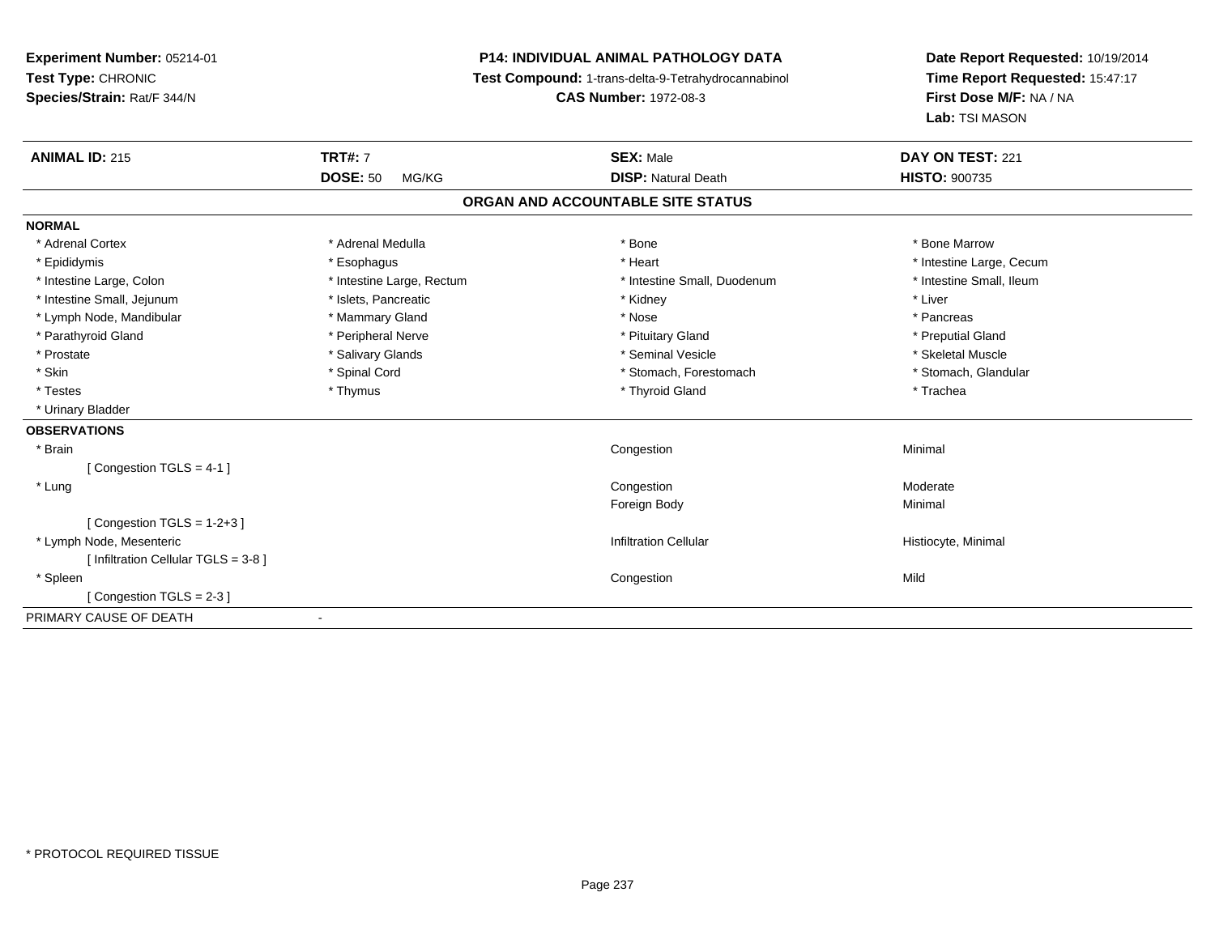**Experiment Number:** 05214-01
**Test Type:** CHRONIC
**Species/Strain:** Rat/F 344/N

**P14: INDIVIDUAL ANIMAL PATHOLOGY DATA**
**Test Compound:** 1-trans-delta-9-Tetrahydrocannabinol
**CAS Number:** 1972-08-3

**Date Report Requested:** 10/19/2014
**Time Report Requested:** 15:47:17
**First Dose M/F:** NA / NA
**Lab:** TSI MASON

| **ANIMAL ID:** 215 | **TRT#:** 7 | **SEX:** Male | **DAY ON TEST:** 221 |
|---|---|---|---|
| | **DOSE:** 50 MG/KG | **DISP:** Natural Death | **HISTO:** 900735 |

## ORGAN AND ACCOUNTABLE SITE STATUS

**NORMAL**

| | | | |
|---|---|---|---|
| * Adrenal Cortex | * Adrenal Medulla | * Bone | * Bone Marrow |
| * Epididymis | * Esophagus | * Heart | * Intestine Large, Cecum |
| * Intestine Large, Colon | * Intestine Large, Rectum | * Intestine Small, Duodenum | * Intestine Small, Ileum |
| * Intestine Small, Jejunum | * Islets, Pancreatic | * Kidney | * Liver |
| * Lymph Node, Mandibular | * Mammary Gland | * Nose | * Pancreas |
| * Parathyroid Gland | * Peripheral Nerve | * Pituitary Gland | * Preputial Gland |
| * Prostate | * Salivary Glands | * Seminal Vesicle | * Skeletal Muscle |
| * Skin | * Spinal Cord | * Stomach, Forestomach | * Stomach, Glandular |
| * Testes | * Thymus | * Thyroid Gland | * Trachea |
| * Urinary Bladder | | | |

**OBSERVATIONS**

| | | |
|---|---|---|
| * Brain | Congestion | Minimal |
| [ Congestion TGLS = 4-1 ] | | |
| * Lung | Congestion | Moderate |
| | Foreign Body | Minimal |
| [ Congestion TGLS = 1-2+3 ] | | |
| * Lymph Node, Mesenteric | Infiltration Cellular | Histiocyte, Minimal |
| [ Infiltration Cellular TGLS = 3-8 ] | | |
| * Spleen | Congestion | Mild |
| [ Congestion TGLS = 2-3 ] | | |

PRIMARY CAUSE OF DEATH -

* PROTOCOL REQUIRED TISSUE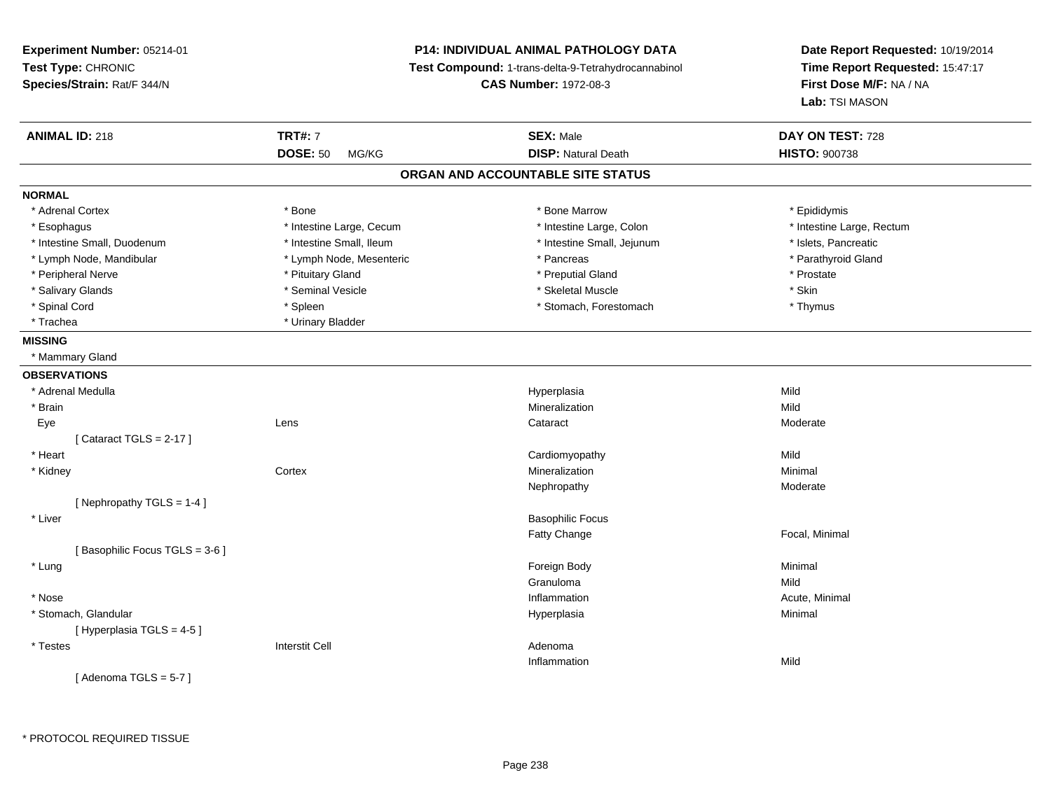**Experiment Number:** 05214-01
**Test Type:** CHRONIC
**Species/Strain:** Rat/F 344/N

**P14: INDIVIDUAL ANIMAL PATHOLOGY DATA**
**Test Compound:** 1-trans-delta-9-Tetrahydrocannabinol
**CAS Number:** 1972-08-3

**Date Report Requested:** 10/19/2014
**Time Report Requested:** 15:47:17
**First Dose M/F:** NA / NA
**Lab:** TSI MASON

| **ANIMAL ID:** 218 | **TRT#:** 7 | **SEX:** Male | **DAY ON TEST:** 728 |
|---|---|---|---|
| | **DOSE:** 50 MG/KG | **DISP:** Natural Death | **HISTO:** 900738 |

## ORGAN AND ACCOUNTABLE SITE STATUS

**NORMAL**

| | | | |
|---|---|---|---|
| * Adrenal Cortex | * Bone | * Bone Marrow | * Epididymis |
| * Esophagus | * Intestine Large, Cecum | * Intestine Large, Colon | * Intestine Large, Rectum |
| * Intestine Small, Duodenum | * Intestine Small, Ileum | * Intestine Small, Jejunum | * Islets, Pancreatic |
| * Lymph Node, Mandibular | * Lymph Node, Mesenteric | * Pancreas | * Parathyroid Gland |
| * Peripheral Nerve | * Pituitary Gland | * Preputial Gland | * Prostate |
| * Salivary Glands | * Seminal Vesicle | * Skeletal Muscle | * Skin |
| * Spinal Cord | * Spleen | * Stomach, Forestomach | * Thymus |
| * Trachea | * Urinary Bladder | | |

**MISSING**

* Mammary Gland

**OBSERVATIONS**

| Organ | Site | Observation | Severity |
|---|---|---|---|
| * Adrenal Medulla | | Hyperplasia | Mild |
| * Brain | | Mineralization | Mild |
| Eye | Lens | Cataract | Moderate |
| [ Cataract TGLS = 2-17 ] | | | |
| * Heart | | Cardiomyopathy | Mild |
| * Kidney | Cortex | Mineralization | Minimal |
| | | Nephropathy | Moderate |
| [ Nephropathy TGLS = 1-4 ] | | | |
| * Liver | | Basophilic Focus | |
| | | Fatty Change | Focal, Minimal |
| [ Basophilic Focus TGLS = 3-6 ] | | | |
| * Lung | | Foreign Body | Minimal |
| | | Granuloma | Mild |
| * Nose | | Inflammation | Acute, Minimal |
| * Stomach, Glandular | | Hyperplasia | Minimal |
| [ Hyperplasia TGLS = 4-5 ] | | | |
| * Testes | Interstit Cell | Adenoma | |
| | | Inflammation | Mild |
| [ Adenoma TGLS = 5-7 ] | | | |

* PROTOCOL REQUIRED TISSUE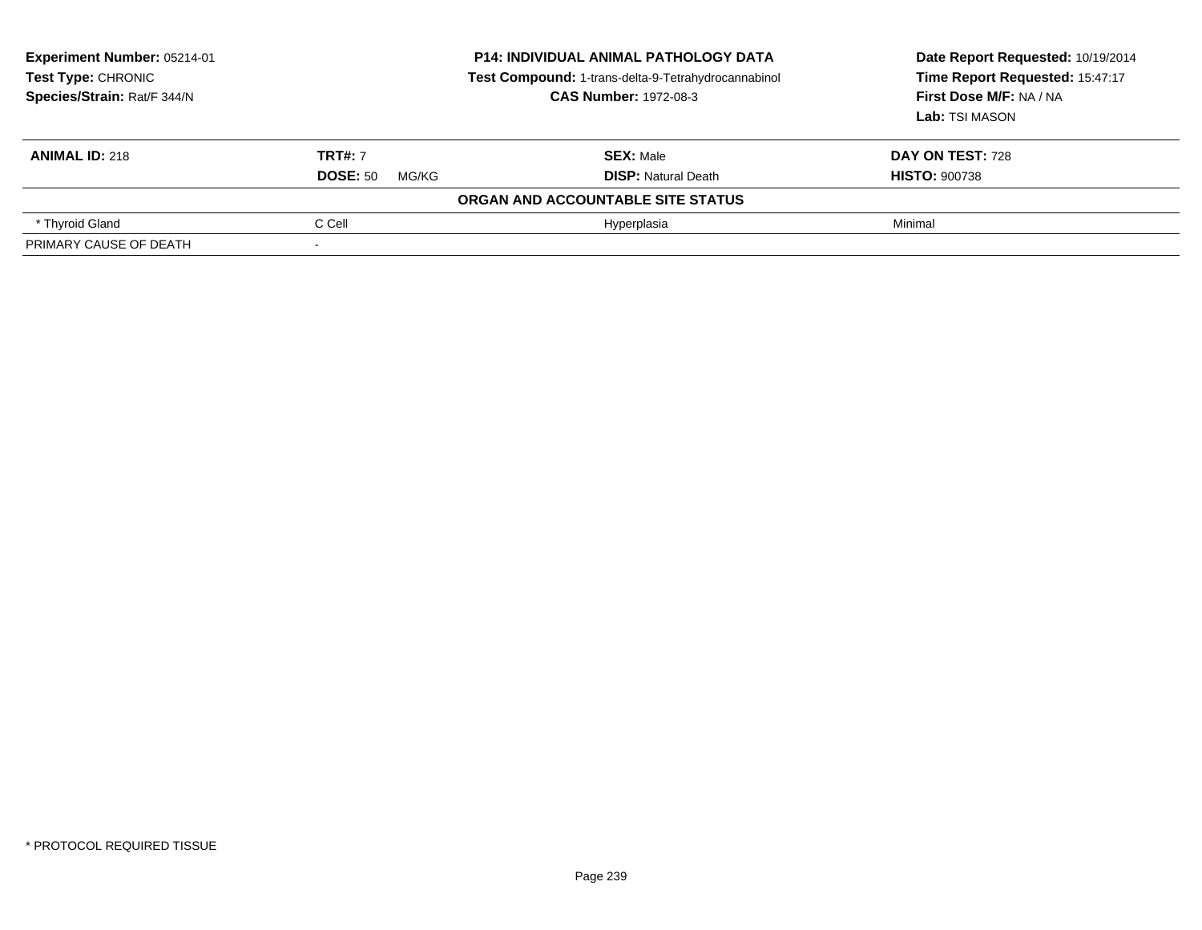**Experiment Number:** 05214-01
**Test Type:** CHRONIC
**Species/Strain:** Rat/F 344/N

**P14: INDIVIDUAL ANIMAL PATHOLOGY DATA**
**Test Compound:** 1-trans-delta-9-Tetrahydrocannabinol
**CAS Number:** 1972-08-3

**Date Report Requested:** 10/19/2014
**Time Report Requested:** 15:47:17
**First Dose M/F:** NA / NA
**Lab:** TSI MASON

| **ANIMAL ID:** 218 | **TRT#:** 7 | **SEX:** Male | **DAY ON TEST:** 728 |
|---|---|---|---|
| | **DOSE:** 50 MG/KG | **DISP:** Natural Death | **HISTO:** 900738 |
| | | **ORGAN AND ACCOUNTABLE SITE STATUS** | |
| * Thyroid Gland | C Cell | Hyperplasia | Minimal |
| PRIMARY CAUSE OF DEATH | - | | |

* PROTOCOL REQUIRED TISSUE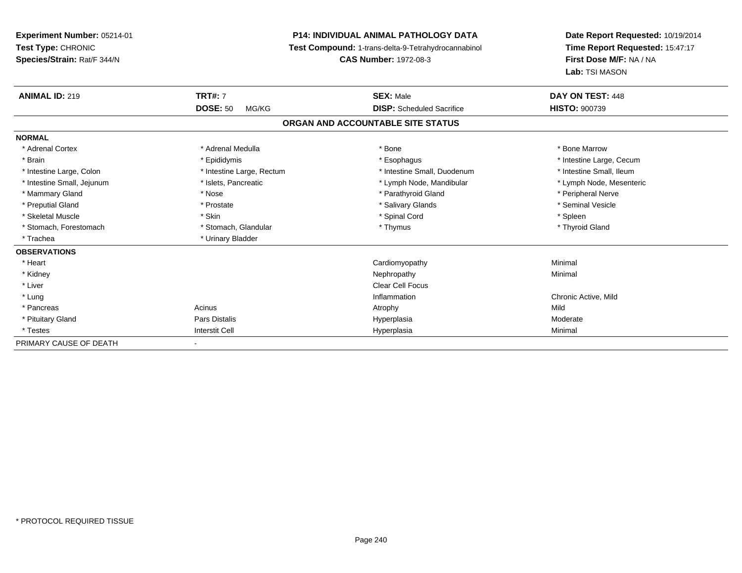**Experiment Number:** 05214-01
**Test Type:** CHRONIC
**Species/Strain:** Rat/F 344/N

**P14: INDIVIDUAL ANIMAL PATHOLOGY DATA**
**Test Compound:** 1-trans-delta-9-Tetrahydrocannabinol
**CAS Number:** 1972-08-3

**Date Report Requested:** 10/19/2014
**Time Report Requested:** 15:47:17
**First Dose M/F:** NA / NA
**Lab:** TSI MASON

| **ANIMAL ID:** 219 | **TRT#:** 7 | **SEX:** Male | **DAY ON TEST:** 448 |
|---|---|---|---|
| | **DOSE:** 50 MG/KG | **DISP:** Scheduled Sacrifice | **HISTO:** 900739 |

**ORGAN AND ACCOUNTABLE SITE STATUS**

| | | | |
|---|---|---|---|
| **NORMAL** | | | |
| * Adrenal Cortex | * Adrenal Medulla | * Bone | * Bone Marrow |
| * Brain | * Epididymis | * Esophagus | * Intestine Large, Cecum |
| * Intestine Large, Colon | * Intestine Large, Rectum | * Intestine Small, Duodenum | * Intestine Small, Ileum |
| * Intestine Small, Jejunum | * Islets, Pancreatic | * Lymph Node, Mandibular | * Lymph Node, Mesenteric |
| * Mammary Gland | * Nose | * Parathyroid Gland | * Peripheral Nerve |
| * Preputial Gland | * Prostate | * Salivary Glands | * Seminal Vesicle |
| * Skeletal Muscle | * Skin | * Spinal Cord | * Spleen |
| * Stomach, Forestomach | * Stomach, Glandular | * Thymus | * Thyroid Gland |
| * Trachea | * Urinary Bladder | | |
| **OBSERVATIONS** | | | |
| * Heart | | Cardiomyopathy | Minimal |
| * Kidney | | Nephropathy | Minimal |
| * Liver | | Clear Cell Focus | |
| * Lung | | Inflammation | Chronic Active, Mild |
| * Pancreas | Acinus | Atrophy | Mild |
| * Pituitary Gland | Pars Distalis | Hyperplasia | Moderate |
| * Testes | Interstit Cell | Hyperplasia | Minimal |
| PRIMARY CAUSE OF DEATH | - | | |

* PROTOCOL REQUIRED TISSUE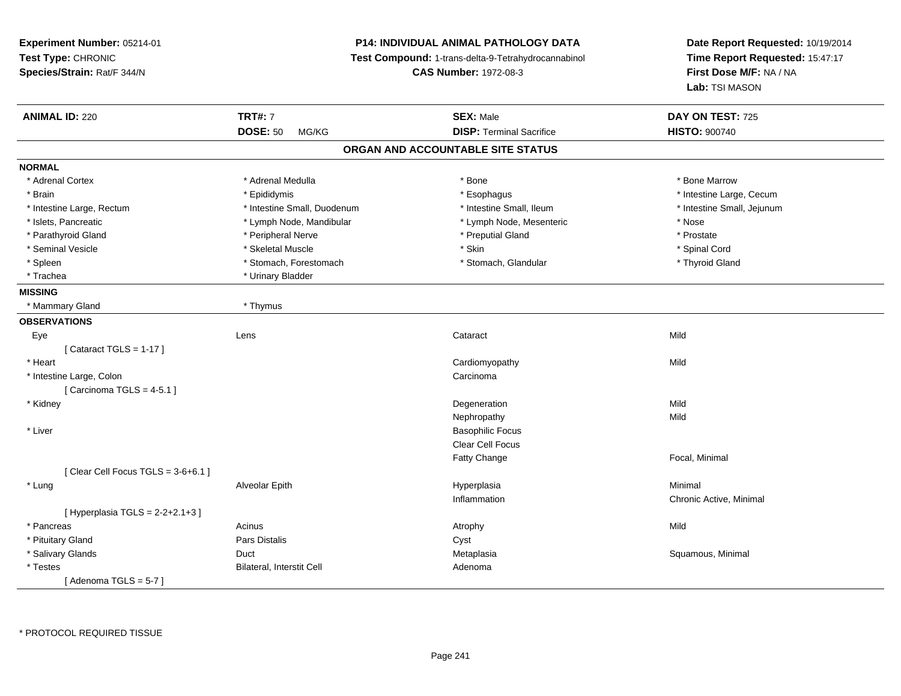**Experiment Number:** 05214-01
**Test Type:** CHRONIC
**Species/Strain:** Rat/F 344/N

**P14: INDIVIDUAL ANIMAL PATHOLOGY DATA**
**Test Compound:** 1-trans-delta-9-Tetrahydrocannabinol
**CAS Number:** 1972-08-3

**Date Report Requested:** 10/19/2014
**Time Report Requested:** 15:47:17
**First Dose M/F:** NA / NA
**Lab:** TSI MASON

| **ANIMAL ID:** 220 | **TRT#:** 7 | **SEX:** Male | **DAY ON TEST:** 725 |
|---|---|---|---|
| | **DOSE:** 50 MG/KG | **DISP:** Terminal Sacrifice | **HISTO:** 900740 |

## ORGAN AND ACCOUNTABLE SITE STATUS

**NORMAL**

| | | | |
|---|---|---|---|
| * Adrenal Cortex | * Adrenal Medulla | * Bone | * Bone Marrow |
| * Brain | * Epididymis | * Esophagus | * Intestine Large, Cecum |
| * Intestine Large, Rectum | * Intestine Small, Duodenum | * Intestine Small, Ileum | * Intestine Small, Jejunum |
| * Islets, Pancreatic | * Lymph Node, Mandibular | * Lymph Node, Mesenteric | * Nose |
| * Parathyroid Gland | * Peripheral Nerve | * Preputial Gland | * Prostate |
| * Seminal Vesicle | * Skeletal Muscle | * Skin | * Spinal Cord |
| * Spleen | * Stomach, Forestomach | * Stomach, Glandular | * Thyroid Gland |
| * Trachea | * Urinary Bladder | | |

**MISSING**

| | |
|---|---|
| * Mammary Gland | * Thymus |

**OBSERVATIONS**

| | | | |
|---|---|---|---|
| Eye | Lens | Cataract | Mild |
| [ Cataract TGLS = 1-17 ] | | | |
| * Heart | | Cardiomyopathy | Mild |
| * Intestine Large, Colon | | Carcinoma | |
| [ Carcinoma TGLS = 4-5.1 ] | | | |
| * Kidney | | Degeneration | Mild |
| | | Nephropathy | Mild |
| * Liver | | Basophilic Focus | |
| | | Clear Cell Focus | |
| | | Fatty Change | Focal, Minimal |
| [ Clear Cell Focus TGLS = 3-6+6.1 ] | | | |
| * Lung | Alveolar Epith | Hyperplasia | Minimal |
| | | Inflammation | Chronic Active, Minimal |
| [ Hyperplasia TGLS = 2-2+2.1+3 ] | | | |
| * Pancreas | Acinus | Atrophy | Mild |
| * Pituitary Gland | Pars Distalis | Cyst | |
| * Salivary Glands | Duct | Metaplasia | Squamous, Minimal |
| * Testes | Bilateral, Interstit Cell | Adenoma | |
| [ Adenoma TGLS = 5-7 ] | | | |

\* PROTOCOL REQUIRED TISSUE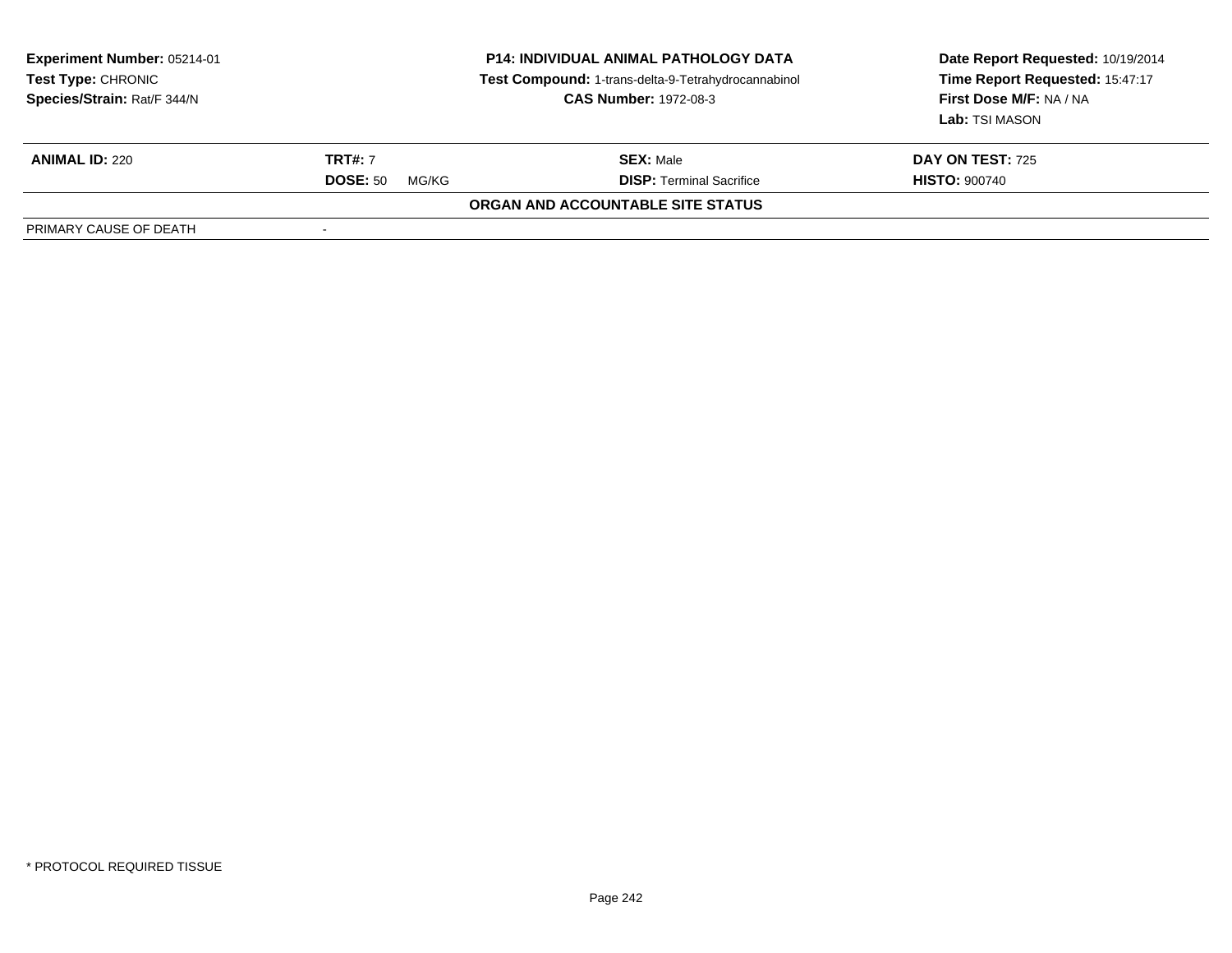**Experiment Number:** 05214-01
**Test Type:** CHRONIC
**Species/Strain:** Rat/F 344/N

**P14: INDIVIDUAL ANIMAL PATHOLOGY DATA**
**Test Compound:** 1-trans-delta-9-Tetrahydrocannabinol
**CAS Number:** 1972-08-3

**Date Report Requested:** 10/19/2014
**Time Report Requested:** 15:47:17
**First Dose M/F:** NA / NA
**Lab:** TSI MASON

| **ANIMAL ID:** 220 | **TRT#:** 7 | **SEX:** Male | **DAY ON TEST:** 725 |
|---|---|---|---|
| | **DOSE:** 50 MG/KG | **DISP:** Terminal Sacrifice | **HISTO:** 900740 |

**ORGAN AND ACCOUNTABLE SITE STATUS**

| PRIMARY CAUSE OF DEATH | - |
|---|---|

* PROTOCOL REQUIRED TISSUE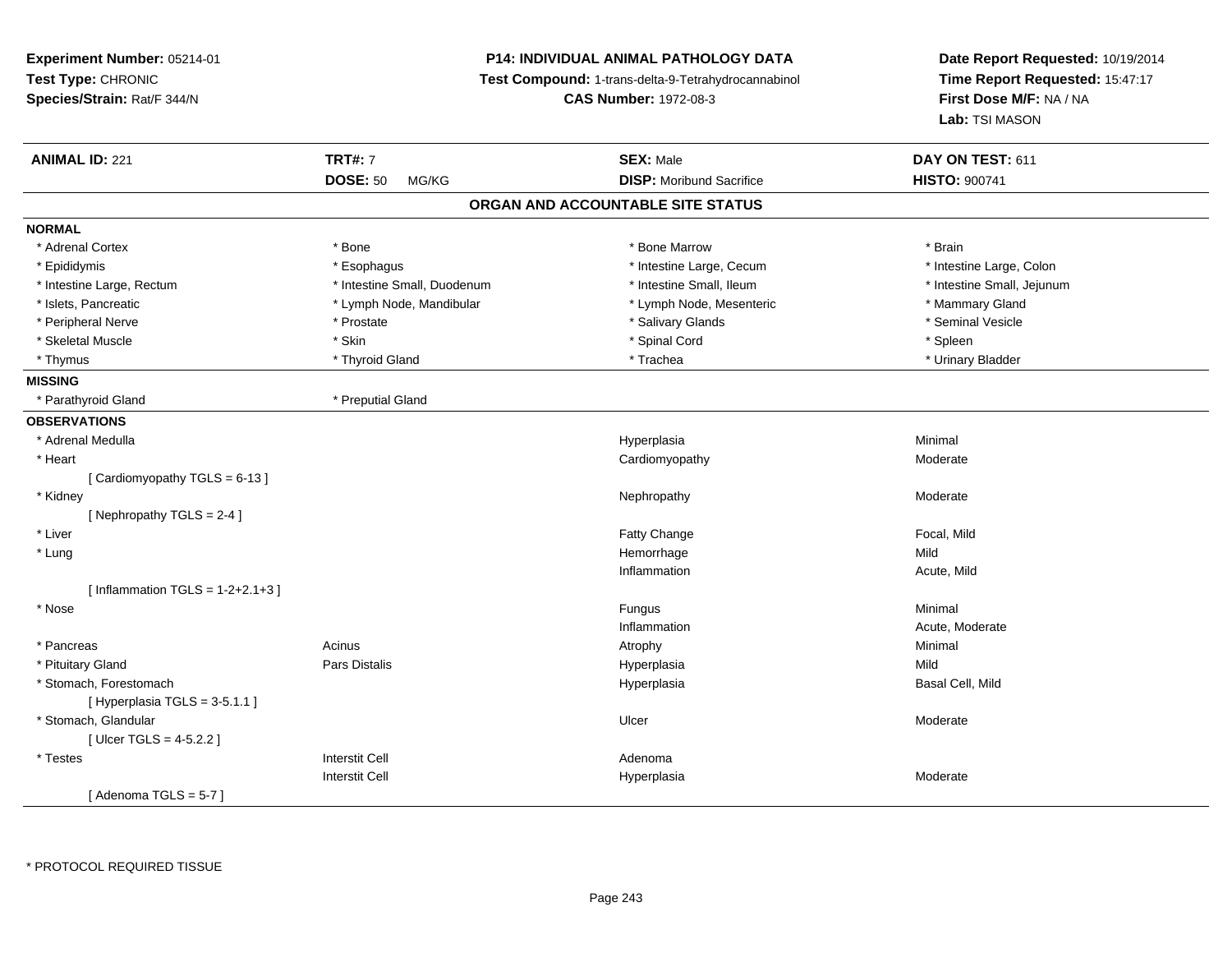**Experiment Number:** 05214-01
**Test Type:** CHRONIC
**Species/Strain:** Rat/F 344/N

**P14: INDIVIDUAL ANIMAL PATHOLOGY DATA**
**Test Compound:** 1-trans-delta-9-Tetrahydrocannabinol
**CAS Number:** 1972-08-3

**Date Report Requested:** 10/19/2014
**Time Report Requested:** 15:47:17
**First Dose M/F:** NA / NA
**Lab:** TSI MASON

| **ANIMAL ID:** 221 | **TRT#:** 7 | **SEX:** Male | **DAY ON TEST:** 611 |
|---|---|---|---|
| | **DOSE:** 50 MG/KG | **DISP:** Moribund Sacrifice | **HISTO:** 900741 |

## ORGAN AND ACCOUNTABLE SITE STATUS

**NORMAL**

| | | | |
|---|---|---|---|
| * Adrenal Cortex | * Bone | * Bone Marrow | * Brain |
| * Epididymis | * Esophagus | * Intestine Large, Cecum | * Intestine Large, Colon |
| * Intestine Large, Rectum | * Intestine Small, Duodenum | * Intestine Small, Ileum | * Intestine Small, Jejunum |
| * Islets, Pancreatic | * Lymph Node, Mandibular | * Lymph Node, Mesenteric | * Mammary Gland |
| * Peripheral Nerve | * Prostate | * Salivary Glands | * Seminal Vesicle |
| * Skeletal Muscle | * Skin | * Spinal Cord | * Spleen |
| * Thymus | * Thyroid Gland | * Trachea | * Urinary Bladder |

**MISSING**

| | |
|---|---|
| * Parathyroid Gland | * Preputial Gland |

**OBSERVATIONS**

| Organ | Site | Observation | Severity |
|---|---|---|---|
| * Adrenal Medulla | | Hyperplasia | Minimal |
| * Heart | | Cardiomyopathy | Moderate |
| [ Cardiomyopathy TGLS = 6-13 ] | | | |
| * Kidney | | Nephropathy | Moderate |
| [ Nephropathy TGLS = 2-4 ] | | | |
| * Liver | | Fatty Change | Focal, Mild |
| * Lung | | Hemorrhage | Mild |
| | | Inflammation | Acute, Mild |
| [ Inflammation TGLS = 1-2+2.1+3 ] | | | |
| * Nose | | Fungus | Minimal |
| | | Inflammation | Acute, Moderate |
| * Pancreas | Acinus | Atrophy | Minimal |
| * Pituitary Gland | Pars Distalis | Hyperplasia | Mild |
| * Stomach, Forestomach | | Hyperplasia | Basal Cell, Mild |
| [ Hyperplasia TGLS = 3-5.1.1 ] | | | |
| * Stomach, Glandular | | Ulcer | Moderate |
| [ Ulcer TGLS = 4-5.2.2 ] | | | |
| * Testes | Interstit Cell | Adenoma | |
| | Interstit Cell | Hyperplasia | Moderate |
| [ Adenoma TGLS = 5-7 ] | | | |

* PROTOCOL REQUIRED TISSUE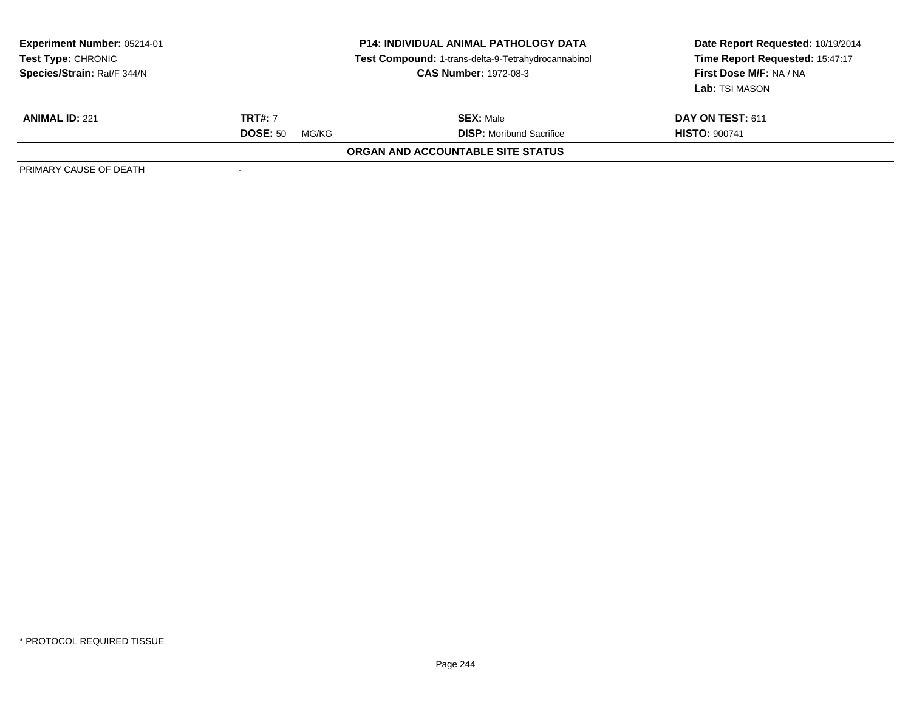**Experiment Number:** 05214-01
**Test Type:** CHRONIC
**Species/Strain:** Rat/F 344/N

**P14: INDIVIDUAL ANIMAL PATHOLOGY DATA**
**Test Compound:** 1-trans-delta-9-Tetrahydrocannabinol
**CAS Number:** 1972-08-3

**Date Report Requested:** 10/19/2014
**Time Report Requested:** 15:47:17
**First Dose M/F:** NA / NA
**Lab:** TSI MASON

| **ANIMAL ID:** 221 | **TRT#:** 7 | **SEX:** Male | **DAY ON TEST:** 611 |
|---|---|---|---|
| | **DOSE:** 50 MG/KG | **DISP:** Moribund Sacrifice | **HISTO:** 900741 |

**ORGAN AND ACCOUNTABLE SITE STATUS**

| PRIMARY CAUSE OF DEATH | - |
|---|---|

\* PROTOCOL REQUIRED TISSUE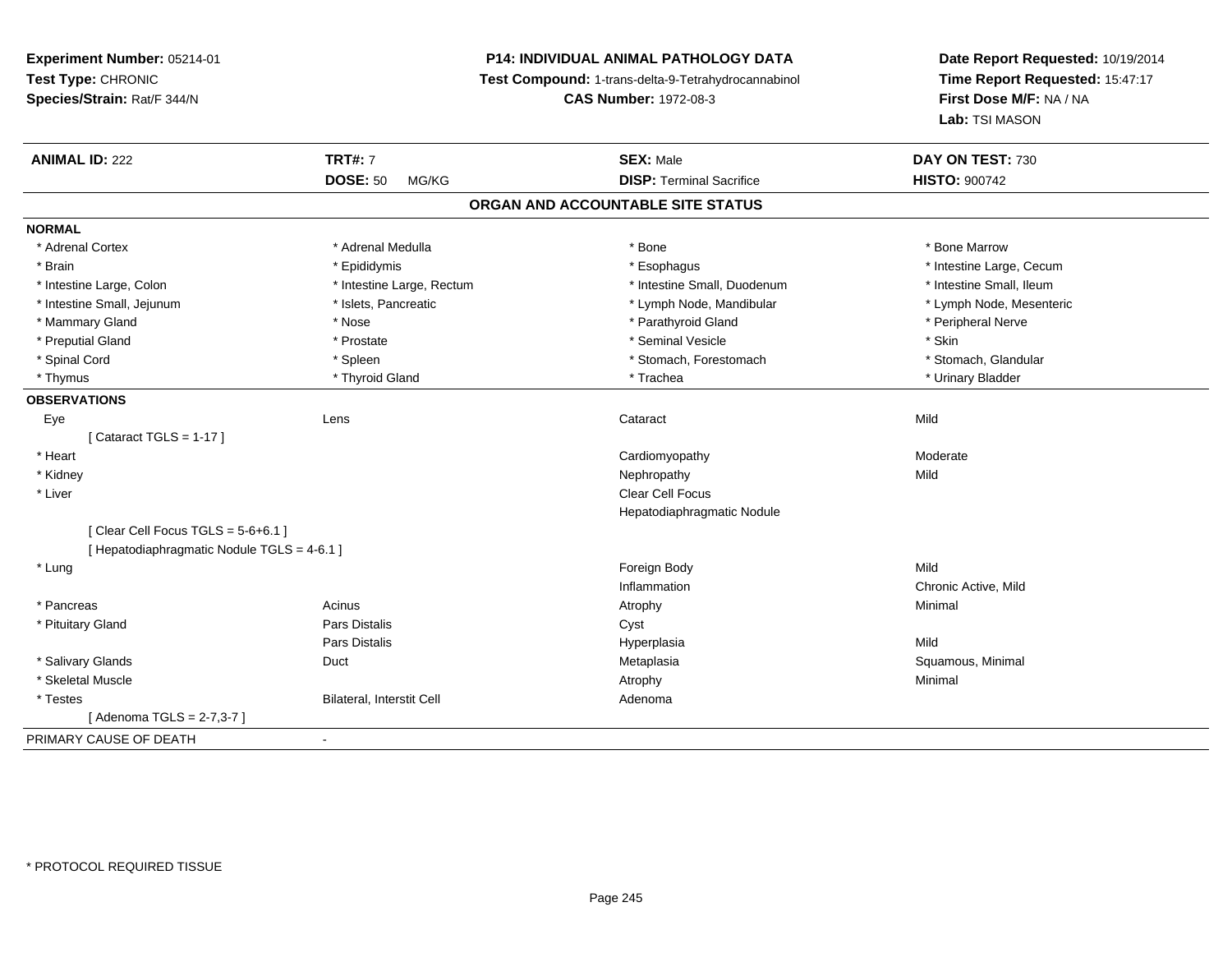**Experiment Number:** 05214-01
**Test Type:** CHRONIC
**Species/Strain:** Rat/F 344/N

**P14: INDIVIDUAL ANIMAL PATHOLOGY DATA**
**Test Compound:** 1-trans-delta-9-Tetrahydrocannabinol
**CAS Number:** 1972-08-3

**Date Report Requested:** 10/19/2014
**Time Report Requested:** 15:47:17
**First Dose M/F:** NA / NA
**Lab:** TSI MASON

| **ANIMAL ID:** 222 | **TRT#:** 7 | **SEX:** Male | **DAY ON TEST:** 730 |
|---|---|---|---|
| | **DOSE:** 50 MG/KG | **DISP:** Terminal Sacrifice | **HISTO:** 900742 |

## ORGAN AND ACCOUNTABLE SITE STATUS

**NORMAL**

| | | | |
|---|---|---|---|
| * Adrenal Cortex | * Adrenal Medulla | * Bone | * Bone Marrow |
| * Brain | * Epididymis | * Esophagus | * Intestine Large, Cecum |
| * Intestine Large, Colon | * Intestine Large, Rectum | * Intestine Small, Duodenum | * Intestine Small, Ileum |
| * Intestine Small, Jejunum | * Islets, Pancreatic | * Lymph Node, Mandibular | * Lymph Node, Mesenteric |
| * Mammary Gland | * Nose | * Parathyroid Gland | * Peripheral Nerve |
| * Preputial Gland | * Prostate | * Seminal Vesicle | * Skin |
| * Spinal Cord | * Spleen | * Stomach, Forestomach | * Stomach, Glandular |
| * Thymus | * Thyroid Gland | * Trachea | * Urinary Bladder |

**OBSERVATIONS**

| | | | |
|---|---|---|---|
| Eye | Lens | Cataract | Mild |
| [ Cataract TGLS = 1-17 ] | | | |
| * Heart | | Cardiomyopathy | Moderate |
| * Kidney | | Nephropathy | Mild |
| * Liver | | Clear Cell Focus | |
| | | Hepatodiaphragmatic Nodule | |
| [ Clear Cell Focus TGLS = 5-6+6.1 ] | | | |
| [ Hepatodiaphragmatic Nodule TGLS = 4-6.1 ] | | | |
| * Lung | | Foreign Body | Mild |
| | | Inflammation | Chronic Active, Mild |
| * Pancreas | Acinus | Atrophy | Minimal |
| * Pituitary Gland | Pars Distalis | Cyst | |
| | Pars Distalis | Hyperplasia | Mild |
| * Salivary Glands | Duct | Metaplasia | Squamous, Minimal |
| * Skeletal Muscle | | Atrophy | Minimal |
| * Testes | Bilateral, Interstit Cell | Adenoma | |
| [ Adenoma TGLS = 2-7,3-7 ] | | | |

PRIMARY CAUSE OF DEATH -

* PROTOCOL REQUIRED TISSUE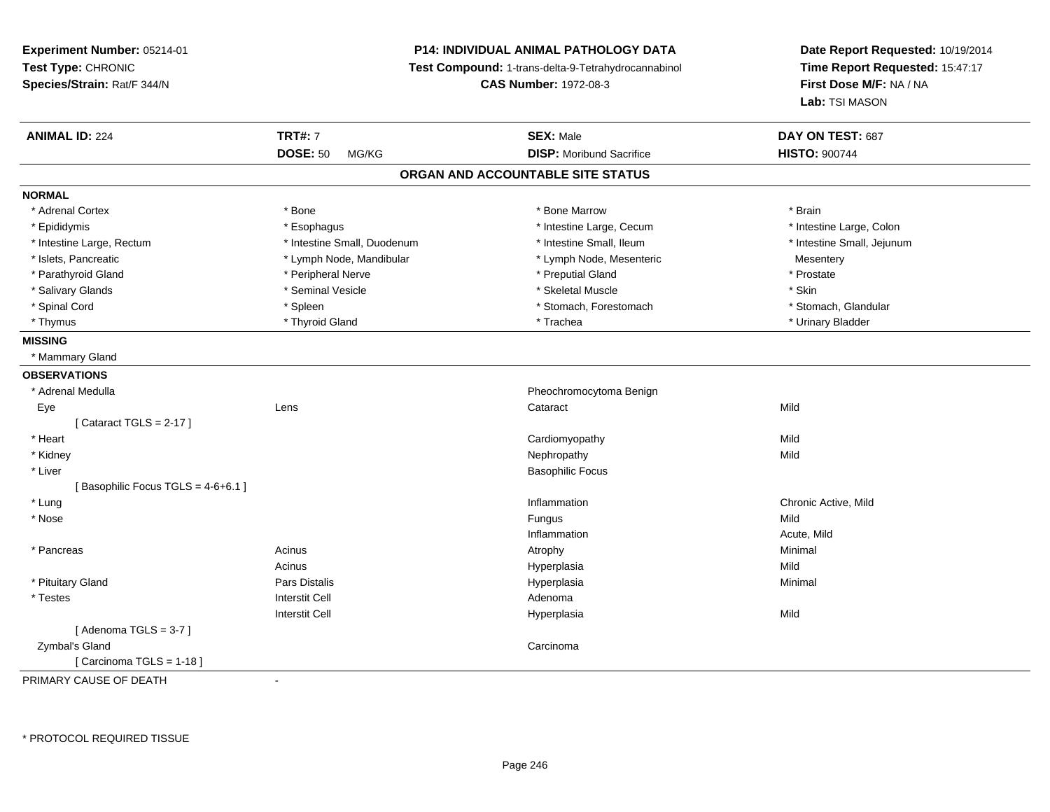**Experiment Number:** 05214-01
**Test Type:** CHRONIC
**Species/Strain:** Rat/F 344/N

**P14: INDIVIDUAL ANIMAL PATHOLOGY DATA**
**Test Compound:** 1-trans-delta-9-Tetrahydrocannabinol
**CAS Number:** 1972-08-3

**Date Report Requested:** 10/19/2014
**Time Report Requested:** 15:47:17
**First Dose M/F:** NA / NA
**Lab:** TSI MASON

| **ANIMAL ID:** 224 | **TRT#:** 7 | **SEX:** Male | **DAY ON TEST:** 687 |
|---|---|---|---|
| | **DOSE:** 50 MG/KG | **DISP:** Moribund Sacrifice | **HISTO:** 900744 |

### ORGAN AND ACCOUNTABLE SITE STATUS

**NORMAL**

| | | | |
|---|---|---|---|
| * Adrenal Cortex | * Bone | * Bone Marrow | * Brain |
| * Epididymis | * Esophagus | * Intestine Large, Cecum | * Intestine Large, Colon |
| * Intestine Large, Rectum | * Intestine Small, Duodenum | * Intestine Small, Ileum | * Intestine Small, Jejunum |
| * Islets, Pancreatic | * Lymph Node, Mandibular | * Lymph Node, Mesenteric | Mesentery |
| * Parathyroid Gland | * Peripheral Nerve | * Preputial Gland | * Prostate |
| * Salivary Glands | * Seminal Vesicle | * Skeletal Muscle | * Skin |
| * Spinal Cord | * Spleen | * Stomach, Forestomach | * Stomach, Glandular |
| * Thymus | * Thyroid Gland | * Trachea | * Urinary Bladder |

**MISSING**

* Mammary Gland

**OBSERVATIONS**

| | | | |
|---|---|---|---|
| * Adrenal Medulla | | Pheochromocytoma Benign | |
| Eye | Lens | Cataract | Mild |
| [ Cataract TGLS = 2-17 ] | | | |
| * Heart | | Cardiomyopathy | Mild |
| * Kidney | | Nephropathy | Mild |
| * Liver | | Basophilic Focus | |
| [ Basophilic Focus TGLS = 4-6+6.1 ] | | | |
| * Lung | | Inflammation | Chronic Active, Mild |
| * Nose | | Fungus | Mild |
| | | Inflammation | Acute, Mild |
| * Pancreas | Acinus | Atrophy | Minimal |
| | Acinus | Hyperplasia | Mild |
| * Pituitary Gland | Pars Distalis | Hyperplasia | Minimal |
| * Testes | Interstit Cell | Adenoma | |
| | Interstit Cell | Hyperplasia | Mild |
| [ Adenoma TGLS = 3-7 ] | | | |
| Zymbal's Gland | | Carcinoma | |
| [ Carcinoma TGLS = 1-18 ] | | | |

PRIMARY CAUSE OF DEATH -

\* PROTOCOL REQUIRED TISSUE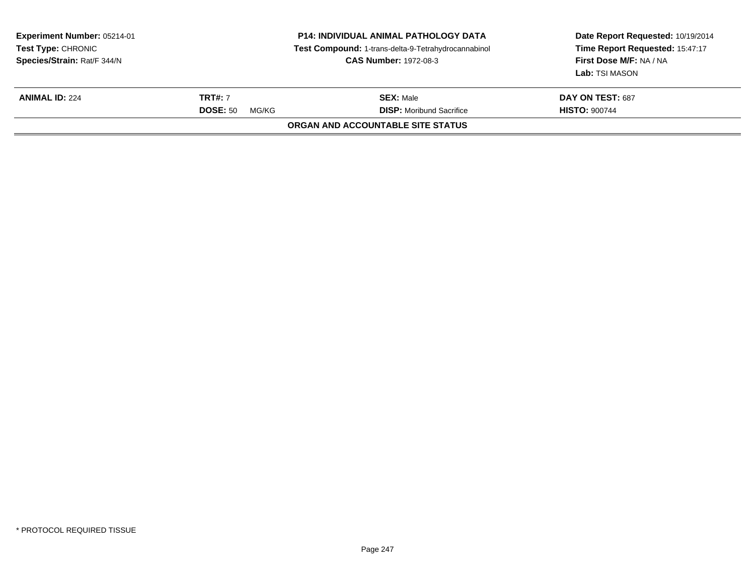**Experiment Number:** 05214-01
**Test Type:** CHRONIC
**Species/Strain:** Rat/F 344/N

**P14: INDIVIDUAL ANIMAL PATHOLOGY DATA**
**Test Compound:** 1-trans-delta-9-Tetrahydrocannabinol
**CAS Number:** 1972-08-3

**Date Report Requested:** 10/19/2014
**Time Report Requested:** 15:47:17
**First Dose M/F:** NA / NA
**Lab:** TSI MASON

| **ANIMAL ID:** 224 | **TRT#:** 7 | **SEX:** Male | **DAY ON TEST:** 687 |
|---|---|---|---|
| | **DOSE:** 50 MG/KG | **DISP:** Moribund Sacrifice | **HISTO:** 900744 |

**ORGAN AND ACCOUNTABLE SITE STATUS**

* PROTOCOL REQUIRED TISSUE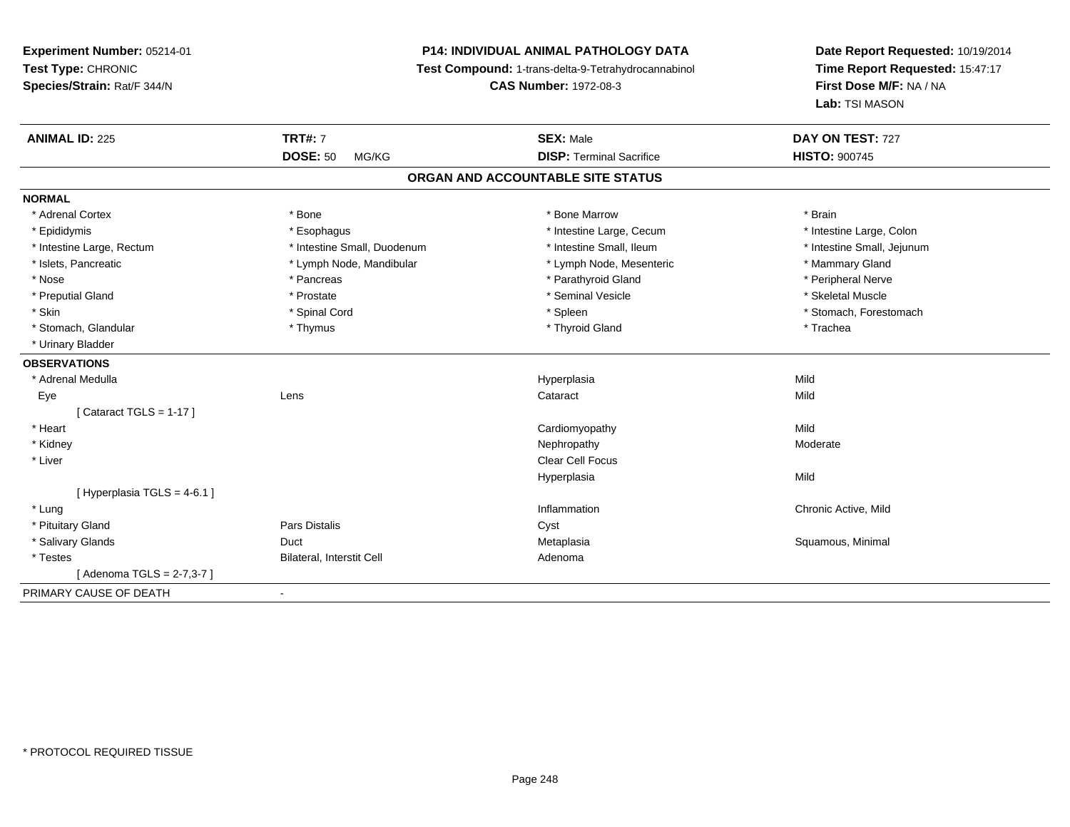**Experiment Number:** 05214-01
**Test Type:** CHRONIC
**Species/Strain:** Rat/F 344/N

**P14: INDIVIDUAL ANIMAL PATHOLOGY DATA**
**Test Compound:** 1-trans-delta-9-Tetrahydrocannabinol
**CAS Number:** 1972-08-3

**Date Report Requested:** 10/19/2014
**Time Report Requested:** 15:47:17
**First Dose M/F:** NA / NA
**Lab:** TSI MASON

| **ANIMAL ID:** 225 | **TRT#:** 7 | **SEX:** Male | **DAY ON TEST:** 727 |
|---|---|---|---|
| | **DOSE:** 50 MG/KG | **DISP:** Terminal Sacrifice | **HISTO:** 900745 |

## ORGAN AND ACCOUNTABLE SITE STATUS

**NORMAL**

| | | | |
|---|---|---|---|
| * Adrenal Cortex | * Bone | * Bone Marrow | * Brain |
| * Epididymis | * Esophagus | * Intestine Large, Cecum | * Intestine Large, Colon |
| * Intestine Large, Rectum | * Intestine Small, Duodenum | * Intestine Small, Ileum | * Intestine Small, Jejunum |
| * Islets, Pancreatic | * Lymph Node, Mandibular | * Lymph Node, Mesenteric | * Mammary Gland |
| * Nose | * Pancreas | * Parathyroid Gland | * Peripheral Nerve |
| * Preputial Gland | * Prostate | * Seminal Vesicle | * Skeletal Muscle |
| * Skin | * Spinal Cord | * Spleen | * Stomach, Forestomach |
| * Stomach, Glandular | * Thymus | * Thyroid Gland | * Trachea |
| * Urinary Bladder | | | |

**OBSERVATIONS**

| | | | |
|---|---|---|---|
| * Adrenal Medulla | | Hyperplasia | Mild |
| Eye | Lens | Cataract | Mild |
| [ Cataract TGLS = 1-17 ] | | | |
| * Heart | | Cardiomyopathy | Mild |
| * Kidney | | Nephropathy | Moderate |
| * Liver | | Clear Cell Focus | |
| | | Hyperplasia | Mild |
| [ Hyperplasia TGLS = 4-6.1 ] | | | |
| * Lung | | Inflammation | Chronic Active, Mild |
| * Pituitary Gland | Pars Distalis | Cyst | |
| * Salivary Glands | Duct | Metaplasia | Squamous, Minimal |
| * Testes | Bilateral, Interstit Cell | Adenoma | |
| [ Adenoma TGLS = 2-7,3-7 ] | | | |

PRIMARY CAUSE OF DEATH -

* PROTOCOL REQUIRED TISSUE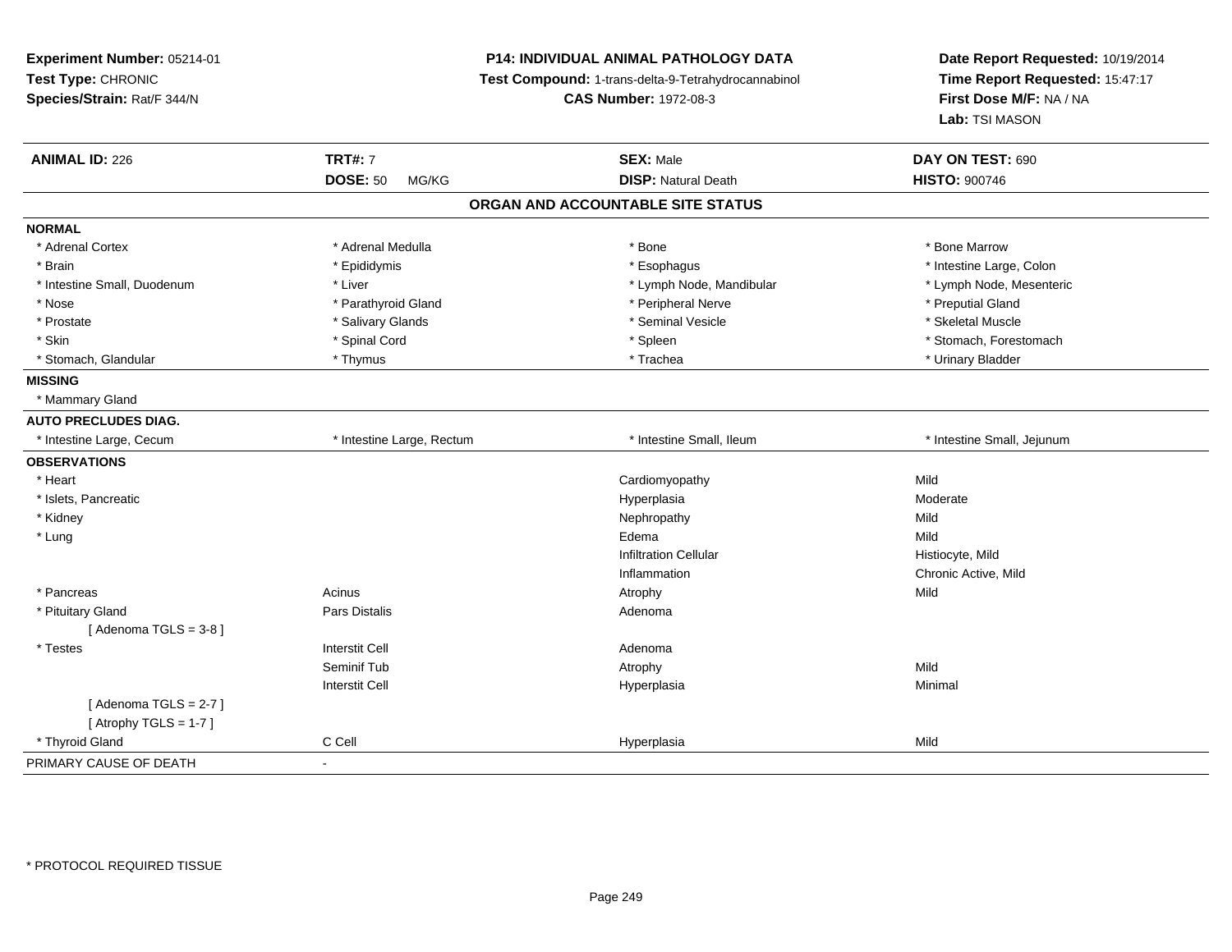**Experiment Number:** 05214-01
**Test Type:** CHRONIC
**Species/Strain:** Rat/F 344/N

**P14: INDIVIDUAL ANIMAL PATHOLOGY DATA**
**Test Compound:** 1-trans-delta-9-Tetrahydrocannabinol
**CAS Number:** 1972-08-3

**Date Report Requested:** 10/19/2014
**Time Report Requested:** 15:47:17
**First Dose M/F:** NA / NA
**Lab:** TSI MASON

| **ANIMAL ID:** 226 | **TRT#:** 7 | **SEX:** Male | **DAY ON TEST:** 690 |
|---|---|---|---|
| | **DOSE:** 50 MG/KG | **DISP:** Natural Death | **HISTO:** 900746 |

## ORGAN AND ACCOUNTABLE SITE STATUS

| | | | |
|---|---|---|---|
| **NORMAL** | | | |
| * Adrenal Cortex | * Adrenal Medulla | * Bone | * Bone Marrow |
| * Brain | * Epididymis | * Esophagus | * Intestine Large, Colon |
| * Intestine Small, Duodenum | * Liver | * Lymph Node, Mandibular | * Lymph Node, Mesenteric |
| * Nose | * Parathyroid Gland | * Peripheral Nerve | * Preputial Gland |
| * Prostate | * Salivary Glands | * Seminal Vesicle | * Skeletal Muscle |
| * Skin | * Spinal Cord | * Spleen | * Stomach, Forestomach |
| * Stomach, Glandular | * Thymus | * Trachea | * Urinary Bladder |
| **MISSING** | | | |
| * Mammary Gland | | | |
| **AUTO PRECLUDES DIAG.** | | | |
| * Intestine Large, Cecum | * Intestine Large, Rectum | * Intestine Small, Ileum | * Intestine Small, Jejunum |
| **OBSERVATIONS** | | | |
| * Heart | | Cardiomyopathy | Mild |
| * Islets, Pancreatic | | Hyperplasia | Moderate |
| * Kidney | | Nephropathy | Mild |
| * Lung | | Edema | Mild |
| | | Infiltration Cellular | Histiocyte, Mild |
| | | Inflammation | Chronic Active, Mild |
| * Pancreas | Acinus | Atrophy | Mild |
| * Pituitary Gland | Pars Distalis | Adenoma | |
| [ Adenoma TGLS = 3-8 ] | | | |
| * Testes | Interstit Cell | Adenoma | |
| | Seminif Tub | Atrophy | Mild |
| | Interstit Cell | Hyperplasia | Minimal |
| [ Adenoma TGLS = 2-7 ] | | | |
| [ Atrophy TGLS = 1-7 ] | | | |
| * Thyroid Gland | C Cell | Hyperplasia | Mild |
| PRIMARY CAUSE OF DEATH | - | | |

* PROTOCOL REQUIRED TISSUE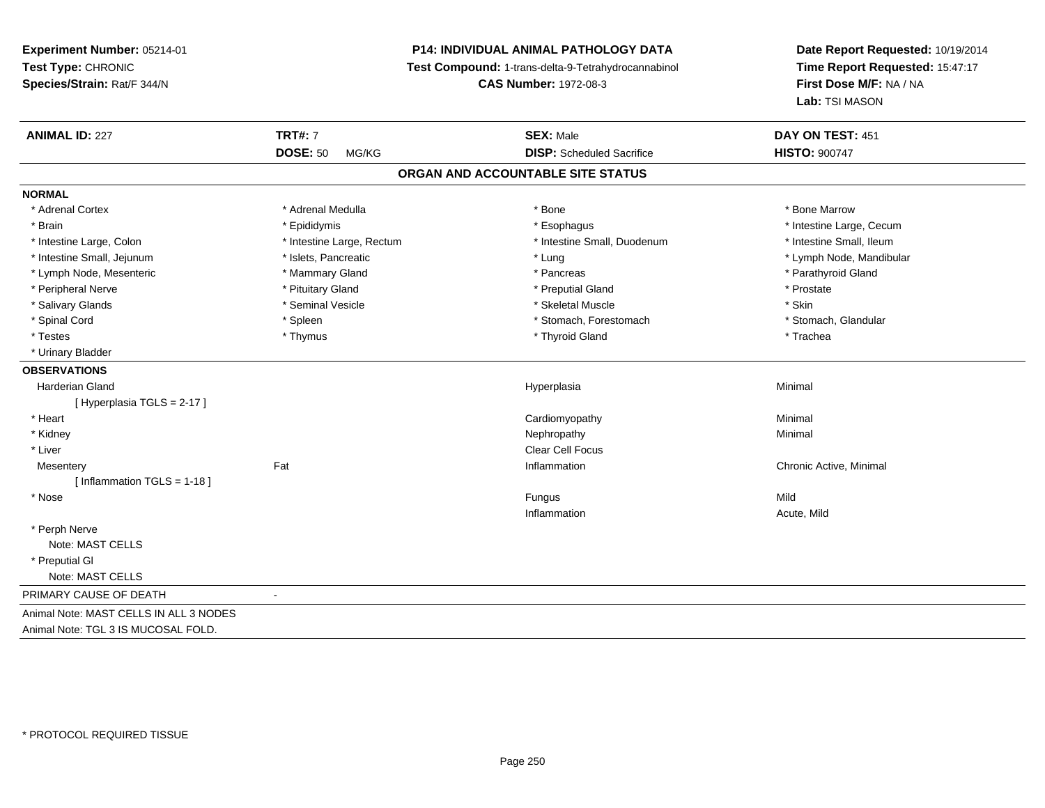**Experiment Number:** 05214-01
**Test Type:** CHRONIC
**Species/Strain:** Rat/F 344/N

**P14: INDIVIDUAL ANIMAL PATHOLOGY DATA**
**Test Compound:** 1-trans-delta-9-Tetrahydrocannabinol
**CAS Number:** 1972-08-3

**Date Report Requested:** 10/19/2014
**Time Report Requested:** 15:47:17
**First Dose M/F:** NA / NA
**Lab:** TSI MASON

| **ANIMAL ID:** 227 | **TRT#:** 7 | **SEX:** Male | **DAY ON TEST:** 451 |
|---|---|---|---|
| | **DOSE:** 50 MG/KG | **DISP:** Scheduled Sacrifice | **HISTO:** 900747 |

## ORGAN AND ACCOUNTABLE SITE STATUS

**NORMAL**

| | | | |
|---|---|---|---|
| * Adrenal Cortex | * Adrenal Medulla | * Bone | * Bone Marrow |
| * Brain | * Epididymis | * Esophagus | * Intestine Large, Cecum |
| * Intestine Large, Colon | * Intestine Large, Rectum | * Intestine Small, Duodenum | * Intestine Small, Ileum |
| * Intestine Small, Jejunum | * Islets, Pancreatic | * Lung | * Lymph Node, Mandibular |
| * Lymph Node, Mesenteric | * Mammary Gland | * Pancreas | * Parathyroid Gland |
| * Peripheral Nerve | * Pituitary Gland | * Preputial Gland | * Prostate |
| * Salivary Glands | * Seminal Vesicle | * Skeletal Muscle | * Skin |
| * Spinal Cord | * Spleen | * Stomach, Forestomach | * Stomach, Glandular |
| * Testes | * Thymus | * Thyroid Gland | * Trachea |
| * Urinary Bladder | | | |

**OBSERVATIONS**

| | | | |
|---|---|---|---|
| Harderian Gland | | Hyperplasia | Minimal |
| [ Hyperplasia TGLS = 2-17 ] | | | |
| * Heart | | Cardiomyopathy | Minimal |
| * Kidney | | Nephropathy | Minimal |
| * Liver | | Clear Cell Focus | |
| Mesentery | Fat | Inflammation | Chronic Active, Minimal |
| [ Inflammation TGLS = 1-18 ] | | | |
| * Nose | | Fungus | Mild |
| | | Inflammation | Acute, Mild |
| * Perph Nerve | | | |
| Note: MAST CELLS | | | |
| * Preputial Gl | | | |
| Note: MAST CELLS | | | |

PRIMARY CAUSE OF DEATH -

Animal Note: MAST CELLS IN ALL 3 NODES
Animal Note: TGL 3 IS MUCOSAL FOLD.

* PROTOCOL REQUIRED TISSUE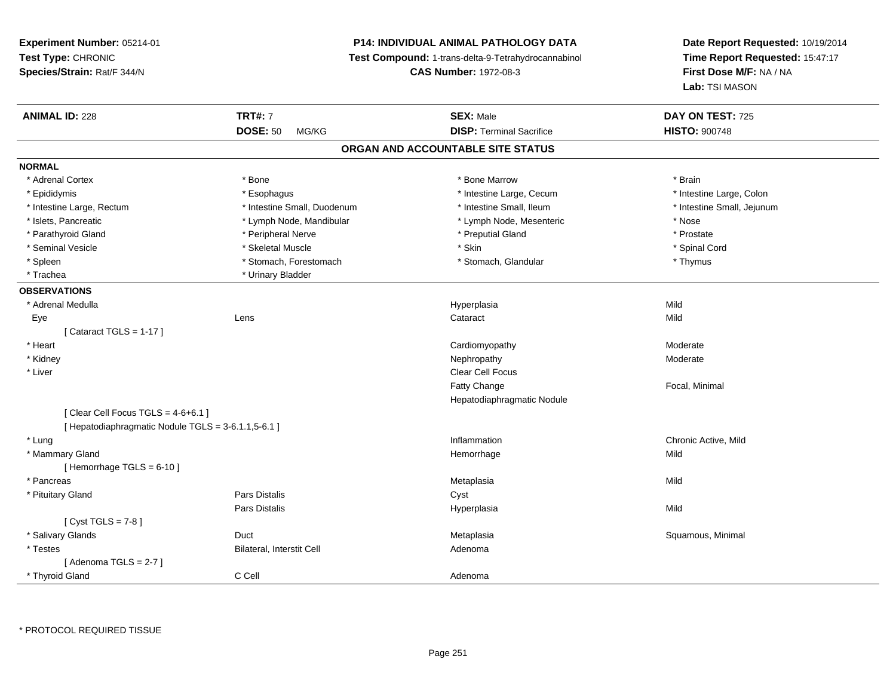**Experiment Number:** 05214-01
**Test Type:** CHRONIC
**Species/Strain:** Rat/F 344/N

**P14: INDIVIDUAL ANIMAL PATHOLOGY DATA**
**Test Compound:** 1-trans-delta-9-Tetrahydrocannabinol
**CAS Number:** 1972-08-3

**Date Report Requested:** 10/19/2014
**Time Report Requested:** 15:47:17
**First Dose M/F:** NA / NA
**Lab:** TSI MASON

| **ANIMAL ID:** 228 | **TRT#:** 7 | **SEX:** Male | **DAY ON TEST:** 725 |
|---|---|---|---|
| | **DOSE:** 50 MG/KG | **DISP:** Terminal Sacrifice | **HISTO:** 900748 |

## ORGAN AND ACCOUNTABLE SITE STATUS

**NORMAL**

| | | | |
|---|---|---|---|
| * Adrenal Cortex | * Bone | * Bone Marrow | * Brain |
| * Epididymis | * Esophagus | * Intestine Large, Cecum | * Intestine Large, Colon |
| * Intestine Large, Rectum | * Intestine Small, Duodenum | * Intestine Small, Ileum | * Intestine Small, Jejunum |
| * Islets, Pancreatic | * Lymph Node, Mandibular | * Lymph Node, Mesenteric | * Nose |
| * Parathyroid Gland | * Peripheral Nerve | * Preputial Gland | * Prostate |
| * Seminal Vesicle | * Skeletal Muscle | * Skin | * Spinal Cord |
| * Spleen | * Stomach, Forestomach | * Stomach, Glandular | * Thymus |
| * Trachea | * Urinary Bladder | | |

**OBSERVATIONS**

| | | | |
|---|---|---|---|
| * Adrenal Medulla | | Hyperplasia | Mild |
| Eye | Lens | Cataract | Mild |
| [ Cataract TGLS = 1-17 ] | | | |
| * Heart | | Cardiomyopathy | Moderate |
| * Kidney | | Nephropathy | Moderate |
| * Liver | | Clear Cell Focus | |
| | | Fatty Change | Focal, Minimal |
| | | Hepatodiaphragmatic Nodule | |
| [ Clear Cell Focus TGLS = 4-6+6.1 ] | | | |
| [ Hepatodiaphragmatic Nodule TGLS = 3-6.1.1,5-6.1 ] | | | |
| * Lung | | Inflammation | Chronic Active, Mild |
| * Mammary Gland | | Hemorrhage | Mild |
| [ Hemorrhage TGLS = 6-10 ] | | | |
| * Pancreas | | Metaplasia | Mild |
| * Pituitary Gland | Pars Distalis | Cyst | |
| | Pars Distalis | Hyperplasia | Mild |
| [ Cyst TGLS = 7-8 ] | | | |
| * Salivary Glands | Duct | Metaplasia | Squamous, Minimal |
| * Testes | Bilateral, Interstit Cell | Adenoma | |
| [ Adenoma TGLS = 2-7 ] | | | |
| * Thyroid Gland | C Cell | Adenoma | |

* PROTOCOL REQUIRED TISSUE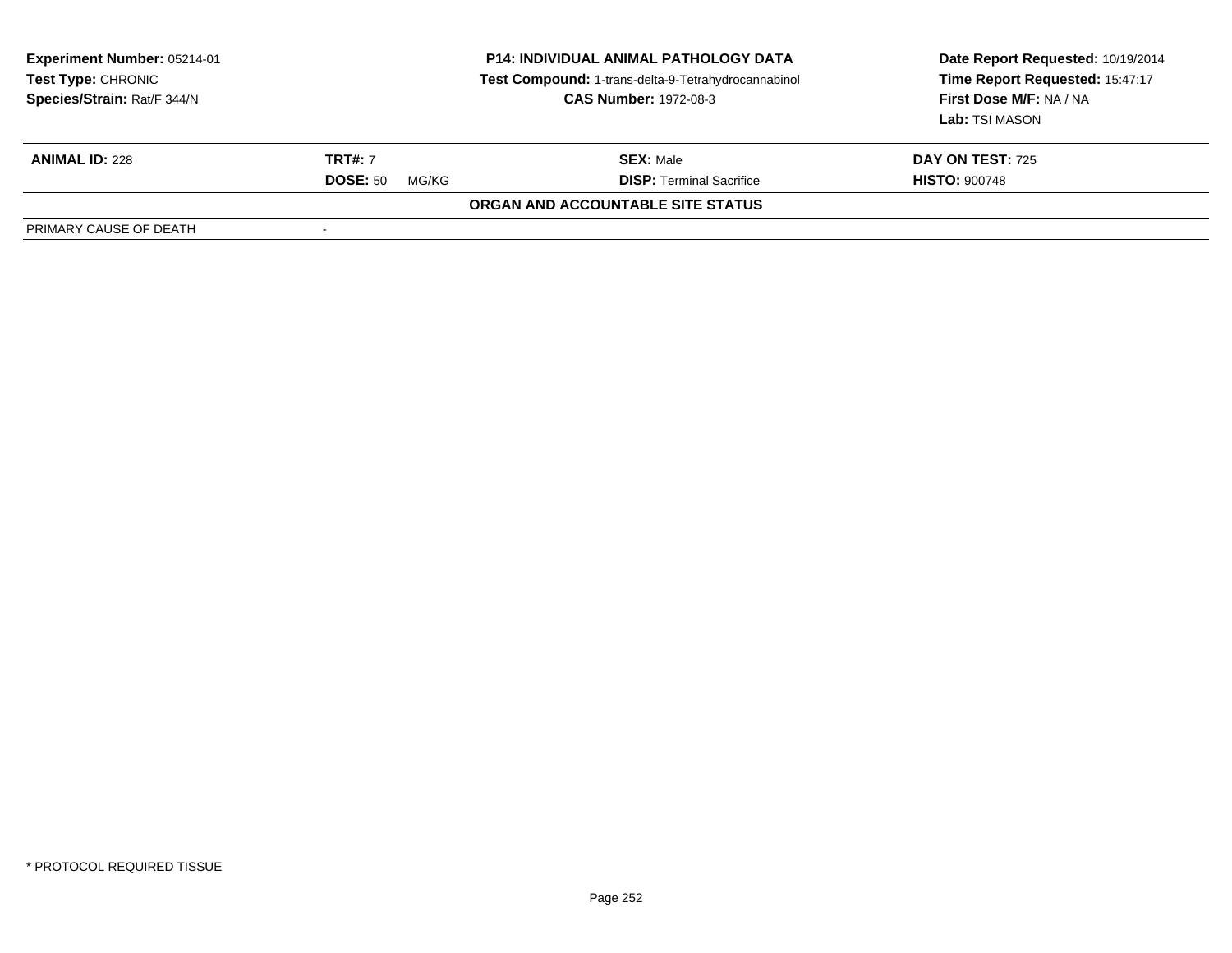| **Experiment Number:** 05214-01 | **P14: INDIVIDUAL ANIMAL PATHOLOGY DATA** | **Date Report Requested:** 10/19/2014 |
|---|---|---|
| **Test Type:** CHRONIC | **Test Compound:** 1-trans-delta-9-Tetrahydrocannabinol | **Time Report Requested:** 15:47:17 |
| **Species/Strain:** Rat/F 344/N | **CAS Number:** 1972-08-3 | **First Dose M/F:** NA / NA |
| | | **Lab:** TSI MASON |

| **ANIMAL ID:** 228 | **TRT#:** 7 | **SEX:** Male | **DAY ON TEST:** 725 |
|---|---|---|---|
| | **DOSE:** 50 MG/KG | **DISP:** Terminal Sacrifice | **HISTO:** 900748 |

**ORGAN AND ACCOUNTABLE SITE STATUS**

| PRIMARY CAUSE OF DEATH | - |
|---|---|

* PROTOCOL REQUIRED TISSUE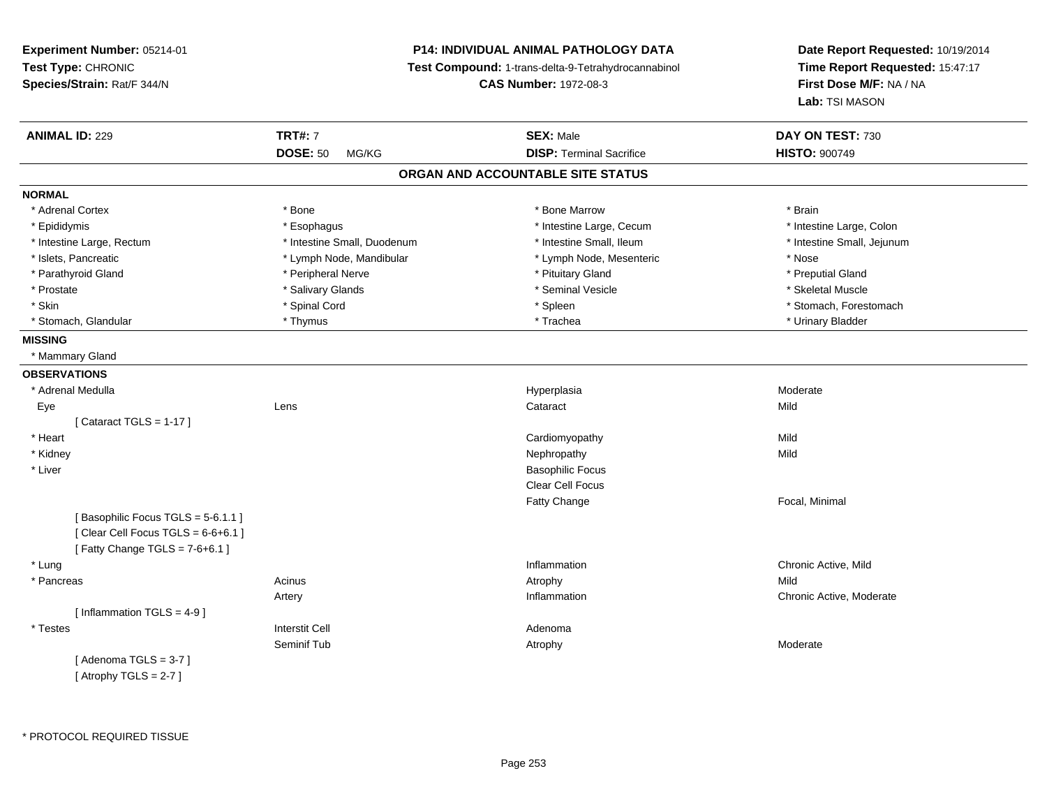**Experiment Number:** 05214-01
**Test Type:** CHRONIC
**Species/Strain:** Rat/F 344/N

**P14: INDIVIDUAL ANIMAL PATHOLOGY DATA**
**Test Compound:** 1-trans-delta-9-Tetrahydrocannabinol
**CAS Number:** 1972-08-3

**Date Report Requested:** 10/19/2014
**Time Report Requested:** 15:47:17
**First Dose M/F:** NA / NA
**Lab:** TSI MASON

| **ANIMAL ID:** 229 | **TRT#:** 7 | **SEX:** Male | **DAY ON TEST:** 730 |
|---|---|---|---|
| | **DOSE:** 50 MG/KG | **DISP:** Terminal Sacrifice | **HISTO:** 900749 |

## ORGAN AND ACCOUNTABLE SITE STATUS

**NORMAL**

| | | | |
|---|---|---|---|
| * Adrenal Cortex | * Bone | * Bone Marrow | * Brain |
| * Epididymis | * Esophagus | * Intestine Large, Cecum | * Intestine Large, Colon |
| * Intestine Large, Rectum | * Intestine Small, Duodenum | * Intestine Small, Ileum | * Intestine Small, Jejunum |
| * Islets, Pancreatic | * Lymph Node, Mandibular | * Lymph Node, Mesenteric | * Nose |
| * Parathyroid Gland | * Peripheral Nerve | * Pituitary Gland | * Preputial Gland |
| * Prostate | * Salivary Glands | * Seminal Vesicle | * Skeletal Muscle |
| * Skin | * Spinal Cord | * Spleen | * Stomach, Forestomach |
| * Stomach, Glandular | * Thymus | * Trachea | * Urinary Bladder |

**MISSING**

* Mammary Gland

**OBSERVATIONS**

| | | | |
|---|---|---|---|
| * Adrenal Medulla | | Hyperplasia | Moderate |
| Eye | Lens | Cataract | Mild |
| [ Cataract TGLS = 1-17 ] | | | |
| * Heart | | Cardiomyopathy | Mild |
| * Kidney | | Nephropathy | Mild |
| * Liver | | Basophilic Focus | |
| | | Clear Cell Focus | |
| | | Fatty Change | Focal, Minimal |
| [ Basophilic Focus TGLS = 5-6.1.1 ] | | | |
| [ Clear Cell Focus TGLS = 6-6+6.1 ] | | | |
| [ Fatty Change TGLS = 7-6+6.1 ] | | | |
| * Lung | | Inflammation | Chronic Active, Mild |
| * Pancreas | Acinus | Atrophy | Mild |
| | Artery | Inflammation | Chronic Active, Moderate |
| [ Inflammation TGLS = 4-9 ] | | | |
| * Testes | Interstit Cell | Adenoma | |
| | Seminif Tub | Atrophy | Moderate |
| [ Adenoma TGLS = 3-7 ] | | | |
| [ Atrophy TGLS = 2-7 ] | | | |

\* PROTOCOL REQUIRED TISSUE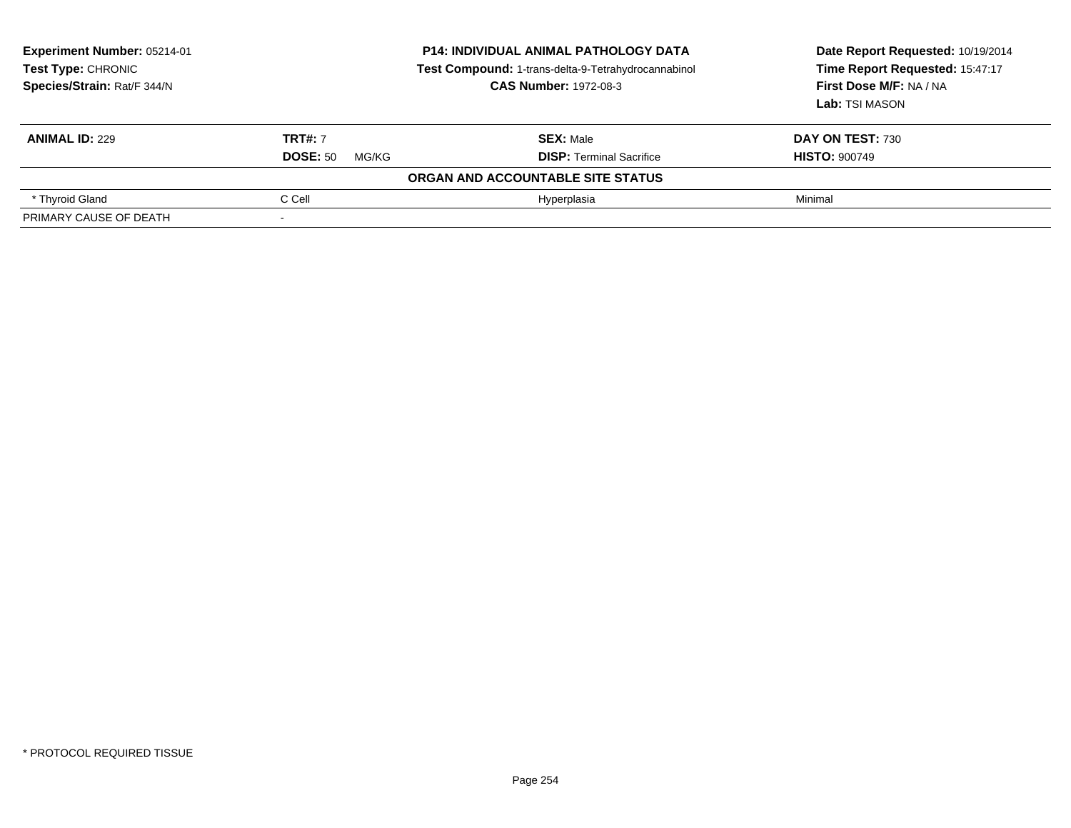**Experiment Number:** 05214-01
**Test Type:** CHRONIC
**Species/Strain:** Rat/F 344/N

**P14: INDIVIDUAL ANIMAL PATHOLOGY DATA**
**Test Compound:** 1-trans-delta-9-Tetrahydrocannabinol
**CAS Number:** 1972-08-3

**Date Report Requested:** 10/19/2014
**Time Report Requested:** 15:47:17
**First Dose M/F:** NA / NA
**Lab:** TSI MASON

| **ANIMAL ID:** 229 | **TRT#:** 7 | **SEX:** Male | **DAY ON TEST:** 730 |
|---|---|---|---|
| | **DOSE:** 50 MG/KG | **DISP:** Terminal Sacrifice | **HISTO:** 900749 |
| **ORGAN AND ACCOUNTABLE SITE STATUS** | | | |
| * Thyroid Gland | C Cell | Hyperplasia | Minimal |
| PRIMARY CAUSE OF DEATH | - | | |

* PROTOCOL REQUIRED TISSUE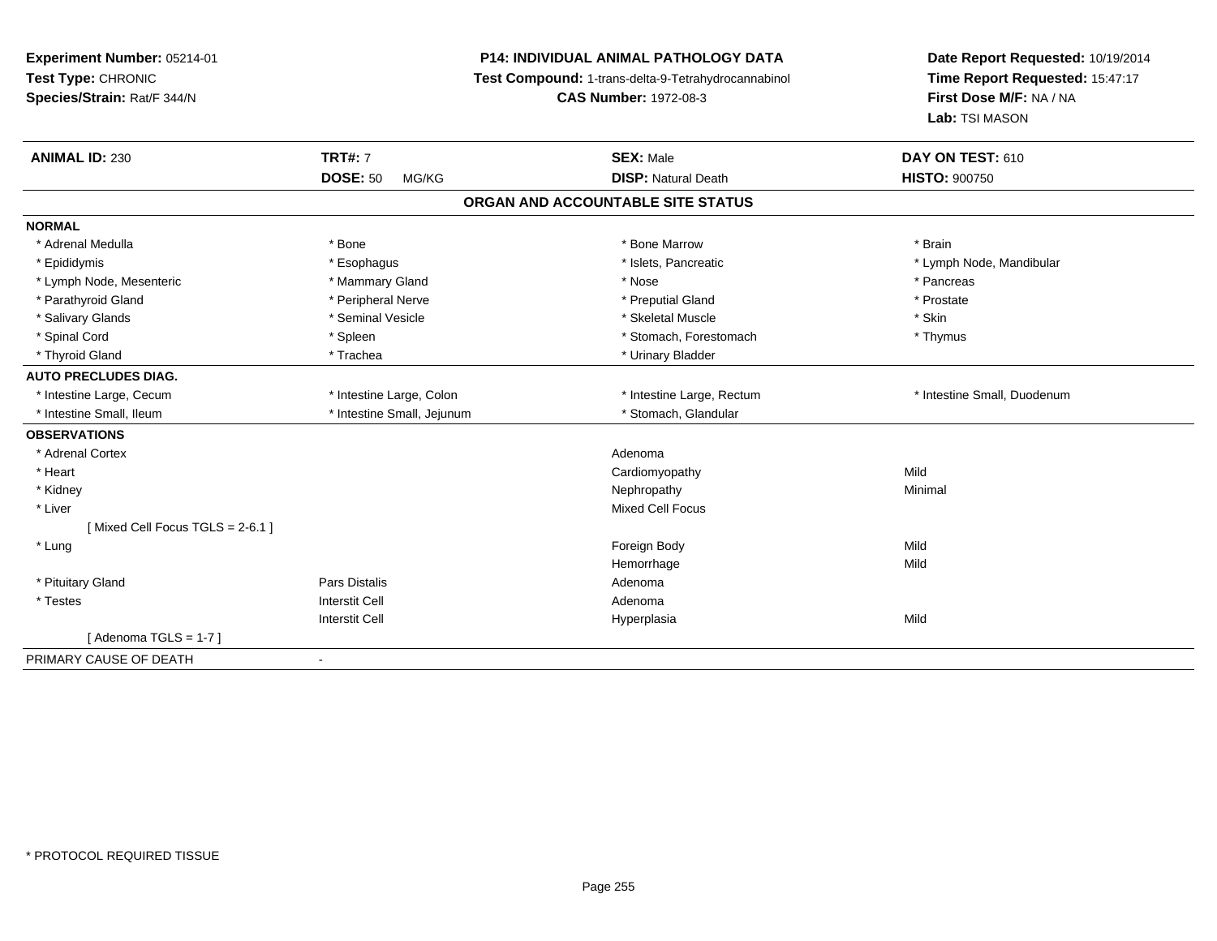**Experiment Number:** 05214-01
**Test Type:** CHRONIC
**Species/Strain:** Rat/F 344/N

**P14: INDIVIDUAL ANIMAL PATHOLOGY DATA**
**Test Compound:** 1-trans-delta-9-Tetrahydrocannabinol
**CAS Number:** 1972-08-3

**Date Report Requested:** 10/19/2014
**Time Report Requested:** 15:47:17
**First Dose M/F:** NA / NA
**Lab:** TSI MASON

| **ANIMAL ID:** 230 | **TRT#:** 7 | **SEX:** Male | **DAY ON TEST:** 610 |
|---|---|---|---|
| | **DOSE:** 50 MG/KG | **DISP:** Natural Death | **HISTO:** 900750 |

**ORGAN AND ACCOUNTABLE SITE STATUS**

| | | | |
|---|---|---|---|
| **NORMAL** | | | |
| * Adrenal Medulla | * Bone | * Bone Marrow | * Brain |
| * Epididymis | * Esophagus | * Islets, Pancreatic | * Lymph Node, Mandibular |
| * Lymph Node, Mesenteric | * Mammary Gland | * Nose | * Pancreas |
| * Parathyroid Gland | * Peripheral Nerve | * Preputial Gland | * Prostate |
| * Salivary Glands | * Seminal Vesicle | * Skeletal Muscle | * Skin |
| * Spinal Cord | * Spleen | * Stomach, Forestomach | * Thymus |
| * Thyroid Gland | * Trachea | * Urinary Bladder | |
| **AUTO PRECLUDES DIAG.** | | | |
| * Intestine Large, Cecum | * Intestine Large, Colon | * Intestine Large, Rectum | * Intestine Small, Duodenum |
| * Intestine Small, Ileum | * Intestine Small, Jejunum | * Stomach, Glandular | |
| **OBSERVATIONS** | | | |
| * Adrenal Cortex | | Adenoma | |
| * Heart | | Cardiomyopathy | Mild |
| * Kidney | | Nephropathy | Minimal |
| * Liver | | Mixed Cell Focus | |
| [ Mixed Cell Focus TGLS = 2-6.1 ] | | | |
| * Lung | | Foreign Body | Mild |
| | | Hemorrhage | Mild |
| * Pituitary Gland | Pars Distalis | Adenoma | |
| * Testes | Interstit Cell | Adenoma | |
| | Interstit Cell | Hyperplasia | Mild |
| [ Adenoma TGLS = 1-7 ] | | | |
| PRIMARY CAUSE OF DEATH | - | | |

* PROTOCOL REQUIRED TISSUE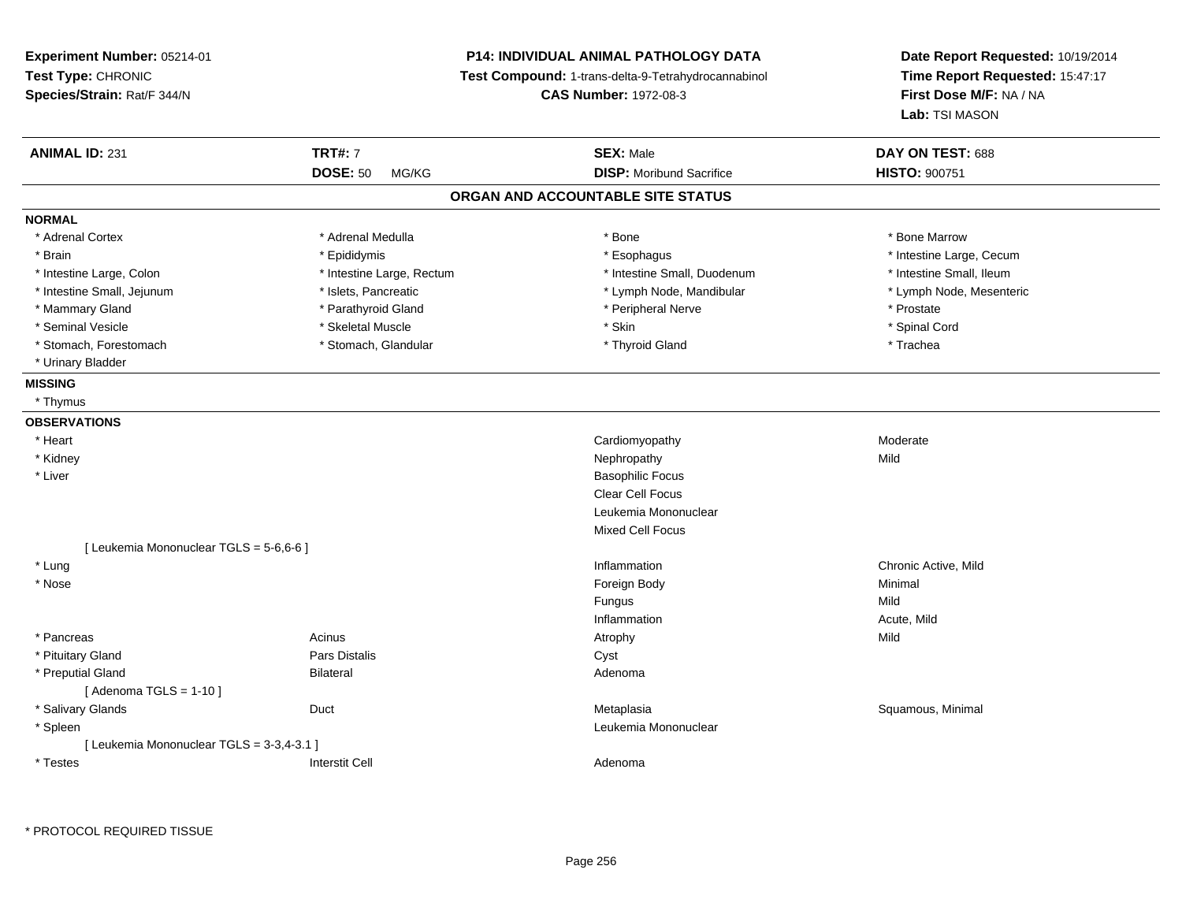**Experiment Number:** 05214-01
**Test Type:** CHRONIC
**Species/Strain:** Rat/F 344/N

**P14: INDIVIDUAL ANIMAL PATHOLOGY DATA**
**Test Compound:** 1-trans-delta-9-Tetrahydrocannabinol
**CAS Number:** 1972-08-3

**Date Report Requested:** 10/19/2014
**Time Report Requested:** 15:47:17
**First Dose M/F:** NA / NA
**Lab:** TSI MASON

| **ANIMAL ID:** 231 | **TRT#:** 7 | **SEX:** Male | **DAY ON TEST:** 688 |
|---|---|---|---|
| | **DOSE:** 50 MG/KG | **DISP:** Moribund Sacrifice | **HISTO:** 900751 |

## ORGAN AND ACCOUNTABLE SITE STATUS

**NORMAL**

| | | | |
|---|---|---|---|
| * Adrenal Cortex | * Adrenal Medulla | * Bone | * Bone Marrow |
| * Brain | * Epididymis | * Esophagus | * Intestine Large, Cecum |
| * Intestine Large, Colon | * Intestine Large, Rectum | * Intestine Small, Duodenum | * Intestine Small, Ileum |
| * Intestine Small, Jejunum | * Islets, Pancreatic | * Lymph Node, Mandibular | * Lymph Node, Mesenteric |
| * Mammary Gland | * Parathyroid Gland | * Peripheral Nerve | * Prostate |
| * Seminal Vesicle | * Skeletal Muscle | * Skin | * Spinal Cord |
| * Stomach, Forestomach | * Stomach, Glandular | * Thyroid Gland | * Trachea |
| * Urinary Bladder | | | |

**MISSING**

* Thymus

**OBSERVATIONS**

| | | | |
|---|---|---|---|
| * Heart | | Cardiomyopathy | Moderate |
| * Kidney | | Nephropathy | Mild |
| * Liver | | Basophilic Focus | |
| | | Clear Cell Focus | |
| | | Leukemia Mononuclear | |
| | | Mixed Cell Focus | |
| [ Leukemia Mononuclear TGLS = 5-6,6-6 ] | | | |
| * Lung | | Inflammation | Chronic Active, Mild |
| * Nose | | Foreign Body | Minimal |
| | | Fungus | Mild |
| | | Inflammation | Acute, Mild |
| * Pancreas | Acinus | Atrophy | Mild |
| * Pituitary Gland | Pars Distalis | Cyst | |
| * Preputial Gland | Bilateral | Adenoma | |
| [ Adenoma TGLS = 1-10 ] | | | |
| * Salivary Glands | Duct | Metaplasia | Squamous, Minimal |
| * Spleen | | Leukemia Mononuclear | |
| [ Leukemia Mononuclear TGLS = 3-3,4-3.1 ] | | | |
| * Testes | Interstit Cell | Adenoma | |

* PROTOCOL REQUIRED TISSUE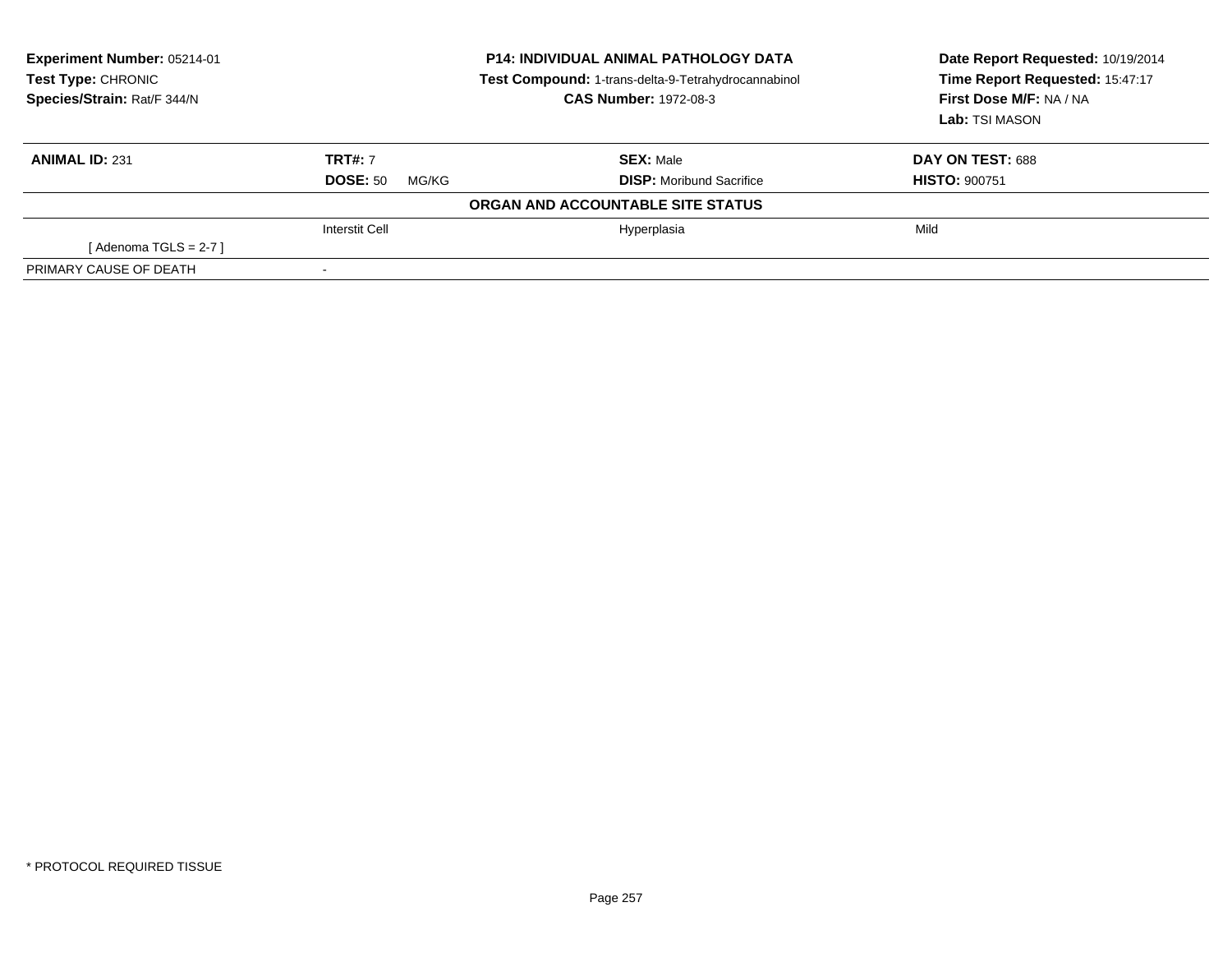**Experiment Number:** 05214-01
**Test Type:** CHRONIC
**Species/Strain:** Rat/F 344/N

**P14: INDIVIDUAL ANIMAL PATHOLOGY DATA**
**Test Compound:** 1-trans-delta-9-Tetrahydrocannabinol
**CAS Number:** 1972-08-3

**Date Report Requested:** 10/19/2014
**Time Report Requested:** 15:47:17
**First Dose M/F:** NA / NA
**Lab:** TSI MASON

| **ANIMAL ID:** 231 | **TRT#:** 7 | **SEX:** Male | **DAY ON TEST:** 688 |
|---|---|---|---|
| | **DOSE:** 50 MG/KG | **DISP:** Moribund Sacrifice | **HISTO:** 900751 |
| | **ORGAN AND ACCOUNTABLE SITE STATUS** | | |
| | Interstit Cell | Hyperplasia | Mild |
| [ Adenoma TGLS = 2-7 ] | | | |
| PRIMARY CAUSE OF DEATH | - | | |

* PROTOCOL REQUIRED TISSUE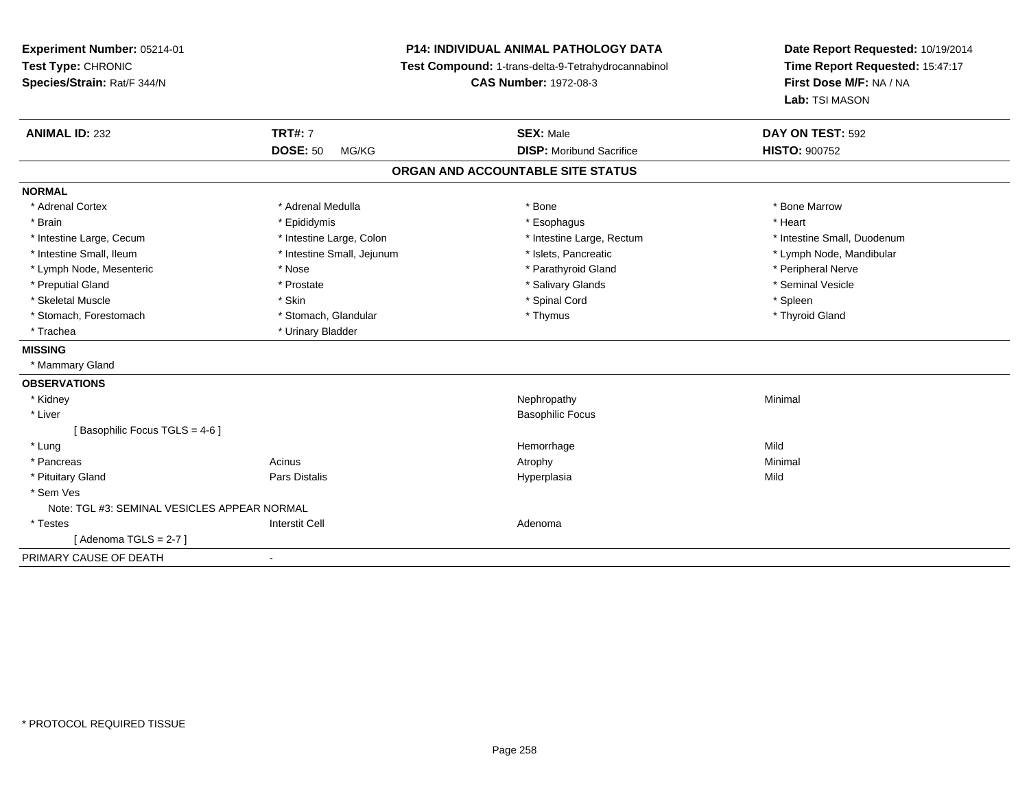**Experiment Number:** 05214-01
**Test Type:** CHRONIC
**Species/Strain:** Rat/F 344/N

**P14: INDIVIDUAL ANIMAL PATHOLOGY DATA**
**Test Compound:** 1-trans-delta-9-Tetrahydrocannabinol
**CAS Number:** 1972-08-3

**Date Report Requested:** 10/19/2014
**Time Report Requested:** 15:47:17
**First Dose M/F:** NA / NA
**Lab:** TSI MASON

| **ANIMAL ID:** 232 | **TRT#:** 7 | **SEX:** Male | **DAY ON TEST:** 592 |
|---|---|---|---|
| | **DOSE:** 50 MG/KG | **DISP:** Moribund Sacrifice | **HISTO:** 900752 |

## ORGAN AND ACCOUNTABLE SITE STATUS

**NORMAL**

| | | | |
|---|---|---|---|
| * Adrenal Cortex | * Adrenal Medulla | * Bone | * Bone Marrow |
| * Brain | * Epididymis | * Esophagus | * Heart |
| * Intestine Large, Cecum | * Intestine Large, Colon | * Intestine Large, Rectum | * Intestine Small, Duodenum |
| * Intestine Small, Ileum | * Intestine Small, Jejunum | * Islets, Pancreatic | * Lymph Node, Mandibular |
| * Lymph Node, Mesenteric | * Nose | * Parathyroid Gland | * Peripheral Nerve |
| * Preputial Gland | * Prostate | * Salivary Glands | * Seminal Vesicle |
| * Skeletal Muscle | * Skin | * Spinal Cord | * Spleen |
| * Stomach, Forestomach | * Stomach, Glandular | * Thymus | * Thyroid Gland |
| * Trachea | * Urinary Bladder | | |

**MISSING**

* Mammary Gland

**OBSERVATIONS**

| | | | |
|---|---|---|---|
| * Kidney | | Nephropathy | Minimal |
| * Liver | | Basophilic Focus | |
| [ Basophilic Focus TGLS = 4-6 ] | | | |
| * Lung | | Hemorrhage | Mild |
| * Pancreas | Acinus | Atrophy | Minimal |
| * Pituitary Gland | Pars Distalis | Hyperplasia | Mild |
| * Sem Ves | | | |
| Note: TGL #3: SEMINAL VESICLES APPEAR NORMAL | | | |
| * Testes | Interstit Cell | Adenoma | |
| [ Adenoma TGLS = 2-7 ] | | | |

PRIMARY CAUSE OF DEATH -

\* PROTOCOL REQUIRED TISSUE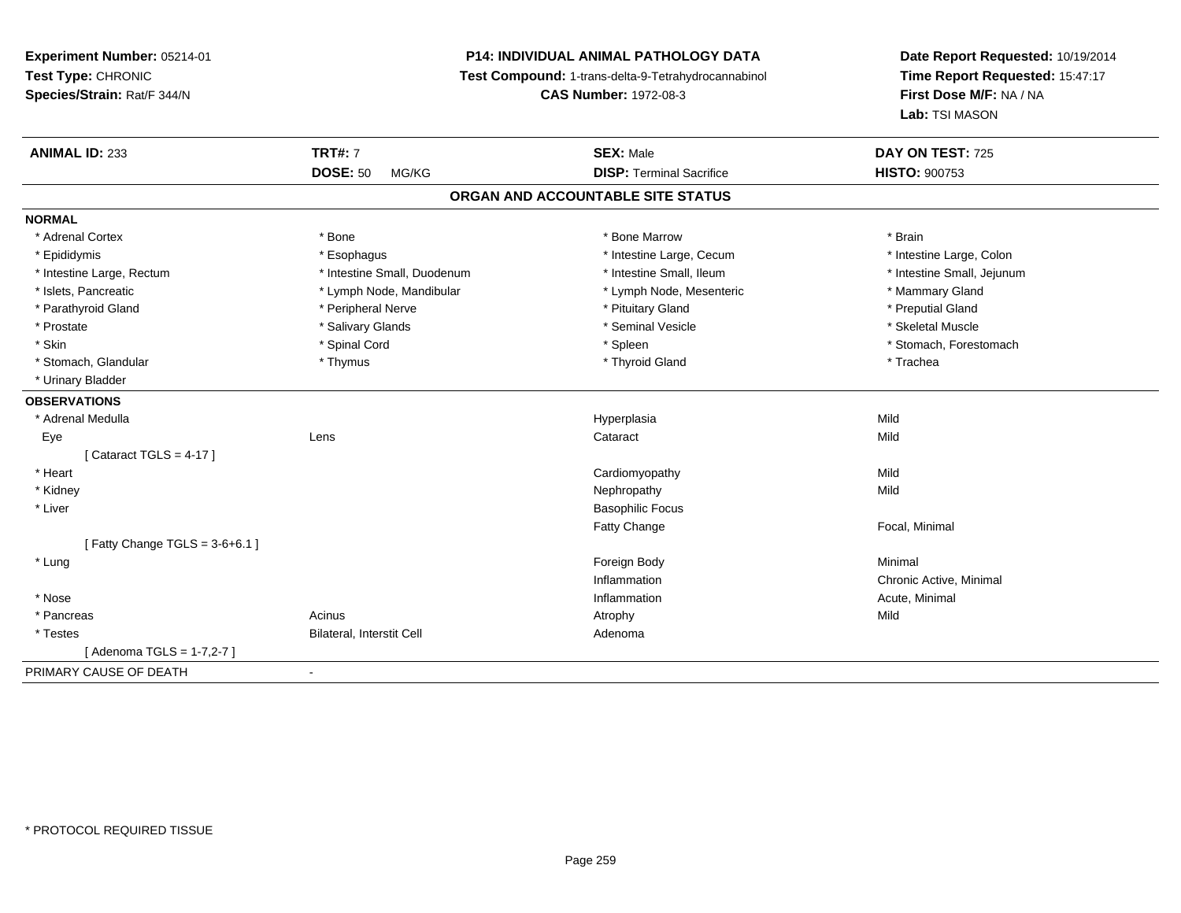**Experiment Number:** 05214-01
**Test Type:** CHRONIC
**Species/Strain:** Rat/F 344/N

**P14: INDIVIDUAL ANIMAL PATHOLOGY DATA**
**Test Compound:** 1-trans-delta-9-Tetrahydrocannabinol
**CAS Number:** 1972-08-3

**Date Report Requested:** 10/19/2014
**Time Report Requested:** 15:47:17
**First Dose M/F:** NA / NA
**Lab:** TSI MASON

| **ANIMAL ID:** 233 | **TRT#:** 7 | **SEX:** Male | **DAY ON TEST:** 725 |
|---|---|---|---|
| | **DOSE:** 50 MG/KG | **DISP:** Terminal Sacrifice | **HISTO:** 900753 |

## ORGAN AND ACCOUNTABLE SITE STATUS

**NORMAL**

| | | | |
|---|---|---|---|
| * Adrenal Cortex | * Bone | * Bone Marrow | * Brain |
| * Epididymis | * Esophagus | * Intestine Large, Cecum | * Intestine Large, Colon |
| * Intestine Large, Rectum | * Intestine Small, Duodenum | * Intestine Small, Ileum | * Intestine Small, Jejunum |
| * Islets, Pancreatic | * Lymph Node, Mandibular | * Lymph Node, Mesenteric | * Mammary Gland |
| * Parathyroid Gland | * Peripheral Nerve | * Pituitary Gland | * Preputial Gland |
| * Prostate | * Salivary Glands | * Seminal Vesicle | * Skeletal Muscle |
| * Skin | * Spinal Cord | * Spleen | * Stomach, Forestomach |
| * Stomach, Glandular | * Thymus | * Thyroid Gland | * Trachea |
| * Urinary Bladder | | | |

**OBSERVATIONS**

| | | | |
|---|---|---|---|
| * Adrenal Medulla | | Hyperplasia | Mild |
| Eye | Lens | Cataract | Mild |
| [ Cataract TGLS = 4-17 ] | | | |
| * Heart | | Cardiomyopathy | Mild |
| * Kidney | | Nephropathy | Mild |
| * Liver | | Basophilic Focus | |
| | | Fatty Change | Focal, Minimal |
| [ Fatty Change TGLS = 3-6+6.1 ] | | | |
| * Lung | | Foreign Body | Minimal |
| | | Inflammation | Chronic Active, Minimal |
| * Nose | | Inflammation | Acute, Minimal |
| * Pancreas | Acinus | Atrophy | Mild |
| * Testes | Bilateral, Interstit Cell | Adenoma | |
| [ Adenoma TGLS = 1-7,2-7 ] | | | |

PRIMARY CAUSE OF DEATH -

* PROTOCOL REQUIRED TISSUE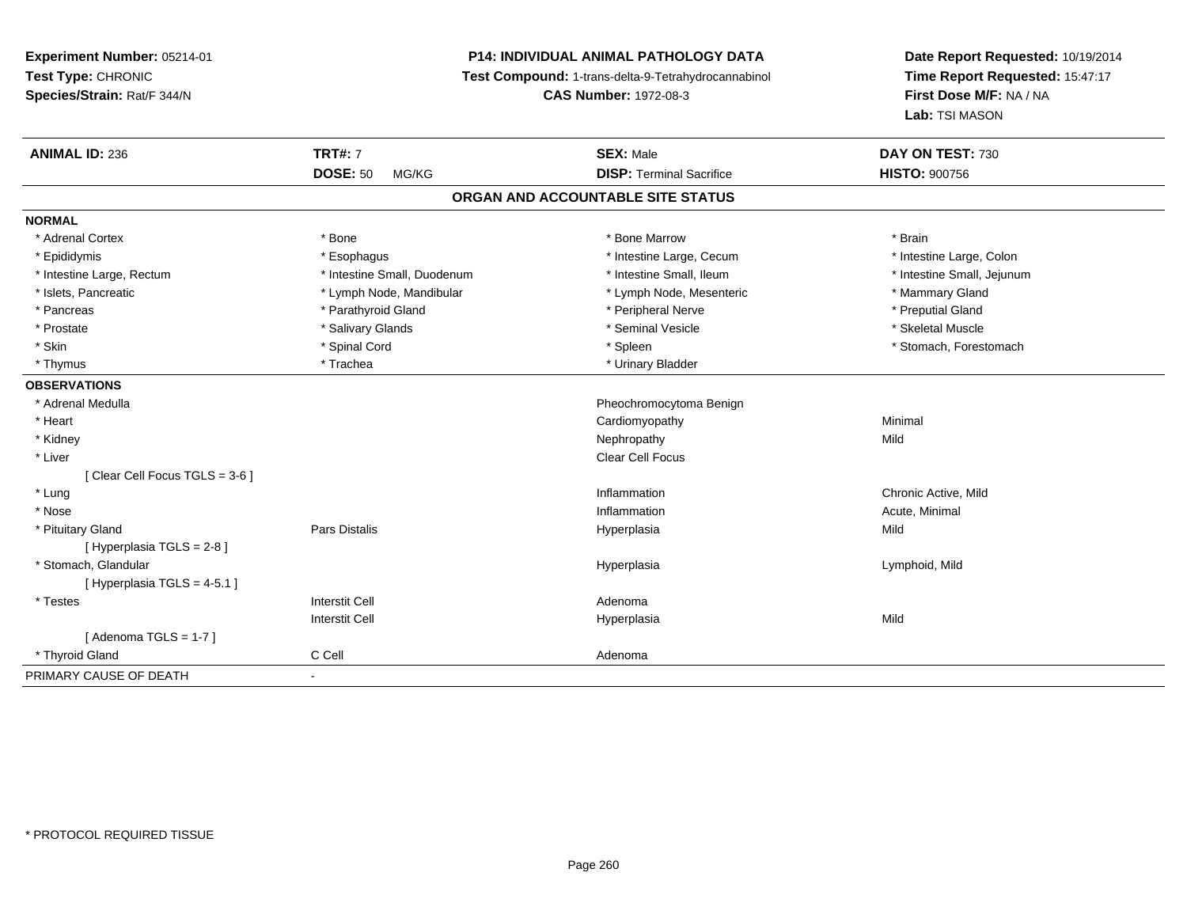**Experiment Number:** 05214-01
**Test Type:** CHRONIC
**Species/Strain:** Rat/F 344/N

**P14: INDIVIDUAL ANIMAL PATHOLOGY DATA**
**Test Compound:** 1-trans-delta-9-Tetrahydrocannabinol
**CAS Number:** 1972-08-3

**Date Report Requested:** 10/19/2014
**Time Report Requested:** 15:47:17
**First Dose M/F:** NA / NA
**Lab:** TSI MASON

| **ANIMAL ID:** 236 | **TRT#:** 7 | **SEX:** Male | **DAY ON TEST:** 730 |
|---|---|---|---|
| | **DOSE:** 50 MG/KG | **DISP:** Terminal Sacrifice | **HISTO:** 900756 |

## ORGAN AND ACCOUNTABLE SITE STATUS

**NORMAL**

| | | | |
|---|---|---|---|
| * Adrenal Cortex | * Bone | * Bone Marrow | * Brain |
| * Epididymis | * Esophagus | * Intestine Large, Cecum | * Intestine Large, Colon |
| * Intestine Large, Rectum | * Intestine Small, Duodenum | * Intestine Small, Ileum | * Intestine Small, Jejunum |
| * Islets, Pancreatic | * Lymph Node, Mandibular | * Lymph Node, Mesenteric | * Mammary Gland |
| * Pancreas | * Parathyroid Gland | * Peripheral Nerve | * Preputial Gland |
| * Prostate | * Salivary Glands | * Seminal Vesicle | * Skeletal Muscle |
| * Skin | * Spinal Cord | * Spleen | * Stomach, Forestomach |
| * Thymus | * Trachea | * Urinary Bladder | |

**OBSERVATIONS**

| | | | |
|---|---|---|---|
| * Adrenal Medulla | | Pheochromocytoma Benign | |
| * Heart | | Cardiomyopathy | Minimal |
| * Kidney | | Nephropathy | Mild |
| * Liver | | Clear Cell Focus | |
| [ Clear Cell Focus TGLS = 3-6 ] | | | |
| * Lung | | Inflammation | Chronic Active, Mild |
| * Nose | | Inflammation | Acute, Minimal |
| * Pituitary Gland | Pars Distalis | Hyperplasia | Mild |
| [ Hyperplasia TGLS = 2-8 ] | | | |
| * Stomach, Glandular | | Hyperplasia | Lymphoid, Mild |
| [ Hyperplasia TGLS = 4-5.1 ] | | | |
| * Testes | Interstit Cell | Adenoma | |
| | Interstit Cell | Hyperplasia | Mild |
| [ Adenoma TGLS = 1-7 ] | | | |
| * Thyroid Gland | C Cell | Adenoma | |

PRIMARY CAUSE OF DEATH -

* PROTOCOL REQUIRED TISSUE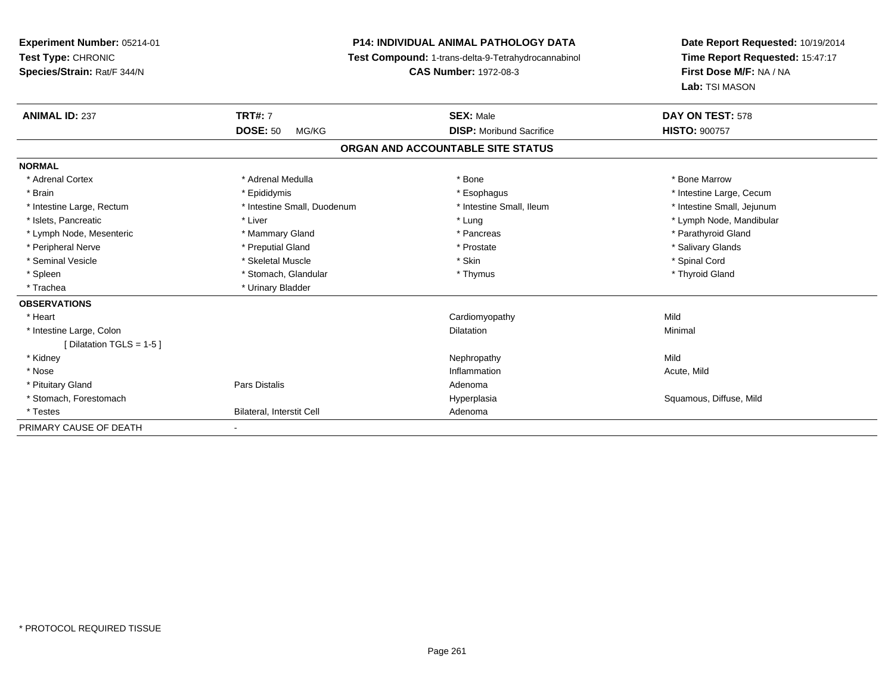**Experiment Number:** 05214-01
**Test Type:** CHRONIC
**Species/Strain:** Rat/F 344/N

**P14: INDIVIDUAL ANIMAL PATHOLOGY DATA**
**Test Compound:** 1-trans-delta-9-Tetrahydrocannabinol
**CAS Number:** 1972-08-3

**Date Report Requested:** 10/19/2014
**Time Report Requested:** 15:47:17
**First Dose M/F:** NA / NA
**Lab:** TSI MASON

| **ANIMAL ID:** 237 | **TRT#:** 7 | **SEX:** Male | **DAY ON TEST:** 578 |
|---|---|---|---|
| | **DOSE:** 50 MG/KG | **DISP:** Moribund Sacrifice | **HISTO:** 900757 |

**ORGAN AND ACCOUNTABLE SITE STATUS**

**NORMAL**

| | | | |
|---|---|---|---|
| * Adrenal Cortex | * Adrenal Medulla | * Bone | * Bone Marrow |
| * Brain | * Epididymis | * Esophagus | * Intestine Large, Cecum |
| * Intestine Large, Rectum | * Intestine Small, Duodenum | * Intestine Small, Ileum | * Intestine Small, Jejunum |
| * Islets, Pancreatic | * Liver | * Lung | * Lymph Node, Mandibular |
| * Lymph Node, Mesenteric | * Mammary Gland | * Pancreas | * Parathyroid Gland |
| * Peripheral Nerve | * Preputial Gland | * Prostate | * Salivary Glands |
| * Seminal Vesicle | * Skeletal Muscle | * Skin | * Spinal Cord |
| * Spleen | * Stomach, Glandular | * Thymus | * Thyroid Gland |
| * Trachea | * Urinary Bladder | | |

**OBSERVATIONS**

| | | | |
|---|---|---|---|
| * Heart | | Cardiomyopathy | Mild |
| * Intestine Large, Colon | | Dilatation | Minimal |
| [ Dilatation TGLS = 1-5 ] | | | |
| * Kidney | | Nephropathy | Mild |
| * Nose | | Inflammation | Acute, Mild |
| * Pituitary Gland | Pars Distalis | Adenoma | |
| * Stomach, Forestomach | | Hyperplasia | Squamous, Diffuse, Mild |
| * Testes | Bilateral, Interstit Cell | Adenoma | |

PRIMARY CAUSE OF DEATH -

* PROTOCOL REQUIRED TISSUE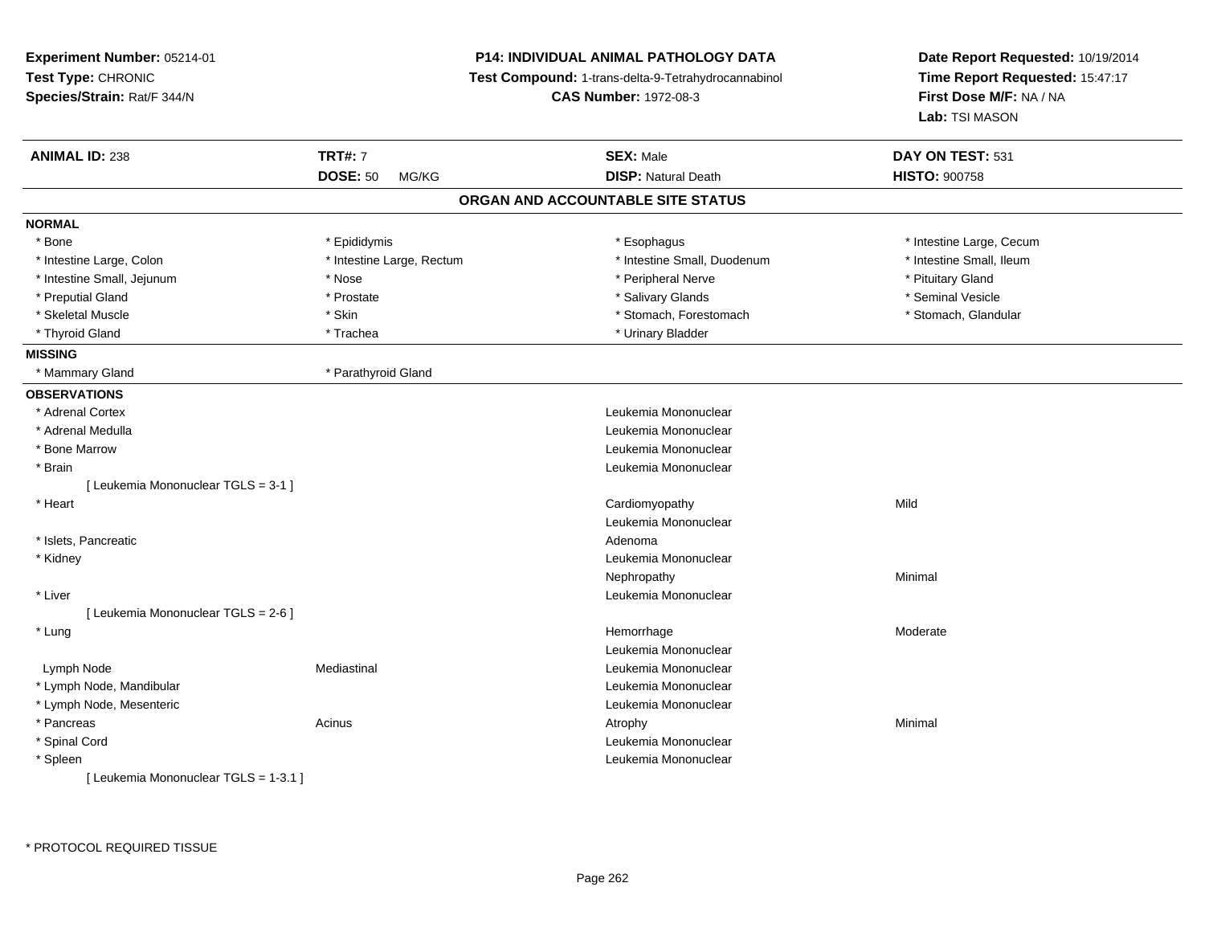**Experiment Number:** 05214-01
**Test Type:** CHRONIC
**Species/Strain:** Rat/F 344/N

**P14: INDIVIDUAL ANIMAL PATHOLOGY DATA**
**Test Compound:** 1-trans-delta-9-Tetrahydrocannabinol
**CAS Number:** 1972-08-3

**Date Report Requested:** 10/19/2014
**Time Report Requested:** 15:47:17
**First Dose M/F:** NA / NA
**Lab:** TSI MASON

| **ANIMAL ID:** 238 | **TRT#:** 7 | **SEX:** Male | **DAY ON TEST:** 531 |
|---|---|---|---|
| | **DOSE:** 50 MG/KG | **DISP:** Natural Death | **HISTO:** 900758 |

## ORGAN AND ACCOUNTABLE SITE STATUS

**NORMAL**

| | | | |
|---|---|---|---|
| * Bone | * Epididymis | * Esophagus | * Intestine Large, Cecum |
| * Intestine Large, Colon | * Intestine Large, Rectum | * Intestine Small, Duodenum | * Intestine Small, Ileum |
| * Intestine Small, Jejunum | * Nose | * Peripheral Nerve | * Pituitary Gland |
| * Preputial Gland | * Prostate | * Salivary Glands | * Seminal Vesicle |
| * Skeletal Muscle | * Skin | * Stomach, Forestomach | * Stomach, Glandular |
| * Thyroid Gland | * Trachea | * Urinary Bladder | |

**MISSING**

| | |
|---|---|
| * Mammary Gland | * Parathyroid Gland |

**OBSERVATIONS**

| Organ | Site | Observation | Severity |
|---|---|---|---|
| * Adrenal Cortex | | Leukemia Mononuclear | |
| * Adrenal Medulla | | Leukemia Mononuclear | |
| * Bone Marrow | | Leukemia Mononuclear | |
| * Brain | | Leukemia Mononuclear | |
| [ Leukemia Mononuclear TGLS = 3-1 ] | | | |
| * Heart | | Cardiomyopathy | Mild |
| | | Leukemia Mononuclear | |
| * Islets, Pancreatic | | Adenoma | |
| * Kidney | | Leukemia Mononuclear | |
| | | Nephropathy | Minimal |
| * Liver | | Leukemia Mononuclear | |
| [ Leukemia Mononuclear TGLS = 2-6 ] | | | |
| * Lung | | Hemorrhage | Moderate |
| | | Leukemia Mononuclear | |
| Lymph Node | Mediastinal | Leukemia Mononuclear | |
| * Lymph Node, Mandibular | | Leukemia Mononuclear | |
| * Lymph Node, Mesenteric | | Leukemia Mononuclear | |
| * Pancreas | Acinus | Atrophy | Minimal |
| * Spinal Cord | | Leukemia Mononuclear | |
| * Spleen | | Leukemia Mononuclear | |
| [ Leukemia Mononuclear TGLS = 1-3.1 ] | | | |

\* PROTOCOL REQUIRED TISSUE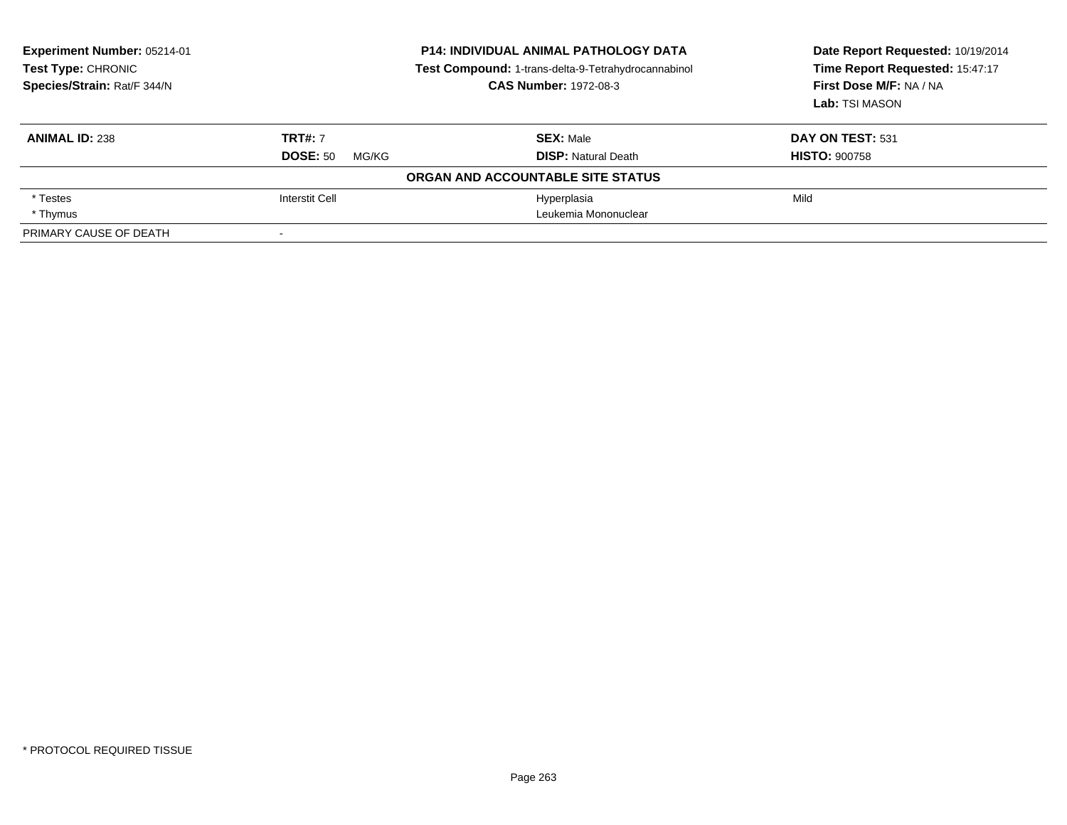**Experiment Number:** 05214-01
**Test Type:** CHRONIC
**Species/Strain:** Rat/F 344/N

**P14: INDIVIDUAL ANIMAL PATHOLOGY DATA**
**Test Compound:** 1-trans-delta-9-Tetrahydrocannabinol
**CAS Number:** 1972-08-3

**Date Report Requested:** 10/19/2014
**Time Report Requested:** 15:47:17
**First Dose M/F:** NA / NA
**Lab:** TSI MASON

| **ANIMAL ID:** 238 | **TRT#:** 7 | **SEX:** Male | **DAY ON TEST:** 531 |
|---|---|---|---|
| | **DOSE:** 50 MG/KG | **DISP:** Natural Death | **HISTO:** 900758 |
| | | **ORGAN AND ACCOUNTABLE SITE STATUS** | |
| * Testes | Interstit Cell | Hyperplasia | Mild |
| * Thymus | | Leukemia Mononuclear | |
| PRIMARY CAUSE OF DEATH | - | | |

* PROTOCOL REQUIRED TISSUE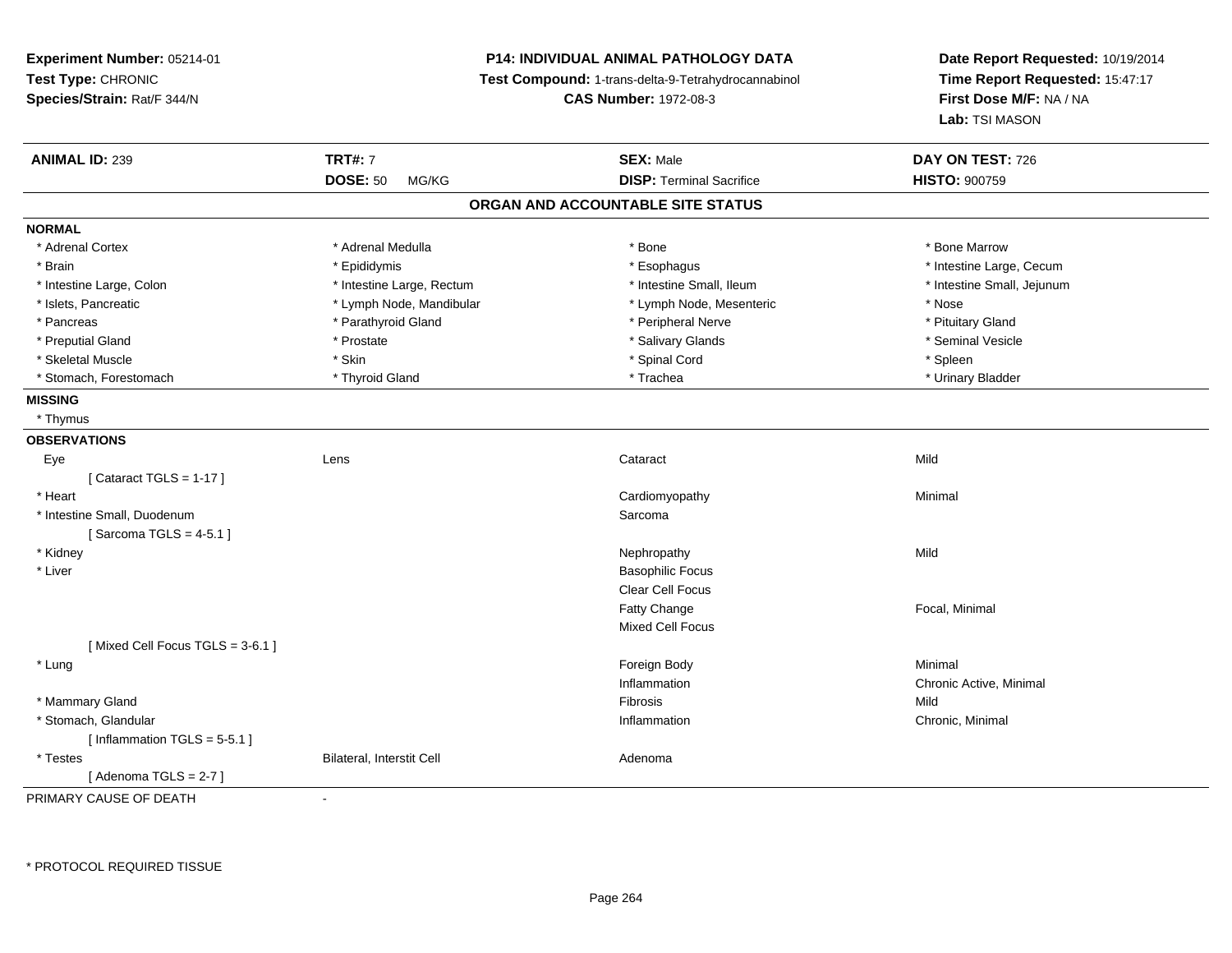**Experiment Number:** 05214-01
**Test Type:** CHRONIC
**Species/Strain:** Rat/F 344/N

**P14: INDIVIDUAL ANIMAL PATHOLOGY DATA**
**Test Compound:** 1-trans-delta-9-Tetrahydrocannabinol
**CAS Number:** 1972-08-3

**Date Report Requested:** 10/19/2014
**Time Report Requested:** 15:47:17
**First Dose M/F:** NA / NA
**Lab:** TSI MASON

| **ANIMAL ID:** 239 | **TRT#:** 7 | **SEX:** Male | **DAY ON TEST:** 726 |
|---|---|---|---|
| | **DOSE:** 50 MG/KG | **DISP:** Terminal Sacrifice | **HISTO:** 900759 |

## ORGAN AND ACCOUNTABLE SITE STATUS

**NORMAL**

| | | | |
|---|---|---|---|
| * Adrenal Cortex | * Adrenal Medulla | * Bone | * Bone Marrow |
| * Brain | * Epididymis | * Esophagus | * Intestine Large, Cecum |
| * Intestine Large, Colon | * Intestine Large, Rectum | * Intestine Small, Ileum | * Intestine Small, Jejunum |
| * Islets, Pancreatic | * Lymph Node, Mandibular | * Lymph Node, Mesenteric | * Nose |
| * Pancreas | * Parathyroid Gland | * Peripheral Nerve | * Pituitary Gland |
| * Preputial Gland | * Prostate | * Salivary Glands | * Seminal Vesicle |
| * Skeletal Muscle | * Skin | * Spinal Cord | * Spleen |
| * Stomach, Forestomach | * Thyroid Gland | * Trachea | * Urinary Bladder |

**MISSING**

* Thymus

**OBSERVATIONS**

| | | | |
|---|---|---|---|
| Eye | Lens | Cataract | Mild |
| [ Cataract TGLS = 1-17 ] | | | |
| * Heart | | Cardiomyopathy | Minimal |
| * Intestine Small, Duodenum | | Sarcoma | |
| [ Sarcoma TGLS = 4-5.1 ] | | | |
| * Kidney | | Nephropathy | Mild |
| * Liver | | Basophilic Focus | |
| | | Clear Cell Focus | |
| | | Fatty Change | Focal, Minimal |
| | | Mixed Cell Focus | |
| [ Mixed Cell Focus TGLS = 3-6.1 ] | | | |
| * Lung | | Foreign Body | Minimal |
| | | Inflammation | Chronic Active, Minimal |
| * Mammary Gland | | Fibrosis | Mild |
| * Stomach, Glandular | | Inflammation | Chronic, Minimal |
| [ Inflammation TGLS = 5-5.1 ] | | | |
| * Testes | Bilateral, Interstit Cell | Adenoma | |
| [ Adenoma TGLS = 2-7 ] | | | |

PRIMARY CAUSE OF DEATH -

* PROTOCOL REQUIRED TISSUE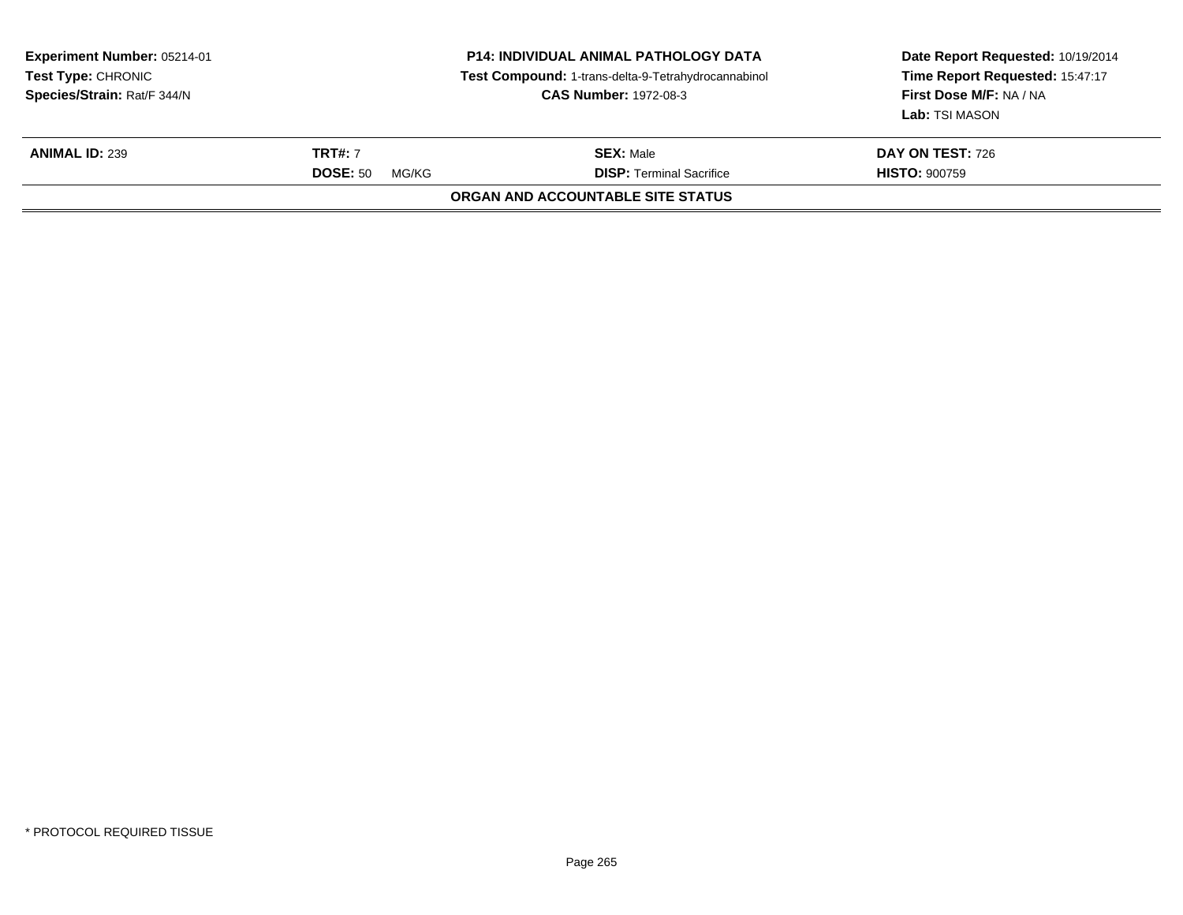**Experiment Number:** 05214-01
**Test Type:** CHRONIC
**Species/Strain:** Rat/F 344/N

**P14: INDIVIDUAL ANIMAL PATHOLOGY DATA**
**Test Compound:** 1-trans-delta-9-Tetrahydrocannabinol
**CAS Number:** 1972-08-3

**Date Report Requested:** 10/19/2014
**Time Report Requested:** 15:47:17
**First Dose M/F:** NA / NA
**Lab:** TSI MASON

| **ANIMAL ID:** 239 | **TRT#:** 7 | **SEX:** Male | **DAY ON TEST:** 726 |
|---|---|---|---|
| | **DOSE:** 50 MG/KG | **DISP:** Terminal Sacrifice | **HISTO:** 900759 |

**ORGAN AND ACCOUNTABLE SITE STATUS**

* PROTOCOL REQUIRED TISSUE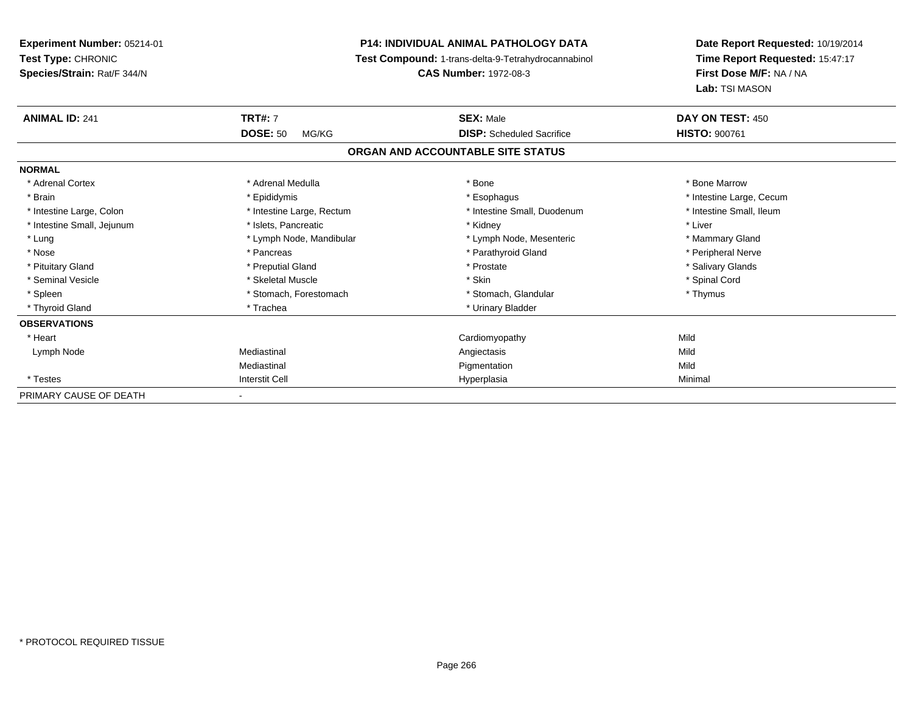**Experiment Number:** 05214-01
**Test Type:** CHRONIC
**Species/Strain:** Rat/F 344/N

**P14: INDIVIDUAL ANIMAL PATHOLOGY DATA**
**Test Compound:** 1-trans-delta-9-Tetrahydrocannabinol
**CAS Number:** 1972-08-3

**Date Report Requested:** 10/19/2014
**Time Report Requested:** 15:47:17
**First Dose M/F:** NA / NA
**Lab:** TSI MASON

| **ANIMAL ID:** 241 | **TRT#:** 7 | **SEX:** Male | **DAY ON TEST:** 450 |
|---|---|---|---|
| | **DOSE:** 50 MG/KG | **DISP:** Scheduled Sacrifice | **HISTO:** 900761 |

## ORGAN AND ACCOUNTABLE SITE STATUS

| | | | |
|---|---|---|---|
| **NORMAL** | | | |
| * Adrenal Cortex | * Adrenal Medulla | * Bone | * Bone Marrow |
| * Brain | * Epididymis | * Esophagus | * Intestine Large, Cecum |
| * Intestine Large, Colon | * Intestine Large, Rectum | * Intestine Small, Duodenum | * Intestine Small, Ileum |
| * Intestine Small, Jejunum | * Islets, Pancreatic | * Kidney | * Liver |
| * Lung | * Lymph Node, Mandibular | * Lymph Node, Mesenteric | * Mammary Gland |
| * Nose | * Pancreas | * Parathyroid Gland | * Peripheral Nerve |
| * Pituitary Gland | * Preputial Gland | * Prostate | * Salivary Glands |
| * Seminal Vesicle | * Skeletal Muscle | * Skin | * Spinal Cord |
| * Spleen | * Stomach, Forestomach | * Stomach, Glandular | * Thymus |
| * Thyroid Gland | * Trachea | * Urinary Bladder | |
| **OBSERVATIONS** | | | |
| * Heart | | Cardiomyopathy | Mild |
| Lymph Node | Mediastinal | Angiectasis | Mild |
| | Mediastinal | Pigmentation | Mild |
| * Testes | Interstit Cell | Hyperplasia | Minimal |
| PRIMARY CAUSE OF DEATH | - | | |

* PROTOCOL REQUIRED TISSUE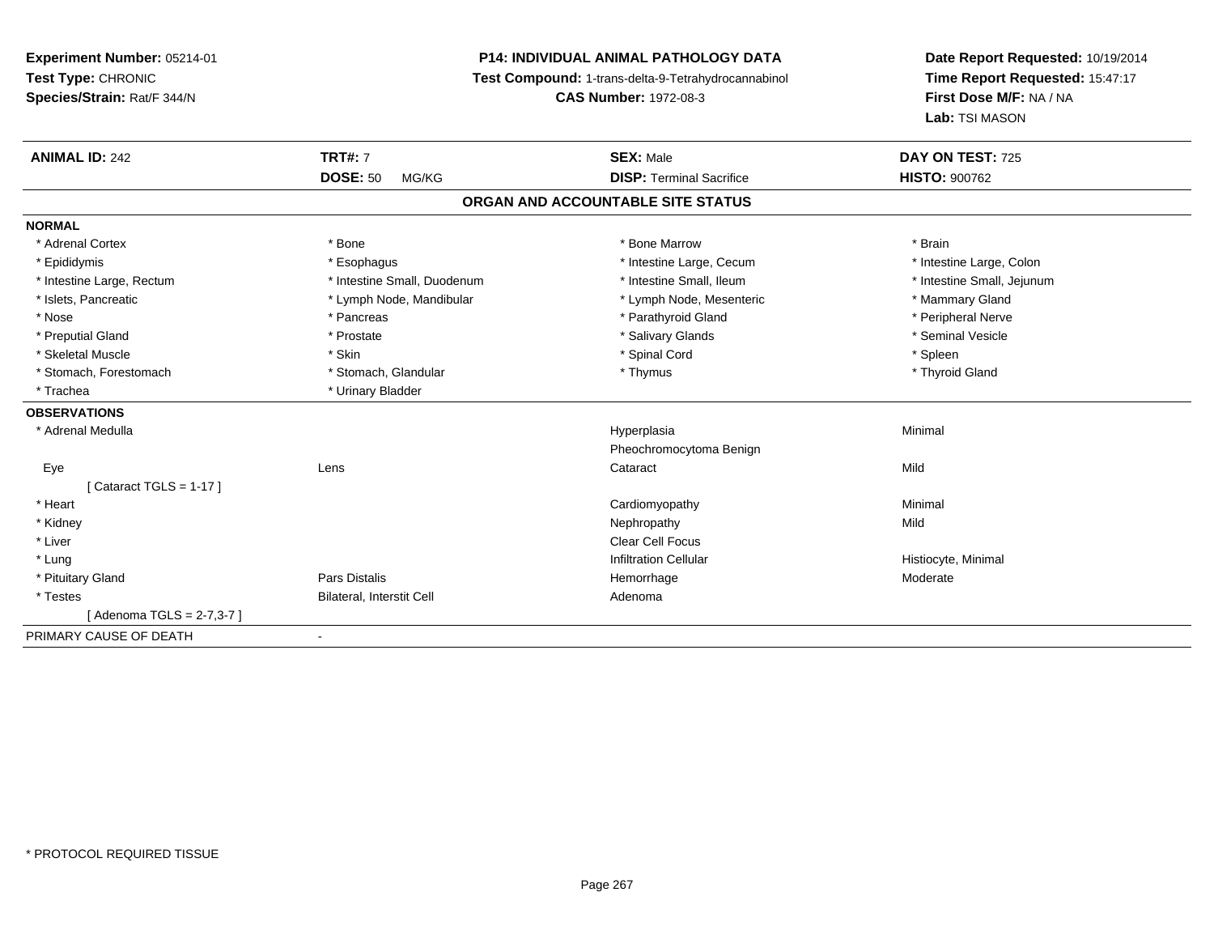**Experiment Number:** 05214-01
**Test Type:** CHRONIC
**Species/Strain:** Rat/F 344/N

**P14: INDIVIDUAL ANIMAL PATHOLOGY DATA**
**Test Compound:** 1-trans-delta-9-Tetrahydrocannabinol
**CAS Number:** 1972-08-3

**Date Report Requested:** 10/19/2014
**Time Report Requested:** 15:47:17
**First Dose M/F:** NA / NA
**Lab:** TSI MASON

| **ANIMAL ID:** 242 | **TRT#:** 7 | **SEX:** Male | **DAY ON TEST:** 725 |
|---|---|---|---|
| | **DOSE:** 50 MG/KG | **DISP:** Terminal Sacrifice | **HISTO:** 900762 |

## ORGAN AND ACCOUNTABLE SITE STATUS

| | | | |
|---|---|---|---|
| **NORMAL** | | | |
| * Adrenal Cortex | * Bone | * Bone Marrow | * Brain |
| * Epididymis | * Esophagus | * Intestine Large, Cecum | * Intestine Large, Colon |
| * Intestine Large, Rectum | * Intestine Small, Duodenum | * Intestine Small, Ileum | * Intestine Small, Jejunum |
| * Islets, Pancreatic | * Lymph Node, Mandibular | * Lymph Node, Mesenteric | * Mammary Gland |
| * Nose | * Pancreas | * Parathyroid Gland | * Peripheral Nerve |
| * Preputial Gland | * Prostate | * Salivary Glands | * Seminal Vesicle |
| * Skeletal Muscle | * Skin | * Spinal Cord | * Spleen |
| * Stomach, Forestomach | * Stomach, Glandular | * Thymus | * Thyroid Gland |
| * Trachea | * Urinary Bladder | | |
| **OBSERVATIONS** | | | |
| * Adrenal Medulla | | Hyperplasia | Minimal |
| | | Pheochromocytoma Benign | |
| Eye | Lens | Cataract | Mild |
| [ Cataract TGLS = 1-17 ] | | | |
| * Heart | | Cardiomyopathy | Minimal |
| * Kidney | | Nephropathy | Mild |
| * Liver | | Clear Cell Focus | |
| * Lung | | Infiltration Cellular | Histiocyte, Minimal |
| * Pituitary Gland | Pars Distalis | Hemorrhage | Moderate |
| * Testes | Bilateral, Interstit Cell | Adenoma | |
| [ Adenoma TGLS = 2-7,3-7 ] | | | |
| PRIMARY CAUSE OF DEATH | - | | |

* PROTOCOL REQUIRED TISSUE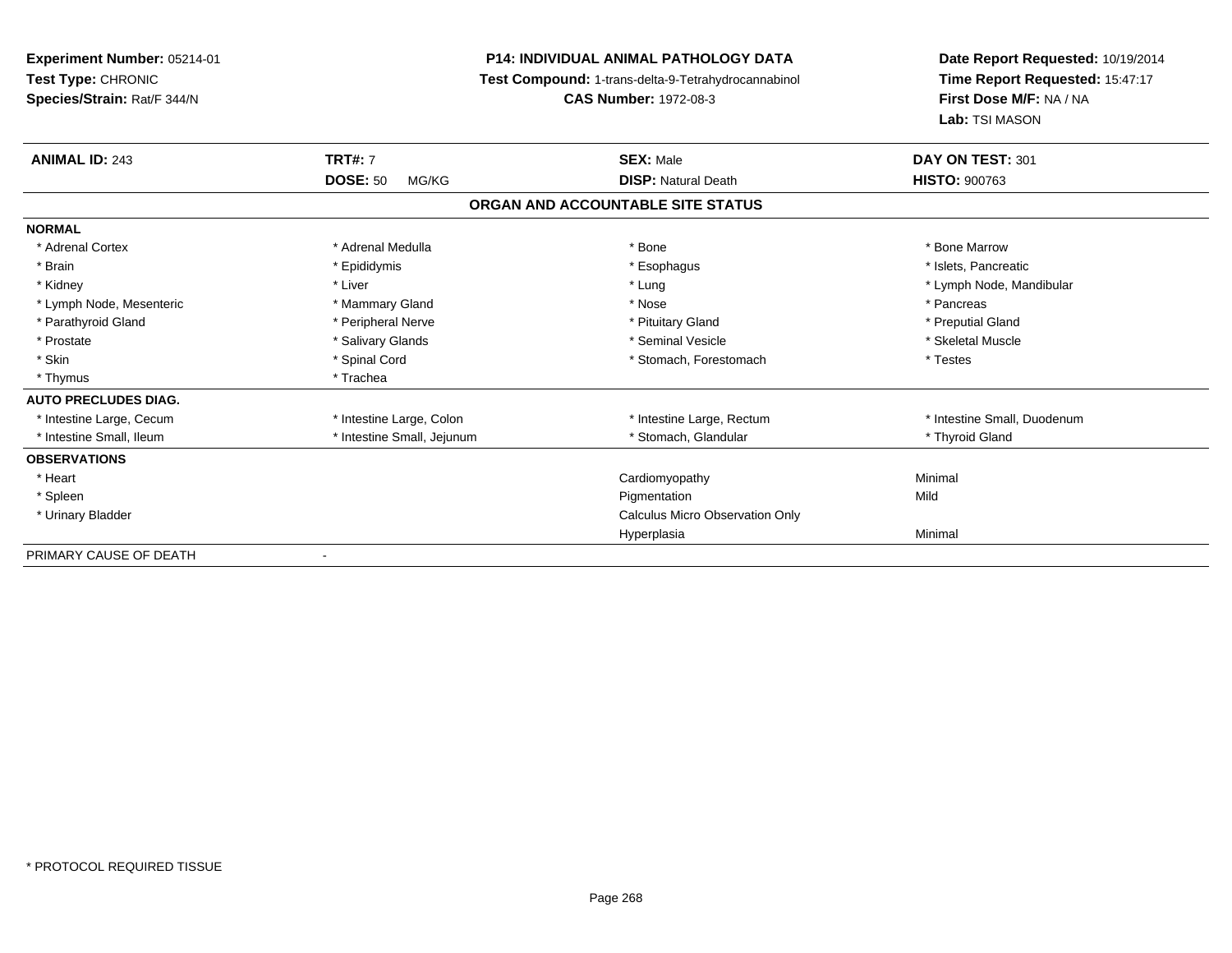**Experiment Number:** 05214-01
**Test Type:** CHRONIC
**Species/Strain:** Rat/F 344/N

**P14: INDIVIDUAL ANIMAL PATHOLOGY DATA**
**Test Compound:** 1-trans-delta-9-Tetrahydrocannabinol
**CAS Number:** 1972-08-3

**Date Report Requested:** 10/19/2014
**Time Report Requested:** 15:47:17
**First Dose M/F:** NA / NA
**Lab:** TSI MASON

| **ANIMAL ID:** 243 | **TRT#:** 7 | **SEX:** Male | **DAY ON TEST:** 301 |
|---|---|---|---|
| | **DOSE:** 50 MG/KG | **DISP:** Natural Death | **HISTO:** 900763 |

**ORGAN AND ACCOUNTABLE SITE STATUS**

| | | | |
|---|---|---|---|
| **NORMAL** | | | |
| * Adrenal Cortex | * Adrenal Medulla | * Bone | * Bone Marrow |
| * Brain | * Epididymis | * Esophagus | * Islets, Pancreatic |
| * Kidney | * Liver | * Lung | * Lymph Node, Mandibular |
| * Lymph Node, Mesenteric | * Mammary Gland | * Nose | * Pancreas |
| * Parathyroid Gland | * Peripheral Nerve | * Pituitary Gland | * Preputial Gland |
| * Prostate | * Salivary Glands | * Seminal Vesicle | * Skeletal Muscle |
| * Skin | * Spinal Cord | * Stomach, Forestomach | * Testes |
| * Thymus | * Trachea | | |
| **AUTO PRECLUDES DIAG.** | | | |
| * Intestine Large, Cecum | * Intestine Large, Colon | * Intestine Large, Rectum | * Intestine Small, Duodenum |
| * Intestine Small, Ileum | * Intestine Small, Jejunum | * Stomach, Glandular | * Thyroid Gland |
| **OBSERVATIONS** | | | |
| * Heart | | Cardiomyopathy | Minimal |
| * Spleen | | Pigmentation | Mild |
| * Urinary Bladder | | Calculus Micro Observation Only | |
| | | Hyperplasia | Minimal |
| PRIMARY CAUSE OF DEATH | - | | |

* PROTOCOL REQUIRED TISSUE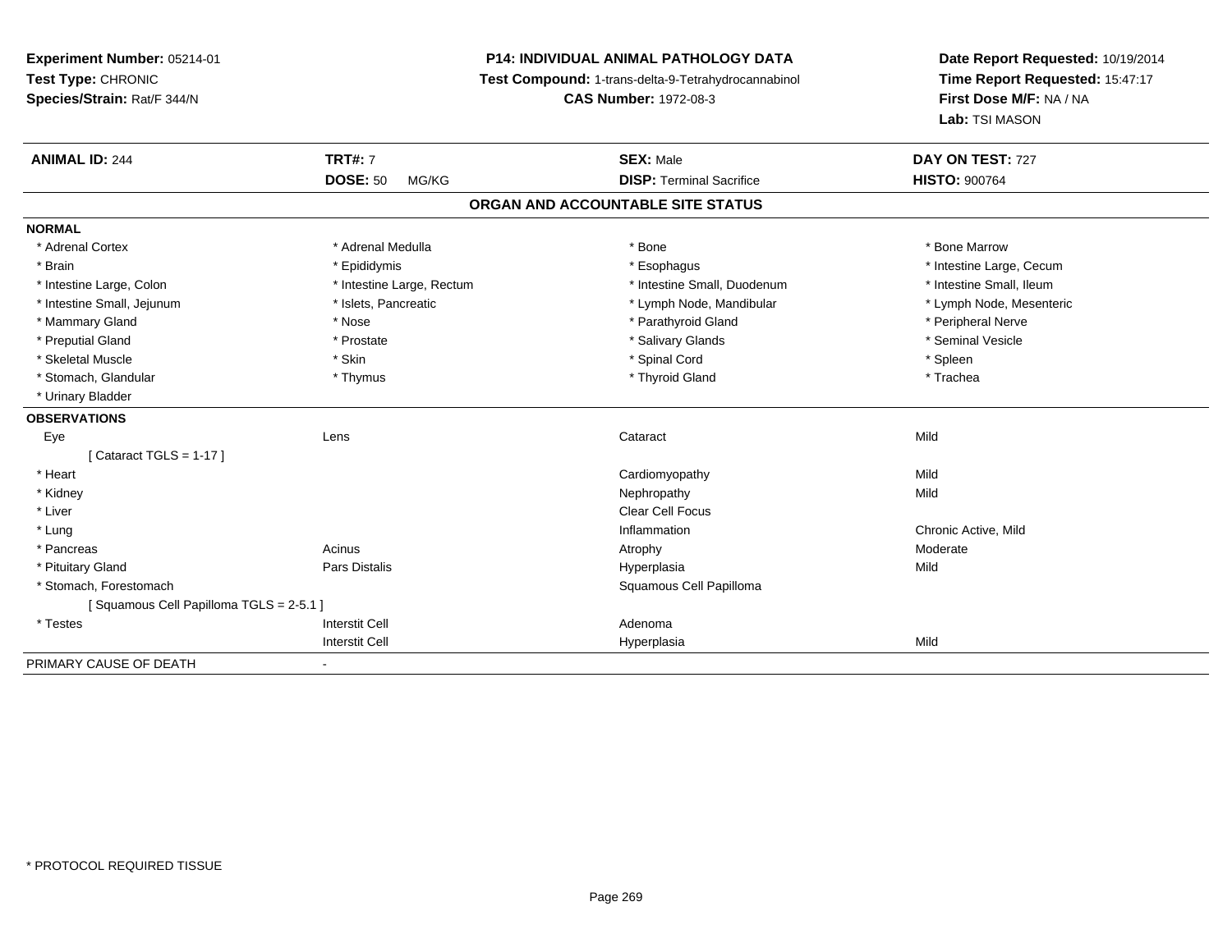**Experiment Number:** 05214-01
**Test Type:** CHRONIC
**Species/Strain:** Rat/F 344/N

**P14: INDIVIDUAL ANIMAL PATHOLOGY DATA**
**Test Compound:** 1-trans-delta-9-Tetrahydrocannabinol
**CAS Number:** 1972-08-3

**Date Report Requested:** 10/19/2014
**Time Report Requested:** 15:47:17
**First Dose M/F:** NA / NA
**Lab:** TSI MASON

| **ANIMAL ID:** 244 | **TRT#:** 7 | **SEX:** Male | **DAY ON TEST:** 727 |
|---|---|---|---|
| | **DOSE:** 50 MG/KG | **DISP:** Terminal Sacrifice | **HISTO:** 900764 |

## ORGAN AND ACCOUNTABLE SITE STATUS

**NORMAL**

| | | | |
|---|---|---|---|
| * Adrenal Cortex | * Adrenal Medulla | * Bone | * Bone Marrow |
| * Brain | * Epididymis | * Esophagus | * Intestine Large, Cecum |
| * Intestine Large, Colon | * Intestine Large, Rectum | * Intestine Small, Duodenum | * Intestine Small, Ileum |
| * Intestine Small, Jejunum | * Islets, Pancreatic | * Lymph Node, Mandibular | * Lymph Node, Mesenteric |
| * Mammary Gland | * Nose | * Parathyroid Gland | * Peripheral Nerve |
| * Preputial Gland | * Prostate | * Salivary Glands | * Seminal Vesicle |
| * Skeletal Muscle | * Skin | * Spinal Cord | * Spleen |
| * Stomach, Glandular | * Thymus | * Thyroid Gland | * Trachea |
| * Urinary Bladder | | | |

**OBSERVATIONS**

| | | | |
|---|---|---|---|
| Eye | Lens | Cataract | Mild |
| [ Cataract TGLS = 1-17 ] | | | |
| * Heart | | Cardiomyopathy | Mild |
| * Kidney | | Nephropathy | Mild |
| * Liver | | Clear Cell Focus | |
| * Lung | | Inflammation | Chronic Active, Mild |
| * Pancreas | Acinus | Atrophy | Moderate |
| * Pituitary Gland | Pars Distalis | Hyperplasia | Mild |
| * Stomach, Forestomach | | Squamous Cell Papilloma | |
| [ Squamous Cell Papilloma TGLS = 2-5.1 ] | | | |
| * Testes | Interstit Cell | Adenoma | |
| | Interstit Cell | Hyperplasia | Mild |

PRIMARY CAUSE OF DEATH -

* PROTOCOL REQUIRED TISSUE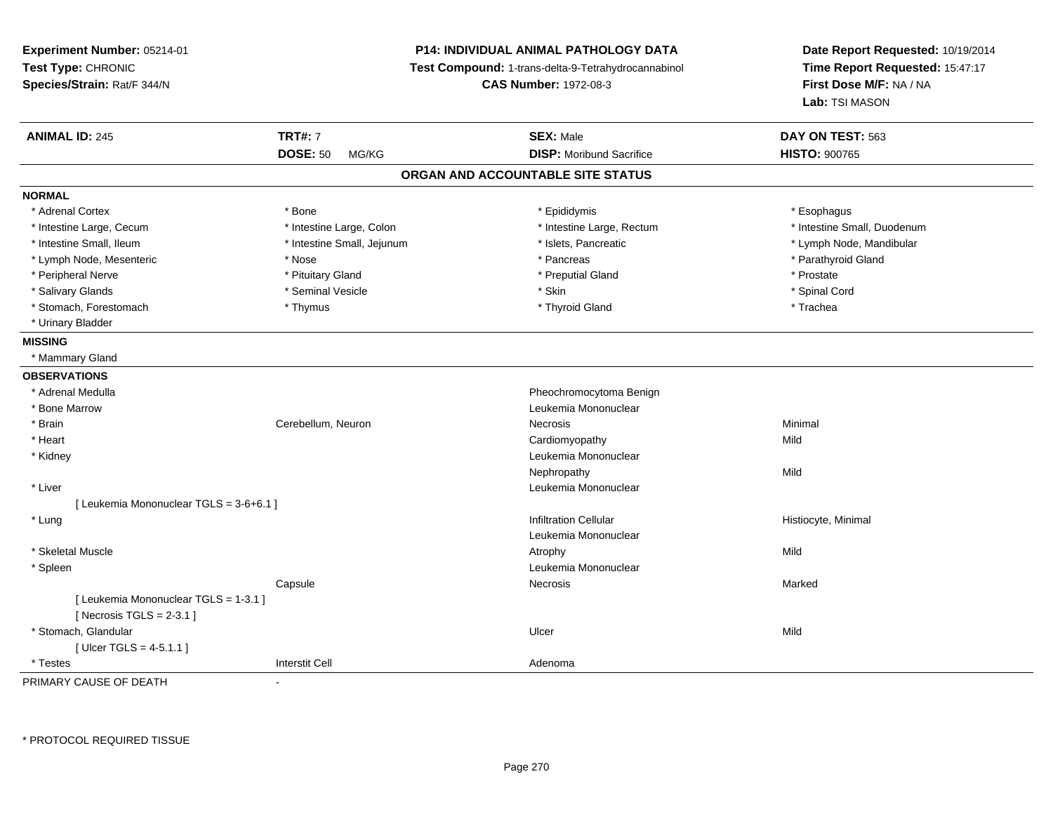**Experiment Number:** 05214-01
**Test Type:** CHRONIC
**Species/Strain:** Rat/F 344/N

**P14: INDIVIDUAL ANIMAL PATHOLOGY DATA**
**Test Compound:** 1-trans-delta-9-Tetrahydrocannabinol
**CAS Number:** 1972-08-3

**Date Report Requested:** 10/19/2014
**Time Report Requested:** 15:47:17
**First Dose M/F:** NA / NA
**Lab:** TSI MASON

| **ANIMAL ID:** 245 | **TRT#:** 7 | **SEX:** Male | **DAY ON TEST:** 563 |
|---|---|---|---|
| | **DOSE:** 50 MG/KG | **DISP:** Moribund Sacrifice | **HISTO:** 900765 |

## ORGAN AND ACCOUNTABLE SITE STATUS

**NORMAL**

| | | | |
|---|---|---|---|
| * Adrenal Cortex | * Bone | * Epididymis | * Esophagus |
| * Intestine Large, Cecum | * Intestine Large, Colon | * Intestine Large, Rectum | * Intestine Small, Duodenum |
| * Intestine Small, Ileum | * Intestine Small, Jejunum | * Islets, Pancreatic | * Lymph Node, Mandibular |
| * Lymph Node, Mesenteric | * Nose | * Pancreas | * Parathyroid Gland |
| * Peripheral Nerve | * Pituitary Gland | * Preputial Gland | * Prostate |
| * Salivary Glands | * Seminal Vesicle | * Skin | * Spinal Cord |
| * Stomach, Forestomach | * Thymus | * Thyroid Gland | * Trachea |
| * Urinary Bladder | | | |

**MISSING**

* Mammary Gland

**OBSERVATIONS**

| | | | |
|---|---|---|---|
| * Adrenal Medulla | | Pheochromocytoma Benign | |
| * Bone Marrow | | Leukemia Mononuclear | |
| * Brain | Cerebellum, Neuron | Necrosis | Minimal |
| * Heart | | Cardiomyopathy | Mild |
| * Kidney | | Leukemia Mononuclear | |
| | | Nephropathy | Mild |
| * Liver | | Leukemia Mononuclear | |
| [ Leukemia Mononuclear TGLS = 3-6+6.1 ] | | | |
| * Lung | | Infiltration Cellular | Histiocyte, Minimal |
| | | Leukemia Mononuclear | |
| * Skeletal Muscle | | Atrophy | Mild |
| * Spleen | | Leukemia Mononuclear | |
| | Capsule | Necrosis | Marked |
| [ Leukemia Mononuclear TGLS = 1-3.1 ] | | | |
| [ Necrosis TGLS = 2-3.1 ] | | | |
| * Stomach, Glandular | | Ulcer | Mild |
| [ Ulcer TGLS = 4-5.1.1 ] | | | |
| * Testes | Interstit Cell | Adenoma | |

PRIMARY CAUSE OF DEATH -

* PROTOCOL REQUIRED TISSUE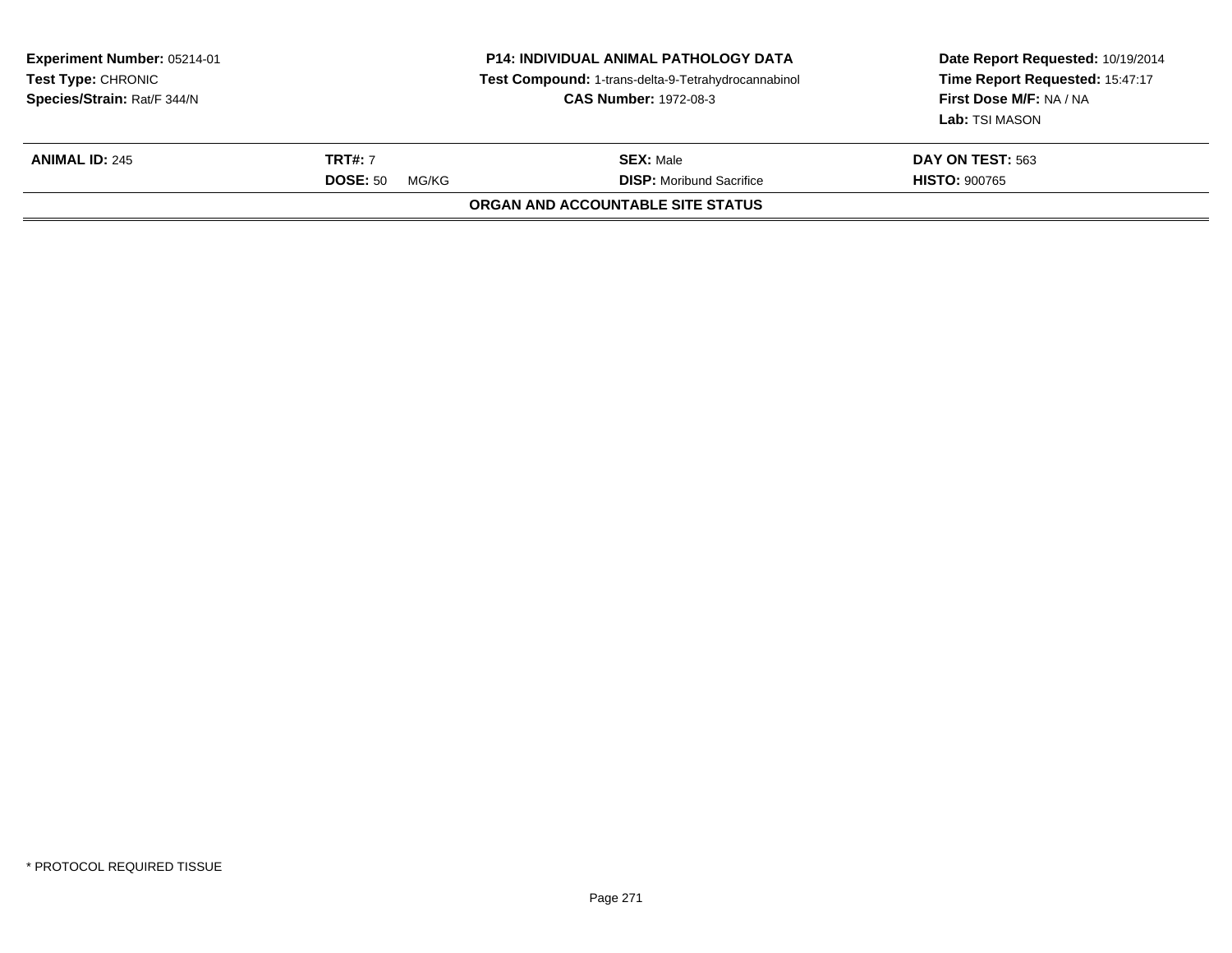**Experiment Number:** 05214-01
**Test Type:** CHRONIC
**Species/Strain:** Rat/F 344/N

**P14: INDIVIDUAL ANIMAL PATHOLOGY DATA**
**Test Compound:** 1-trans-delta-9-Tetrahydrocannabinol
**CAS Number:** 1972-08-3

**Date Report Requested:** 10/19/2014
**Time Report Requested:** 15:47:17
**First Dose M/F:** NA / NA
**Lab:** TSI MASON

| **ANIMAL ID:** 245 | **TRT#:** 7 | **SEX:** Male | **DAY ON TEST:** 563 |
|---|---|---|---|
| | **DOSE:** 50 MG/KG | **DISP:** Moribund Sacrifice | **HISTO:** 900765 |

**ORGAN AND ACCOUNTABLE SITE STATUS**

* PROTOCOL REQUIRED TISSUE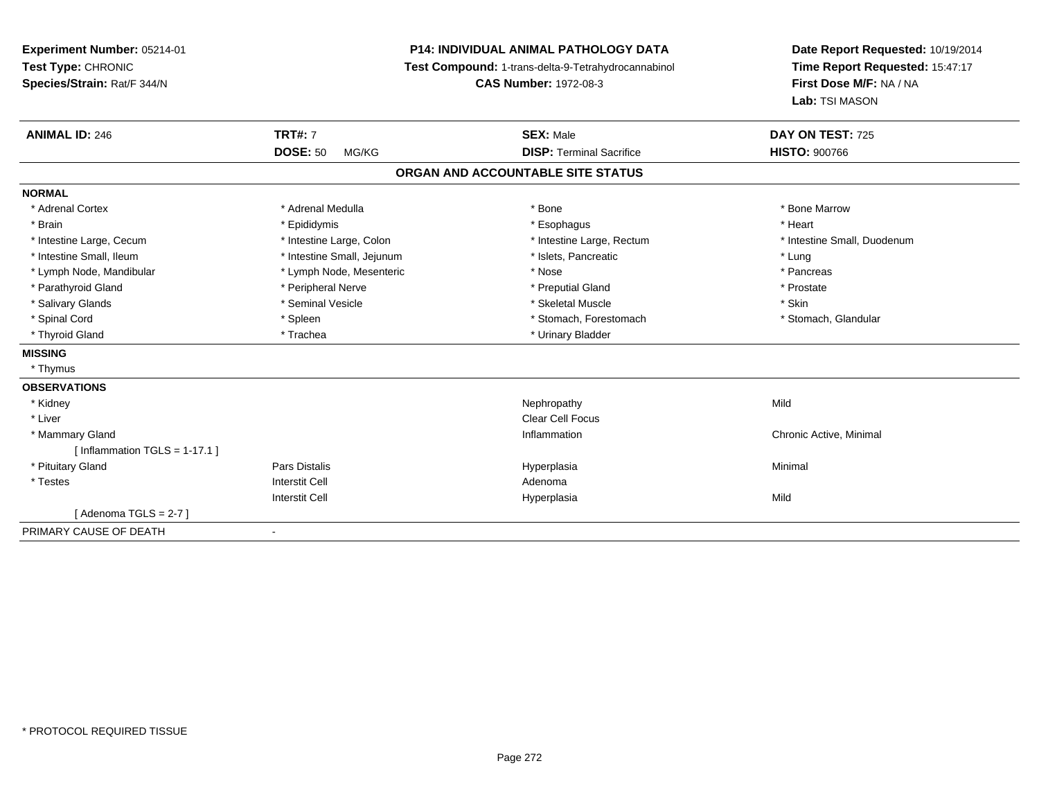**Experiment Number:** 05214-01
**Test Type:** CHRONIC
**Species/Strain:** Rat/F 344/N

**P14: INDIVIDUAL ANIMAL PATHOLOGY DATA**
**Test Compound:** 1-trans-delta-9-Tetrahydrocannabinol
**CAS Number:** 1972-08-3

**Date Report Requested:** 10/19/2014
**Time Report Requested:** 15:47:17
**First Dose M/F:** NA / NA
**Lab:** TSI MASON

| **ANIMAL ID:** 246 | **TRT#:** 7 | **SEX:** Male | **DAY ON TEST:** 725 |
|---|---|---|---|
| | **DOSE:** 50 MG/KG | **DISP:** Terminal Sacrifice | **HISTO:** 900766 |

## ORGAN AND ACCOUNTABLE SITE STATUS

**NORMAL**

| | | | |
|---|---|---|---|
| * Adrenal Cortex | * Adrenal Medulla | * Bone | * Bone Marrow |
| * Brain | * Epididymis | * Esophagus | * Heart |
| * Intestine Large, Cecum | * Intestine Large, Colon | * Intestine Large, Rectum | * Intestine Small, Duodenum |
| * Intestine Small, Ileum | * Intestine Small, Jejunum | * Islets, Pancreatic | * Lung |
| * Lymph Node, Mandibular | * Lymph Node, Mesenteric | * Nose | * Pancreas |
| * Parathyroid Gland | * Peripheral Nerve | * Preputial Gland | * Prostate |
| * Salivary Glands | * Seminal Vesicle | * Skeletal Muscle | * Skin |
| * Spinal Cord | * Spleen | * Stomach, Forestomach | * Stomach, Glandular |
| * Thyroid Gland | * Trachea | * Urinary Bladder | |

**MISSING**

* Thymus

**OBSERVATIONS**

| | | | |
|---|---|---|---|
| * Kidney | | Nephropathy | Mild |
| * Liver | | Clear Cell Focus | |
| * Mammary Gland | | Inflammation | Chronic Active, Minimal |
| [ Inflammation TGLS = 1-17.1 ] | | | |
| * Pituitary Gland | Pars Distalis | Hyperplasia | Minimal |
| * Testes | Interstit Cell | Adenoma | |
| | Interstit Cell | Hyperplasia | Mild |
| [ Adenoma TGLS = 2-7 ] | | | |

PRIMARY CAUSE OF DEATH -

* PROTOCOL REQUIRED TISSUE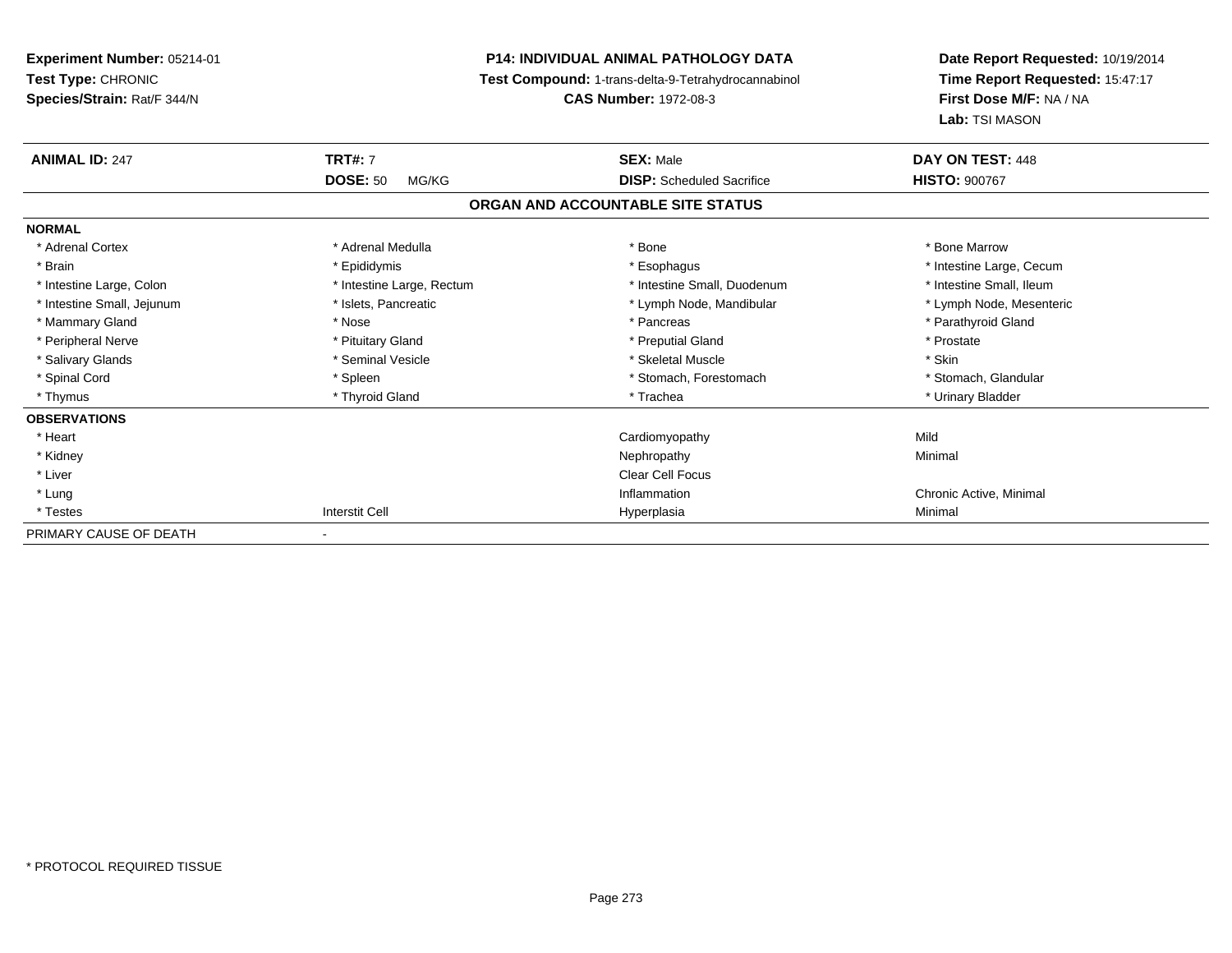**Experiment Number:** 05214-01
**Test Type:** CHRONIC
**Species/Strain:** Rat/F 344/N

**P14: INDIVIDUAL ANIMAL PATHOLOGY DATA**
**Test Compound:** 1-trans-delta-9-Tetrahydrocannabinol
**CAS Number:** 1972-08-3

**Date Report Requested:** 10/19/2014
**Time Report Requested:** 15:47:17
**First Dose M/F:** NA / NA
**Lab:** TSI MASON

| **ANIMAL ID:** 247 | **TRT#:** 7 | **SEX:** Male | **DAY ON TEST:** 448 |
|---|---|---|---|
| | **DOSE:** 50 MG/KG | **DISP:** Scheduled Sacrifice | **HISTO:** 900767 |

## ORGAN AND ACCOUNTABLE SITE STATUS

| | | | |
|---|---|---|---|
| **NORMAL** | | | |
| * Adrenal Cortex | * Adrenal Medulla | * Bone | * Bone Marrow |
| * Brain | * Epididymis | * Esophagus | * Intestine Large, Cecum |
| * Intestine Large, Colon | * Intestine Large, Rectum | * Intestine Small, Duodenum | * Intestine Small, Ileum |
| * Intestine Small, Jejunum | * Islets, Pancreatic | * Lymph Node, Mandibular | * Lymph Node, Mesenteric |
| * Mammary Gland | * Nose | * Pancreas | * Parathyroid Gland |
| * Peripheral Nerve | * Pituitary Gland | * Preputial Gland | * Prostate |
| * Salivary Glands | * Seminal Vesicle | * Skeletal Muscle | * Skin |
| * Spinal Cord | * Spleen | * Stomach, Forestomach | * Stomach, Glandular |
| * Thymus | * Thyroid Gland | * Trachea | * Urinary Bladder |
| **OBSERVATIONS** | | | |
| * Heart | | Cardiomyopathy | Mild |
| * Kidney | | Nephropathy | Minimal |
| * Liver | | Clear Cell Focus | |
| * Lung | | Inflammation | Chronic Active, Minimal |
| * Testes | Interstit Cell | Hyperplasia | Minimal |
| PRIMARY CAUSE OF DEATH | - | | |

* PROTOCOL REQUIRED TISSUE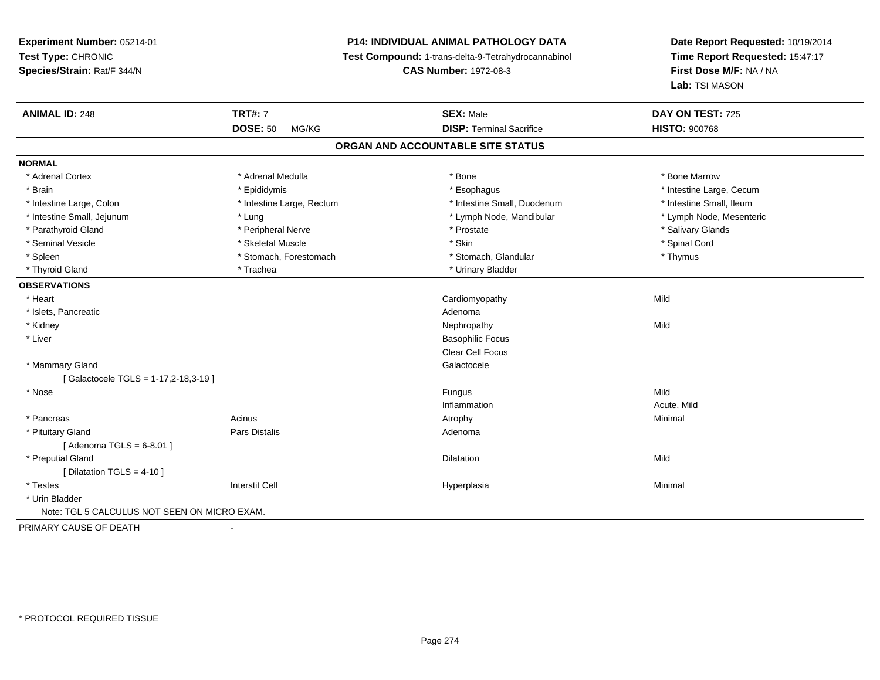**Experiment Number:** 05214-01
**Test Type:** CHRONIC
**Species/Strain:** Rat/F 344/N

**P14: INDIVIDUAL ANIMAL PATHOLOGY DATA**
**Test Compound:** 1-trans-delta-9-Tetrahydrocannabinol
**CAS Number:** 1972-08-3

**Date Report Requested:** 10/19/2014
**Time Report Requested:** 15:47:17
**First Dose M/F:** NA / NA
**Lab:** TSI MASON

| **ANIMAL ID:** 248 | **TRT#:** 7 | **SEX:** Male | **DAY ON TEST:** 725 |
|---|---|---|---|
| | **DOSE:** 50 MG/KG | **DISP:** Terminal Sacrifice | **HISTO:** 900768 |

## ORGAN AND ACCOUNTABLE SITE STATUS

**NORMAL**

| | | | |
|---|---|---|---|
| * Adrenal Cortex | * Adrenal Medulla | * Bone | * Bone Marrow |
| * Brain | * Epididymis | * Esophagus | * Intestine Large, Cecum |
| * Intestine Large, Colon | * Intestine Large, Rectum | * Intestine Small, Duodenum | * Intestine Small, Ileum |
| * Intestine Small, Jejunum | * Lung | * Lymph Node, Mandibular | * Lymph Node, Mesenteric |
| * Parathyroid Gland | * Peripheral Nerve | * Prostate | * Salivary Glands |
| * Seminal Vesicle | * Skeletal Muscle | * Skin | * Spinal Cord |
| * Spleen | * Stomach, Forestomach | * Stomach, Glandular | * Thymus |
| * Thyroid Gland | * Trachea | * Urinary Bladder | |

**OBSERVATIONS**

| | | | |
|---|---|---|---|
| * Heart | | Cardiomyopathy | Mild |
| * Islets, Pancreatic | | Adenoma | |
| * Kidney | | Nephropathy | Mild |
| * Liver | | Basophilic Focus | |
| | | Clear Cell Focus | |
| * Mammary Gland | | Galactocele | |
| [ Galactocele TGLS = 1-17,2-18,3-19 ] | | | |
| * Nose | | Fungus | Mild |
| | | Inflammation | Acute, Mild |
| * Pancreas | Acinus | Atrophy | Minimal |
| * Pituitary Gland | Pars Distalis | Adenoma | |
| [ Adenoma TGLS = 6-8.01 ] | | | |
| * Preputial Gland | | Dilatation | Mild |
| [ Dilatation TGLS = 4-10 ] | | | |
| * Testes | Interstit Cell | Hyperplasia | Minimal |
| * Urin Bladder | | | |
| Note: TGL 5 CALCULUS NOT SEEN ON MICRO EXAM. | | | |

PRIMARY CAUSE OF DEATH -

* PROTOCOL REQUIRED TISSUE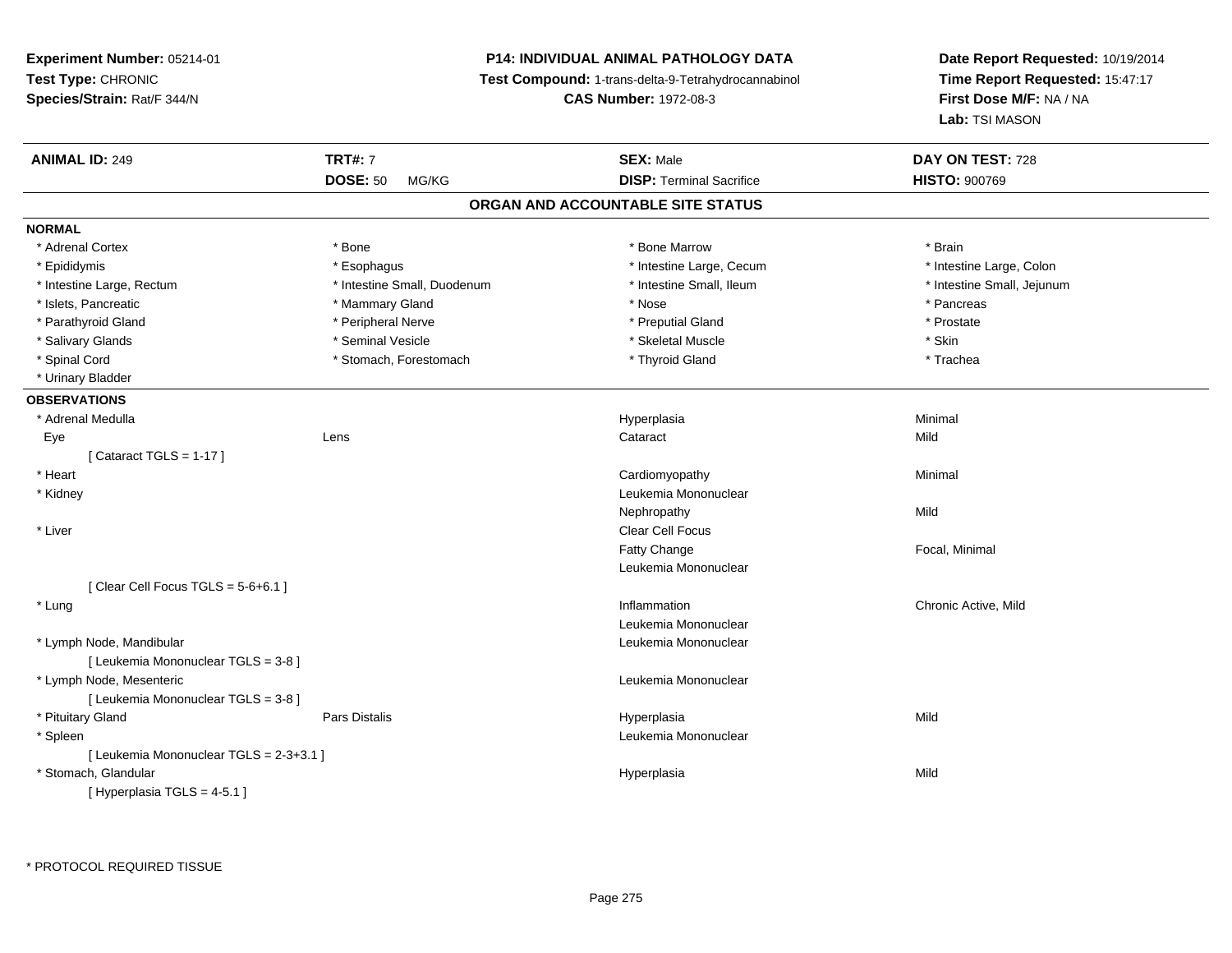**Experiment Number:** 05214-01
**Test Type:** CHRONIC
**Species/Strain:** Rat/F 344/N

**P14: INDIVIDUAL ANIMAL PATHOLOGY DATA**
**Test Compound:** 1-trans-delta-9-Tetrahydrocannabinol
**CAS Number:** 1972-08-3

**Date Report Requested:** 10/19/2014
**Time Report Requested:** 15:47:17
**First Dose M/F:** NA / NA
**Lab:** TSI MASON

| **ANIMAL ID:** 249 | **TRT#:** 7 | **SEX:** Male | **DAY ON TEST:** 728 |
|---|---|---|---|
| | **DOSE:** 50 MG/KG | **DISP:** Terminal Sacrifice | **HISTO:** 900769 |

## ORGAN AND ACCOUNTABLE SITE STATUS

**NORMAL**

| | | | |
|---|---|---|---|
| * Adrenal Cortex | * Bone | * Bone Marrow | * Brain |
| * Epididymis | * Esophagus | * Intestine Large, Cecum | * Intestine Large, Colon |
| * Intestine Large, Rectum | * Intestine Small, Duodenum | * Intestine Small, Ileum | * Intestine Small, Jejunum |
| * Islets, Pancreatic | * Mammary Gland | * Nose | * Pancreas |
| * Parathyroid Gland | * Peripheral Nerve | * Preputial Gland | * Prostate |
| * Salivary Glands | * Seminal Vesicle | * Skeletal Muscle | * Skin |
| * Spinal Cord | * Stomach, Forestomach | * Thyroid Gland | * Trachea |
| * Urinary Bladder | | | |

**OBSERVATIONS**

| | | | |
|---|---|---|---|
| * Adrenal Medulla | | Hyperplasia | Minimal |
| Eye | Lens | Cataract | Mild |
| [ Cataract TGLS = 1-17 ] | | | |
| * Heart | | Cardiomyopathy | Minimal |
| * Kidney | | Leukemia Mononuclear | |
| | | Nephropathy | Mild |
| * Liver | | Clear Cell Focus | |
| | | Fatty Change | Focal, Minimal |
| | | Leukemia Mononuclear | |
| [ Clear Cell Focus TGLS = 5-6+6.1 ] | | | |
| * Lung | | Inflammation | Chronic Active, Mild |
| | | Leukemia Mononuclear | |
| * Lymph Node, Mandibular | | Leukemia Mononuclear | |
| [ Leukemia Mononuclear TGLS = 3-8 ] | | | |
| * Lymph Node, Mesenteric | | Leukemia Mononuclear | |
| [ Leukemia Mononuclear TGLS = 3-8 ] | | | |
| * Pituitary Gland | Pars Distalis | Hyperplasia | Mild |
| * Spleen | | Leukemia Mononuclear | |
| [ Leukemia Mononuclear TGLS = 2-3+3.1 ] | | | |
| * Stomach, Glandular | | Hyperplasia | Mild |
| [ Hyperplasia TGLS = 4-5.1 ] | | | |

* PROTOCOL REQUIRED TISSUE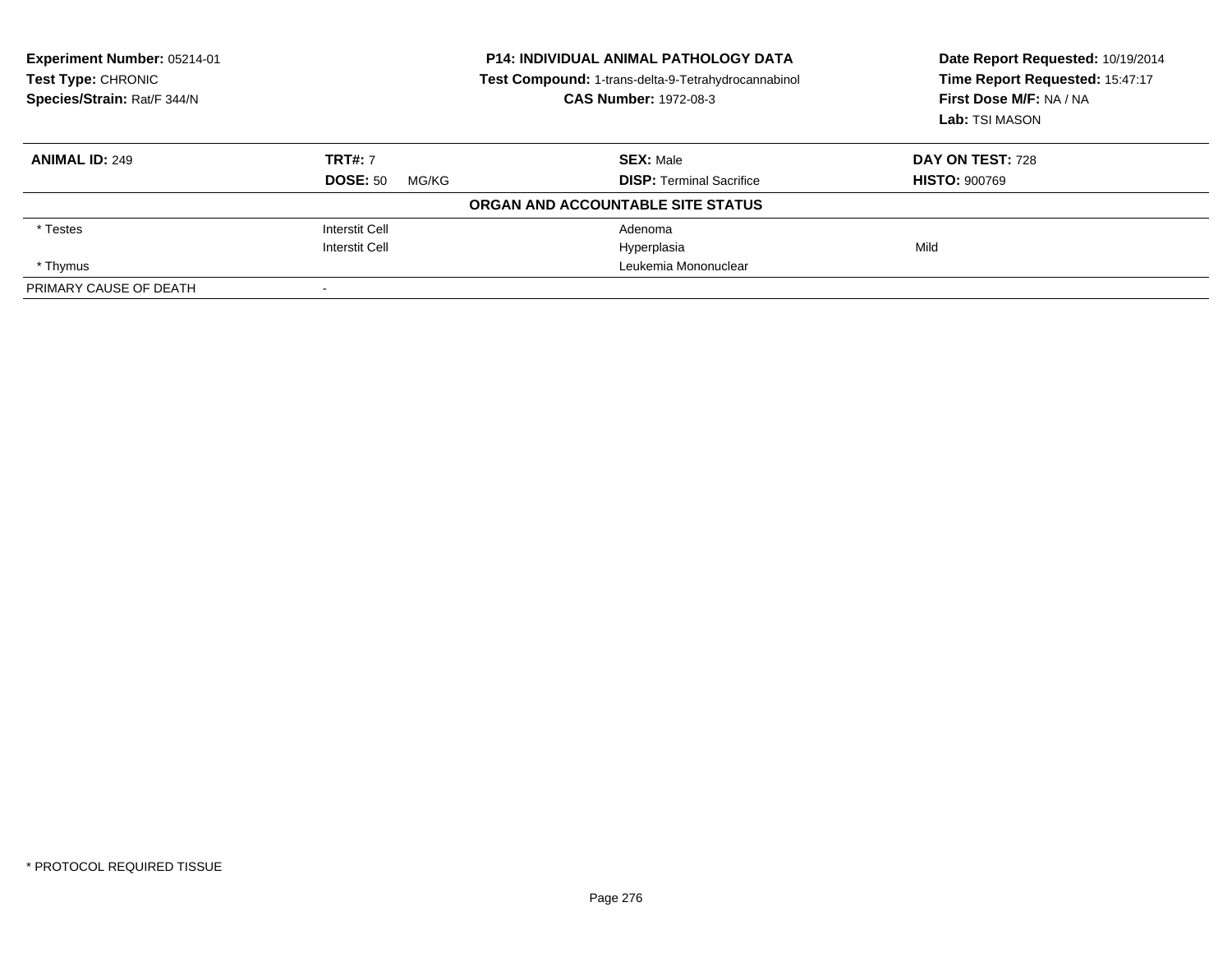**Experiment Number:** 05214-01
**Test Type:** CHRONIC
**Species/Strain:** Rat/F 344/N

**P14: INDIVIDUAL ANIMAL PATHOLOGY DATA**
**Test Compound:** 1-trans-delta-9-Tetrahydrocannabinol
**CAS Number:** 1972-08-3

**Date Report Requested:** 10/19/2014
**Time Report Requested:** 15:47:17
**First Dose M/F:** NA / NA
**Lab:** TSI MASON

| **ANIMAL ID:** 249 | **TRT#:** 7 | **SEX:** Male | **DAY ON TEST:** 728 |
|---|---|---|---|
| | **DOSE:** 50 MG/KG | **DISP:** Terminal Sacrifice | **HISTO:** 900769 |

**ORGAN AND ACCOUNTABLE SITE STATUS**

| | | | |
|---|---|---|---|
| * Testes | Interstit Cell | Adenoma | |
| | Interstit Cell | Hyperplasia | Mild |
| * Thymus | | Leukemia Mononuclear | |
| PRIMARY CAUSE OF DEATH | - | | |

* PROTOCOL REQUIRED TISSUE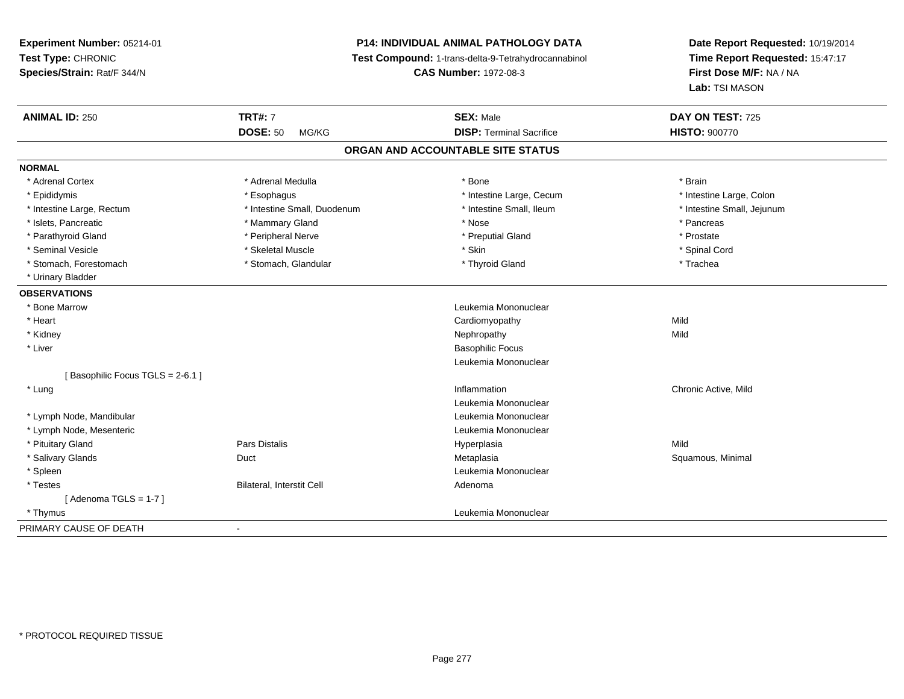**Experiment Number:** 05214-01
**Test Type:** CHRONIC
**Species/Strain:** Rat/F 344/N

**P14: INDIVIDUAL ANIMAL PATHOLOGY DATA**
**Test Compound:** 1-trans-delta-9-Tetrahydrocannabinol
**CAS Number:** 1972-08-3

**Date Report Requested:** 10/19/2014
**Time Report Requested:** 15:47:17
**First Dose M/F:** NA / NA
**Lab:** TSI MASON

| **ANIMAL ID:** 250 | **TRT#:** 7 | **SEX:** Male | **DAY ON TEST:** 725 |
|---|---|---|---|
| | **DOSE:** 50 MG/KG | **DISP:** Terminal Sacrifice | **HISTO:** 900770 |

## ORGAN AND ACCOUNTABLE SITE STATUS

**NORMAL**

| | | | |
|---|---|---|---|
| * Adrenal Cortex | * Adrenal Medulla | * Bone | * Brain |
| * Epididymis | * Esophagus | * Intestine Large, Cecum | * Intestine Large, Colon |
| * Intestine Large, Rectum | * Intestine Small, Duodenum | * Intestine Small, Ileum | * Intestine Small, Jejunum |
| * Islets, Pancreatic | * Mammary Gland | * Nose | * Pancreas |
| * Parathyroid Gland | * Peripheral Nerve | * Preputial Gland | * Prostate |
| * Seminal Vesicle | * Skeletal Muscle | * Skin | * Spinal Cord |
| * Stomach, Forestomach | * Stomach, Glandular | * Thyroid Gland | * Trachea |
| * Urinary Bladder | | | |

**OBSERVATIONS**

| | | | |
|---|---|---|---|
| * Bone Marrow | | Leukemia Mononuclear | |
| * Heart | | Cardiomyopathy | Mild |
| * Kidney | | Nephropathy | Mild |
| * Liver | | Basophilic Focus | |
| | | Leukemia Mononuclear | |
| [ Basophilic Focus TGLS = 2-6.1 ] | | | |
| * Lung | | Inflammation | Chronic Active, Mild |
| | | Leukemia Mononuclear | |
| * Lymph Node, Mandibular | | Leukemia Mononuclear | |
| * Lymph Node, Mesenteric | | Leukemia Mononuclear | |
| * Pituitary Gland | Pars Distalis | Hyperplasia | Mild |
| * Salivary Glands | Duct | Metaplasia | Squamous, Minimal |
| * Spleen | | Leukemia Mononuclear | |
| * Testes | Bilateral, Interstit Cell | Adenoma | |
| [ Adenoma TGLS = 1-7 ] | | | |
| * Thymus | | Leukemia Mononuclear | |

PRIMARY CAUSE OF DEATH -

* PROTOCOL REQUIRED TISSUE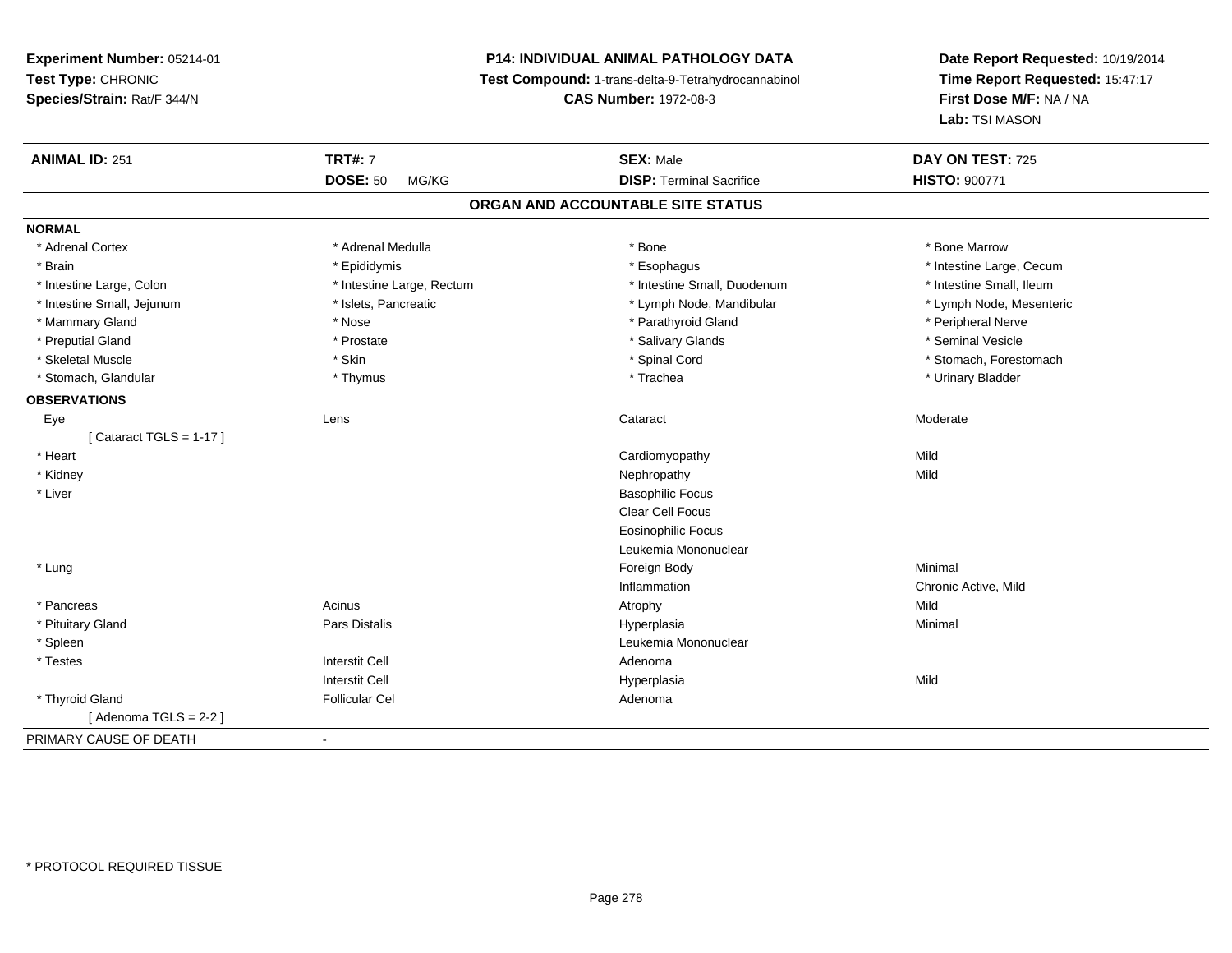**Experiment Number:** 05214-01
**Test Type:** CHRONIC
**Species/Strain:** Rat/F 344/N

**P14: INDIVIDUAL ANIMAL PATHOLOGY DATA**
**Test Compound:** 1-trans-delta-9-Tetrahydrocannabinol
**CAS Number:** 1972-08-3

**Date Report Requested:** 10/19/2014
**Time Report Requested:** 15:47:17
**First Dose M/F:** NA / NA
**Lab:** TSI MASON

| **ANIMAL ID:** 251 | **TRT#:** 7 | **SEX:** Male | **DAY ON TEST:** 725 |
|---|---|---|---|
| | **DOSE:** 50 MG/KG | **DISP:** Terminal Sacrifice | **HISTO:** 900771 |

## ORGAN AND ACCOUNTABLE SITE STATUS

**NORMAL**

| | | | |
|---|---|---|---|
| * Adrenal Cortex | * Adrenal Medulla | * Bone | * Bone Marrow |
| * Brain | * Epididymis | * Esophagus | * Intestine Large, Cecum |
| * Intestine Large, Colon | * Intestine Large, Rectum | * Intestine Small, Duodenum | * Intestine Small, Ileum |
| * Intestine Small, Jejunum | * Islets, Pancreatic | * Lymph Node, Mandibular | * Lymph Node, Mesenteric |
| * Mammary Gland | * Nose | * Parathyroid Gland | * Peripheral Nerve |
| * Preputial Gland | * Prostate | * Salivary Glands | * Seminal Vesicle |
| * Skeletal Muscle | * Skin | * Spinal Cord | * Stomach, Forestomach |
| * Stomach, Glandular | * Thymus | * Trachea | * Urinary Bladder |

**OBSERVATIONS**

| | | | |
|---|---|---|---|
| Eye | Lens | Cataract | Moderate |
| [ Cataract TGLS = 1-17 ] | | | |
| * Heart | | Cardiomyopathy | Mild |
| * Kidney | | Nephropathy | Mild |
| * Liver | | Basophilic Focus | |
| | | Clear Cell Focus | |
| | | Eosinophilic Focus | |
| | | Leukemia Mononuclear | |
| * Lung | | Foreign Body | Minimal |
| | | Inflammation | Chronic Active, Mild |
| * Pancreas | Acinus | Atrophy | Mild |
| * Pituitary Gland | Pars Distalis | Hyperplasia | Minimal |
| * Spleen | | Leukemia Mononuclear | |
| * Testes | Interstit Cell | Adenoma | |
| | Interstit Cell | Hyperplasia | Mild |
| * Thyroid Gland | Follicular Cel | Adenoma | |
| [ Adenoma TGLS = 2-2 ] | | | |

PRIMARY CAUSE OF DEATH -

* PROTOCOL REQUIRED TISSUE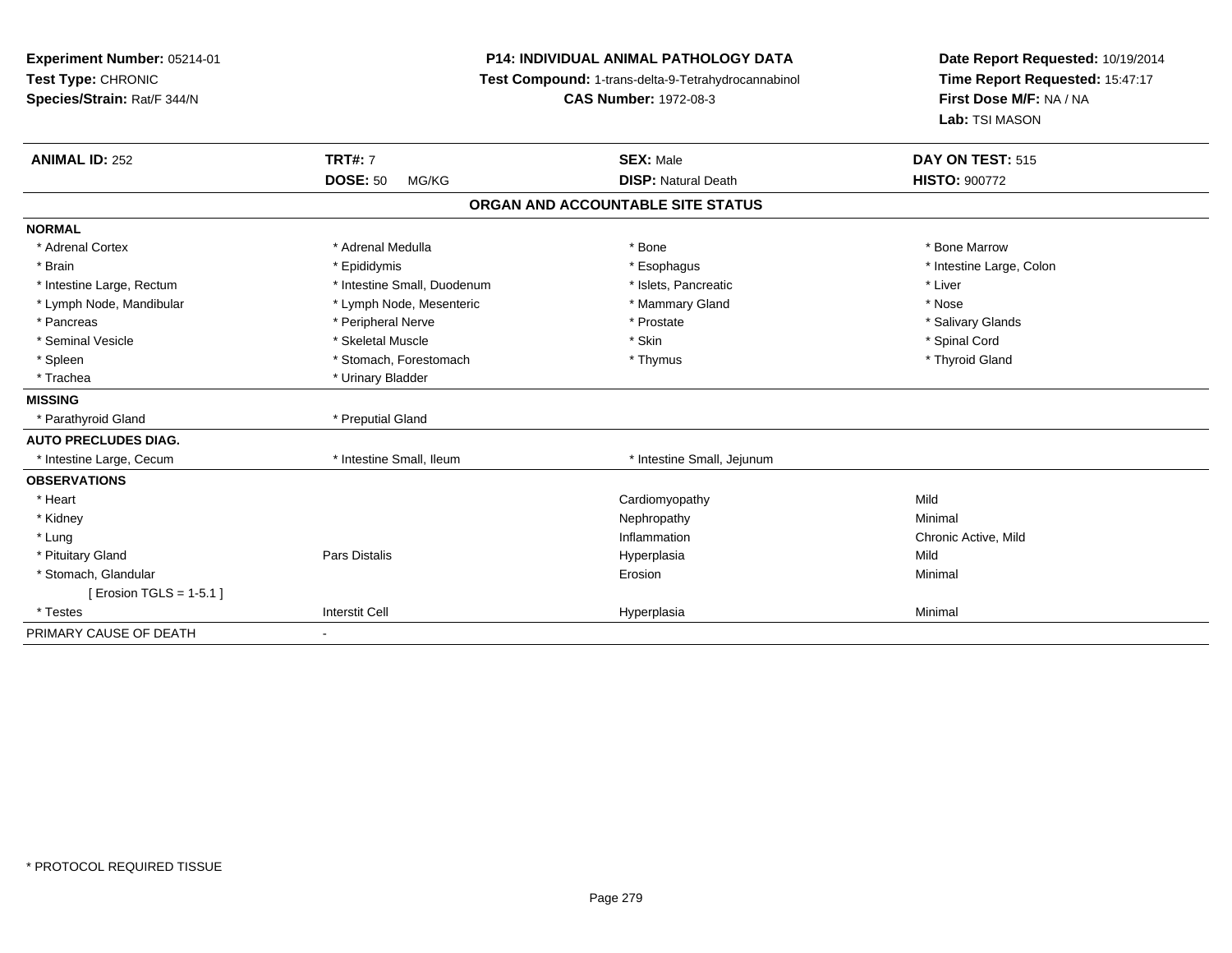**Experiment Number:** 05214-01
**Test Type:** CHRONIC
**Species/Strain:** Rat/F 344/N

**P14: INDIVIDUAL ANIMAL PATHOLOGY DATA**
**Test Compound:** 1-trans-delta-9-Tetrahydrocannabinol
**CAS Number:** 1972-08-3

**Date Report Requested:** 10/19/2014
**Time Report Requested:** 15:47:17
**First Dose M/F:** NA / NA
**Lab:** TSI MASON

| **ANIMAL ID:** 252 | **TRT#:** 7 | **SEX:** Male | **DAY ON TEST:** 515 |
|---|---|---|---|
| | **DOSE:** 50 MG/KG | **DISP:** Natural Death | **HISTO:** 900772 |

## ORGAN AND ACCOUNTABLE SITE STATUS

| | | | |
|---|---|---|---|
| **NORMAL** | | | |
| * Adrenal Cortex | * Adrenal Medulla | * Bone | * Bone Marrow |
| * Brain | * Epididymis | * Esophagus | * Intestine Large, Colon |
| * Intestine Large, Rectum | * Intestine Small, Duodenum | * Islets, Pancreatic | * Liver |
| * Lymph Node, Mandibular | * Lymph Node, Mesenteric | * Mammary Gland | * Nose |
| * Pancreas | * Peripheral Nerve | * Prostate | * Salivary Glands |
| * Seminal Vesicle | * Skeletal Muscle | * Skin | * Spinal Cord |
| * Spleen | * Stomach, Forestomach | * Thymus | * Thyroid Gland |
| * Trachea | * Urinary Bladder | | |
| **MISSING** | | | |
| * Parathyroid Gland | * Preputial Gland | | |
| **AUTO PRECLUDES DIAG.** | | | |
| * Intestine Large, Cecum | * Intestine Small, Ileum | * Intestine Small, Jejunum | |
| **OBSERVATIONS** | | | |
| * Heart | | Cardiomyopathy | Mild |
| * Kidney | | Nephropathy | Minimal |
| * Lung | | Inflammation | Chronic Active, Mild |
| * Pituitary Gland | Pars Distalis | Hyperplasia | Mild |
| * Stomach, Glandular | | Erosion | Minimal |
| [ Erosion TGLS = 1-5.1 ] | | | |
| * Testes | Interstit Cell | Hyperplasia | Minimal |
| PRIMARY CAUSE OF DEATH | - | | |

\* PROTOCOL REQUIRED TISSUE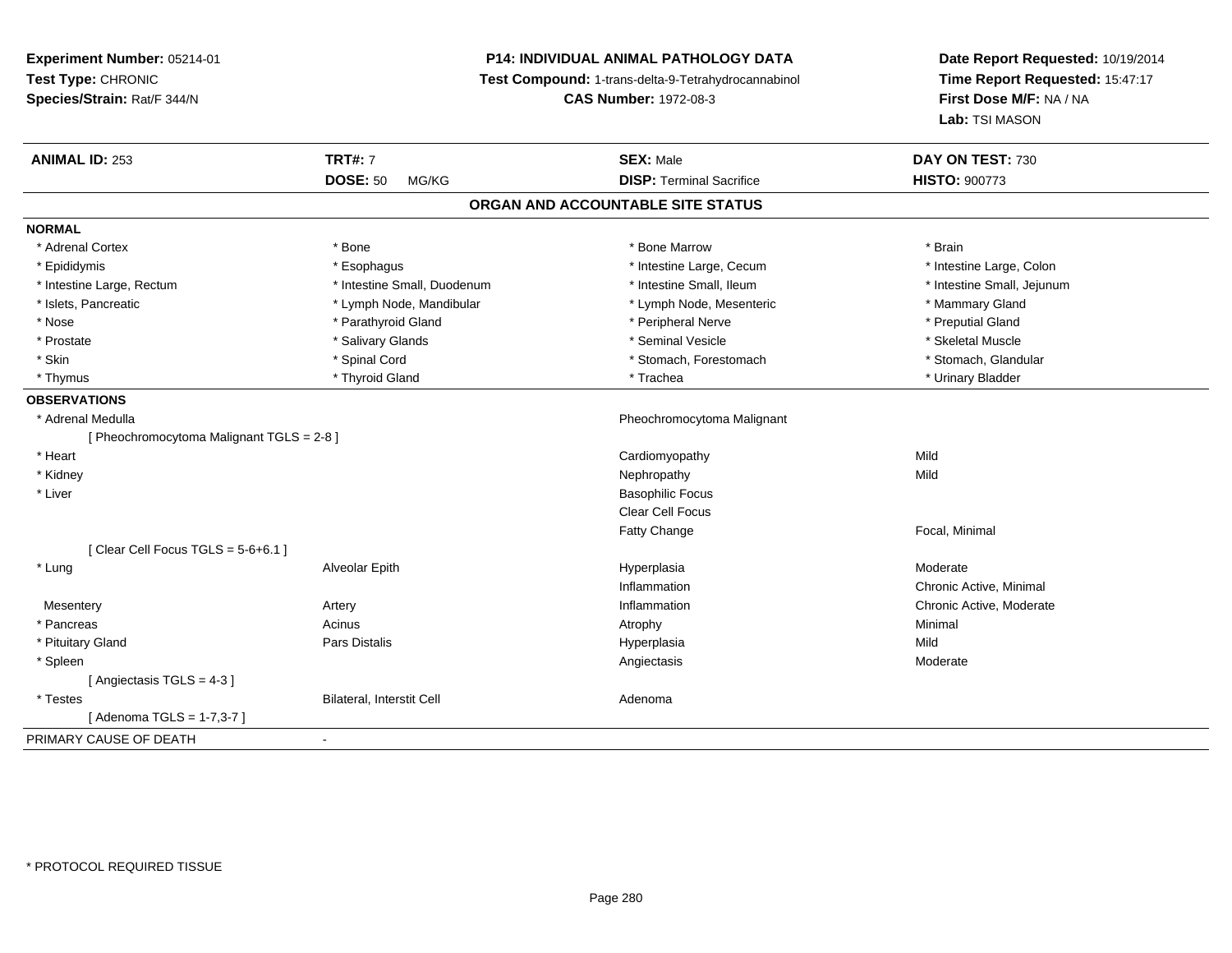**Experiment Number:** 05214-01
**Test Type:** CHRONIC
**Species/Strain:** Rat/F 344/N

**P14: INDIVIDUAL ANIMAL PATHOLOGY DATA**
**Test Compound:** 1-trans-delta-9-Tetrahydrocannabinol
**CAS Number:** 1972-08-3

**Date Report Requested:** 10/19/2014
**Time Report Requested:** 15:47:17
**First Dose M/F:** NA / NA
**Lab:** TSI MASON

| **ANIMAL ID:** 253 | **TRT#:** 7 | **SEX:** Male | **DAY ON TEST:** 730 |
|---|---|---|---|
| | **DOSE:** 50 MG/KG | **DISP:** Terminal Sacrifice | **HISTO:** 900773 |

## ORGAN AND ACCOUNTABLE SITE STATUS

**NORMAL**

| | | | |
|---|---|---|---|
| * Adrenal Cortex | * Bone | * Bone Marrow | * Brain |
| * Epididymis | * Esophagus | * Intestine Large, Cecum | * Intestine Large, Colon |
| * Intestine Large, Rectum | * Intestine Small, Duodenum | * Intestine Small, Ileum | * Intestine Small, Jejunum |
| * Islets, Pancreatic | * Lymph Node, Mandibular | * Lymph Node, Mesenteric | * Mammary Gland |
| * Nose | * Parathyroid Gland | * Peripheral Nerve | * Preputial Gland |
| * Prostate | * Salivary Glands | * Seminal Vesicle | * Skeletal Muscle |
| * Skin | * Spinal Cord | * Stomach, Forestomach | * Stomach, Glandular |
| * Thymus | * Thyroid Gland | * Trachea | * Urinary Bladder |

**OBSERVATIONS**

| | | | |
|---|---|---|---|
| * Adrenal Medulla | | Pheochromocytoma Malignant | |
| [ Pheochromocytoma Malignant TGLS = 2-8 ] | | | |
| * Heart | | Cardiomyopathy | Mild |
| * Kidney | | Nephropathy | Mild |
| * Liver | | Basophilic Focus | |
| | | Clear Cell Focus | |
| | | Fatty Change | Focal, Minimal |
| [ Clear Cell Focus TGLS = 5-6+6.1 ] | | | |
| * Lung | Alveolar Epith | Hyperplasia | Moderate |
| | | Inflammation | Chronic Active, Minimal |
| Mesentery | Artery | Inflammation | Chronic Active, Moderate |
| * Pancreas | Acinus | Atrophy | Minimal |
| * Pituitary Gland | Pars Distalis | Hyperplasia | Mild |
| * Spleen | | Angiectasis | Moderate |
| [ Angiectasis TGLS = 4-3 ] | | | |
| * Testes | Bilateral, Interstit Cell | Adenoma | |
| [ Adenoma TGLS = 1-7,3-7 ] | | | |

PRIMARY CAUSE OF DEATH -

* PROTOCOL REQUIRED TISSUE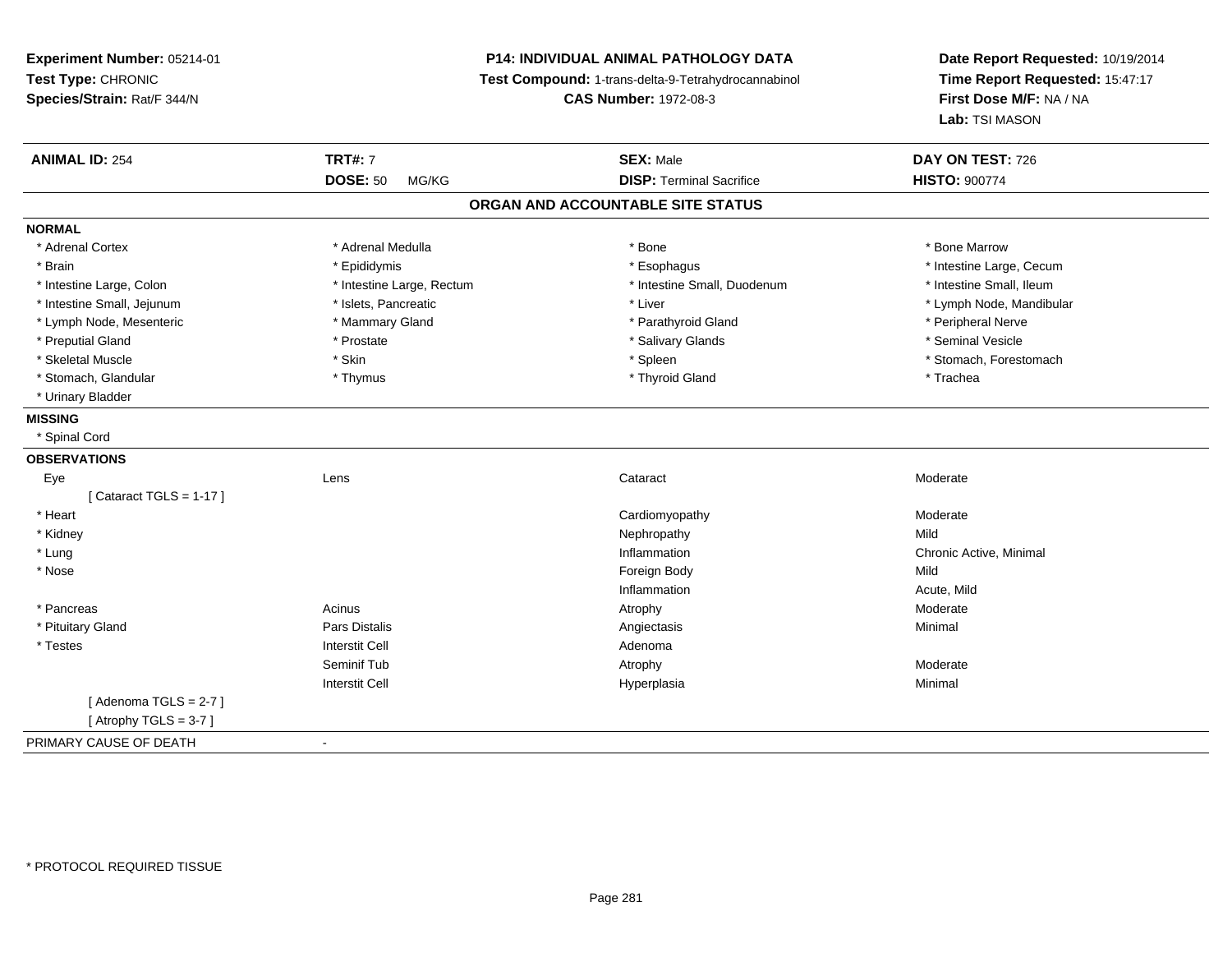**Experiment Number:** 05214-01
**Test Type:** CHRONIC
**Species/Strain:** Rat/F 344/N

**P14: INDIVIDUAL ANIMAL PATHOLOGY DATA**
**Test Compound:** 1-trans-delta-9-Tetrahydrocannabinol
**CAS Number:** 1972-08-3

**Date Report Requested:** 10/19/2014
**Time Report Requested:** 15:47:17
**First Dose M/F:** NA / NA
**Lab:** TSI MASON

| **ANIMAL ID:** 254 | **TRT#:** 7 | **SEX:** Male | **DAY ON TEST:** 726 |
|---|---|---|---|
| | **DOSE:** 50 MG/KG | **DISP:** Terminal Sacrifice | **HISTO:** 900774 |

## ORGAN AND ACCOUNTABLE SITE STATUS

**NORMAL**

| | | | |
|---|---|---|---|
| * Adrenal Cortex | * Adrenal Medulla | * Bone | * Bone Marrow |
| * Brain | * Epididymis | * Esophagus | * Intestine Large, Cecum |
| * Intestine Large, Colon | * Intestine Large, Rectum | * Intestine Small, Duodenum | * Intestine Small, Ileum |
| * Intestine Small, Jejunum | * Islets, Pancreatic | * Liver | * Lymph Node, Mandibular |
| * Lymph Node, Mesenteric | * Mammary Gland | * Parathyroid Gland | * Peripheral Nerve |
| * Preputial Gland | * Prostate | * Salivary Glands | * Seminal Vesicle |
| * Skeletal Muscle | * Skin | * Spleen | * Stomach, Forestomach |
| * Stomach, Glandular | * Thymus | * Thyroid Gland | * Trachea |
| * Urinary Bladder | | | |

**MISSING**

* Spinal Cord

**OBSERVATIONS**

| | | | |
|---|---|---|---|
| Eye | Lens | Cataract | Moderate |
| [ Cataract TGLS = 1-17 ] | | | |
| * Heart | | Cardiomyopathy | Moderate |
| * Kidney | | Nephropathy | Mild |
| * Lung | | Inflammation | Chronic Active, Minimal |
| * Nose | | Foreign Body | Mild |
| | | Inflammation | Acute, Mild |
| * Pancreas | Acinus | Atrophy | Moderate |
| * Pituitary Gland | Pars Distalis | Angiectasis | Minimal |
| * Testes | Interstit Cell | Adenoma | |
| | Seminif Tub | Atrophy | Moderate |
| | Interstit Cell | Hyperplasia | Minimal |
| [ Adenoma TGLS = 2-7 ] | | | |
| [ Atrophy TGLS = 3-7 ] | | | |

PRIMARY CAUSE OF DEATH -

* PROTOCOL REQUIRED TISSUE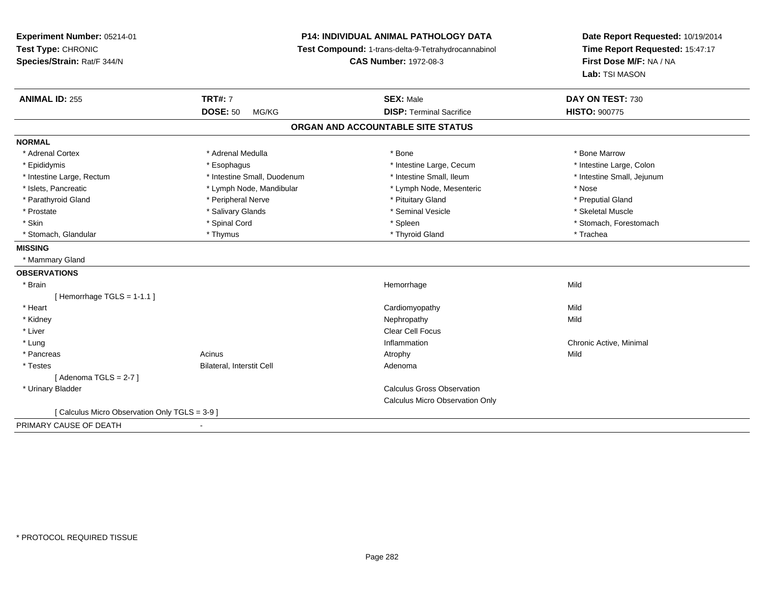**Experiment Number:** 05214-01
**Test Type:** CHRONIC
**Species/Strain:** Rat/F 344/N

**P14: INDIVIDUAL ANIMAL PATHOLOGY DATA**
**Test Compound:** 1-trans-delta-9-Tetrahydrocannabinol
**CAS Number:** 1972-08-3

**Date Report Requested:** 10/19/2014
**Time Report Requested:** 15:47:17
**First Dose M/F:** NA / NA
**Lab:** TSI MASON

| **ANIMAL ID:** 255 | **TRT#:** 7 | **SEX:** Male | **DAY ON TEST:** 730 |
|---|---|---|---|
| | **DOSE:** 50 MG/KG | **DISP:** Terminal Sacrifice | **HISTO:** 900775 |

## ORGAN AND ACCOUNTABLE SITE STATUS

**NORMAL**

| | | | |
|---|---|---|---|
| * Adrenal Cortex | * Adrenal Medulla | * Bone | * Bone Marrow |
| * Epididymis | * Esophagus | * Intestine Large, Cecum | * Intestine Large, Colon |
| * Intestine Large, Rectum | * Intestine Small, Duodenum | * Intestine Small, Ileum | * Intestine Small, Jejunum |
| * Islets, Pancreatic | * Lymph Node, Mandibular | * Lymph Node, Mesenteric | * Nose |
| * Parathyroid Gland | * Peripheral Nerve | * Pituitary Gland | * Preputial Gland |
| * Prostate | * Salivary Glands | * Seminal Vesicle | * Skeletal Muscle |
| * Skin | * Spinal Cord | * Spleen | * Stomach, Forestomach |
| * Stomach, Glandular | * Thymus | * Thyroid Gland | * Trachea |

**MISSING**

* Mammary Gland

**OBSERVATIONS**

| | | | |
|---|---|---|---|
| * Brain | | Hemorrhage | Mild |
| [ Hemorrhage TGLS = 1-1.1 ] | | | |
| * Heart | | Cardiomyopathy | Mild |
| * Kidney | | Nephropathy | Mild |
| * Liver | | Clear Cell Focus | |
| * Lung | | Inflammation | Chronic Active, Minimal |
| * Pancreas | Acinus | Atrophy | Mild |
| * Testes | Bilateral, Interstit Cell | Adenoma | |
| [ Adenoma TGLS = 2-7 ] | | | |
| * Urinary Bladder | | Calculus Gross Observation | |
| | | Calculus Micro Observation Only | |
| [ Calculus Micro Observation Only TGLS = 3-9 ] | | | |

PRIMARY CAUSE OF DEATH -

* PROTOCOL REQUIRED TISSUE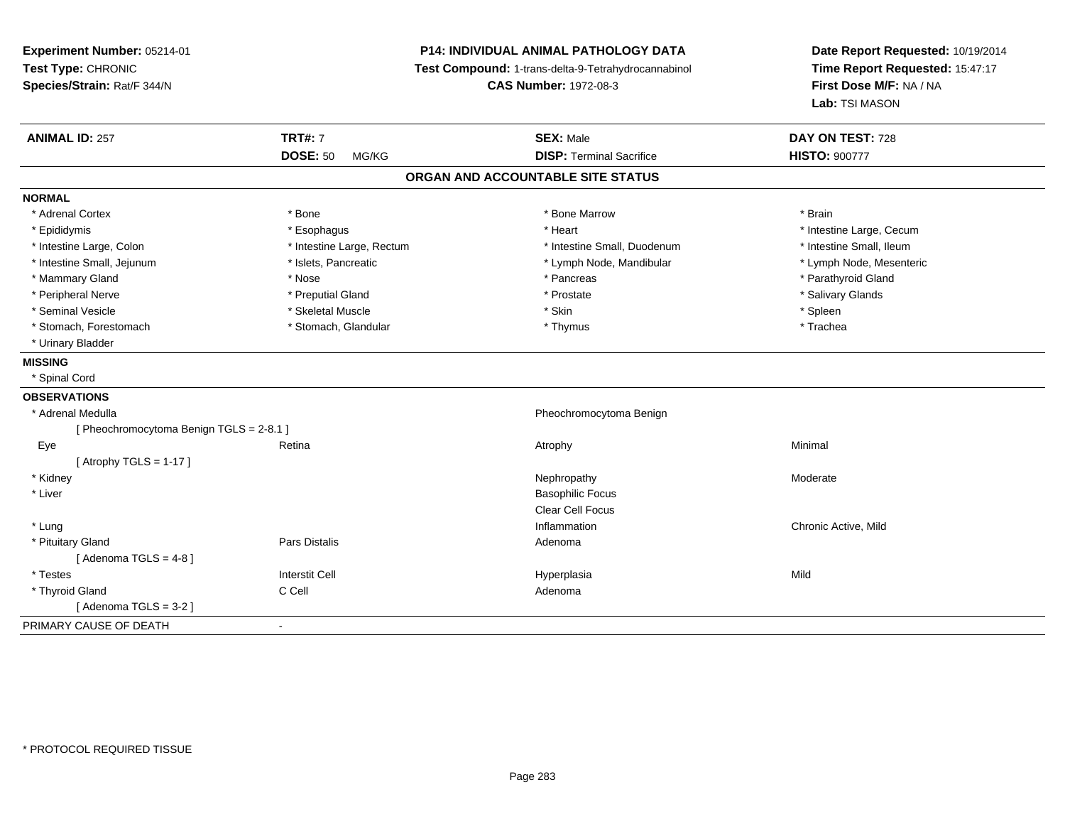**Experiment Number:** 05214-01
**Test Type:** CHRONIC
**Species/Strain:** Rat/F 344/N

**P14: INDIVIDUAL ANIMAL PATHOLOGY DATA**
**Test Compound:** 1-trans-delta-9-Tetrahydrocannabinol
**CAS Number:** 1972-08-3

**Date Report Requested:** 10/19/2014
**Time Report Requested:** 15:47:17
**First Dose M/F:** NA / NA
**Lab:** TSI MASON

| **ANIMAL ID:** 257 | **TRT#:** 7 | **SEX:** Male | **DAY ON TEST:** 728 |
|---|---|---|---|
| | **DOSE:** 50 MG/KG | **DISP:** Terminal Sacrifice | **HISTO:** 900777 |

## ORGAN AND ACCOUNTABLE SITE STATUS

**NORMAL**

| | | | |
|---|---|---|---|
| * Adrenal Cortex | * Bone | * Bone Marrow | * Brain |
| * Epididymis | * Esophagus | * Heart | * Intestine Large, Cecum |
| * Intestine Large, Colon | * Intestine Large, Rectum | * Intestine Small, Duodenum | * Intestine Small, Ileum |
| * Intestine Small, Jejunum | * Islets, Pancreatic | * Lymph Node, Mandibular | * Lymph Node, Mesenteric |
| * Mammary Gland | * Nose | * Pancreas | * Parathyroid Gland |
| * Peripheral Nerve | * Preputial Gland | * Prostate | * Salivary Glands |
| * Seminal Vesicle | * Skeletal Muscle | * Skin | * Spleen |
| * Stomach, Forestomach | * Stomach, Glandular | * Thymus | * Trachea |
| * Urinary Bladder | | | |

**MISSING**

* Spinal Cord

**OBSERVATIONS**

| | | | |
|---|---|---|---|
| * Adrenal Medulla | | Pheochromocytoma Benign | |
| [ Pheochromocytoma Benign TGLS = 2-8.1 ] | | | |
| Eye | Retina | Atrophy | Minimal |
| [ Atrophy TGLS = 1-17 ] | | | |
| * Kidney | | Nephropathy | Moderate |
| * Liver | | Basophilic Focus | |
| | | Clear Cell Focus | |
| * Lung | | Inflammation | Chronic Active, Mild |
| * Pituitary Gland | Pars Distalis | Adenoma | |
| [ Adenoma TGLS = 4-8 ] | | | |
| * Testes | Interstit Cell | Hyperplasia | Mild |
| * Thyroid Gland | C Cell | Adenoma | |
| [ Adenoma TGLS = 3-2 ] | | | |

PRIMARY CAUSE OF DEATH -

\* PROTOCOL REQUIRED TISSUE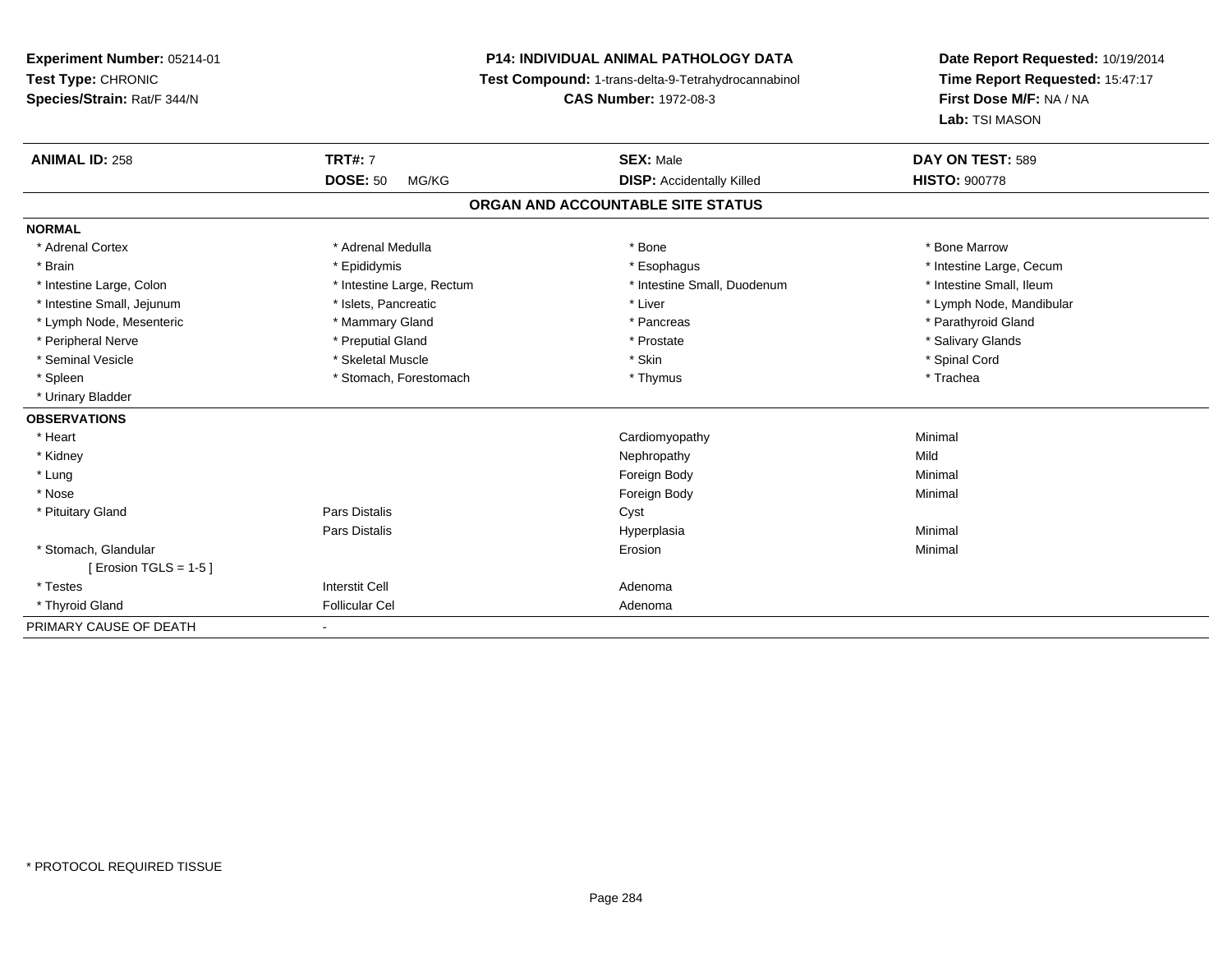**Experiment Number:** 05214-01
**Test Type:** CHRONIC
**Species/Strain:** Rat/F 344/N

**P14: INDIVIDUAL ANIMAL PATHOLOGY DATA**
**Test Compound:** 1-trans-delta-9-Tetrahydrocannabinol
**CAS Number:** 1972-08-3

**Date Report Requested:** 10/19/2014
**Time Report Requested:** 15:47:17
**First Dose M/F:** NA / NA
**Lab:** TSI MASON

| **ANIMAL ID:** 258 | **TRT#:** 7 | **SEX:** Male | **DAY ON TEST:** 589 |
|---|---|---|---|
| | **DOSE:** 50 MG/KG | **DISP:** Accidentally Killed | **HISTO:** 900778 |

## ORGAN AND ACCOUNTABLE SITE STATUS

**NORMAL**

| | | | |
|---|---|---|---|
| * Adrenal Cortex | * Adrenal Medulla | * Bone | * Bone Marrow |
| * Brain | * Epididymis | * Esophagus | * Intestine Large, Cecum |
| * Intestine Large, Colon | * Intestine Large, Rectum | * Intestine Small, Duodenum | * Intestine Small, Ileum |
| * Intestine Small, Jejunum | * Islets, Pancreatic | * Liver | * Lymph Node, Mandibular |
| * Lymph Node, Mesenteric | * Mammary Gland | * Pancreas | * Parathyroid Gland |
| * Peripheral Nerve | * Preputial Gland | * Prostate | * Salivary Glands |
| * Seminal Vesicle | * Skeletal Muscle | * Skin | * Spinal Cord |
| * Spleen | * Stomach, Forestomach | * Thymus | * Trachea |
| * Urinary Bladder | | | |

**OBSERVATIONS**

| | | | |
|---|---|---|---|
| * Heart | | Cardiomyopathy | Minimal |
| * Kidney | | Nephropathy | Mild |
| * Lung | | Foreign Body | Minimal |
| * Nose | | Foreign Body | Minimal |
| * Pituitary Gland | Pars Distalis | Cyst | |
| | Pars Distalis | Hyperplasia | Minimal |
| * Stomach, Glandular | | Erosion | Minimal |
| [ Erosion TGLS = 1-5 ] | | | |
| * Testes | Interstit Cell | Adenoma | |
| * Thyroid Gland | Follicular Cel | Adenoma | |

PRIMARY CAUSE OF DEATH -

* PROTOCOL REQUIRED TISSUE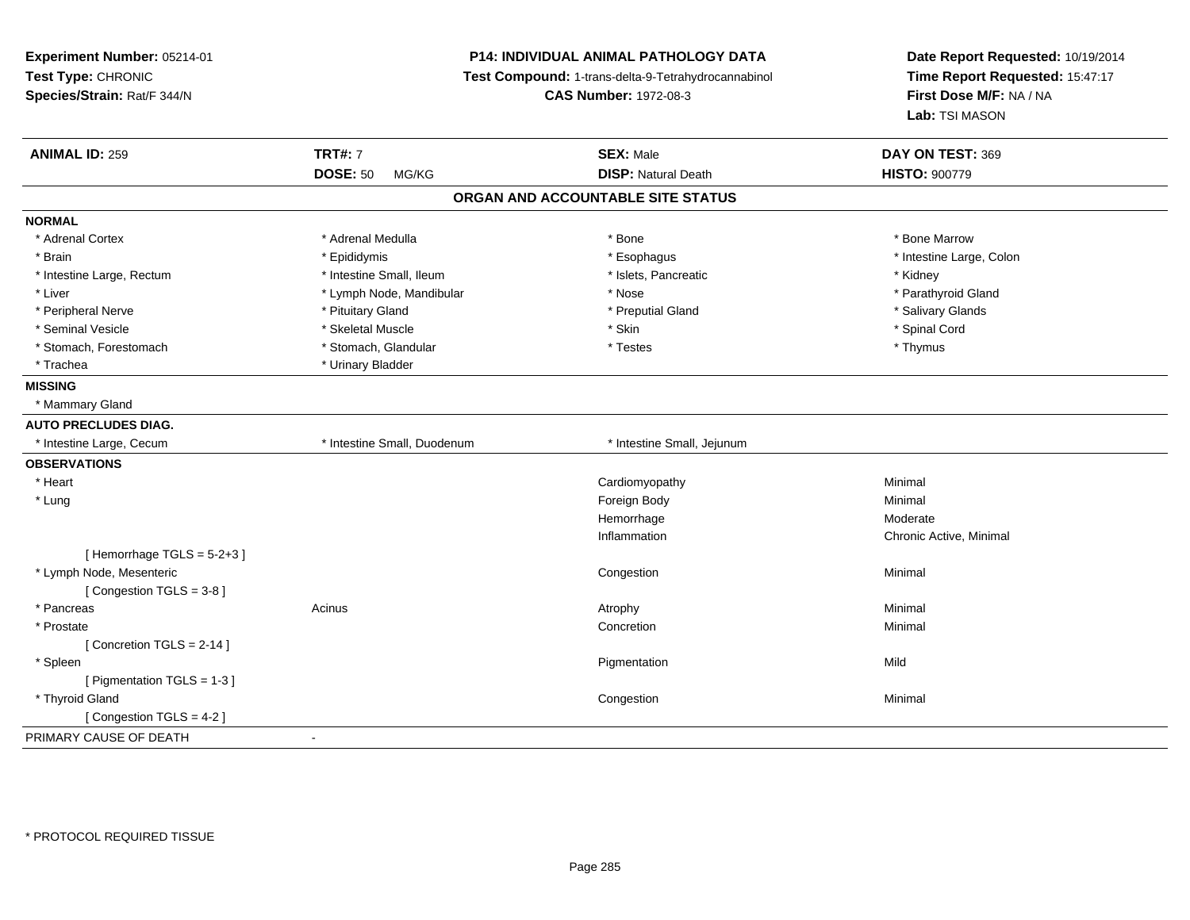**Experiment Number:** 05214-01
**Test Type:** CHRONIC
**Species/Strain:** Rat/F 344/N

**P14: INDIVIDUAL ANIMAL PATHOLOGY DATA**
**Test Compound:** 1-trans-delta-9-Tetrahydrocannabinol
**CAS Number:** 1972-08-3

**Date Report Requested:** 10/19/2014
**Time Report Requested:** 15:47:17
**First Dose M/F:** NA / NA
**Lab:** TSI MASON

| **ANIMAL ID:** 259 | **TRT#:** 7 | **SEX:** Male | **DAY ON TEST:** 369 |
|---|---|---|---|
| | **DOSE:** 50 MG/KG | **DISP:** Natural Death | **HISTO:** 900779 |

## ORGAN AND ACCOUNTABLE SITE STATUS

**NORMAL**

| | | | |
|---|---|---|---|
| * Adrenal Cortex | * Adrenal Medulla | * Bone | * Bone Marrow |
| * Brain | * Epididymis | * Esophagus | * Intestine Large, Colon |
| * Intestine Large, Rectum | * Intestine Small, Ileum | * Islets, Pancreatic | * Kidney |
| * Liver | * Lymph Node, Mandibular | * Nose | * Parathyroid Gland |
| * Peripheral Nerve | * Pituitary Gland | * Preputial Gland | * Salivary Glands |
| * Seminal Vesicle | * Skeletal Muscle | * Skin | * Spinal Cord |
| * Stomach, Forestomach | * Stomach, Glandular | * Testes | * Thymus |
| * Trachea | * Urinary Bladder | | |

**MISSING**

* Mammary Gland

**AUTO PRECLUDES DIAG.**

| | | |
|---|---|---|
| * Intestine Large, Cecum | * Intestine Small, Duodenum | * Intestine Small, Jejunum |

**OBSERVATIONS**

| Organ | Site | Observation | Severity |
|---|---|---|---|
| * Heart | | Cardiomyopathy | Minimal |
| * Lung | | Foreign Body | Minimal |
| | | Hemorrhage | Moderate |
| | | Inflammation | Chronic Active, Minimal |
| [ Hemorrhage TGLS = 5-2+3 ] | | | |
| * Lymph Node, Mesenteric | | Congestion | Minimal |
| [ Congestion TGLS = 3-8 ] | | | |
| * Pancreas | Acinus | Atrophy | Minimal |
| * Prostate | | Concretion | Minimal |
| [ Concretion TGLS = 2-14 ] | | | |
| * Spleen | | Pigmentation | Mild |
| [ Pigmentation TGLS = 1-3 ] | | | |
| * Thyroid Gland | | Congestion | Minimal |
| [ Congestion TGLS = 4-2 ] | | | |

PRIMARY CAUSE OF DEATH -

\* PROTOCOL REQUIRED TISSUE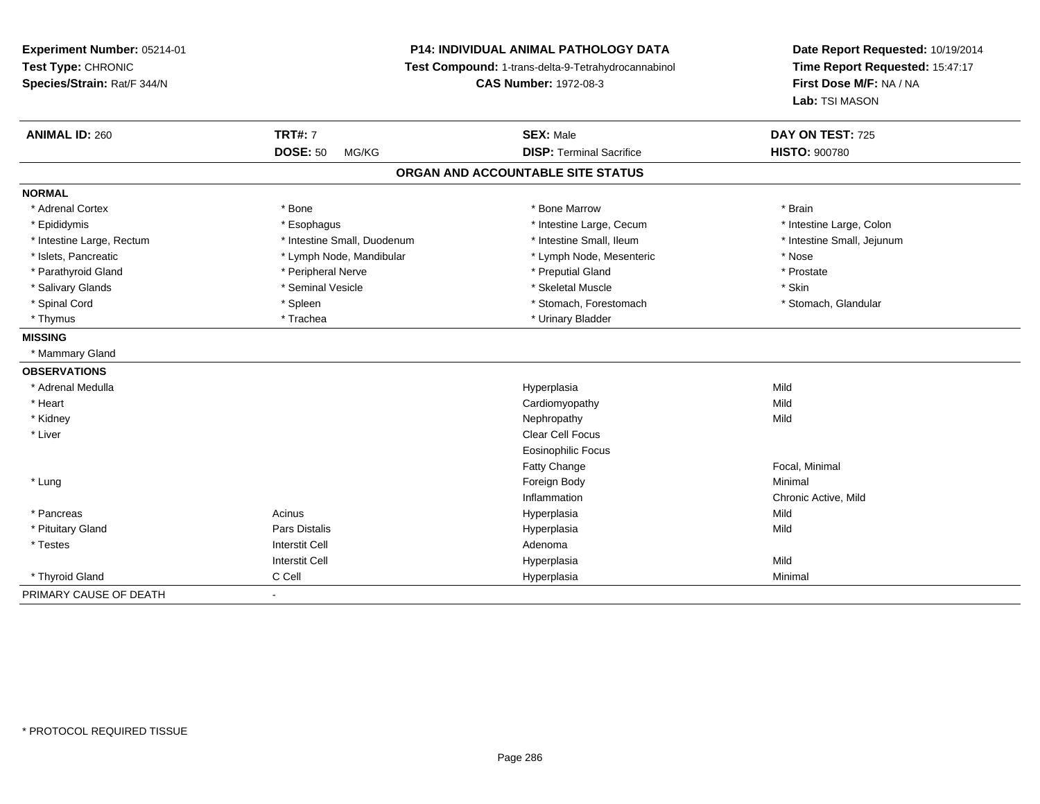**Experiment Number:** 05214-01
**Test Type:** CHRONIC
**Species/Strain:** Rat/F 344/N

**P14: INDIVIDUAL ANIMAL PATHOLOGY DATA**
**Test Compound:** 1-trans-delta-9-Tetrahydrocannabinol
**CAS Number:** 1972-08-3

**Date Report Requested:** 10/19/2014
**Time Report Requested:** 15:47:17
**First Dose M/F:** NA / NA
**Lab:** TSI MASON

| **ANIMAL ID:** 260 | **TRT#:** 7 | **SEX:** Male | **DAY ON TEST:** 725 |
|---|---|---|---|
| | **DOSE:** 50 MG/KG | **DISP:** Terminal Sacrifice | **HISTO:** 900780 |

## ORGAN AND ACCOUNTABLE SITE STATUS

**NORMAL**

| | | | |
|---|---|---|---|
| * Adrenal Cortex | * Bone | * Bone Marrow | * Brain |
| * Epididymis | * Esophagus | * Intestine Large, Cecum | * Intestine Large, Colon |
| * Intestine Large, Rectum | * Intestine Small, Duodenum | * Intestine Small, Ileum | * Intestine Small, Jejunum |
| * Islets, Pancreatic | * Lymph Node, Mandibular | * Lymph Node, Mesenteric | * Nose |
| * Parathyroid Gland | * Peripheral Nerve | * Preputial Gland | * Prostate |
| * Salivary Glands | * Seminal Vesicle | * Skeletal Muscle | * Skin |
| * Spinal Cord | * Spleen | * Stomach, Forestomach | * Stomach, Glandular |
| * Thymus | * Trachea | * Urinary Bladder | |

**MISSING**

* Mammary Gland

**OBSERVATIONS**

| | | | |
|---|---|---|---|
| * Adrenal Medulla | | Hyperplasia | Mild |
| * Heart | | Cardiomyopathy | Mild |
| * Kidney | | Nephropathy | Mild |
| * Liver | | Clear Cell Focus | |
| | | Eosinophilic Focus | |
| | | Fatty Change | Focal, Minimal |
| * Lung | | Foreign Body | Minimal |
| | | Inflammation | Chronic Active, Mild |
| * Pancreas | Acinus | Hyperplasia | Mild |
| * Pituitary Gland | Pars Distalis | Hyperplasia | Mild |
| * Testes | Interstit Cell | Adenoma | |
| | Interstit Cell | Hyperplasia | Mild |
| * Thyroid Gland | C Cell | Hyperplasia | Minimal |

PRIMARY CAUSE OF DEATH -

* PROTOCOL REQUIRED TISSUE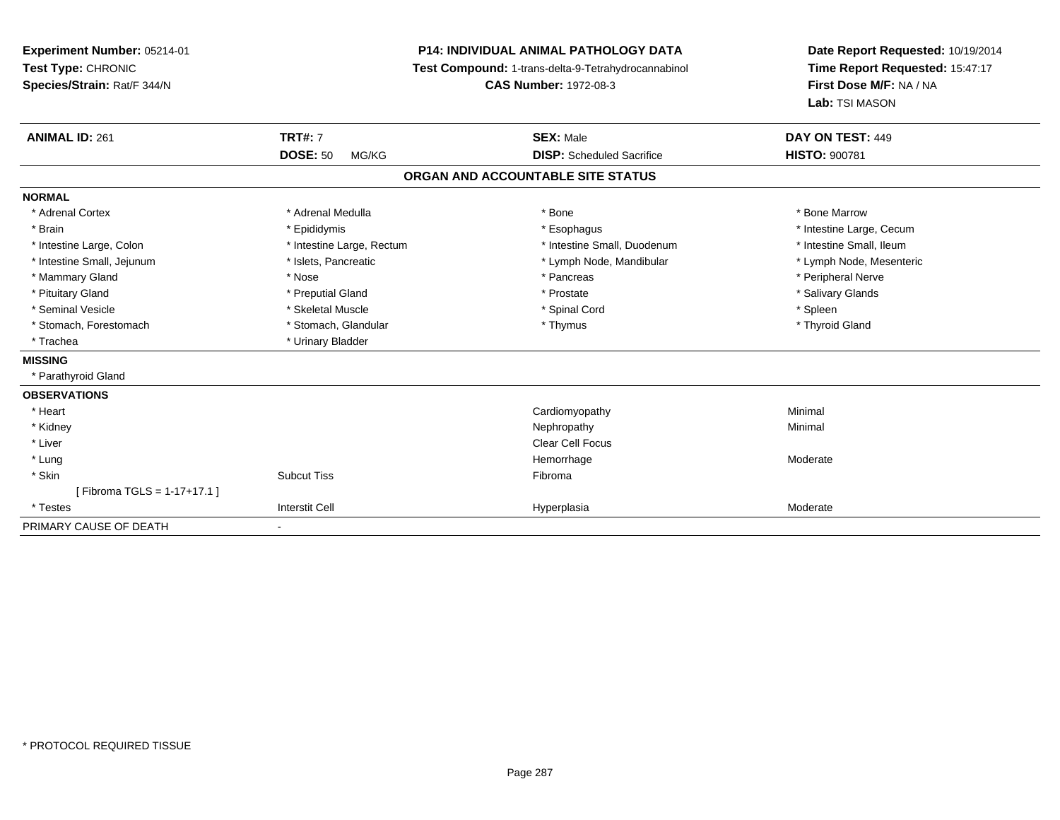**Experiment Number:** 05214-01
**Test Type:** CHRONIC
**Species/Strain:** Rat/F 344/N

**P14: INDIVIDUAL ANIMAL PATHOLOGY DATA**
**Test Compound:** 1-trans-delta-9-Tetrahydrocannabinol
**CAS Number:** 1972-08-3

**Date Report Requested:** 10/19/2014
**Time Report Requested:** 15:47:17
**First Dose M/F:** NA / NA
**Lab:** TSI MASON

| **ANIMAL ID:** 261 | **TRT#:** 7 | **SEX:** Male | **DAY ON TEST:** 449 |
|---|---|---|---|
| | **DOSE:** 50 MG/KG | **DISP:** Scheduled Sacrifice | **HISTO:** 900781 |

## ORGAN AND ACCOUNTABLE SITE STATUS

**NORMAL**

| | | | |
|---|---|---|---|
| * Adrenal Cortex | * Adrenal Medulla | * Bone | * Bone Marrow |
| * Brain | * Epididymis | * Esophagus | * Intestine Large, Cecum |
| * Intestine Large, Colon | * Intestine Large, Rectum | * Intestine Small, Duodenum | * Intestine Small, Ileum |
| * Intestine Small, Jejunum | * Islets, Pancreatic | * Lymph Node, Mandibular | * Lymph Node, Mesenteric |
| * Mammary Gland | * Nose | * Pancreas | * Peripheral Nerve |
| * Pituitary Gland | * Preputial Gland | * Prostate | * Salivary Glands |
| * Seminal Vesicle | * Skeletal Muscle | * Spinal Cord | * Spleen |
| * Stomach, Forestomach | * Stomach, Glandular | * Thymus | * Thyroid Gland |
| * Trachea | * Urinary Bladder | | |

**MISSING**

* Parathyroid Gland

**OBSERVATIONS**

| | | | |
|---|---|---|---|
| * Heart | | Cardiomyopathy | Minimal |
| * Kidney | | Nephropathy | Minimal |
| * Liver | | Clear Cell Focus | |
| * Lung | | Hemorrhage | Moderate |
| * Skin | Subcut Tiss | Fibroma | |
| [ Fibroma TGLS = 1-17+17.1 ] | | | |
| * Testes | Interstit Cell | Hyperplasia | Moderate |

PRIMARY CAUSE OF DEATH -

* PROTOCOL REQUIRED TISSUE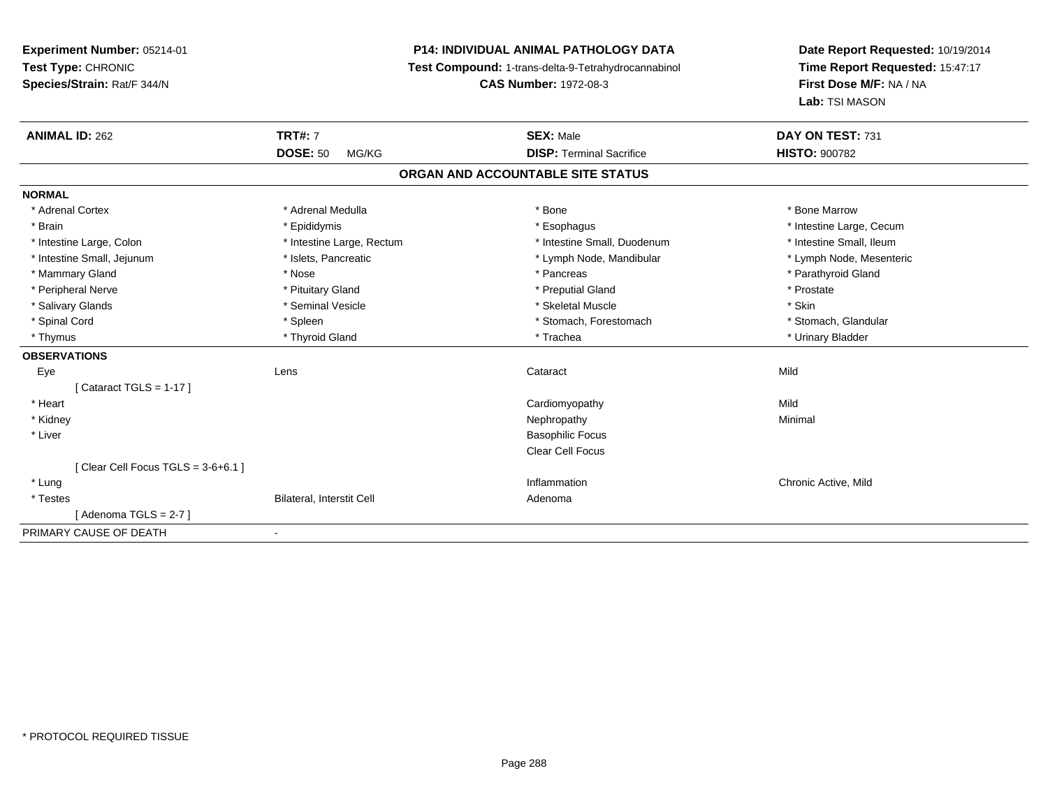**Experiment Number:** 05214-01
**Test Type:** CHRONIC
**Species/Strain:** Rat/F 344/N

**P14: INDIVIDUAL ANIMAL PATHOLOGY DATA**
**Test Compound:** 1-trans-delta-9-Tetrahydrocannabinol
**CAS Number:** 1972-08-3

**Date Report Requested:** 10/19/2014
**Time Report Requested:** 15:47:17
**First Dose M/F:** NA / NA
**Lab:** TSI MASON

| **ANIMAL ID:** 262 | **TRT#:** 7 | **SEX:** Male | **DAY ON TEST:** 731 |
|---|---|---|---|
| | **DOSE:** 50 MG/KG | **DISP:** Terminal Sacrifice | **HISTO:** 900782 |

## ORGAN AND ACCOUNTABLE SITE STATUS

**NORMAL**

| | | | |
|---|---|---|---|
| * Adrenal Cortex | * Adrenal Medulla | * Bone | * Bone Marrow |
| * Brain | * Epididymis | * Esophagus | * Intestine Large, Cecum |
| * Intestine Large, Colon | * Intestine Large, Rectum | * Intestine Small, Duodenum | * Intestine Small, Ileum |
| * Intestine Small, Jejunum | * Islets, Pancreatic | * Lymph Node, Mandibular | * Lymph Node, Mesenteric |
| * Mammary Gland | * Nose | * Pancreas | * Parathyroid Gland |
| * Peripheral Nerve | * Pituitary Gland | * Preputial Gland | * Prostate |
| * Salivary Glands | * Seminal Vesicle | * Skeletal Muscle | * Skin |
| * Spinal Cord | * Spleen | * Stomach, Forestomach | * Stomach, Glandular |
| * Thymus | * Thyroid Gland | * Trachea | * Urinary Bladder |

**OBSERVATIONS**

| | | | |
|---|---|---|---|
| Eye | Lens | Cataract | Mild |
| [ Cataract TGLS = 1-17 ] | | | |
| * Heart | | Cardiomyopathy | Mild |
| * Kidney | | Nephropathy | Minimal |
| * Liver | | Basophilic Focus | |
| | | Clear Cell Focus | |
| [ Clear Cell Focus TGLS = 3-6+6.1 ] | | | |
| * Lung | | Inflammation | Chronic Active, Mild |
| * Testes | Bilateral, Interstit Cell | Adenoma | |
| [ Adenoma TGLS = 2-7 ] | | | |

PRIMARY CAUSE OF DEATH -

\* PROTOCOL REQUIRED TISSUE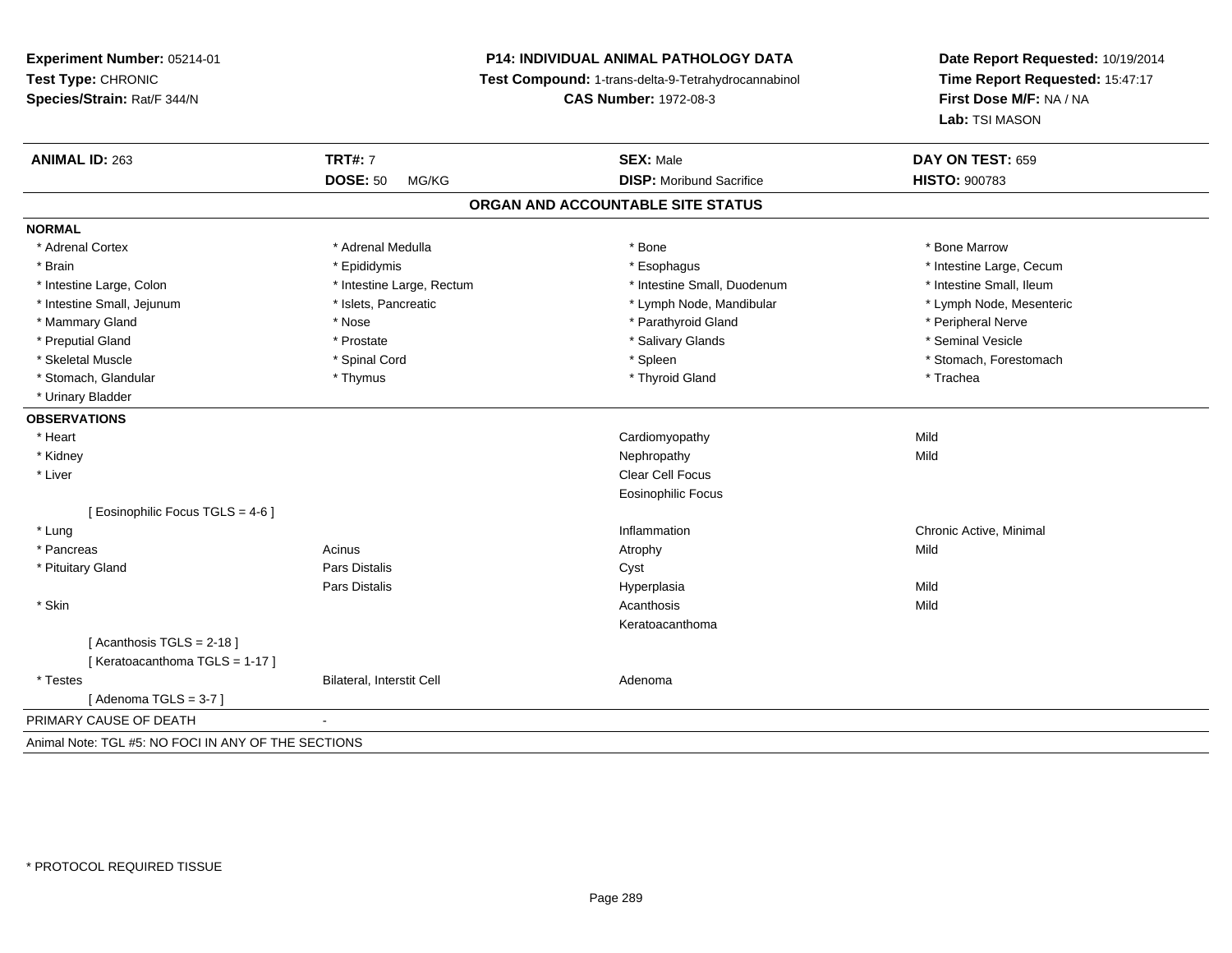**Experiment Number:** 05214-01
**Test Type:** CHRONIC
**Species/Strain:** Rat/F 344/N

**P14: INDIVIDUAL ANIMAL PATHOLOGY DATA**
**Test Compound:** 1-trans-delta-9-Tetrahydrocannabinol
**CAS Number:** 1972-08-3

**Date Report Requested:** 10/19/2014
**Time Report Requested:** 15:47:17
**First Dose M/F:** NA / NA
**Lab:** TSI MASON

| **ANIMAL ID:** 263 | **TRT#:** 7 | **SEX:** Male | **DAY ON TEST:** 659 |
|---|---|---|---|
| | **DOSE:** 50 MG/KG | **DISP:** Moribund Sacrifice | **HISTO:** 900783 |

## ORGAN AND ACCOUNTABLE SITE STATUS

**NORMAL**

| | | | |
|---|---|---|---|
| * Adrenal Cortex | * Adrenal Medulla | * Bone | * Bone Marrow |
| * Brain | * Epididymis | * Esophagus | * Intestine Large, Cecum |
| * Intestine Large, Colon | * Intestine Large, Rectum | * Intestine Small, Duodenum | * Intestine Small, Ileum |
| * Intestine Small, Jejunum | * Islets, Pancreatic | * Lymph Node, Mandibular | * Lymph Node, Mesenteric |
| * Mammary Gland | * Nose | * Parathyroid Gland | * Peripheral Nerve |
| * Preputial Gland | * Prostate | * Salivary Glands | * Seminal Vesicle |
| * Skeletal Muscle | * Spinal Cord | * Spleen | * Stomach, Forestomach |
| * Stomach, Glandular | * Thymus | * Thyroid Gland | * Trachea |
| * Urinary Bladder | | | |

**OBSERVATIONS**

| | | | |
|---|---|---|---|
| * Heart | | Cardiomyopathy | Mild |
| * Kidney | | Nephropathy | Mild |
| * Liver | | Clear Cell Focus | |
| | | Eosinophilic Focus | |
| [ Eosinophilic Focus TGLS = 4-6 ] | | | |
| * Lung | | Inflammation | Chronic Active, Minimal |
| * Pancreas | Acinus | Atrophy | Mild |
| * Pituitary Gland | Pars Distalis | Cyst | |
| | Pars Distalis | Hyperplasia | Mild |
| * Skin | | Acanthosis | Mild |
| | | Keratoacanthoma | |
| [ Acanthosis TGLS = 2-18 ] | | | |
| [ Keratoacanthoma TGLS = 1-17 ] | | | |
| * Testes | Bilateral, Interstit Cell | Adenoma | |
| [ Adenoma TGLS = 3-7 ] | | | |

PRIMARY CAUSE OF DEATH -

Animal Note: TGL #5: NO FOCI IN ANY OF THE SECTIONS

\* PROTOCOL REQUIRED TISSUE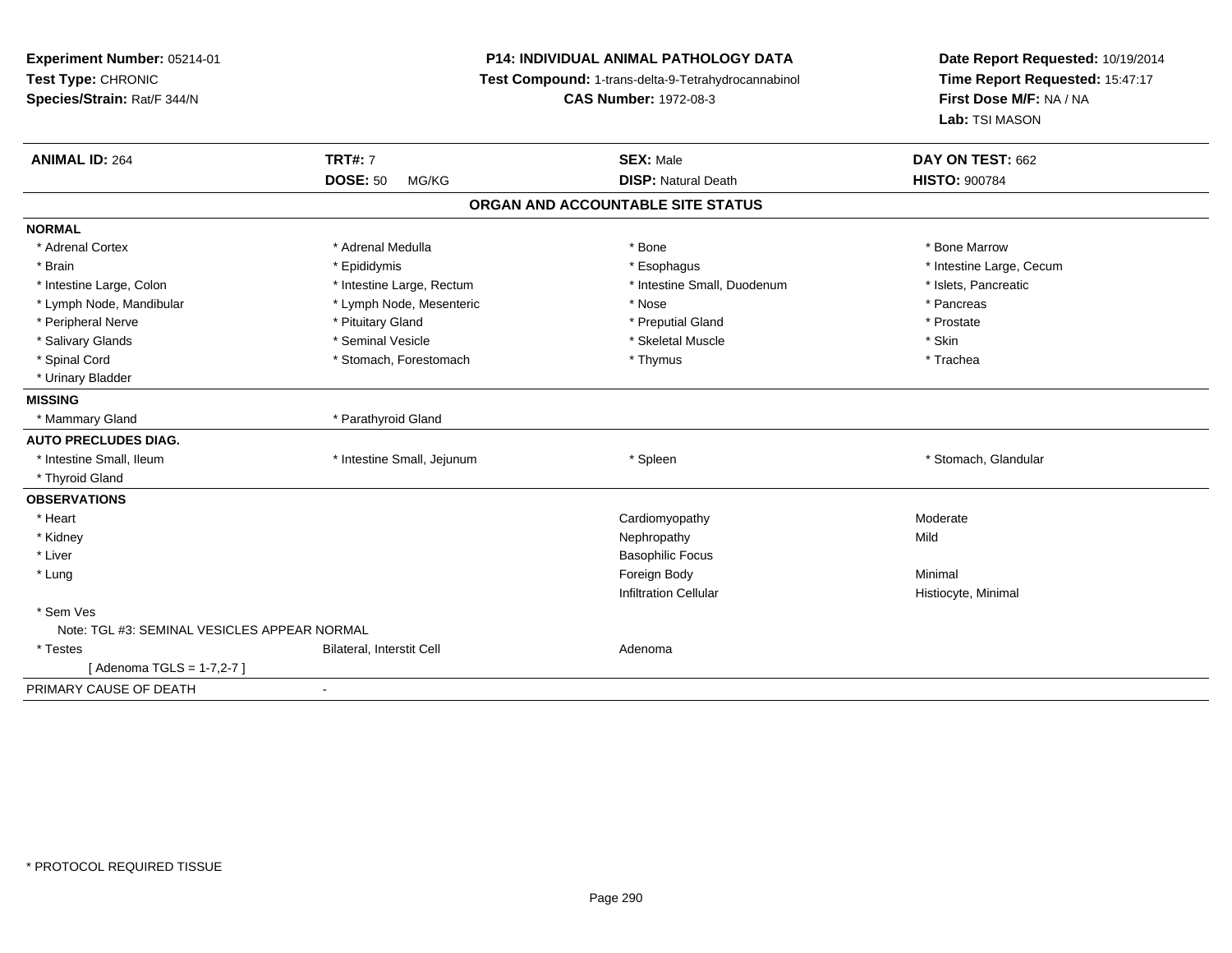**Experiment Number:** 05214-01
**Test Type:** CHRONIC
**Species/Strain:** Rat/F 344/N

**P14: INDIVIDUAL ANIMAL PATHOLOGY DATA**
**Test Compound:** 1-trans-delta-9-Tetrahydrocannabinol
**CAS Number:** 1972-08-3

**Date Report Requested:** 10/19/2014
**Time Report Requested:** 15:47:17
**First Dose M/F:** NA / NA
**Lab:** TSI MASON

| **ANIMAL ID:** 264 | **TRT#:** 7 | **SEX:** Male | **DAY ON TEST:** 662 |
|---|---|---|---|
| | **DOSE:** 50 MG/KG | **DISP:** Natural Death | **HISTO:** 900784 |

## ORGAN AND ACCOUNTABLE SITE STATUS

**NORMAL**

| | | | |
|---|---|---|---|
| * Adrenal Cortex | * Adrenal Medulla | * Bone | * Bone Marrow |
| * Brain | * Epididymis | * Esophagus | * Intestine Large, Cecum |
| * Intestine Large, Colon | * Intestine Large, Rectum | * Intestine Small, Duodenum | * Islets, Pancreatic |
| * Lymph Node, Mandibular | * Lymph Node, Mesenteric | * Nose | * Pancreas |
| * Peripheral Nerve | * Pituitary Gland | * Preputial Gland | * Prostate |
| * Salivary Glands | * Seminal Vesicle | * Skeletal Muscle | * Skin |
| * Spinal Cord | * Stomach, Forestomach | * Thymus | * Trachea |
| * Urinary Bladder | | | |

**MISSING**

| | | | |
|---|---|---|---|
| * Mammary Gland | * Parathyroid Gland | | |

**AUTO PRECLUDES DIAG.**

| | | | |
|---|---|---|---|
| * Intestine Small, Ileum | * Intestine Small, Jejunum | * Spleen | * Stomach, Glandular |
| * Thyroid Gland | | | |

**OBSERVATIONS**

| | | | |
|---|---|---|---|
| * Heart | | Cardiomyopathy | Moderate |
| * Kidney | | Nephropathy | Mild |
| * Liver | | Basophilic Focus | |
| * Lung | | Foreign Body | Minimal |
| | | Infiltration Cellular | Histiocyte, Minimal |
| * Sem Ves | | | |
| Note: TGL #3: SEMINAL VESICLES APPEAR NORMAL | | | |
| * Testes | Bilateral, Interstit Cell | Adenoma | |
| [ Adenoma TGLS = 1-7,2-7 ] | | | |

PRIMARY CAUSE OF DEATH -

* PROTOCOL REQUIRED TISSUE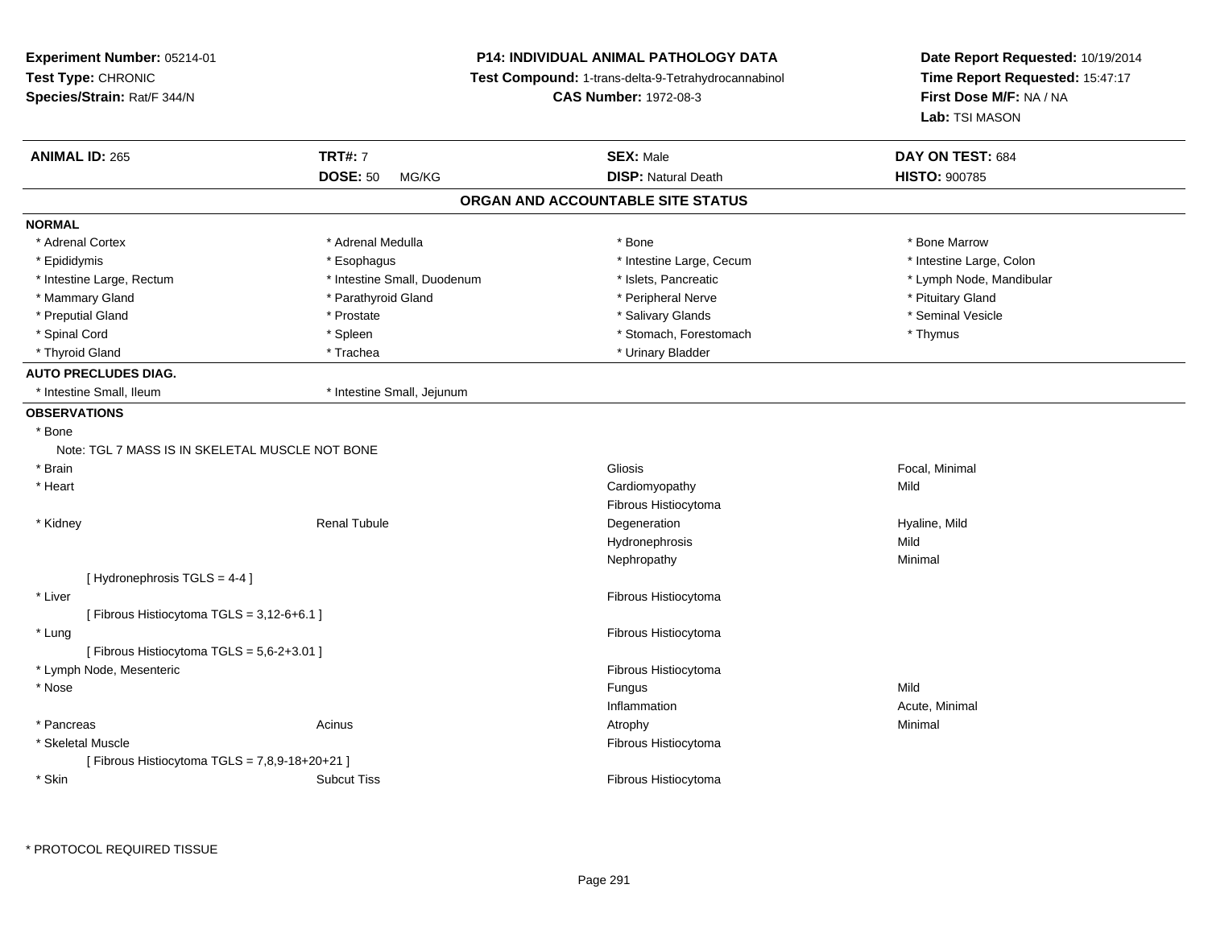**Experiment Number:** 05214-01
**Test Type:** CHRONIC
**Species/Strain:** Rat/F 344/N

**P14: INDIVIDUAL ANIMAL PATHOLOGY DATA**
**Test Compound:** 1-trans-delta-9-Tetrahydrocannabinol
**CAS Number:** 1972-08-3

**Date Report Requested:** 10/19/2014
**Time Report Requested:** 15:47:17
**First Dose M/F:** NA / NA
**Lab:** TSI MASON

| **ANIMAL ID:** 265 | **TRT#:** 7 | **SEX:** Male | **DAY ON TEST:** 684 |
|---|---|---|---|
| | **DOSE:** 50 MG/KG | **DISP:** Natural Death | **HISTO:** 900785 |

## ORGAN AND ACCOUNTABLE SITE STATUS

**NORMAL**

| | | | |
|---|---|---|---|
| * Adrenal Cortex | * Adrenal Medulla | * Bone | * Bone Marrow |
| * Epididymis | * Esophagus | * Intestine Large, Cecum | * Intestine Large, Colon |
| * Intestine Large, Rectum | * Intestine Small, Duodenum | * Islets, Pancreatic | * Lymph Node, Mandibular |
| * Mammary Gland | * Parathyroid Gland | * Peripheral Nerve | * Pituitary Gland |
| * Preputial Gland | * Prostate | * Salivary Glands | * Seminal Vesicle |
| * Spinal Cord | * Spleen | * Stomach, Forestomach | * Thymus |
| * Thyroid Gland | * Trachea | * Urinary Bladder | |

**AUTO PRECLUDES DIAG.**

| | |
|---|---|
| * Intestine Small, Ileum | * Intestine Small, Jejunum |

**OBSERVATIONS**

| Organ | Site | Observation | Qualifier |
|---|---|---|---|
| * Bone | | | |
| Note: TGL 7 MASS IS IN SKELETAL MUSCLE NOT BONE | | | |
| * Brain | | Gliosis | Focal, Minimal |
| * Heart | | Cardiomyopathy | Mild |
| | | Fibrous Histiocytoma | |
| * Kidney | Renal Tubule | Degeneration | Hyaline, Mild |
| | | Hydronephrosis | Mild |
| | | Nephropathy | Minimal |
| [ Hydronephrosis TGLS = 4-4 ] | | | |
| * Liver | | Fibrous Histiocytoma | |
| [ Fibrous Histiocytoma TGLS = 3,12-6+6.1 ] | | | |
| * Lung | | Fibrous Histiocytoma | |
| [ Fibrous Histiocytoma TGLS = 5,6-2+3.01 ] | | | |
| * Lymph Node, Mesenteric | | Fibrous Histiocytoma | |
| * Nose | | Fungus | Mild |
| | | Inflammation | Acute, Minimal |
| * Pancreas | Acinus | Atrophy | Minimal |
| * Skeletal Muscle | | Fibrous Histiocytoma | |
| [ Fibrous Histiocytoma TGLS = 7,8,9-18+20+21 ] | | | |
| * Skin | Subcut Tiss | Fibrous Histiocytoma | |

* PROTOCOL REQUIRED TISSUE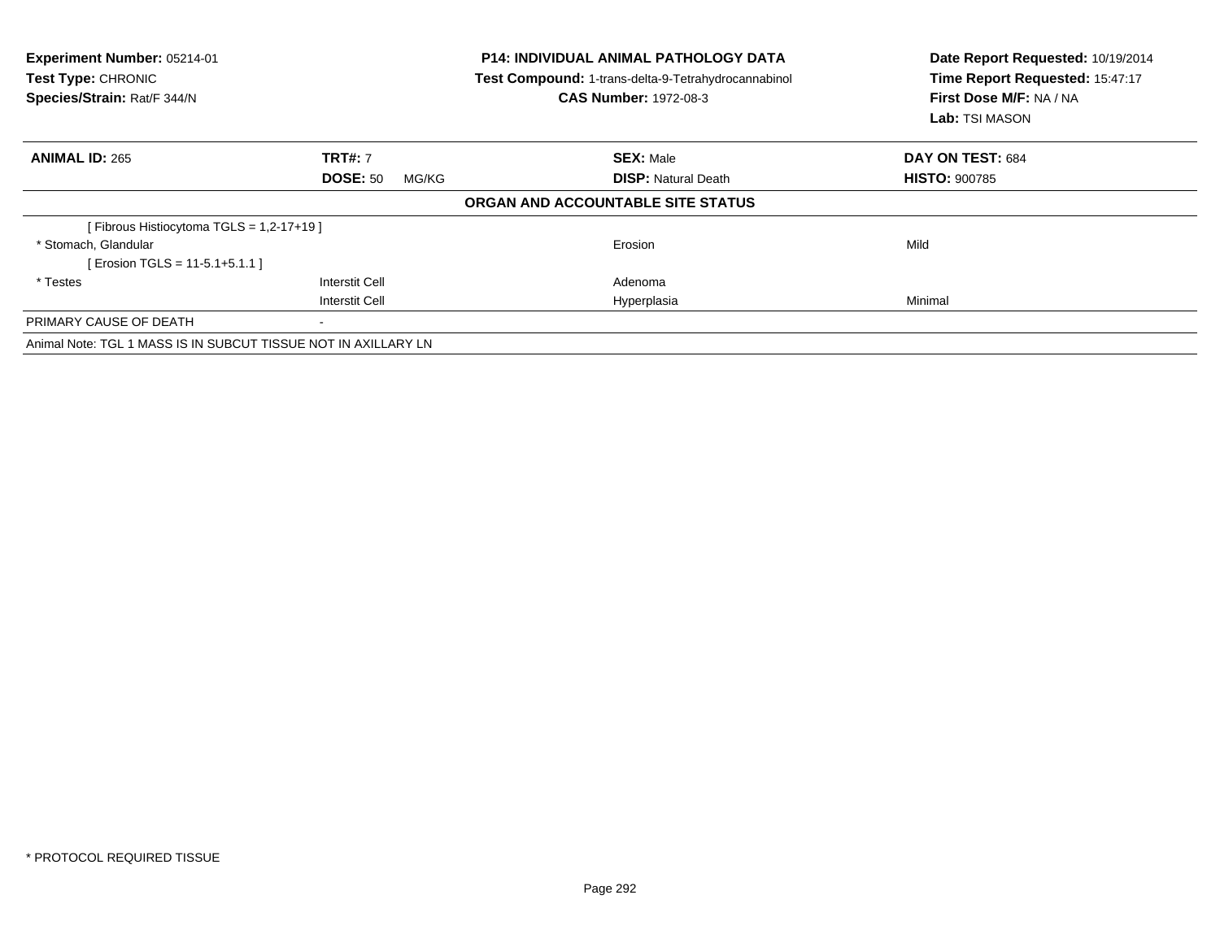**Experiment Number:** 05214-01
**Test Type:** CHRONIC
**Species/Strain:** Rat/F 344/N

**P14: INDIVIDUAL ANIMAL PATHOLOGY DATA**
**Test Compound:** 1-trans-delta-9-Tetrahydrocannabinol
**CAS Number:** 1972-08-3

**Date Report Requested:** 10/19/2014
**Time Report Requested:** 15:47:17
**First Dose M/F:** NA / NA
**Lab:** TSI MASON

| **ANIMAL ID:** 265 | **TRT#:** 7 | **SEX:** Male | **DAY ON TEST:** 684 |
|---|---|---|---|
| | **DOSE:** 50 MG/KG | **DISP:** Natural Death | **HISTO:** 900785 |

**ORGAN AND ACCOUNTABLE SITE STATUS**

| | | | |
|---|---|---|---|
| [ Fibrous Histiocytoma TGLS = 1,2-17+19 ] | | | |
| * Stomach, Glandular | | Erosion | Mild |
| [ Erosion TGLS = 11-5.1+5.1.1 ] | | | |
| * Testes | Interstit Cell | Adenoma | |
| | Interstit Cell | Hyperplasia | Minimal |
| PRIMARY CAUSE OF DEATH | - | | |

Animal Note: TGL 1 MASS IS IN SUBCUT TISSUE NOT IN AXILLARY LN

* PROTOCOL REQUIRED TISSUE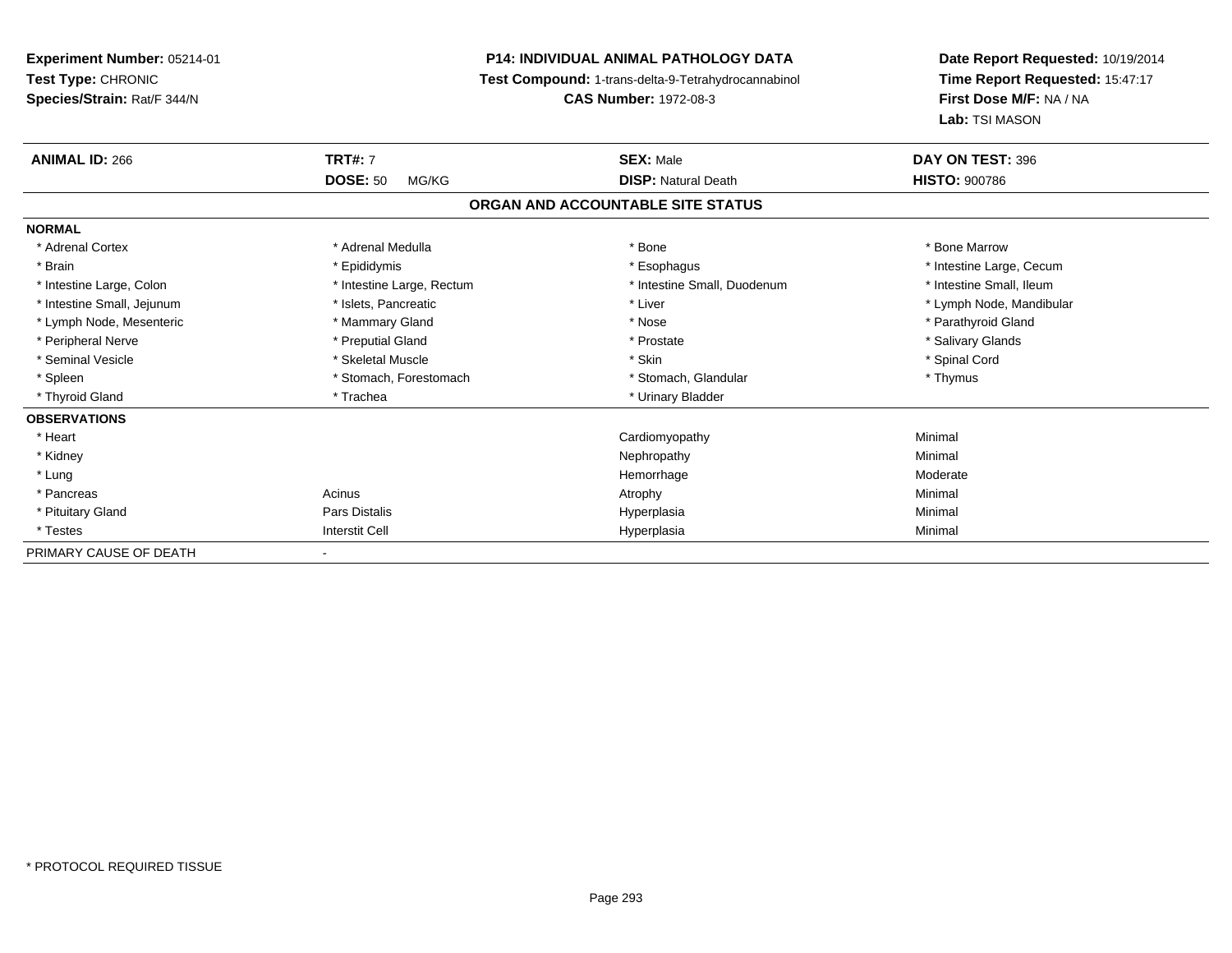**Experiment Number:** 05214-01
**Test Type:** CHRONIC
**Species/Strain:** Rat/F 344/N

**P14: INDIVIDUAL ANIMAL PATHOLOGY DATA**
**Test Compound:** 1-trans-delta-9-Tetrahydrocannabinol
**CAS Number:** 1972-08-3

**Date Report Requested:** 10/19/2014
**Time Report Requested:** 15:47:17
**First Dose M/F:** NA / NA
**Lab:** TSI MASON

| **ANIMAL ID:** 266 | **TRT#:** 7 | **SEX:** Male | **DAY ON TEST:** 396 |
|---|---|---|---|
| | **DOSE:** 50 MG/KG | **DISP:** Natural Death | **HISTO:** 900786 |

## ORGAN AND ACCOUNTABLE SITE STATUS

| | | | |
|---|---|---|---|
| **NORMAL** | | | |
| * Adrenal Cortex | * Adrenal Medulla | * Bone | * Bone Marrow |
| * Brain | * Epididymis | * Esophagus | * Intestine Large, Cecum |
| * Intestine Large, Colon | * Intestine Large, Rectum | * Intestine Small, Duodenum | * Intestine Small, Ileum |
| * Intestine Small, Jejunum | * Islets, Pancreatic | * Liver | * Lymph Node, Mandibular |
| * Lymph Node, Mesenteric | * Mammary Gland | * Nose | * Parathyroid Gland |
| * Peripheral Nerve | * Preputial Gland | * Prostate | * Salivary Glands |
| * Seminal Vesicle | * Skeletal Muscle | * Skin | * Spinal Cord |
| * Spleen | * Stomach, Forestomach | * Stomach, Glandular | * Thymus |
| * Thyroid Gland | * Trachea | * Urinary Bladder | |
| **OBSERVATIONS** | | | |
| * Heart | | Cardiomyopathy | Minimal |
| * Kidney | | Nephropathy | Minimal |
| * Lung | | Hemorrhage | Moderate |
| * Pancreas | Acinus | Atrophy | Minimal |
| * Pituitary Gland | Pars Distalis | Hyperplasia | Minimal |
| * Testes | Interstit Cell | Hyperplasia | Minimal |
| PRIMARY CAUSE OF DEATH | - | | |

* PROTOCOL REQUIRED TISSUE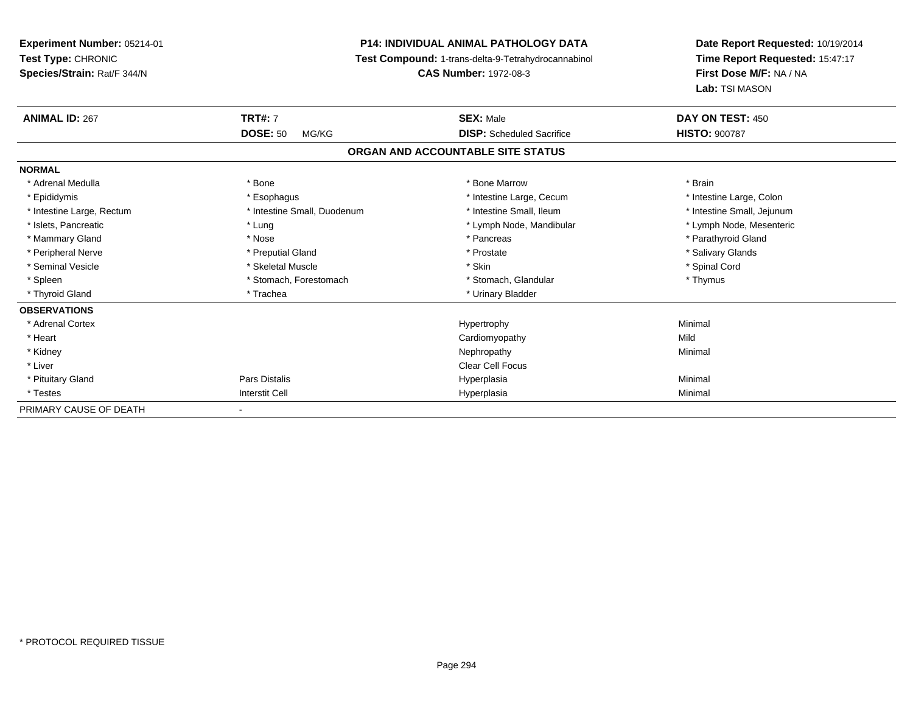**Experiment Number:** 05214-01
**Test Type:** CHRONIC
**Species/Strain:** Rat/F 344/N

**P14: INDIVIDUAL ANIMAL PATHOLOGY DATA**
**Test Compound:** 1-trans-delta-9-Tetrahydrocannabinol
**CAS Number:** 1972-08-3

**Date Report Requested:** 10/19/2014
**Time Report Requested:** 15:47:17
**First Dose M/F:** NA / NA
**Lab:** TSI MASON

| **ANIMAL ID:** 267 | **TRT#:** 7 | **SEX:** Male | **DAY ON TEST:** 450 |
|---|---|---|---|
| | **DOSE:** 50 MG/KG | **DISP:** Scheduled Sacrifice | **HISTO:** 900787 |

## ORGAN AND ACCOUNTABLE SITE STATUS

| | | | |
|---|---|---|---|
| **NORMAL** | | | |
| * Adrenal Medulla | * Bone | * Bone Marrow | * Brain |
| * Epididymis | * Esophagus | * Intestine Large, Cecum | * Intestine Large, Colon |
| * Intestine Large, Rectum | * Intestine Small, Duodenum | * Intestine Small, Ileum | * Intestine Small, Jejunum |
| * Islets, Pancreatic | * Lung | * Lymph Node, Mandibular | * Lymph Node, Mesenteric |
| * Mammary Gland | * Nose | * Pancreas | * Parathyroid Gland |
| * Peripheral Nerve | * Preputial Gland | * Prostate | * Salivary Glands |
| * Seminal Vesicle | * Skeletal Muscle | * Skin | * Spinal Cord |
| * Spleen | * Stomach, Forestomach | * Stomach, Glandular | * Thymus |
| * Thyroid Gland | * Trachea | * Urinary Bladder | |
| **OBSERVATIONS** | | | |
| * Adrenal Cortex | | Hypertrophy | Minimal |
| * Heart | | Cardiomyopathy | Mild |
| * Kidney | | Nephropathy | Minimal |
| * Liver | | Clear Cell Focus | |
| * Pituitary Gland | Pars Distalis | Hyperplasia | Minimal |
| * Testes | Interstit Cell | Hyperplasia | Minimal |
| PRIMARY CAUSE OF DEATH | - | | |

* PROTOCOL REQUIRED TISSUE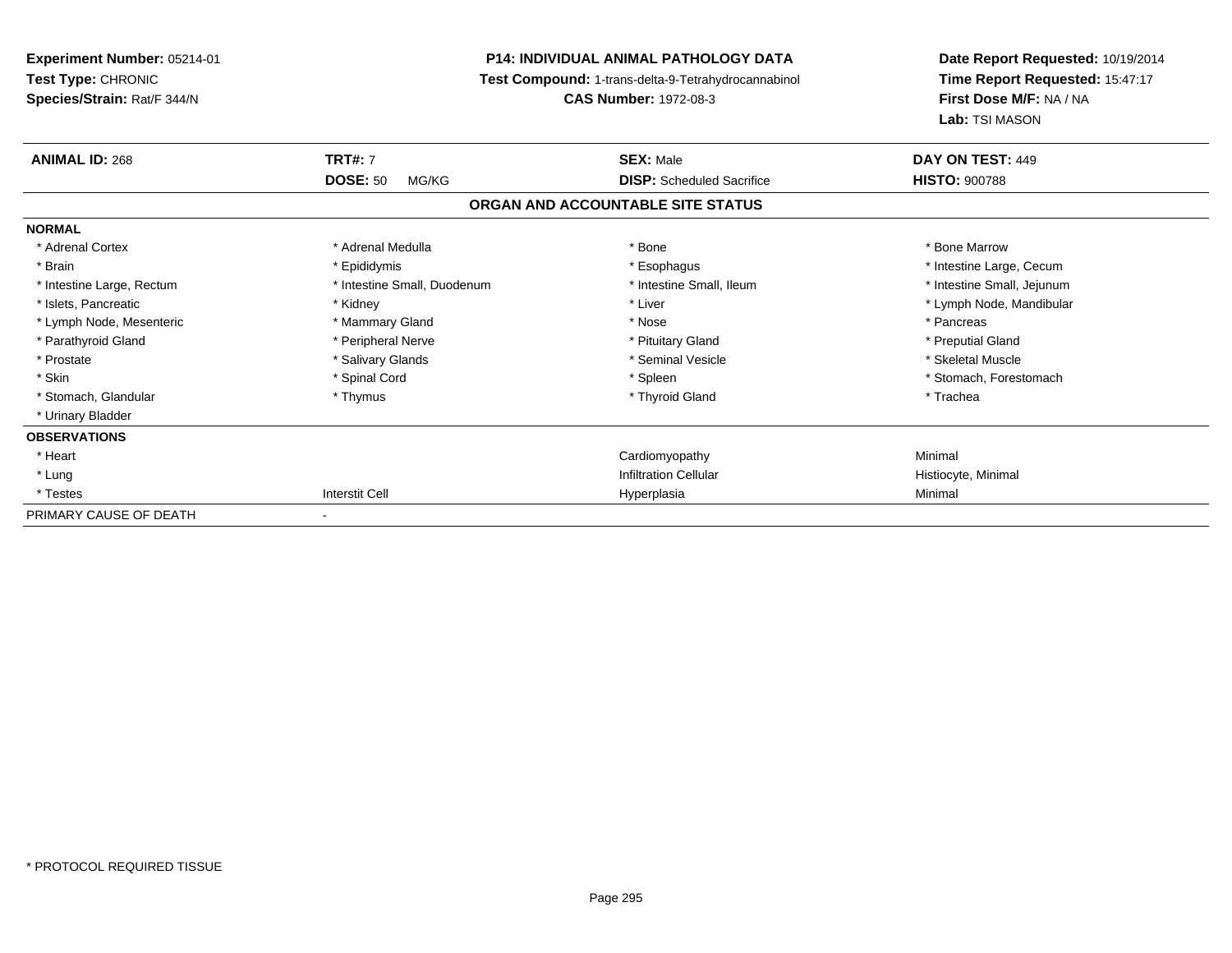**Experiment Number:** 05214-01
**Test Type:** CHRONIC
**Species/Strain:** Rat/F 344/N

**P14: INDIVIDUAL ANIMAL PATHOLOGY DATA**
**Test Compound:** 1-trans-delta-9-Tetrahydrocannabinol
**CAS Number:** 1972-08-3

**Date Report Requested:** 10/19/2014
**Time Report Requested:** 15:47:17
**First Dose M/F:** NA / NA
**Lab:** TSI MASON

| **ANIMAL ID:** 268 | **TRT#:** 7 | **SEX:** Male | **DAY ON TEST:** 449 |
|---|---|---|---|
| | **DOSE:** 50 MG/KG | **DISP:** Scheduled Sacrifice | **HISTO:** 900788 |

**ORGAN AND ACCOUNTABLE SITE STATUS**

| | | | |
|---|---|---|---|
| **NORMAL** | | | |
| * Adrenal Cortex | * Adrenal Medulla | * Bone | * Bone Marrow |
| * Brain | * Epididymis | * Esophagus | * Intestine Large, Cecum |
| * Intestine Large, Rectum | * Intestine Small, Duodenum | * Intestine Small, Ileum | * Intestine Small, Jejunum |
| * Islets, Pancreatic | * Kidney | * Liver | * Lymph Node, Mandibular |
| * Lymph Node, Mesenteric | * Mammary Gland | * Nose | * Pancreas |
| * Parathyroid Gland | * Peripheral Nerve | * Pituitary Gland | * Preputial Gland |
| * Prostate | * Salivary Glands | * Seminal Vesicle | * Skeletal Muscle |
| * Skin | * Spinal Cord | * Spleen | * Stomach, Forestomach |
| * Stomach, Glandular | * Thymus | * Thyroid Gland | * Trachea |
| * Urinary Bladder | | | |
| **OBSERVATIONS** | | | |
| * Heart | | Cardiomyopathy | Minimal |
| * Lung | | Infiltration Cellular | Histiocyte, Minimal |
| * Testes | Interstit Cell | Hyperplasia | Minimal |
| PRIMARY CAUSE OF DEATH | - | | |

* PROTOCOL REQUIRED TISSUE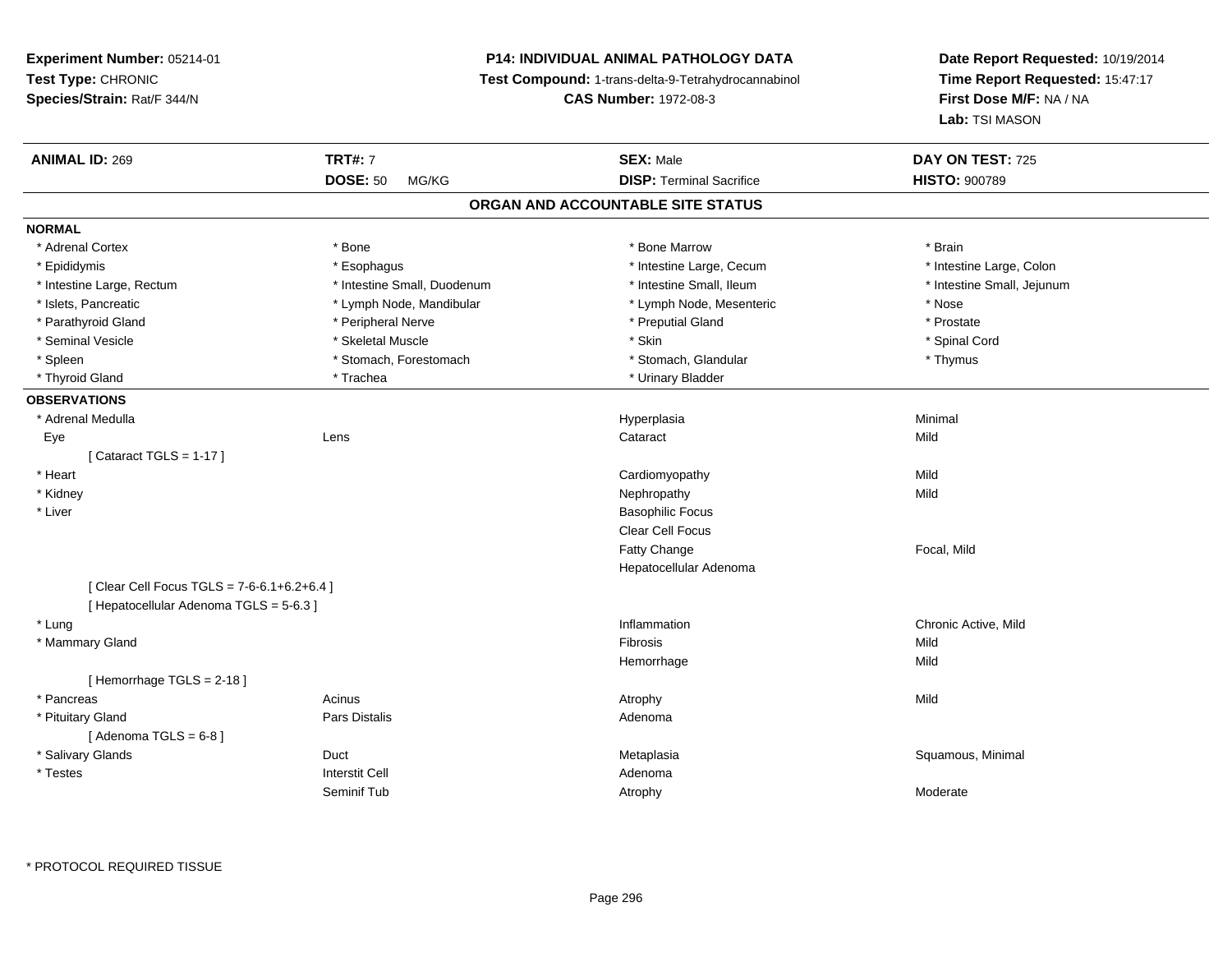**Experiment Number:** 05214-01
**Test Type:** CHRONIC
**Species/Strain:** Rat/F 344/N

**P14: INDIVIDUAL ANIMAL PATHOLOGY DATA**
**Test Compound:** 1-trans-delta-9-Tetrahydrocannabinol
**CAS Number:** 1972-08-3

**Date Report Requested:** 10/19/2014
**Time Report Requested:** 15:47:17
**First Dose M/F:** NA / NA
**Lab:** TSI MASON

| **ANIMAL ID:** 269 | **TRT#:** 7 | **SEX:** Male | **DAY ON TEST:** 725 |
|---|---|---|---|
| | **DOSE:** 50 MG/KG | **DISP:** Terminal Sacrifice | **HISTO:** 900789 |

## ORGAN AND ACCOUNTABLE SITE STATUS

**NORMAL**

| | | | |
|---|---|---|---|
| * Adrenal Cortex | * Bone | * Bone Marrow | * Brain |
| * Epididymis | * Esophagus | * Intestine Large, Cecum | * Intestine Large, Colon |
| * Intestine Large, Rectum | * Intestine Small, Duodenum | * Intestine Small, Ileum | * Intestine Small, Jejunum |
| * Islets, Pancreatic | * Lymph Node, Mandibular | * Lymph Node, Mesenteric | * Nose |
| * Parathyroid Gland | * Peripheral Nerve | * Preputial Gland | * Prostate |
| * Seminal Vesicle | * Skeletal Muscle | * Skin | * Spinal Cord |
| * Spleen | * Stomach, Forestomach | * Stomach, Glandular | * Thymus |
| * Thyroid Gland | * Trachea | * Urinary Bladder | |

**OBSERVATIONS**

| | | | |
|---|---|---|---|
| * Adrenal Medulla | | Hyperplasia | Minimal |
| Eye | Lens | Cataract | Mild |
| [ Cataract TGLS = 1-17 ] | | | |
| * Heart | | Cardiomyopathy | Mild |
| * Kidney | | Nephropathy | Mild |
| * Liver | | Basophilic Focus | |
| | | Clear Cell Focus | |
| | | Fatty Change | Focal, Mild |
| | | Hepatocellular Adenoma | |
| [ Clear Cell Focus TGLS = 7-6-6.1+6.2+6.4 ] | | | |
| [ Hepatocellular Adenoma TGLS = 5-6.3 ] | | | |
| * Lung | | Inflammation | Chronic Active, Mild |
| * Mammary Gland | | Fibrosis | Mild |
| | | Hemorrhage | Mild |
| [ Hemorrhage TGLS = 2-18 ] | | | |
| * Pancreas | Acinus | Atrophy | Mild |
| * Pituitary Gland | Pars Distalis | Adenoma | |
| [ Adenoma TGLS = 6-8 ] | | | |
| * Salivary Glands | Duct | Metaplasia | Squamous, Minimal |
| * Testes | Interstit Cell | Adenoma | |
| | Seminif Tub | Atrophy | Moderate |

\* PROTOCOL REQUIRED TISSUE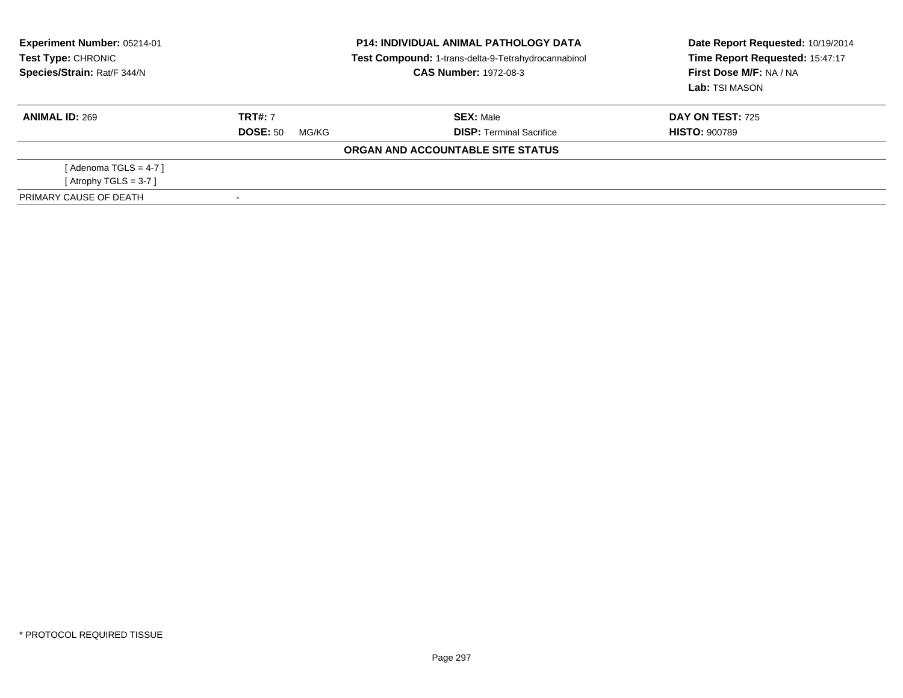**Experiment Number:** 05214-01
**Test Type:** CHRONIC
**Species/Strain:** Rat/F 344/N

**P14: INDIVIDUAL ANIMAL PATHOLOGY DATA**
**Test Compound:** 1-trans-delta-9-Tetrahydrocannabinol
**CAS Number:** 1972-08-3

**Date Report Requested:** 10/19/2014
**Time Report Requested:** 15:47:17
**First Dose M/F:** NA / NA
**Lab:** TSI MASON

| **ANIMAL ID:** 269 | **TRT#:** 7 | **SEX:** Male | **DAY ON TEST:** 725 |
|---|---|---|---|
| | **DOSE:** 50 MG/KG | **DISP:** Terminal Sacrifice | **HISTO:** 900789 |

**ORGAN AND ACCOUNTABLE SITE STATUS**

[ Adenoma TGLS = 4-7 ]
[ Atrophy TGLS = 3-7 ]

| PRIMARY CAUSE OF DEATH | - |
|---|---|

* PROTOCOL REQUIRED TISSUE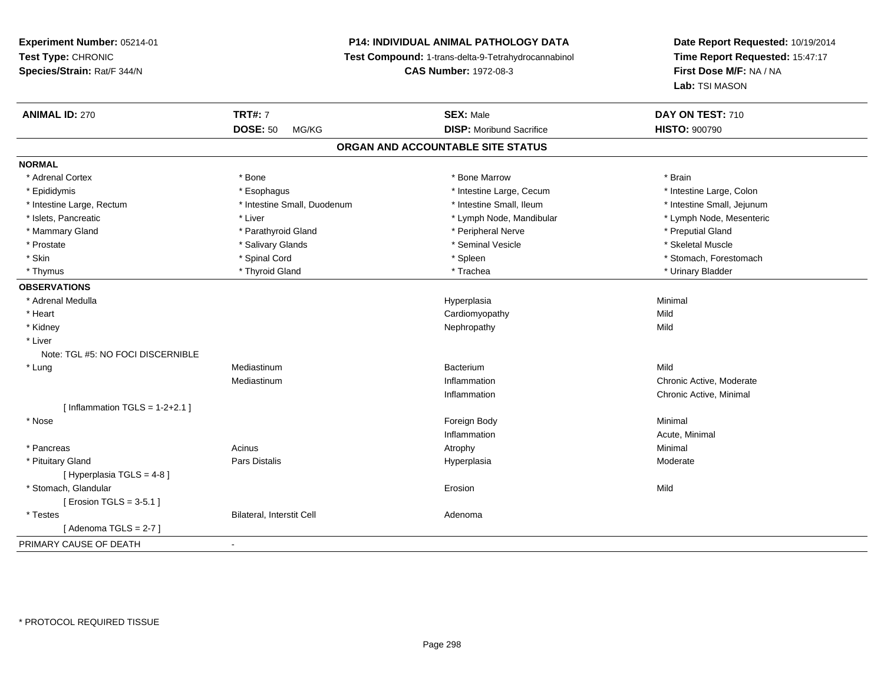**Experiment Number:** 05214-01
**Test Type:** CHRONIC
**Species/Strain:** Rat/F 344/N

**P14: INDIVIDUAL ANIMAL PATHOLOGY DATA**
**Test Compound:** 1-trans-delta-9-Tetrahydrocannabinol
**CAS Number:** 1972-08-3

**Date Report Requested:** 10/19/2014
**Time Report Requested:** 15:47:17
**First Dose M/F:** NA / NA
**Lab:** TSI MASON

| **ANIMAL ID:** 270 | **TRT#:** 7 | **SEX:** Male | **DAY ON TEST:** 710 |
|---|---|---|---|
| | **DOSE:** 50 MG/KG | **DISP:** Moribund Sacrifice | **HISTO:** 900790 |

## ORGAN AND ACCOUNTABLE SITE STATUS

**NORMAL**

| | | | |
|---|---|---|---|
| * Adrenal Cortex | * Bone | * Bone Marrow | * Brain |
| * Epididymis | * Esophagus | * Intestine Large, Cecum | * Intestine Large, Colon |
| * Intestine Large, Rectum | * Intestine Small, Duodenum | * Intestine Small, Ileum | * Intestine Small, Jejunum |
| * Islets, Pancreatic | * Liver | * Lymph Node, Mandibular | * Lymph Node, Mesenteric |
| * Mammary Gland | * Parathyroid Gland | * Peripheral Nerve | * Preputial Gland |
| * Prostate | * Salivary Glands | * Seminal Vesicle | * Skeletal Muscle |
| * Skin | * Spinal Cord | * Spleen | * Stomach, Forestomach |
| * Thymus | * Thyroid Gland | * Trachea | * Urinary Bladder |

**OBSERVATIONS**

| | | | |
|---|---|---|---|
| * Adrenal Medulla | | Hyperplasia | Minimal |
| * Heart | | Cardiomyopathy | Mild |
| * Kidney | | Nephropathy | Mild |
| * Liver | | | |
| Note: TGL #5: NO FOCI DISCERNIBLE | | | |
| * Lung | Mediastinum | Bacterium | Mild |
| | Mediastinum | Inflammation | Chronic Active, Moderate |
| | | Inflammation | Chronic Active, Minimal |
| [ Inflammation TGLS = 1-2+2.1 ] | | | |
| * Nose | | Foreign Body | Minimal |
| | | Inflammation | Acute, Minimal |
| * Pancreas | Acinus | Atrophy | Minimal |
| * Pituitary Gland | Pars Distalis | Hyperplasia | Moderate |
| [ Hyperplasia TGLS = 4-8 ] | | | |
| * Stomach, Glandular | | Erosion | Mild |
| [ Erosion TGLS = 3-5.1 ] | | | |
| * Testes | Bilateral, Interstit Cell | Adenoma | |
| [ Adenoma TGLS = 2-7 ] | | | |

PRIMARY CAUSE OF DEATH -

* PROTOCOL REQUIRED TISSUE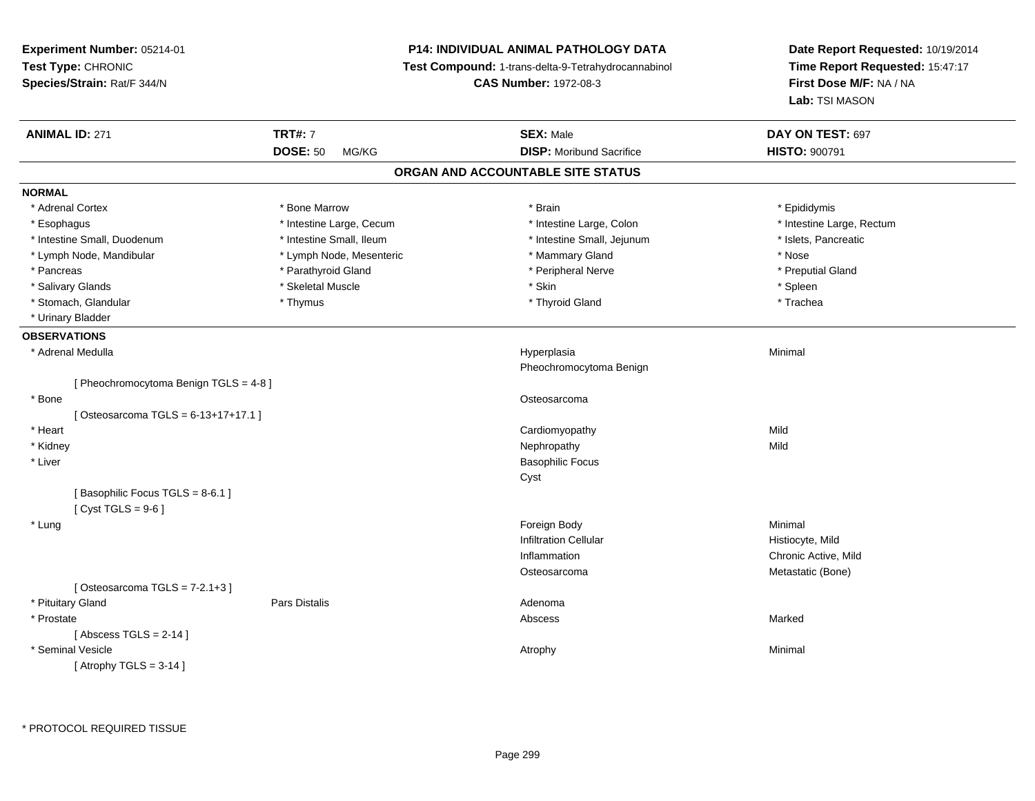**Experiment Number:** 05214-01
**Test Type:** CHRONIC
**Species/Strain:** Rat/F 344/N

**P14: INDIVIDUAL ANIMAL PATHOLOGY DATA**
**Test Compound:** 1-trans-delta-9-Tetrahydrocannabinol
**CAS Number:** 1972-08-3

**Date Report Requested:** 10/19/2014
**Time Report Requested:** 15:47:17
**First Dose M/F:** NA / NA
**Lab:** TSI MASON

| **ANIMAL ID:** 271 | **TRT#:** 7 | **SEX:** Male | **DAY ON TEST:** 697 |
|---|---|---|---|
| | **DOSE:** 50 MG/KG | **DISP:** Moribund Sacrifice | **HISTO:** 900791 |

## ORGAN AND ACCOUNTABLE SITE STATUS

**NORMAL**

| | | | |
|---|---|---|---|
| * Adrenal Cortex | * Bone Marrow | * Brain | * Epididymis |
| * Esophagus | * Intestine Large, Cecum | * Intestine Large, Colon | * Intestine Large, Rectum |
| * Intestine Small, Duodenum | * Intestine Small, Ileum | * Intestine Small, Jejunum | * Islets, Pancreatic |
| * Lymph Node, Mandibular | * Lymph Node, Mesenteric | * Mammary Gland | * Nose |
| * Pancreas | * Parathyroid Gland | * Peripheral Nerve | * Preputial Gland |
| * Salivary Glands | * Skeletal Muscle | * Skin | * Spleen |
| * Stomach, Glandular | * Thymus | * Thyroid Gland | * Trachea |
| * Urinary Bladder | | | |

**OBSERVATIONS**

| | | | |
|---|---|---|---|
| * Adrenal Medulla | | Hyperplasia | Minimal |
| | | Pheochromocytoma Benign | |
| [ Pheochromocytoma Benign TGLS = 4-8 ] | | | |
| * Bone | | Osteosarcoma | |
| [ Osteosarcoma TGLS = 6-13+17+17.1 ] | | | |
| * Heart | | Cardiomyopathy | Mild |
| * Kidney | | Nephropathy | Mild |
| * Liver | | Basophilic Focus | |
| | | Cyst | |
| [ Basophilic Focus TGLS = 8-6.1 ] | | | |
| [ Cyst TGLS = 9-6 ] | | | |
| * Lung | | Foreign Body | Minimal |
| | | Infiltration Cellular | Histiocyte, Mild |
| | | Inflammation | Chronic Active, Mild |
| | | Osteosarcoma | Metastatic (Bone) |
| [ Osteosarcoma TGLS = 7-2.1+3 ] | | | |
| * Pituitary Gland | Pars Distalis | Adenoma | |
| * Prostate | | Abscess | Marked |
| [ Abscess TGLS = 2-14 ] | | | |
| * Seminal Vesicle | | Atrophy | Minimal |
| [ Atrophy TGLS = 3-14 ] | | | |

* PROTOCOL REQUIRED TISSUE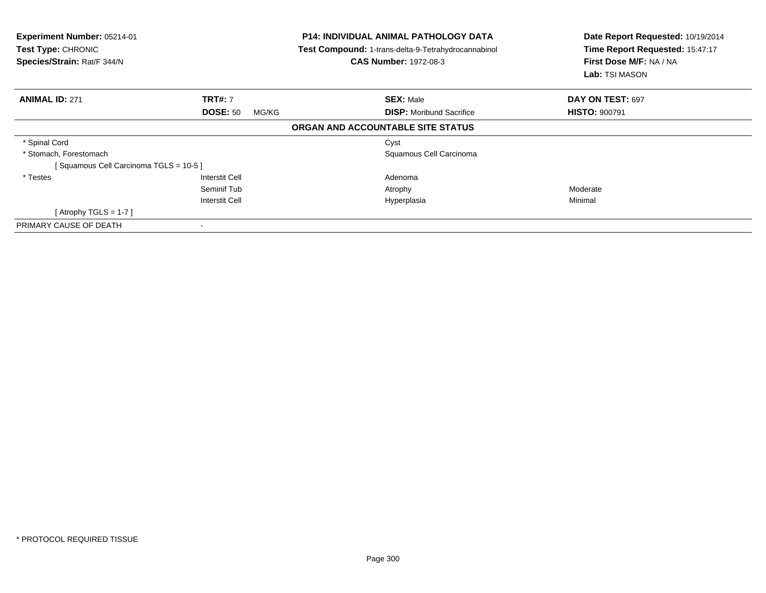**Experiment Number:** 05214-01
**Test Type:** CHRONIC
**Species/Strain:** Rat/F 344/N

**P14: INDIVIDUAL ANIMAL PATHOLOGY DATA**
**Test Compound:** 1-trans-delta-9-Tetrahydrocannabinol
**CAS Number:** 1972-08-3

**Date Report Requested:** 10/19/2014
**Time Report Requested:** 15:47:17
**First Dose M/F:** NA / NA
**Lab:** TSI MASON

| **ANIMAL ID:** 271 | **TRT#:** 7 | **SEX:** Male | **DAY ON TEST:** 697 |
|---|---|---|---|
| | **DOSE:** 50 MG/KG | **DISP:** Moribund Sacrifice | **HISTO:** 900791 |

**ORGAN AND ACCOUNTABLE SITE STATUS**

| | | | |
|---|---|---|---|
| * Spinal Cord | | Cyst | |
| * Stomach, Forestomach | | Squamous Cell Carcinoma | |
| [ Squamous Cell Carcinoma TGLS = 10-5 ] | | | |
| * Testes | Interstit Cell | Adenoma | |
| | Seminif Tub | Atrophy | Moderate |
| | Interstit Cell | Hyperplasia | Minimal |
| [ Atrophy TGLS = 1-7 ] | | | |
| PRIMARY CAUSE OF DEATH | - | | |

* PROTOCOL REQUIRED TISSUE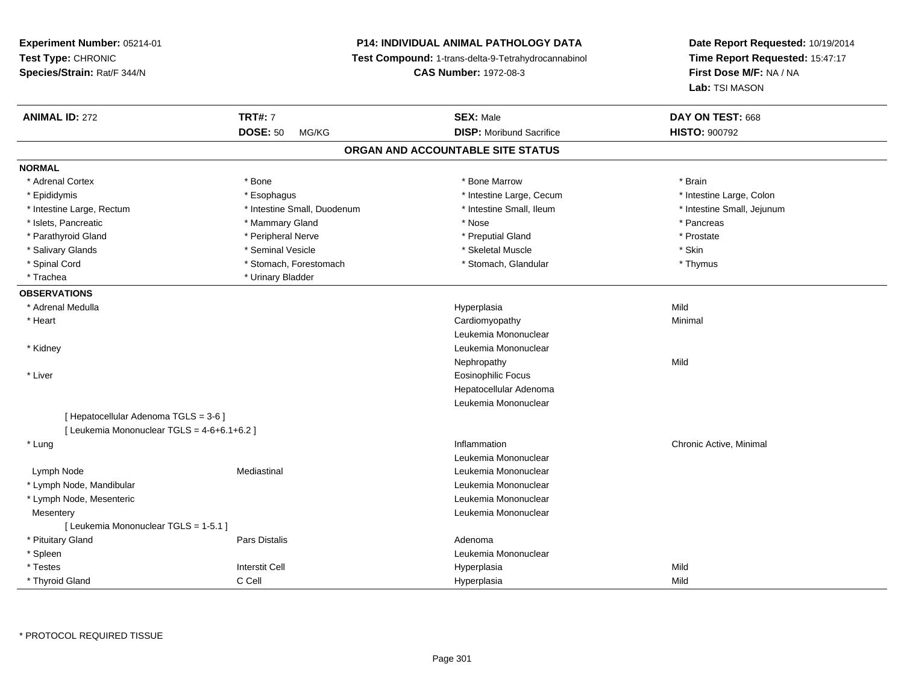**Experiment Number:** 05214-01
**Test Type:** CHRONIC
**Species/Strain:** Rat/F 344/N

**P14: INDIVIDUAL ANIMAL PATHOLOGY DATA**
**Test Compound:** 1-trans-delta-9-Tetrahydrocannabinol
**CAS Number:** 1972-08-3

**Date Report Requested:** 10/19/2014
**Time Report Requested:** 15:47:17
**First Dose M/F:** NA / NA
**Lab:** TSI MASON

| **ANIMAL ID:** 272 | **TRT#:** 7 | **SEX:** Male | **DAY ON TEST:** 668 |
|---|---|---|---|
| | **DOSE:** 50 MG/KG | **DISP:** Moribund Sacrifice | **HISTO:** 900792 |

## ORGAN AND ACCOUNTABLE SITE STATUS

**NORMAL**

| | | | |
|---|---|---|---|
| * Adrenal Cortex | * Bone | * Bone Marrow | * Brain |
| * Epididymis | * Esophagus | * Intestine Large, Cecum | * Intestine Large, Colon |
| * Intestine Large, Rectum | * Intestine Small, Duodenum | * Intestine Small, Ileum | * Intestine Small, Jejunum |
| * Islets, Pancreatic | * Mammary Gland | * Nose | * Pancreas |
| * Parathyroid Gland | * Peripheral Nerve | * Preputial Gland | * Prostate |
| * Salivary Glands | * Seminal Vesicle | * Skeletal Muscle | * Skin |
| * Spinal Cord | * Stomach, Forestomach | * Stomach, Glandular | * Thymus |
| * Trachea | * Urinary Bladder | | |

**OBSERVATIONS**

| | | | |
|---|---|---|---|
| * Adrenal Medulla | | Hyperplasia | Mild |
| * Heart | | Cardiomyopathy | Minimal |
| | | Leukemia Mononuclear | |
| * Kidney | | Leukemia Mononuclear | |
| | | Nephropathy | Mild |
| * Liver | | Eosinophilic Focus | |
| | | Hepatocellular Adenoma | |
| | | Leukemia Mononuclear | |
| [ Hepatocellular Adenoma TGLS = 3-6 ] | | | |
| [ Leukemia Mononuclear TGLS = 4-6+6.1+6.2 ] | | | |
| * Lung | | Inflammation | Chronic Active, Minimal |
| | | Leukemia Mononuclear | |
| Lymph Node | Mediastinal | Leukemia Mononuclear | |
| * Lymph Node, Mandibular | | Leukemia Mononuclear | |
| * Lymph Node, Mesenteric | | Leukemia Mononuclear | |
| Mesentery | | Leukemia Mononuclear | |
| [ Leukemia Mononuclear TGLS = 1-5.1 ] | | | |
| * Pituitary Gland | Pars Distalis | Adenoma | |
| * Spleen | | Leukemia Mononuclear | |
| * Testes | Interstit Cell | Hyperplasia | Mild |
| * Thyroid Gland | C Cell | Hyperplasia | Mild |

* PROTOCOL REQUIRED TISSUE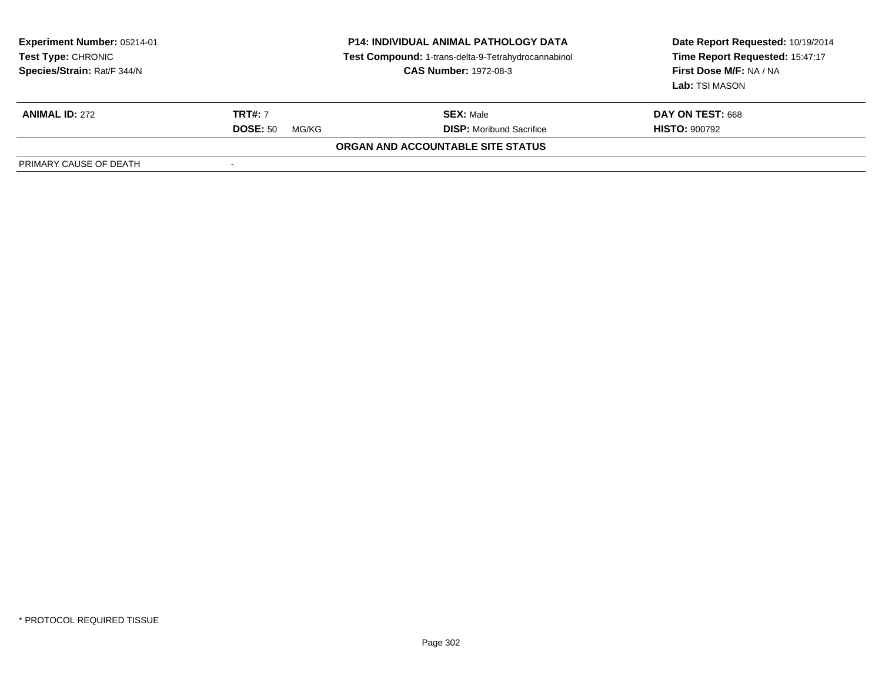**Experiment Number:** 05214-01
**Test Type:** CHRONIC
**Species/Strain:** Rat/F 344/N

**P14: INDIVIDUAL ANIMAL PATHOLOGY DATA**
**Test Compound:** 1-trans-delta-9-Tetrahydrocannabinol
**CAS Number:** 1972-08-3

**Date Report Requested:** 10/19/2014
**Time Report Requested:** 15:47:17
**First Dose M/F:** NA / NA
**Lab:** TSI MASON

| **ANIMAL ID:** 272 | **TRT#:** 7 | **SEX:** Male | **DAY ON TEST:** 668 |
|---|---|---|---|
| | **DOSE:** 50 MG/KG | **DISP:** Moribund Sacrifice | **HISTO:** 900792 |

**ORGAN AND ACCOUNTABLE SITE STATUS**

| PRIMARY CAUSE OF DEATH | - |
|---|---|

* PROTOCOL REQUIRED TISSUE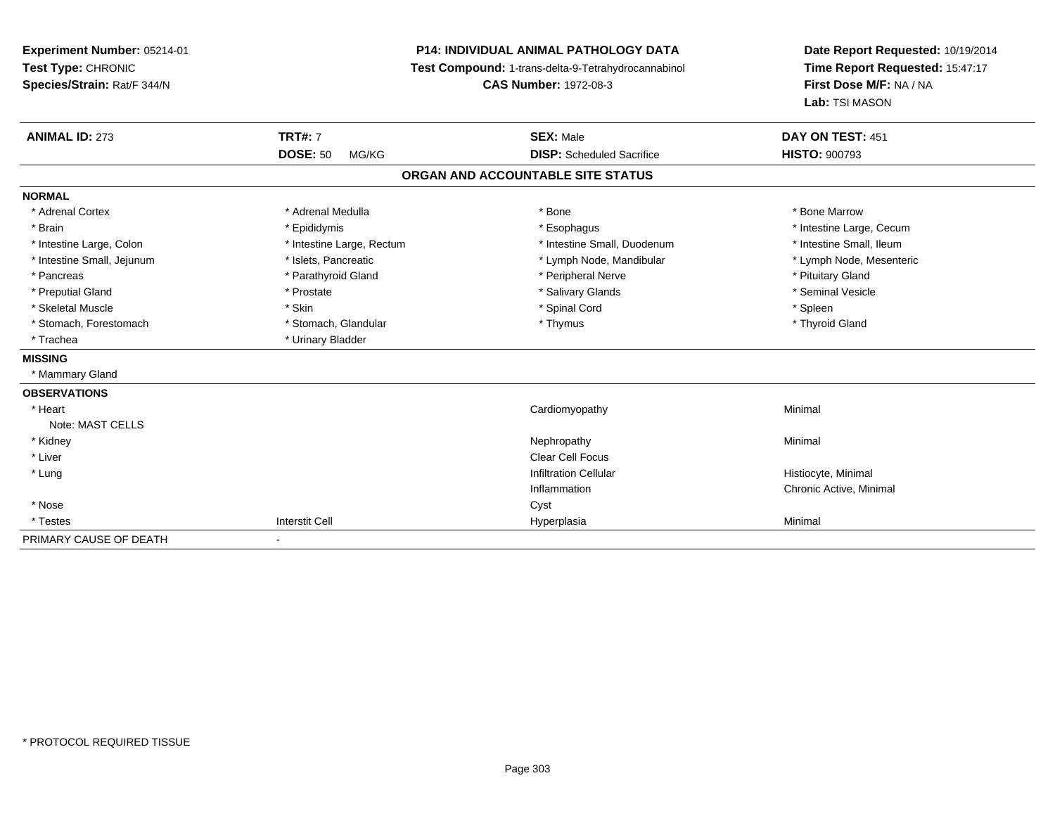**Experiment Number:** 05214-01
**Test Type:** CHRONIC
**Species/Strain:** Rat/F 344/N

**P14: INDIVIDUAL ANIMAL PATHOLOGY DATA**
**Test Compound:** 1-trans-delta-9-Tetrahydrocannabinol
**CAS Number:** 1972-08-3

**Date Report Requested:** 10/19/2014
**Time Report Requested:** 15:47:17
**First Dose M/F:** NA / NA
**Lab:** TSI MASON

| **ANIMAL ID:** 273 | **TRT#:** 7 | **SEX:** Male | **DAY ON TEST:** 451 |
|---|---|---|---|
| | **DOSE:** 50 MG/KG | **DISP:** Scheduled Sacrifice | **HISTO:** 900793 |

## ORGAN AND ACCOUNTABLE SITE STATUS

| | | | |
|---|---|---|---|
| **NORMAL** | | | |
| * Adrenal Cortex | * Adrenal Medulla | * Bone | * Bone Marrow |
| * Brain | * Epididymis | * Esophagus | * Intestine Large, Cecum |
| * Intestine Large, Colon | * Intestine Large, Rectum | * Intestine Small, Duodenum | * Intestine Small, Ileum |
| * Intestine Small, Jejunum | * Islets, Pancreatic | * Lymph Node, Mandibular | * Lymph Node, Mesenteric |
| * Pancreas | * Parathyroid Gland | * Peripheral Nerve | * Pituitary Gland |
| * Preputial Gland | * Prostate | * Salivary Glands | * Seminal Vesicle |
| * Skeletal Muscle | * Skin | * Spinal Cord | * Spleen |
| * Stomach, Forestomach | * Stomach, Glandular | * Thymus | * Thyroid Gland |
| * Trachea | * Urinary Bladder | | |
| **MISSING** | | | |
| * Mammary Gland | | | |
| **OBSERVATIONS** | | | |
| * Heart | | Cardiomyopathy | Minimal |
| Note: MAST CELLS | | | |
| * Kidney | | Nephropathy | Minimal |
| * Liver | | Clear Cell Focus | |
| * Lung | | Infiltration Cellular | Histiocyte, Minimal |
| | | Inflammation | Chronic Active, Minimal |
| * Nose | | Cyst | |
| * Testes | Interstit Cell | Hyperplasia | Minimal |
| PRIMARY CAUSE OF DEATH | - | | |

* PROTOCOL REQUIRED TISSUE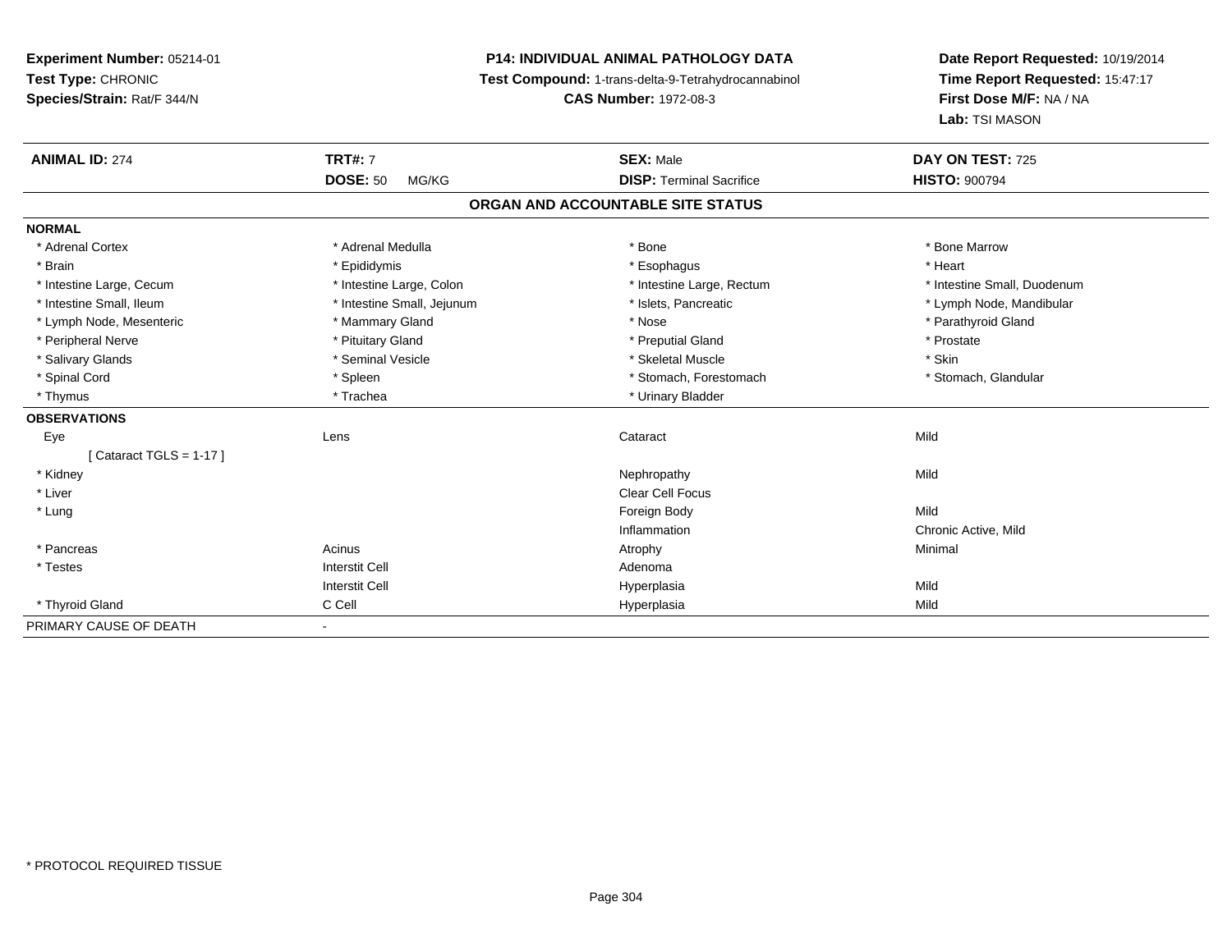**Experiment Number:** 05214-01
**Test Type:** CHRONIC
**Species/Strain:** Rat/F 344/N

**P14: INDIVIDUAL ANIMAL PATHOLOGY DATA**
**Test Compound:** 1-trans-delta-9-Tetrahydrocannabinol
**CAS Number:** 1972-08-3

**Date Report Requested:** 10/19/2014
**Time Report Requested:** 15:47:17
**First Dose M/F:** NA / NA
**Lab:** TSI MASON

| **ANIMAL ID:** 274 | **TRT#:** 7 | **SEX:** Male | **DAY ON TEST:** 725 |
|---|---|---|---|
| | **DOSE:** 50 MG/KG | **DISP:** Terminal Sacrifice | **HISTO:** 900794 |

**ORGAN AND ACCOUNTABLE SITE STATUS**

**NORMAL**

| | | | |
|---|---|---|---|
| * Adrenal Cortex | * Adrenal Medulla | * Bone | * Bone Marrow |
| * Brain | * Epididymis | * Esophagus | * Heart |
| * Intestine Large, Cecum | * Intestine Large, Colon | * Intestine Large, Rectum | * Intestine Small, Duodenum |
| * Intestine Small, Ileum | * Intestine Small, Jejunum | * Islets, Pancreatic | * Lymph Node, Mandibular |
| * Lymph Node, Mesenteric | * Mammary Gland | * Nose | * Parathyroid Gland |
| * Peripheral Nerve | * Pituitary Gland | * Preputial Gland | * Prostate |
| * Salivary Glands | * Seminal Vesicle | * Skeletal Muscle | * Skin |
| * Spinal Cord | * Spleen | * Stomach, Forestomach | * Stomach, Glandular |
| * Thymus | * Trachea | * Urinary Bladder | |

**OBSERVATIONS**

| | | | |
|---|---|---|---|
| Eye | Lens | Cataract | Mild |
| [ Cataract TGLS = 1-17 ] | | | |
| * Kidney | | Nephropathy | Mild |
| * Liver | | Clear Cell Focus | |
| * Lung | | Foreign Body | Mild |
| | | Inflammation | Chronic Active, Mild |
| * Pancreas | Acinus | Atrophy | Minimal |
| * Testes | Interstit Cell | Adenoma | |
| | Interstit Cell | Hyperplasia | Mild |
| * Thyroid Gland | C Cell | Hyperplasia | Mild |

PRIMARY CAUSE OF DEATH -

* PROTOCOL REQUIRED TISSUE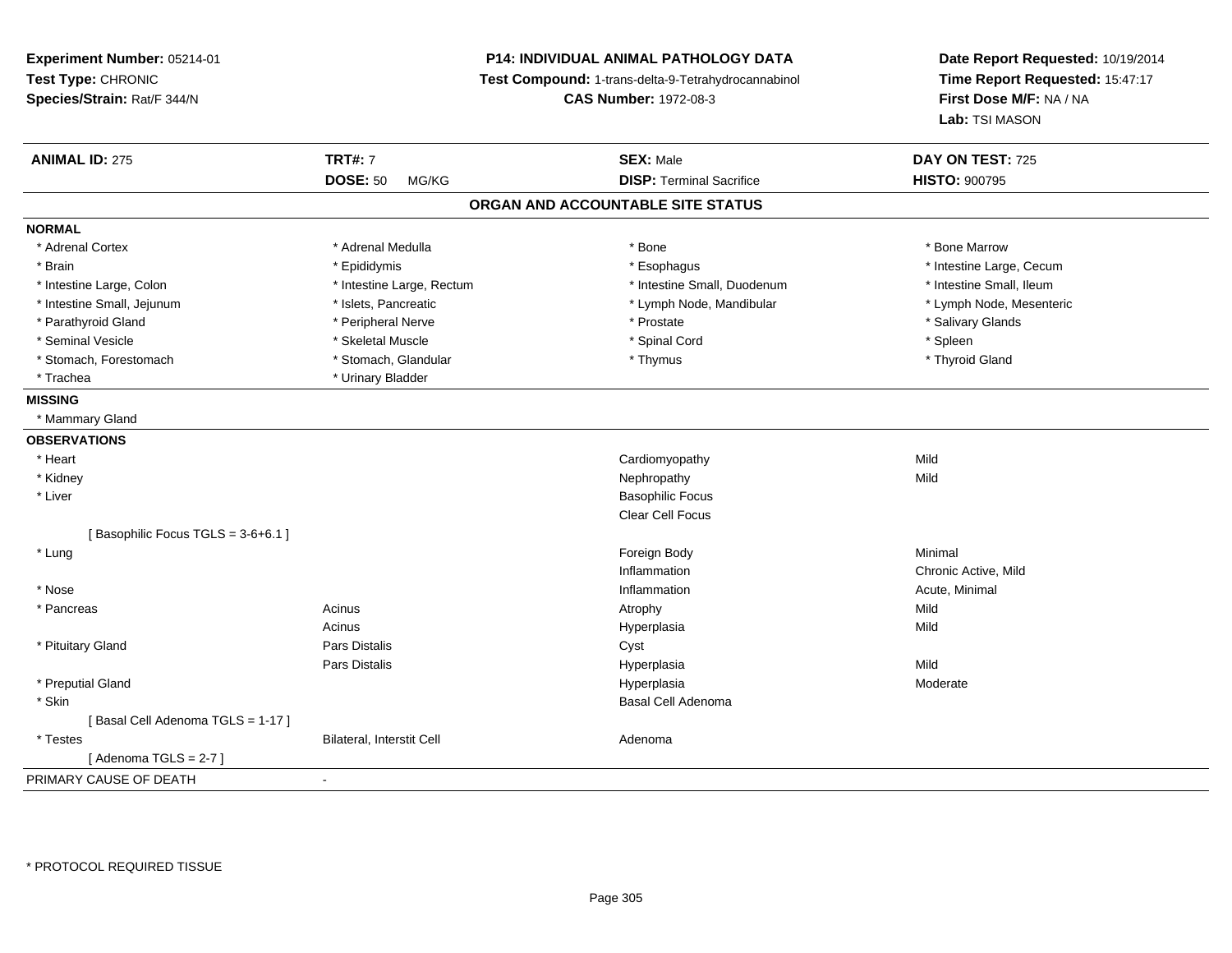**Experiment Number:** 05214-01
**Test Type:** CHRONIC
**Species/Strain:** Rat/F 344/N

**P14: INDIVIDUAL ANIMAL PATHOLOGY DATA**
**Test Compound:** 1-trans-delta-9-Tetrahydrocannabinol
**CAS Number:** 1972-08-3

**Date Report Requested:** 10/19/2014
**Time Report Requested:** 15:47:17
**First Dose M/F:** NA / NA
**Lab:** TSI MASON

| **ANIMAL ID:** 275 | **TRT#:** 7 | **SEX:** Male | **DAY ON TEST:** 725 |
|---|---|---|---|
| | **DOSE:** 50 MG/KG | **DISP:** Terminal Sacrifice | **HISTO:** 900795 |

## ORGAN AND ACCOUNTABLE SITE STATUS

**NORMAL**

| | | | |
|---|---|---|---|
| * Adrenal Cortex | * Adrenal Medulla | * Bone | * Bone Marrow |
| * Brain | * Epididymis | * Esophagus | * Intestine Large, Cecum |
| * Intestine Large, Colon | * Intestine Large, Rectum | * Intestine Small, Duodenum | * Intestine Small, Ileum |
| * Intestine Small, Jejunum | * Islets, Pancreatic | * Lymph Node, Mandibular | * Lymph Node, Mesenteric |
| * Parathyroid Gland | * Peripheral Nerve | * Prostate | * Salivary Glands |
| * Seminal Vesicle | * Skeletal Muscle | * Spinal Cord | * Spleen |
| * Stomach, Forestomach | * Stomach, Glandular | * Thymus | * Thyroid Gland |
| * Trachea | * Urinary Bladder | | |

**MISSING**

* Mammary Gland

**OBSERVATIONS**

| | | | |
|---|---|---|---|
| * Heart | | Cardiomyopathy | Mild |
| * Kidney | | Nephropathy | Mild |
| * Liver | | Basophilic Focus | |
| | | Clear Cell Focus | |
| [ Basophilic Focus TGLS = 3-6+6.1 ] | | | |
| * Lung | | Foreign Body | Minimal |
| | | Inflammation | Chronic Active, Mild |
| * Nose | | Inflammation | Acute, Minimal |
| * Pancreas | Acinus | Atrophy | Mild |
| | Acinus | Hyperplasia | Mild |
| * Pituitary Gland | Pars Distalis | Cyst | |
| | Pars Distalis | Hyperplasia | Mild |
| * Preputial Gland | | Hyperplasia | Moderate |
| * Skin | | Basal Cell Adenoma | |
| [ Basal Cell Adenoma TGLS = 1-17 ] | | | |
| * Testes | Bilateral, Interstit Cell | Adenoma | |
| [ Adenoma TGLS = 2-7 ] | | | |

PRIMARY CAUSE OF DEATH -

* PROTOCOL REQUIRED TISSUE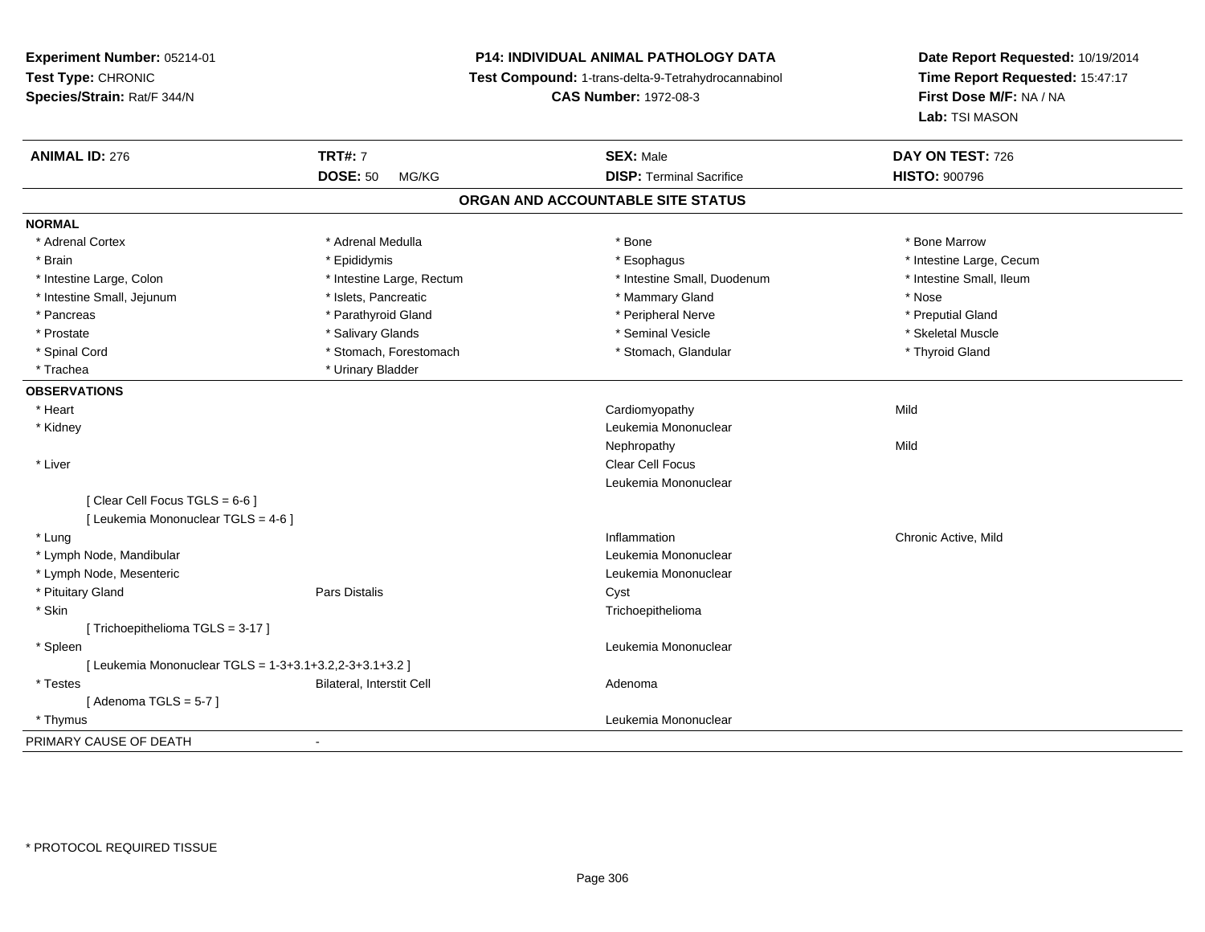**Experiment Number:** 05214-01
**Test Type:** CHRONIC
**Species/Strain:** Rat/F 344/N

**P14: INDIVIDUAL ANIMAL PATHOLOGY DATA**
**Test Compound:** 1-trans-delta-9-Tetrahydrocannabinol
**CAS Number:** 1972-08-3

**Date Report Requested:** 10/19/2014
**Time Report Requested:** 15:47:17
**First Dose M/F:** NA / NA
**Lab:** TSI MASON

| **ANIMAL ID:** 276 | **TRT#:** 7 | **SEX:** Male | **DAY ON TEST:** 726 |
|---|---|---|---|
| | **DOSE:** 50 MG/KG | **DISP:** Terminal Sacrifice | **HISTO:** 900796 |

## ORGAN AND ACCOUNTABLE SITE STATUS

**NORMAL**

| | | | |
|---|---|---|---|
| * Adrenal Cortex | * Adrenal Medulla | * Bone | * Bone Marrow |
| * Brain | * Epididymis | * Esophagus | * Intestine Large, Cecum |
| * Intestine Large, Colon | * Intestine Large, Rectum | * Intestine Small, Duodenum | * Intestine Small, Ileum |
| * Intestine Small, Jejunum | * Islets, Pancreatic | * Mammary Gland | * Nose |
| * Pancreas | * Parathyroid Gland | * Peripheral Nerve | * Preputial Gland |
| * Prostate | * Salivary Glands | * Seminal Vesicle | * Skeletal Muscle |
| * Spinal Cord | * Stomach, Forestomach | * Stomach, Glandular | * Thyroid Gland |
| * Trachea | * Urinary Bladder | | |

**OBSERVATIONS**

| | | | |
|---|---|---|---|
| * Heart | | Cardiomyopathy | Mild |
| * Kidney | | Leukemia Mononuclear | |
| | | Nephropathy | Mild |
| * Liver | | Clear Cell Focus | |
| | | Leukemia Mononuclear | |
| [ Clear Cell Focus TGLS = 6-6 ] | | | |
| [ Leukemia Mononuclear TGLS = 4-6 ] | | | |
| * Lung | | Inflammation | Chronic Active, Mild |
| * Lymph Node, Mandibular | | Leukemia Mononuclear | |
| * Lymph Node, Mesenteric | | Leukemia Mononuclear | |
| * Pituitary Gland | Pars Distalis | Cyst | |
| * Skin | | Trichoepithelioma | |
| [ Trichoepithelioma TGLS = 3-17 ] | | | |
| * Spleen | | Leukemia Mononuclear | |
| [ Leukemia Mononuclear TGLS = 1-3+3.1+3.2,2-3+3.1+3.2 ] | | | |
| * Testes | Bilateral, Interstit Cell | Adenoma | |
| [ Adenoma TGLS = 5-7 ] | | | |
| * Thymus | | Leukemia Mononuclear | |

PRIMARY CAUSE OF DEATH -

* PROTOCOL REQUIRED TISSUE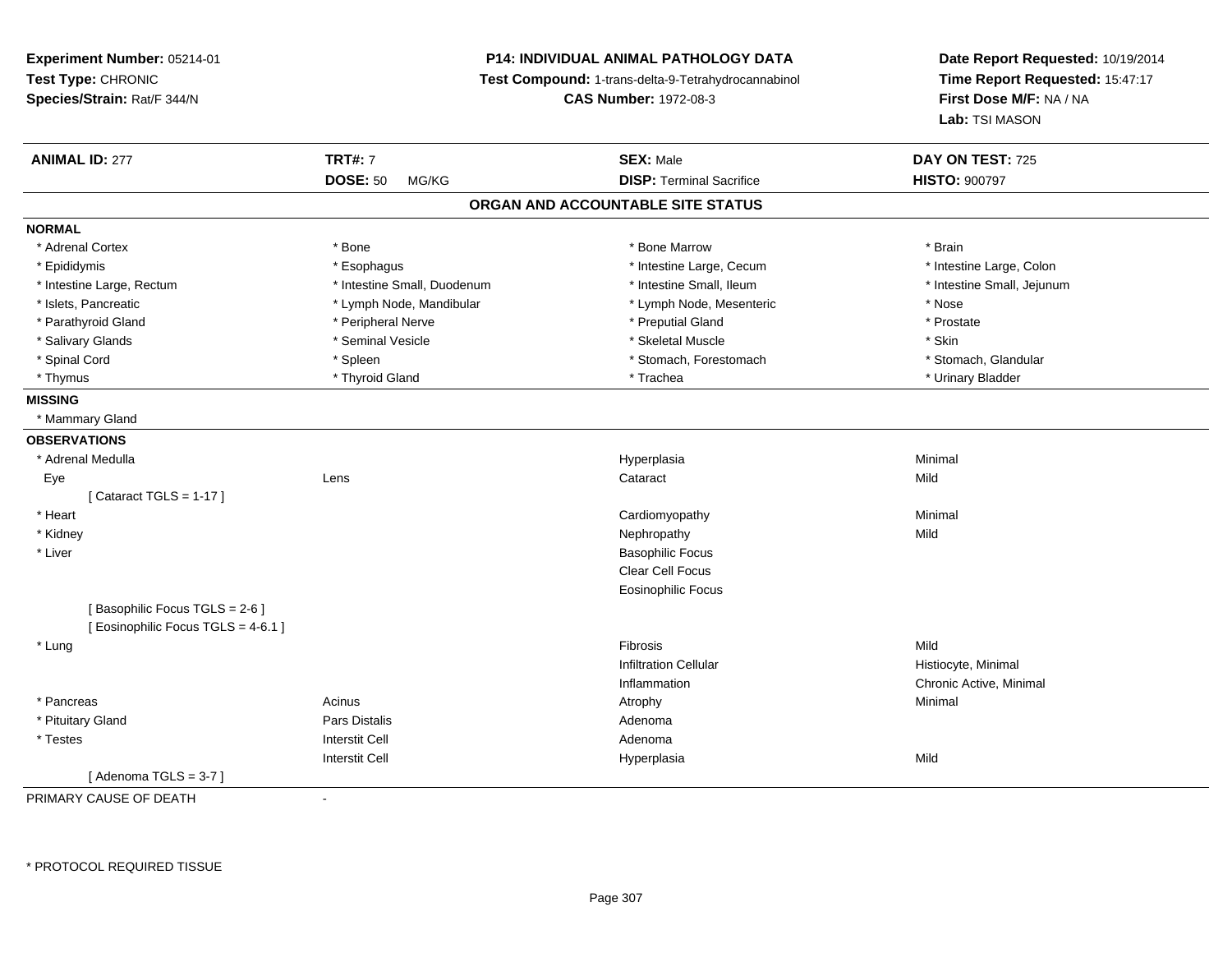**Experiment Number:** 05214-01
**Test Type:** CHRONIC
**Species/Strain:** Rat/F 344/N

**P14: INDIVIDUAL ANIMAL PATHOLOGY DATA**
**Test Compound:** 1-trans-delta-9-Tetrahydrocannabinol
**CAS Number:** 1972-08-3

**Date Report Requested:** 10/19/2014
**Time Report Requested:** 15:47:17
**First Dose M/F:** NA / NA
**Lab:** TSI MASON

| **ANIMAL ID:** 277 | **TRT#:** 7 | **SEX:** Male | **DAY ON TEST:** 725 |
|---|---|---|---|
| | **DOSE:** 50 MG/KG | **DISP:** Terminal Sacrifice | **HISTO:** 900797 |

## ORGAN AND ACCOUNTABLE SITE STATUS

**NORMAL**

| | | | |
|---|---|---|---|
| * Adrenal Cortex | * Bone | * Bone Marrow | * Brain |
| * Epididymis | * Esophagus | * Intestine Large, Cecum | * Intestine Large, Colon |
| * Intestine Large, Rectum | * Intestine Small, Duodenum | * Intestine Small, Ileum | * Intestine Small, Jejunum |
| * Islets, Pancreatic | * Lymph Node, Mandibular | * Lymph Node, Mesenteric | * Nose |
| * Parathyroid Gland | * Peripheral Nerve | * Preputial Gland | * Prostate |
| * Salivary Glands | * Seminal Vesicle | * Skeletal Muscle | * Skin |
| * Spinal Cord | * Spleen | * Stomach, Forestomach | * Stomach, Glandular |
| * Thymus | * Thyroid Gland | * Trachea | * Urinary Bladder |

**MISSING**

* Mammary Gland

**OBSERVATIONS**

| | | | |
|---|---|---|---|
| * Adrenal Medulla | | Hyperplasia | Minimal |
| Eye | Lens | Cataract | Mild |
| [ Cataract TGLS = 1-17 ] | | | |
| * Heart | | Cardiomyopathy | Minimal |
| * Kidney | | Nephropathy | Mild |
| * Liver | | Basophilic Focus | |
| | | Clear Cell Focus | |
| | | Eosinophilic Focus | |
| [ Basophilic Focus TGLS = 2-6 ] | | | |
| [ Eosinophilic Focus TGLS = 4-6.1 ] | | | |
| * Lung | | Fibrosis | Mild |
| | | Infiltration Cellular | Histiocyte, Minimal |
| | | Inflammation | Chronic Active, Minimal |
| * Pancreas | Acinus | Atrophy | Minimal |
| * Pituitary Gland | Pars Distalis | Adenoma | |
| * Testes | Interstit Cell | Adenoma | |
| | Interstit Cell | Hyperplasia | Mild |
| [ Adenoma TGLS = 3-7 ] | | | |

PRIMARY CAUSE OF DEATH -

\* PROTOCOL REQUIRED TISSUE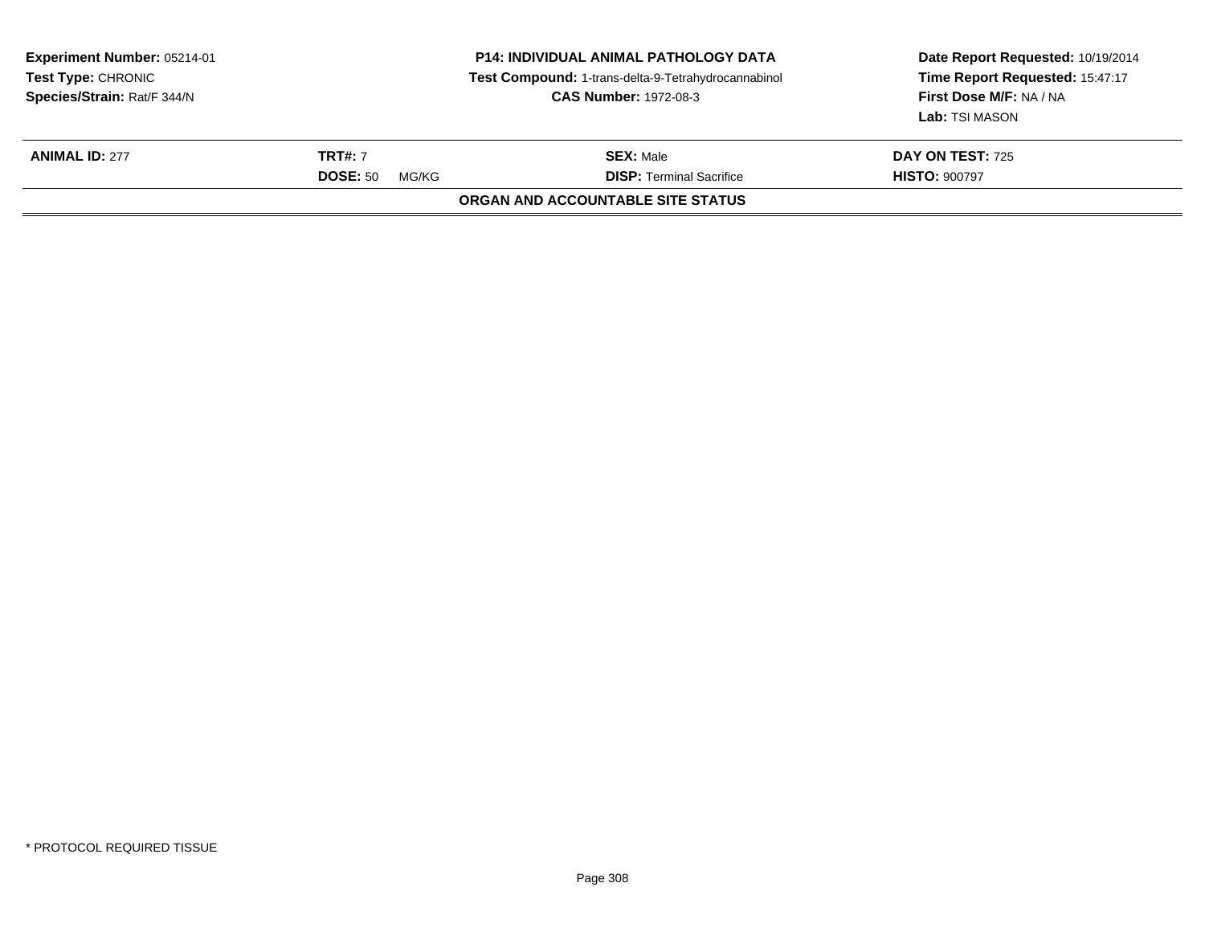**Experiment Number:** 05214-01
**Test Type:** CHRONIC
**Species/Strain:** Rat/F 344/N

**P14: INDIVIDUAL ANIMAL PATHOLOGY DATA**
**Test Compound:** 1-trans-delta-9-Tetrahydrocannabinol
**CAS Number:** 1972-08-3

**Date Report Requested:** 10/19/2014
**Time Report Requested:** 15:47:17
**First Dose M/F:** NA / NA
**Lab:** TSI MASON

| **ANIMAL ID:** 277 | **TRT#:** 7 | **SEX:** Male | **DAY ON TEST:** 725 |
|---|---|---|---|
| | **DOSE:** 50 MG/KG | **DISP:** Terminal Sacrifice | **HISTO:** 900797 |

**ORGAN AND ACCOUNTABLE SITE STATUS**

* PROTOCOL REQUIRED TISSUE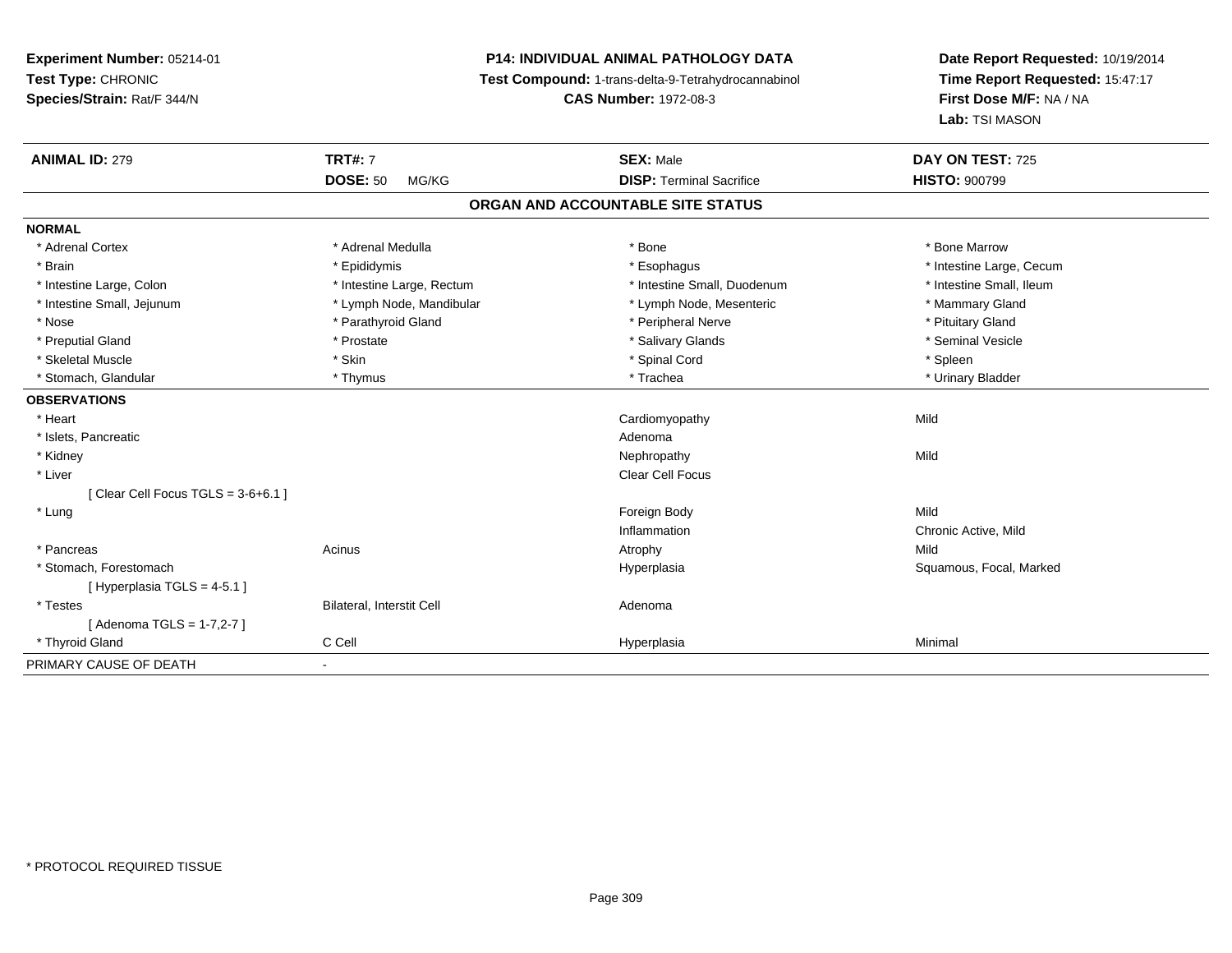**Experiment Number:** 05214-01
**Test Type:** CHRONIC
**Species/Strain:** Rat/F 344/N

**P14: INDIVIDUAL ANIMAL PATHOLOGY DATA**
**Test Compound:** 1-trans-delta-9-Tetrahydrocannabinol
**CAS Number:** 1972-08-3

**Date Report Requested:** 10/19/2014
**Time Report Requested:** 15:47:17
**First Dose M/F:** NA / NA
**Lab:** TSI MASON

| **ANIMAL ID:** 279 | **TRT#:** 7 | **SEX:** Male | **DAY ON TEST:** 725 |
|---|---|---|---|
| | **DOSE:** 50 MG/KG | **DISP:** Terminal Sacrifice | **HISTO:** 900799 |

## ORGAN AND ACCOUNTABLE SITE STATUS

| | | | |
|---|---|---|---|
| **NORMAL** | | | |
| * Adrenal Cortex | * Adrenal Medulla | * Bone | * Bone Marrow |
| * Brain | * Epididymis | * Esophagus | * Intestine Large, Cecum |
| * Intestine Large, Colon | * Intestine Large, Rectum | * Intestine Small, Duodenum | * Intestine Small, Ileum |
| * Intestine Small, Jejunum | * Lymph Node, Mandibular | * Lymph Node, Mesenteric | * Mammary Gland |
| * Nose | * Parathyroid Gland | * Peripheral Nerve | * Pituitary Gland |
| * Preputial Gland | * Prostate | * Salivary Glands | * Seminal Vesicle |
| * Skeletal Muscle | * Skin | * Spinal Cord | * Spleen |
| * Stomach, Glandular | * Thymus | * Trachea | * Urinary Bladder |
| **OBSERVATIONS** | | | |
| * Heart | | Cardiomyopathy | Mild |
| * Islets, Pancreatic | | Adenoma | |
| * Kidney | | Nephropathy | Mild |
| * Liver | | Clear Cell Focus | |
| [ Clear Cell Focus TGLS = 3-6+6.1 ] | | | |
| * Lung | | Foreign Body | Mild |
| | | Inflammation | Chronic Active, Mild |
| * Pancreas | Acinus | Atrophy | Mild |
| * Stomach, Forestomach | | Hyperplasia | Squamous, Focal, Marked |
| [ Hyperplasia TGLS = 4-5.1 ] | | | |
| * Testes | Bilateral, Interstit Cell | Adenoma | |
| [ Adenoma TGLS = 1-7,2-7 ] | | | |
| * Thyroid Gland | C Cell | Hyperplasia | Minimal |
| PRIMARY CAUSE OF DEATH | - | | |

* PROTOCOL REQUIRED TISSUE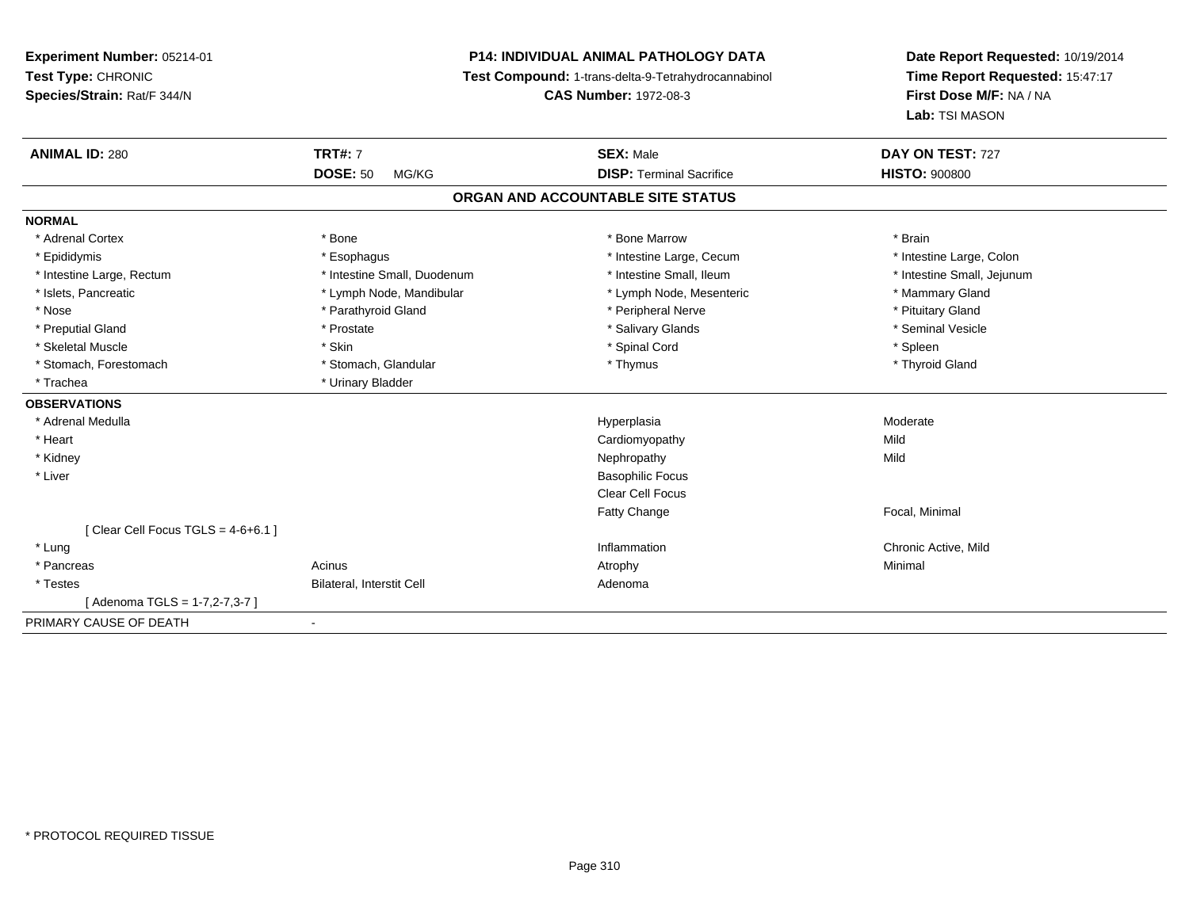**Experiment Number:** 05214-01
**Test Type:** CHRONIC
**Species/Strain:** Rat/F 344/N

**P14: INDIVIDUAL ANIMAL PATHOLOGY DATA**
**Test Compound:** 1-trans-delta-9-Tetrahydrocannabinol
**CAS Number:** 1972-08-3

**Date Report Requested:** 10/19/2014
**Time Report Requested:** 15:47:17
**First Dose M/F:** NA / NA
**Lab:** TSI MASON

| **ANIMAL ID:** 280 | **TRT#:** 7 | **SEX:** Male | **DAY ON TEST:** 727 |
|---|---|---|---|
| | **DOSE:** 50 MG/KG | **DISP:** Terminal Sacrifice | **HISTO:** 900800 |

**ORGAN AND ACCOUNTABLE SITE STATUS**

**NORMAL**

| | | | |
|---|---|---|---|
| * Adrenal Cortex | * Bone | * Bone Marrow | * Brain |
| * Epididymis | * Esophagus | * Intestine Large, Cecum | * Intestine Large, Colon |
| * Intestine Large, Rectum | * Intestine Small, Duodenum | * Intestine Small, Ileum | * Intestine Small, Jejunum |
| * Islets, Pancreatic | * Lymph Node, Mandibular | * Lymph Node, Mesenteric | * Mammary Gland |
| * Nose | * Parathyroid Gland | * Peripheral Nerve | * Pituitary Gland |
| * Preputial Gland | * Prostate | * Salivary Glands | * Seminal Vesicle |
| * Skeletal Muscle | * Skin | * Spinal Cord | * Spleen |
| * Stomach, Forestomach | * Stomach, Glandular | * Thymus | * Thyroid Gland |
| * Trachea | * Urinary Bladder | | |

**OBSERVATIONS**

| | | | |
|---|---|---|---|
| * Adrenal Medulla | | Hyperplasia | Moderate |
| * Heart | | Cardiomyopathy | Mild |
| * Kidney | | Nephropathy | Mild |
| * Liver | | Basophilic Focus | |
| | | Clear Cell Focus | |
| | | Fatty Change | Focal, Minimal |
| [ Clear Cell Focus TGLS = 4-6+6.1 ] | | | |
| * Lung | | Inflammation | Chronic Active, Mild |
| * Pancreas | Acinus | Atrophy | Minimal |
| * Testes | Bilateral, Interstit Cell | Adenoma | |
| [ Adenoma TGLS = 1-7,2-7,3-7 ] | | | |

PRIMARY CAUSE OF DEATH -

* PROTOCOL REQUIRED TISSUE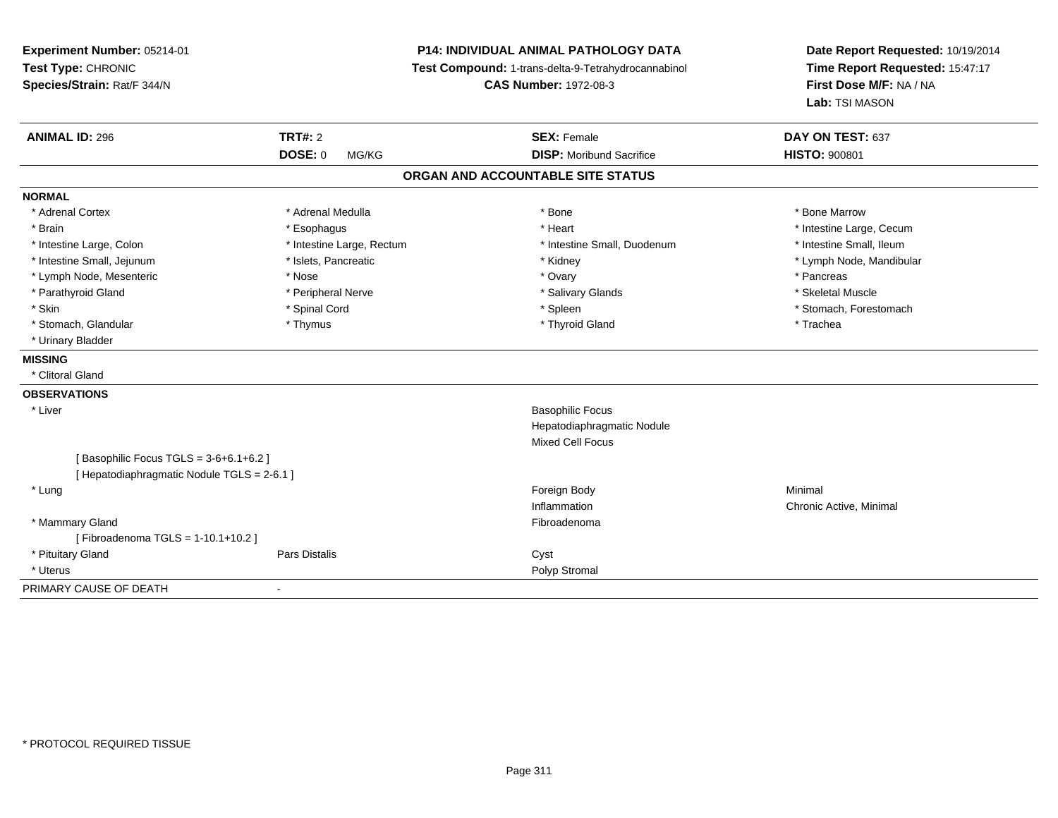**Experiment Number:** 05214-01
**Test Type:** CHRONIC
**Species/Strain:** Rat/F 344/N

**P14: INDIVIDUAL ANIMAL PATHOLOGY DATA**
**Test Compound:** 1-trans-delta-9-Tetrahydrocannabinol
**CAS Number:** 1972-08-3

**Date Report Requested:** 10/19/2014
**Time Report Requested:** 15:47:17
**First Dose M/F:** NA / NA
**Lab:** TSI MASON

| **ANIMAL ID:** 296 | **TRT#:** 2 | **SEX:** Female | **DAY ON TEST:** 637 |
|---|---|---|---|
| | **DOSE:** 0 MG/KG | **DISP:** Moribund Sacrifice | **HISTO:** 900801 |

## ORGAN AND ACCOUNTABLE SITE STATUS

**NORMAL**

| | | | |
|---|---|---|---|
| * Adrenal Cortex | * Adrenal Medulla | * Bone | * Bone Marrow |
| * Brain | * Esophagus | * Heart | * Intestine Large, Cecum |
| * Intestine Large, Colon | * Intestine Large, Rectum | * Intestine Small, Duodenum | * Intestine Small, Ileum |
| * Intestine Small, Jejunum | * Islets, Pancreatic | * Kidney | * Lymph Node, Mandibular |
| * Lymph Node, Mesenteric | * Nose | * Ovary | * Pancreas |
| * Parathyroid Gland | * Peripheral Nerve | * Salivary Glands | * Skeletal Muscle |
| * Skin | * Spinal Cord | * Spleen | * Stomach, Forestomach |
| * Stomach, Glandular | * Thymus | * Thyroid Gland | * Trachea |
| * Urinary Bladder | | | |

**MISSING**

* Clitoral Gland

**OBSERVATIONS**

| | | | |
|---|---|---|---|
| * Liver | | Basophilic Focus | |
| | | Hepatodiaphragmatic Nodule | |
| | | Mixed Cell Focus | |
| [ Basophilic Focus TGLS = 3-6+6.1+6.2 ] | | | |
| [ Hepatodiaphragmatic Nodule TGLS = 2-6.1 ] | | | |
| * Lung | | Foreign Body | Minimal |
| | | Inflammation | Chronic Active, Minimal |
| * Mammary Gland | | Fibroadenoma | |
| [ Fibroadenoma TGLS = 1-10.1+10.2 ] | | | |
| * Pituitary Gland | Pars Distalis | Cyst | |
| * Uterus | | Polyp Stromal | |

PRIMARY CAUSE OF DEATH -

\* PROTOCOL REQUIRED TISSUE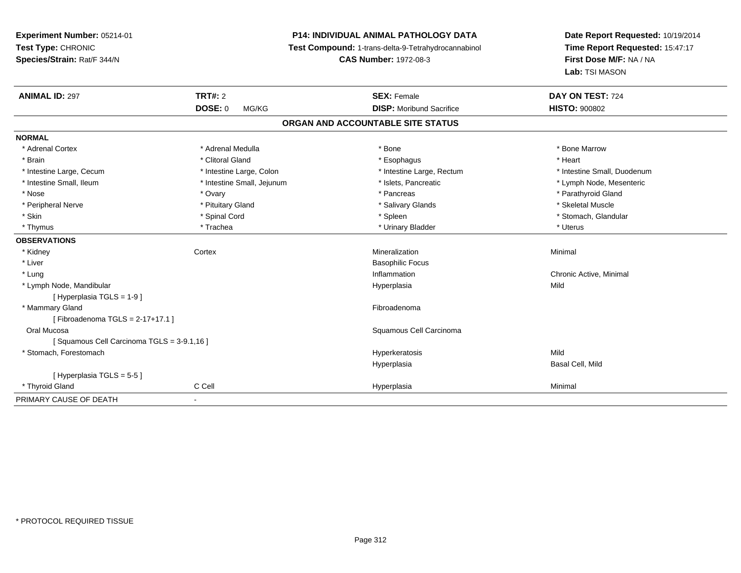**Experiment Number:** 05214-01
**Test Type:** CHRONIC
**Species/Strain:** Rat/F 344/N

**P14: INDIVIDUAL ANIMAL PATHOLOGY DATA**
**Test Compound:** 1-trans-delta-9-Tetrahydrocannabinol
**CAS Number:** 1972-08-3

**Date Report Requested:** 10/19/2014
**Time Report Requested:** 15:47:17
**First Dose M/F:** NA / NA
**Lab:** TSI MASON

| **ANIMAL ID:** 297 | **TRT#:** 2 | **SEX:** Female | **DAY ON TEST:** 724 |
|---|---|---|---|
| | **DOSE:** 0 MG/KG | **DISP:** Moribund Sacrifice | **HISTO:** 900802 |

## ORGAN AND ACCOUNTABLE SITE STATUS

**NORMAL**

| | | | |
|---|---|---|---|
| * Adrenal Cortex | * Adrenal Medulla | * Bone | * Bone Marrow |
| * Brain | * Clitoral Gland | * Esophagus | * Heart |
| * Intestine Large, Cecum | * Intestine Large, Colon | * Intestine Large, Rectum | * Intestine Small, Duodenum |
| * Intestine Small, Ileum | * Intestine Small, Jejunum | * Islets, Pancreatic | * Lymph Node, Mesenteric |
| * Nose | * Ovary | * Pancreas | * Parathyroid Gland |
| * Peripheral Nerve | * Pituitary Gland | * Salivary Glands | * Skeletal Muscle |
| * Skin | * Spinal Cord | * Spleen | * Stomach, Glandular |
| * Thymus | * Trachea | * Urinary Bladder | * Uterus |

**OBSERVATIONS**

| | | | |
|---|---|---|---|
| * Kidney | Cortex | Mineralization | Minimal |
| * Liver | | Basophilic Focus | |
| * Lung | | Inflammation | Chronic Active, Minimal |
| * Lymph Node, Mandibular | | Hyperplasia | Mild |
| [ Hyperplasia TGLS = 1-9 ] | | | |
| * Mammary Gland | | Fibroadenoma | |
| [ Fibroadenoma TGLS = 2-17+17.1 ] | | | |
| Oral Mucosa | | Squamous Cell Carcinoma | |
| [ Squamous Cell Carcinoma TGLS = 3-9.1,16 ] | | | |
| * Stomach, Forestomach | | Hyperkeratosis | Mild |
| | | Hyperplasia | Basal Cell, Mild |
| [ Hyperplasia TGLS = 5-5 ] | | | |
| * Thyroid Gland | C Cell | Hyperplasia | Minimal |

PRIMARY CAUSE OF DEATH -

\* PROTOCOL REQUIRED TISSUE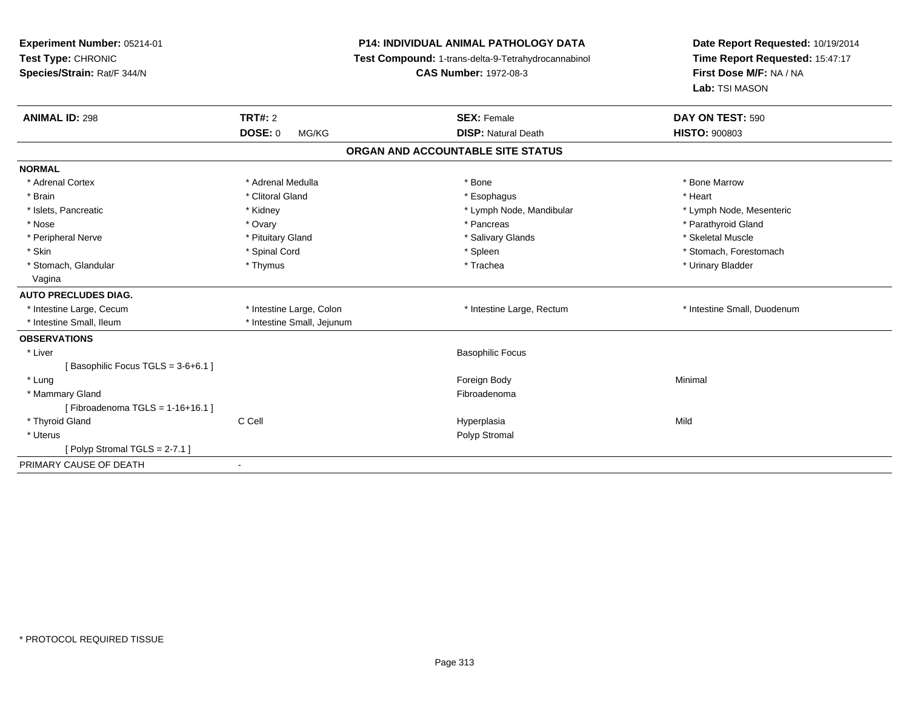**Experiment Number:** 05214-01
**Test Type:** CHRONIC
**Species/Strain:** Rat/F 344/N

**P14: INDIVIDUAL ANIMAL PATHOLOGY DATA**
**Test Compound:** 1-trans-delta-9-Tetrahydrocannabinol
**CAS Number:** 1972-08-3

**Date Report Requested:** 10/19/2014
**Time Report Requested:** 15:47:17
**First Dose M/F:** NA / NA
**Lab:** TSI MASON

| **ANIMAL ID:** 298 | **TRT#:** 2 | **SEX:** Female | **DAY ON TEST:** 590 |
|---|---|---|---|
| | **DOSE:** 0 MG/KG | **DISP:** Natural Death | **HISTO:** 900803 |

**ORGAN AND ACCOUNTABLE SITE STATUS**

| | | | |
|---|---|---|---|
| **NORMAL** | | | |
| * Adrenal Cortex | * Adrenal Medulla | * Bone | * Bone Marrow |
| * Brain | * Clitoral Gland | * Esophagus | * Heart |
| * Islets, Pancreatic | * Kidney | * Lymph Node, Mandibular | * Lymph Node, Mesenteric |
| * Nose | * Ovary | * Pancreas | * Parathyroid Gland |
| * Peripheral Nerve | * Pituitary Gland | * Salivary Glands | * Skeletal Muscle |
| * Skin | * Spinal Cord | * Spleen | * Stomach, Forestomach |
| * Stomach, Glandular | * Thymus | * Trachea | * Urinary Bladder |
| Vagina | | | |
| **AUTO PRECLUDES DIAG.** | | | |
| * Intestine Large, Cecum | * Intestine Large, Colon | * Intestine Large, Rectum | * Intestine Small, Duodenum |
| * Intestine Small, Ileum | * Intestine Small, Jejunum | | |
| **OBSERVATIONS** | | | |
| * Liver | | Basophilic Focus | |
| [ Basophilic Focus TGLS = 3-6+6.1 ] | | | |
| * Lung | | Foreign Body | Minimal |
| * Mammary Gland | | Fibroadenoma | |
| [ Fibroadenoma TGLS = 1-16+16.1 ] | | | |
| * Thyroid Gland | C Cell | Hyperplasia | Mild |
| * Uterus | | Polyp Stromal | |
| [ Polyp Stromal TGLS = 2-7.1 ] | | | |
| PRIMARY CAUSE OF DEATH | - | | |

\* PROTOCOL REQUIRED TISSUE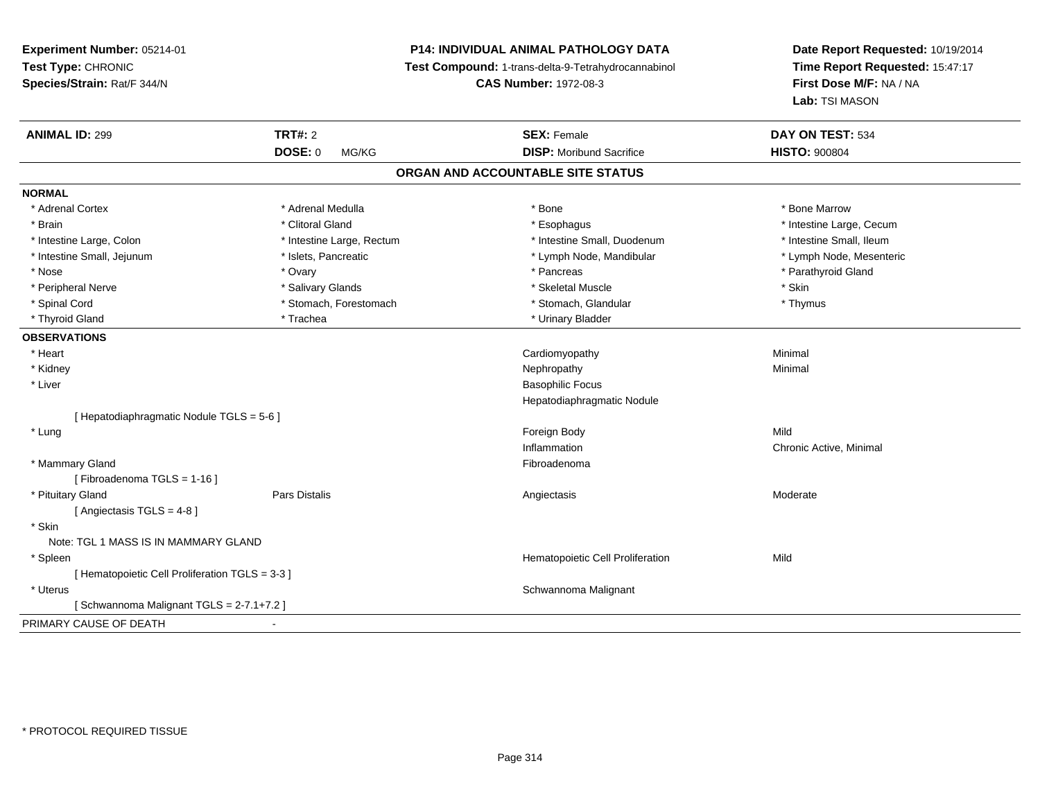**Experiment Number:** 05214-01
**Test Type:** CHRONIC
**Species/Strain:** Rat/F 344/N

**P14: INDIVIDUAL ANIMAL PATHOLOGY DATA**
**Test Compound:** 1-trans-delta-9-Tetrahydrocannabinol
**CAS Number:** 1972-08-3

**Date Report Requested:** 10/19/2014
**Time Report Requested:** 15:47:17
**First Dose M/F:** NA / NA
**Lab:** TSI MASON

| **ANIMAL ID:** 299 | **TRT#:** 2 | **SEX:** Female | **DAY ON TEST:** 534 |
|---|---|---|---|
| | **DOSE:** 0 MG/KG | **DISP:** Moribund Sacrifice | **HISTO:** 900804 |

## ORGAN AND ACCOUNTABLE SITE STATUS

**NORMAL**

| | | | |
|---|---|---|---|
| * Adrenal Cortex | * Adrenal Medulla | * Bone | * Bone Marrow |
| * Brain | * Clitoral Gland | * Esophagus | * Intestine Large, Cecum |
| * Intestine Large, Colon | * Intestine Large, Rectum | * Intestine Small, Duodenum | * Intestine Small, Ileum |
| * Intestine Small, Jejunum | * Islets, Pancreatic | * Lymph Node, Mandibular | * Lymph Node, Mesenteric |
| * Nose | * Ovary | * Pancreas | * Parathyroid Gland |
| * Peripheral Nerve | * Salivary Glands | * Skeletal Muscle | * Skin |
| * Spinal Cord | * Stomach, Forestomach | * Stomach, Glandular | * Thymus |
| * Thyroid Gland | * Trachea | * Urinary Bladder | |

**OBSERVATIONS**

| | | | |
|---|---|---|---|
| * Heart | | Cardiomyopathy | Minimal |
| * Kidney | | Nephropathy | Minimal |
| * Liver | | Basophilic Focus | |
| | | Hepatodiaphragmatic Nodule | |
| [ Hepatodiaphragmatic Nodule TGLS = 5-6 ] | | | |
| * Lung | | Foreign Body | Mild |
| | | Inflammation | Chronic Active, Minimal |
| * Mammary Gland | | Fibroadenoma | |
| [ Fibroadenoma TGLS = 1-16 ] | | | |
| * Pituitary Gland | Pars Distalis | Angiectasis | Moderate |
| [ Angiectasis TGLS = 4-8 ] | | | |
| * Skin | | | |
| Note: TGL 1 MASS IS IN MAMMARY GLAND | | | |
| * Spleen | | Hematopoietic Cell Proliferation | Mild |
| [ Hematopoietic Cell Proliferation TGLS = 3-3 ] | | | |
| * Uterus | | Schwannoma Malignant | |
| [ Schwannoma Malignant TGLS = 2-7.1+7.2 ] | | | |

PRIMARY CAUSE OF DEATH -

* PROTOCOL REQUIRED TISSUE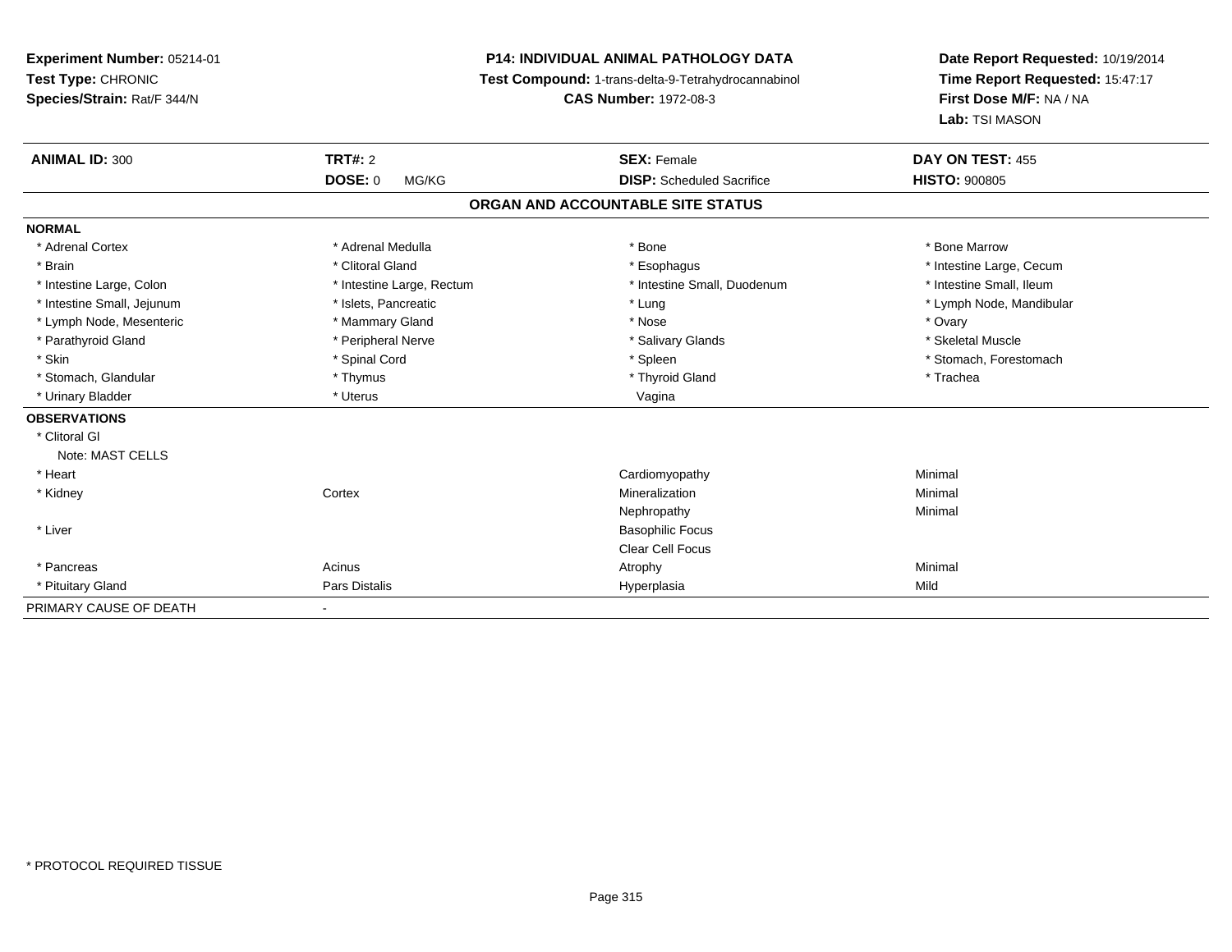**Experiment Number:** 05214-01
**Test Type:** CHRONIC
**Species/Strain:** Rat/F 344/N

**P14: INDIVIDUAL ANIMAL PATHOLOGY DATA**
**Test Compound:** 1-trans-delta-9-Tetrahydrocannabinol
**CAS Number:** 1972-08-3

**Date Report Requested:** 10/19/2014
**Time Report Requested:** 15:47:17
**First Dose M/F:** NA / NA
**Lab:** TSI MASON

| **ANIMAL ID:** 300 | **TRT#:** 2 | **SEX:** Female | **DAY ON TEST:** 455 |
|---|---|---|---|
| | **DOSE:** 0 MG/KG | **DISP:** Scheduled Sacrifice | **HISTO:** 900805 |

## ORGAN AND ACCOUNTABLE SITE STATUS

| | | | |
|---|---|---|---|
| **NORMAL** | | | |
| * Adrenal Cortex | * Adrenal Medulla | * Bone | * Bone Marrow |
| * Brain | * Clitoral Gland | * Esophagus | * Intestine Large, Cecum |
| * Intestine Large, Colon | * Intestine Large, Rectum | * Intestine Small, Duodenum | * Intestine Small, Ileum |
| * Intestine Small, Jejunum | * Islets, Pancreatic | * Lung | * Lymph Node, Mandibular |
| * Lymph Node, Mesenteric | * Mammary Gland | * Nose | * Ovary |
| * Parathyroid Gland | * Peripheral Nerve | * Salivary Glands | * Skeletal Muscle |
| * Skin | * Spinal Cord | * Spleen | * Stomach, Forestomach |
| * Stomach, Glandular | * Thymus | * Thyroid Gland | * Trachea |
| * Urinary Bladder | * Uterus | Vagina | |
| **OBSERVATIONS** | | | |
| * Clitoral Gl | | | |
| Note: MAST CELLS | | | |
| * Heart | | Cardiomyopathy | Minimal |
| * Kidney | Cortex | Mineralization | Minimal |
| | | Nephropathy | Minimal |
| * Liver | | Basophilic Focus | |
| | | Clear Cell Focus | |
| * Pancreas | Acinus | Atrophy | Minimal |
| * Pituitary Gland | Pars Distalis | Hyperplasia | Mild |
| PRIMARY CAUSE OF DEATH | - | | |

* PROTOCOL REQUIRED TISSUE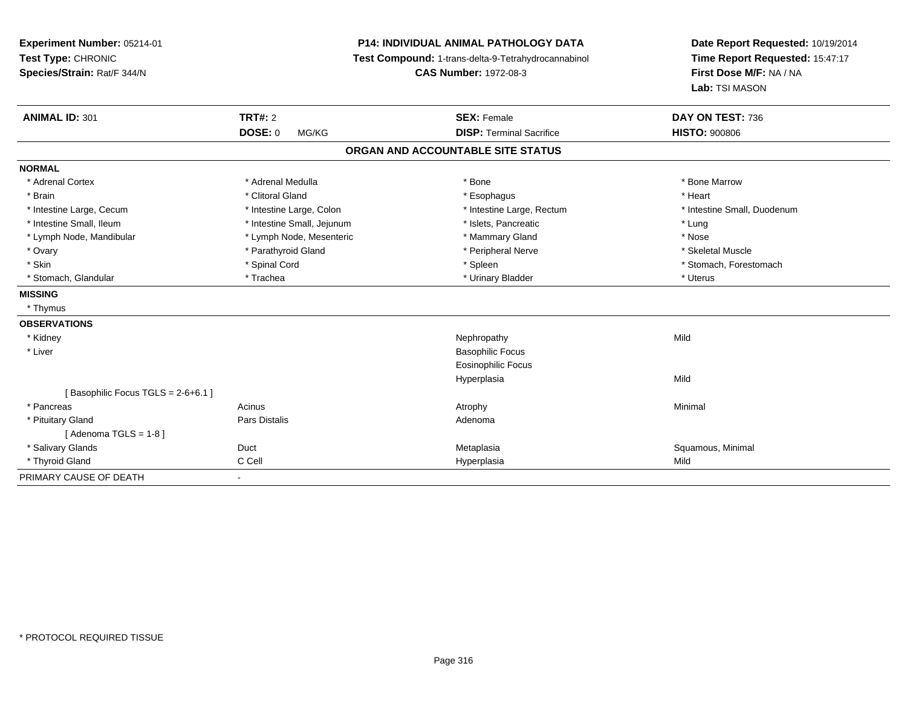**Experiment Number:** 05214-01
**Test Type:** CHRONIC
**Species/Strain:** Rat/F 344/N

**P14: INDIVIDUAL ANIMAL PATHOLOGY DATA**
**Test Compound:** 1-trans-delta-9-Tetrahydrocannabinol
**CAS Number:** 1972-08-3

**Date Report Requested:** 10/19/2014
**Time Report Requested:** 15:47:17
**First Dose M/F:** NA / NA
**Lab:** TSI MASON

| **ANIMAL ID:** 301 | **TRT#:** 2 | **SEX:** Female | **DAY ON TEST:** 736 |
|---|---|---|---|
| | **DOSE:** 0 MG/KG | **DISP:** Terminal Sacrifice | **HISTO:** 900806 |

**ORGAN AND ACCOUNTABLE SITE STATUS**

| | | | |
|---|---|---|---|
| **NORMAL** | | | |
| * Adrenal Cortex | * Adrenal Medulla | * Bone | * Bone Marrow |
| * Brain | * Clitoral Gland | * Esophagus | * Heart |
| * Intestine Large, Cecum | * Intestine Large, Colon | * Intestine Large, Rectum | * Intestine Small, Duodenum |
| * Intestine Small, Ileum | * Intestine Small, Jejunum | * Islets, Pancreatic | * Lung |
| * Lymph Node, Mandibular | * Lymph Node, Mesenteric | * Mammary Gland | * Nose |
| * Ovary | * Parathyroid Gland | * Peripheral Nerve | * Skeletal Muscle |
| * Skin | * Spinal Cord | * Spleen | * Stomach, Forestomach |
| * Stomach, Glandular | * Trachea | * Urinary Bladder | * Uterus |
| **MISSING** | | | |
| * Thymus | | | |
| **OBSERVATIONS** | | | |
| * Kidney | | Nephropathy | Mild |
| * Liver | | Basophilic Focus | |
| | | Eosinophilic Focus | |
| | | Hyperplasia | Mild |
| [ Basophilic Focus TGLS = 2-6+6.1 ] | | | |
| * Pancreas | Acinus | Atrophy | Minimal |
| * Pituitary Gland | Pars Distalis | Adenoma | |
| [ Adenoma TGLS = 1-8 ] | | | |
| * Salivary Glands | Duct | Metaplasia | Squamous, Minimal |
| * Thyroid Gland | C Cell | Hyperplasia | Mild |
| PRIMARY CAUSE OF DEATH | - | | |

* PROTOCOL REQUIRED TISSUE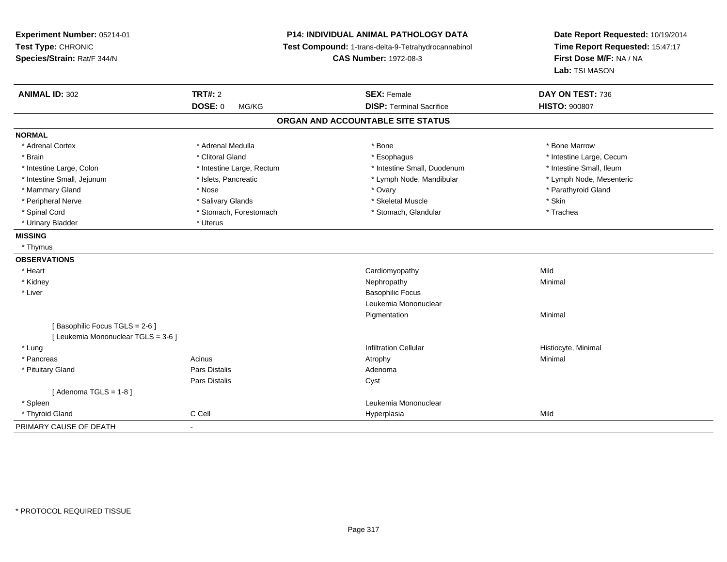**Experiment Number:** 05214-01
**Test Type:** CHRONIC
**Species/Strain:** Rat/F 344/N

**P14: INDIVIDUAL ANIMAL PATHOLOGY DATA**
**Test Compound:** 1-trans-delta-9-Tetrahydrocannabinol
**CAS Number:** 1972-08-3

**Date Report Requested:** 10/19/2014
**Time Report Requested:** 15:47:17
**First Dose M/F:** NA / NA
**Lab:** TSI MASON

| **ANIMAL ID:** 302 | **TRT#:** 2 | **SEX:** Female | **DAY ON TEST:** 736 |
|---|---|---|---|
| | **DOSE:** 0 MG/KG | **DISP:** Terminal Sacrifice | **HISTO:** 900807 |

## ORGAN AND ACCOUNTABLE SITE STATUS

**NORMAL**

| | | | |
|---|---|---|---|
| * Adrenal Cortex | * Adrenal Medulla | * Bone | * Bone Marrow |
| * Brain | * Clitoral Gland | * Esophagus | * Intestine Large, Cecum |
| * Intestine Large, Colon | * Intestine Large, Rectum | * Intestine Small, Duodenum | * Intestine Small, Ileum |
| * Intestine Small, Jejunum | * Islets, Pancreatic | * Lymph Node, Mandibular | * Lymph Node, Mesenteric |
| * Mammary Gland | * Nose | * Ovary | * Parathyroid Gland |
| * Peripheral Nerve | * Salivary Glands | * Skeletal Muscle | * Skin |
| * Spinal Cord | * Stomach, Forestomach | * Stomach, Glandular | * Trachea |
| * Urinary Bladder | * Uterus | | |

**MISSING**

* Thymus

**OBSERVATIONS**

| | | | |
|---|---|---|---|
| * Heart | | Cardiomyopathy | Mild |
| * Kidney | | Nephropathy | Minimal |
| * Liver | | Basophilic Focus | |
| | | Leukemia Mononuclear | |
| | | Pigmentation | Minimal |
| [ Basophilic Focus TGLS = 2-6 ] | | | |
| [ Leukemia Mononuclear TGLS = 3-6 ] | | | |
| * Lung | | Infiltration Cellular | Histiocyte, Minimal |
| * Pancreas | Acinus | Atrophy | Minimal |
| * Pituitary Gland | Pars Distalis | Adenoma | |
| | Pars Distalis | Cyst | |
| [ Adenoma TGLS = 1-8 ] | | | |
| * Spleen | | Leukemia Mononuclear | |
| * Thyroid Gland | C Cell | Hyperplasia | Mild |

PRIMARY CAUSE OF DEATH -

\* PROTOCOL REQUIRED TISSUE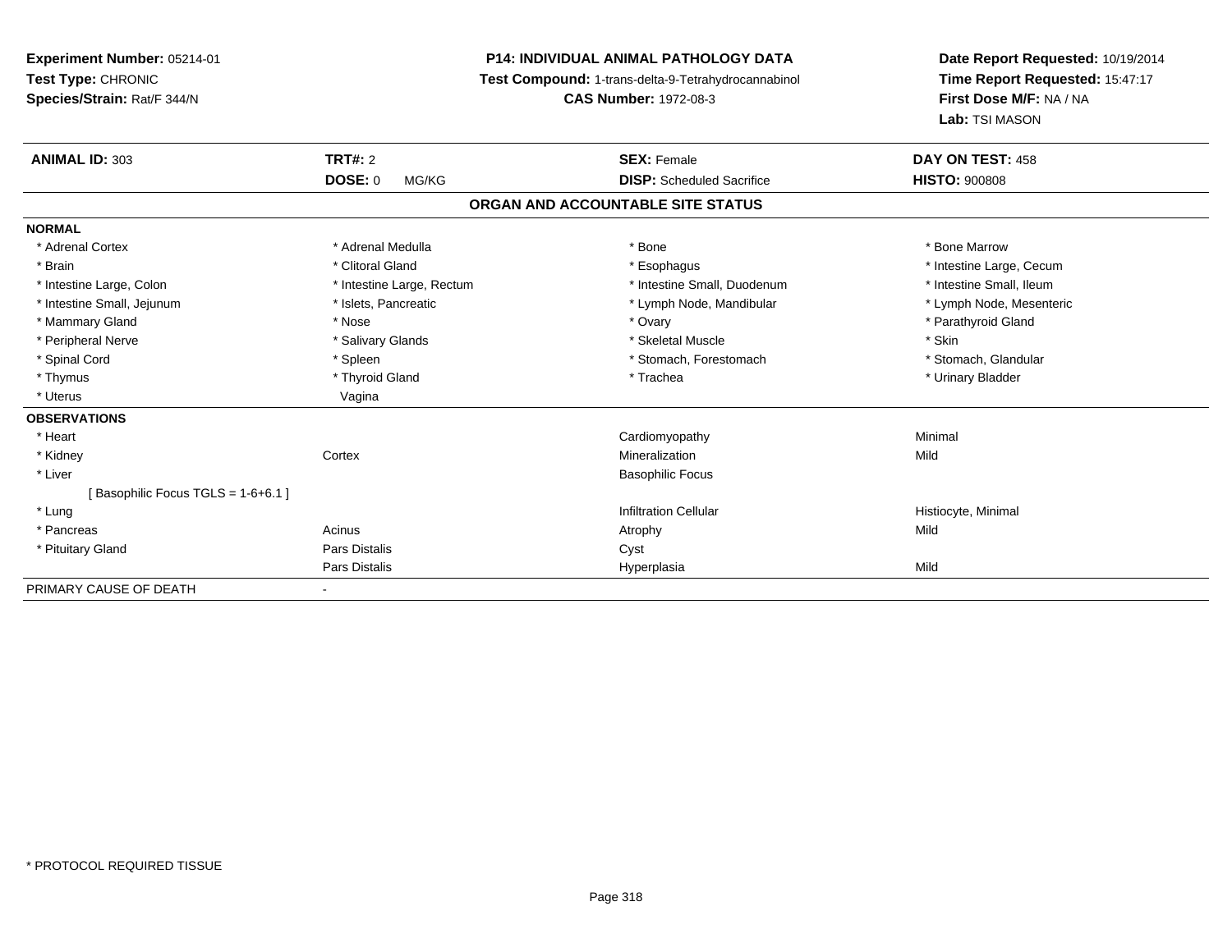**Experiment Number:** 05214-01
**Test Type:** CHRONIC
**Species/Strain:** Rat/F 344/N

**P14: INDIVIDUAL ANIMAL PATHOLOGY DATA**
**Test Compound:** 1-trans-delta-9-Tetrahydrocannabinol
**CAS Number:** 1972-08-3

**Date Report Requested:** 10/19/2014
**Time Report Requested:** 15:47:17
**First Dose M/F:** NA / NA
**Lab:** TSI MASON

| **ANIMAL ID:** 303 | **TRT#:** 2 | **SEX:** Female | **DAY ON TEST:** 458 |
|---|---|---|---|
| | **DOSE:** 0 MG/KG | **DISP:** Scheduled Sacrifice | **HISTO:** 900808 |

## ORGAN AND ACCOUNTABLE SITE STATUS

| | | | |
|---|---|---|---|
| **NORMAL** | | | |
| * Adrenal Cortex | * Adrenal Medulla | * Bone | * Bone Marrow |
| * Brain | * Clitoral Gland | * Esophagus | * Intestine Large, Cecum |
| * Intestine Large, Colon | * Intestine Large, Rectum | * Intestine Small, Duodenum | * Intestine Small, Ileum |
| * Intestine Small, Jejunum | * Islets, Pancreatic | * Lymph Node, Mandibular | * Lymph Node, Mesenteric |
| * Mammary Gland | * Nose | * Ovary | * Parathyroid Gland |
| * Peripheral Nerve | * Salivary Glands | * Skeletal Muscle | * Skin |
| * Spinal Cord | * Spleen | * Stomach, Forestomach | * Stomach, Glandular |
| * Thymus | * Thyroid Gland | * Trachea | * Urinary Bladder |
| * Uterus | Vagina | | |
| **OBSERVATIONS** | | | |
| * Heart | | Cardiomyopathy | Minimal |
| * Kidney | Cortex | Mineralization | Mild |
| * Liver | | Basophilic Focus | |
| [ Basophilic Focus TGLS = 1-6+6.1 ] | | | |
| * Lung | | Infiltration Cellular | Histiocyte, Minimal |
| * Pancreas | Acinus | Atrophy | Mild |
| * Pituitary Gland | Pars Distalis | Cyst | |
| | Pars Distalis | Hyperplasia | Mild |
| PRIMARY CAUSE OF DEATH | - | | |

* PROTOCOL REQUIRED TISSUE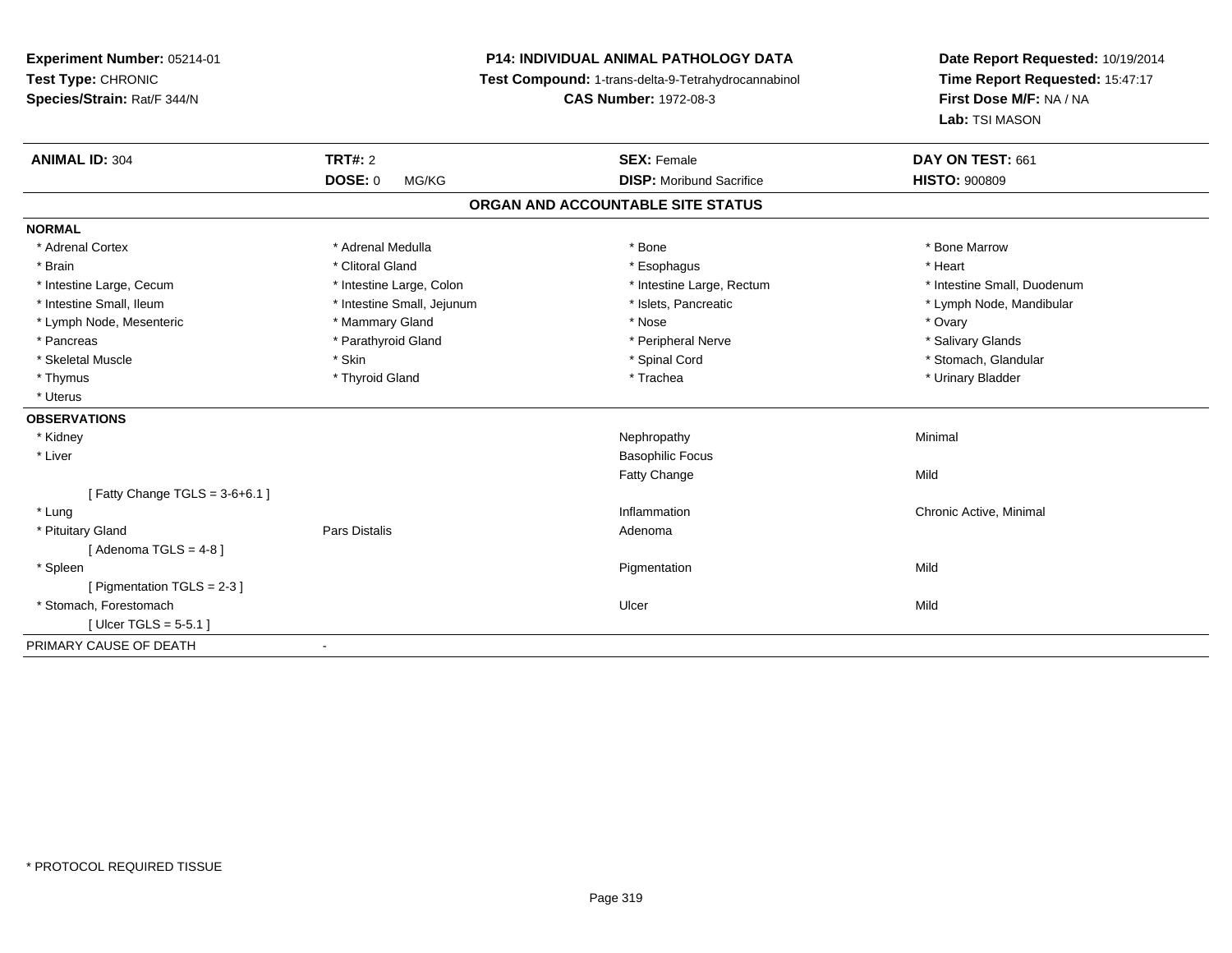**Experiment Number:** 05214-01
**Test Type:** CHRONIC
**Species/Strain:** Rat/F 344/N

**P14: INDIVIDUAL ANIMAL PATHOLOGY DATA**
**Test Compound:** 1-trans-delta-9-Tetrahydrocannabinol
**CAS Number:** 1972-08-3

**Date Report Requested:** 10/19/2014
**Time Report Requested:** 15:47:17
**First Dose M/F:** NA / NA
**Lab:** TSI MASON

| **ANIMAL ID:** 304 | **TRT#:** 2 | **SEX:** Female | **DAY ON TEST:** 661 |
|---|---|---|---|
| | **DOSE:** 0 MG/KG | **DISP:** Moribund Sacrifice | **HISTO:** 900809 |

## ORGAN AND ACCOUNTABLE SITE STATUS

**NORMAL**

| | | | |
|---|---|---|---|
| * Adrenal Cortex | * Adrenal Medulla | * Bone | * Bone Marrow |
| * Brain | * Clitoral Gland | * Esophagus | * Heart |
| * Intestine Large, Cecum | * Intestine Large, Colon | * Intestine Large, Rectum | * Intestine Small, Duodenum |
| * Intestine Small, Ileum | * Intestine Small, Jejunum | * Islets, Pancreatic | * Lymph Node, Mandibular |
| * Lymph Node, Mesenteric | * Mammary Gland | * Nose | * Ovary |
| * Pancreas | * Parathyroid Gland | * Peripheral Nerve | * Salivary Glands |
| * Skeletal Muscle | * Skin | * Spinal Cord | * Stomach, Glandular |
| * Thymus | * Thyroid Gland | * Trachea | * Urinary Bladder |
| * Uterus | | | |

**OBSERVATIONS**

| | | | |
|---|---|---|---|
| * Kidney | | Nephropathy | Minimal |
| * Liver | | Basophilic Focus | |
| | | Fatty Change | Mild |
| [ Fatty Change TGLS = 3-6+6.1 ] | | | |
| * Lung | | Inflammation | Chronic Active, Minimal |
| * Pituitary Gland | Pars Distalis | Adenoma | |
| [ Adenoma TGLS = 4-8 ] | | | |
| * Spleen | | Pigmentation | Mild |
| [ Pigmentation TGLS = 2-3 ] | | | |
| * Stomach, Forestomach | | Ulcer | Mild |
| [ Ulcer TGLS = 5-5.1 ] | | | |

PRIMARY CAUSE OF DEATH -

* PROTOCOL REQUIRED TISSUE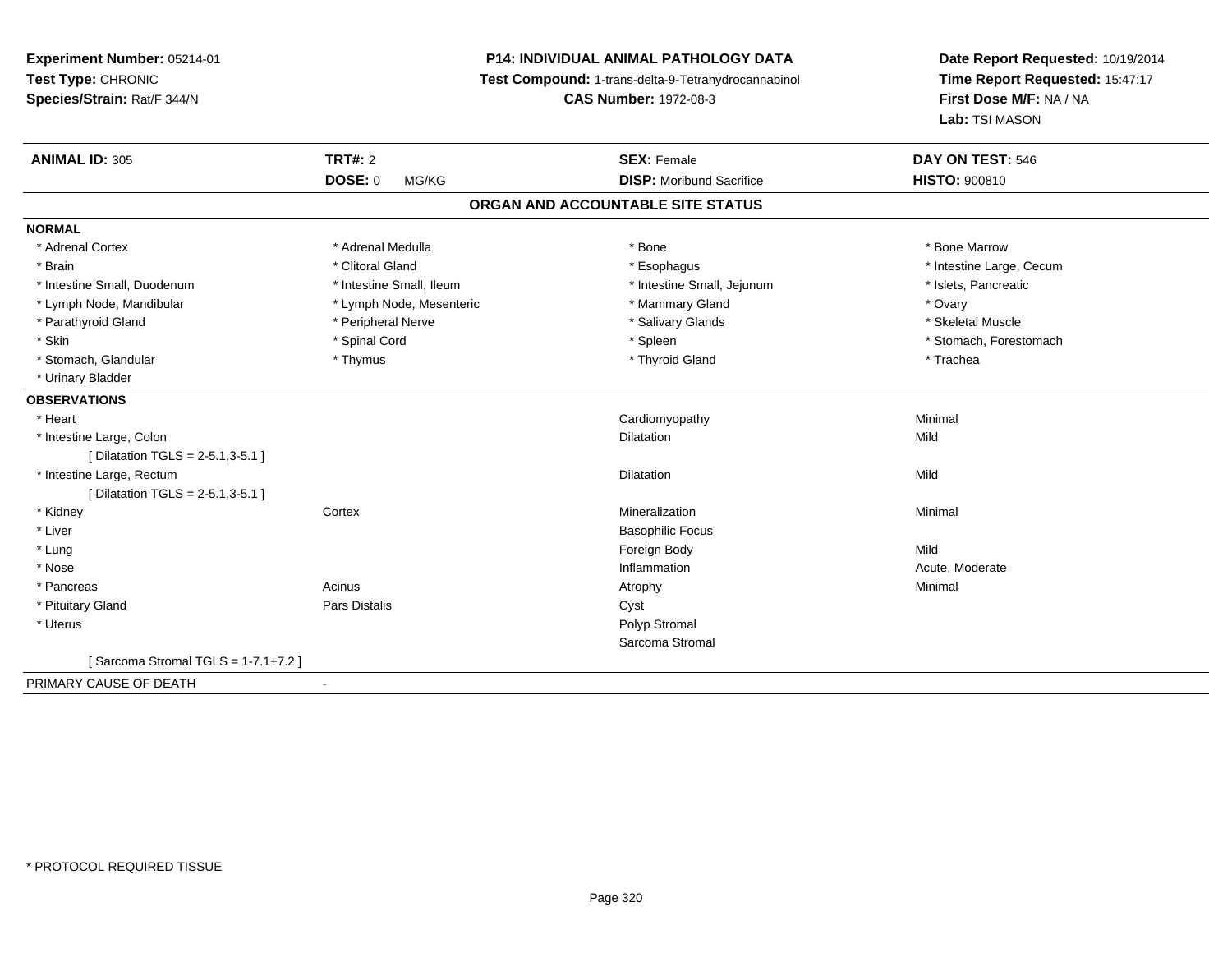**Experiment Number:** 05214-01
**Test Type:** CHRONIC
**Species/Strain:** Rat/F 344/N

**P14: INDIVIDUAL ANIMAL PATHOLOGY DATA**
**Test Compound:** 1-trans-delta-9-Tetrahydrocannabinol
**CAS Number:** 1972-08-3

**Date Report Requested:** 10/19/2014
**Time Report Requested:** 15:47:17
**First Dose M/F:** NA / NA
**Lab:** TSI MASON

| **ANIMAL ID:** 305 | **TRT#:** 2 | **SEX:** Female | **DAY ON TEST:** 546 |
|---|---|---|---|
| | **DOSE:** 0 MG/KG | **DISP:** Moribund Sacrifice | **HISTO:** 900810 |

## ORGAN AND ACCOUNTABLE SITE STATUS

**NORMAL**

| | | | |
|---|---|---|---|
| * Adrenal Cortex | * Adrenal Medulla | * Bone | * Bone Marrow |
| * Brain | * Clitoral Gland | * Esophagus | * Intestine Large, Cecum |
| * Intestine Small, Duodenum | * Intestine Small, Ileum | * Intestine Small, Jejunum | * Islets, Pancreatic |
| * Lymph Node, Mandibular | * Lymph Node, Mesenteric | * Mammary Gland | * Ovary |
| * Parathyroid Gland | * Peripheral Nerve | * Salivary Glands | * Skeletal Muscle |
| * Skin | * Spinal Cord | * Spleen | * Stomach, Forestomach |
| * Stomach, Glandular | * Thymus | * Thyroid Gland | * Trachea |
| * Urinary Bladder | | | |

**OBSERVATIONS**

| | | | |
|---|---|---|---|
| * Heart | | Cardiomyopathy | Minimal |
| * Intestine Large, Colon | | Dilatation | Mild |
| [ Dilatation TGLS = 2-5.1,3-5.1 ] | | | |
| * Intestine Large, Rectum | | Dilatation | Mild |
| [ Dilatation TGLS = 2-5.1,3-5.1 ] | | | |
| * Kidney | Cortex | Mineralization | Minimal |
| * Liver | | Basophilic Focus | |
| * Lung | | Foreign Body | Mild |
| * Nose | | Inflammation | Acute, Moderate |
| * Pancreas | Acinus | Atrophy | Minimal |
| * Pituitary Gland | Pars Distalis | Cyst | |
| * Uterus | | Polyp Stromal | |
| | | Sarcoma Stromal | |
| [ Sarcoma Stromal TGLS = 1-7.1+7.2 ] | | | |

PRIMARY CAUSE OF DEATH -

* PROTOCOL REQUIRED TISSUE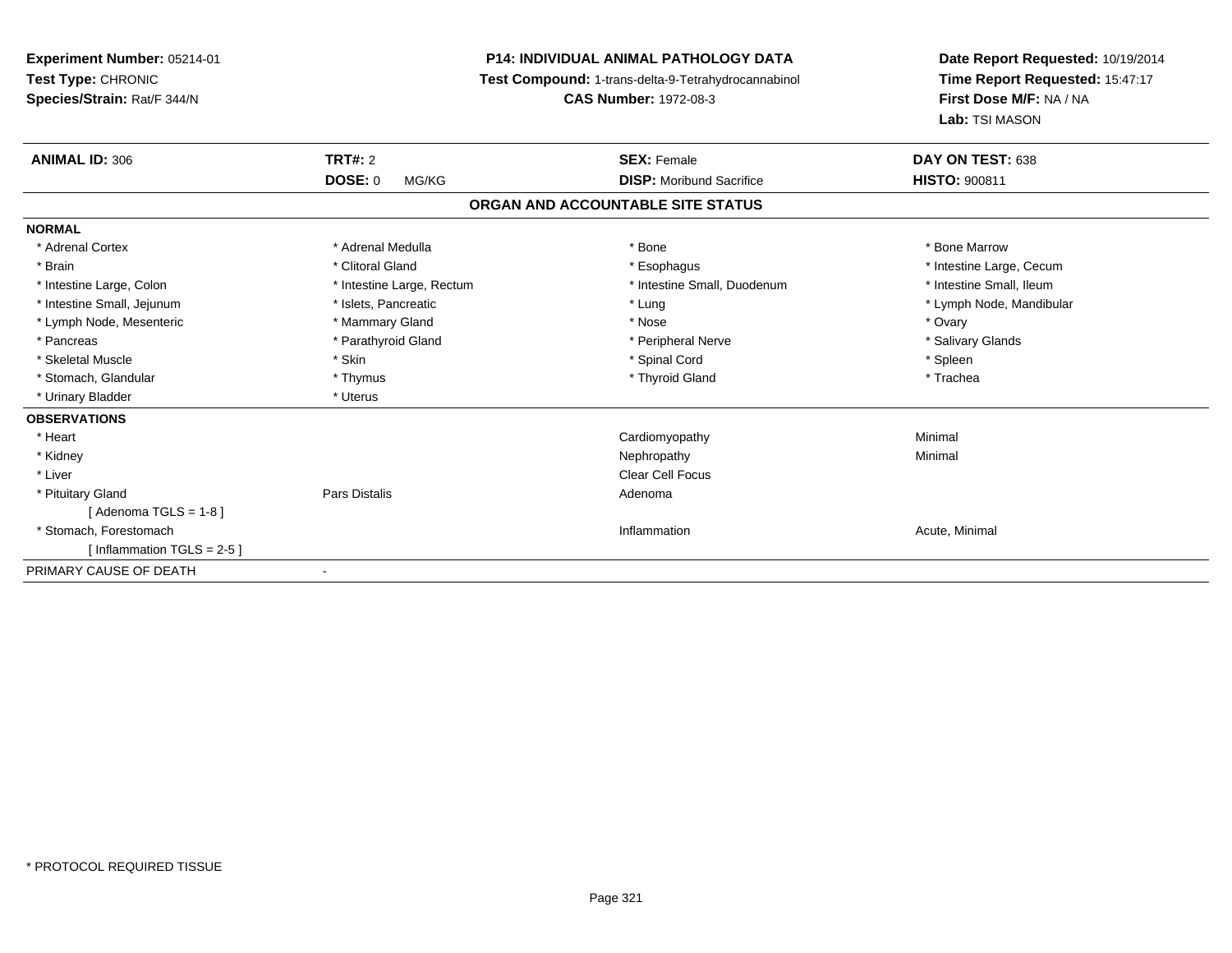**Experiment Number:** 05214-01
**Test Type:** CHRONIC
**Species/Strain:** Rat/F 344/N

**P14: INDIVIDUAL ANIMAL PATHOLOGY DATA**
**Test Compound:** 1-trans-delta-9-Tetrahydrocannabinol
**CAS Number:** 1972-08-3

**Date Report Requested:** 10/19/2014
**Time Report Requested:** 15:47:17
**First Dose M/F:** NA / NA
**Lab:** TSI MASON

| **ANIMAL ID:** 306 | **TRT#:** 2 | **SEX:** Female | **DAY ON TEST:** 638 |
|---|---|---|---|
| | **DOSE:** 0 MG/KG | **DISP:** Moribund Sacrifice | **HISTO:** 900811 |

## ORGAN AND ACCOUNTABLE SITE STATUS

| | | | |
|---|---|---|---|
| **NORMAL** | | | |
| * Adrenal Cortex | * Adrenal Medulla | * Bone | * Bone Marrow |
| * Brain | * Clitoral Gland | * Esophagus | * Intestine Large, Cecum |
| * Intestine Large, Colon | * Intestine Large, Rectum | * Intestine Small, Duodenum | * Intestine Small, Ileum |
| * Intestine Small, Jejunum | * Islets, Pancreatic | * Lung | * Lymph Node, Mandibular |
| * Lymph Node, Mesenteric | * Mammary Gland | * Nose | * Ovary |
| * Pancreas | * Parathyroid Gland | * Peripheral Nerve | * Salivary Glands |
| * Skeletal Muscle | * Skin | * Spinal Cord | * Spleen |
| * Stomach, Glandular | * Thymus | * Thyroid Gland | * Trachea |
| * Urinary Bladder | * Uterus | | |
| **OBSERVATIONS** | | | |
| * Heart | | Cardiomyopathy | Minimal |
| * Kidney | | Nephropathy | Minimal |
| * Liver | | Clear Cell Focus | |
| * Pituitary Gland | Pars Distalis | Adenoma | |
| [ Adenoma TGLS = 1-8 ] | | | |
| * Stomach, Forestomach | | Inflammation | Acute, Minimal |
| [ Inflammation TGLS = 2-5 ] | | | |
| PRIMARY CAUSE OF DEATH | - | | |

* PROTOCOL REQUIRED TISSUE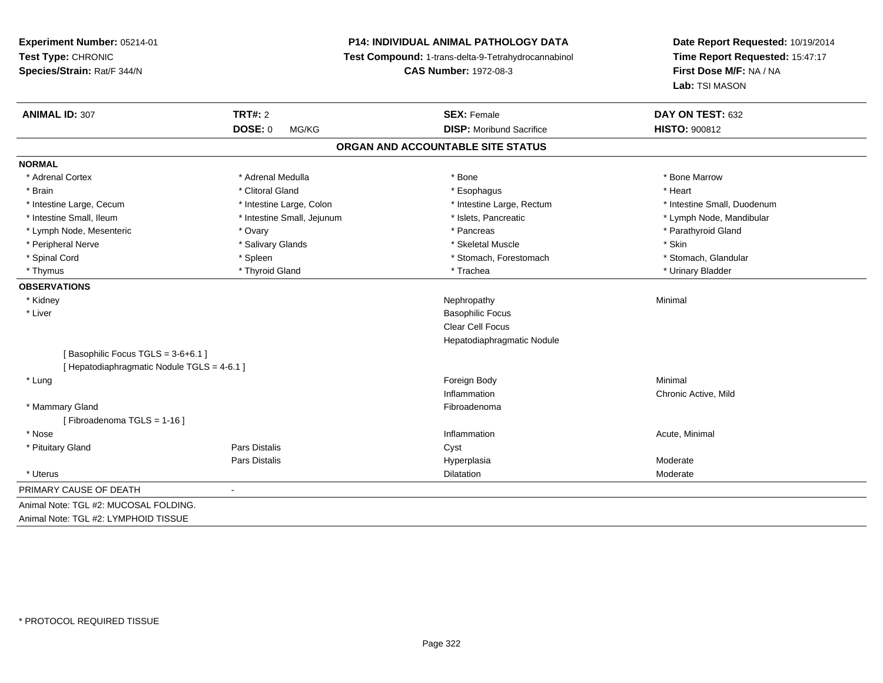**Experiment Number:** 05214-01
**Test Type:** CHRONIC
**Species/Strain:** Rat/F 344/N

**P14: INDIVIDUAL ANIMAL PATHOLOGY DATA**
**Test Compound:** 1-trans-delta-9-Tetrahydrocannabinol
**CAS Number:** 1972-08-3

**Date Report Requested:** 10/19/2014
**Time Report Requested:** 15:47:17
**First Dose M/F:** NA / NA
**Lab:** TSI MASON

| **ANIMAL ID:** 307 | **TRT#:** 2 | **SEX:** Female | **DAY ON TEST:** 632 |
|---|---|---|---|
| | **DOSE:** 0 MG/KG | **DISP:** Moribund Sacrifice | **HISTO:** 900812 |

## ORGAN AND ACCOUNTABLE SITE STATUS

**NORMAL**

| | | | |
|---|---|---|---|
| * Adrenal Cortex | * Adrenal Medulla | * Bone | * Bone Marrow |
| * Brain | * Clitoral Gland | * Esophagus | * Heart |
| * Intestine Large, Cecum | * Intestine Large, Colon | * Intestine Large, Rectum | * Intestine Small, Duodenum |
| * Intestine Small, Ileum | * Intestine Small, Jejunum | * Islets, Pancreatic | * Lymph Node, Mandibular |
| * Lymph Node, Mesenteric | * Ovary | * Pancreas | * Parathyroid Gland |
| * Peripheral Nerve | * Salivary Glands | * Skeletal Muscle | * Skin |
| * Spinal Cord | * Spleen | * Stomach, Forestomach | * Stomach, Glandular |
| * Thymus | * Thyroid Gland | * Trachea | * Urinary Bladder |

**OBSERVATIONS**

| | | | |
|---|---|---|---|
| * Kidney | | Nephropathy | Minimal |
| * Liver | | Basophilic Focus | |
| | | Clear Cell Focus | |
| | | Hepatodiaphragmatic Nodule | |
| [ Basophilic Focus TGLS = 3-6+6.1 ] | | | |
| [ Hepatodiaphragmatic Nodule TGLS = 4-6.1 ] | | | |
| * Lung | | Foreign Body | Minimal |
| | | Inflammation | Chronic Active, Mild |
| * Mammary Gland | | Fibroadenoma | |
| [ Fibroadenoma TGLS = 1-16 ] | | | |
| * Nose | | Inflammation | Acute, Minimal |
| * Pituitary Gland | Pars Distalis | Cyst | |
| | Pars Distalis | Hyperplasia | Moderate |
| * Uterus | | Dilatation | Moderate |

PRIMARY CAUSE OF DEATH -

Animal Note: TGL #2: MUCOSAL FOLDING.
Animal Note: TGL #2: LYMPHOID TISSUE

* PROTOCOL REQUIRED TISSUE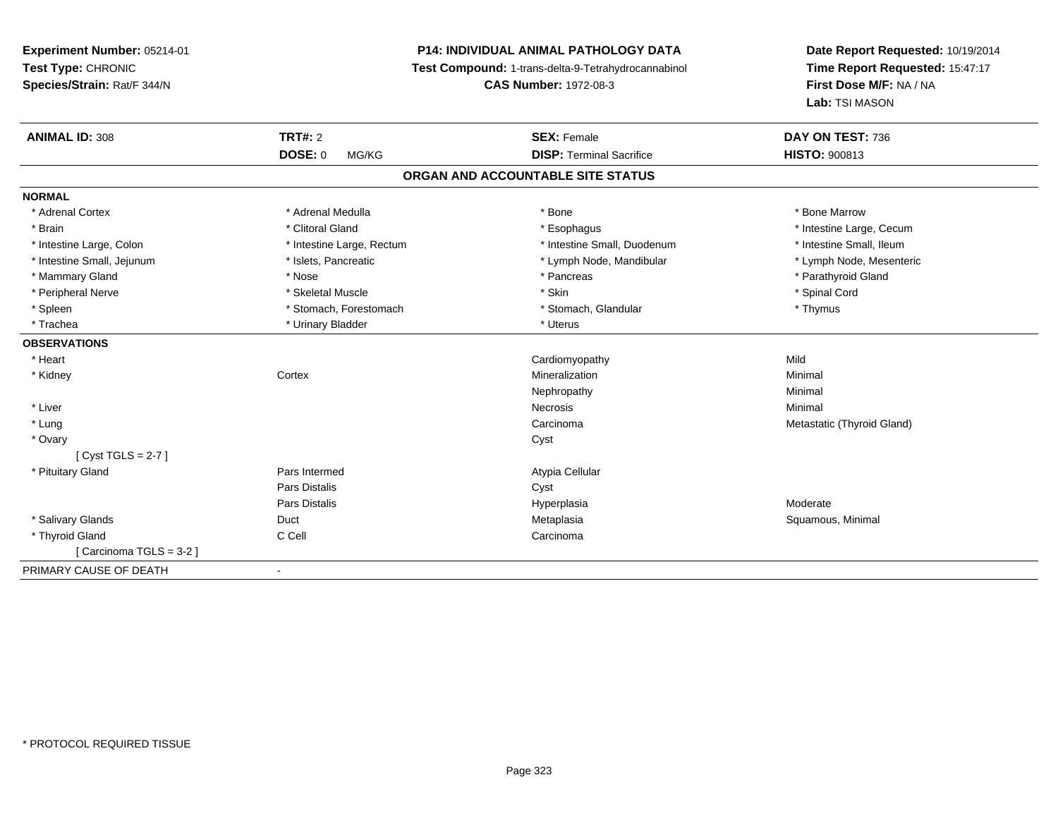**Experiment Number:** 05214-01
**Test Type:** CHRONIC
**Species/Strain:** Rat/F 344/N

**P14: INDIVIDUAL ANIMAL PATHOLOGY DATA**
**Test Compound:** 1-trans-delta-9-Tetrahydrocannabinol
**CAS Number:** 1972-08-3

**Date Report Requested:** 10/19/2014
**Time Report Requested:** 15:47:17
**First Dose M/F:** NA / NA
**Lab:** TSI MASON

| **ANIMAL ID:** 308 | **TRT#:** 2 | **SEX:** Female | **DAY ON TEST:** 736 |
|---|---|---|---|
| | **DOSE:** 0 MG/KG | **DISP:** Terminal Sacrifice | **HISTO:** 900813 |

## ORGAN AND ACCOUNTABLE SITE STATUS

**NORMAL**

| | | | |
|---|---|---|---|
| * Adrenal Cortex | * Adrenal Medulla | * Bone | * Bone Marrow |
| * Brain | * Clitoral Gland | * Esophagus | * Intestine Large, Cecum |
| * Intestine Large, Colon | * Intestine Large, Rectum | * Intestine Small, Duodenum | * Intestine Small, Ileum |
| * Intestine Small, Jejunum | * Islets, Pancreatic | * Lymph Node, Mandibular | * Lymph Node, Mesenteric |
| * Mammary Gland | * Nose | * Pancreas | * Parathyroid Gland |
| * Peripheral Nerve | * Skeletal Muscle | * Skin | * Spinal Cord |
| * Spleen | * Stomach, Forestomach | * Stomach, Glandular | * Thymus |
| * Trachea | * Urinary Bladder | * Uterus | |

**OBSERVATIONS**

| | | | |
|---|---|---|---|
| * Heart | | Cardiomyopathy | Mild |
| * Kidney | Cortex | Mineralization | Minimal |
| | | Nephropathy | Minimal |
| * Liver | | Necrosis | Minimal |
| * Lung | | Carcinoma | Metastatic (Thyroid Gland) |
| * Ovary | | Cyst | |
| [ Cyst TGLS = 2-7 ] | | | |
| * Pituitary Gland | Pars Intermed | Atypia Cellular | |
| | Pars Distalis | Cyst | |
| | Pars Distalis | Hyperplasia | Moderate |
| * Salivary Glands | Duct | Metaplasia | Squamous, Minimal |
| * Thyroid Gland | C Cell | Carcinoma | |
| [ Carcinoma TGLS = 3-2 ] | | | |

PRIMARY CAUSE OF DEATH -

* PROTOCOL REQUIRED TISSUE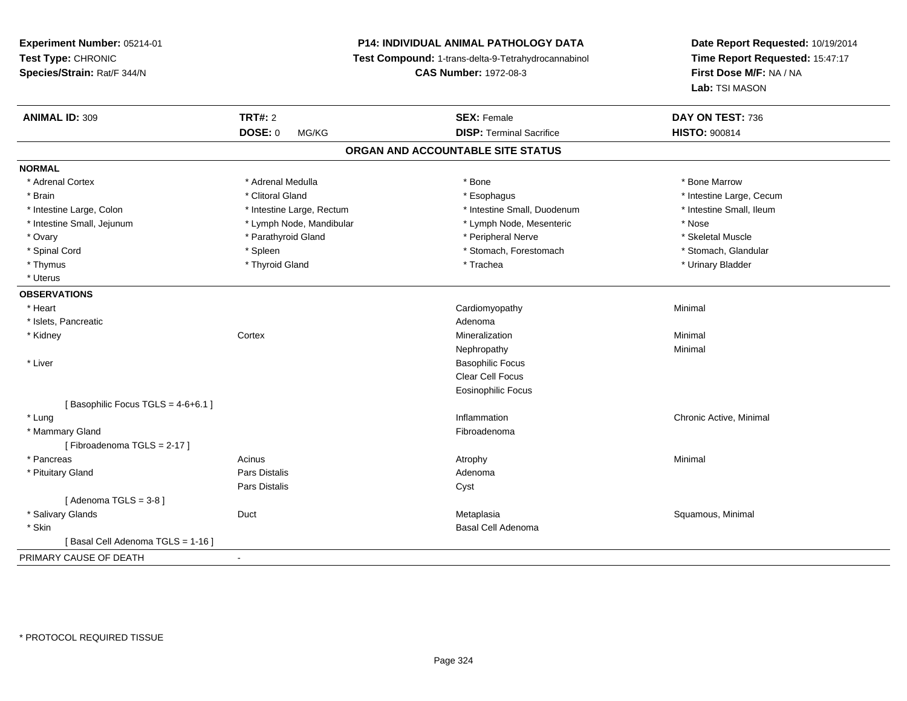**Experiment Number:** 05214-01
**Test Type:** CHRONIC
**Species/Strain:** Rat/F 344/N

**P14: INDIVIDUAL ANIMAL PATHOLOGY DATA**
**Test Compound:** 1-trans-delta-9-Tetrahydrocannabinol
**CAS Number:** 1972-08-3

**Date Report Requested:** 10/19/2014
**Time Report Requested:** 15:47:17
**First Dose M/F:** NA / NA
**Lab:** TSI MASON

| **ANIMAL ID:** 309 | **TRT#:** 2 | **SEX:** Female | **DAY ON TEST:** 736 |
|---|---|---|---|
| | **DOSE:** 0 MG/KG | **DISP:** Terminal Sacrifice | **HISTO:** 900814 |

## ORGAN AND ACCOUNTABLE SITE STATUS

**NORMAL**

| | | | |
|---|---|---|---|
| * Adrenal Cortex | * Adrenal Medulla | * Bone | * Bone Marrow |
| * Brain | * Clitoral Gland | * Esophagus | * Intestine Large, Cecum |
| * Intestine Large, Colon | * Intestine Large, Rectum | * Intestine Small, Duodenum | * Intestine Small, Ileum |
| * Intestine Small, Jejunum | * Lymph Node, Mandibular | * Lymph Node, Mesenteric | * Nose |
| * Ovary | * Parathyroid Gland | * Peripheral Nerve | * Skeletal Muscle |
| * Spinal Cord | * Spleen | * Stomach, Forestomach | * Stomach, Glandular |
| * Thymus | * Thyroid Gland | * Trachea | * Urinary Bladder |
| * Uterus | | | |

**OBSERVATIONS**

| | | | |
|---|---|---|---|
| * Heart | | Cardiomyopathy | Minimal |
| * Islets, Pancreatic | | Adenoma | |
| * Kidney | Cortex | Mineralization | Minimal |
| | | Nephropathy | Minimal |
| * Liver | | Basophilic Focus | |
| | | Clear Cell Focus | |
| | | Eosinophilic Focus | |
| [ Basophilic Focus TGLS = 4-6+6.1 ] | | | |
| * Lung | | Inflammation | Chronic Active, Minimal |
| * Mammary Gland | | Fibroadenoma | |
| [ Fibroadenoma TGLS = 2-17 ] | | | |
| * Pancreas | Acinus | Atrophy | Minimal |
| * Pituitary Gland | Pars Distalis | Adenoma | |
| | Pars Distalis | Cyst | |
| [ Adenoma TGLS = 3-8 ] | | | |
| * Salivary Glands | Duct | Metaplasia | Squamous, Minimal |
| * Skin | | Basal Cell Adenoma | |
| [ Basal Cell Adenoma TGLS = 1-16 ] | | | |

PRIMARY CAUSE OF DEATH -

* PROTOCOL REQUIRED TISSUE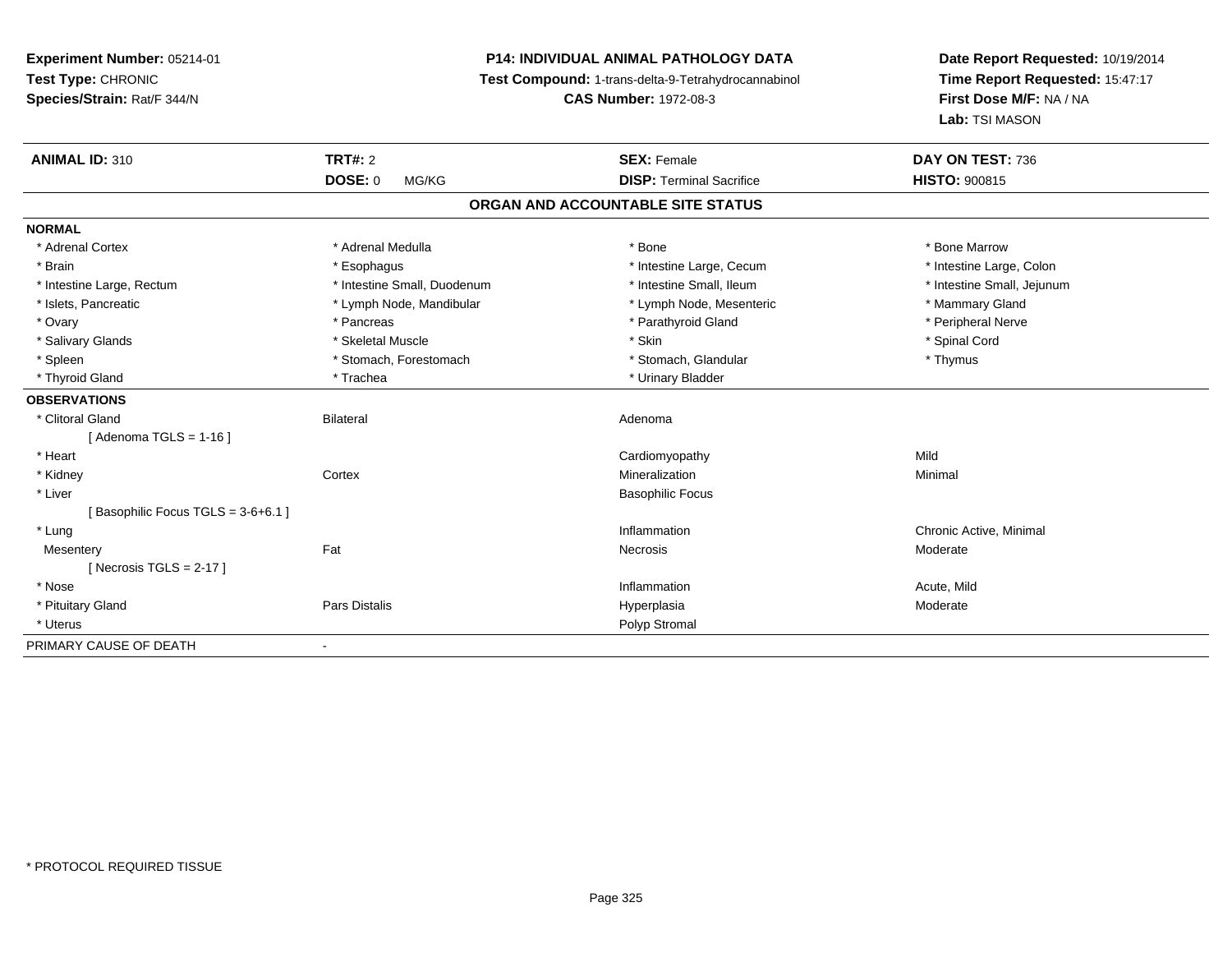**Experiment Number:** 05214-01
**Test Type:** CHRONIC
**Species/Strain:** Rat/F 344/N

**P14: INDIVIDUAL ANIMAL PATHOLOGY DATA**
**Test Compound:** 1-trans-delta-9-Tetrahydrocannabinol
**CAS Number:** 1972-08-3

**Date Report Requested:** 10/19/2014
**Time Report Requested:** 15:47:17
**First Dose M/F:** NA / NA
**Lab:** TSI MASON

| **ANIMAL ID:** 310 | **TRT#:** 2 | **SEX:** Female | **DAY ON TEST:** 736 |
|---|---|---|---|
| | **DOSE:** 0 MG/KG | **DISP:** Terminal Sacrifice | **HISTO:** 900815 |

**ORGAN AND ACCOUNTABLE SITE STATUS**

**NORMAL**

| | | | |
|---|---|---|---|
| * Adrenal Cortex | * Adrenal Medulla | * Bone | * Bone Marrow |
| * Brain | * Esophagus | * Intestine Large, Cecum | * Intestine Large, Colon |
| * Intestine Large, Rectum | * Intestine Small, Duodenum | * Intestine Small, Ileum | * Intestine Small, Jejunum |
| * Islets, Pancreatic | * Lymph Node, Mandibular | * Lymph Node, Mesenteric | * Mammary Gland |
| * Ovary | * Pancreas | * Parathyroid Gland | * Peripheral Nerve |
| * Salivary Glands | * Skeletal Muscle | * Skin | * Spinal Cord |
| * Spleen | * Stomach, Forestomach | * Stomach, Glandular | * Thymus |
| * Thyroid Gland | * Trachea | * Urinary Bladder | |

**OBSERVATIONS**

| | | | |
|---|---|---|---|
| * Clitoral Gland | Bilateral | Adenoma | |
| [ Adenoma TGLS = 1-16 ] | | | |
| * Heart | | Cardiomyopathy | Mild |
| * Kidney | Cortex | Mineralization | Minimal |
| * Liver | | Basophilic Focus | |
| [ Basophilic Focus TGLS = 3-6+6.1 ] | | | |
| * Lung | | Inflammation | Chronic Active, Minimal |
| Mesentery | Fat | Necrosis | Moderate |
| [ Necrosis TGLS = 2-17 ] | | | |
| * Nose | | Inflammation | Acute, Mild |
| * Pituitary Gland | Pars Distalis | Hyperplasia | Moderate |
| * Uterus | | Polyp Stromal | |

PRIMARY CAUSE OF DEATH -

* PROTOCOL REQUIRED TISSUE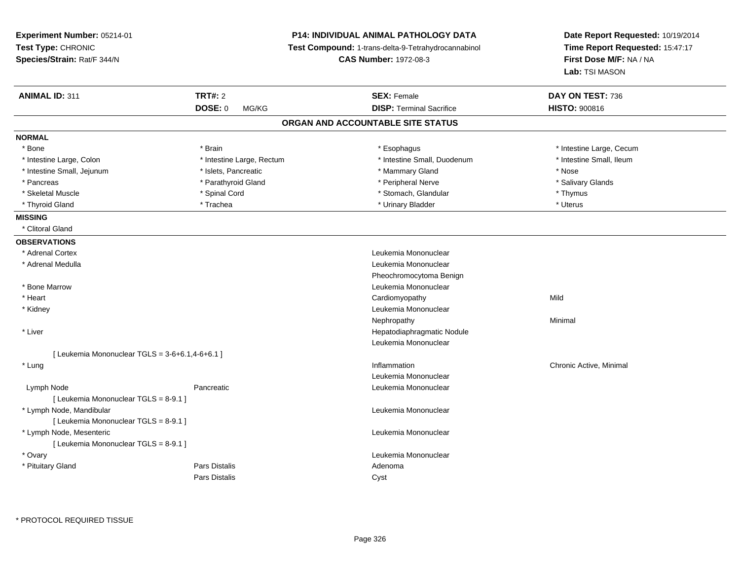**Experiment Number:** 05214-01
**Test Type:** CHRONIC
**Species/Strain:** Rat/F 344/N

**P14: INDIVIDUAL ANIMAL PATHOLOGY DATA**
**Test Compound:** 1-trans-delta-9-Tetrahydrocannabinol
**CAS Number:** 1972-08-3

**Date Report Requested:** 10/19/2014
**Time Report Requested:** 15:47:17
**First Dose M/F:** NA / NA
**Lab:** TSI MASON

| **ANIMAL ID:** 311 | **TRT#:** 2 | **SEX:** Female | **DAY ON TEST:** 736 |
|---|---|---|---|
| | **DOSE:** 0 MG/KG | **DISP:** Terminal Sacrifice | **HISTO:** 900816 |

## ORGAN AND ACCOUNTABLE SITE STATUS

**NORMAL**

| | | | |
|---|---|---|---|
| * Bone | * Brain | * Esophagus | * Intestine Large, Cecum |
| * Intestine Large, Colon | * Intestine Large, Rectum | * Intestine Small, Duodenum | * Intestine Small, Ileum |
| * Intestine Small, Jejunum | * Islets, Pancreatic | * Mammary Gland | * Nose |
| * Pancreas | * Parathyroid Gland | * Peripheral Nerve | * Salivary Glands |
| * Skeletal Muscle | * Spinal Cord | * Stomach, Glandular | * Thymus |
| * Thyroid Gland | * Trachea | * Urinary Bladder | * Uterus |

**MISSING**

* Clitoral Gland

**OBSERVATIONS**

| | | | |
|---|---|---|---|
| * Adrenal Cortex | | Leukemia Mononuclear | |
| * Adrenal Medulla | | Leukemia Mononuclear | |
| | | Pheochromocytoma Benign | |
| * Bone Marrow | | Leukemia Mononuclear | |
| * Heart | | Cardiomyopathy | Mild |
| * Kidney | | Leukemia Mononuclear | |
| | | Nephropathy | Minimal |
| * Liver | | Hepatodiaphragmatic Nodule | |
| | | Leukemia Mononuclear | |
| [ Leukemia Mononuclear TGLS = 3-6+6.1,4-6+6.1 ] | | | |
| * Lung | | Inflammation | Chronic Active, Minimal |
| | | Leukemia Mononuclear | |
| Lymph Node | Pancreatic | Leukemia Mononuclear | |
| [ Leukemia Mononuclear TGLS = 8-9.1 ] | | | |
| * Lymph Node, Mandibular | | Leukemia Mononuclear | |
| [ Leukemia Mononuclear TGLS = 8-9.1 ] | | | |
| * Lymph Node, Mesenteric | | Leukemia Mononuclear | |
| [ Leukemia Mononuclear TGLS = 8-9.1 ] | | | |
| * Ovary | | Leukemia Mononuclear | |
| * Pituitary Gland | Pars Distalis | Adenoma | |
| | Pars Distalis | Cyst | |

* PROTOCOL REQUIRED TISSUE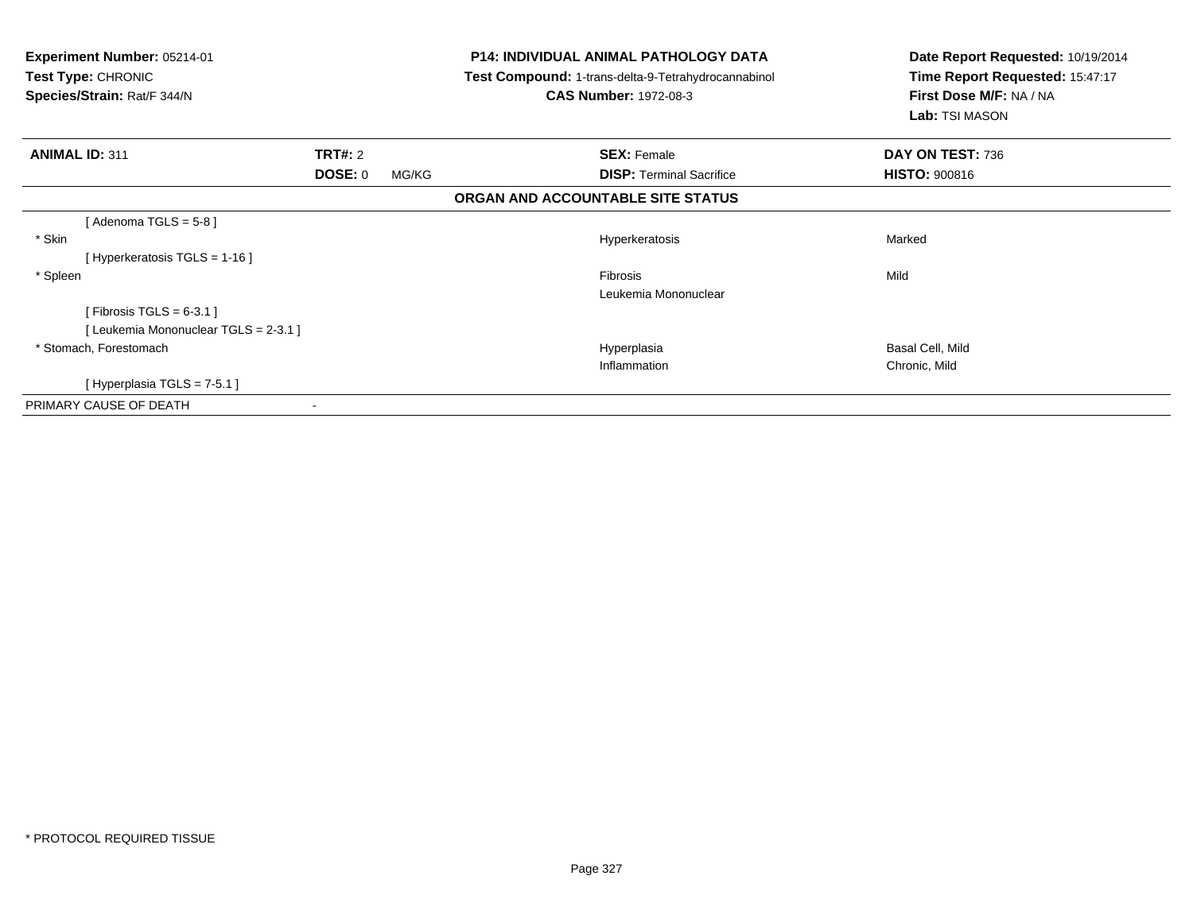**Experiment Number:** 05214-01
**Test Type:** CHRONIC
**Species/Strain:** Rat/F 344/N

**P14: INDIVIDUAL ANIMAL PATHOLOGY DATA**
**Test Compound:** 1-trans-delta-9-Tetrahydrocannabinol
**CAS Number:** 1972-08-3

**Date Report Requested:** 10/19/2014
**Time Report Requested:** 15:47:17
**First Dose M/F:** NA / NA
**Lab:** TSI MASON

| **ANIMAL ID:** 311 | **TRT#:** 2 | **SEX:** Female | **DAY ON TEST:** 736 |
|---|---|---|---|
| | **DOSE:** 0 MG/KG | **DISP:** Terminal Sacrifice | **HISTO:** 900816 |

**ORGAN AND ACCOUNTABLE SITE STATUS**

| | | | |
|---|---|---|---|
| [ Adenoma TGLS = 5-8 ] | | | |
| * Skin | | Hyperkeratosis | Marked |
| [ Hyperkeratosis TGLS = 1-16 ] | | | |
| * Spleen | | Fibrosis | Mild |
| | | Leukemia Mononuclear | |
| [ Fibrosis TGLS = 6-3.1 ] | | | |
| [ Leukemia Mononuclear TGLS = 2-3.1 ] | | | |
| * Stomach, Forestomach | | Hyperplasia | Basal Cell, Mild |
| | | Inflammation | Chronic, Mild |
| [ Hyperplasia TGLS = 7-5.1 ] | | | |
| PRIMARY CAUSE OF DEATH | - | | |

* PROTOCOL REQUIRED TISSUE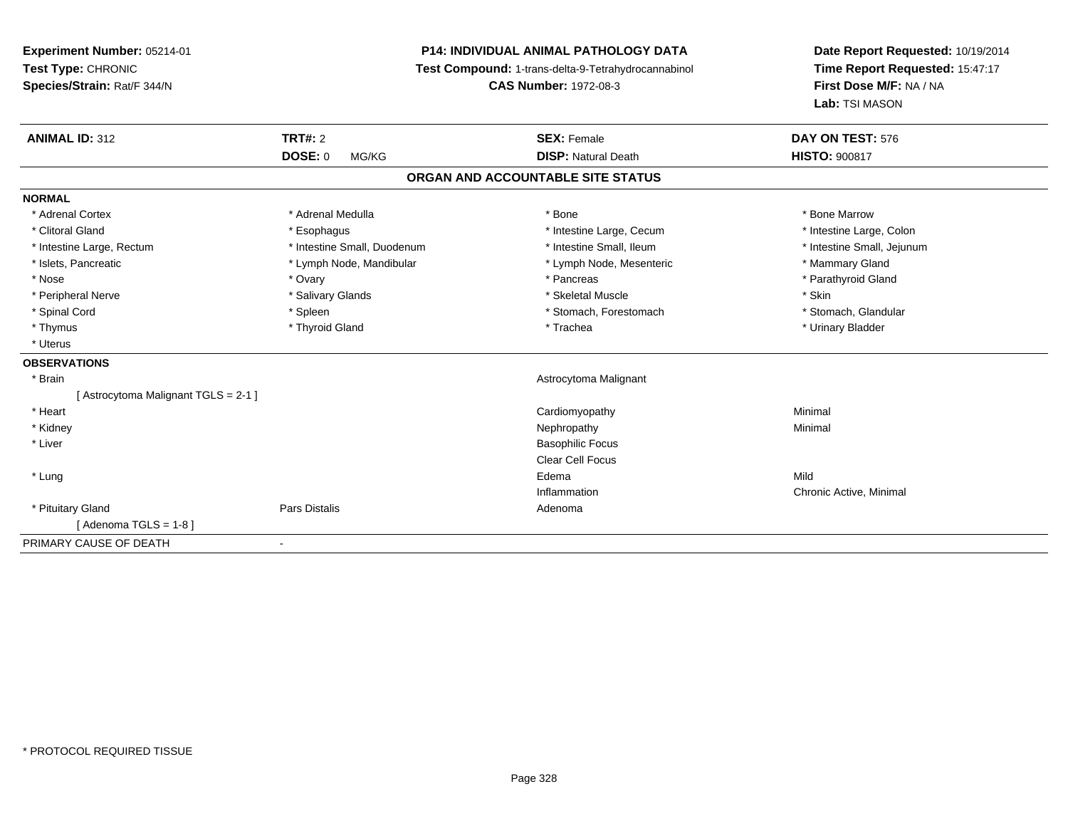**Experiment Number:** 05214-01
**Test Type:** CHRONIC
**Species/Strain:** Rat/F 344/N

**P14: INDIVIDUAL ANIMAL PATHOLOGY DATA**
**Test Compound:** 1-trans-delta-9-Tetrahydrocannabinol
**CAS Number:** 1972-08-3

**Date Report Requested:** 10/19/2014
**Time Report Requested:** 15:47:17
**First Dose M/F:** NA / NA
**Lab:** TSI MASON

| **ANIMAL ID:** 312 | **TRT#:** 2 | **SEX:** Female | **DAY ON TEST:** 576 |
|---|---|---|---|
| | **DOSE:** 0 MG/KG | **DISP:** Natural Death | **HISTO:** 900817 |

## ORGAN AND ACCOUNTABLE SITE STATUS

**NORMAL**

| | | | |
|---|---|---|---|
| * Adrenal Cortex | * Adrenal Medulla | * Bone | * Bone Marrow |
| * Clitoral Gland | * Esophagus | * Intestine Large, Cecum | * Intestine Large, Colon |
| * Intestine Large, Rectum | * Intestine Small, Duodenum | * Intestine Small, Ileum | * Intestine Small, Jejunum |
| * Islets, Pancreatic | * Lymph Node, Mandibular | * Lymph Node, Mesenteric | * Mammary Gland |
| * Nose | * Ovary | * Pancreas | * Parathyroid Gland |
| * Peripheral Nerve | * Salivary Glands | * Skeletal Muscle | * Skin |
| * Spinal Cord | * Spleen | * Stomach, Forestomach | * Stomach, Glandular |
| * Thymus | * Thyroid Gland | * Trachea | * Urinary Bladder |
| * Uterus | | | |

**OBSERVATIONS**

| | | | |
|---|---|---|---|
| * Brain | | Astrocytoma Malignant | |
| [ Astrocytoma Malignant TGLS = 2-1 ] | | | |
| * Heart | | Cardiomyopathy | Minimal |
| * Kidney | | Nephropathy | Minimal |
| * Liver | | Basophilic Focus | |
| | | Clear Cell Focus | |
| * Lung | | Edema | Mild |
| | | Inflammation | Chronic Active, Minimal |
| * Pituitary Gland | Pars Distalis | Adenoma | |
| [ Adenoma TGLS = 1-8 ] | | | |

PRIMARY CAUSE OF DEATH -

* PROTOCOL REQUIRED TISSUE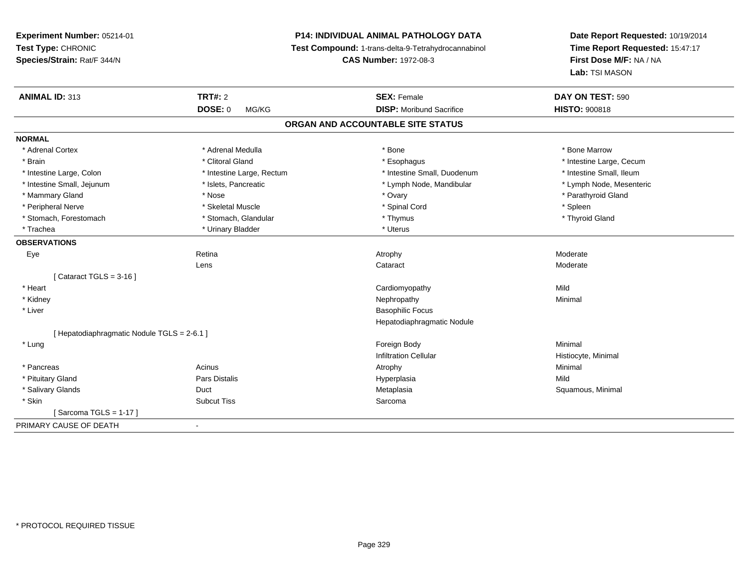**Experiment Number:** 05214-01
**Test Type:** CHRONIC
**Species/Strain:** Rat/F 344/N

**P14: INDIVIDUAL ANIMAL PATHOLOGY DATA**
**Test Compound:** 1-trans-delta-9-Tetrahydrocannabinol
**CAS Number:** 1972-08-3

**Date Report Requested:** 10/19/2014
**Time Report Requested:** 15:47:17
**First Dose M/F:** NA / NA
**Lab:** TSI MASON

| **ANIMAL ID:** 313 | **TRT#:** 2 | **SEX:** Female | **DAY ON TEST:** 590 |
|---|---|---|---|
| | **DOSE:** 0 MG/KG | **DISP:** Moribund Sacrifice | **HISTO:** 900818 |

## ORGAN AND ACCOUNTABLE SITE STATUS

**NORMAL**

| | | | |
|---|---|---|---|
| * Adrenal Cortex | * Adrenal Medulla | * Bone | * Bone Marrow |
| * Brain | * Clitoral Gland | * Esophagus | * Intestine Large, Cecum |
| * Intestine Large, Colon | * Intestine Large, Rectum | * Intestine Small, Duodenum | * Intestine Small, Ileum |
| * Intestine Small, Jejunum | * Islets, Pancreatic | * Lymph Node, Mandibular | * Lymph Node, Mesenteric |
| * Mammary Gland | * Nose | * Ovary | * Parathyroid Gland |
| * Peripheral Nerve | * Skeletal Muscle | * Spinal Cord | * Spleen |
| * Stomach, Forestomach | * Stomach, Glandular | * Thymus | * Thyroid Gland |
| * Trachea | * Urinary Bladder | * Uterus | |

**OBSERVATIONS**

| | | | |
|---|---|---|---|
| Eye | Retina | Atrophy | Moderate |
| | Lens | Cataract | Moderate |
| [ Cataract TGLS = 3-16 ] | | | |
| * Heart | | Cardiomyopathy | Mild |
| * Kidney | | Nephropathy | Minimal |
| * Liver | | Basophilic Focus | |
| | | Hepatodiaphragmatic Nodule | |
| [ Hepatodiaphragmatic Nodule TGLS = 2-6.1 ] | | | |
| * Lung | | Foreign Body | Minimal |
| | | Infiltration Cellular | Histiocyte, Minimal |
| * Pancreas | Acinus | Atrophy | Minimal |
| * Pituitary Gland | Pars Distalis | Hyperplasia | Mild |
| * Salivary Glands | Duct | Metaplasia | Squamous, Minimal |
| * Skin | Subcut Tiss | Sarcoma | |
| [ Sarcoma TGLS = 1-17 ] | | | |

PRIMARY CAUSE OF DEATH -

* PROTOCOL REQUIRED TISSUE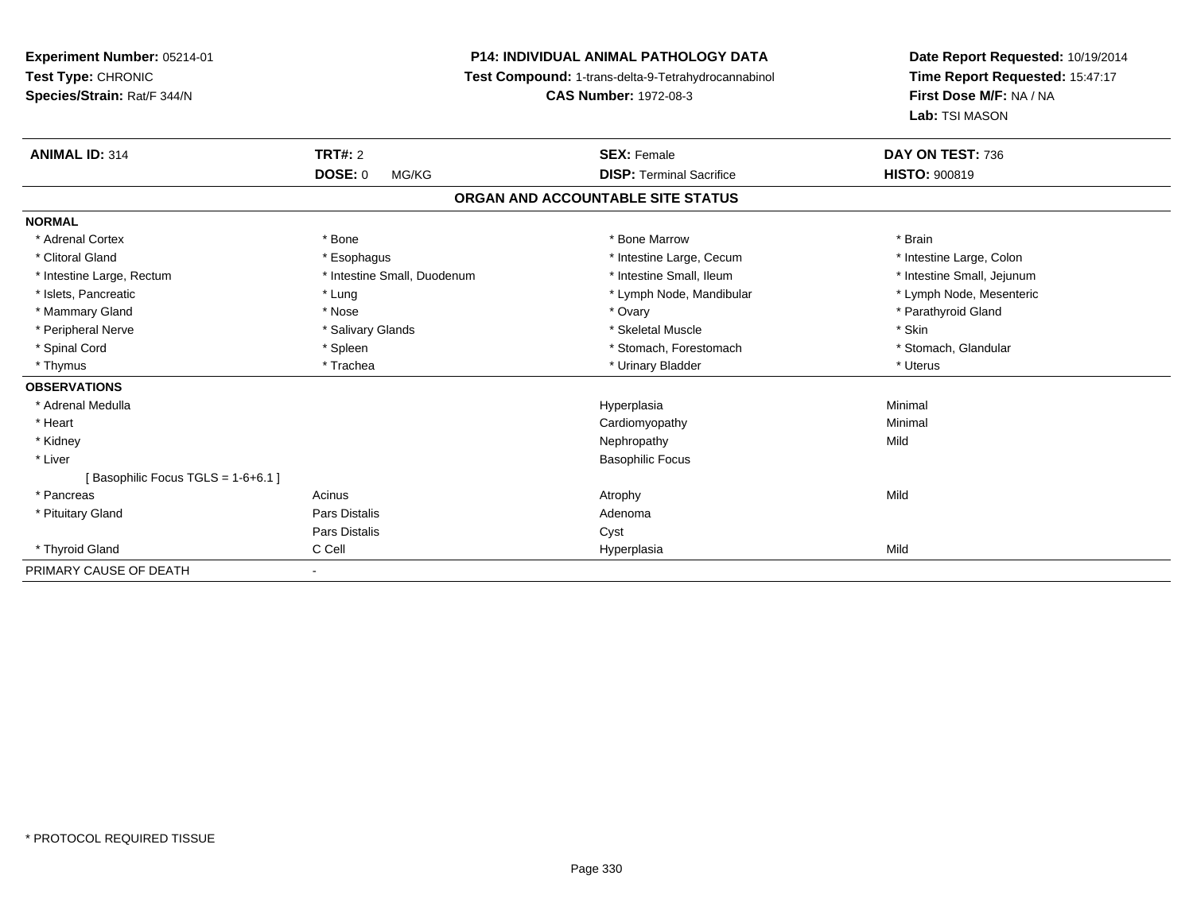**Experiment Number:** 05214-01
**Test Type:** CHRONIC
**Species/Strain:** Rat/F 344/N

**P14: INDIVIDUAL ANIMAL PATHOLOGY DATA**
**Test Compound:** 1-trans-delta-9-Tetrahydrocannabinol
**CAS Number:** 1972-08-3

**Date Report Requested:** 10/19/2014
**Time Report Requested:** 15:47:17
**First Dose M/F:** NA / NA
**Lab:** TSI MASON

| **ANIMAL ID:** 314 | **TRT#:** 2 | **SEX:** Female | **DAY ON TEST:** 736 |
|---|---|---|---|
| | **DOSE:** 0 MG/KG | **DISP:** Terminal Sacrifice | **HISTO:** 900819 |

**ORGAN AND ACCOUNTABLE SITE STATUS**

| | | | |
|---|---|---|---|
| **NORMAL** | | | |
| * Adrenal Cortex | * Bone | * Bone Marrow | * Brain |
| * Clitoral Gland | * Esophagus | * Intestine Large, Cecum | * Intestine Large, Colon |
| * Intestine Large, Rectum | * Intestine Small, Duodenum | * Intestine Small, Ileum | * Intestine Small, Jejunum |
| * Islets, Pancreatic | * Lung | * Lymph Node, Mandibular | * Lymph Node, Mesenteric |
| * Mammary Gland | * Nose | * Ovary | * Parathyroid Gland |
| * Peripheral Nerve | * Salivary Glands | * Skeletal Muscle | * Skin |
| * Spinal Cord | * Spleen | * Stomach, Forestomach | * Stomach, Glandular |
| * Thymus | * Trachea | * Urinary Bladder | * Uterus |
| **OBSERVATIONS** | | | |
| * Adrenal Medulla | | Hyperplasia | Minimal |
| * Heart | | Cardiomyopathy | Minimal |
| * Kidney | | Nephropathy | Mild |
| * Liver | | Basophilic Focus | |
| [ Basophilic Focus TGLS = 1-6+6.1 ] | | | |
| * Pancreas | Acinus | Atrophy | Mild |
| * Pituitary Gland | Pars Distalis | Adenoma | |
| | Pars Distalis | Cyst | |
| * Thyroid Gland | C Cell | Hyperplasia | Mild |
| PRIMARY CAUSE OF DEATH | - | | |

\* PROTOCOL REQUIRED TISSUE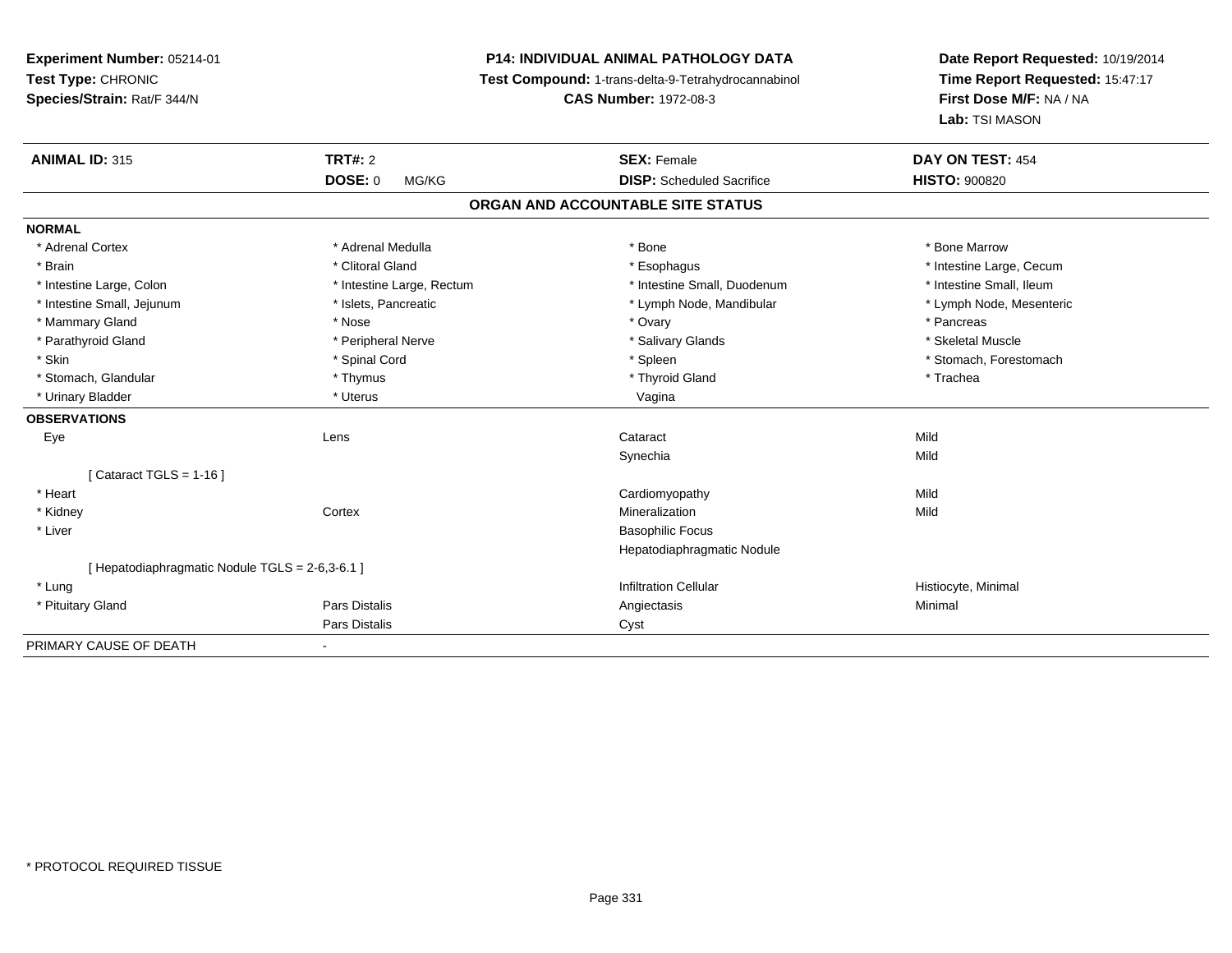**Experiment Number:** 05214-01
**Test Type:** CHRONIC
**Species/Strain:** Rat/F 344/N

**P14: INDIVIDUAL ANIMAL PATHOLOGY DATA**
**Test Compound:** 1-trans-delta-9-Tetrahydrocannabinol
**CAS Number:** 1972-08-3

**Date Report Requested:** 10/19/2014
**Time Report Requested:** 15:47:17
**First Dose M/F:** NA / NA
**Lab:** TSI MASON

| **ANIMAL ID:** 315 | **TRT#:** 2 | **SEX:** Female | **DAY ON TEST:** 454 |
|---|---|---|---|
| | **DOSE:** 0 MG/KG | **DISP:** Scheduled Sacrifice | **HISTO:** 900820 |

## ORGAN AND ACCOUNTABLE SITE STATUS

**NORMAL**

| | | | |
|---|---|---|---|
| * Adrenal Cortex | * Adrenal Medulla | * Bone | * Bone Marrow |
| * Brain | * Clitoral Gland | * Esophagus | * Intestine Large, Cecum |
| * Intestine Large, Colon | * Intestine Large, Rectum | * Intestine Small, Duodenum | * Intestine Small, Ileum |
| * Intestine Small, Jejunum | * Islets, Pancreatic | * Lymph Node, Mandibular | * Lymph Node, Mesenteric |
| * Mammary Gland | * Nose | * Ovary | * Pancreas |
| * Parathyroid Gland | * Peripheral Nerve | * Salivary Glands | * Skeletal Muscle |
| * Skin | * Spinal Cord | * Spleen | * Stomach, Forestomach |
| * Stomach, Glandular | * Thymus | * Thyroid Gland | * Trachea |
| * Urinary Bladder | * Uterus | Vagina | |

**OBSERVATIONS**

| | | | |
|---|---|---|---|
| Eye | Lens | Cataract | Mild |
| | | Synechia | Mild |
| [ Cataract TGLS = 1-16 ] | | | |
| * Heart | | Cardiomyopathy | Mild |
| * Kidney | Cortex | Mineralization | Mild |
| * Liver | | Basophilic Focus | |
| | | Hepatodiaphragmatic Nodule | |
| [ Hepatodiaphragmatic Nodule TGLS = 2-6,3-6.1 ] | | | |
| * Lung | | Infiltration Cellular | Histiocyte, Minimal |
| * Pituitary Gland | Pars Distalis | Angiectasis | Minimal |
| | Pars Distalis | Cyst | |

PRIMARY CAUSE OF DEATH -

* PROTOCOL REQUIRED TISSUE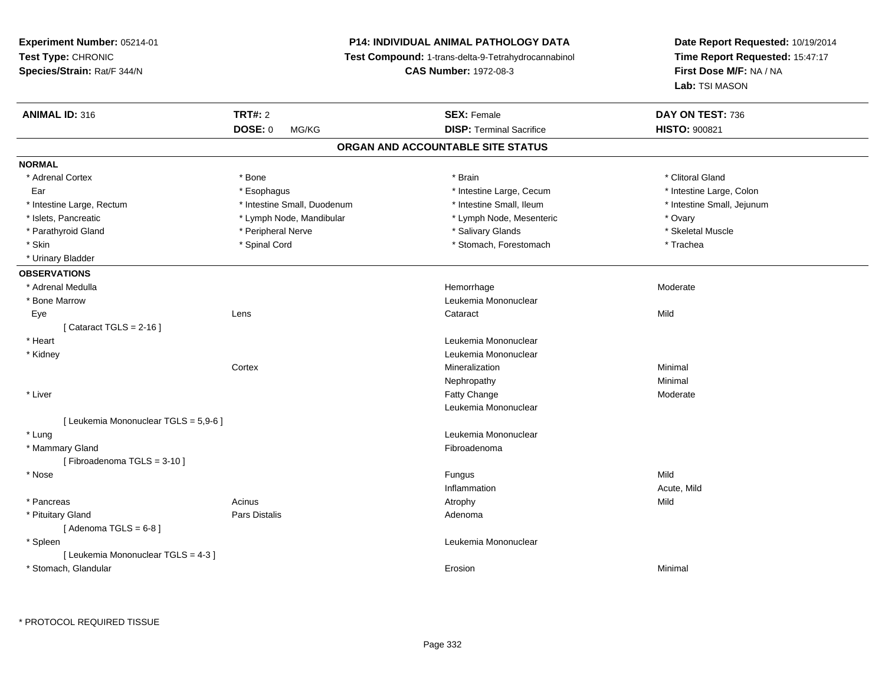**Experiment Number:** 05214-01
**Test Type:** CHRONIC
**Species/Strain:** Rat/F 344/N

**P14: INDIVIDUAL ANIMAL PATHOLOGY DATA**
**Test Compound:** 1-trans-delta-9-Tetrahydrocannabinol
**CAS Number:** 1972-08-3

**Date Report Requested:** 10/19/2014
**Time Report Requested:** 15:47:17
**First Dose M/F:** NA / NA
**Lab:** TSI MASON

| **ANIMAL ID:** 316 | **TRT#:** 2 | **SEX:** Female | **DAY ON TEST:** 736 |
|---|---|---|---|
| | **DOSE:** 0 MG/KG | **DISP:** Terminal Sacrifice | **HISTO:** 900821 |

## ORGAN AND ACCOUNTABLE SITE STATUS

**NORMAL**

| | | | |
|---|---|---|---|
| * Adrenal Cortex | * Bone | * Brain | * Clitoral Gland |
| Ear | * Esophagus | * Intestine Large, Cecum | * Intestine Large, Colon |
| * Intestine Large, Rectum | * Intestine Small, Duodenum | * Intestine Small, Ileum | * Intestine Small, Jejunum |
| * Islets, Pancreatic | * Lymph Node, Mandibular | * Lymph Node, Mesenteric | * Ovary |
| * Parathyroid Gland | * Peripheral Nerve | * Salivary Glands | * Skeletal Muscle |
| * Skin | * Spinal Cord | * Stomach, Forestomach | * Trachea |
| * Urinary Bladder | | | |

**OBSERVATIONS**

| | | | |
|---|---|---|---|
| * Adrenal Medulla | | Hemorrhage | Moderate |
| * Bone Marrow | | Leukemia Mononuclear | |
| Eye | Lens | Cataract | Mild |
| [ Cataract TGLS = 2-16 ] | | | |
| * Heart | | Leukemia Mononuclear | |
| * Kidney | | Leukemia Mononuclear | |
| | Cortex | Mineralization | Minimal |
| | | Nephropathy | Minimal |
| * Liver | | Fatty Change | Moderate |
| | | Leukemia Mononuclear | |
| [ Leukemia Mononuclear TGLS = 5,9-6 ] | | | |
| * Lung | | Leukemia Mononuclear | |
| * Mammary Gland | | Fibroadenoma | |
| [ Fibroadenoma TGLS = 3-10 ] | | | |
| * Nose | | Fungus | Mild |
| | | Inflammation | Acute, Mild |
| * Pancreas | Acinus | Atrophy | Mild |
| * Pituitary Gland | Pars Distalis | Adenoma | |
| [ Adenoma TGLS = 6-8 ] | | | |
| * Spleen | | Leukemia Mononuclear | |
| [ Leukemia Mononuclear TGLS = 4-3 ] | | | |
| * Stomach, Glandular | | Erosion | Minimal |

* PROTOCOL REQUIRED TISSUE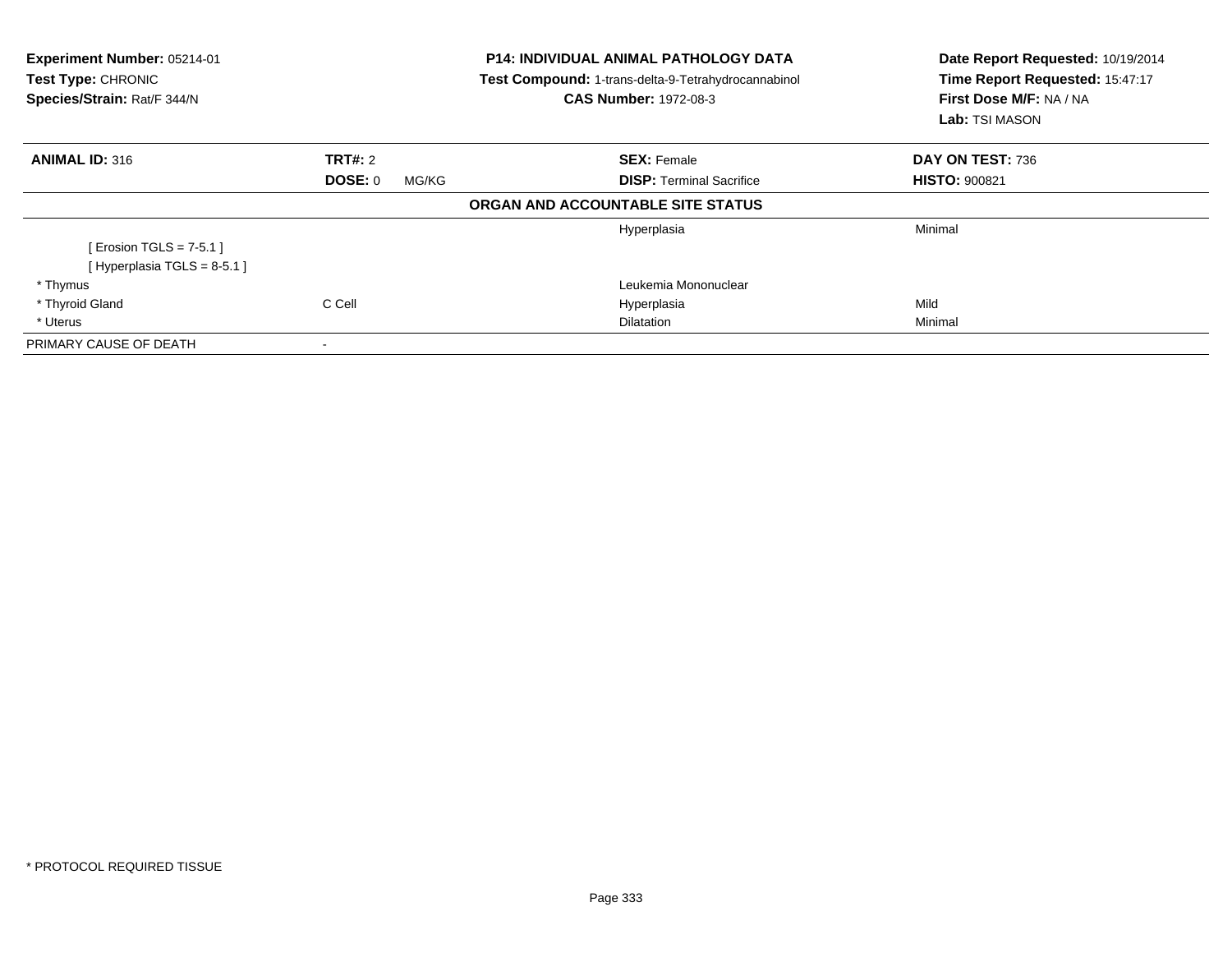**Experiment Number:** 05214-01
**Test Type:** CHRONIC
**Species/Strain:** Rat/F 344/N

**P14: INDIVIDUAL ANIMAL PATHOLOGY DATA**
**Test Compound:** 1-trans-delta-9-Tetrahydrocannabinol
**CAS Number:** 1972-08-3

**Date Report Requested:** 10/19/2014
**Time Report Requested:** 15:47:17
**First Dose M/F:** NA / NA
**Lab:** TSI MASON

| **ANIMAL ID:** 316 | **TRT#:** 2 | **SEX:** Female | **DAY ON TEST:** 736 |
|---|---|---|---|
| | **DOSE:** 0 MG/KG | **DISP:** Terminal Sacrifice | **HISTO:** 900821 |

**ORGAN AND ACCOUNTABLE SITE STATUS**

| | | | |
|---|---|---|---|
| | | Hyperplasia | Minimal |
| [ Erosion TGLS = 7-5.1 ] | | | |
| [ Hyperplasia TGLS = 8-5.1 ] | | | |
| * Thymus | | Leukemia Mononuclear | |
| * Thyroid Gland | C Cell | Hyperplasia | Mild |
| * Uterus | | Dilatation | Minimal |
| PRIMARY CAUSE OF DEATH | - | | |

* PROTOCOL REQUIRED TISSUE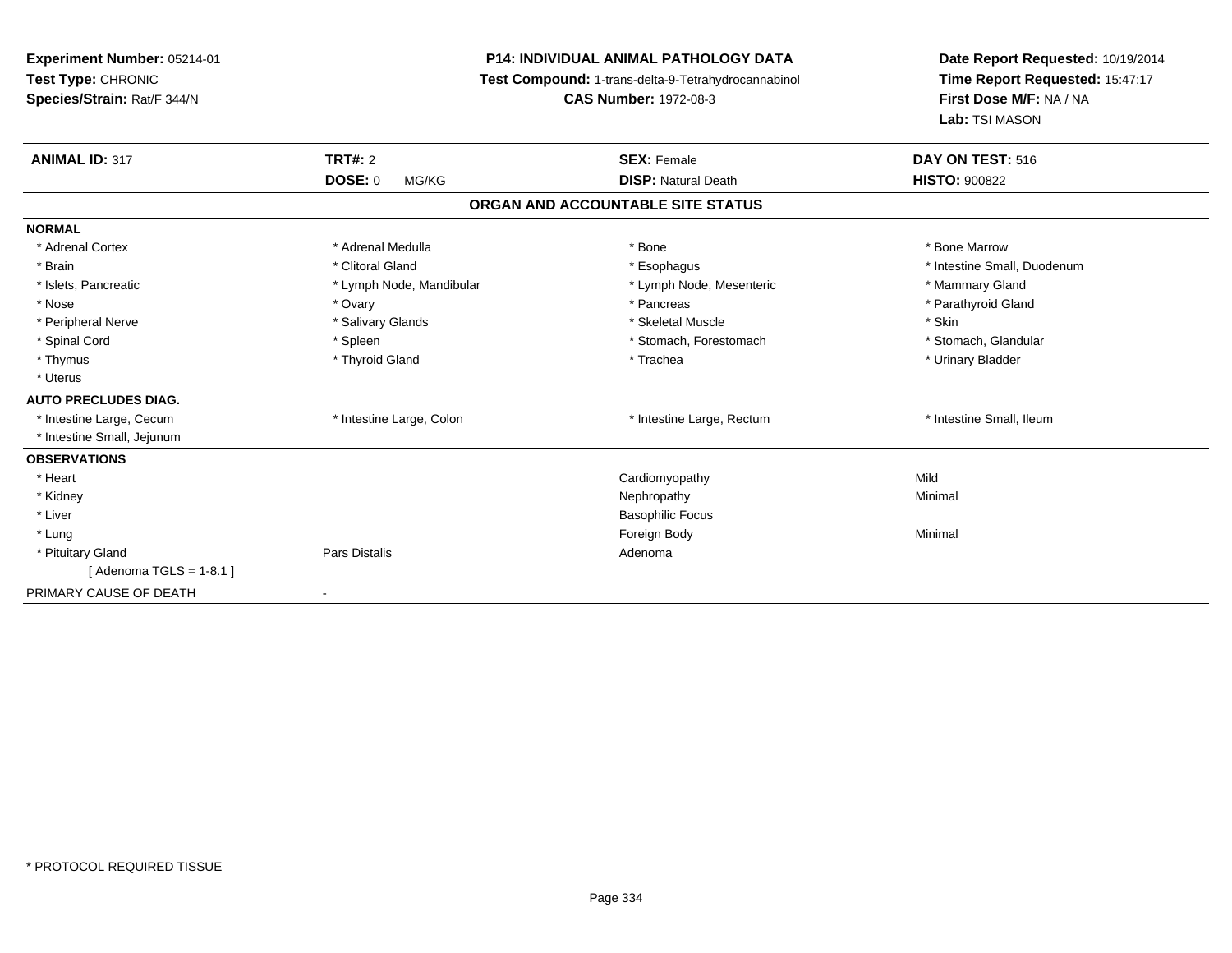**Experiment Number:** 05214-01
**Test Type:** CHRONIC
**Species/Strain:** Rat/F 344/N

**P14: INDIVIDUAL ANIMAL PATHOLOGY DATA**
**Test Compound:** 1-trans-delta-9-Tetrahydrocannabinol
**CAS Number:** 1972-08-3

**Date Report Requested:** 10/19/2014
**Time Report Requested:** 15:47:17
**First Dose M/F:** NA / NA
**Lab:** TSI MASON

| **ANIMAL ID:** 317 | **TRT#:** 2 | **SEX:** Female | **DAY ON TEST:** 516 |
|---|---|---|---|
| | **DOSE:** 0 MG/KG | **DISP:** Natural Death | **HISTO:** 900822 |

**ORGAN AND ACCOUNTABLE SITE STATUS**

| | | | |
|---|---|---|---|
| **NORMAL** | | | |
| * Adrenal Cortex | * Adrenal Medulla | * Bone | * Bone Marrow |
| * Brain | * Clitoral Gland | * Esophagus | * Intestine Small, Duodenum |
| * Islets, Pancreatic | * Lymph Node, Mandibular | * Lymph Node, Mesenteric | * Mammary Gland |
| * Nose | * Ovary | * Pancreas | * Parathyroid Gland |
| * Peripheral Nerve | * Salivary Glands | * Skeletal Muscle | * Skin |
| * Spinal Cord | * Spleen | * Stomach, Forestomach | * Stomach, Glandular |
| * Thymus | * Thyroid Gland | * Trachea | * Urinary Bladder |
| * Uterus | | | |
| **AUTO PRECLUDES DIAG.** | | | |
| * Intestine Large, Cecum | * Intestine Large, Colon | * Intestine Large, Rectum | * Intestine Small, Ileum |
| * Intestine Small, Jejunum | | | |
| **OBSERVATIONS** | | | |
| * Heart | | Cardiomyopathy | Mild |
| * Kidney | | Nephropathy | Minimal |
| * Liver | | Basophilic Focus | |
| * Lung | | Foreign Body | Minimal |
| * Pituitary Gland | Pars Distalis | Adenoma | |
| [ Adenoma TGLS = 1-8.1 ] | | | |
| PRIMARY CAUSE OF DEATH | - | | |

* PROTOCOL REQUIRED TISSUE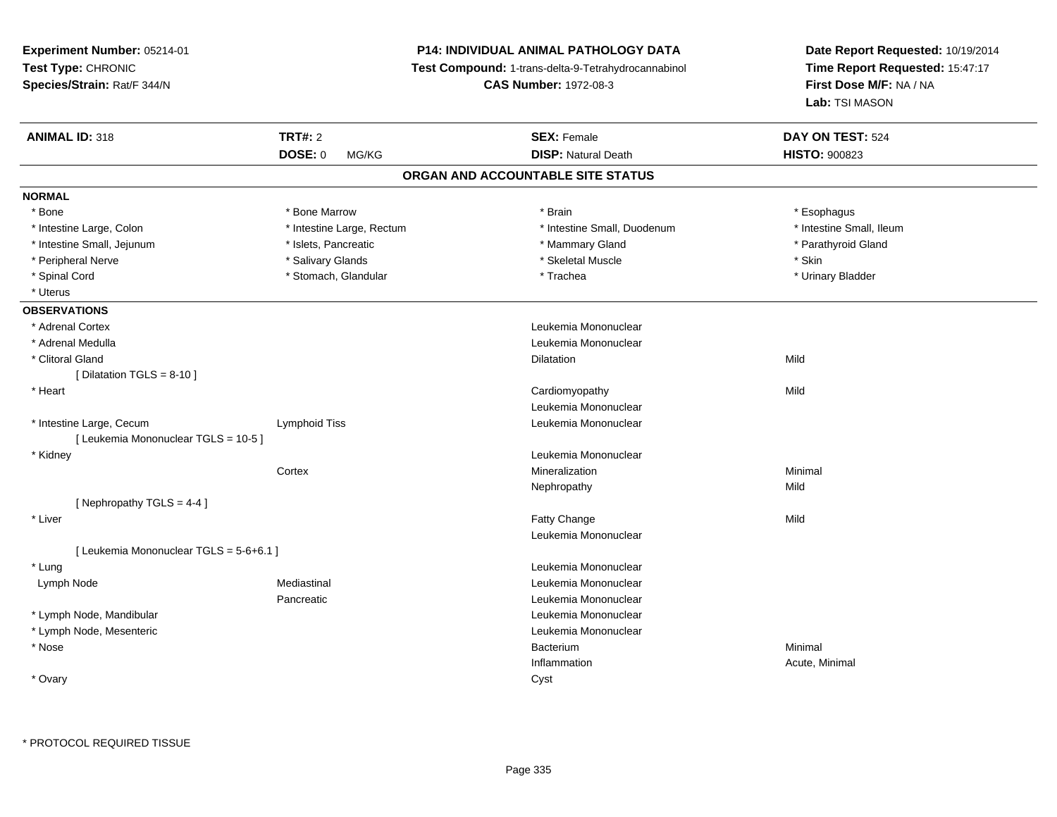**Experiment Number:** 05214-01
**Test Type:** CHRONIC
**Species/Strain:** Rat/F 344/N

**P14: INDIVIDUAL ANIMAL PATHOLOGY DATA**
**Test Compound:** 1-trans-delta-9-Tetrahydrocannabinol
**CAS Number:** 1972-08-3

**Date Report Requested:** 10/19/2014
**Time Report Requested:** 15:47:17
**First Dose M/F:** NA / NA
**Lab:** TSI MASON

| **ANIMAL ID:** 318 | **TRT#:** 2 | **SEX:** Female | **DAY ON TEST:** 524 |
|---|---|---|---|
| | **DOSE:** 0 MG/KG | **DISP:** Natural Death | **HISTO:** 900823 |

## ORGAN AND ACCOUNTABLE SITE STATUS

**NORMAL**

| | | | |
|---|---|---|---|
| * Bone | * Bone Marrow | * Brain | * Esophagus |
| * Intestine Large, Colon | * Intestine Large, Rectum | * Intestine Small, Duodenum | * Intestine Small, Ileum |
| * Intestine Small, Jejunum | * Islets, Pancreatic | * Mammary Gland | * Parathyroid Gland |
| * Peripheral Nerve | * Salivary Glands | * Skeletal Muscle | * Skin |
| * Spinal Cord | * Stomach, Glandular | * Trachea | * Urinary Bladder |
| * Uterus | | | |

**OBSERVATIONS**

| | | | |
|---|---|---|---|
| * Adrenal Cortex | | Leukemia Mononuclear | |
| * Adrenal Medulla | | Leukemia Mononuclear | |
| * Clitoral Gland | | Dilatation | Mild |
| [ Dilatation TGLS = 8-10 ] | | | |
| * Heart | | Cardiomyopathy | Mild |
| | | Leukemia Mononuclear | |
| * Intestine Large, Cecum | Lymphoid Tiss | Leukemia Mononuclear | |
| [ Leukemia Mononuclear TGLS = 10-5 ] | | | |
| * Kidney | | Leukemia Mononuclear | |
| | Cortex | Mineralization | Minimal |
| | | Nephropathy | Mild |
| [ Nephropathy TGLS = 4-4 ] | | | |
| * Liver | | Fatty Change | Mild |
| | | Leukemia Mononuclear | |
| [ Leukemia Mononuclear TGLS = 5-6+6.1 ] | | | |
| * Lung | | Leukemia Mononuclear | |
| Lymph Node | Mediastinal | Leukemia Mononuclear | |
| | Pancreatic | Leukemia Mononuclear | |
| * Lymph Node, Mandibular | | Leukemia Mononuclear | |
| * Lymph Node, Mesenteric | | Leukemia Mononuclear | |
| * Nose | | Bacterium | Minimal |
| | | Inflammation | Acute, Minimal |
| * Ovary | | Cyst | |

* PROTOCOL REQUIRED TISSUE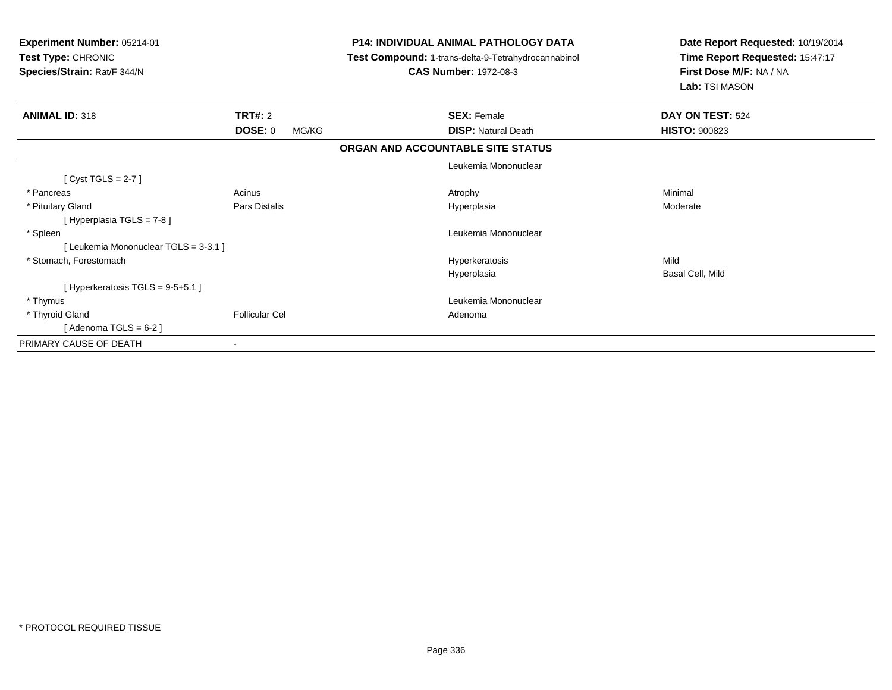**Experiment Number:** 05214-01
**Test Type:** CHRONIC
**Species/Strain:** Rat/F 344/N

**P14: INDIVIDUAL ANIMAL PATHOLOGY DATA**
**Test Compound:** 1-trans-delta-9-Tetrahydrocannabinol
**CAS Number:** 1972-08-3

**Date Report Requested:** 10/19/2014
**Time Report Requested:** 15:47:17
**First Dose M/F:** NA / NA
**Lab:** TSI MASON

| **ANIMAL ID:** 318 | **TRT#:** 2 | **SEX:** Female | **DAY ON TEST:** 524 |
|---|---|---|---|
| | **DOSE:** 0 MG/KG | **DISP:** Natural Death | **HISTO:** 900823 |

**ORGAN AND ACCOUNTABLE SITE STATUS**

| | | | |
|---|---|---|---|
| | | Leukemia Mononuclear | |
| [ Cyst TGLS = 2-7 ] | | | |
| * Pancreas | Acinus | Atrophy | Minimal |
| * Pituitary Gland | Pars Distalis | Hyperplasia | Moderate |
| [ Hyperplasia TGLS = 7-8 ] | | | |
| * Spleen | | Leukemia Mononuclear | |
| [ Leukemia Mononuclear TGLS = 3-3.1 ] | | | |
| * Stomach, Forestomach | | Hyperkeratosis | Mild |
| | | Hyperplasia | Basal Cell, Mild |
| [ Hyperkeratosis TGLS = 9-5+5.1 ] | | | |
| * Thymus | | Leukemia Mononuclear | |
| * Thyroid Gland | Follicular Cel | Adenoma | |
| [ Adenoma TGLS = 6-2 ] | | | |
| PRIMARY CAUSE OF DEATH | - | | |

* PROTOCOL REQUIRED TISSUE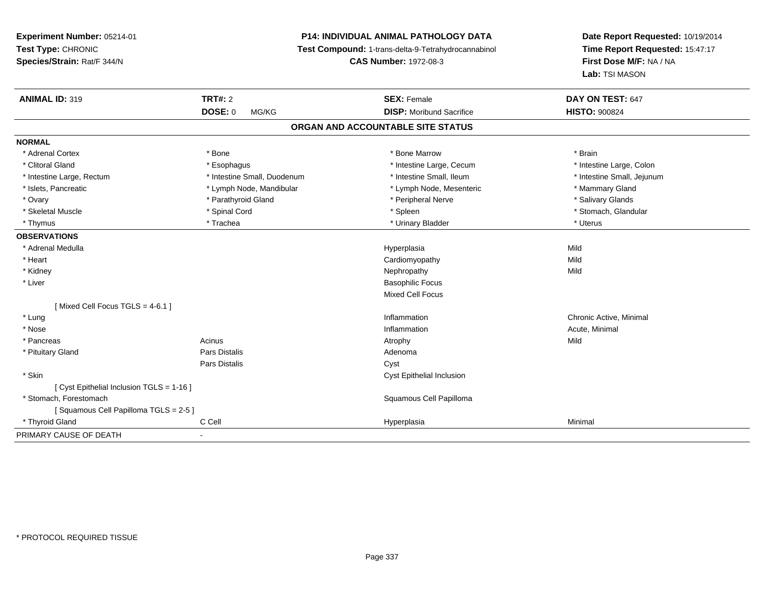**Experiment Number:** 05214-01
**Test Type:** CHRONIC
**Species/Strain:** Rat/F 344/N

**P14: INDIVIDUAL ANIMAL PATHOLOGY DATA**
**Test Compound:** 1-trans-delta-9-Tetrahydrocannabinol
**CAS Number:** 1972-08-3

**Date Report Requested:** 10/19/2014
**Time Report Requested:** 15:47:17
**First Dose M/F:** NA / NA
**Lab:** TSI MASON

| **ANIMAL ID:** 319 | **TRT#:** 2 | **SEX:** Female | **DAY ON TEST:** 647 |
|---|---|---|---|
| | **DOSE:** 0 MG/KG | **DISP:** Moribund Sacrifice | **HISTO:** 900824 |

## ORGAN AND ACCOUNTABLE SITE STATUS

**NORMAL**

| | | | |
|---|---|---|---|
| * Adrenal Cortex | * Bone | * Bone Marrow | * Brain |
| * Clitoral Gland | * Esophagus | * Intestine Large, Cecum | * Intestine Large, Colon |
| * Intestine Large, Rectum | * Intestine Small, Duodenum | * Intestine Small, Ileum | * Intestine Small, Jejunum |
| * Islets, Pancreatic | * Lymph Node, Mandibular | * Lymph Node, Mesenteric | * Mammary Gland |
| * Ovary | * Parathyroid Gland | * Peripheral Nerve | * Salivary Glands |
| * Skeletal Muscle | * Spinal Cord | * Spleen | * Stomach, Glandular |
| * Thymus | * Trachea | * Urinary Bladder | * Uterus |

**OBSERVATIONS**

| | | | |
|---|---|---|---|
| * Adrenal Medulla | | Hyperplasia | Mild |
| * Heart | | Cardiomyopathy | Mild |
| * Kidney | | Nephropathy | Mild |
| * Liver | | Basophilic Focus | |
| | | Mixed Cell Focus | |
| [ Mixed Cell Focus TGLS = 4-6.1 ] | | | |
| * Lung | | Inflammation | Chronic Active, Minimal |
| * Nose | | Inflammation | Acute, Minimal |
| * Pancreas | Acinus | Atrophy | Mild |
| * Pituitary Gland | Pars Distalis | Adenoma | |
| | Pars Distalis | Cyst | |
| * Skin | | Cyst Epithelial Inclusion | |
| [ Cyst Epithelial Inclusion TGLS = 1-16 ] | | | |
| * Stomach, Forestomach | | Squamous Cell Papilloma | |
| [ Squamous Cell Papilloma TGLS = 2-5 ] | | | |
| * Thyroid Gland | C Cell | Hyperplasia | Minimal |

PRIMARY CAUSE OF DEATH -

* PROTOCOL REQUIRED TISSUE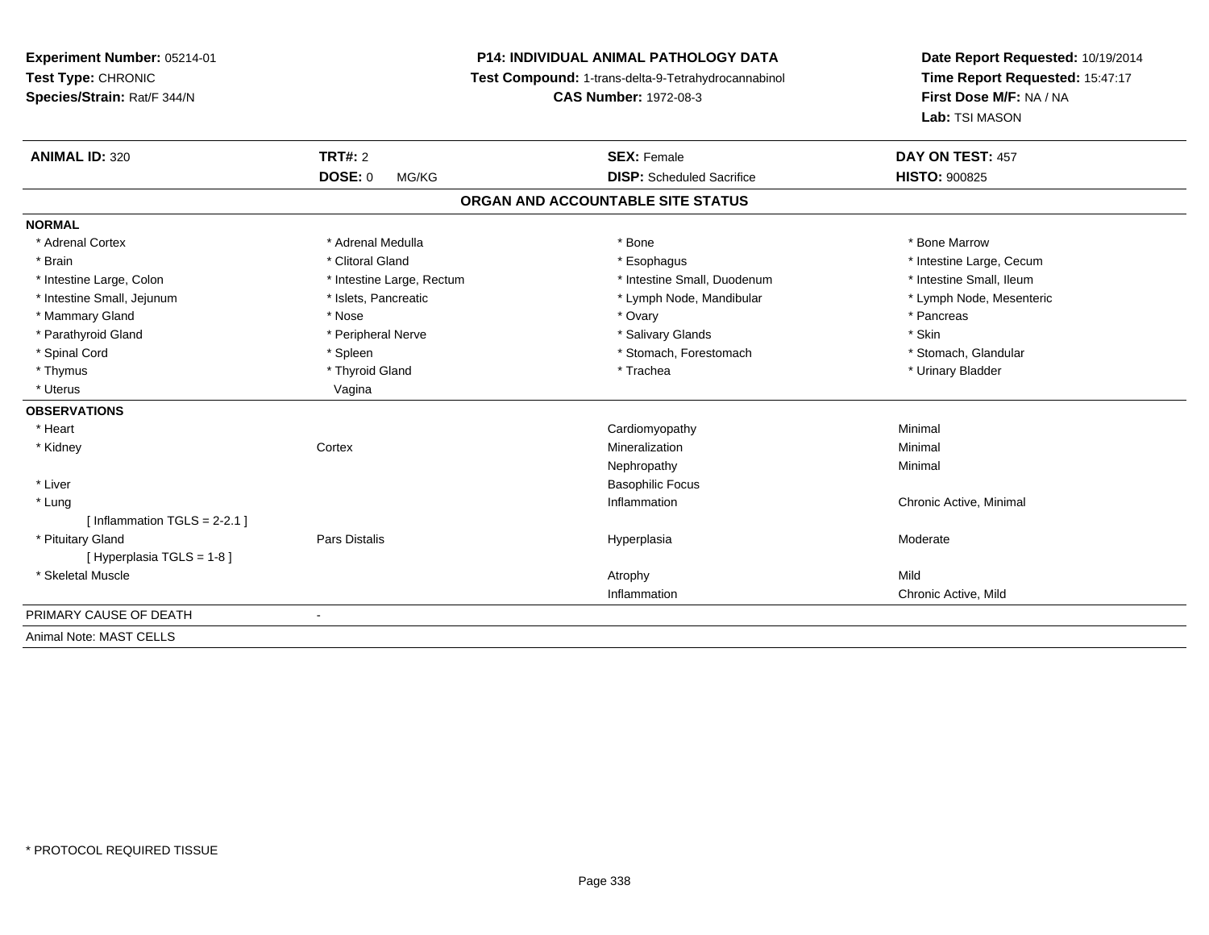**Experiment Number:** 05214-01
**Test Type:** CHRONIC
**Species/Strain:** Rat/F 344/N

**P14: INDIVIDUAL ANIMAL PATHOLOGY DATA**
**Test Compound:** 1-trans-delta-9-Tetrahydrocannabinol
**CAS Number:** 1972-08-3

**Date Report Requested:** 10/19/2014
**Time Report Requested:** 15:47:17
**First Dose M/F:** NA / NA
**Lab:** TSI MASON

| **ANIMAL ID:** 320 | **TRT#:** 2 | **SEX:** Female | **DAY ON TEST:** 457 |
|---|---|---|---|
| | **DOSE:** 0 MG/KG | **DISP:** Scheduled Sacrifice | **HISTO:** 900825 |

## ORGAN AND ACCOUNTABLE SITE STATUS

**NORMAL**

| | | | |
|---|---|---|---|
| * Adrenal Cortex | * Adrenal Medulla | * Bone | * Bone Marrow |
| * Brain | * Clitoral Gland | * Esophagus | * Intestine Large, Cecum |
| * Intestine Large, Colon | * Intestine Large, Rectum | * Intestine Small, Duodenum | * Intestine Small, Ileum |
| * Intestine Small, Jejunum | * Islets, Pancreatic | * Lymph Node, Mandibular | * Lymph Node, Mesenteric |
| * Mammary Gland | * Nose | * Ovary | * Pancreas |
| * Parathyroid Gland | * Peripheral Nerve | * Salivary Glands | * Skin |
| * Spinal Cord | * Spleen | * Stomach, Forestomach | * Stomach, Glandular |
| * Thymus | * Thyroid Gland | * Trachea | * Urinary Bladder |
| * Uterus | Vagina | | |

**OBSERVATIONS**

| | | | |
|---|---|---|---|
| * Heart | | Cardiomyopathy | Minimal |
| * Kidney | Cortex | Mineralization | Minimal |
| | | Nephropathy | Minimal |
| * Liver | | Basophilic Focus | |
| * Lung | | Inflammation | Chronic Active, Minimal |
| [ Inflammation TGLS = 2-2.1 ] | | | |
| * Pituitary Gland | Pars Distalis | Hyperplasia | Moderate |
| [ Hyperplasia TGLS = 1-8 ] | | | |
| * Skeletal Muscle | | Atrophy | Mild |
| | | Inflammation | Chronic Active, Mild |

PRIMARY CAUSE OF DEATH -

Animal Note: MAST CELLS

* PROTOCOL REQUIRED TISSUE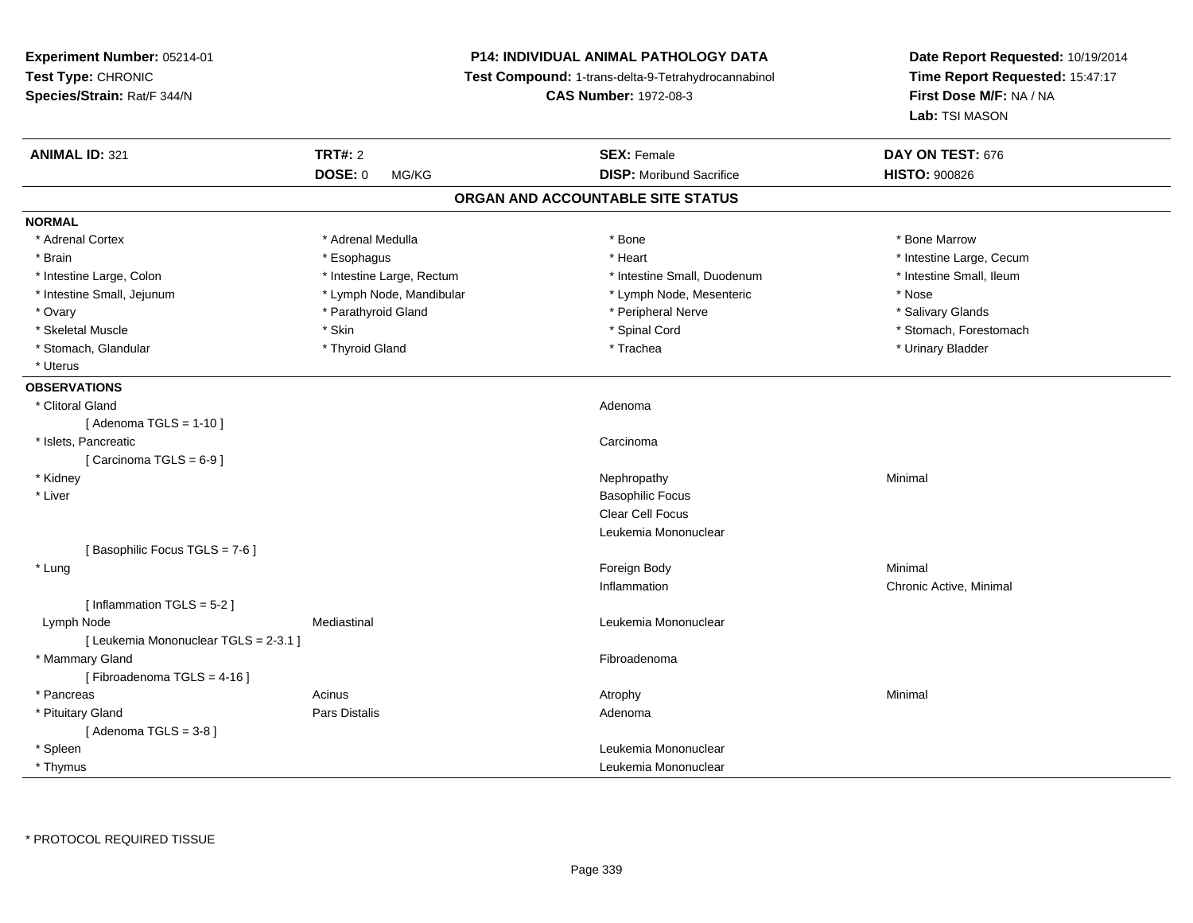**Experiment Number:** 05214-01
**Test Type:** CHRONIC
**Species/Strain:** Rat/F 344/N

**P14: INDIVIDUAL ANIMAL PATHOLOGY DATA**
**Test Compound:** 1-trans-delta-9-Tetrahydrocannabinol
**CAS Number:** 1972-08-3

**Date Report Requested:** 10/19/2014
**Time Report Requested:** 15:47:17
**First Dose M/F:** NA / NA
**Lab:** TSI MASON

| **ANIMAL ID:** 321 | **TRT#:** 2 | **SEX:** Female | **DAY ON TEST:** 676 |
|---|---|---|---|
| | **DOSE:** 0 MG/KG | **DISP:** Moribund Sacrifice | **HISTO:** 900826 |

## ORGAN AND ACCOUNTABLE SITE STATUS

**NORMAL**

| | | | |
|---|---|---|---|
| * Adrenal Cortex | * Adrenal Medulla | * Bone | * Bone Marrow |
| * Brain | * Esophagus | * Heart | * Intestine Large, Cecum |
| * Intestine Large, Colon | * Intestine Large, Rectum | * Intestine Small, Duodenum | * Intestine Small, Ileum |
| * Intestine Small, Jejunum | * Lymph Node, Mandibular | * Lymph Node, Mesenteric | * Nose |
| * Ovary | * Parathyroid Gland | * Peripheral Nerve | * Salivary Glands |
| * Skeletal Muscle | * Skin | * Spinal Cord | * Stomach, Forestomach |
| * Stomach, Glandular | * Thyroid Gland | * Trachea | * Urinary Bladder |
| * Uterus | | | |

**OBSERVATIONS**

| | | | |
|---|---|---|---|
| * Clitoral Gland | | Adenoma | |
| [ Adenoma TGLS = 1-10 ] | | | |
| * Islets, Pancreatic | | Carcinoma | |
| [ Carcinoma TGLS = 6-9 ] | | | |
| * Kidney | | Nephropathy | Minimal |
| * Liver | | Basophilic Focus | |
| | | Clear Cell Focus | |
| | | Leukemia Mononuclear | |
| [ Basophilic Focus TGLS = 7-6 ] | | | |
| * Lung | | Foreign Body | Minimal |
| | | Inflammation | Chronic Active, Minimal |
| [ Inflammation TGLS = 5-2 ] | | | |
| Lymph Node | Mediastinal | Leukemia Mononuclear | |
| [ Leukemia Mononuclear TGLS = 2-3.1 ] | | | |
| * Mammary Gland | | Fibroadenoma | |
| [ Fibroadenoma TGLS = 4-16 ] | | | |
| * Pancreas | Acinus | Atrophy | Minimal |
| * Pituitary Gland | Pars Distalis | Adenoma | |
| [ Adenoma TGLS = 3-8 ] | | | |
| * Spleen | | Leukemia Mononuclear | |
| * Thymus | | Leukemia Mononuclear | |

\* PROTOCOL REQUIRED TISSUE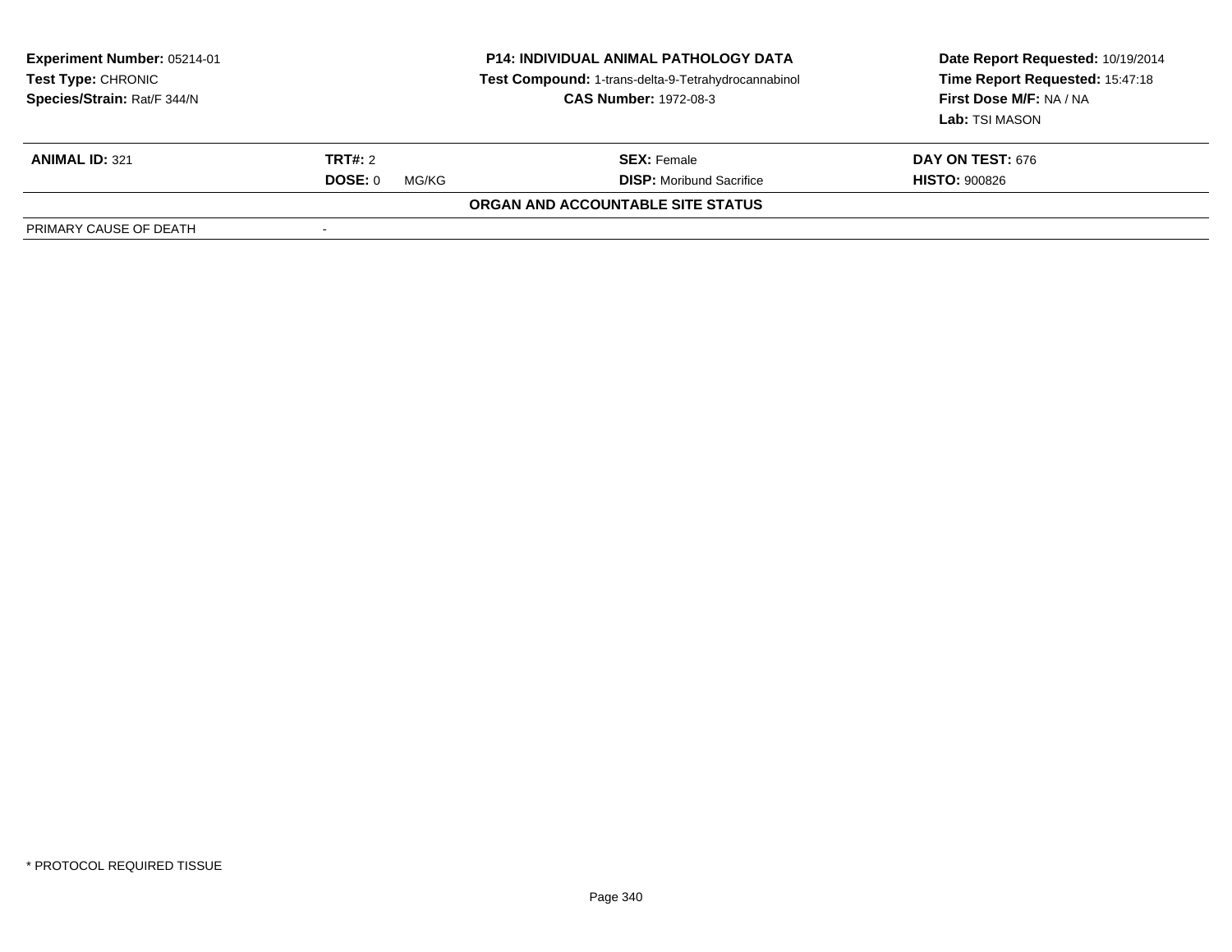**Experiment Number:** 05214-01
**Test Type:** CHRONIC
**Species/Strain:** Rat/F 344/N

**P14: INDIVIDUAL ANIMAL PATHOLOGY DATA**
**Test Compound:** 1-trans-delta-9-Tetrahydrocannabinol
**CAS Number:** 1972-08-3

**Date Report Requested:** 10/19/2014
**Time Report Requested:** 15:47:18
**First Dose M/F:** NA / NA
**Lab:** TSI MASON

| **ANIMAL ID:** 321 | **TRT#:** 2 | **SEX:** Female | **DAY ON TEST:** 676 |
|---|---|---|---|
| | **DOSE:** 0 MG/KG | **DISP:** Moribund Sacrifice | **HISTO:** 900826 |

**ORGAN AND ACCOUNTABLE SITE STATUS**

| | |
|---|---|
| PRIMARY CAUSE OF DEATH | - |

* PROTOCOL REQUIRED TISSUE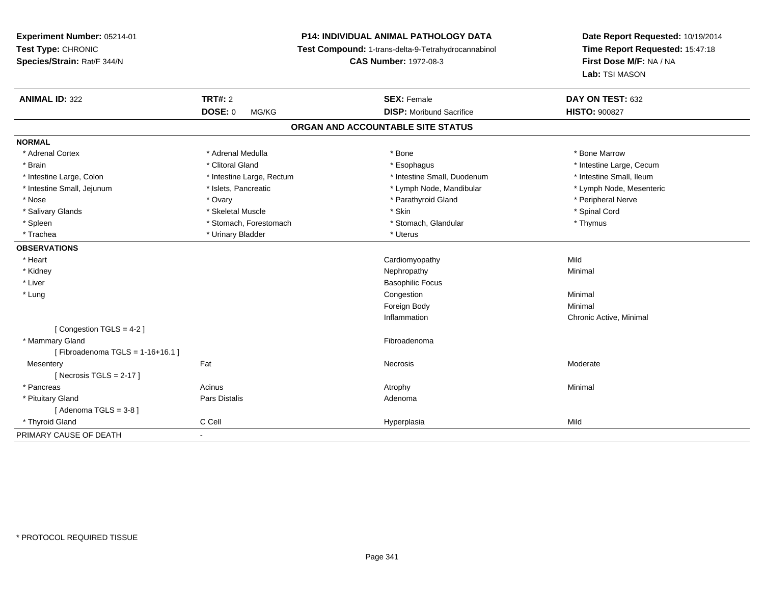**Experiment Number:** 05214-01
**Test Type:** CHRONIC
**Species/Strain:** Rat/F 344/N

**P14: INDIVIDUAL ANIMAL PATHOLOGY DATA**
**Test Compound:** 1-trans-delta-9-Tetrahydrocannabinol
**CAS Number:** 1972-08-3

**Date Report Requested:** 10/19/2014
**Time Report Requested:** 15:47:18
**First Dose M/F:** NA / NA
**Lab:** TSI MASON

| **ANIMAL ID:** 322 | **TRT#:** 2 | **SEX:** Female | **DAY ON TEST:** 632 |
|---|---|---|---|
| | **DOSE:** 0 MG/KG | **DISP:** Moribund Sacrifice | **HISTO:** 900827 |

## ORGAN AND ACCOUNTABLE SITE STATUS

**NORMAL**

| | | | |
|---|---|---|---|
| * Adrenal Cortex | * Adrenal Medulla | * Bone | * Bone Marrow |
| * Brain | * Clitoral Gland | * Esophagus | * Intestine Large, Cecum |
| * Intestine Large, Colon | * Intestine Large, Rectum | * Intestine Small, Duodenum | * Intestine Small, Ileum |
| * Intestine Small, Jejunum | * Islets, Pancreatic | * Lymph Node, Mandibular | * Lymph Node, Mesenteric |
| * Nose | * Ovary | * Parathyroid Gland | * Peripheral Nerve |
| * Salivary Glands | * Skeletal Muscle | * Skin | * Spinal Cord |
| * Spleen | * Stomach, Forestomach | * Stomach, Glandular | * Thymus |
| * Trachea | * Urinary Bladder | * Uterus | |

**OBSERVATIONS**

| | | | |
|---|---|---|---|
| * Heart | | Cardiomyopathy | Mild |
| * Kidney | | Nephropathy | Minimal |
| * Liver | | Basophilic Focus | |
| * Lung | | Congestion | Minimal |
| | | Foreign Body | Minimal |
| | | Inflammation | Chronic Active, Minimal |
| [ Congestion TGLS = 4-2 ] | | | |
| * Mammary Gland | | Fibroadenoma | |
| [ Fibroadenoma TGLS = 1-16+16.1 ] | | | |
| Mesentery | Fat | Necrosis | Moderate |
| [ Necrosis TGLS = 2-17 ] | | | |
| * Pancreas | Acinus | Atrophy | Minimal |
| * Pituitary Gland | Pars Distalis | Adenoma | |
| [ Adenoma TGLS = 3-8 ] | | | |
| * Thyroid Gland | C Cell | Hyperplasia | Mild |

PRIMARY CAUSE OF DEATH -

* PROTOCOL REQUIRED TISSUE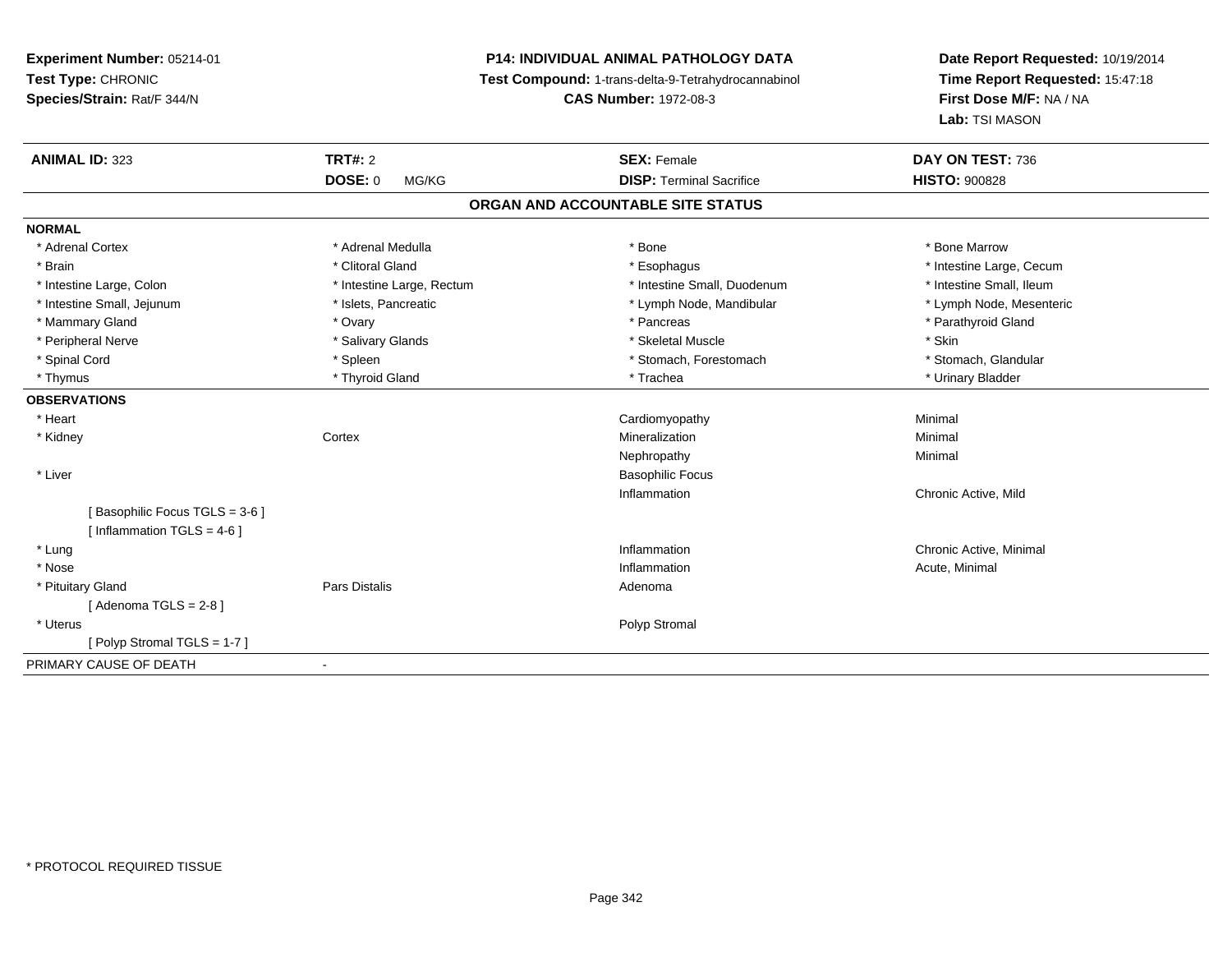**Experiment Number:** 05214-01
**Test Type:** CHRONIC
**Species/Strain:** Rat/F 344/N

**P14: INDIVIDUAL ANIMAL PATHOLOGY DATA**
**Test Compound:** 1-trans-delta-9-Tetrahydrocannabinol
**CAS Number:** 1972-08-3

**Date Report Requested:** 10/19/2014
**Time Report Requested:** 15:47:18
**First Dose M/F:** NA / NA
**Lab:** TSI MASON

| **ANIMAL ID:** 323 | **TRT#:** 2 | **SEX:** Female | **DAY ON TEST:** 736 |
|---|---|---|---|
| | **DOSE:** 0 MG/KG | **DISP:** Terminal Sacrifice | **HISTO:** 900828 |

## ORGAN AND ACCOUNTABLE SITE STATUS

**NORMAL**

| | | | |
|---|---|---|---|
| * Adrenal Cortex | * Adrenal Medulla | * Bone | * Bone Marrow |
| * Brain | * Clitoral Gland | * Esophagus | * Intestine Large, Cecum |
| * Intestine Large, Colon | * Intestine Large, Rectum | * Intestine Small, Duodenum | * Intestine Small, Ileum |
| * Intestine Small, Jejunum | * Islets, Pancreatic | * Lymph Node, Mandibular | * Lymph Node, Mesenteric |
| * Mammary Gland | * Ovary | * Pancreas | * Parathyroid Gland |
| * Peripheral Nerve | * Salivary Glands | * Skeletal Muscle | * Skin |
| * Spinal Cord | * Spleen | * Stomach, Forestomach | * Stomach, Glandular |
| * Thymus | * Thyroid Gland | * Trachea | * Urinary Bladder |

**OBSERVATIONS**

| | | | |
|---|---|---|---|
| * Heart | | Cardiomyopathy | Minimal |
| * Kidney | Cortex | Mineralization | Minimal |
| | | Nephropathy | Minimal |
| * Liver | | Basophilic Focus | |
| | | Inflammation | Chronic Active, Mild |
| [ Basophilic Focus TGLS = 3-6 ] | | | |
| [ Inflammation TGLS = 4-6 ] | | | |
| * Lung | | Inflammation | Chronic Active, Minimal |
| * Nose | | Inflammation | Acute, Minimal |
| * Pituitary Gland | Pars Distalis | Adenoma | |
| [ Adenoma TGLS = 2-8 ] | | | |
| * Uterus | | Polyp Stromal | |
| [ Polyp Stromal TGLS = 1-7 ] | | | |

PRIMARY CAUSE OF DEATH -

* PROTOCOL REQUIRED TISSUE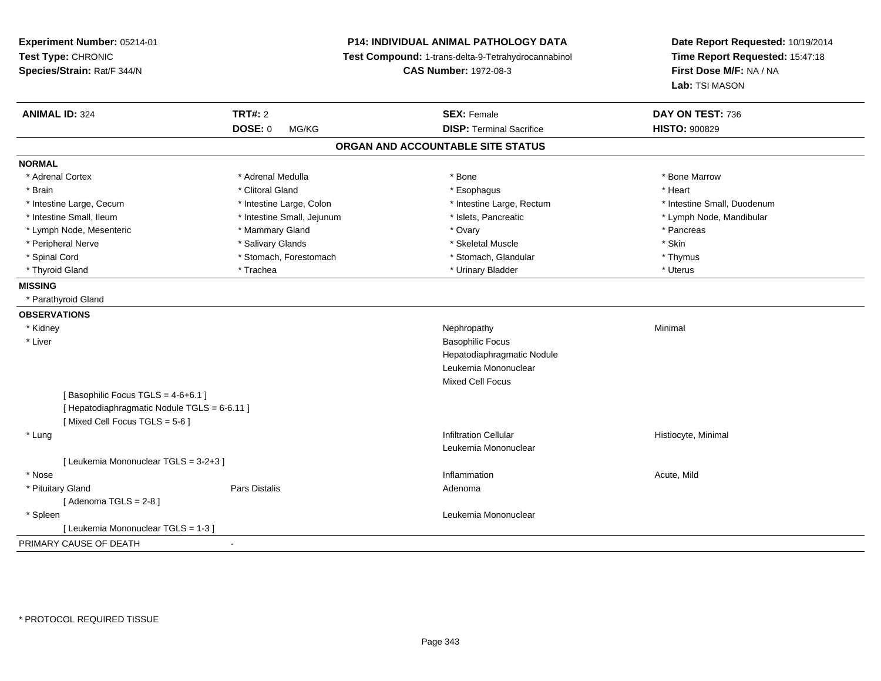**Experiment Number:** 05214-01
**Test Type:** CHRONIC
**Species/Strain:** Rat/F 344/N

**P14: INDIVIDUAL ANIMAL PATHOLOGY DATA**
**Test Compound:** 1-trans-delta-9-Tetrahydrocannabinol
**CAS Number:** 1972-08-3

**Date Report Requested:** 10/19/2014
**Time Report Requested:** 15:47:18
**First Dose M/F:** NA / NA
**Lab:** TSI MASON

| **ANIMAL ID:** 324 | **TRT#:** 2 | **SEX:** Female | **DAY ON TEST:** 736 |
|---|---|---|---|
| | **DOSE:** 0 MG/KG | **DISP:** Terminal Sacrifice | **HISTO:** 900829 |

## ORGAN AND ACCOUNTABLE SITE STATUS

**NORMAL**

| | | | |
|---|---|---|---|
| * Adrenal Cortex | * Adrenal Medulla | * Bone | * Bone Marrow |
| * Brain | * Clitoral Gland | * Esophagus | * Heart |
| * Intestine Large, Cecum | * Intestine Large, Colon | * Intestine Large, Rectum | * Intestine Small, Duodenum |
| * Intestine Small, Ileum | * Intestine Small, Jejunum | * Islets, Pancreatic | * Lymph Node, Mandibular |
| * Lymph Node, Mesenteric | * Mammary Gland | * Ovary | * Pancreas |
| * Peripheral Nerve | * Salivary Glands | * Skeletal Muscle | * Skin |
| * Spinal Cord | * Stomach, Forestomach | * Stomach, Glandular | * Thymus |
| * Thyroid Gland | * Trachea | * Urinary Bladder | * Uterus |

**MISSING**

* Parathyroid Gland

**OBSERVATIONS**

| | | | |
|---|---|---|---|
| * Kidney | | Nephropathy | Minimal |
| * Liver | | Basophilic Focus | |
| | | Hepatodiaphragmatic Nodule | |
| | | Leukemia Mononuclear | |
| | | Mixed Cell Focus | |
| [ Basophilic Focus TGLS = 4-6+6.1 ] | | | |
| [ Hepatodiaphragmatic Nodule TGLS = 6-6.11 ] | | | |
| [ Mixed Cell Focus TGLS = 5-6 ] | | | |
| * Lung | | Infiltration Cellular | Histiocyte, Minimal |
| | | Leukemia Mononuclear | |
| [ Leukemia Mononuclear TGLS = 3-2+3 ] | | | |
| * Nose | | Inflammation | Acute, Mild |
| * Pituitary Gland | Pars Distalis | Adenoma | |
| [ Adenoma TGLS = 2-8 ] | | | |
| * Spleen | | Leukemia Mononuclear | |
| [ Leukemia Mononuclear TGLS = 1-3 ] | | | |

PRIMARY CAUSE OF DEATH -

\* PROTOCOL REQUIRED TISSUE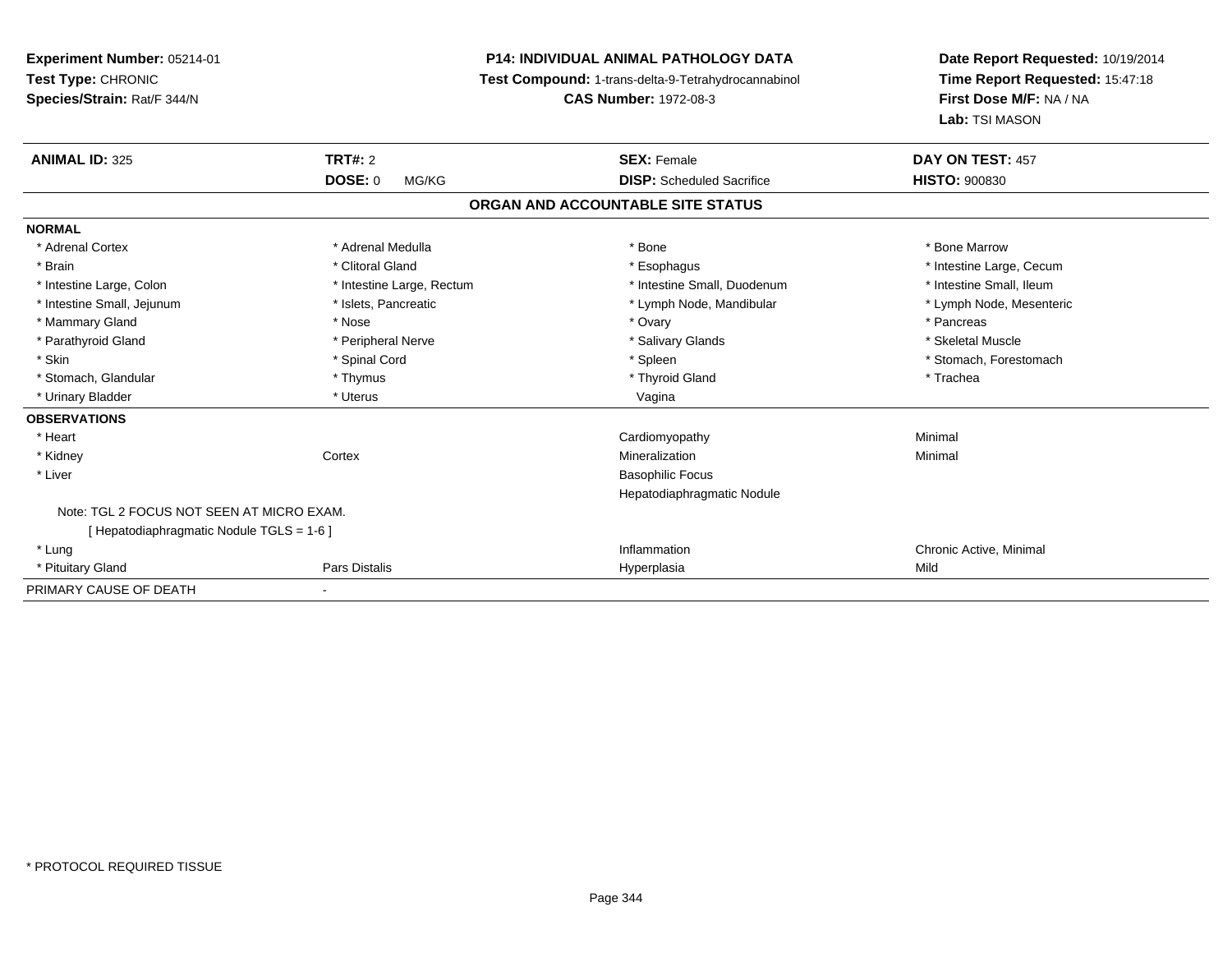**Experiment Number:** 05214-01
**Test Type:** CHRONIC
**Species/Strain:** Rat/F 344/N

**P14: INDIVIDUAL ANIMAL PATHOLOGY DATA**
**Test Compound:** 1-trans-delta-9-Tetrahydrocannabinol
**CAS Number:** 1972-08-3

**Date Report Requested:** 10/19/2014
**Time Report Requested:** 15:47:18
**First Dose M/F:** NA / NA
**Lab:** TSI MASON

| **ANIMAL ID:** 325 | **TRT#:** 2 | **SEX:** Female | **DAY ON TEST:** 457 |
|---|---|---|---|
| | **DOSE:** 0 MG/KG | **DISP:** Scheduled Sacrifice | **HISTO:** 900830 |

**ORGAN AND ACCOUNTABLE SITE STATUS**

| | | | |
|---|---|---|---|
| **NORMAL** | | | |
| * Adrenal Cortex | * Adrenal Medulla | * Bone | * Bone Marrow |
| * Brain | * Clitoral Gland | * Esophagus | * Intestine Large, Cecum |
| * Intestine Large, Colon | * Intestine Large, Rectum | * Intestine Small, Duodenum | * Intestine Small, Ileum |
| * Intestine Small, Jejunum | * Islets, Pancreatic | * Lymph Node, Mandibular | * Lymph Node, Mesenteric |
| * Mammary Gland | * Nose | * Ovary | * Pancreas |
| * Parathyroid Gland | * Peripheral Nerve | * Salivary Glands | * Skeletal Muscle |
| * Skin | * Spinal Cord | * Spleen | * Stomach, Forestomach |
| * Stomach, Glandular | * Thymus | * Thyroid Gland | * Trachea |
| * Urinary Bladder | * Uterus | Vagina | |
| **OBSERVATIONS** | | | |
| * Heart | | Cardiomyopathy | Minimal |
| * Kidney | Cortex | Mineralization | Minimal |
| * Liver | | Basophilic Focus | |
| | | Hepatodiaphragmatic Nodule | |
| Note: TGL 2 FOCUS NOT SEEN AT MICRO EXAM. | | | |
| [ Hepatodiaphragmatic Nodule TGLS = 1-6 ] | | | |
| * Lung | | Inflammation | Chronic Active, Minimal |
| * Pituitary Gland | Pars Distalis | Hyperplasia | Mild |
| PRIMARY CAUSE OF DEATH | - | | |

* PROTOCOL REQUIRED TISSUE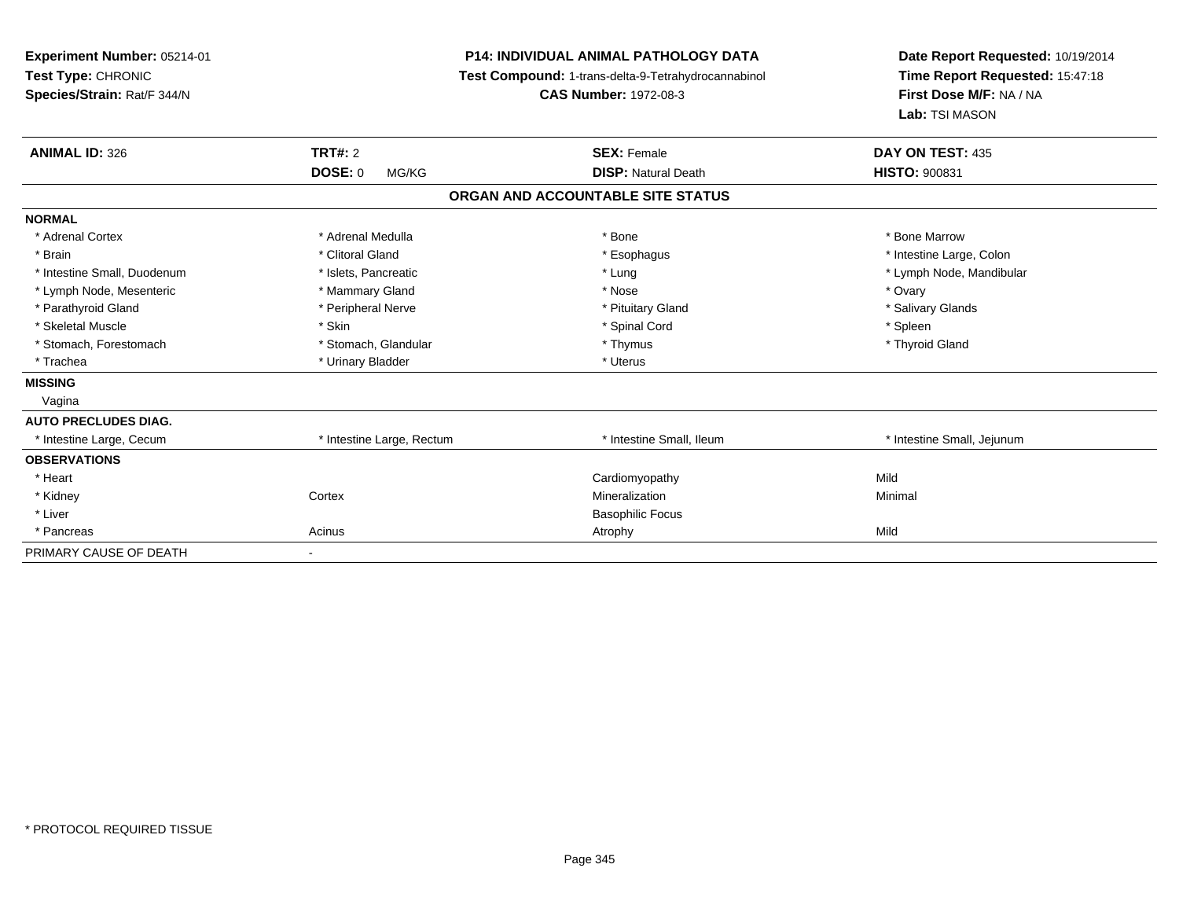**Experiment Number:** 05214-01
**Test Type:** CHRONIC
**Species/Strain:** Rat/F 344/N

**P14: INDIVIDUAL ANIMAL PATHOLOGY DATA**
**Test Compound:** 1-trans-delta-9-Tetrahydrocannabinol
**CAS Number:** 1972-08-3

**Date Report Requested:** 10/19/2014
**Time Report Requested:** 15:47:18
**First Dose M/F:** NA / NA
**Lab:** TSI MASON

| **ANIMAL ID:** 326 | **TRT#:** 2 | **SEX:** Female | **DAY ON TEST:** 435 |
|---|---|---|---|
| | **DOSE:** 0 MG/KG | **DISP:** Natural Death | **HISTO:** 900831 |

## ORGAN AND ACCOUNTABLE SITE STATUS

| | | | |
|---|---|---|---|
| **NORMAL** | | | |
| * Adrenal Cortex | * Adrenal Medulla | * Bone | * Bone Marrow |
| * Brain | * Clitoral Gland | * Esophagus | * Intestine Large, Colon |
| * Intestine Small, Duodenum | * Islets, Pancreatic | * Lung | * Lymph Node, Mandibular |
| * Lymph Node, Mesenteric | * Mammary Gland | * Nose | * Ovary |
| * Parathyroid Gland | * Peripheral Nerve | * Pituitary Gland | * Salivary Glands |
| * Skeletal Muscle | * Skin | * Spinal Cord | * Spleen |
| * Stomach, Forestomach | * Stomach, Glandular | * Thymus | * Thyroid Gland |
| * Trachea | * Urinary Bladder | * Uterus | |
| **MISSING** | | | |
| Vagina | | | |
| **AUTO PRECLUDES DIAG.** | | | |
| * Intestine Large, Cecum | * Intestine Large, Rectum | * Intestine Small, Ileum | * Intestine Small, Jejunum |
| **OBSERVATIONS** | | | |
| * Heart | | Cardiomyopathy | Mild |
| * Kidney | Cortex | Mineralization | Minimal |
| * Liver | | Basophilic Focus | |
| * Pancreas | Acinus | Atrophy | Mild |
| PRIMARY CAUSE OF DEATH | - | | |

* PROTOCOL REQUIRED TISSUE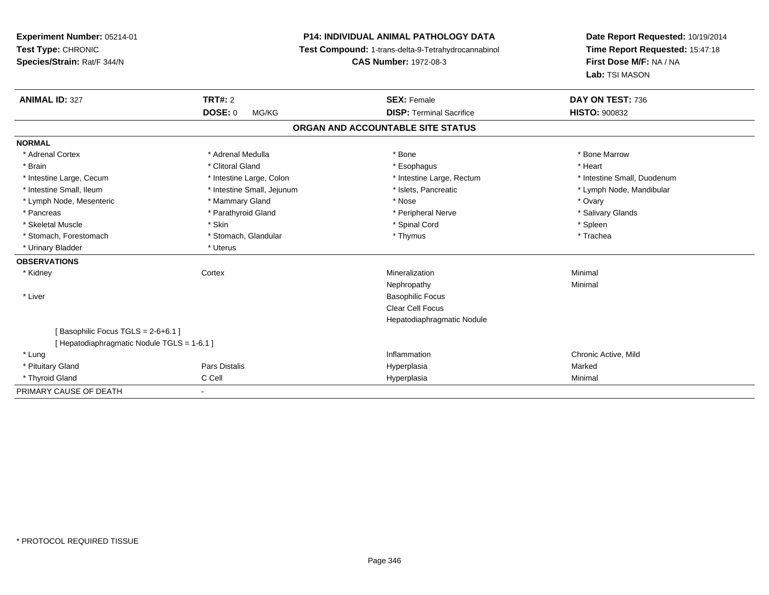**Experiment Number:** 05214-01
**Test Type:** CHRONIC
**Species/Strain:** Rat/F 344/N

**P14: INDIVIDUAL ANIMAL PATHOLOGY DATA**
**Test Compound:** 1-trans-delta-9-Tetrahydrocannabinol
**CAS Number:** 1972-08-3

**Date Report Requested:** 10/19/2014
**Time Report Requested:** 15:47:18
**First Dose M/F:** NA / NA
**Lab:** TSI MASON

| **ANIMAL ID:** 327 | **TRT#:** 2 | **SEX:** Female | **DAY ON TEST:** 736 |
|---|---|---|---|
| | **DOSE:** 0 MG/KG | **DISP:** Terminal Sacrifice | **HISTO:** 900832 |

## ORGAN AND ACCOUNTABLE SITE STATUS

**NORMAL**

| | | | |
|---|---|---|---|
| * Adrenal Cortex | * Adrenal Medulla | * Bone | * Bone Marrow |
| * Brain | * Clitoral Gland | * Esophagus | * Heart |
| * Intestine Large, Cecum | * Intestine Large, Colon | * Intestine Large, Rectum | * Intestine Small, Duodenum |
| * Intestine Small, Ileum | * Intestine Small, Jejunum | * Islets, Pancreatic | * Lymph Node, Mandibular |
| * Lymph Node, Mesenteric | * Mammary Gland | * Nose | * Ovary |
| * Pancreas | * Parathyroid Gland | * Peripheral Nerve | * Salivary Glands |
| * Skeletal Muscle | * Skin | * Spinal Cord | * Spleen |
| * Stomach, Forestomach | * Stomach, Glandular | * Thymus | * Trachea |
| * Urinary Bladder | * Uterus | | |

**OBSERVATIONS**

| | | | |
|---|---|---|---|
| * Kidney | Cortex | Mineralization | Minimal |
| | | Nephropathy | Minimal |
| * Liver | | Basophilic Focus | |
| | | Clear Cell Focus | |
| | | Hepatodiaphragmatic Nodule | |
| [ Basophilic Focus TGLS = 2-6+6.1 ] | | | |
| [ Hepatodiaphragmatic Nodule TGLS = 1-6.1 ] | | | |
| * Lung | | Inflammation | Chronic Active, Mild |
| * Pituitary Gland | Pars Distalis | Hyperplasia | Marked |
| * Thyroid Gland | C Cell | Hyperplasia | Minimal |

PRIMARY CAUSE OF DEATH -

\* PROTOCOL REQUIRED TISSUE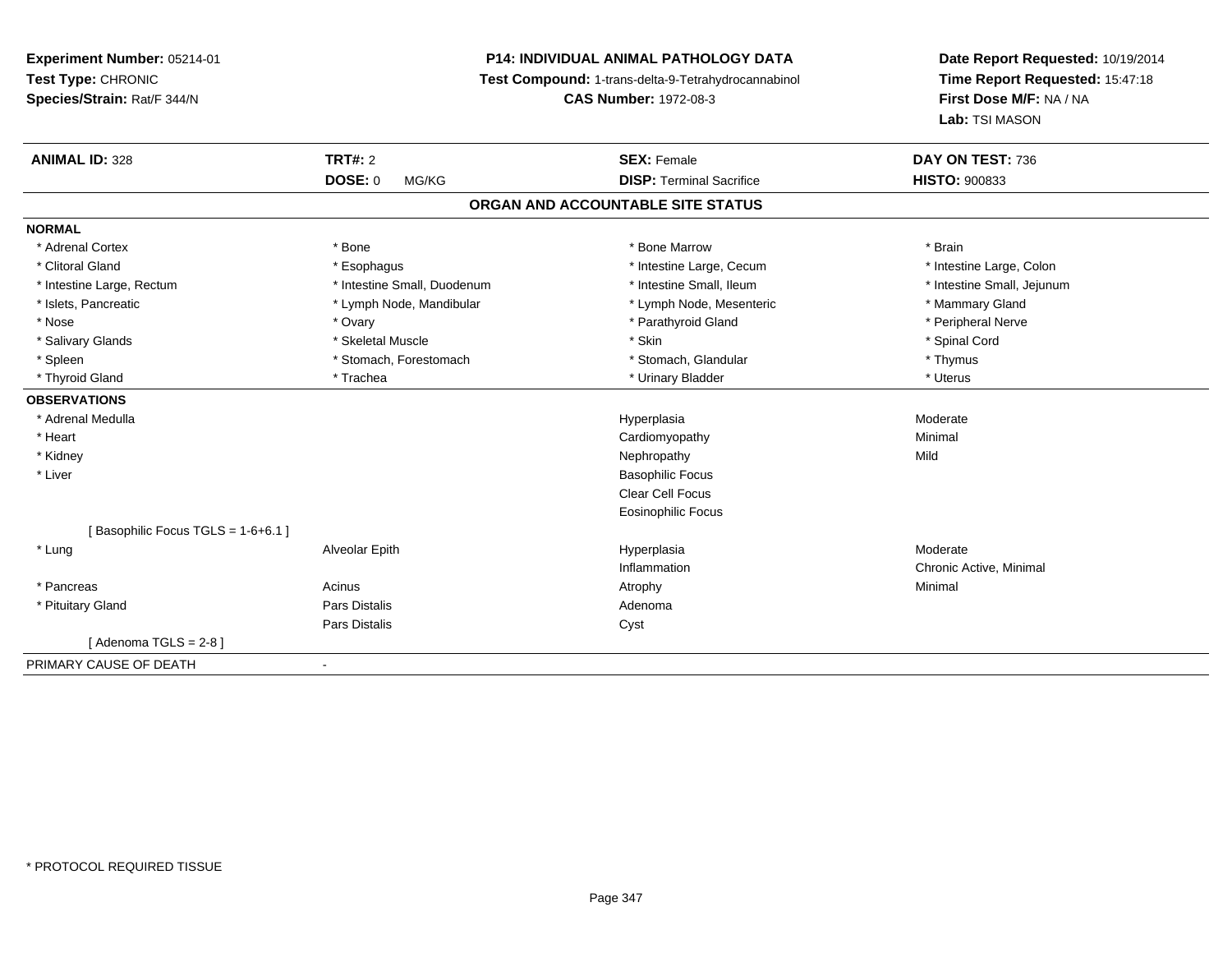**Experiment Number:** 05214-01
**Test Type:** CHRONIC
**Species/Strain:** Rat/F 344/N

**P14: INDIVIDUAL ANIMAL PATHOLOGY DATA**
**Test Compound:** 1-trans-delta-9-Tetrahydrocannabinol
**CAS Number:** 1972-08-3

**Date Report Requested:** 10/19/2014
**Time Report Requested:** 15:47:18
**First Dose M/F:** NA / NA
**Lab:** TSI MASON

| **ANIMAL ID:** 328 | **TRT#:** 2 | **SEX:** Female | **DAY ON TEST:** 736 |
|---|---|---|---|
| | **DOSE:** 0 MG/KG | **DISP:** Terminal Sacrifice | **HISTO:** 900833 |

## ORGAN AND ACCOUNTABLE SITE STATUS

**NORMAL**

| | | | |
|---|---|---|---|
| * Adrenal Cortex | * Bone | * Bone Marrow | * Brain |
| * Clitoral Gland | * Esophagus | * Intestine Large, Cecum | * Intestine Large, Colon |
| * Intestine Large, Rectum | * Intestine Small, Duodenum | * Intestine Small, Ileum | * Intestine Small, Jejunum |
| * Islets, Pancreatic | * Lymph Node, Mandibular | * Lymph Node, Mesenteric | * Mammary Gland |
| * Nose | * Ovary | * Parathyroid Gland | * Peripheral Nerve |
| * Salivary Glands | * Skeletal Muscle | * Skin | * Spinal Cord |
| * Spleen | * Stomach, Forestomach | * Stomach, Glandular | * Thymus |
| * Thyroid Gland | * Trachea | * Urinary Bladder | * Uterus |

**OBSERVATIONS**

| | | | |
|---|---|---|---|
| * Adrenal Medulla | | Hyperplasia | Moderate |
| * Heart | | Cardiomyopathy | Minimal |
| * Kidney | | Nephropathy | Mild |
| * Liver | | Basophilic Focus | |
| | | Clear Cell Focus | |
| | | Eosinophilic Focus | |
| [ Basophilic Focus TGLS = 1-6+6.1 ] | | | |
| * Lung | Alveolar Epith | Hyperplasia | Moderate |
| | | Inflammation | Chronic Active, Minimal |
| * Pancreas | Acinus | Atrophy | Minimal |
| * Pituitary Gland | Pars Distalis | Adenoma | |
| | Pars Distalis | Cyst | |
| [ Adenoma TGLS = 2-8 ] | | | |

PRIMARY CAUSE OF DEATH -

* PROTOCOL REQUIRED TISSUE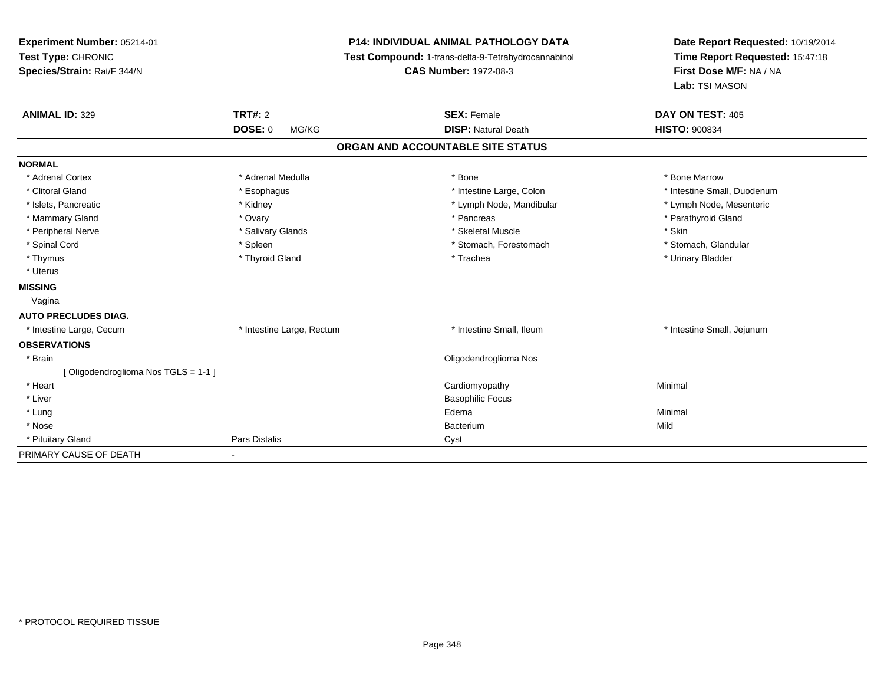**Experiment Number:** 05214-01
**Test Type:** CHRONIC
**Species/Strain:** Rat/F 344/N

**P14: INDIVIDUAL ANIMAL PATHOLOGY DATA**
**Test Compound:** 1-trans-delta-9-Tetrahydrocannabinol
**CAS Number:** 1972-08-3

**Date Report Requested:** 10/19/2014
**Time Report Requested:** 15:47:18
**First Dose M/F:** NA / NA
**Lab:** TSI MASON

| **ANIMAL ID:** 329 | **TRT#:** 2 | **SEX:** Female | **DAY ON TEST:** 405 |
|---|---|---|---|
| | **DOSE:** 0 MG/KG | **DISP:** Natural Death | **HISTO:** 900834 |

**ORGAN AND ACCOUNTABLE SITE STATUS**

| | | | |
|---|---|---|---|
| **NORMAL** | | | |
| * Adrenal Cortex | * Adrenal Medulla | * Bone | * Bone Marrow |
| * Clitoral Gland | * Esophagus | * Intestine Large, Colon | * Intestine Small, Duodenum |
| * Islets, Pancreatic | * Kidney | * Lymph Node, Mandibular | * Lymph Node, Mesenteric |
| * Mammary Gland | * Ovary | * Pancreas | * Parathyroid Gland |
| * Peripheral Nerve | * Salivary Glands | * Skeletal Muscle | * Skin |
| * Spinal Cord | * Spleen | * Stomach, Forestomach | * Stomach, Glandular |
| * Thymus | * Thyroid Gland | * Trachea | * Urinary Bladder |
| * Uterus | | | |
| **MISSING** | | | |
| Vagina | | | |
| **AUTO PRECLUDES DIAG.** | | | |
| * Intestine Large, Cecum | * Intestine Large, Rectum | * Intestine Small, Ileum | * Intestine Small, Jejunum |
| **OBSERVATIONS** | | | |
| * Brain | | Oligodendroglioma Nos | |
| [ Oligodendroglioma Nos TGLS = 1-1 ] | | | |
| * Heart | | Cardiomyopathy | Minimal |
| * Liver | | Basophilic Focus | |
| * Lung | | Edema | Minimal |
| * Nose | | Bacterium | Mild |
| * Pituitary Gland | Pars Distalis | Cyst | |
| PRIMARY CAUSE OF DEATH | - | | |

* PROTOCOL REQUIRED TISSUE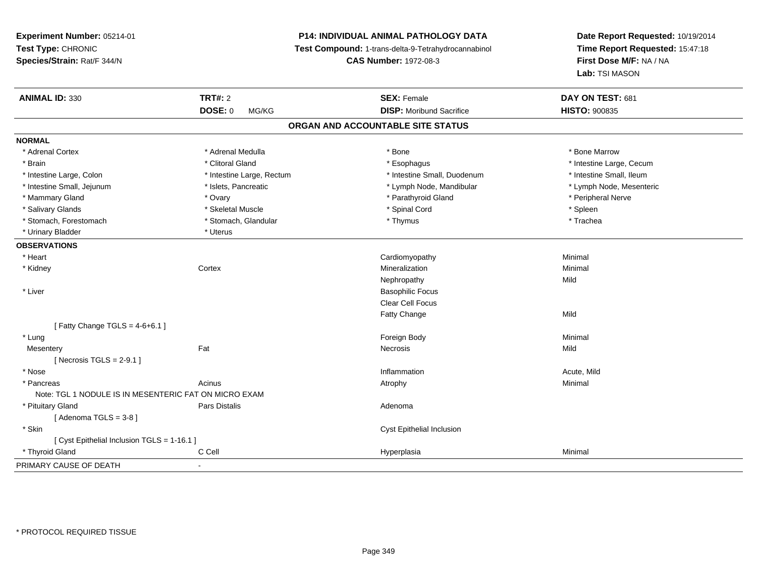**Experiment Number:** 05214-01
**Test Type:** CHRONIC
**Species/Strain:** Rat/F 344/N

**P14: INDIVIDUAL ANIMAL PATHOLOGY DATA**
**Test Compound:** 1-trans-delta-9-Tetrahydrocannabinol
**CAS Number:** 1972-08-3

**Date Report Requested:** 10/19/2014
**Time Report Requested:** 15:47:18
**First Dose M/F:** NA / NA
**Lab:** TSI MASON

| **ANIMAL ID:** 330 | **TRT#:** 2 | **SEX:** Female | **DAY ON TEST:** 681 |
|---|---|---|---|
| | **DOSE:** 0 MG/KG | **DISP:** Moribund Sacrifice | **HISTO:** 900835 |

## ORGAN AND ACCOUNTABLE SITE STATUS

**NORMAL**

| | | | |
|---|---|---|---|
| * Adrenal Cortex | * Adrenal Medulla | * Bone | * Bone Marrow |
| * Brain | * Clitoral Gland | * Esophagus | * Intestine Large, Cecum |
| * Intestine Large, Colon | * Intestine Large, Rectum | * Intestine Small, Duodenum | * Intestine Small, Ileum |
| * Intestine Small, Jejunum | * Islets, Pancreatic | * Lymph Node, Mandibular | * Lymph Node, Mesenteric |
| * Mammary Gland | * Ovary | * Parathyroid Gland | * Peripheral Nerve |
| * Salivary Glands | * Skeletal Muscle | * Spinal Cord | * Spleen |
| * Stomach, Forestomach | * Stomach, Glandular | * Thymus | * Trachea |
| * Urinary Bladder | * Uterus | | |

**OBSERVATIONS**

| | | | |
|---|---|---|---|
| * Heart | | Cardiomyopathy | Minimal |
| * Kidney | Cortex | Mineralization | Minimal |
| | | Nephropathy | Mild |
| * Liver | | Basophilic Focus | |
| | | Clear Cell Focus | |
| | | Fatty Change | Mild |
| [ Fatty Change TGLS = 4-6+6.1 ] | | | |
| * Lung | | Foreign Body | Minimal |
| Mesentery | Fat | Necrosis | Mild |
| [ Necrosis TGLS = 2-9.1 ] | | | |
| * Nose | | Inflammation | Acute, Mild |
| * Pancreas | Acinus | Atrophy | Minimal |
| Note: TGL 1 NODULE IS IN MESENTERIC FAT ON MICRO EXAM | | | |
| * Pituitary Gland | Pars Distalis | Adenoma | |
| [ Adenoma TGLS = 3-8 ] | | | |
| * Skin | | Cyst Epithelial Inclusion | |
| [ Cyst Epithelial Inclusion TGLS = 1-16.1 ] | | | |
| * Thyroid Gland | C Cell | Hyperplasia | Minimal |

PRIMARY CAUSE OF DEATH -

* PROTOCOL REQUIRED TISSUE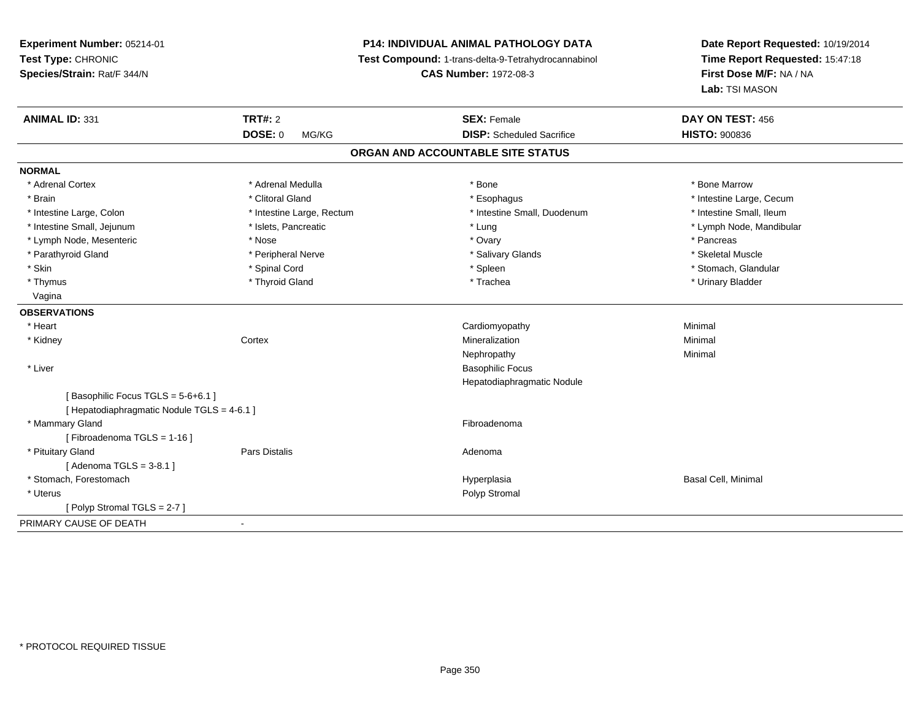**Experiment Number:** 05214-01
**Test Type:** CHRONIC
**Species/Strain:** Rat/F 344/N

**P14: INDIVIDUAL ANIMAL PATHOLOGY DATA**
**Test Compound:** 1-trans-delta-9-Tetrahydrocannabinol
**CAS Number:** 1972-08-3

**Date Report Requested:** 10/19/2014
**Time Report Requested:** 15:47:18
**First Dose M/F:** NA / NA
**Lab:** TSI MASON

| **ANIMAL ID:** 331 | **TRT#:** 2 | **SEX:** Female | **DAY ON TEST:** 456 |
|---|---|---|---|
| | **DOSE:** 0 MG/KG | **DISP:** Scheduled Sacrifice | **HISTO:** 900836 |

## ORGAN AND ACCOUNTABLE SITE STATUS

**NORMAL**

| | | | |
|---|---|---|---|
| * Adrenal Cortex | * Adrenal Medulla | * Bone | * Bone Marrow |
| * Brain | * Clitoral Gland | * Esophagus | * Intestine Large, Cecum |
| * Intestine Large, Colon | * Intestine Large, Rectum | * Intestine Small, Duodenum | * Intestine Small, Ileum |
| * Intestine Small, Jejunum | * Islets, Pancreatic | * Lung | * Lymph Node, Mandibular |
| * Lymph Node, Mesenteric | * Nose | * Ovary | * Pancreas |
| * Parathyroid Gland | * Peripheral Nerve | * Salivary Glands | * Skeletal Muscle |
| * Skin | * Spinal Cord | * Spleen | * Stomach, Glandular |
| * Thymus | * Thyroid Gland | * Trachea | * Urinary Bladder |
| Vagina | | | |

**OBSERVATIONS**

| | | | |
|---|---|---|---|
| * Heart | | Cardiomyopathy | Minimal |
| * Kidney | Cortex | Mineralization | Minimal |
| | | Nephropathy | Minimal |
| * Liver | | Basophilic Focus | |
| | | Hepatodiaphragmatic Nodule | |
| [ Basophilic Focus TGLS = 5-6+6.1 ] | | | |
| [ Hepatodiaphragmatic Nodule TGLS = 4-6.1 ] | | | |
| * Mammary Gland | | Fibroadenoma | |
| [ Fibroadenoma TGLS = 1-16 ] | | | |
| * Pituitary Gland | Pars Distalis | Adenoma | |
| [ Adenoma TGLS = 3-8.1 ] | | | |
| * Stomach, Forestomach | | Hyperplasia | Basal Cell, Minimal |
| * Uterus | | Polyp Stromal | |
| [ Polyp Stromal TGLS = 2-7 ] | | | |

PRIMARY CAUSE OF DEATH -

\* PROTOCOL REQUIRED TISSUE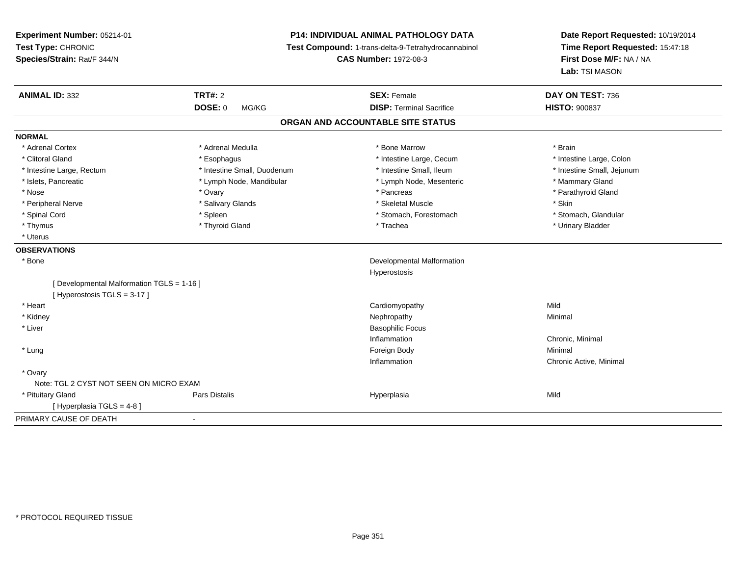**Experiment Number:** 05214-01
**Test Type:** CHRONIC
**Species/Strain:** Rat/F 344/N

**P14: INDIVIDUAL ANIMAL PATHOLOGY DATA**
**Test Compound:** 1-trans-delta-9-Tetrahydrocannabinol
**CAS Number:** 1972-08-3

**Date Report Requested:** 10/19/2014
**Time Report Requested:** 15:47:18
**First Dose M/F:** NA / NA
**Lab:** TSI MASON

| **ANIMAL ID:** 332 | **TRT#:** 2 | **SEX:** Female | **DAY ON TEST:** 736 |
|---|---|---|---|
| | **DOSE:** 0 MG/KG | **DISP:** Terminal Sacrifice | **HISTO:** 900837 |

## ORGAN AND ACCOUNTABLE SITE STATUS

**NORMAL**

| | | | |
|---|---|---|---|
| * Adrenal Cortex | * Adrenal Medulla | * Bone Marrow | * Brain |
| * Clitoral Gland | * Esophagus | * Intestine Large, Cecum | * Intestine Large, Colon |
| * Intestine Large, Rectum | * Intestine Small, Duodenum | * Intestine Small, Ileum | * Intestine Small, Jejunum |
| * Islets, Pancreatic | * Lymph Node, Mandibular | * Lymph Node, Mesenteric | * Mammary Gland |
| * Nose | * Ovary | * Pancreas | * Parathyroid Gland |
| * Peripheral Nerve | * Salivary Glands | * Skeletal Muscle | * Skin |
| * Spinal Cord | * Spleen | * Stomach, Forestomach | * Stomach, Glandular |
| * Thymus | * Thyroid Gland | * Trachea | * Urinary Bladder |
| * Uterus | | | |

**OBSERVATIONS**

| | | | |
|---|---|---|---|
| * Bone | | Developmental Malformation | |
| | | Hyperostosis | |
| [ Developmental Malformation TGLS = 1-16 ] | | | |
| [ Hyperostosis TGLS = 3-17 ] | | | |
| * Heart | | Cardiomyopathy | Mild |
| * Kidney | | Nephropathy | Minimal |
| * Liver | | Basophilic Focus | |
| | | Inflammation | Chronic, Minimal |
| * Lung | | Foreign Body | Minimal |
| | | Inflammation | Chronic Active, Minimal |
| * Ovary | | | |
| Note: TGL 2 CYST NOT SEEN ON MICRO EXAM | | | |
| * Pituitary Gland | Pars Distalis | Hyperplasia | Mild |
| [ Hyperplasia TGLS = 4-8 ] | | | |

PRIMARY CAUSE OF DEATH -

* PROTOCOL REQUIRED TISSUE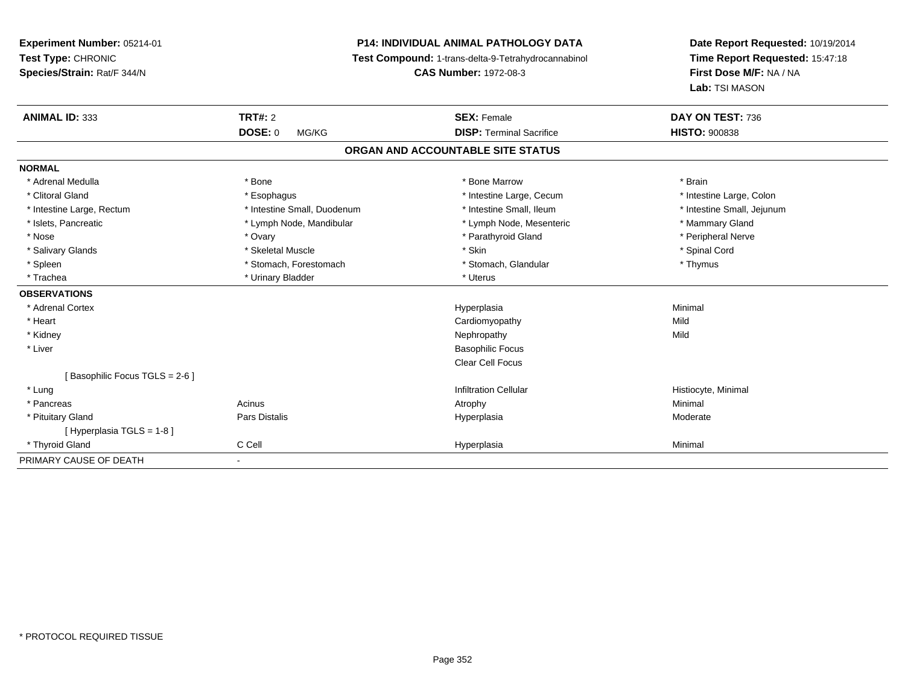**Experiment Number:** 05214-01
**Test Type:** CHRONIC
**Species/Strain:** Rat/F 344/N

**P14: INDIVIDUAL ANIMAL PATHOLOGY DATA**
**Test Compound:** 1-trans-delta-9-Tetrahydrocannabinol
**CAS Number:** 1972-08-3

**Date Report Requested:** 10/19/2014
**Time Report Requested:** 15:47:18
**First Dose M/F:** NA / NA
**Lab:** TSI MASON

| **ANIMAL ID:** 333 | **TRT#:** 2 | **SEX:** Female | **DAY ON TEST:** 736 |
|---|---|---|---|
| | **DOSE:** 0 MG/KG | **DISP:** Terminal Sacrifice | **HISTO:** 900838 |

## ORGAN AND ACCOUNTABLE SITE STATUS

| | | | |
|---|---|---|---|
| **NORMAL** | | | |
| * Adrenal Medulla | * Bone | * Bone Marrow | * Brain |
| * Clitoral Gland | * Esophagus | * Intestine Large, Cecum | * Intestine Large, Colon |
| * Intestine Large, Rectum | * Intestine Small, Duodenum | * Intestine Small, Ileum | * Intestine Small, Jejunum |
| * Islets, Pancreatic | * Lymph Node, Mandibular | * Lymph Node, Mesenteric | * Mammary Gland |
| * Nose | * Ovary | * Parathyroid Gland | * Peripheral Nerve |
| * Salivary Glands | * Skeletal Muscle | * Skin | * Spinal Cord |
| * Spleen | * Stomach, Forestomach | * Stomach, Glandular | * Thymus |
| * Trachea | * Urinary Bladder | * Uterus | |
| **OBSERVATIONS** | | | |
| * Adrenal Cortex | | Hyperplasia | Minimal |
| * Heart | | Cardiomyopathy | Mild |
| * Kidney | | Nephropathy | Mild |
| * Liver | | Basophilic Focus | |
| | | Clear Cell Focus | |
| [ Basophilic Focus TGLS = 2-6 ] | | | |
| * Lung | | Infiltration Cellular | Histiocyte, Minimal |
| * Pancreas | Acinus | Atrophy | Minimal |
| * Pituitary Gland | Pars Distalis | Hyperplasia | Moderate |
| [ Hyperplasia TGLS = 1-8 ] | | | |
| * Thyroid Gland | C Cell | Hyperplasia | Minimal |
| PRIMARY CAUSE OF DEATH | - | | |

* PROTOCOL REQUIRED TISSUE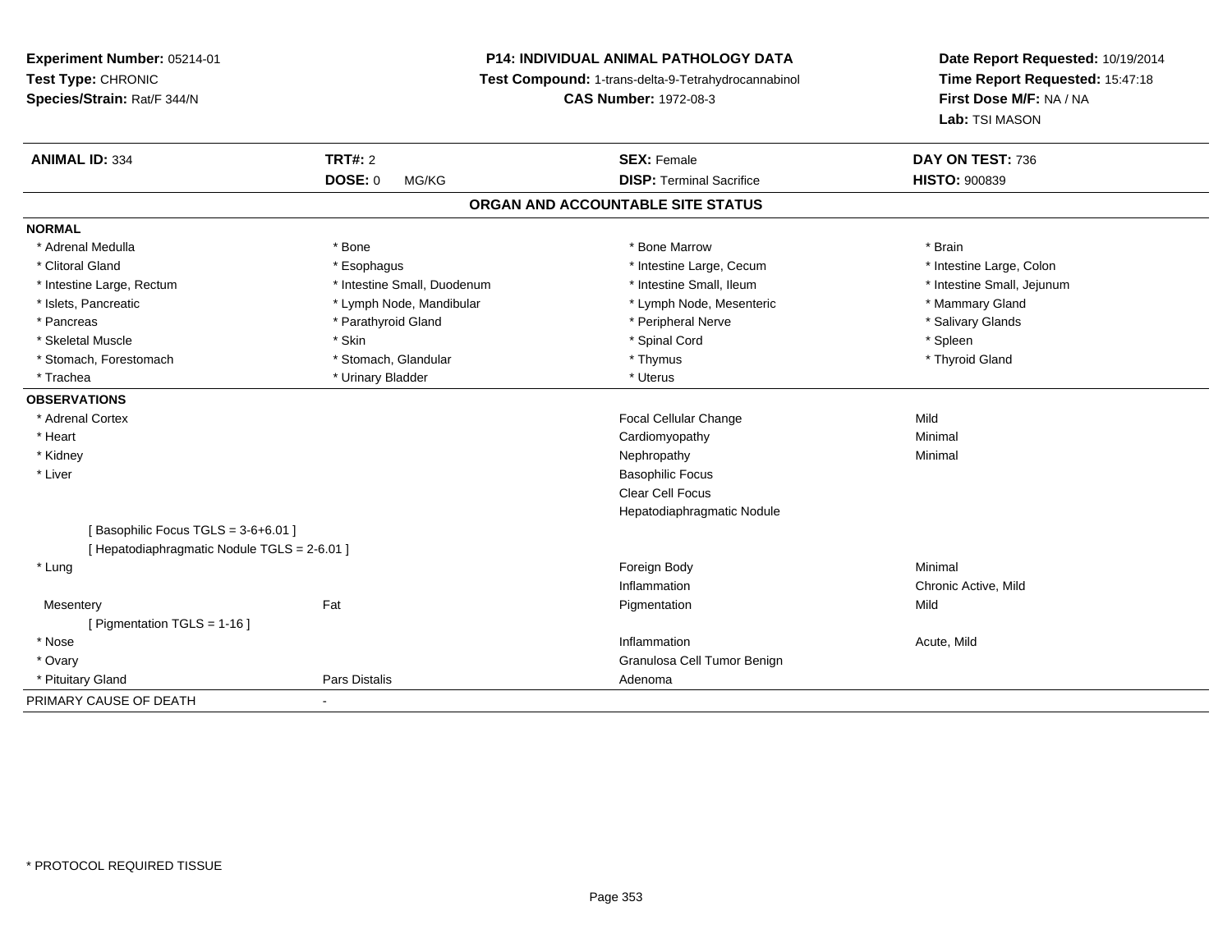**Experiment Number:** 05214-01
**Test Type:** CHRONIC
**Species/Strain:** Rat/F 344/N

**P14: INDIVIDUAL ANIMAL PATHOLOGY DATA**
**Test Compound:** 1-trans-delta-9-Tetrahydrocannabinol
**CAS Number:** 1972-08-3

**Date Report Requested:** 10/19/2014
**Time Report Requested:** 15:47:18
**First Dose M/F:** NA / NA
**Lab:** TSI MASON

| **ANIMAL ID:** 334 | **TRT#:** 2 | **SEX:** Female | **DAY ON TEST:** 736 |
|---|---|---|---|
| | **DOSE:** 0 MG/KG | **DISP:** Terminal Sacrifice | **HISTO:** 900839 |

## ORGAN AND ACCOUNTABLE SITE STATUS

**NORMAL**

| | | | |
|---|---|---|---|
| * Adrenal Medulla | * Bone | * Bone Marrow | * Brain |
| * Clitoral Gland | * Esophagus | * Intestine Large, Cecum | * Intestine Large, Colon |
| * Intestine Large, Rectum | * Intestine Small, Duodenum | * Intestine Small, Ileum | * Intestine Small, Jejunum |
| * Islets, Pancreatic | * Lymph Node, Mandibular | * Lymph Node, Mesenteric | * Mammary Gland |
| * Pancreas | * Parathyroid Gland | * Peripheral Nerve | * Salivary Glands |
| * Skeletal Muscle | * Skin | * Spinal Cord | * Spleen |
| * Stomach, Forestomach | * Stomach, Glandular | * Thymus | * Thyroid Gland |
| * Trachea | * Urinary Bladder | * Uterus | |

**OBSERVATIONS**

| | | | |
|---|---|---|---|
| * Adrenal Cortex | | Focal Cellular Change | Mild |
| * Heart | | Cardiomyopathy | Minimal |
| * Kidney | | Nephropathy | Minimal |
| * Liver | | Basophilic Focus | |
| | | Clear Cell Focus | |
| | | Hepatodiaphragmatic Nodule | |
| [ Basophilic Focus TGLS = 3-6+6.01 ] | | | |
| [ Hepatodiaphragmatic Nodule TGLS = 2-6.01 ] | | | |
| * Lung | | Foreign Body | Minimal |
| | | Inflammation | Chronic Active, Mild |
| Mesentery | Fat | Pigmentation | Mild |
| [ Pigmentation TGLS = 1-16 ] | | | |
| * Nose | | Inflammation | Acute, Mild |
| * Ovary | | Granulosa Cell Tumor Benign | |
| * Pituitary Gland | Pars Distalis | Adenoma | |

PRIMARY CAUSE OF DEATH -

\* PROTOCOL REQUIRED TISSUE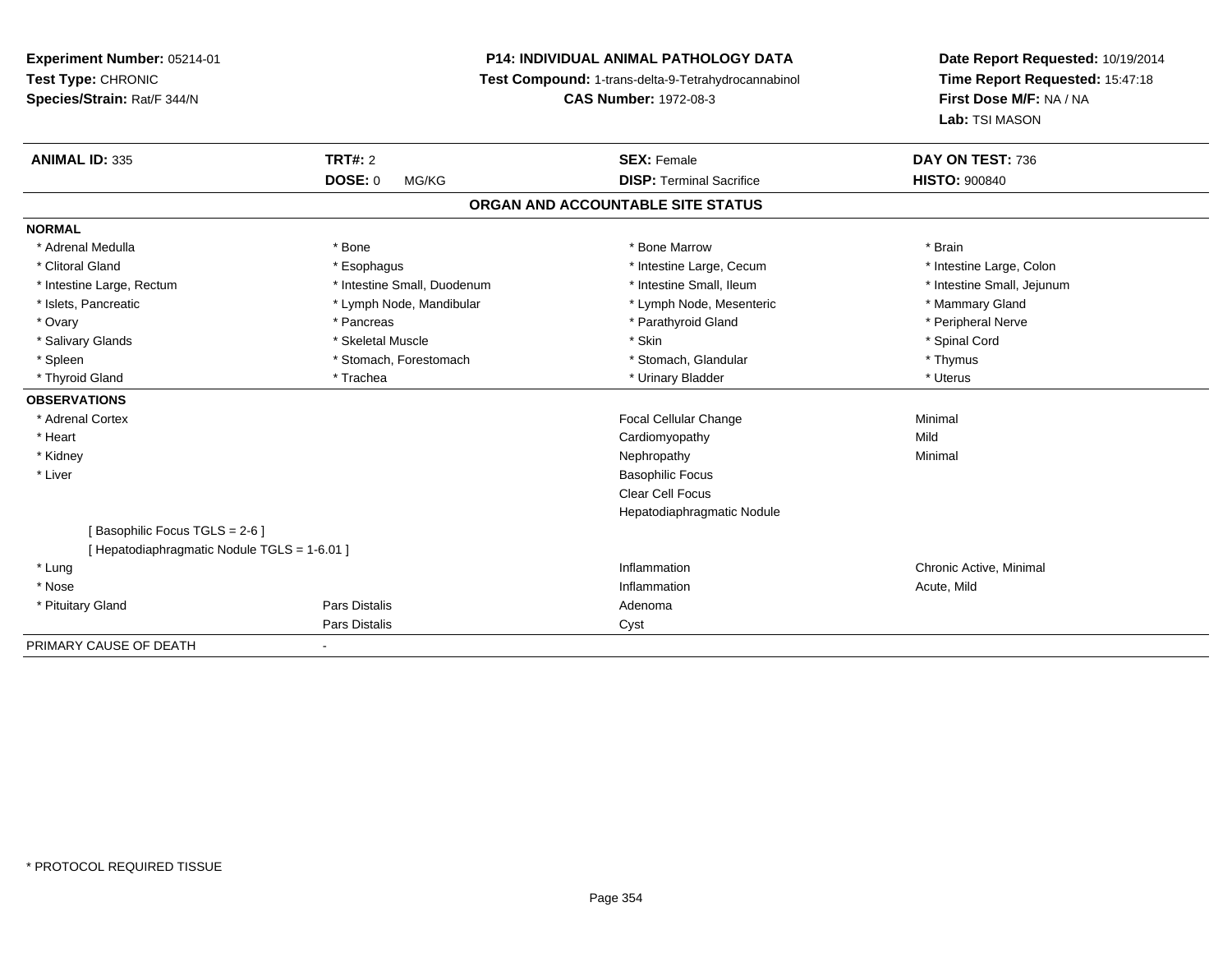**Experiment Number:** 05214-01
**Test Type:** CHRONIC
**Species/Strain:** Rat/F 344/N

**P14: INDIVIDUAL ANIMAL PATHOLOGY DATA**
**Test Compound:** 1-trans-delta-9-Tetrahydrocannabinol
**CAS Number:** 1972-08-3

**Date Report Requested:** 10/19/2014
**Time Report Requested:** 15:47:18
**First Dose M/F:** NA / NA
**Lab:** TSI MASON

| **ANIMAL ID:** 335 | **TRT#:** 2 | **SEX:** Female | **DAY ON TEST:** 736 |
|---|---|---|---|
| | **DOSE:** 0 MG/KG | **DISP:** Terminal Sacrifice | **HISTO:** 900840 |

## ORGAN AND ACCOUNTABLE SITE STATUS

| | | | |
|---|---|---|---|
| **NORMAL** | | | |
| * Adrenal Medulla | * Bone | * Bone Marrow | * Brain |
| * Clitoral Gland | * Esophagus | * Intestine Large, Cecum | * Intestine Large, Colon |
| * Intestine Large, Rectum | * Intestine Small, Duodenum | * Intestine Small, Ileum | * Intestine Small, Jejunum |
| * Islets, Pancreatic | * Lymph Node, Mandibular | * Lymph Node, Mesenteric | * Mammary Gland |
| * Ovary | * Pancreas | * Parathyroid Gland | * Peripheral Nerve |
| * Salivary Glands | * Skeletal Muscle | * Skin | * Spinal Cord |
| * Spleen | * Stomach, Forestomach | * Stomach, Glandular | * Thymus |
| * Thyroid Gland | * Trachea | * Urinary Bladder | * Uterus |
| **OBSERVATIONS** | | | |
| * Adrenal Cortex | | Focal Cellular Change | Minimal |
| * Heart | | Cardiomyopathy | Mild |
| * Kidney | | Nephropathy | Minimal |
| * Liver | | Basophilic Focus | |
| | | Clear Cell Focus | |
| | | Hepatodiaphragmatic Nodule | |
| [ Basophilic Focus TGLS = 2-6 ] | | | |
| [ Hepatodiaphragmatic Nodule TGLS = 1-6.01 ] | | | |
| * Lung | | Inflammation | Chronic Active, Minimal |
| * Nose | | Inflammation | Acute, Mild |
| * Pituitary Gland | Pars Distalis | Adenoma | |
| | Pars Distalis | Cyst | |
| PRIMARY CAUSE OF DEATH | - | | |

* PROTOCOL REQUIRED TISSUE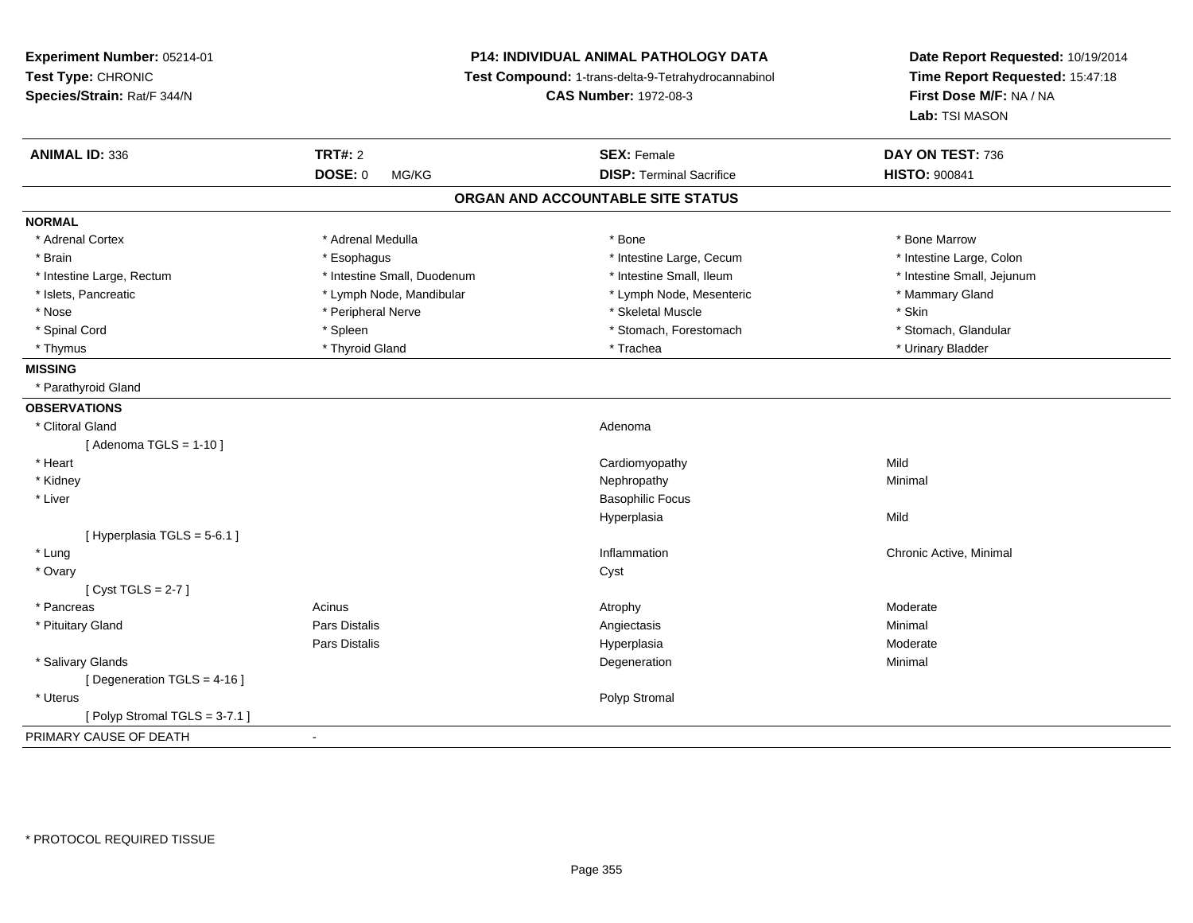**Experiment Number:** 05214-01
**Test Type:** CHRONIC
**Species/Strain:** Rat/F 344/N

**P14: INDIVIDUAL ANIMAL PATHOLOGY DATA**
**Test Compound:** 1-trans-delta-9-Tetrahydrocannabinol
**CAS Number:** 1972-08-3

**Date Report Requested:** 10/19/2014
**Time Report Requested:** 15:47:18
**First Dose M/F:** NA / NA
**Lab:** TSI MASON

| **ANIMAL ID:** 336 | **TRT#:** 2 | **SEX:** Female | **DAY ON TEST:** 736 |
|---|---|---|---|
| | **DOSE:** 0 MG/KG | **DISP:** Terminal Sacrifice | **HISTO:** 900841 |

## ORGAN AND ACCOUNTABLE SITE STATUS

**NORMAL**

| | | | |
|---|---|---|---|
| * Adrenal Cortex | * Adrenal Medulla | * Bone | * Bone Marrow |
| * Brain | * Esophagus | * Intestine Large, Cecum | * Intestine Large, Colon |
| * Intestine Large, Rectum | * Intestine Small, Duodenum | * Intestine Small, Ileum | * Intestine Small, Jejunum |
| * Islets, Pancreatic | * Lymph Node, Mandibular | * Lymph Node, Mesenteric | * Mammary Gland |
| * Nose | * Peripheral Nerve | * Skeletal Muscle | * Skin |
| * Spinal Cord | * Spleen | * Stomach, Forestomach | * Stomach, Glandular |
| * Thymus | * Thyroid Gland | * Trachea | * Urinary Bladder |

**MISSING**

* Parathyroid Gland

**OBSERVATIONS**

| | | | |
|---|---|---|---|
| * Clitoral Gland | | Adenoma | |
| [ Adenoma TGLS = 1-10 ] | | | |
| * Heart | | Cardiomyopathy | Mild |
| * Kidney | | Nephropathy | Minimal |
| * Liver | | Basophilic Focus | |
| | | Hyperplasia | Mild |
| [ Hyperplasia TGLS = 5-6.1 ] | | | |
| * Lung | | Inflammation | Chronic Active, Minimal |
| * Ovary | | Cyst | |
| [ Cyst TGLS = 2-7 ] | | | |
| * Pancreas | Acinus | Atrophy | Moderate |
| * Pituitary Gland | Pars Distalis | Angiectasis | Minimal |
| | Pars Distalis | Hyperplasia | Moderate |
| * Salivary Glands | | Degeneration | Minimal |
| [ Degeneration TGLS = 4-16 ] | | | |
| * Uterus | | Polyp Stromal | |
| [ Polyp Stromal TGLS = 3-7.1 ] | | | |

PRIMARY CAUSE OF DEATH -

* PROTOCOL REQUIRED TISSUE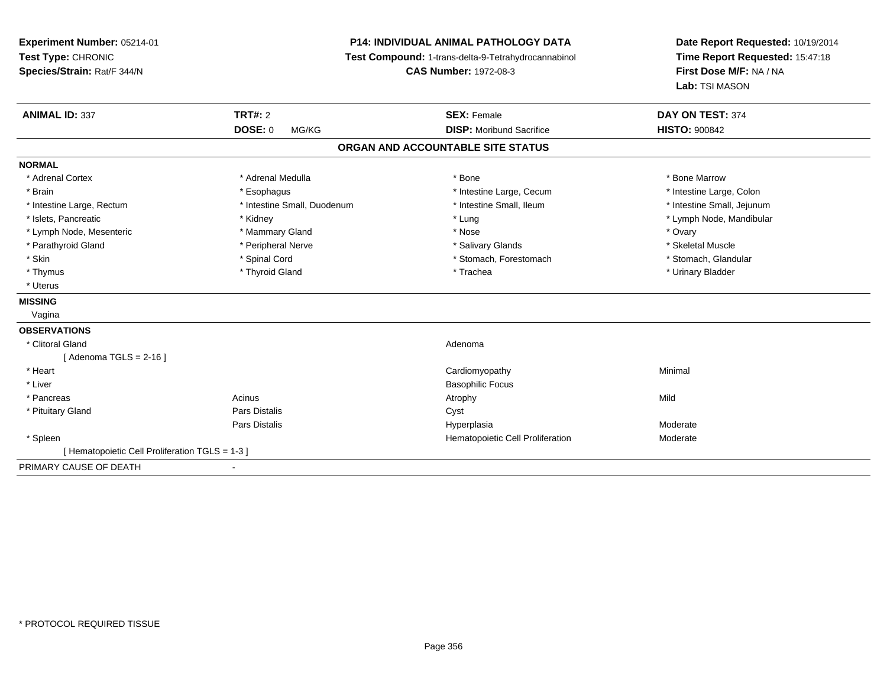**Experiment Number:** 05214-01
**Test Type:** CHRONIC
**Species/Strain:** Rat/F 344/N

**P14: INDIVIDUAL ANIMAL PATHOLOGY DATA**
**Test Compound:** 1-trans-delta-9-Tetrahydrocannabinol
**CAS Number:** 1972-08-3

**Date Report Requested:** 10/19/2014
**Time Report Requested:** 15:47:18
**First Dose M/F:** NA / NA
**Lab:** TSI MASON

| **ANIMAL ID:** 337 | **TRT#:** 2 | **SEX:** Female | **DAY ON TEST:** 374 |
|---|---|---|---|
| | **DOSE:** 0 MG/KG | **DISP:** Moribund Sacrifice | **HISTO:** 900842 |

## ORGAN AND ACCOUNTABLE SITE STATUS

**NORMAL**

| | | | |
|---|---|---|---|
| * Adrenal Cortex | * Adrenal Medulla | * Bone | * Bone Marrow |
| * Brain | * Esophagus | * Intestine Large, Cecum | * Intestine Large, Colon |
| * Intestine Large, Rectum | * Intestine Small, Duodenum | * Intestine Small, Ileum | * Intestine Small, Jejunum |
| * Islets, Pancreatic | * Kidney | * Lung | * Lymph Node, Mandibular |
| * Lymph Node, Mesenteric | * Mammary Gland | * Nose | * Ovary |
| * Parathyroid Gland | * Peripheral Nerve | * Salivary Glands | * Skeletal Muscle |
| * Skin | * Spinal Cord | * Stomach, Forestomach | * Stomach, Glandular |
| * Thymus | * Thyroid Gland | * Trachea | * Urinary Bladder |
| * Uterus | | | |

**MISSING**

Vagina

**OBSERVATIONS**

| | | | |
|---|---|---|---|
| * Clitoral Gland | | Adenoma | |
| [ Adenoma TGLS = 2-16 ] | | | |
| * Heart | | Cardiomyopathy | Minimal |
| * Liver | | Basophilic Focus | |
| * Pancreas | Acinus | Atrophy | Mild |
| * Pituitary Gland | Pars Distalis | Cyst | |
| | Pars Distalis | Hyperplasia | Moderate |
| * Spleen | | Hematopoietic Cell Proliferation | Moderate |
| [ Hematopoietic Cell Proliferation TGLS = 1-3 ] | | | |

PRIMARY CAUSE OF DEATH -

\* PROTOCOL REQUIRED TISSUE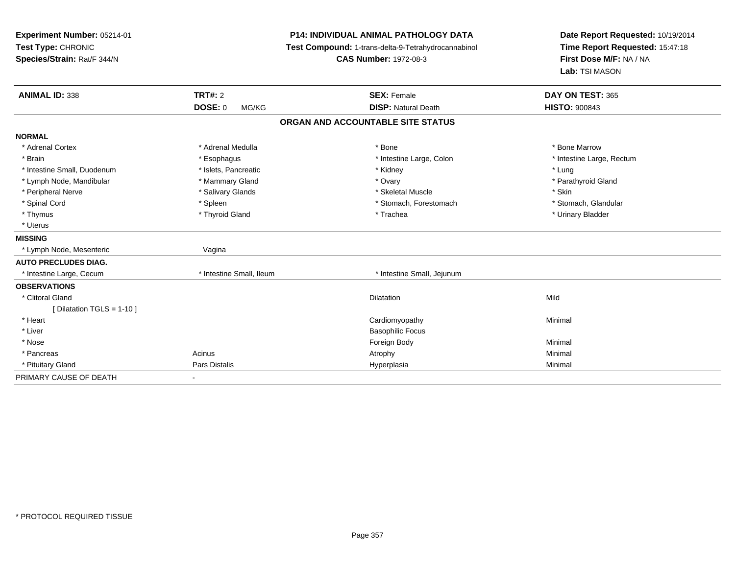**Experiment Number:** 05214-01
**Test Type:** CHRONIC
**Species/Strain:** Rat/F 344/N

**P14: INDIVIDUAL ANIMAL PATHOLOGY DATA**
**Test Compound:** 1-trans-delta-9-Tetrahydrocannabinol
**CAS Number:** 1972-08-3

**Date Report Requested:** 10/19/2014
**Time Report Requested:** 15:47:18
**First Dose M/F:** NA / NA
**Lab:** TSI MASON

| **ANIMAL ID:** 338 | **TRT#:** 2 | **SEX:** Female | **DAY ON TEST:** 365 |
|---|---|---|---|
| | **DOSE:** 0 MG/KG | **DISP:** Natural Death | **HISTO:** 900843 |

**ORGAN AND ACCOUNTABLE SITE STATUS**

| | | | |
|---|---|---|---|
| **NORMAL** | | | |
| * Adrenal Cortex | * Adrenal Medulla | * Bone | * Bone Marrow |
| * Brain | * Esophagus | * Intestine Large, Colon | * Intestine Large, Rectum |
| * Intestine Small, Duodenum | * Islets, Pancreatic | * Kidney | * Lung |
| * Lymph Node, Mandibular | * Mammary Gland | * Ovary | * Parathyroid Gland |
| * Peripheral Nerve | * Salivary Glands | * Skeletal Muscle | * Skin |
| * Spinal Cord | * Spleen | * Stomach, Forestomach | * Stomach, Glandular |
| * Thymus | * Thyroid Gland | * Trachea | * Urinary Bladder |
| * Uterus | | | |
| **MISSING** | | | |
| * Lymph Node, Mesenteric | Vagina | | |
| **AUTO PRECLUDES DIAG.** | | | |
| * Intestine Large, Cecum | * Intestine Small, Ileum | * Intestine Small, Jejunum | |
| **OBSERVATIONS** | | | |
| * Clitoral Gland | | Dilatation | Mild |
| [ Dilatation TGLS = 1-10 ] | | | |
| * Heart | | Cardiomyopathy | Minimal |
| * Liver | | Basophilic Focus | |
| * Nose | | Foreign Body | Minimal |
| * Pancreas | Acinus | Atrophy | Minimal |
| * Pituitary Gland | Pars Distalis | Hyperplasia | Minimal |
| PRIMARY CAUSE OF DEATH | - | | |

* PROTOCOL REQUIRED TISSUE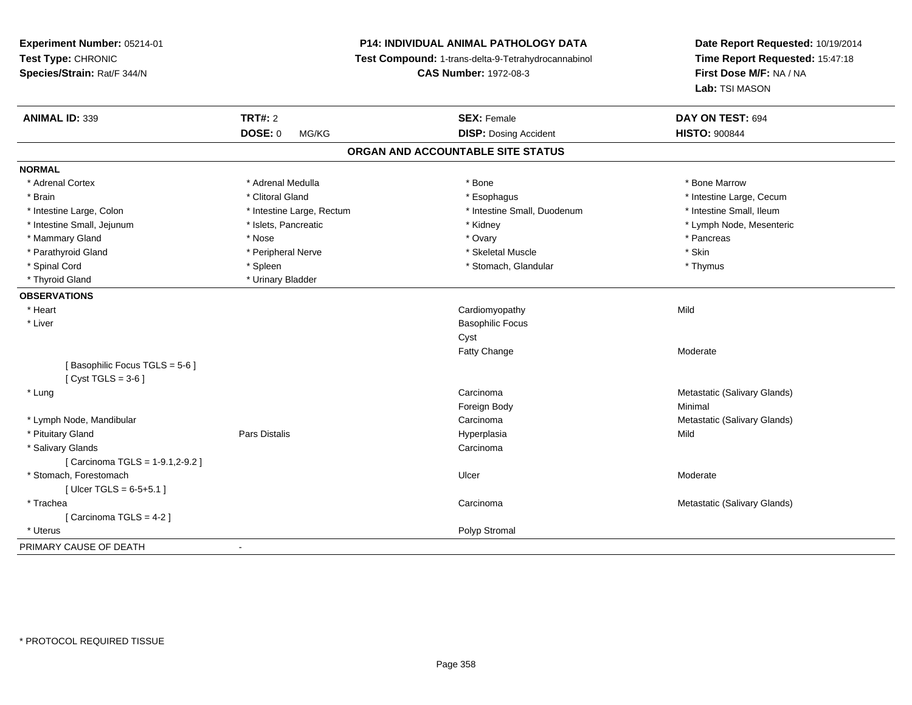**Experiment Number:** 05214-01
**Test Type:** CHRONIC
**Species/Strain:** Rat/F 344/N

**P14: INDIVIDUAL ANIMAL PATHOLOGY DATA**
**Test Compound:** 1-trans-delta-9-Tetrahydrocannabinol
**CAS Number:** 1972-08-3

**Date Report Requested:** 10/19/2014
**Time Report Requested:** 15:47:18
**First Dose M/F:** NA / NA
**Lab:** TSI MASON

| **ANIMAL ID:** 339 | **TRT#:** 2 | **SEX:** Female | **DAY ON TEST:** 694 |
|---|---|---|---|
| | **DOSE:** 0 MG/KG | **DISP:** Dosing Accident | **HISTO:** 900844 |

## ORGAN AND ACCOUNTABLE SITE STATUS

**NORMAL**

| | | | |
|---|---|---|---|
| * Adrenal Cortex | * Adrenal Medulla | * Bone | * Bone Marrow |
| * Brain | * Clitoral Gland | * Esophagus | * Intestine Large, Cecum |
| * Intestine Large, Colon | * Intestine Large, Rectum | * Intestine Small, Duodenum | * Intestine Small, Ileum |
| * Intestine Small, Jejunum | * Islets, Pancreatic | * Kidney | * Lymph Node, Mesenteric |
| * Mammary Gland | * Nose | * Ovary | * Pancreas |
| * Parathyroid Gland | * Peripheral Nerve | * Skeletal Muscle | * Skin |
| * Spinal Cord | * Spleen | * Stomach, Glandular | * Thymus |
| * Thyroid Gland | * Urinary Bladder | | |

**OBSERVATIONS**

| | | | |
|---|---|---|---|
| * Heart | | Cardiomyopathy | Mild |
| * Liver | | Basophilic Focus | |
| | | Cyst | |
| | | Fatty Change | Moderate |
| [ Basophilic Focus TGLS = 5-6 ] | | | |
| [ Cyst TGLS = 3-6 ] | | | |
| * Lung | | Carcinoma | Metastatic (Salivary Glands) |
| | | Foreign Body | Minimal |
| * Lymph Node, Mandibular | | Carcinoma | Metastatic (Salivary Glands) |
| * Pituitary Gland | Pars Distalis | Hyperplasia | Mild |
| * Salivary Glands | | Carcinoma | |
| [ Carcinoma TGLS = 1-9.1,2-9.2 ] | | | |
| * Stomach, Forestomach | | Ulcer | Moderate |
| [ Ulcer TGLS = 6-5+5.1 ] | | | |
| * Trachea | | Carcinoma | Metastatic (Salivary Glands) |
| [ Carcinoma TGLS = 4-2 ] | | | |
| * Uterus | | Polyp Stromal | |

PRIMARY CAUSE OF DEATH -

* PROTOCOL REQUIRED TISSUE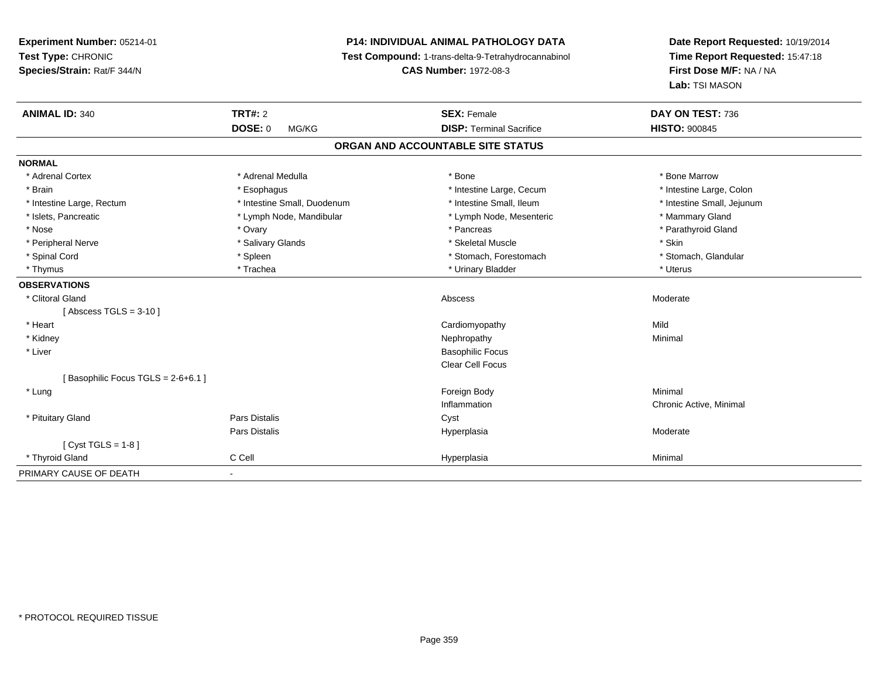**Experiment Number:** 05214-01
**Test Type:** CHRONIC
**Species/Strain:** Rat/F 344/N

**P14: INDIVIDUAL ANIMAL PATHOLOGY DATA**
**Test Compound:** 1-trans-delta-9-Tetrahydrocannabinol
**CAS Number:** 1972-08-3

**Date Report Requested:** 10/19/2014
**Time Report Requested:** 15:47:18
**First Dose M/F:** NA / NA
**Lab:** TSI MASON

| **ANIMAL ID:** 340 | **TRT#:** 2 | **SEX:** Female | **DAY ON TEST:** 736 |
|---|---|---|---|
| | **DOSE:** 0 MG/KG | **DISP:** Terminal Sacrifice | **HISTO:** 900845 |

## ORGAN AND ACCOUNTABLE SITE STATUS

**NORMAL**

| | | | |
|---|---|---|---|
| * Adrenal Cortex | * Adrenal Medulla | * Bone | * Bone Marrow |
| * Brain | * Esophagus | * Intestine Large, Cecum | * Intestine Large, Colon |
| * Intestine Large, Rectum | * Intestine Small, Duodenum | * Intestine Small, Ileum | * Intestine Small, Jejunum |
| * Islets, Pancreatic | * Lymph Node, Mandibular | * Lymph Node, Mesenteric | * Mammary Gland |
| * Nose | * Ovary | * Pancreas | * Parathyroid Gland |
| * Peripheral Nerve | * Salivary Glands | * Skeletal Muscle | * Skin |
| * Spinal Cord | * Spleen | * Stomach, Forestomach | * Stomach, Glandular |
| * Thymus | * Trachea | * Urinary Bladder | * Uterus |

**OBSERVATIONS**

| | | | |
|---|---|---|---|
| * Clitoral Gland | | Abscess | Moderate |
| [ Abscess TGLS = 3-10 ] | | | |
| * Heart | | Cardiomyopathy | Mild |
| * Kidney | | Nephropathy | Minimal |
| * Liver | | Basophilic Focus | |
| | | Clear Cell Focus | |
| [ Basophilic Focus TGLS = 2-6+6.1 ] | | | |
| * Lung | | Foreign Body | Minimal |
| | | Inflammation | Chronic Active, Minimal |
| * Pituitary Gland | Pars Distalis | Cyst | |
| | Pars Distalis | Hyperplasia | Moderate |
| [ Cyst TGLS = 1-8 ] | | | |
| * Thyroid Gland | C Cell | Hyperplasia | Minimal |

PRIMARY CAUSE OF DEATH -

* PROTOCOL REQUIRED TISSUE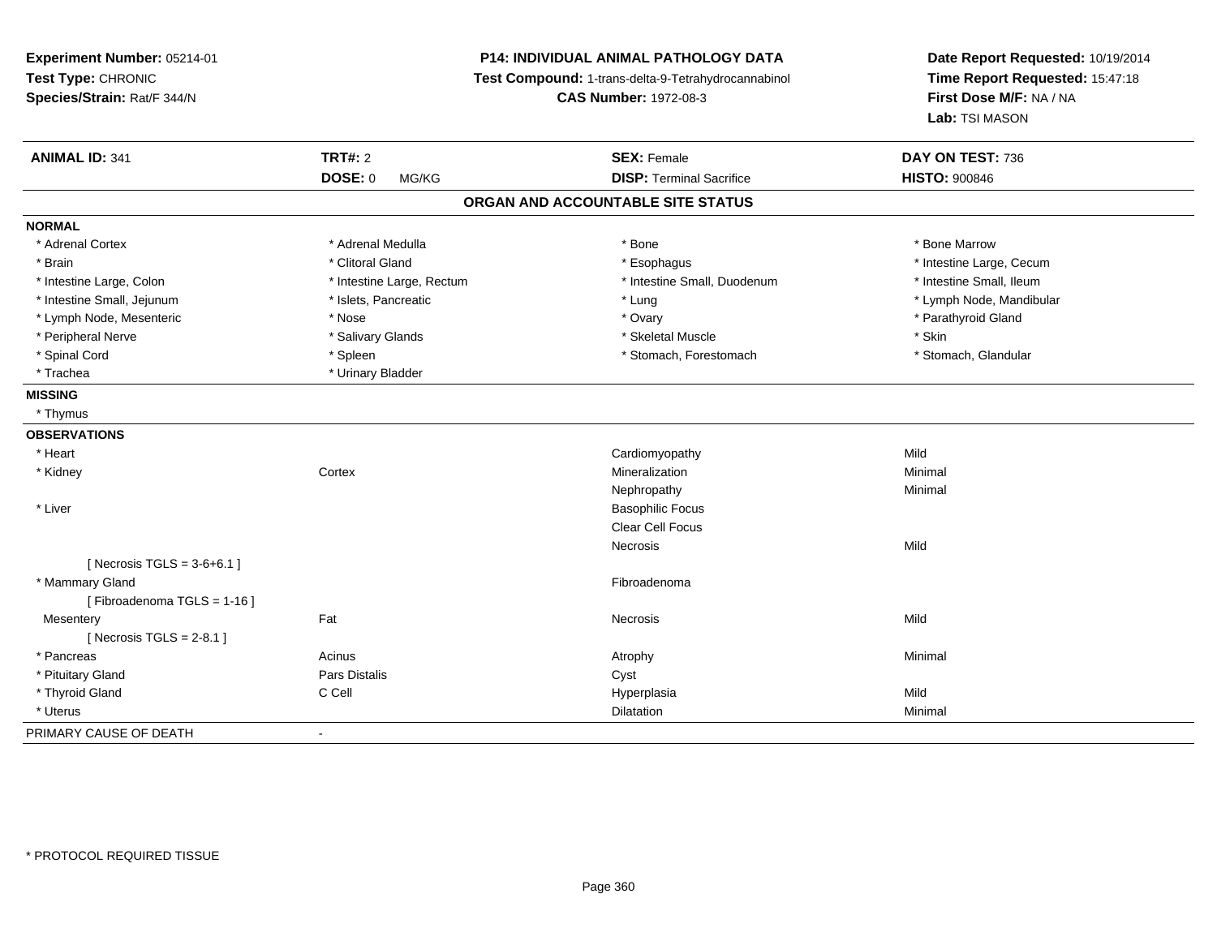**Experiment Number:** 05214-01
**Test Type:** CHRONIC
**Species/Strain:** Rat/F 344/N

**P14: INDIVIDUAL ANIMAL PATHOLOGY DATA**
**Test Compound:** 1-trans-delta-9-Tetrahydrocannabinol
**CAS Number:** 1972-08-3

**Date Report Requested:** 10/19/2014
**Time Report Requested:** 15:47:18
**First Dose M/F:** NA / NA
**Lab:** TSI MASON

| **ANIMAL ID:** 341 | **TRT#:** 2 | **SEX:** Female | **DAY ON TEST:** 736 |
|---|---|---|---|
| | **DOSE:** 0 MG/KG | **DISP:** Terminal Sacrifice | **HISTO:** 900846 |

**ORGAN AND ACCOUNTABLE SITE STATUS**

**NORMAL**

| | | | |
|---|---|---|---|
| * Adrenal Cortex | * Adrenal Medulla | * Bone | * Bone Marrow |
| * Brain | * Clitoral Gland | * Esophagus | * Intestine Large, Cecum |
| * Intestine Large, Colon | * Intestine Large, Rectum | * Intestine Small, Duodenum | * Intestine Small, Ileum |
| * Intestine Small, Jejunum | * Islets, Pancreatic | * Lung | * Lymph Node, Mandibular |
| * Lymph Node, Mesenteric | * Nose | * Ovary | * Parathyroid Gland |
| * Peripheral Nerve | * Salivary Glands | * Skeletal Muscle | * Skin |
| * Spinal Cord | * Spleen | * Stomach, Forestomach | * Stomach, Glandular |
| * Trachea | * Urinary Bladder | | |

**MISSING**

* Thymus

**OBSERVATIONS**

| | | | |
|---|---|---|---|
| * Heart | | Cardiomyopathy | Mild |
| * Kidney | Cortex | Mineralization | Minimal |
| | | Nephropathy | Minimal |
| * Liver | | Basophilic Focus | |
| | | Clear Cell Focus | |
| | | Necrosis | Mild |
| [ Necrosis TGLS = 3-6+6.1 ] | | | |
| * Mammary Gland | | Fibroadenoma | |
| [ Fibroadenoma TGLS = 1-16 ] | | | |
| Mesentery | Fat | Necrosis | Mild |
| [ Necrosis TGLS = 2-8.1 ] | | | |
| * Pancreas | Acinus | Atrophy | Minimal |
| * Pituitary Gland | Pars Distalis | Cyst | |
| * Thyroid Gland | C Cell | Hyperplasia | Mild |
| * Uterus | | Dilatation | Minimal |

PRIMARY CAUSE OF DEATH -

* PROTOCOL REQUIRED TISSUE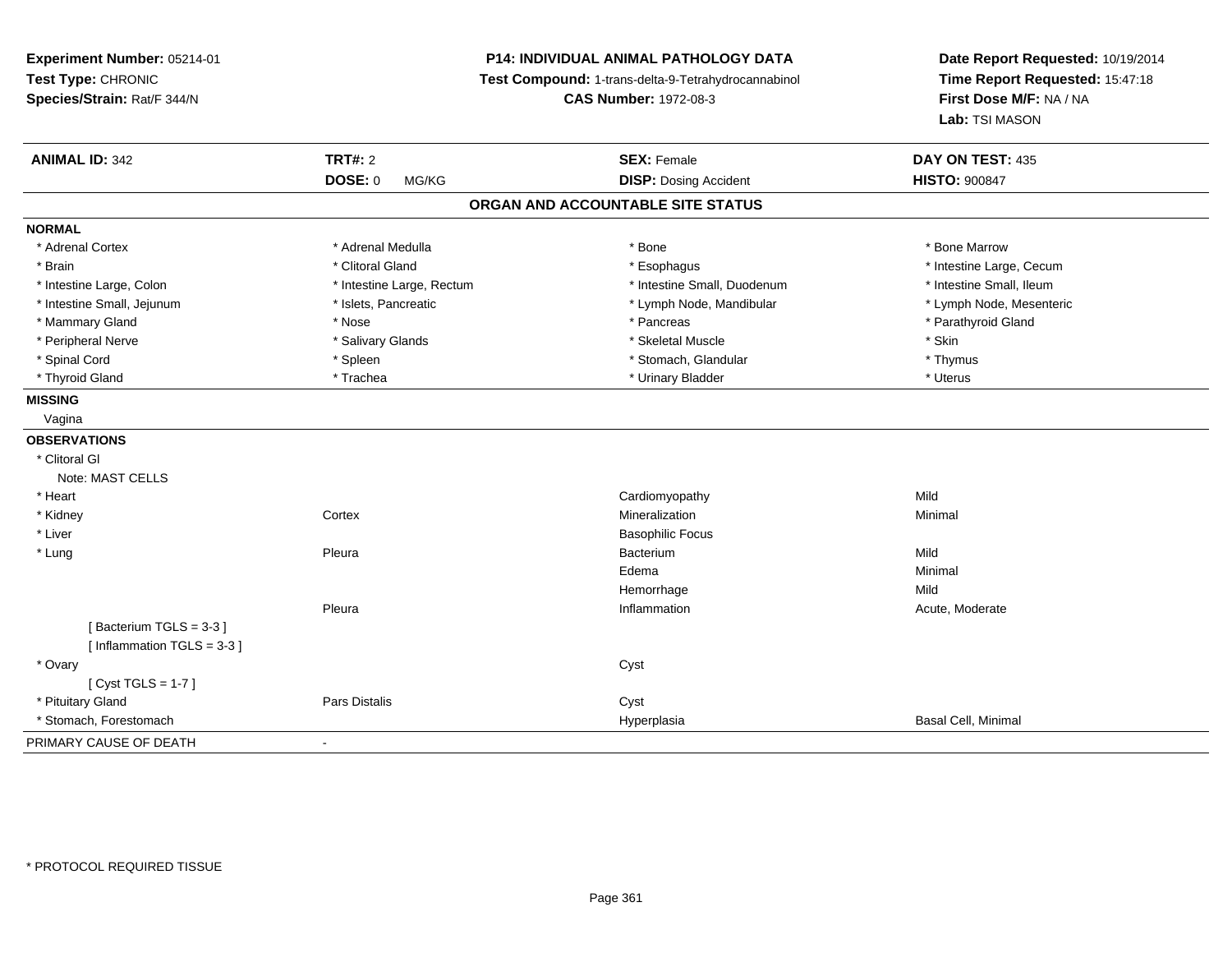**Experiment Number:** 05214-01
**Test Type:** CHRONIC
**Species/Strain:** Rat/F 344/N

**P14: INDIVIDUAL ANIMAL PATHOLOGY DATA**
**Test Compound:** 1-trans-delta-9-Tetrahydrocannabinol
**CAS Number:** 1972-08-3

**Date Report Requested:** 10/19/2014
**Time Report Requested:** 15:47:18
**First Dose M/F:** NA / NA
**Lab:** TSI MASON

| **ANIMAL ID:** 342 | **TRT#:** 2 | **SEX:** Female | **DAY ON TEST:** 435 |
|---|---|---|---|
| | **DOSE:** 0 MG/KG | **DISP:** Dosing Accident | **HISTO:** 900847 |

**ORGAN AND ACCOUNTABLE SITE STATUS**

**NORMAL**

| | | | |
|---|---|---|---|
| * Adrenal Cortex | * Adrenal Medulla | * Bone | * Bone Marrow |
| * Brain | * Clitoral Gland | * Esophagus | * Intestine Large, Cecum |
| * Intestine Large, Colon | * Intestine Large, Rectum | * Intestine Small, Duodenum | * Intestine Small, Ileum |
| * Intestine Small, Jejunum | * Islets, Pancreatic | * Lymph Node, Mandibular | * Lymph Node, Mesenteric |
| * Mammary Gland | * Nose | * Pancreas | * Parathyroid Gland |
| * Peripheral Nerve | * Salivary Glands | * Skeletal Muscle | * Skin |
| * Spinal Cord | * Spleen | * Stomach, Glandular | * Thymus |
| * Thyroid Gland | * Trachea | * Urinary Bladder | * Uterus |

**MISSING**

Vagina

**OBSERVATIONS**

| | | | |
|---|---|---|---|
| * Clitoral Gl | | | |
| Note: MAST CELLS | | | |
| * Heart | | Cardiomyopathy | Mild |
| * Kidney | Cortex | Mineralization | Minimal |
| * Liver | | Basophilic Focus | |
| * Lung | Pleura | Bacterium | Mild |
| | | Edema | Minimal |
| | | Hemorrhage | Mild |
| | Pleura | Inflammation | Acute, Moderate |
| [ Bacterium TGLS = 3-3 ] | | | |
| [ Inflammation TGLS = 3-3 ] | | | |
| * Ovary | | Cyst | |
| [ Cyst TGLS = 1-7 ] | | | |
| * Pituitary Gland | Pars Distalis | Cyst | |
| * Stomach, Forestomach | | Hyperplasia | Basal Cell, Minimal |

PRIMARY CAUSE OF DEATH -

* PROTOCOL REQUIRED TISSUE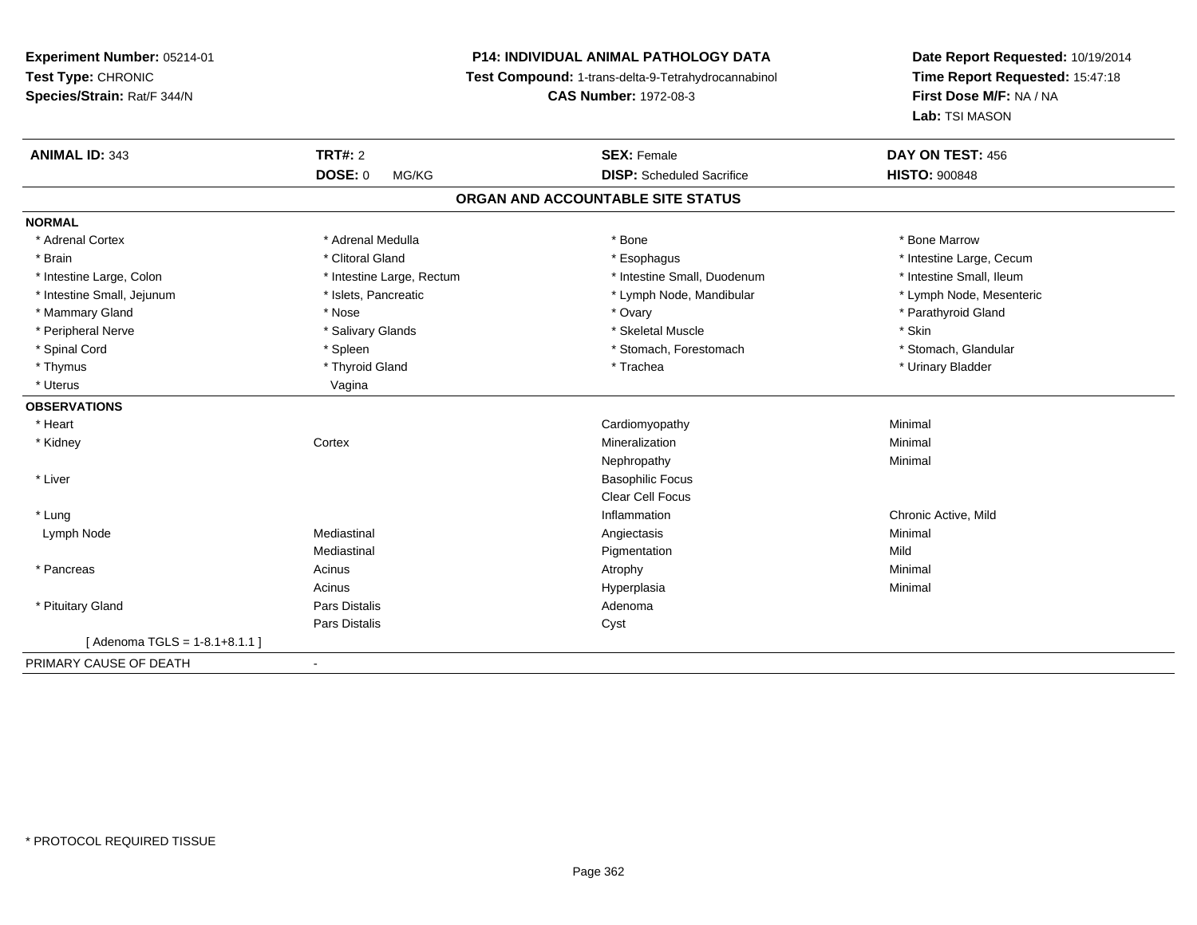**Experiment Number:** 05214-01
**Test Type:** CHRONIC
**Species/Strain:** Rat/F 344/N

**P14: INDIVIDUAL ANIMAL PATHOLOGY DATA**
**Test Compound:** 1-trans-delta-9-Tetrahydrocannabinol
**CAS Number:** 1972-08-3

**Date Report Requested:** 10/19/2014
**Time Report Requested:** 15:47:18
**First Dose M/F:** NA / NA
**Lab:** TSI MASON

| **ANIMAL ID:** 343 | **TRT#:** 2 | **SEX:** Female | **DAY ON TEST:** 456 |
|---|---|---|---|
| | **DOSE:** 0 MG/KG | **DISP:** Scheduled Sacrifice | **HISTO:** 900848 |

**ORGAN AND ACCOUNTABLE SITE STATUS**

**NORMAL**

| | | | |
|---|---|---|---|
| * Adrenal Cortex | * Adrenal Medulla | * Bone | * Bone Marrow |
| * Brain | * Clitoral Gland | * Esophagus | * Intestine Large, Cecum |
| * Intestine Large, Colon | * Intestine Large, Rectum | * Intestine Small, Duodenum | * Intestine Small, Ileum |
| * Intestine Small, Jejunum | * Islets, Pancreatic | * Lymph Node, Mandibular | * Lymph Node, Mesenteric |
| * Mammary Gland | * Nose | * Ovary | * Parathyroid Gland |
| * Peripheral Nerve | * Salivary Glands | * Skeletal Muscle | * Skin |
| * Spinal Cord | * Spleen | * Stomach, Forestomach | * Stomach, Glandular |
| * Thymus | * Thyroid Gland | * Trachea | * Urinary Bladder |
| * Uterus | Vagina | | |

**OBSERVATIONS**

| | | | |
|---|---|---|---|
| * Heart | | Cardiomyopathy | Minimal |
| * Kidney | Cortex | Mineralization | Minimal |
| | | Nephropathy | Minimal |
| * Liver | | Basophilic Focus | |
| | | Clear Cell Focus | |
| * Lung | | Inflammation | Chronic Active, Mild |
| Lymph Node | Mediastinal | Angiectasis | Minimal |
| | Mediastinal | Pigmentation | Mild |
| * Pancreas | Acinus | Atrophy | Minimal |
| | Acinus | Hyperplasia | Minimal |
| * Pituitary Gland | Pars Distalis | Adenoma | |
| | Pars Distalis | Cyst | |
| [ Adenoma TGLS = 1-8.1+8.1.1 ] | | | |

PRIMARY CAUSE OF DEATH -

* PROTOCOL REQUIRED TISSUE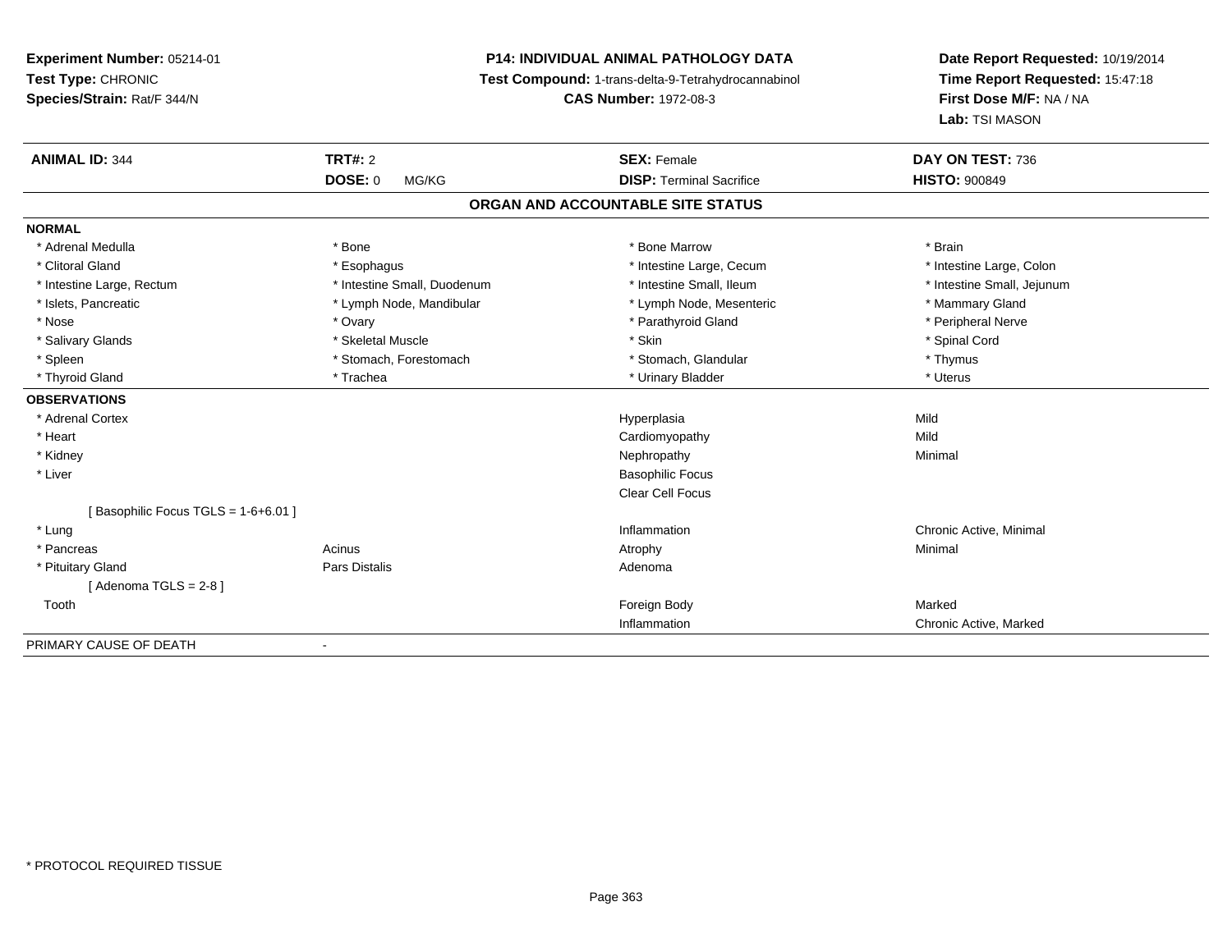**Experiment Number:** 05214-01
**Test Type:** CHRONIC
**Species/Strain:** Rat/F 344/N

**P14: INDIVIDUAL ANIMAL PATHOLOGY DATA**
**Test Compound:** 1-trans-delta-9-Tetrahydrocannabinol
**CAS Number:** 1972-08-3

**Date Report Requested:** 10/19/2014
**Time Report Requested:** 15:47:18
**First Dose M/F:** NA / NA
**Lab:** TSI MASON

| **ANIMAL ID:** 344 | **TRT#:** 2 | **SEX:** Female | **DAY ON TEST:** 736 |
|---|---|---|---|
| | **DOSE:** 0 MG/KG | **DISP:** Terminal Sacrifice | **HISTO:** 900849 |

## ORGAN AND ACCOUNTABLE SITE STATUS

| | | | |
|---|---|---|---|
| **NORMAL** | | | |
| * Adrenal Medulla | * Bone | * Bone Marrow | * Brain |
| * Clitoral Gland | * Esophagus | * Intestine Large, Cecum | * Intestine Large, Colon |
| * Intestine Large, Rectum | * Intestine Small, Duodenum | * Intestine Small, Ileum | * Intestine Small, Jejunum |
| * Islets, Pancreatic | * Lymph Node, Mandibular | * Lymph Node, Mesenteric | * Mammary Gland |
| * Nose | * Ovary | * Parathyroid Gland | * Peripheral Nerve |
| * Salivary Glands | * Skeletal Muscle | * Skin | * Spinal Cord |
| * Spleen | * Stomach, Forestomach | * Stomach, Glandular | * Thymus |
| * Thyroid Gland | * Trachea | * Urinary Bladder | * Uterus |
| **OBSERVATIONS** | | | |
| * Adrenal Cortex | | Hyperplasia | Mild |
| * Heart | | Cardiomyopathy | Mild |
| * Kidney | | Nephropathy | Minimal |
| * Liver | | Basophilic Focus | |
| | | Clear Cell Focus | |
| [ Basophilic Focus TGLS = 1-6+6.01 ] | | | |
| * Lung | | Inflammation | Chronic Active, Minimal |
| * Pancreas | Acinus | Atrophy | Minimal |
| * Pituitary Gland | Pars Distalis | Adenoma | |
| [ Adenoma TGLS = 2-8 ] | | | |
| Tooth | | Foreign Body | Marked |
| | | Inflammation | Chronic Active, Marked |
| PRIMARY CAUSE OF DEATH | - | | |

\* PROTOCOL REQUIRED TISSUE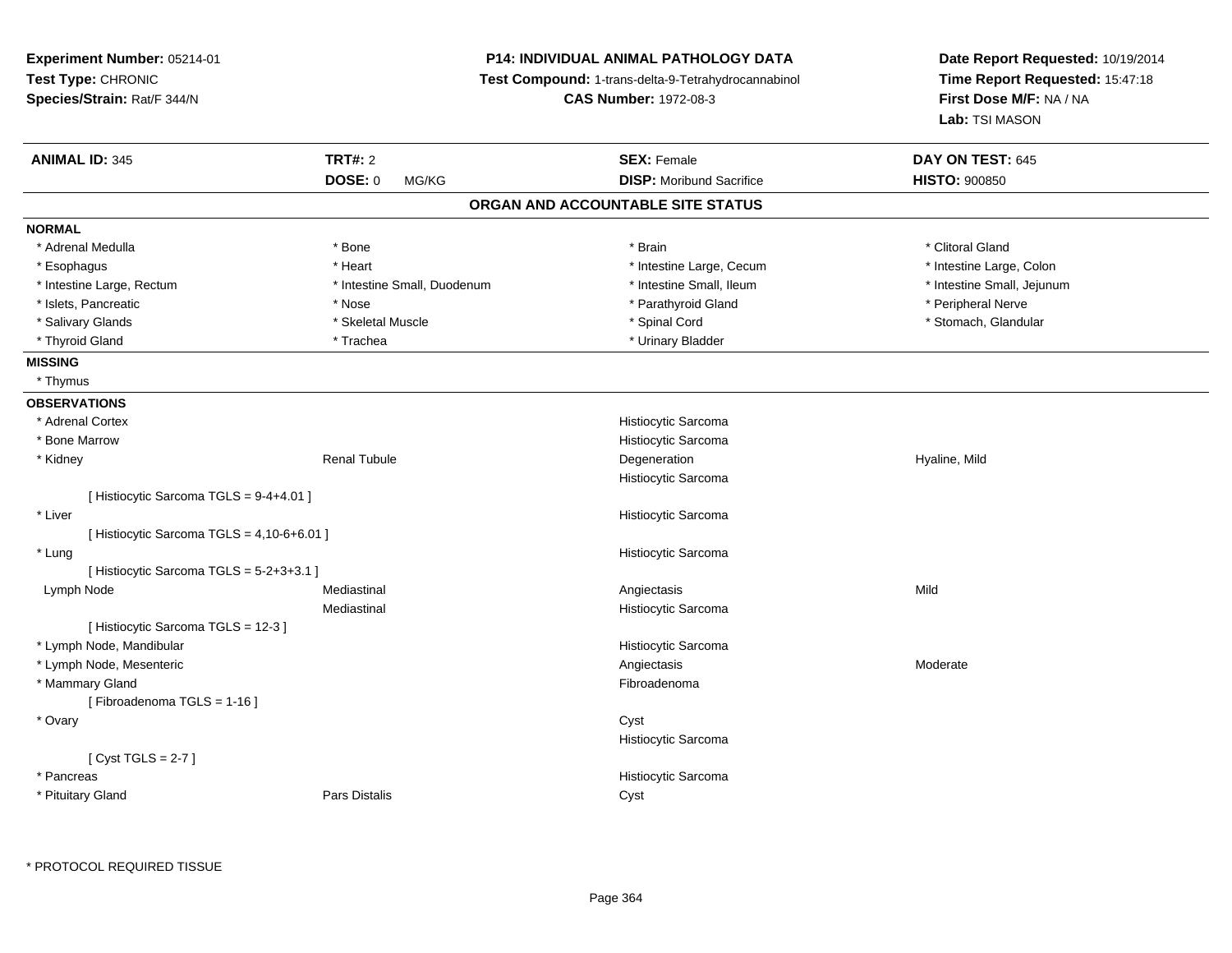**Experiment Number:** 05214-01
**Test Type:** CHRONIC
**Species/Strain:** Rat/F 344/N

**P14: INDIVIDUAL ANIMAL PATHOLOGY DATA**
**Test Compound:** 1-trans-delta-9-Tetrahydrocannabinol
**CAS Number:** 1972-08-3

**Date Report Requested:** 10/19/2014
**Time Report Requested:** 15:47:18
**First Dose M/F:** NA / NA
**Lab:** TSI MASON

| **ANIMAL ID:** 345 | **TRT#:** 2 | **SEX:** Female | **DAY ON TEST:** 645 |
|---|---|---|---|
| | **DOSE:** 0 MG/KG | **DISP:** Moribund Sacrifice | **HISTO:** 900850 |

## ORGAN AND ACCOUNTABLE SITE STATUS

**NORMAL**

| | | | |
|---|---|---|---|
| * Adrenal Medulla | * Bone | * Brain | * Clitoral Gland |
| * Esophagus | * Heart | * Intestine Large, Cecum | * Intestine Large, Colon |
| * Intestine Large, Rectum | * Intestine Small, Duodenum | * Intestine Small, Ileum | * Intestine Small, Jejunum |
| * Islets, Pancreatic | * Nose | * Parathyroid Gland | * Peripheral Nerve |
| * Salivary Glands | * Skeletal Muscle | * Spinal Cord | * Stomach, Glandular |
| * Thyroid Gland | * Trachea | * Urinary Bladder | |

**MISSING**

* Thymus

**OBSERVATIONS**

| | | | |
|---|---|---|---|
| * Adrenal Cortex | | Histiocytic Sarcoma | |
| * Bone Marrow | | Histiocytic Sarcoma | |
| * Kidney | Renal Tubule | Degeneration | Hyaline, Mild |
| | | Histiocytic Sarcoma | |
| [ Histiocytic Sarcoma TGLS = 9-4+4.01 ] | | | |
| * Liver | | Histiocytic Sarcoma | |
| [ Histiocytic Sarcoma TGLS = 4,10-6+6.01 ] | | | |
| * Lung | | Histiocytic Sarcoma | |
| [ Histiocytic Sarcoma TGLS = 5-2+3+3.1 ] | | | |
| Lymph Node | Mediastinal | Angiectasis | Mild |
| | Mediastinal | Histiocytic Sarcoma | |
| [ Histiocytic Sarcoma TGLS = 12-3 ] | | | |
| * Lymph Node, Mandibular | | Histiocytic Sarcoma | |
| * Lymph Node, Mesenteric | | Angiectasis | Moderate |
| * Mammary Gland | | Fibroadenoma | |
| [ Fibroadenoma TGLS = 1-16 ] | | | |
| * Ovary | | Cyst | |
| | | Histiocytic Sarcoma | |
| [ Cyst TGLS = 2-7 ] | | | |
| * Pancreas | | Histiocytic Sarcoma | |
| * Pituitary Gland | Pars Distalis | Cyst | |

* PROTOCOL REQUIRED TISSUE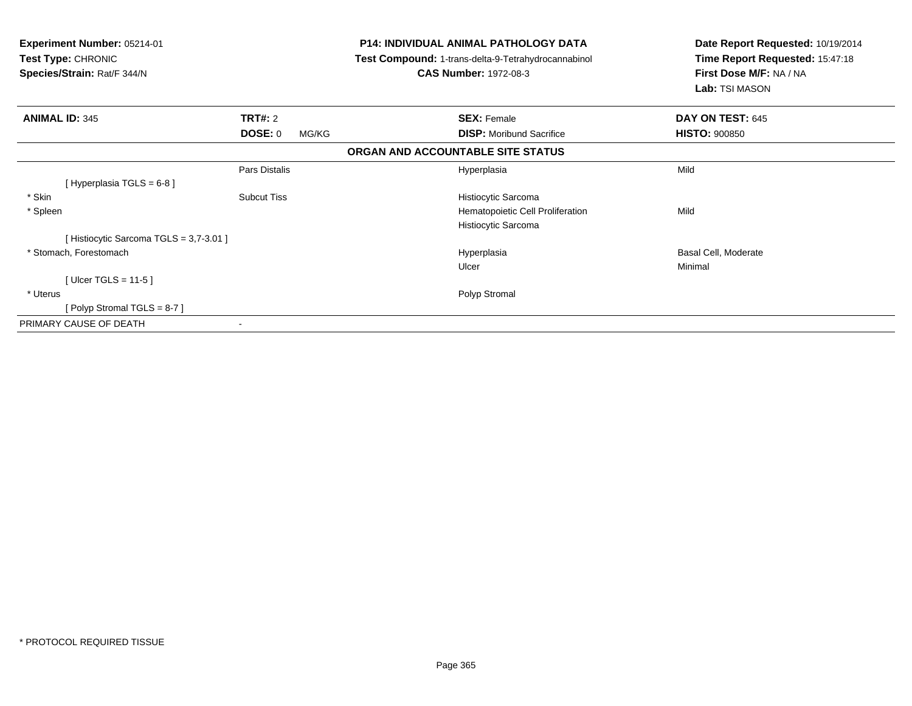**Experiment Number:** 05214-01
**Test Type:** CHRONIC
**Species/Strain:** Rat/F 344/N

**P14: INDIVIDUAL ANIMAL PATHOLOGY DATA**
**Test Compound:** 1-trans-delta-9-Tetrahydrocannabinol
**CAS Number:** 1972-08-3

**Date Report Requested:** 10/19/2014
**Time Report Requested:** 15:47:18
**First Dose M/F:** NA / NA
**Lab:** TSI MASON

| **ANIMAL ID:** 345 | **TRT#:** 2 | **SEX:** Female | **DAY ON TEST:** 645 |
|---|---|---|---|
| | **DOSE:** 0 MG/KG | **DISP:** Moribund Sacrifice | **HISTO:** 900850 |

**ORGAN AND ACCOUNTABLE SITE STATUS**

| | | | |
|---|---|---|---|
| | Pars Distalis | Hyperplasia | Mild |
| [ Hyperplasia TGLS = 6-8 ] | | | |
| * Skin | Subcut Tiss | Histiocytic Sarcoma | |
| * Spleen | | Hematopoietic Cell Proliferation | Mild |
| | | Histiocytic Sarcoma | |
| [ Histiocytic Sarcoma TGLS = 3,7-3.01 ] | | | |
| * Stomach, Forestomach | | Hyperplasia | Basal Cell, Moderate |
| | | Ulcer | Minimal |
| [ Ulcer TGLS = 11-5 ] | | | |
| * Uterus | | Polyp Stromal | |
| [ Polyp Stromal TGLS = 8-7 ] | | | |
| PRIMARY CAUSE OF DEATH | - | | |

* PROTOCOL REQUIRED TISSUE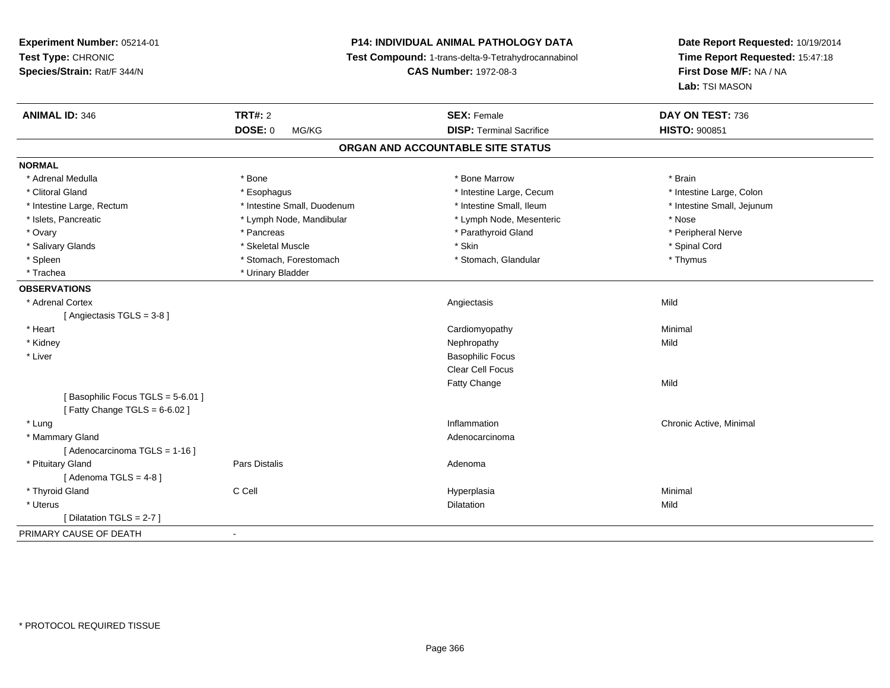**Experiment Number:** 05214-01
**Test Type:** CHRONIC
**Species/Strain:** Rat/F 344/N

**P14: INDIVIDUAL ANIMAL PATHOLOGY DATA**
**Test Compound:** 1-trans-delta-9-Tetrahydrocannabinol
**CAS Number:** 1972-08-3

**Date Report Requested:** 10/19/2014
**Time Report Requested:** 15:47:18
**First Dose M/F:** NA / NA
**Lab:** TSI MASON

| **ANIMAL ID:** 346 | **TRT#:** 2 | **SEX:** Female | **DAY ON TEST:** 736 |
|---|---|---|---|
| | **DOSE:** 0 MG/KG | **DISP:** Terminal Sacrifice | **HISTO:** 900851 |

## ORGAN AND ACCOUNTABLE SITE STATUS

**NORMAL**

| | | | |
|---|---|---|---|
| * Adrenal Medulla | * Bone | * Bone Marrow | * Brain |
| * Clitoral Gland | * Esophagus | * Intestine Large, Cecum | * Intestine Large, Colon |
| * Intestine Large, Rectum | * Intestine Small, Duodenum | * Intestine Small, Ileum | * Intestine Small, Jejunum |
| * Islets, Pancreatic | * Lymph Node, Mandibular | * Lymph Node, Mesenteric | * Nose |
| * Ovary | * Pancreas | * Parathyroid Gland | * Peripheral Nerve |
| * Salivary Glands | * Skeletal Muscle | * Skin | * Spinal Cord |
| * Spleen | * Stomach, Forestomach | * Stomach, Glandular | * Thymus |
| * Trachea | * Urinary Bladder | | |

**OBSERVATIONS**

| | | | |
|---|---|---|---|
| * Adrenal Cortex | | Angiectasis | Mild |
| [ Angiectasis TGLS = 3-8 ] | | | |
| * Heart | | Cardiomyopathy | Minimal |
| * Kidney | | Nephropathy | Mild |
| * Liver | | Basophilic Focus | |
| | | Clear Cell Focus | |
| | | Fatty Change | Mild |
| [ Basophilic Focus TGLS = 5-6.01 ] | | | |
| [ Fatty Change TGLS = 6-6.02 ] | | | |
| * Lung | | Inflammation | Chronic Active, Minimal |
| * Mammary Gland | | Adenocarcinoma | |
| [ Adenocarcinoma TGLS = 1-16 ] | | | |
| * Pituitary Gland | Pars Distalis | Adenoma | |
| [ Adenoma TGLS = 4-8 ] | | | |
| * Thyroid Gland | C Cell | Hyperplasia | Minimal |
| * Uterus | | Dilatation | Mild |
| [ Dilatation TGLS = 2-7 ] | | | |

PRIMARY CAUSE OF DEATH -

* PROTOCOL REQUIRED TISSUE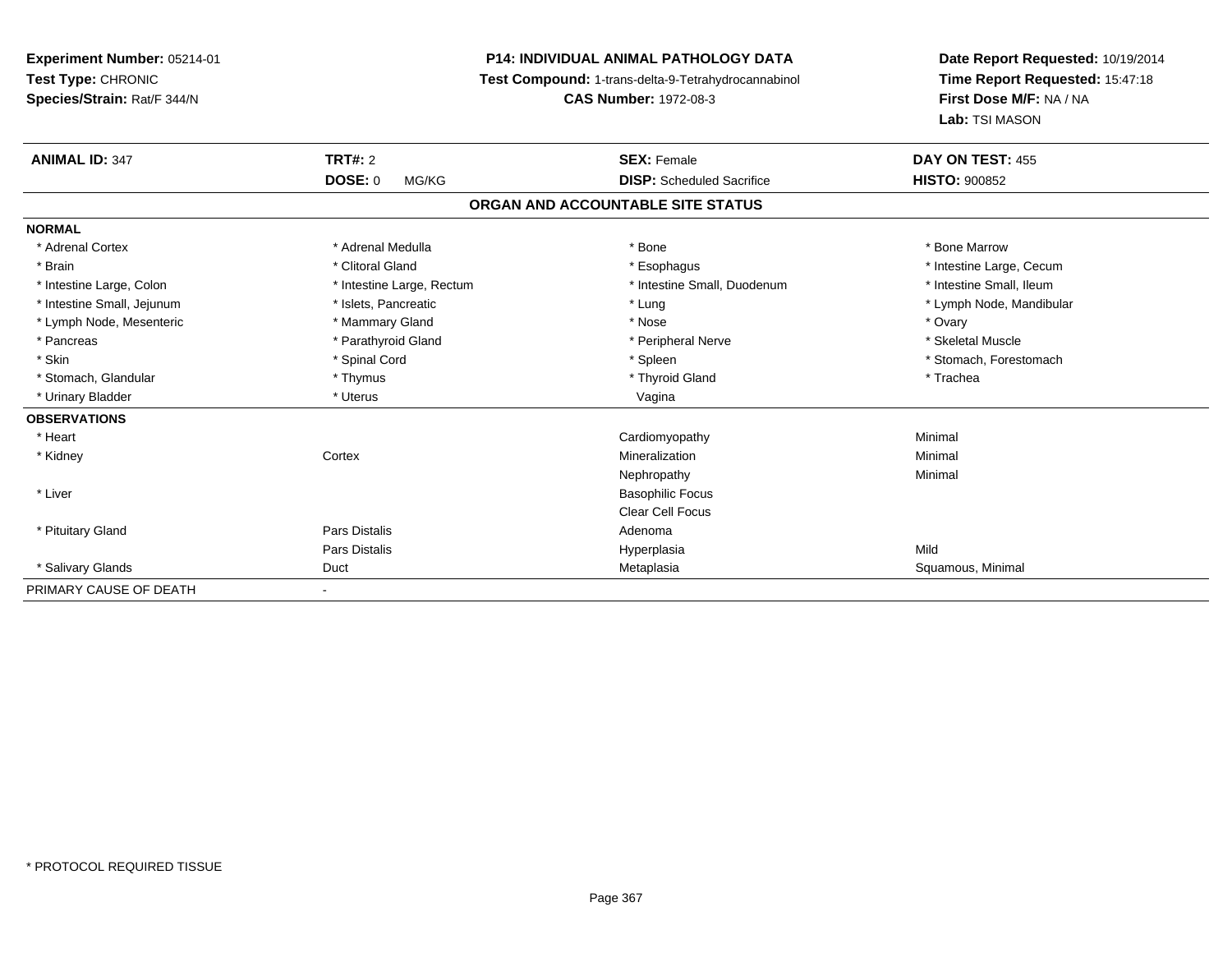**Experiment Number:** 05214-01
**Test Type:** CHRONIC
**Species/Strain:** Rat/F 344/N

**P14: INDIVIDUAL ANIMAL PATHOLOGY DATA**
**Test Compound:** 1-trans-delta-9-Tetrahydrocannabinol
**CAS Number:** 1972-08-3

**Date Report Requested:** 10/19/2014
**Time Report Requested:** 15:47:18
**First Dose M/F:** NA / NA
**Lab:** TSI MASON

| **ANIMAL ID:** 347 | **TRT#:** 2 | **SEX:** Female | **DAY ON TEST:** 455 |
|---|---|---|---|
| | **DOSE:** 0 MG/KG | **DISP:** Scheduled Sacrifice | **HISTO:** 900852 |

## ORGAN AND ACCOUNTABLE SITE STATUS

| | | | |
|---|---|---|---|
| **NORMAL** | | | |
| * Adrenal Cortex | * Adrenal Medulla | * Bone | * Bone Marrow |
| * Brain | * Clitoral Gland | * Esophagus | * Intestine Large, Cecum |
| * Intestine Large, Colon | * Intestine Large, Rectum | * Intestine Small, Duodenum | * Intestine Small, Ileum |
| * Intestine Small, Jejunum | * Islets, Pancreatic | * Lung | * Lymph Node, Mandibular |
| * Lymph Node, Mesenteric | * Mammary Gland | * Nose | * Ovary |
| * Pancreas | * Parathyroid Gland | * Peripheral Nerve | * Skeletal Muscle |
| * Skin | * Spinal Cord | * Spleen | * Stomach, Forestomach |
| * Stomach, Glandular | * Thymus | * Thyroid Gland | * Trachea |
| * Urinary Bladder | * Uterus | Vagina | |
| **OBSERVATIONS** | | | |
| * Heart | | Cardiomyopathy | Minimal |
| * Kidney | Cortex | Mineralization | Minimal |
| | | Nephropathy | Minimal |
| * Liver | | Basophilic Focus | |
| | | Clear Cell Focus | |
| * Pituitary Gland | Pars Distalis | Adenoma | |
| | Pars Distalis | Hyperplasia | Mild |
| * Salivary Glands | Duct | Metaplasia | Squamous, Minimal |
| PRIMARY CAUSE OF DEATH | - | | |

* PROTOCOL REQUIRED TISSUE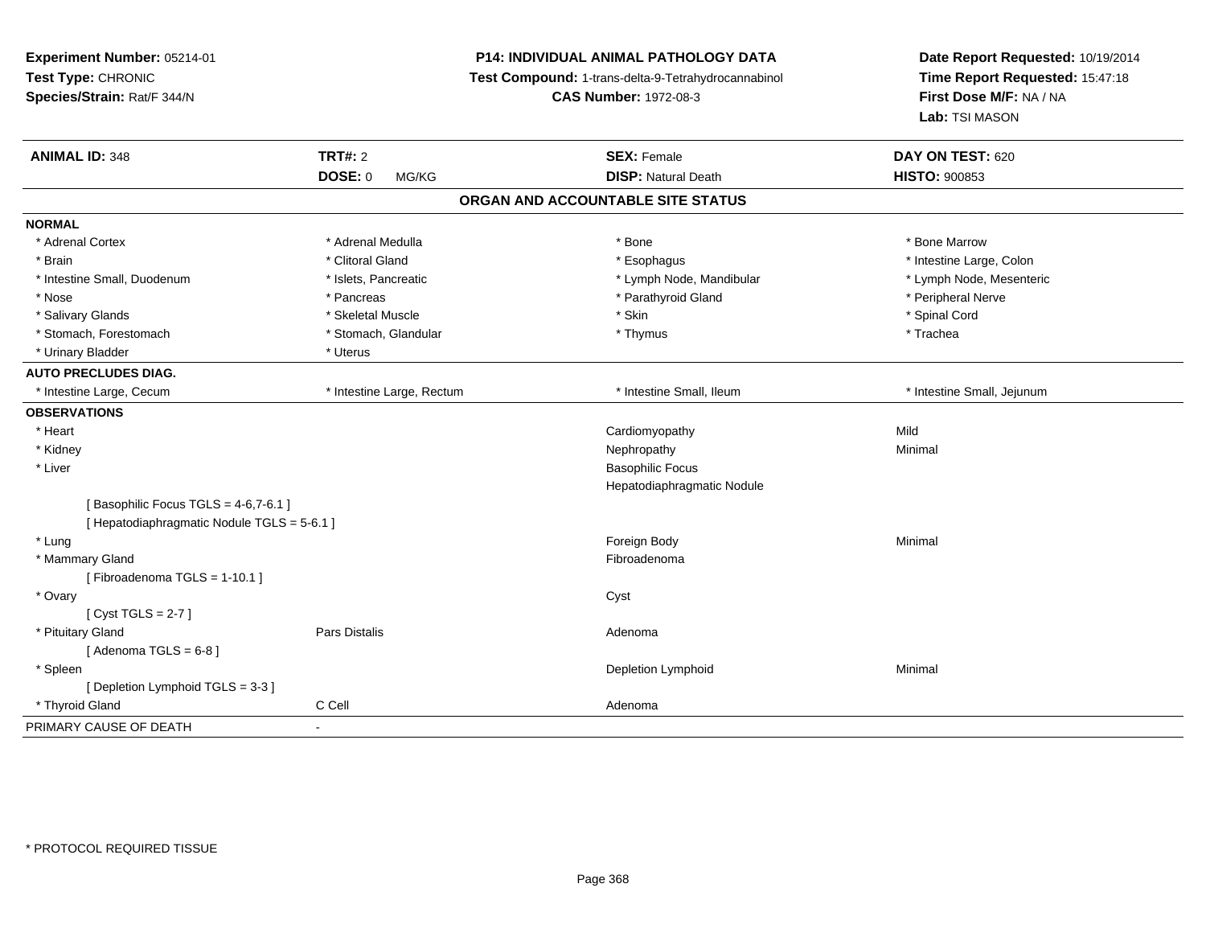**Experiment Number:** 05214-01
**Test Type:** CHRONIC
**Species/Strain:** Rat/F 344/N

**P14: INDIVIDUAL ANIMAL PATHOLOGY DATA**
**Test Compound:** 1-trans-delta-9-Tetrahydrocannabinol
**CAS Number:** 1972-08-3

**Date Report Requested:** 10/19/2014
**Time Report Requested:** 15:47:18
**First Dose M/F:** NA / NA
**Lab:** TSI MASON

| **ANIMAL ID:** 348 | **TRT#:** 2 | **SEX:** Female | **DAY ON TEST:** 620 |
|---|---|---|---|
| | **DOSE:** 0 MG/KG | **DISP:** Natural Death | **HISTO:** 900853 |

## ORGAN AND ACCOUNTABLE SITE STATUS

| | | | |
|---|---|---|---|
| **NORMAL** | | | |
| * Adrenal Cortex | * Adrenal Medulla | * Bone | * Bone Marrow |
| * Brain | * Clitoral Gland | * Esophagus | * Intestine Large, Colon |
| * Intestine Small, Duodenum | * Islets, Pancreatic | * Lymph Node, Mandibular | * Lymph Node, Mesenteric |
| * Nose | * Pancreas | * Parathyroid Gland | * Peripheral Nerve |
| * Salivary Glands | * Skeletal Muscle | * Skin | * Spinal Cord |
| * Stomach, Forestomach | * Stomach, Glandular | * Thymus | * Trachea |
| * Urinary Bladder | * Uterus | | |
| **AUTO PRECLUDES DIAG.** | | | |
| * Intestine Large, Cecum | * Intestine Large, Rectum | * Intestine Small, Ileum | * Intestine Small, Jejunum |
| **OBSERVATIONS** | | | |
| * Heart | | Cardiomyopathy | Mild |
| * Kidney | | Nephropathy | Minimal |
| * Liver | | Basophilic Focus | |
| | | Hepatodiaphragmatic Nodule | |
| [ Basophilic Focus TGLS = 4-6,7-6.1 ] | | | |
| [ Hepatodiaphragmatic Nodule TGLS = 5-6.1 ] | | | |
| * Lung | | Foreign Body | Minimal |
| * Mammary Gland | | Fibroadenoma | |
| [ Fibroadenoma TGLS = 1-10.1 ] | | | |
| * Ovary | | Cyst | |
| [ Cyst TGLS = 2-7 ] | | | |
| * Pituitary Gland | Pars Distalis | Adenoma | |
| [ Adenoma TGLS = 6-8 ] | | | |
| * Spleen | | Depletion Lymphoid | Minimal |
| [ Depletion Lymphoid TGLS = 3-3 ] | | | |
| * Thyroid Gland | C Cell | Adenoma | |
| PRIMARY CAUSE OF DEATH | - | | |

* PROTOCOL REQUIRED TISSUE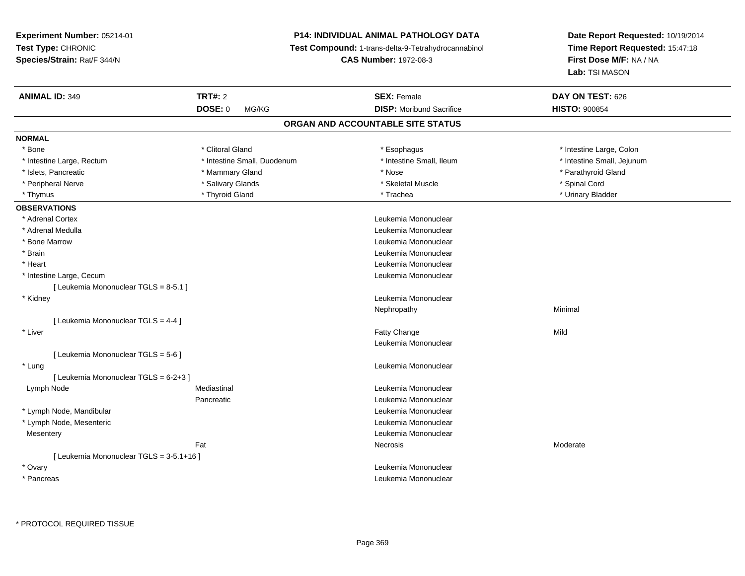**Experiment Number:** 05214-01
**Test Type:** CHRONIC
**Species/Strain:** Rat/F 344/N

**P14: INDIVIDUAL ANIMAL PATHOLOGY DATA**
**Test Compound:** 1-trans-delta-9-Tetrahydrocannabinol
**CAS Number:** 1972-08-3

**Date Report Requested:** 10/19/2014
**Time Report Requested:** 15:47:18
**First Dose M/F:** NA / NA
**Lab:** TSI MASON

| **ANIMAL ID:** 349 | **TRT#:** 2 | **SEX:** Female | **DAY ON TEST:** 626 |
|---|---|---|---|
| | **DOSE:** 0 MG/KG | **DISP:** Moribund Sacrifice | **HISTO:** 900854 |

## ORGAN AND ACCOUNTABLE SITE STATUS

**NORMAL**

| | | | |
|---|---|---|---|
| * Bone | * Clitoral Gland | * Esophagus | * Intestine Large, Colon |
| * Intestine Large, Rectum | * Intestine Small, Duodenum | * Intestine Small, Ileum | * Intestine Small, Jejunum |
| * Islets, Pancreatic | * Mammary Gland | * Nose | * Parathyroid Gland |
| * Peripheral Nerve | * Salivary Glands | * Skeletal Muscle | * Spinal Cord |
| * Thymus | * Thyroid Gland | * Trachea | * Urinary Bladder |

**OBSERVATIONS**

| | | | |
|---|---|---|---|
| * Adrenal Cortex | | Leukemia Mononuclear | |
| * Adrenal Medulla | | Leukemia Mononuclear | |
| * Bone Marrow | | Leukemia Mononuclear | |
| * Brain | | Leukemia Mononuclear | |
| * Heart | | Leukemia Mononuclear | |
| * Intestine Large, Cecum | | Leukemia Mononuclear | |
| [ Leukemia Mononuclear TGLS = 8-5.1 ] | | | |
| * Kidney | | Leukemia Mononuclear | |
| | | Nephropathy | Minimal |
| [ Leukemia Mononuclear TGLS = 4-4 ] | | | |
| * Liver | | Fatty Change | Mild |
| | | Leukemia Mononuclear | |
| [ Leukemia Mononuclear TGLS = 5-6 ] | | | |
| * Lung | | Leukemia Mononuclear | |
| [ Leukemia Mononuclear TGLS = 6-2+3 ] | | | |
| Lymph Node | Mediastinal | Leukemia Mononuclear | |
| | Pancreatic | Leukemia Mononuclear | |
| * Lymph Node, Mandibular | | Leukemia Mononuclear | |
| * Lymph Node, Mesenteric | | Leukemia Mononuclear | |
| Mesentery | | Leukemia Mononuclear | |
| | Fat | Necrosis | Moderate |
| [ Leukemia Mononuclear TGLS = 3-5.1+16 ] | | | |
| * Ovary | | Leukemia Mononuclear | |
| * Pancreas | | Leukemia Mononuclear | |

* PROTOCOL REQUIRED TISSUE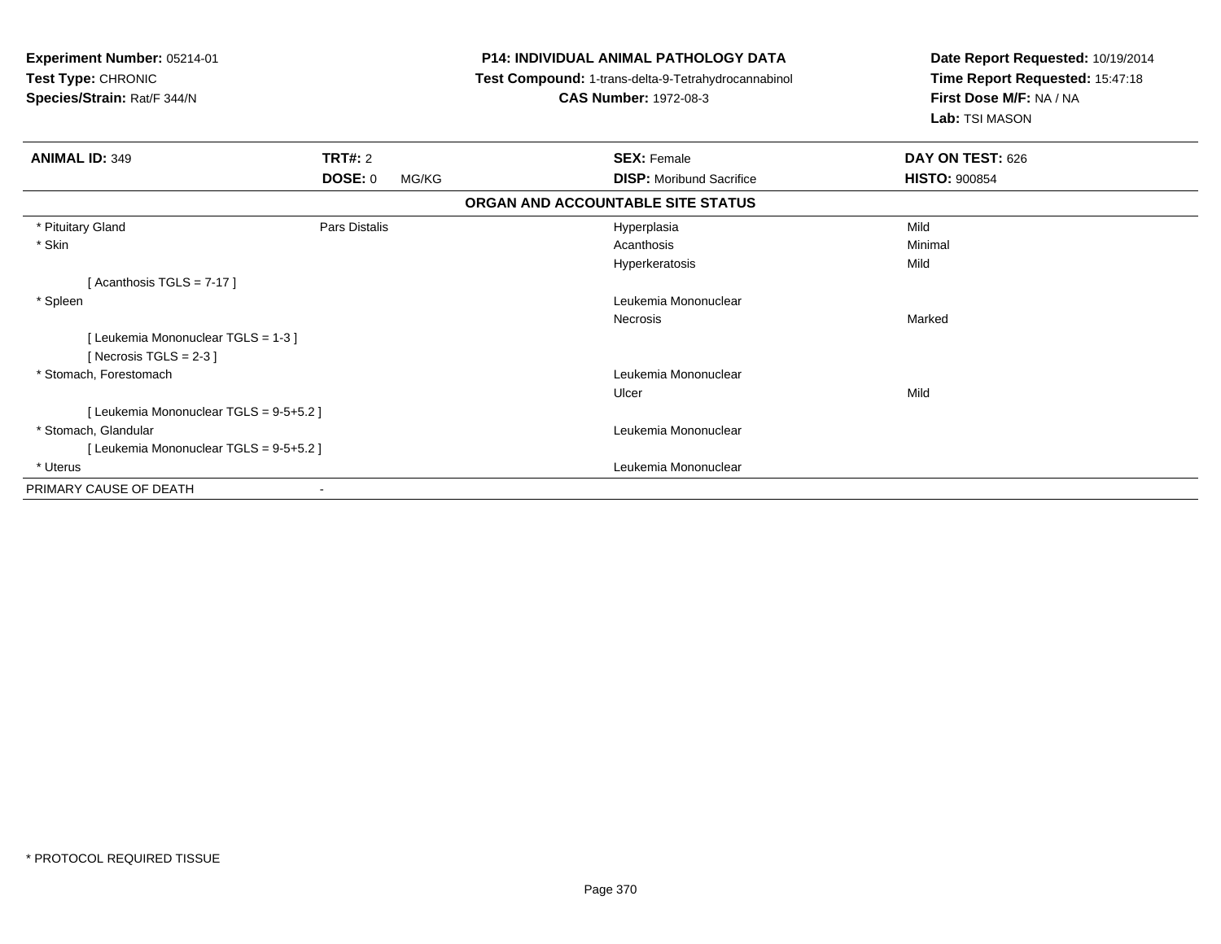**Experiment Number:** 05214-01
**Test Type:** CHRONIC
**Species/Strain:** Rat/F 344/N

**P14: INDIVIDUAL ANIMAL PATHOLOGY DATA**
**Test Compound:** 1-trans-delta-9-Tetrahydrocannabinol
**CAS Number:** 1972-08-3

**Date Report Requested:** 10/19/2014
**Time Report Requested:** 15:47:18
**First Dose M/F:** NA / NA
**Lab:** TSI MASON

| **ANIMAL ID:** 349 | **TRT#:** 2 | **SEX:** Female | **DAY ON TEST:** 626 |
|---|---|---|---|
| | **DOSE:** 0 MG/KG | **DISP:** Moribund Sacrifice | **HISTO:** 900854 |

**ORGAN AND ACCOUNTABLE SITE STATUS**

| | | | |
|---|---|---|---|
| * Pituitary Gland | Pars Distalis | Hyperplasia | Mild |
| * Skin | | Acanthosis | Minimal |
| | | Hyperkeratosis | Mild |
| [ Acanthosis TGLS = 7-17 ] | | | |
| * Spleen | | Leukemia Mononuclear | |
| | | Necrosis | Marked |
| [ Leukemia Mononuclear TGLS = 1-3 ] | | | |
| [ Necrosis TGLS = 2-3 ] | | | |
| * Stomach, Forestomach | | Leukemia Mononuclear | |
| | | Ulcer | Mild |
| [ Leukemia Mononuclear TGLS = 9-5+5.2 ] | | | |
| * Stomach, Glandular | | Leukemia Mononuclear | |
| [ Leukemia Mononuclear TGLS = 9-5+5.2 ] | | | |
| * Uterus | | Leukemia Mononuclear | |
| PRIMARY CAUSE OF DEATH | - | | |

* PROTOCOL REQUIRED TISSUE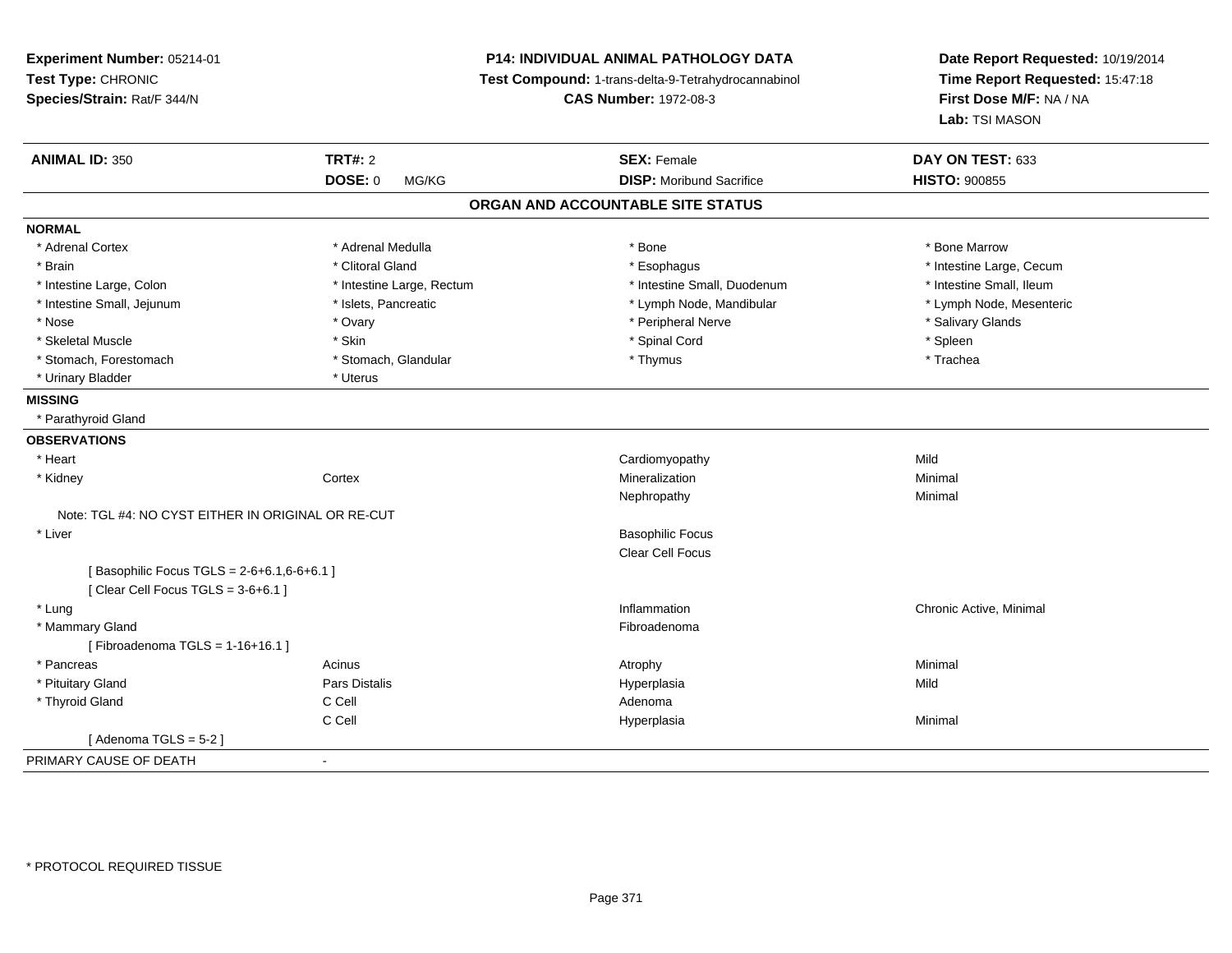**Experiment Number:** 05214-01
**Test Type:** CHRONIC
**Species/Strain:** Rat/F 344/N

**P14: INDIVIDUAL ANIMAL PATHOLOGY DATA**
**Test Compound:** 1-trans-delta-9-Tetrahydrocannabinol
**CAS Number:** 1972-08-3

**Date Report Requested:** 10/19/2014
**Time Report Requested:** 15:47:18
**First Dose M/F:** NA / NA
**Lab:** TSI MASON

| **ANIMAL ID:** 350 | **TRT#:** 2 | **SEX:** Female | **DAY ON TEST:** 633 |
|---|---|---|---|
| | **DOSE:** 0 MG/KG | **DISP:** Moribund Sacrifice | **HISTO:** 900855 |

## ORGAN AND ACCOUNTABLE SITE STATUS

**NORMAL**

| | | | |
|---|---|---|---|
| * Adrenal Cortex | * Adrenal Medulla | * Bone | * Bone Marrow |
| * Brain | * Clitoral Gland | * Esophagus | * Intestine Large, Cecum |
| * Intestine Large, Colon | * Intestine Large, Rectum | * Intestine Small, Duodenum | * Intestine Small, Ileum |
| * Intestine Small, Jejunum | * Islets, Pancreatic | * Lymph Node, Mandibular | * Lymph Node, Mesenteric |
| * Nose | * Ovary | * Peripheral Nerve | * Salivary Glands |
| * Skeletal Muscle | * Skin | * Spinal Cord | * Spleen |
| * Stomach, Forestomach | * Stomach, Glandular | * Thymus | * Trachea |
| * Urinary Bladder | * Uterus | | |

**MISSING**

* Parathyroid Gland

**OBSERVATIONS**

| | | | |
|---|---|---|---|
| * Heart | | Cardiomyopathy | Mild |
| * Kidney | Cortex | Mineralization | Minimal |
| | | Nephropathy | Minimal |
| Note: TGL #4: NO CYST EITHER IN ORIGINAL OR RE-CUT | | | |
| * Liver | | Basophilic Focus | |
| | | Clear Cell Focus | |
| [ Basophilic Focus TGLS = 2-6+6.1,6-6+6.1 ] | | | |
| [ Clear Cell Focus TGLS = 3-6+6.1 ] | | | |
| * Lung | | Inflammation | Chronic Active, Minimal |
| * Mammary Gland | | Fibroadenoma | |
| [ Fibroadenoma TGLS = 1-16+16.1 ] | | | |
| * Pancreas | Acinus | Atrophy | Minimal |
| * Pituitary Gland | Pars Distalis | Hyperplasia | Mild |
| * Thyroid Gland | C Cell | Adenoma | |
| | C Cell | Hyperplasia | Minimal |
| [ Adenoma TGLS = 5-2 ] | | | |

PRIMARY CAUSE OF DEATH -

\* PROTOCOL REQUIRED TISSUE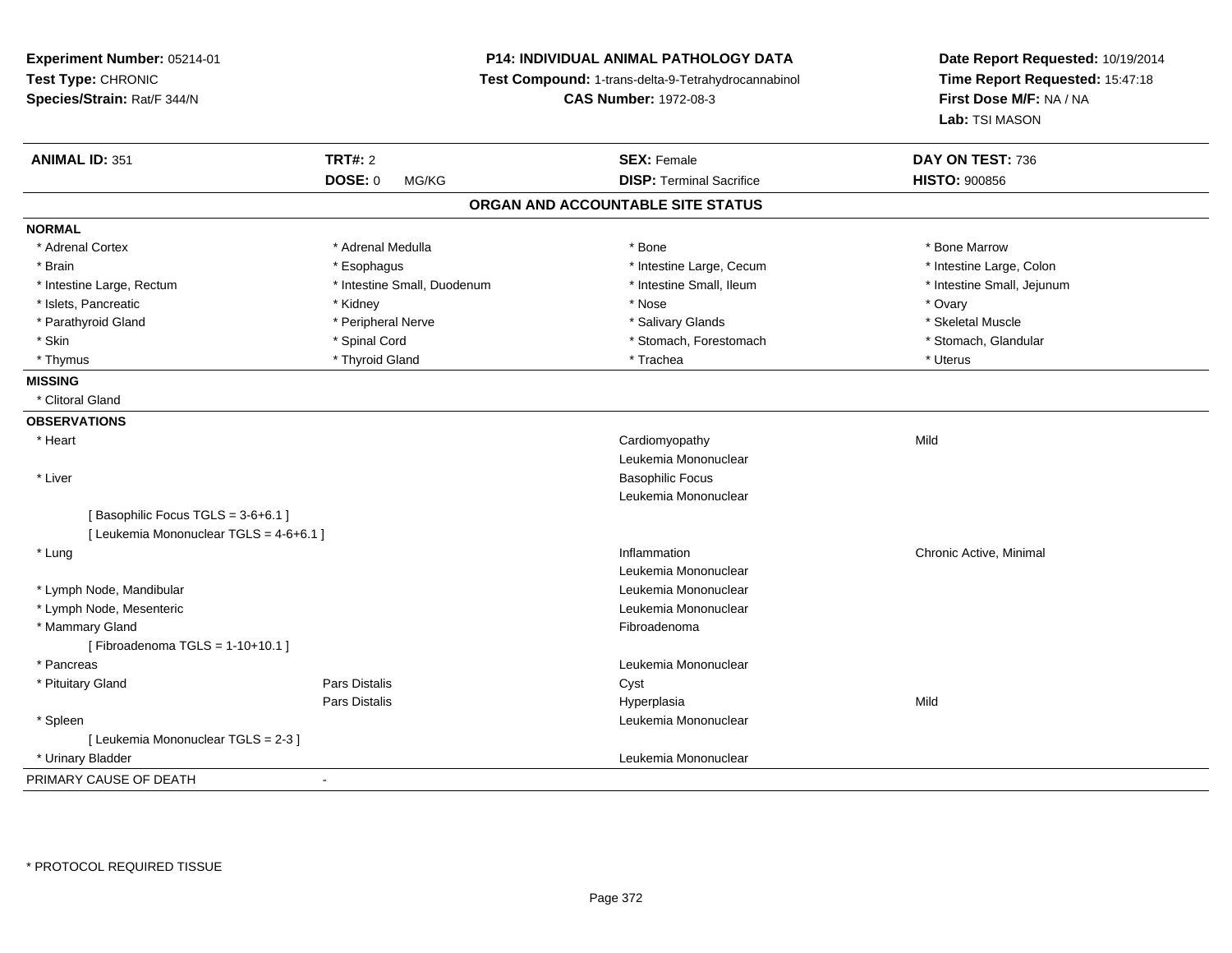**Experiment Number:** 05214-01
**Test Type:** CHRONIC
**Species/Strain:** Rat/F 344/N

**P14: INDIVIDUAL ANIMAL PATHOLOGY DATA**
**Test Compound:** 1-trans-delta-9-Tetrahydrocannabinol
**CAS Number:** 1972-08-3

**Date Report Requested:** 10/19/2014
**Time Report Requested:** 15:47:18
**First Dose M/F:** NA / NA
**Lab:** TSI MASON

| **ANIMAL ID:** 351 | **TRT#:** 2 | **SEX:** Female | **DAY ON TEST:** 736 |
|---|---|---|---|
| | **DOSE:** 0 MG/KG | **DISP:** Terminal Sacrifice | **HISTO:** 900856 |

## ORGAN AND ACCOUNTABLE SITE STATUS

**NORMAL**

| | | | |
|---|---|---|---|
| * Adrenal Cortex | * Adrenal Medulla | * Bone | * Bone Marrow |
| * Brain | * Esophagus | * Intestine Large, Cecum | * Intestine Large, Colon |
| * Intestine Large, Rectum | * Intestine Small, Duodenum | * Intestine Small, Ileum | * Intestine Small, Jejunum |
| * Islets, Pancreatic | * Kidney | * Nose | * Ovary |
| * Parathyroid Gland | * Peripheral Nerve | * Salivary Glands | * Skeletal Muscle |
| * Skin | * Spinal Cord | * Stomach, Forestomach | * Stomach, Glandular |
| * Thymus | * Thyroid Gland | * Trachea | * Uterus |

**MISSING**

* Clitoral Gland

**OBSERVATIONS**

| | | | |
|---|---|---|---|
| * Heart | | Cardiomyopathy | Mild |
| | | Leukemia Mononuclear | |
| * Liver | | Basophilic Focus | |
| | | Leukemia Mononuclear | |
| [ Basophilic Focus TGLS = 3-6+6.1 ] | | | |
| [ Leukemia Mononuclear TGLS = 4-6+6.1 ] | | | |
| * Lung | | Inflammation | Chronic Active, Minimal |
| | | Leukemia Mononuclear | |
| * Lymph Node, Mandibular | | Leukemia Mononuclear | |
| * Lymph Node, Mesenteric | | Leukemia Mononuclear | |
| * Mammary Gland | | Fibroadenoma | |
| [ Fibroadenoma TGLS = 1-10+10.1 ] | | | |
| * Pancreas | | Leukemia Mononuclear | |
| * Pituitary Gland | Pars Distalis | Cyst | |
| | Pars Distalis | Hyperplasia | Mild |
| * Spleen | | Leukemia Mononuclear | |
| [ Leukemia Mononuclear TGLS = 2-3 ] | | | |
| * Urinary Bladder | | Leukemia Mononuclear | |

PRIMARY CAUSE OF DEATH -

* PROTOCOL REQUIRED TISSUE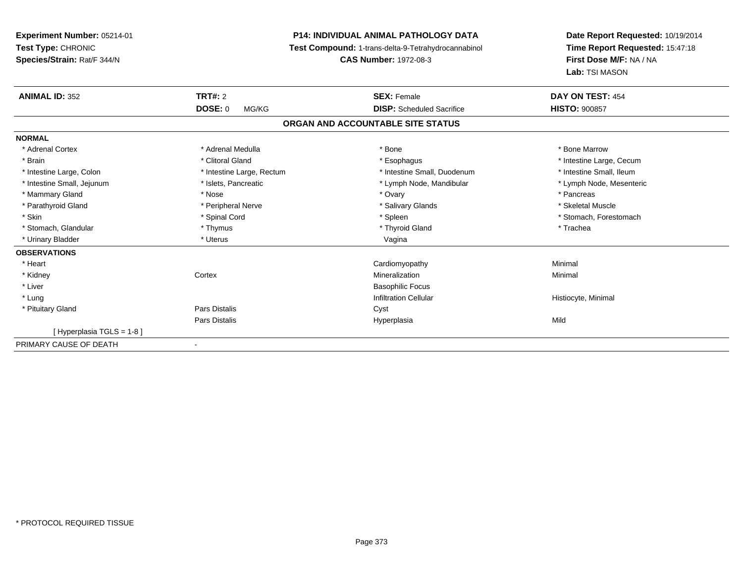**Experiment Number:** 05214-01
**Test Type:** CHRONIC
**Species/Strain:** Rat/F 344/N

**P14: INDIVIDUAL ANIMAL PATHOLOGY DATA**
**Test Compound:** 1-trans-delta-9-Tetrahydrocannabinol
**CAS Number:** 1972-08-3

**Date Report Requested:** 10/19/2014
**Time Report Requested:** 15:47:18
**First Dose M/F:** NA / NA
**Lab:** TSI MASON

| **ANIMAL ID:** 352 | **TRT#:** 2 | **SEX:** Female | **DAY ON TEST:** 454 |
|---|---|---|---|
| | **DOSE:** 0 MG/KG | **DISP:** Scheduled Sacrifice | **HISTO:** 900857 |

**ORGAN AND ACCOUNTABLE SITE STATUS**

| | | | |
|---|---|---|---|
| **NORMAL** | | | |
| * Adrenal Cortex | * Adrenal Medulla | * Bone | * Bone Marrow |
| * Brain | * Clitoral Gland | * Esophagus | * Intestine Large, Cecum |
| * Intestine Large, Colon | * Intestine Large, Rectum | * Intestine Small, Duodenum | * Intestine Small, Ileum |
| * Intestine Small, Jejunum | * Islets, Pancreatic | * Lymph Node, Mandibular | * Lymph Node, Mesenteric |
| * Mammary Gland | * Nose | * Ovary | * Pancreas |
| * Parathyroid Gland | * Peripheral Nerve | * Salivary Glands | * Skeletal Muscle |
| * Skin | * Spinal Cord | * Spleen | * Stomach, Forestomach |
| * Stomach, Glandular | * Thymus | * Thyroid Gland | * Trachea |
| * Urinary Bladder | * Uterus | Vagina | |
| **OBSERVATIONS** | | | |
| * Heart | | Cardiomyopathy | Minimal |
| * Kidney | Cortex | Mineralization | Minimal |
| * Liver | | Basophilic Focus | |
| * Lung | | Infiltration Cellular | Histiocyte, Minimal |
| * Pituitary Gland | Pars Distalis | Cyst | |
| | Pars Distalis | Hyperplasia | Mild |
| [ Hyperplasia TGLS = 1-8 ] | | | |
| PRIMARY CAUSE OF DEATH | - | | |

\* PROTOCOL REQUIRED TISSUE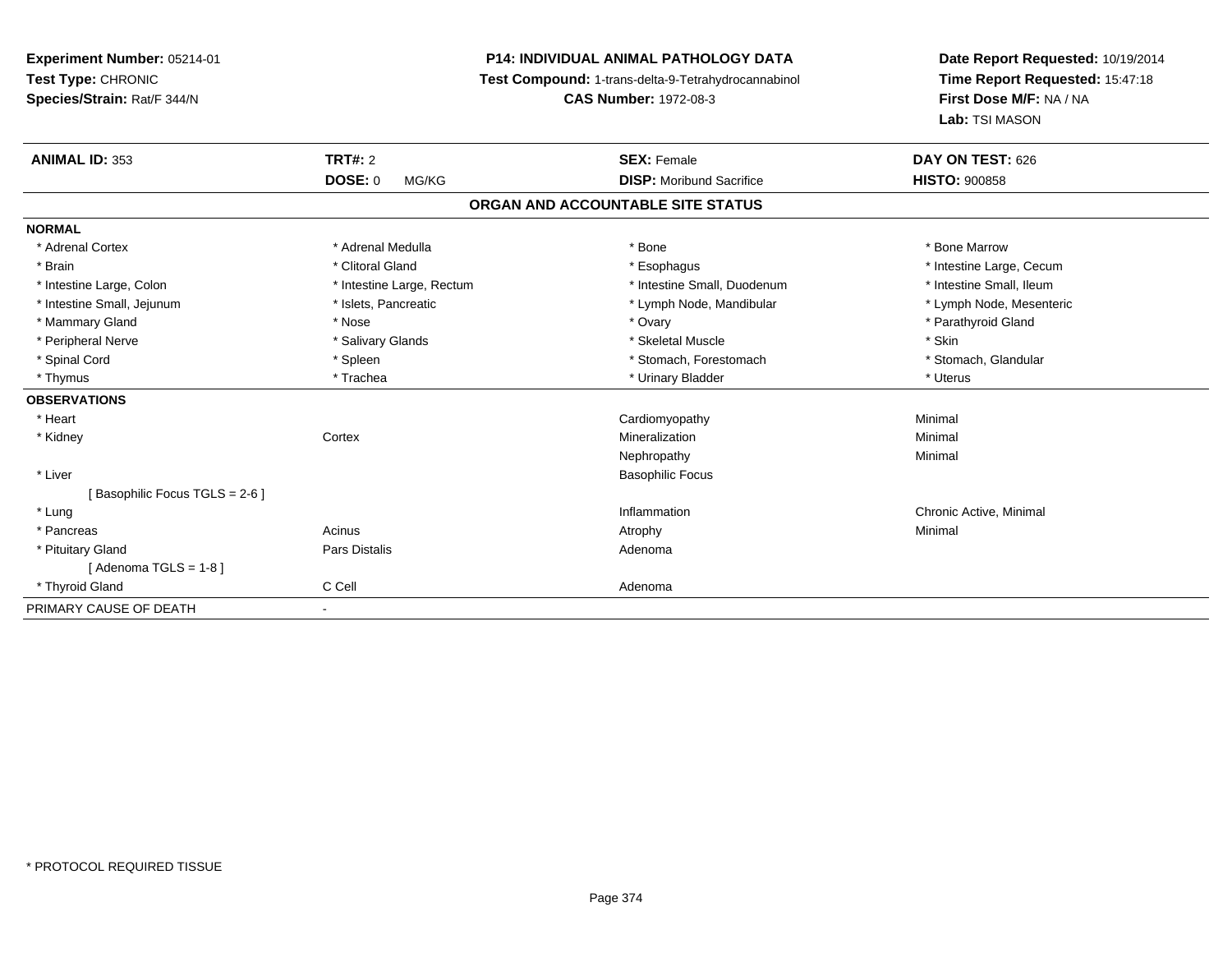**Experiment Number:** 05214-01
**Test Type:** CHRONIC
**Species/Strain:** Rat/F 344/N

**P14: INDIVIDUAL ANIMAL PATHOLOGY DATA**
**Test Compound:** 1-trans-delta-9-Tetrahydrocannabinol
**CAS Number:** 1972-08-3

**Date Report Requested:** 10/19/2014
**Time Report Requested:** 15:47:18
**First Dose M/F:** NA / NA
**Lab:** TSI MASON

| **ANIMAL ID:** 353 | **TRT#:** 2 | **SEX:** Female | **DAY ON TEST:** 626 |
|---|---|---|---|
| | **DOSE:** 0 MG/KG | **DISP:** Moribund Sacrifice | **HISTO:** 900858 |

## ORGAN AND ACCOUNTABLE SITE STATUS

**NORMAL**

| | | | |
|---|---|---|---|
| * Adrenal Cortex | * Adrenal Medulla | * Bone | * Bone Marrow |
| * Brain | * Clitoral Gland | * Esophagus | * Intestine Large, Cecum |
| * Intestine Large, Colon | * Intestine Large, Rectum | * Intestine Small, Duodenum | * Intestine Small, Ileum |
| * Intestine Small, Jejunum | * Islets, Pancreatic | * Lymph Node, Mandibular | * Lymph Node, Mesenteric |
| * Mammary Gland | * Nose | * Ovary | * Parathyroid Gland |
| * Peripheral Nerve | * Salivary Glands | * Skeletal Muscle | * Skin |
| * Spinal Cord | * Spleen | * Stomach, Forestomach | * Stomach, Glandular |
| * Thymus | * Trachea | * Urinary Bladder | * Uterus |

**OBSERVATIONS**

| | | | |
|---|---|---|---|
| * Heart | | Cardiomyopathy | Minimal |
| * Kidney | Cortex | Mineralization | Minimal |
| | | Nephropathy | Minimal |
| * Liver | | Basophilic Focus | |
| [ Basophilic Focus TGLS = 2-6 ] | | | |
| * Lung | | Inflammation | Chronic Active, Minimal |
| * Pancreas | Acinus | Atrophy | Minimal |
| * Pituitary Gland | Pars Distalis | Adenoma | |
| [ Adenoma TGLS = 1-8 ] | | | |
| * Thyroid Gland | C Cell | Adenoma | |

PRIMARY CAUSE OF DEATH -

* PROTOCOL REQUIRED TISSUE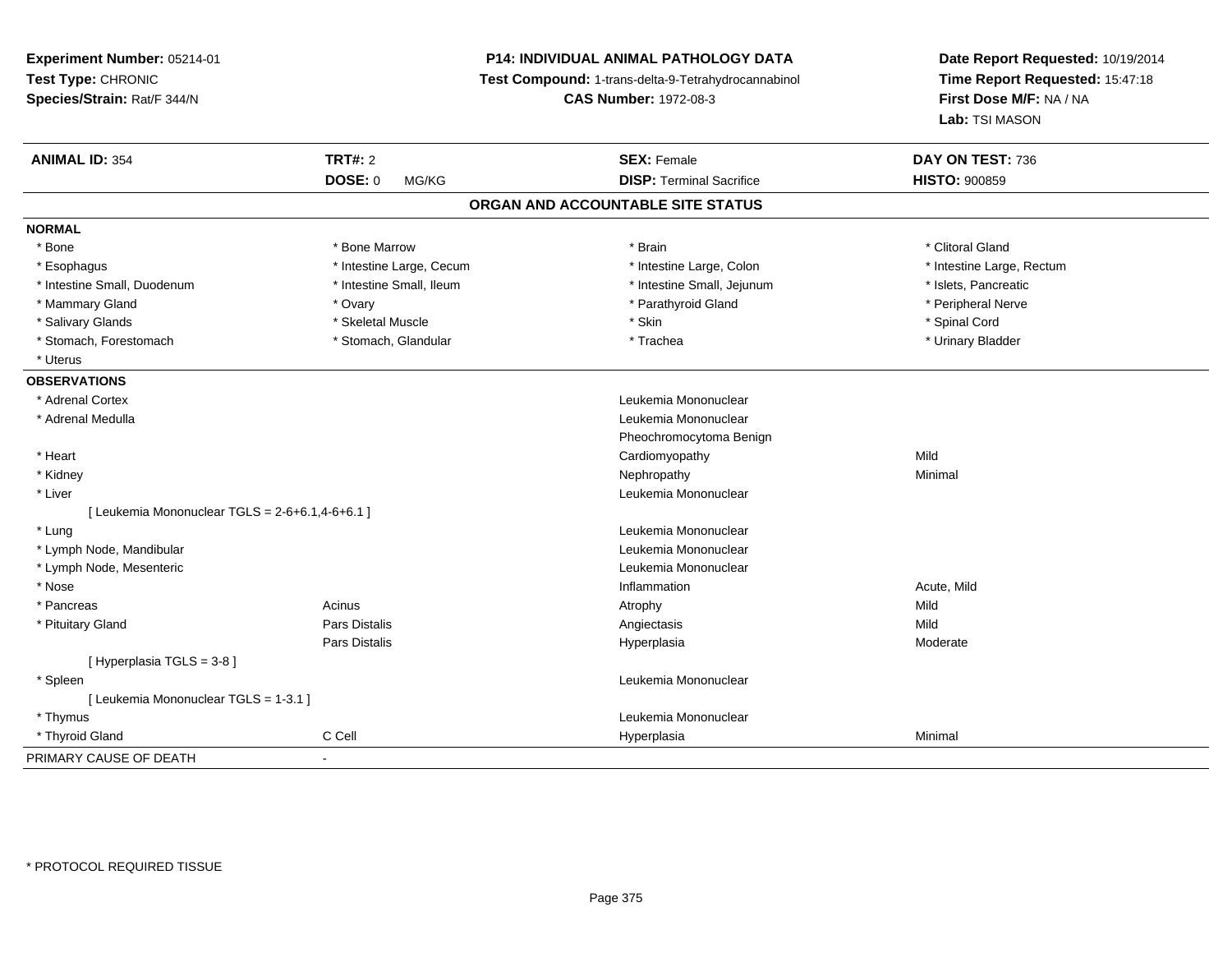**Experiment Number:** 05214-01
**Test Type:** CHRONIC
**Species/Strain:** Rat/F 344/N

**P14: INDIVIDUAL ANIMAL PATHOLOGY DATA**
**Test Compound:** 1-trans-delta-9-Tetrahydrocannabinol
**CAS Number:** 1972-08-3

**Date Report Requested:** 10/19/2014
**Time Report Requested:** 15:47:18
**First Dose M/F:** NA / NA
**Lab:** TSI MASON

| **ANIMAL ID:** 354 | **TRT#:** 2 | **SEX:** Female | **DAY ON TEST:** 736 |
|---|---|---|---|
| | **DOSE:** 0 MG/KG | **DISP:** Terminal Sacrifice | **HISTO:** 900859 |

## ORGAN AND ACCOUNTABLE SITE STATUS

**NORMAL**

| | | | |
|---|---|---|---|
| * Bone | * Bone Marrow | * Brain | * Clitoral Gland |
| * Esophagus | * Intestine Large, Cecum | * Intestine Large, Colon | * Intestine Large, Rectum |
| * Intestine Small, Duodenum | * Intestine Small, Ileum | * Intestine Small, Jejunum | * Islets, Pancreatic |
| * Mammary Gland | * Ovary | * Parathyroid Gland | * Peripheral Nerve |
| * Salivary Glands | * Skeletal Muscle | * Skin | * Spinal Cord |
| * Stomach, Forestomach | * Stomach, Glandular | * Trachea | * Urinary Bladder |
| * Uterus | | | |

**OBSERVATIONS**

| | | | |
|---|---|---|---|
| * Adrenal Cortex | | Leukemia Mononuclear | |
| * Adrenal Medulla | | Leukemia Mononuclear | |
| | | Pheochromocytoma Benign | |
| * Heart | | Cardiomyopathy | Mild |
| * Kidney | | Nephropathy | Minimal |
| * Liver | | Leukemia Mononuclear | |
| [ Leukemia Mononuclear TGLS = 2-6+6.1,4-6+6.1 ] | | | |
| * Lung | | Leukemia Mononuclear | |
| * Lymph Node, Mandibular | | Leukemia Mononuclear | |
| * Lymph Node, Mesenteric | | Leukemia Mononuclear | |
| * Nose | | Inflammation | Acute, Mild |
| * Pancreas | Acinus | Atrophy | Mild |
| * Pituitary Gland | Pars Distalis | Angiectasis | Mild |
| | Pars Distalis | Hyperplasia | Moderate |
| [ Hyperplasia TGLS = 3-8 ] | | | |
| * Spleen | | Leukemia Mononuclear | |
| [ Leukemia Mononuclear TGLS = 1-3.1 ] | | | |
| * Thymus | | Leukemia Mononuclear | |
| * Thyroid Gland | C Cell | Hyperplasia | Minimal |

PRIMARY CAUSE OF DEATH -

* PROTOCOL REQUIRED TISSUE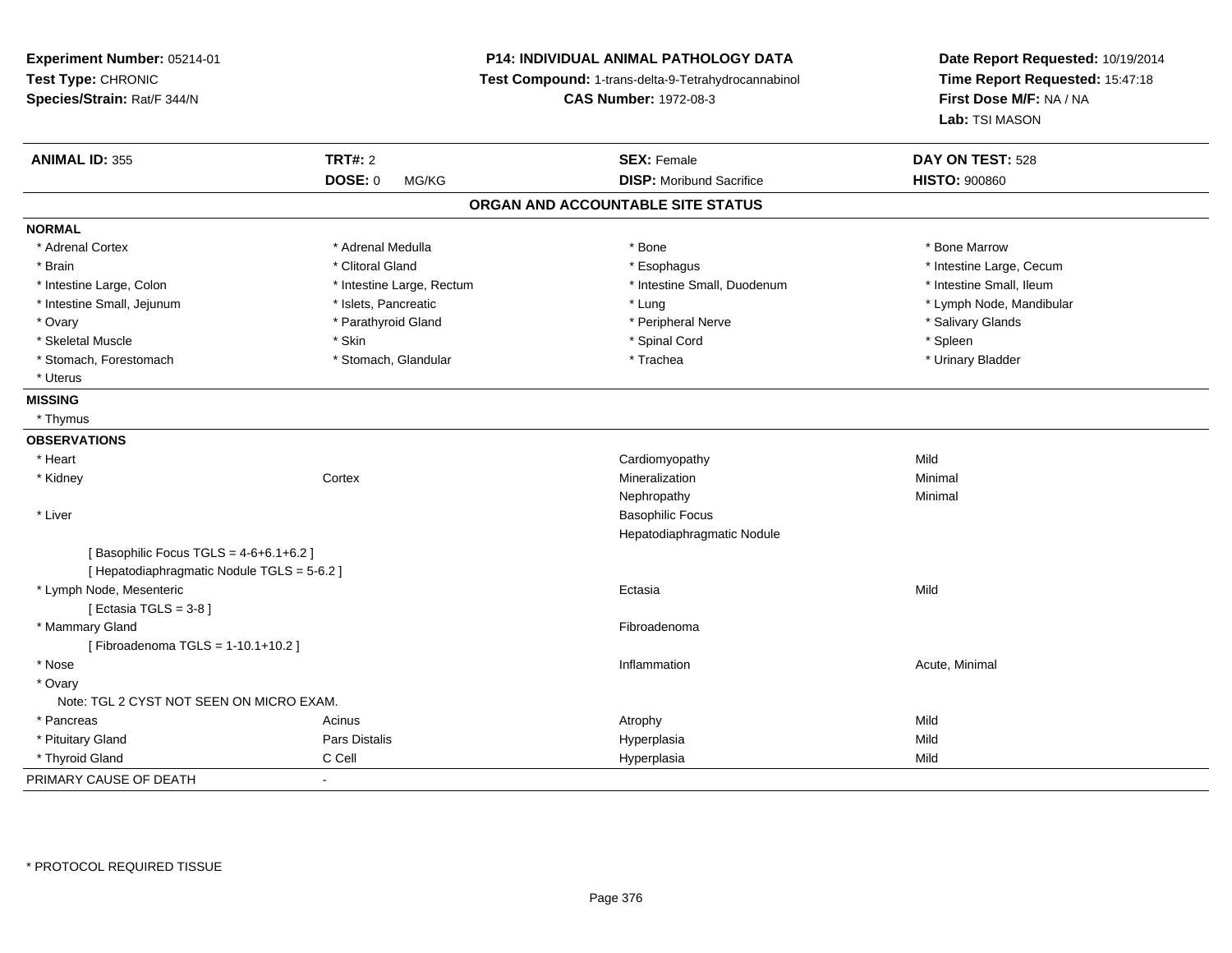**Experiment Number:** 05214-01
**Test Type:** CHRONIC
**Species/Strain:** Rat/F 344/N

**P14: INDIVIDUAL ANIMAL PATHOLOGY DATA**
**Test Compound:** 1-trans-delta-9-Tetrahydrocannabinol
**CAS Number:** 1972-08-3

**Date Report Requested:** 10/19/2014
**Time Report Requested:** 15:47:18
**First Dose M/F:** NA / NA
**Lab:** TSI MASON

| **ANIMAL ID:** 355 | **TRT#:** 2 | **SEX:** Female | **DAY ON TEST:** 528 |
|---|---|---|---|
| | **DOSE:** 0 MG/KG | **DISP:** Moribund Sacrifice | **HISTO:** 900860 |

## ORGAN AND ACCOUNTABLE SITE STATUS

**NORMAL**

| | | | |
|---|---|---|---|
| * Adrenal Cortex | * Adrenal Medulla | * Bone | * Bone Marrow |
| * Brain | * Clitoral Gland | * Esophagus | * Intestine Large, Cecum |
| * Intestine Large, Colon | * Intestine Large, Rectum | * Intestine Small, Duodenum | * Intestine Small, Ileum |
| * Intestine Small, Jejunum | * Islets, Pancreatic | * Lung | * Lymph Node, Mandibular |
| * Ovary | * Parathyroid Gland | * Peripheral Nerve | * Salivary Glands |
| * Skeletal Muscle | * Skin | * Spinal Cord | * Spleen |
| * Stomach, Forestomach | * Stomach, Glandular | * Trachea | * Urinary Bladder |
| * Uterus | | | |

**MISSING**

* Thymus

**OBSERVATIONS**

| | | | |
|---|---|---|---|
| * Heart | | Cardiomyopathy | Mild |
| * Kidney | Cortex | Mineralization | Minimal |
| | | Nephropathy | Minimal |
| * Liver | | Basophilic Focus | |
| | | Hepatodiaphragmatic Nodule | |
| [ Basophilic Focus TGLS = 4-6+6.1+6.2 ] | | | |
| [ Hepatodiaphragmatic Nodule TGLS = 5-6.2 ] | | | |
| * Lymph Node, Mesenteric | | Ectasia | Mild |
| [ Ectasia TGLS = 3-8 ] | | | |
| * Mammary Gland | | Fibroadenoma | |
| [ Fibroadenoma TGLS = 1-10.1+10.2 ] | | | |
| * Nose | | Inflammation | Acute, Minimal |
| * Ovary | | | |
| Note: TGL 2 CYST NOT SEEN ON MICRO EXAM. | | | |
| * Pancreas | Acinus | Atrophy | Mild |
| * Pituitary Gland | Pars Distalis | Hyperplasia | Mild |
| * Thyroid Gland | C Cell | Hyperplasia | Mild |

PRIMARY CAUSE OF DEATH -

* PROTOCOL REQUIRED TISSUE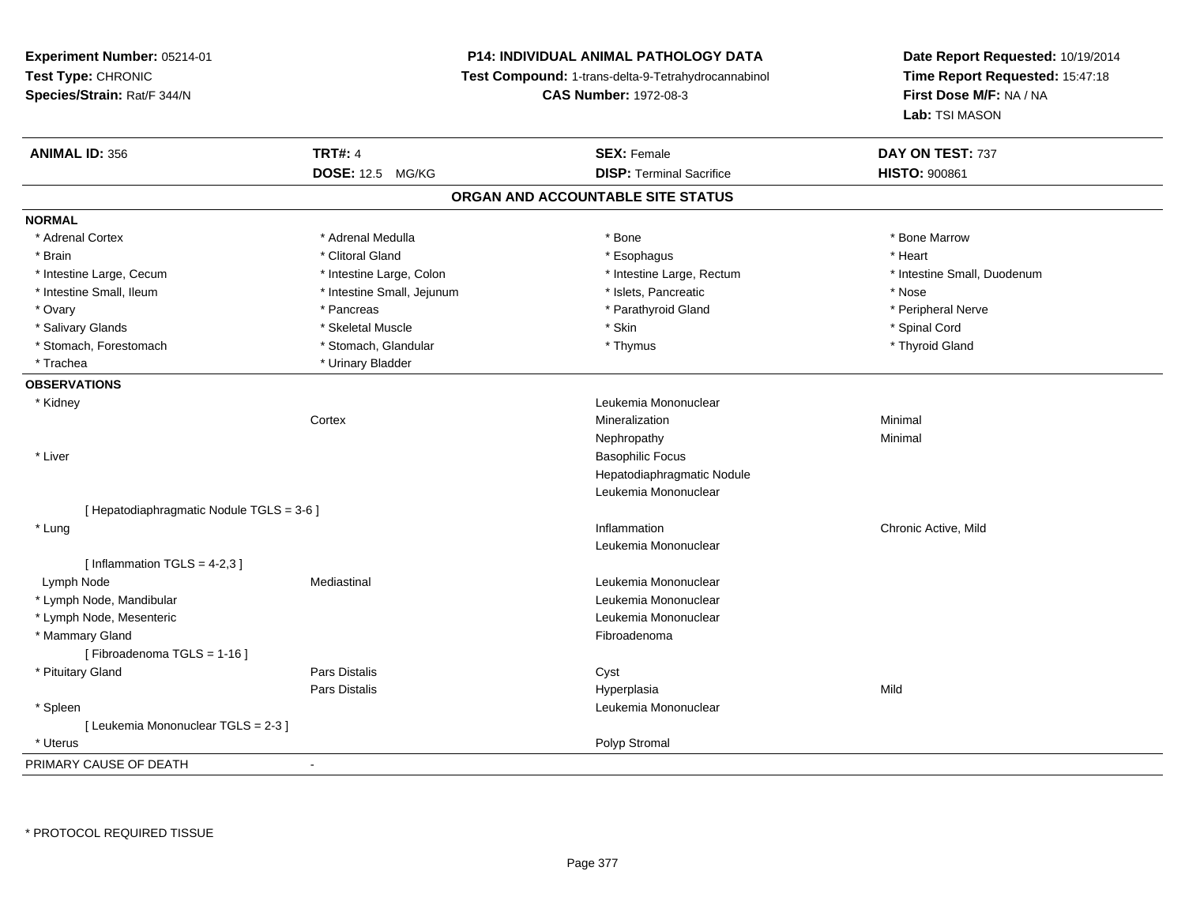**Experiment Number:** 05214-01
**Test Type:** CHRONIC
**Species/Strain:** Rat/F 344/N

**P14: INDIVIDUAL ANIMAL PATHOLOGY DATA**
**Test Compound:** 1-trans-delta-9-Tetrahydrocannabinol
**CAS Number:** 1972-08-3

**Date Report Requested:** 10/19/2014
**Time Report Requested:** 15:47:18
**First Dose M/F:** NA / NA
**Lab:** TSI MASON

| **ANIMAL ID:** 356 | **TRT#:** 4 | **SEX:** Female | **DAY ON TEST:** 737 |
|---|---|---|---|
| | **DOSE:** 12.5 MG/KG | **DISP:** Terminal Sacrifice | **HISTO:** 900861 |

## ORGAN AND ACCOUNTABLE SITE STATUS

**NORMAL**

| | | | |
|---|---|---|---|
| * Adrenal Cortex | * Adrenal Medulla | * Bone | * Bone Marrow |
| * Brain | * Clitoral Gland | * Esophagus | * Heart |
| * Intestine Large, Cecum | * Intestine Large, Colon | * Intestine Large, Rectum | * Intestine Small, Duodenum |
| * Intestine Small, Ileum | * Intestine Small, Jejunum | * Islets, Pancreatic | * Nose |
| * Ovary | * Pancreas | * Parathyroid Gland | * Peripheral Nerve |
| * Salivary Glands | * Skeletal Muscle | * Skin | * Spinal Cord |
| * Stomach, Forestomach | * Stomach, Glandular | * Thymus | * Thyroid Gland |
| * Trachea | * Urinary Bladder | | |

**OBSERVATIONS**

| | | | |
|---|---|---|---|
| * Kidney | | Leukemia Mononuclear | |
| | Cortex | Mineralization | Minimal |
| | | Nephropathy | Minimal |
| * Liver | | Basophilic Focus | |
| | | Hepatodiaphragmatic Nodule | |
| | | Leukemia Mononuclear | |
| [ Hepatodiaphragmatic Nodule TGLS = 3-6 ] | | | |
| * Lung | | Inflammation | Chronic Active, Mild |
| | | Leukemia Mononuclear | |
| [ Inflammation TGLS = 4-2,3 ] | | | |
| Lymph Node | Mediastinal | Leukemia Mononuclear | |
| * Lymph Node, Mandibular | | Leukemia Mononuclear | |
| * Lymph Node, Mesenteric | | Leukemia Mononuclear | |
| * Mammary Gland | | Fibroadenoma | |
| [ Fibroadenoma TGLS = 1-16 ] | | | |
| * Pituitary Gland | Pars Distalis | Cyst | |
| | Pars Distalis | Hyperplasia | Mild |
| * Spleen | | Leukemia Mononuclear | |
| [ Leukemia Mononuclear TGLS = 2-3 ] | | | |
| * Uterus | | Polyp Stromal | |

PRIMARY CAUSE OF DEATH -

\* PROTOCOL REQUIRED TISSUE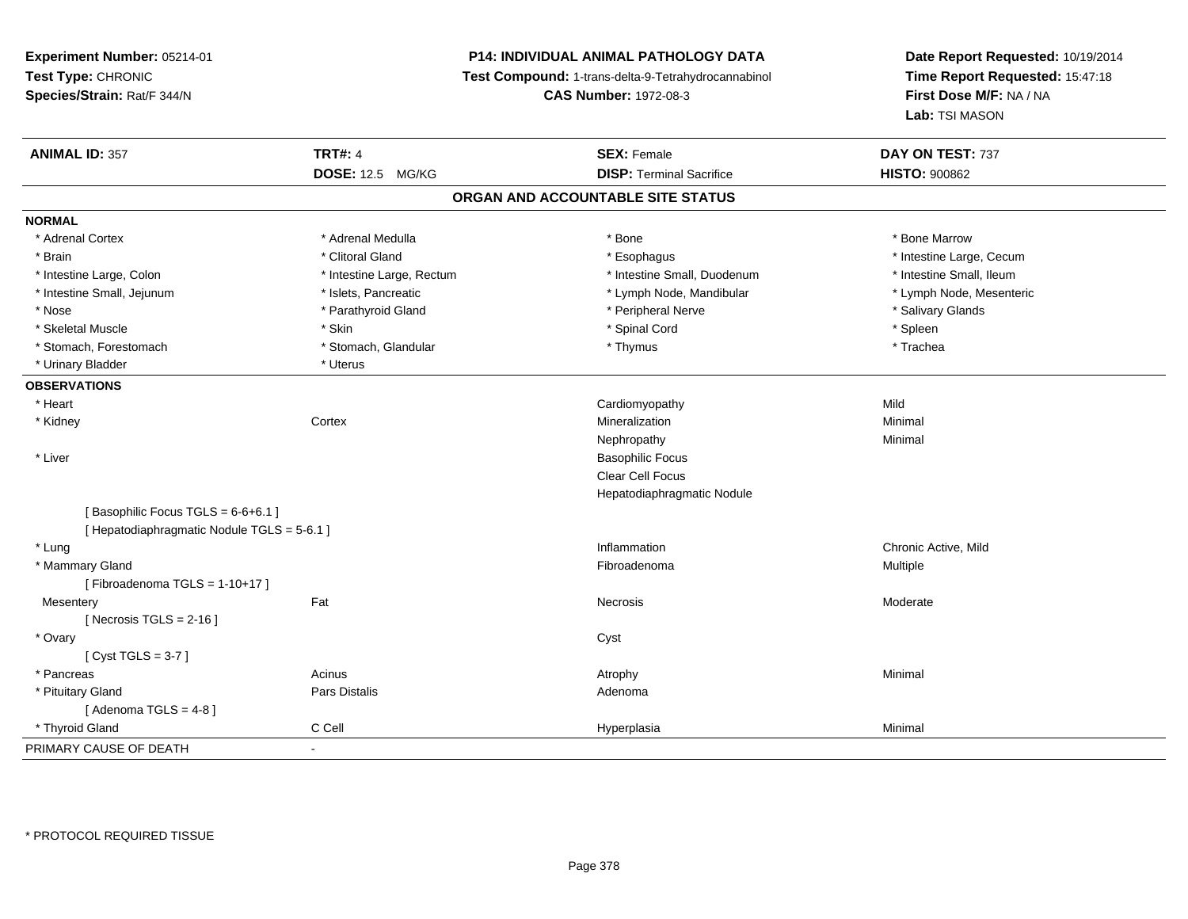**Experiment Number:** 05214-01
**Test Type:** CHRONIC
**Species/Strain:** Rat/F 344/N

**P14: INDIVIDUAL ANIMAL PATHOLOGY DATA**
**Test Compound:** 1-trans-delta-9-Tetrahydrocannabinol
**CAS Number:** 1972-08-3

**Date Report Requested:** 10/19/2014
**Time Report Requested:** 15:47:18
**First Dose M/F:** NA / NA
**Lab:** TSI MASON

| **ANIMAL ID:** 357 | **TRT#:** 4 | **SEX:** Female | **DAY ON TEST:** 737 |
|---|---|---|---|
| | **DOSE:** 12.5 MG/KG | **DISP:** Terminal Sacrifice | **HISTO:** 900862 |

## ORGAN AND ACCOUNTABLE SITE STATUS

**NORMAL**

| | | | |
|---|---|---|---|
| * Adrenal Cortex | * Adrenal Medulla | * Bone | * Bone Marrow |
| * Brain | * Clitoral Gland | * Esophagus | * Intestine Large, Cecum |
| * Intestine Large, Colon | * Intestine Large, Rectum | * Intestine Small, Duodenum | * Intestine Small, Ileum |
| * Intestine Small, Jejunum | * Islets, Pancreatic | * Lymph Node, Mandibular | * Lymph Node, Mesenteric |
| * Nose | * Parathyroid Gland | * Peripheral Nerve | * Salivary Glands |
| * Skeletal Muscle | * Skin | * Spinal Cord | * Spleen |
| * Stomach, Forestomach | * Stomach, Glandular | * Thymus | * Trachea |
| * Urinary Bladder | * Uterus | | |

**OBSERVATIONS**

| | | | |
|---|---|---|---|
| * Heart | | Cardiomyopathy | Mild |
| * Kidney | Cortex | Mineralization | Minimal |
| | | Nephropathy | Minimal |
| * Liver | | Basophilic Focus | |
| | | Clear Cell Focus | |
| | | Hepatodiaphragmatic Nodule | |
| [ Basophilic Focus TGLS = 6-6+6.1 ] | | | |
| [ Hepatodiaphragmatic Nodule TGLS = 5-6.1 ] | | | |
| * Lung | | Inflammation | Chronic Active, Mild |
| * Mammary Gland | | Fibroadenoma | Multiple |
| [ Fibroadenoma TGLS = 1-10+17 ] | | | |
| Mesentery | Fat | Necrosis | Moderate |
| [ Necrosis TGLS = 2-16 ] | | | |
| * Ovary | | Cyst | |
| [ Cyst TGLS = 3-7 ] | | | |
| * Pancreas | Acinus | Atrophy | Minimal |
| * Pituitary Gland | Pars Distalis | Adenoma | |
| [ Adenoma TGLS = 4-8 ] | | | |
| * Thyroid Gland | C Cell | Hyperplasia | Minimal |
| PRIMARY CAUSE OF DEATH | - | | |

* PROTOCOL REQUIRED TISSUE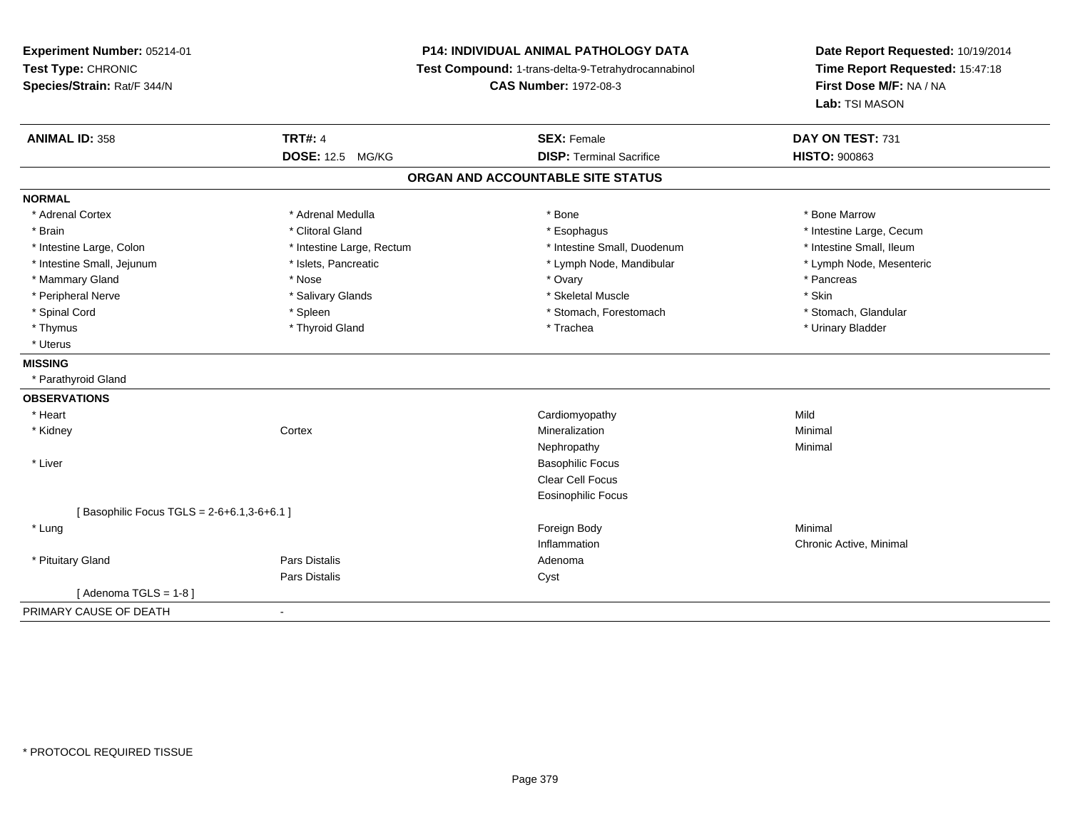**Experiment Number:** 05214-01
**Test Type:** CHRONIC
**Species/Strain:** Rat/F 344/N

**P14: INDIVIDUAL ANIMAL PATHOLOGY DATA**
**Test Compound:** 1-trans-delta-9-Tetrahydrocannabinol
**CAS Number:** 1972-08-3

**Date Report Requested:** 10/19/2014
**Time Report Requested:** 15:47:18
**First Dose M/F:** NA / NA
**Lab:** TSI MASON

| **ANIMAL ID:** 358 | **TRT#:** 4 | **SEX:** Female | **DAY ON TEST:** 731 |
|---|---|---|---|
| | **DOSE:** 12.5 MG/KG | **DISP:** Terminal Sacrifice | **HISTO:** 900863 |

## ORGAN AND ACCOUNTABLE SITE STATUS

**NORMAL**

| | | | |
|---|---|---|---|
| * Adrenal Cortex | * Adrenal Medulla | * Bone | * Bone Marrow |
| * Brain | * Clitoral Gland | * Esophagus | * Intestine Large, Cecum |
| * Intestine Large, Colon | * Intestine Large, Rectum | * Intestine Small, Duodenum | * Intestine Small, Ileum |
| * Intestine Small, Jejunum | * Islets, Pancreatic | * Lymph Node, Mandibular | * Lymph Node, Mesenteric |
| * Mammary Gland | * Nose | * Ovary | * Pancreas |
| * Peripheral Nerve | * Salivary Glands | * Skeletal Muscle | * Skin |
| * Spinal Cord | * Spleen | * Stomach, Forestomach | * Stomach, Glandular |
| * Thymus | * Thyroid Gland | * Trachea | * Urinary Bladder |
| * Uterus | | | |

**MISSING**

* Parathyroid Gland

**OBSERVATIONS**

| | | | |
|---|---|---|---|
| * Heart | | Cardiomyopathy | Mild |
| * Kidney | Cortex | Mineralization | Minimal |
| | | Nephropathy | Minimal |
| * Liver | | Basophilic Focus | |
| | | Clear Cell Focus | |
| | | Eosinophilic Focus | |
| [ Basophilic Focus TGLS = 2-6+6.1,3-6+6.1 ] | | | |
| * Lung | | Foreign Body | Minimal |
| | | Inflammation | Chronic Active, Minimal |
| * Pituitary Gland | Pars Distalis | Adenoma | |
| | Pars Distalis | Cyst | |
| [ Adenoma TGLS = 1-8 ] | | | |

PRIMARY CAUSE OF DEATH -

* PROTOCOL REQUIRED TISSUE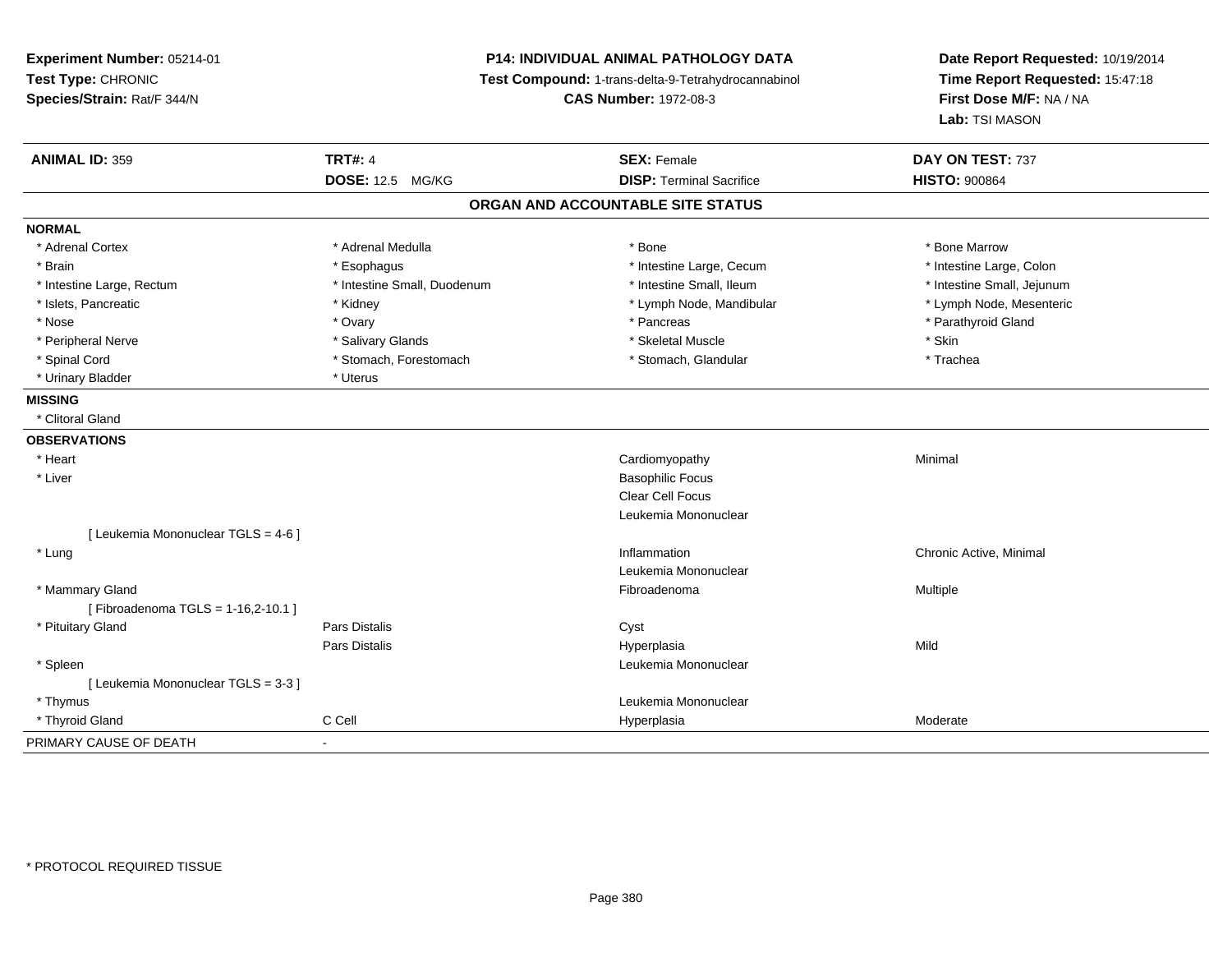**Experiment Number:** 05214-01
**Test Type:** CHRONIC
**Species/Strain:** Rat/F 344/N

**P14: INDIVIDUAL ANIMAL PATHOLOGY DATA**
**Test Compound:** 1-trans-delta-9-Tetrahydrocannabinol
**CAS Number:** 1972-08-3

**Date Report Requested:** 10/19/2014
**Time Report Requested:** 15:47:18
**First Dose M/F:** NA / NA
**Lab:** TSI MASON

| **ANIMAL ID:** 359 | **TRT#:** 4 | **SEX:** Female | **DAY ON TEST:** 737 |
|---|---|---|---|
| | **DOSE:** 12.5 MG/KG | **DISP:** Terminal Sacrifice | **HISTO:** 900864 |

## ORGAN AND ACCOUNTABLE SITE STATUS

| | | | |
|---|---|---|---|
| **NORMAL** | | | |
| * Adrenal Cortex | * Adrenal Medulla | * Bone | * Bone Marrow |
| * Brain | * Esophagus | * Intestine Large, Cecum | * Intestine Large, Colon |
| * Intestine Large, Rectum | * Intestine Small, Duodenum | * Intestine Small, Ileum | * Intestine Small, Jejunum |
| * Islets, Pancreatic | * Kidney | * Lymph Node, Mandibular | * Lymph Node, Mesenteric |
| * Nose | * Ovary | * Pancreas | * Parathyroid Gland |
| * Peripheral Nerve | * Salivary Glands | * Skeletal Muscle | * Skin |
| * Spinal Cord | * Stomach, Forestomach | * Stomach, Glandular | * Trachea |
| * Urinary Bladder | * Uterus | | |
| **MISSING** | | | |
| * Clitoral Gland | | | |
| **OBSERVATIONS** | | | |
| * Heart | | Cardiomyopathy | Minimal |
| * Liver | | Basophilic Focus | |
| | | Clear Cell Focus | |
| | | Leukemia Mononuclear | |
| [ Leukemia Mononuclear TGLS = 4-6 ] | | | |
| * Lung | | Inflammation | Chronic Active, Minimal |
| | | Leukemia Mononuclear | |
| * Mammary Gland | | Fibroadenoma | Multiple |
| [ Fibroadenoma TGLS = 1-16,2-10.1 ] | | | |
| * Pituitary Gland | Pars Distalis | Cyst | |
| | Pars Distalis | Hyperplasia | Mild |
| * Spleen | | Leukemia Mononuclear | |
| [ Leukemia Mononuclear TGLS = 3-3 ] | | | |
| * Thymus | | Leukemia Mononuclear | |
| * Thyroid Gland | C Cell | Hyperplasia | Moderate |
| PRIMARY CAUSE OF DEATH | - | | |

* PROTOCOL REQUIRED TISSUE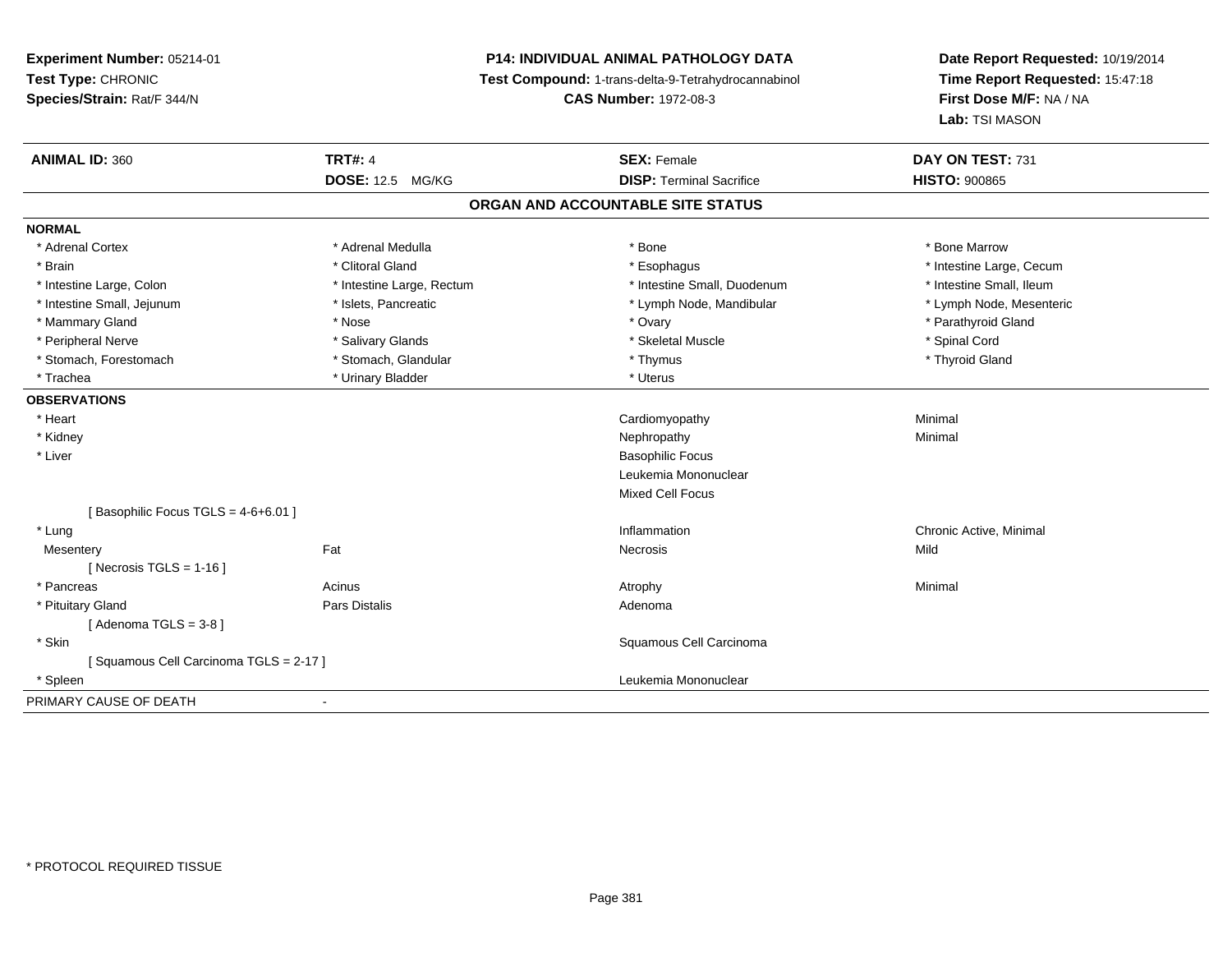**Experiment Number:** 05214-01
**Test Type:** CHRONIC
**Species/Strain:** Rat/F 344/N

**P14: INDIVIDUAL ANIMAL PATHOLOGY DATA**
**Test Compound:** 1-trans-delta-9-Tetrahydrocannabinol
**CAS Number:** 1972-08-3

**Date Report Requested:** 10/19/2014
**Time Report Requested:** 15:47:18
**First Dose M/F:** NA / NA
**Lab:** TSI MASON

| **ANIMAL ID:** 360 | **TRT#:** 4 | **SEX:** Female | **DAY ON TEST:** 731 |
|---|---|---|---|
| | **DOSE:** 12.5 MG/KG | **DISP:** Terminal Sacrifice | **HISTO:** 900865 |

## ORGAN AND ACCOUNTABLE SITE STATUS

**NORMAL**

| | | | |
|---|---|---|---|
| * Adrenal Cortex | * Adrenal Medulla | * Bone | * Bone Marrow |
| * Brain | * Clitoral Gland | * Esophagus | * Intestine Large, Cecum |
| * Intestine Large, Colon | * Intestine Large, Rectum | * Intestine Small, Duodenum | * Intestine Small, Ileum |
| * Intestine Small, Jejunum | * Islets, Pancreatic | * Lymph Node, Mandibular | * Lymph Node, Mesenteric |
| * Mammary Gland | * Nose | * Ovary | * Parathyroid Gland |
| * Peripheral Nerve | * Salivary Glands | * Skeletal Muscle | * Spinal Cord |
| * Stomach, Forestomach | * Stomach, Glandular | * Thymus | * Thyroid Gland |
| * Trachea | * Urinary Bladder | * Uterus | |

**OBSERVATIONS**

| | | | |
|---|---|---|---|
| * Heart | | Cardiomyopathy | Minimal |
| * Kidney | | Nephropathy | Minimal |
| * Liver | | Basophilic Focus | |
| | | Leukemia Mononuclear | |
| | | Mixed Cell Focus | |
| [ Basophilic Focus TGLS = 4-6+6.01 ] | | | |
| * Lung | | Inflammation | Chronic Active, Minimal |
| Mesentery | Fat | Necrosis | Mild |
| [ Necrosis TGLS = 1-16 ] | | | |
| * Pancreas | Acinus | Atrophy | Minimal |
| * Pituitary Gland | Pars Distalis | Adenoma | |
| [ Adenoma TGLS = 3-8 ] | | | |
| * Skin | | Squamous Cell Carcinoma | |
| [ Squamous Cell Carcinoma TGLS = 2-17 ] | | | |
| * Spleen | | Leukemia Mononuclear | |

PRIMARY CAUSE OF DEATH -

\* PROTOCOL REQUIRED TISSUE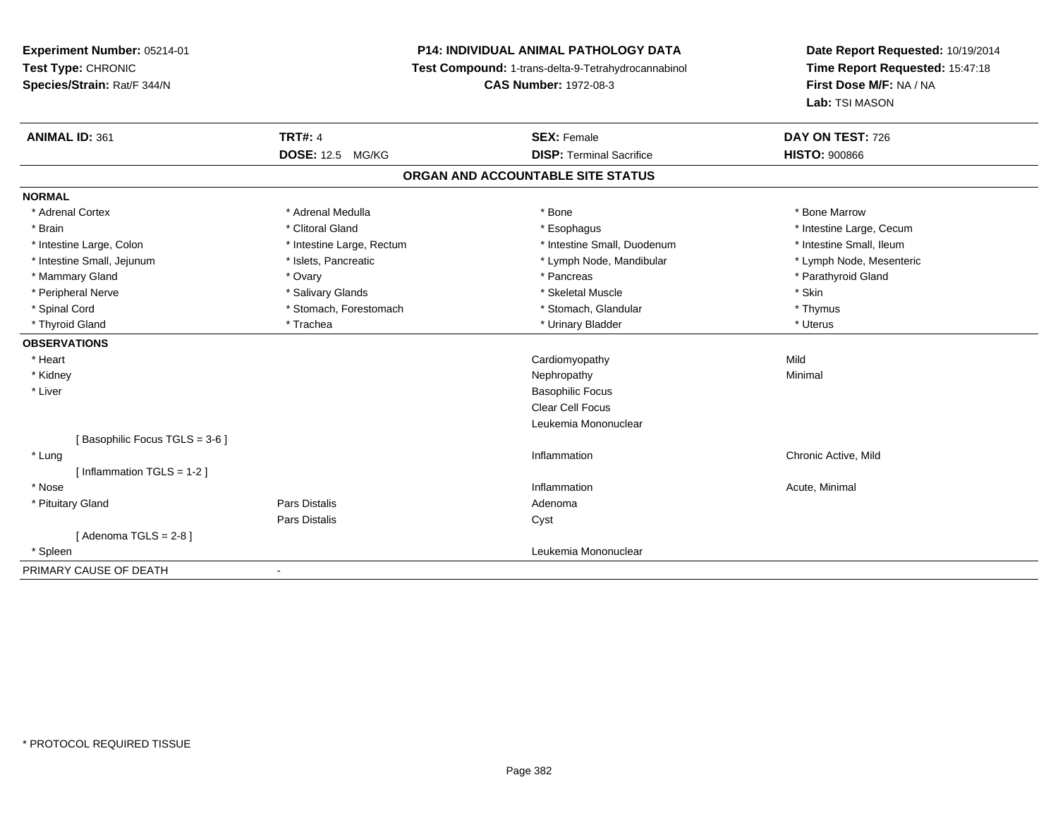**Experiment Number:** 05214-01
**Test Type:** CHRONIC
**Species/Strain:** Rat/F 344/N

**P14: INDIVIDUAL ANIMAL PATHOLOGY DATA**
**Test Compound:** 1-trans-delta-9-Tetrahydrocannabinol
**CAS Number:** 1972-08-3

**Date Report Requested:** 10/19/2014
**Time Report Requested:** 15:47:18
**First Dose M/F:** NA / NA
**Lab:** TSI MASON

| **ANIMAL ID:** 361 | **TRT#:** 4 | **SEX:** Female | **DAY ON TEST:** 726 |
|---|---|---|---|
| | **DOSE:** 12.5 MG/KG | **DISP:** Terminal Sacrifice | **HISTO:** 900866 |

## ORGAN AND ACCOUNTABLE SITE STATUS

| | | | |
|---|---|---|---|
| **NORMAL** | | | |
| * Adrenal Cortex | * Adrenal Medulla | * Bone | * Bone Marrow |
| * Brain | * Clitoral Gland | * Esophagus | * Intestine Large, Cecum |
| * Intestine Large, Colon | * Intestine Large, Rectum | * Intestine Small, Duodenum | * Intestine Small, Ileum |
| * Intestine Small, Jejunum | * Islets, Pancreatic | * Lymph Node, Mandibular | * Lymph Node, Mesenteric |
| * Mammary Gland | * Ovary | * Pancreas | * Parathyroid Gland |
| * Peripheral Nerve | * Salivary Glands | * Skeletal Muscle | * Skin |
| * Spinal Cord | * Stomach, Forestomach | * Stomach, Glandular | * Thymus |
| * Thyroid Gland | * Trachea | * Urinary Bladder | * Uterus |
| **OBSERVATIONS** | | | |
| * Heart | | Cardiomyopathy | Mild |
| * Kidney | | Nephropathy | Minimal |
| * Liver | | Basophilic Focus | |
| | | Clear Cell Focus | |
| | | Leukemia Mononuclear | |
| [ Basophilic Focus TGLS = 3-6 ] | | | |
| * Lung | | Inflammation | Chronic Active, Mild |
| [ Inflammation TGLS = 1-2 ] | | | |
| * Nose | | Inflammation | Acute, Minimal |
| * Pituitary Gland | Pars Distalis | Adenoma | |
| | Pars Distalis | Cyst | |
| [ Adenoma TGLS = 2-8 ] | | | |
| * Spleen | | Leukemia Mononuclear | |
| PRIMARY CAUSE OF DEATH | - | | |

* PROTOCOL REQUIRED TISSUE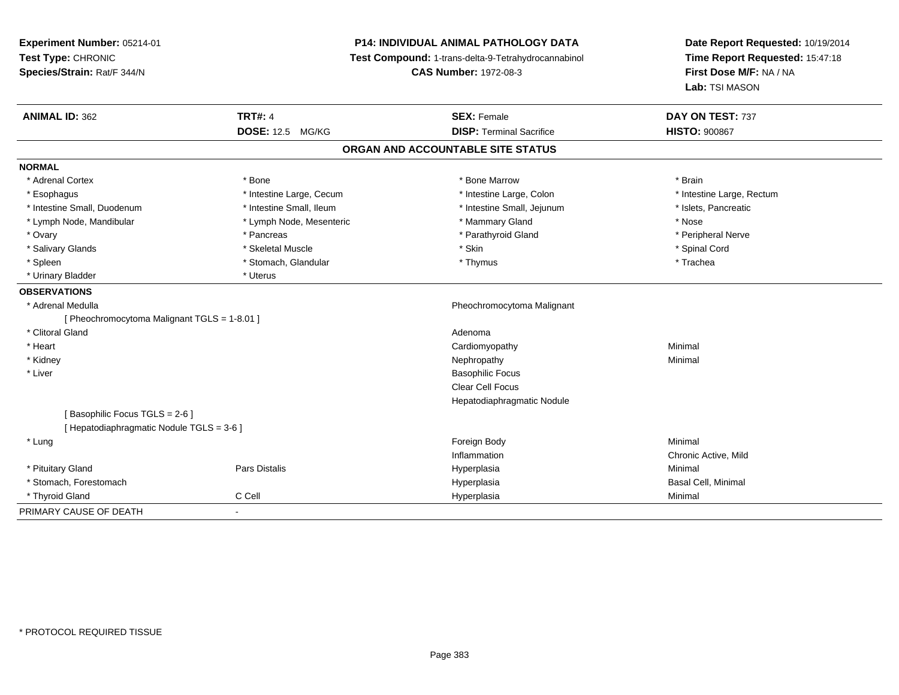**Experiment Number:** 05214-01
**Test Type:** CHRONIC
**Species/Strain:** Rat/F 344/N

**P14: INDIVIDUAL ANIMAL PATHOLOGY DATA**
**Test Compound:** 1-trans-delta-9-Tetrahydrocannabinol
**CAS Number:** 1972-08-3

**Date Report Requested:** 10/19/2014
**Time Report Requested:** 15:47:18
**First Dose M/F:** NA / NA
**Lab:** TSI MASON

| **ANIMAL ID:** 362 | **TRT#:** 4 | **SEX:** Female | **DAY ON TEST:** 737 |
|---|---|---|---|
| | **DOSE:** 12.5 MG/KG | **DISP:** Terminal Sacrifice | **HISTO:** 900867 |

## ORGAN AND ACCOUNTABLE SITE STATUS

**NORMAL**

| | | | |
|---|---|---|---|
| * Adrenal Cortex | * Bone | * Bone Marrow | * Brain |
| * Esophagus | * Intestine Large, Cecum | * Intestine Large, Colon | * Intestine Large, Rectum |
| * Intestine Small, Duodenum | * Intestine Small, Ileum | * Intestine Small, Jejunum | * Islets, Pancreatic |
| * Lymph Node, Mandibular | * Lymph Node, Mesenteric | * Mammary Gland | * Nose |
| * Ovary | * Pancreas | * Parathyroid Gland | * Peripheral Nerve |
| * Salivary Glands | * Skeletal Muscle | * Skin | * Spinal Cord |
| * Spleen | * Stomach, Glandular | * Thymus | * Trachea |
| * Urinary Bladder | * Uterus | | |

**OBSERVATIONS**

| | | | |
|---|---|---|---|
| * Adrenal Medulla | | Pheochromocytoma Malignant | |
| [ Pheochromocytoma Malignant TGLS = 1-8.01 ] | | | |
| * Clitoral Gland | | Adenoma | |
| * Heart | | Cardiomyopathy | Minimal |
| * Kidney | | Nephropathy | Minimal |
| * Liver | | Basophilic Focus | |
| | | Clear Cell Focus | |
| | | Hepatodiaphragmatic Nodule | |
| [ Basophilic Focus TGLS = 2-6 ] | | | |
| [ Hepatodiaphragmatic Nodule TGLS = 3-6 ] | | | |
| * Lung | | Foreign Body | Minimal |
| | | Inflammation | Chronic Active, Mild |
| * Pituitary Gland | Pars Distalis | Hyperplasia | Minimal |
| * Stomach, Forestomach | | Hyperplasia | Basal Cell, Minimal |
| * Thyroid Gland | C Cell | Hyperplasia | Minimal |

PRIMARY CAUSE OF DEATH -

\* PROTOCOL REQUIRED TISSUE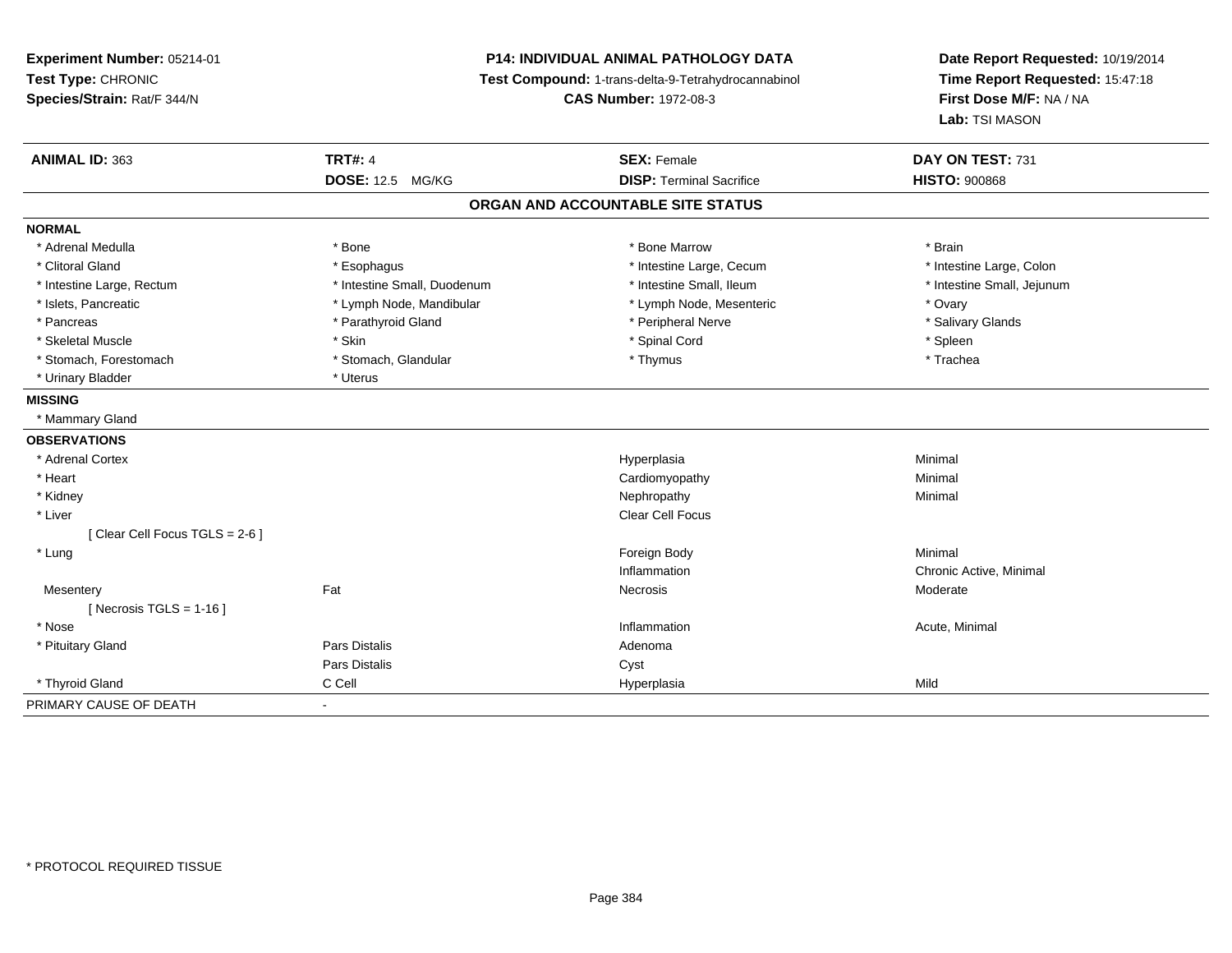**Experiment Number:** 05214-01
**Test Type:** CHRONIC
**Species/Strain:** Rat/F 344/N

**P14: INDIVIDUAL ANIMAL PATHOLOGY DATA**
**Test Compound:** 1-trans-delta-9-Tetrahydrocannabinol
**CAS Number:** 1972-08-3

**Date Report Requested:** 10/19/2014
**Time Report Requested:** 15:47:18
**First Dose M/F:** NA / NA
**Lab:** TSI MASON

| **ANIMAL ID:** 363 | **TRT#:** 4 | **SEX:** Female | **DAY ON TEST:** 731 |
|---|---|---|---|
| | **DOSE:** 12.5 MG/KG | **DISP:** Terminal Sacrifice | **HISTO:** 900868 |

**ORGAN AND ACCOUNTABLE SITE STATUS**

**NORMAL**

| | | | |
|---|---|---|---|
| * Adrenal Medulla | * Bone | * Bone Marrow | * Brain |
| * Clitoral Gland | * Esophagus | * Intestine Large, Cecum | * Intestine Large, Colon |
| * Intestine Large, Rectum | * Intestine Small, Duodenum | * Intestine Small, Ileum | * Intestine Small, Jejunum |
| * Islets, Pancreatic | * Lymph Node, Mandibular | * Lymph Node, Mesenteric | * Ovary |
| * Pancreas | * Parathyroid Gland | * Peripheral Nerve | * Salivary Glands |
| * Skeletal Muscle | * Skin | * Spinal Cord | * Spleen |
| * Stomach, Forestomach | * Stomach, Glandular | * Thymus | * Trachea |
| * Urinary Bladder | * Uterus | | |

**MISSING**

* Mammary Gland

**OBSERVATIONS**

| | | | |
|---|---|---|---|
| * Adrenal Cortex | | Hyperplasia | Minimal |
| * Heart | | Cardiomyopathy | Minimal |
| * Kidney | | Nephropathy | Minimal |
| * Liver | | Clear Cell Focus | |
| [ Clear Cell Focus TGLS = 2-6 ] | | | |
| * Lung | | Foreign Body | Minimal |
| | | Inflammation | Chronic Active, Minimal |
| Mesentery | Fat | Necrosis | Moderate |
| [ Necrosis TGLS = 1-16 ] | | | |
| * Nose | | Inflammation | Acute, Minimal |
| * Pituitary Gland | Pars Distalis | Adenoma | |
| | Pars Distalis | Cyst | |
| * Thyroid Gland | C Cell | Hyperplasia | Mild |

PRIMARY CAUSE OF DEATH -

* PROTOCOL REQUIRED TISSUE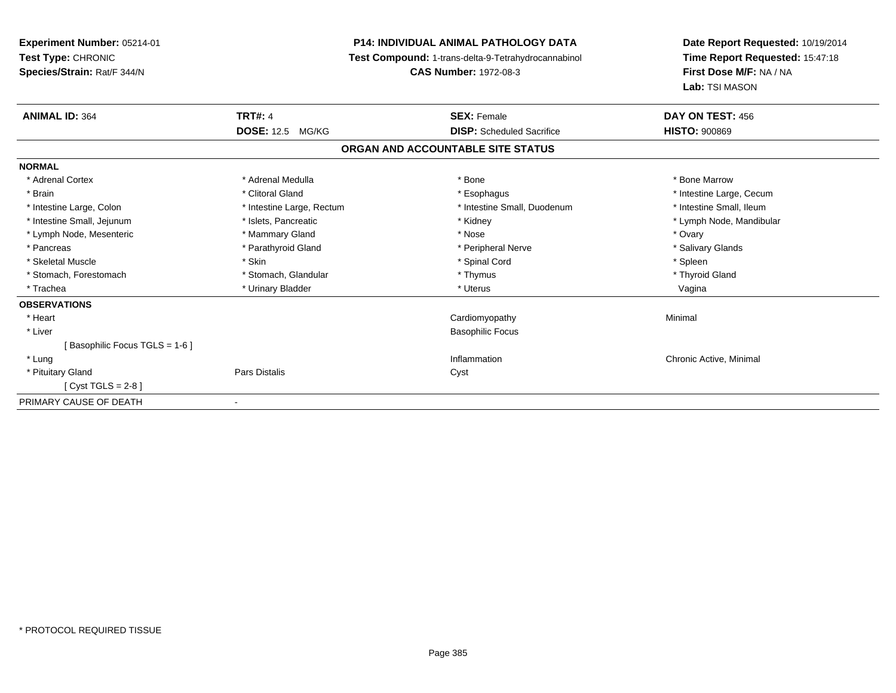**Experiment Number:** 05214-01
**Test Type:** CHRONIC
**Species/Strain:** Rat/F 344/N

**P14: INDIVIDUAL ANIMAL PATHOLOGY DATA**
**Test Compound:** 1-trans-delta-9-Tetrahydrocannabinol
**CAS Number:** 1972-08-3

**Date Report Requested:** 10/19/2014
**Time Report Requested:** 15:47:18
**First Dose M/F:** NA / NA
**Lab:** TSI MASON

| **ANIMAL ID:** 364 | **TRT#:** 4 | **SEX:** Female | **DAY ON TEST:** 456 |
|---|---|---|---|
| | **DOSE:** 12.5 MG/KG | **DISP:** Scheduled Sacrifice | **HISTO:** 900869 |

**ORGAN AND ACCOUNTABLE SITE STATUS**

| | | | |
|---|---|---|---|
| **NORMAL** | | | |
| * Adrenal Cortex | * Adrenal Medulla | * Bone | * Bone Marrow |
| * Brain | * Clitoral Gland | * Esophagus | * Intestine Large, Cecum |
| * Intestine Large, Colon | * Intestine Large, Rectum | * Intestine Small, Duodenum | * Intestine Small, Ileum |
| * Intestine Small, Jejunum | * Islets, Pancreatic | * Kidney | * Lymph Node, Mandibular |
| * Lymph Node, Mesenteric | * Mammary Gland | * Nose | * Ovary |
| * Pancreas | * Parathyroid Gland | * Peripheral Nerve | * Salivary Glands |
| * Skeletal Muscle | * Skin | * Spinal Cord | * Spleen |
| * Stomach, Forestomach | * Stomach, Glandular | * Thymus | * Thyroid Gland |
| * Trachea | * Urinary Bladder | * Uterus | Vagina |
| **OBSERVATIONS** | | | |
| * Heart | | Cardiomyopathy | Minimal |
| * Liver | | Basophilic Focus | |
| [ Basophilic Focus TGLS = 1-6 ] | | | |
| * Lung | | Inflammation | Chronic Active, Minimal |
| * Pituitary Gland | Pars Distalis | Cyst | |
| [ Cyst TGLS = 2-8 ] | | | |
| PRIMARY CAUSE OF DEATH | - | | |

* PROTOCOL REQUIRED TISSUE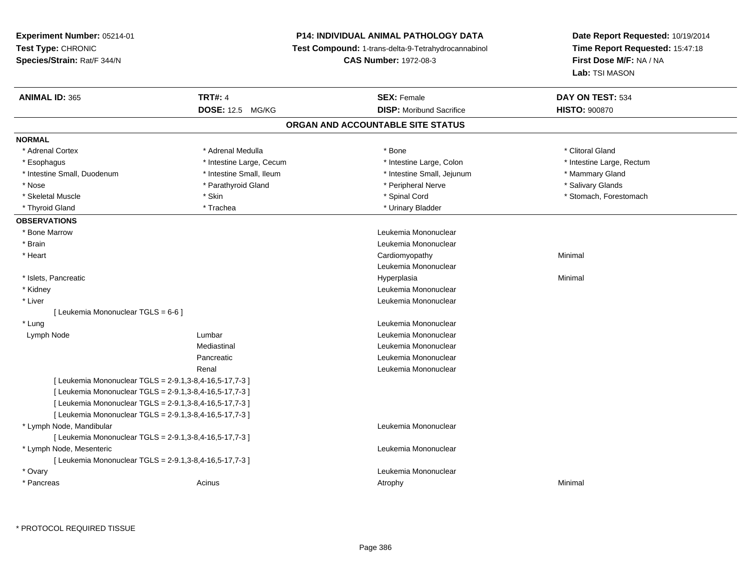**Experiment Number:** 05214-01
**Test Type:** CHRONIC
**Species/Strain:** Rat/F 344/N

**P14: INDIVIDUAL ANIMAL PATHOLOGY DATA**
**Test Compound:** 1-trans-delta-9-Tetrahydrocannabinol
**CAS Number:** 1972-08-3

**Date Report Requested:** 10/19/2014
**Time Report Requested:** 15:47:18
**First Dose M/F:** NA / NA
**Lab:** TSI MASON

| **ANIMAL ID:** 365 | **TRT#:** 4 | **SEX:** Female | **DAY ON TEST:** 534 |
|---|---|---|---|
| | **DOSE:** 12.5 MG/KG | **DISP:** Moribund Sacrifice | **HISTO:** 900870 |

## ORGAN AND ACCOUNTABLE SITE STATUS

**NORMAL**

| | | | |
|---|---|---|---|
| * Adrenal Cortex | * Adrenal Medulla | * Bone | * Clitoral Gland |
| * Esophagus | * Intestine Large, Cecum | * Intestine Large, Colon | * Intestine Large, Rectum |
| * Intestine Small, Duodenum | * Intestine Small, Ileum | * Intestine Small, Jejunum | * Mammary Gland |
| * Nose | * Parathyroid Gland | * Peripheral Nerve | * Salivary Glands |
| * Skeletal Muscle | * Skin | * Spinal Cord | * Stomach, Forestomach |
| * Thyroid Gland | * Trachea | * Urinary Bladder | |

**OBSERVATIONS**

| | | | |
|---|---|---|---|
| * Bone Marrow | | Leukemia Mononuclear | |
| * Brain | | Leukemia Mononuclear | |
| * Heart | | Cardiomyopathy | Minimal |
| | | Leukemia Mononuclear | |
| * Islets, Pancreatic | | Hyperplasia | Minimal |
| * Kidney | | Leukemia Mononuclear | |
| * Liver | | Leukemia Mononuclear | |
| [ Leukemia Mononuclear TGLS = 6-6 ] | | | |
| * Lung | | Leukemia Mononuclear | |
| Lymph Node | Lumbar | Leukemia Mononuclear | |
| | Mediastinal | Leukemia Mononuclear | |
| | Pancreatic | Leukemia Mononuclear | |
| | Renal | Leukemia Mononuclear | |
| [ Leukemia Mononuclear TGLS = 2-9.1,3-8,4-16,5-17,7-3 ] | | | |
| [ Leukemia Mononuclear TGLS = 2-9.1,3-8,4-16,5-17,7-3 ] | | | |
| [ Leukemia Mononuclear TGLS = 2-9.1,3-8,4-16,5-17,7-3 ] | | | |
| [ Leukemia Mononuclear TGLS = 2-9.1,3-8,4-16,5-17,7-3 ] | | | |
| * Lymph Node, Mandibular | | Leukemia Mononuclear | |
| [ Leukemia Mononuclear TGLS = 2-9.1,3-8,4-16,5-17,7-3 ] | | | |
| * Lymph Node, Mesenteric | | Leukemia Mononuclear | |
| [ Leukemia Mononuclear TGLS = 2-9.1,3-8,4-16,5-17,7-3 ] | | | |
| * Ovary | | Leukemia Mononuclear | |
| * Pancreas | Acinus | Atrophy | Minimal |

\* PROTOCOL REQUIRED TISSUE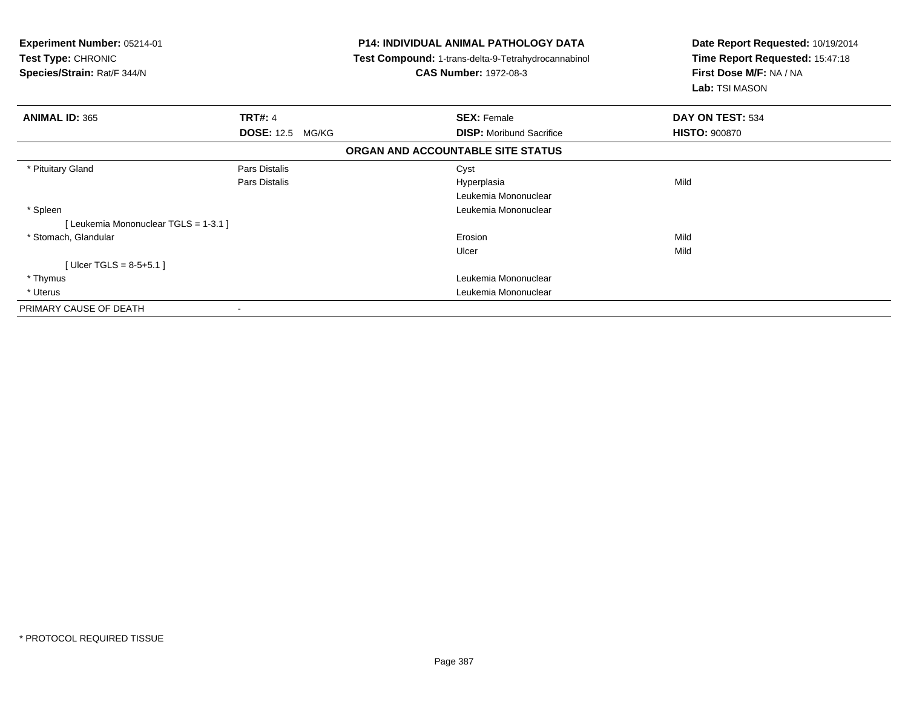**Experiment Number:** 05214-01
**Test Type:** CHRONIC
**Species/Strain:** Rat/F 344/N

**P14: INDIVIDUAL ANIMAL PATHOLOGY DATA**
**Test Compound:** 1-trans-delta-9-Tetrahydrocannabinol
**CAS Number:** 1972-08-3

**Date Report Requested:** 10/19/2014
**Time Report Requested:** 15:47:18
**First Dose M/F:** NA / NA
**Lab:** TSI MASON

| **ANIMAL ID:** 365 | **TRT#:** 4 | **SEX:** Female | **DAY ON TEST:** 534 |
|---|---|---|---|
| | **DOSE:** 12.5 MG/KG | **DISP:** Moribund Sacrifice | **HISTO:** 900870 |

**ORGAN AND ACCOUNTABLE SITE STATUS**

| | | | |
|---|---|---|---|
| * Pituitary Gland | Pars Distalis | Cyst | |
| | Pars Distalis | Hyperplasia | Mild |
| | | Leukemia Mononuclear | |
| * Spleen | | Leukemia Mononuclear | |
| [ Leukemia Mononuclear TGLS = 1-3.1 ] | | | |
| * Stomach, Glandular | | Erosion | Mild |
| | | Ulcer | Mild |
| [ Ulcer TGLS = 8-5+5.1 ] | | | |
| * Thymus | | Leukemia Mononuclear | |
| * Uterus | | Leukemia Mononuclear | |
| PRIMARY CAUSE OF DEATH | - | | |

* PROTOCOL REQUIRED TISSUE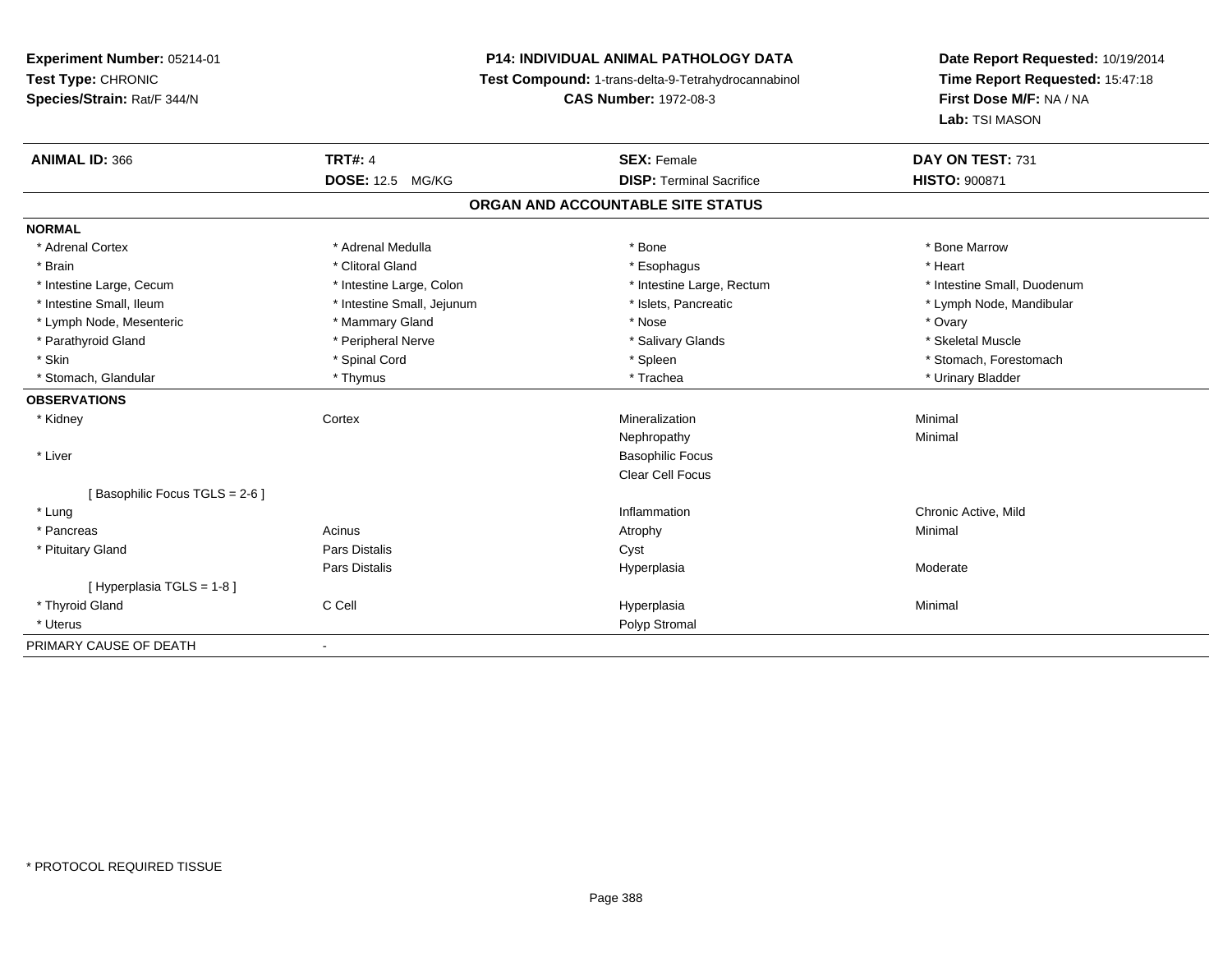**Experiment Number:** 05214-01
**Test Type:** CHRONIC
**Species/Strain:** Rat/F 344/N

**P14: INDIVIDUAL ANIMAL PATHOLOGY DATA**
**Test Compound:** 1-trans-delta-9-Tetrahydrocannabinol
**CAS Number:** 1972-08-3

**Date Report Requested:** 10/19/2014
**Time Report Requested:** 15:47:18
**First Dose M/F:** NA / NA
**Lab:** TSI MASON

| **ANIMAL ID:** 366 | **TRT#:** 4 | **SEX:** Female | **DAY ON TEST:** 731 |
|---|---|---|---|
| | **DOSE:** 12.5 MG/KG | **DISP:** Terminal Sacrifice | **HISTO:** 900871 |

## ORGAN AND ACCOUNTABLE SITE STATUS

**NORMAL**

| | | | |
|---|---|---|---|
| * Adrenal Cortex | * Adrenal Medulla | * Bone | * Bone Marrow |
| * Brain | * Clitoral Gland | * Esophagus | * Heart |
| * Intestine Large, Cecum | * Intestine Large, Colon | * Intestine Large, Rectum | * Intestine Small, Duodenum |
| * Intestine Small, Ileum | * Intestine Small, Jejunum | * Islets, Pancreatic | * Lymph Node, Mandibular |
| * Lymph Node, Mesenteric | * Mammary Gland | * Nose | * Ovary |
| * Parathyroid Gland | * Peripheral Nerve | * Salivary Glands | * Skeletal Muscle |
| * Skin | * Spinal Cord | * Spleen | * Stomach, Forestomach |
| * Stomach, Glandular | * Thymus | * Trachea | * Urinary Bladder |

**OBSERVATIONS**

| | | | |
|---|---|---|---|
| * Kidney | Cortex | Mineralization | Minimal |
| | | Nephropathy | Minimal |
| * Liver | | Basophilic Focus | |
| | | Clear Cell Focus | |
| [ Basophilic Focus TGLS = 2-6 ] | | | |
| * Lung | | Inflammation | Chronic Active, Mild |
| * Pancreas | Acinus | Atrophy | Minimal |
| * Pituitary Gland | Pars Distalis | Cyst | |
| | Pars Distalis | Hyperplasia | Moderate |
| [ Hyperplasia TGLS = 1-8 ] | | | |
| * Thyroid Gland | C Cell | Hyperplasia | Minimal |
| * Uterus | | Polyp Stromal | |

PRIMARY CAUSE OF DEATH -

* PROTOCOL REQUIRED TISSUE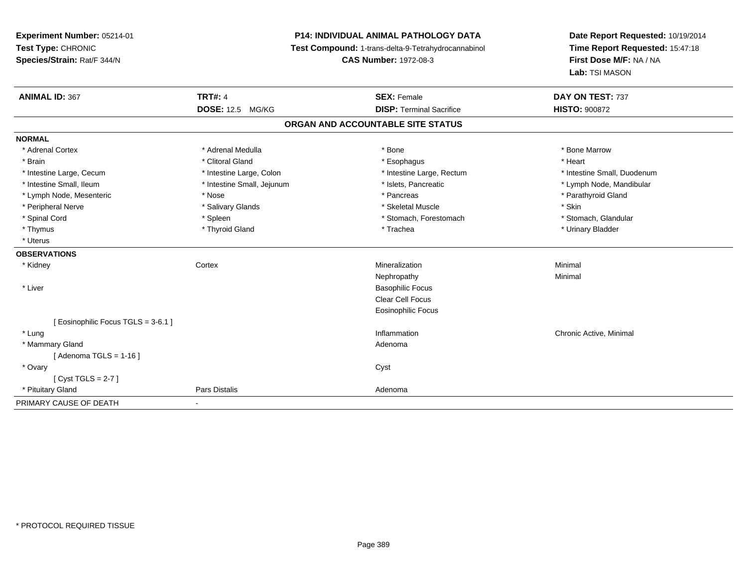**Experiment Number:** 05214-01
**Test Type:** CHRONIC
**Species/Strain:** Rat/F 344/N

**P14: INDIVIDUAL ANIMAL PATHOLOGY DATA**
**Test Compound:** 1-trans-delta-9-Tetrahydrocannabinol
**CAS Number:** 1972-08-3

**Date Report Requested:** 10/19/2014
**Time Report Requested:** 15:47:18
**First Dose M/F:** NA / NA
**Lab:** TSI MASON

| **ANIMAL ID:** 367 | **TRT#:** 4 | **SEX:** Female | **DAY ON TEST:** 737 |
|---|---|---|---|
| | **DOSE:** 12.5 MG/KG | **DISP:** Terminal Sacrifice | **HISTO:** 900872 |

### ORGAN AND ACCOUNTABLE SITE STATUS

**NORMAL**

| | | | |
|---|---|---|---|
| * Adrenal Cortex | * Adrenal Medulla | * Bone | * Bone Marrow |
| * Brain | * Clitoral Gland | * Esophagus | * Heart |
| * Intestine Large, Cecum | * Intestine Large, Colon | * Intestine Large, Rectum | * Intestine Small, Duodenum |
| * Intestine Small, Ileum | * Intestine Small, Jejunum | * Islets, Pancreatic | * Lymph Node, Mandibular |
| * Lymph Node, Mesenteric | * Nose | * Pancreas | * Parathyroid Gland |
| * Peripheral Nerve | * Salivary Glands | * Skeletal Muscle | * Skin |
| * Spinal Cord | * Spleen | * Stomach, Forestomach | * Stomach, Glandular |
| * Thymus | * Thyroid Gland | * Trachea | * Urinary Bladder |
| * Uterus | | | |

**OBSERVATIONS**

| | | | |
|---|---|---|---|
| * Kidney | Cortex | Mineralization | Minimal |
| | | Nephropathy | Minimal |
| * Liver | | Basophilic Focus | |
| | | Clear Cell Focus | |
| | | Eosinophilic Focus | |
| [ Eosinophilic Focus TGLS = 3-6.1 ] | | | |
| * Lung | | Inflammation | Chronic Active, Minimal |
| * Mammary Gland | | Adenoma | |
| [ Adenoma TGLS = 1-16 ] | | | |
| * Ovary | | Cyst | |
| [ Cyst TGLS = 2-7 ] | | | |
| * Pituitary Gland | Pars Distalis | Adenoma | |

PRIMARY CAUSE OF DEATH -

* PROTOCOL REQUIRED TISSUE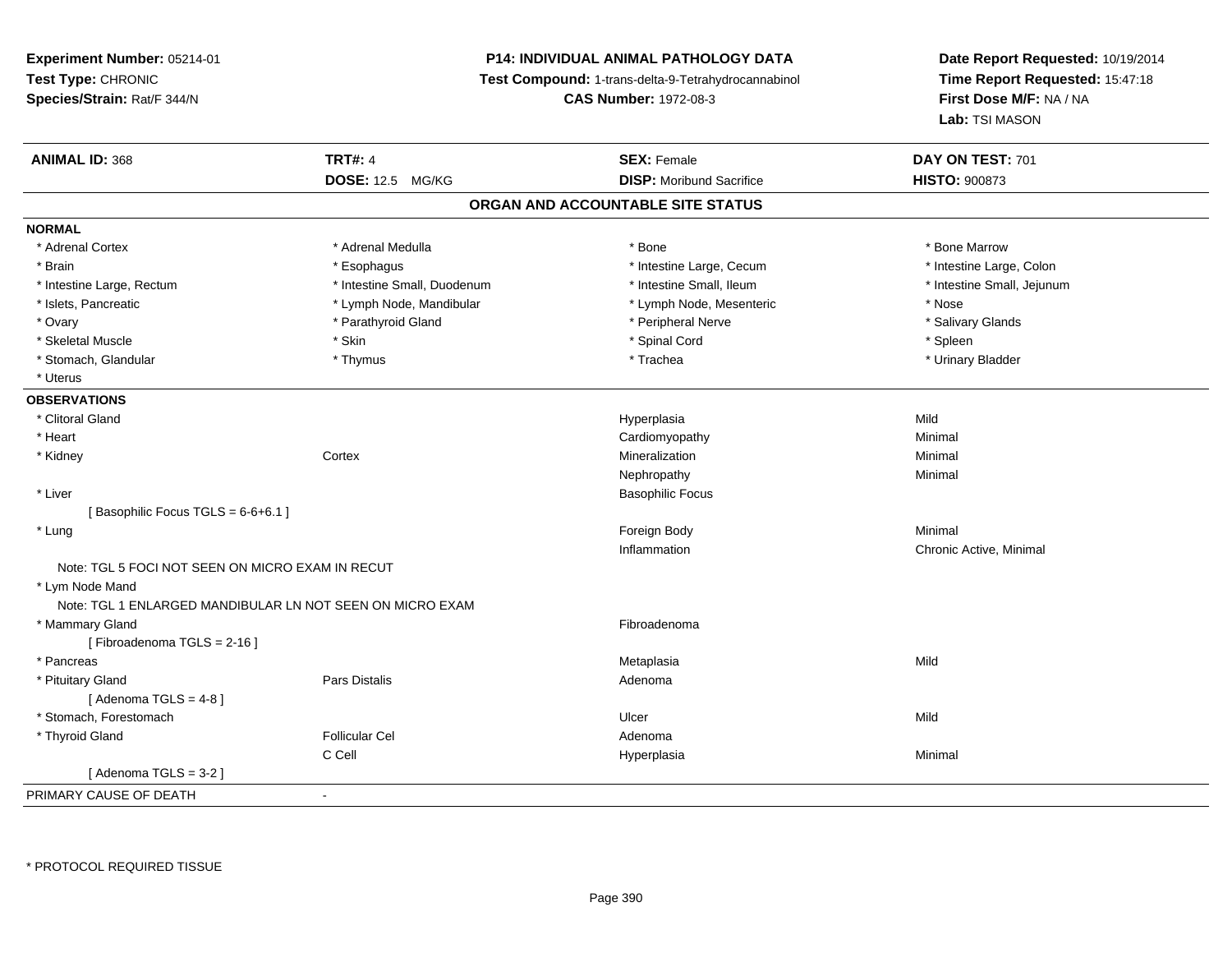**Experiment Number:** 05214-01
**Test Type:** CHRONIC
**Species/Strain:** Rat/F 344/N

**P14: INDIVIDUAL ANIMAL PATHOLOGY DATA**
**Test Compound:** 1-trans-delta-9-Tetrahydrocannabinol
**CAS Number:** 1972-08-3

**Date Report Requested:** 10/19/2014
**Time Report Requested:** 15:47:18
**First Dose M/F:** NA / NA
**Lab:** TSI MASON

| **ANIMAL ID:** 368 | **TRT#:** 4 | **SEX:** Female | **DAY ON TEST:** 701 |
|---|---|---|---|
| | **DOSE:** 12.5 MG/KG | **DISP:** Moribund Sacrifice | **HISTO:** 900873 |

## ORGAN AND ACCOUNTABLE SITE STATUS

**NORMAL**

| | | | |
|---|---|---|---|
| * Adrenal Cortex | * Adrenal Medulla | * Bone | * Bone Marrow |
| * Brain | * Esophagus | * Intestine Large, Cecum | * Intestine Large, Colon |
| * Intestine Large, Rectum | * Intestine Small, Duodenum | * Intestine Small, Ileum | * Intestine Small, Jejunum |
| * Islets, Pancreatic | * Lymph Node, Mandibular | * Lymph Node, Mesenteric | * Nose |
| * Ovary | * Parathyroid Gland | * Peripheral Nerve | * Salivary Glands |
| * Skeletal Muscle | * Skin | * Spinal Cord | * Spleen |
| * Stomach, Glandular | * Thymus | * Trachea | * Urinary Bladder |
| * Uterus | | | |

**OBSERVATIONS**

| | | | |
|---|---|---|---|
| * Clitoral Gland | | Hyperplasia | Mild |
| * Heart | | Cardiomyopathy | Minimal |
| * Kidney | Cortex | Mineralization | Minimal |
| | | Nephropathy | Minimal |
| * Liver | | Basophilic Focus | |
| [ Basophilic Focus TGLS = 6-6+6.1 ] | | | |
| * Lung | | Foreign Body | Minimal |
| | | Inflammation | Chronic Active, Minimal |
| Note: TGL 5 FOCI NOT SEEN ON MICRO EXAM IN RECUT | | | |
| * Lym Node Mand | | | |
| Note: TGL 1 ENLARGED MANDIBULAR LN NOT SEEN ON MICRO EXAM | | | |
| * Mammary Gland | | Fibroadenoma | |
| [ Fibroadenoma TGLS = 2-16 ] | | | |
| * Pancreas | | Metaplasia | Mild |
| * Pituitary Gland | Pars Distalis | Adenoma | |
| [ Adenoma TGLS = 4-8 ] | | | |
| * Stomach, Forestomach | | Ulcer | Mild |
| * Thyroid Gland | Follicular Cel | Adenoma | |
| | C Cell | Hyperplasia | Minimal |
| [ Adenoma TGLS = 3-2 ] | | | |

| PRIMARY CAUSE OF DEATH | - |
|---|---|

* PROTOCOL REQUIRED TISSUE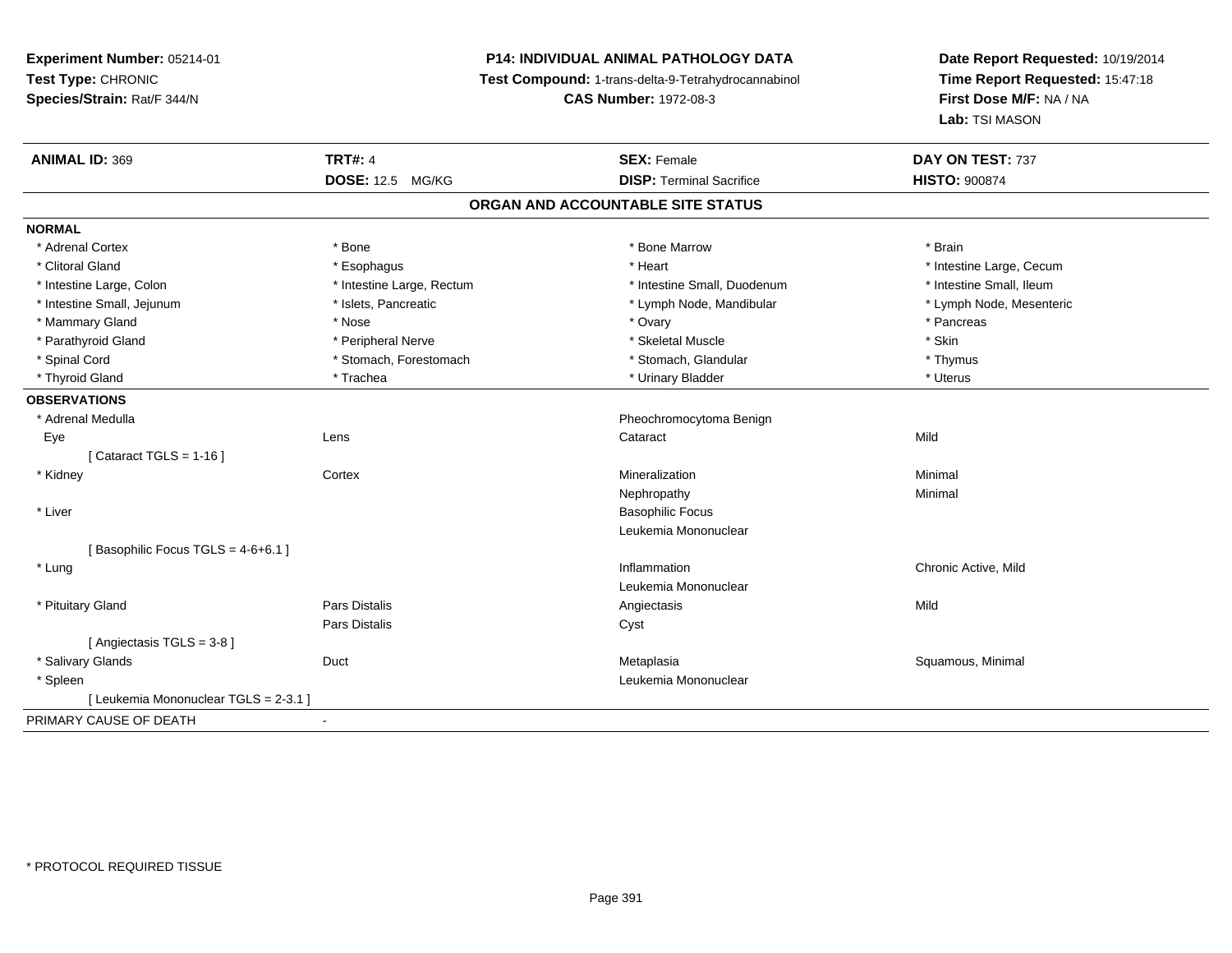**Experiment Number:** 05214-01
**Test Type:** CHRONIC
**Species/Strain:** Rat/F 344/N

**P14: INDIVIDUAL ANIMAL PATHOLOGY DATA**
**Test Compound:** 1-trans-delta-9-Tetrahydrocannabinol
**CAS Number:** 1972-08-3

**Date Report Requested:** 10/19/2014
**Time Report Requested:** 15:47:18
**First Dose M/F:** NA / NA
**Lab:** TSI MASON

| **ANIMAL ID:** 369 | **TRT#:** 4 | **SEX:** Female | **DAY ON TEST:** 737 |
|---|---|---|---|
| | **DOSE:** 12.5 MG/KG | **DISP:** Terminal Sacrifice | **HISTO:** 900874 |

## ORGAN AND ACCOUNTABLE SITE STATUS

**NORMAL**

| | | | |
|---|---|---|---|
| * Adrenal Cortex | * Bone | * Bone Marrow | * Brain |
| * Clitoral Gland | * Esophagus | * Heart | * Intestine Large, Cecum |
| * Intestine Large, Colon | * Intestine Large, Rectum | * Intestine Small, Duodenum | * Intestine Small, Ileum |
| * Intestine Small, Jejunum | * Islets, Pancreatic | * Lymph Node, Mandibular | * Lymph Node, Mesenteric |
| * Mammary Gland | * Nose | * Ovary | * Pancreas |
| * Parathyroid Gland | * Peripheral Nerve | * Skeletal Muscle | * Skin |
| * Spinal Cord | * Stomach, Forestomach | * Stomach, Glandular | * Thymus |
| * Thyroid Gland | * Trachea | * Urinary Bladder | * Uterus |

**OBSERVATIONS**

| | | | |
|---|---|---|---|
| * Adrenal Medulla | | Pheochromocytoma Benign | |
| Eye | Lens | Cataract | Mild |
| [ Cataract TGLS = 1-16 ] | | | |
| * Kidney | Cortex | Mineralization | Minimal |
| | | Nephropathy | Minimal |
| * Liver | | Basophilic Focus | |
| | | Leukemia Mononuclear | |
| [ Basophilic Focus TGLS = 4-6+6.1 ] | | | |
| * Lung | | Inflammation | Chronic Active, Mild |
| | | Leukemia Mononuclear | |
| * Pituitary Gland | Pars Distalis | Angiectasis | Mild |
| | Pars Distalis | Cyst | |
| [ Angiectasis TGLS = 3-8 ] | | | |
| * Salivary Glands | Duct | Metaplasia | Squamous, Minimal |
| * Spleen | | Leukemia Mononuclear | |
| [ Leukemia Mononuclear TGLS = 2-3.1 ] | | | |

PRIMARY CAUSE OF DEATH -

* PROTOCOL REQUIRED TISSUE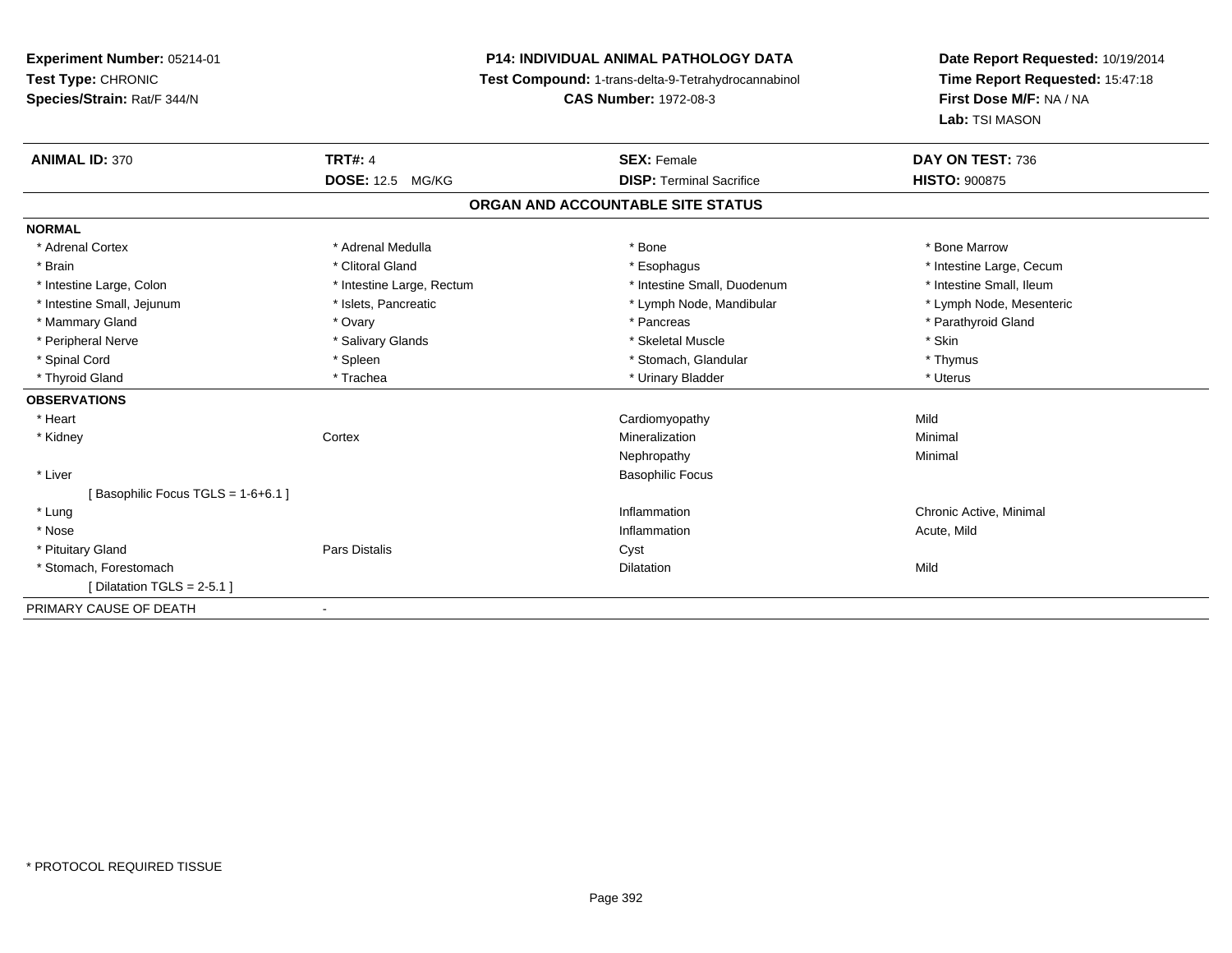**Experiment Number:** 05214-01
**Test Type:** CHRONIC
**Species/Strain:** Rat/F 344/N

**P14: INDIVIDUAL ANIMAL PATHOLOGY DATA**
**Test Compound:** 1-trans-delta-9-Tetrahydrocannabinol
**CAS Number:** 1972-08-3

**Date Report Requested:** 10/19/2014
**Time Report Requested:** 15:47:18
**First Dose M/F:** NA / NA
**Lab:** TSI MASON

| **ANIMAL ID:** 370 | **TRT#:** 4 | **SEX:** Female | **DAY ON TEST:** 736 |
|---|---|---|---|
| | **DOSE:** 12.5 MG/KG | **DISP:** Terminal Sacrifice | **HISTO:** 900875 |

**ORGAN AND ACCOUNTABLE SITE STATUS**

**NORMAL**

| | | | |
|---|---|---|---|
| * Adrenal Cortex | * Adrenal Medulla | * Bone | * Bone Marrow |
| * Brain | * Clitoral Gland | * Esophagus | * Intestine Large, Cecum |
| * Intestine Large, Colon | * Intestine Large, Rectum | * Intestine Small, Duodenum | * Intestine Small, Ileum |
| * Intestine Small, Jejunum | * Islets, Pancreatic | * Lymph Node, Mandibular | * Lymph Node, Mesenteric |
| * Mammary Gland | * Ovary | * Pancreas | * Parathyroid Gland |
| * Peripheral Nerve | * Salivary Glands | * Skeletal Muscle | * Skin |
| * Spinal Cord | * Spleen | * Stomach, Glandular | * Thymus |
| * Thyroid Gland | * Trachea | * Urinary Bladder | * Uterus |

**OBSERVATIONS**

| | | | |
|---|---|---|---|
| * Heart | | Cardiomyopathy | Mild |
| * Kidney | Cortex | Mineralization | Minimal |
| | | Nephropathy | Minimal |
| * Liver | | Basophilic Focus | |
| [ Basophilic Focus TGLS = 1-6+6.1 ] | | | |
| * Lung | | Inflammation | Chronic Active, Minimal |
| * Nose | | Inflammation | Acute, Mild |
| * Pituitary Gland | Pars Distalis | Cyst | |
| * Stomach, Forestomach | | Dilatation | Mild |
| [ Dilatation TGLS = 2-5.1 ] | | | |

PRIMARY CAUSE OF DEATH -

* PROTOCOL REQUIRED TISSUE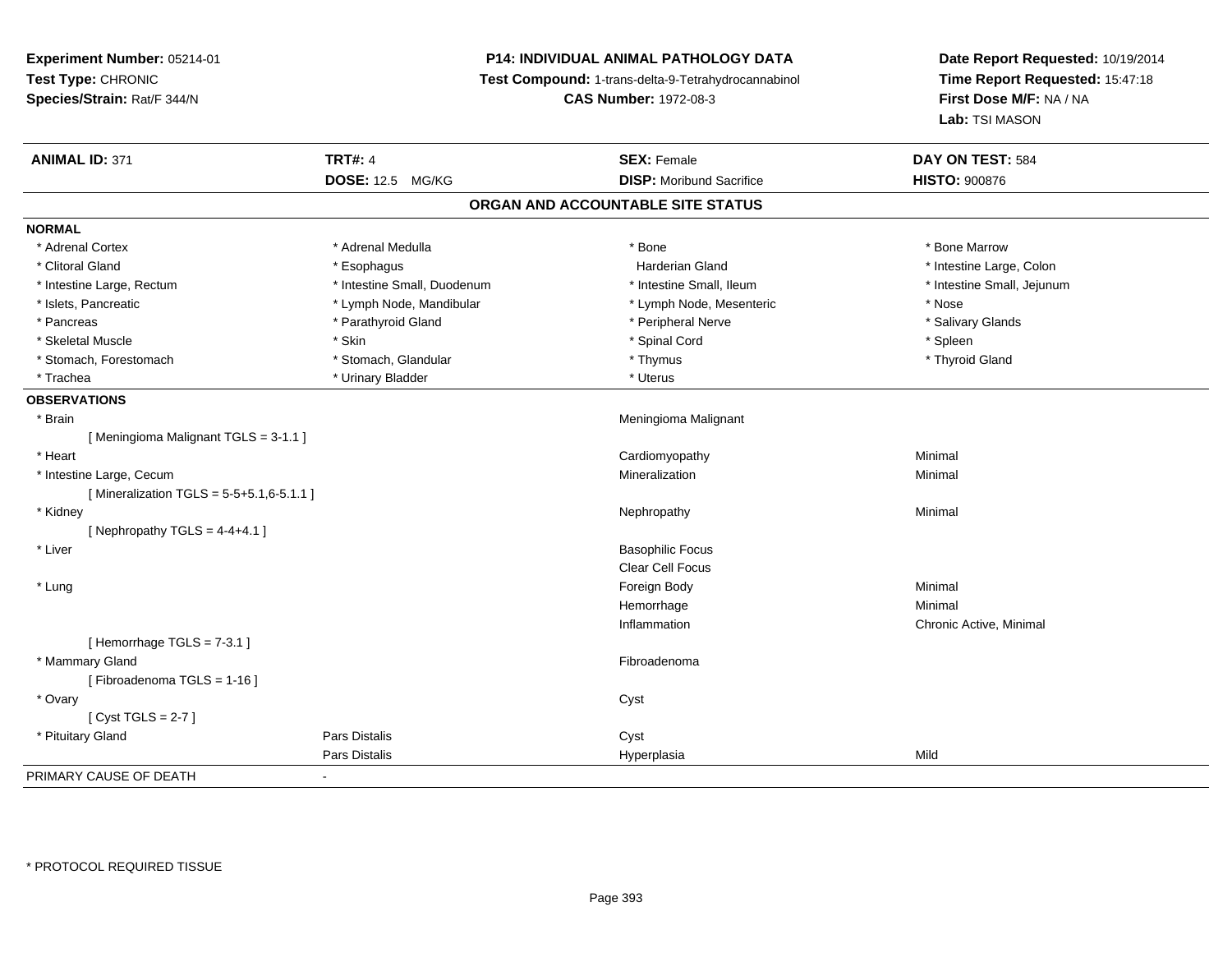**Experiment Number:** 05214-01
**Test Type:** CHRONIC
**Species/Strain:** Rat/F 344/N

**P14: INDIVIDUAL ANIMAL PATHOLOGY DATA**
**Test Compound:** 1-trans-delta-9-Tetrahydrocannabinol
**CAS Number:** 1972-08-3

**Date Report Requested:** 10/19/2014
**Time Report Requested:** 15:47:18
**First Dose M/F:** NA / NA
**Lab:** TSI MASON

| **ANIMAL ID:** 371 | **TRT#:** 4 | **SEX:** Female | **DAY ON TEST:** 584 |
|---|---|---|---|
| | **DOSE:** 12.5 MG/KG | **DISP:** Moribund Sacrifice | **HISTO:** 900876 |

## ORGAN AND ACCOUNTABLE SITE STATUS

**NORMAL**

| | | | |
|---|---|---|---|
| * Adrenal Cortex | * Adrenal Medulla | * Bone | * Bone Marrow |
| * Clitoral Gland | * Esophagus | Harderian Gland | * Intestine Large, Colon |
| * Intestine Large, Rectum | * Intestine Small, Duodenum | * Intestine Small, Ileum | * Intestine Small, Jejunum |
| * Islets, Pancreatic | * Lymph Node, Mandibular | * Lymph Node, Mesenteric | * Nose |
| * Pancreas | * Parathyroid Gland | * Peripheral Nerve | * Salivary Glands |
| * Skeletal Muscle | * Skin | * Spinal Cord | * Spleen |
| * Stomach, Forestomach | * Stomach, Glandular | * Thymus | * Thyroid Gland |
| * Trachea | * Urinary Bladder | * Uterus | |

**OBSERVATIONS**

| | | | |
|---|---|---|---|
| * Brain | | Meningioma Malignant | |
| [ Meningioma Malignant TGLS = 3-1.1 ] | | | |
| * Heart | | Cardiomyopathy | Minimal |
| * Intestine Large, Cecum | | Mineralization | Minimal |
| [ Mineralization TGLS = 5-5+5.1,6-5.1.1 ] | | | |
| * Kidney | | Nephropathy | Minimal |
| [ Nephropathy TGLS = 4-4+4.1 ] | | | |
| * Liver | | Basophilic Focus | |
| | | Clear Cell Focus | |
| * Lung | | Foreign Body | Minimal |
| | | Hemorrhage | Minimal |
| | | Inflammation | Chronic Active, Minimal |
| [ Hemorrhage TGLS = 7-3.1 ] | | | |
| * Mammary Gland | | Fibroadenoma | |
| [ Fibroadenoma TGLS = 1-16 ] | | | |
| * Ovary | | Cyst | |
| [ Cyst TGLS = 2-7 ] | | | |
| * Pituitary Gland | Pars Distalis | Cyst | |
| | Pars Distalis | Hyperplasia | Mild |

PRIMARY CAUSE OF DEATH -

* PROTOCOL REQUIRED TISSUE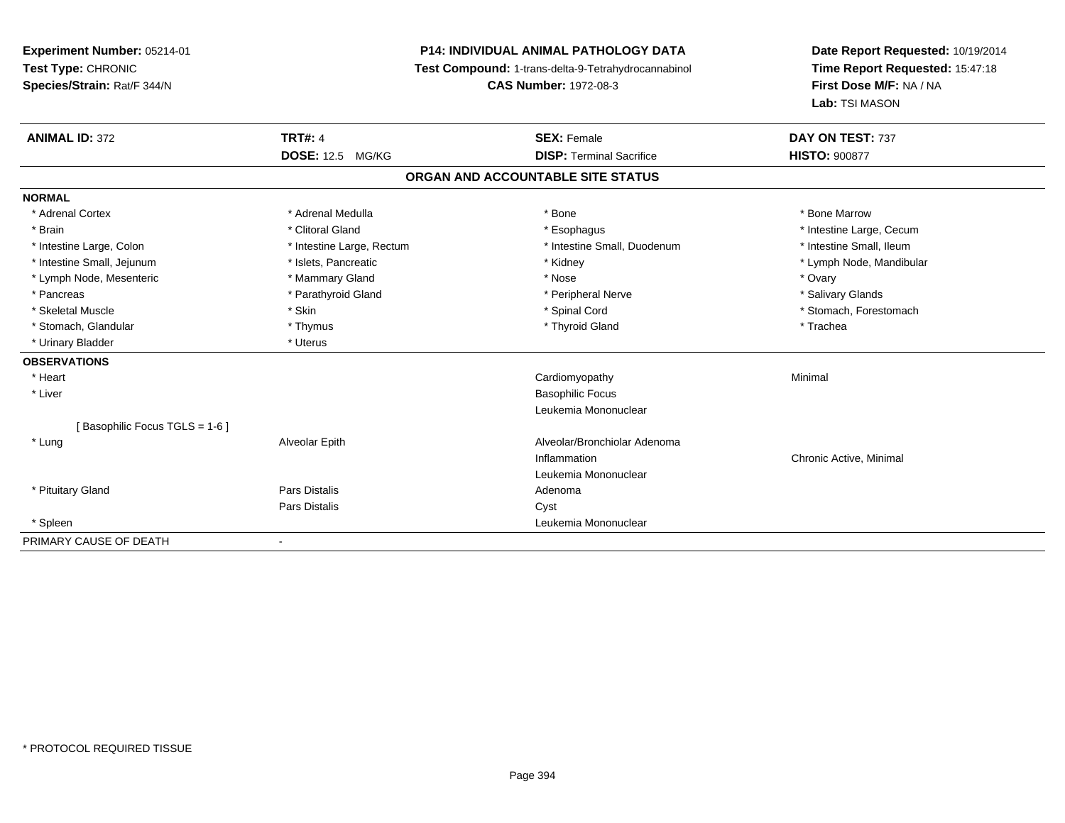**Experiment Number:** 05214-01
**Test Type:** CHRONIC
**Species/Strain:** Rat/F 344/N

**P14: INDIVIDUAL ANIMAL PATHOLOGY DATA**
**Test Compound:** 1-trans-delta-9-Tetrahydrocannabinol
**CAS Number:** 1972-08-3

**Date Report Requested:** 10/19/2014
**Time Report Requested:** 15:47:18
**First Dose M/F:** NA / NA
**Lab:** TSI MASON

| **ANIMAL ID:** 372 | **TRT#:** 4 | **SEX:** Female | **DAY ON TEST:** 737 |
|---|---|---|---|
| | **DOSE:** 12.5 MG/KG | **DISP:** Terminal Sacrifice | **HISTO:** 900877 |

## ORGAN AND ACCOUNTABLE SITE STATUS

| | | | |
|---|---|---|---|
| **NORMAL** | | | |
| * Adrenal Cortex | * Adrenal Medulla | * Bone | * Bone Marrow |
| * Brain | * Clitoral Gland | * Esophagus | * Intestine Large, Cecum |
| * Intestine Large, Colon | * Intestine Large, Rectum | * Intestine Small, Duodenum | * Intestine Small, Ileum |
| * Intestine Small, Jejunum | * Islets, Pancreatic | * Kidney | * Lymph Node, Mandibular |
| * Lymph Node, Mesenteric | * Mammary Gland | * Nose | * Ovary |
| * Pancreas | * Parathyroid Gland | * Peripheral Nerve | * Salivary Glands |
| * Skeletal Muscle | * Skin | * Spinal Cord | * Stomach, Forestomach |
| * Stomach, Glandular | * Thymus | * Thyroid Gland | * Trachea |
| * Urinary Bladder | * Uterus | | |
| **OBSERVATIONS** | | | |
| * Heart | | Cardiomyopathy | Minimal |
| * Liver | | Basophilic Focus | |
| | | Leukemia Mononuclear | |
| [ Basophilic Focus TGLS = 1-6 ] | | | |
| * Lung | Alveolar Epith | Alveolar/Bronchiolar Adenoma | |
| | | Inflammation | Chronic Active, Minimal |
| | | Leukemia Mononuclear | |
| * Pituitary Gland | Pars Distalis | Adenoma | |
| | Pars Distalis | Cyst | |
| * Spleen | | Leukemia Mononuclear | |
| PRIMARY CAUSE OF DEATH | - | | |

* PROTOCOL REQUIRED TISSUE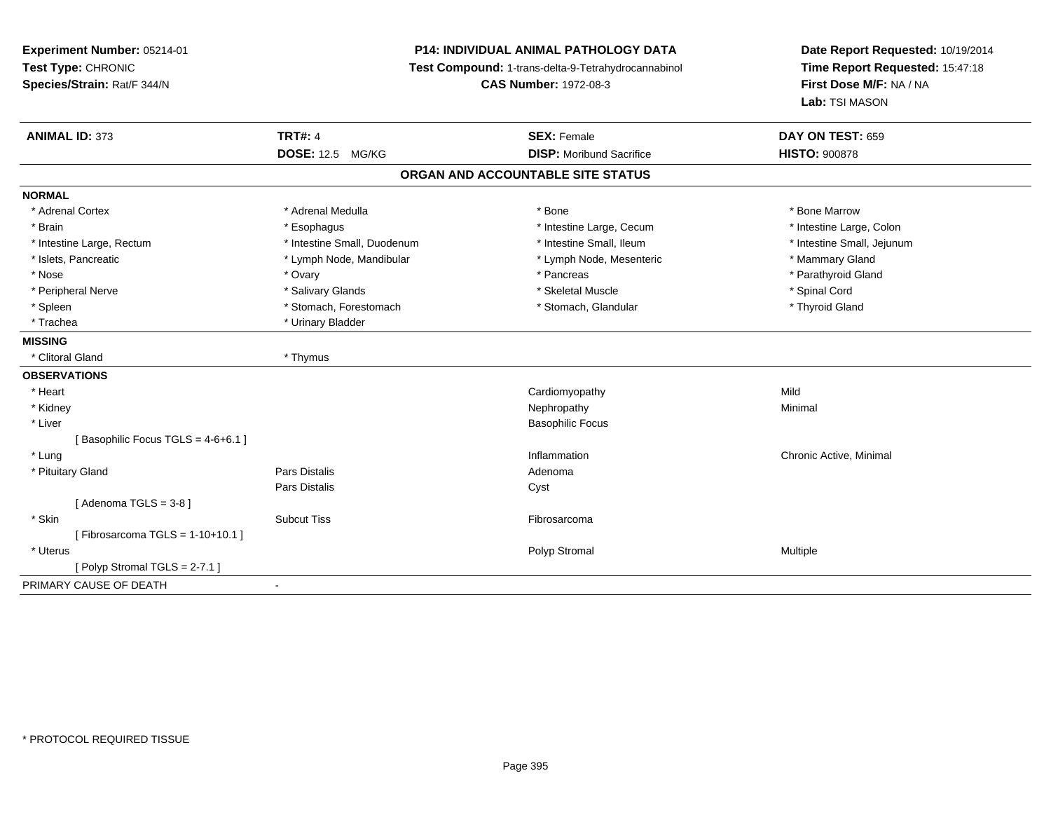**Experiment Number:** 05214-01
**Test Type:** CHRONIC
**Species/Strain:** Rat/F 344/N

**P14: INDIVIDUAL ANIMAL PATHOLOGY DATA**
**Test Compound:** 1-trans-delta-9-Tetrahydrocannabinol
**CAS Number:** 1972-08-3

**Date Report Requested:** 10/19/2014
**Time Report Requested:** 15:47:18
**First Dose M/F:** NA / NA
**Lab:** TSI MASON

| **ANIMAL ID:** 373 | **TRT#:** 4 | **SEX:** Female | **DAY ON TEST:** 659 |
|---|---|---|---|
| | **DOSE:** 12.5 MG/KG | **DISP:** Moribund Sacrifice | **HISTO:** 900878 |

## ORGAN AND ACCOUNTABLE SITE STATUS

| | | | |
|---|---|---|---|
| **NORMAL** | | | |
| * Adrenal Cortex | * Adrenal Medulla | * Bone | * Bone Marrow |
| * Brain | * Esophagus | * Intestine Large, Cecum | * Intestine Large, Colon |
| * Intestine Large, Rectum | * Intestine Small, Duodenum | * Intestine Small, Ileum | * Intestine Small, Jejunum |
| * Islets, Pancreatic | * Lymph Node, Mandibular | * Lymph Node, Mesenteric | * Mammary Gland |
| * Nose | * Ovary | * Pancreas | * Parathyroid Gland |
| * Peripheral Nerve | * Salivary Glands | * Skeletal Muscle | * Spinal Cord |
| * Spleen | * Stomach, Forestomach | * Stomach, Glandular | * Thyroid Gland |
| * Trachea | * Urinary Bladder | | |
| **MISSING** | | | |
| * Clitoral Gland | * Thymus | | |
| **OBSERVATIONS** | | | |
| * Heart | | Cardiomyopathy | Mild |
| * Kidney | | Nephropathy | Minimal |
| * Liver | | Basophilic Focus | |
| [ Basophilic Focus TGLS = 4-6+6.1 ] | | | |
| * Lung | | Inflammation | Chronic Active, Minimal |
| * Pituitary Gland | Pars Distalis | Adenoma | |
| | Pars Distalis | Cyst | |
| [ Adenoma TGLS = 3-8 ] | | | |
| * Skin | Subcut Tiss | Fibrosarcoma | |
| [ Fibrosarcoma TGLS = 1-10+10.1 ] | | | |
| * Uterus | | Polyp Stromal | Multiple |
| [ Polyp Stromal TGLS = 2-7.1 ] | | | |
| PRIMARY CAUSE OF DEATH | - | | |

* PROTOCOL REQUIRED TISSUE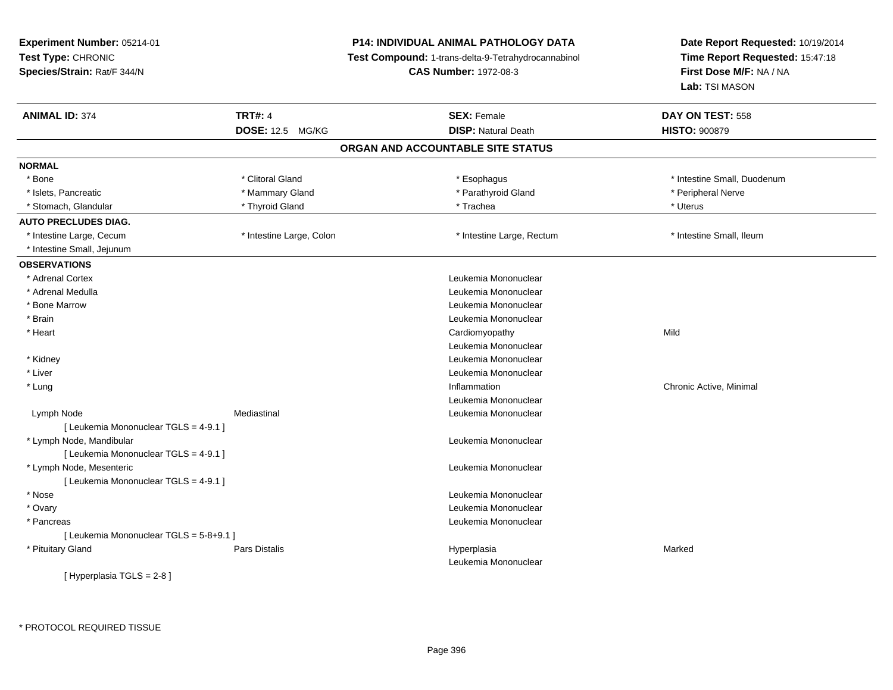**Experiment Number:** 05214-01
**Test Type:** CHRONIC
**Species/Strain:** Rat/F 344/N

**P14: INDIVIDUAL ANIMAL PATHOLOGY DATA**
**Test Compound:** 1-trans-delta-9-Tetrahydrocannabinol
**CAS Number:** 1972-08-3

**Date Report Requested:** 10/19/2014
**Time Report Requested:** 15:47:18
**First Dose M/F:** NA / NA
**Lab:** TSI MASON

| **ANIMAL ID:** 374 | **TRT#:** 4 | **SEX:** Female | **DAY ON TEST:** 558 |
|---|---|---|---|
| | **DOSE:** 12.5 MG/KG | **DISP:** Natural Death | **HISTO:** 900879 |

## ORGAN AND ACCOUNTABLE SITE STATUS

| | | | |
|---|---|---|---|
| **NORMAL** | | | |
| * Bone | * Clitoral Gland | * Esophagus | * Intestine Small, Duodenum |
| * Islets, Pancreatic | * Mammary Gland | * Parathyroid Gland | * Peripheral Nerve |
| * Stomach, Glandular | * Thyroid Gland | * Trachea | * Uterus |
| **AUTO PRECLUDES DIAG.** | | | |
| * Intestine Large, Cecum | * Intestine Large, Colon | * Intestine Large, Rectum | * Intestine Small, Ileum |
| * Intestine Small, Jejunum | | | |
| **OBSERVATIONS** | | | |
| * Adrenal Cortex | | Leukemia Mononuclear | |
| * Adrenal Medulla | | Leukemia Mononuclear | |
| * Bone Marrow | | Leukemia Mononuclear | |
| * Brain | | Leukemia Mononuclear | |
| * Heart | | Cardiomyopathy | Mild |
| | | Leukemia Mononuclear | |
| * Kidney | | Leukemia Mononuclear | |
| * Liver | | Leukemia Mononuclear | |
| * Lung | | Inflammation | Chronic Active, Minimal |
| | | Leukemia Mononuclear | |
| Lymph Node | Mediastinal | Leukemia Mononuclear | |
| [ Leukemia Mononuclear TGLS = 4-9.1 ] | | | |
| * Lymph Node, Mandibular | | Leukemia Mononuclear | |
| [ Leukemia Mononuclear TGLS = 4-9.1 ] | | | |
| * Lymph Node, Mesenteric | | Leukemia Mononuclear | |
| [ Leukemia Mononuclear TGLS = 4-9.1 ] | | | |
| * Nose | | Leukemia Mononuclear | |
| * Ovary | | Leukemia Mononuclear | |
| * Pancreas | | Leukemia Mononuclear | |
| [ Leukemia Mononuclear TGLS = 5-8+9.1 ] | | | |
| * Pituitary Gland | Pars Distalis | Hyperplasia | Marked |
| | | Leukemia Mononuclear | |
| [ Hyperplasia TGLS = 2-8 ] | | | |

* PROTOCOL REQUIRED TISSUE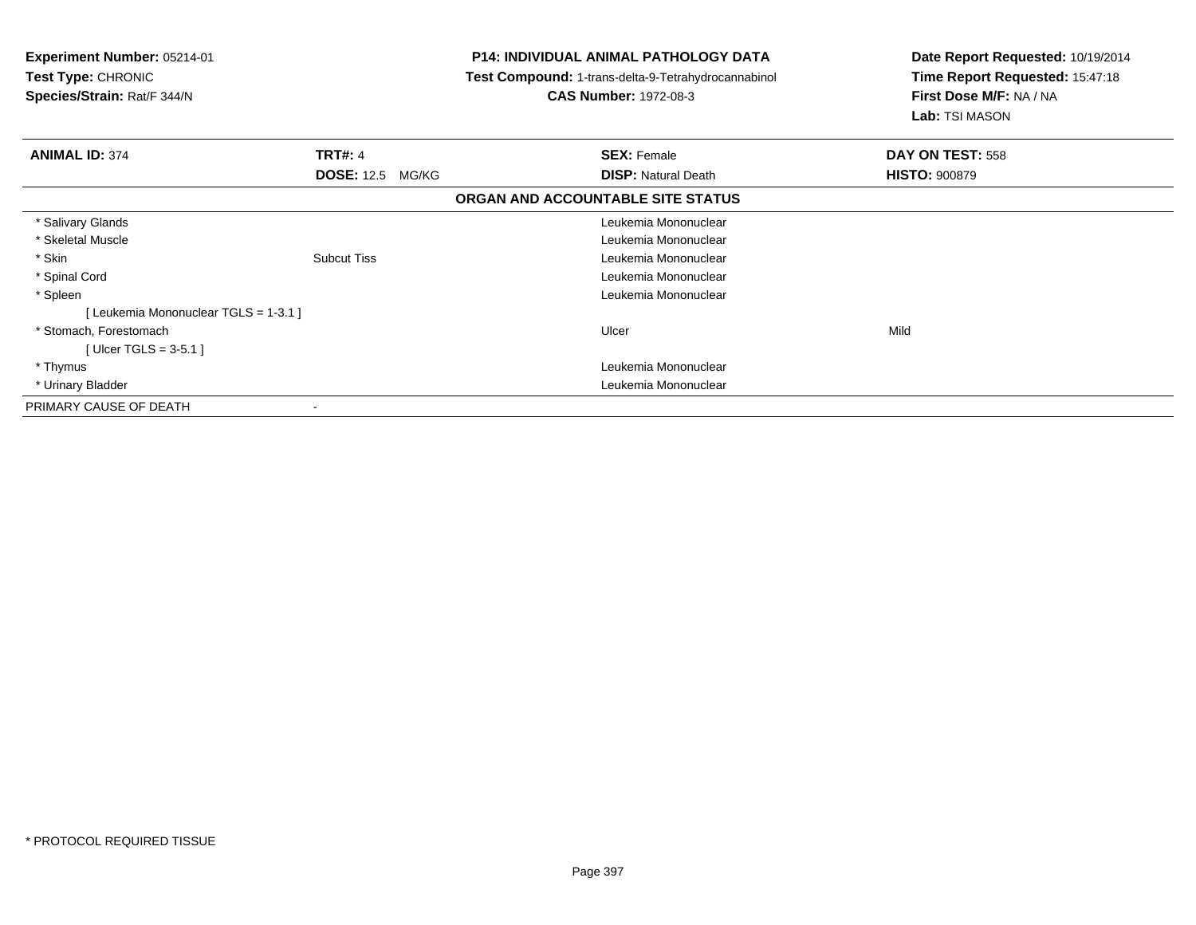**Experiment Number:** 05214-01
**Test Type:** CHRONIC
**Species/Strain:** Rat/F 344/N

**P14: INDIVIDUAL ANIMAL PATHOLOGY DATA**
**Test Compound:** 1-trans-delta-9-Tetrahydrocannabinol
**CAS Number:** 1972-08-3

**Date Report Requested:** 10/19/2014
**Time Report Requested:** 15:47:18
**First Dose M/F:** NA / NA
**Lab:** TSI MASON

| **ANIMAL ID:** 374 | **TRT#:** 4 | **SEX:** Female | **DAY ON TEST:** 558 |
|---|---|---|---|
| | **DOSE:** 12.5 MG/KG | **DISP:** Natural Death | **HISTO:** 900879 |

**ORGAN AND ACCOUNTABLE SITE STATUS**

| | | | |
|---|---|---|---|
| * Salivary Glands | | Leukemia Mononuclear | |
| * Skeletal Muscle | | Leukemia Mononuclear | |
| * Skin | Subcut Tiss | Leukemia Mononuclear | |
| * Spinal Cord | | Leukemia Mononuclear | |
| * Spleen | | Leukemia Mononuclear | |
| [ Leukemia Mononuclear TGLS = 1-3.1 ] | | | |
| * Stomach, Forestomach | | Ulcer | Mild |
| [ Ulcer TGLS = 3-5.1 ] | | | |
| * Thymus | | Leukemia Mononuclear | |
| * Urinary Bladder | | Leukemia Mononuclear | |
| PRIMARY CAUSE OF DEATH | - | | |

* PROTOCOL REQUIRED TISSUE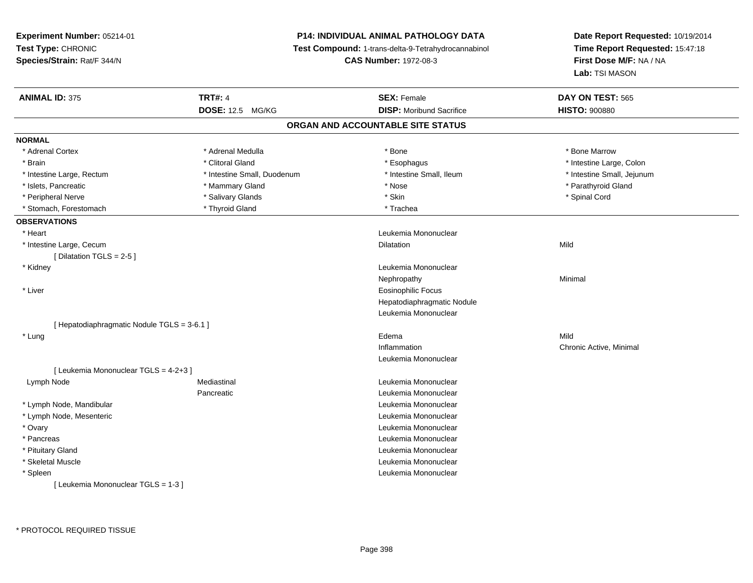**Experiment Number:** 05214-01
**Test Type:** CHRONIC
**Species/Strain:** Rat/F 344/N

**P14: INDIVIDUAL ANIMAL PATHOLOGY DATA**
**Test Compound:** 1-trans-delta-9-Tetrahydrocannabinol
**CAS Number:** 1972-08-3

**Date Report Requested:** 10/19/2014
**Time Report Requested:** 15:47:18
**First Dose M/F:** NA / NA
**Lab:** TSI MASON

| **ANIMAL ID:** 375 | **TRT#:** 4 | **SEX:** Female | **DAY ON TEST:** 565 |
|---|---|---|---|
| | **DOSE:** 12.5 MG/KG | **DISP:** Moribund Sacrifice | **HISTO:** 900880 |

## ORGAN AND ACCOUNTABLE SITE STATUS

**NORMAL**

| | | | |
|---|---|---|---|
| * Adrenal Cortex | * Adrenal Medulla | * Bone | * Bone Marrow |
| * Brain | * Clitoral Gland | * Esophagus | * Intestine Large, Colon |
| * Intestine Large, Rectum | * Intestine Small, Duodenum | * Intestine Small, Ileum | * Intestine Small, Jejunum |
| * Islets, Pancreatic | * Mammary Gland | * Nose | * Parathyroid Gland |
| * Peripheral Nerve | * Salivary Glands | * Skin | * Spinal Cord |
| * Stomach, Forestomach | * Thyroid Gland | * Trachea | |

**OBSERVATIONS**

| | | | |
|---|---|---|---|
| * Heart | | Leukemia Mononuclear | |
| * Intestine Large, Cecum | | Dilatation | Mild |
| [ Dilatation TGLS = 2-5 ] | | | |
| * Kidney | | Leukemia Mononuclear | |
| | | Nephropathy | Minimal |
| * Liver | | Eosinophilic Focus | |
| | | Hepatodiaphragmatic Nodule | |
| | | Leukemia Mononuclear | |
| [ Hepatodiaphragmatic Nodule TGLS = 3-6.1 ] | | | |
| * Lung | | Edema | Mild |
| | | Inflammation | Chronic Active, Minimal |
| | | Leukemia Mononuclear | |
| [ Leukemia Mononuclear TGLS = 4-2+3 ] | | | |
| Lymph Node | Mediastinal | Leukemia Mononuclear | |
| | Pancreatic | Leukemia Mononuclear | |
| * Lymph Node, Mandibular | | Leukemia Mononuclear | |
| * Lymph Node, Mesenteric | | Leukemia Mononuclear | |
| * Ovary | | Leukemia Mononuclear | |
| * Pancreas | | Leukemia Mononuclear | |
| * Pituitary Gland | | Leukemia Mononuclear | |
| * Skeletal Muscle | | Leukemia Mononuclear | |
| * Spleen | | Leukemia Mononuclear | |
| [ Leukemia Mononuclear TGLS = 1-3 ] | | | |

\* PROTOCOL REQUIRED TISSUE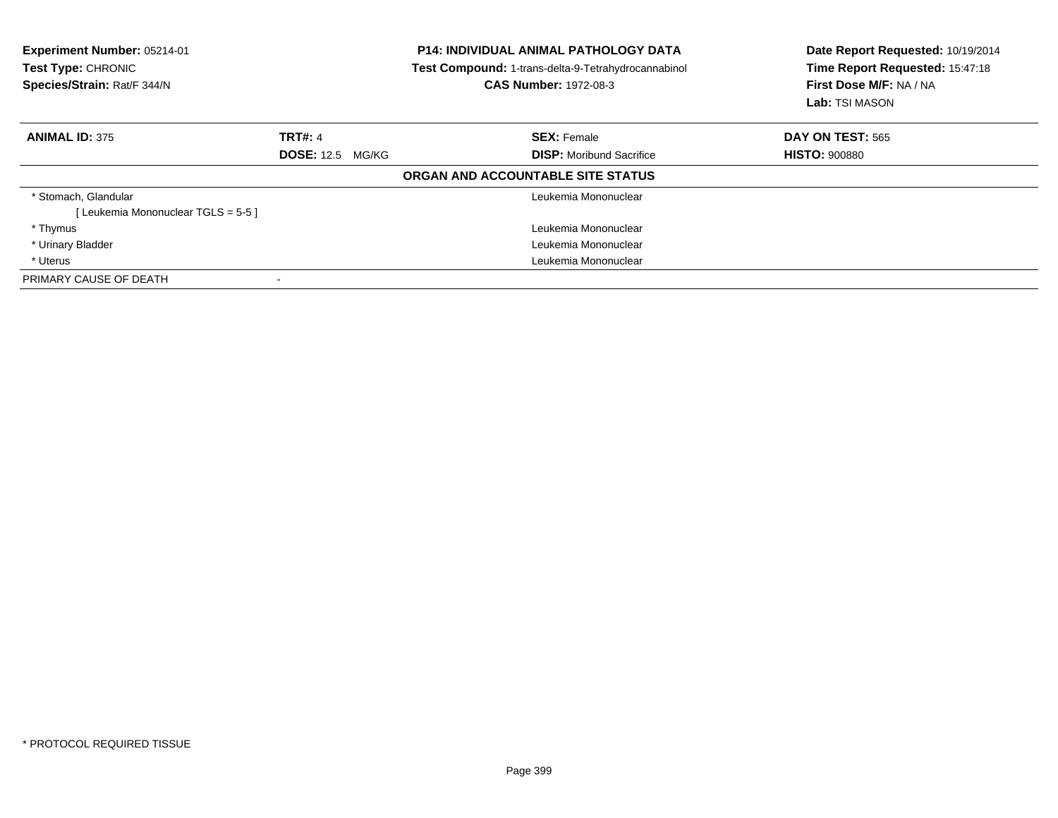**Experiment Number:** 05214-01
**Test Type:** CHRONIC
**Species/Strain:** Rat/F 344/N

**P14: INDIVIDUAL ANIMAL PATHOLOGY DATA**
**Test Compound:** 1-trans-delta-9-Tetrahydrocannabinol
**CAS Number:** 1972-08-3

**Date Report Requested:** 10/19/2014
**Time Report Requested:** 15:47:18
**First Dose M/F:** NA / NA
**Lab:** TSI MASON

| **ANIMAL ID:** 375 | **TRT#:** 4 | **SEX:** Female | **DAY ON TEST:** 565 |
|---|---|---|---|
| | **DOSE:** 12.5 MG/KG | **DISP:** Moribund Sacrifice | **HISTO:** 900880 |

**ORGAN AND ACCOUNTABLE SITE STATUS**

| | | |
|---|---|---|
| * Stomach, Glandular | | Leukemia Mononuclear |
| [ Leukemia Mononuclear TGLS = 5-5 ] | | |
| * Thymus | | Leukemia Mononuclear |
| * Urinary Bladder | | Leukemia Mononuclear |
| * Uterus | | Leukemia Mononuclear |
| PRIMARY CAUSE OF DEATH | - | |

* PROTOCOL REQUIRED TISSUE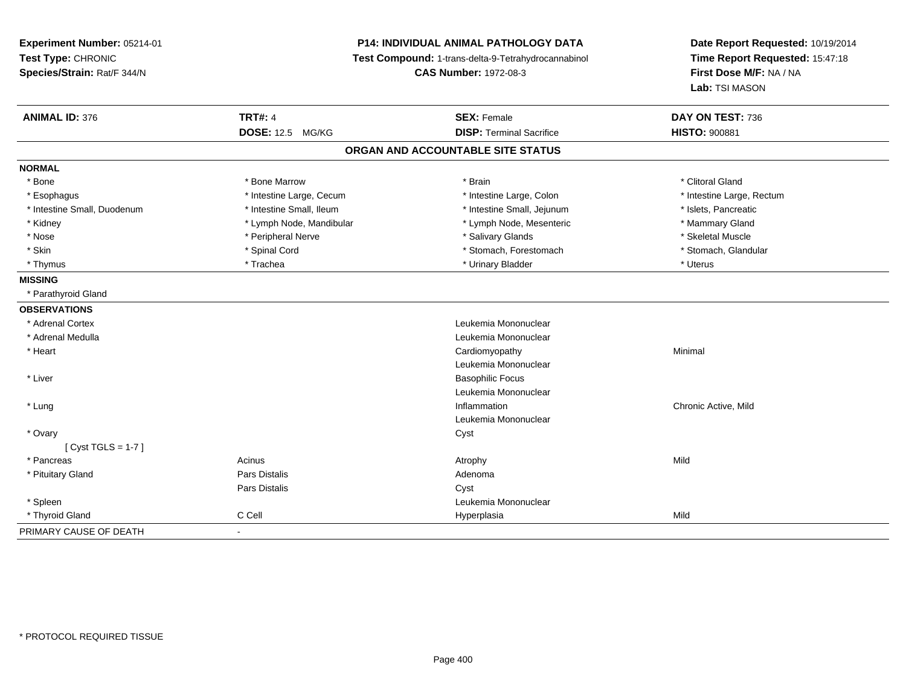**Experiment Number:** 05214-01
**Test Type:** CHRONIC
**Species/Strain:** Rat/F 344/N

**P14: INDIVIDUAL ANIMAL PATHOLOGY DATA**
**Test Compound:** 1-trans-delta-9-Tetrahydrocannabinol
**CAS Number:** 1972-08-3

**Date Report Requested:** 10/19/2014
**Time Report Requested:** 15:47:18
**First Dose M/F:** NA / NA
**Lab:** TSI MASON

| **ANIMAL ID:** 376 | **TRT#:** 4 | **SEX:** Female | **DAY ON TEST:** 736 |
|---|---|---|---|
| | **DOSE:** 12.5 MG/KG | **DISP:** Terminal Sacrifice | **HISTO:** 900881 |

**ORGAN AND ACCOUNTABLE SITE STATUS**

| | | | |
|---|---|---|---|
| **NORMAL** | | | |
| * Bone | * Bone Marrow | * Brain | * Clitoral Gland |
| * Esophagus | * Intestine Large, Cecum | * Intestine Large, Colon | * Intestine Large, Rectum |
| * Intestine Small, Duodenum | * Intestine Small, Ileum | * Intestine Small, Jejunum | * Islets, Pancreatic |
| * Kidney | * Lymph Node, Mandibular | * Lymph Node, Mesenteric | * Mammary Gland |
| * Nose | * Peripheral Nerve | * Salivary Glands | * Skeletal Muscle |
| * Skin | * Spinal Cord | * Stomach, Forestomach | * Stomach, Glandular |
| * Thymus | * Trachea | * Urinary Bladder | * Uterus |
| **MISSING** | | | |
| * Parathyroid Gland | | | |
| **OBSERVATIONS** | | | |
| * Adrenal Cortex | | Leukemia Mononuclear | |
| * Adrenal Medulla | | Leukemia Mononuclear | |
| * Heart | | Cardiomyopathy | Minimal |
| | | Leukemia Mononuclear | |
| * Liver | | Basophilic Focus | |
| | | Leukemia Mononuclear | |
| * Lung | | Inflammation | Chronic Active, Mild |
| | | Leukemia Mononuclear | |
| * Ovary | | Cyst | |
| [ Cyst TGLS = 1-7 ] | | | |
| * Pancreas | Acinus | Atrophy | Mild |
| * Pituitary Gland | Pars Distalis | Adenoma | |
| | Pars Distalis | Cyst | |
| * Spleen | | Leukemia Mononuclear | |
| * Thyroid Gland | C Cell | Hyperplasia | Mild |
| PRIMARY CAUSE OF DEATH | - | | |

* PROTOCOL REQUIRED TISSUE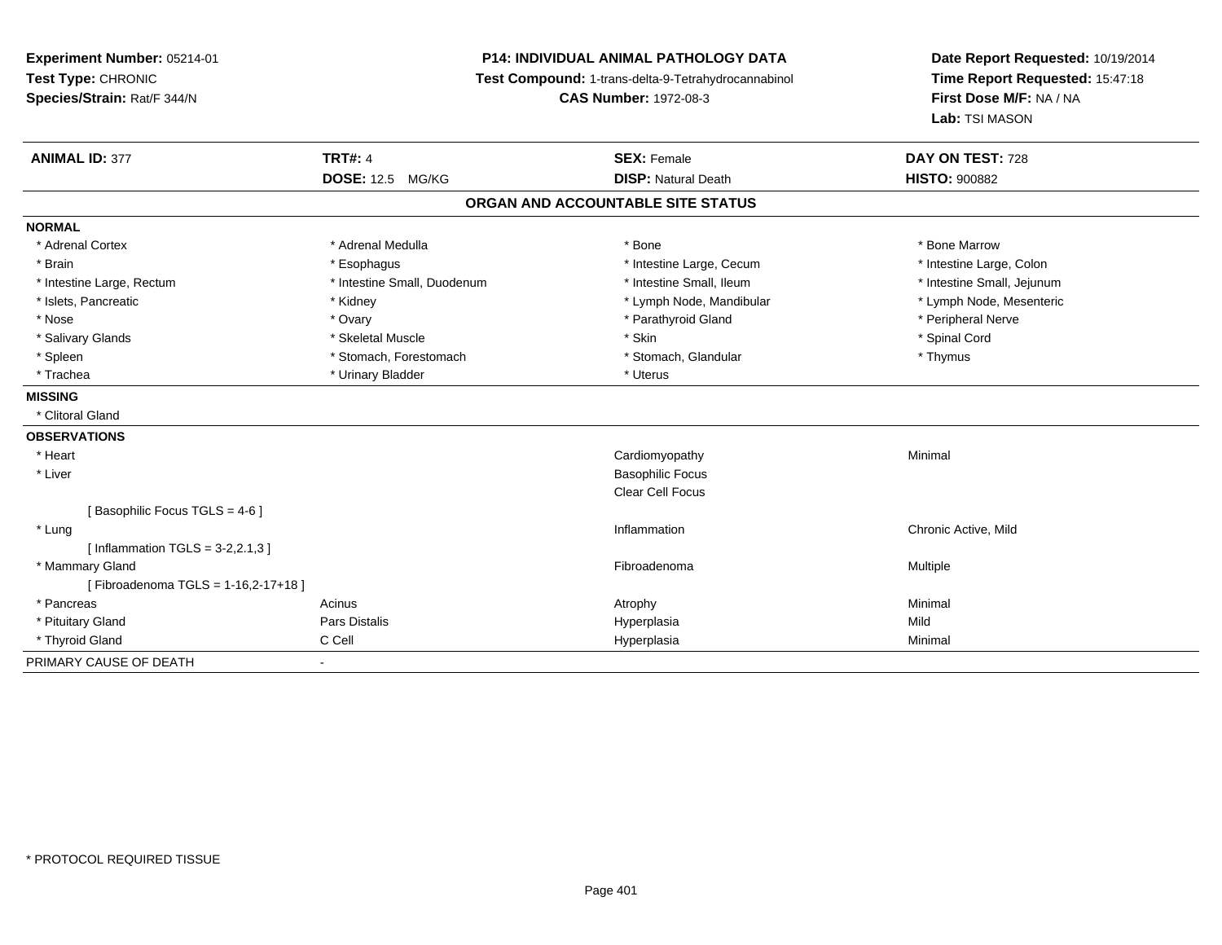**Experiment Number:** 05214-01
**Test Type:** CHRONIC
**Species/Strain:** Rat/F 344/N

**P14: INDIVIDUAL ANIMAL PATHOLOGY DATA**
**Test Compound:** 1-trans-delta-9-Tetrahydrocannabinol
**CAS Number:** 1972-08-3

**Date Report Requested:** 10/19/2014
**Time Report Requested:** 15:47:18
**First Dose M/F:** NA / NA
**Lab:** TSI MASON

| **ANIMAL ID:** 377 | **TRT#:** 4 | **SEX:** Female | **DAY ON TEST:** 728 |
|---|---|---|---|
| | **DOSE:** 12.5 MG/KG | **DISP:** Natural Death | **HISTO:** 900882 |

## ORGAN AND ACCOUNTABLE SITE STATUS

**NORMAL**

| | | | |
|---|---|---|---|
| * Adrenal Cortex | * Adrenal Medulla | * Bone | * Bone Marrow |
| * Brain | * Esophagus | * Intestine Large, Cecum | * Intestine Large, Colon |
| * Intestine Large, Rectum | * Intestine Small, Duodenum | * Intestine Small, Ileum | * Intestine Small, Jejunum |
| * Islets, Pancreatic | * Kidney | * Lymph Node, Mandibular | * Lymph Node, Mesenteric |
| * Nose | * Ovary | * Parathyroid Gland | * Peripheral Nerve |
| * Salivary Glands | * Skeletal Muscle | * Skin | * Spinal Cord |
| * Spleen | * Stomach, Forestomach | * Stomach, Glandular | * Thymus |
| * Trachea | * Urinary Bladder | * Uterus | |

**MISSING**

* Clitoral Gland

**OBSERVATIONS**

| | | | |
|---|---|---|---|
| * Heart | | Cardiomyopathy | Minimal |
| * Liver | | Basophilic Focus | |
| | | Clear Cell Focus | |
| [ Basophilic Focus TGLS = 4-6 ] | | | |
| * Lung | | Inflammation | Chronic Active, Mild |
| [ Inflammation TGLS = 3-2,2.1,3 ] | | | |
| * Mammary Gland | | Fibroadenoma | Multiple |
| [ Fibroadenoma TGLS = 1-16,2-17+18 ] | | | |
| * Pancreas | Acinus | Atrophy | Minimal |
| * Pituitary Gland | Pars Distalis | Hyperplasia | Mild |
| * Thyroid Gland | C Cell | Hyperplasia | Minimal |

PRIMARY CAUSE OF DEATH -

* PROTOCOL REQUIRED TISSUE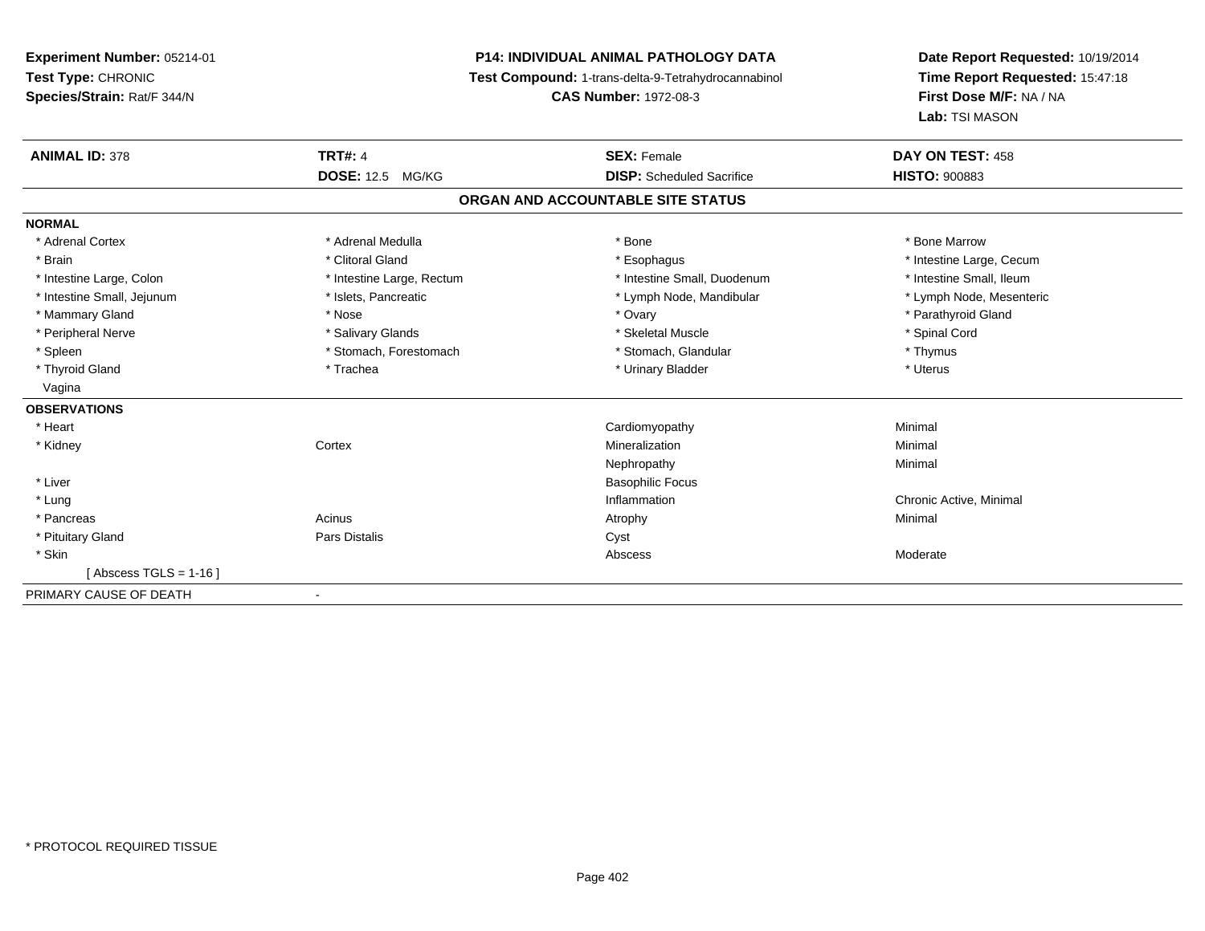**Experiment Number:** 05214-01
**Test Type:** CHRONIC
**Species/Strain:** Rat/F 344/N

**P14: INDIVIDUAL ANIMAL PATHOLOGY DATA**
**Test Compound:** 1-trans-delta-9-Tetrahydrocannabinol
**CAS Number:** 1972-08-3

**Date Report Requested:** 10/19/2014
**Time Report Requested:** 15:47:18
**First Dose M/F:** NA / NA
**Lab:** TSI MASON

| **ANIMAL ID:** 378 | **TRT#:** 4 | **SEX:** Female | **DAY ON TEST:** 458 |
|---|---|---|---|
| | **DOSE:** 12.5 MG/KG | **DISP:** Scheduled Sacrifice | **HISTO:** 900883 |

## ORGAN AND ACCOUNTABLE SITE STATUS

**NORMAL**

| | | | |
|---|---|---|---|
| * Adrenal Cortex | * Adrenal Medulla | * Bone | * Bone Marrow |
| * Brain | * Clitoral Gland | * Esophagus | * Intestine Large, Cecum |
| * Intestine Large, Colon | * Intestine Large, Rectum | * Intestine Small, Duodenum | * Intestine Small, Ileum |
| * Intestine Small, Jejunum | * Islets, Pancreatic | * Lymph Node, Mandibular | * Lymph Node, Mesenteric |
| * Mammary Gland | * Nose | * Ovary | * Parathyroid Gland |
| * Peripheral Nerve | * Salivary Glands | * Skeletal Muscle | * Spinal Cord |
| * Spleen | * Stomach, Forestomach | * Stomach, Glandular | * Thymus |
| * Thyroid Gland | * Trachea | * Urinary Bladder | * Uterus |
| Vagina | | | |

**OBSERVATIONS**

| | | | |
|---|---|---|---|
| * Heart | | Cardiomyopathy | Minimal |
| * Kidney | Cortex | Mineralization | Minimal |
| | | Nephropathy | Minimal |
| * Liver | | Basophilic Focus | |
| * Lung | | Inflammation | Chronic Active, Minimal |
| * Pancreas | Acinus | Atrophy | Minimal |
| * Pituitary Gland | Pars Distalis | Cyst | |
| * Skin | | Abscess | Moderate |
| [ Abscess TGLS = 1-16 ] | | | |

PRIMARY CAUSE OF DEATH -

* PROTOCOL REQUIRED TISSUE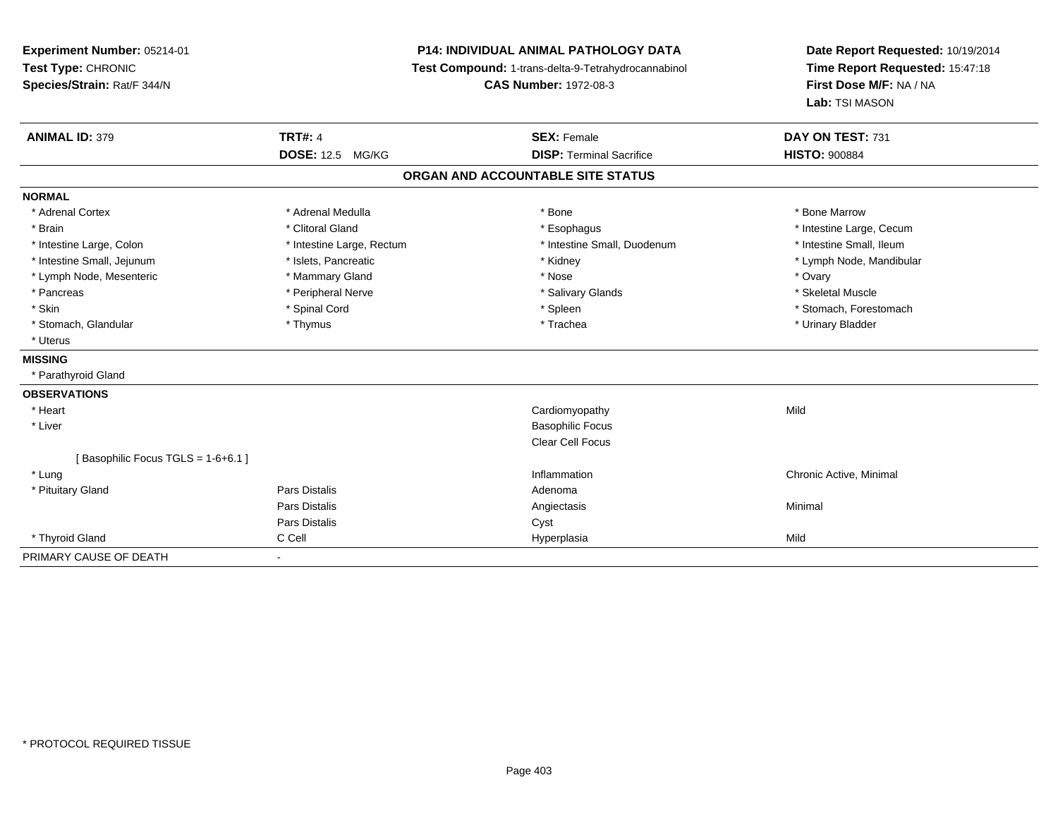**Experiment Number:** 05214-01
**Test Type:** CHRONIC
**Species/Strain:** Rat/F 344/N

**P14: INDIVIDUAL ANIMAL PATHOLOGY DATA**
**Test Compound:** 1-trans-delta-9-Tetrahydrocannabinol
**CAS Number:** 1972-08-3

**Date Report Requested:** 10/19/2014
**Time Report Requested:** 15:47:18
**First Dose M/F:** NA / NA
**Lab:** TSI MASON

| **ANIMAL ID:** 379 | **TRT#:** 4 | **SEX:** Female | **DAY ON TEST:** 731 |
|---|---|---|---|
| | **DOSE:** 12.5 MG/KG | **DISP:** Terminal Sacrifice | **HISTO:** 900884 |

## ORGAN AND ACCOUNTABLE SITE STATUS

**NORMAL**

| | | | |
|---|---|---|---|
| * Adrenal Cortex | * Adrenal Medulla | * Bone | * Bone Marrow |
| * Brain | * Clitoral Gland | * Esophagus | * Intestine Large, Cecum |
| * Intestine Large, Colon | * Intestine Large, Rectum | * Intestine Small, Duodenum | * Intestine Small, Ileum |
| * Intestine Small, Jejunum | * Islets, Pancreatic | * Kidney | * Lymph Node, Mandibular |
| * Lymph Node, Mesenteric | * Mammary Gland | * Nose | * Ovary |
| * Pancreas | * Peripheral Nerve | * Salivary Glands | * Skeletal Muscle |
| * Skin | * Spinal Cord | * Spleen | * Stomach, Forestomach |
| * Stomach, Glandular | * Thymus | * Trachea | * Urinary Bladder |
| * Uterus | | | |

**MISSING**

* Parathyroid Gland

**OBSERVATIONS**

| | | | |
|---|---|---|---|
| * Heart | | Cardiomyopathy | Mild |
| * Liver | | Basophilic Focus | |
| | | Clear Cell Focus | |
| [ Basophilic Focus TGLS = 1-6+6.1 ] | | | |
| * Lung | | Inflammation | Chronic Active, Minimal |
| * Pituitary Gland | Pars Distalis | Adenoma | |
| | Pars Distalis | Angiectasis | Minimal |
| | Pars Distalis | Cyst | |
| * Thyroid Gland | C Cell | Hyperplasia | Mild |

PRIMARY CAUSE OF DEATH -

* PROTOCOL REQUIRED TISSUE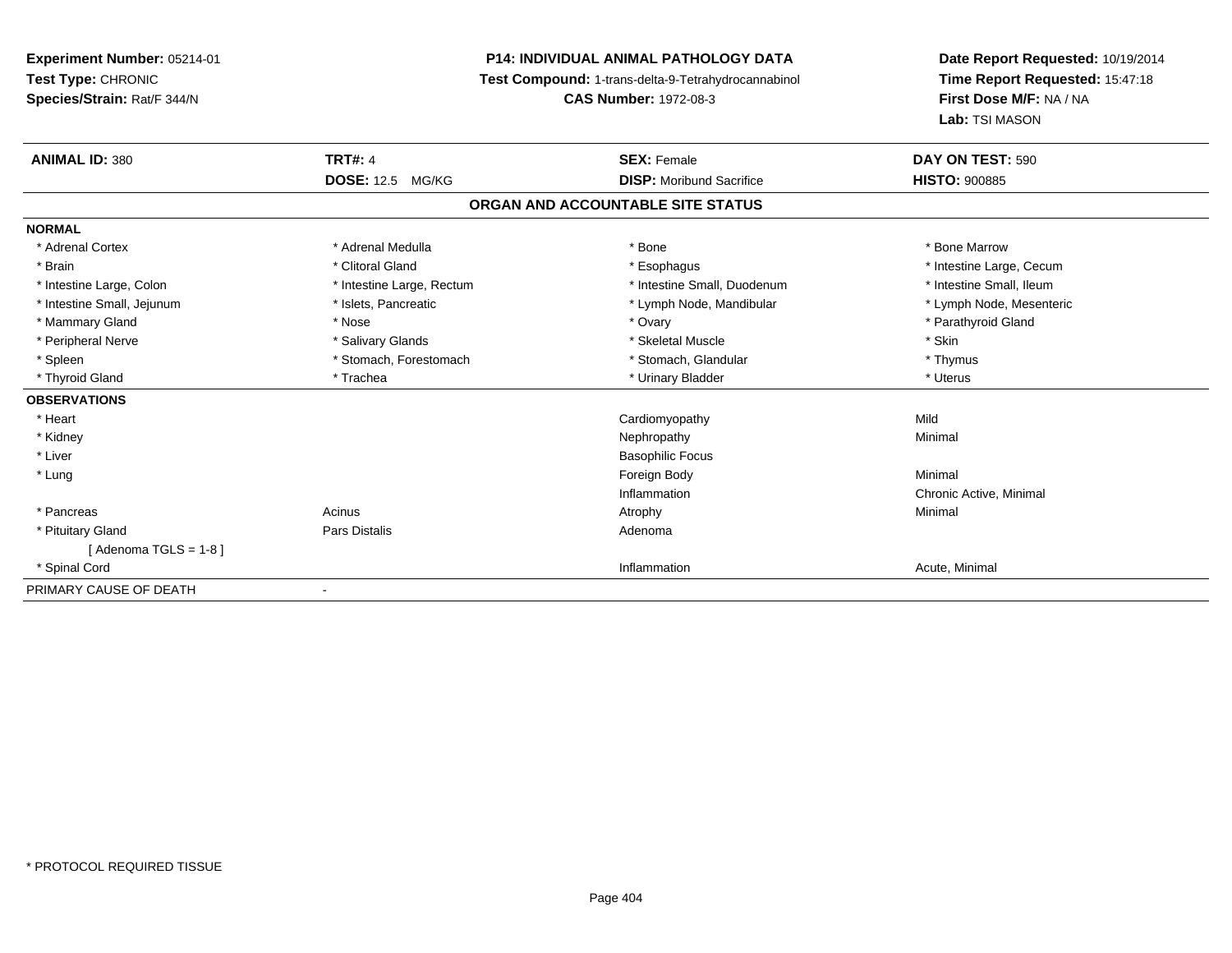**Experiment Number:** 05214-01
**Test Type:** CHRONIC
**Species/Strain:** Rat/F 344/N

**P14: INDIVIDUAL ANIMAL PATHOLOGY DATA**
**Test Compound:** 1-trans-delta-9-Tetrahydrocannabinol
**CAS Number:** 1972-08-3

**Date Report Requested:** 10/19/2014
**Time Report Requested:** 15:47:18
**First Dose M/F:** NA / NA
**Lab:** TSI MASON

| **ANIMAL ID:** 380 | **TRT#:** 4 | **SEX:** Female | **DAY ON TEST:** 590 |
|---|---|---|---|
| | **DOSE:** 12.5 MG/KG | **DISP:** Moribund Sacrifice | **HISTO:** 900885 |

## ORGAN AND ACCOUNTABLE SITE STATUS

| | | | |
|---|---|---|---|
| **NORMAL** | | | |
| * Adrenal Cortex | * Adrenal Medulla | * Bone | * Bone Marrow |
| * Brain | * Clitoral Gland | * Esophagus | * Intestine Large, Cecum |
| * Intestine Large, Colon | * Intestine Large, Rectum | * Intestine Small, Duodenum | * Intestine Small, Ileum |
| * Intestine Small, Jejunum | * Islets, Pancreatic | * Lymph Node, Mandibular | * Lymph Node, Mesenteric |
| * Mammary Gland | * Nose | * Ovary | * Parathyroid Gland |
| * Peripheral Nerve | * Salivary Glands | * Skeletal Muscle | * Skin |
| * Spleen | * Stomach, Forestomach | * Stomach, Glandular | * Thymus |
| * Thyroid Gland | * Trachea | * Urinary Bladder | * Uterus |
| **OBSERVATIONS** | | | |
| * Heart | | Cardiomyopathy | Mild |
| * Kidney | | Nephropathy | Minimal |
| * Liver | | Basophilic Focus | |
| * Lung | | Foreign Body | Minimal |
| | | Inflammation | Chronic Active, Minimal |
| * Pancreas | Acinus | Atrophy | Minimal |
| * Pituitary Gland | Pars Distalis | Adenoma | |
| [ Adenoma TGLS = 1-8 ] | | | |
| * Spinal Cord | | Inflammation | Acute, Minimal |
| PRIMARY CAUSE OF DEATH | - | | |

* PROTOCOL REQUIRED TISSUE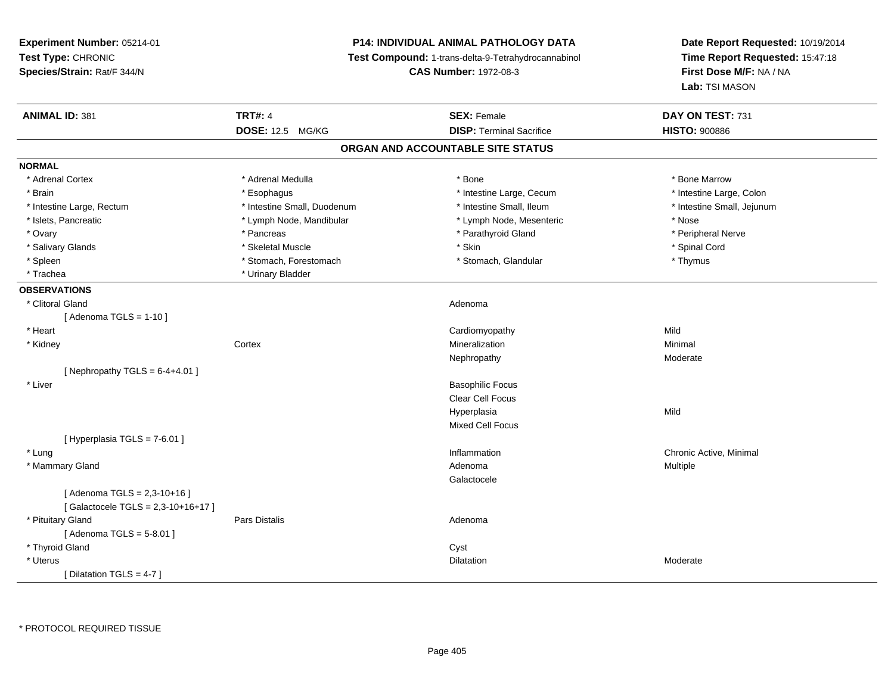**Experiment Number:** 05214-01
**Test Type:** CHRONIC
**Species/Strain:** Rat/F 344/N

**P14: INDIVIDUAL ANIMAL PATHOLOGY DATA**
**Test Compound:** 1-trans-delta-9-Tetrahydrocannabinol
**CAS Number:** 1972-08-3

**Date Report Requested:** 10/19/2014
**Time Report Requested:** 15:47:18
**First Dose M/F:** NA / NA
**Lab:** TSI MASON

| **ANIMAL ID:** 381 | **TRT#:** 4 | **SEX:** Female | **DAY ON TEST:** 731 |
|---|---|---|---|
| | **DOSE:** 12.5 MG/KG | **DISP:** Terminal Sacrifice | **HISTO:** 900886 |

## ORGAN AND ACCOUNTABLE SITE STATUS

**NORMAL**

| | | | |
|---|---|---|---|
| * Adrenal Cortex | * Adrenal Medulla | * Bone | * Bone Marrow |
| * Brain | * Esophagus | * Intestine Large, Cecum | * Intestine Large, Colon |
| * Intestine Large, Rectum | * Intestine Small, Duodenum | * Intestine Small, Ileum | * Intestine Small, Jejunum |
| * Islets, Pancreatic | * Lymph Node, Mandibular | * Lymph Node, Mesenteric | * Nose |
| * Ovary | * Pancreas | * Parathyroid Gland | * Peripheral Nerve |
| * Salivary Glands | * Skeletal Muscle | * Skin | * Spinal Cord |
| * Spleen | * Stomach, Forestomach | * Stomach, Glandular | * Thymus |
| * Trachea | * Urinary Bladder | | |

**OBSERVATIONS**

| | | | |
|---|---|---|---|
| * Clitoral Gland | | Adenoma | |
| [ Adenoma TGLS = 1-10 ] | | | |
| * Heart | | Cardiomyopathy | Mild |
| * Kidney | Cortex | Mineralization | Minimal |
| | | Nephropathy | Moderate |
| [ Nephropathy TGLS = 6-4+4.01 ] | | | |
| * Liver | | Basophilic Focus | |
| | | Clear Cell Focus | |
| | | Hyperplasia | Mild |
| | | Mixed Cell Focus | |
| [ Hyperplasia TGLS = 7-6.01 ] | | | |
| * Lung | | Inflammation | Chronic Active, Minimal |
| * Mammary Gland | | Adenoma | Multiple |
| | | Galactocele | |
| [ Adenoma TGLS = 2,3-10+16 ] | | | |
| [ Galactocele TGLS = 2,3-10+16+17 ] | | | |
| * Pituitary Gland | Pars Distalis | Adenoma | |
| [ Adenoma TGLS = 5-8.01 ] | | | |
| * Thyroid Gland | | Cyst | |
| * Uterus | | Dilatation | Moderate |
| [ Dilatation TGLS = 4-7 ] | | | |

* PROTOCOL REQUIRED TISSUE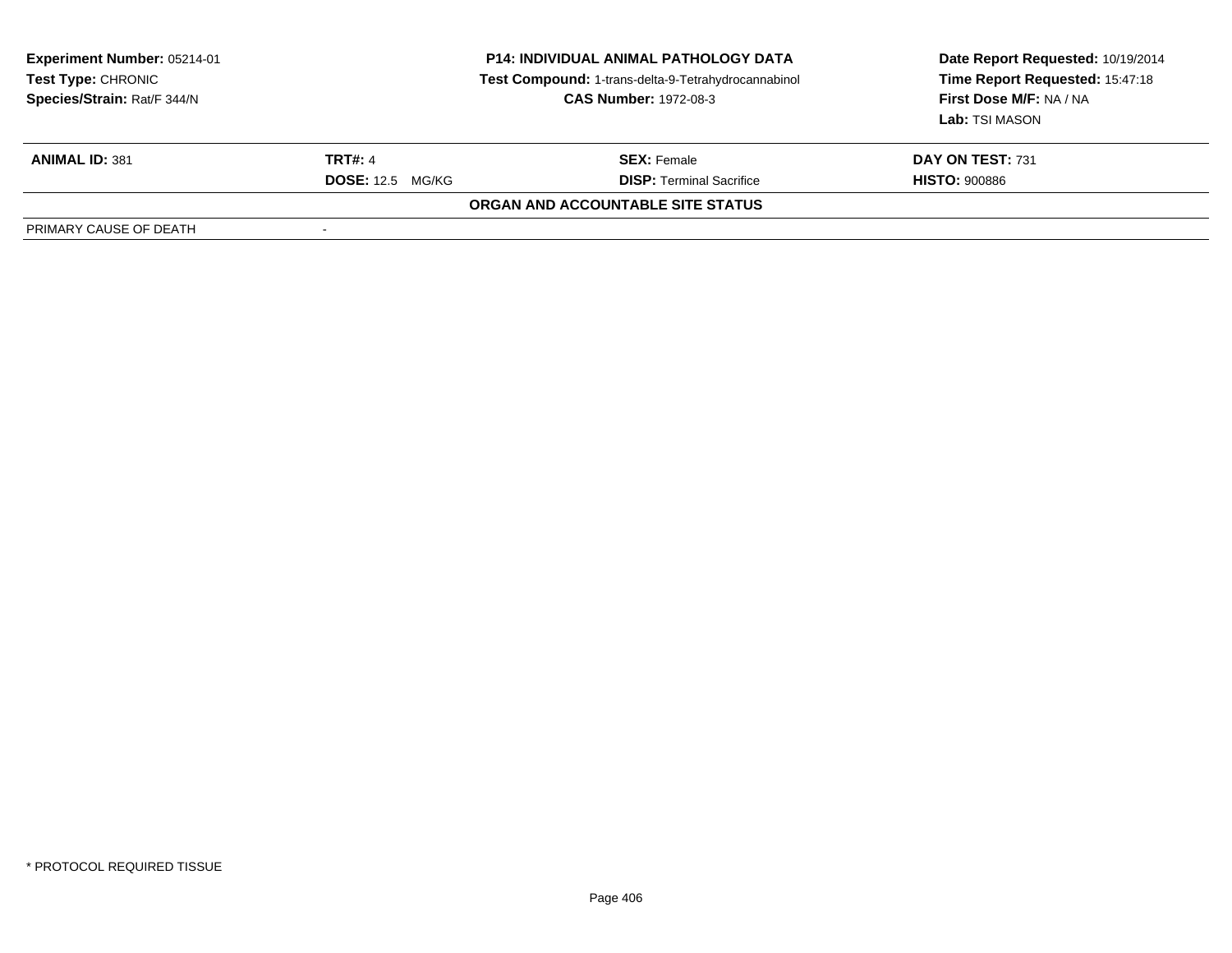**Experiment Number:** 05214-01
**Test Type:** CHRONIC
**Species/Strain:** Rat/F 344/N

**P14: INDIVIDUAL ANIMAL PATHOLOGY DATA**
**Test Compound:** 1-trans-delta-9-Tetrahydrocannabinol
**CAS Number:** 1972-08-3

**Date Report Requested:** 10/19/2014
**Time Report Requested:** 15:47:18
**First Dose M/F:** NA / NA
**Lab:** TSI MASON

| **ANIMAL ID:** 381 | **TRT#:** 4 | **SEX:** Female | **DAY ON TEST:** 731 |
|---|---|---|---|
| | **DOSE:** 12.5 MG/KG | **DISP:** Terminal Sacrifice | **HISTO:** 900886 |

**ORGAN AND ACCOUNTABLE SITE STATUS**

| PRIMARY CAUSE OF DEATH | - |
|---|---|

* PROTOCOL REQUIRED TISSUE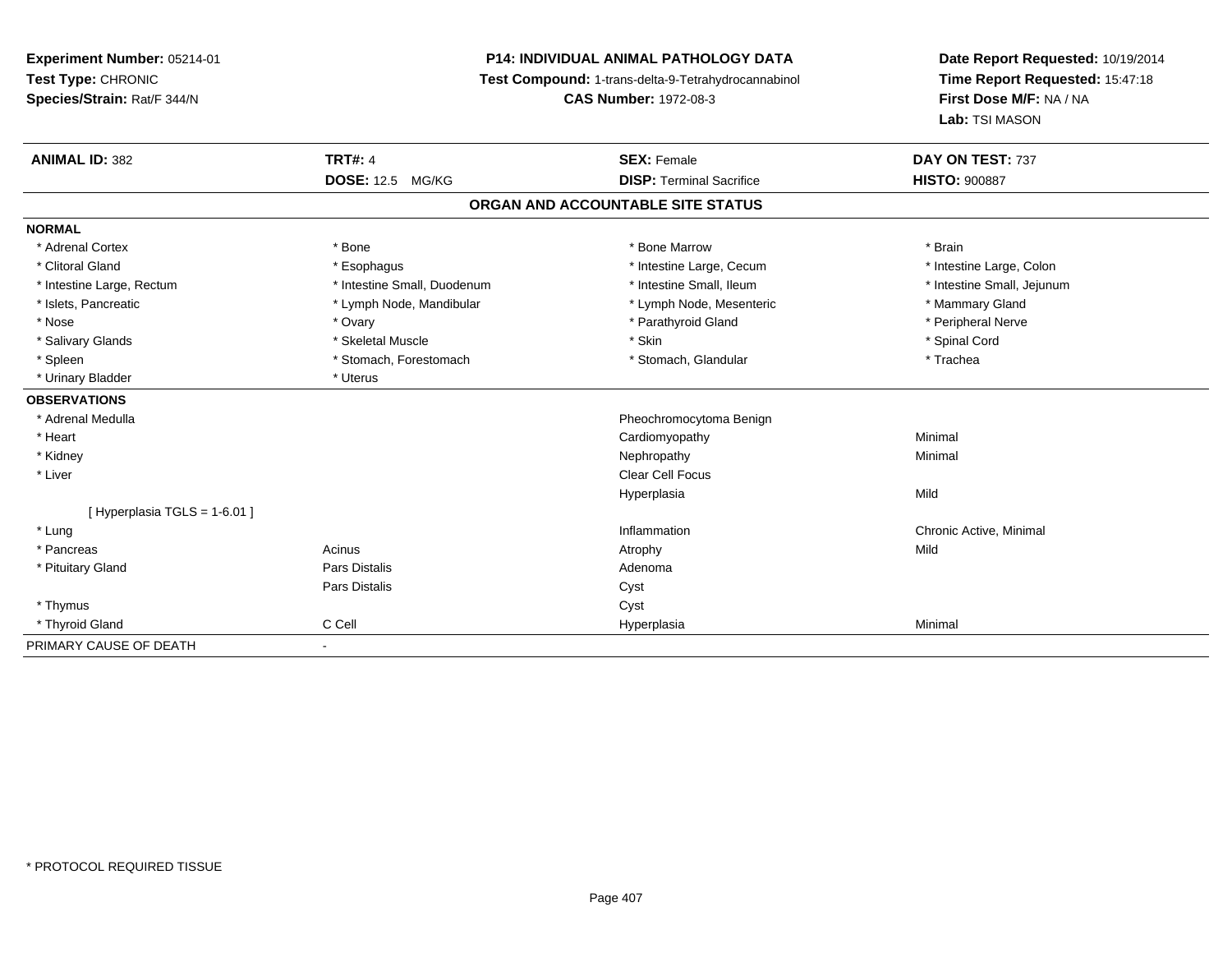**Experiment Number:** 05214-01
**Test Type:** CHRONIC
**Species/Strain:** Rat/F 344/N

**P14: INDIVIDUAL ANIMAL PATHOLOGY DATA**
**Test Compound:** 1-trans-delta-9-Tetrahydrocannabinol
**CAS Number:** 1972-08-3

**Date Report Requested:** 10/19/2014
**Time Report Requested:** 15:47:18
**First Dose M/F:** NA / NA
**Lab:** TSI MASON

| **ANIMAL ID:** 382 | **TRT#:** 4 | **SEX:** Female | **DAY ON TEST:** 737 |
|---|---|---|---|
| | **DOSE:** 12.5 MG/KG | **DISP:** Terminal Sacrifice | **HISTO:** 900887 |

## ORGAN AND ACCOUNTABLE SITE STATUS

| | | | |
|---|---|---|---|
| **NORMAL** | | | |
| * Adrenal Cortex | * Bone | * Bone Marrow | * Brain |
| * Clitoral Gland | * Esophagus | * Intestine Large, Cecum | * Intestine Large, Colon |
| * Intestine Large, Rectum | * Intestine Small, Duodenum | * Intestine Small, Ileum | * Intestine Small, Jejunum |
| * Islets, Pancreatic | * Lymph Node, Mandibular | * Lymph Node, Mesenteric | * Mammary Gland |
| * Nose | * Ovary | * Parathyroid Gland | * Peripheral Nerve |
| * Salivary Glands | * Skeletal Muscle | * Skin | * Spinal Cord |
| * Spleen | * Stomach, Forestomach | * Stomach, Glandular | * Trachea |
| * Urinary Bladder | * Uterus | | |
| **OBSERVATIONS** | | | |
| * Adrenal Medulla | | Pheochromocytoma Benign | |
| * Heart | | Cardiomyopathy | Minimal |
| * Kidney | | Nephropathy | Minimal |
| * Liver | | Clear Cell Focus | |
| | | Hyperplasia | Mild |
| [ Hyperplasia TGLS = 1-6.01 ] | | | |
| * Lung | | Inflammation | Chronic Active, Minimal |
| * Pancreas | Acinus | Atrophy | Mild |
| * Pituitary Gland | Pars Distalis | Adenoma | |
| | Pars Distalis | Cyst | |
| * Thymus | | Cyst | |
| * Thyroid Gland | C Cell | Hyperplasia | Minimal |
| PRIMARY CAUSE OF DEATH | - | | |

* PROTOCOL REQUIRED TISSUE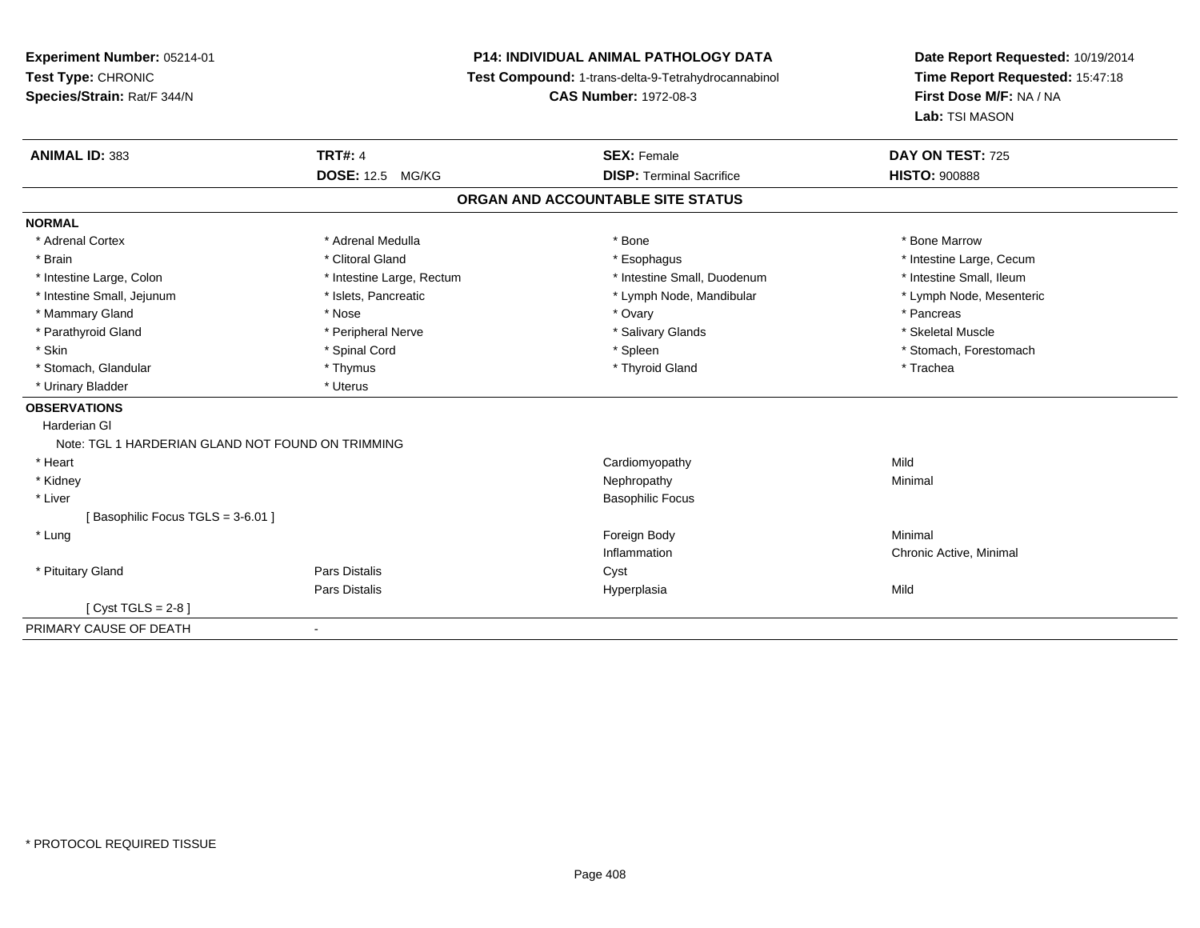**Experiment Number:** 05214-01
**Test Type:** CHRONIC
**Species/Strain:** Rat/F 344/N

**P14: INDIVIDUAL ANIMAL PATHOLOGY DATA**
**Test Compound:** 1-trans-delta-9-Tetrahydrocannabinol
**CAS Number:** 1972-08-3

**Date Report Requested:** 10/19/2014
**Time Report Requested:** 15:47:18
**First Dose M/F:** NA / NA
**Lab:** TSI MASON

| **ANIMAL ID:** 383 | **TRT#:** 4 | **SEX:** Female | **DAY ON TEST:** 725 |
|---|---|---|---|
| | **DOSE:** 12.5 MG/KG | **DISP:** Terminal Sacrifice | **HISTO:** 900888 |

## ORGAN AND ACCOUNTABLE SITE STATUS

**NORMAL**

| | | | |
|---|---|---|---|
| * Adrenal Cortex | * Adrenal Medulla | * Bone | * Bone Marrow |
| * Brain | * Clitoral Gland | * Esophagus | * Intestine Large, Cecum |
| * Intestine Large, Colon | * Intestine Large, Rectum | * Intestine Small, Duodenum | * Intestine Small, Ileum |
| * Intestine Small, Jejunum | * Islets, Pancreatic | * Lymph Node, Mandibular | * Lymph Node, Mesenteric |
| * Mammary Gland | * Nose | * Ovary | * Pancreas |
| * Parathyroid Gland | * Peripheral Nerve | * Salivary Glands | * Skeletal Muscle |
| * Skin | * Spinal Cord | * Spleen | * Stomach, Forestomach |
| * Stomach, Glandular | * Thymus | * Thyroid Gland | * Trachea |
| * Urinary Bladder | * Uterus | | |

**OBSERVATIONS**

Harderian Gl
Note: TGL 1 HARDERIAN GLAND NOT FOUND ON TRIMMING

| | | | |
|---|---|---|---|
| * Heart | | Cardiomyopathy | Mild |
| * Kidney | | Nephropathy | Minimal |
| * Liver | | Basophilic Focus | |
| [ Basophilic Focus TGLS = 3-6.01 ] | | | |
| * Lung | | Foreign Body | Minimal |
| | | Inflammation | Chronic Active, Minimal |
| * Pituitary Gland | Pars Distalis | Cyst | |
| | Pars Distalis | Hyperplasia | Mild |
| [ Cyst TGLS = 2-8 ] | | | |

PRIMARY CAUSE OF DEATH -

* PROTOCOL REQUIRED TISSUE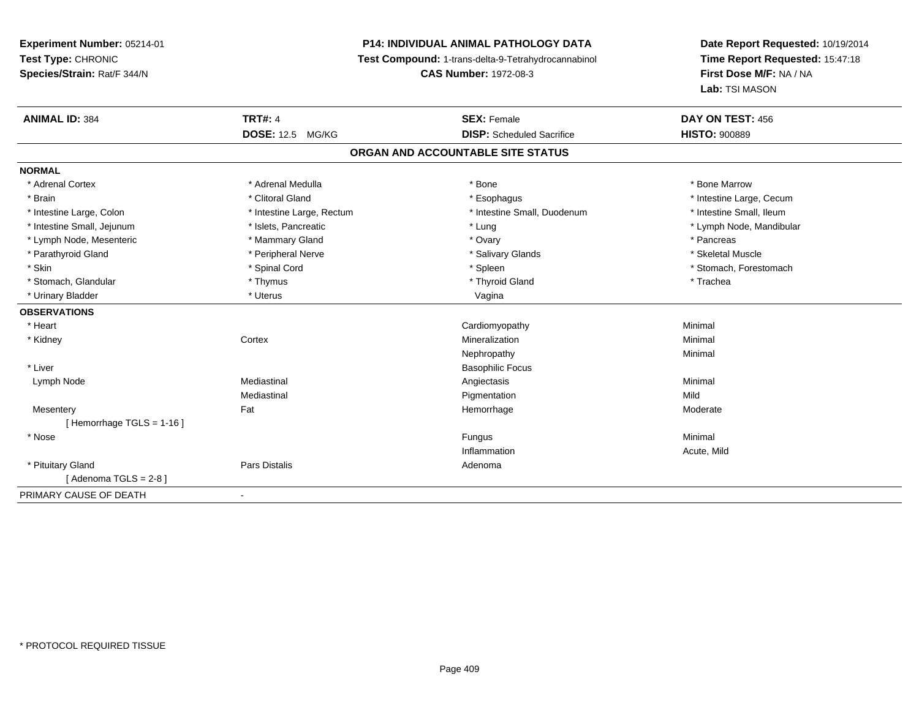**Experiment Number:** 05214-01
**Test Type:** CHRONIC
**Species/Strain:** Rat/F 344/N

**P14: INDIVIDUAL ANIMAL PATHOLOGY DATA**
**Test Compound:** 1-trans-delta-9-Tetrahydrocannabinol
**CAS Number:** 1972-08-3

**Date Report Requested:** 10/19/2014
**Time Report Requested:** 15:47:18
**First Dose M/F:** NA / NA
**Lab:** TSI MASON

| **ANIMAL ID:** 384 | **TRT#:** 4 | **SEX:** Female | **DAY ON TEST:** 456 |
|---|---|---|---|
| | **DOSE:** 12.5 MG/KG | **DISP:** Scheduled Sacrifice | **HISTO:** 900889 |

## ORGAN AND ACCOUNTABLE SITE STATUS

**NORMAL**

| | | | |
|---|---|---|---|
| * Adrenal Cortex | * Adrenal Medulla | * Bone | * Bone Marrow |
| * Brain | * Clitoral Gland | * Esophagus | * Intestine Large, Cecum |
| * Intestine Large, Colon | * Intestine Large, Rectum | * Intestine Small, Duodenum | * Intestine Small, Ileum |
| * Intestine Small, Jejunum | * Islets, Pancreatic | * Lung | * Lymph Node, Mandibular |
| * Lymph Node, Mesenteric | * Mammary Gland | * Ovary | * Pancreas |
| * Parathyroid Gland | * Peripheral Nerve | * Salivary Glands | * Skeletal Muscle |
| * Skin | * Spinal Cord | * Spleen | * Stomach, Forestomach |
| * Stomach, Glandular | * Thymus | * Thyroid Gland | * Trachea |
| * Urinary Bladder | * Uterus | Vagina | |

**OBSERVATIONS**

| | | | |
|---|---|---|---|
| * Heart | | Cardiomyopathy | Minimal |
| * Kidney | Cortex | Mineralization | Minimal |
| | | Nephropathy | Minimal |
| * Liver | | Basophilic Focus | |
| Lymph Node | Mediastinal | Angiectasis | Minimal |
| | Mediastinal | Pigmentation | Mild |
| Mesentery | Fat | Hemorrhage | Moderate |
| [ Hemorrhage TGLS = 1-16 ] | | | |
| * Nose | | Fungus | Minimal |
| | | Inflammation | Acute, Mild |
| * Pituitary Gland | Pars Distalis | Adenoma | |
| [ Adenoma TGLS = 2-8 ] | | | |

PRIMARY CAUSE OF DEATH -

* PROTOCOL REQUIRED TISSUE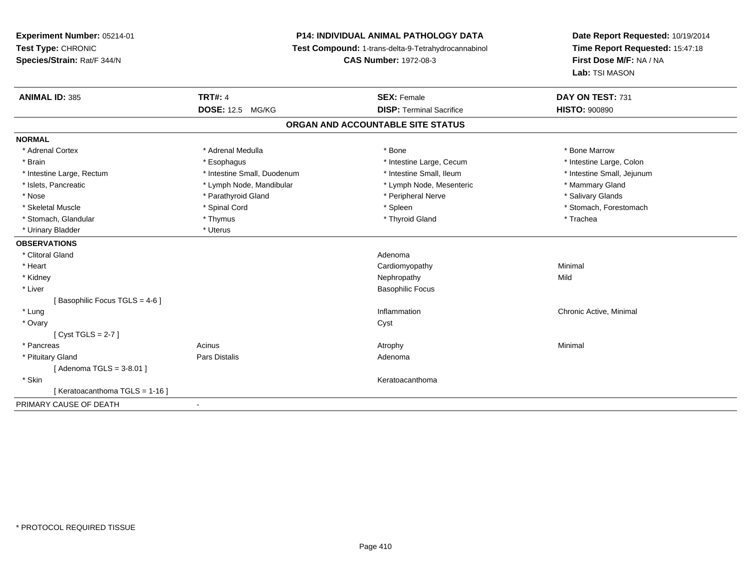**Experiment Number:** 05214-01
**Test Type:** CHRONIC
**Species/Strain:** Rat/F 344/N

**P14: INDIVIDUAL ANIMAL PATHOLOGY DATA**
**Test Compound:** 1-trans-delta-9-Tetrahydrocannabinol
**CAS Number:** 1972-08-3

**Date Report Requested:** 10/19/2014
**Time Report Requested:** 15:47:18
**First Dose M/F:** NA / NA
**Lab:** TSI MASON

| **ANIMAL ID:** 385 | **TRT#:** 4 | **SEX:** Female | **DAY ON TEST:** 731 |
|---|---|---|---|
| | **DOSE:** 12.5 MG/KG | **DISP:** Terminal Sacrifice | **HISTO:** 900890 |

## ORGAN AND ACCOUNTABLE SITE STATUS

**NORMAL**

| | | | |
|---|---|---|---|
| * Adrenal Cortex | * Adrenal Medulla | * Bone | * Bone Marrow |
| * Brain | * Esophagus | * Intestine Large, Cecum | * Intestine Large, Colon |
| * Intestine Large, Rectum | * Intestine Small, Duodenum | * Intestine Small, Ileum | * Intestine Small, Jejunum |
| * Islets, Pancreatic | * Lymph Node, Mandibular | * Lymph Node, Mesenteric | * Mammary Gland |
| * Nose | * Parathyroid Gland | * Peripheral Nerve | * Salivary Glands |
| * Skeletal Muscle | * Spinal Cord | * Spleen | * Stomach, Forestomach |
| * Stomach, Glandular | * Thymus | * Thyroid Gland | * Trachea |
| * Urinary Bladder | * Uterus | | |

**OBSERVATIONS**

| | | | |
|---|---|---|---|
| * Clitoral Gland | | Adenoma | |
| * Heart | | Cardiomyopathy | Minimal |
| * Kidney | | Nephropathy | Mild |
| * Liver | | Basophilic Focus | |
| [ Basophilic Focus TGLS = 4-6 ] | | | |
| * Lung | | Inflammation | Chronic Active, Minimal |
| * Ovary | | Cyst | |
| [ Cyst TGLS = 2-7 ] | | | |
| * Pancreas | Acinus | Atrophy | Minimal |
| * Pituitary Gland | Pars Distalis | Adenoma | |
| [ Adenoma TGLS = 3-8.01 ] | | | |
| * Skin | | Keratoacanthoma | |
| [ Keratoacanthoma TGLS = 1-16 ] | | | |

PRIMARY CAUSE OF DEATH -

\* PROTOCOL REQUIRED TISSUE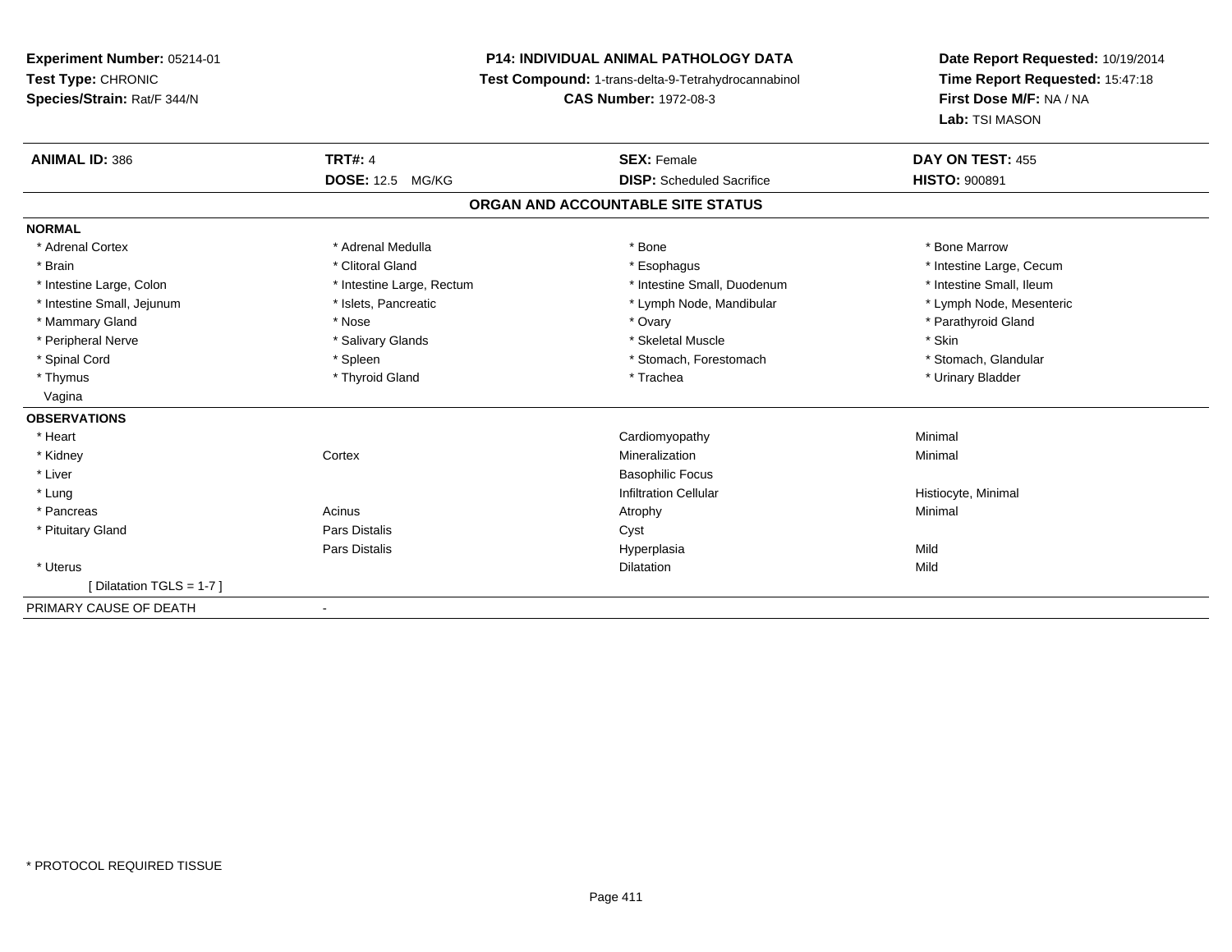**Experiment Number:** 05214-01
**Test Type:** CHRONIC
**Species/Strain:** Rat/F 344/N

**P14: INDIVIDUAL ANIMAL PATHOLOGY DATA**
**Test Compound:** 1-trans-delta-9-Tetrahydrocannabinol
**CAS Number:** 1972-08-3

**Date Report Requested:** 10/19/2014
**Time Report Requested:** 15:47:18
**First Dose M/F:** NA / NA
**Lab:** TSI MASON

| **ANIMAL ID:** 386 | **TRT#:** 4 | **SEX:** Female | **DAY ON TEST:** 455 |
|---|---|---|---|
| | **DOSE:** 12.5 MG/KG | **DISP:** Scheduled Sacrifice | **HISTO:** 900891 |

## ORGAN AND ACCOUNTABLE SITE STATUS

**NORMAL**

| | | | |
|---|---|---|---|
| * Adrenal Cortex | * Adrenal Medulla | * Bone | * Bone Marrow |
| * Brain | * Clitoral Gland | * Esophagus | * Intestine Large, Cecum |
| * Intestine Large, Colon | * Intestine Large, Rectum | * Intestine Small, Duodenum | * Intestine Small, Ileum |
| * Intestine Small, Jejunum | * Islets, Pancreatic | * Lymph Node, Mandibular | * Lymph Node, Mesenteric |
| * Mammary Gland | * Nose | * Ovary | * Parathyroid Gland |
| * Peripheral Nerve | * Salivary Glands | * Skeletal Muscle | * Skin |
| * Spinal Cord | * Spleen | * Stomach, Forestomach | * Stomach, Glandular |
| * Thymus | * Thyroid Gland | * Trachea | * Urinary Bladder |
| Vagina | | | |

**OBSERVATIONS**

| | | | |
|---|---|---|---|
| * Heart | | Cardiomyopathy | Minimal |
| * Kidney | Cortex | Mineralization | Minimal |
| * Liver | | Basophilic Focus | |
| * Lung | | Infiltration Cellular | Histiocyte, Minimal |
| * Pancreas | Acinus | Atrophy | Minimal |
| * Pituitary Gland | Pars Distalis | Cyst | |
| | Pars Distalis | Hyperplasia | Mild |
| * Uterus | | Dilatation | Mild |
| [ Dilatation TGLS = 1-7 ] | | | |

PRIMARY CAUSE OF DEATH -

\* PROTOCOL REQUIRED TISSUE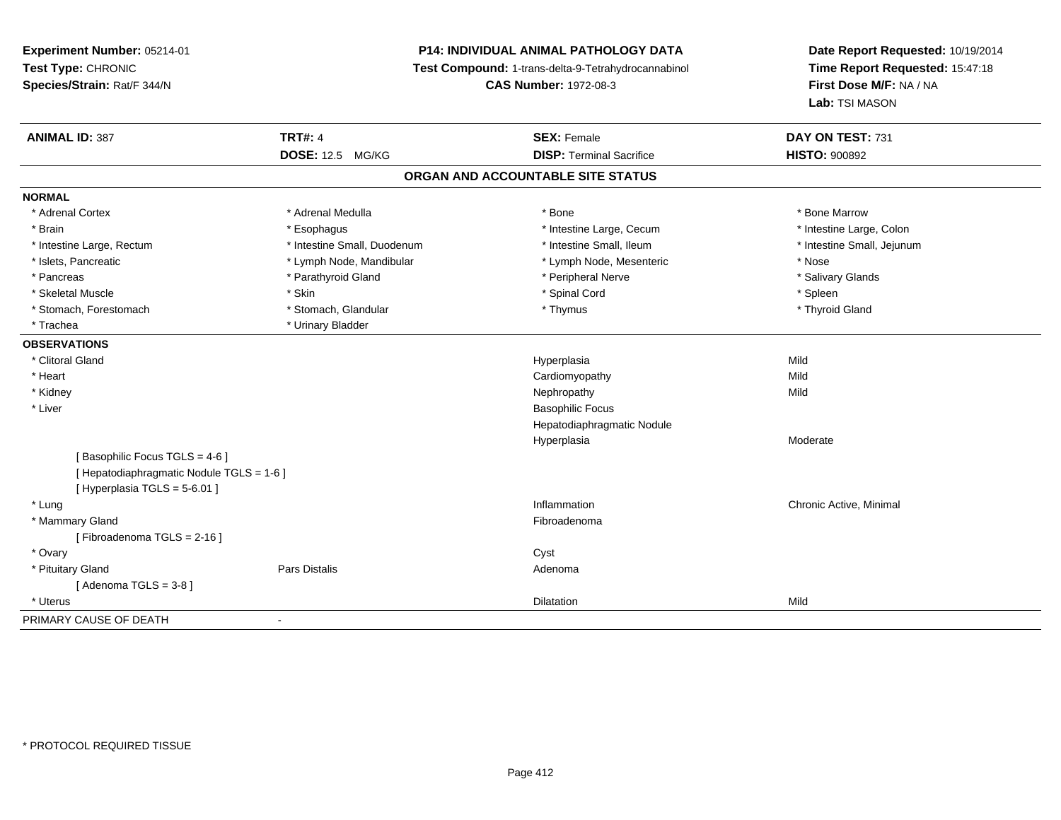**Experiment Number:** 05214-01
**Test Type:** CHRONIC
**Species/Strain:** Rat/F 344/N

**P14: INDIVIDUAL ANIMAL PATHOLOGY DATA**
**Test Compound:** 1-trans-delta-9-Tetrahydrocannabinol
**CAS Number:** 1972-08-3

**Date Report Requested:** 10/19/2014
**Time Report Requested:** 15:47:18
**First Dose M/F:** NA / NA
**Lab:** TSI MASON

| **ANIMAL ID:** 387 | **TRT#:** 4 | **SEX:** Female | **DAY ON TEST:** 731 |
|---|---|---|---|
| | **DOSE:** 12.5 MG/KG | **DISP:** Terminal Sacrifice | **HISTO:** 900892 |

## ORGAN AND ACCOUNTABLE SITE STATUS

**NORMAL**

| | | | |
|---|---|---|---|
| * Adrenal Cortex | * Adrenal Medulla | * Bone | * Bone Marrow |
| * Brain | * Esophagus | * Intestine Large, Cecum | * Intestine Large, Colon |
| * Intestine Large, Rectum | * Intestine Small, Duodenum | * Intestine Small, Ileum | * Intestine Small, Jejunum |
| * Islets, Pancreatic | * Lymph Node, Mandibular | * Lymph Node, Mesenteric | * Nose |
| * Pancreas | * Parathyroid Gland | * Peripheral Nerve | * Salivary Glands |
| * Skeletal Muscle | * Skin | * Spinal Cord | * Spleen |
| * Stomach, Forestomach | * Stomach, Glandular | * Thymus | * Thyroid Gland |
| * Trachea | * Urinary Bladder | | |

**OBSERVATIONS**

| | | | |
|---|---|---|---|
| * Clitoral Gland | | Hyperplasia | Mild |
| * Heart | | Cardiomyopathy | Mild |
| * Kidney | | Nephropathy | Mild |
| * Liver | | Basophilic Focus | |
| | | Hepatodiaphragmatic Nodule | |
| | | Hyperplasia | Moderate |
| [ Basophilic Focus TGLS = 4-6 ] | | | |
| [ Hepatodiaphragmatic Nodule TGLS = 1-6 ] | | | |
| [ Hyperplasia TGLS = 5-6.01 ] | | | |
| * Lung | | Inflammation | Chronic Active, Minimal |
| * Mammary Gland | | Fibroadenoma | |
| [ Fibroadenoma TGLS = 2-16 ] | | | |
| * Ovary | | Cyst | |
| * Pituitary Gland | Pars Distalis | Adenoma | |
| [ Adenoma TGLS = 3-8 ] | | | |
| * Uterus | | Dilatation | Mild |

PRIMARY CAUSE OF DEATH -

* PROTOCOL REQUIRED TISSUE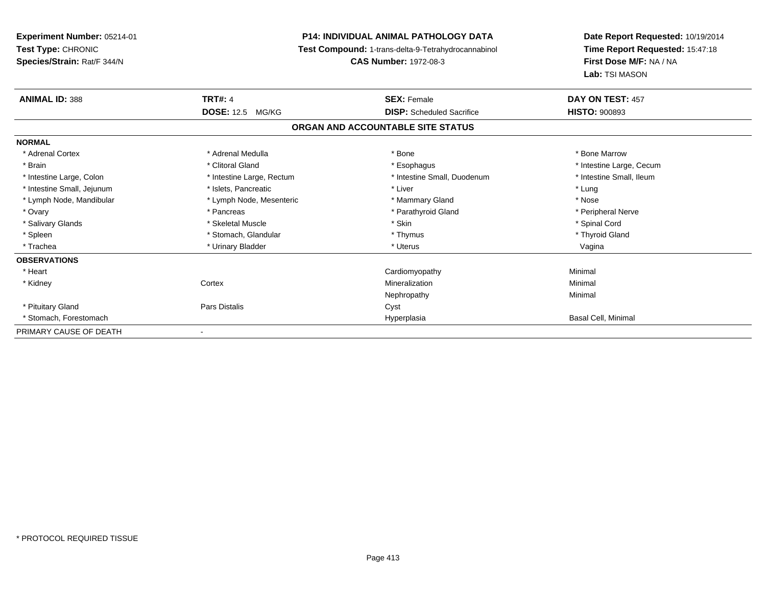**Experiment Number:** 05214-01
**Test Type:** CHRONIC
**Species/Strain:** Rat/F 344/N

**P14: INDIVIDUAL ANIMAL PATHOLOGY DATA**
**Test Compound:** 1-trans-delta-9-Tetrahydrocannabinol
**CAS Number:** 1972-08-3

**Date Report Requested:** 10/19/2014
**Time Report Requested:** 15:47:18
**First Dose M/F:** NA / NA
**Lab:** TSI MASON

| **ANIMAL ID:** 388 | **TRT#:** 4 | **SEX:** Female | **DAY ON TEST:** 457 |
|---|---|---|---|
| | **DOSE:** 12.5 MG/KG | **DISP:** Scheduled Sacrifice | **HISTO:** 900893 |

**ORGAN AND ACCOUNTABLE SITE STATUS**

| | | | |
|---|---|---|---|
| **NORMAL** | | | |
| * Adrenal Cortex | * Adrenal Medulla | * Bone | * Bone Marrow |
| * Brain | * Clitoral Gland | * Esophagus | * Intestine Large, Cecum |
| * Intestine Large, Colon | * Intestine Large, Rectum | * Intestine Small, Duodenum | * Intestine Small, Ileum |
| * Intestine Small, Jejunum | * Islets, Pancreatic | * Liver | * Lung |
| * Lymph Node, Mandibular | * Lymph Node, Mesenteric | * Mammary Gland | * Nose |
| * Ovary | * Pancreas | * Parathyroid Gland | * Peripheral Nerve |
| * Salivary Glands | * Skeletal Muscle | * Skin | * Spinal Cord |
| * Spleen | * Stomach, Glandular | * Thymus | * Thyroid Gland |
| * Trachea | * Urinary Bladder | * Uterus | Vagina |
| **OBSERVATIONS** | | | |
| * Heart | | Cardiomyopathy | Minimal |
| * Kidney | Cortex | Mineralization | Minimal |
| | | Nephropathy | Minimal |
| * Pituitary Gland | Pars Distalis | Cyst | |
| * Stomach, Forestomach | | Hyperplasia | Basal Cell, Minimal |
| PRIMARY CAUSE OF DEATH | - | | |

\* PROTOCOL REQUIRED TISSUE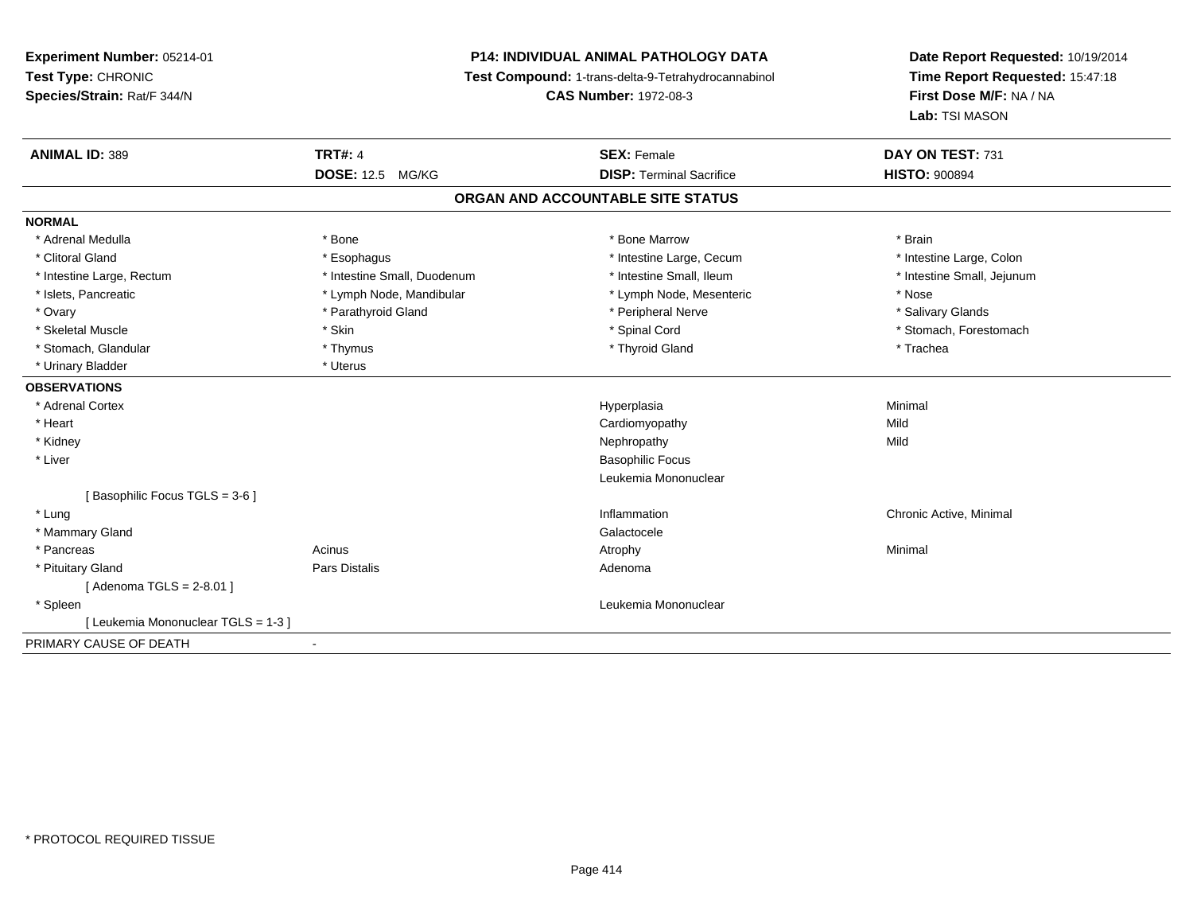**Experiment Number:** 05214-01
**Test Type:** CHRONIC
**Species/Strain:** Rat/F 344/N

**P14: INDIVIDUAL ANIMAL PATHOLOGY DATA**
**Test Compound:** 1-trans-delta-9-Tetrahydrocannabinol
**CAS Number:** 1972-08-3

**Date Report Requested:** 10/19/2014
**Time Report Requested:** 15:47:18
**First Dose M/F:** NA / NA
**Lab:** TSI MASON

| **ANIMAL ID:** 389 | **TRT#:** 4 | **SEX:** Female | **DAY ON TEST:** 731 |
|---|---|---|---|
| | **DOSE:** 12.5 MG/KG | **DISP:** Terminal Sacrifice | **HISTO:** 900894 |

## ORGAN AND ACCOUNTABLE SITE STATUS

**NORMAL**

| | | | |
|---|---|---|---|
| * Adrenal Medulla | * Bone | * Bone Marrow | * Brain |
| * Clitoral Gland | * Esophagus | * Intestine Large, Cecum | * Intestine Large, Colon |
| * Intestine Large, Rectum | * Intestine Small, Duodenum | * Intestine Small, Ileum | * Intestine Small, Jejunum |
| * Islets, Pancreatic | * Lymph Node, Mandibular | * Lymph Node, Mesenteric | * Nose |
| * Ovary | * Parathyroid Gland | * Peripheral Nerve | * Salivary Glands |
| * Skeletal Muscle | * Skin | * Spinal Cord | * Stomach, Forestomach |
| * Stomach, Glandular | * Thymus | * Thyroid Gland | * Trachea |
| * Urinary Bladder | * Uterus | | |

**OBSERVATIONS**

| | | | |
|---|---|---|---|
| * Adrenal Cortex | | Hyperplasia | Minimal |
| * Heart | | Cardiomyopathy | Mild |
| * Kidney | | Nephropathy | Mild |
| * Liver | | Basophilic Focus | |
| | | Leukemia Mononuclear | |
| [ Basophilic Focus TGLS = 3-6 ] | | | |
| * Lung | | Inflammation | Chronic Active, Minimal |
| * Mammary Gland | | Galactocele | |
| * Pancreas | Acinus | Atrophy | Minimal |
| * Pituitary Gland | Pars Distalis | Adenoma | |
| [ Adenoma TGLS = 2-8.01 ] | | | |
| * Spleen | | Leukemia Mononuclear | |
| [ Leukemia Mononuclear TGLS = 1-3 ] | | | |

PRIMARY CAUSE OF DEATH -

* PROTOCOL REQUIRED TISSUE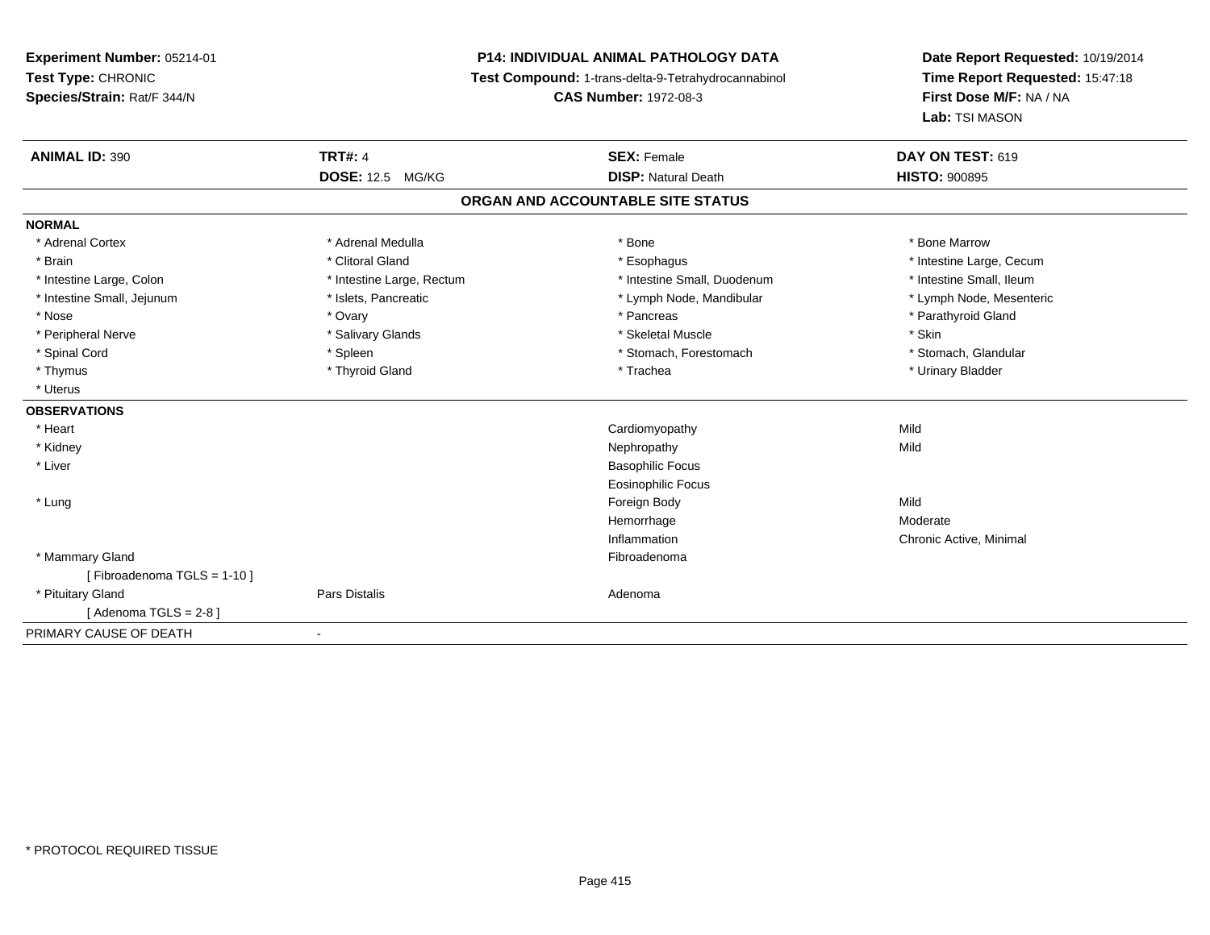**Experiment Number:** 05214-01
**Test Type:** CHRONIC
**Species/Strain:** Rat/F 344/N

**P14: INDIVIDUAL ANIMAL PATHOLOGY DATA**
**Test Compound:** 1-trans-delta-9-Tetrahydrocannabinol
**CAS Number:** 1972-08-3

**Date Report Requested:** 10/19/2014
**Time Report Requested:** 15:47:18
**First Dose M/F:** NA / NA
**Lab:** TSI MASON

| **ANIMAL ID:** 390 | **TRT#:** 4 | **SEX:** Female | **DAY ON TEST:** 619 |
|---|---|---|---|
| | **DOSE:** 12.5 MG/KG | **DISP:** Natural Death | **HISTO:** 900895 |

## ORGAN AND ACCOUNTABLE SITE STATUS

**NORMAL**

| | | | |
|---|---|---|---|
| * Adrenal Cortex | * Adrenal Medulla | * Bone | * Bone Marrow |
| * Brain | * Clitoral Gland | * Esophagus | * Intestine Large, Cecum |
| * Intestine Large, Colon | * Intestine Large, Rectum | * Intestine Small, Duodenum | * Intestine Small, Ileum |
| * Intestine Small, Jejunum | * Islets, Pancreatic | * Lymph Node, Mandibular | * Lymph Node, Mesenteric |
| * Nose | * Ovary | * Pancreas | * Parathyroid Gland |
| * Peripheral Nerve | * Salivary Glands | * Skeletal Muscle | * Skin |
| * Spinal Cord | * Spleen | * Stomach, Forestomach | * Stomach, Glandular |
| * Thymus | * Thyroid Gland | * Trachea | * Urinary Bladder |
| * Uterus | | | |

**OBSERVATIONS**

| | | | |
|---|---|---|---|
| * Heart | | Cardiomyopathy | Mild |
| * Kidney | | Nephropathy | Mild |
| * Liver | | Basophilic Focus | |
| | | Eosinophilic Focus | |
| * Lung | | Foreign Body | Mild |
| | | Hemorrhage | Moderate |
| | | Inflammation | Chronic Active, Minimal |
| * Mammary Gland | | Fibroadenoma | |
| [ Fibroadenoma TGLS = 1-10 ] | | | |
| * Pituitary Gland | Pars Distalis | Adenoma | |
| [ Adenoma TGLS = 2-8 ] | | | |

PRIMARY CAUSE OF DEATH -

* PROTOCOL REQUIRED TISSUE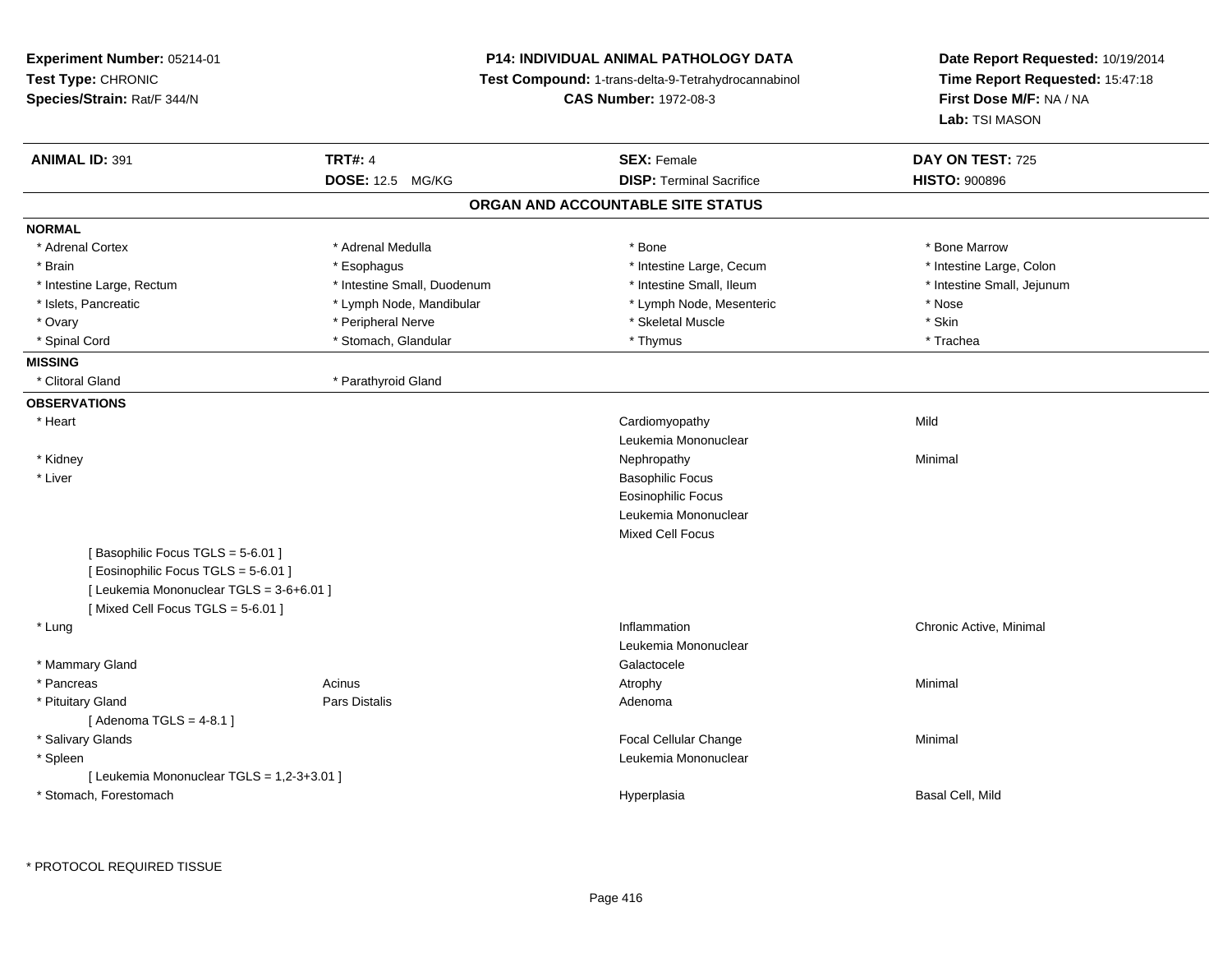**Experiment Number:** 05214-01
**Test Type:** CHRONIC
**Species/Strain:** Rat/F 344/N

**P14: INDIVIDUAL ANIMAL PATHOLOGY DATA**
**Test Compound:** 1-trans-delta-9-Tetrahydrocannabinol
**CAS Number:** 1972-08-3

**Date Report Requested:** 10/19/2014
**Time Report Requested:** 15:47:18
**First Dose M/F:** NA / NA
**Lab:** TSI MASON

| **ANIMAL ID:** 391 | **TRT#:** 4 | **SEX:** Female | **DAY ON TEST:** 725 |
|---|---|---|---|
| | **DOSE:** 12.5 MG/KG | **DISP:** Terminal Sacrifice | **HISTO:** 900896 |

## ORGAN AND ACCOUNTABLE SITE STATUS

**NORMAL**

| | | | |
|---|---|---|---|
| * Adrenal Cortex | * Adrenal Medulla | * Bone | * Bone Marrow |
| * Brain | * Esophagus | * Intestine Large, Cecum | * Intestine Large, Colon |
| * Intestine Large, Rectum | * Intestine Small, Duodenum | * Intestine Small, Ileum | * Intestine Small, Jejunum |
| * Islets, Pancreatic | * Lymph Node, Mandibular | * Lymph Node, Mesenteric | * Nose |
| * Ovary | * Peripheral Nerve | * Skeletal Muscle | * Skin |
| * Spinal Cord | * Stomach, Glandular | * Thymus | * Trachea |

**MISSING**

| | |
|---|---|
| * Clitoral Gland | * Parathyroid Gland |

**OBSERVATIONS**

| | | | |
|---|---|---|---|
| * Heart | | Cardiomyopathy | Mild |
| | | Leukemia Mononuclear | |
| * Kidney | | Nephropathy | Minimal |
| * Liver | | Basophilic Focus | |
| | | Eosinophilic Focus | |
| | | Leukemia Mononuclear | |
| | | Mixed Cell Focus | |
| [ Basophilic Focus TGLS = 5-6.01 ] | | | |
| [ Eosinophilic Focus TGLS = 5-6.01 ] | | | |
| [ Leukemia Mononuclear TGLS = 3-6+6.01 ] | | | |
| [ Mixed Cell Focus TGLS = 5-6.01 ] | | | |
| * Lung | | Inflammation | Chronic Active, Minimal |
| | | Leukemia Mononuclear | |
| * Mammary Gland | | Galactocele | |
| * Pancreas | Acinus | Atrophy | Minimal |
| * Pituitary Gland | Pars Distalis | Adenoma | |
| [ Adenoma TGLS = 4-8.1 ] | | | |
| * Salivary Glands | | Focal Cellular Change | Minimal |
| * Spleen | | Leukemia Mononuclear | |
| [ Leukemia Mononuclear TGLS = 1,2-3+3.01 ] | | | |
| * Stomach, Forestomach | | Hyperplasia | Basal Cell, Mild |

* PROTOCOL REQUIRED TISSUE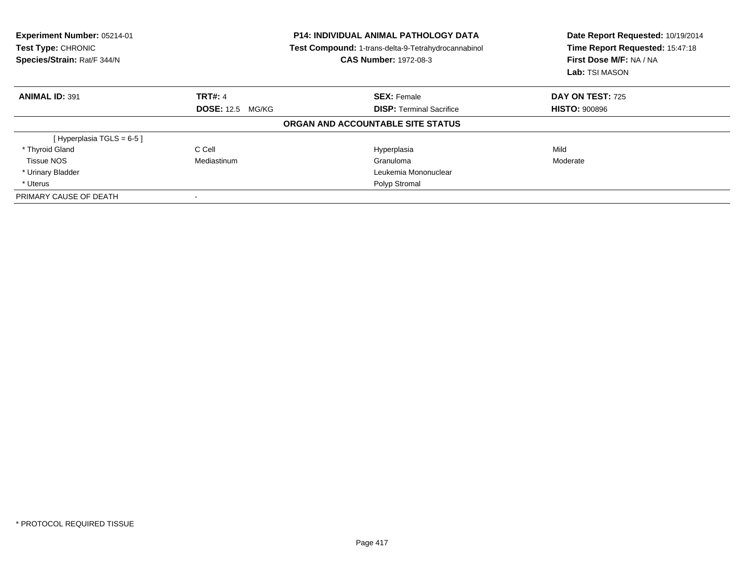**Experiment Number:** 05214-01
**Test Type:** CHRONIC
**Species/Strain:** Rat/F 344/N

**P14: INDIVIDUAL ANIMAL PATHOLOGY DATA**
**Test Compound:** 1-trans-delta-9-Tetrahydrocannabinol
**CAS Number:** 1972-08-3

**Date Report Requested:** 10/19/2014
**Time Report Requested:** 15:47:18
**First Dose M/F:** NA / NA
**Lab:** TSI MASON

| **ANIMAL ID:** 391 | **TRT#:** 4 | **SEX:** Female | **DAY ON TEST:** 725 |
|---|---|---|---|
| | **DOSE:** 12.5 MG/KG | **DISP:** Terminal Sacrifice | **HISTO:** 900896 |

**ORGAN AND ACCOUNTABLE SITE STATUS**

| | | | |
|---|---|---|---|
| [ Hyperplasia TGLS = 6-5 ] | | | |
| * Thyroid Gland | C Cell | Hyperplasia | Mild |
| Tissue NOS | Mediastinum | Granuloma | Moderate |
| * Urinary Bladder | | Leukemia Mononuclear | |
| * Uterus | | Polyp Stromal | |
| PRIMARY CAUSE OF DEATH | - | | |

* PROTOCOL REQUIRED TISSUE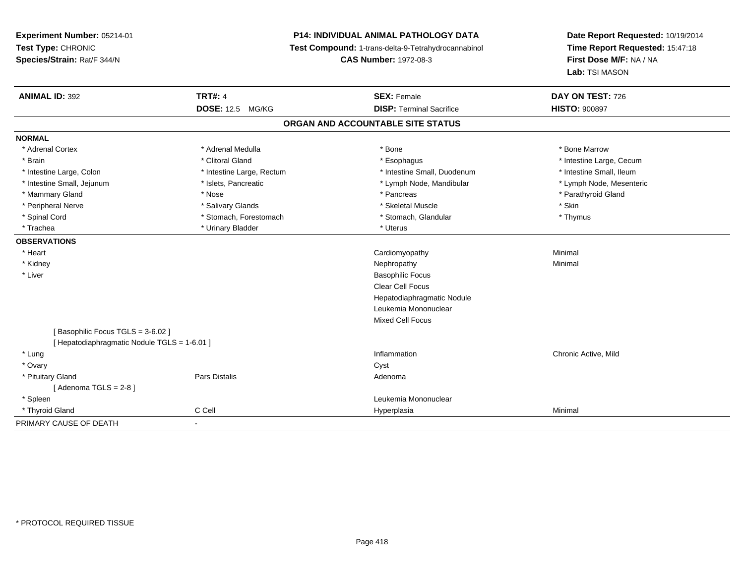**Experiment Number:** 05214-01
**Test Type:** CHRONIC
**Species/Strain:** Rat/F 344/N

**P14: INDIVIDUAL ANIMAL PATHOLOGY DATA**
**Test Compound:** 1-trans-delta-9-Tetrahydrocannabinol
**CAS Number:** 1972-08-3

**Date Report Requested:** 10/19/2014
**Time Report Requested:** 15:47:18
**First Dose M/F:** NA / NA
**Lab:** TSI MASON

| **ANIMAL ID:** 392 | **TRT#:** 4 | **SEX:** Female | **DAY ON TEST:** 726 |
|---|---|---|---|
| | **DOSE:** 12.5 MG/KG | **DISP:** Terminal Sacrifice | **HISTO:** 900897 |

## ORGAN AND ACCOUNTABLE SITE STATUS

**NORMAL**

| | | | |
|---|---|---|---|
| * Adrenal Cortex | * Adrenal Medulla | * Bone | * Bone Marrow |
| * Brain | * Clitoral Gland | * Esophagus | * Intestine Large, Cecum |
| * Intestine Large, Colon | * Intestine Large, Rectum | * Intestine Small, Duodenum | * Intestine Small, Ileum |
| * Intestine Small, Jejunum | * Islets, Pancreatic | * Lymph Node, Mandibular | * Lymph Node, Mesenteric |
| * Mammary Gland | * Nose | * Pancreas | * Parathyroid Gland |
| * Peripheral Nerve | * Salivary Glands | * Skeletal Muscle | * Skin |
| * Spinal Cord | * Stomach, Forestomach | * Stomach, Glandular | * Thymus |
| * Trachea | * Urinary Bladder | * Uterus | |

**OBSERVATIONS**

| | | | |
|---|---|---|---|
| * Heart | | Cardiomyopathy | Minimal |
| * Kidney | | Nephropathy | Minimal |
| * Liver | | Basophilic Focus | |
| | | Clear Cell Focus | |
| | | Hepatodiaphragmatic Nodule | |
| | | Leukemia Mononuclear | |
| | | Mixed Cell Focus | |
| [ Basophilic Focus TGLS = 3-6.02 ] | | | |
| [ Hepatodiaphragmatic Nodule TGLS = 1-6.01 ] | | | |
| * Lung | | Inflammation | Chronic Active, Mild |
| * Ovary | | Cyst | |
| * Pituitary Gland | Pars Distalis | Adenoma | |
| [ Adenoma TGLS = 2-8 ] | | | |
| * Spleen | | Leukemia Mononuclear | |
| * Thyroid Gland | C Cell | Hyperplasia | Minimal |

PRIMARY CAUSE OF DEATH -

\* PROTOCOL REQUIRED TISSUE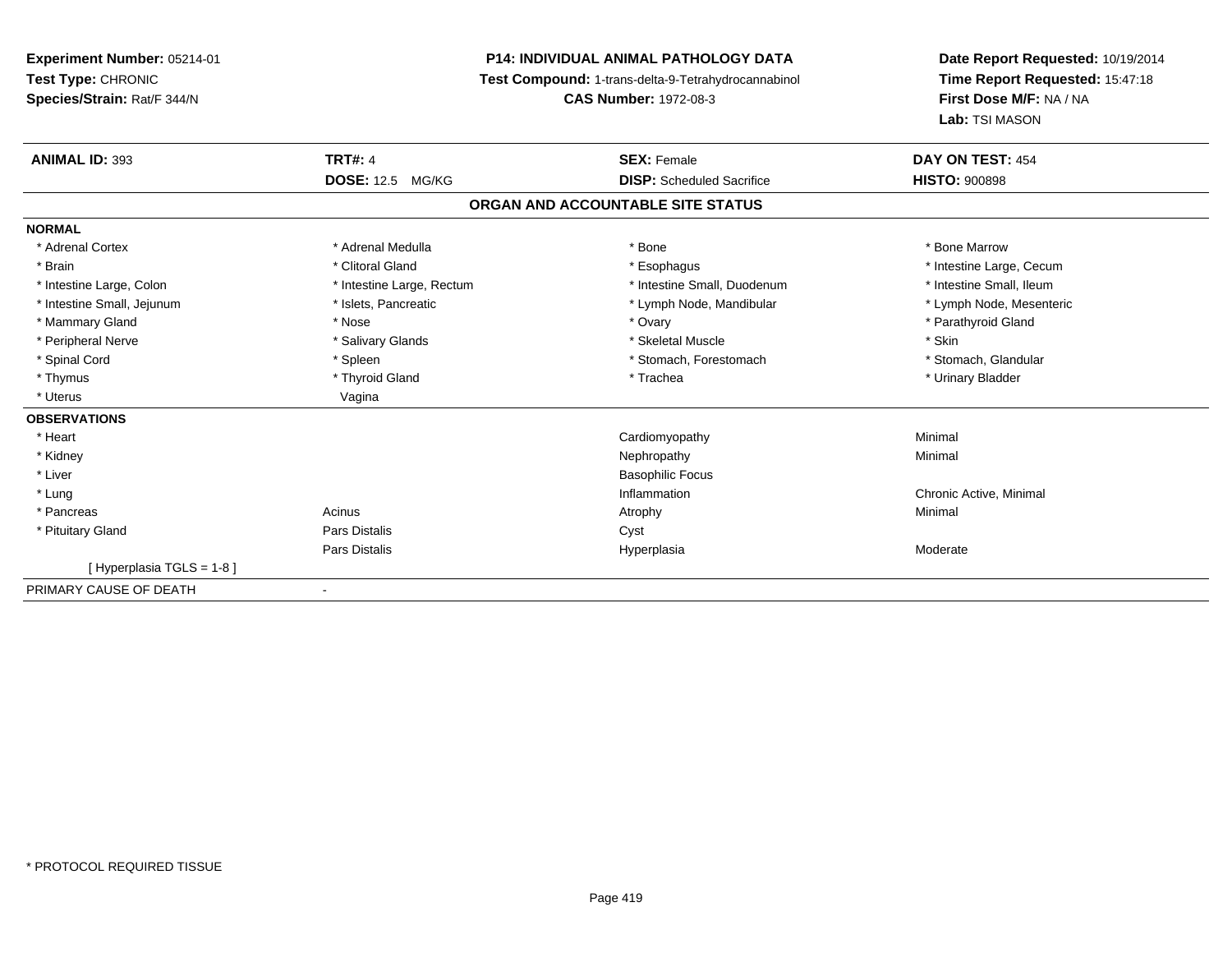**Experiment Number:** 05214-01
**Test Type:** CHRONIC
**Species/Strain:** Rat/F 344/N

**P14: INDIVIDUAL ANIMAL PATHOLOGY DATA**
**Test Compound:** 1-trans-delta-9-Tetrahydrocannabinol
**CAS Number:** 1972-08-3

**Date Report Requested:** 10/19/2014
**Time Report Requested:** 15:47:18
**First Dose M/F:** NA / NA
**Lab:** TSI MASON

| **ANIMAL ID:** 393 | **TRT#:** 4 | **SEX:** Female | **DAY ON TEST:** 454 |
|---|---|---|---|
| | **DOSE:** 12.5 MG/KG | **DISP:** Scheduled Sacrifice | **HISTO:** 900898 |

**ORGAN AND ACCOUNTABLE SITE STATUS**

| | | | |
|---|---|---|---|
| **NORMAL** | | | |
| * Adrenal Cortex | * Adrenal Medulla | * Bone | * Bone Marrow |
| * Brain | * Clitoral Gland | * Esophagus | * Intestine Large, Cecum |
| * Intestine Large, Colon | * Intestine Large, Rectum | * Intestine Small, Duodenum | * Intestine Small, Ileum |
| * Intestine Small, Jejunum | * Islets, Pancreatic | * Lymph Node, Mandibular | * Lymph Node, Mesenteric |
| * Mammary Gland | * Nose | * Ovary | * Parathyroid Gland |
| * Peripheral Nerve | * Salivary Glands | * Skeletal Muscle | * Skin |
| * Spinal Cord | * Spleen | * Stomach, Forestomach | * Stomach, Glandular |
| * Thymus | * Thyroid Gland | * Trachea | * Urinary Bladder |
| * Uterus | Vagina | | |
| **OBSERVATIONS** | | | |
| * Heart | | Cardiomyopathy | Minimal |
| * Kidney | | Nephropathy | Minimal |
| * Liver | | Basophilic Focus | |
| * Lung | | Inflammation | Chronic Active, Minimal |
| * Pancreas | Acinus | Atrophy | Minimal |
| * Pituitary Gland | Pars Distalis | Cyst | |
| | Pars Distalis | Hyperplasia | Moderate |
| [ Hyperplasia TGLS = 1-8 ] | | | |
| PRIMARY CAUSE OF DEATH | - | | |

* PROTOCOL REQUIRED TISSUE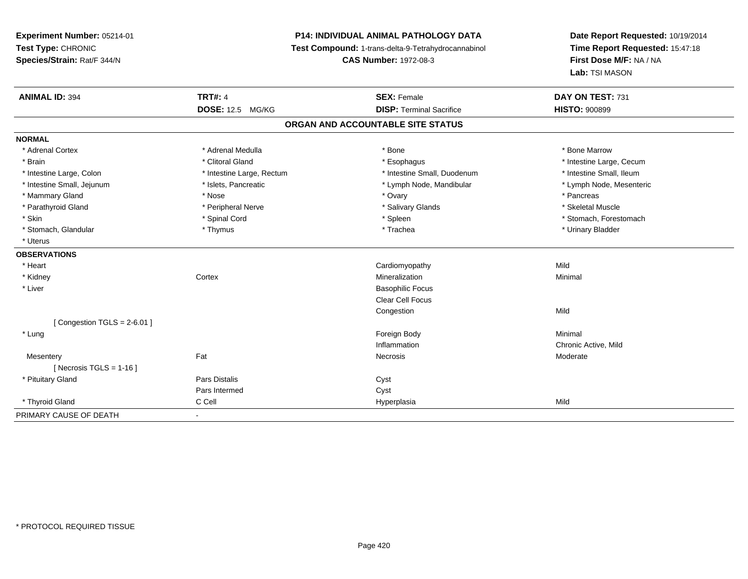**Experiment Number:** 05214-01
**Test Type:** CHRONIC
**Species/Strain:** Rat/F 344/N

**P14: INDIVIDUAL ANIMAL PATHOLOGY DATA**
**Test Compound:** 1-trans-delta-9-Tetrahydrocannabinol
**CAS Number:** 1972-08-3

**Date Report Requested:** 10/19/2014
**Time Report Requested:** 15:47:18
**First Dose M/F:** NA / NA
**Lab:** TSI MASON

| **ANIMAL ID:** 394 | **TRT#:** 4 | **SEX:** Female | **DAY ON TEST:** 731 |
|---|---|---|---|
| | **DOSE:** 12.5 MG/KG | **DISP:** Terminal Sacrifice | **HISTO:** 900899 |

## ORGAN AND ACCOUNTABLE SITE STATUS

**NORMAL**

| | | | |
|---|---|---|---|
| * Adrenal Cortex | * Adrenal Medulla | * Bone | * Bone Marrow |
| * Brain | * Clitoral Gland | * Esophagus | * Intestine Large, Cecum |
| * Intestine Large, Colon | * Intestine Large, Rectum | * Intestine Small, Duodenum | * Intestine Small, Ileum |
| * Intestine Small, Jejunum | * Islets, Pancreatic | * Lymph Node, Mandibular | * Lymph Node, Mesenteric |
| * Mammary Gland | * Nose | * Ovary | * Pancreas |
| * Parathyroid Gland | * Peripheral Nerve | * Salivary Glands | * Skeletal Muscle |
| * Skin | * Spinal Cord | * Spleen | * Stomach, Forestomach |
| * Stomach, Glandular | * Thymus | * Trachea | * Urinary Bladder |
| * Uterus | | | |

**OBSERVATIONS**

| | | | |
|---|---|---|---|
| * Heart | | Cardiomyopathy | Mild |
| * Kidney | Cortex | Mineralization | Minimal |
| * Liver | | Basophilic Focus | |
| | | Clear Cell Focus | |
| | | Congestion | Mild |
| [ Congestion TGLS = 2-6.01 ] | | | |
| * Lung | | Foreign Body | Minimal |
| | | Inflammation | Chronic Active, Mild |
| Mesentery | Fat | Necrosis | Moderate |
| [ Necrosis TGLS = 1-16 ] | | | |
| * Pituitary Gland | Pars Distalis | Cyst | |
| | Pars Intermed | Cyst | |
| * Thyroid Gland | C Cell | Hyperplasia | Mild |

PRIMARY CAUSE OF DEATH -

* PROTOCOL REQUIRED TISSUE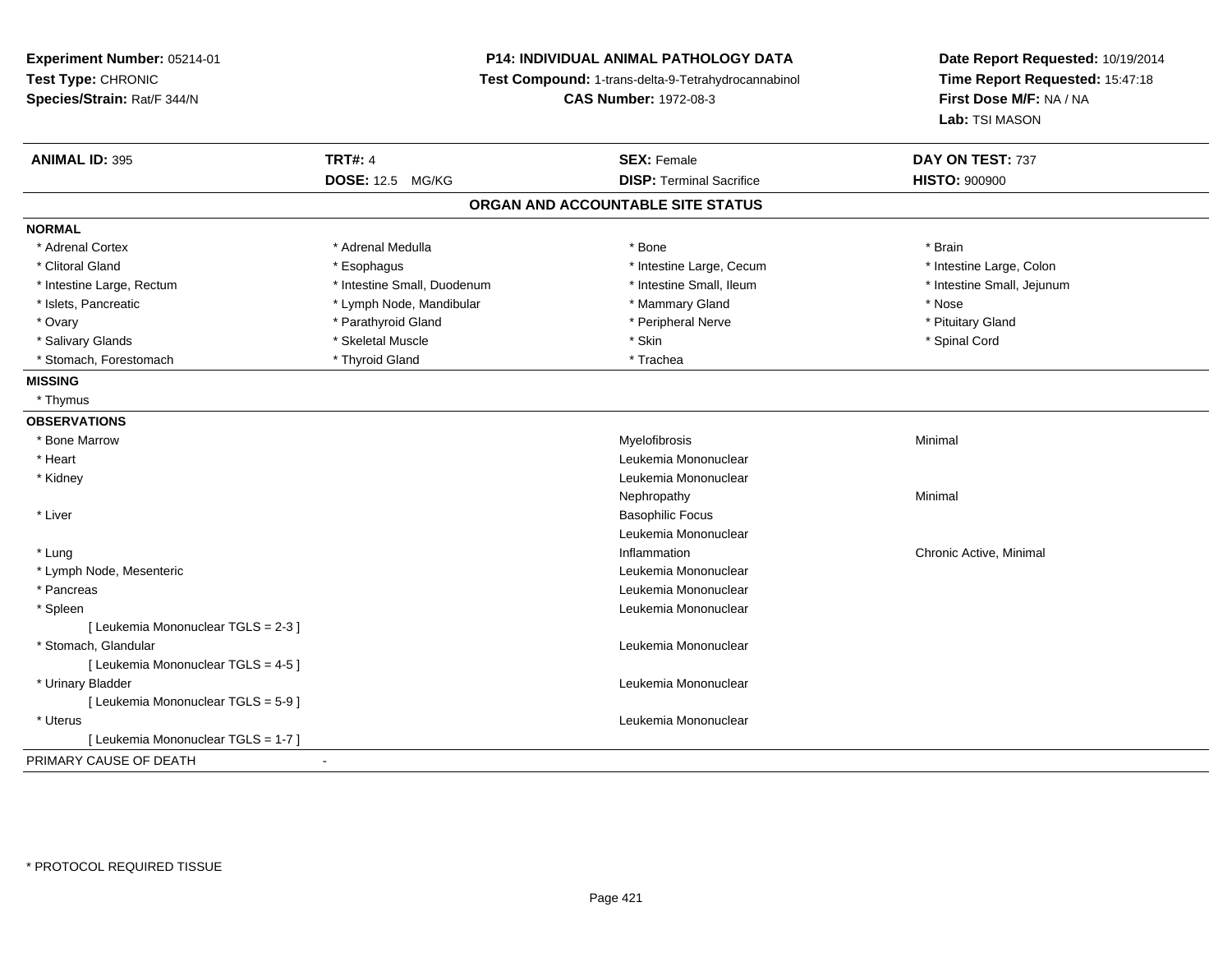**Experiment Number:** 05214-01
**Test Type:** CHRONIC
**Species/Strain:** Rat/F 344/N

**P14: INDIVIDUAL ANIMAL PATHOLOGY DATA**
**Test Compound:** 1-trans-delta-9-Tetrahydrocannabinol
**CAS Number:** 1972-08-3

**Date Report Requested:** 10/19/2014
**Time Report Requested:** 15:47:18
**First Dose M/F:** NA / NA
**Lab:** TSI MASON

| **ANIMAL ID:** 395 | **TRT#:** 4 | **SEX:** Female | **DAY ON TEST:** 737 |
|---|---|---|---|
| | **DOSE:** 12.5 MG/KG | **DISP:** Terminal Sacrifice | **HISTO:** 900900 |

## ORGAN AND ACCOUNTABLE SITE STATUS

**NORMAL**

| | | | |
|---|---|---|---|
| * Adrenal Cortex | * Adrenal Medulla | * Bone | * Brain |
| * Clitoral Gland | * Esophagus | * Intestine Large, Cecum | * Intestine Large, Colon |
| * Intestine Large, Rectum | * Intestine Small, Duodenum | * Intestine Small, Ileum | * Intestine Small, Jejunum |
| * Islets, Pancreatic | * Lymph Node, Mandibular | * Mammary Gland | * Nose |
| * Ovary | * Parathyroid Gland | * Peripheral Nerve | * Pituitary Gland |
| * Salivary Glands | * Skeletal Muscle | * Skin | * Spinal Cord |
| * Stomach, Forestomach | * Thyroid Gland | * Trachea | |

**MISSING**

* Thymus

**OBSERVATIONS**

| | | |
|---|---|---|
| * Bone Marrow | Myelofibrosis | Minimal |
| * Heart | Leukemia Mononuclear | |
| * Kidney | Leukemia Mononuclear | |
| | Nephropathy | Minimal |
| * Liver | Basophilic Focus | |
| | Leukemia Mononuclear | |
| * Lung | Inflammation | Chronic Active, Minimal |
| * Lymph Node, Mesenteric | Leukemia Mononuclear | |
| * Pancreas | Leukemia Mononuclear | |
| * Spleen | Leukemia Mononuclear | |
| [ Leukemia Mononuclear TGLS = 2-3 ] | | |
| * Stomach, Glandular | Leukemia Mononuclear | |
| [ Leukemia Mononuclear TGLS = 4-5 ] | | |
| * Urinary Bladder | Leukemia Mononuclear | |
| [ Leukemia Mononuclear TGLS = 5-9 ] | | |
| * Uterus | Leukemia Mononuclear | |
| [ Leukemia Mononuclear TGLS = 1-7 ] | | |

PRIMARY CAUSE OF DEATH -

* PROTOCOL REQUIRED TISSUE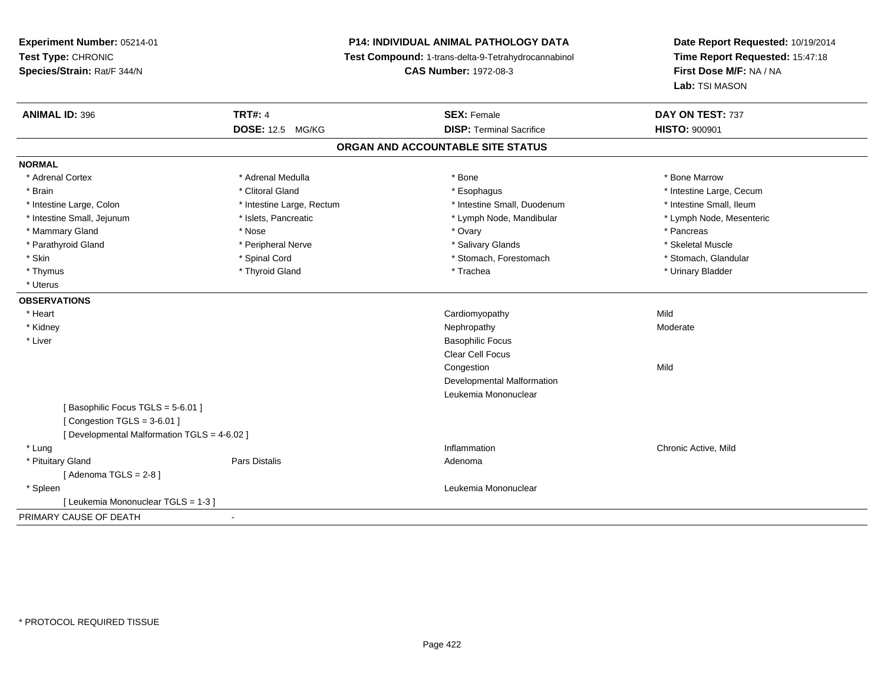**Experiment Number:** 05214-01
**Test Type:** CHRONIC
**Species/Strain:** Rat/F 344/N

**P14: INDIVIDUAL ANIMAL PATHOLOGY DATA**
**Test Compound:** 1-trans-delta-9-Tetrahydrocannabinol
**CAS Number:** 1972-08-3

**Date Report Requested:** 10/19/2014
**Time Report Requested:** 15:47:18
**First Dose M/F:** NA / NA
**Lab:** TSI MASON

| **ANIMAL ID:** 396 | **TRT#:** 4 | **SEX:** Female | **DAY ON TEST:** 737 |
|---|---|---|---|
| | **DOSE:** 12.5 MG/KG | **DISP:** Terminal Sacrifice | **HISTO:** 900901 |

## ORGAN AND ACCOUNTABLE SITE STATUS

**NORMAL**

| | | | |
|---|---|---|---|
| * Adrenal Cortex | * Adrenal Medulla | * Bone | * Bone Marrow |
| * Brain | * Clitoral Gland | * Esophagus | * Intestine Large, Cecum |
| * Intestine Large, Colon | * Intestine Large, Rectum | * Intestine Small, Duodenum | * Intestine Small, Ileum |
| * Intestine Small, Jejunum | * Islets, Pancreatic | * Lymph Node, Mandibular | * Lymph Node, Mesenteric |
| * Mammary Gland | * Nose | * Ovary | * Pancreas |
| * Parathyroid Gland | * Peripheral Nerve | * Salivary Glands | * Skeletal Muscle |
| * Skin | * Spinal Cord | * Stomach, Forestomach | * Stomach, Glandular |
| * Thymus | * Thyroid Gland | * Trachea | * Urinary Bladder |
| * Uterus | | | |

**OBSERVATIONS**

| | | | |
|---|---|---|---|
| * Heart | | Cardiomyopathy | Mild |
| * Kidney | | Nephropathy | Moderate |
| * Liver | | Basophilic Focus | |
| | | Clear Cell Focus | |
| | | Congestion | Mild |
| | | Developmental Malformation | |
| | | Leukemia Mononuclear | |
| [ Basophilic Focus TGLS = 5-6.01 ] | | | |
| [ Congestion TGLS = 3-6.01 ] | | | |
| [ Developmental Malformation TGLS = 4-6.02 ] | | | |
| * Lung | | Inflammation | Chronic Active, Mild |
| * Pituitary Gland | Pars Distalis | Adenoma | |
| [ Adenoma TGLS = 2-8 ] | | | |
| * Spleen | | Leukemia Mononuclear | |
| [ Leukemia Mononuclear TGLS = 1-3 ] | | | |

PRIMARY CAUSE OF DEATH -

* PROTOCOL REQUIRED TISSUE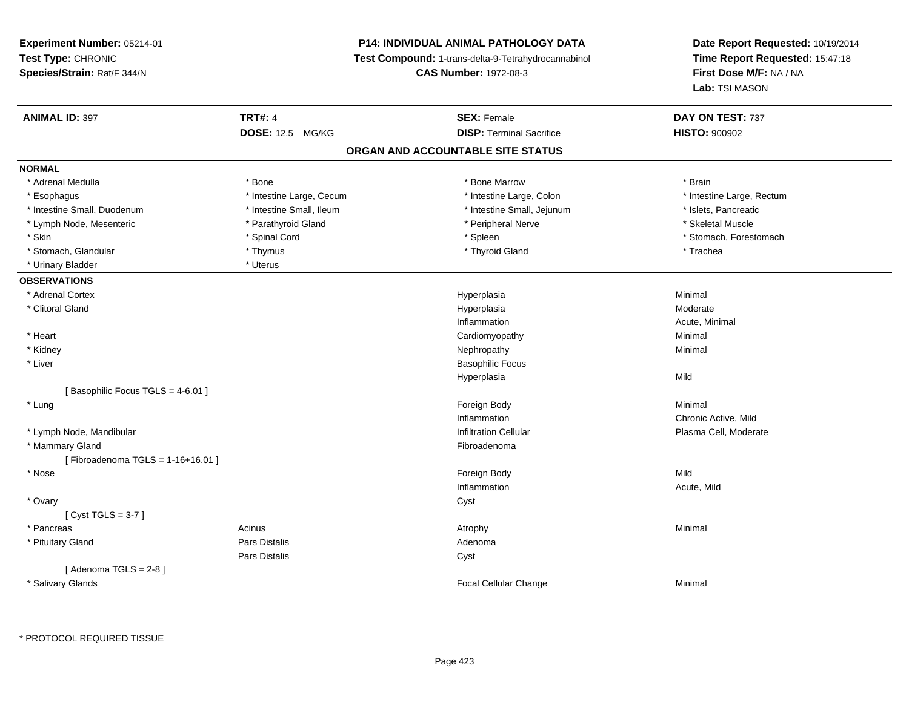**Experiment Number:** 05214-01
**Test Type:** CHRONIC
**Species/Strain:** Rat/F 344/N

**P14: INDIVIDUAL ANIMAL PATHOLOGY DATA**
**Test Compound:** 1-trans-delta-9-Tetrahydrocannabinol
**CAS Number:** 1972-08-3

**Date Report Requested:** 10/19/2014
**Time Report Requested:** 15:47:18
**First Dose M/F:** NA / NA
**Lab:** TSI MASON

| **ANIMAL ID:** 397 | **TRT#:** 4 | **SEX:** Female | **DAY ON TEST:** 737 |
|---|---|---|---|
| | **DOSE:** 12.5 MG/KG | **DISP:** Terminal Sacrifice | **HISTO:** 900902 |

## ORGAN AND ACCOUNTABLE SITE STATUS

**NORMAL**

| | | | |
|---|---|---|---|
| * Adrenal Medulla | * Bone | * Bone Marrow | * Brain |
| * Esophagus | * Intestine Large, Cecum | * Intestine Large, Colon | * Intestine Large, Rectum |
| * Intestine Small, Duodenum | * Intestine Small, Ileum | * Intestine Small, Jejunum | * Islets, Pancreatic |
| * Lymph Node, Mesenteric | * Parathyroid Gland | * Peripheral Nerve | * Skeletal Muscle |
| * Skin | * Spinal Cord | * Spleen | * Stomach, Forestomach |
| * Stomach, Glandular | * Thymus | * Thyroid Gland | * Trachea |
| * Urinary Bladder | * Uterus | | |

**OBSERVATIONS**

| | | | |
|---|---|---|---|
| * Adrenal Cortex | | Hyperplasia | Minimal |
| * Clitoral Gland | | Hyperplasia | Moderate |
| | | Inflammation | Acute, Minimal |
| * Heart | | Cardiomyopathy | Minimal |
| * Kidney | | Nephropathy | Minimal |
| * Liver | | Basophilic Focus | |
| | | Hyperplasia | Mild |
| [ Basophilic Focus TGLS = 4-6.01 ] | | | |
| * Lung | | Foreign Body | Minimal |
| | | Inflammation | Chronic Active, Mild |
| * Lymph Node, Mandibular | | Infiltration Cellular | Plasma Cell, Moderate |
| * Mammary Gland | | Fibroadenoma | |
| [ Fibroadenoma TGLS = 1-16+16.01 ] | | | |
| * Nose | | Foreign Body | Mild |
| | | Inflammation | Acute, Mild |
| * Ovary | | Cyst | |
| [ Cyst TGLS = 3-7 ] | | | |
| * Pancreas | Acinus | Atrophy | Minimal |
| * Pituitary Gland | Pars Distalis | Adenoma | |
| | Pars Distalis | Cyst | |
| [ Adenoma TGLS = 2-8 ] | | | |
| * Salivary Glands | | Focal Cellular Change | Minimal |

* PROTOCOL REQUIRED TISSUE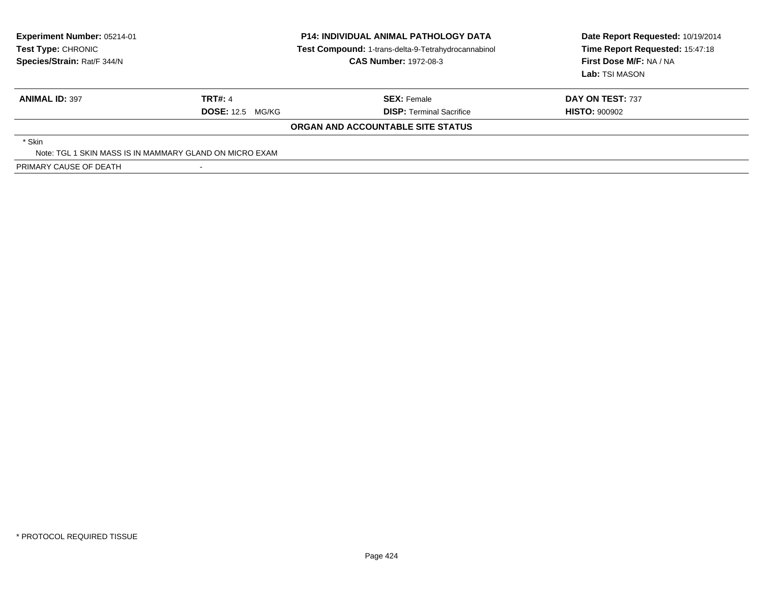**Experiment Number:** 05214-01
**Test Type:** CHRONIC
**Species/Strain:** Rat/F 344/N

**P14: INDIVIDUAL ANIMAL PATHOLOGY DATA**
**Test Compound:** 1-trans-delta-9-Tetrahydrocannabinol
**CAS Number:** 1972-08-3

**Date Report Requested:** 10/19/2014
**Time Report Requested:** 15:47:18
**First Dose M/F:** NA / NA
**Lab:** TSI MASON

| **ANIMAL ID:** 397 | **TRT#:** 4 | **SEX:** Female | **DAY ON TEST:** 737 |
|---|---|---|---|
| | **DOSE:** 12.5 MG/KG | **DISP:** Terminal Sacrifice | **HISTO:** 900902 |

**ORGAN AND ACCOUNTABLE SITE STATUS**

* Skin
  Note: TGL 1 SKIN MASS IS IN MAMMARY GLAND ON MICRO EXAM

PRIMARY CAUSE OF DEATH -

* PROTOCOL REQUIRED TISSUE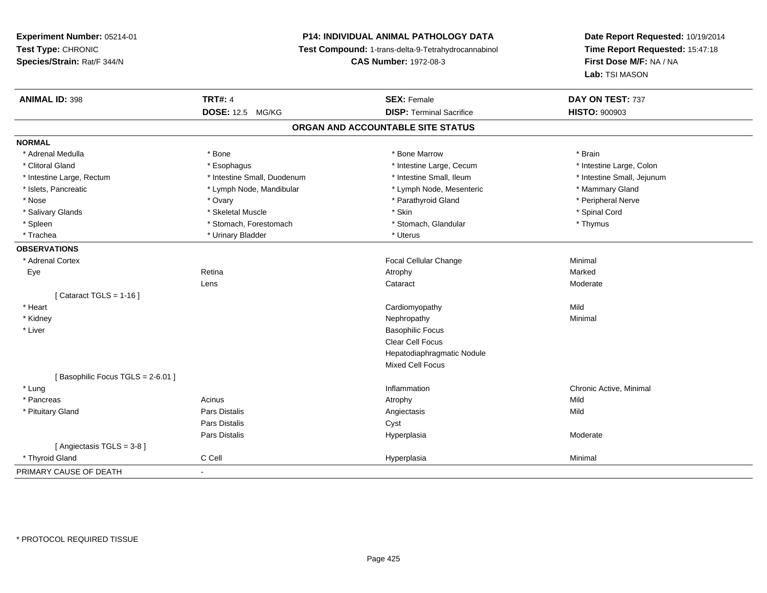**Experiment Number:** 05214-01
**Test Type:** CHRONIC
**Species/Strain:** Rat/F 344/N

**P14: INDIVIDUAL ANIMAL PATHOLOGY DATA**
**Test Compound:** 1-trans-delta-9-Tetrahydrocannabinol
**CAS Number:** 1972-08-3

**Date Report Requested:** 10/19/2014
**Time Report Requested:** 15:47:18
**First Dose M/F:** NA / NA
**Lab:** TSI MASON

| **ANIMAL ID:** 398 | **TRT#:** 4 | **SEX:** Female | **DAY ON TEST:** 737 |
|---|---|---|---|
| | **DOSE:** 12.5 MG/KG | **DISP:** Terminal Sacrifice | **HISTO:** 900903 |

## ORGAN AND ACCOUNTABLE SITE STATUS

**NORMAL**

| | | | |
|---|---|---|---|
| * Adrenal Medulla | * Bone | * Bone Marrow | * Brain |
| * Clitoral Gland | * Esophagus | * Intestine Large, Cecum | * Intestine Large, Colon |
| * Intestine Large, Rectum | * Intestine Small, Duodenum | * Intestine Small, Ileum | * Intestine Small, Jejunum |
| * Islets, Pancreatic | * Lymph Node, Mandibular | * Lymph Node, Mesenteric | * Mammary Gland |
| * Nose | * Ovary | * Parathyroid Gland | * Peripheral Nerve |
| * Salivary Glands | * Skeletal Muscle | * Skin | * Spinal Cord |
| * Spleen | * Stomach, Forestomach | * Stomach, Glandular | * Thymus |
| * Trachea | * Urinary Bladder | * Uterus | |

**OBSERVATIONS**

| | | | |
|---|---|---|---|
| * Adrenal Cortex | | Focal Cellular Change | Minimal |
| Eye | Retina | Atrophy | Marked |
| | Lens | Cataract | Moderate |
| [ Cataract TGLS = 1-16 ] | | | |
| * Heart | | Cardiomyopathy | Mild |
| * Kidney | | Nephropathy | Minimal |
| * Liver | | Basophilic Focus | |
| | | Clear Cell Focus | |
| | | Hepatodiaphragmatic Nodule | |
| | | Mixed Cell Focus | |
| [ Basophilic Focus TGLS = 2-6.01 ] | | | |
| * Lung | | Inflammation | Chronic Active, Minimal |
| * Pancreas | Acinus | Atrophy | Mild |
| * Pituitary Gland | Pars Distalis | Angiectasis | Mild |
| | Pars Distalis | Cyst | |
| | Pars Distalis | Hyperplasia | Moderate |
| [ Angiectasis TGLS = 3-8 ] | | | |
| * Thyroid Gland | C Cell | Hyperplasia | Minimal |

PRIMARY CAUSE OF DEATH -

\* PROTOCOL REQUIRED TISSUE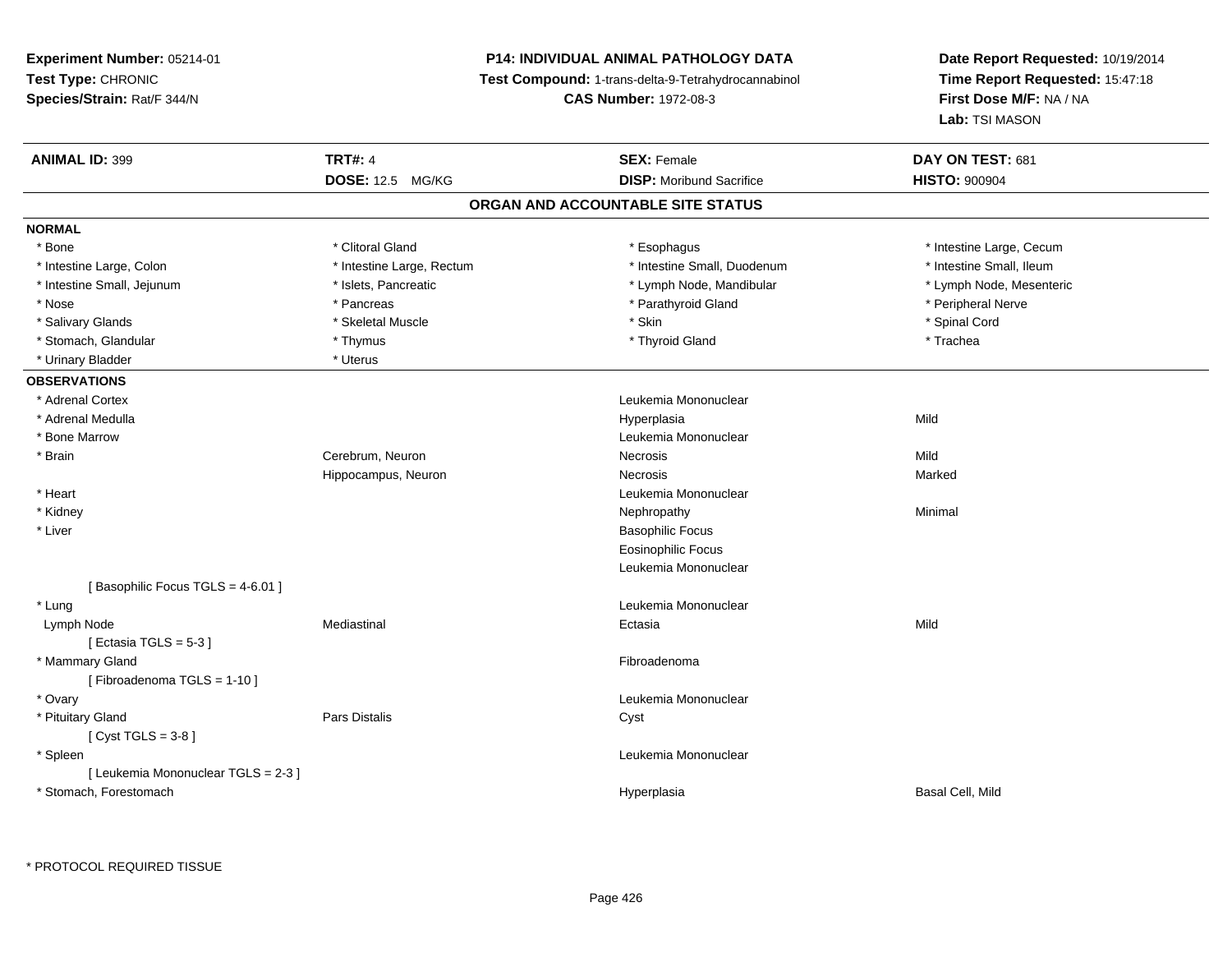**Experiment Number:** 05214-01
**Test Type:** CHRONIC
**Species/Strain:** Rat/F 344/N

**P14: INDIVIDUAL ANIMAL PATHOLOGY DATA**
**Test Compound:** 1-trans-delta-9-Tetrahydrocannabinol
**CAS Number:** 1972-08-3

**Date Report Requested:** 10/19/2014
**Time Report Requested:** 15:47:18
**First Dose M/F:** NA / NA
**Lab:** TSI MASON

| **ANIMAL ID:** 399 | **TRT#:** 4 | **SEX:** Female | **DAY ON TEST:** 681 |
|---|---|---|---|
| | **DOSE:** 12.5 MG/KG | **DISP:** Moribund Sacrifice | **HISTO:** 900904 |

## ORGAN AND ACCOUNTABLE SITE STATUS

**NORMAL**

| | | | |
|---|---|---|---|
| * Bone | * Clitoral Gland | * Esophagus | * Intestine Large, Cecum |
| * Intestine Large, Colon | * Intestine Large, Rectum | * Intestine Small, Duodenum | * Intestine Small, Ileum |
| * Intestine Small, Jejunum | * Islets, Pancreatic | * Lymph Node, Mandibular | * Lymph Node, Mesenteric |
| * Nose | * Pancreas | * Parathyroid Gland | * Peripheral Nerve |
| * Salivary Glands | * Skeletal Muscle | * Skin | * Spinal Cord |
| * Stomach, Glandular | * Thymus | * Thyroid Gland | * Trachea |
| * Urinary Bladder | * Uterus | | |

**OBSERVATIONS**

| | | | |
|---|---|---|---|
| * Adrenal Cortex | | Leukemia Mononuclear | |
| * Adrenal Medulla | | Hyperplasia | Mild |
| * Bone Marrow | | Leukemia Mononuclear | |
| * Brain | Cerebrum, Neuron | Necrosis | Mild |
| | Hippocampus, Neuron | Necrosis | Marked |
| * Heart | | Leukemia Mononuclear | |
| * Kidney | | Nephropathy | Minimal |
| * Liver | | Basophilic Focus | |
| | | Eosinophilic Focus | |
| | | Leukemia Mononuclear | |
| [ Basophilic Focus TGLS = 4-6.01 ] | | | |
| * Lung | | Leukemia Mononuclear | |
| Lymph Node | Mediastinal | Ectasia | Mild |
| [ Ectasia TGLS = 5-3 ] | | | |
| * Mammary Gland | | Fibroadenoma | |
| [ Fibroadenoma TGLS = 1-10 ] | | | |
| * Ovary | | Leukemia Mononuclear | |
| * Pituitary Gland | Pars Distalis | Cyst | |
| [ Cyst TGLS = 3-8 ] | | | |
| * Spleen | | Leukemia Mononuclear | |
| [ Leukemia Mononuclear TGLS = 2-3 ] | | | |
| * Stomach, Forestomach | | Hyperplasia | Basal Cell, Mild |

* PROTOCOL REQUIRED TISSUE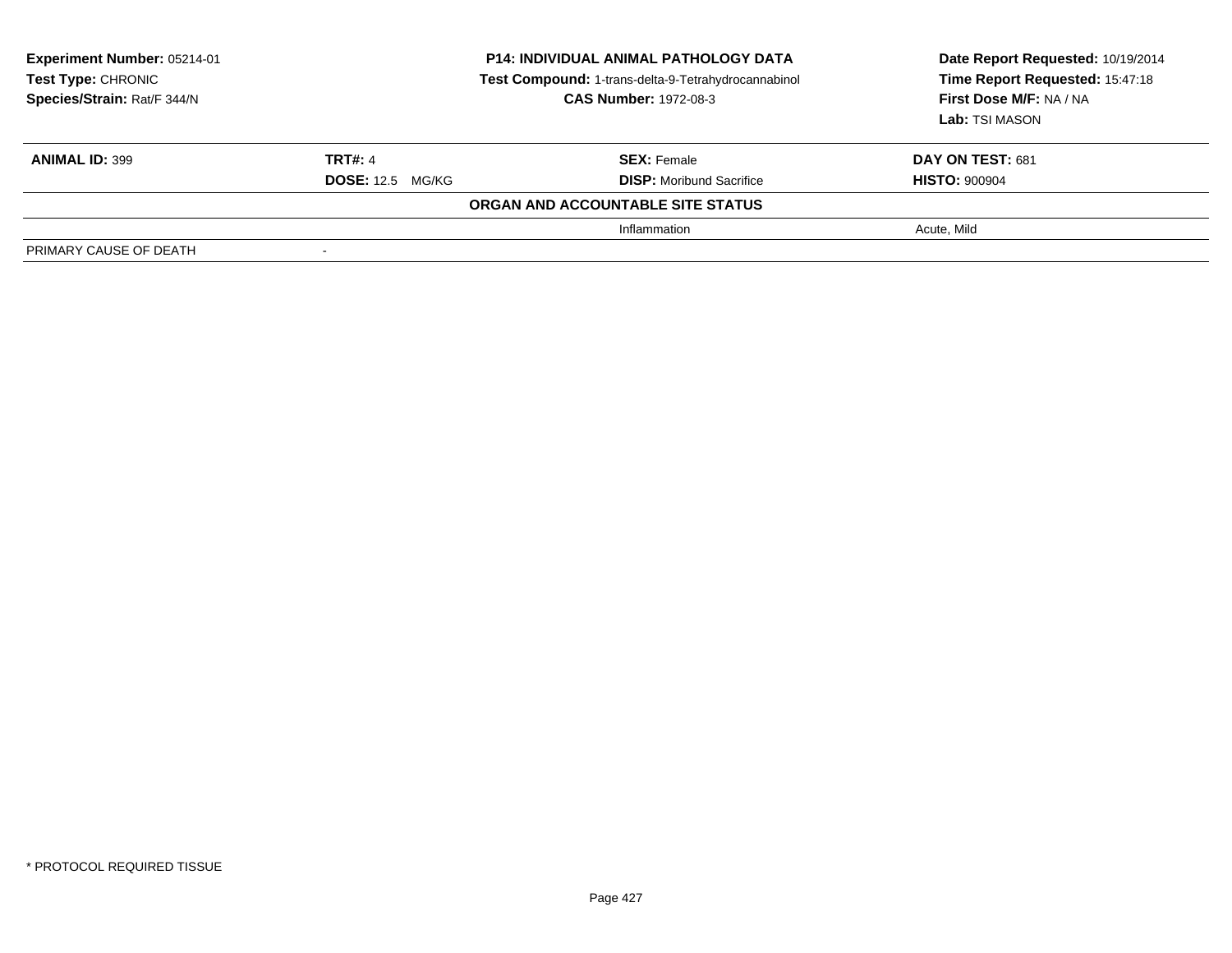**Experiment Number:** 05214-01
**Test Type:** CHRONIC
**Species/Strain:** Rat/F 344/N

**P14: INDIVIDUAL ANIMAL PATHOLOGY DATA**
**Test Compound:** 1-trans-delta-9-Tetrahydrocannabinol
**CAS Number:** 1972-08-3

**Date Report Requested:** 10/19/2014
**Time Report Requested:** 15:47:18
**First Dose M/F:** NA / NA
**Lab:** TSI MASON

| **ANIMAL ID:** 399 | **TRT#:** 4 | **SEX:** Female | **DAY ON TEST:** 681 |
|---|---|---|---|
| | **DOSE:** 12.5 MG/KG | **DISP:** Moribund Sacrifice | **HISTO:** 900904 |
| | | **ORGAN AND ACCOUNTABLE SITE STATUS** | |
| | | Inflammation | Acute, Mild |
| PRIMARY CAUSE OF DEATH | - | | |

* PROTOCOL REQUIRED TISSUE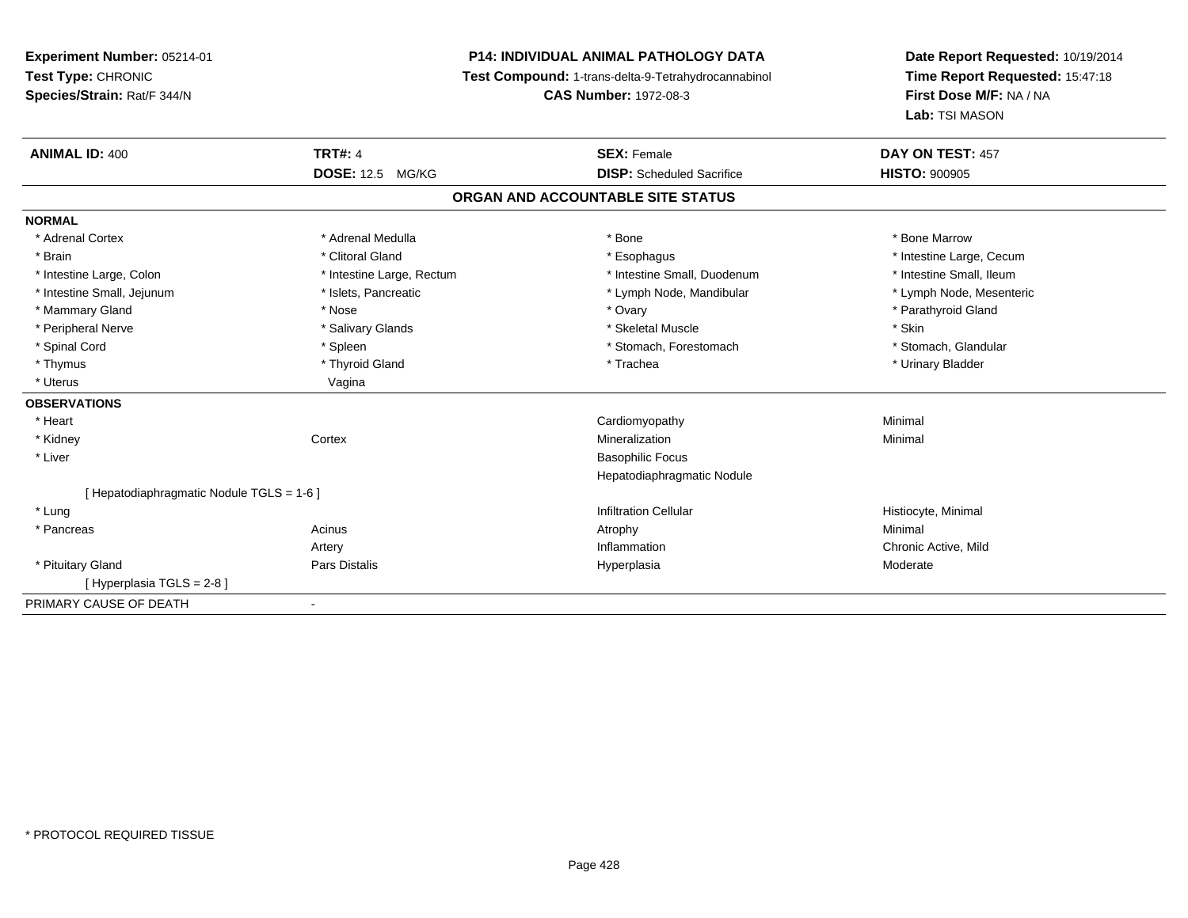**Experiment Number:** 05214-01
**Test Type:** CHRONIC
**Species/Strain:** Rat/F 344/N

**P14: INDIVIDUAL ANIMAL PATHOLOGY DATA**
**Test Compound:** 1-trans-delta-9-Tetrahydrocannabinol
**CAS Number:** 1972-08-3

**Date Report Requested:** 10/19/2014
**Time Report Requested:** 15:47:18
**First Dose M/F:** NA / NA
**Lab:** TSI MASON

| **ANIMAL ID:** 400 | **TRT#:** 4 | **SEX:** Female | **DAY ON TEST:** 457 |
|---|---|---|---|
| | **DOSE:** 12.5 MG/KG | **DISP:** Scheduled Sacrifice | **HISTO:** 900905 |

**ORGAN AND ACCOUNTABLE SITE STATUS**

| | | | |
|---|---|---|---|
| **NORMAL** | | | |
| * Adrenal Cortex | * Adrenal Medulla | * Bone | * Bone Marrow |
| * Brain | * Clitoral Gland | * Esophagus | * Intestine Large, Cecum |
| * Intestine Large, Colon | * Intestine Large, Rectum | * Intestine Small, Duodenum | * Intestine Small, Ileum |
| * Intestine Small, Jejunum | * Islets, Pancreatic | * Lymph Node, Mandibular | * Lymph Node, Mesenteric |
| * Mammary Gland | * Nose | * Ovary | * Parathyroid Gland |
| * Peripheral Nerve | * Salivary Glands | * Skeletal Muscle | * Skin |
| * Spinal Cord | * Spleen | * Stomach, Forestomach | * Stomach, Glandular |
| * Thymus | * Thyroid Gland | * Trachea | * Urinary Bladder |
| * Uterus | Vagina | | |
| **OBSERVATIONS** | | | |
| * Heart | | Cardiomyopathy | Minimal |
| * Kidney | Cortex | Mineralization | Minimal |
| * Liver | | Basophilic Focus | |
| | | Hepatodiaphragmatic Nodule | |
| [ Hepatodiaphragmatic Nodule TGLS = 1-6 ] | | | |
| * Lung | | Infiltration Cellular | Histiocyte, Minimal |
| * Pancreas | Acinus | Atrophy | Minimal |
| | Artery | Inflammation | Chronic Active, Mild |
| * Pituitary Gland | Pars Distalis | Hyperplasia | Moderate |
| [ Hyperplasia TGLS = 2-8 ] | | | |
| PRIMARY CAUSE OF DEATH | - | | |

* PROTOCOL REQUIRED TISSUE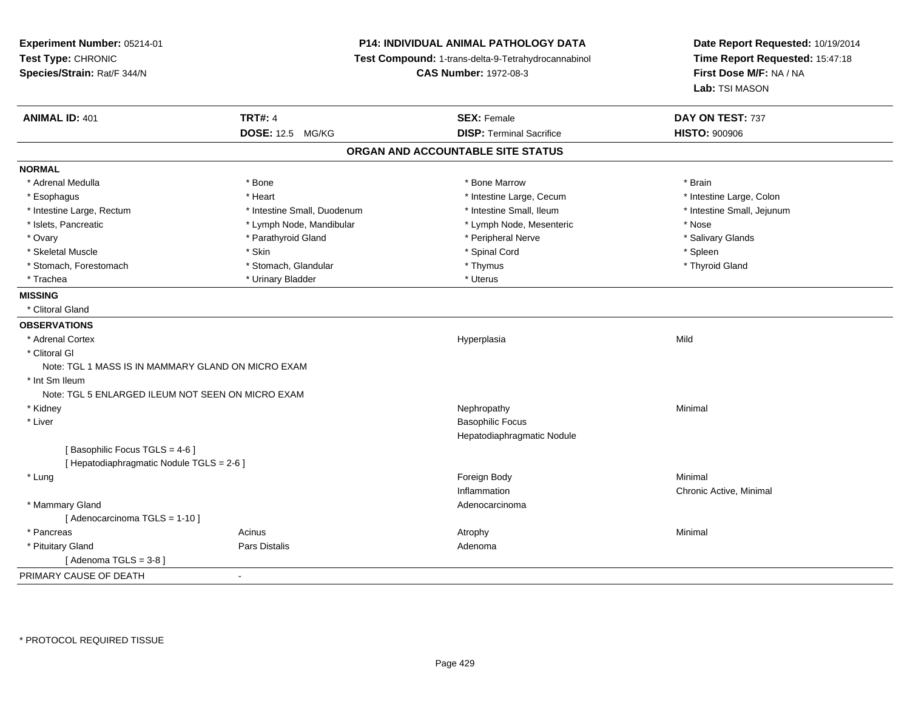**Experiment Number:** 05214-01
**Test Type:** CHRONIC
**Species/Strain:** Rat/F 344/N

**P14: INDIVIDUAL ANIMAL PATHOLOGY DATA**
**Test Compound:** 1-trans-delta-9-Tetrahydrocannabinol
**CAS Number:** 1972-08-3

**Date Report Requested:** 10/19/2014
**Time Report Requested:** 15:47:18
**First Dose M/F:** NA / NA
**Lab:** TSI MASON

| **ANIMAL ID:** 401 | **TRT#:** 4 | **SEX:** Female | **DAY ON TEST:** 737 |
|---|---|---|---|
| | **DOSE:** 12.5 MG/KG | **DISP:** Terminal Sacrifice | **HISTO:** 900906 |

**ORGAN AND ACCOUNTABLE SITE STATUS**

**NORMAL**

| | | | |
|---|---|---|---|
| * Adrenal Medulla | * Bone | * Bone Marrow | * Brain |
| * Esophagus | * Heart | * Intestine Large, Cecum | * Intestine Large, Colon |
| * Intestine Large, Rectum | * Intestine Small, Duodenum | * Intestine Small, Ileum | * Intestine Small, Jejunum |
| * Islets, Pancreatic | * Lymph Node, Mandibular | * Lymph Node, Mesenteric | * Nose |
| * Ovary | * Parathyroid Gland | * Peripheral Nerve | * Salivary Glands |
| * Skeletal Muscle | * Skin | * Spinal Cord | * Spleen |
| * Stomach, Forestomach | * Stomach, Glandular | * Thymus | * Thyroid Gland |
| * Trachea | * Urinary Bladder | * Uterus | |

**MISSING**

* Clitoral Gland

**OBSERVATIONS**

| | | | |
|---|---|---|---|
| * Adrenal Cortex | | Hyperplasia | Mild |
| * Clitoral Gl | | | |
| Note: TGL 1 MASS IS IN MAMMARY GLAND ON MICRO EXAM | | | |
| * Int Sm Ileum | | | |
| Note: TGL 5 ENLARGED ILEUM NOT SEEN ON MICRO EXAM | | | |
| * Kidney | | Nephropathy | Minimal |
| * Liver | | Basophilic Focus | |
| | | Hepatodiaphragmatic Nodule | |
| [ Basophilic Focus TGLS = 4-6 ] | | | |
| [ Hepatodiaphragmatic Nodule TGLS = 2-6 ] | | | |
| * Lung | | Foreign Body | Minimal |
| | | Inflammation | Chronic Active, Minimal |
| * Mammary Gland | | Adenocarcinoma | |
| [ Adenocarcinoma TGLS = 1-10 ] | | | |
| * Pancreas | Acinus | Atrophy | Minimal |
| * Pituitary Gland | Pars Distalis | Adenoma | |
| [ Adenoma TGLS = 3-8 ] | | | |

PRIMARY CAUSE OF DEATH -

* PROTOCOL REQUIRED TISSUE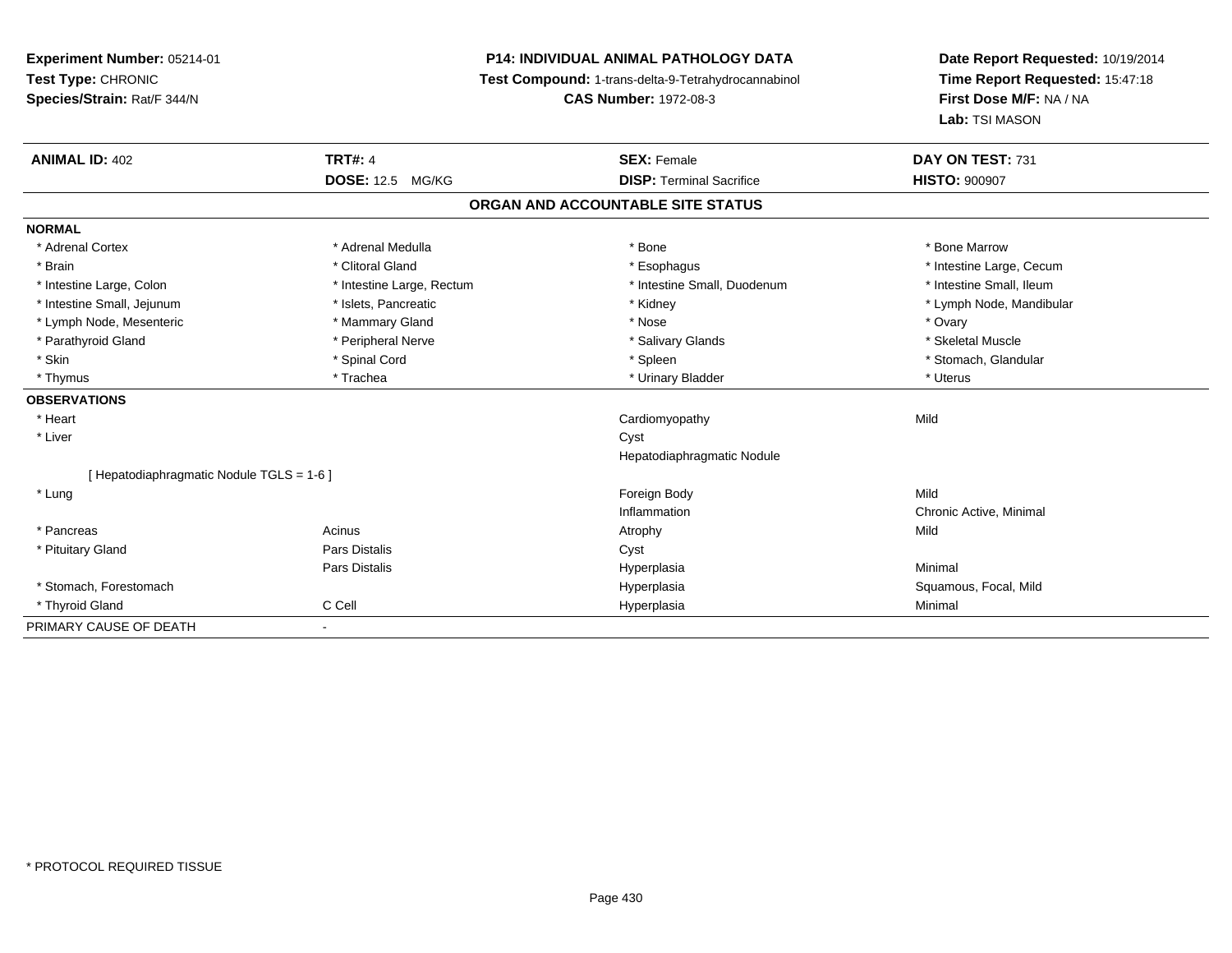**Experiment Number:** 05214-01
**Test Type:** CHRONIC
**Species/Strain:** Rat/F 344/N

**P14: INDIVIDUAL ANIMAL PATHOLOGY DATA**
**Test Compound:** 1-trans-delta-9-Tetrahydrocannabinol
**CAS Number:** 1972-08-3

**Date Report Requested:** 10/19/2014
**Time Report Requested:** 15:47:18
**First Dose M/F:** NA / NA
**Lab:** TSI MASON

| **ANIMAL ID:** 402 | **TRT#:** 4 | **SEX:** Female | **DAY ON TEST:** 731 |
|---|---|---|---|
| | **DOSE:** 12.5 MG/KG | **DISP:** Terminal Sacrifice | **HISTO:** 900907 |

**ORGAN AND ACCOUNTABLE SITE STATUS**

| | | | |
|---|---|---|---|
| **NORMAL** | | | |
| * Adrenal Cortex | * Adrenal Medulla | * Bone | * Bone Marrow |
| * Brain | * Clitoral Gland | * Esophagus | * Intestine Large, Cecum |
| * Intestine Large, Colon | * Intestine Large, Rectum | * Intestine Small, Duodenum | * Intestine Small, Ileum |
| * Intestine Small, Jejunum | * Islets, Pancreatic | * Kidney | * Lymph Node, Mandibular |
| * Lymph Node, Mesenteric | * Mammary Gland | * Nose | * Ovary |
| * Parathyroid Gland | * Peripheral Nerve | * Salivary Glands | * Skeletal Muscle |
| * Skin | * Spinal Cord | * Spleen | * Stomach, Glandular |
| * Thymus | * Trachea | * Urinary Bladder | * Uterus |
| **OBSERVATIONS** | | | |
| * Heart | | Cardiomyopathy | Mild |
| * Liver | | Cyst | |
| | | Hepatodiaphragmatic Nodule | |
| [ Hepatodiaphragmatic Nodule TGLS = 1-6 ] | | | |
| * Lung | | Foreign Body | Mild |
| | | Inflammation | Chronic Active, Minimal |
| * Pancreas | Acinus | Atrophy | Mild |
| * Pituitary Gland | Pars Distalis | Cyst | |
| | Pars Distalis | Hyperplasia | Minimal |
| * Stomach, Forestomach | | Hyperplasia | Squamous, Focal, Mild |
| * Thyroid Gland | C Cell | Hyperplasia | Minimal |
| PRIMARY CAUSE OF DEATH | - | | |

\* PROTOCOL REQUIRED TISSUE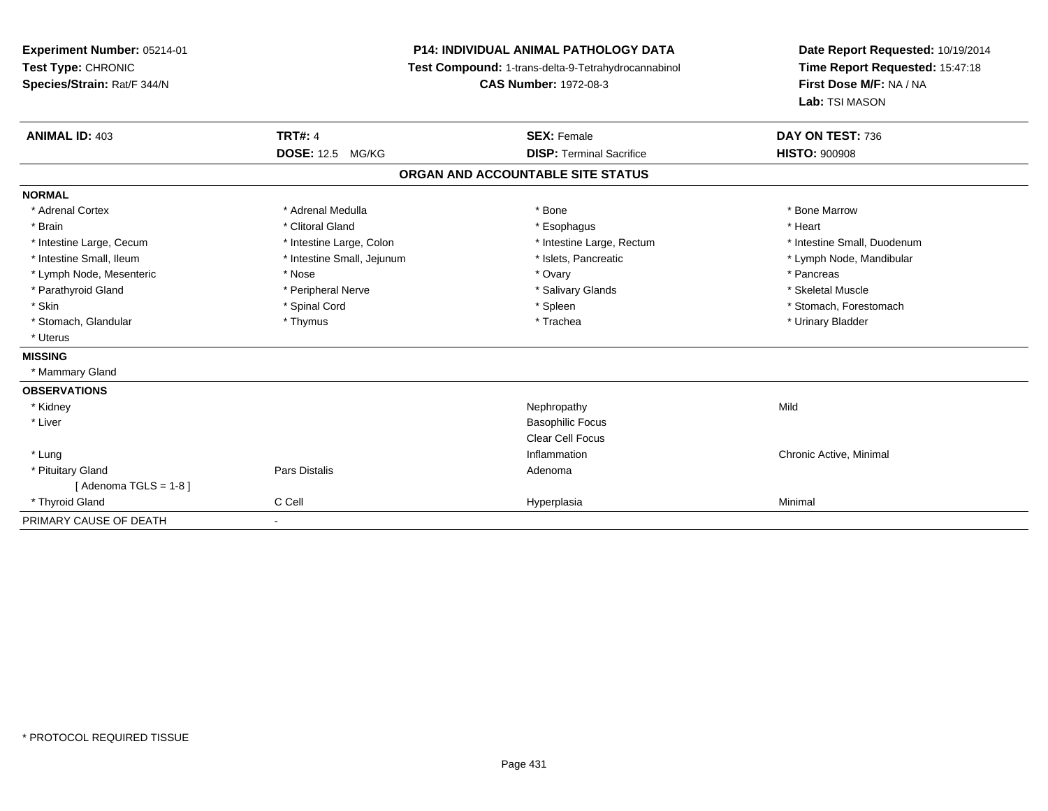**Experiment Number:** 05214-01
**Test Type:** CHRONIC
**Species/Strain:** Rat/F 344/N

**P14: INDIVIDUAL ANIMAL PATHOLOGY DATA**
**Test Compound:** 1-trans-delta-9-Tetrahydrocannabinol
**CAS Number:** 1972-08-3

**Date Report Requested:** 10/19/2014
**Time Report Requested:** 15:47:18
**First Dose M/F:** NA / NA
**Lab:** TSI MASON

| **ANIMAL ID:** 403 | **TRT#:** 4 | **SEX:** Female | **DAY ON TEST:** 736 |
|---|---|---|---|
| | **DOSE:** 12.5 MG/KG | **DISP:** Terminal Sacrifice | **HISTO:** 900908 |

**ORGAN AND ACCOUNTABLE SITE STATUS**

| | | | |
|---|---|---|---|
| **NORMAL** | | | |
| * Adrenal Cortex | * Adrenal Medulla | * Bone | * Bone Marrow |
| * Brain | * Clitoral Gland | * Esophagus | * Heart |
| * Intestine Large, Cecum | * Intestine Large, Colon | * Intestine Large, Rectum | * Intestine Small, Duodenum |
| * Intestine Small, Ileum | * Intestine Small, Jejunum | * Islets, Pancreatic | * Lymph Node, Mandibular |
| * Lymph Node, Mesenteric | * Nose | * Ovary | * Pancreas |
| * Parathyroid Gland | * Peripheral Nerve | * Salivary Glands | * Skeletal Muscle |
| * Skin | * Spinal Cord | * Spleen | * Stomach, Forestomach |
| * Stomach, Glandular | * Thymus | * Trachea | * Urinary Bladder |
| * Uterus | | | |
| **MISSING** | | | |
| * Mammary Gland | | | |
| **OBSERVATIONS** | | | |
| * Kidney | | Nephropathy | Mild |
| * Liver | | Basophilic Focus | |
| | | Clear Cell Focus | |
| * Lung | | Inflammation | Chronic Active, Minimal |
| * Pituitary Gland | Pars Distalis | Adenoma | |
| [ Adenoma TGLS = 1-8 ] | | | |
| * Thyroid Gland | C Cell | Hyperplasia | Minimal |
| PRIMARY CAUSE OF DEATH | - | | |

* PROTOCOL REQUIRED TISSUE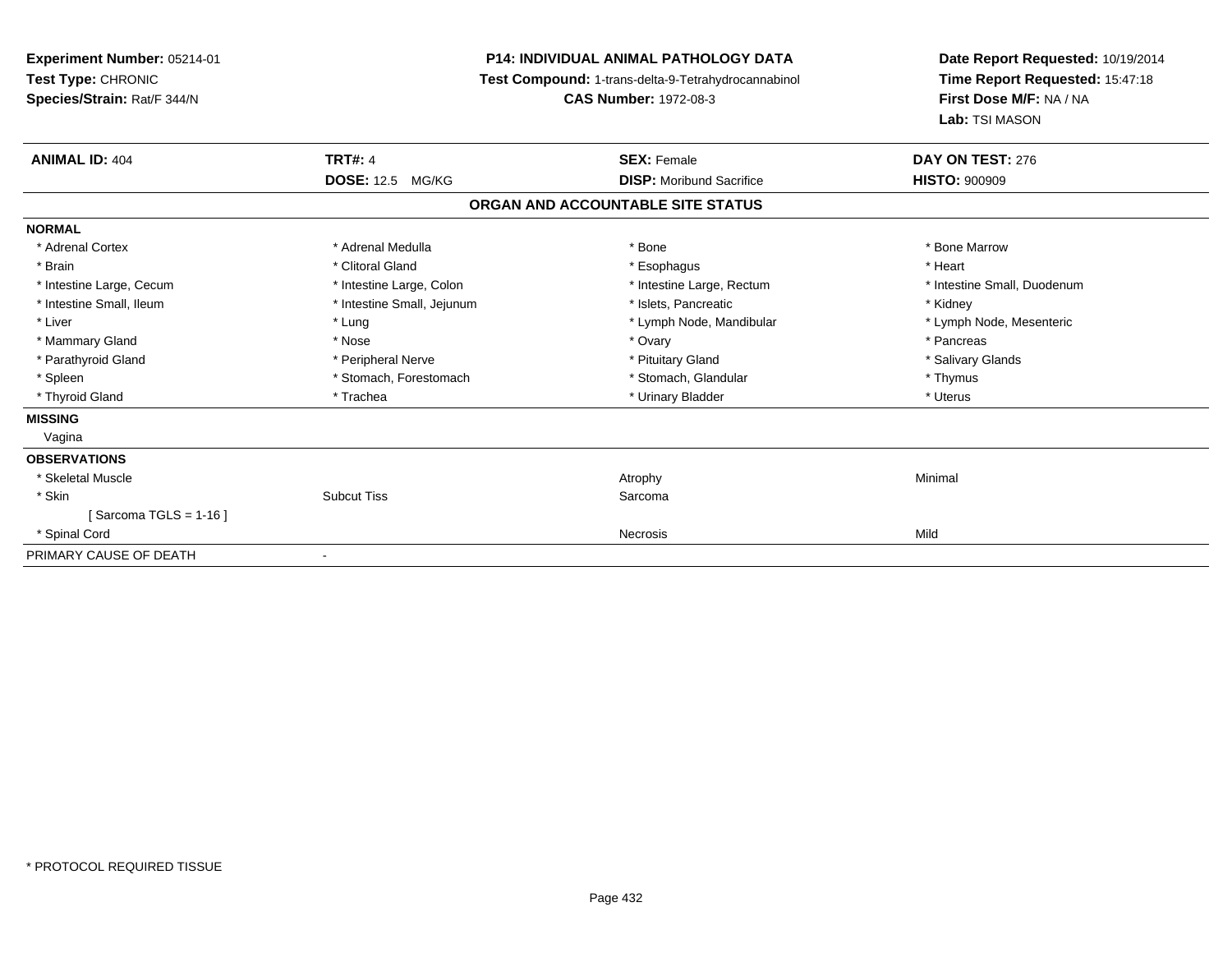**Experiment Number:** 05214-01
**Test Type:** CHRONIC
**Species/Strain:** Rat/F 344/N

**P14: INDIVIDUAL ANIMAL PATHOLOGY DATA**
**Test Compound:** 1-trans-delta-9-Tetrahydrocannabinol
**CAS Number:** 1972-08-3

**Date Report Requested:** 10/19/2014
**Time Report Requested:** 15:47:18
**First Dose M/F:** NA / NA
**Lab:** TSI MASON

| **ANIMAL ID:** 404 | **TRT#:** 4 | **SEX:** Female | **DAY ON TEST:** 276 |
|---|---|---|---|
| | **DOSE:** 12.5 MG/KG | **DISP:** Moribund Sacrifice | **HISTO:** 900909 |

**ORGAN AND ACCOUNTABLE SITE STATUS**

**NORMAL**

| | | | |
|---|---|---|---|
| * Adrenal Cortex | * Adrenal Medulla | * Bone | * Bone Marrow |
| * Brain | * Clitoral Gland | * Esophagus | * Heart |
| * Intestine Large, Cecum | * Intestine Large, Colon | * Intestine Large, Rectum | * Intestine Small, Duodenum |
| * Intestine Small, Ileum | * Intestine Small, Jejunum | * Islets, Pancreatic | * Kidney |
| * Liver | * Lung | * Lymph Node, Mandibular | * Lymph Node, Mesenteric |
| * Mammary Gland | * Nose | * Ovary | * Pancreas |
| * Parathyroid Gland | * Peripheral Nerve | * Pituitary Gland | * Salivary Glands |
| * Spleen | * Stomach, Forestomach | * Stomach, Glandular | * Thymus |
| * Thyroid Gland | * Trachea | * Urinary Bladder | * Uterus |

**MISSING**

Vagina

**OBSERVATIONS**

| | | | |
|---|---|---|---|
| * Skeletal Muscle | | Atrophy | Minimal |
| * Skin | Subcut Tiss | Sarcoma | |
| [ Sarcoma TGLS = 1-16 ] | | | |
| * Spinal Cord | | Necrosis | Mild |

PRIMARY CAUSE OF DEATH -

* PROTOCOL REQUIRED TISSUE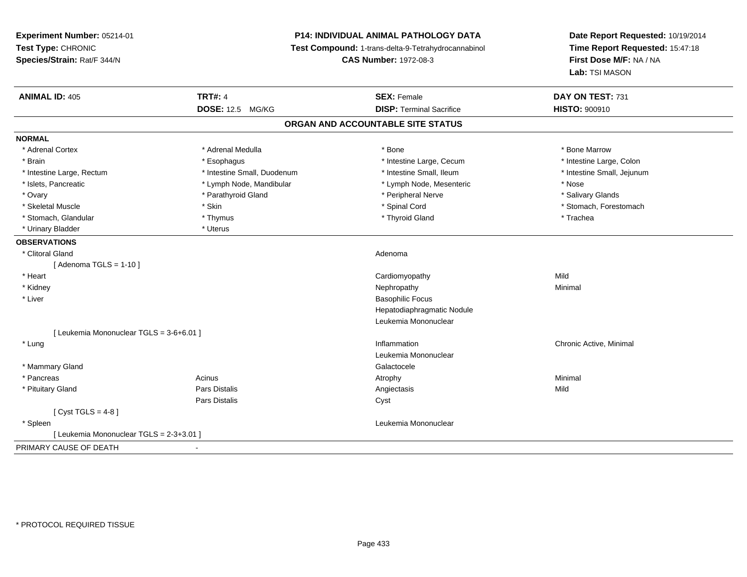**Experiment Number:** 05214-01
**Test Type:** CHRONIC
**Species/Strain:** Rat/F 344/N

**P14: INDIVIDUAL ANIMAL PATHOLOGY DATA**
**Test Compound:** 1-trans-delta-9-Tetrahydrocannabinol
**CAS Number:** 1972-08-3

**Date Report Requested:** 10/19/2014
**Time Report Requested:** 15:47:18
**First Dose M/F:** NA / NA
**Lab:** TSI MASON

| **ANIMAL ID:** 405 | **TRT#:** 4 | **SEX:** Female | **DAY ON TEST:** 731 |
|---|---|---|---|
| | **DOSE:** 12.5 MG/KG | **DISP:** Terminal Sacrifice | **HISTO:** 900910 |

## ORGAN AND ACCOUNTABLE SITE STATUS

**NORMAL**

| | | | |
|---|---|---|---|
| * Adrenal Cortex | * Adrenal Medulla | * Bone | * Bone Marrow |
| * Brain | * Esophagus | * Intestine Large, Cecum | * Intestine Large, Colon |
| * Intestine Large, Rectum | * Intestine Small, Duodenum | * Intestine Small, Ileum | * Intestine Small, Jejunum |
| * Islets, Pancreatic | * Lymph Node, Mandibular | * Lymph Node, Mesenteric | * Nose |
| * Ovary | * Parathyroid Gland | * Peripheral Nerve | * Salivary Glands |
| * Skeletal Muscle | * Skin | * Spinal Cord | * Stomach, Forestomach |
| * Stomach, Glandular | * Thymus | * Thyroid Gland | * Trachea |
| * Urinary Bladder | * Uterus | | |

**OBSERVATIONS**

| | | | |
|---|---|---|---|
| * Clitoral Gland | | Adenoma | |
| [ Adenoma TGLS = 1-10 ] | | | |
| * Heart | | Cardiomyopathy | Mild |
| * Kidney | | Nephropathy | Minimal |
| * Liver | | Basophilic Focus | |
| | | Hepatodiaphragmatic Nodule | |
| | | Leukemia Mononuclear | |
| [ Leukemia Mononuclear TGLS = 3-6+6.01 ] | | | |
| * Lung | | Inflammation | Chronic Active, Minimal |
| | | Leukemia Mononuclear | |
| * Mammary Gland | | Galactocele | |
| * Pancreas | Acinus | Atrophy | Minimal |
| * Pituitary Gland | Pars Distalis | Angiectasis | Mild |
| | Pars Distalis | Cyst | |
| [ Cyst TGLS = 4-8 ] | | | |
| * Spleen | | Leukemia Mononuclear | |
| [ Leukemia Mononuclear TGLS = 2-3+3.01 ] | | | |

PRIMARY CAUSE OF DEATH -

* PROTOCOL REQUIRED TISSUE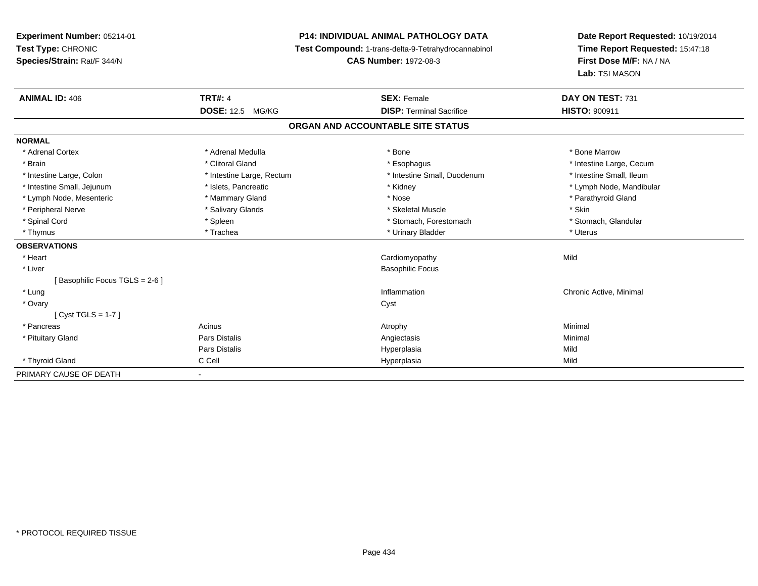**Experiment Number:** 05214-01
**Test Type:** CHRONIC
**Species/Strain:** Rat/F 344/N

**P14: INDIVIDUAL ANIMAL PATHOLOGY DATA**
**Test Compound:** 1-trans-delta-9-Tetrahydrocannabinol
**CAS Number:** 1972-08-3

**Date Report Requested:** 10/19/2014
**Time Report Requested:** 15:47:18
**First Dose M/F:** NA / NA
**Lab:** TSI MASON

| **ANIMAL ID:** 406 | **TRT#:** 4 | **SEX:** Female | **DAY ON TEST:** 731 |
|---|---|---|---|
| | **DOSE:** 12.5 MG/KG | **DISP:** Terminal Sacrifice | **HISTO:** 900911 |

## ORGAN AND ACCOUNTABLE SITE STATUS

**NORMAL**

| | | | |
|---|---|---|---|
| * Adrenal Cortex | * Adrenal Medulla | * Bone | * Bone Marrow |
| * Brain | * Clitoral Gland | * Esophagus | * Intestine Large, Cecum |
| * Intestine Large, Colon | * Intestine Large, Rectum | * Intestine Small, Duodenum | * Intestine Small, Ileum |
| * Intestine Small, Jejunum | * Islets, Pancreatic | * Kidney | * Lymph Node, Mandibular |
| * Lymph Node, Mesenteric | * Mammary Gland | * Nose | * Parathyroid Gland |
| * Peripheral Nerve | * Salivary Glands | * Skeletal Muscle | * Skin |
| * Spinal Cord | * Spleen | * Stomach, Forestomach | * Stomach, Glandular |
| * Thymus | * Trachea | * Urinary Bladder | * Uterus |

**OBSERVATIONS**

| | | | |
|---|---|---|---|
| * Heart | | Cardiomyopathy | Mild |
| * Liver | | Basophilic Focus | |
| [ Basophilic Focus TGLS = 2-6 ] | | | |
| * Lung | | Inflammation | Chronic Active, Minimal |
| * Ovary | | Cyst | |
| [ Cyst TGLS = 1-7 ] | | | |
| * Pancreas | Acinus | Atrophy | Minimal |
| * Pituitary Gland | Pars Distalis | Angiectasis | Minimal |
| | Pars Distalis | Hyperplasia | Mild |
| * Thyroid Gland | C Cell | Hyperplasia | Mild |

PRIMARY CAUSE OF DEATH -

* PROTOCOL REQUIRED TISSUE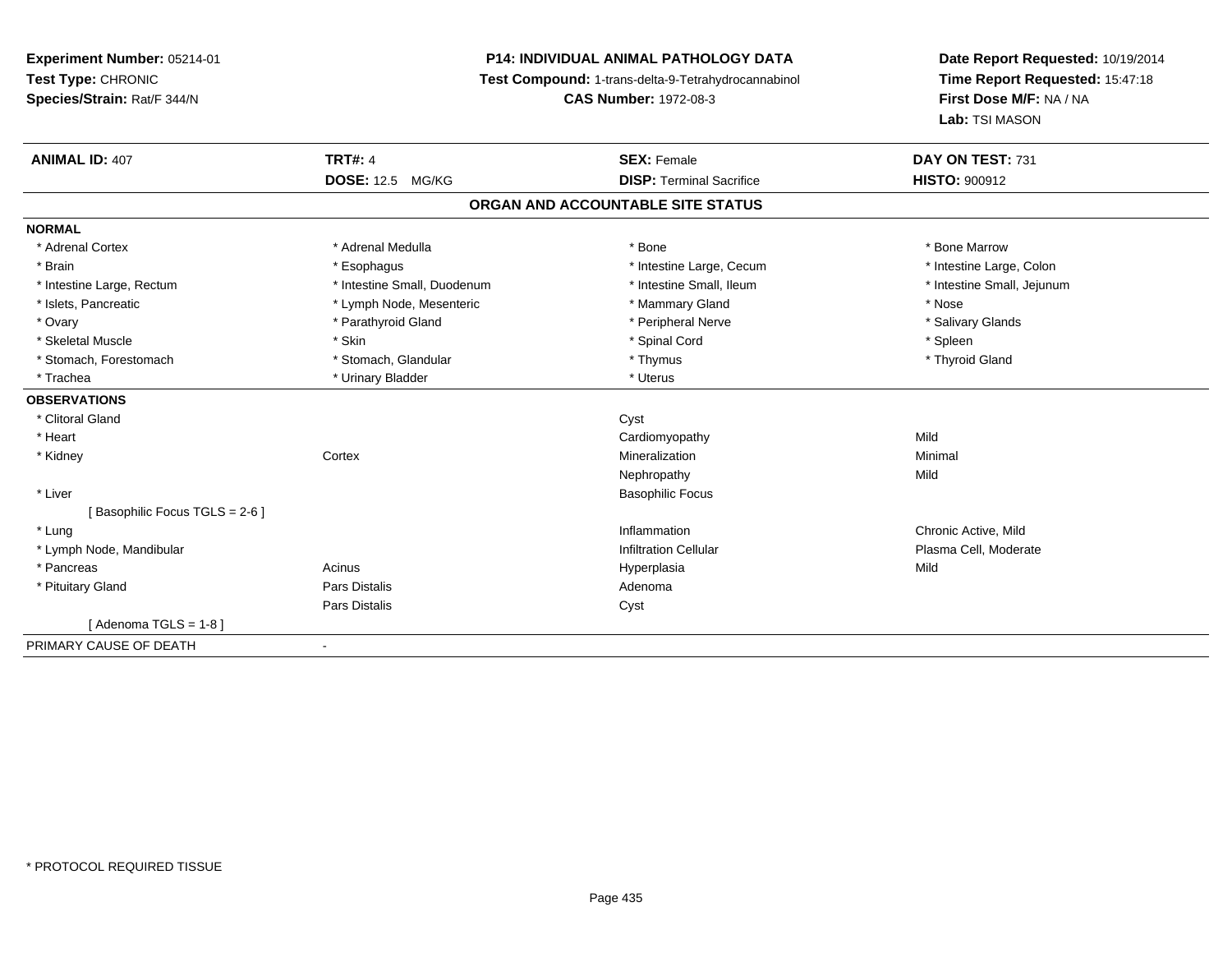**Experiment Number:** 05214-01
**Test Type:** CHRONIC
**Species/Strain:** Rat/F 344/N

**P14: INDIVIDUAL ANIMAL PATHOLOGY DATA**
**Test Compound:** 1-trans-delta-9-Tetrahydrocannabinol
**CAS Number:** 1972-08-3

**Date Report Requested:** 10/19/2014
**Time Report Requested:** 15:47:18
**First Dose M/F:** NA / NA
**Lab:** TSI MASON

| **ANIMAL ID:** 407 | **TRT#:** 4 | **SEX:** Female | **DAY ON TEST:** 731 |
|---|---|---|---|
| | **DOSE:** 12.5 MG/KG | **DISP:** Terminal Sacrifice | **HISTO:** 900912 |

## ORGAN AND ACCOUNTABLE SITE STATUS

**NORMAL**

| | | | |
|---|---|---|---|
| * Adrenal Cortex | * Adrenal Medulla | * Bone | * Bone Marrow |
| * Brain | * Esophagus | * Intestine Large, Cecum | * Intestine Large, Colon |
| * Intestine Large, Rectum | * Intestine Small, Duodenum | * Intestine Small, Ileum | * Intestine Small, Jejunum |
| * Islets, Pancreatic | * Lymph Node, Mesenteric | * Mammary Gland | * Nose |
| * Ovary | * Parathyroid Gland | * Peripheral Nerve | * Salivary Glands |
| * Skeletal Muscle | * Skin | * Spinal Cord | * Spleen |
| * Stomach, Forestomach | * Stomach, Glandular | * Thymus | * Thyroid Gland |
| * Trachea | * Urinary Bladder | * Uterus | |

**OBSERVATIONS**

| | | | |
|---|---|---|---|
| * Clitoral Gland | | Cyst | |
| * Heart | | Cardiomyopathy | Mild |
| * Kidney | Cortex | Mineralization | Minimal |
| | | Nephropathy | Mild |
| * Liver | | Basophilic Focus | |
| [ Basophilic Focus TGLS = 2-6 ] | | | |
| * Lung | | Inflammation | Chronic Active, Mild |
| * Lymph Node, Mandibular | | Infiltration Cellular | Plasma Cell, Moderate |
| * Pancreas | Acinus | Hyperplasia | Mild |
| * Pituitary Gland | Pars Distalis | Adenoma | |
| | Pars Distalis | Cyst | |
| [ Adenoma TGLS = 1-8 ] | | | |

PRIMARY CAUSE OF DEATH -

* PROTOCOL REQUIRED TISSUE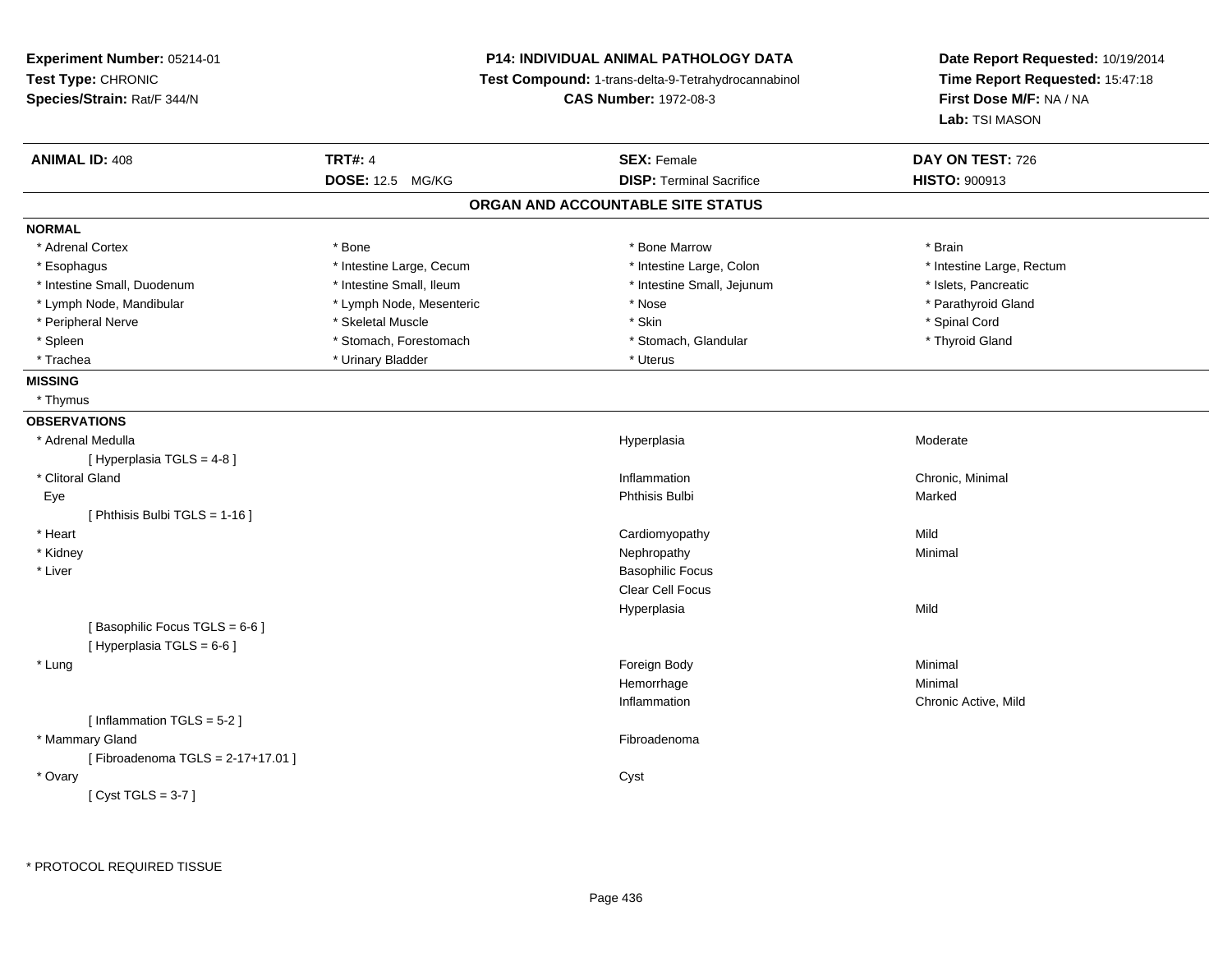**Experiment Number:** 05214-01
**Test Type:** CHRONIC
**Species/Strain:** Rat/F 344/N

**P14: INDIVIDUAL ANIMAL PATHOLOGY DATA**
**Test Compound:** 1-trans-delta-9-Tetrahydrocannabinol
**CAS Number:** 1972-08-3

**Date Report Requested:** 10/19/2014
**Time Report Requested:** 15:47:18
**First Dose M/F:** NA / NA
**Lab:** TSI MASON

| **ANIMAL ID:** 408 | **TRT#:** 4 | **SEX:** Female | **DAY ON TEST:** 726 |
|---|---|---|---|
| | **DOSE:** 12.5 MG/KG | **DISP:** Terminal Sacrifice | **HISTO:** 900913 |

## ORGAN AND ACCOUNTABLE SITE STATUS

**NORMAL**

| | | | |
|---|---|---|---|
| * Adrenal Cortex | * Bone | * Bone Marrow | * Brain |
| * Esophagus | * Intestine Large, Cecum | * Intestine Large, Colon | * Intestine Large, Rectum |
| * Intestine Small, Duodenum | * Intestine Small, Ileum | * Intestine Small, Jejunum | * Islets, Pancreatic |
| * Lymph Node, Mandibular | * Lymph Node, Mesenteric | * Nose | * Parathyroid Gland |
| * Peripheral Nerve | * Skeletal Muscle | * Skin | * Spinal Cord |
| * Spleen | * Stomach, Forestomach | * Stomach, Glandular | * Thyroid Gland |
| * Trachea | * Urinary Bladder | * Uterus | |

**MISSING**

* Thymus

**OBSERVATIONS**

| Organ | Observation | Severity |
|---|---|---|
| * Adrenal Medulla | Hyperplasia | Moderate |
| [ Hyperplasia TGLS = 4-8 ] | | |
| * Clitoral Gland | Inflammation | Chronic, Minimal |
| Eye | Phthisis Bulbi | Marked |
| [ Phthisis Bulbi TGLS = 1-16 ] | | |
| * Heart | Cardiomyopathy | Mild |
| * Kidney | Nephropathy | Minimal |
| * Liver | Basophilic Focus | |
| | Clear Cell Focus | |
| | Hyperplasia | Mild |
| [ Basophilic Focus TGLS = 6-6 ] | | |
| [ Hyperplasia TGLS = 6-6 ] | | |
| * Lung | Foreign Body | Minimal |
| | Hemorrhage | Minimal |
| | Inflammation | Chronic Active, Mild |
| [ Inflammation TGLS = 5-2 ] | | |
| * Mammary Gland | Fibroadenoma | |
| [ Fibroadenoma TGLS = 2-17+17.01 ] | | |
| * Ovary | Cyst | |
| [ Cyst TGLS = 3-7 ] | | |

* PROTOCOL REQUIRED TISSUE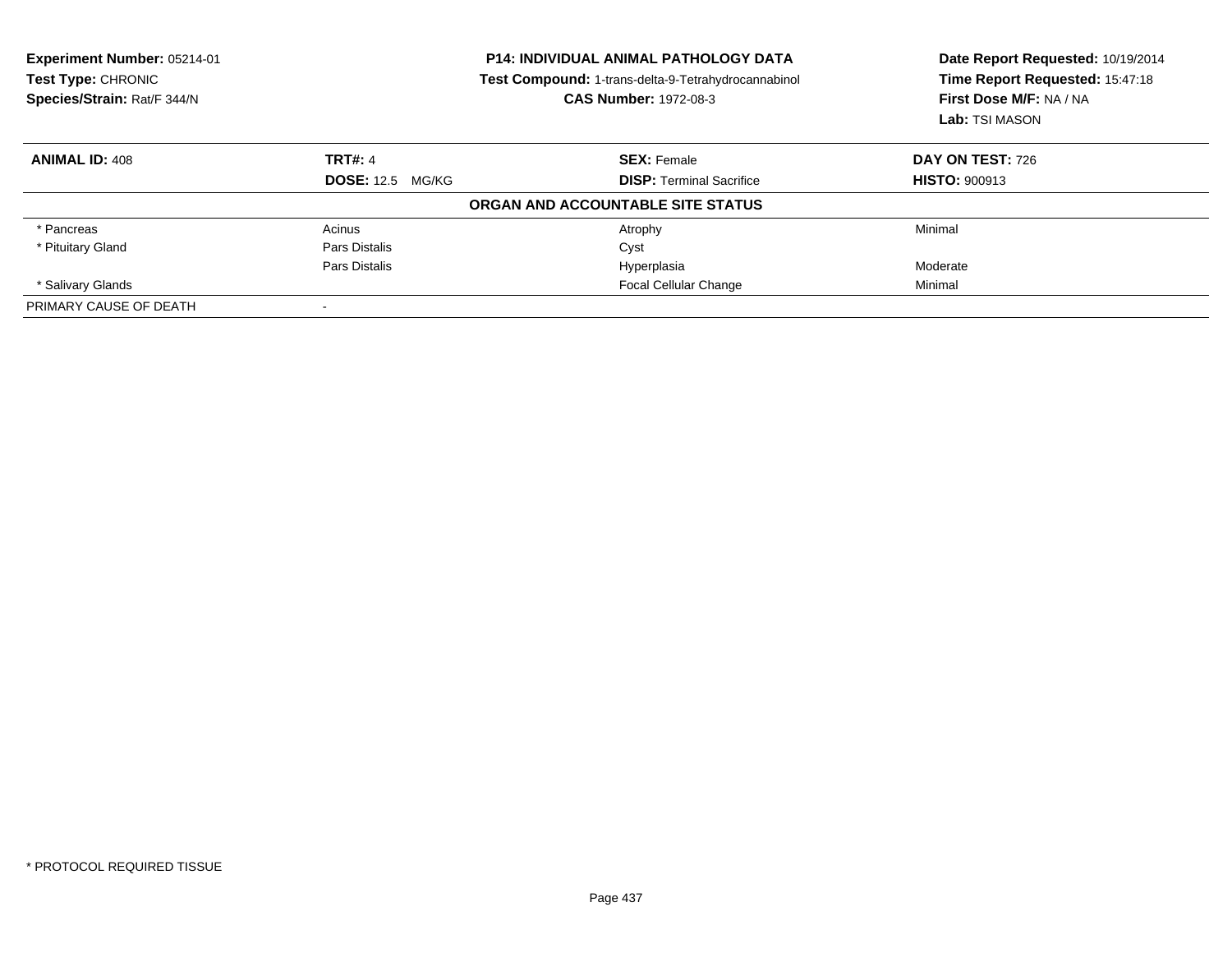**Experiment Number:** 05214-01
**Test Type:** CHRONIC
**Species/Strain:** Rat/F 344/N

**P14: INDIVIDUAL ANIMAL PATHOLOGY DATA**
**Test Compound:** 1-trans-delta-9-Tetrahydrocannabinol
**CAS Number:** 1972-08-3

**Date Report Requested:** 10/19/2014
**Time Report Requested:** 15:47:18
**First Dose M/F:** NA / NA
**Lab:** TSI MASON

| **ANIMAL ID:** 408 | **TRT#:** 4 | **SEX:** Female | **DAY ON TEST:** 726 |
|---|---|---|---|
| | **DOSE:** 12.5 MG/KG | **DISP:** Terminal Sacrifice | **HISTO:** 900913 |
| | | **ORGAN AND ACCOUNTABLE SITE STATUS** | |
| * Pancreas | Acinus | Atrophy | Minimal |
| * Pituitary Gland | Pars Distalis | Cyst | |
| | Pars Distalis | Hyperplasia | Moderate |
| * Salivary Glands | | Focal Cellular Change | Minimal |
| PRIMARY CAUSE OF DEATH | - | | |

* PROTOCOL REQUIRED TISSUE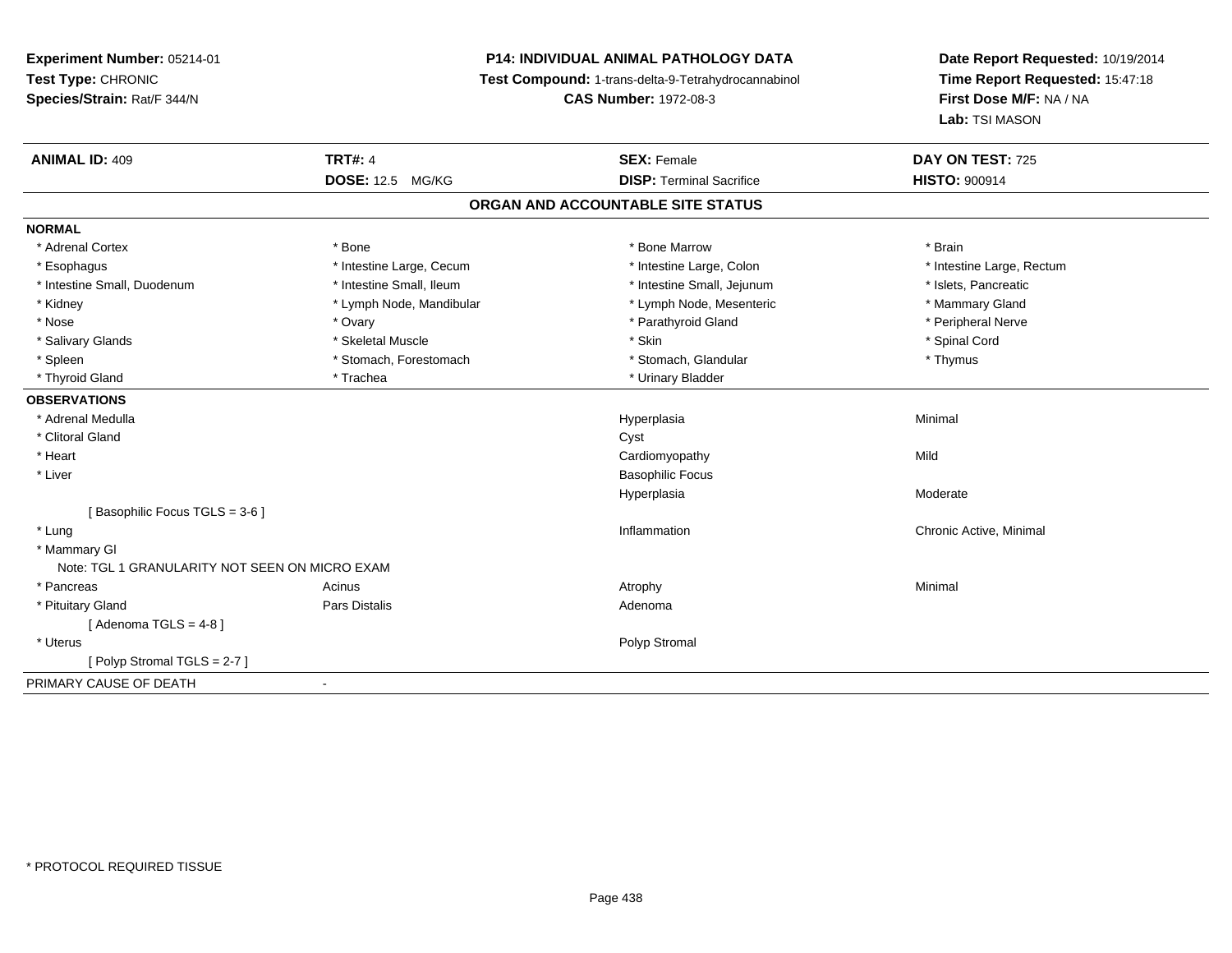**Experiment Number:** 05214-01
**Test Type:** CHRONIC
**Species/Strain:** Rat/F 344/N

**P14: INDIVIDUAL ANIMAL PATHOLOGY DATA**
**Test Compound:** 1-trans-delta-9-Tetrahydrocannabinol
**CAS Number:** 1972-08-3

**Date Report Requested:** 10/19/2014
**Time Report Requested:** 15:47:18
**First Dose M/F:** NA / NA
**Lab:** TSI MASON

| **ANIMAL ID:** 409 | **TRT#:** 4 | **SEX:** Female | **DAY ON TEST:** 725 |
|---|---|---|---|
| | **DOSE:** 12.5 MG/KG | **DISP:** Terminal Sacrifice | **HISTO:** 900914 |

## ORGAN AND ACCOUNTABLE SITE STATUS

**NORMAL**

| | | | |
|---|---|---|---|
| * Adrenal Cortex | * Bone | * Bone Marrow | * Brain |
| * Esophagus | * Intestine Large, Cecum | * Intestine Large, Colon | * Intestine Large, Rectum |
| * Intestine Small, Duodenum | * Intestine Small, Ileum | * Intestine Small, Jejunum | * Islets, Pancreatic |
| * Kidney | * Lymph Node, Mandibular | * Lymph Node, Mesenteric | * Mammary Gland |
| * Nose | * Ovary | * Parathyroid Gland | * Peripheral Nerve |
| * Salivary Glands | * Skeletal Muscle | * Skin | * Spinal Cord |
| * Spleen | * Stomach, Forestomach | * Stomach, Glandular | * Thymus |
| * Thyroid Gland | * Trachea | * Urinary Bladder | |

**OBSERVATIONS**

| | | | |
|---|---|---|---|
| * Adrenal Medulla | | Hyperplasia | Minimal |
| * Clitoral Gland | | Cyst | |
| * Heart | | Cardiomyopathy | Mild |
| * Liver | | Basophilic Focus | |
| | | Hyperplasia | Moderate |
| [ Basophilic Focus TGLS = 3-6 ] | | | |
| * Lung | | Inflammation | Chronic Active, Minimal |
| * Mammary Gl | | | |
| Note: TGL 1 GRANULARITY NOT SEEN ON MICRO EXAM | | | |
| * Pancreas | Acinus | Atrophy | Minimal |
| * Pituitary Gland | Pars Distalis | Adenoma | |
| [ Adenoma TGLS = 4-8 ] | | | |
| * Uterus | | Polyp Stromal | |
| [ Polyp Stromal TGLS = 2-7 ] | | | |

PRIMARY CAUSE OF DEATH -

* PROTOCOL REQUIRED TISSUE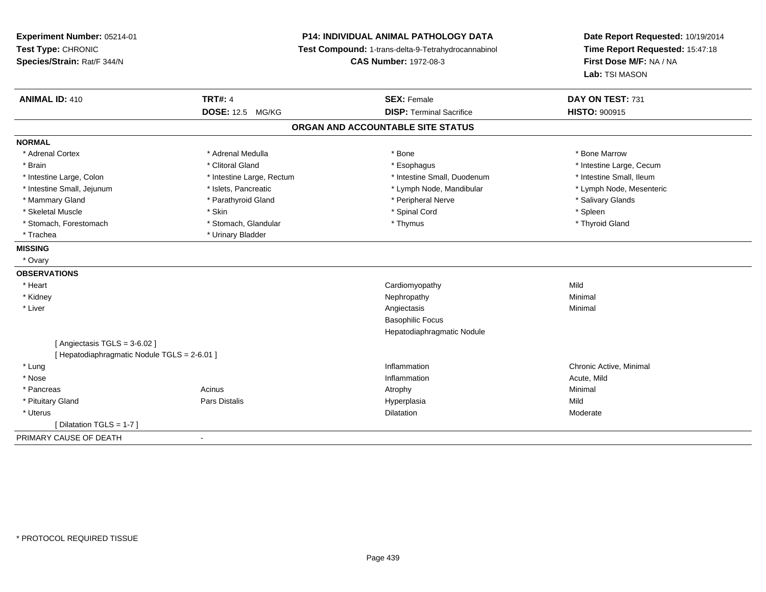**Experiment Number:** 05214-01
**Test Type:** CHRONIC
**Species/Strain:** Rat/F 344/N

**P14: INDIVIDUAL ANIMAL PATHOLOGY DATA**
**Test Compound:** 1-trans-delta-9-Tetrahydrocannabinol
**CAS Number:** 1972-08-3

**Date Report Requested:** 10/19/2014
**Time Report Requested:** 15:47:18
**First Dose M/F:** NA / NA
**Lab:** TSI MASON

| **ANIMAL ID:** 410 | **TRT#:** 4 | **SEX:** Female | **DAY ON TEST:** 731 |
|---|---|---|---|
| | **DOSE:** 12.5 MG/KG | **DISP:** Terminal Sacrifice | **HISTO:** 900915 |

## ORGAN AND ACCOUNTABLE SITE STATUS

**NORMAL**

| | | | |
|---|---|---|---|
| * Adrenal Cortex | * Adrenal Medulla | * Bone | * Bone Marrow |
| * Brain | * Clitoral Gland | * Esophagus | * Intestine Large, Cecum |
| * Intestine Large, Colon | * Intestine Large, Rectum | * Intestine Small, Duodenum | * Intestine Small, Ileum |
| * Intestine Small, Jejunum | * Islets, Pancreatic | * Lymph Node, Mandibular | * Lymph Node, Mesenteric |
| * Mammary Gland | * Parathyroid Gland | * Peripheral Nerve | * Salivary Glands |
| * Skeletal Muscle | * Skin | * Spinal Cord | * Spleen |
| * Stomach, Forestomach | * Stomach, Glandular | * Thymus | * Thyroid Gland |
| * Trachea | * Urinary Bladder | | |

**MISSING**

* Ovary

**OBSERVATIONS**

| | | | |
|---|---|---|---|
| * Heart | | Cardiomyopathy | Mild |
| * Kidney | | Nephropathy | Minimal |
| * Liver | | Angiectasis | Minimal |
| | | Basophilic Focus | |
| | | Hepatodiaphragmatic Nodule | |
| [ Angiectasis TGLS = 3-6.02 ] | | | |
| [ Hepatodiaphragmatic Nodule TGLS = 2-6.01 ] | | | |
| * Lung | | Inflammation | Chronic Active, Minimal |
| * Nose | | Inflammation | Acute, Mild |
| * Pancreas | Acinus | Atrophy | Minimal |
| * Pituitary Gland | Pars Distalis | Hyperplasia | Mild |
| * Uterus | | Dilatation | Moderate |
| [ Dilatation TGLS = 1-7 ] | | | |

PRIMARY CAUSE OF DEATH -

* PROTOCOL REQUIRED TISSUE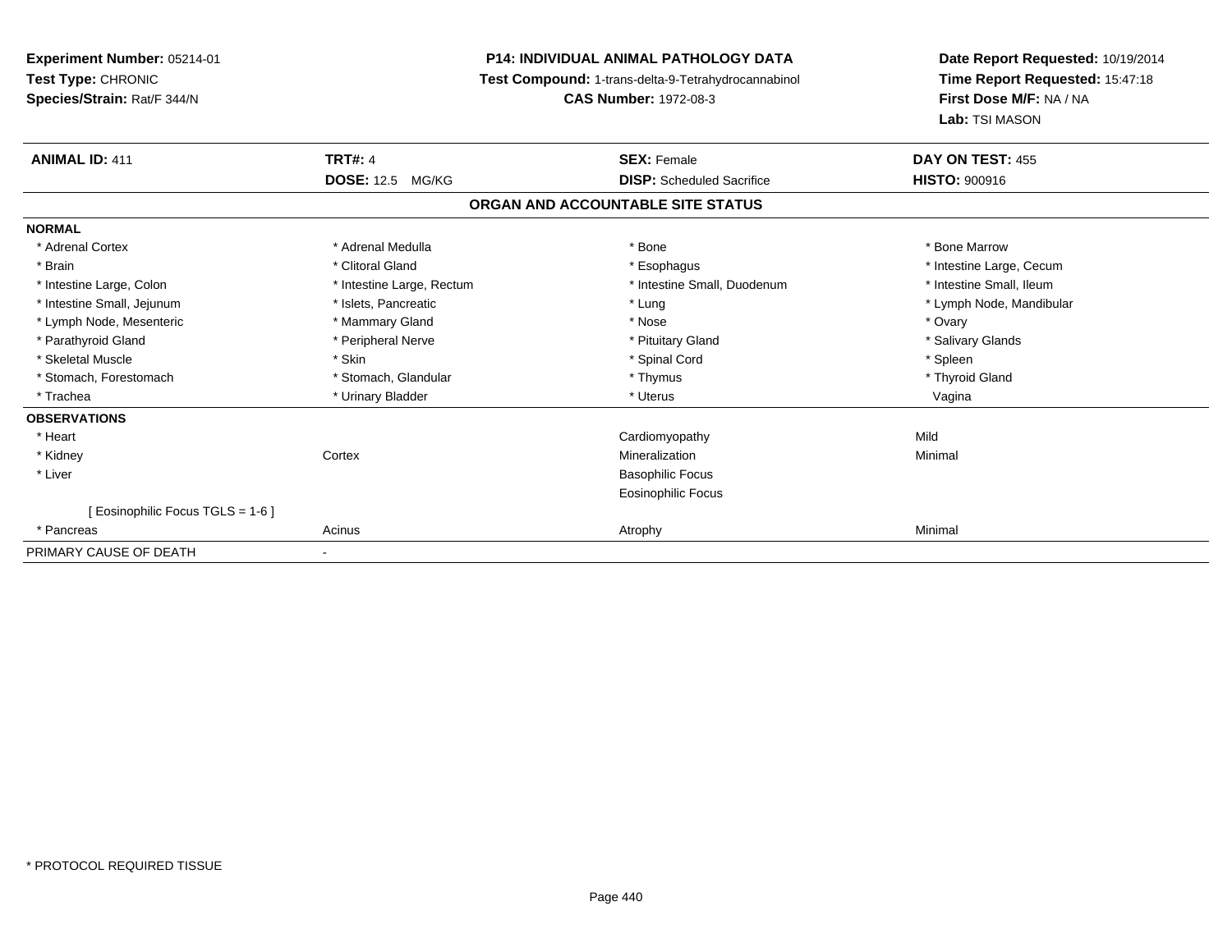**Experiment Number:** 05214-01
**Test Type:** CHRONIC
**Species/Strain:** Rat/F 344/N

**P14: INDIVIDUAL ANIMAL PATHOLOGY DATA**
**Test Compound:** 1-trans-delta-9-Tetrahydrocannabinol
**CAS Number:** 1972-08-3

**Date Report Requested:** 10/19/2014
**Time Report Requested:** 15:47:18
**First Dose M/F:** NA / NA
**Lab:** TSI MASON

| **ANIMAL ID:** 411 | **TRT#:** 4 | **SEX:** Female | **DAY ON TEST:** 455 |
|---|---|---|---|
| | **DOSE:** 12.5 MG/KG | **DISP:** Scheduled Sacrifice | **HISTO:** 900916 |

## ORGAN AND ACCOUNTABLE SITE STATUS

| | | | |
|---|---|---|---|
| **NORMAL** | | | |
| * Adrenal Cortex | * Adrenal Medulla | * Bone | * Bone Marrow |
| * Brain | * Clitoral Gland | * Esophagus | * Intestine Large, Cecum |
| * Intestine Large, Colon | * Intestine Large, Rectum | * Intestine Small, Duodenum | * Intestine Small, Ileum |
| * Intestine Small, Jejunum | * Islets, Pancreatic | * Lung | * Lymph Node, Mandibular |
| * Lymph Node, Mesenteric | * Mammary Gland | * Nose | * Ovary |
| * Parathyroid Gland | * Peripheral Nerve | * Pituitary Gland | * Salivary Glands |
| * Skeletal Muscle | * Skin | * Spinal Cord | * Spleen |
| * Stomach, Forestomach | * Stomach, Glandular | * Thymus | * Thyroid Gland |
| * Trachea | * Urinary Bladder | * Uterus | Vagina |
| **OBSERVATIONS** | | | |
| * Heart | | Cardiomyopathy | Mild |
| * Kidney | Cortex | Mineralization | Minimal |
| * Liver | | Basophilic Focus | |
| | | Eosinophilic Focus | |
| [ Eosinophilic Focus TGLS = 1-6 ] | | | |
| * Pancreas | Acinus | Atrophy | Minimal |
| PRIMARY CAUSE OF DEATH | - | | |

* PROTOCOL REQUIRED TISSUE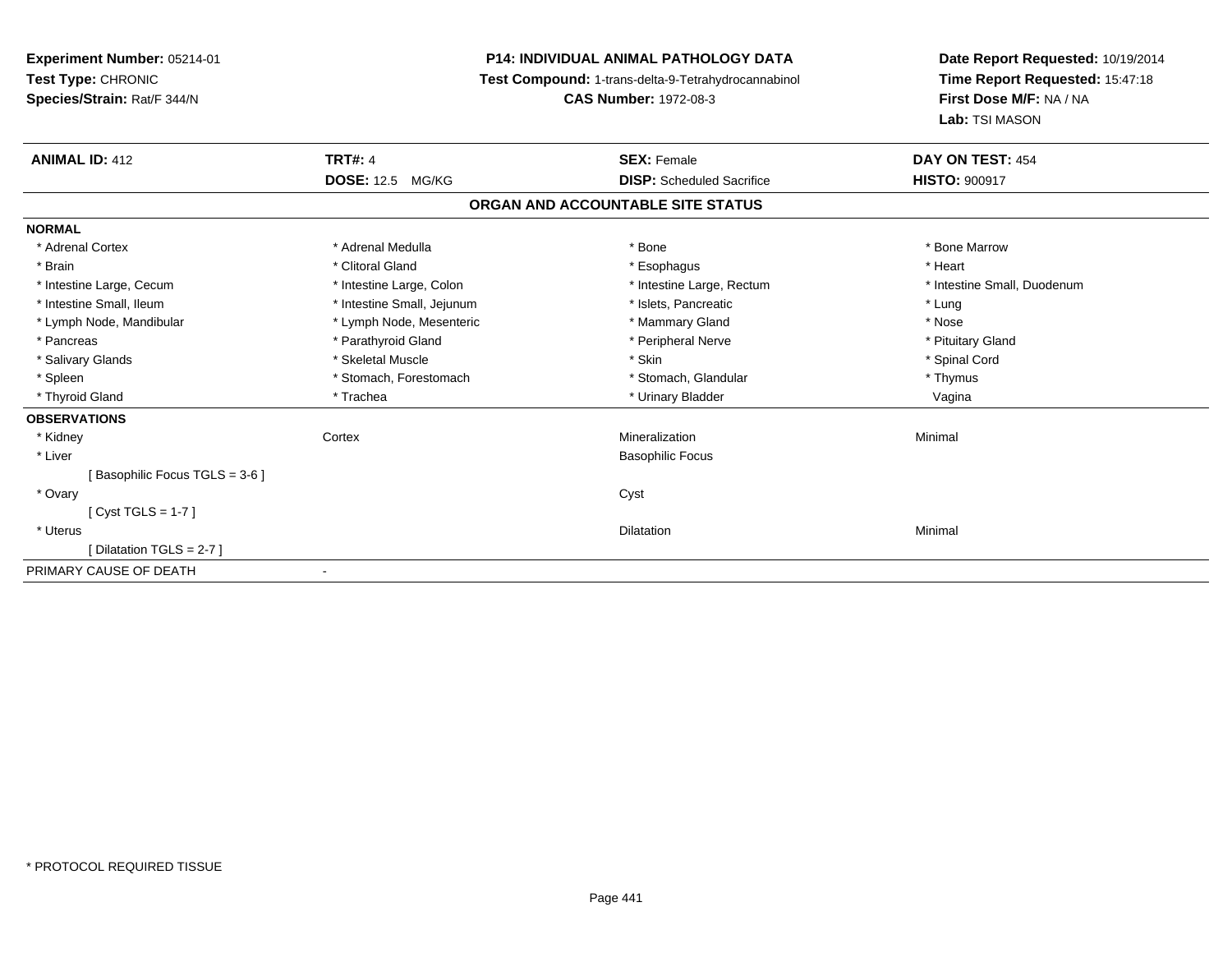**Experiment Number:** 05214-01
**Test Type:** CHRONIC
**Species/Strain:** Rat/F 344/N

**P14: INDIVIDUAL ANIMAL PATHOLOGY DATA**
**Test Compound:** 1-trans-delta-9-Tetrahydrocannabinol
**CAS Number:** 1972-08-3

**Date Report Requested:** 10/19/2014
**Time Report Requested:** 15:47:18
**First Dose M/F:** NA / NA
**Lab:** TSI MASON

| **ANIMAL ID:** 412 | **TRT#:** 4 | **SEX:** Female | **DAY ON TEST:** 454 |
|---|---|---|---|
| | **DOSE:** 12.5 MG/KG | **DISP:** Scheduled Sacrifice | **HISTO:** 900917 |

## ORGAN AND ACCOUNTABLE SITE STATUS

| | | | |
|---|---|---|---|
| **NORMAL** | | | |
| * Adrenal Cortex | * Adrenal Medulla | * Bone | * Bone Marrow |
| * Brain | * Clitoral Gland | * Esophagus | * Heart |
| * Intestine Large, Cecum | * Intestine Large, Colon | * Intestine Large, Rectum | * Intestine Small, Duodenum |
| * Intestine Small, Ileum | * Intestine Small, Jejunum | * Islets, Pancreatic | * Lung |
| * Lymph Node, Mandibular | * Lymph Node, Mesenteric | * Mammary Gland | * Nose |
| * Pancreas | * Parathyroid Gland | * Peripheral Nerve | * Pituitary Gland |
| * Salivary Glands | * Skeletal Muscle | * Skin | * Spinal Cord |
| * Spleen | * Stomach, Forestomach | * Stomach, Glandular | * Thymus |
| * Thyroid Gland | * Trachea | * Urinary Bladder | Vagina |
| **OBSERVATIONS** | | | |
| * Kidney | Cortex | Mineralization | Minimal |
| * Liver | | Basophilic Focus | |
| [ Basophilic Focus TGLS = 3-6 ] | | | |
| * Ovary | | Cyst | |
| [ Cyst TGLS = 1-7 ] | | | |
| * Uterus | | Dilatation | Minimal |
| [ Dilatation TGLS = 2-7 ] | | | |
| PRIMARY CAUSE OF DEATH | - | | |

* PROTOCOL REQUIRED TISSUE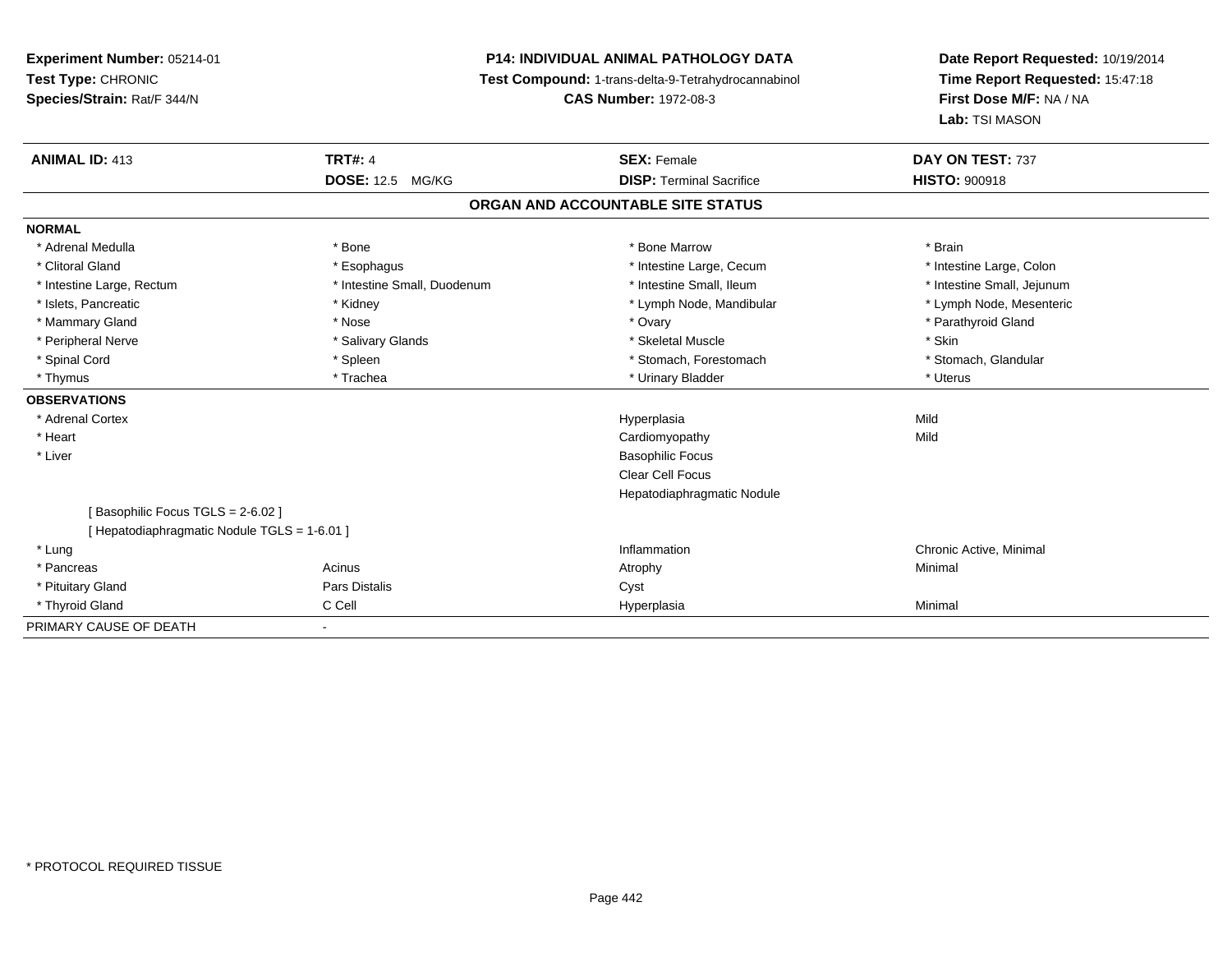**Experiment Number:** 05214-01
**Test Type:** CHRONIC
**Species/Strain:** Rat/F 344/N

**P14: INDIVIDUAL ANIMAL PATHOLOGY DATA**
**Test Compound:** 1-trans-delta-9-Tetrahydrocannabinol
**CAS Number:** 1972-08-3

**Date Report Requested:** 10/19/2014
**Time Report Requested:** 15:47:18
**First Dose M/F:** NA / NA
**Lab:** TSI MASON

| **ANIMAL ID:** 413 | **TRT#:** 4 | **SEX:** Female | **DAY ON TEST:** 737 |
|---|---|---|---|
| | **DOSE:** 12.5 MG/KG | **DISP:** Terminal Sacrifice | **HISTO:** 900918 |

## ORGAN AND ACCOUNTABLE SITE STATUS

| | | | |
|---|---|---|---|
| **NORMAL** | | | |
| * Adrenal Medulla | * Bone | * Bone Marrow | * Brain |
| * Clitoral Gland | * Esophagus | * Intestine Large, Cecum | * Intestine Large, Colon |
| * Intestine Large, Rectum | * Intestine Small, Duodenum | * Intestine Small, Ileum | * Intestine Small, Jejunum |
| * Islets, Pancreatic | * Kidney | * Lymph Node, Mandibular | * Lymph Node, Mesenteric |
| * Mammary Gland | * Nose | * Ovary | * Parathyroid Gland |
| * Peripheral Nerve | * Salivary Glands | * Skeletal Muscle | * Skin |
| * Spinal Cord | * Spleen | * Stomach, Forestomach | * Stomach, Glandular |
| * Thymus | * Trachea | * Urinary Bladder | * Uterus |
| **OBSERVATIONS** | | | |
| * Adrenal Cortex | | Hyperplasia | Mild |
| * Heart | | Cardiomyopathy | Mild |
| * Liver | | Basophilic Focus | |
| | | Clear Cell Focus | |
| | | Hepatodiaphragmatic Nodule | |
| [ Basophilic Focus TGLS = 2-6.02 ] | | | |
| [ Hepatodiaphragmatic Nodule TGLS = 1-6.01 ] | | | |
| * Lung | | Inflammation | Chronic Active, Minimal |
| * Pancreas | Acinus | Atrophy | Minimal |
| * Pituitary Gland | Pars Distalis | Cyst | |
| * Thyroid Gland | C Cell | Hyperplasia | Minimal |
| PRIMARY CAUSE OF DEATH | - | | |

* PROTOCOL REQUIRED TISSUE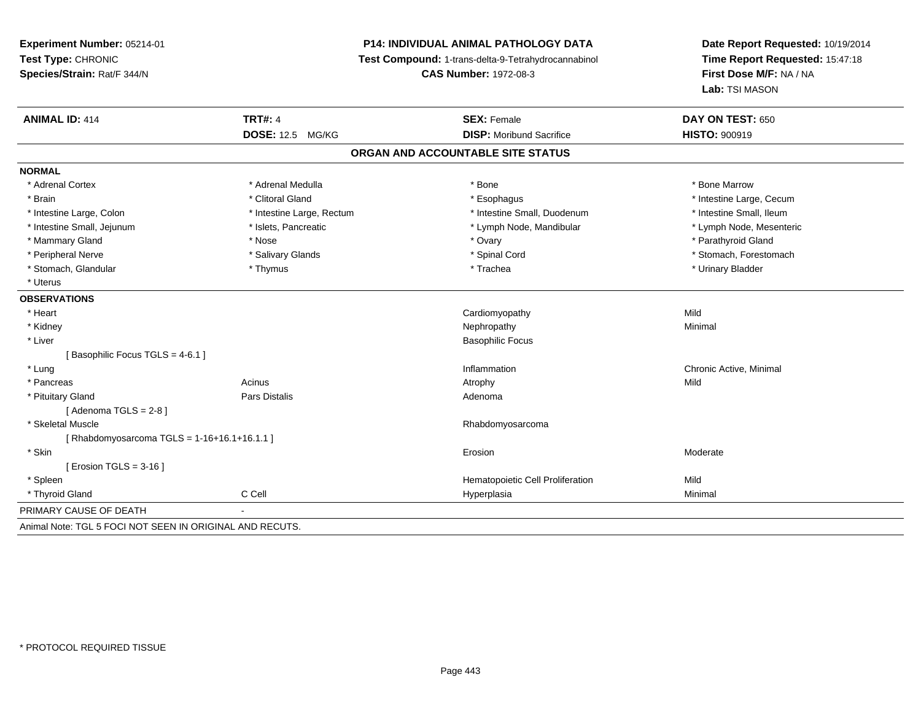**Experiment Number:** 05214-01
**Test Type:** CHRONIC
**Species/Strain:** Rat/F 344/N

**P14: INDIVIDUAL ANIMAL PATHOLOGY DATA**
**Test Compound:** 1-trans-delta-9-Tetrahydrocannabinol
**CAS Number:** 1972-08-3

**Date Report Requested:** 10/19/2014
**Time Report Requested:** 15:47:18
**First Dose M/F:** NA / NA
**Lab:** TSI MASON

| **ANIMAL ID:** 414 | **TRT#:** 4 | **SEX:** Female | **DAY ON TEST:** 650 |
|---|---|---|---|
| | **DOSE:** 12.5 MG/KG | **DISP:** Moribund Sacrifice | **HISTO:** 900919 |

## ORGAN AND ACCOUNTABLE SITE STATUS

**NORMAL**

| | | | |
|---|---|---|---|
| * Adrenal Cortex | * Adrenal Medulla | * Bone | * Bone Marrow |
| * Brain | * Clitoral Gland | * Esophagus | * Intestine Large, Cecum |
| * Intestine Large, Colon | * Intestine Large, Rectum | * Intestine Small, Duodenum | * Intestine Small, Ileum |
| * Intestine Small, Jejunum | * Islets, Pancreatic | * Lymph Node, Mandibular | * Lymph Node, Mesenteric |
| * Mammary Gland | * Nose | * Ovary | * Parathyroid Gland |
| * Peripheral Nerve | * Salivary Glands | * Spinal Cord | * Stomach, Forestomach |
| * Stomach, Glandular | * Thymus | * Trachea | * Urinary Bladder |
| * Uterus | | | |

**OBSERVATIONS**

| | | | |
|---|---|---|---|
| * Heart | | Cardiomyopathy | Mild |
| * Kidney | | Nephropathy | Minimal |
| * Liver | | Basophilic Focus | |
| [ Basophilic Focus TGLS = 4-6.1 ] | | | |
| * Lung | | Inflammation | Chronic Active, Minimal |
| * Pancreas | Acinus | Atrophy | Mild |
| * Pituitary Gland | Pars Distalis | Adenoma | |
| [ Adenoma TGLS = 2-8 ] | | | |
| * Skeletal Muscle | | Rhabdomyosarcoma | |
| [ Rhabdomyosarcoma TGLS = 1-16+16.1+16.1.1 ] | | | |
| * Skin | | Erosion | Moderate |
| [ Erosion TGLS = 3-16 ] | | | |
| * Spleen | | Hematopoietic Cell Proliferation | Mild |
| * Thyroid Gland | C Cell | Hyperplasia | Minimal |

PRIMARY CAUSE OF DEATH -

Animal Note: TGL 5 FOCI NOT SEEN IN ORIGINAL AND RECUTS.

* PROTOCOL REQUIRED TISSUE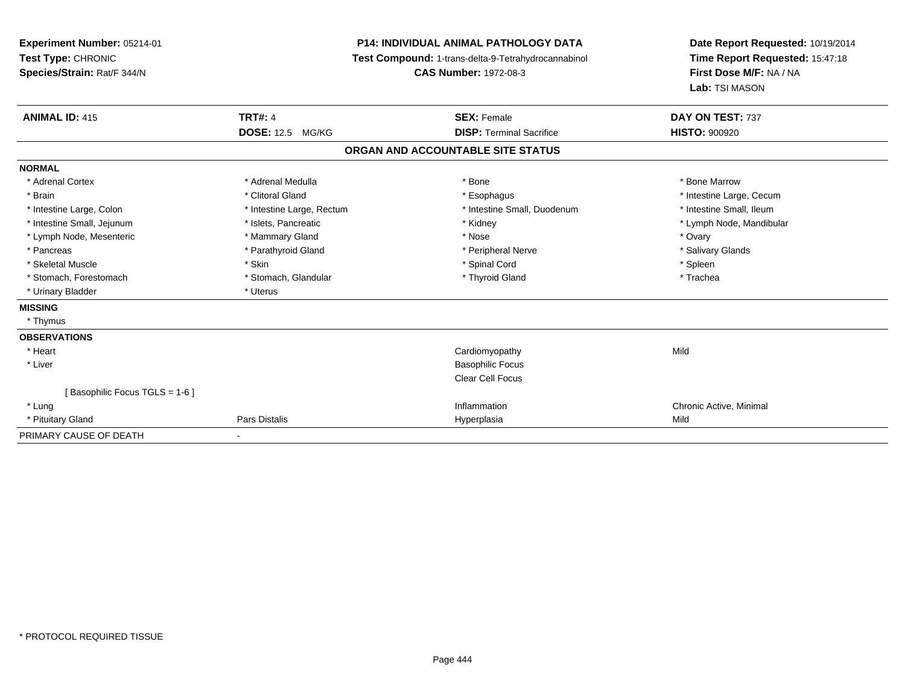**Experiment Number:** 05214-01
**Test Type:** CHRONIC
**Species/Strain:** Rat/F 344/N

**P14: INDIVIDUAL ANIMAL PATHOLOGY DATA**
**Test Compound:** 1-trans-delta-9-Tetrahydrocannabinol
**CAS Number:** 1972-08-3

**Date Report Requested:** 10/19/2014
**Time Report Requested:** 15:47:18
**First Dose M/F:** NA / NA
**Lab:** TSI MASON

| **ANIMAL ID:** 415 | **TRT#:** 4 | **SEX:** Female | **DAY ON TEST:** 737 |
|---|---|---|---|
| | **DOSE:** 12.5 MG/KG | **DISP:** Terminal Sacrifice | **HISTO:** 900920 |

## ORGAN AND ACCOUNTABLE SITE STATUS

| | | | |
|---|---|---|---|
| **NORMAL** | | | |
| * Adrenal Cortex | * Adrenal Medulla | * Bone | * Bone Marrow |
| * Brain | * Clitoral Gland | * Esophagus | * Intestine Large, Cecum |
| * Intestine Large, Colon | * Intestine Large, Rectum | * Intestine Small, Duodenum | * Intestine Small, Ileum |
| * Intestine Small, Jejunum | * Islets, Pancreatic | * Kidney | * Lymph Node, Mandibular |
| * Lymph Node, Mesenteric | * Mammary Gland | * Nose | * Ovary |
| * Pancreas | * Parathyroid Gland | * Peripheral Nerve | * Salivary Glands |
| * Skeletal Muscle | * Skin | * Spinal Cord | * Spleen |
| * Stomach, Forestomach | * Stomach, Glandular | * Thyroid Gland | * Trachea |
| * Urinary Bladder | * Uterus | | |
| **MISSING** | | | |
| * Thymus | | | |
| **OBSERVATIONS** | | | |
| * Heart | | Cardiomyopathy | Mild |
| * Liver | | Basophilic Focus | |
| | | Clear Cell Focus | |
| [ Basophilic Focus TGLS = 1-6 ] | | | |
| * Lung | | Inflammation | Chronic Active, Minimal |
| * Pituitary Gland | Pars Distalis | Hyperplasia | Mild |
| PRIMARY CAUSE OF DEATH | - | | |

* PROTOCOL REQUIRED TISSUE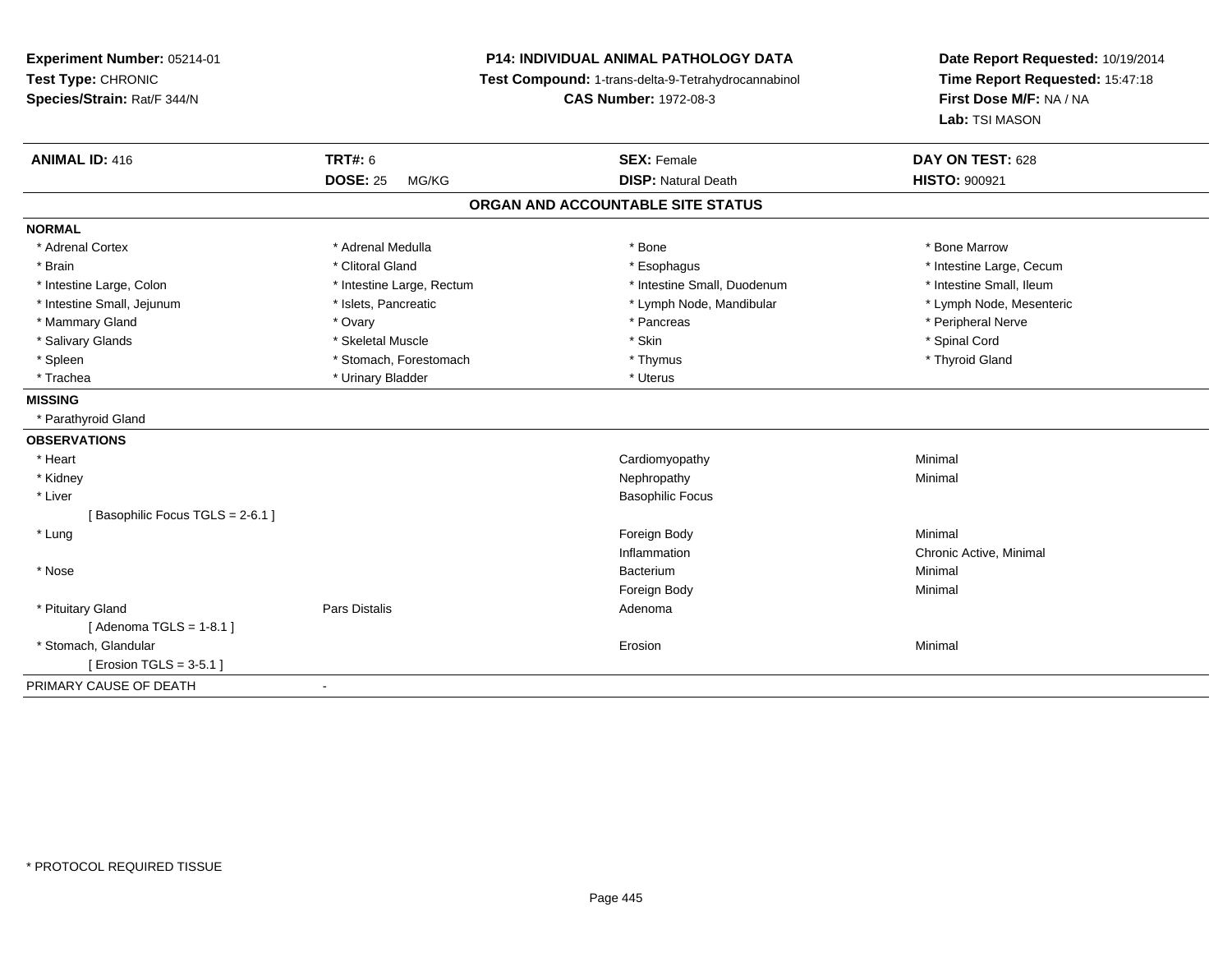**Experiment Number:** 05214-01
**Test Type:** CHRONIC
**Species/Strain:** Rat/F 344/N

**P14: INDIVIDUAL ANIMAL PATHOLOGY DATA**
**Test Compound:** 1-trans-delta-9-Tetrahydrocannabinol
**CAS Number:** 1972-08-3

**Date Report Requested:** 10/19/2014
**Time Report Requested:** 15:47:18
**First Dose M/F:** NA / NA
**Lab:** TSI MASON

| **ANIMAL ID:** 416 | **TRT#:** 6 | **SEX:** Female | **DAY ON TEST:** 628 |
|---|---|---|---|
| | **DOSE:** 25 MG/KG | **DISP:** Natural Death | **HISTO:** 900921 |

## ORGAN AND ACCOUNTABLE SITE STATUS

**NORMAL**

| | | | |
|---|---|---|---|
| * Adrenal Cortex | * Adrenal Medulla | * Bone | * Bone Marrow |
| * Brain | * Clitoral Gland | * Esophagus | * Intestine Large, Cecum |
| * Intestine Large, Colon | * Intestine Large, Rectum | * Intestine Small, Duodenum | * Intestine Small, Ileum |
| * Intestine Small, Jejunum | * Islets, Pancreatic | * Lymph Node, Mandibular | * Lymph Node, Mesenteric |
| * Mammary Gland | * Ovary | * Pancreas | * Peripheral Nerve |
| * Salivary Glands | * Skeletal Muscle | * Skin | * Spinal Cord |
| * Spleen | * Stomach, Forestomach | * Thymus | * Thyroid Gland |
| * Trachea | * Urinary Bladder | * Uterus | |

**MISSING**

* Parathyroid Gland

**OBSERVATIONS**

| | | | |
|---|---|---|---|
| * Heart | | Cardiomyopathy | Minimal |
| * Kidney | | Nephropathy | Minimal |
| * Liver | | Basophilic Focus | |
| [ Basophilic Focus TGLS = 2-6.1 ] | | | |
| * Lung | | Foreign Body | Minimal |
| | | Inflammation | Chronic Active, Minimal |
| * Nose | | Bacterium | Minimal |
| | | Foreign Body | Minimal |
| * Pituitary Gland | Pars Distalis | Adenoma | |
| [ Adenoma TGLS = 1-8.1 ] | | | |
| * Stomach, Glandular | | Erosion | Minimal |
| [ Erosion TGLS = 3-5.1 ] | | | |

PRIMARY CAUSE OF DEATH -

* PROTOCOL REQUIRED TISSUE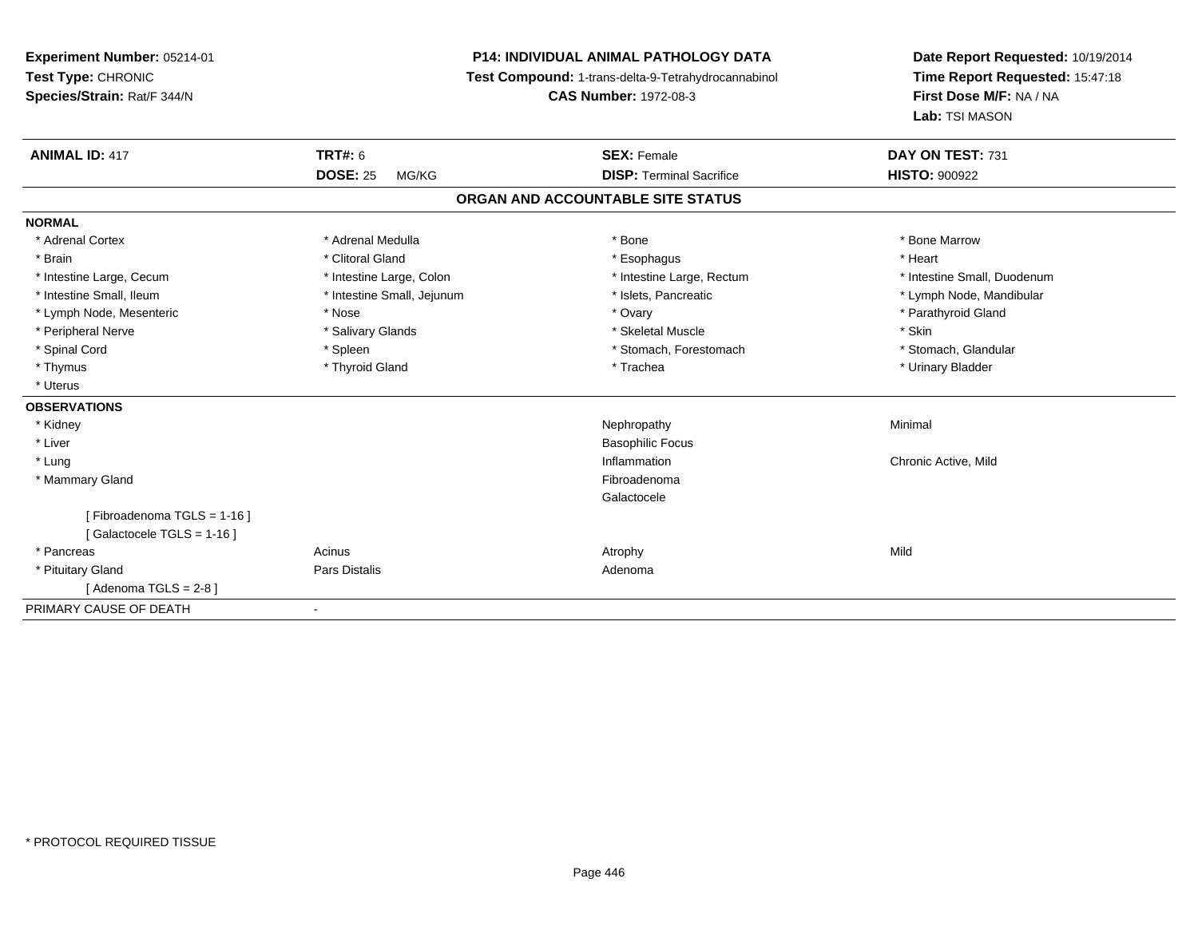**Experiment Number:** 05214-01
**Test Type:** CHRONIC
**Species/Strain:** Rat/F 344/N

**P14: INDIVIDUAL ANIMAL PATHOLOGY DATA**
**Test Compound:** 1-trans-delta-9-Tetrahydrocannabinol
**CAS Number:** 1972-08-3

**Date Report Requested:** 10/19/2014
**Time Report Requested:** 15:47:18
**First Dose M/F:** NA / NA
**Lab:** TSI MASON

| **ANIMAL ID:** 417 | **TRT#:** 6 | **SEX:** Female | **DAY ON TEST:** 731 |
|---|---|---|---|
| | **DOSE:** 25 MG/KG | **DISP:** Terminal Sacrifice | **HISTO:** 900922 |

## ORGAN AND ACCOUNTABLE SITE STATUS

| | | | |
|---|---|---|---|
| **NORMAL** | | | |
| * Adrenal Cortex | * Adrenal Medulla | * Bone | * Bone Marrow |
| * Brain | * Clitoral Gland | * Esophagus | * Heart |
| * Intestine Large, Cecum | * Intestine Large, Colon | * Intestine Large, Rectum | * Intestine Small, Duodenum |
| * Intestine Small, Ileum | * Intestine Small, Jejunum | * Islets, Pancreatic | * Lymph Node, Mandibular |
| * Lymph Node, Mesenteric | * Nose | * Ovary | * Parathyroid Gland |
| * Peripheral Nerve | * Salivary Glands | * Skeletal Muscle | * Skin |
| * Spinal Cord | * Spleen | * Stomach, Forestomach | * Stomach, Glandular |
| * Thymus | * Thyroid Gland | * Trachea | * Urinary Bladder |
| * Uterus | | | |
| **OBSERVATIONS** | | | |
| * Kidney | | Nephropathy | Minimal |
| * Liver | | Basophilic Focus | |
| * Lung | | Inflammation | Chronic Active, Mild |
| * Mammary Gland | | Fibroadenoma | |
| | | Galactocele | |
| [ Fibroadenoma TGLS = 1-16 ] | | | |
| [ Galactocele TGLS = 1-16 ] | | | |
| * Pancreas | Acinus | Atrophy | Mild |
| * Pituitary Gland | Pars Distalis | Adenoma | |
| [ Adenoma TGLS = 2-8 ] | | | |
| PRIMARY CAUSE OF DEATH | - | | |

\* PROTOCOL REQUIRED TISSUE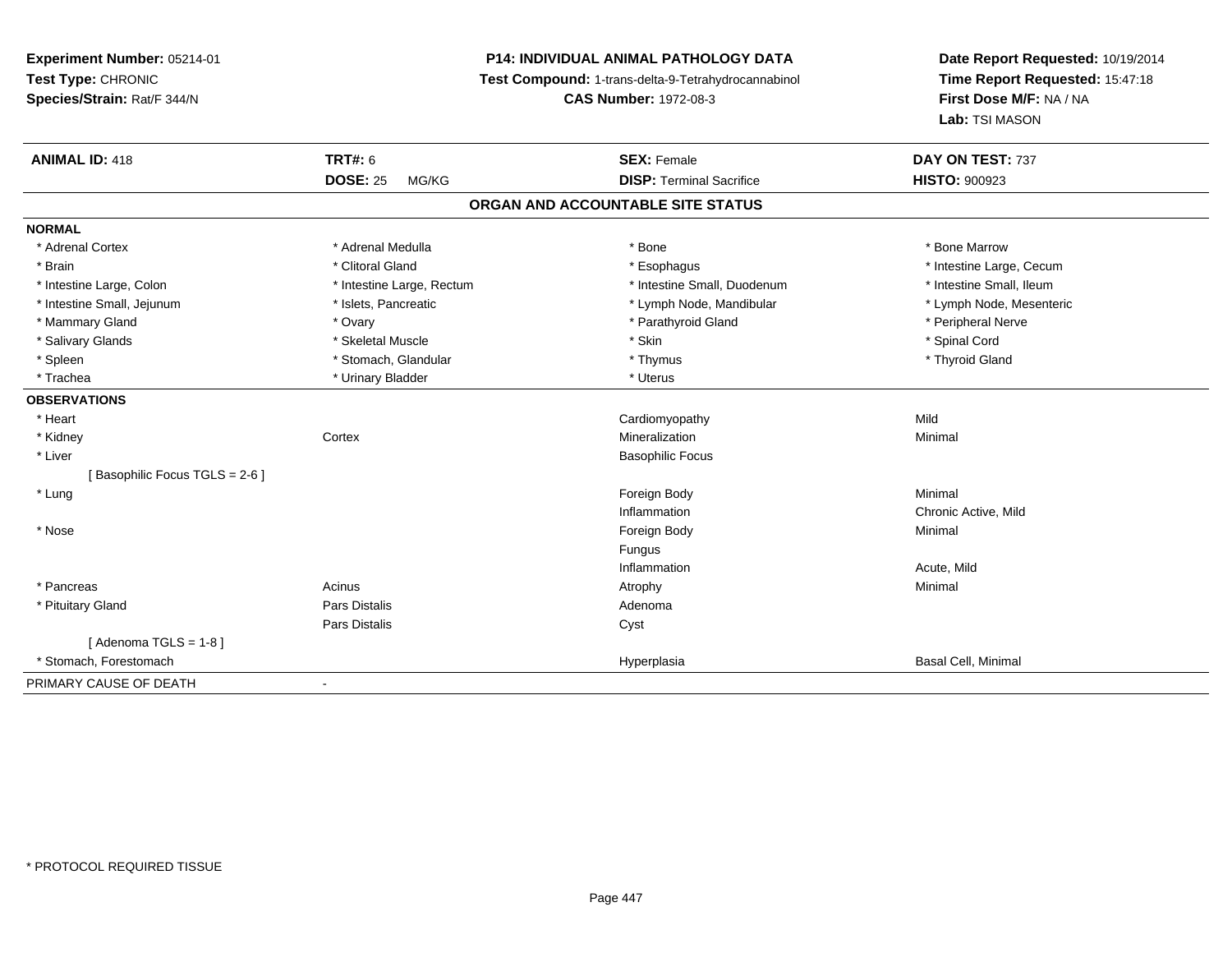**Experiment Number:** 05214-01
**Test Type:** CHRONIC
**Species/Strain:** Rat/F 344/N

**P14: INDIVIDUAL ANIMAL PATHOLOGY DATA**
**Test Compound:** 1-trans-delta-9-Tetrahydrocannabinol
**CAS Number:** 1972-08-3

**Date Report Requested:** 10/19/2014
**Time Report Requested:** 15:47:18
**First Dose M/F:** NA / NA
**Lab:** TSI MASON

| **ANIMAL ID:** 418 | **TRT#:** 6 | **SEX:** Female | **DAY ON TEST:** 737 |
|---|---|---|---|
| | **DOSE:** 25 MG/KG | **DISP:** Terminal Sacrifice | **HISTO:** 900923 |

## ORGAN AND ACCOUNTABLE SITE STATUS

**NORMAL**

| | | | |
|---|---|---|---|
| * Adrenal Cortex | * Adrenal Medulla | * Bone | * Bone Marrow |
| * Brain | * Clitoral Gland | * Esophagus | * Intestine Large, Cecum |
| * Intestine Large, Colon | * Intestine Large, Rectum | * Intestine Small, Duodenum | * Intestine Small, Ileum |
| * Intestine Small, Jejunum | * Islets, Pancreatic | * Lymph Node, Mandibular | * Lymph Node, Mesenteric |
| * Mammary Gland | * Ovary | * Parathyroid Gland | * Peripheral Nerve |
| * Salivary Glands | * Skeletal Muscle | * Skin | * Spinal Cord |
| * Spleen | * Stomach, Glandular | * Thymus | * Thyroid Gland |
| * Trachea | * Urinary Bladder | * Uterus | |

**OBSERVATIONS**

| | | | |
|---|---|---|---|
| * Heart | | Cardiomyopathy | Mild |
| * Kidney | Cortex | Mineralization | Minimal |
| * Liver | | Basophilic Focus | |
| [ Basophilic Focus TGLS = 2-6 ] | | | |
| * Lung | | Foreign Body | Minimal |
| | | Inflammation | Chronic Active, Mild |
| * Nose | | Foreign Body | Minimal |
| | | Fungus | |
| | | Inflammation | Acute, Mild |
| * Pancreas | Acinus | Atrophy | Minimal |
| * Pituitary Gland | Pars Distalis | Adenoma | |
| | Pars Distalis | Cyst | |
| [ Adenoma TGLS = 1-8 ] | | | |
| * Stomach, Forestomach | | Hyperplasia | Basal Cell, Minimal |

PRIMARY CAUSE OF DEATH -

\* PROTOCOL REQUIRED TISSUE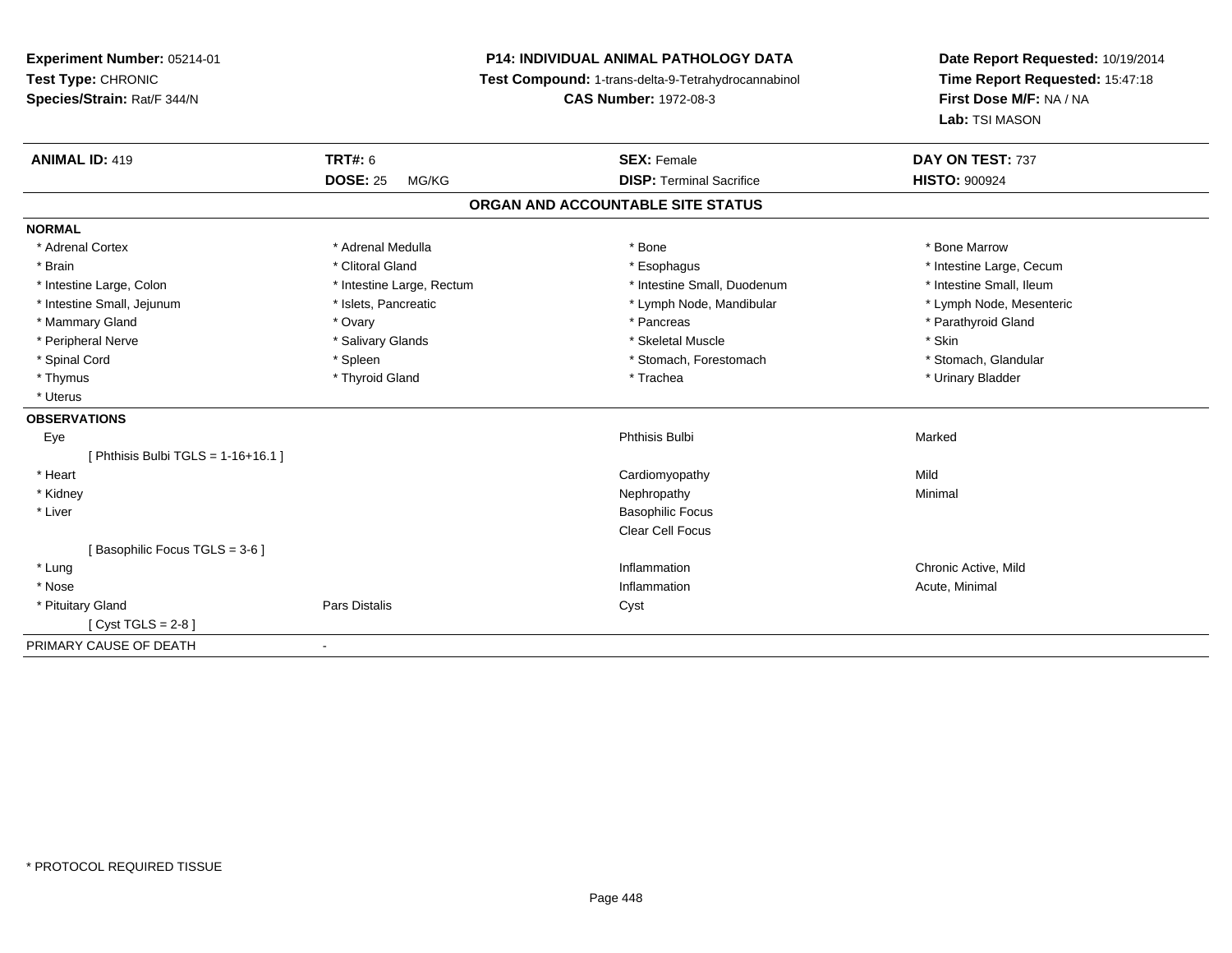**Experiment Number:** 05214-01
**Test Type:** CHRONIC
**Species/Strain:** Rat/F 344/N

**P14: INDIVIDUAL ANIMAL PATHOLOGY DATA**
**Test Compound:** 1-trans-delta-9-Tetrahydrocannabinol
**CAS Number:** 1972-08-3

**Date Report Requested:** 10/19/2014
**Time Report Requested:** 15:47:18
**First Dose M/F:** NA / NA
**Lab:** TSI MASON

| **ANIMAL ID:** 419 | **TRT#:** 6 | **SEX:** Female | **DAY ON TEST:** 737 |
|---|---|---|---|
| | **DOSE:** 25 MG/KG | **DISP:** Terminal Sacrifice | **HISTO:** 900924 |

## ORGAN AND ACCOUNTABLE SITE STATUS

**NORMAL**

| | | | |
|---|---|---|---|
| * Adrenal Cortex | * Adrenal Medulla | * Bone | * Bone Marrow |
| * Brain | * Clitoral Gland | * Esophagus | * Intestine Large, Cecum |
| * Intestine Large, Colon | * Intestine Large, Rectum | * Intestine Small, Duodenum | * Intestine Small, Ileum |
| * Intestine Small, Jejunum | * Islets, Pancreatic | * Lymph Node, Mandibular | * Lymph Node, Mesenteric |
| * Mammary Gland | * Ovary | * Pancreas | * Parathyroid Gland |
| * Peripheral Nerve | * Salivary Glands | * Skeletal Muscle | * Skin |
| * Spinal Cord | * Spleen | * Stomach, Forestomach | * Stomach, Glandular |
| * Thymus | * Thyroid Gland | * Trachea | * Urinary Bladder |
| * Uterus | | | |

**OBSERVATIONS**

| | | | |
|---|---|---|---|
| Eye | | Phthisis Bulbi | Marked |
| [ Phthisis Bulbi TGLS = 1-16+16.1 ] | | | |
| * Heart | | Cardiomyopathy | Mild |
| * Kidney | | Nephropathy | Minimal |
| * Liver | | Basophilic Focus | |
| | | Clear Cell Focus | |
| [ Basophilic Focus TGLS = 3-6 ] | | | |
| * Lung | | Inflammation | Chronic Active, Mild |
| * Nose | | Inflammation | Acute, Minimal |
| * Pituitary Gland | Pars Distalis | Cyst | |
| [ Cyst TGLS = 2-8 ] | | | |

PRIMARY CAUSE OF DEATH -

\* PROTOCOL REQUIRED TISSUE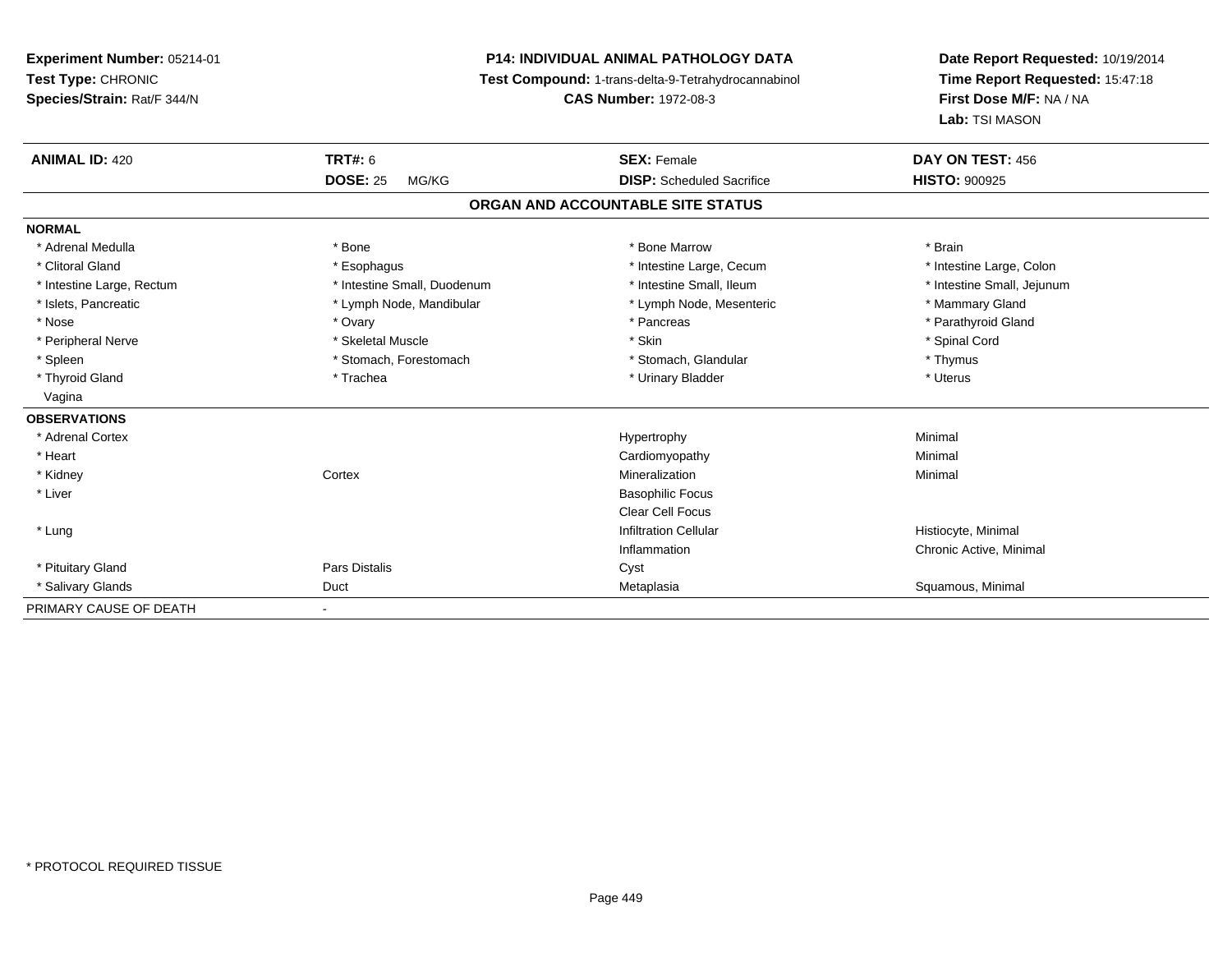**Experiment Number:** 05214-01
**Test Type:** CHRONIC
**Species/Strain:** Rat/F 344/N

**P14: INDIVIDUAL ANIMAL PATHOLOGY DATA**
**Test Compound:** 1-trans-delta-9-Tetrahydrocannabinol
**CAS Number:** 1972-08-3

**Date Report Requested:** 10/19/2014
**Time Report Requested:** 15:47:18
**First Dose M/F:** NA / NA
**Lab:** TSI MASON

| **ANIMAL ID:** 420 | **TRT#:** 6 | **SEX:** Female | **DAY ON TEST:** 456 |
|---|---|---|---|
| | **DOSE:** 25 MG/KG | **DISP:** Scheduled Sacrifice | **HISTO:** 900925 |

## ORGAN AND ACCOUNTABLE SITE STATUS

**NORMAL**

| | | | |
|---|---|---|---|
| * Adrenal Medulla | * Bone | * Bone Marrow | * Brain |
| * Clitoral Gland | * Esophagus | * Intestine Large, Cecum | * Intestine Large, Colon |
| * Intestine Large, Rectum | * Intestine Small, Duodenum | * Intestine Small, Ileum | * Intestine Small, Jejunum |
| * Islets, Pancreatic | * Lymph Node, Mandibular | * Lymph Node, Mesenteric | * Mammary Gland |
| * Nose | * Ovary | * Pancreas | * Parathyroid Gland |
| * Peripheral Nerve | * Skeletal Muscle | * Skin | * Spinal Cord |
| * Spleen | * Stomach, Forestomach | * Stomach, Glandular | * Thymus |
| * Thyroid Gland | * Trachea | * Urinary Bladder | * Uterus |
| Vagina | | | |

**OBSERVATIONS**

| | | | |
|---|---|---|---|
| * Adrenal Cortex | | Hypertrophy | Minimal |
| * Heart | | Cardiomyopathy | Minimal |
| * Kidney | Cortex | Mineralization | Minimal |
| * Liver | | Basophilic Focus | |
| | | Clear Cell Focus | |
| * Lung | | Infiltration Cellular | Histiocyte, Minimal |
| | | Inflammation | Chronic Active, Minimal |
| * Pituitary Gland | Pars Distalis | Cyst | |
| * Salivary Glands | Duct | Metaplasia | Squamous, Minimal |

PRIMARY CAUSE OF DEATH -

* PROTOCOL REQUIRED TISSUE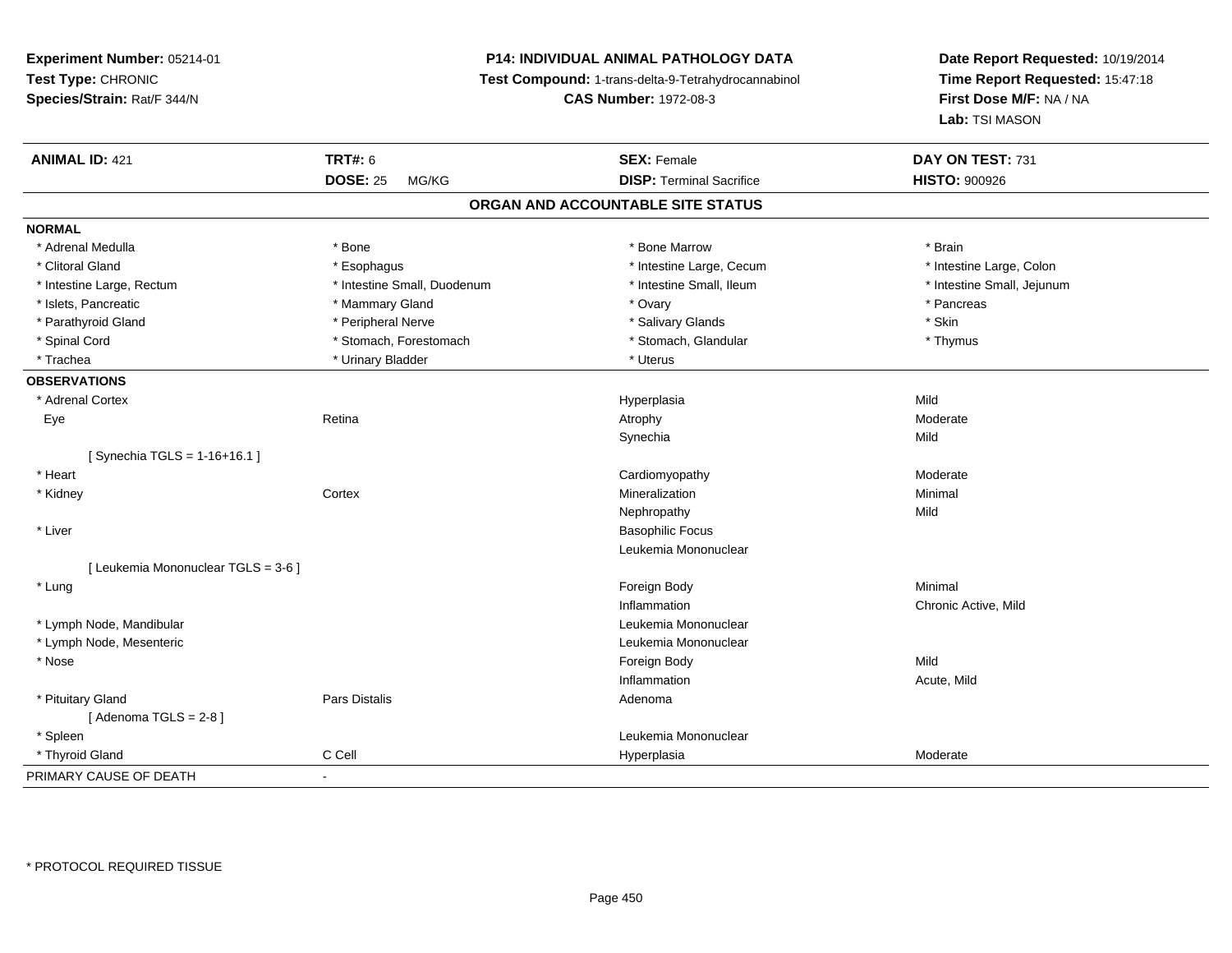**Experiment Number:** 05214-01
**Test Type:** CHRONIC
**Species/Strain:** Rat/F 344/N

**P14: INDIVIDUAL ANIMAL PATHOLOGY DATA**
**Test Compound:** 1-trans-delta-9-Tetrahydrocannabinol
**CAS Number:** 1972-08-3

**Date Report Requested:** 10/19/2014
**Time Report Requested:** 15:47:18
**First Dose M/F:** NA / NA
**Lab:** TSI MASON

| **ANIMAL ID:** 421 | **TRT#:** 6 | **SEX:** Female | **DAY ON TEST:** 731 |
|---|---|---|---|
| | **DOSE:** 25 MG/KG | **DISP:** Terminal Sacrifice | **HISTO:** 900926 |

## ORGAN AND ACCOUNTABLE SITE STATUS

**NORMAL**

| | | | |
|---|---|---|---|
| * Adrenal Medulla | * Bone | * Bone Marrow | * Brain |
| * Clitoral Gland | * Esophagus | * Intestine Large, Cecum | * Intestine Large, Colon |
| * Intestine Large, Rectum | * Intestine Small, Duodenum | * Intestine Small, Ileum | * Intestine Small, Jejunum |
| * Islets, Pancreatic | * Mammary Gland | * Ovary | * Pancreas |
| * Parathyroid Gland | * Peripheral Nerve | * Salivary Glands | * Skin |
| * Spinal Cord | * Stomach, Forestomach | * Stomach, Glandular | * Thymus |
| * Trachea | * Urinary Bladder | * Uterus | |

**OBSERVATIONS**

| | | | |
|---|---|---|---|
| * Adrenal Cortex | | Hyperplasia | Mild |
| Eye | Retina | Atrophy | Moderate |
| | | Synechia | Mild |
| [ Synechia TGLS = 1-16+16.1 ] | | | |
| * Heart | | Cardiomyopathy | Moderate |
| * Kidney | Cortex | Mineralization | Minimal |
| | | Nephropathy | Mild |
| * Liver | | Basophilic Focus | |
| | | Leukemia Mononuclear | |
| [ Leukemia Mononuclear TGLS = 3-6 ] | | | |
| * Lung | | Foreign Body | Minimal |
| | | Inflammation | Chronic Active, Mild |
| * Lymph Node, Mandibular | | Leukemia Mononuclear | |
| * Lymph Node, Mesenteric | | Leukemia Mononuclear | |
| * Nose | | Foreign Body | Mild |
| | | Inflammation | Acute, Mild |
| * Pituitary Gland | Pars Distalis | Adenoma | |
| [ Adenoma TGLS = 2-8 ] | | | |
| * Spleen | | Leukemia Mononuclear | |
| * Thyroid Gland | C Cell | Hyperplasia | Moderate |

PRIMARY CAUSE OF DEATH -

* PROTOCOL REQUIRED TISSUE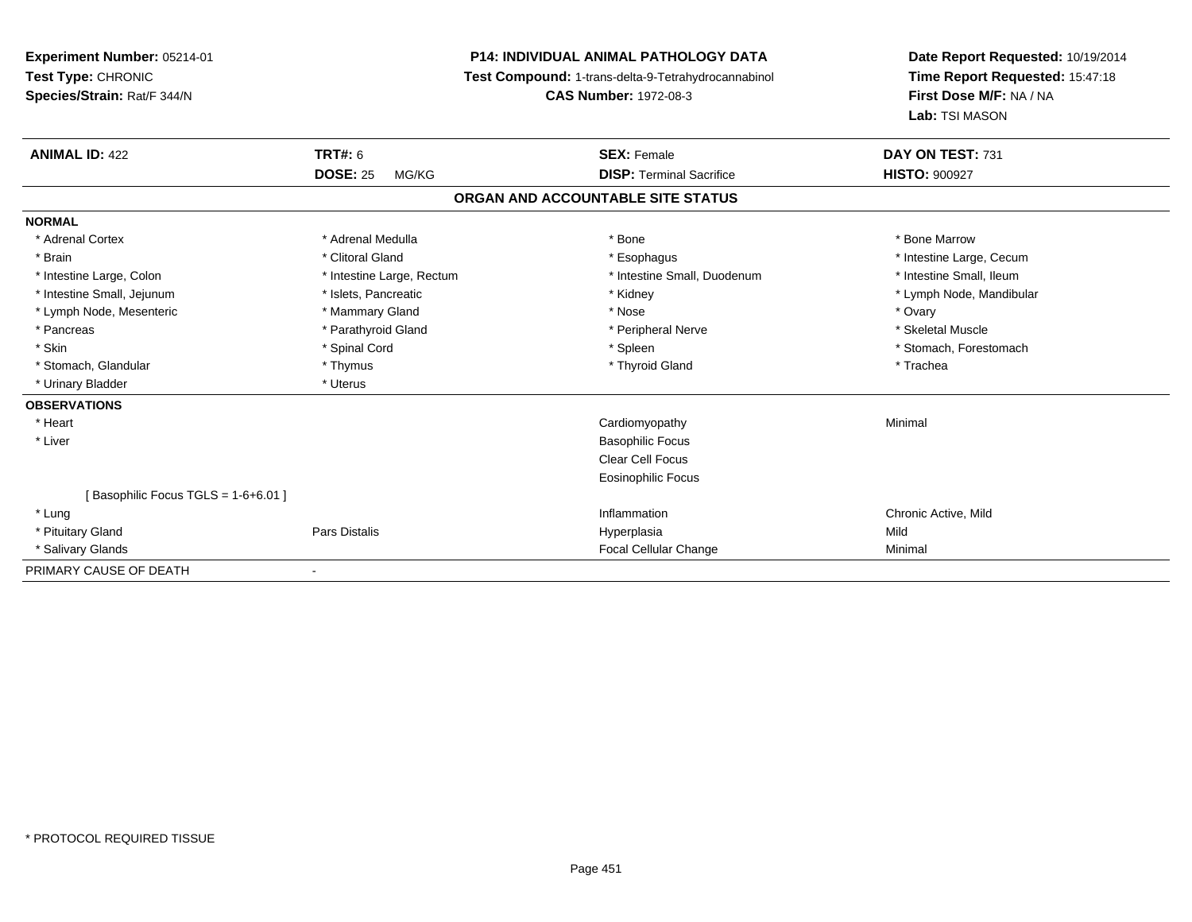**Experiment Number:** 05214-01
**Test Type:** CHRONIC
**Species/Strain:** Rat/F 344/N

**P14: INDIVIDUAL ANIMAL PATHOLOGY DATA**
**Test Compound:** 1-trans-delta-9-Tetrahydrocannabinol
**CAS Number:** 1972-08-3

**Date Report Requested:** 10/19/2014
**Time Report Requested:** 15:47:18
**First Dose M/F:** NA / NA
**Lab:** TSI MASON

| **ANIMAL ID:** 422 | **TRT#:** 6 | **SEX:** Female | **DAY ON TEST:** 731 |
|---|---|---|---|
| | **DOSE:** 25 MG/KG | **DISP:** Terminal Sacrifice | **HISTO:** 900927 |

## ORGAN AND ACCOUNTABLE SITE STATUS

**NORMAL**

| | | | |
|---|---|---|---|
| * Adrenal Cortex | * Adrenal Medulla | * Bone | * Bone Marrow |
| * Brain | * Clitoral Gland | * Esophagus | * Intestine Large, Cecum |
| * Intestine Large, Colon | * Intestine Large, Rectum | * Intestine Small, Duodenum | * Intestine Small, Ileum |
| * Intestine Small, Jejunum | * Islets, Pancreatic | * Kidney | * Lymph Node, Mandibular |
| * Lymph Node, Mesenteric | * Mammary Gland | * Nose | * Ovary |
| * Pancreas | * Parathyroid Gland | * Peripheral Nerve | * Skeletal Muscle |
| * Skin | * Spinal Cord | * Spleen | * Stomach, Forestomach |
| * Stomach, Glandular | * Thymus | * Thyroid Gland | * Trachea |
| * Urinary Bladder | * Uterus | | |

**OBSERVATIONS**

| | | | |
|---|---|---|---|
| * Heart | | Cardiomyopathy | Minimal |
| * Liver | | Basophilic Focus | |
| | | Clear Cell Focus | |
| | | Eosinophilic Focus | |
| [ Basophilic Focus TGLS = 1-6+6.01 ] | | | |
| * Lung | | Inflammation | Chronic Active, Mild |
| * Pituitary Gland | Pars Distalis | Hyperplasia | Mild |
| * Salivary Glands | | Focal Cellular Change | Minimal |

PRIMARY CAUSE OF DEATH -

* PROTOCOL REQUIRED TISSUE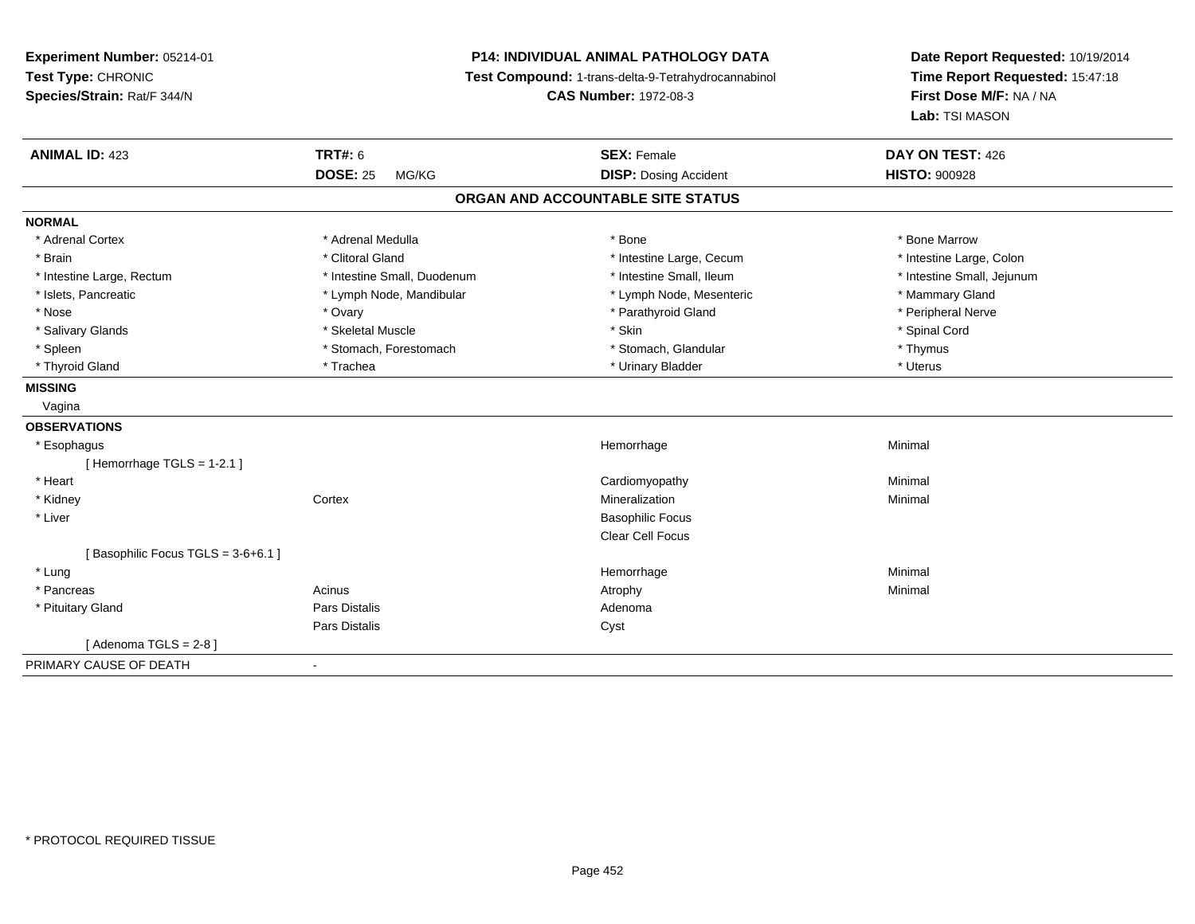**Experiment Number:** 05214-01
**Test Type:** CHRONIC
**Species/Strain:** Rat/F 344/N

**P14: INDIVIDUAL ANIMAL PATHOLOGY DATA**
**Test Compound:** 1-trans-delta-9-Tetrahydrocannabinol
**CAS Number:** 1972-08-3

**Date Report Requested:** 10/19/2014
**Time Report Requested:** 15:47:18
**First Dose M/F:** NA / NA
**Lab:** TSI MASON

| **ANIMAL ID:** 423 | **TRT#:** 6 | **SEX:** Female | **DAY ON TEST:** 426 |
|---|---|---|---|
| | **DOSE:** 25 MG/KG | **DISP:** Dosing Accident | **HISTO:** 900928 |

**ORGAN AND ACCOUNTABLE SITE STATUS**

**NORMAL**

| | | | |
|---|---|---|---|
| * Adrenal Cortex | * Adrenal Medulla | * Bone | * Bone Marrow |
| * Brain | * Clitoral Gland | * Intestine Large, Cecum | * Intestine Large, Colon |
| * Intestine Large, Rectum | * Intestine Small, Duodenum | * Intestine Small, Ileum | * Intestine Small, Jejunum |
| * Islets, Pancreatic | * Lymph Node, Mandibular | * Lymph Node, Mesenteric | * Mammary Gland |
| * Nose | * Ovary | * Parathyroid Gland | * Peripheral Nerve |
| * Salivary Glands | * Skeletal Muscle | * Skin | * Spinal Cord |
| * Spleen | * Stomach, Forestomach | * Stomach, Glandular | * Thymus |
| * Thyroid Gland | * Trachea | * Urinary Bladder | * Uterus |

**MISSING**

Vagina

**OBSERVATIONS**

| | | | |
|---|---|---|---|
| * Esophagus | | Hemorrhage | Minimal |
| [ Hemorrhage TGLS = 1-2.1 ] | | | |
| * Heart | | Cardiomyopathy | Minimal |
| * Kidney | Cortex | Mineralization | Minimal |
| * Liver | | Basophilic Focus | |
| | | Clear Cell Focus | |
| [ Basophilic Focus TGLS = 3-6+6.1 ] | | | |
| * Lung | | Hemorrhage | Minimal |
| * Pancreas | Acinus | Atrophy | Minimal |
| * Pituitary Gland | Pars Distalis | Adenoma | |
| | Pars Distalis | Cyst | |
| [ Adenoma TGLS = 2-8 ] | | | |

PRIMARY CAUSE OF DEATH -

* PROTOCOL REQUIRED TISSUE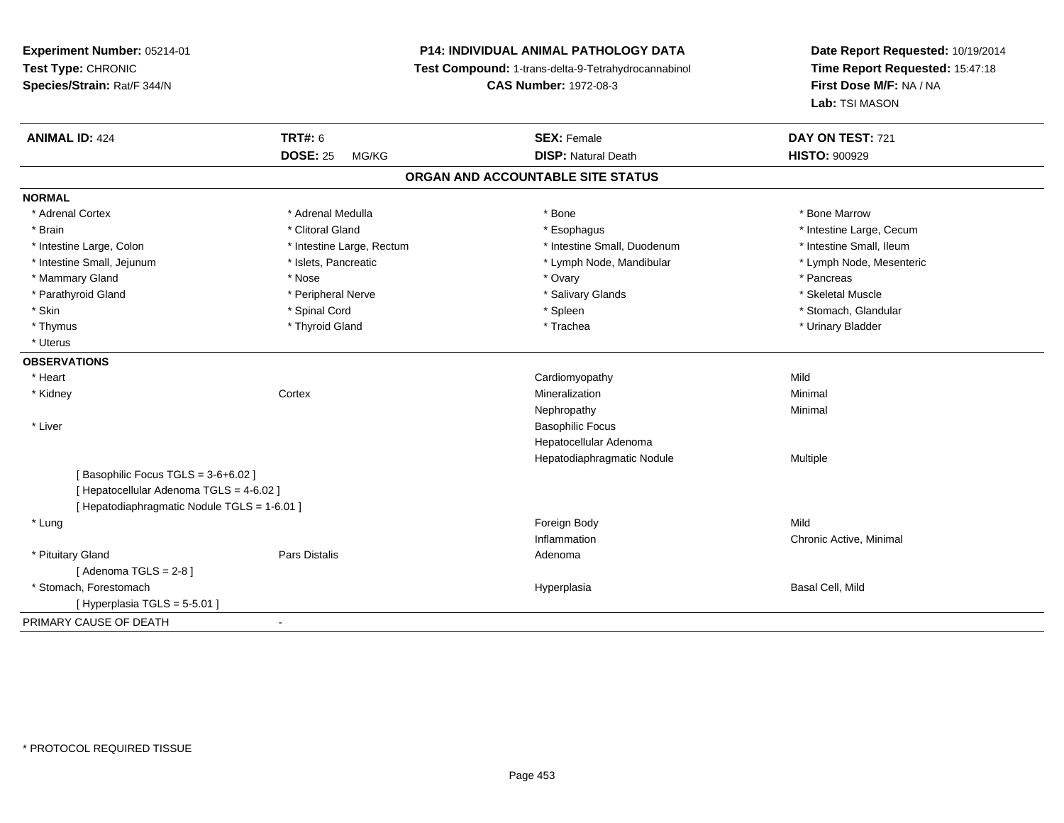**Experiment Number:** 05214-01
**Test Type:** CHRONIC
**Species/Strain:** Rat/F 344/N

**P14: INDIVIDUAL ANIMAL PATHOLOGY DATA**
**Test Compound:** 1-trans-delta-9-Tetrahydrocannabinol
**CAS Number:** 1972-08-3

**Date Report Requested:** 10/19/2014
**Time Report Requested:** 15:47:18
**First Dose M/F:** NA / NA
**Lab:** TSI MASON

| **ANIMAL ID:** 424 | **TRT#:** 6 | **SEX:** Female | **DAY ON TEST:** 721 |
|---|---|---|---|
| | **DOSE:** 25 MG/KG | **DISP:** Natural Death | **HISTO:** 900929 |

## ORGAN AND ACCOUNTABLE SITE STATUS

**NORMAL**

| | | | |
|---|---|---|---|
| * Adrenal Cortex | * Adrenal Medulla | * Bone | * Bone Marrow |
| * Brain | * Clitoral Gland | * Esophagus | * Intestine Large, Cecum |
| * Intestine Large, Colon | * Intestine Large, Rectum | * Intestine Small, Duodenum | * Intestine Small, Ileum |
| * Intestine Small, Jejunum | * Islets, Pancreatic | * Lymph Node, Mandibular | * Lymph Node, Mesenteric |
| * Mammary Gland | * Nose | * Ovary | * Pancreas |
| * Parathyroid Gland | * Peripheral Nerve | * Salivary Glands | * Skeletal Muscle |
| * Skin | * Spinal Cord | * Spleen | * Stomach, Glandular |
| * Thymus | * Thyroid Gland | * Trachea | * Urinary Bladder |
| * Uterus | | | |

**OBSERVATIONS**

| | | | |
|---|---|---|---|
| * Heart | | Cardiomyopathy | Mild |
| * Kidney | Cortex | Mineralization | Minimal |
| | | Nephropathy | Minimal |
| * Liver | | Basophilic Focus | |
| | | Hepatocellular Adenoma | |
| | | Hepatodiaphragmatic Nodule | Multiple |
| [ Basophilic Focus TGLS = 3-6+6.02 ] | | | |
| [ Hepatocellular Adenoma TGLS = 4-6.02 ] | | | |
| [ Hepatodiaphragmatic Nodule TGLS = 1-6.01 ] | | | |
| * Lung | | Foreign Body | Mild |
| | | Inflammation | Chronic Active, Minimal |
| * Pituitary Gland | Pars Distalis | Adenoma | |
| [ Adenoma TGLS = 2-8 ] | | | |
| * Stomach, Forestomach | | Hyperplasia | Basal Cell, Mild |
| [ Hyperplasia TGLS = 5-5.01 ] | | | |

PRIMARY CAUSE OF DEATH -

* PROTOCOL REQUIRED TISSUE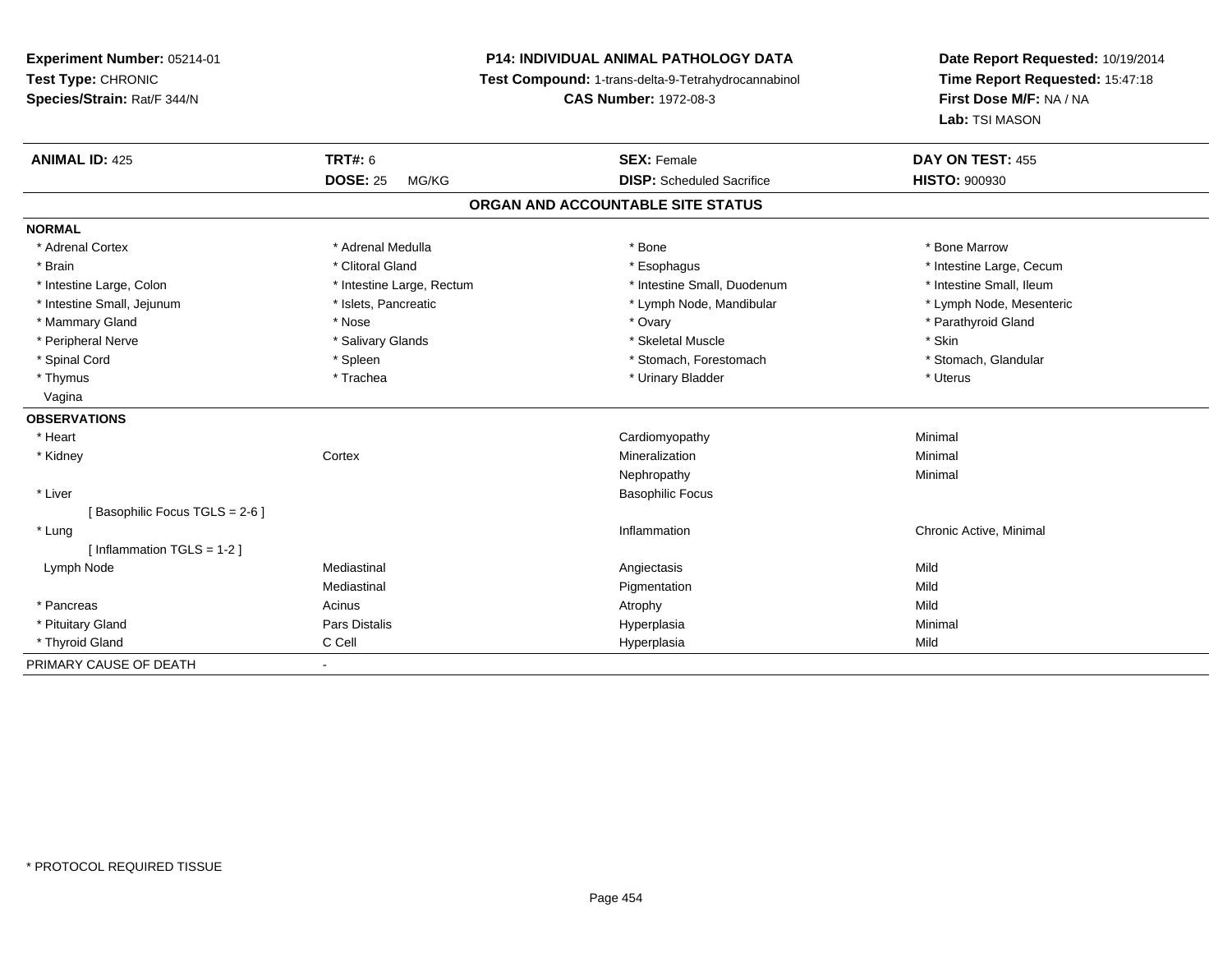**Experiment Number:** 05214-01
**Test Type:** CHRONIC
**Species/Strain:** Rat/F 344/N

**P14: INDIVIDUAL ANIMAL PATHOLOGY DATA**
**Test Compound:** 1-trans-delta-9-Tetrahydrocannabinol
**CAS Number:** 1972-08-3

**Date Report Requested:** 10/19/2014
**Time Report Requested:** 15:47:18
**First Dose M/F:** NA / NA
**Lab:** TSI MASON

| **ANIMAL ID:** 425 | **TRT#:** 6 | **SEX:** Female | **DAY ON TEST:** 455 |
|---|---|---|---|
| | **DOSE:** 25 MG/KG | **DISP:** Scheduled Sacrifice | **HISTO:** 900930 |

## ORGAN AND ACCOUNTABLE SITE STATUS

**NORMAL**

| | | | |
|---|---|---|---|
| * Adrenal Cortex | * Adrenal Medulla | * Bone | * Bone Marrow |
| * Brain | * Clitoral Gland | * Esophagus | * Intestine Large, Cecum |
| * Intestine Large, Colon | * Intestine Large, Rectum | * Intestine Small, Duodenum | * Intestine Small, Ileum |
| * Intestine Small, Jejunum | * Islets, Pancreatic | * Lymph Node, Mandibular | * Lymph Node, Mesenteric |
| * Mammary Gland | * Nose | * Ovary | * Parathyroid Gland |
| * Peripheral Nerve | * Salivary Glands | * Skeletal Muscle | * Skin |
| * Spinal Cord | * Spleen | * Stomach, Forestomach | * Stomach, Glandular |
| * Thymus | * Trachea | * Urinary Bladder | * Uterus |
| Vagina | | | |

**OBSERVATIONS**

| | | | |
|---|---|---|---|
| * Heart | | Cardiomyopathy | Minimal |
| * Kidney | Cortex | Mineralization | Minimal |
| | | Nephropathy | Minimal |
| * Liver | | Basophilic Focus | |
| [ Basophilic Focus TGLS = 2-6 ] | | | |
| * Lung | | Inflammation | Chronic Active, Minimal |
| [ Inflammation TGLS = 1-2 ] | | | |
| Lymph Node | Mediastinal | Angiectasis | Mild |
| | Mediastinal | Pigmentation | Mild |
| * Pancreas | Acinus | Atrophy | Mild |
| * Pituitary Gland | Pars Distalis | Hyperplasia | Minimal |
| * Thyroid Gland | C Cell | Hyperplasia | Mild |

PRIMARY CAUSE OF DEATH -

* PROTOCOL REQUIRED TISSUE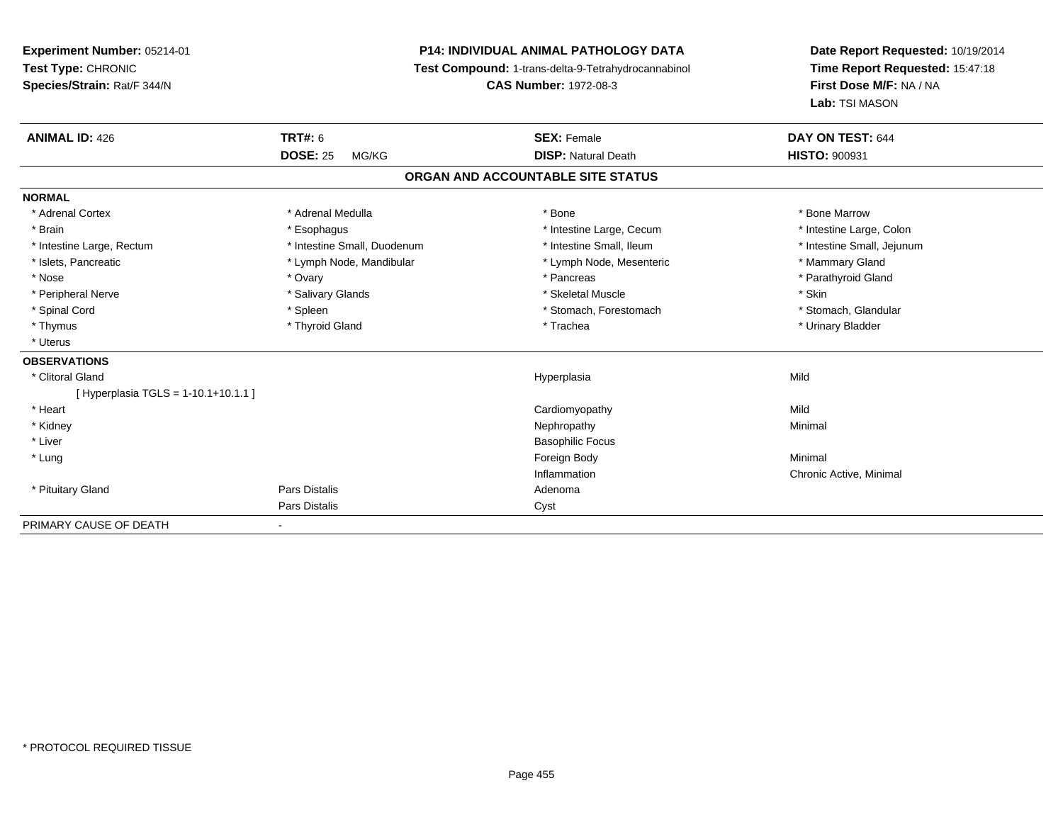**Experiment Number:** 05214-01
**Test Type:** CHRONIC
**Species/Strain:** Rat/F 344/N

**P14: INDIVIDUAL ANIMAL PATHOLOGY DATA**
**Test Compound:** 1-trans-delta-9-Tetrahydrocannabinol
**CAS Number:** 1972-08-3

**Date Report Requested:** 10/19/2014
**Time Report Requested:** 15:47:18
**First Dose M/F:** NA / NA
**Lab:** TSI MASON

| **ANIMAL ID:** 426 | **TRT#:** 6 | **SEX:** Female | **DAY ON TEST:** 644 |
|---|---|---|---|
| | **DOSE:** 25 MG/KG | **DISP:** Natural Death | **HISTO:** 900931 |

## ORGAN AND ACCOUNTABLE SITE STATUS

**NORMAL**

| | | | |
|---|---|---|---|
| * Adrenal Cortex | * Adrenal Medulla | * Bone | * Bone Marrow |
| * Brain | * Esophagus | * Intestine Large, Cecum | * Intestine Large, Colon |
| * Intestine Large, Rectum | * Intestine Small, Duodenum | * Intestine Small, Ileum | * Intestine Small, Jejunum |
| * Islets, Pancreatic | * Lymph Node, Mandibular | * Lymph Node, Mesenteric | * Mammary Gland |
| * Nose | * Ovary | * Pancreas | * Parathyroid Gland |
| * Peripheral Nerve | * Salivary Glands | * Skeletal Muscle | * Skin |
| * Spinal Cord | * Spleen | * Stomach, Forestomach | * Stomach, Glandular |
| * Thymus | * Thyroid Gland | * Trachea | * Urinary Bladder |
| * Uterus | | | |

**OBSERVATIONS**

| | | | |
|---|---|---|---|
| * Clitoral Gland | | Hyperplasia | Mild |
| [ Hyperplasia TGLS = 1-10.1+10.1.1 ] | | | |
| * Heart | | Cardiomyopathy | Mild |
| * Kidney | | Nephropathy | Minimal |
| * Liver | | Basophilic Focus | |
| * Lung | | Foreign Body | Minimal |
| | | Inflammation | Chronic Active, Minimal |
| * Pituitary Gland | Pars Distalis | Adenoma | |
| | Pars Distalis | Cyst | |

PRIMARY CAUSE OF DEATH -

\* PROTOCOL REQUIRED TISSUE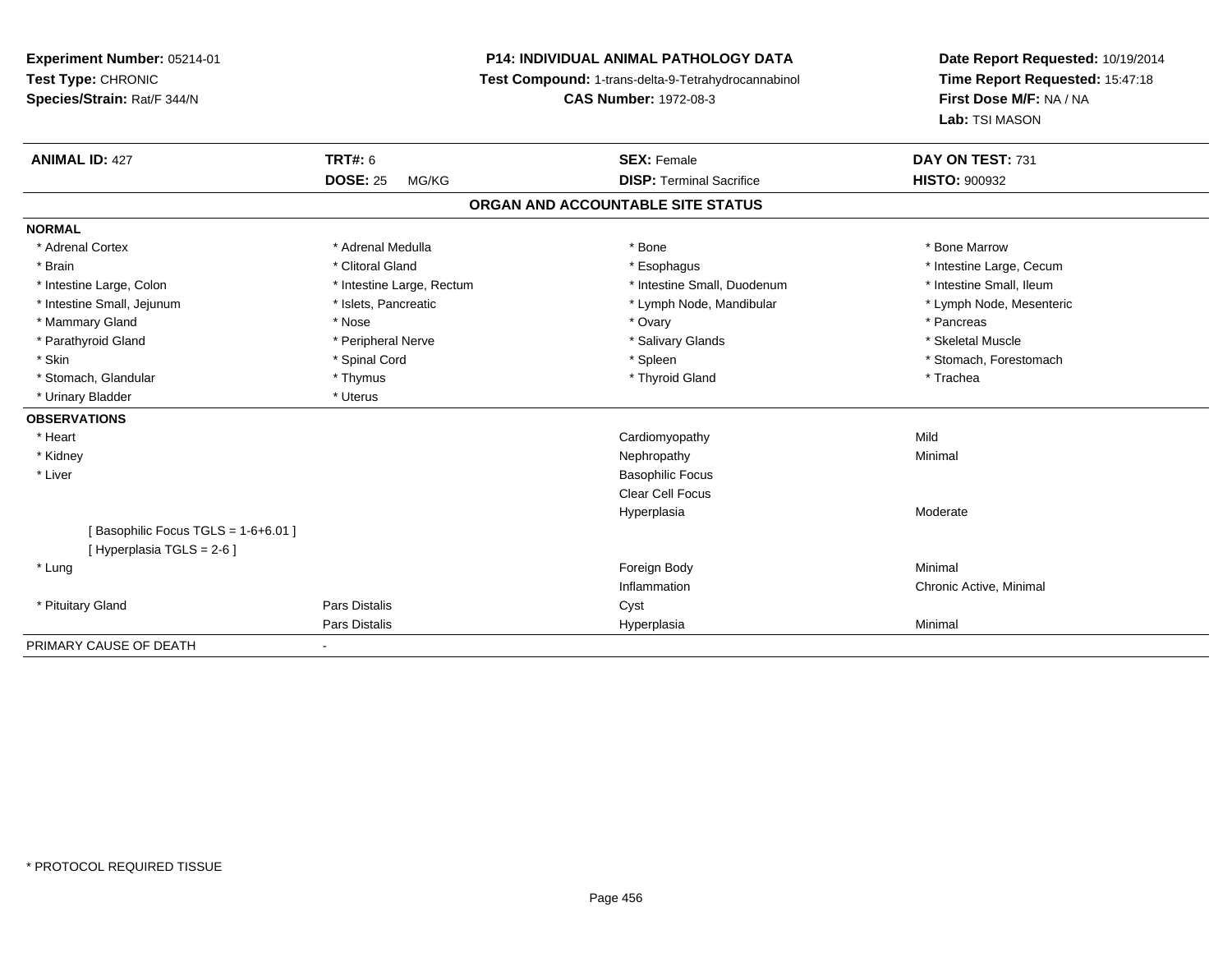**Experiment Number:** 05214-01
**Test Type:** CHRONIC
**Species/Strain:** Rat/F 344/N

**P14: INDIVIDUAL ANIMAL PATHOLOGY DATA**
**Test Compound:** 1-trans-delta-9-Tetrahydrocannabinol
**CAS Number:** 1972-08-3

**Date Report Requested:** 10/19/2014
**Time Report Requested:** 15:47:18
**First Dose M/F:** NA / NA
**Lab:** TSI MASON

| **ANIMAL ID:** 427 | **TRT#:** 6 | **SEX:** Female | **DAY ON TEST:** 731 |
|---|---|---|---|
| | **DOSE:** 25 MG/KG | **DISP:** Terminal Sacrifice | **HISTO:** 900932 |

## ORGAN AND ACCOUNTABLE SITE STATUS

**NORMAL**

| | | | |
|---|---|---|---|
| * Adrenal Cortex | * Adrenal Medulla | * Bone | * Bone Marrow |
| * Brain | * Clitoral Gland | * Esophagus | * Intestine Large, Cecum |
| * Intestine Large, Colon | * Intestine Large, Rectum | * Intestine Small, Duodenum | * Intestine Small, Ileum |
| * Intestine Small, Jejunum | * Islets, Pancreatic | * Lymph Node, Mandibular | * Lymph Node, Mesenteric |
| * Mammary Gland | * Nose | * Ovary | * Pancreas |
| * Parathyroid Gland | * Peripheral Nerve | * Salivary Glands | * Skeletal Muscle |
| * Skin | * Spinal Cord | * Spleen | * Stomach, Forestomach |
| * Stomach, Glandular | * Thymus | * Thyroid Gland | * Trachea |
| * Urinary Bladder | * Uterus | | |

**OBSERVATIONS**

| | | | |
|---|---|---|---|
| * Heart | | Cardiomyopathy | Mild |
| * Kidney | | Nephropathy | Minimal |
| * Liver | | Basophilic Focus | |
| | | Clear Cell Focus | |
| | | Hyperplasia | Moderate |
| [ Basophilic Focus TGLS = 1-6+6.01 ] | | | |
| [ Hyperplasia TGLS = 2-6 ] | | | |
| * Lung | | Foreign Body | Minimal |
| | | Inflammation | Chronic Active, Minimal |
| * Pituitary Gland | Pars Distalis | Cyst | |
| | Pars Distalis | Hyperplasia | Minimal |

PRIMARY CAUSE OF DEATH -

* PROTOCOL REQUIRED TISSUE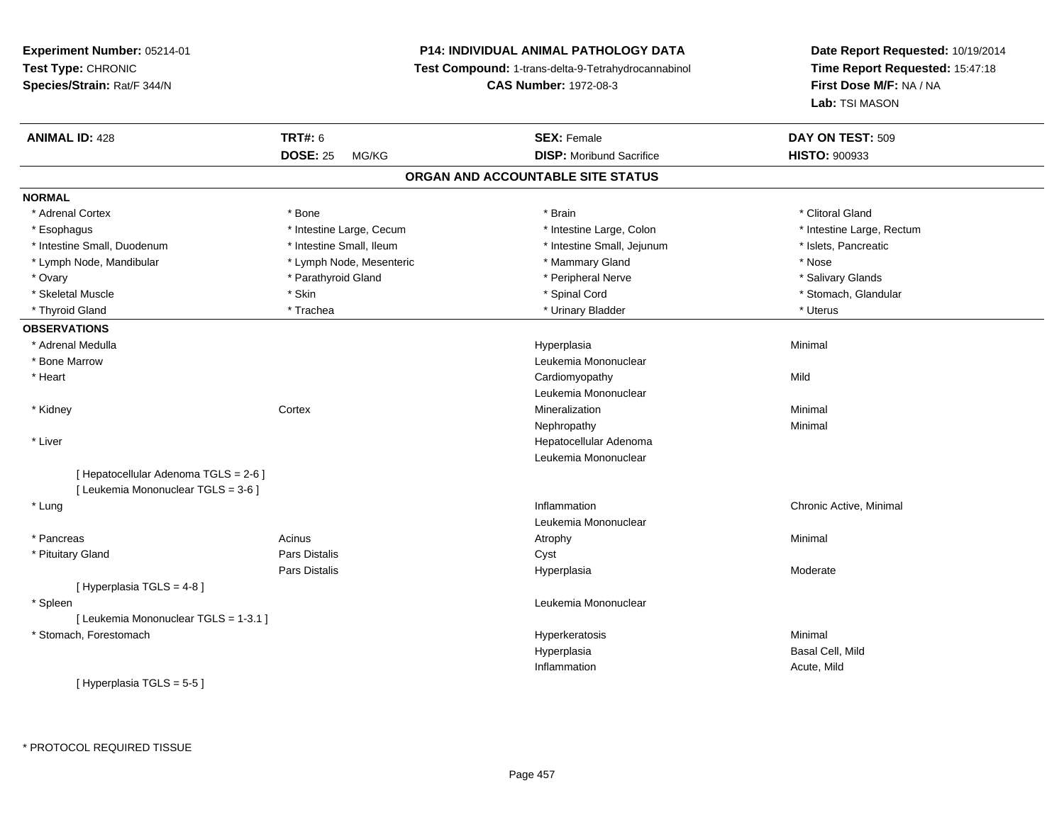**Experiment Number:** 05214-01
**Test Type:** CHRONIC
**Species/Strain:** Rat/F 344/N

**P14: INDIVIDUAL ANIMAL PATHOLOGY DATA**
**Test Compound:** 1-trans-delta-9-Tetrahydrocannabinol
**CAS Number:** 1972-08-3

**Date Report Requested:** 10/19/2014
**Time Report Requested:** 15:47:18
**First Dose M/F:** NA / NA
**Lab:** TSI MASON

| **ANIMAL ID:** 428 | **TRT#:** 6 | **SEX:** Female | **DAY ON TEST:** 509 |
|---|---|---|---|
| | **DOSE:** 25 MG/KG | **DISP:** Moribund Sacrifice | **HISTO:** 900933 |

## ORGAN AND ACCOUNTABLE SITE STATUS

**NORMAL**

| | | | |
|---|---|---|---|
| * Adrenal Cortex | * Bone | * Brain | * Clitoral Gland |
| * Esophagus | * Intestine Large, Cecum | * Intestine Large, Colon | * Intestine Large, Rectum |
| * Intestine Small, Duodenum | * Intestine Small, Ileum | * Intestine Small, Jejunum | * Islets, Pancreatic |
| * Lymph Node, Mandibular | * Lymph Node, Mesenteric | * Mammary Gland | * Nose |
| * Ovary | * Parathyroid Gland | * Peripheral Nerve | * Salivary Glands |
| * Skeletal Muscle | * Skin | * Spinal Cord | * Stomach, Glandular |
| * Thyroid Gland | * Trachea | * Urinary Bladder | * Uterus |

**OBSERVATIONS**

| | | | |
|---|---|---|---|
| * Adrenal Medulla | | Hyperplasia | Minimal |
| * Bone Marrow | | Leukemia Mononuclear | |
| * Heart | | Cardiomyopathy | Mild |
| | | Leukemia Mononuclear | |
| * Kidney | Cortex | Mineralization | Minimal |
| | | Nephropathy | Minimal |
| * Liver | | Hepatocellular Adenoma | |
| | | Leukemia Mononuclear | |
| [ Hepatocellular Adenoma TGLS = 2-6 ] | | | |
| [ Leukemia Mononuclear TGLS = 3-6 ] | | | |
| * Lung | | Inflammation | Chronic Active, Minimal |
| | | Leukemia Mononuclear | |
| * Pancreas | Acinus | Atrophy | Minimal |
| * Pituitary Gland | Pars Distalis | Cyst | |
| | Pars Distalis | Hyperplasia | Moderate |
| [ Hyperplasia TGLS = 4-8 ] | | | |
| * Spleen | | Leukemia Mononuclear | |
| [ Leukemia Mononuclear TGLS = 1-3.1 ] | | | |
| * Stomach, Forestomach | | Hyperkeratosis | Minimal |
| | | Hyperplasia | Basal Cell, Mild |
| | | Inflammation | Acute, Mild |
| [ Hyperplasia TGLS = 5-5 ] | | | |

* PROTOCOL REQUIRED TISSUE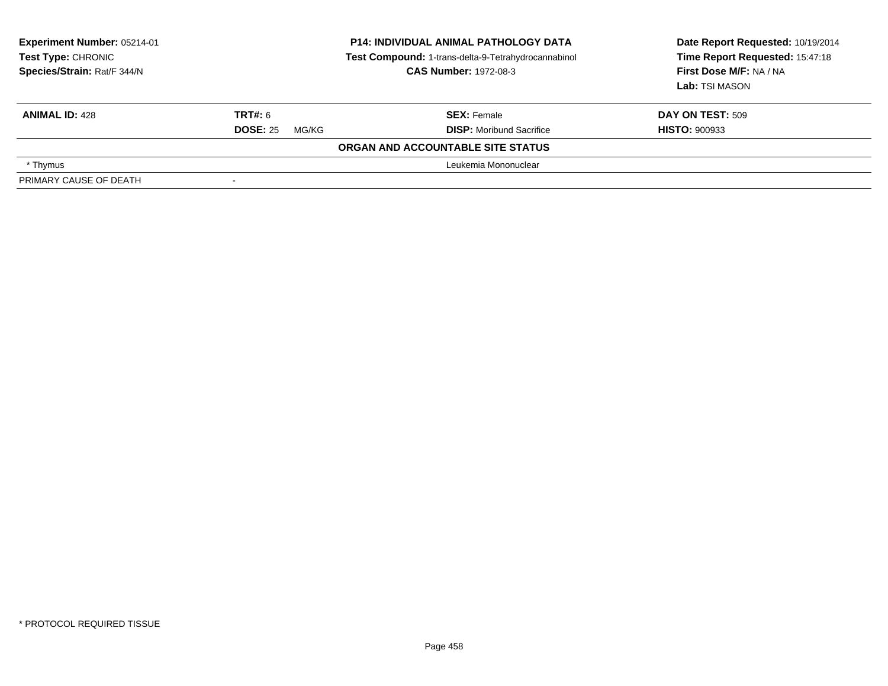**Experiment Number:** 05214-01
**Test Type:** CHRONIC
**Species/Strain:** Rat/F 344/N

**P14: INDIVIDUAL ANIMAL PATHOLOGY DATA**
**Test Compound:** 1-trans-delta-9-Tetrahydrocannabinol
**CAS Number:** 1972-08-3

**Date Report Requested:** 10/19/2014
**Time Report Requested:** 15:47:18
**First Dose M/F:** NA / NA
**Lab:** TSI MASON

| **ANIMAL ID:** 428 | **TRT#:** 6 | **SEX:** Female | **DAY ON TEST:** 509 |
|---|---|---|---|
| | **DOSE:** 25 MG/KG | **DISP:** Moribund Sacrifice | **HISTO:** 900933 |

**ORGAN AND ACCOUNTABLE SITE STATUS**

| | |
|---|---|
| * Thymus | Leukemia Mononuclear |
| PRIMARY CAUSE OF DEATH | - |

* PROTOCOL REQUIRED TISSUE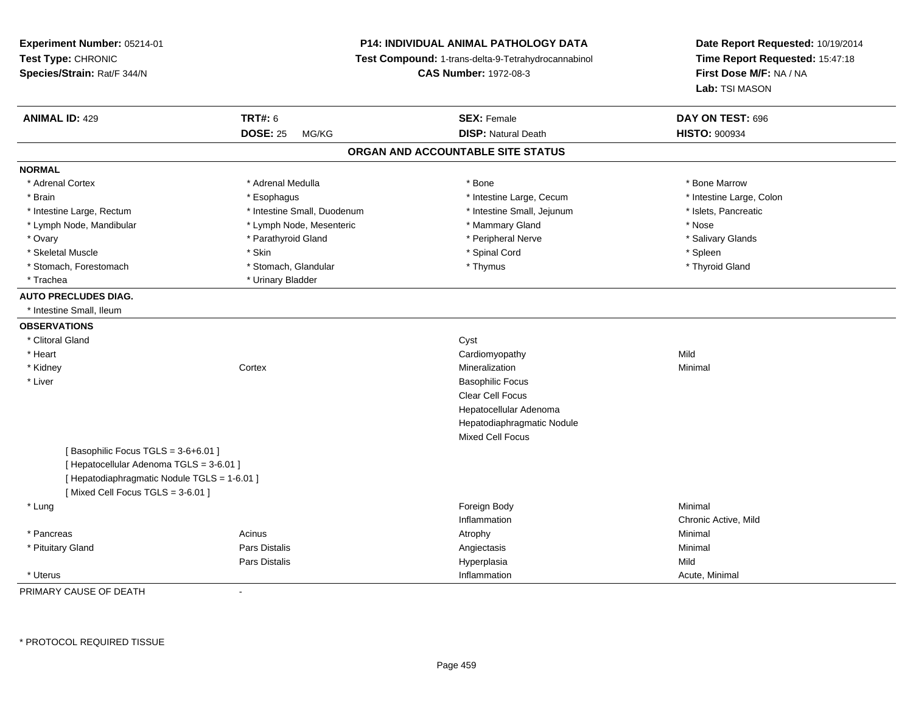**Experiment Number:** 05214-01
**Test Type:** CHRONIC
**Species/Strain:** Rat/F 344/N

**P14: INDIVIDUAL ANIMAL PATHOLOGY DATA**
**Test Compound:** 1-trans-delta-9-Tetrahydrocannabinol
**CAS Number:** 1972-08-3

**Date Report Requested:** 10/19/2014
**Time Report Requested:** 15:47:18
**First Dose M/F:** NA / NA
**Lab:** TSI MASON

| **ANIMAL ID:** 429 | **TRT#:** 6 | **SEX:** Female | **DAY ON TEST:** 696 |
|---|---|---|---|
| | **DOSE:** 25 MG/KG | **DISP:** Natural Death | **HISTO:** 900934 |

## ORGAN AND ACCOUNTABLE SITE STATUS

**NORMAL**

| | | | |
|---|---|---|---|
| * Adrenal Cortex | * Adrenal Medulla | * Bone | * Bone Marrow |
| * Brain | * Esophagus | * Intestine Large, Cecum | * Intestine Large, Colon |
| * Intestine Large, Rectum | * Intestine Small, Duodenum | * Intestine Small, Jejunum | * Islets, Pancreatic |
| * Lymph Node, Mandibular | * Lymph Node, Mesenteric | * Mammary Gland | * Nose |
| * Ovary | * Parathyroid Gland | * Peripheral Nerve | * Salivary Glands |
| * Skeletal Muscle | * Skin | * Spinal Cord | * Spleen |
| * Stomach, Forestomach | * Stomach, Glandular | * Thymus | * Thyroid Gland |
| * Trachea | * Urinary Bladder | | |

**AUTO PRECLUDES DIAG.**

* Intestine Small, Ileum

**OBSERVATIONS**

| | | | |
|---|---|---|---|
| * Clitoral Gland | | Cyst | |
| * Heart | | Cardiomyopathy | Mild |
| * Kidney | Cortex | Mineralization | Minimal |
| * Liver | | Basophilic Focus | |
| | | Clear Cell Focus | |
| | | Hepatocellular Adenoma | |
| | | Hepatodiaphragmatic Nodule | |
| | | Mixed Cell Focus | |
| [ Basophilic Focus TGLS = 3-6+6.01 ] | | | |
| [ Hepatocellular Adenoma TGLS = 3-6.01 ] | | | |
| [ Hepatodiaphragmatic Nodule TGLS = 1-6.01 ] | | | |
| [ Mixed Cell Focus TGLS = 3-6.01 ] | | | |
| * Lung | | Foreign Body | Minimal |
| | | Inflammation | Chronic Active, Mild |
| * Pancreas | Acinus | Atrophy | Minimal |
| * Pituitary Gland | Pars Distalis | Angiectasis | Minimal |
| | Pars Distalis | Hyperplasia | Mild |
| * Uterus | | Inflammation | Acute, Minimal |

PRIMARY CAUSE OF DEATH -

\* PROTOCOL REQUIRED TISSUE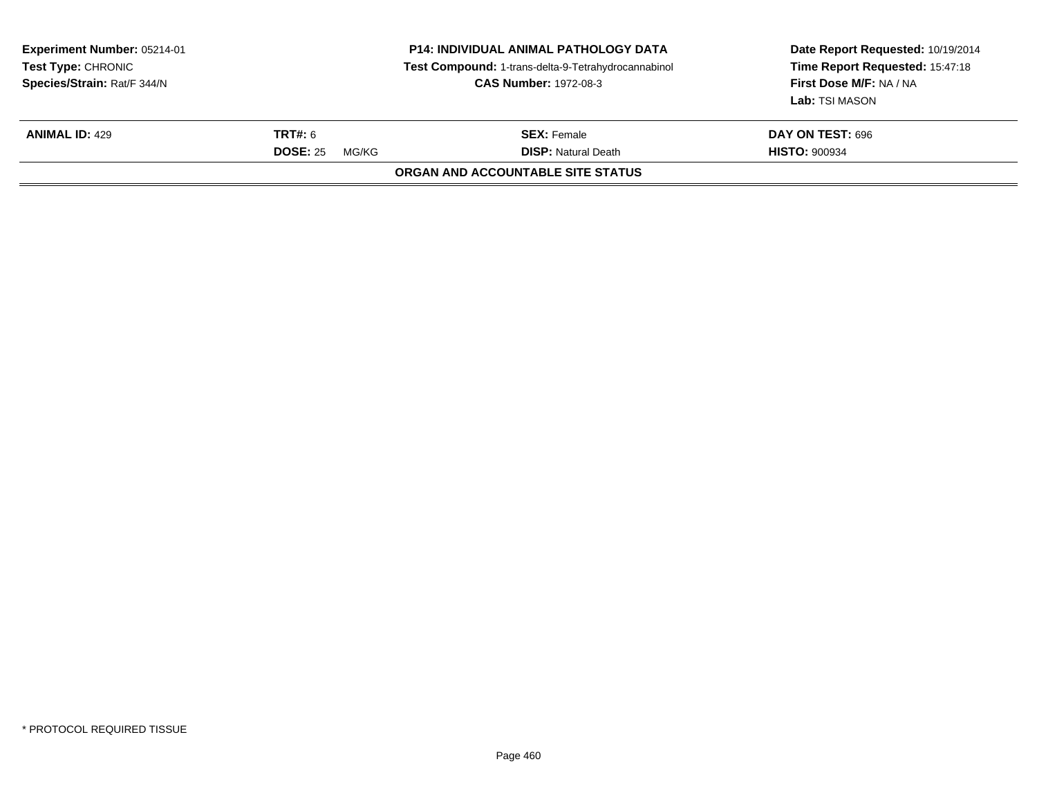**Experiment Number:** 05214-01
**Test Type:** CHRONIC
**Species/Strain:** Rat/F 344/N

**P14: INDIVIDUAL ANIMAL PATHOLOGY DATA**
**Test Compound:** 1-trans-delta-9-Tetrahydrocannabinol
**CAS Number:** 1972-08-3

**Date Report Requested:** 10/19/2014
**Time Report Requested:** 15:47:18
**First Dose M/F:** NA / NA
**Lab:** TSI MASON

| **ANIMAL ID:** 429 | **TRT#:** 6 | **SEX:** Female | **DAY ON TEST:** 696 |
|---|---|---|---|
| | **DOSE:** 25 MG/KG | **DISP:** Natural Death | **HISTO:** 900934 |

**ORGAN AND ACCOUNTABLE SITE STATUS**

* PROTOCOL REQUIRED TISSUE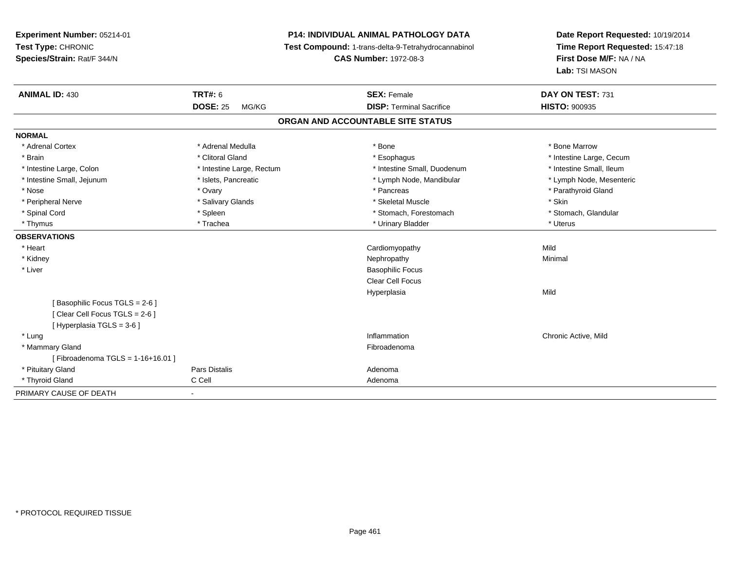**Experiment Number:** 05214-01
**Test Type:** CHRONIC
**Species/Strain:** Rat/F 344/N

**P14: INDIVIDUAL ANIMAL PATHOLOGY DATA**
**Test Compound:** 1-trans-delta-9-Tetrahydrocannabinol
**CAS Number:** 1972-08-3

**Date Report Requested:** 10/19/2014
**Time Report Requested:** 15:47:18
**First Dose M/F:** NA / NA
**Lab:** TSI MASON

| **ANIMAL ID:** 430 | **TRT#:** 6 | **SEX:** Female | **DAY ON TEST:** 731 |
|---|---|---|---|
| | **DOSE:** 25 MG/KG | **DISP:** Terminal Sacrifice | **HISTO:** 900935 |

## ORGAN AND ACCOUNTABLE SITE STATUS

**NORMAL**

| | | | |
|---|---|---|---|
| * Adrenal Cortex | * Adrenal Medulla | * Bone | * Bone Marrow |
| * Brain | * Clitoral Gland | * Esophagus | * Intestine Large, Cecum |
| * Intestine Large, Colon | * Intestine Large, Rectum | * Intestine Small, Duodenum | * Intestine Small, Ileum |
| * Intestine Small, Jejunum | * Islets, Pancreatic | * Lymph Node, Mandibular | * Lymph Node, Mesenteric |
| * Nose | * Ovary | * Pancreas | * Parathyroid Gland |
| * Peripheral Nerve | * Salivary Glands | * Skeletal Muscle | * Skin |
| * Spinal Cord | * Spleen | * Stomach, Forestomach | * Stomach, Glandular |
| * Thymus | * Trachea | * Urinary Bladder | * Uterus |

**OBSERVATIONS**

| | | | |
|---|---|---|---|
| * Heart | | Cardiomyopathy | Mild |
| * Kidney | | Nephropathy | Minimal |
| * Liver | | Basophilic Focus | |
| | | Clear Cell Focus | |
| | | Hyperplasia | Mild |
| [ Basophilic Focus TGLS = 2-6 ] | | | |
| [ Clear Cell Focus TGLS = 2-6 ] | | | |
| [ Hyperplasia TGLS = 3-6 ] | | | |
| * Lung | | Inflammation | Chronic Active, Mild |
| * Mammary Gland | | Fibroadenoma | |
| [ Fibroadenoma TGLS = 1-16+16.01 ] | | | |
| * Pituitary Gland | Pars Distalis | Adenoma | |
| * Thyroid Gland | C Cell | Adenoma | |

PRIMARY CAUSE OF DEATH -

\* PROTOCOL REQUIRED TISSUE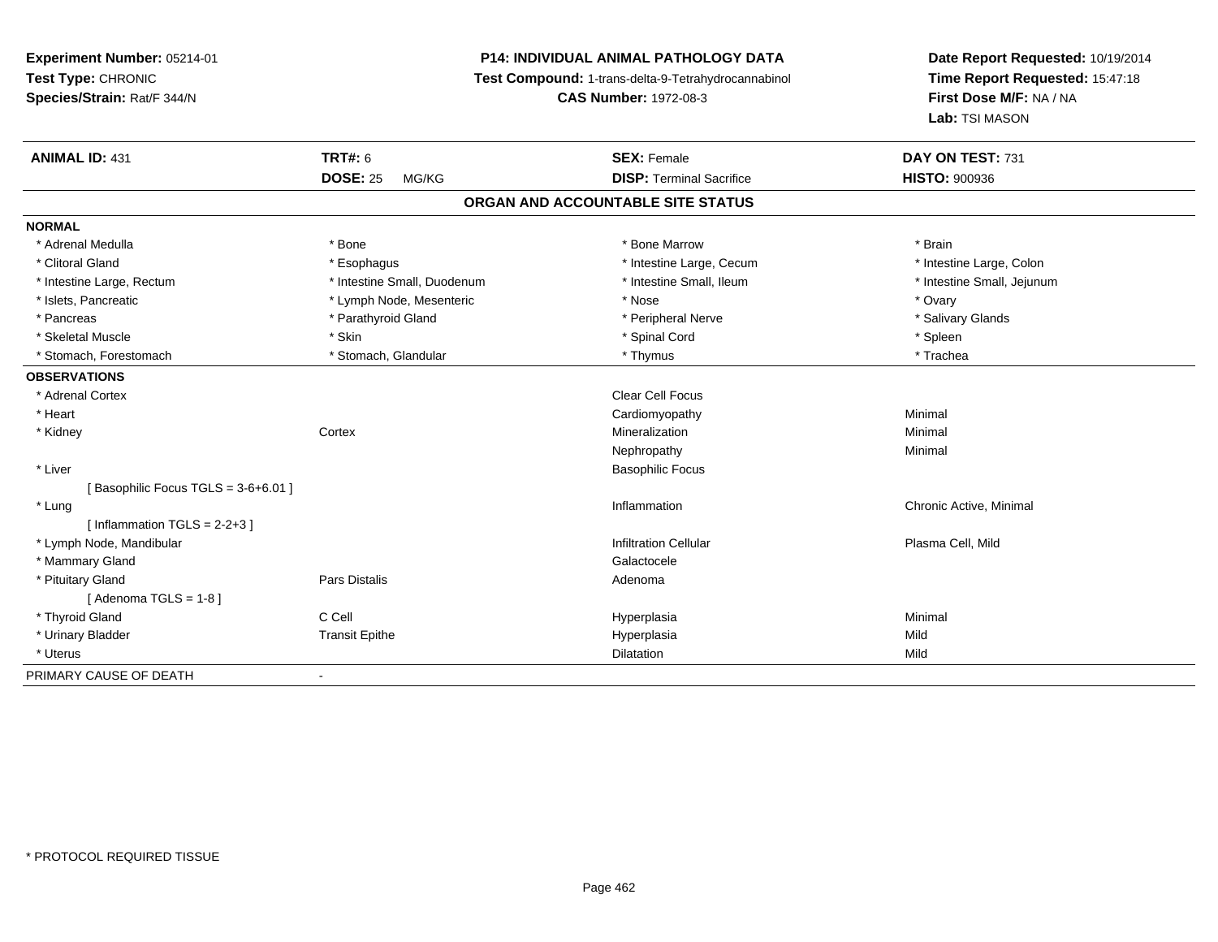**Experiment Number:** 05214-01
**Test Type:** CHRONIC
**Species/Strain:** Rat/F 344/N

**P14: INDIVIDUAL ANIMAL PATHOLOGY DATA**
**Test Compound:** 1-trans-delta-9-Tetrahydrocannabinol
**CAS Number:** 1972-08-3

**Date Report Requested:** 10/19/2014
**Time Report Requested:** 15:47:18
**First Dose M/F:** NA / NA
**Lab:** TSI MASON

| **ANIMAL ID:** 431 | **TRT#:** 6 | **SEX:** Female | **DAY ON TEST:** 731 |
|---|---|---|---|
| | **DOSE:** 25 MG/KG | **DISP:** Terminal Sacrifice | **HISTO:** 900936 |

## ORGAN AND ACCOUNTABLE SITE STATUS

**NORMAL**

| | | | |
|---|---|---|---|
| * Adrenal Medulla | * Bone | * Bone Marrow | * Brain |
| * Clitoral Gland | * Esophagus | * Intestine Large, Cecum | * Intestine Large, Colon |
| * Intestine Large, Rectum | * Intestine Small, Duodenum | * Intestine Small, Ileum | * Intestine Small, Jejunum |
| * Islets, Pancreatic | * Lymph Node, Mesenteric | * Nose | * Ovary |
| * Pancreas | * Parathyroid Gland | * Peripheral Nerve | * Salivary Glands |
| * Skeletal Muscle | * Skin | * Spinal Cord | * Spleen |
| * Stomach, Forestomach | * Stomach, Glandular | * Thymus | * Trachea |

**OBSERVATIONS**

| | | | |
|---|---|---|---|
| * Adrenal Cortex | | Clear Cell Focus | |
| * Heart | | Cardiomyopathy | Minimal |
| * Kidney | Cortex | Mineralization | Minimal |
| | | Nephropathy | Minimal |
| * Liver | | Basophilic Focus | |
| [ Basophilic Focus TGLS = 3-6+6.01 ] | | | |
| * Lung | | Inflammation | Chronic Active, Minimal |
| [ Inflammation TGLS = 2-2+3 ] | | | |
| * Lymph Node, Mandibular | | Infiltration Cellular | Plasma Cell, Mild |
| * Mammary Gland | | Galactocele | |
| * Pituitary Gland | Pars Distalis | Adenoma | |
| [ Adenoma TGLS = 1-8 ] | | | |
| * Thyroid Gland | C Cell | Hyperplasia | Minimal |
| * Urinary Bladder | Transit Epithe | Hyperplasia | Mild |
| * Uterus | | Dilatation | Mild |

PRIMARY CAUSE OF DEATH -

\* PROTOCOL REQUIRED TISSUE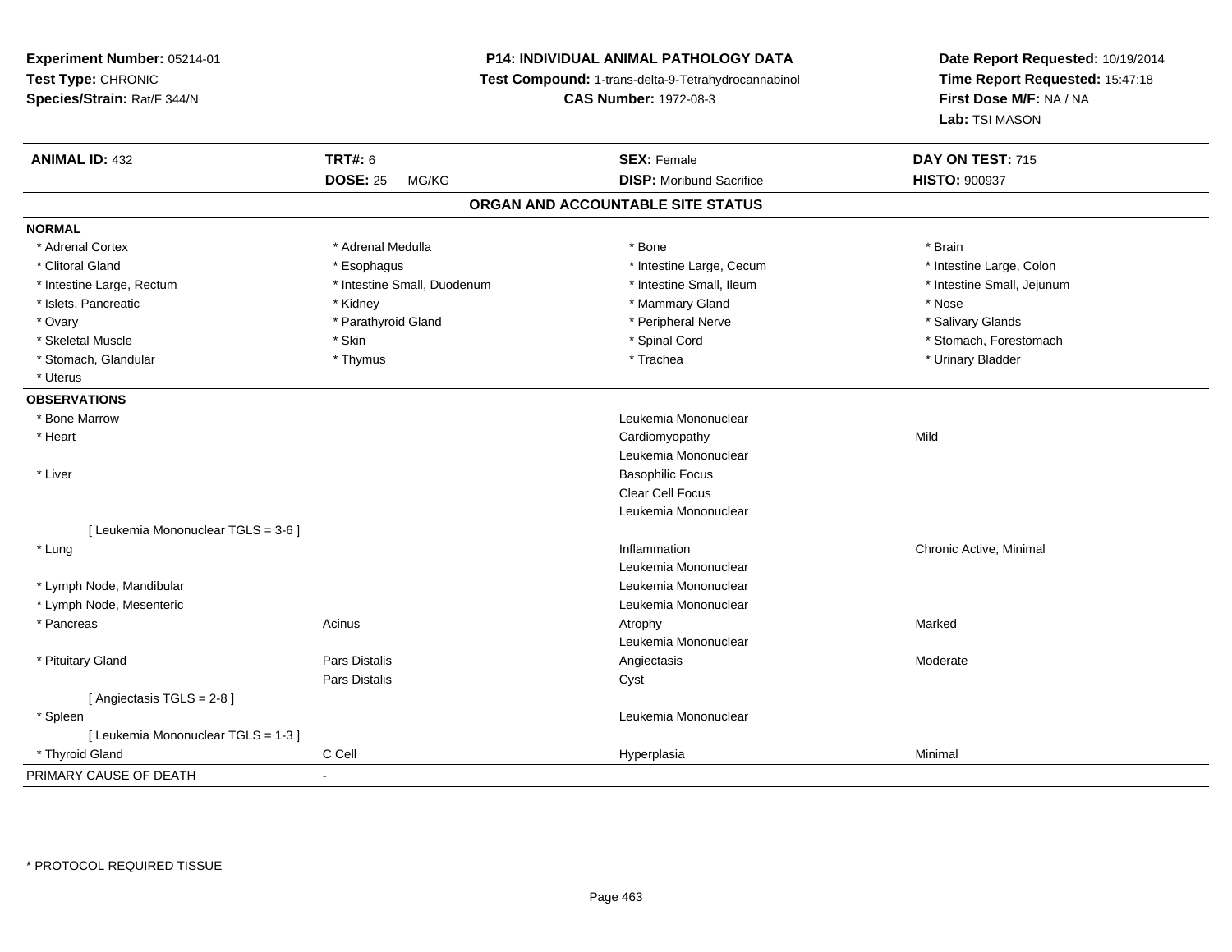**Experiment Number:** 05214-01
**Test Type:** CHRONIC
**Species/Strain:** Rat/F 344/N

**P14: INDIVIDUAL ANIMAL PATHOLOGY DATA**
**Test Compound:** 1-trans-delta-9-Tetrahydrocannabinol
**CAS Number:** 1972-08-3

**Date Report Requested:** 10/19/2014
**Time Report Requested:** 15:47:18
**First Dose M/F:** NA / NA
**Lab:** TSI MASON

| **ANIMAL ID:** 432 | **TRT#:** 6 | **SEX:** Female | **DAY ON TEST:** 715 |
|---|---|---|---|
| | **DOSE:** 25 MG/KG | **DISP:** Moribund Sacrifice | **HISTO:** 900937 |

## ORGAN AND ACCOUNTABLE SITE STATUS

**NORMAL**

| | | | |
|---|---|---|---|
| * Adrenal Cortex | * Adrenal Medulla | * Bone | * Brain |
| * Clitoral Gland | * Esophagus | * Intestine Large, Cecum | * Intestine Large, Colon |
| * Intestine Large, Rectum | * Intestine Small, Duodenum | * Intestine Small, Ileum | * Intestine Small, Jejunum |
| * Islets, Pancreatic | * Kidney | * Mammary Gland | * Nose |
| * Ovary | * Parathyroid Gland | * Peripheral Nerve | * Salivary Glands |
| * Skeletal Muscle | * Skin | * Spinal Cord | * Stomach, Forestomach |
| * Stomach, Glandular | * Thymus | * Trachea | * Urinary Bladder |
| * Uterus | | | |

**OBSERVATIONS**

| | | | |
|---|---|---|---|
| * Bone Marrow | | Leukemia Mononuclear | |
| * Heart | | Cardiomyopathy | Mild |
| | | Leukemia Mononuclear | |
| * Liver | | Basophilic Focus | |
| | | Clear Cell Focus | |
| | | Leukemia Mononuclear | |
| [ Leukemia Mononuclear TGLS = 3-6 ] | | | |
| * Lung | | Inflammation | Chronic Active, Minimal |
| | | Leukemia Mononuclear | |
| * Lymph Node, Mandibular | | Leukemia Mononuclear | |
| * Lymph Node, Mesenteric | | Leukemia Mononuclear | |
| * Pancreas | Acinus | Atrophy | Marked |
| | | Leukemia Mononuclear | |
| * Pituitary Gland | Pars Distalis | Angiectasis | Moderate |
| | Pars Distalis | Cyst | |
| [ Angiectasis TGLS = 2-8 ] | | | |
| * Spleen | | Leukemia Mononuclear | |
| [ Leukemia Mononuclear TGLS = 1-3 ] | | | |
| * Thyroid Gland | C Cell | Hyperplasia | Minimal |

PRIMARY CAUSE OF DEATH -

\* PROTOCOL REQUIRED TISSUE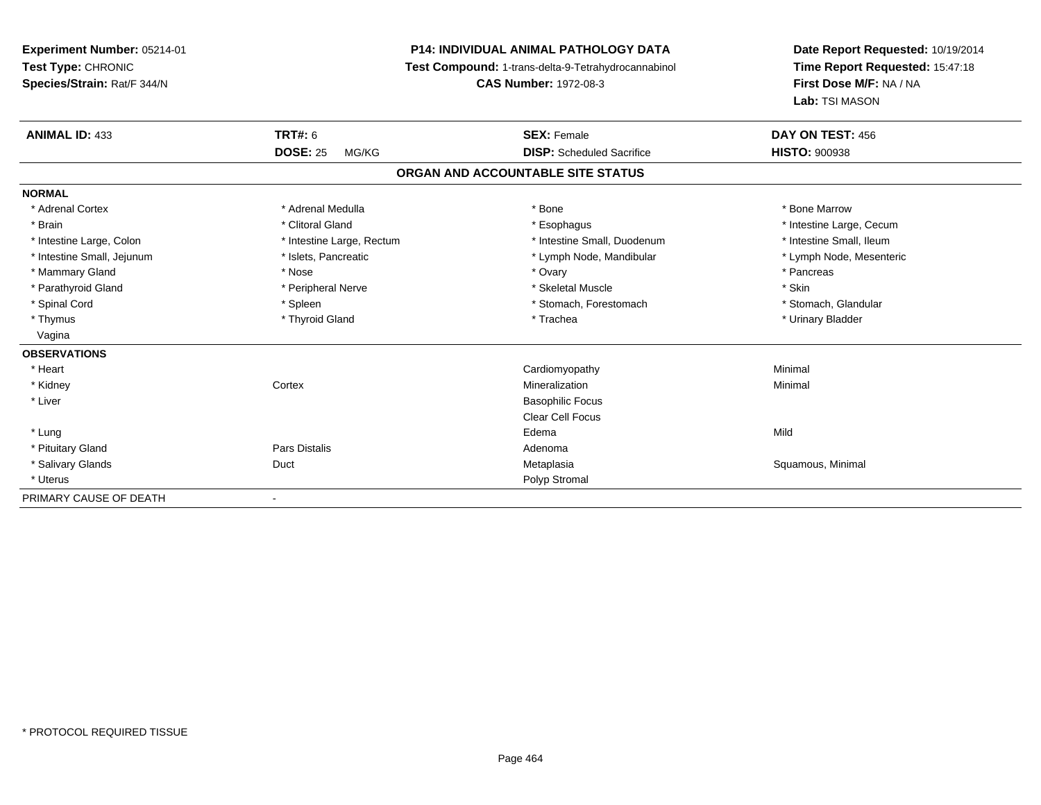**Experiment Number:** 05214-01
**Test Type:** CHRONIC
**Species/Strain:** Rat/F 344/N

**P14: INDIVIDUAL ANIMAL PATHOLOGY DATA**
**Test Compound:** 1-trans-delta-9-Tetrahydrocannabinol
**CAS Number:** 1972-08-3

**Date Report Requested:** 10/19/2014
**Time Report Requested:** 15:47:18
**First Dose M/F:** NA / NA
**Lab:** TSI MASON

| **ANIMAL ID:** 433 | **TRT#:** 6 | **SEX:** Female | **DAY ON TEST:** 456 |
|---|---|---|---|
| | **DOSE:** 25 MG/KG | **DISP:** Scheduled Sacrifice | **HISTO:** 900938 |

## ORGAN AND ACCOUNTABLE SITE STATUS

| | | | |
|---|---|---|---|
| **NORMAL** | | | |
| * Adrenal Cortex | * Adrenal Medulla | * Bone | * Bone Marrow |
| * Brain | * Clitoral Gland | * Esophagus | * Intestine Large, Cecum |
| * Intestine Large, Colon | * Intestine Large, Rectum | * Intestine Small, Duodenum | * Intestine Small, Ileum |
| * Intestine Small, Jejunum | * Islets, Pancreatic | * Lymph Node, Mandibular | * Lymph Node, Mesenteric |
| * Mammary Gland | * Nose | * Ovary | * Pancreas |
| * Parathyroid Gland | * Peripheral Nerve | * Skeletal Muscle | * Skin |
| * Spinal Cord | * Spleen | * Stomach, Forestomach | * Stomach, Glandular |
| * Thymus | * Thyroid Gland | * Trachea | * Urinary Bladder |
| Vagina | | | |
| **OBSERVATIONS** | | | |
| * Heart | | Cardiomyopathy | Minimal |
| * Kidney | Cortex | Mineralization | Minimal |
| * Liver | | Basophilic Focus | |
| | | Clear Cell Focus | |
| * Lung | | Edema | Mild |
| * Pituitary Gland | Pars Distalis | Adenoma | |
| * Salivary Glands | Duct | Metaplasia | Squamous, Minimal |
| * Uterus | | Polyp Stromal | |
| PRIMARY CAUSE OF DEATH | - | | |

* PROTOCOL REQUIRED TISSUE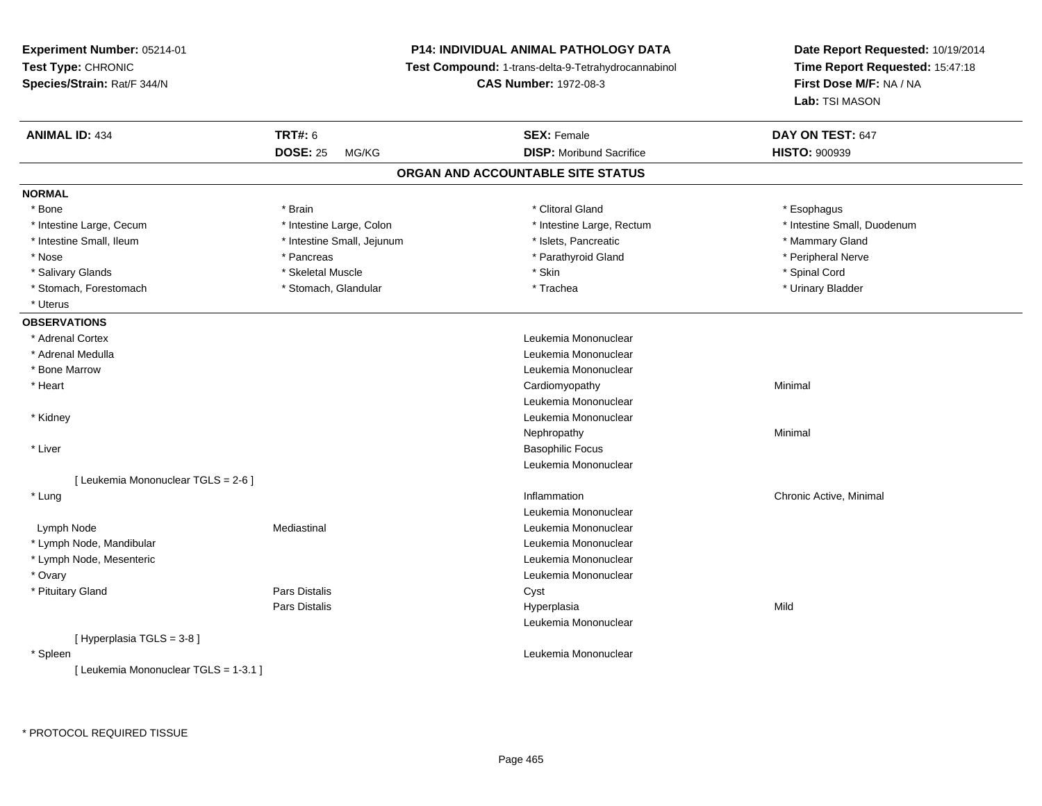**Experiment Number:** 05214-01
**Test Type:** CHRONIC
**Species/Strain:** Rat/F 344/N

**P14: INDIVIDUAL ANIMAL PATHOLOGY DATA**
**Test Compound:** 1-trans-delta-9-Tetrahydrocannabinol
**CAS Number:** 1972-08-3

**Date Report Requested:** 10/19/2014
**Time Report Requested:** 15:47:18
**First Dose M/F:** NA / NA
**Lab:** TSI MASON

| **ANIMAL ID:** 434 | **TRT#:** 6 | **SEX:** Female | **DAY ON TEST:** 647 |
|---|---|---|---|
| | **DOSE:** 25 MG/KG | **DISP:** Moribund Sacrifice | **HISTO:** 900939 |

## ORGAN AND ACCOUNTABLE SITE STATUS

**NORMAL**

| | | | |
|---|---|---|---|
| * Bone | * Brain | * Clitoral Gland | * Esophagus |
| * Intestine Large, Cecum | * Intestine Large, Colon | * Intestine Large, Rectum | * Intestine Small, Duodenum |
| * Intestine Small, Ileum | * Intestine Small, Jejunum | * Islets, Pancreatic | * Mammary Gland |
| * Nose | * Pancreas | * Parathyroid Gland | * Peripheral Nerve |
| * Salivary Glands | * Skeletal Muscle | * Skin | * Spinal Cord |
| * Stomach, Forestomach | * Stomach, Glandular | * Trachea | * Urinary Bladder |
| * Uterus | | | |

**OBSERVATIONS**

| | | | |
|---|---|---|---|
| * Adrenal Cortex | | Leukemia Mononuclear | |
| * Adrenal Medulla | | Leukemia Mononuclear | |
| * Bone Marrow | | Leukemia Mononuclear | |
| * Heart | | Cardiomyopathy | Minimal |
| | | Leukemia Mononuclear | |
| * Kidney | | Leukemia Mononuclear | |
| | | Nephropathy | Minimal |
| * Liver | | Basophilic Focus | |
| | | Leukemia Mononuclear | |
| [ Leukemia Mononuclear TGLS = 2-6 ] | | | |
| * Lung | | Inflammation | Chronic Active, Minimal |
| | | Leukemia Mononuclear | |
| Lymph Node | Mediastinal | Leukemia Mononuclear | |
| * Lymph Node, Mandibular | | Leukemia Mononuclear | |
| * Lymph Node, Mesenteric | | Leukemia Mononuclear | |
| * Ovary | | Leukemia Mononuclear | |
| * Pituitary Gland | Pars Distalis | Cyst | |
| | Pars Distalis | Hyperplasia | Mild |
| | | Leukemia Mononuclear | |
| [ Hyperplasia TGLS = 3-8 ] | | | |
| * Spleen | | Leukemia Mononuclear | |
| [ Leukemia Mononuclear TGLS = 1-3.1 ] | | | |

* PROTOCOL REQUIRED TISSUE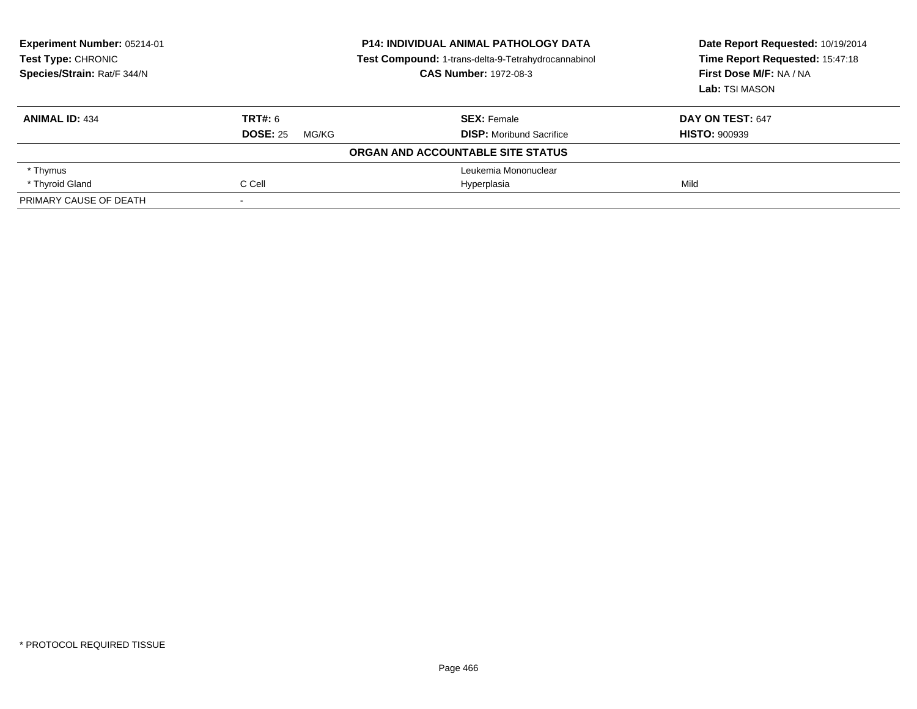**Experiment Number:** 05214-01
**Test Type:** CHRONIC
**Species/Strain:** Rat/F 344/N

**P14: INDIVIDUAL ANIMAL PATHOLOGY DATA**
**Test Compound:** 1-trans-delta-9-Tetrahydrocannabinol
**CAS Number:** 1972-08-3

**Date Report Requested:** 10/19/2014
**Time Report Requested:** 15:47:18
**First Dose M/F:** NA / NA
**Lab:** TSI MASON

| **ANIMAL ID:** 434 | **TRT#:** 6 | **SEX:** Female | **DAY ON TEST:** 647 |
|---|---|---|---|
| | **DOSE:** 25 MG/KG | **DISP:** Moribund Sacrifice | **HISTO:** 900939 |

**ORGAN AND ACCOUNTABLE SITE STATUS**

| | | | |
|---|---|---|---|
| * Thymus | | Leukemia Mononuclear | |
| * Thyroid Gland | C Cell | Hyperplasia | Mild |
| PRIMARY CAUSE OF DEATH | - | | |

* PROTOCOL REQUIRED TISSUE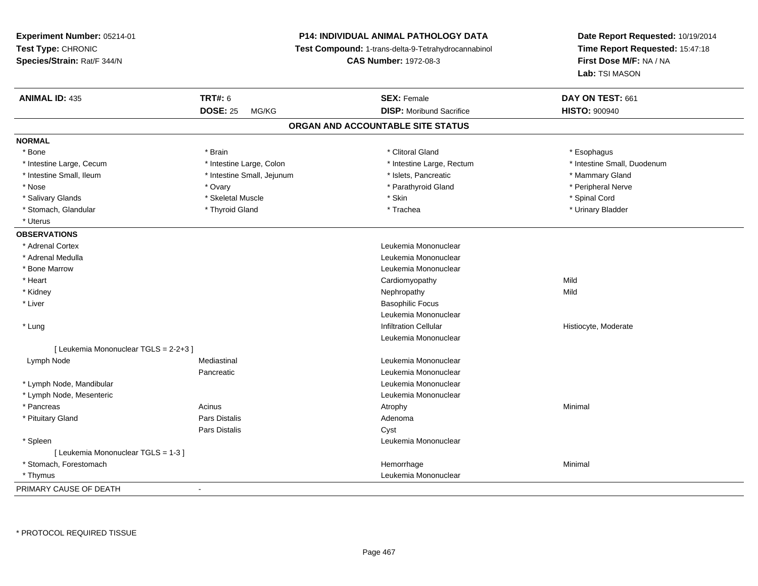**Experiment Number:** 05214-01
**Test Type:** CHRONIC
**Species/Strain:** Rat/F 344/N

**P14: INDIVIDUAL ANIMAL PATHOLOGY DATA**
**Test Compound:** 1-trans-delta-9-Tetrahydrocannabinol
**CAS Number:** 1972-08-3

**Date Report Requested:** 10/19/2014
**Time Report Requested:** 15:47:18
**First Dose M/F:** NA / NA
**Lab:** TSI MASON

| **ANIMAL ID:** 435 | **TRT#:** 6 | **SEX:** Female | **DAY ON TEST:** 661 |
|---|---|---|---|
| | **DOSE:** 25 MG/KG | **DISP:** Moribund Sacrifice | **HISTO:** 900940 |

## ORGAN AND ACCOUNTABLE SITE STATUS

**NORMAL**

| | | | |
|---|---|---|---|
| * Bone | * Brain | * Clitoral Gland | * Esophagus |
| * Intestine Large, Cecum | * Intestine Large, Colon | * Intestine Large, Rectum | * Intestine Small, Duodenum |
| * Intestine Small, Ileum | * Intestine Small, Jejunum | * Islets, Pancreatic | * Mammary Gland |
| * Nose | * Ovary | * Parathyroid Gland | * Peripheral Nerve |
| * Salivary Glands | * Skeletal Muscle | * Skin | * Spinal Cord |
| * Stomach, Glandular | * Thyroid Gland | * Trachea | * Urinary Bladder |
| * Uterus | | | |

**OBSERVATIONS**

| | | | |
|---|---|---|---|
| * Adrenal Cortex | | Leukemia Mononuclear | |
| * Adrenal Medulla | | Leukemia Mononuclear | |
| * Bone Marrow | | Leukemia Mononuclear | |
| * Heart | | Cardiomyopathy | Mild |
| * Kidney | | Nephropathy | Mild |
| * Liver | | Basophilic Focus | |
| | | Leukemia Mononuclear | |
| * Lung | | Infiltration Cellular | Histiocyte, Moderate |
| | | Leukemia Mononuclear | |
| [ Leukemia Mononuclear TGLS = 2-2+3 ] | | | |
| Lymph Node | Mediastinal | Leukemia Mononuclear | |
| | Pancreatic | Leukemia Mononuclear | |
| * Lymph Node, Mandibular | | Leukemia Mononuclear | |
| * Lymph Node, Mesenteric | | Leukemia Mononuclear | |
| * Pancreas | Acinus | Atrophy | Minimal |
| * Pituitary Gland | Pars Distalis | Adenoma | |
| | Pars Distalis | Cyst | |
| * Spleen | | Leukemia Mononuclear | |
| [ Leukemia Mononuclear TGLS = 1-3 ] | | | |
| * Stomach, Forestomach | | Hemorrhage | Minimal |
| * Thymus | | Leukemia Mononuclear | |

PRIMARY CAUSE OF DEATH -

* PROTOCOL REQUIRED TISSUE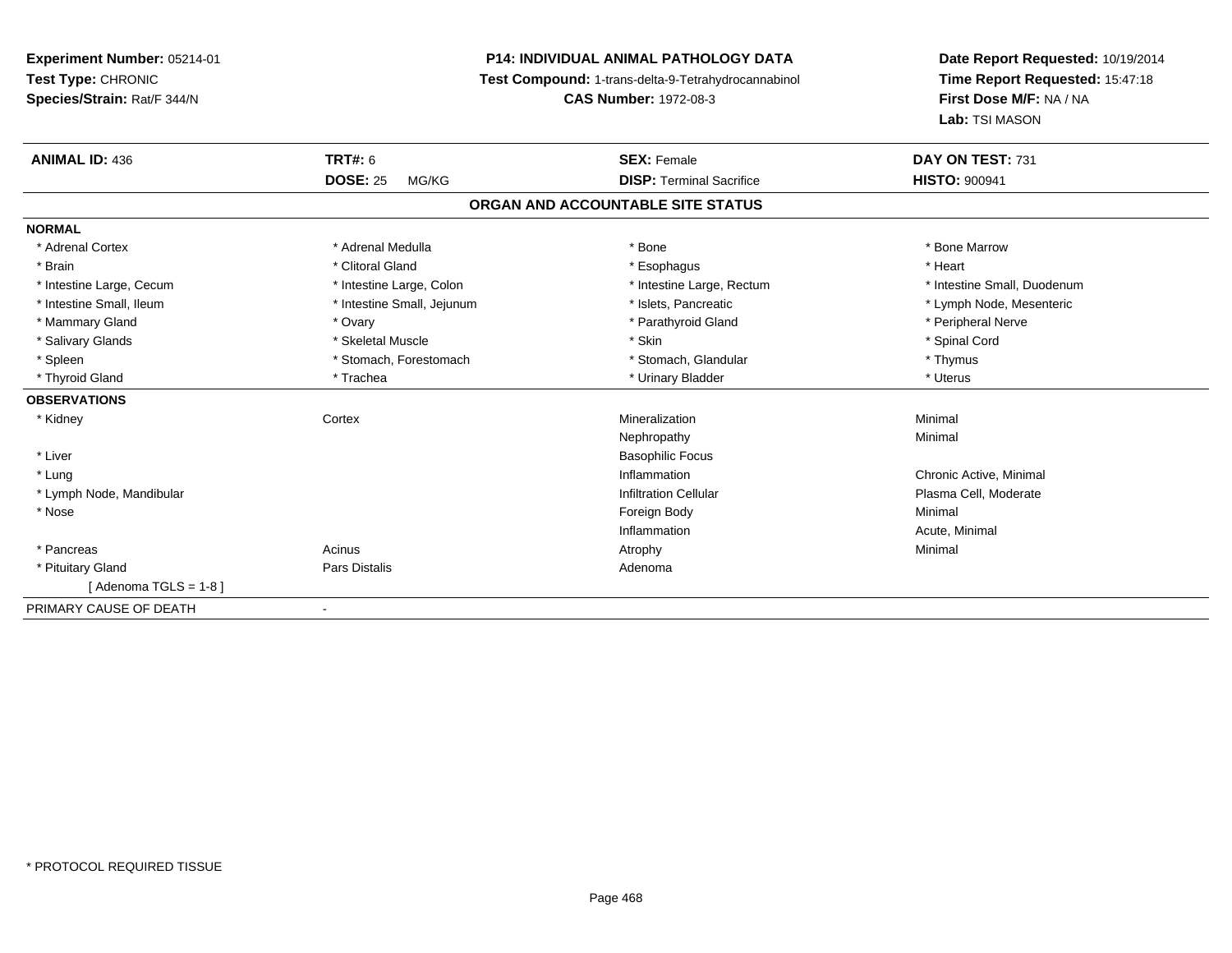**Experiment Number:** 05214-01
**Test Type:** CHRONIC
**Species/Strain:** Rat/F 344/N

**P14: INDIVIDUAL ANIMAL PATHOLOGY DATA**
**Test Compound:** 1-trans-delta-9-Tetrahydrocannabinol
**CAS Number:** 1972-08-3

**Date Report Requested:** 10/19/2014
**Time Report Requested:** 15:47:18
**First Dose M/F:** NA / NA
**Lab:** TSI MASON

| **ANIMAL ID:** 436 | **TRT#:** 6 | **SEX:** Female | **DAY ON TEST:** 731 |
|---|---|---|---|
| | **DOSE:** 25 MG/KG | **DISP:** Terminal Sacrifice | **HISTO:** 900941 |

## ORGAN AND ACCOUNTABLE SITE STATUS

**NORMAL**

| | | | |
|---|---|---|---|
| * Adrenal Cortex | * Adrenal Medulla | * Bone | * Bone Marrow |
| * Brain | * Clitoral Gland | * Esophagus | * Heart |
| * Intestine Large, Cecum | * Intestine Large, Colon | * Intestine Large, Rectum | * Intestine Small, Duodenum |
| * Intestine Small, Ileum | * Intestine Small, Jejunum | * Islets, Pancreatic | * Lymph Node, Mesenteric |
| * Mammary Gland | * Ovary | * Parathyroid Gland | * Peripheral Nerve |
| * Salivary Glands | * Skeletal Muscle | * Skin | * Spinal Cord |
| * Spleen | * Stomach, Forestomach | * Stomach, Glandular | * Thymus |
| * Thyroid Gland | * Trachea | * Urinary Bladder | * Uterus |

**OBSERVATIONS**

| | | | |
|---|---|---|---|
| * Kidney | Cortex | Mineralization | Minimal |
| | | Nephropathy | Minimal |
| * Liver | | Basophilic Focus | |
| * Lung | | Inflammation | Chronic Active, Minimal |
| * Lymph Node, Mandibular | | Infiltration Cellular | Plasma Cell, Moderate |
| * Nose | | Foreign Body | Minimal |
| | | Inflammation | Acute, Minimal |
| * Pancreas | Acinus | Atrophy | Minimal |
| * Pituitary Gland | Pars Distalis | Adenoma | |
| [ Adenoma TGLS = 1-8 ] | | | |

PRIMARY CAUSE OF DEATH -

* PROTOCOL REQUIRED TISSUE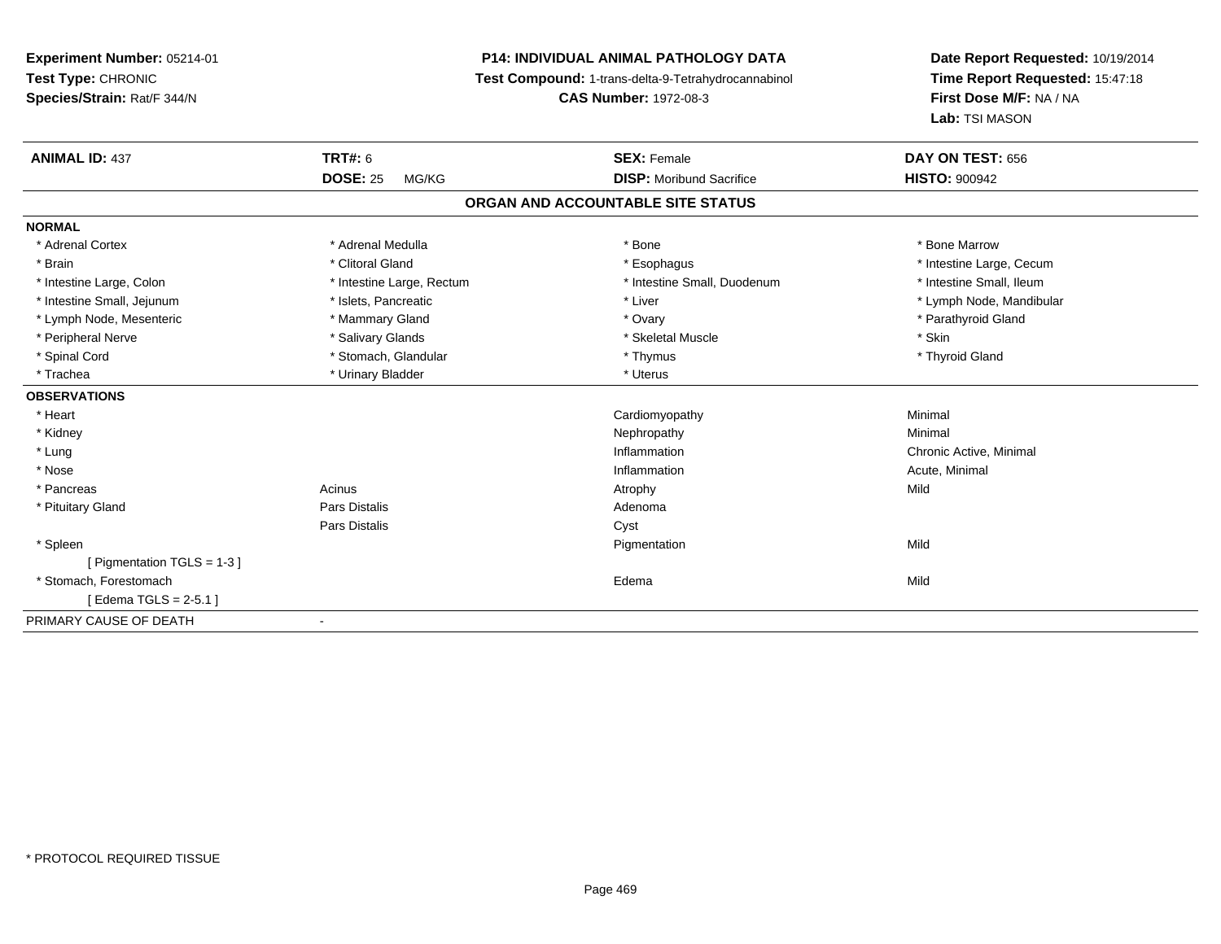**Experiment Number:** 05214-01
**Test Type:** CHRONIC
**Species/Strain:** Rat/F 344/N

**P14: INDIVIDUAL ANIMAL PATHOLOGY DATA**
**Test Compound:** 1-trans-delta-9-Tetrahydrocannabinol
**CAS Number:** 1972-08-3

**Date Report Requested:** 10/19/2014
**Time Report Requested:** 15:47:18
**First Dose M/F:** NA / NA
**Lab:** TSI MASON

| **ANIMAL ID:** 437 | **TRT#:** 6 | **SEX:** Female | **DAY ON TEST:** 656 |
|---|---|---|---|
| | **DOSE:** 25 MG/KG | **DISP:** Moribund Sacrifice | **HISTO:** 900942 |

## ORGAN AND ACCOUNTABLE SITE STATUS

**NORMAL**

| | | | |
|---|---|---|---|
| * Adrenal Cortex | * Adrenal Medulla | * Bone | * Bone Marrow |
| * Brain | * Clitoral Gland | * Esophagus | * Intestine Large, Cecum |
| * Intestine Large, Colon | * Intestine Large, Rectum | * Intestine Small, Duodenum | * Intestine Small, Ileum |
| * Intestine Small, Jejunum | * Islets, Pancreatic | * Liver | * Lymph Node, Mandibular |
| * Lymph Node, Mesenteric | * Mammary Gland | * Ovary | * Parathyroid Gland |
| * Peripheral Nerve | * Salivary Glands | * Skeletal Muscle | * Skin |
| * Spinal Cord | * Stomach, Glandular | * Thymus | * Thyroid Gland |
| * Trachea | * Urinary Bladder | * Uterus | |

**OBSERVATIONS**

| | | | |
|---|---|---|---|
| * Heart | | Cardiomyopathy | Minimal |
| * Kidney | | Nephropathy | Minimal |
| * Lung | | Inflammation | Chronic Active, Minimal |
| * Nose | | Inflammation | Acute, Minimal |
| * Pancreas | Acinus | Atrophy | Mild |
| * Pituitary Gland | Pars Distalis | Adenoma | |
| | Pars Distalis | Cyst | |
| * Spleen | | Pigmentation | Mild |
| [ Pigmentation TGLS = 1-3 ] | | | |
| * Stomach, Forestomach | | Edema | Mild |
| [ Edema TGLS = 2-5.1 ] | | | |

PRIMARY CAUSE OF DEATH -

* PROTOCOL REQUIRED TISSUE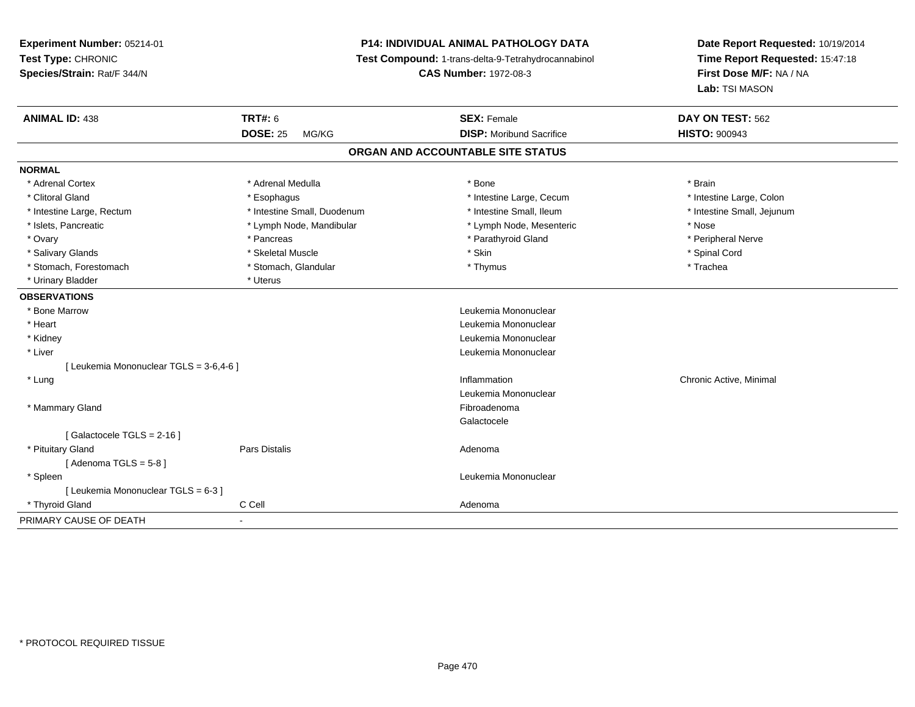**Experiment Number:** 05214-01
**Test Type:** CHRONIC
**Species/Strain:** Rat/F 344/N

**P14: INDIVIDUAL ANIMAL PATHOLOGY DATA**
**Test Compound:** 1-trans-delta-9-Tetrahydrocannabinol
**CAS Number:** 1972-08-3

**Date Report Requested:** 10/19/2014
**Time Report Requested:** 15:47:18
**First Dose M/F:** NA / NA
**Lab:** TSI MASON

| **ANIMAL ID:** 438 | **TRT#:** 6 | **SEX:** Female | **DAY ON TEST:** 562 |
|---|---|---|---|
| | **DOSE:** 25 MG/KG | **DISP:** Moribund Sacrifice | **HISTO:** 900943 |

## ORGAN AND ACCOUNTABLE SITE STATUS

**NORMAL**

| | | | |
|---|---|---|---|
| * Adrenal Cortex | * Adrenal Medulla | * Bone | * Brain |
| * Clitoral Gland | * Esophagus | * Intestine Large, Cecum | * Intestine Large, Colon |
| * Intestine Large, Rectum | * Intestine Small, Duodenum | * Intestine Small, Ileum | * Intestine Small, Jejunum |
| * Islets, Pancreatic | * Lymph Node, Mandibular | * Lymph Node, Mesenteric | * Nose |
| * Ovary | * Pancreas | * Parathyroid Gland | * Peripheral Nerve |
| * Salivary Glands | * Skeletal Muscle | * Skin | * Spinal Cord |
| * Stomach, Forestomach | * Stomach, Glandular | * Thymus | * Trachea |
| * Urinary Bladder | * Uterus | | |

**OBSERVATIONS**

| | | | |
|---|---|---|---|
| * Bone Marrow | | Leukemia Mononuclear | |
| * Heart | | Leukemia Mononuclear | |
| * Kidney | | Leukemia Mononuclear | |
| * Liver | | Leukemia Mononuclear | |
| [ Leukemia Mononuclear TGLS = 3-6,4-6 ] | | | |
| * Lung | | Inflammation | Chronic Active, Minimal |
| | | Leukemia Mononuclear | |
| * Mammary Gland | | Fibroadenoma | |
| | | Galactocele | |
| [ Galactocele TGLS = 2-16 ] | | | |
| * Pituitary Gland | Pars Distalis | Adenoma | |
| [ Adenoma TGLS = 5-8 ] | | | |
| * Spleen | | Leukemia Mononuclear | |
| [ Leukemia Mononuclear TGLS = 6-3 ] | | | |
| * Thyroid Gland | C Cell | Adenoma | |

PRIMARY CAUSE OF DEATH -

* PROTOCOL REQUIRED TISSUE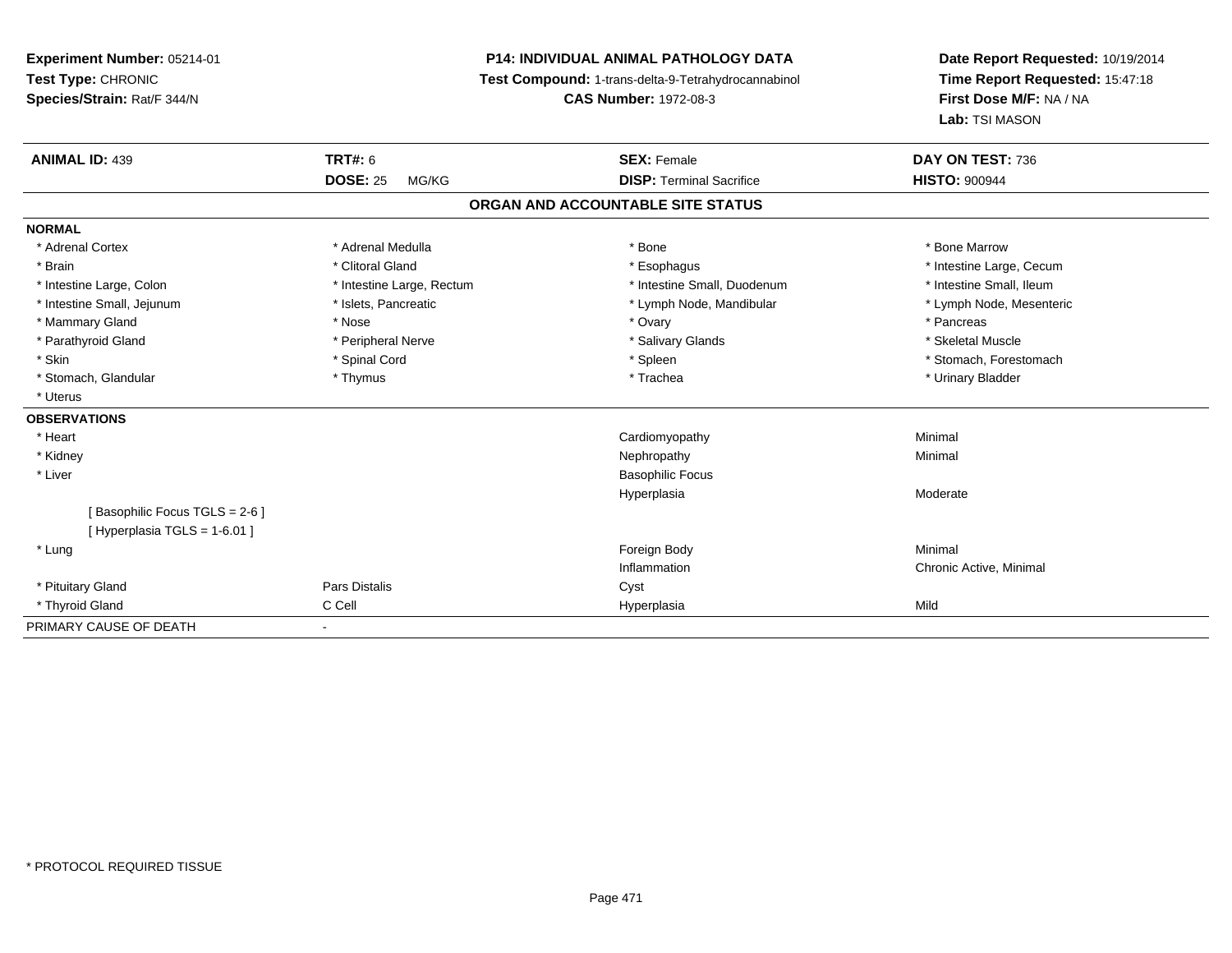**Experiment Number:** 05214-01
**Test Type:** CHRONIC
**Species/Strain:** Rat/F 344/N

**P14: INDIVIDUAL ANIMAL PATHOLOGY DATA**
**Test Compound:** 1-trans-delta-9-Tetrahydrocannabinol
**CAS Number:** 1972-08-3

**Date Report Requested:** 10/19/2014
**Time Report Requested:** 15:47:18
**First Dose M/F:** NA / NA
**Lab:** TSI MASON

| **ANIMAL ID:** 439 | **TRT#:** 6 | **SEX:** Female | **DAY ON TEST:** 736 |
|---|---|---|---|
| | **DOSE:** 25 MG/KG | **DISP:** Terminal Sacrifice | **HISTO:** 900944 |

## ORGAN AND ACCOUNTABLE SITE STATUS

| | | | |
|---|---|---|---|
| **NORMAL** | | | |
| * Adrenal Cortex | * Adrenal Medulla | * Bone | * Bone Marrow |
| * Brain | * Clitoral Gland | * Esophagus | * Intestine Large, Cecum |
| * Intestine Large, Colon | * Intestine Large, Rectum | * Intestine Small, Duodenum | * Intestine Small, Ileum |
| * Intestine Small, Jejunum | * Islets, Pancreatic | * Lymph Node, Mandibular | * Lymph Node, Mesenteric |
| * Mammary Gland | * Nose | * Ovary | * Pancreas |
| * Parathyroid Gland | * Peripheral Nerve | * Salivary Glands | * Skeletal Muscle |
| * Skin | * Spinal Cord | * Spleen | * Stomach, Forestomach |
| * Stomach, Glandular | * Thymus | * Trachea | * Urinary Bladder |
| * Uterus | | | |
| **OBSERVATIONS** | | | |
| * Heart | | Cardiomyopathy | Minimal |
| * Kidney | | Nephropathy | Minimal |
| * Liver | | Basophilic Focus | |
| | | Hyperplasia | Moderate |
| [ Basophilic Focus TGLS = 2-6 ] | | | |
| [ Hyperplasia TGLS = 1-6.01 ] | | | |
| * Lung | | Foreign Body | Minimal |
| | | Inflammation | Chronic Active, Minimal |
| * Pituitary Gland | Pars Distalis | Cyst | |
| * Thyroid Gland | C Cell | Hyperplasia | Mild |
| PRIMARY CAUSE OF DEATH | - | | |

* PROTOCOL REQUIRED TISSUE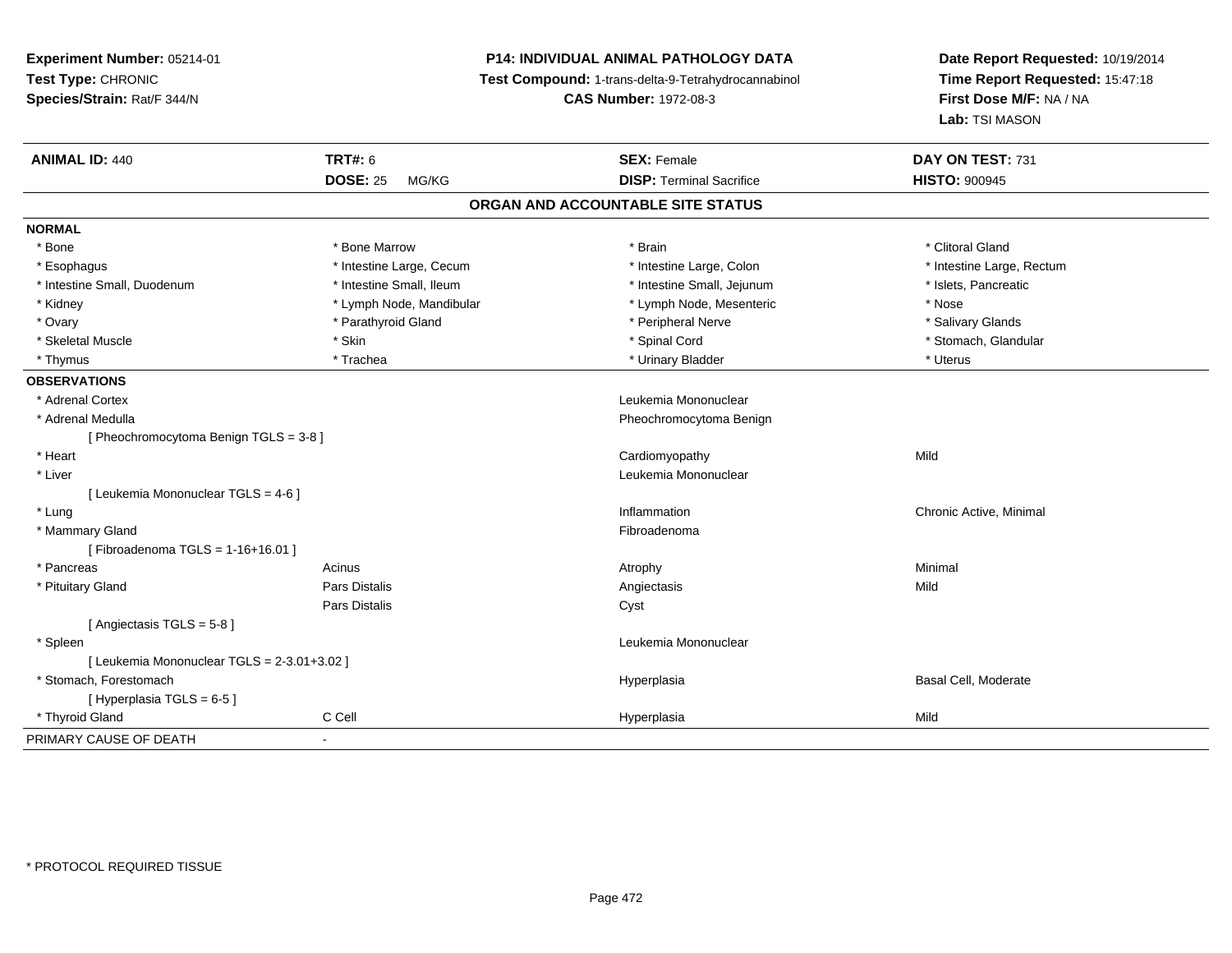**Experiment Number:** 05214-01
**Test Type:** CHRONIC
**Species/Strain:** Rat/F 344/N

**P14: INDIVIDUAL ANIMAL PATHOLOGY DATA**
**Test Compound:** 1-trans-delta-9-Tetrahydrocannabinol
**CAS Number:** 1972-08-3

**Date Report Requested:** 10/19/2014
**Time Report Requested:** 15:47:18
**First Dose M/F:** NA / NA
**Lab:** TSI MASON

| **ANIMAL ID:** 440 | **TRT#:** 6 | **SEX:** Female | **DAY ON TEST:** 731 |
|---|---|---|---|
| | **DOSE:** 25 MG/KG | **DISP:** Terminal Sacrifice | **HISTO:** 900945 |

## ORGAN AND ACCOUNTABLE SITE STATUS

**NORMAL**

| | | | |
|---|---|---|---|
| * Bone | * Bone Marrow | * Brain | * Clitoral Gland |
| * Esophagus | * Intestine Large, Cecum | * Intestine Large, Colon | * Intestine Large, Rectum |
| * Intestine Small, Duodenum | * Intestine Small, Ileum | * Intestine Small, Jejunum | * Islets, Pancreatic |
| * Kidney | * Lymph Node, Mandibular | * Lymph Node, Mesenteric | * Nose |
| * Ovary | * Parathyroid Gland | * Peripheral Nerve | * Salivary Glands |
| * Skeletal Muscle | * Skin | * Spinal Cord | * Stomach, Glandular |
| * Thymus | * Trachea | * Urinary Bladder | * Uterus |

**OBSERVATIONS**

| | | | |
|---|---|---|---|
| * Adrenal Cortex | | Leukemia Mononuclear | |
| * Adrenal Medulla | | Pheochromocytoma Benign | |
| [ Pheochromocytoma Benign TGLS = 3-8 ] | | | |
| * Heart | | Cardiomyopathy | Mild |
| * Liver | | Leukemia Mononuclear | |
| [ Leukemia Mononuclear TGLS = 4-6 ] | | | |
| * Lung | | Inflammation | Chronic Active, Minimal |
| * Mammary Gland | | Fibroadenoma | |
| [ Fibroadenoma TGLS = 1-16+16.01 ] | | | |
| * Pancreas | Acinus | Atrophy | Minimal |
| * Pituitary Gland | Pars Distalis | Angiectasis | Mild |
| | Pars Distalis | Cyst | |
| [ Angiectasis TGLS = 5-8 ] | | | |
| * Spleen | | Leukemia Mononuclear | |
| [ Leukemia Mononuclear TGLS = 2-3.01+3.02 ] | | | |
| * Stomach, Forestomach | | Hyperplasia | Basal Cell, Moderate |
| [ Hyperplasia TGLS = 6-5 ] | | | |
| * Thyroid Gland | C Cell | Hyperplasia | Mild |

PRIMARY CAUSE OF DEATH -

* PROTOCOL REQUIRED TISSUE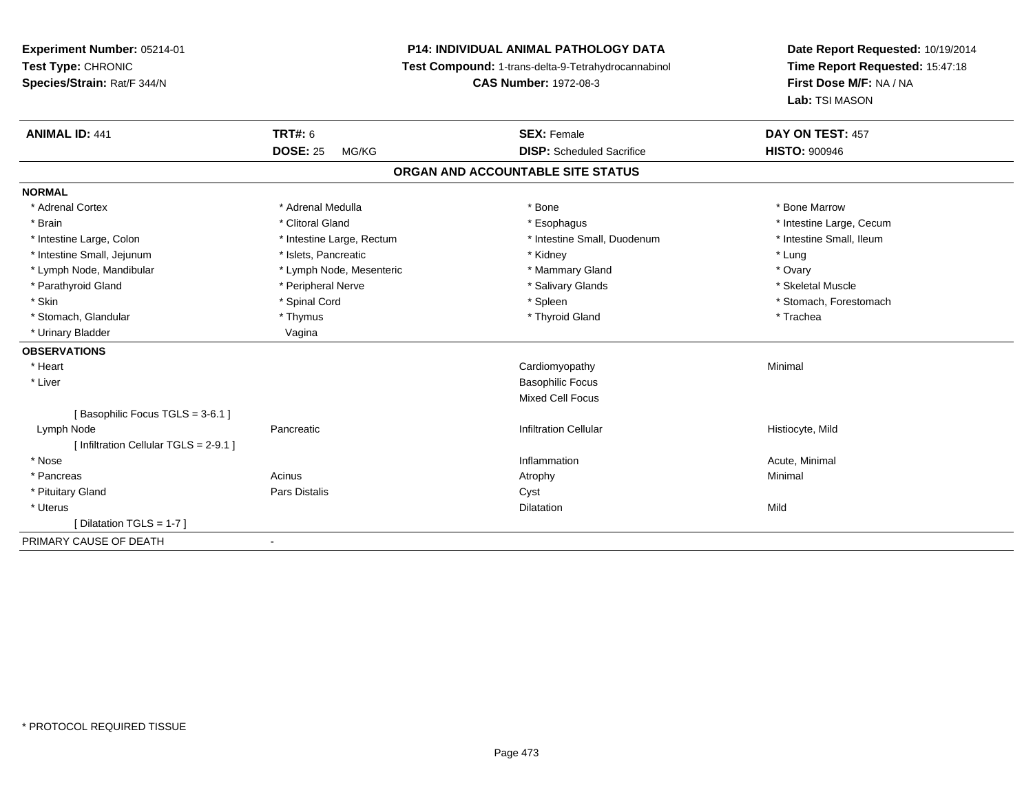**Experiment Number:** 05214-01
**Test Type:** CHRONIC
**Species/Strain:** Rat/F 344/N

**P14: INDIVIDUAL ANIMAL PATHOLOGY DATA**
**Test Compound:** 1-trans-delta-9-Tetrahydrocannabinol
**CAS Number:** 1972-08-3

**Date Report Requested:** 10/19/2014
**Time Report Requested:** 15:47:18
**First Dose M/F:** NA / NA
**Lab:** TSI MASON

| **ANIMAL ID:** 441 | **TRT#:** 6 | **SEX:** Female | **DAY ON TEST:** 457 |
|---|---|---|---|
| | **DOSE:** 25 MG/KG | **DISP:** Scheduled Sacrifice | **HISTO:** 900946 |

## ORGAN AND ACCOUNTABLE SITE STATUS

**NORMAL**

| | | | |
|---|---|---|---|
| * Adrenal Cortex | * Adrenal Medulla | * Bone | * Bone Marrow |
| * Brain | * Clitoral Gland | * Esophagus | * Intestine Large, Cecum |
| * Intestine Large, Colon | * Intestine Large, Rectum | * Intestine Small, Duodenum | * Intestine Small, Ileum |
| * Intestine Small, Jejunum | * Islets, Pancreatic | * Kidney | * Lung |
| * Lymph Node, Mandibular | * Lymph Node, Mesenteric | * Mammary Gland | * Ovary |
| * Parathyroid Gland | * Peripheral Nerve | * Salivary Glands | * Skeletal Muscle |
| * Skin | * Spinal Cord | * Spleen | * Stomach, Forestomach |
| * Stomach, Glandular | * Thymus | * Thyroid Gland | * Trachea |
| * Urinary Bladder | Vagina | | |

**OBSERVATIONS**

| | | | |
|---|---|---|---|
| * Heart | | Cardiomyopathy | Minimal |
| * Liver | | Basophilic Focus | |
| | | Mixed Cell Focus | |
| [ Basophilic Focus TGLS = 3-6.1 ] | | | |
| Lymph Node | Pancreatic | Infiltration Cellular | Histiocyte, Mild |
| [ Infiltration Cellular TGLS = 2-9.1 ] | | | |
| * Nose | | Inflammation | Acute, Minimal |
| * Pancreas | Acinus | Atrophy | Minimal |
| * Pituitary Gland | Pars Distalis | Cyst | |
| * Uterus | | Dilatation | Mild |
| [ Dilatation TGLS = 1-7 ] | | | |

PRIMARY CAUSE OF DEATH -

* PROTOCOL REQUIRED TISSUE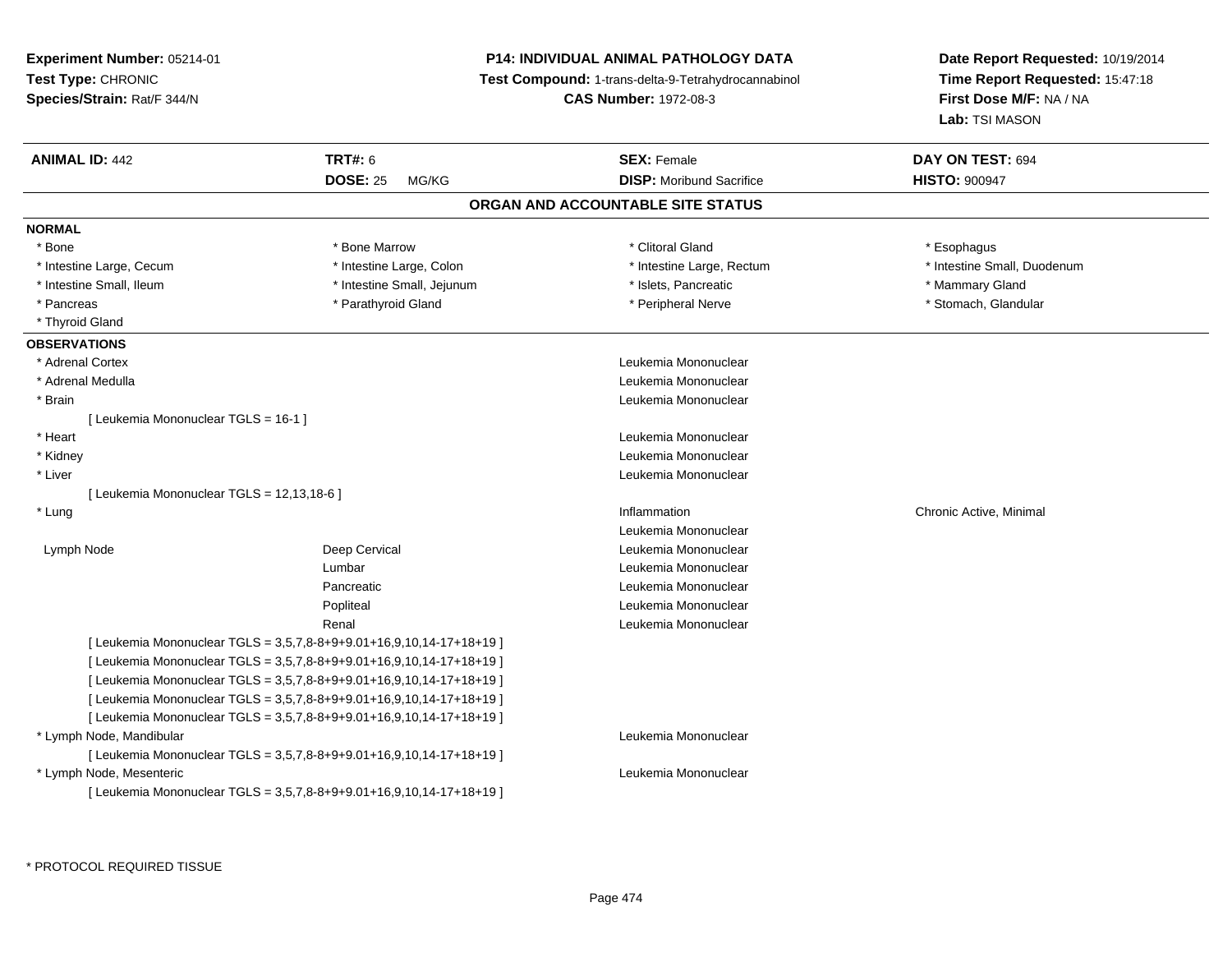**Experiment Number:** 05214-01
**Test Type:** CHRONIC
**Species/Strain:** Rat/F 344/N

**P14: INDIVIDUAL ANIMAL PATHOLOGY DATA**
**Test Compound:** 1-trans-delta-9-Tetrahydrocannabinol
**CAS Number:** 1972-08-3

**Date Report Requested:** 10/19/2014
**Time Report Requested:** 15:47:18
**First Dose M/F:** NA / NA
**Lab:** TSI MASON

| **ANIMAL ID:** 442 | **TRT#:** 6 | **SEX:** Female | **DAY ON TEST:** 694 |
|---|---|---|---|
| | **DOSE:** 25 MG/KG | **DISP:** Moribund Sacrifice | **HISTO:** 900947 |

## ORGAN AND ACCOUNTABLE SITE STATUS

### NORMAL

| | | | |
|---|---|---|---|
| * Bone | * Bone Marrow | * Clitoral Gland | * Esophagus |
| * Intestine Large, Cecum | * Intestine Large, Colon | * Intestine Large, Rectum | * Intestine Small, Duodenum |
| * Intestine Small, Ileum | * Intestine Small, Jejunum | * Islets, Pancreatic | * Mammary Gland |
| * Pancreas | * Parathyroid Gland | * Peripheral Nerve | * Stomach, Glandular |
| * Thyroid Gland | | | |

### OBSERVATIONS

| | | | |
|---|---|---|---|
| * Adrenal Cortex | | Leukemia Mononuclear | |
| * Adrenal Medulla | | Leukemia Mononuclear | |
| * Brain | | Leukemia Mononuclear | |
| [ Leukemia Mononuclear TGLS = 16-1 ] | | | |
| * Heart | | Leukemia Mononuclear | |
| * Kidney | | Leukemia Mononuclear | |
| * Liver | | Leukemia Mononuclear | |
| [ Leukemia Mononuclear TGLS = 12,13,18-6 ] | | | |
| * Lung | | Inflammation | Chronic Active, Minimal |
| | | Leukemia Mononuclear | |
| Lymph Node | Deep Cervical | Leukemia Mononuclear | |
| | Lumbar | Leukemia Mononuclear | |
| | Pancreatic | Leukemia Mononuclear | |
| | Popliteal | Leukemia Mononuclear | |
| | Renal | Leukemia Mononuclear | |
| [ Leukemia Mononuclear TGLS = 3,5,7,8-8+9+9.01+16,9,10,14-17+18+19 ] | | | |
| [ Leukemia Mononuclear TGLS = 3,5,7,8-8+9+9.01+16,9,10,14-17+18+19 ] | | | |
| [ Leukemia Mononuclear TGLS = 3,5,7,8-8+9+9.01+16,9,10,14-17+18+19 ] | | | |
| [ Leukemia Mononuclear TGLS = 3,5,7,8-8+9+9.01+16,9,10,14-17+18+19 ] | | | |
| [ Leukemia Mononuclear TGLS = 3,5,7,8-8+9+9.01+16,9,10,14-17+18+19 ] | | | |
| * Lymph Node, Mandibular | | Leukemia Mononuclear | |
| [ Leukemia Mononuclear TGLS = 3,5,7,8-8+9+9.01+16,9,10,14-17+18+19 ] | | | |
| * Lymph Node, Mesenteric | | Leukemia Mononuclear | |
| [ Leukemia Mononuclear TGLS = 3,5,7,8-8+9+9.01+16,9,10,14-17+18+19 ] | | | |

* PROTOCOL REQUIRED TISSUE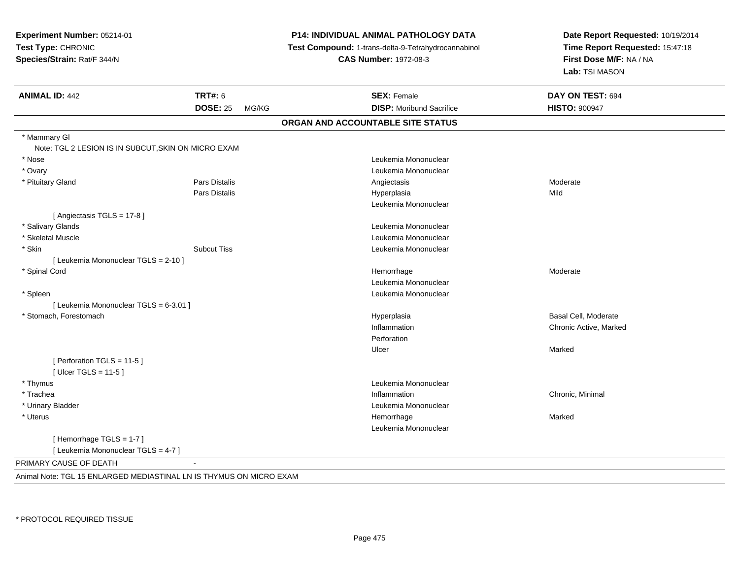**Experiment Number:** 05214-01
**Test Type:** CHRONIC
**Species/Strain:** Rat/F 344/N

**P14: INDIVIDUAL ANIMAL PATHOLOGY DATA**
**Test Compound:** 1-trans-delta-9-Tetrahydrocannabinol
**CAS Number:** 1972-08-3

**Date Report Requested:** 10/19/2014
**Time Report Requested:** 15:47:18
**First Dose M/F:** NA / NA
**Lab:** TSI MASON

| **ANIMAL ID:** 442 | **TRT#:** 6 | **SEX:** Female | **DAY ON TEST:** 694 |
|---|---|---|---|
| | **DOSE:** 25 MG/KG | **DISP:** Moribund Sacrifice | **HISTO:** 900947 |

## ORGAN AND ACCOUNTABLE SITE STATUS

| | | | |
|---|---|---|---|
| * Mammary Gl | | | |
| Note: TGL 2 LESION IS IN SUBCUT,SKIN ON MICRO EXAM | | | |
| * Nose | | Leukemia Mononuclear | |
| * Ovary | | Leukemia Mononuclear | |
| * Pituitary Gland | Pars Distalis | Angiectasis | Moderate |
| | Pars Distalis | Hyperplasia | Mild |
| | | Leukemia Mononuclear | |
| [ Angiectasis TGLS = 17-8 ] | | | |
| * Salivary Glands | | Leukemia Mononuclear | |
| * Skeletal Muscle | | Leukemia Mononuclear | |
| * Skin | Subcut Tiss | Leukemia Mononuclear | |
| [ Leukemia Mononuclear TGLS = 2-10 ] | | | |
| * Spinal Cord | | Hemorrhage | Moderate |
| | | Leukemia Mononuclear | |
| * Spleen | | Leukemia Mononuclear | |
| [ Leukemia Mononuclear TGLS = 6-3.01 ] | | | |
| * Stomach, Forestomach | | Hyperplasia | Basal Cell, Moderate |
| | | Inflammation | Chronic Active, Marked |
| | | Perforation | |
| | | Ulcer | Marked |
| [ Perforation TGLS = 11-5 ] | | | |
| [ Ulcer TGLS = 11-5 ] | | | |
| * Thymus | | Leukemia Mononuclear | |
| * Trachea | | Inflammation | Chronic, Minimal |
| * Urinary Bladder | | Leukemia Mononuclear | |
| * Uterus | | Hemorrhage | Marked |
| | | Leukemia Mononuclear | |
| [ Hemorrhage TGLS = 1-7 ] | | | |
| [ Leukemia Mononuclear TGLS = 4-7 ] | | | |

PRIMARY CAUSE OF DEATH -

Animal Note: TGL 15 ENLARGED MEDIASTINAL LN IS THYMUS ON MICRO EXAM

* PROTOCOL REQUIRED TISSUE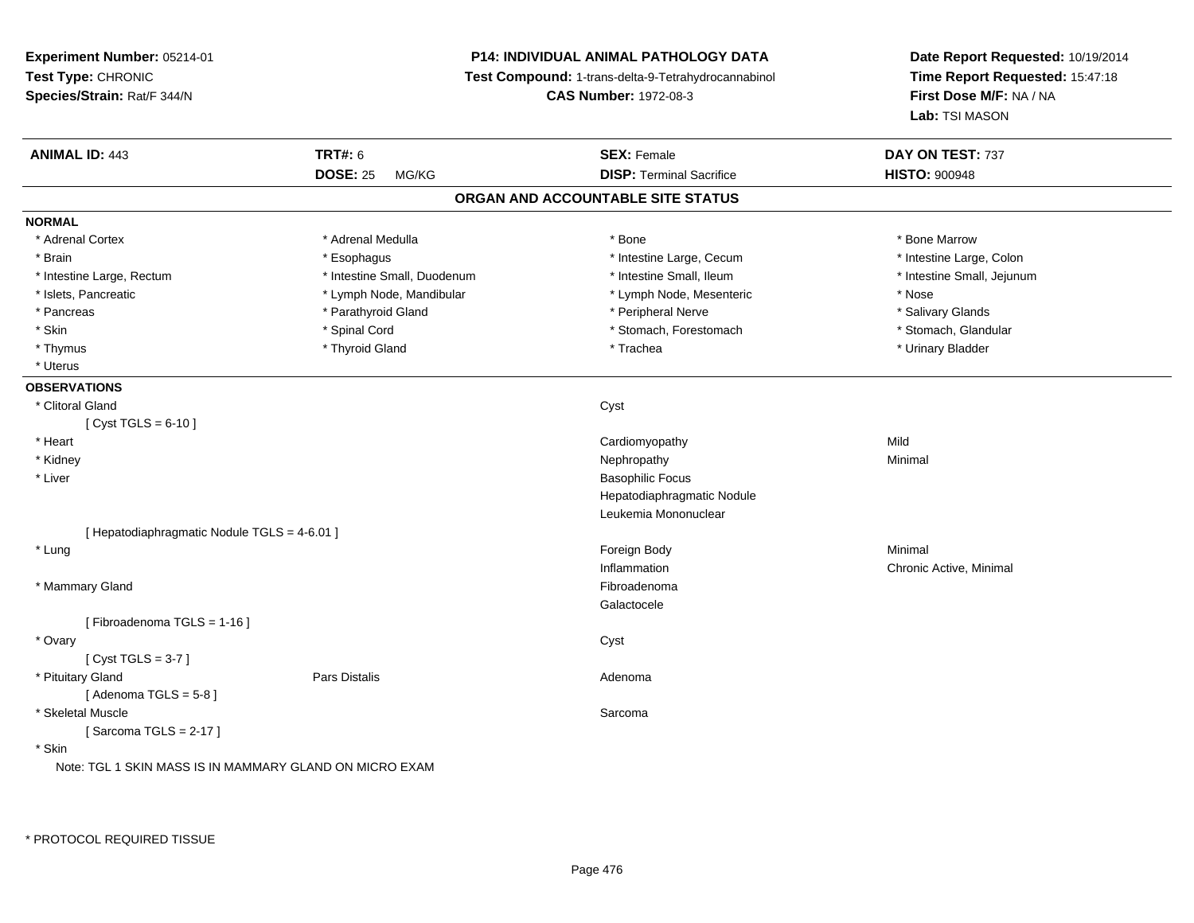**Experiment Number:** 05214-01
**Test Type:** CHRONIC
**Species/Strain:** Rat/F 344/N

**P14: INDIVIDUAL ANIMAL PATHOLOGY DATA**
**Test Compound:** 1-trans-delta-9-Tetrahydrocannabinol
**CAS Number:** 1972-08-3

**Date Report Requested:** 10/19/2014
**Time Report Requested:** 15:47:18
**First Dose M/F:** NA / NA
**Lab:** TSI MASON

| **ANIMAL ID:** 443 | **TRT#:** 6 | **SEX:** Female | **DAY ON TEST:** 737 |
|---|---|---|---|
| | **DOSE:** 25 MG/KG | **DISP:** Terminal Sacrifice | **HISTO:** 900948 |

## ORGAN AND ACCOUNTABLE SITE STATUS

### NORMAL

| | | | |
|---|---|---|---|
| * Adrenal Cortex | * Adrenal Medulla | * Bone | * Bone Marrow |
| * Brain | * Esophagus | * Intestine Large, Cecum | * Intestine Large, Colon |
| * Intestine Large, Rectum | * Intestine Small, Duodenum | * Intestine Small, Ileum | * Intestine Small, Jejunum |
| * Islets, Pancreatic | * Lymph Node, Mandibular | * Lymph Node, Mesenteric | * Nose |
| * Pancreas | * Parathyroid Gland | * Peripheral Nerve | * Salivary Glands |
| * Skin | * Spinal Cord | * Stomach, Forestomach | * Stomach, Glandular |
| * Thymus | * Thyroid Gland | * Trachea | * Urinary Bladder |
| * Uterus | | | |

### OBSERVATIONS

| | | | |
|---|---|---|---|
| * Clitoral Gland | | Cyst | |
| [ Cyst TGLS = 6-10 ] | | | |
| * Heart | | Cardiomyopathy | Mild |
| * Kidney | | Nephropathy | Minimal |
| * Liver | | Basophilic Focus | |
| | | Hepatodiaphragmatic Nodule | |
| | | Leukemia Mononuclear | |
| [ Hepatodiaphragmatic Nodule TGLS = 4-6.01 ] | | | |
| * Lung | | Foreign Body | Minimal |
| | | Inflammation | Chronic Active, Minimal |
| * Mammary Gland | | Fibroadenoma | |
| | | Galactocele | |
| [ Fibroadenoma TGLS = 1-16 ] | | | |
| * Ovary | | Cyst | |
| [ Cyst TGLS = 3-7 ] | | | |
| * Pituitary Gland | Pars Distalis | Adenoma | |
| [ Adenoma TGLS = 5-8 ] | | | |
| * Skeletal Muscle | | Sarcoma | |
| [ Sarcoma TGLS = 2-17 ] | | | |
| * Skin | | | |

Note: TGL 1 SKIN MASS IS IN MAMMARY GLAND ON MICRO EXAM

* PROTOCOL REQUIRED TISSUE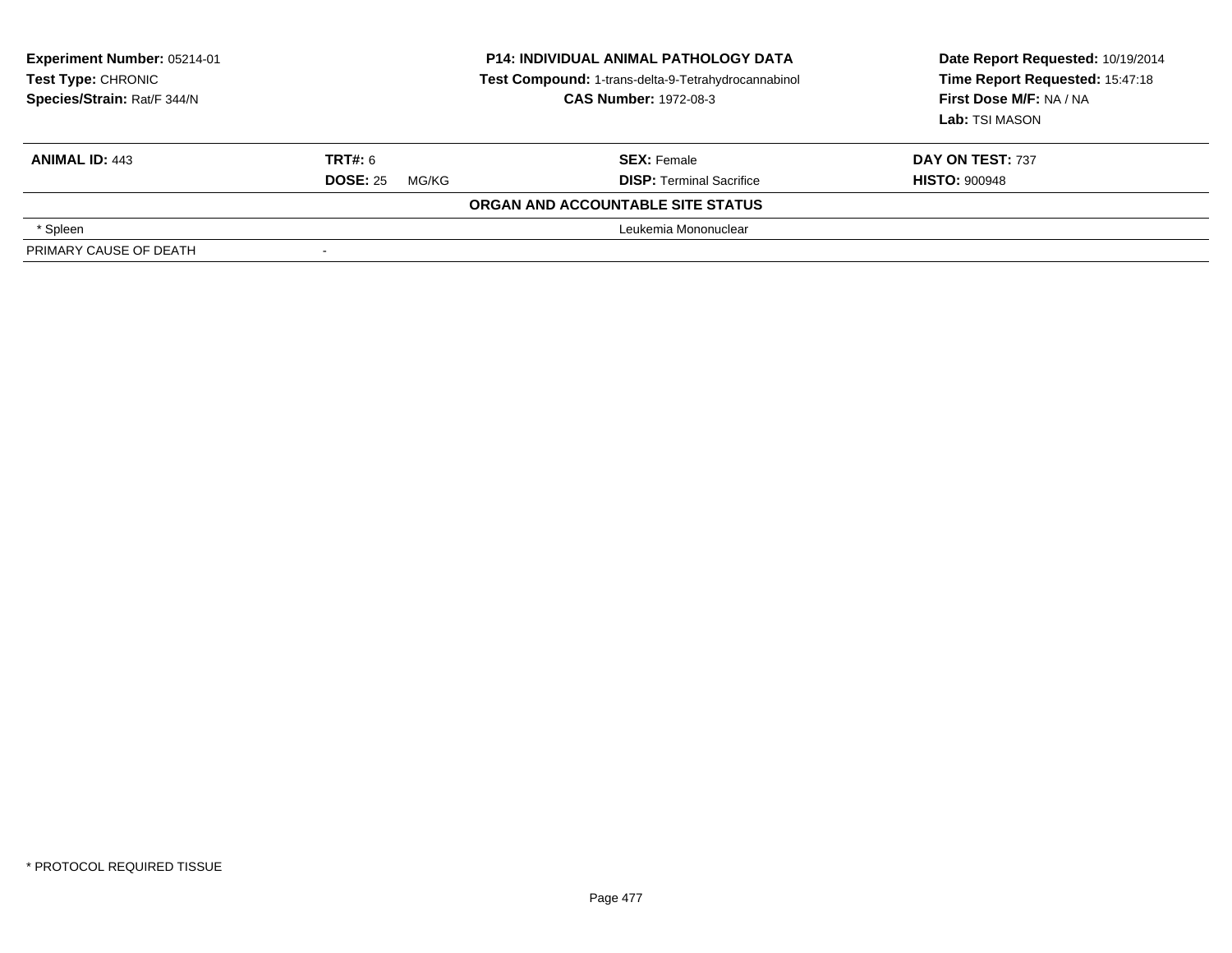**Experiment Number:** 05214-01
**Test Type:** CHRONIC
**Species/Strain:** Rat/F 344/N

**P14: INDIVIDUAL ANIMAL PATHOLOGY DATA**
**Test Compound:** 1-trans-delta-9-Tetrahydrocannabinol
**CAS Number:** 1972-08-3

**Date Report Requested:** 10/19/2014
**Time Report Requested:** 15:47:18
**First Dose M/F:** NA / NA
**Lab:** TSI MASON

| **ANIMAL ID:** 443 | **TRT#:** 6 | **SEX:** Female | **DAY ON TEST:** 737 |
|---|---|---|---|
| | **DOSE:** 25 MG/KG | **DISP:** Terminal Sacrifice | **HISTO:** 900948 |
| | | **ORGAN AND ACCOUNTABLE SITE STATUS** | |
| * Spleen | | Leukemia Mononuclear | |
| PRIMARY CAUSE OF DEATH | - | | |

* PROTOCOL REQUIRED TISSUE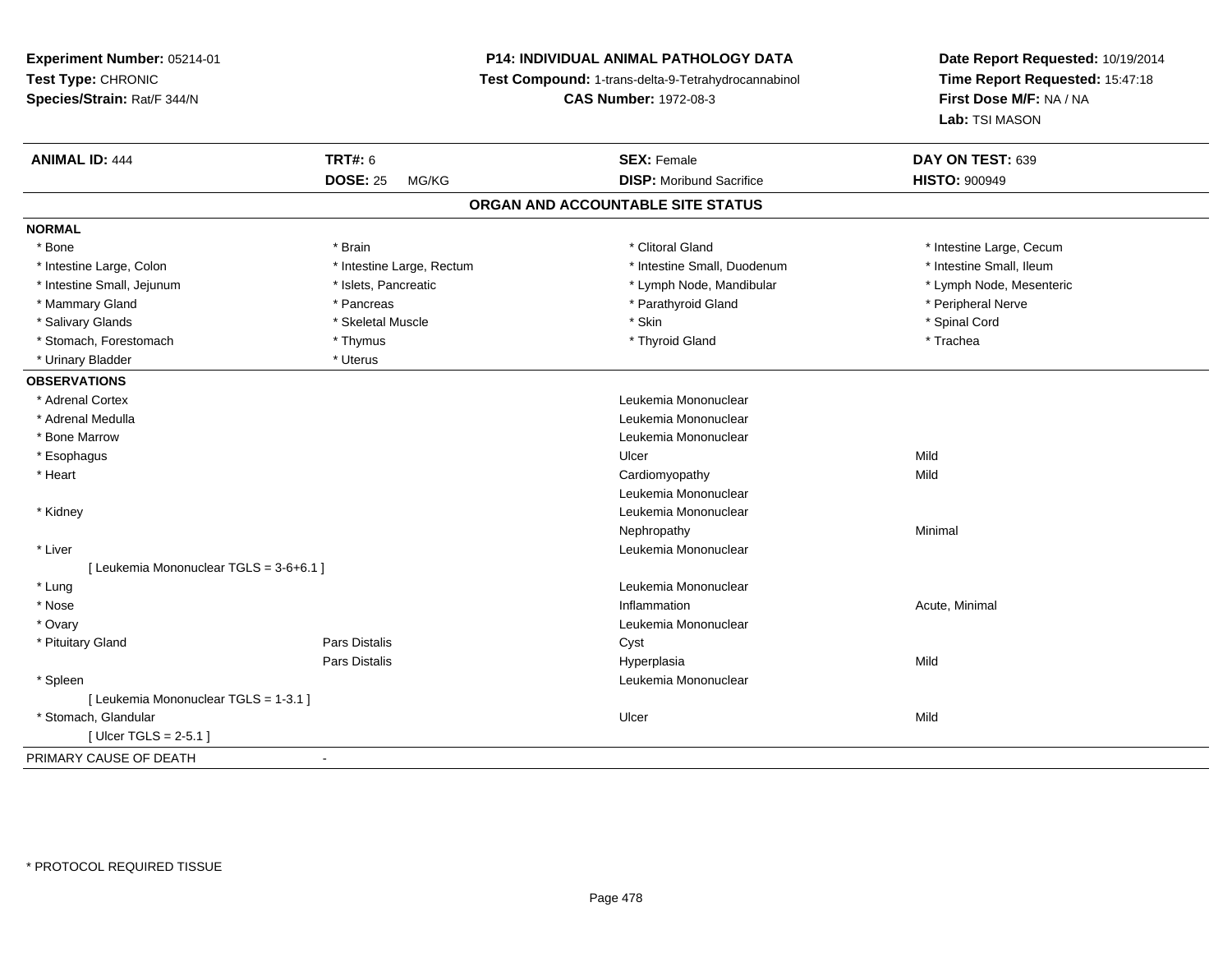**Experiment Number:** 05214-01
**Test Type:** CHRONIC
**Species/Strain:** Rat/F 344/N

**P14: INDIVIDUAL ANIMAL PATHOLOGY DATA**
**Test Compound:** 1-trans-delta-9-Tetrahydrocannabinol
**CAS Number:** 1972-08-3

**Date Report Requested:** 10/19/2014
**Time Report Requested:** 15:47:18
**First Dose M/F:** NA / NA
**Lab:** TSI MASON

| **ANIMAL ID:** 444 | **TRT#:** 6 | **SEX:** Female | **DAY ON TEST:** 639 |
|---|---|---|---|
| | **DOSE:** 25 MG/KG | **DISP:** Moribund Sacrifice | **HISTO:** 900949 |

## ORGAN AND ACCOUNTABLE SITE STATUS

**NORMAL**

| | | | |
|---|---|---|---|
| * Bone | * Brain | * Clitoral Gland | * Intestine Large, Cecum |
| * Intestine Large, Colon | * Intestine Large, Rectum | * Intestine Small, Duodenum | * Intestine Small, Ileum |
| * Intestine Small, Jejunum | * Islets, Pancreatic | * Lymph Node, Mandibular | * Lymph Node, Mesenteric |
| * Mammary Gland | * Pancreas | * Parathyroid Gland | * Peripheral Nerve |
| * Salivary Glands | * Skeletal Muscle | * Skin | * Spinal Cord |
| * Stomach, Forestomach | * Thymus | * Thyroid Gland | * Trachea |
| * Urinary Bladder | * Uterus | | |

**OBSERVATIONS**

| | | | |
|---|---|---|---|
| * Adrenal Cortex | | Leukemia Mononuclear | |
| * Adrenal Medulla | | Leukemia Mononuclear | |
| * Bone Marrow | | Leukemia Mononuclear | |
| * Esophagus | | Ulcer | Mild |
| * Heart | | Cardiomyopathy | Mild |
| | | Leukemia Mononuclear | |
| * Kidney | | Leukemia Mononuclear | |
| | | Nephropathy | Minimal |
| * Liver | | Leukemia Mononuclear | |
| [ Leukemia Mononuclear TGLS = 3-6+6.1 ] | | | |
| * Lung | | Leukemia Mononuclear | |
| * Nose | | Inflammation | Acute, Minimal |
| * Ovary | | Leukemia Mononuclear | |
| * Pituitary Gland | Pars Distalis | Cyst | |
| | Pars Distalis | Hyperplasia | Mild |
| * Spleen | | Leukemia Mononuclear | |
| [ Leukemia Mononuclear TGLS = 1-3.1 ] | | | |
| * Stomach, Glandular | | Ulcer | Mild |
| [ Ulcer TGLS = 2-5.1 ] | | | |

PRIMARY CAUSE OF DEATH -

* PROTOCOL REQUIRED TISSUE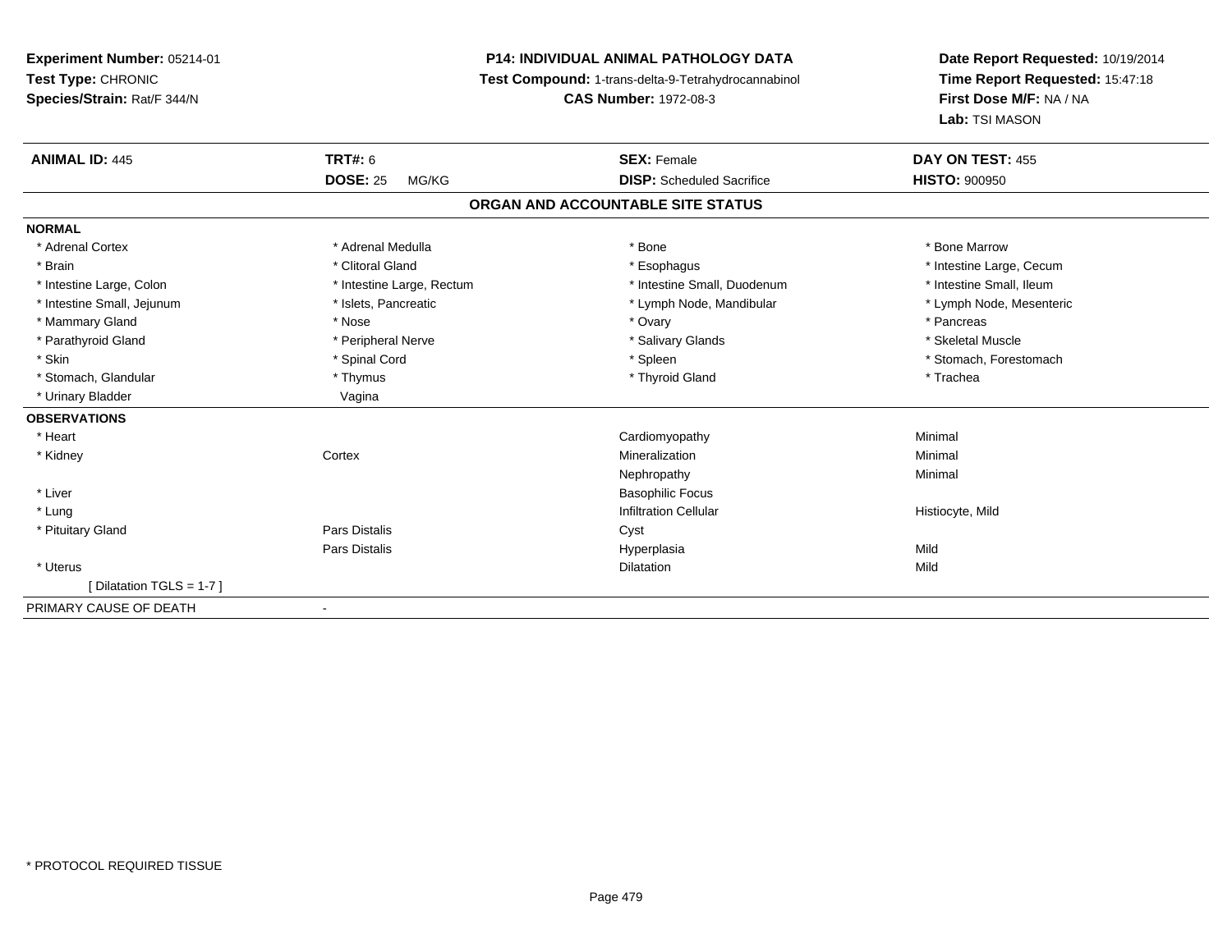**Experiment Number:** 05214-01
**Test Type:** CHRONIC
**Species/Strain:** Rat/F 344/N

**P14: INDIVIDUAL ANIMAL PATHOLOGY DATA**
**Test Compound:** 1-trans-delta-9-Tetrahydrocannabinol
**CAS Number:** 1972-08-3

**Date Report Requested:** 10/19/2014
**Time Report Requested:** 15:47:18
**First Dose M/F:** NA / NA
**Lab:** TSI MASON

| **ANIMAL ID:** 445 | **TRT#:** 6 | **SEX:** Female | **DAY ON TEST:** 455 |
|---|---|---|---|
| | **DOSE:** 25 MG/KG | **DISP:** Scheduled Sacrifice | **HISTO:** 900950 |

## ORGAN AND ACCOUNTABLE SITE STATUS

**NORMAL**

| | | | |
|---|---|---|---|
| * Adrenal Cortex | * Adrenal Medulla | * Bone | * Bone Marrow |
| * Brain | * Clitoral Gland | * Esophagus | * Intestine Large, Cecum |
| * Intestine Large, Colon | * Intestine Large, Rectum | * Intestine Small, Duodenum | * Intestine Small, Ileum |
| * Intestine Small, Jejunum | * Islets, Pancreatic | * Lymph Node, Mandibular | * Lymph Node, Mesenteric |
| * Mammary Gland | * Nose | * Ovary | * Pancreas |
| * Parathyroid Gland | * Peripheral Nerve | * Salivary Glands | * Skeletal Muscle |
| * Skin | * Spinal Cord | * Spleen | * Stomach, Forestomach |
| * Stomach, Glandular | * Thymus | * Thyroid Gland | * Trachea |
| * Urinary Bladder | Vagina | | |

**OBSERVATIONS**

| | | | |
|---|---|---|---|
| * Heart | | Cardiomyopathy | Minimal |
| * Kidney | Cortex | Mineralization | Minimal |
| | | Nephropathy | Minimal |
| * Liver | | Basophilic Focus | |
| * Lung | | Infiltration Cellular | Histiocyte, Mild |
| * Pituitary Gland | Pars Distalis | Cyst | |
| | Pars Distalis | Hyperplasia | Mild |
| * Uterus | | Dilatation | Mild |
| [ Dilatation TGLS = 1-7 ] | | | |

PRIMARY CAUSE OF DEATH -

* PROTOCOL REQUIRED TISSUE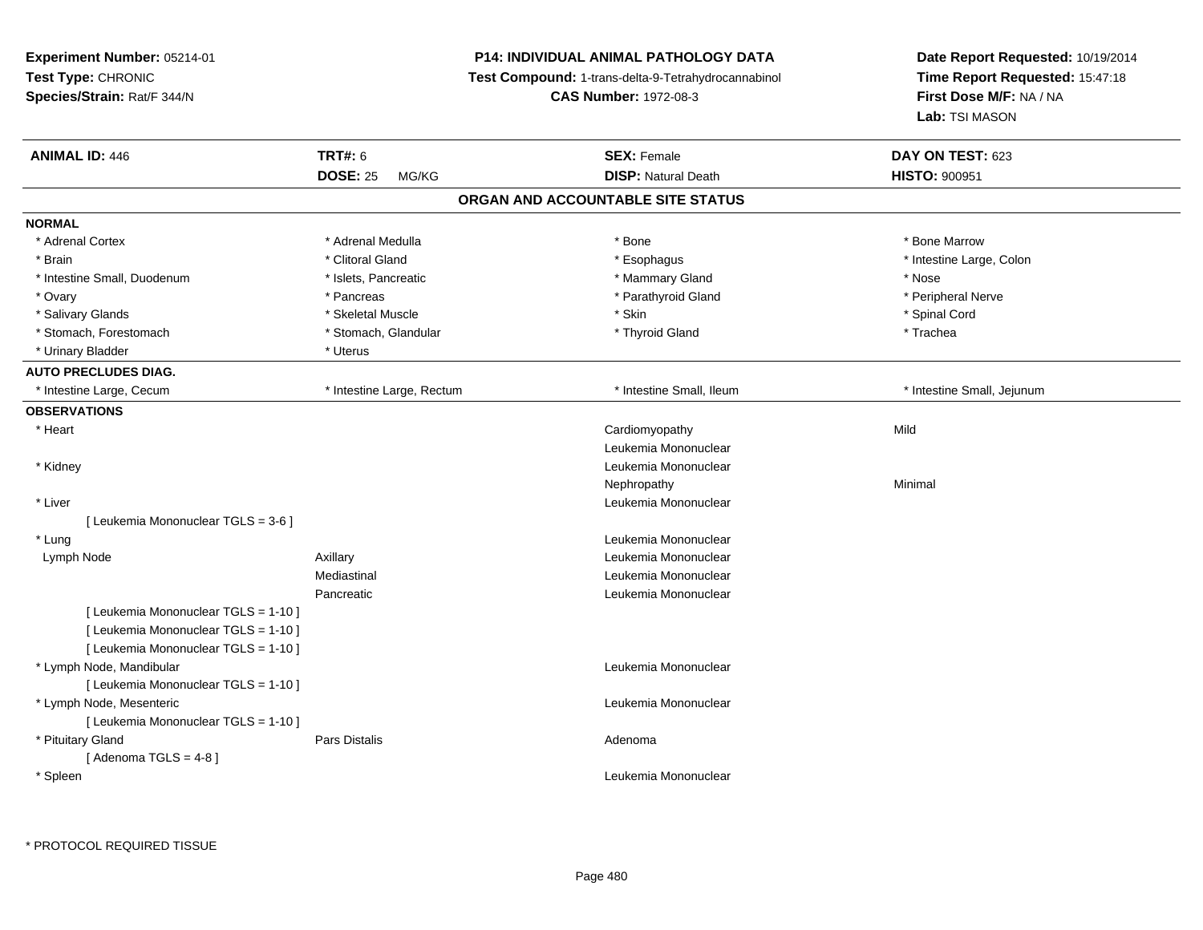**Experiment Number:** 05214-01
**Test Type:** CHRONIC
**Species/Strain:** Rat/F 344/N

**P14: INDIVIDUAL ANIMAL PATHOLOGY DATA**
**Test Compound:** 1-trans-delta-9-Tetrahydrocannabinol
**CAS Number:** 1972-08-3

**Date Report Requested:** 10/19/2014
**Time Report Requested:** 15:47:18
**First Dose M/F:** NA / NA
**Lab:** TSI MASON

| **ANIMAL ID:** 446 | **TRT#:** 6 | **SEX:** Female | **DAY ON TEST:** 623 |
|---|---|---|---|
| | **DOSE:** 25 MG/KG | **DISP:** Natural Death | **HISTO:** 900951 |

## ORGAN AND ACCOUNTABLE SITE STATUS

**NORMAL**

| | | | |
|---|---|---|---|
| * Adrenal Cortex | * Adrenal Medulla | * Bone | * Bone Marrow |
| * Brain | * Clitoral Gland | * Esophagus | * Intestine Large, Colon |
| * Intestine Small, Duodenum | * Islets, Pancreatic | * Mammary Gland | * Nose |
| * Ovary | * Pancreas | * Parathyroid Gland | * Peripheral Nerve |
| * Salivary Glands | * Skeletal Muscle | * Skin | * Spinal Cord |
| * Stomach, Forestomach | * Stomach, Glandular | * Thyroid Gland | * Trachea |
| * Urinary Bladder | * Uterus | | |

**AUTO PRECLUDES DIAG.**

| | | | |
|---|---|---|---|
| * Intestine Large, Cecum | * Intestine Large, Rectum | * Intestine Small, Ileum | * Intestine Small, Jejunum |

**OBSERVATIONS**

| | | | |
|---|---|---|---|
| * Heart | | Cardiomyopathy | Mild |
| | | Leukemia Mononuclear | |
| * Kidney | | Leukemia Mononuclear | |
| | | Nephropathy | Minimal |
| * Liver | | Leukemia Mononuclear | |
| [ Leukemia Mononuclear TGLS = 3-6 ] | | | |
| * Lung | | Leukemia Mononuclear | |
| Lymph Node | Axillary | Leukemia Mononuclear | |
| | Mediastinal | Leukemia Mononuclear | |
| | Pancreatic | Leukemia Mononuclear | |
| [ Leukemia Mononuclear TGLS = 1-10 ] | | | |
| [ Leukemia Mononuclear TGLS = 1-10 ] | | | |
| [ Leukemia Mononuclear TGLS = 1-10 ] | | | |
| * Lymph Node, Mandibular | | Leukemia Mononuclear | |
| [ Leukemia Mononuclear TGLS = 1-10 ] | | | |
| * Lymph Node, Mesenteric | | Leukemia Mononuclear | |
| [ Leukemia Mononuclear TGLS = 1-10 ] | | | |
| * Pituitary Gland | Pars Distalis | Adenoma | |
| [ Adenoma TGLS = 4-8 ] | | | |
| * Spleen | | Leukemia Mononuclear | |

\* PROTOCOL REQUIRED TISSUE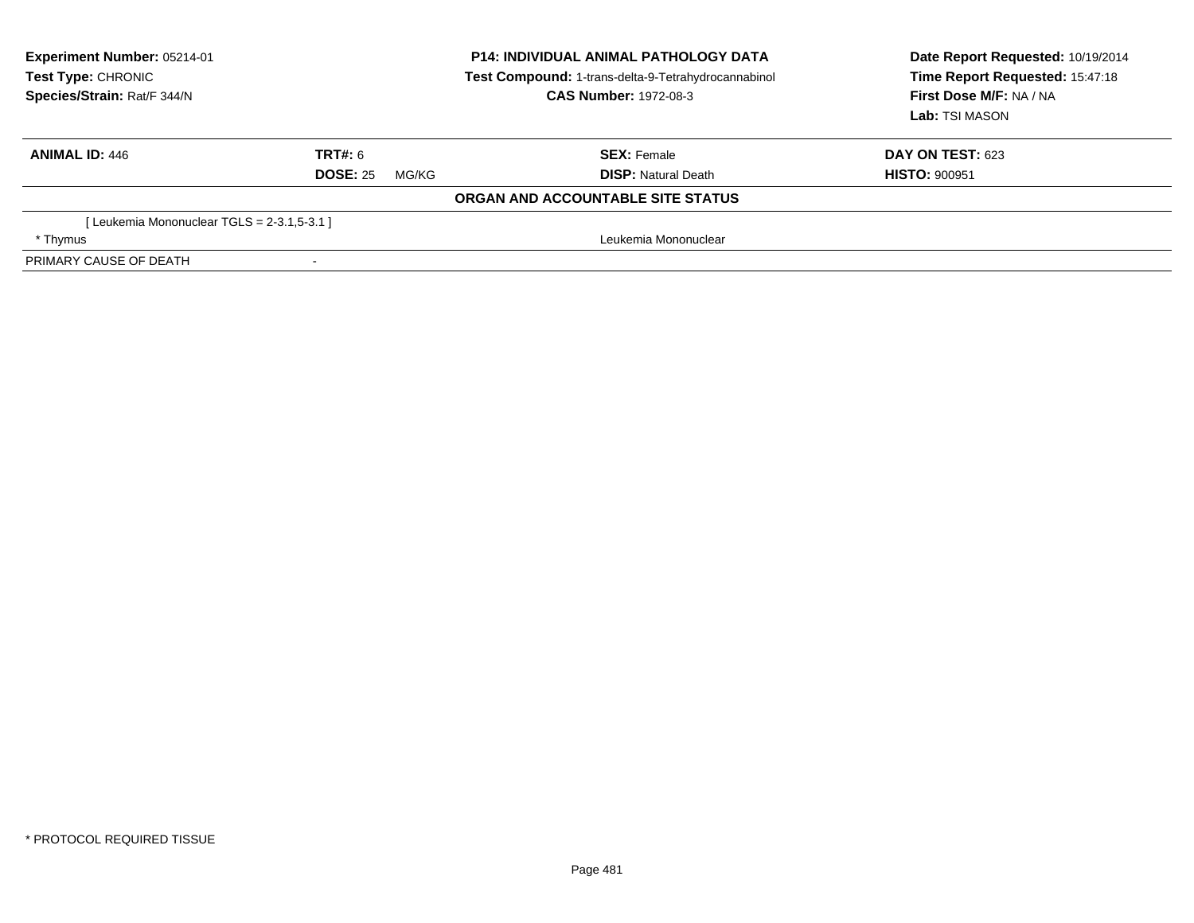**Experiment Number:** 05214-01
**Test Type:** CHRONIC
**Species/Strain:** Rat/F 344/N

**P14: INDIVIDUAL ANIMAL PATHOLOGY DATA**
**Test Compound:** 1-trans-delta-9-Tetrahydrocannabinol
**CAS Number:** 1972-08-3

**Date Report Requested:** 10/19/2014
**Time Report Requested:** 15:47:18
**First Dose M/F:** NA / NA
**Lab:** TSI MASON

| **ANIMAL ID:** 446 | **TRT#:** 6 | **SEX:** Female | **DAY ON TEST:** 623 |
|---|---|---|---|
| | **DOSE:** 25 MG/KG | **DISP:** Natural Death | **HISTO:** 900951 |

**ORGAN AND ACCOUNTABLE SITE STATUS**

| | | |
|---|---|---|
| [ Leukemia Mononuclear TGLS = 2-3.1,5-3.1 ] | | |
| * Thymus | | Leukemia Mononuclear |
| PRIMARY CAUSE OF DEATH | - | |

* PROTOCOL REQUIRED TISSUE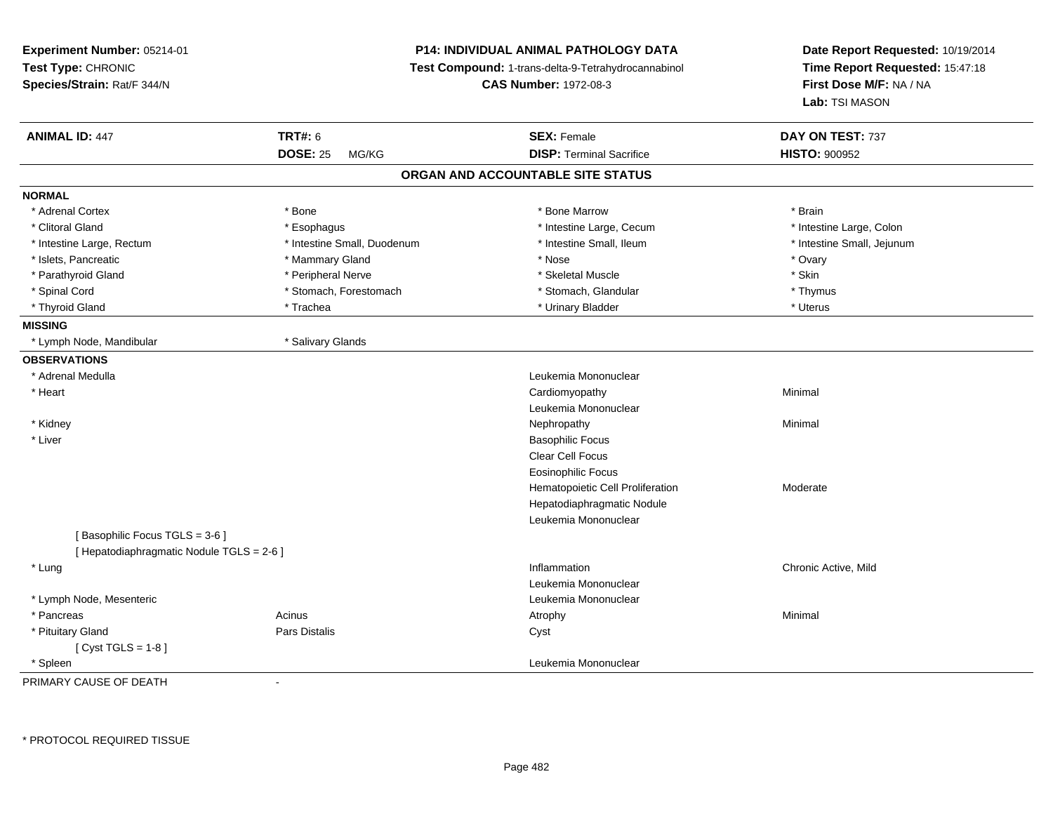**Experiment Number:** 05214-01
**Test Type:** CHRONIC
**Species/Strain:** Rat/F 344/N

**P14: INDIVIDUAL ANIMAL PATHOLOGY DATA**
**Test Compound:** 1-trans-delta-9-Tetrahydrocannabinol
**CAS Number:** 1972-08-3

**Date Report Requested:** 10/19/2014
**Time Report Requested:** 15:47:18
**First Dose M/F:** NA / NA
**Lab:** TSI MASON

| **ANIMAL ID:** 447 | **TRT#:** 6 | **SEX:** Female | **DAY ON TEST:** 737 |
|---|---|---|---|
| | **DOSE:** 25 MG/KG | **DISP:** Terminal Sacrifice | **HISTO:** 900952 |

## ORGAN AND ACCOUNTABLE SITE STATUS

**NORMAL**

| | | | |
|---|---|---|---|
| * Adrenal Cortex | * Bone | * Bone Marrow | * Brain |
| * Clitoral Gland | * Esophagus | * Intestine Large, Cecum | * Intestine Large, Colon |
| * Intestine Large, Rectum | * Intestine Small, Duodenum | * Intestine Small, Ileum | * Intestine Small, Jejunum |
| * Islets, Pancreatic | * Mammary Gland | * Nose | * Ovary |
| * Parathyroid Gland | * Peripheral Nerve | * Skeletal Muscle | * Skin |
| * Spinal Cord | * Stomach, Forestomach | * Stomach, Glandular | * Thymus |
| * Thyroid Gland | * Trachea | * Urinary Bladder | * Uterus |

**MISSING**

| | |
|---|---|
| * Lymph Node, Mandibular | * Salivary Glands |

**OBSERVATIONS**

| | | | |
|---|---|---|---|
| * Adrenal Medulla | | Leukemia Mononuclear | |
| * Heart | | Cardiomyopathy | Minimal |
| | | Leukemia Mononuclear | |
| * Kidney | | Nephropathy | Minimal |
| * Liver | | Basophilic Focus | |
| | | Clear Cell Focus | |
| | | Eosinophilic Focus | |
| | | Hematopoietic Cell Proliferation | Moderate |
| | | Hepatodiaphragmatic Nodule | |
| | | Leukemia Mononuclear | |
| [ Basophilic Focus TGLS = 3-6 ] | | | |
| [ Hepatodiaphragmatic Nodule TGLS = 2-6 ] | | | |
| * Lung | | Inflammation | Chronic Active, Mild |
| | | Leukemia Mononuclear | |
| * Lymph Node, Mesenteric | | Leukemia Mononuclear | |
| * Pancreas | Acinus | Atrophy | Minimal |
| * Pituitary Gland | Pars Distalis | Cyst | |
| [ Cyst TGLS = 1-8 ] | | | |
| * Spleen | | Leukemia Mononuclear | |

PRIMARY CAUSE OF DEATH -

\* PROTOCOL REQUIRED TISSUE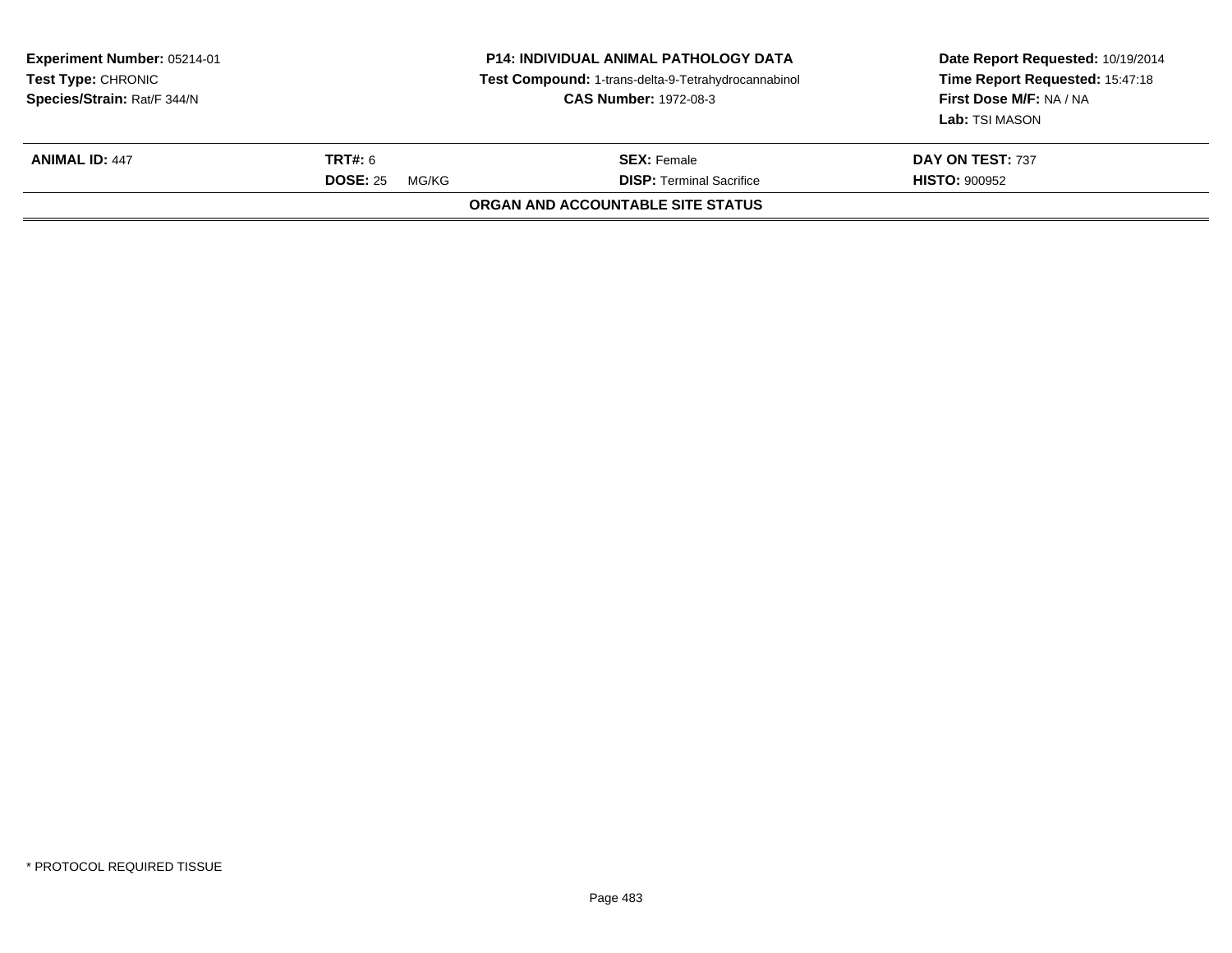**Experiment Number:** 05214-01
**Test Type:** CHRONIC
**Species/Strain:** Rat/F 344/N

**P14: INDIVIDUAL ANIMAL PATHOLOGY DATA**
**Test Compound:** 1-trans-delta-9-Tetrahydrocannabinol
**CAS Number:** 1972-08-3

**Date Report Requested:** 10/19/2014
**Time Report Requested:** 15:47:18
**First Dose M/F:** NA / NA
**Lab:** TSI MASON

| **ANIMAL ID:** 447 | **TRT#:** 6 | **SEX:** Female | **DAY ON TEST:** 737 |
|---|---|---|---|
| | **DOSE:** 25 MG/KG | **DISP:** Terminal Sacrifice | **HISTO:** 900952 |

**ORGAN AND ACCOUNTABLE SITE STATUS**

* PROTOCOL REQUIRED TISSUE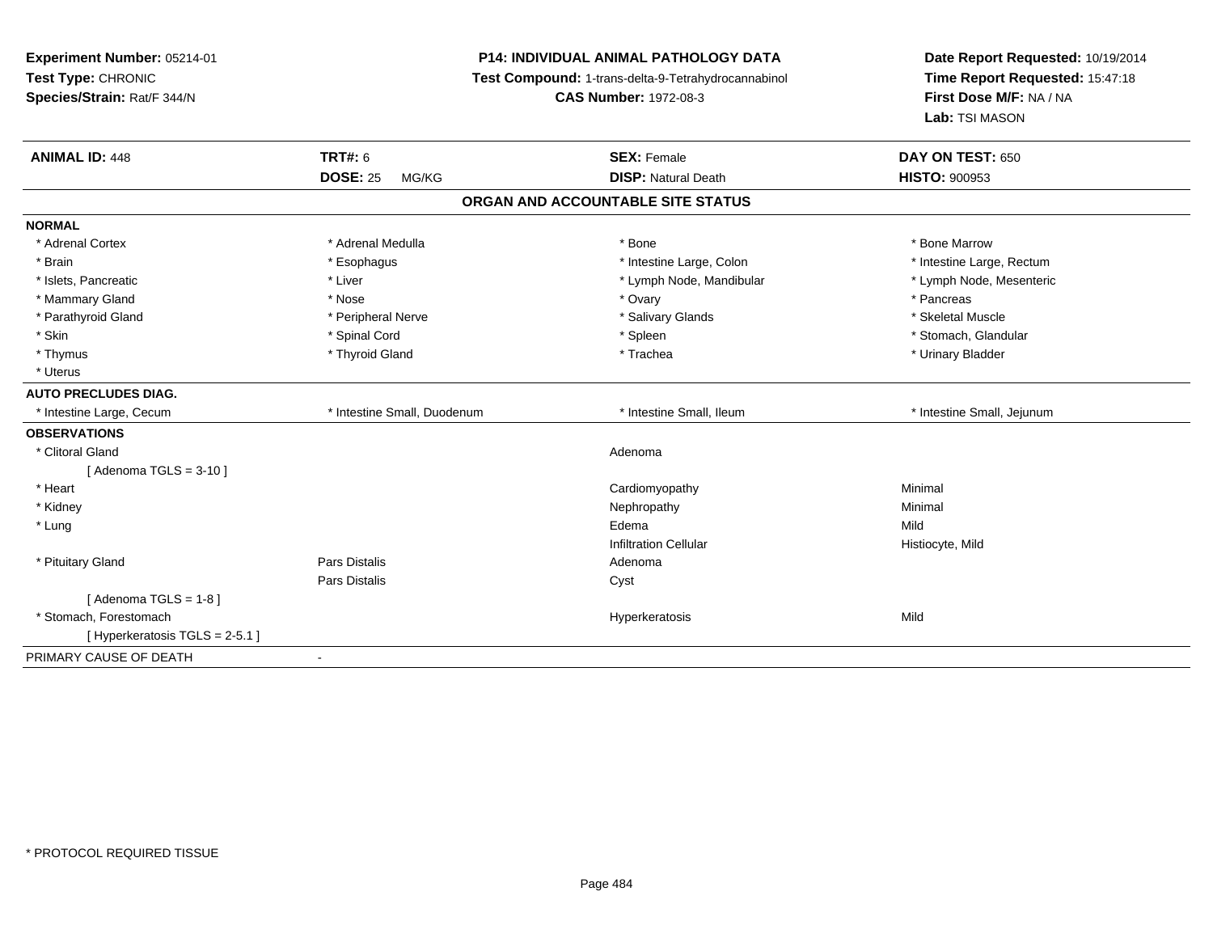**Experiment Number:** 05214-01
**Test Type:** CHRONIC
**Species/Strain:** Rat/F 344/N

**P14: INDIVIDUAL ANIMAL PATHOLOGY DATA**
**Test Compound:** 1-trans-delta-9-Tetrahydrocannabinol
**CAS Number:** 1972-08-3

**Date Report Requested:** 10/19/2014
**Time Report Requested:** 15:47:18
**First Dose M/F:** NA / NA
**Lab:** TSI MASON

| **ANIMAL ID:** 448 | **TRT#:** 6 | **SEX:** Female | **DAY ON TEST:** 650 |
|---|---|---|---|
| | **DOSE:** 25 MG/KG | **DISP:** Natural Death | **HISTO:** 900953 |

## ORGAN AND ACCOUNTABLE SITE STATUS

| | | | |
|---|---|---|---|
| **NORMAL** | | | |
| * Adrenal Cortex | * Adrenal Medulla | * Bone | * Bone Marrow |
| * Brain | * Esophagus | * Intestine Large, Colon | * Intestine Large, Rectum |
| * Islets, Pancreatic | * Liver | * Lymph Node, Mandibular | * Lymph Node, Mesenteric |
| * Mammary Gland | * Nose | * Ovary | * Pancreas |
| * Parathyroid Gland | * Peripheral Nerve | * Salivary Glands | * Skeletal Muscle |
| * Skin | * Spinal Cord | * Spleen | * Stomach, Glandular |
| * Thymus | * Thyroid Gland | * Trachea | * Urinary Bladder |
| * Uterus | | | |
| **AUTO PRECLUDES DIAG.** | | | |
| * Intestine Large, Cecum | * Intestine Small, Duodenum | * Intestine Small, Ileum | * Intestine Small, Jejunum |
| **OBSERVATIONS** | | | |
| * Clitoral Gland | | Adenoma | |
| [ Adenoma TGLS = 3-10 ] | | | |
| * Heart | | Cardiomyopathy | Minimal |
| * Kidney | | Nephropathy | Minimal |
| * Lung | | Edema | Mild |
| | | Infiltration Cellular | Histiocyte, Mild |
| * Pituitary Gland | Pars Distalis | Adenoma | |
| | Pars Distalis | Cyst | |
| [ Adenoma TGLS = 1-8 ] | | | |
| * Stomach, Forestomach | | Hyperkeratosis | Mild |
| [ Hyperkeratosis TGLS = 2-5.1 ] | | | |
| PRIMARY CAUSE OF DEATH | - | | |

* PROTOCOL REQUIRED TISSUE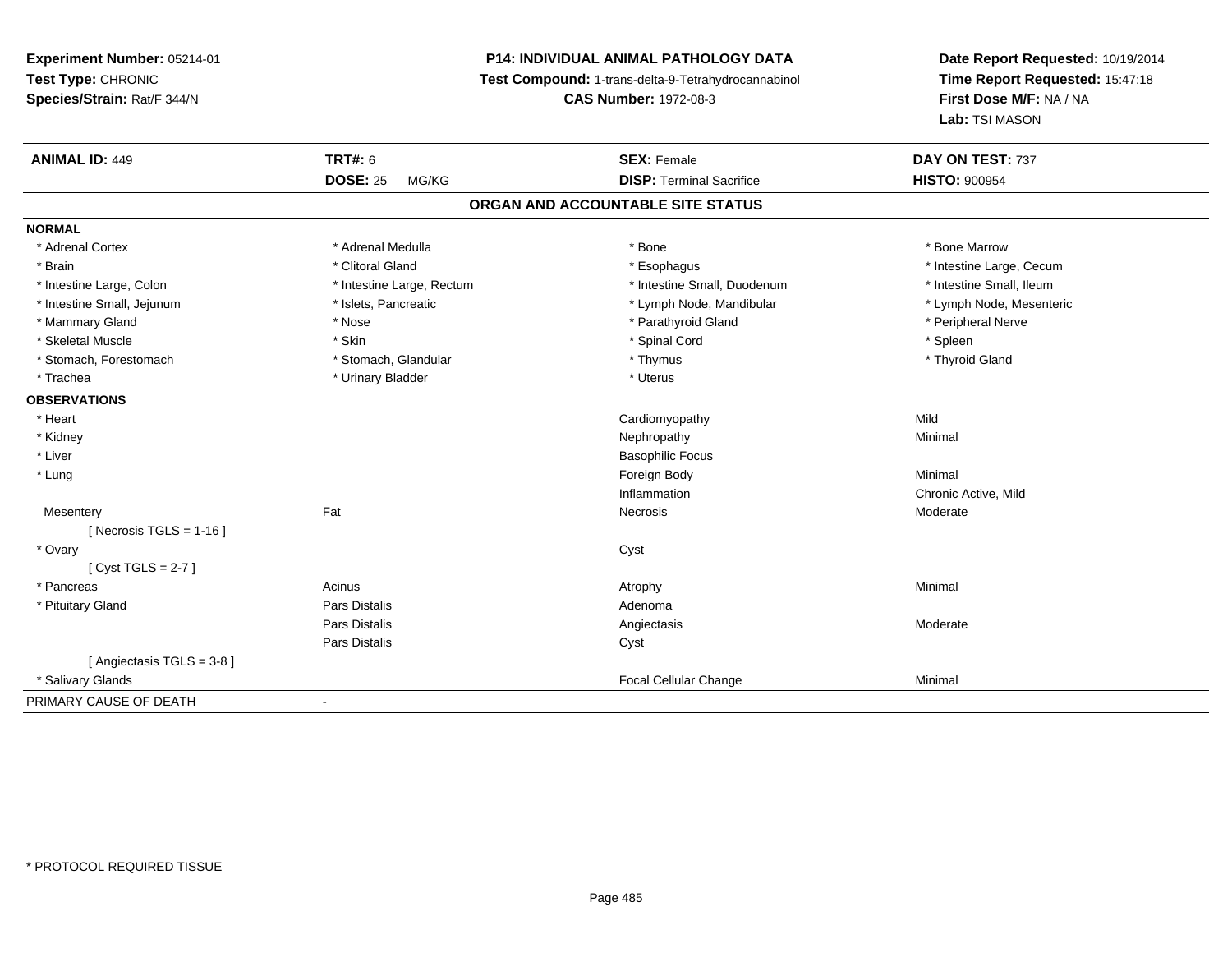**Experiment Number:** 05214-01
**Test Type:** CHRONIC
**Species/Strain:** Rat/F 344/N

**P14: INDIVIDUAL ANIMAL PATHOLOGY DATA**
**Test Compound:** 1-trans-delta-9-Tetrahydrocannabinol
**CAS Number:** 1972-08-3

**Date Report Requested:** 10/19/2014
**Time Report Requested:** 15:47:18
**First Dose M/F:** NA / NA
**Lab:** TSI MASON

| **ANIMAL ID:** 449 | **TRT#:** 6 | **SEX:** Female | **DAY ON TEST:** 737 |
|---|---|---|---|
| | **DOSE:** 25 MG/KG | **DISP:** Terminal Sacrifice | **HISTO:** 900954 |

## ORGAN AND ACCOUNTABLE SITE STATUS

**NORMAL**

| | | | |
|---|---|---|---|
| * Adrenal Cortex | * Adrenal Medulla | * Bone | * Bone Marrow |
| * Brain | * Clitoral Gland | * Esophagus | * Intestine Large, Cecum |
| * Intestine Large, Colon | * Intestine Large, Rectum | * Intestine Small, Duodenum | * Intestine Small, Ileum |
| * Intestine Small, Jejunum | * Islets, Pancreatic | * Lymph Node, Mandibular | * Lymph Node, Mesenteric |
| * Mammary Gland | * Nose | * Parathyroid Gland | * Peripheral Nerve |
| * Skeletal Muscle | * Skin | * Spinal Cord | * Spleen |
| * Stomach, Forestomach | * Stomach, Glandular | * Thymus | * Thyroid Gland |
| * Trachea | * Urinary Bladder | * Uterus | |

**OBSERVATIONS**

| | | | |
|---|---|---|---|
| * Heart | | Cardiomyopathy | Mild |
| * Kidney | | Nephropathy | Minimal |
| * Liver | | Basophilic Focus | |
| * Lung | | Foreign Body | Minimal |
| | | Inflammation | Chronic Active, Mild |
| Mesentery | Fat | Necrosis | Moderate |
| [ Necrosis TGLS = 1-16 ] | | | |
| * Ovary | | Cyst | |
| [ Cyst TGLS = 2-7 ] | | | |
| * Pancreas | Acinus | Atrophy | Minimal |
| * Pituitary Gland | Pars Distalis | Adenoma | |
| | Pars Distalis | Angiectasis | Moderate |
| | Pars Distalis | Cyst | |
| [ Angiectasis TGLS = 3-8 ] | | | |
| * Salivary Glands | | Focal Cellular Change | Minimal |

PRIMARY CAUSE OF DEATH -

* PROTOCOL REQUIRED TISSUE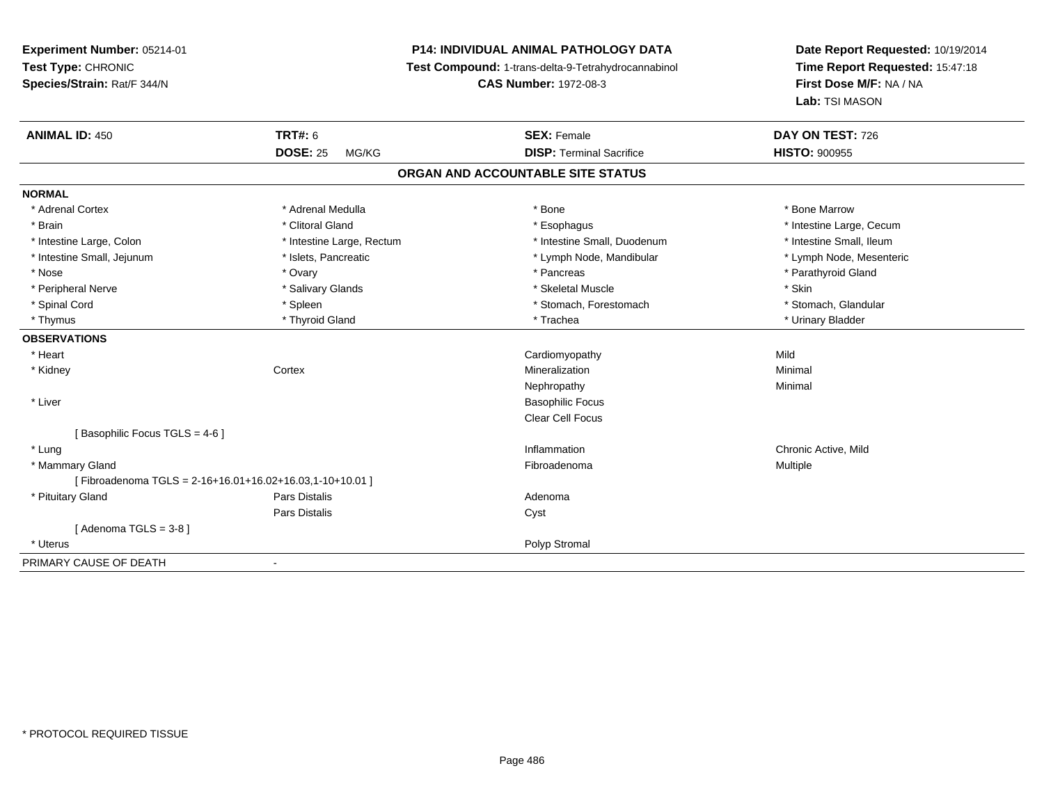**Experiment Number:** 05214-01
**Test Type:** CHRONIC
**Species/Strain:** Rat/F 344/N

**P14: INDIVIDUAL ANIMAL PATHOLOGY DATA**
**Test Compound:** 1-trans-delta-9-Tetrahydrocannabinol
**CAS Number:** 1972-08-3

**Date Report Requested:** 10/19/2014
**Time Report Requested:** 15:47:18
**First Dose M/F:** NA / NA
**Lab:** TSI MASON

| **ANIMAL ID:** 450 | **TRT#:** 6 | **SEX:** Female | **DAY ON TEST:** 726 |
|---|---|---|---|
| | **DOSE:** 25 MG/KG | **DISP:** Terminal Sacrifice | **HISTO:** 900955 |

## ORGAN AND ACCOUNTABLE SITE STATUS

**NORMAL**

| | | | |
|---|---|---|---|
| * Adrenal Cortex | * Adrenal Medulla | * Bone | * Bone Marrow |
| * Brain | * Clitoral Gland | * Esophagus | * Intestine Large, Cecum |
| * Intestine Large, Colon | * Intestine Large, Rectum | * Intestine Small, Duodenum | * Intestine Small, Ileum |
| * Intestine Small, Jejunum | * Islets, Pancreatic | * Lymph Node, Mandibular | * Lymph Node, Mesenteric |
| * Nose | * Ovary | * Pancreas | * Parathyroid Gland |
| * Peripheral Nerve | * Salivary Glands | * Skeletal Muscle | * Skin |
| * Spinal Cord | * Spleen | * Stomach, Forestomach | * Stomach, Glandular |
| * Thymus | * Thyroid Gland | * Trachea | * Urinary Bladder |

**OBSERVATIONS**

| | | | |
|---|---|---|---|
| * Heart | | Cardiomyopathy | Mild |
| * Kidney | Cortex | Mineralization | Minimal |
| | | Nephropathy | Minimal |
| * Liver | | Basophilic Focus | |
| | | Clear Cell Focus | |
| [ Basophilic Focus TGLS = 4-6 ] | | | |
| * Lung | | Inflammation | Chronic Active, Mild |
| * Mammary Gland | | Fibroadenoma | Multiple |
| [ Fibroadenoma TGLS = 2-16+16.01+16.02+16.03,1-10+10.01 ] | | | |
| * Pituitary Gland | Pars Distalis | Adenoma | |
| | Pars Distalis | Cyst | |
| [ Adenoma TGLS = 3-8 ] | | | |
| * Uterus | | Polyp Stromal | |

PRIMARY CAUSE OF DEATH -

* PROTOCOL REQUIRED TISSUE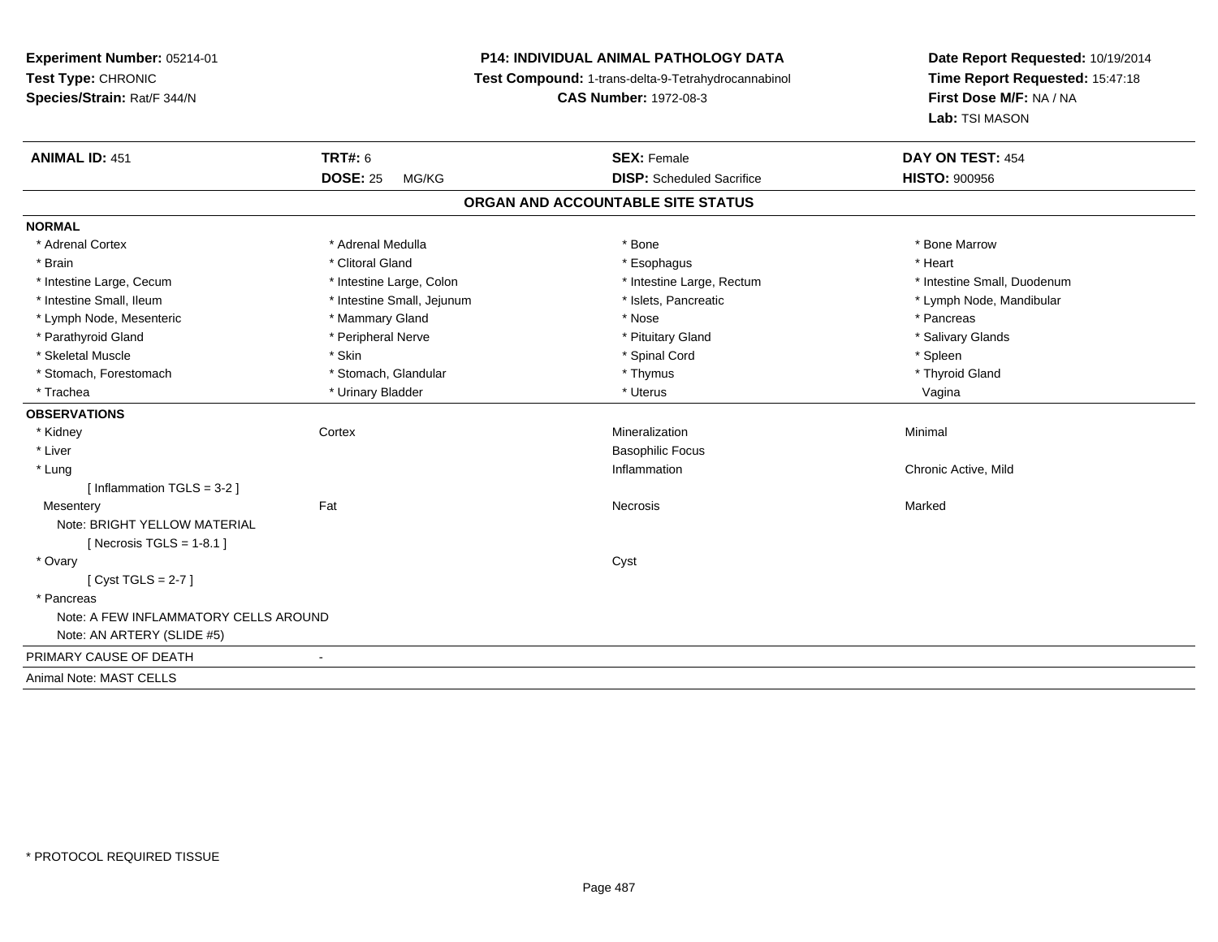**Experiment Number:** 05214-01
**Test Type:** CHRONIC
**Species/Strain:** Rat/F 344/N

**P14: INDIVIDUAL ANIMAL PATHOLOGY DATA**
**Test Compound:** 1-trans-delta-9-Tetrahydrocannabinol
**CAS Number:** 1972-08-3

**Date Report Requested:** 10/19/2014
**Time Report Requested:** 15:47:18
**First Dose M/F:** NA / NA
**Lab:** TSI MASON

| **ANIMAL ID:** 451 | **TRT#:** 6 | **SEX:** Female | **DAY ON TEST:** 454 |
|---|---|---|---|
| | **DOSE:** 25 MG/KG | **DISP:** Scheduled Sacrifice | **HISTO:** 900956 |

## ORGAN AND ACCOUNTABLE SITE STATUS

**NORMAL**

| | | | |
|---|---|---|---|
| * Adrenal Cortex | * Adrenal Medulla | * Bone | * Bone Marrow |
| * Brain | * Clitoral Gland | * Esophagus | * Heart |
| * Intestine Large, Cecum | * Intestine Large, Colon | * Intestine Large, Rectum | * Intestine Small, Duodenum |
| * Intestine Small, Ileum | * Intestine Small, Jejunum | * Islets, Pancreatic | * Lymph Node, Mandibular |
| * Lymph Node, Mesenteric | * Mammary Gland | * Nose | * Pancreas |
| * Parathyroid Gland | * Peripheral Nerve | * Pituitary Gland | * Salivary Glands |
| * Skeletal Muscle | * Skin | * Spinal Cord | * Spleen |
| * Stomach, Forestomach | * Stomach, Glandular | * Thymus | * Thyroid Gland |
| * Trachea | * Urinary Bladder | * Uterus | Vagina |

**OBSERVATIONS**

| | | | |
|---|---|---|---|
| * Kidney | Cortex | Mineralization | Minimal |
| * Liver | | Basophilic Focus | |
| * Lung | | Inflammation | Chronic Active, Mild |
| [ Inflammation TGLS = 3-2 ] | | | |
| Mesentery | Fat | Necrosis | Marked |
| Note: BRIGHT YELLOW MATERIAL | | | |
| [ Necrosis TGLS = 1-8.1 ] | | | |
| * Ovary | | Cyst | |
| [ Cyst TGLS = 2-7 ] | | | |
| * Pancreas | | | |
| Note: A FEW INFLAMMATORY CELLS AROUND | | | |
| Note: AN ARTERY (SLIDE #5) | | | |

PRIMARY CAUSE OF DEATH -

Animal Note: MAST CELLS

* PROTOCOL REQUIRED TISSUE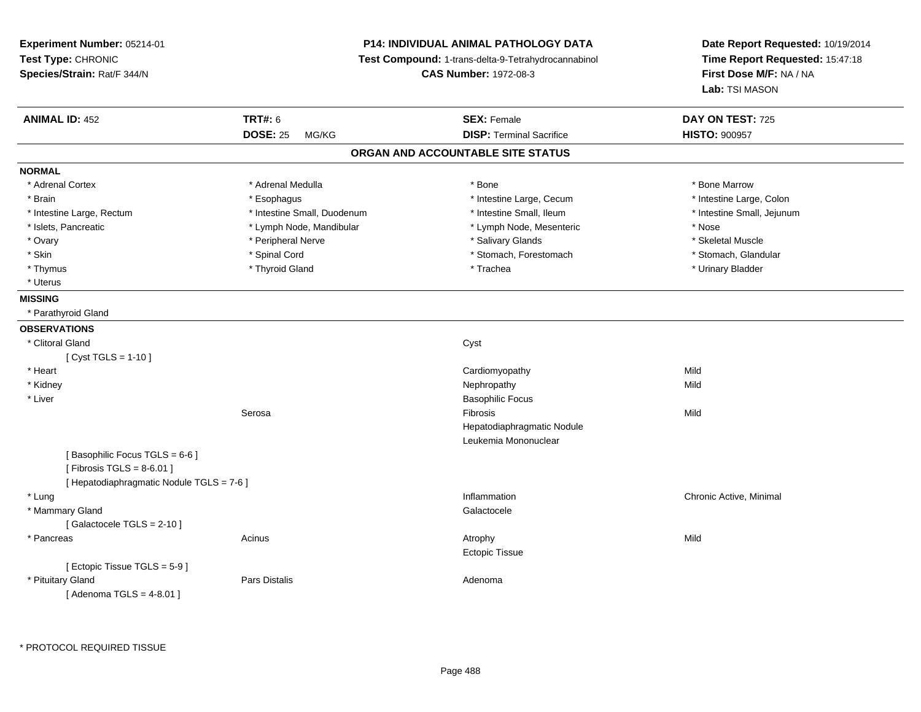**Experiment Number:** 05214-01
**Test Type:** CHRONIC
**Species/Strain:** Rat/F 344/N

**P14: INDIVIDUAL ANIMAL PATHOLOGY DATA**
**Test Compound:** 1-trans-delta-9-Tetrahydrocannabinol
**CAS Number:** 1972-08-3

**Date Report Requested:** 10/19/2014
**Time Report Requested:** 15:47:18
**First Dose M/F:** NA / NA
**Lab:** TSI MASON

| **ANIMAL ID:** 452 | **TRT#:** 6 | **SEX:** Female | **DAY ON TEST:** 725 |
|---|---|---|---|
| | **DOSE:** 25 MG/KG | **DISP:** Terminal Sacrifice | **HISTO:** 900957 |

## ORGAN AND ACCOUNTABLE SITE STATUS

**NORMAL**

| | | | |
|---|---|---|---|
| * Adrenal Cortex | * Adrenal Medulla | * Bone | * Bone Marrow |
| * Brain | * Esophagus | * Intestine Large, Cecum | * Intestine Large, Colon |
| * Intestine Large, Rectum | * Intestine Small, Duodenum | * Intestine Small, Ileum | * Intestine Small, Jejunum |
| * Islets, Pancreatic | * Lymph Node, Mandibular | * Lymph Node, Mesenteric | * Nose |
| * Ovary | * Peripheral Nerve | * Salivary Glands | * Skeletal Muscle |
| * Skin | * Spinal Cord | * Stomach, Forestomach | * Stomach, Glandular |
| * Thymus | * Thyroid Gland | * Trachea | * Urinary Bladder |
| * Uterus | | | |

**MISSING**

* Parathyroid Gland

**OBSERVATIONS**

| Organ | Site | Observation | Severity |
|---|---|---|---|
| * Clitoral Gland | | Cyst | |
| [ Cyst TGLS = 1-10 ] | | | |
| * Heart | | Cardiomyopathy | Mild |
| * Kidney | | Nephropathy | Mild |
| * Liver | | Basophilic Focus | |
| | Serosa | Fibrosis | Mild |
| | | Hepatodiaphragmatic Nodule | |
| | | Leukemia Mononuclear | |
| [ Basophilic Focus TGLS = 6-6 ] | | | |
| [ Fibrosis TGLS = 8-6.01 ] | | | |
| [ Hepatodiaphragmatic Nodule TGLS = 7-6 ] | | | |
| * Lung | | Inflammation | Chronic Active, Minimal |
| * Mammary Gland | | Galactocele | |
| [ Galactocele TGLS = 2-10 ] | | | |
| * Pancreas | Acinus | Atrophy | Mild |
| | | Ectopic Tissue | |
| [ Ectopic Tissue TGLS = 5-9 ] | | | |
| * Pituitary Gland | Pars Distalis | Adenoma | |
| [ Adenoma TGLS = 4-8.01 ] | | | |

* PROTOCOL REQUIRED TISSUE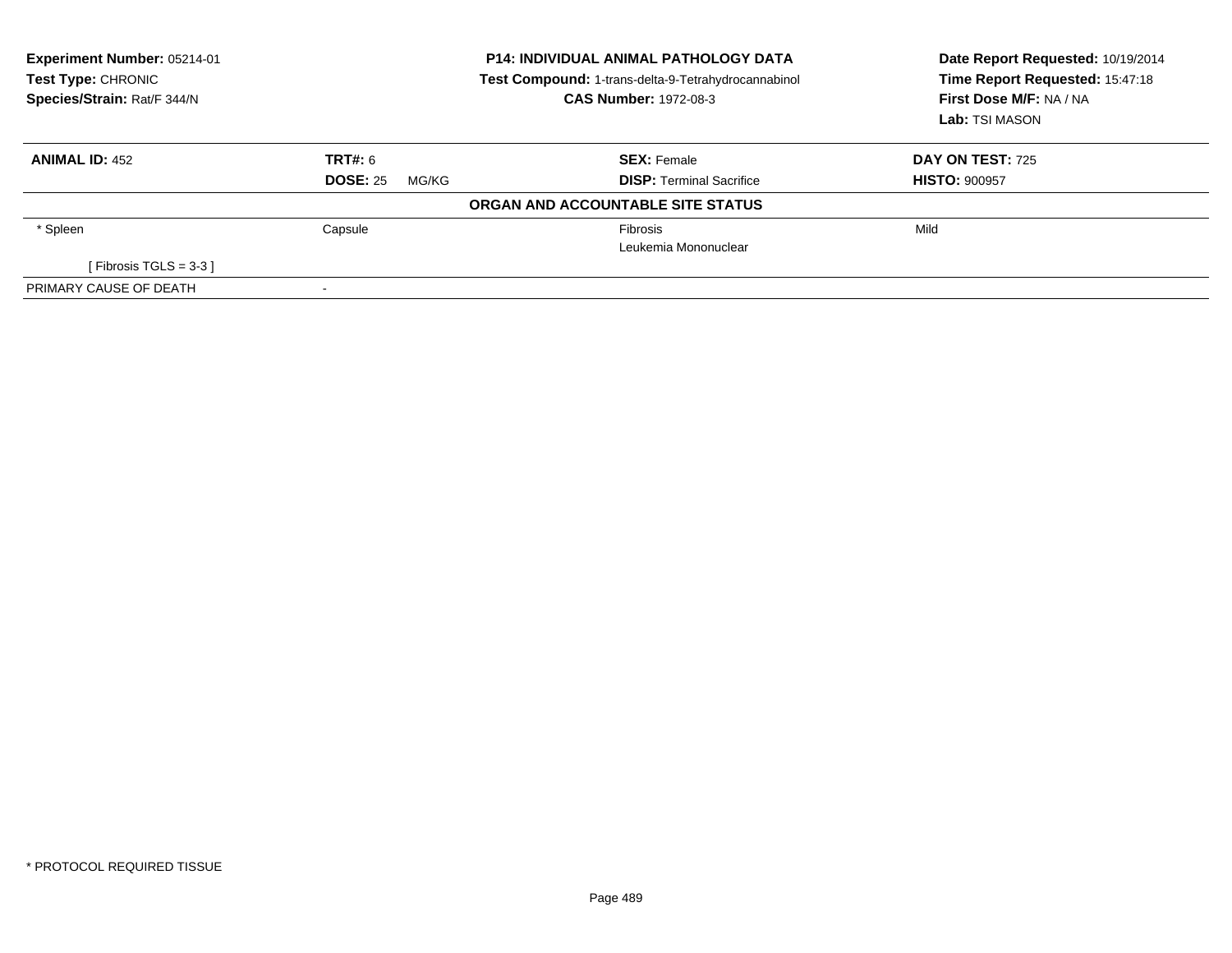**Experiment Number:** 05214-01
**Test Type:** CHRONIC
**Species/Strain:** Rat/F 344/N

**P14: INDIVIDUAL ANIMAL PATHOLOGY DATA**
**Test Compound:** 1-trans-delta-9-Tetrahydrocannabinol
**CAS Number:** 1972-08-3

**Date Report Requested:** 10/19/2014
**Time Report Requested:** 15:47:18
**First Dose M/F:** NA / NA
**Lab:** TSI MASON

| **ANIMAL ID:** 452 | **TRT#:** 6 | **SEX:** Female | **DAY ON TEST:** 725 |
|---|---|---|---|
| | **DOSE:** 25 MG/KG | **DISP:** Terminal Sacrifice | **HISTO:** 900957 |

**ORGAN AND ACCOUNTABLE SITE STATUS**

| | | | |
|---|---|---|---|
| * Spleen | Capsule | Fibrosis | Mild |
| | | Leukemia Mononuclear | |
| [ Fibrosis TGLS = 3-3 ] | | | |
| PRIMARY CAUSE OF DEATH | - | | |

* PROTOCOL REQUIRED TISSUE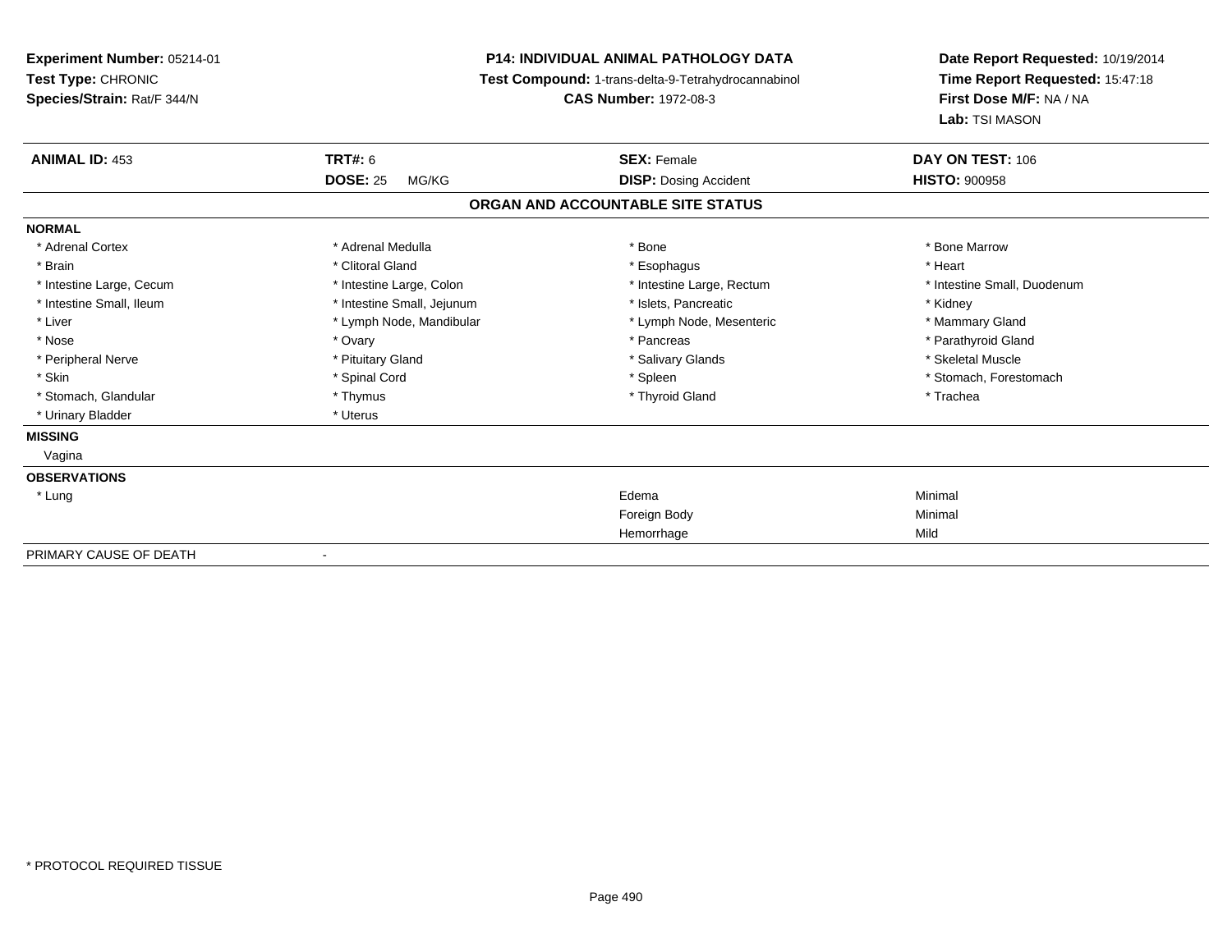**Experiment Number:** 05214-01
**Test Type:** CHRONIC
**Species/Strain:** Rat/F 344/N

**P14: INDIVIDUAL ANIMAL PATHOLOGY DATA**
**Test Compound:** 1-trans-delta-9-Tetrahydrocannabinol
**CAS Number:** 1972-08-3

**Date Report Requested:** 10/19/2014
**Time Report Requested:** 15:47:18
**First Dose M/F:** NA / NA
**Lab:** TSI MASON

| **ANIMAL ID:** 453 | **TRT#:** 6 | **SEX:** Female | **DAY ON TEST:** 106 |
|---|---|---|---|
| | **DOSE:** 25 MG/KG | **DISP:** Dosing Accident | **HISTO:** 900958 |

## ORGAN AND ACCOUNTABLE SITE STATUS

| | | | |
|---|---|---|---|
| **NORMAL** | | | |
| * Adrenal Cortex | * Adrenal Medulla | * Bone | * Bone Marrow |
| * Brain | * Clitoral Gland | * Esophagus | * Heart |
| * Intestine Large, Cecum | * Intestine Large, Colon | * Intestine Large, Rectum | * Intestine Small, Duodenum |
| * Intestine Small, Ileum | * Intestine Small, Jejunum | * Islets, Pancreatic | * Kidney |
| * Liver | * Lymph Node, Mandibular | * Lymph Node, Mesenteric | * Mammary Gland |
| * Nose | * Ovary | * Pancreas | * Parathyroid Gland |
| * Peripheral Nerve | * Pituitary Gland | * Salivary Glands | * Skeletal Muscle |
| * Skin | * Spinal Cord | * Spleen | * Stomach, Forestomach |
| * Stomach, Glandular | * Thymus | * Thyroid Gland | * Trachea |
| * Urinary Bladder | * Uterus | | |
| **MISSING** | | | |
| Vagina | | | |
| **OBSERVATIONS** | | | |
| * Lung | | Edema | Minimal |
| | | Foreign Body | Minimal |
| | | Hemorrhage | Mild |
| PRIMARY CAUSE OF DEATH | - | | |

* PROTOCOL REQUIRED TISSUE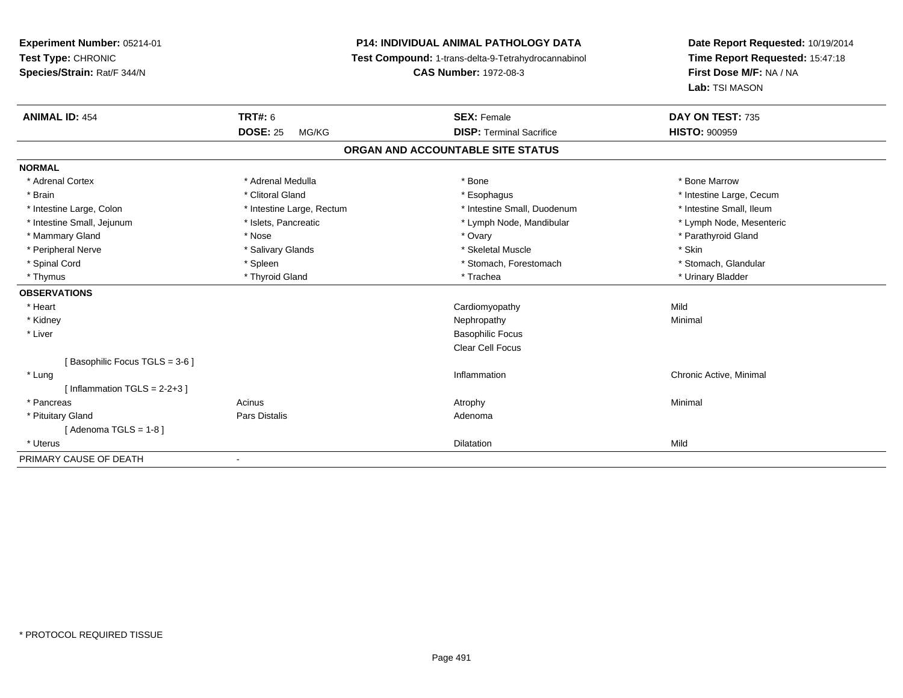**Experiment Number:** 05214-01
**Test Type:** CHRONIC
**Species/Strain:** Rat/F 344/N

**P14: INDIVIDUAL ANIMAL PATHOLOGY DATA**
**Test Compound:** 1-trans-delta-9-Tetrahydrocannabinol
**CAS Number:** 1972-08-3

**Date Report Requested:** 10/19/2014
**Time Report Requested:** 15:47:18
**First Dose M/F:** NA / NA
**Lab:** TSI MASON

| **ANIMAL ID:** 454 | **TRT#:** 6 | **SEX:** Female | **DAY ON TEST:** 735 |
|---|---|---|---|
| | **DOSE:** 25 MG/KG | **DISP:** Terminal Sacrifice | **HISTO:** 900959 |

## ORGAN AND ACCOUNTABLE SITE STATUS

| | | | |
|---|---|---|---|
| **NORMAL** | | | |
| * Adrenal Cortex | * Adrenal Medulla | * Bone | * Bone Marrow |
| * Brain | * Clitoral Gland | * Esophagus | * Intestine Large, Cecum |
| * Intestine Large, Colon | * Intestine Large, Rectum | * Intestine Small, Duodenum | * Intestine Small, Ileum |
| * Intestine Small, Jejunum | * Islets, Pancreatic | * Lymph Node, Mandibular | * Lymph Node, Mesenteric |
| * Mammary Gland | * Nose | * Ovary | * Parathyroid Gland |
| * Peripheral Nerve | * Salivary Glands | * Skeletal Muscle | * Skin |
| * Spinal Cord | * Spleen | * Stomach, Forestomach | * Stomach, Glandular |
| * Thymus | * Thyroid Gland | * Trachea | * Urinary Bladder |
| **OBSERVATIONS** | | | |
| * Heart | | Cardiomyopathy | Mild |
| * Kidney | | Nephropathy | Minimal |
| * Liver | | Basophilic Focus | |
| | | Clear Cell Focus | |
| [ Basophilic Focus TGLS = 3-6 ] | | | |
| * Lung | | Inflammation | Chronic Active, Minimal |
| [ Inflammation TGLS = 2-2+3 ] | | | |
| * Pancreas | Acinus | Atrophy | Minimal |
| * Pituitary Gland | Pars Distalis | Adenoma | |
| [ Adenoma TGLS = 1-8 ] | | | |
| * Uterus | | Dilatation | Mild |
| PRIMARY CAUSE OF DEATH | - | | |

* PROTOCOL REQUIRED TISSUE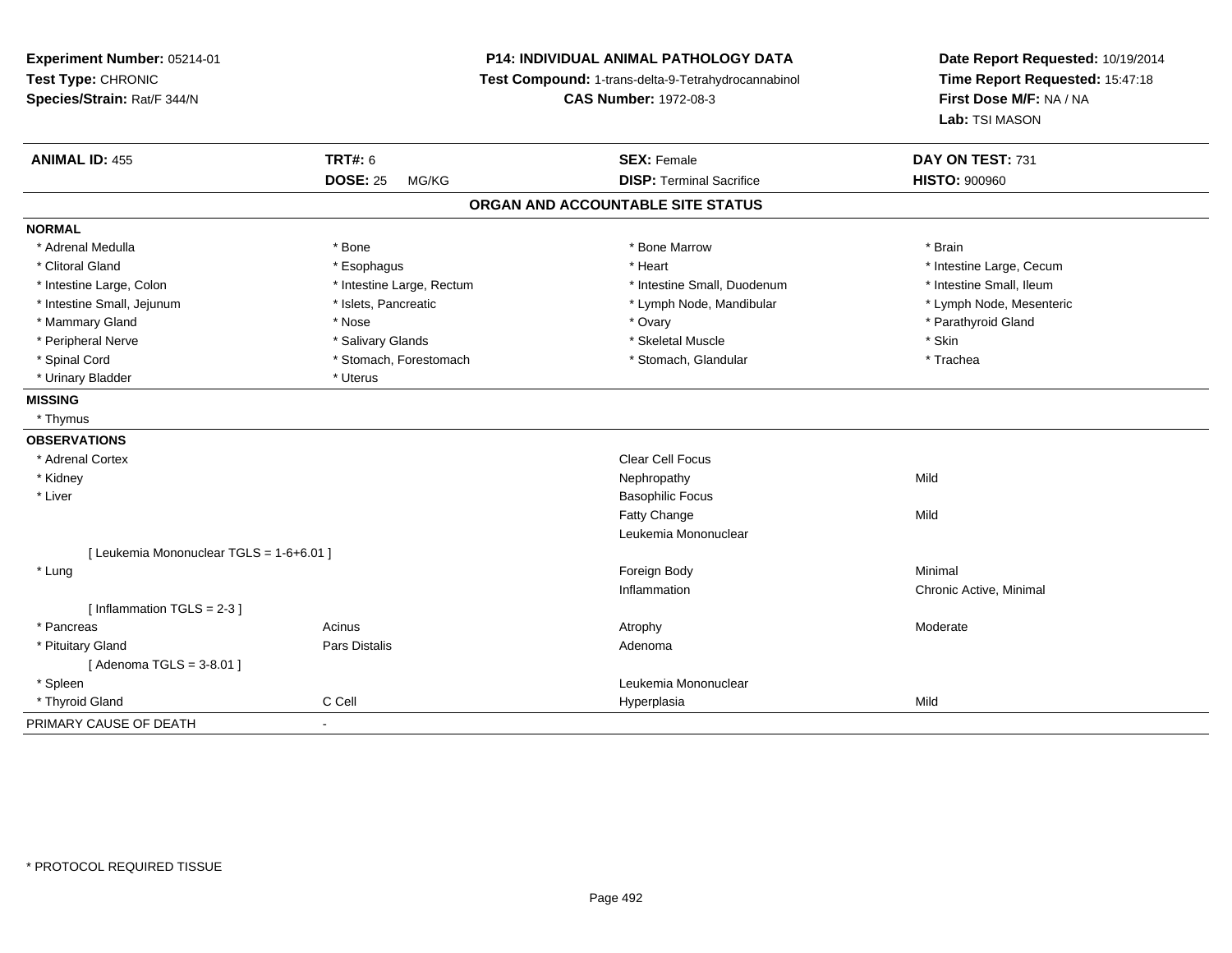**Experiment Number:** 05214-01
**Test Type:** CHRONIC
**Species/Strain:** Rat/F 344/N

**P14: INDIVIDUAL ANIMAL PATHOLOGY DATA**
**Test Compound:** 1-trans-delta-9-Tetrahydrocannabinol
**CAS Number:** 1972-08-3

**Date Report Requested:** 10/19/2014
**Time Report Requested:** 15:47:18
**First Dose M/F:** NA / NA
**Lab:** TSI MASON

| **ANIMAL ID:** 455 | **TRT#:** 6 | **SEX:** Female | **DAY ON TEST:** 731 |
|---|---|---|---|
| | **DOSE:** 25 MG/KG | **DISP:** Terminal Sacrifice | **HISTO:** 900960 |

## ORGAN AND ACCOUNTABLE SITE STATUS

**NORMAL**

| | | | |
|---|---|---|---|
| * Adrenal Medulla | * Bone | * Bone Marrow | * Brain |
| * Clitoral Gland | * Esophagus | * Heart | * Intestine Large, Cecum |
| * Intestine Large, Colon | * Intestine Large, Rectum | * Intestine Small, Duodenum | * Intestine Small, Ileum |
| * Intestine Small, Jejunum | * Islets, Pancreatic | * Lymph Node, Mandibular | * Lymph Node, Mesenteric |
| * Mammary Gland | * Nose | * Ovary | * Parathyroid Gland |
| * Peripheral Nerve | * Salivary Glands | * Skeletal Muscle | * Skin |
| * Spinal Cord | * Stomach, Forestomach | * Stomach, Glandular | * Trachea |
| * Urinary Bladder | * Uterus | | |

**MISSING**

* Thymus

**OBSERVATIONS**

| | | | |
|---|---|---|---|
| * Adrenal Cortex | | Clear Cell Focus | |
| * Kidney | | Nephropathy | Mild |
| * Liver | | Basophilic Focus | |
| | | Fatty Change | Mild |
| | | Leukemia Mononuclear | |
| [ Leukemia Mononuclear TGLS = 1-6+6.01 ] | | | |
| * Lung | | Foreign Body | Minimal |
| | | Inflammation | Chronic Active, Minimal |
| [ Inflammation TGLS = 2-3 ] | | | |
| * Pancreas | Acinus | Atrophy | Moderate |
| * Pituitary Gland | Pars Distalis | Adenoma | |
| [ Adenoma TGLS = 3-8.01 ] | | | |
| * Spleen | | Leukemia Mononuclear | |
| * Thyroid Gland | C Cell | Hyperplasia | Mild |

PRIMARY CAUSE OF DEATH -

\* PROTOCOL REQUIRED TISSUE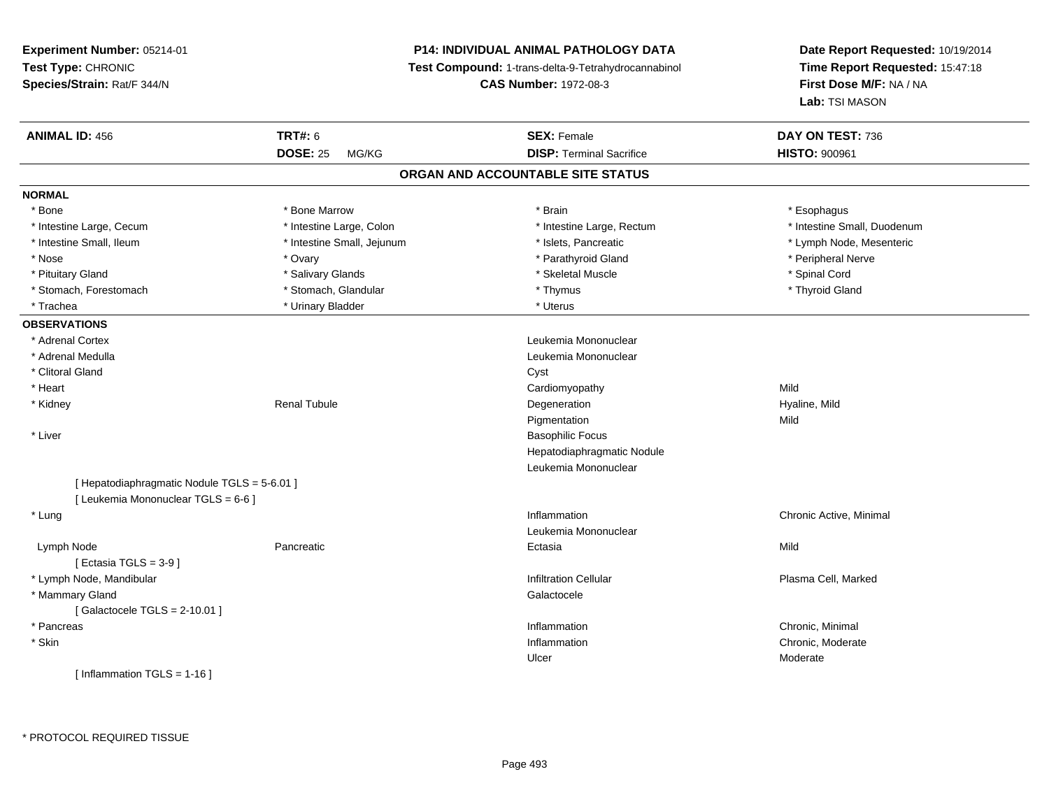**Experiment Number:** 05214-01
**Test Type:** CHRONIC
**Species/Strain:** Rat/F 344/N

**P14: INDIVIDUAL ANIMAL PATHOLOGY DATA**
**Test Compound:** 1-trans-delta-9-Tetrahydrocannabinol
**CAS Number:** 1972-08-3

**Date Report Requested:** 10/19/2014
**Time Report Requested:** 15:47:18
**First Dose M/F:** NA / NA
**Lab:** TSI MASON

| **ANIMAL ID:** 456 | **TRT#:** 6 | **SEX:** Female | **DAY ON TEST:** 736 |
|---|---|---|---|
| | **DOSE:** 25 MG/KG | **DISP:** Terminal Sacrifice | **HISTO:** 900961 |

## ORGAN AND ACCOUNTABLE SITE STATUS

**NORMAL**

| | | | |
|---|---|---|---|
| * Bone | * Bone Marrow | * Brain | * Esophagus |
| * Intestine Large, Cecum | * Intestine Large, Colon | * Intestine Large, Rectum | * Intestine Small, Duodenum |
| * Intestine Small, Ileum | * Intestine Small, Jejunum | * Islets, Pancreatic | * Lymph Node, Mesenteric |
| * Nose | * Ovary | * Parathyroid Gland | * Peripheral Nerve |
| * Pituitary Gland | * Salivary Glands | * Skeletal Muscle | * Spinal Cord |
| * Stomach, Forestomach | * Stomach, Glandular | * Thymus | * Thyroid Gland |
| * Trachea | * Urinary Bladder | * Uterus | |

**OBSERVATIONS**

| | | | |
|---|---|---|---|
| * Adrenal Cortex | | Leukemia Mononuclear | |
| * Adrenal Medulla | | Leukemia Mononuclear | |
| * Clitoral Gland | | Cyst | |
| * Heart | | Cardiomyopathy | Mild |
| * Kidney | Renal Tubule | Degeneration | Hyaline, Mild |
| | | Pigmentation | Mild |
| * Liver | | Basophilic Focus | |
| | | Hepatodiaphragmatic Nodule | |
| | | Leukemia Mononuclear | |
| [ Hepatodiaphragmatic Nodule TGLS = 5-6.01 ] | | | |
| [ Leukemia Mononuclear TGLS = 6-6 ] | | | |
| * Lung | | Inflammation | Chronic Active, Minimal |
| | | Leukemia Mononuclear | |
| Lymph Node | Pancreatic | Ectasia | Mild |
| [ Ectasia TGLS = 3-9 ] | | | |
| * Lymph Node, Mandibular | | Infiltration Cellular | Plasma Cell, Marked |
| * Mammary Gland | | Galactocele | |
| [ Galactocele TGLS = 2-10.01 ] | | | |
| * Pancreas | | Inflammation | Chronic, Minimal |
| * Skin | | Inflammation | Chronic, Moderate |
| | | Ulcer | Moderate |
| [ Inflammation TGLS = 1-16 ] | | | |

* PROTOCOL REQUIRED TISSUE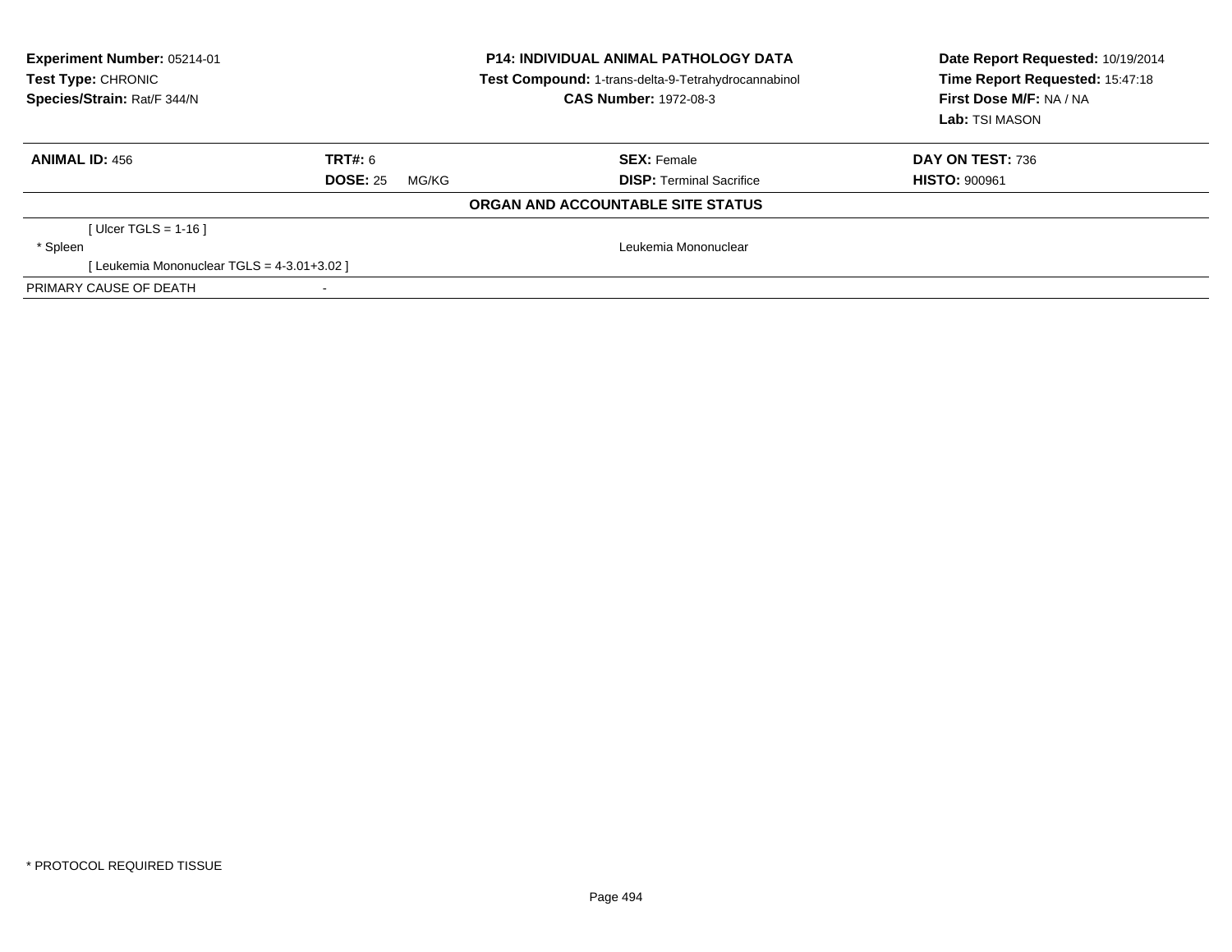**Experiment Number:** 05214-01
**Test Type:** CHRONIC
**Species/Strain:** Rat/F 344/N

**P14: INDIVIDUAL ANIMAL PATHOLOGY DATA**
**Test Compound:** 1-trans-delta-9-Tetrahydrocannabinol
**CAS Number:** 1972-08-3

**Date Report Requested:** 10/19/2014
**Time Report Requested:** 15:47:18
**First Dose M/F:** NA / NA
**Lab:** TSI MASON

| **ANIMAL ID:** 456 | **TRT#:** 6 | **SEX:** Female | **DAY ON TEST:** 736 |
|---|---|---|---|
| | **DOSE:** 25 MG/KG | **DISP:** Terminal Sacrifice | **HISTO:** 900961 |

**ORGAN AND ACCOUNTABLE SITE STATUS**

| | |
|---|---|
| [ Ulcer TGLS = 1-16 ] | |
| * Spleen | Leukemia Mononuclear |
| [ Leukemia Mononuclear TGLS = 4-3.01+3.02 ] | |
| PRIMARY CAUSE OF DEATH | - |

* PROTOCOL REQUIRED TISSUE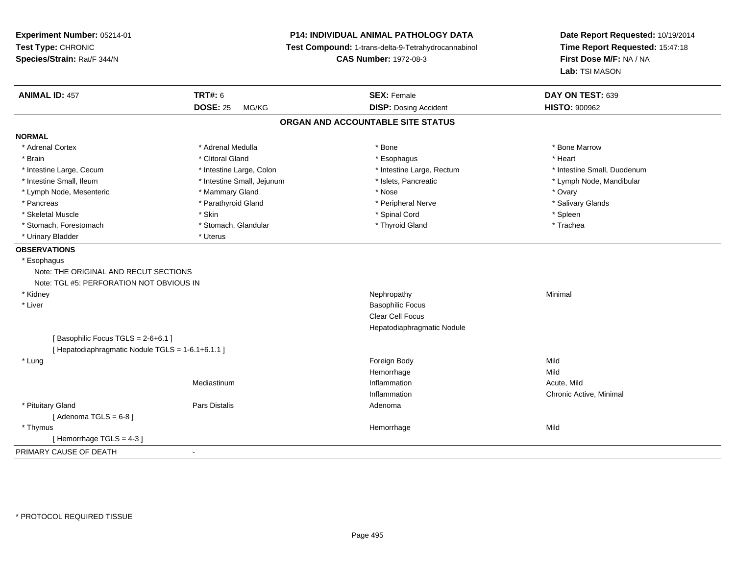**Experiment Number:** 05214-01
**Test Type:** CHRONIC
**Species/Strain:** Rat/F 344/N

**P14: INDIVIDUAL ANIMAL PATHOLOGY DATA**
**Test Compound:** 1-trans-delta-9-Tetrahydrocannabinol
**CAS Number:** 1972-08-3

**Date Report Requested:** 10/19/2014
**Time Report Requested:** 15:47:18
**First Dose M/F:** NA / NA
**Lab:** TSI MASON

| **ANIMAL ID:** 457 | **TRT#:** 6 | **SEX:** Female | **DAY ON TEST:** 639 |
|---|---|---|---|
| | **DOSE:** 25 MG/KG | **DISP:** Dosing Accident | **HISTO:** 900962 |

## ORGAN AND ACCOUNTABLE SITE STATUS

**NORMAL**

| | | | |
|---|---|---|---|
| * Adrenal Cortex | * Adrenal Medulla | * Bone | * Bone Marrow |
| * Brain | * Clitoral Gland | * Esophagus | * Heart |
| * Intestine Large, Cecum | * Intestine Large, Colon | * Intestine Large, Rectum | * Intestine Small, Duodenum |
| * Intestine Small, Ileum | * Intestine Small, Jejunum | * Islets, Pancreatic | * Lymph Node, Mandibular |
| * Lymph Node, Mesenteric | * Mammary Gland | * Nose | * Ovary |
| * Pancreas | * Parathyroid Gland | * Peripheral Nerve | * Salivary Glands |
| * Skeletal Muscle | * Skin | * Spinal Cord | * Spleen |
| * Stomach, Forestomach | * Stomach, Glandular | * Thyroid Gland | * Trachea |
| * Urinary Bladder | * Uterus | | |

**OBSERVATIONS**

* Esophagus
  Note: THE ORIGINAL AND RECUT SECTIONS
  Note: TGL #5: PERFORATION NOT OBVIOUS IN

| Organ | Site | Observation | Severity |
|---|---|---|---|
| * Kidney | | Nephropathy | Minimal |
| * Liver | | Basophilic Focus | |
| | | Clear Cell Focus | |
| | | Hepatodiaphragmatic Nodule | |
| [ Basophilic Focus TGLS = 2-6+6.1 ] | | | |
| [ Hepatodiaphragmatic Nodule TGLS = 1-6.1+6.1.1 ] | | | |
| * Lung | | Foreign Body | Mild |
| | | Hemorrhage | Mild |
| | Mediastinum | Inflammation | Acute, Mild |
| | | Inflammation | Chronic Active, Minimal |
| * Pituitary Gland | Pars Distalis | Adenoma | |
| [ Adenoma TGLS = 6-8 ] | | | |
| * Thymus | | Hemorrhage | Mild |
| [ Hemorrhage TGLS = 4-3 ] | | | |

PRIMARY CAUSE OF DEATH -

* PROTOCOL REQUIRED TISSUE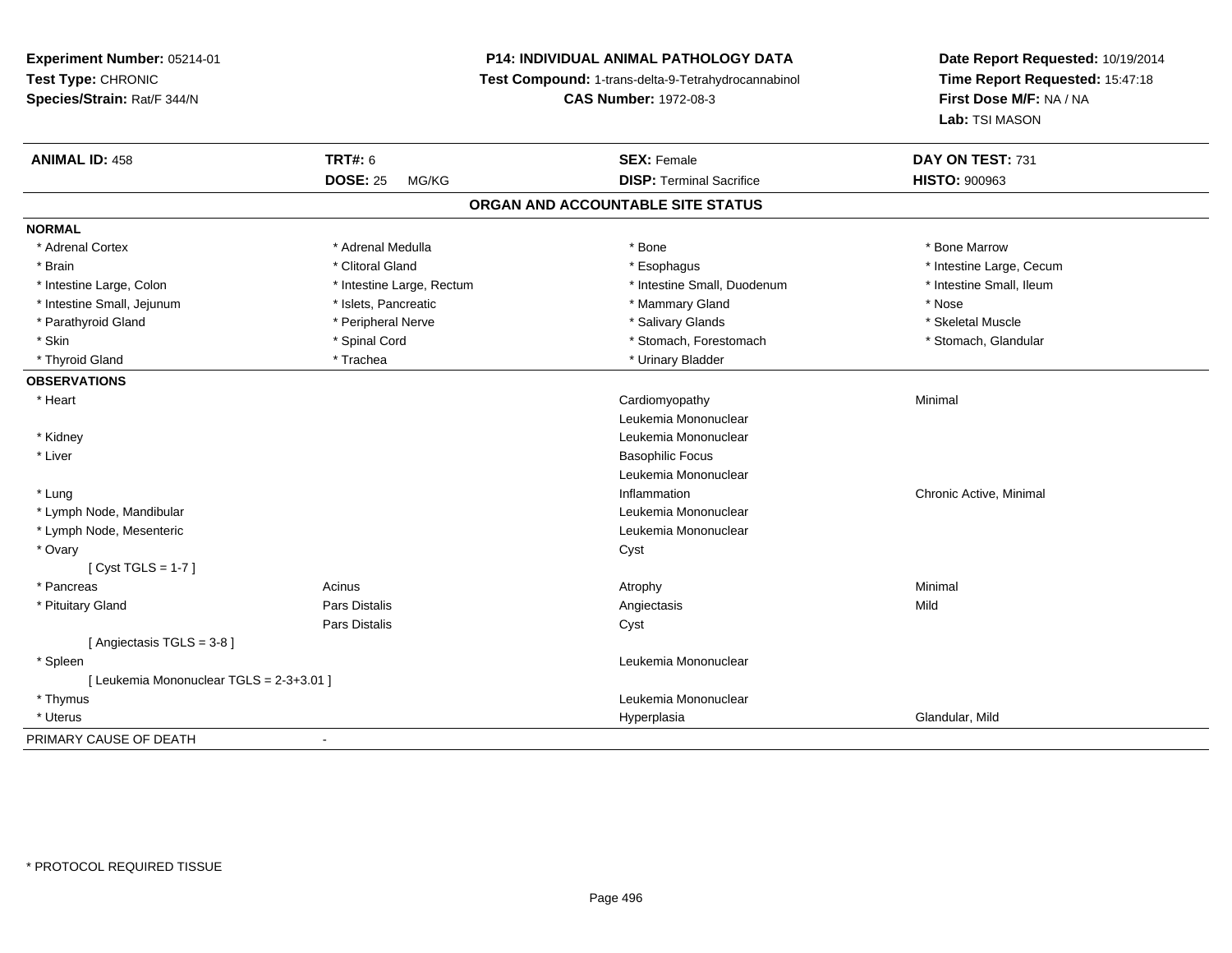**Experiment Number:** 05214-01
**Test Type:** CHRONIC
**Species/Strain:** Rat/F 344/N

**P14: INDIVIDUAL ANIMAL PATHOLOGY DATA**
**Test Compound:** 1-trans-delta-9-Tetrahydrocannabinol
**CAS Number:** 1972-08-3

**Date Report Requested:** 10/19/2014
**Time Report Requested:** 15:47:18
**First Dose M/F:** NA / NA
**Lab:** TSI MASON

| **ANIMAL ID:** 458 | **TRT#:** 6 | **SEX:** Female | **DAY ON TEST:** 731 |
|---|---|---|---|
| | **DOSE:** 25 MG/KG | **DISP:** Terminal Sacrifice | **HISTO:** 900963 |

## ORGAN AND ACCOUNTABLE SITE STATUS

**NORMAL**

| | | | |
|---|---|---|---|
| * Adrenal Cortex | * Adrenal Medulla | * Bone | * Bone Marrow |
| * Brain | * Clitoral Gland | * Esophagus | * Intestine Large, Cecum |
| * Intestine Large, Colon | * Intestine Large, Rectum | * Intestine Small, Duodenum | * Intestine Small, Ileum |
| * Intestine Small, Jejunum | * Islets, Pancreatic | * Mammary Gland | * Nose |
| * Parathyroid Gland | * Peripheral Nerve | * Salivary Glands | * Skeletal Muscle |
| * Skin | * Spinal Cord | * Stomach, Forestomach | * Stomach, Glandular |
| * Thyroid Gland | * Trachea | * Urinary Bladder | |

**OBSERVATIONS**

| | | | |
|---|---|---|---|
| * Heart | | Cardiomyopathy | Minimal |
| | | Leukemia Mononuclear | |
| * Kidney | | Leukemia Mononuclear | |
| * Liver | | Basophilic Focus | |
| | | Leukemia Mononuclear | |
| * Lung | | Inflammation | Chronic Active, Minimal |
| * Lymph Node, Mandibular | | Leukemia Mononuclear | |
| * Lymph Node, Mesenteric | | Leukemia Mononuclear | |
| * Ovary | | Cyst | |
| [ Cyst TGLS = 1-7 ] | | | |
| * Pancreas | Acinus | Atrophy | Minimal |
| * Pituitary Gland | Pars Distalis | Angiectasis | Mild |
| | Pars Distalis | Cyst | |
| [ Angiectasis TGLS = 3-8 ] | | | |
| * Spleen | | Leukemia Mononuclear | |
| [ Leukemia Mononuclear TGLS = 2-3+3.01 ] | | | |
| * Thymus | | Leukemia Mononuclear | |
| * Uterus | | Hyperplasia | Glandular, Mild |

PRIMARY CAUSE OF DEATH -

* PROTOCOL REQUIRED TISSUE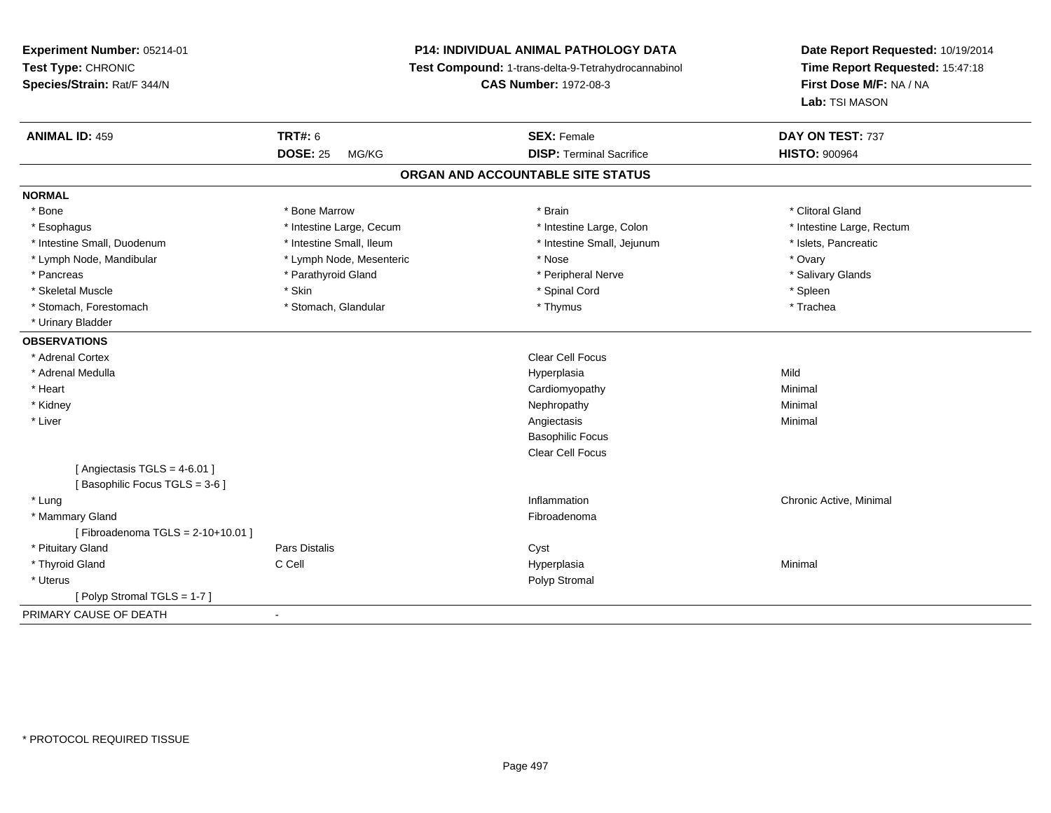**Experiment Number:** 05214-01
**Test Type:** CHRONIC
**Species/Strain:** Rat/F 344/N

**P14: INDIVIDUAL ANIMAL PATHOLOGY DATA**
**Test Compound:** 1-trans-delta-9-Tetrahydrocannabinol
**CAS Number:** 1972-08-3

**Date Report Requested:** 10/19/2014
**Time Report Requested:** 15:47:18
**First Dose M/F:** NA / NA
**Lab:** TSI MASON

| **ANIMAL ID:** 459 | **TRT#:** 6 | **SEX:** Female | **DAY ON TEST:** 737 |
|---|---|---|---|
| | **DOSE:** 25 MG/KG | **DISP:** Terminal Sacrifice | **HISTO:** 900964 |

## ORGAN AND ACCOUNTABLE SITE STATUS

**NORMAL**

| | | | |
|---|---|---|---|
| * Bone | * Bone Marrow | * Brain | * Clitoral Gland |
| * Esophagus | * Intestine Large, Cecum | * Intestine Large, Colon | * Intestine Large, Rectum |
| * Intestine Small, Duodenum | * Intestine Small, Ileum | * Intestine Small, Jejunum | * Islets, Pancreatic |
| * Lymph Node, Mandibular | * Lymph Node, Mesenteric | * Nose | * Ovary |
| * Pancreas | * Parathyroid Gland | * Peripheral Nerve | * Salivary Glands |
| * Skeletal Muscle | * Skin | * Spinal Cord | * Spleen |
| * Stomach, Forestomach | * Stomach, Glandular | * Thymus | * Trachea |
| * Urinary Bladder | | | |

**OBSERVATIONS**

| | | | |
|---|---|---|---|
| * Adrenal Cortex | | Clear Cell Focus | |
| * Adrenal Medulla | | Hyperplasia | Mild |
| * Heart | | Cardiomyopathy | Minimal |
| * Kidney | | Nephropathy | Minimal |
| * Liver | | Angiectasis | Minimal |
| | | Basophilic Focus | |
| | | Clear Cell Focus | |
| [ Angiectasis TGLS = 4-6.01 ] | | | |
| [ Basophilic Focus TGLS = 3-6 ] | | | |
| * Lung | | Inflammation | Chronic Active, Minimal |
| * Mammary Gland | | Fibroadenoma | |
| [ Fibroadenoma TGLS = 2-10+10.01 ] | | | |
| * Pituitary Gland | Pars Distalis | Cyst | |
| * Thyroid Gland | C Cell | Hyperplasia | Minimal |
| * Uterus | | Polyp Stromal | |
| [ Polyp Stromal TGLS = 1-7 ] | | | |

PRIMARY CAUSE OF DEATH -

* PROTOCOL REQUIRED TISSUE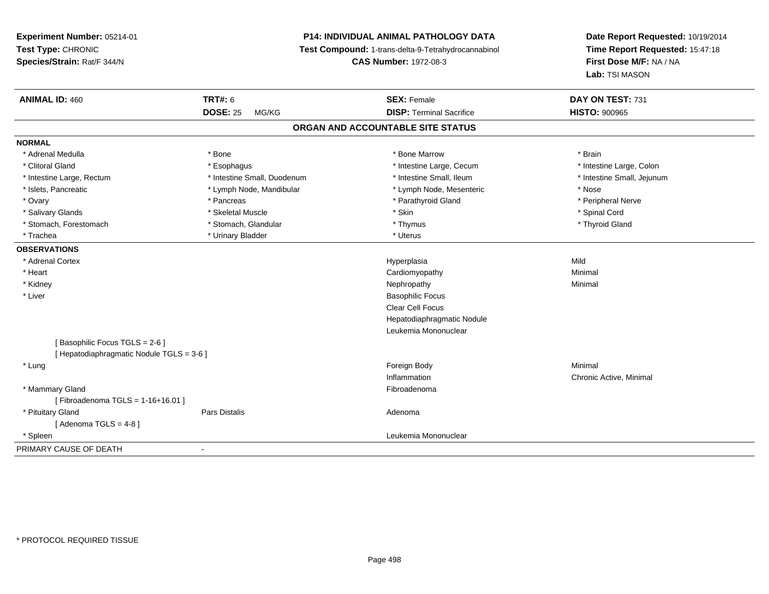**Experiment Number:** 05214-01
**Test Type:** CHRONIC
**Species/Strain:** Rat/F 344/N

**P14: INDIVIDUAL ANIMAL PATHOLOGY DATA**
**Test Compound:** 1-trans-delta-9-Tetrahydrocannabinol
**CAS Number:** 1972-08-3

**Date Report Requested:** 10/19/2014
**Time Report Requested:** 15:47:18
**First Dose M/F:** NA / NA
**Lab:** TSI MASON

| **ANIMAL ID:** 460 | **TRT#:** 6 | **SEX:** Female | **DAY ON TEST:** 731 |
|---|---|---|---|
| | **DOSE:** 25 MG/KG | **DISP:** Terminal Sacrifice | **HISTO:** 900965 |

## ORGAN AND ACCOUNTABLE SITE STATUS

**NORMAL**

| | | | |
|---|---|---|---|
| * Adrenal Medulla | * Bone | * Bone Marrow | * Brain |
| * Clitoral Gland | * Esophagus | * Intestine Large, Cecum | * Intestine Large, Colon |
| * Intestine Large, Rectum | * Intestine Small, Duodenum | * Intestine Small, Ileum | * Intestine Small, Jejunum |
| * Islets, Pancreatic | * Lymph Node, Mandibular | * Lymph Node, Mesenteric | * Nose |
| * Ovary | * Pancreas | * Parathyroid Gland | * Peripheral Nerve |
| * Salivary Glands | * Skeletal Muscle | * Skin | * Spinal Cord |
| * Stomach, Forestomach | * Stomach, Glandular | * Thymus | * Thyroid Gland |
| * Trachea | * Urinary Bladder | * Uterus | |

**OBSERVATIONS**

| | | | |
|---|---|---|---|
| * Adrenal Cortex | | Hyperplasia | Mild |
| * Heart | | Cardiomyopathy | Minimal |
| * Kidney | | Nephropathy | Minimal |
| * Liver | | Basophilic Focus | |
| | | Clear Cell Focus | |
| | | Hepatodiaphragmatic Nodule | |
| | | Leukemia Mononuclear | |
| [ Basophilic Focus TGLS = 2-6 ] | | | |
| [ Hepatodiaphragmatic Nodule TGLS = 3-6 ] | | | |
| * Lung | | Foreign Body | Minimal |
| | | Inflammation | Chronic Active, Minimal |
| * Mammary Gland | | Fibroadenoma | |
| [ Fibroadenoma TGLS = 1-16+16.01 ] | | | |
| * Pituitary Gland | Pars Distalis | Adenoma | |
| [ Adenoma TGLS = 4-8 ] | | | |
| * Spleen | | Leukemia Mononuclear | |

PRIMARY CAUSE OF DEATH -

* PROTOCOL REQUIRED TISSUE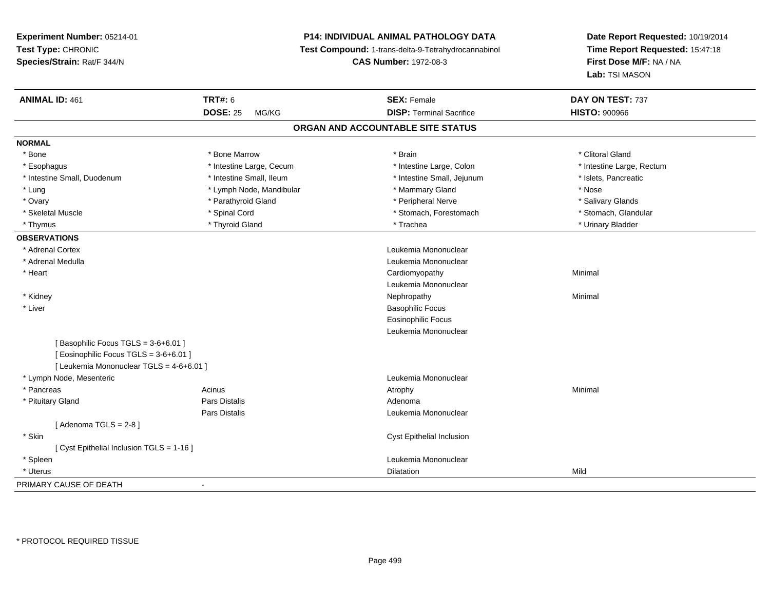**Experiment Number:** 05214-01
**Test Type:** CHRONIC
**Species/Strain:** Rat/F 344/N

**P14: INDIVIDUAL ANIMAL PATHOLOGY DATA**
**Test Compound:** 1-trans-delta-9-Tetrahydrocannabinol
**CAS Number:** 1972-08-3

**Date Report Requested:** 10/19/2014
**Time Report Requested:** 15:47:18
**First Dose M/F:** NA / NA
**Lab:** TSI MASON

| **ANIMAL ID:** 461 | **TRT#:** 6 | **SEX:** Female | **DAY ON TEST:** 737 |
|---|---|---|---|
| | **DOSE:** 25 MG/KG | **DISP:** Terminal Sacrifice | **HISTO:** 900966 |

## ORGAN AND ACCOUNTABLE SITE STATUS

**NORMAL**

| | | | |
|---|---|---|---|
| * Bone | * Bone Marrow | * Brain | * Clitoral Gland |
| * Esophagus | * Intestine Large, Cecum | * Intestine Large, Colon | * Intestine Large, Rectum |
| * Intestine Small, Duodenum | * Intestine Small, Ileum | * Intestine Small, Jejunum | * Islets, Pancreatic |
| * Lung | * Lymph Node, Mandibular | * Mammary Gland | * Nose |
| * Ovary | * Parathyroid Gland | * Peripheral Nerve | * Salivary Glands |
| * Skeletal Muscle | * Spinal Cord | * Stomach, Forestomach | * Stomach, Glandular |
| * Thymus | * Thyroid Gland | * Trachea | * Urinary Bladder |

**OBSERVATIONS**

| | | | |
|---|---|---|---|
| * Adrenal Cortex | | Leukemia Mononuclear | |
| * Adrenal Medulla | | Leukemia Mononuclear | |
| * Heart | | Cardiomyopathy | Minimal |
| | | Leukemia Mononuclear | |
| * Kidney | | Nephropathy | Minimal |
| * Liver | | Basophilic Focus | |
| | | Eosinophilic Focus | |
| | | Leukemia Mononuclear | |
| [ Basophilic Focus TGLS = 3-6+6.01 ] | | | |
| [ Eosinophilic Focus TGLS = 3-6+6.01 ] | | | |
| [ Leukemia Mononuclear TGLS = 4-6+6.01 ] | | | |
| * Lymph Node, Mesenteric | | Leukemia Mononuclear | |
| * Pancreas | Acinus | Atrophy | Minimal |
| * Pituitary Gland | Pars Distalis | Adenoma | |
| | Pars Distalis | Leukemia Mononuclear | |
| [ Adenoma TGLS = 2-8 ] | | | |
| * Skin | | Cyst Epithelial Inclusion | |
| [ Cyst Epithelial Inclusion TGLS = 1-16 ] | | | |
| * Spleen | | Leukemia Mononuclear | |
| * Uterus | | Dilatation | Mild |

PRIMARY CAUSE OF DEATH -

* PROTOCOL REQUIRED TISSUE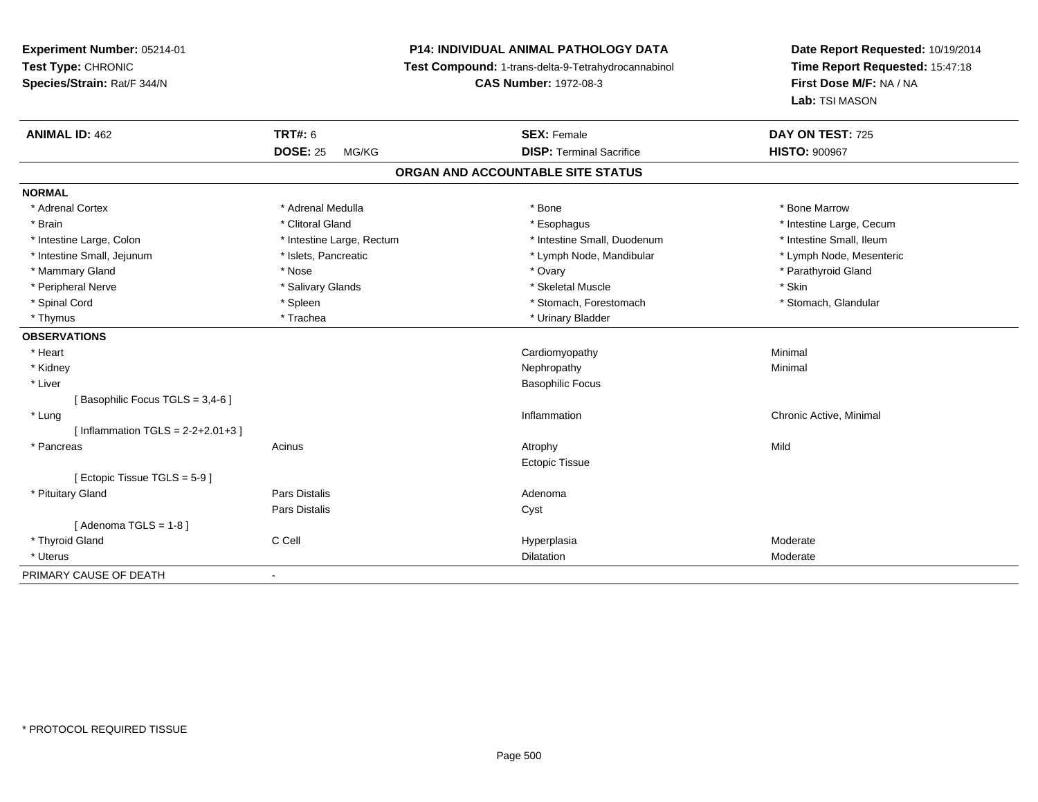**Experiment Number:** 05214-01
**Test Type:** CHRONIC
**Species/Strain:** Rat/F 344/N

**P14: INDIVIDUAL ANIMAL PATHOLOGY DATA**
**Test Compound:** 1-trans-delta-9-Tetrahydrocannabinol
**CAS Number:** 1972-08-3

**Date Report Requested:** 10/19/2014
**Time Report Requested:** 15:47:18
**First Dose M/F:** NA / NA
**Lab:** TSI MASON

| **ANIMAL ID:** 462 | **TRT#:** 6 | **SEX:** Female | **DAY ON TEST:** 725 |
|---|---|---|---|
| | **DOSE:** 25 MG/KG | **DISP:** Terminal Sacrifice | **HISTO:** 900967 |

## ORGAN AND ACCOUNTABLE SITE STATUS

**NORMAL**

| | | | |
|---|---|---|---|
| * Adrenal Cortex | * Adrenal Medulla | * Bone | * Bone Marrow |
| * Brain | * Clitoral Gland | * Esophagus | * Intestine Large, Cecum |
| * Intestine Large, Colon | * Intestine Large, Rectum | * Intestine Small, Duodenum | * Intestine Small, Ileum |
| * Intestine Small, Jejunum | * Islets, Pancreatic | * Lymph Node, Mandibular | * Lymph Node, Mesenteric |
| * Mammary Gland | * Nose | * Ovary | * Parathyroid Gland |
| * Peripheral Nerve | * Salivary Glands | * Skeletal Muscle | * Skin |
| * Spinal Cord | * Spleen | * Stomach, Forestomach | * Stomach, Glandular |
| * Thymus | * Trachea | * Urinary Bladder | |

**OBSERVATIONS**

| | | | |
|---|---|---|---|
| * Heart | | Cardiomyopathy | Minimal |
| * Kidney | | Nephropathy | Minimal |
| * Liver | | Basophilic Focus | |
| [ Basophilic Focus TGLS = 3,4-6 ] | | | |
| * Lung | | Inflammation | Chronic Active, Minimal |
| [ Inflammation TGLS = 2-2+2.01+3 ] | | | |
| * Pancreas | Acinus | Atrophy | Mild |
| | | Ectopic Tissue | |
| [ Ectopic Tissue TGLS = 5-9 ] | | | |
| * Pituitary Gland | Pars Distalis | Adenoma | |
| | Pars Distalis | Cyst | |
| [ Adenoma TGLS = 1-8 ] | | | |
| * Thyroid Gland | C Cell | Hyperplasia | Moderate |
| * Uterus | | Dilatation | Moderate |

PRIMARY CAUSE OF DEATH -

\* PROTOCOL REQUIRED TISSUE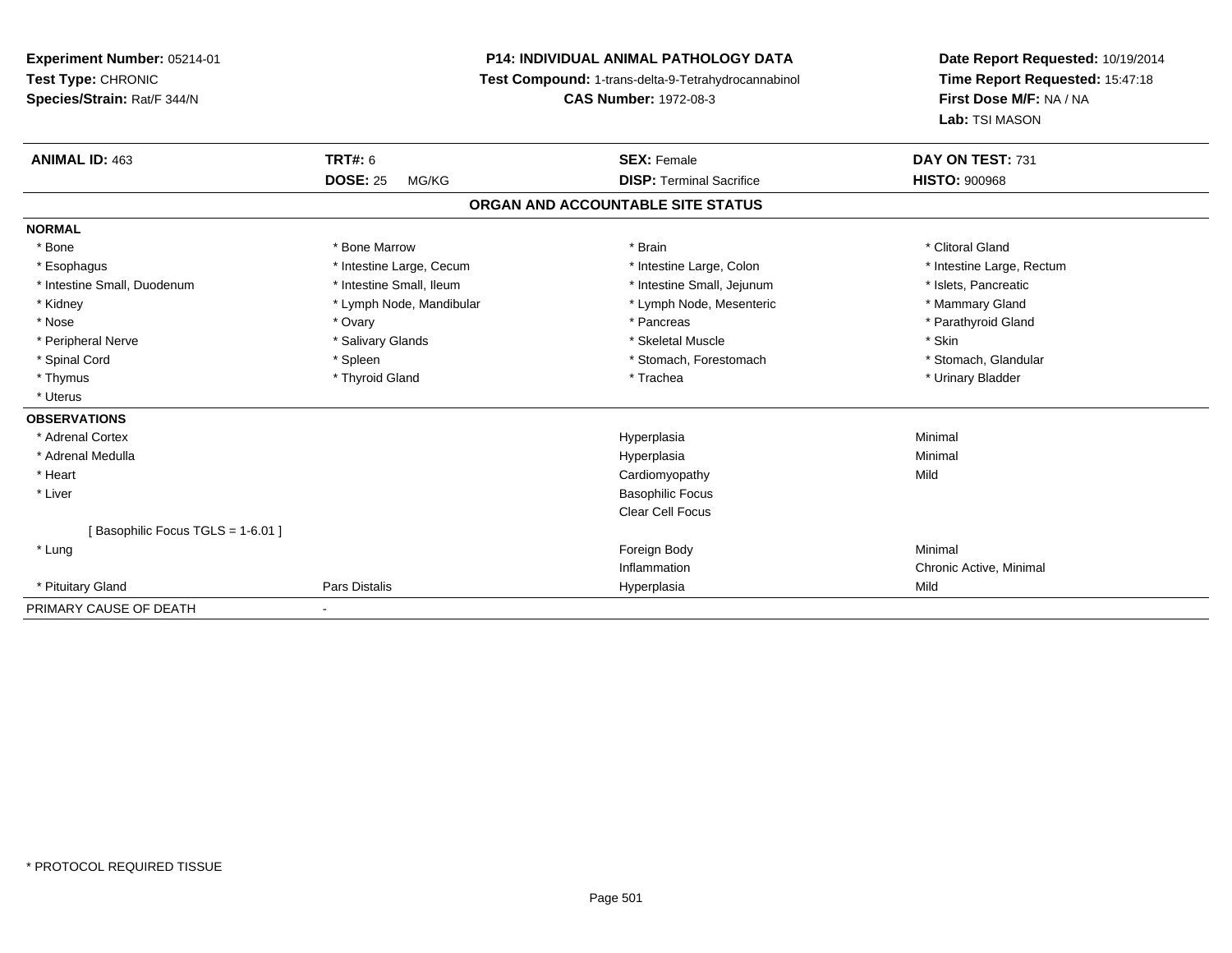**Experiment Number:** 05214-01
**Test Type:** CHRONIC
**Species/Strain:** Rat/F 344/N

**P14: INDIVIDUAL ANIMAL PATHOLOGY DATA**
**Test Compound:** 1-trans-delta-9-Tetrahydrocannabinol
**CAS Number:** 1972-08-3

**Date Report Requested:** 10/19/2014
**Time Report Requested:** 15:47:18
**First Dose M/F:** NA / NA
**Lab:** TSI MASON

| **ANIMAL ID:** 463 | **TRT#:** 6 | **SEX:** Female | **DAY ON TEST:** 731 |
|---|---|---|---|
| | **DOSE:** 25 MG/KG | **DISP:** Terminal Sacrifice | **HISTO:** 900968 |

## ORGAN AND ACCOUNTABLE SITE STATUS

| | | | |
|---|---|---|---|
| **NORMAL** | | | |
| * Bone | * Bone Marrow | * Brain | * Clitoral Gland |
| * Esophagus | * Intestine Large, Cecum | * Intestine Large, Colon | * Intestine Large, Rectum |
| * Intestine Small, Duodenum | * Intestine Small, Ileum | * Intestine Small, Jejunum | * Islets, Pancreatic |
| * Kidney | * Lymph Node, Mandibular | * Lymph Node, Mesenteric | * Mammary Gland |
| * Nose | * Ovary | * Pancreas | * Parathyroid Gland |
| * Peripheral Nerve | * Salivary Glands | * Skeletal Muscle | * Skin |
| * Spinal Cord | * Spleen | * Stomach, Forestomach | * Stomach, Glandular |
| * Thymus | * Thyroid Gland | * Trachea | * Urinary Bladder |
| * Uterus | | | |
| **OBSERVATIONS** | | | |
| * Adrenal Cortex | | Hyperplasia | Minimal |
| * Adrenal Medulla | | Hyperplasia | Minimal |
| * Heart | | Cardiomyopathy | Mild |
| * Liver | | Basophilic Focus | |
| | | Clear Cell Focus | |
| [ Basophilic Focus TGLS = 1-6.01 ] | | | |
| * Lung | | Foreign Body | Minimal |
| | | Inflammation | Chronic Active, Minimal |
| * Pituitary Gland | Pars Distalis | Hyperplasia | Mild |
| PRIMARY CAUSE OF DEATH | - | | |

\* PROTOCOL REQUIRED TISSUE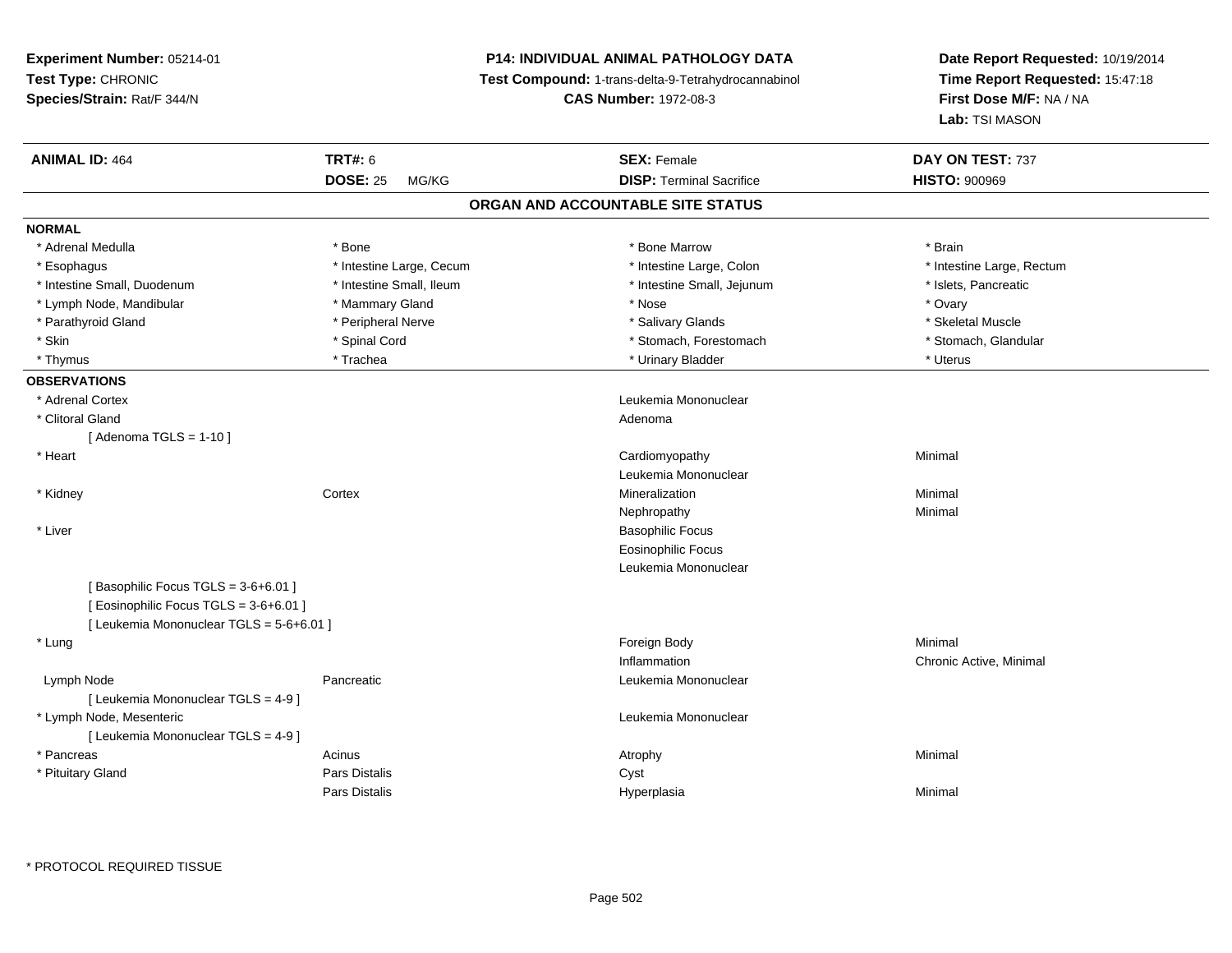**Experiment Number:** 05214-01
**Test Type:** CHRONIC
**Species/Strain:** Rat/F 344/N

**P14: INDIVIDUAL ANIMAL PATHOLOGY DATA**
**Test Compound:** 1-trans-delta-9-Tetrahydrocannabinol
**CAS Number:** 1972-08-3

**Date Report Requested:** 10/19/2014
**Time Report Requested:** 15:47:18
**First Dose M/F:** NA / NA
**Lab:** TSI MASON

| **ANIMAL ID:** 464 | **TRT#:** 6 | **SEX:** Female | **DAY ON TEST:** 737 |
|---|---|---|---|
| | **DOSE:** 25 MG/KG | **DISP:** Terminal Sacrifice | **HISTO:** 900969 |

## ORGAN AND ACCOUNTABLE SITE STATUS

**NORMAL**

| | | | |
|---|---|---|---|
| * Adrenal Medulla | * Bone | * Bone Marrow | * Brain |
| * Esophagus | * Intestine Large, Cecum | * Intestine Large, Colon | * Intestine Large, Rectum |
| * Intestine Small, Duodenum | * Intestine Small, Ileum | * Intestine Small, Jejunum | * Islets, Pancreatic |
| * Lymph Node, Mandibular | * Mammary Gland | * Nose | * Ovary |
| * Parathyroid Gland | * Peripheral Nerve | * Salivary Glands | * Skeletal Muscle |
| * Skin | * Spinal Cord | * Stomach, Forestomach | * Stomach, Glandular |
| * Thymus | * Trachea | * Urinary Bladder | * Uterus |

**OBSERVATIONS**

| Organ | Site | Observation | Severity |
|---|---|---|---|
| * Adrenal Cortex | | Leukemia Mononuclear | |
| * Clitoral Gland | | Adenoma | |
| [ Adenoma TGLS = 1-10 ] | | | |
| * Heart | | Cardiomyopathy | Minimal |
| | | Leukemia Mononuclear | |
| * Kidney | Cortex | Mineralization | Minimal |
| | | Nephropathy | Minimal |
| * Liver | | Basophilic Focus | |
| | | Eosinophilic Focus | |
| | | Leukemia Mononuclear | |
| [ Basophilic Focus TGLS = 3-6+6.01 ] | | | |
| [ Eosinophilic Focus TGLS = 3-6+6.01 ] | | | |
| [ Leukemia Mononuclear TGLS = 5-6+6.01 ] | | | |
| * Lung | | Foreign Body | Minimal |
| | | Inflammation | Chronic Active, Minimal |
| Lymph Node | Pancreatic | Leukemia Mononuclear | |
| [ Leukemia Mononuclear TGLS = 4-9 ] | | | |
| * Lymph Node, Mesenteric | | Leukemia Mononuclear | |
| [ Leukemia Mononuclear TGLS = 4-9 ] | | | |
| * Pancreas | Acinus | Atrophy | Minimal |
| * Pituitary Gland | Pars Distalis | Cyst | |
| | Pars Distalis | Hyperplasia | Minimal |

\* PROTOCOL REQUIRED TISSUE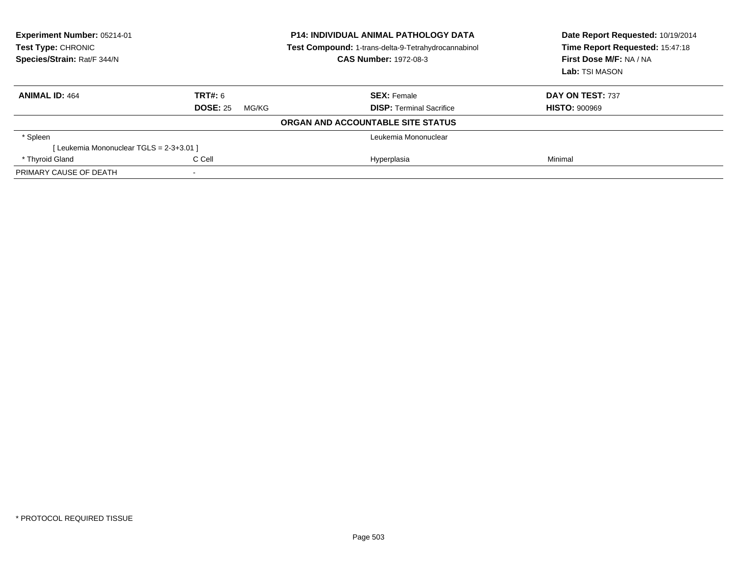**Experiment Number:** 05214-01
**Test Type:** CHRONIC
**Species/Strain:** Rat/F 344/N

**P14: INDIVIDUAL ANIMAL PATHOLOGY DATA**
**Test Compound:** 1-trans-delta-9-Tetrahydrocannabinol
**CAS Number:** 1972-08-3

**Date Report Requested:** 10/19/2014
**Time Report Requested:** 15:47:18
**First Dose M/F:** NA / NA
**Lab:** TSI MASON

| **ANIMAL ID:** 464 | **TRT#:** 6 | **SEX:** Female | **DAY ON TEST:** 737 |
|---|---|---|---|
| | **DOSE:** 25 MG/KG | **DISP:** Terminal Sacrifice | **HISTO:** 900969 |

**ORGAN AND ACCOUNTABLE SITE STATUS**

| | | | |
|---|---|---|---|
| * Spleen | | Leukemia Mononuclear | |
| [ Leukemia Mononuclear TGLS = 2-3+3.01 ] | | | |
| * Thyroid Gland | C Cell | Hyperplasia | Minimal |
| PRIMARY CAUSE OF DEATH | - | | |

* PROTOCOL REQUIRED TISSUE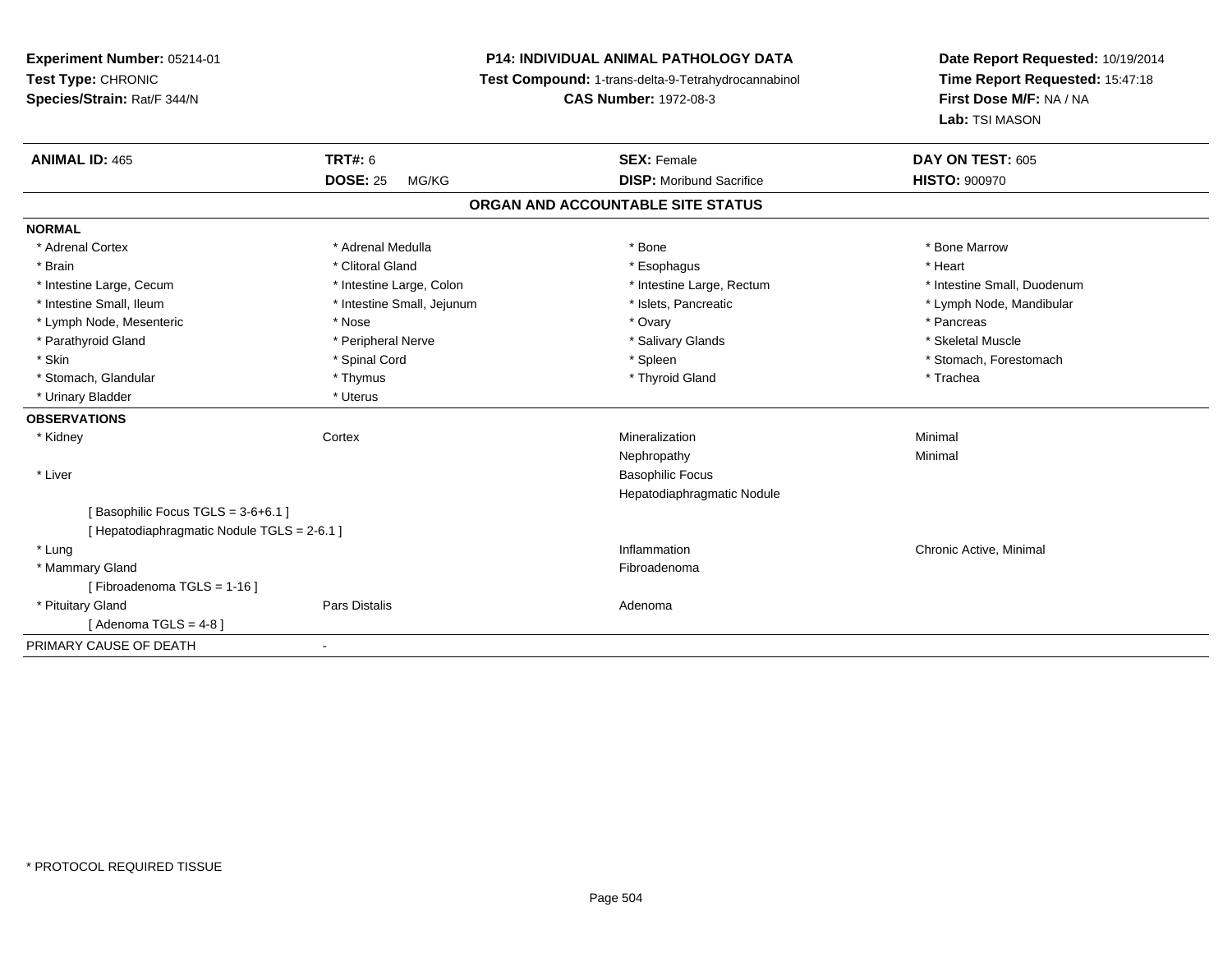**Experiment Number:** 05214-01
**Test Type:** CHRONIC
**Species/Strain:** Rat/F 344/N

**P14: INDIVIDUAL ANIMAL PATHOLOGY DATA**
**Test Compound:** 1-trans-delta-9-Tetrahydrocannabinol
**CAS Number:** 1972-08-3

**Date Report Requested:** 10/19/2014
**Time Report Requested:** 15:47:18
**First Dose M/F:** NA / NA
**Lab:** TSI MASON

| **ANIMAL ID:** 465 | **TRT#:** 6 | **SEX:** Female | **DAY ON TEST:** 605 |
|---|---|---|---|
| | **DOSE:** 25 MG/KG | **DISP:** Moribund Sacrifice | **HISTO:** 900970 |

## ORGAN AND ACCOUNTABLE SITE STATUS

**NORMAL**

| | | | |
|---|---|---|---|
| * Adrenal Cortex | * Adrenal Medulla | * Bone | * Bone Marrow |
| * Brain | * Clitoral Gland | * Esophagus | * Heart |
| * Intestine Large, Cecum | * Intestine Large, Colon | * Intestine Large, Rectum | * Intestine Small, Duodenum |
| * Intestine Small, Ileum | * Intestine Small, Jejunum | * Islets, Pancreatic | * Lymph Node, Mandibular |
| * Lymph Node, Mesenteric | * Nose | * Ovary | * Pancreas |
| * Parathyroid Gland | * Peripheral Nerve | * Salivary Glands | * Skeletal Muscle |
| * Skin | * Spinal Cord | * Spleen | * Stomach, Forestomach |
| * Stomach, Glandular | * Thymus | * Thyroid Gland | * Trachea |
| * Urinary Bladder | * Uterus | | |

**OBSERVATIONS**

| | | | |
|---|---|---|---|
| * Kidney | Cortex | Mineralization | Minimal |
| | | Nephropathy | Minimal |
| * Liver | | Basophilic Focus | |
| | | Hepatodiaphragmatic Nodule | |
| [ Basophilic Focus TGLS = 3-6+6.1 ] | | | |
| [ Hepatodiaphragmatic Nodule TGLS = 2-6.1 ] | | | |
| * Lung | | Inflammation | Chronic Active, Minimal |
| * Mammary Gland | | Fibroadenoma | |
| [ Fibroadenoma TGLS = 1-16 ] | | | |
| * Pituitary Gland | Pars Distalis | Adenoma | |
| [ Adenoma TGLS = 4-8 ] | | | |

PRIMARY CAUSE OF DEATH -

* PROTOCOL REQUIRED TISSUE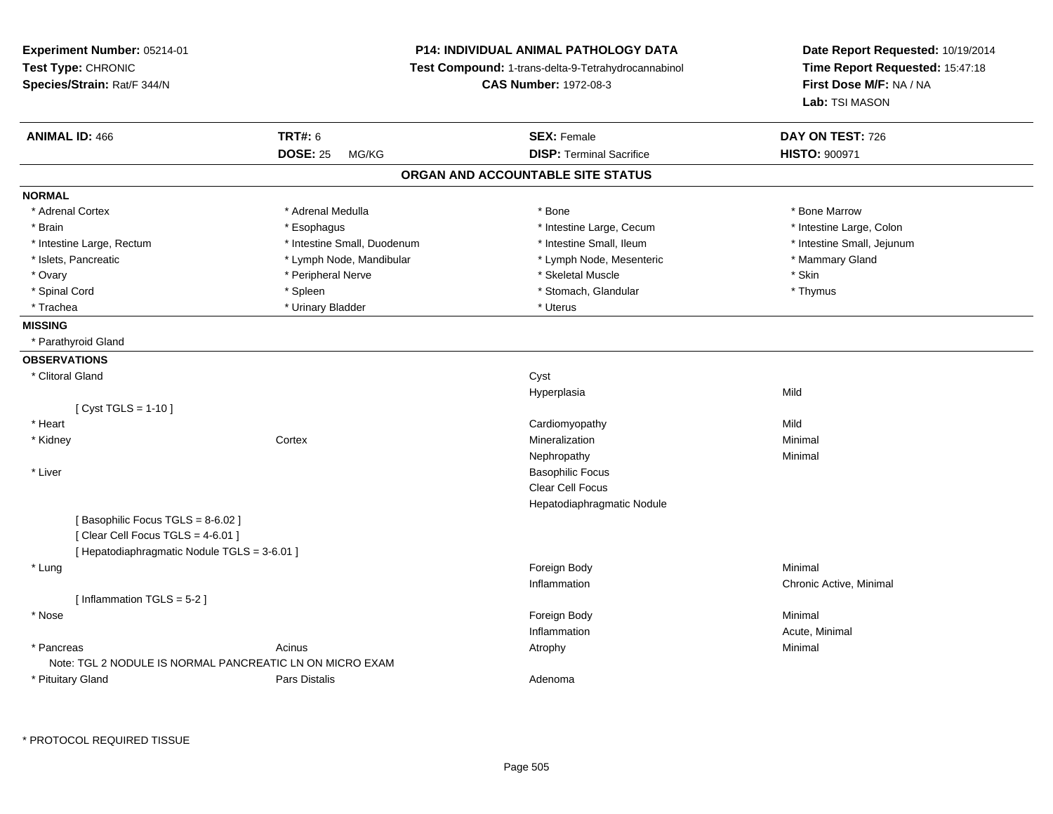**Experiment Number:** 05214-01
**Test Type:** CHRONIC
**Species/Strain:** Rat/F 344/N

**P14: INDIVIDUAL ANIMAL PATHOLOGY DATA**
**Test Compound:** 1-trans-delta-9-Tetrahydrocannabinol
**CAS Number:** 1972-08-3

**Date Report Requested:** 10/19/2014
**Time Report Requested:** 15:47:18
**First Dose M/F:** NA / NA
**Lab:** TSI MASON

| **ANIMAL ID:** 466 | **TRT#:** 6 | **SEX:** Female | **DAY ON TEST:** 726 |
|---|---|---|---|
| | **DOSE:** 25 MG/KG | **DISP:** Terminal Sacrifice | **HISTO:** 900971 |

## ORGAN AND ACCOUNTABLE SITE STATUS

**NORMAL**

| | | | |
|---|---|---|---|
| * Adrenal Cortex | * Adrenal Medulla | * Bone | * Bone Marrow |
| * Brain | * Esophagus | * Intestine Large, Cecum | * Intestine Large, Colon |
| * Intestine Large, Rectum | * Intestine Small, Duodenum | * Intestine Small, Ileum | * Intestine Small, Jejunum |
| * Islets, Pancreatic | * Lymph Node, Mandibular | * Lymph Node, Mesenteric | * Mammary Gland |
| * Ovary | * Peripheral Nerve | * Skeletal Muscle | * Skin |
| * Spinal Cord | * Spleen | * Stomach, Glandular | * Thymus |
| * Trachea | * Urinary Bladder | * Uterus | |

**MISSING**

* Parathyroid Gland

**OBSERVATIONS**

| Organ | Site | Observation | Severity |
|---|---|---|---|
| * Clitoral Gland | | Cyst | |
| | | Hyperplasia | Mild |
| [ Cyst TGLS = 1-10 ] | | | |
| * Heart | | Cardiomyopathy | Mild |
| * Kidney | Cortex | Mineralization | Minimal |
| | | Nephropathy | Minimal |
| * Liver | | Basophilic Focus | |
| | | Clear Cell Focus | |
| | | Hepatodiaphragmatic Nodule | |
| [ Basophilic Focus TGLS = 8-6.02 ] | | | |
| [ Clear Cell Focus TGLS = 4-6.01 ] | | | |
| [ Hepatodiaphragmatic Nodule TGLS = 3-6.01 ] | | | |
| * Lung | | Foreign Body | Minimal |
| | | Inflammation | Chronic Active, Minimal |
| [ Inflammation TGLS = 5-2 ] | | | |
| * Nose | | Foreign Body | Minimal |
| | | Inflammation | Acute, Minimal |
| * Pancreas | Acinus | Atrophy | Minimal |
| Note: TGL 2 NODULE IS NORMAL PANCREATIC LN ON MICRO EXAM | | | |
| * Pituitary Gland | Pars Distalis | Adenoma | |

* PROTOCOL REQUIRED TISSUE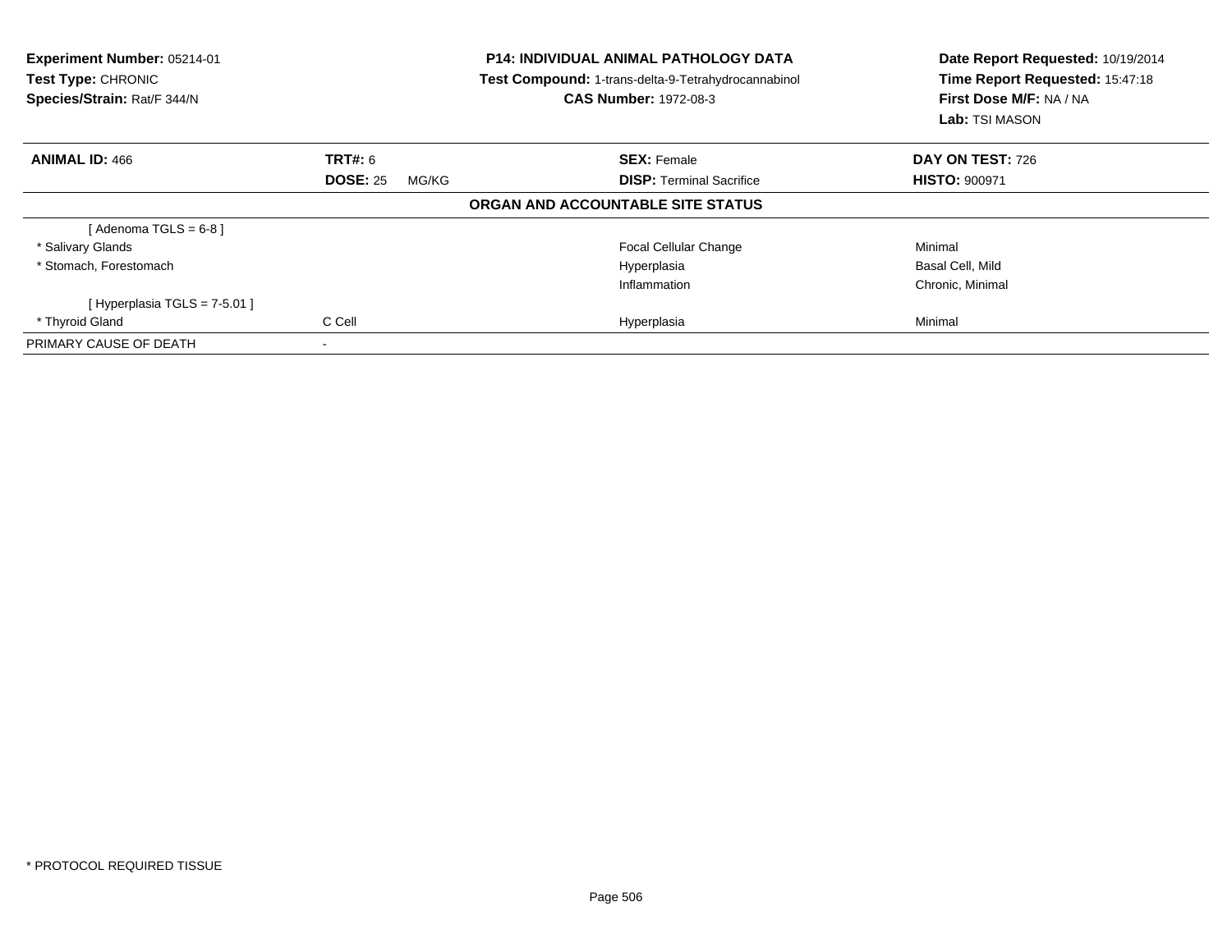**Experiment Number:** 05214-01
**Test Type:** CHRONIC
**Species/Strain:** Rat/F 344/N

**P14: INDIVIDUAL ANIMAL PATHOLOGY DATA**
**Test Compound:** 1-trans-delta-9-Tetrahydrocannabinol
**CAS Number:** 1972-08-3

**Date Report Requested:** 10/19/2014
**Time Report Requested:** 15:47:18
**First Dose M/F:** NA / NA
**Lab:** TSI MASON

| **ANIMAL ID:** 466 | **TRT#:** 6 | **SEX:** Female | **DAY ON TEST:** 726 |
|---|---|---|---|
| | **DOSE:** 25 MG/KG | **DISP:** Terminal Sacrifice | **HISTO:** 900971 |

**ORGAN AND ACCOUNTABLE SITE STATUS**

| | | | |
|---|---|---|---|
| [ Adenoma TGLS = 6-8 ] | | | |
| * Salivary Glands | | Focal Cellular Change | Minimal |
| * Stomach, Forestomach | | Hyperplasia | Basal Cell, Mild |
| | | Inflammation | Chronic, Minimal |
| [ Hyperplasia TGLS = 7-5.01 ] | | | |
| * Thyroid Gland | C Cell | Hyperplasia | Minimal |
| PRIMARY CAUSE OF DEATH | - | | |

* PROTOCOL REQUIRED TISSUE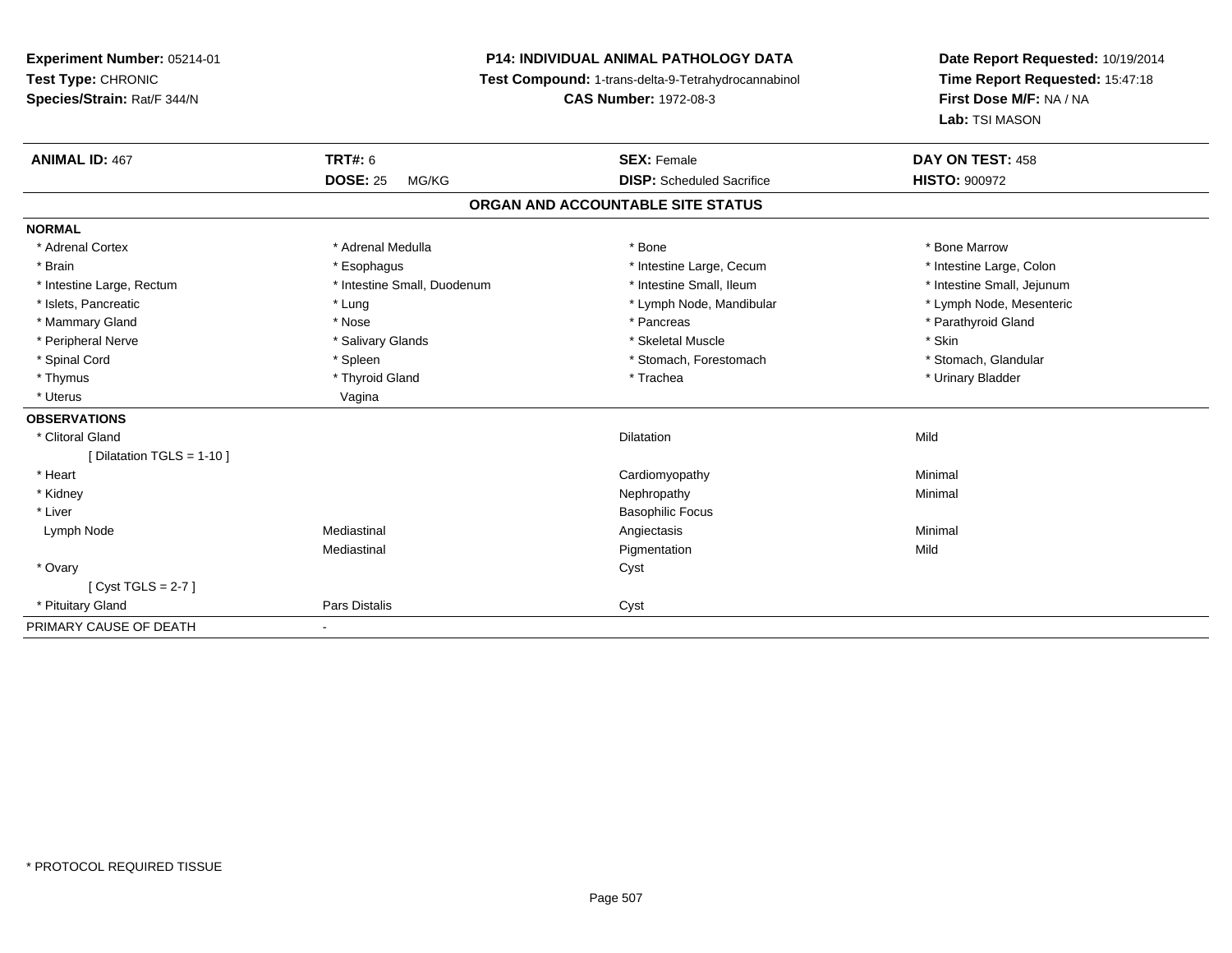**Experiment Number:** 05214-01
**Test Type:** CHRONIC
**Species/Strain:** Rat/F 344/N

**P14: INDIVIDUAL ANIMAL PATHOLOGY DATA**
**Test Compound:** 1-trans-delta-9-Tetrahydrocannabinol
**CAS Number:** 1972-08-3

**Date Report Requested:** 10/19/2014
**Time Report Requested:** 15:47:18
**First Dose M/F:** NA / NA
**Lab:** TSI MASON

| **ANIMAL ID:** 467 | **TRT#:** 6 | **SEX:** Female | **DAY ON TEST:** 458 |
|---|---|---|---|
| | **DOSE:** 25 MG/KG | **DISP:** Scheduled Sacrifice | **HISTO:** 900972 |

## ORGAN AND ACCOUNTABLE SITE STATUS

| | | | |
|---|---|---|---|
| **NORMAL** | | | |
| * Adrenal Cortex | * Adrenal Medulla | * Bone | * Bone Marrow |
| * Brain | * Esophagus | * Intestine Large, Cecum | * Intestine Large, Colon |
| * Intestine Large, Rectum | * Intestine Small, Duodenum | * Intestine Small, Ileum | * Intestine Small, Jejunum |
| * Islets, Pancreatic | * Lung | * Lymph Node, Mandibular | * Lymph Node, Mesenteric |
| * Mammary Gland | * Nose | * Pancreas | * Parathyroid Gland |
| * Peripheral Nerve | * Salivary Glands | * Skeletal Muscle | * Skin |
| * Spinal Cord | * Spleen | * Stomach, Forestomach | * Stomach, Glandular |
| * Thymus | * Thyroid Gland | * Trachea | * Urinary Bladder |
| * Uterus | Vagina | | |
| **OBSERVATIONS** | | | |
| * Clitoral Gland | | Dilatation | Mild |
| [ Dilatation TGLS = 1-10 ] | | | |
| * Heart | | Cardiomyopathy | Minimal |
| * Kidney | | Nephropathy | Minimal |
| * Liver | | Basophilic Focus | |
| Lymph Node | Mediastinal | Angiectasis | Minimal |
| | Mediastinal | Pigmentation | Mild |
| * Ovary | | Cyst | |
| [ Cyst TGLS = 2-7 ] | | | |
| * Pituitary Gland | Pars Distalis | Cyst | |
| PRIMARY CAUSE OF DEATH | - | | |

\* PROTOCOL REQUIRED TISSUE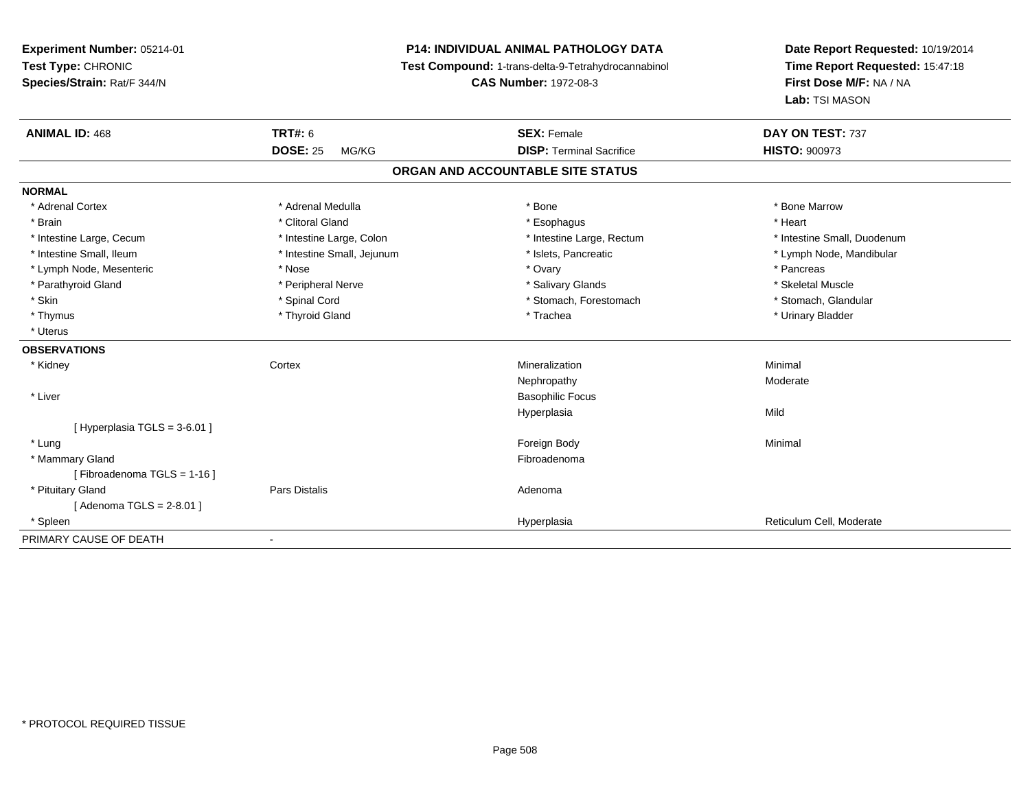**Experiment Number:** 05214-01
**Test Type:** CHRONIC
**Species/Strain:** Rat/F 344/N

**P14: INDIVIDUAL ANIMAL PATHOLOGY DATA**
**Test Compound:** 1-trans-delta-9-Tetrahydrocannabinol
**CAS Number:** 1972-08-3

**Date Report Requested:** 10/19/2014
**Time Report Requested:** 15:47:18
**First Dose M/F:** NA / NA
**Lab:** TSI MASON

| **ANIMAL ID:** 468 | **TRT#:** 6 | **SEX:** Female | **DAY ON TEST:** 737 |
|---|---|---|---|
| | **DOSE:** 25 MG/KG | **DISP:** Terminal Sacrifice | **HISTO:** 900973 |

## ORGAN AND ACCOUNTABLE SITE STATUS

**NORMAL**

| | | | |
|---|---|---|---|
| * Adrenal Cortex | * Adrenal Medulla | * Bone | * Bone Marrow |
| * Brain | * Clitoral Gland | * Esophagus | * Heart |
| * Intestine Large, Cecum | * Intestine Large, Colon | * Intestine Large, Rectum | * Intestine Small, Duodenum |
| * Intestine Small, Ileum | * Intestine Small, Jejunum | * Islets, Pancreatic | * Lymph Node, Mandibular |
| * Lymph Node, Mesenteric | * Nose | * Ovary | * Pancreas |
| * Parathyroid Gland | * Peripheral Nerve | * Salivary Glands | * Skeletal Muscle |
| * Skin | * Spinal Cord | * Stomach, Forestomach | * Stomach, Glandular |
| * Thymus | * Thyroid Gland | * Trachea | * Urinary Bladder |
| * Uterus | | | |

**OBSERVATIONS**

| | | | |
|---|---|---|---|
| * Kidney | Cortex | Mineralization | Minimal |
| | | Nephropathy | Moderate |
| * Liver | | Basophilic Focus | |
| | | Hyperplasia | Mild |
| [ Hyperplasia TGLS = 3-6.01 ] | | | |
| * Lung | | Foreign Body | Minimal |
| * Mammary Gland | | Fibroadenoma | |
| [ Fibroadenoma TGLS = 1-16 ] | | | |
| * Pituitary Gland | Pars Distalis | Adenoma | |
| [ Adenoma TGLS = 2-8.01 ] | | | |
| * Spleen | | Hyperplasia | Reticulum Cell, Moderate |

PRIMARY CAUSE OF DEATH -

* PROTOCOL REQUIRED TISSUE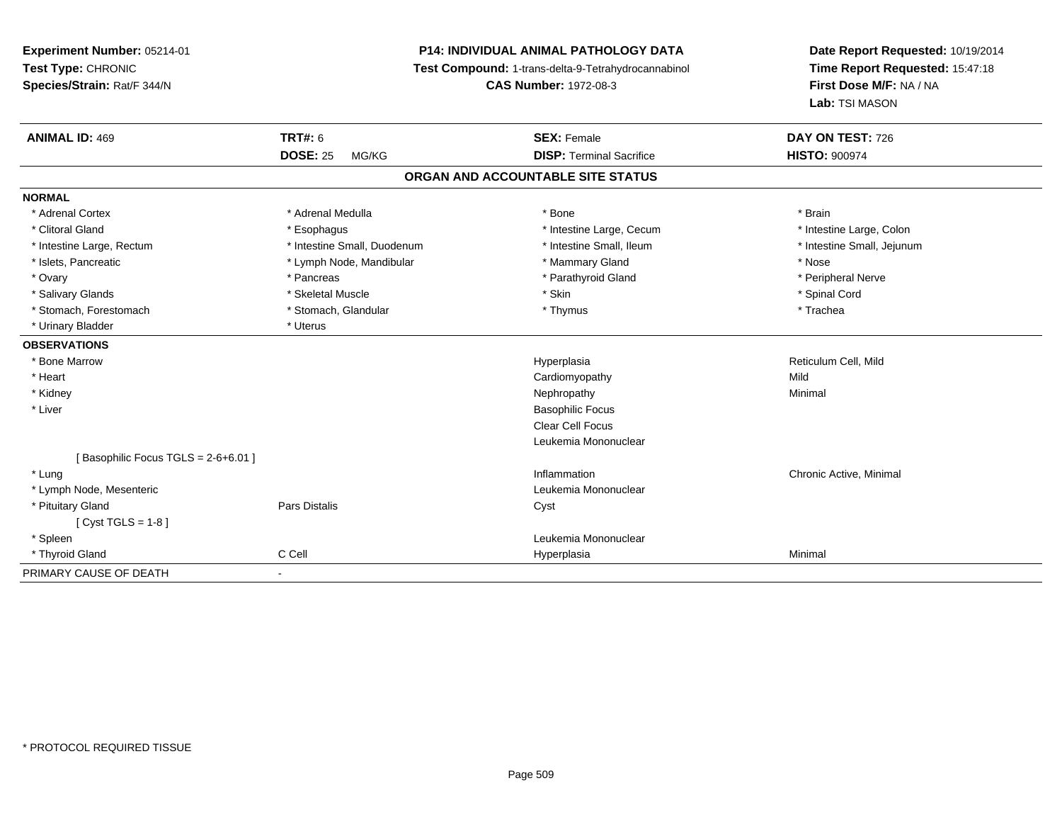**Experiment Number:** 05214-01
**Test Type:** CHRONIC
**Species/Strain:** Rat/F 344/N

**P14: INDIVIDUAL ANIMAL PATHOLOGY DATA**
**Test Compound:** 1-trans-delta-9-Tetrahydrocannabinol
**CAS Number:** 1972-08-3

**Date Report Requested:** 10/19/2014
**Time Report Requested:** 15:47:18
**First Dose M/F:** NA / NA
**Lab:** TSI MASON

| **ANIMAL ID:** 469 | **TRT#:** 6 | **SEX:** Female | **DAY ON TEST:** 726 |
|---|---|---|---|
| | **DOSE:** 25 MG/KG | **DISP:** Terminal Sacrifice | **HISTO:** 900974 |

## ORGAN AND ACCOUNTABLE SITE STATUS

| | | | |
|---|---|---|---|
| **NORMAL** | | | |
| * Adrenal Cortex | * Adrenal Medulla | * Bone | * Brain |
| * Clitoral Gland | * Esophagus | * Intestine Large, Cecum | * Intestine Large, Colon |
| * Intestine Large, Rectum | * Intestine Small, Duodenum | * Intestine Small, Ileum | * Intestine Small, Jejunum |
| * Islets, Pancreatic | * Lymph Node, Mandibular | * Mammary Gland | * Nose |
| * Ovary | * Pancreas | * Parathyroid Gland | * Peripheral Nerve |
| * Salivary Glands | * Skeletal Muscle | * Skin | * Spinal Cord |
| * Stomach, Forestomach | * Stomach, Glandular | * Thymus | * Trachea |
| * Urinary Bladder | * Uterus | | |
| **OBSERVATIONS** | | | |
| * Bone Marrow | | Hyperplasia | Reticulum Cell, Mild |
| * Heart | | Cardiomyopathy | Mild |
| * Kidney | | Nephropathy | Minimal |
| * Liver | | Basophilic Focus | |
| | | Clear Cell Focus | |
| | | Leukemia Mononuclear | |
| [ Basophilic Focus TGLS = 2-6+6.01 ] | | | |
| * Lung | | Inflammation | Chronic Active, Minimal |
| * Lymph Node, Mesenteric | | Leukemia Mononuclear | |
| * Pituitary Gland | Pars Distalis | Cyst | |
| [ Cyst TGLS = 1-8 ] | | | |
| * Spleen | | Leukemia Mononuclear | |
| * Thyroid Gland | C Cell | Hyperplasia | Minimal |
| PRIMARY CAUSE OF DEATH | - | | |

* PROTOCOL REQUIRED TISSUE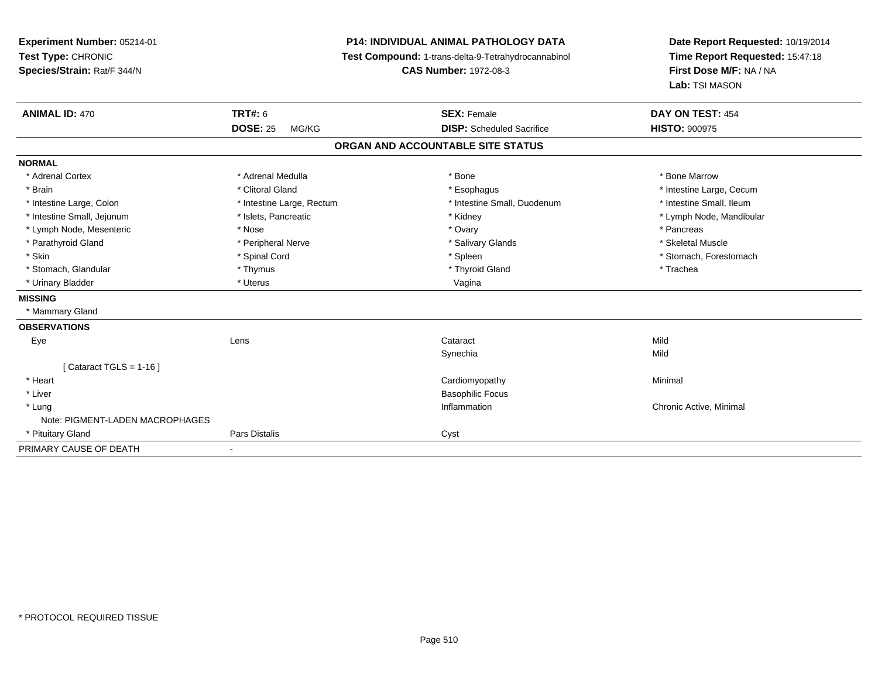**Experiment Number:** 05214-01
**Test Type:** CHRONIC
**Species/Strain:** Rat/F 344/N

**P14: INDIVIDUAL ANIMAL PATHOLOGY DATA**
**Test Compound:** 1-trans-delta-9-Tetrahydrocannabinol
**CAS Number:** 1972-08-3

**Date Report Requested:** 10/19/2014
**Time Report Requested:** 15:47:18
**First Dose M/F:** NA / NA
**Lab:** TSI MASON

| **ANIMAL ID:** 470 | **TRT#:** 6 | **SEX:** Female | **DAY ON TEST:** 454 |
|---|---|---|---|
| | **DOSE:** 25 MG/KG | **DISP:** Scheduled Sacrifice | **HISTO:** 900975 |

## ORGAN AND ACCOUNTABLE SITE STATUS

**NORMAL**

| | | | |
|---|---|---|---|
| * Adrenal Cortex | * Adrenal Medulla | * Bone | * Bone Marrow |
| * Brain | * Clitoral Gland | * Esophagus | * Intestine Large, Cecum |
| * Intestine Large, Colon | * Intestine Large, Rectum | * Intestine Small, Duodenum | * Intestine Small, Ileum |
| * Intestine Small, Jejunum | * Islets, Pancreatic | * Kidney | * Lymph Node, Mandibular |
| * Lymph Node, Mesenteric | * Nose | * Ovary | * Pancreas |
| * Parathyroid Gland | * Peripheral Nerve | * Salivary Glands | * Skeletal Muscle |
| * Skin | * Spinal Cord | * Spleen | * Stomach, Forestomach |
| * Stomach, Glandular | * Thymus | * Thyroid Gland | * Trachea |
| * Urinary Bladder | * Uterus | Vagina | |

**MISSING**

* Mammary Gland

**OBSERVATIONS**

| | | | |
|---|---|---|---|
| Eye | Lens | Cataract | Mild |
| | | Synechia | Mild |
| [ Cataract TGLS = 1-16 ] | | | |
| * Heart | | Cardiomyopathy | Minimal |
| * Liver | | Basophilic Focus | |
| * Lung | | Inflammation | Chronic Active, Minimal |
| Note: PIGMENT-LADEN MACROPHAGES | | | |
| * Pituitary Gland | Pars Distalis | Cyst | |

PRIMARY CAUSE OF DEATH -

\* PROTOCOL REQUIRED TISSUE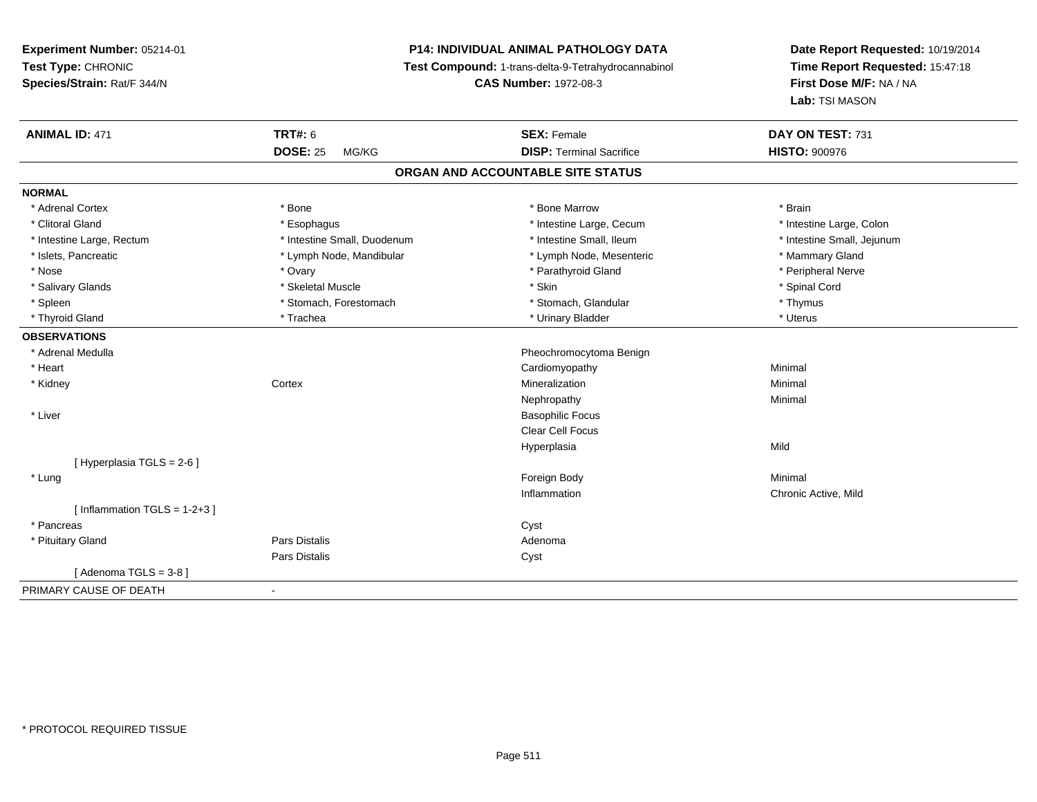**Experiment Number:** 05214-01
**Test Type:** CHRONIC
**Species/Strain:** Rat/F 344/N

**P14: INDIVIDUAL ANIMAL PATHOLOGY DATA**
**Test Compound:** 1-trans-delta-9-Tetrahydrocannabinol
**CAS Number:** 1972-08-3

**Date Report Requested:** 10/19/2014
**Time Report Requested:** 15:47:18
**First Dose M/F:** NA / NA
**Lab:** TSI MASON

| **ANIMAL ID:** 471 | **TRT#:** 6 | **SEX:** Female | **DAY ON TEST:** 731 |
|---|---|---|---|
| | **DOSE:** 25 MG/KG | **DISP:** Terminal Sacrifice | **HISTO:** 900976 |

## ORGAN AND ACCOUNTABLE SITE STATUS

**NORMAL**

| | | | |
|---|---|---|---|
| * Adrenal Cortex | * Bone | * Bone Marrow | * Brain |
| * Clitoral Gland | * Esophagus | * Intestine Large, Cecum | * Intestine Large, Colon |
| * Intestine Large, Rectum | * Intestine Small, Duodenum | * Intestine Small, Ileum | * Intestine Small, Jejunum |
| * Islets, Pancreatic | * Lymph Node, Mandibular | * Lymph Node, Mesenteric | * Mammary Gland |
| * Nose | * Ovary | * Parathyroid Gland | * Peripheral Nerve |
| * Salivary Glands | * Skeletal Muscle | * Skin | * Spinal Cord |
| * Spleen | * Stomach, Forestomach | * Stomach, Glandular | * Thymus |
| * Thyroid Gland | * Trachea | * Urinary Bladder | * Uterus |

**OBSERVATIONS**

| | | | |
|---|---|---|---|
| * Adrenal Medulla | | Pheochromocytoma Benign | |
| * Heart | | Cardiomyopathy | Minimal |
| * Kidney | Cortex | Mineralization | Minimal |
| | | Nephropathy | Minimal |
| * Liver | | Basophilic Focus | |
| | | Clear Cell Focus | |
| | | Hyperplasia | Mild |
| [ Hyperplasia TGLS = 2-6 ] | | | |
| * Lung | | Foreign Body | Minimal |
| | | Inflammation | Chronic Active, Mild |
| [ Inflammation TGLS = 1-2+3 ] | | | |
| * Pancreas | | Cyst | |
| * Pituitary Gland | Pars Distalis | Adenoma | |
| | Pars Distalis | Cyst | |
| [ Adenoma TGLS = 3-8 ] | | | |

PRIMARY CAUSE OF DEATH -

* PROTOCOL REQUIRED TISSUE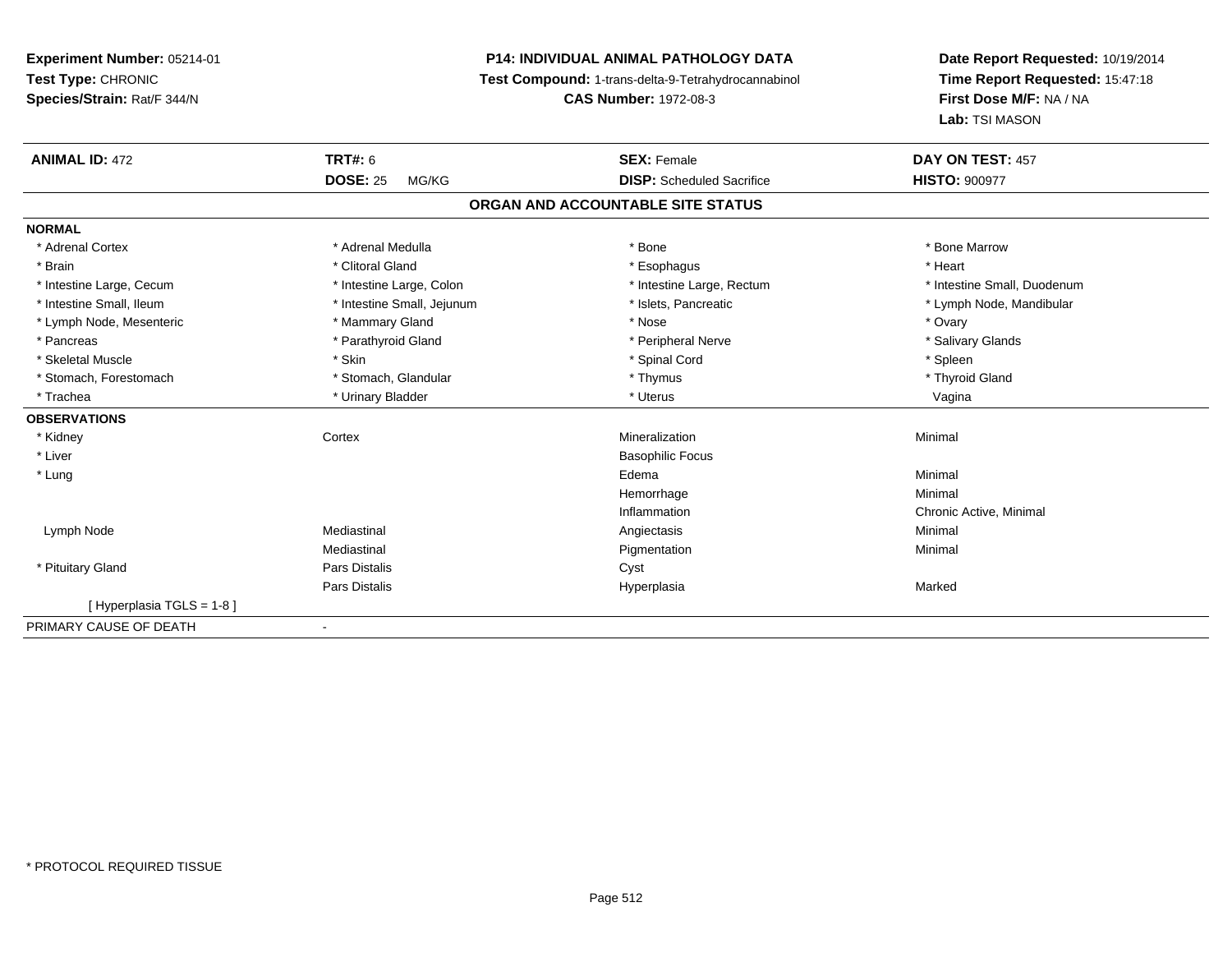**Experiment Number:** 05214-01
**Test Type:** CHRONIC
**Species/Strain:** Rat/F 344/N

**P14: INDIVIDUAL ANIMAL PATHOLOGY DATA**
**Test Compound:** 1-trans-delta-9-Tetrahydrocannabinol
**CAS Number:** 1972-08-3

**Date Report Requested:** 10/19/2014
**Time Report Requested:** 15:47:18
**First Dose M/F:** NA / NA
**Lab:** TSI MASON

| **ANIMAL ID:** 472 | **TRT#:** 6 | **SEX:** Female | **DAY ON TEST:** 457 |
|---|---|---|---|
| | **DOSE:** 25 MG/KG | **DISP:** Scheduled Sacrifice | **HISTO:** 900977 |

## ORGAN AND ACCOUNTABLE SITE STATUS

**NORMAL**

| | | | |
|---|---|---|---|
| * Adrenal Cortex | * Adrenal Medulla | * Bone | * Bone Marrow |
| * Brain | * Clitoral Gland | * Esophagus | * Heart |
| * Intestine Large, Cecum | * Intestine Large, Colon | * Intestine Large, Rectum | * Intestine Small, Duodenum |
| * Intestine Small, Ileum | * Intestine Small, Jejunum | * Islets, Pancreatic | * Lymph Node, Mandibular |
| * Lymph Node, Mesenteric | * Mammary Gland | * Nose | * Ovary |
| * Pancreas | * Parathyroid Gland | * Peripheral Nerve | * Salivary Glands |
| * Skeletal Muscle | * Skin | * Spinal Cord | * Spleen |
| * Stomach, Forestomach | * Stomach, Glandular | * Thymus | * Thyroid Gland |
| * Trachea | * Urinary Bladder | * Uterus | Vagina |

**OBSERVATIONS**

| | | | |
|---|---|---|---|
| * Kidney | Cortex | Mineralization | Minimal |
| * Liver | | Basophilic Focus | |
| * Lung | | Edema | Minimal |
| | | Hemorrhage | Minimal |
| | | Inflammation | Chronic Active, Minimal |
| Lymph Node | Mediastinal | Angiectasis | Minimal |
| | Mediastinal | Pigmentation | Minimal |
| * Pituitary Gland | Pars Distalis | Cyst | |
| | Pars Distalis | Hyperplasia | Marked |
| [ Hyperplasia TGLS = 1-8 ] | | | |

PRIMARY CAUSE OF DEATH -

* PROTOCOL REQUIRED TISSUE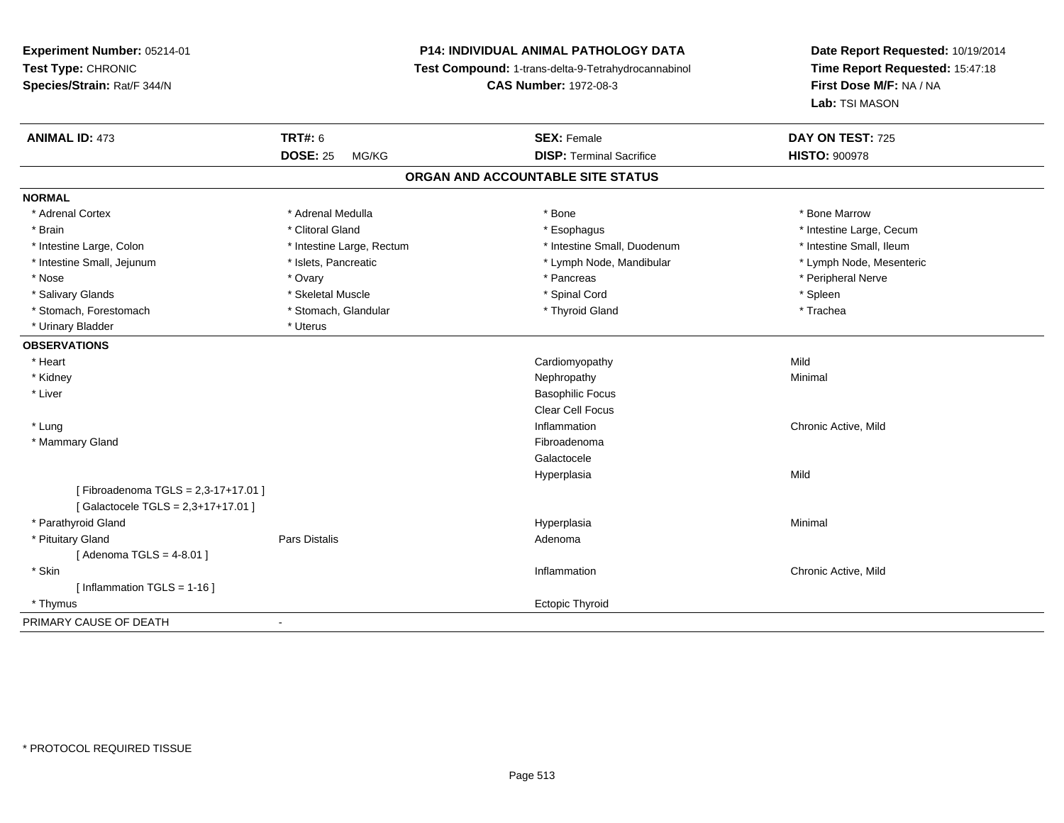**Experiment Number:** 05214-01
**Test Type:** CHRONIC
**Species/Strain:** Rat/F 344/N

**P14: INDIVIDUAL ANIMAL PATHOLOGY DATA**
**Test Compound:** 1-trans-delta-9-Tetrahydrocannabinol
**CAS Number:** 1972-08-3

**Date Report Requested:** 10/19/2014
**Time Report Requested:** 15:47:18
**First Dose M/F:** NA / NA
**Lab:** TSI MASON

| **ANIMAL ID:** 473 | **TRT#:** 6 | **SEX:** Female | **DAY ON TEST:** 725 |
|---|---|---|---|
| | **DOSE:** 25 MG/KG | **DISP:** Terminal Sacrifice | **HISTO:** 900978 |

## ORGAN AND ACCOUNTABLE SITE STATUS

**NORMAL**

| | | | |
|---|---|---|---|
| * Adrenal Cortex | * Adrenal Medulla | * Bone | * Bone Marrow |
| * Brain | * Clitoral Gland | * Esophagus | * Intestine Large, Cecum |
| * Intestine Large, Colon | * Intestine Large, Rectum | * Intestine Small, Duodenum | * Intestine Small, Ileum |
| * Intestine Small, Jejunum | * Islets, Pancreatic | * Lymph Node, Mandibular | * Lymph Node, Mesenteric |
| * Nose | * Ovary | * Pancreas | * Peripheral Nerve |
| * Salivary Glands | * Skeletal Muscle | * Spinal Cord | * Spleen |
| * Stomach, Forestomach | * Stomach, Glandular | * Thyroid Gland | * Trachea |
| * Urinary Bladder | * Uterus | | |

**OBSERVATIONS**

| | | | |
|---|---|---|---|
| * Heart | | Cardiomyopathy | Mild |
| * Kidney | | Nephropathy | Minimal |
| * Liver | | Basophilic Focus | |
| | | Clear Cell Focus | |
| * Lung | | Inflammation | Chronic Active, Mild |
| * Mammary Gland | | Fibroadenoma | |
| | | Galactocele | |
| | | Hyperplasia | Mild |
| [ Fibroadenoma TGLS = 2,3-17+17.01 ] | | | |
| [ Galactocele TGLS = 2,3+17+17.01 ] | | | |
| * Parathyroid Gland | | Hyperplasia | Minimal |
| * Pituitary Gland | Pars Distalis | Adenoma | |
| [ Adenoma TGLS = 4-8.01 ] | | | |
| * Skin | | Inflammation | Chronic Active, Mild |
| [ Inflammation TGLS = 1-16 ] | | | |
| * Thymus | | Ectopic Thyroid | |

PRIMARY CAUSE OF DEATH -

* PROTOCOL REQUIRED TISSUE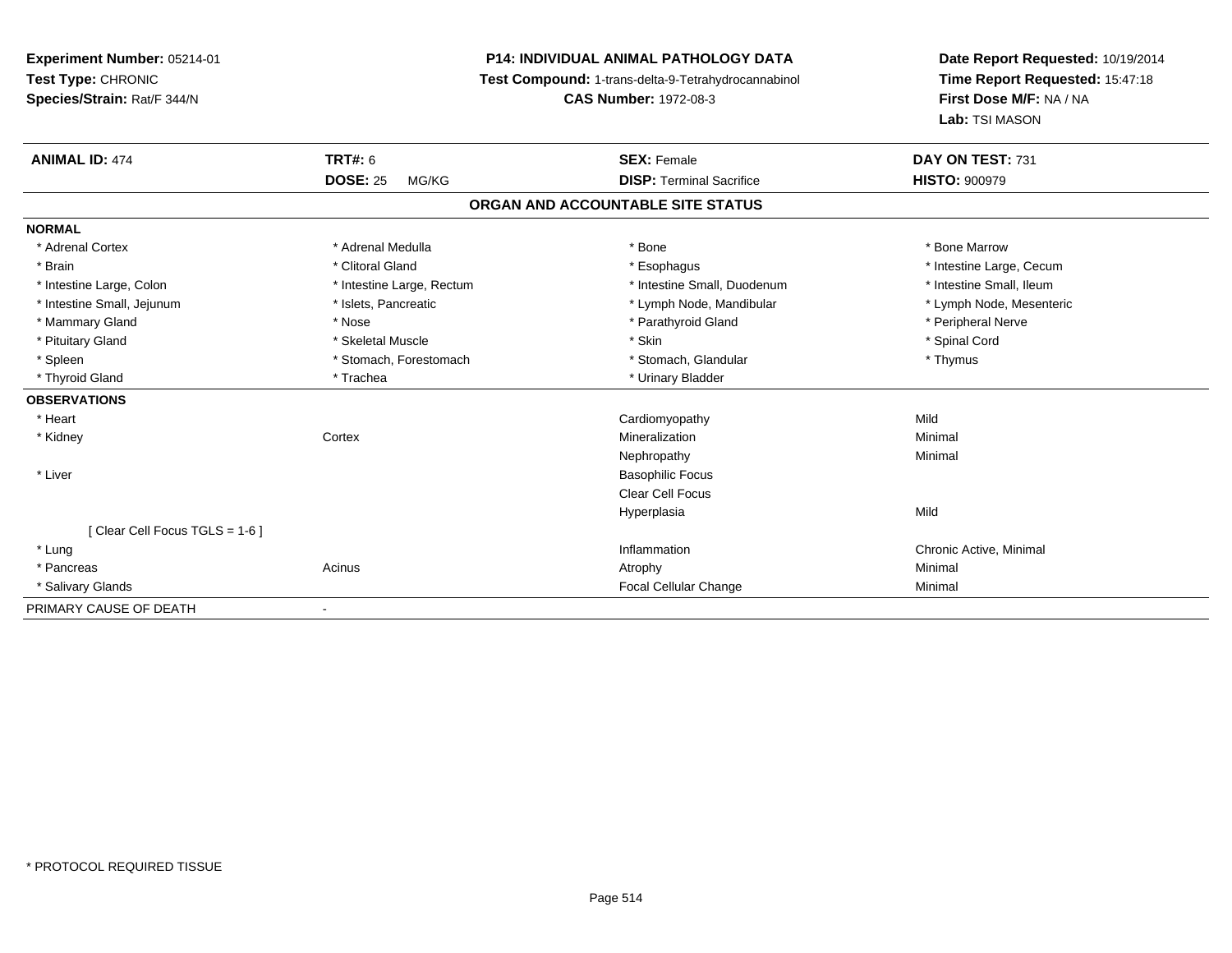**Experiment Number:** 05214-01
**Test Type:** CHRONIC
**Species/Strain:** Rat/F 344/N

**P14: INDIVIDUAL ANIMAL PATHOLOGY DATA**
**Test Compound:** 1-trans-delta-9-Tetrahydrocannabinol
**CAS Number:** 1972-08-3

**Date Report Requested:** 10/19/2014
**Time Report Requested:** 15:47:18
**First Dose M/F:** NA / NA
**Lab:** TSI MASON

| **ANIMAL ID:** 474 | **TRT#:** 6 | **SEX:** Female | **DAY ON TEST:** 731 |
|---|---|---|---|
| | **DOSE:** 25 MG/KG | **DISP:** Terminal Sacrifice | **HISTO:** 900979 |

**ORGAN AND ACCOUNTABLE SITE STATUS**

**NORMAL**

| | | | |
|---|---|---|---|
| * Adrenal Cortex | * Adrenal Medulla | * Bone | * Bone Marrow |
| * Brain | * Clitoral Gland | * Esophagus | * Intestine Large, Cecum |
| * Intestine Large, Colon | * Intestine Large, Rectum | * Intestine Small, Duodenum | * Intestine Small, Ileum |
| * Intestine Small, Jejunum | * Islets, Pancreatic | * Lymph Node, Mandibular | * Lymph Node, Mesenteric |
| * Mammary Gland | * Nose | * Parathyroid Gland | * Peripheral Nerve |
| * Pituitary Gland | * Skeletal Muscle | * Skin | * Spinal Cord |
| * Spleen | * Stomach, Forestomach | * Stomach, Glandular | * Thymus |
| * Thyroid Gland | * Trachea | * Urinary Bladder | |

**OBSERVATIONS**

| | | | |
|---|---|---|---|
| * Heart | | Cardiomyopathy | Mild |
| * Kidney | Cortex | Mineralization | Minimal |
| | | Nephropathy | Minimal |
| * Liver | | Basophilic Focus | |
| | | Clear Cell Focus | |
| | | Hyperplasia | Mild |
| [ Clear Cell Focus TGLS = 1-6 ] | | | |
| * Lung | | Inflammation | Chronic Active, Minimal |
| * Pancreas | Acinus | Atrophy | Minimal |
| * Salivary Glands | | Focal Cellular Change | Minimal |

PRIMARY CAUSE OF DEATH -

* PROTOCOL REQUIRED TISSUE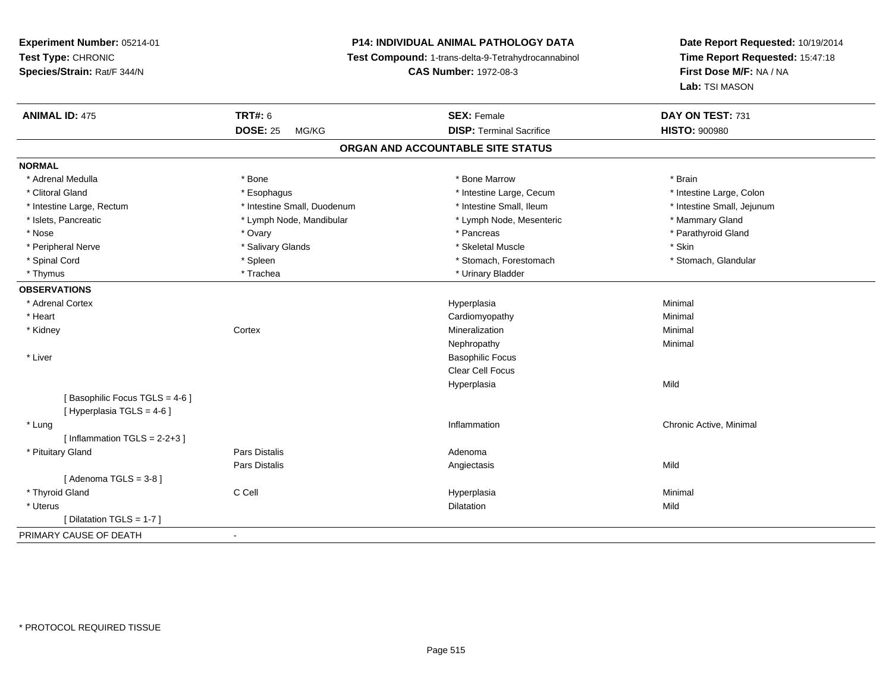**Experiment Number:** 05214-01
**Test Type:** CHRONIC
**Species/Strain:** Rat/F 344/N

**P14: INDIVIDUAL ANIMAL PATHOLOGY DATA**
**Test Compound:** 1-trans-delta-9-Tetrahydrocannabinol
**CAS Number:** 1972-08-3

**Date Report Requested:** 10/19/2014
**Time Report Requested:** 15:47:18
**First Dose M/F:** NA / NA
**Lab:** TSI MASON

| **ANIMAL ID:** 475 | **TRT#:** 6 | **SEX:** Female | **DAY ON TEST:** 731 |
|---|---|---|---|
| | **DOSE:** 25 MG/KG | **DISP:** Terminal Sacrifice | **HISTO:** 900980 |

## ORGAN AND ACCOUNTABLE SITE STATUS

**NORMAL**

| | | | |
|---|---|---|---|
| * Adrenal Medulla | * Bone | * Bone Marrow | * Brain |
| * Clitoral Gland | * Esophagus | * Intestine Large, Cecum | * Intestine Large, Colon |
| * Intestine Large, Rectum | * Intestine Small, Duodenum | * Intestine Small, Ileum | * Intestine Small, Jejunum |
| * Islets, Pancreatic | * Lymph Node, Mandibular | * Lymph Node, Mesenteric | * Mammary Gland |
| * Nose | * Ovary | * Pancreas | * Parathyroid Gland |
| * Peripheral Nerve | * Salivary Glands | * Skeletal Muscle | * Skin |
| * Spinal Cord | * Spleen | * Stomach, Forestomach | * Stomach, Glandular |
| * Thymus | * Trachea | * Urinary Bladder | |

**OBSERVATIONS**

| | | | |
|---|---|---|---|
| * Adrenal Cortex | | Hyperplasia | Minimal |
| * Heart | | Cardiomyopathy | Minimal |
| * Kidney | Cortex | Mineralization | Minimal |
| | | Nephropathy | Minimal |
| * Liver | | Basophilic Focus | |
| | | Clear Cell Focus | |
| | | Hyperplasia | Mild |
| [ Basophilic Focus TGLS = 4-6 ] | | | |
| [ Hyperplasia TGLS = 4-6 ] | | | |
| * Lung | | Inflammation | Chronic Active, Minimal |
| [ Inflammation TGLS = 2-2+3 ] | | | |
| * Pituitary Gland | Pars Distalis | Adenoma | |
| | Pars Distalis | Angiectasis | Mild |
| [ Adenoma TGLS = 3-8 ] | | | |
| * Thyroid Gland | C Cell | Hyperplasia | Minimal |
| * Uterus | | Dilatation | Mild |
| [ Dilatation TGLS = 1-7 ] | | | |

PRIMARY CAUSE OF DEATH -

* PROTOCOL REQUIRED TISSUE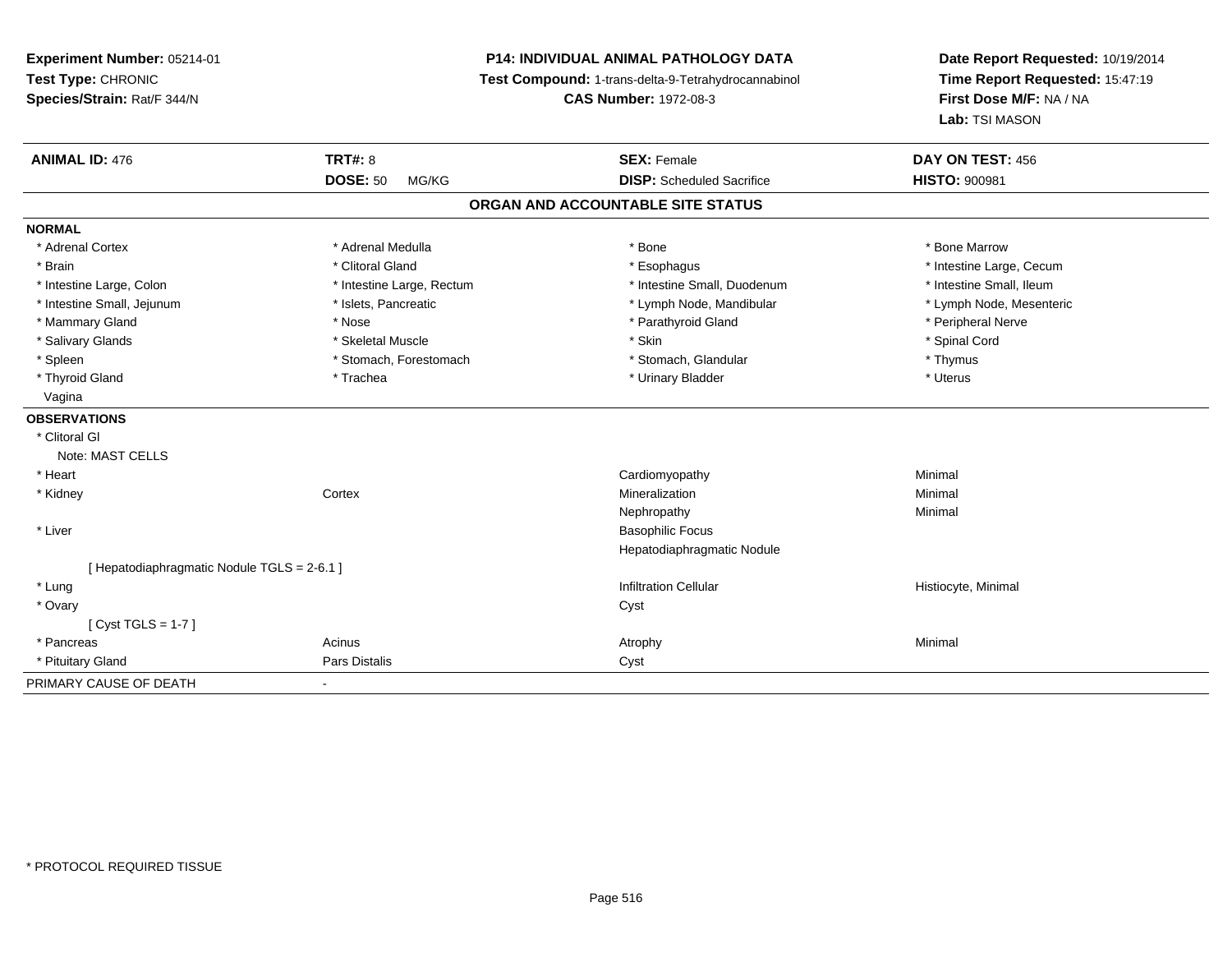**Experiment Number:** 05214-01
**Test Type:** CHRONIC
**Species/Strain:** Rat/F 344/N

**P14: INDIVIDUAL ANIMAL PATHOLOGY DATA**
**Test Compound:** 1-trans-delta-9-Tetrahydrocannabinol
**CAS Number:** 1972-08-3

**Date Report Requested:** 10/19/2014
**Time Report Requested:** 15:47:19
**First Dose M/F:** NA / NA
**Lab:** TSI MASON

| **ANIMAL ID:** 476 | **TRT#:** 8 | **SEX:** Female | **DAY ON TEST:** 456 |
|---|---|---|---|
| | **DOSE:** 50 MG/KG | **DISP:** Scheduled Sacrifice | **HISTO:** 900981 |

### ORGAN AND ACCOUNTABLE SITE STATUS

**NORMAL**

| | | | |
|---|---|---|---|
| * Adrenal Cortex | * Adrenal Medulla | * Bone | * Bone Marrow |
| * Brain | * Clitoral Gland | * Esophagus | * Intestine Large, Cecum |
| * Intestine Large, Colon | * Intestine Large, Rectum | * Intestine Small, Duodenum | * Intestine Small, Ileum |
| * Intestine Small, Jejunum | * Islets, Pancreatic | * Lymph Node, Mandibular | * Lymph Node, Mesenteric |
| * Mammary Gland | * Nose | * Parathyroid Gland | * Peripheral Nerve |
| * Salivary Glands | * Skeletal Muscle | * Skin | * Spinal Cord |
| * Spleen | * Stomach, Forestomach | * Stomach, Glandular | * Thymus |
| * Thyroid Gland | * Trachea | * Urinary Bladder | * Uterus |
| Vagina | | | |

**OBSERVATIONS**

| | | | |
|---|---|---|---|
| * Clitoral Gl | | | |
| Note: MAST CELLS | | | |
| * Heart | | Cardiomyopathy | Minimal |
| * Kidney | Cortex | Mineralization | Minimal |
| | | Nephropathy | Minimal |
| * Liver | | Basophilic Focus | |
| | | Hepatodiaphragmatic Nodule | |
| [ Hepatodiaphragmatic Nodule TGLS = 2-6.1 ] | | | |
| * Lung | | Infiltration Cellular | Histiocyte, Minimal |
| * Ovary | | Cyst | |
| [ Cyst TGLS = 1-7 ] | | | |
| * Pancreas | Acinus | Atrophy | Minimal |
| * Pituitary Gland | Pars Distalis | Cyst | |
| PRIMARY CAUSE OF DEATH | - | | |

* PROTOCOL REQUIRED TISSUE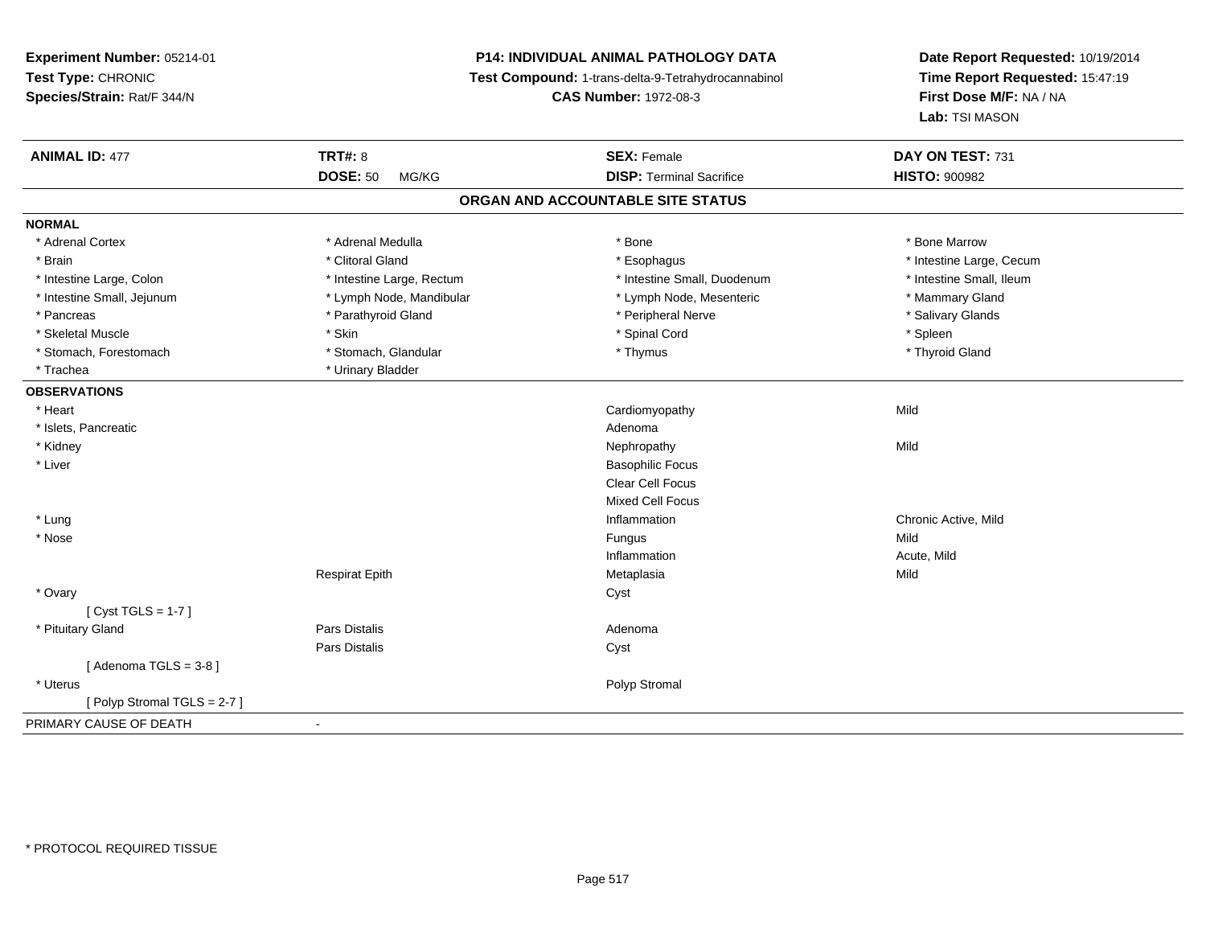**Experiment Number:** 05214-01
**Test Type:** CHRONIC
**Species/Strain:** Rat/F 344/N

**P14: INDIVIDUAL ANIMAL PATHOLOGY DATA**
**Test Compound:** 1-trans-delta-9-Tetrahydrocannabinol
**CAS Number:** 1972-08-3

**Date Report Requested:** 10/19/2014
**Time Report Requested:** 15:47:19
**First Dose M/F:** NA / NA
**Lab:** TSI MASON

| **ANIMAL ID:** 477 | **TRT#:** 8 | **SEX:** Female | **DAY ON TEST:** 731 |
|---|---|---|---|
| | **DOSE:** 50 MG/KG | **DISP:** Terminal Sacrifice | **HISTO:** 900982 |

## ORGAN AND ACCOUNTABLE SITE STATUS

**NORMAL**

| | | | |
|---|---|---|---|
| * Adrenal Cortex | * Adrenal Medulla | * Bone | * Bone Marrow |
| * Brain | * Clitoral Gland | * Esophagus | * Intestine Large, Cecum |
| * Intestine Large, Colon | * Intestine Large, Rectum | * Intestine Small, Duodenum | * Intestine Small, Ileum |
| * Intestine Small, Jejunum | * Lymph Node, Mandibular | * Lymph Node, Mesenteric | * Mammary Gland |
| * Pancreas | * Parathyroid Gland | * Peripheral Nerve | * Salivary Glands |
| * Skeletal Muscle | * Skin | * Spinal Cord | * Spleen |
| * Stomach, Forestomach | * Stomach, Glandular | * Thymus | * Thyroid Gland |
| * Trachea | * Urinary Bladder | | |

**OBSERVATIONS**

| | | | |
|---|---|---|---|
| * Heart | | Cardiomyopathy | Mild |
| * Islets, Pancreatic | | Adenoma | |
| * Kidney | | Nephropathy | Mild |
| * Liver | | Basophilic Focus | |
| | | Clear Cell Focus | |
| | | Mixed Cell Focus | |
| * Lung | | Inflammation | Chronic Active, Mild |
| * Nose | | Fungus | Mild |
| | | Inflammation | Acute, Mild |
| | Respirat Epith | Metaplasia | Mild |
| * Ovary | | Cyst | |
| [ Cyst TGLS = 1-7 ] | | | |
| * Pituitary Gland | Pars Distalis | Adenoma | |
| | Pars Distalis | Cyst | |
| [ Adenoma TGLS = 3-8 ] | | | |
| * Uterus | | Polyp Stromal | |
| [ Polyp Stromal TGLS = 2-7 ] | | | |

PRIMARY CAUSE OF DEATH -

* PROTOCOL REQUIRED TISSUE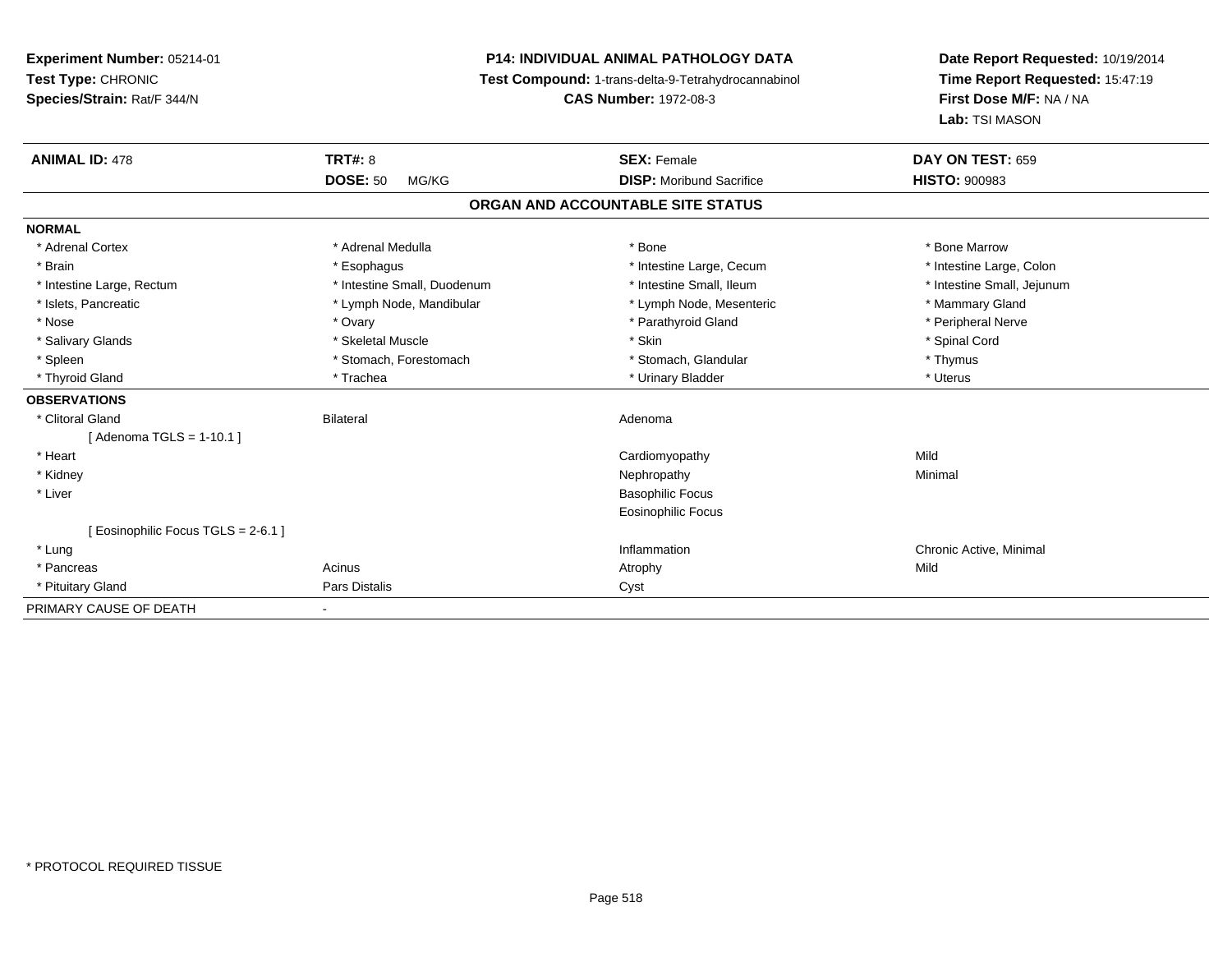**Experiment Number:** 05214-01
**Test Type:** CHRONIC
**Species/Strain:** Rat/F 344/N

**P14: INDIVIDUAL ANIMAL PATHOLOGY DATA**
**Test Compound:** 1-trans-delta-9-Tetrahydrocannabinol
**CAS Number:** 1972-08-3

**Date Report Requested:** 10/19/2014
**Time Report Requested:** 15:47:19
**First Dose M/F:** NA / NA
**Lab:** TSI MASON

| **ANIMAL ID:** 478 | **TRT#:** 8 | **SEX:** Female | **DAY ON TEST:** 659 |
|---|---|---|---|
| | **DOSE:** 50 MG/KG | **DISP:** Moribund Sacrifice | **HISTO:** 900983 |

## ORGAN AND ACCOUNTABLE SITE STATUS

**NORMAL**

| | | | |
|---|---|---|---|
| * Adrenal Cortex | * Adrenal Medulla | * Bone | * Bone Marrow |
| * Brain | * Esophagus | * Intestine Large, Cecum | * Intestine Large, Colon |
| * Intestine Large, Rectum | * Intestine Small, Duodenum | * Intestine Small, Ileum | * Intestine Small, Jejunum |
| * Islets, Pancreatic | * Lymph Node, Mandibular | * Lymph Node, Mesenteric | * Mammary Gland |
| * Nose | * Ovary | * Parathyroid Gland | * Peripheral Nerve |
| * Salivary Glands | * Skeletal Muscle | * Skin | * Spinal Cord |
| * Spleen | * Stomach, Forestomach | * Stomach, Glandular | * Thymus |
| * Thyroid Gland | * Trachea | * Urinary Bladder | * Uterus |

**OBSERVATIONS**

| | | | |
|---|---|---|---|
| * Clitoral Gland | Bilateral | Adenoma | |
| [ Adenoma TGLS = 1-10.1 ] | | | |
| * Heart | | Cardiomyopathy | Mild |
| * Kidney | | Nephropathy | Minimal |
| * Liver | | Basophilic Focus | |
| | | Eosinophilic Focus | |
| [ Eosinophilic Focus TGLS = 2-6.1 ] | | | |
| * Lung | | Inflammation | Chronic Active, Minimal |
| * Pancreas | Acinus | Atrophy | Mild |
| * Pituitary Gland | Pars Distalis | Cyst | |

PRIMARY CAUSE OF DEATH -

* PROTOCOL REQUIRED TISSUE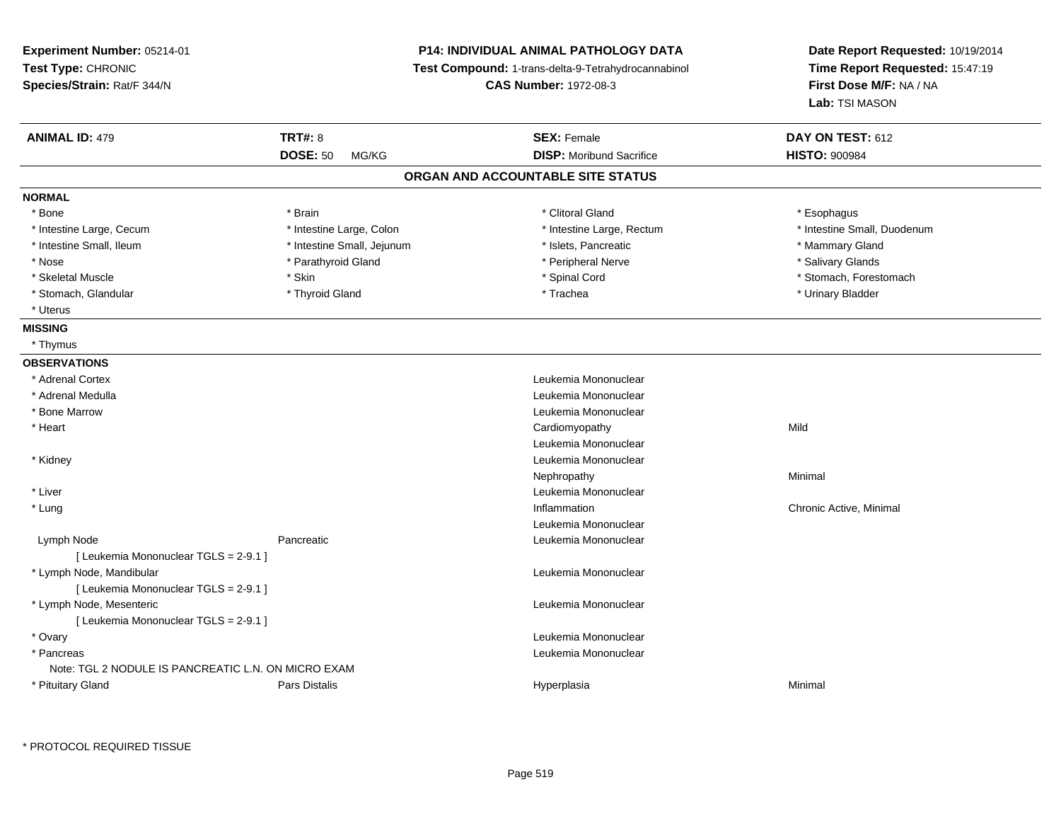**Experiment Number:** 05214-01
**Test Type:** CHRONIC
**Species/Strain:** Rat/F 344/N

**P14: INDIVIDUAL ANIMAL PATHOLOGY DATA**
**Test Compound:** 1-trans-delta-9-Tetrahydrocannabinol
**CAS Number:** 1972-08-3

**Date Report Requested:** 10/19/2014
**Time Report Requested:** 15:47:19
**First Dose M/F:** NA / NA
**Lab:** TSI MASON

| **ANIMAL ID:** 479 | **TRT#:** 8 | **SEX:** Female | **DAY ON TEST:** 612 |
|---|---|---|---|
| | **DOSE:** 50 MG/KG | **DISP:** Moribund Sacrifice | **HISTO:** 900984 |

## ORGAN AND ACCOUNTABLE SITE STATUS

**NORMAL**

| | | | |
|---|---|---|---|
| * Bone | * Brain | * Clitoral Gland | * Esophagus |
| * Intestine Large, Cecum | * Intestine Large, Colon | * Intestine Large, Rectum | * Intestine Small, Duodenum |
| * Intestine Small, Ileum | * Intestine Small, Jejunum | * Islets, Pancreatic | * Mammary Gland |
| * Nose | * Parathyroid Gland | * Peripheral Nerve | * Salivary Glands |
| * Skeletal Muscle | * Skin | * Spinal Cord | * Stomach, Forestomach |
| * Stomach, Glandular | * Thyroid Gland | * Trachea | * Urinary Bladder |
| * Uterus | | | |

**MISSING**

* Thymus

**OBSERVATIONS**

| Organ | Site | Observation | Severity |
|---|---|---|---|
| * Adrenal Cortex | | Leukemia Mononuclear | |
| * Adrenal Medulla | | Leukemia Mononuclear | |
| * Bone Marrow | | Leukemia Mononuclear | |
| * Heart | | Cardiomyopathy | Mild |
| | | Leukemia Mononuclear | |
| * Kidney | | Leukemia Mononuclear | |
| | | Nephropathy | Minimal |
| * Liver | | Leukemia Mononuclear | |
| * Lung | | Inflammation | Chronic Active, Minimal |
| | | Leukemia Mononuclear | |
| Lymph Node | Pancreatic | Leukemia Mononuclear | |
| [ Leukemia Mononuclear TGLS = 2-9.1 ] | | | |
| * Lymph Node, Mandibular | | Leukemia Mononuclear | |
| [ Leukemia Mononuclear TGLS = 2-9.1 ] | | | |
| * Lymph Node, Mesenteric | | Leukemia Mononuclear | |
| [ Leukemia Mononuclear TGLS = 2-9.1 ] | | | |
| * Ovary | | Leukemia Mononuclear | |
| * Pancreas | | Leukemia Mononuclear | |
| Note: TGL 2 NODULE IS PANCREATIC L.N. ON MICRO EXAM | | | |
| * Pituitary Gland | Pars Distalis | Hyperplasia | Minimal |

\* PROTOCOL REQUIRED TISSUE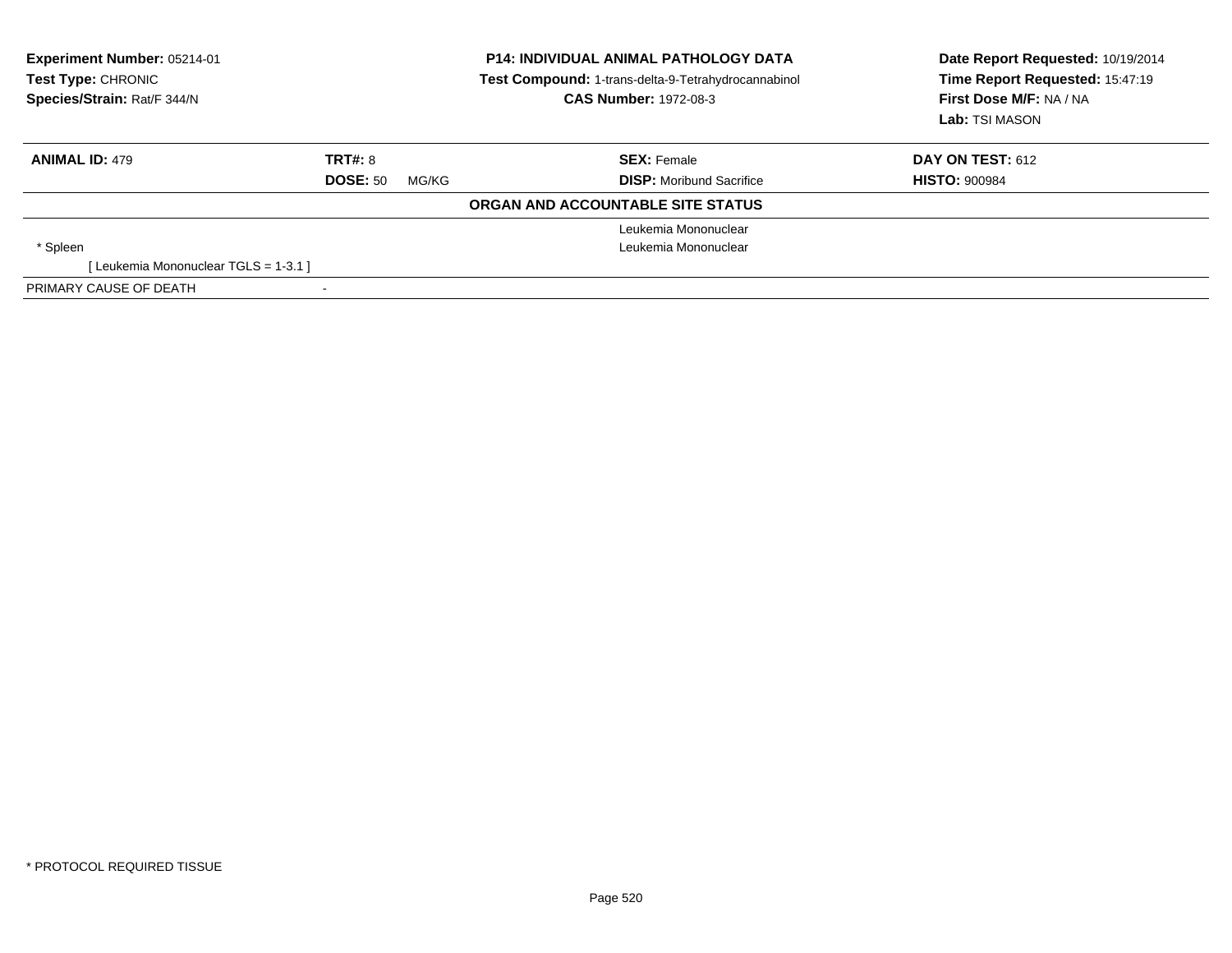**Experiment Number:** 05214-01
**Test Type:** CHRONIC
**Species/Strain:** Rat/F 344/N

**P14: INDIVIDUAL ANIMAL PATHOLOGY DATA**
**Test Compound:** 1-trans-delta-9-Tetrahydrocannabinol
**CAS Number:** 1972-08-3

**Date Report Requested:** 10/19/2014
**Time Report Requested:** 15:47:19
**First Dose M/F:** NA / NA
**Lab:** TSI MASON

| **ANIMAL ID:** 479 | **TRT#:** 8 | **SEX:** Female | **DAY ON TEST:** 612 |
|---|---|---|---|
| | **DOSE:** 50 MG/KG | **DISP:** Moribund Sacrifice | **HISTO:** 900984 |

**ORGAN AND ACCOUNTABLE SITE STATUS**

| | | |
|---|---|---|
| | | Leukemia Mononuclear |
| * Spleen | | Leukemia Mononuclear |
| [ Leukemia Mononuclear TGLS = 1-3.1 ] | | |
| PRIMARY CAUSE OF DEATH | - | |

* PROTOCOL REQUIRED TISSUE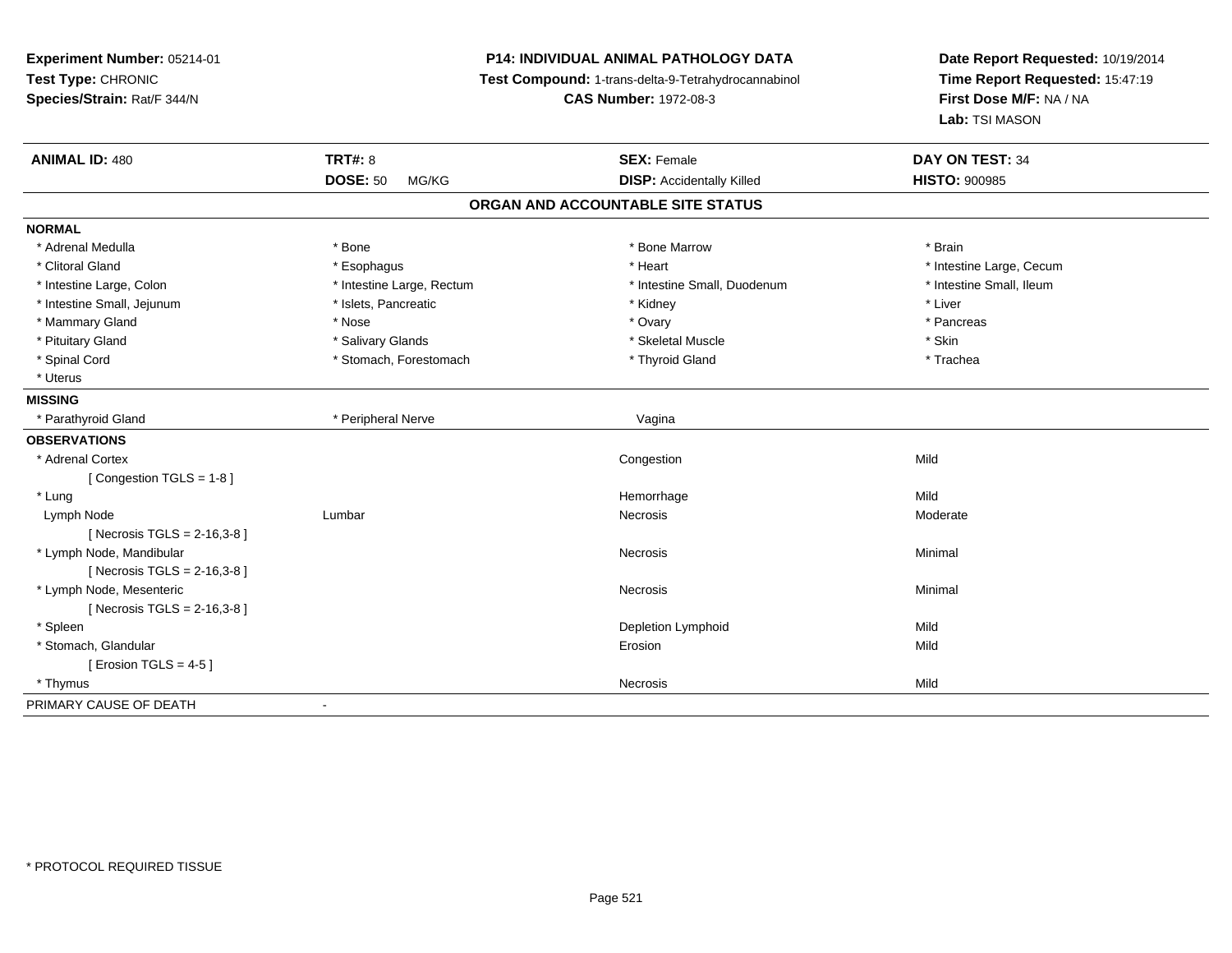**Experiment Number:** 05214-01
**Test Type:** CHRONIC
**Species/Strain:** Rat/F 344/N

**P14: INDIVIDUAL ANIMAL PATHOLOGY DATA**
**Test Compound:** 1-trans-delta-9-Tetrahydrocannabinol
**CAS Number:** 1972-08-3

**Date Report Requested:** 10/19/2014
**Time Report Requested:** 15:47:19
**First Dose M/F:** NA / NA
**Lab:** TSI MASON

| **ANIMAL ID:** 480 | **TRT#:** 8 | **SEX:** Female | **DAY ON TEST:** 34 |
|---|---|---|---|
| | **DOSE:** 50 MG/KG | **DISP:** Accidentally Killed | **HISTO:** 900985 |

## ORGAN AND ACCOUNTABLE SITE STATUS

**NORMAL**

| | | | |
|---|---|---|---|
| * Adrenal Medulla | * Bone | * Bone Marrow | * Brain |
| * Clitoral Gland | * Esophagus | * Heart | * Intestine Large, Cecum |
| * Intestine Large, Colon | * Intestine Large, Rectum | * Intestine Small, Duodenum | * Intestine Small, Ileum |
| * Intestine Small, Jejunum | * Islets, Pancreatic | * Kidney | * Liver |
| * Mammary Gland | * Nose | * Ovary | * Pancreas |
| * Pituitary Gland | * Salivary Glands | * Skeletal Muscle | * Skin |
| * Spinal Cord | * Stomach, Forestomach | * Thyroid Gland | * Trachea |
| * Uterus | | | |

**MISSING**

| | | | |
|---|---|---|---|
| * Parathyroid Gland | * Peripheral Nerve | Vagina | |

**OBSERVATIONS**

| | | | |
|---|---|---|---|
| * Adrenal Cortex | | Congestion | Mild |
| [ Congestion TGLS = 1-8 ] | | | |
| * Lung | | Hemorrhage | Mild |
| Lymph Node | Lumbar | Necrosis | Moderate |
| [ Necrosis TGLS = 2-16,3-8 ] | | | |
| * Lymph Node, Mandibular | | Necrosis | Minimal |
| [ Necrosis TGLS = 2-16,3-8 ] | | | |
| * Lymph Node, Mesenteric | | Necrosis | Minimal |
| [ Necrosis TGLS = 2-16,3-8 ] | | | |
| * Spleen | | Depletion Lymphoid | Mild |
| * Stomach, Glandular | | Erosion | Mild |
| [ Erosion TGLS = 4-5 ] | | | |
| * Thymus | | Necrosis | Mild |

PRIMARY CAUSE OF DEATH -

\* PROTOCOL REQUIRED TISSUE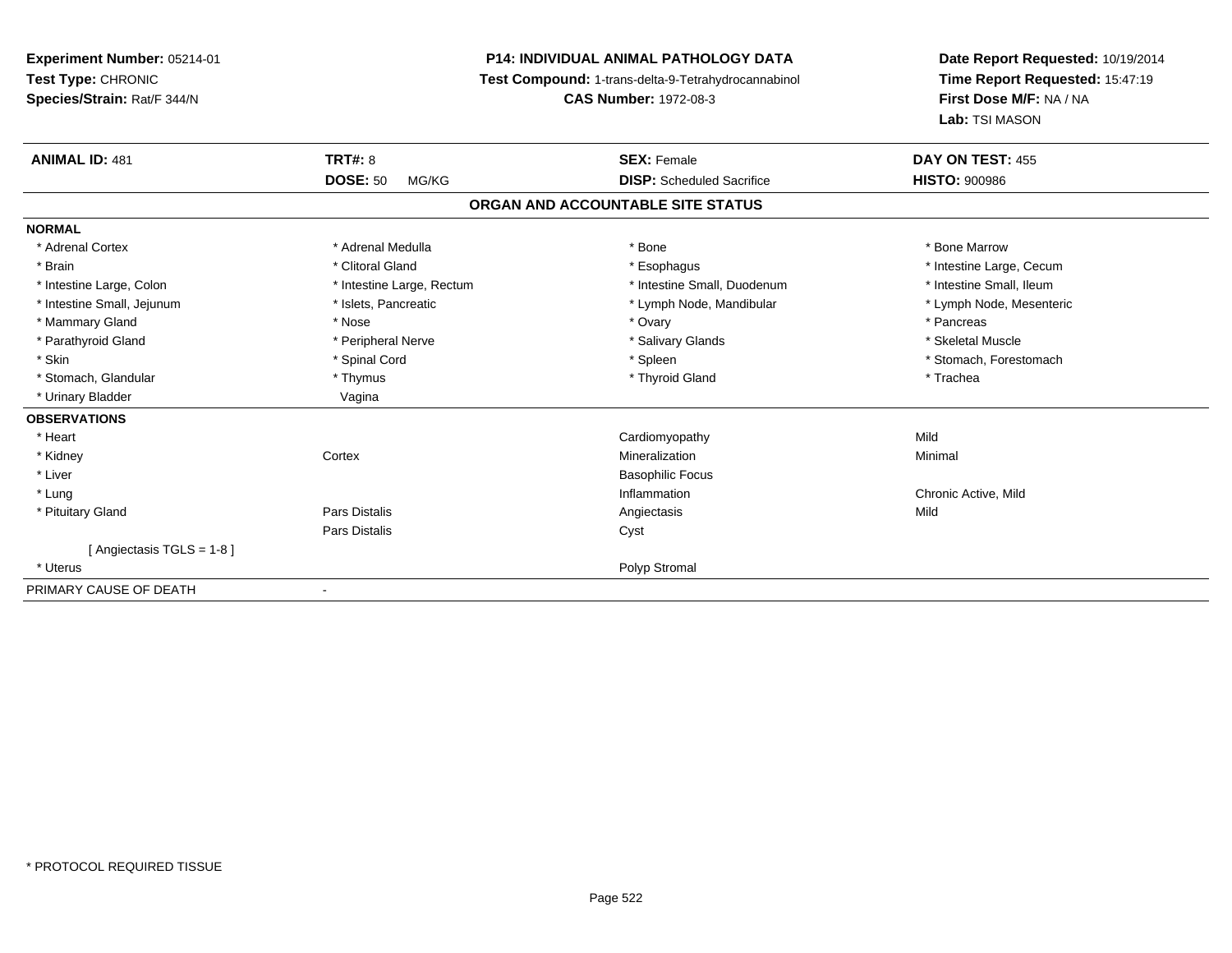**Experiment Number:** 05214-01
**Test Type:** CHRONIC
**Species/Strain:** Rat/F 344/N

**P14: INDIVIDUAL ANIMAL PATHOLOGY DATA**
**Test Compound:** 1-trans-delta-9-Tetrahydrocannabinol
**CAS Number:** 1972-08-3

**Date Report Requested:** 10/19/2014
**Time Report Requested:** 15:47:19
**First Dose M/F:** NA / NA
**Lab:** TSI MASON

| **ANIMAL ID:** 481 | **TRT#:** 8 | **SEX:** Female | **DAY ON TEST:** 455 |
|---|---|---|---|
| | **DOSE:** 50 MG/KG | **DISP:** Scheduled Sacrifice | **HISTO:** 900986 |

## ORGAN AND ACCOUNTABLE SITE STATUS

| | | | |
|---|---|---|---|
| **NORMAL** | | | |
| * Adrenal Cortex | * Adrenal Medulla | * Bone | * Bone Marrow |
| * Brain | * Clitoral Gland | * Esophagus | * Intestine Large, Cecum |
| * Intestine Large, Colon | * Intestine Large, Rectum | * Intestine Small, Duodenum | * Intestine Small, Ileum |
| * Intestine Small, Jejunum | * Islets, Pancreatic | * Lymph Node, Mandibular | * Lymph Node, Mesenteric |
| * Mammary Gland | * Nose | * Ovary | * Pancreas |
| * Parathyroid Gland | * Peripheral Nerve | * Salivary Glands | * Skeletal Muscle |
| * Skin | * Spinal Cord | * Spleen | * Stomach, Forestomach |
| * Stomach, Glandular | * Thymus | * Thyroid Gland | * Trachea |
| * Urinary Bladder | Vagina | | |
| **OBSERVATIONS** | | | |
| * Heart | | Cardiomyopathy | Mild |
| * Kidney | Cortex | Mineralization | Minimal |
| * Liver | | Basophilic Focus | |
| * Lung | | Inflammation | Chronic Active, Mild |
| * Pituitary Gland | Pars Distalis | Angiectasis | Mild |
| | Pars Distalis | Cyst | |
| [ Angiectasis TGLS = 1-8 ] | | | |
| * Uterus | | Polyp Stromal | |
| PRIMARY CAUSE OF DEATH | - | | |

* PROTOCOL REQUIRED TISSUE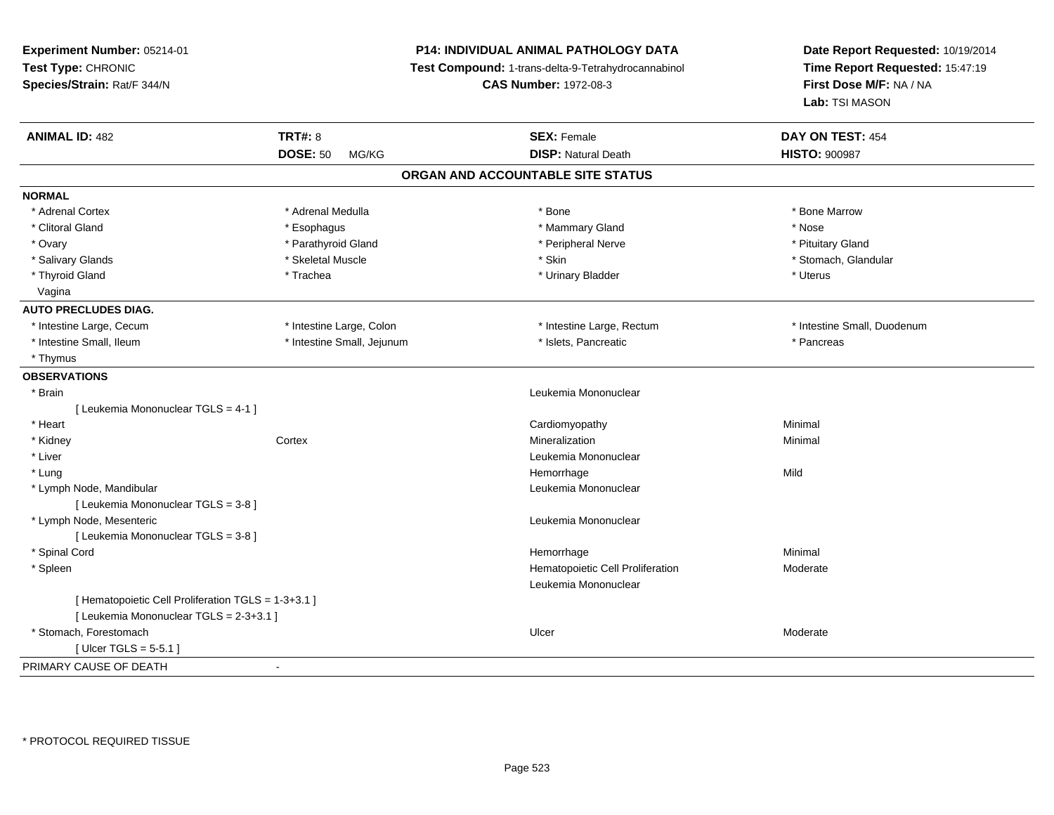**Experiment Number:** 05214-01
**Test Type:** CHRONIC
**Species/Strain:** Rat/F 344/N

**P14: INDIVIDUAL ANIMAL PATHOLOGY DATA**
**Test Compound:** 1-trans-delta-9-Tetrahydrocannabinol
**CAS Number:** 1972-08-3

**Date Report Requested:** 10/19/2014
**Time Report Requested:** 15:47:19
**First Dose M/F:** NA / NA
**Lab:** TSI MASON

| **ANIMAL ID:** 482 | **TRT#:** 8 | **SEX:** Female | **DAY ON TEST:** 454 |
|---|---|---|---|
| | **DOSE:** 50 MG/KG | **DISP:** Natural Death | **HISTO:** 900987 |

## ORGAN AND ACCOUNTABLE SITE STATUS

**NORMAL**

| | | | |
|---|---|---|---|
| * Adrenal Cortex | * Adrenal Medulla | * Bone | * Bone Marrow |
| * Clitoral Gland | * Esophagus | * Mammary Gland | * Nose |
| * Ovary | * Parathyroid Gland | * Peripheral Nerve | * Pituitary Gland |
| * Salivary Glands | * Skeletal Muscle | * Skin | * Stomach, Glandular |
| * Thyroid Gland | * Trachea | * Urinary Bladder | * Uterus |
| Vagina | | | |

**AUTO PRECLUDES DIAG.**

| | | | |
|---|---|---|---|
| * Intestine Large, Cecum | * Intestine Large, Colon | * Intestine Large, Rectum | * Intestine Small, Duodenum |
| * Intestine Small, Ileum | * Intestine Small, Jejunum | * Islets, Pancreatic | * Pancreas |
| * Thymus | | | |

**OBSERVATIONS**

| | | | |
|---|---|---|---|
| * Brain | | Leukemia Mononuclear | |
| [ Leukemia Mononuclear TGLS = 4-1 ] | | | |
| * Heart | | Cardiomyopathy | Minimal |
| * Kidney | Cortex | Mineralization | Minimal |
| * Liver | | Leukemia Mononuclear | |
| * Lung | | Hemorrhage | Mild |
| * Lymph Node, Mandibular | | Leukemia Mononuclear | |
| [ Leukemia Mononuclear TGLS = 3-8 ] | | | |
| * Lymph Node, Mesenteric | | Leukemia Mononuclear | |
| [ Leukemia Mononuclear TGLS = 3-8 ] | | | |
| * Spinal Cord | | Hemorrhage | Minimal |
| * Spleen | | Hematopoietic Cell Proliferation | Moderate |
| | | Leukemia Mononuclear | |
| [ Hematopoietic Cell Proliferation TGLS = 1-3+3.1 ] | | | |
| [ Leukemia Mononuclear TGLS = 2-3+3.1 ] | | | |
| * Stomach, Forestomach | | Ulcer | Moderate |
| [ Ulcer TGLS = 5-5.1 ] | | | |

PRIMARY CAUSE OF DEATH -

\* PROTOCOL REQUIRED TISSUE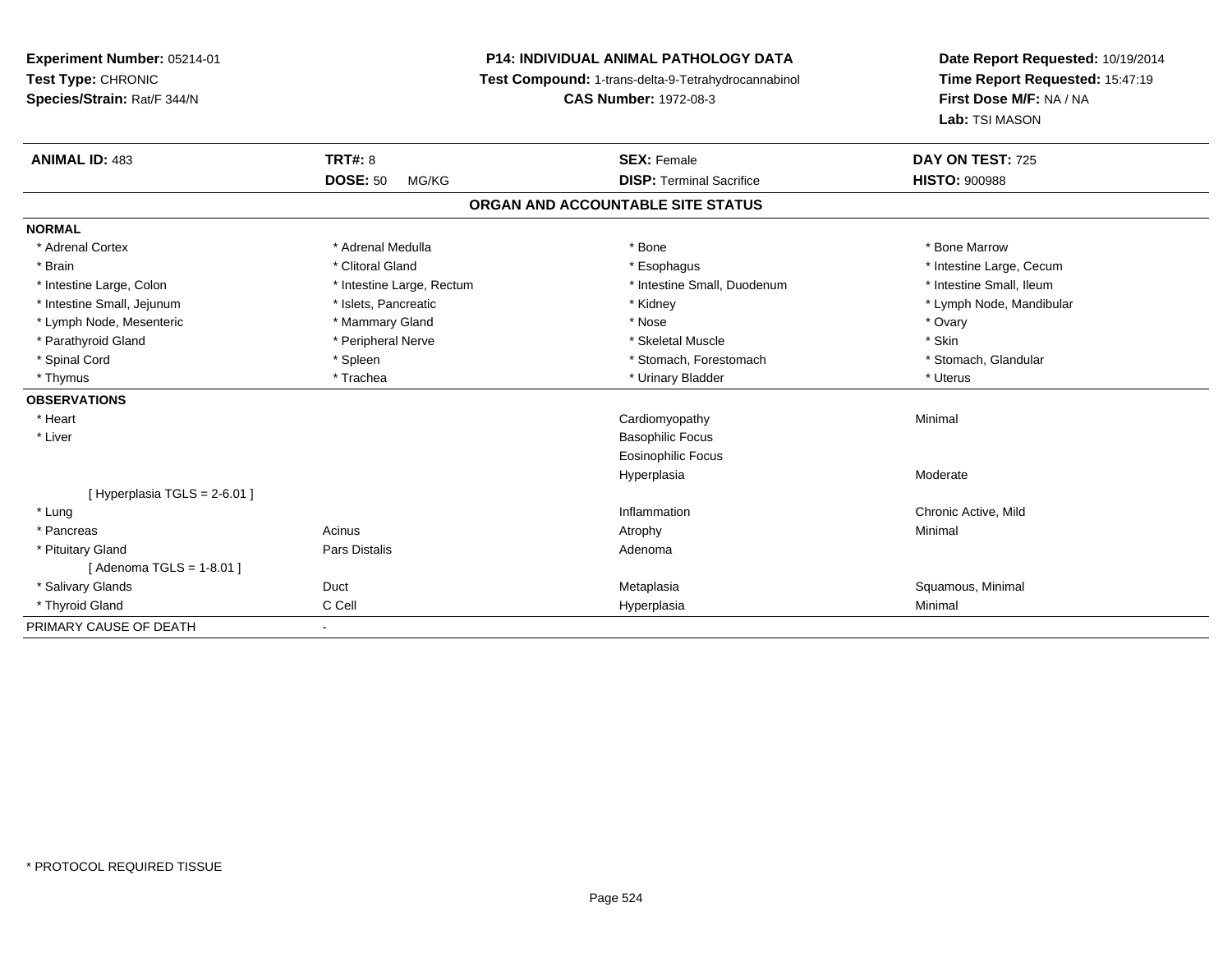**Experiment Number:** 05214-01
**Test Type:** CHRONIC
**Species/Strain:** Rat/F 344/N

**P14: INDIVIDUAL ANIMAL PATHOLOGY DATA**
**Test Compound:** 1-trans-delta-9-Tetrahydrocannabinol
**CAS Number:** 1972-08-3

**Date Report Requested:** 10/19/2014
**Time Report Requested:** 15:47:19
**First Dose M/F:** NA / NA
**Lab:** TSI MASON

| **ANIMAL ID:** 483 | **TRT#:** 8 | **SEX:** Female | **DAY ON TEST:** 725 |
|---|---|---|---|
| | **DOSE:** 50 MG/KG | **DISP:** Terminal Sacrifice | **HISTO:** 900988 |

## ORGAN AND ACCOUNTABLE SITE STATUS

| | | | |
|---|---|---|---|
| **NORMAL** | | | |
| * Adrenal Cortex | * Adrenal Medulla | * Bone | * Bone Marrow |
| * Brain | * Clitoral Gland | * Esophagus | * Intestine Large, Cecum |
| * Intestine Large, Colon | * Intestine Large, Rectum | * Intestine Small, Duodenum | * Intestine Small, Ileum |
| * Intestine Small, Jejunum | * Islets, Pancreatic | * Kidney | * Lymph Node, Mandibular |
| * Lymph Node, Mesenteric | * Mammary Gland | * Nose | * Ovary |
| * Parathyroid Gland | * Peripheral Nerve | * Skeletal Muscle | * Skin |
| * Spinal Cord | * Spleen | * Stomach, Forestomach | * Stomach, Glandular |
| * Thymus | * Trachea | * Urinary Bladder | * Uterus |
| **OBSERVATIONS** | | | |
| * Heart | | Cardiomyopathy | Minimal |
| * Liver | | Basophilic Focus | |
| | | Eosinophilic Focus | |
| | | Hyperplasia | Moderate |
| [ Hyperplasia TGLS = 2-6.01 ] | | | |
| * Lung | | Inflammation | Chronic Active, Mild |
| * Pancreas | Acinus | Atrophy | Minimal |
| * Pituitary Gland | Pars Distalis | Adenoma | |
| [ Adenoma TGLS = 1-8.01 ] | | | |
| * Salivary Glands | Duct | Metaplasia | Squamous, Minimal |
| * Thyroid Gland | C Cell | Hyperplasia | Minimal |
| PRIMARY CAUSE OF DEATH | - | | |

\* PROTOCOL REQUIRED TISSUE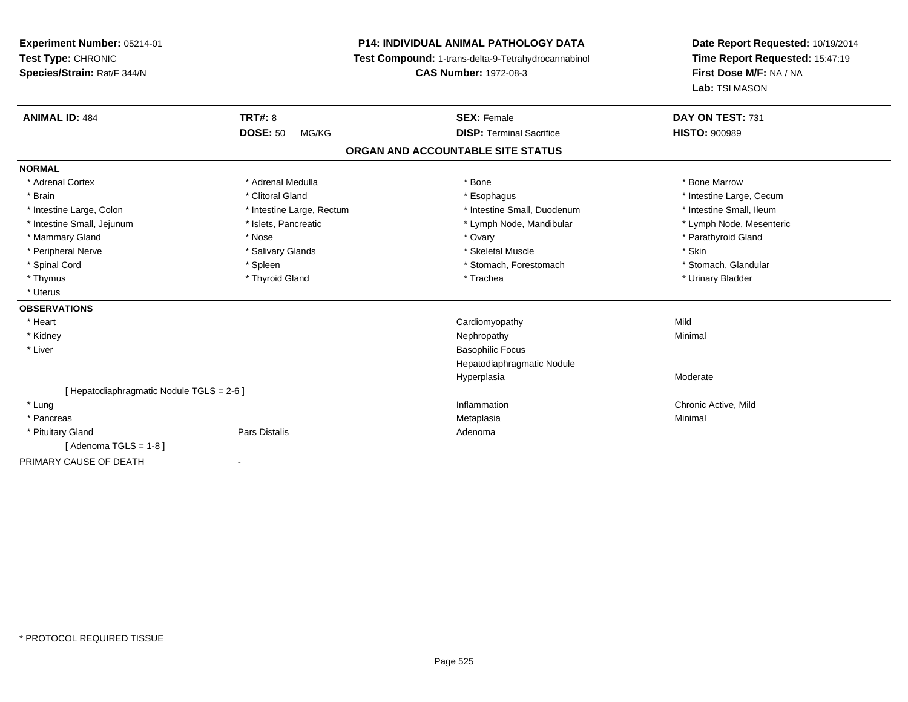**Experiment Number:** 05214-01
**Test Type:** CHRONIC
**Species/Strain:** Rat/F 344/N

**P14: INDIVIDUAL ANIMAL PATHOLOGY DATA**
**Test Compound:** 1-trans-delta-9-Tetrahydrocannabinol
**CAS Number:** 1972-08-3

**Date Report Requested:** 10/19/2014
**Time Report Requested:** 15:47:19
**First Dose M/F:** NA / NA
**Lab:** TSI MASON

| **ANIMAL ID:** 484 | **TRT#:** 8 | **SEX:** Female | **DAY ON TEST:** 731 |
|---|---|---|---|
| | **DOSE:** 50 MG/KG | **DISP:** Terminal Sacrifice | **HISTO:** 900989 |

## ORGAN AND ACCOUNTABLE SITE STATUS

| | | | |
|---|---|---|---|
| **NORMAL** | | | |
| * Adrenal Cortex | * Adrenal Medulla | * Bone | * Bone Marrow |
| * Brain | * Clitoral Gland | * Esophagus | * Intestine Large, Cecum |
| * Intestine Large, Colon | * Intestine Large, Rectum | * Intestine Small, Duodenum | * Intestine Small, Ileum |
| * Intestine Small, Jejunum | * Islets, Pancreatic | * Lymph Node, Mandibular | * Lymph Node, Mesenteric |
| * Mammary Gland | * Nose | * Ovary | * Parathyroid Gland |
| * Peripheral Nerve | * Salivary Glands | * Skeletal Muscle | * Skin |
| * Spinal Cord | * Spleen | * Stomach, Forestomach | * Stomach, Glandular |
| * Thymus | * Thyroid Gland | * Trachea | * Urinary Bladder |
| * Uterus | | | |
| **OBSERVATIONS** | | | |
| * Heart | | Cardiomyopathy | Mild |
| * Kidney | | Nephropathy | Minimal |
| * Liver | | Basophilic Focus | |
| | | Hepatodiaphragmatic Nodule | |
| | | Hyperplasia | Moderate |
| [ Hepatodiaphragmatic Nodule TGLS = 2-6 ] | | | |
| * Lung | | Inflammation | Chronic Active, Mild |
| * Pancreas | | Metaplasia | Minimal |
| * Pituitary Gland | Pars Distalis | Adenoma | |
| [ Adenoma TGLS = 1-8 ] | | | |
| PRIMARY CAUSE OF DEATH | - | | |

* PROTOCOL REQUIRED TISSUE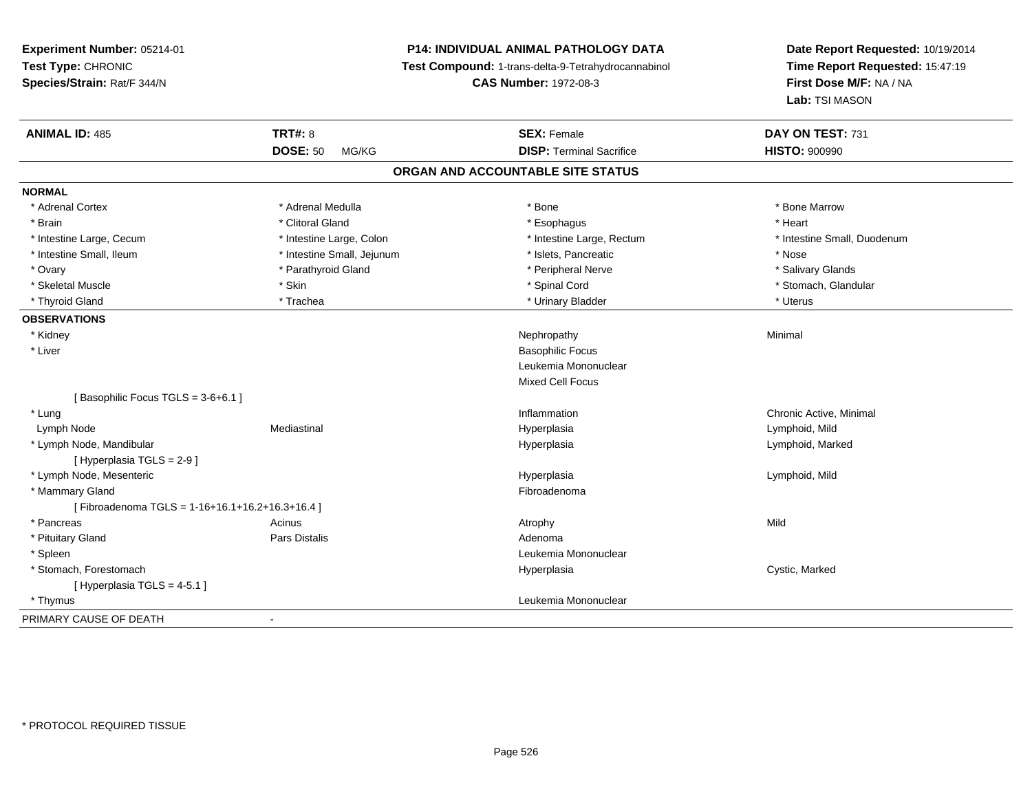**Experiment Number:** 05214-01
**Test Type:** CHRONIC
**Species/Strain:** Rat/F 344/N

**P14: INDIVIDUAL ANIMAL PATHOLOGY DATA**
**Test Compound:** 1-trans-delta-9-Tetrahydrocannabinol
**CAS Number:** 1972-08-3

**Date Report Requested:** 10/19/2014
**Time Report Requested:** 15:47:19
**First Dose M/F:** NA / NA
**Lab:** TSI MASON

| **ANIMAL ID:** 485 | **TRT#:** 8 | **SEX:** Female | **DAY ON TEST:** 731 |
|---|---|---|---|
| | **DOSE:** 50 MG/KG | **DISP:** Terminal Sacrifice | **HISTO:** 900990 |

**ORGAN AND ACCOUNTABLE SITE STATUS**

**NORMAL**

| | | | |
|---|---|---|---|
| * Adrenal Cortex | * Adrenal Medulla | * Bone | * Bone Marrow |
| * Brain | * Clitoral Gland | * Esophagus | * Heart |
| * Intestine Large, Cecum | * Intestine Large, Colon | * Intestine Large, Rectum | * Intestine Small, Duodenum |
| * Intestine Small, Ileum | * Intestine Small, Jejunum | * Islets, Pancreatic | * Nose |
| * Ovary | * Parathyroid Gland | * Peripheral Nerve | * Salivary Glands |
| * Skeletal Muscle | * Skin | * Spinal Cord | * Stomach, Glandular |
| * Thyroid Gland | * Trachea | * Urinary Bladder | * Uterus |

**OBSERVATIONS**

| | | | |
|---|---|---|---|
| * Kidney | | Nephropathy | Minimal |
| * Liver | | Basophilic Focus | |
| | | Leukemia Mononuclear | |
| | | Mixed Cell Focus | |
| [ Basophilic Focus TGLS = 3-6+6.1 ] | | | |
| * Lung | | Inflammation | Chronic Active, Minimal |
| Lymph Node | Mediastinal | Hyperplasia | Lymphoid, Mild |
| * Lymph Node, Mandibular | | Hyperplasia | Lymphoid, Marked |
| [ Hyperplasia TGLS = 2-9 ] | | | |
| * Lymph Node, Mesenteric | | Hyperplasia | Lymphoid, Mild |
| * Mammary Gland | | Fibroadenoma | |
| [ Fibroadenoma TGLS = 1-16+16.1+16.2+16.3+16.4 ] | | | |
| * Pancreas | Acinus | Atrophy | Mild |
| * Pituitary Gland | Pars Distalis | Adenoma | |
| * Spleen | | Leukemia Mononuclear | |
| * Stomach, Forestomach | | Hyperplasia | Cystic, Marked |
| [ Hyperplasia TGLS = 4-5.1 ] | | | |
| * Thymus | | Leukemia Mononuclear | |

PRIMARY CAUSE OF DEATH -

* PROTOCOL REQUIRED TISSUE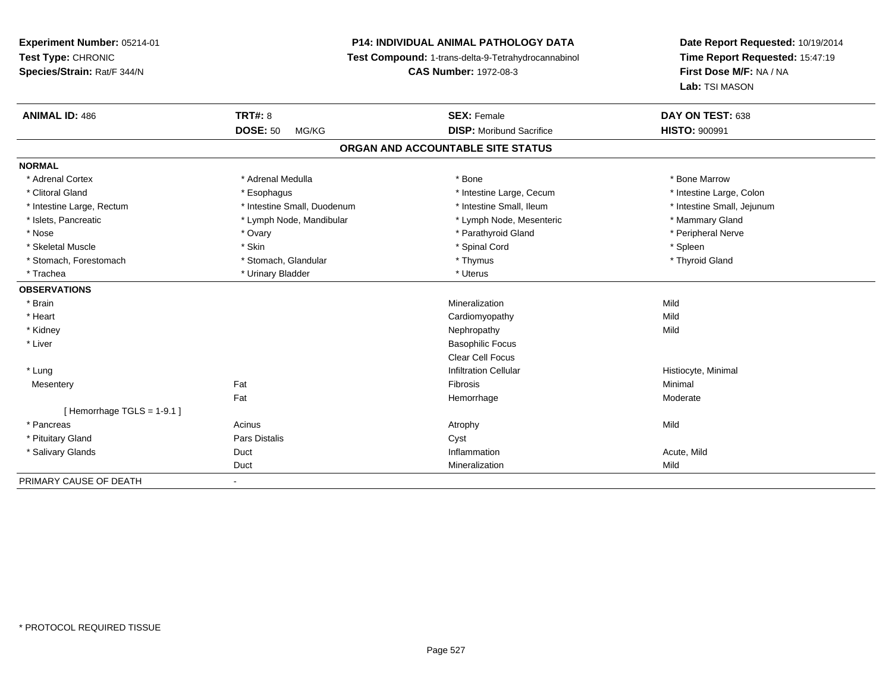**Experiment Number:** 05214-01
**Test Type:** CHRONIC
**Species/Strain:** Rat/F 344/N

**P14: INDIVIDUAL ANIMAL PATHOLOGY DATA**
**Test Compound:** 1-trans-delta-9-Tetrahydrocannabinol
**CAS Number:** 1972-08-3

**Date Report Requested:** 10/19/2014
**Time Report Requested:** 15:47:19
**First Dose M/F:** NA / NA
**Lab:** TSI MASON

| **ANIMAL ID:** 486 | **TRT#:** 8 | **SEX:** Female | **DAY ON TEST:** 638 |
|---|---|---|---|
| | **DOSE:** 50 MG/KG | **DISP:** Moribund Sacrifice | **HISTO:** 900991 |

**ORGAN AND ACCOUNTABLE SITE STATUS**

**NORMAL**

| | | | |
|---|---|---|---|
| * Adrenal Cortex | * Adrenal Medulla | * Bone | * Bone Marrow |
| * Clitoral Gland | * Esophagus | * Intestine Large, Cecum | * Intestine Large, Colon |
| * Intestine Large, Rectum | * Intestine Small, Duodenum | * Intestine Small, Ileum | * Intestine Small, Jejunum |
| * Islets, Pancreatic | * Lymph Node, Mandibular | * Lymph Node, Mesenteric | * Mammary Gland |
| * Nose | * Ovary | * Parathyroid Gland | * Peripheral Nerve |
| * Skeletal Muscle | * Skin | * Spinal Cord | * Spleen |
| * Stomach, Forestomach | * Stomach, Glandular | * Thymus | * Thyroid Gland |
| * Trachea | * Urinary Bladder | * Uterus | |

**OBSERVATIONS**

| | | | |
|---|---|---|---|
| * Brain | | Mineralization | Mild |
| * Heart | | Cardiomyopathy | Mild |
| * Kidney | | Nephropathy | Mild |
| * Liver | | Basophilic Focus | |
| | | Clear Cell Focus | |
| * Lung | | Infiltration Cellular | Histiocyte, Minimal |
| Mesentery | Fat | Fibrosis | Minimal |
| | Fat | Hemorrhage | Moderate |
| [ Hemorrhage TGLS = 1-9.1 ] | | | |
| * Pancreas | Acinus | Atrophy | Mild |
| * Pituitary Gland | Pars Distalis | Cyst | |
| * Salivary Glands | Duct | Inflammation | Acute, Mild |
| | Duct | Mineralization | Mild |

PRIMARY CAUSE OF DEATH -

* PROTOCOL REQUIRED TISSUE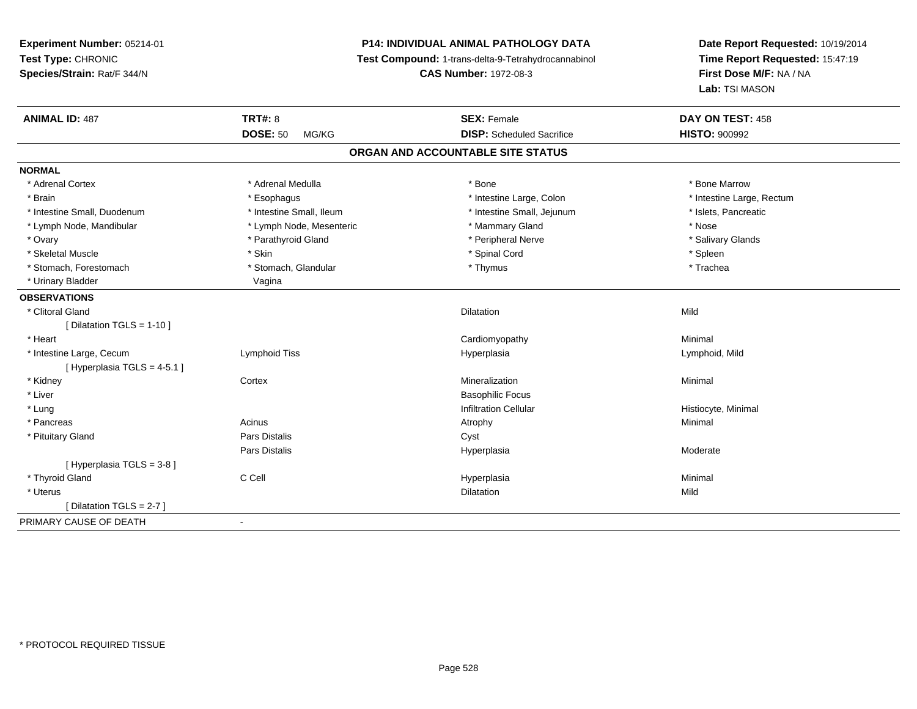**Experiment Number:** 05214-01
**Test Type:** CHRONIC
**Species/Strain:** Rat/F 344/N

**P14: INDIVIDUAL ANIMAL PATHOLOGY DATA**
**Test Compound:** 1-trans-delta-9-Tetrahydrocannabinol
**CAS Number:** 1972-08-3

**Date Report Requested:** 10/19/2014
**Time Report Requested:** 15:47:19
**First Dose M/F:** NA / NA
**Lab:** TSI MASON

| **ANIMAL ID:** 487 | **TRT#:** 8 | **SEX:** Female | **DAY ON TEST:** 458 |
|---|---|---|---|
| | **DOSE:** 50 MG/KG | **DISP:** Scheduled Sacrifice | **HISTO:** 900992 |

## ORGAN AND ACCOUNTABLE SITE STATUS

**NORMAL**

| | | | |
|---|---|---|---|
| * Adrenal Cortex | * Adrenal Medulla | * Bone | * Bone Marrow |
| * Brain | * Esophagus | * Intestine Large, Colon | * Intestine Large, Rectum |
| * Intestine Small, Duodenum | * Intestine Small, Ileum | * Intestine Small, Jejunum | * Islets, Pancreatic |
| * Lymph Node, Mandibular | * Lymph Node, Mesenteric | * Mammary Gland | * Nose |
| * Ovary | * Parathyroid Gland | * Peripheral Nerve | * Salivary Glands |
| * Skeletal Muscle | * Skin | * Spinal Cord | * Spleen |
| * Stomach, Forestomach | * Stomach, Glandular | * Thymus | * Trachea |
| * Urinary Bladder | Vagina | | |

**OBSERVATIONS**

| | | | |
|---|---|---|---|
| * Clitoral Gland | | Dilatation | Mild |
| [ Dilatation TGLS = 1-10 ] | | | |
| * Heart | | Cardiomyopathy | Minimal |
| * Intestine Large, Cecum | Lymphoid Tiss | Hyperplasia | Lymphoid, Mild |
| [ Hyperplasia TGLS = 4-5.1 ] | | | |
| * Kidney | Cortex | Mineralization | Minimal |
| * Liver | | Basophilic Focus | |
| * Lung | | Infiltration Cellular | Histiocyte, Minimal |
| * Pancreas | Acinus | Atrophy | Minimal |
| * Pituitary Gland | Pars Distalis | Cyst | |
| | Pars Distalis | Hyperplasia | Moderate |
| [ Hyperplasia TGLS = 3-8 ] | | | |
| * Thyroid Gland | C Cell | Hyperplasia | Minimal |
| * Uterus | | Dilatation | Mild |
| [ Dilatation TGLS = 2-7 ] | | | |

PRIMARY CAUSE OF DEATH -

* PROTOCOL REQUIRED TISSUE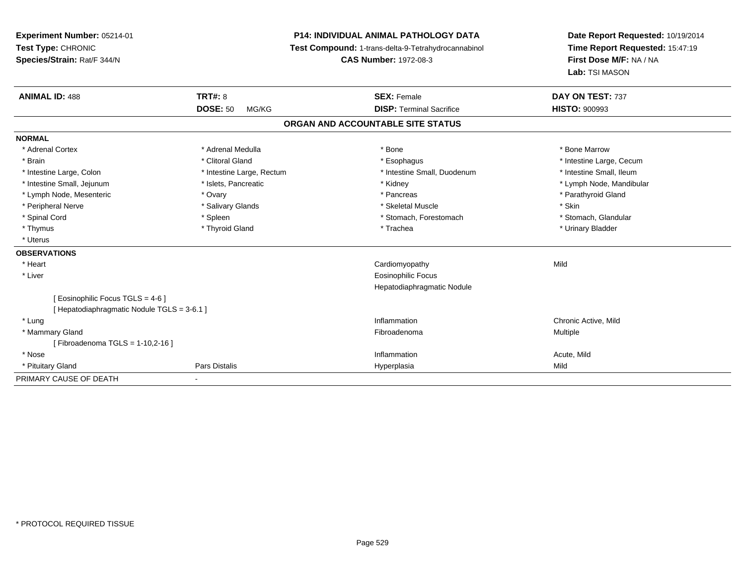**Experiment Number:** 05214-01
**Test Type:** CHRONIC
**Species/Strain:** Rat/F 344/N

**P14: INDIVIDUAL ANIMAL PATHOLOGY DATA**
**Test Compound:** 1-trans-delta-9-Tetrahydrocannabinol
**CAS Number:** 1972-08-3

**Date Report Requested:** 10/19/2014
**Time Report Requested:** 15:47:19
**First Dose M/F:** NA / NA
**Lab:** TSI MASON

| **ANIMAL ID:** 488 | **TRT#:** 8 | **SEX:** Female | **DAY ON TEST:** 737 |
|---|---|---|---|
| | **DOSE:** 50 MG/KG | **DISP:** Terminal Sacrifice | **HISTO:** 900993 |

## ORGAN AND ACCOUNTABLE SITE STATUS

**NORMAL**

| | | | |
|---|---|---|---|
| * Adrenal Cortex | * Adrenal Medulla | * Bone | * Bone Marrow |
| * Brain | * Clitoral Gland | * Esophagus | * Intestine Large, Cecum |
| * Intestine Large, Colon | * Intestine Large, Rectum | * Intestine Small, Duodenum | * Intestine Small, Ileum |
| * Intestine Small, Jejunum | * Islets, Pancreatic | * Kidney | * Lymph Node, Mandibular |
| * Lymph Node, Mesenteric | * Ovary | * Pancreas | * Parathyroid Gland |
| * Peripheral Nerve | * Salivary Glands | * Skeletal Muscle | * Skin |
| * Spinal Cord | * Spleen | * Stomach, Forestomach | * Stomach, Glandular |
| * Thymus | * Thyroid Gland | * Trachea | * Urinary Bladder |
| * Uterus | | | |

**OBSERVATIONS**

| | | | |
|---|---|---|---|
| * Heart | | Cardiomyopathy | Mild |
| * Liver | | Eosinophilic Focus | |
| | | Hepatodiaphragmatic Nodule | |
| [ Eosinophilic Focus TGLS = 4-6 ] | | | |
| [ Hepatodiaphragmatic Nodule TGLS = 3-6.1 ] | | | |
| * Lung | | Inflammation | Chronic Active, Mild |
| * Mammary Gland | | Fibroadenoma | Multiple |
| [ Fibroadenoma TGLS = 1-10,2-16 ] | | | |
| * Nose | | Inflammation | Acute, Mild |
| * Pituitary Gland | Pars Distalis | Hyperplasia | Mild |

PRIMARY CAUSE OF DEATH -

\* PROTOCOL REQUIRED TISSUE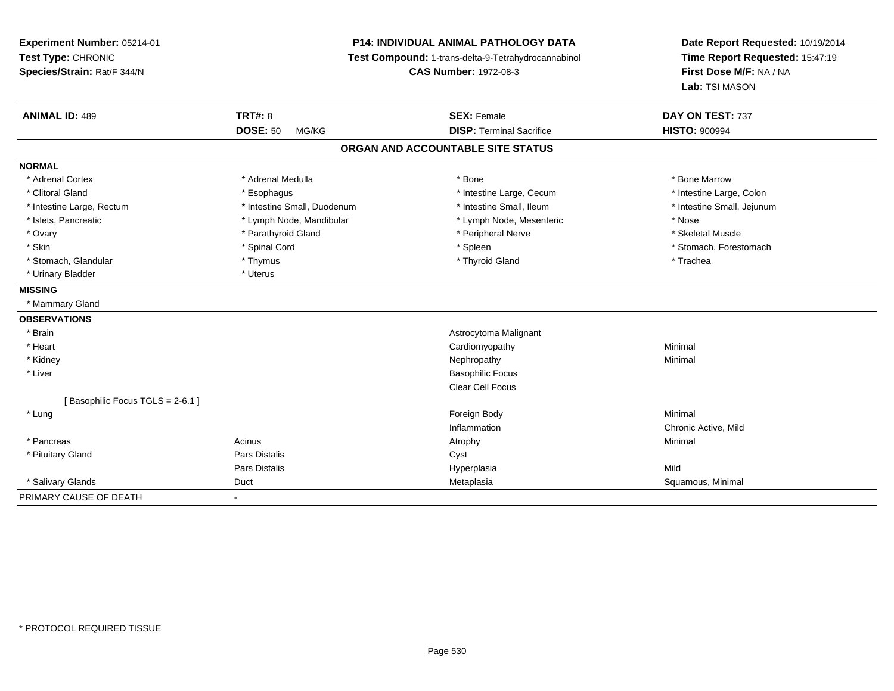**Experiment Number:** 05214-01
**Test Type:** CHRONIC
**Species/Strain:** Rat/F 344/N

**P14: INDIVIDUAL ANIMAL PATHOLOGY DATA**
**Test Compound:** 1-trans-delta-9-Tetrahydrocannabinol
**CAS Number:** 1972-08-3

**Date Report Requested:** 10/19/2014
**Time Report Requested:** 15:47:19
**First Dose M/F:** NA / NA
**Lab:** TSI MASON

| **ANIMAL ID:** 489 | **TRT#:** 8 | **SEX:** Female | **DAY ON TEST:** 737 |
|---|---|---|---|
| | **DOSE:** 50 MG/KG | **DISP:** Terminal Sacrifice | **HISTO:** 900994 |

## ORGAN AND ACCOUNTABLE SITE STATUS

**NORMAL**

| | | | |
|---|---|---|---|
| * Adrenal Cortex | * Adrenal Medulla | * Bone | * Bone Marrow |
| * Clitoral Gland | * Esophagus | * Intestine Large, Cecum | * Intestine Large, Colon |
| * Intestine Large, Rectum | * Intestine Small, Duodenum | * Intestine Small, Ileum | * Intestine Small, Jejunum |
| * Islets, Pancreatic | * Lymph Node, Mandibular | * Lymph Node, Mesenteric | * Nose |
| * Ovary | * Parathyroid Gland | * Peripheral Nerve | * Skeletal Muscle |
| * Skin | * Spinal Cord | * Spleen | * Stomach, Forestomach |
| * Stomach, Glandular | * Thymus | * Thyroid Gland | * Trachea |
| * Urinary Bladder | * Uterus | | |

**MISSING**

* Mammary Gland

**OBSERVATIONS**

| | | | |
|---|---|---|---|
| * Brain | | Astrocytoma Malignant | |
| * Heart | | Cardiomyopathy | Minimal |
| * Kidney | | Nephropathy | Minimal |
| * Liver | | Basophilic Focus | |
| | | Clear Cell Focus | |
| [ Basophilic Focus TGLS = 2-6.1 ] | | | |
| * Lung | | Foreign Body | Minimal |
| | | Inflammation | Chronic Active, Mild |
| * Pancreas | Acinus | Atrophy | Minimal |
| * Pituitary Gland | Pars Distalis | Cyst | |
| | Pars Distalis | Hyperplasia | Mild |
| * Salivary Glands | Duct | Metaplasia | Squamous, Minimal |

PRIMARY CAUSE OF DEATH -

* PROTOCOL REQUIRED TISSUE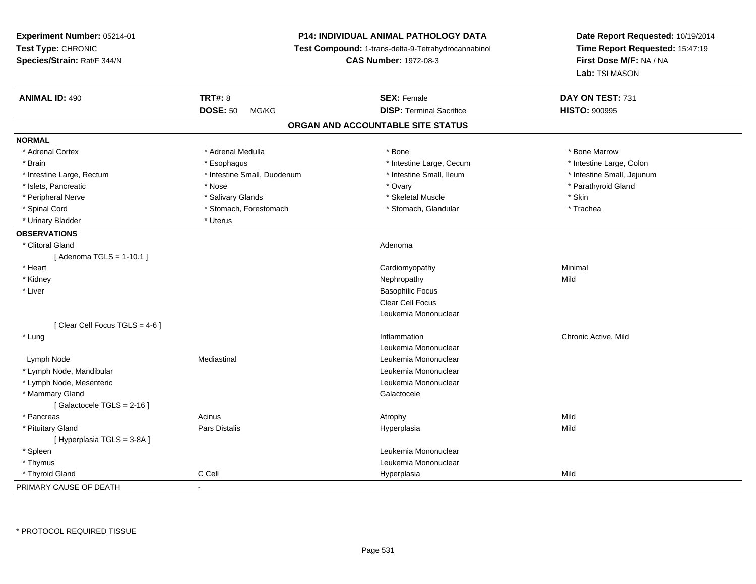**Experiment Number:** 05214-01
**Test Type:** CHRONIC
**Species/Strain:** Rat/F 344/N

**P14: INDIVIDUAL ANIMAL PATHOLOGY DATA**
**Test Compound:** 1-trans-delta-9-Tetrahydrocannabinol
**CAS Number:** 1972-08-3

**Date Report Requested:** 10/19/2014
**Time Report Requested:** 15:47:19
**First Dose M/F:** NA / NA
**Lab:** TSI MASON

| **ANIMAL ID:** 490 | **TRT#:** 8 | **SEX:** Female | **DAY ON TEST:** 731 |
|---|---|---|---|
| | **DOSE:** 50 MG/KG | **DISP:** Terminal Sacrifice | **HISTO:** 900995 |

**ORGAN AND ACCOUNTABLE SITE STATUS**

**NORMAL**

| | | | |
|---|---|---|---|
| * Adrenal Cortex | * Adrenal Medulla | * Bone | * Bone Marrow |
| * Brain | * Esophagus | * Intestine Large, Cecum | * Intestine Large, Colon |
| * Intestine Large, Rectum | * Intestine Small, Duodenum | * Intestine Small, Ileum | * Intestine Small, Jejunum |
| * Islets, Pancreatic | * Nose | * Ovary | * Parathyroid Gland |
| * Peripheral Nerve | * Salivary Glands | * Skeletal Muscle | * Skin |
| * Spinal Cord | * Stomach, Forestomach | * Stomach, Glandular | * Trachea |
| * Urinary Bladder | * Uterus | | |

**OBSERVATIONS**

| | | | |
|---|---|---|---|
| * Clitoral Gland | | Adenoma | |
| [ Adenoma TGLS = 1-10.1 ] | | | |
| * Heart | | Cardiomyopathy | Minimal |
| * Kidney | | Nephropathy | Mild |
| * Liver | | Basophilic Focus | |
| | | Clear Cell Focus | |
| | | Leukemia Mononuclear | |
| [ Clear Cell Focus TGLS = 4-6 ] | | | |
| * Lung | | Inflammation | Chronic Active, Mild |
| | | Leukemia Mononuclear | |
| Lymph Node | Mediastinal | Leukemia Mononuclear | |
| * Lymph Node, Mandibular | | Leukemia Mononuclear | |
| * Lymph Node, Mesenteric | | Leukemia Mononuclear | |
| * Mammary Gland | | Galactocele | |
| [ Galactocele TGLS = 2-16 ] | | | |
| * Pancreas | Acinus | Atrophy | Mild |
| * Pituitary Gland | Pars Distalis | Hyperplasia | Mild |
| [ Hyperplasia TGLS = 3-8A ] | | | |
| * Spleen | | Leukemia Mononuclear | |
| * Thymus | | Leukemia Mononuclear | |
| * Thyroid Gland | C Cell | Hyperplasia | Mild |

PRIMARY CAUSE OF DEATH -

* PROTOCOL REQUIRED TISSUE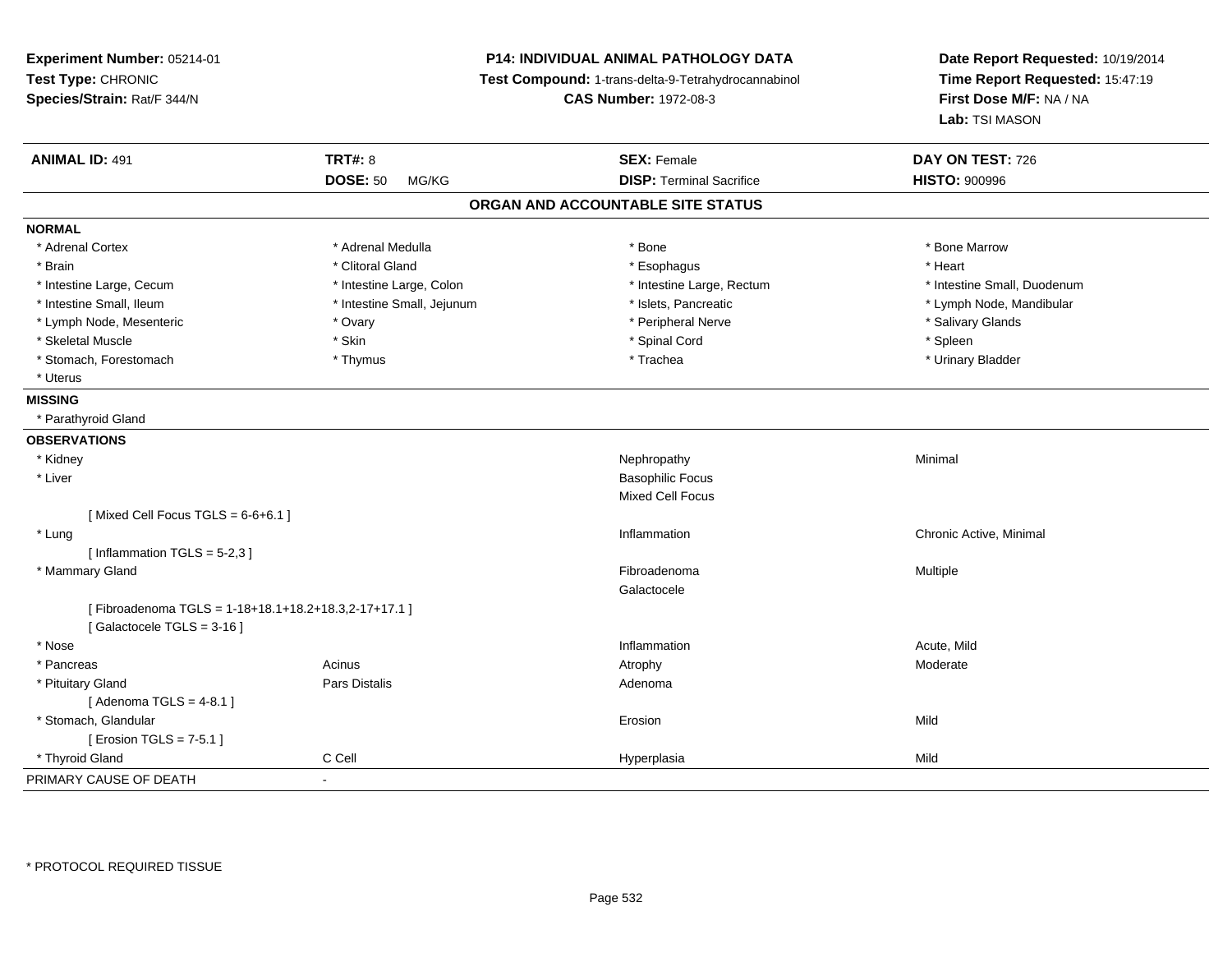**Experiment Number:** 05214-01
**Test Type:** CHRONIC
**Species/Strain:** Rat/F 344/N

**P14: INDIVIDUAL ANIMAL PATHOLOGY DATA**
**Test Compound:** 1-trans-delta-9-Tetrahydrocannabinol
**CAS Number:** 1972-08-3

**Date Report Requested:** 10/19/2014
**Time Report Requested:** 15:47:19
**First Dose M/F:** NA / NA
**Lab:** TSI MASON

| **ANIMAL ID:** 491 | **TRT#:** 8 | **SEX:** Female | **DAY ON TEST:** 726 |
|---|---|---|---|
| | **DOSE:** 50 MG/KG | **DISP:** Terminal Sacrifice | **HISTO:** 900996 |

## ORGAN AND ACCOUNTABLE SITE STATUS

**NORMAL**

| | | | |
|---|---|---|---|
| * Adrenal Cortex | * Adrenal Medulla | * Bone | * Bone Marrow |
| * Brain | * Clitoral Gland | * Esophagus | * Heart |
| * Intestine Large, Cecum | * Intestine Large, Colon | * Intestine Large, Rectum | * Intestine Small, Duodenum |
| * Intestine Small, Ileum | * Intestine Small, Jejunum | * Islets, Pancreatic | * Lymph Node, Mandibular |
| * Lymph Node, Mesenteric | * Ovary | * Peripheral Nerve | * Salivary Glands |
| * Skeletal Muscle | * Skin | * Spinal Cord | * Spleen |
| * Stomach, Forestomach | * Thymus | * Trachea | * Urinary Bladder |
| * Uterus | | | |

**MISSING**

* Parathyroid Gland

**OBSERVATIONS**

| | | | |
|---|---|---|---|
| * Kidney | | Nephropathy | Minimal |
| * Liver | | Basophilic Focus | |
| | | Mixed Cell Focus | |
| [ Mixed Cell Focus TGLS = 6-6+6.1 ] | | | |
| * Lung | | Inflammation | Chronic Active, Minimal |
| [ Inflammation TGLS = 5-2,3 ] | | | |
| * Mammary Gland | | Fibroadenoma | Multiple |
| | | Galactocele | |
| [ Fibroadenoma TGLS = 1-18+18.1+18.2+18.3,2-17+17.1 ] | | | |
| [ Galactocele TGLS = 3-16 ] | | | |
| * Nose | | Inflammation | Acute, Mild |
| * Pancreas | Acinus | Atrophy | Moderate |
| * Pituitary Gland | Pars Distalis | Adenoma | |
| [ Adenoma TGLS = 4-8.1 ] | | | |
| * Stomach, Glandular | | Erosion | Mild |
| [ Erosion TGLS = 7-5.1 ] | | | |
| * Thyroid Gland | C Cell | Hyperplasia | Mild |

PRIMARY CAUSE OF DEATH -

* PROTOCOL REQUIRED TISSUE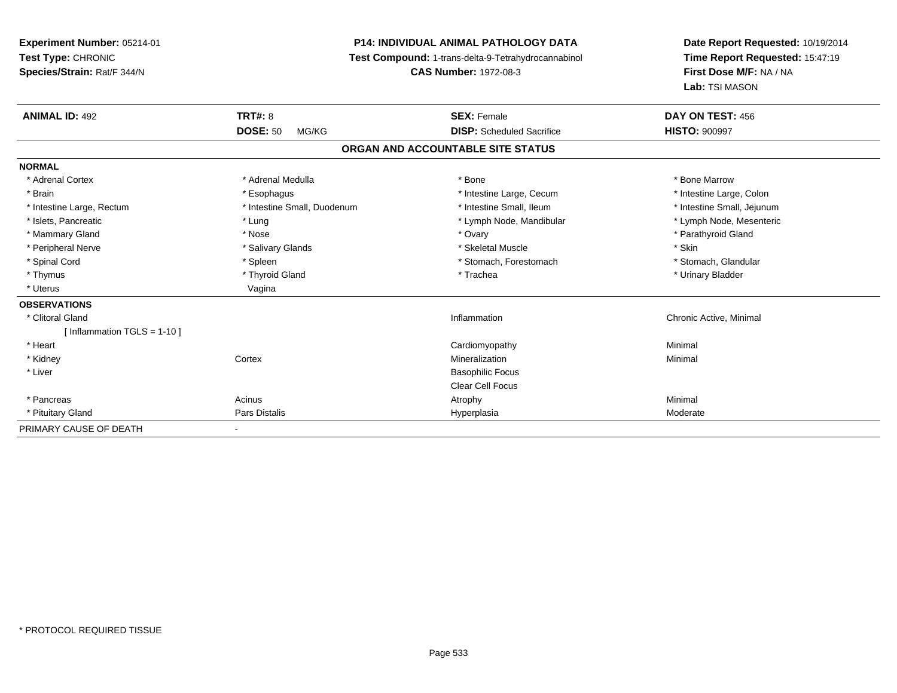**Experiment Number:** 05214-01
**Test Type:** CHRONIC
**Species/Strain:** Rat/F 344/N

**P14: INDIVIDUAL ANIMAL PATHOLOGY DATA**
**Test Compound:** 1-trans-delta-9-Tetrahydrocannabinol
**CAS Number:** 1972-08-3

**Date Report Requested:** 10/19/2014
**Time Report Requested:** 15:47:19
**First Dose M/F:** NA / NA
**Lab:** TSI MASON

| **ANIMAL ID:** 492 | **TRT#:** 8 | **SEX:** Female | **DAY ON TEST:** 456 |
|---|---|---|---|
| | **DOSE:** 50 MG/KG | **DISP:** Scheduled Sacrifice | **HISTO:** 900997 |

**ORGAN AND ACCOUNTABLE SITE STATUS**

| | | | |
|---|---|---|---|
| **NORMAL** | | | |
| * Adrenal Cortex | * Adrenal Medulla | * Bone | * Bone Marrow |
| * Brain | * Esophagus | * Intestine Large, Cecum | * Intestine Large, Colon |
| * Intestine Large, Rectum | * Intestine Small, Duodenum | * Intestine Small, Ileum | * Intestine Small, Jejunum |
| * Islets, Pancreatic | * Lung | * Lymph Node, Mandibular | * Lymph Node, Mesenteric |
| * Mammary Gland | * Nose | * Ovary | * Parathyroid Gland |
| * Peripheral Nerve | * Salivary Glands | * Skeletal Muscle | * Skin |
| * Spinal Cord | * Spleen | * Stomach, Forestomach | * Stomach, Glandular |
| * Thymus | * Thyroid Gland | * Trachea | * Urinary Bladder |
| * Uterus | Vagina | | |
| **OBSERVATIONS** | | | |
| * Clitoral Gland | | Inflammation | Chronic Active, Minimal |
| [ Inflammation TGLS = 1-10 ] | | | |
| * Heart | | Cardiomyopathy | Minimal |
| * Kidney | Cortex | Mineralization | Minimal |
| * Liver | | Basophilic Focus | |
| | | Clear Cell Focus | |
| * Pancreas | Acinus | Atrophy | Minimal |
| * Pituitary Gland | Pars Distalis | Hyperplasia | Moderate |
| PRIMARY CAUSE OF DEATH | - | | |

* PROTOCOL REQUIRED TISSUE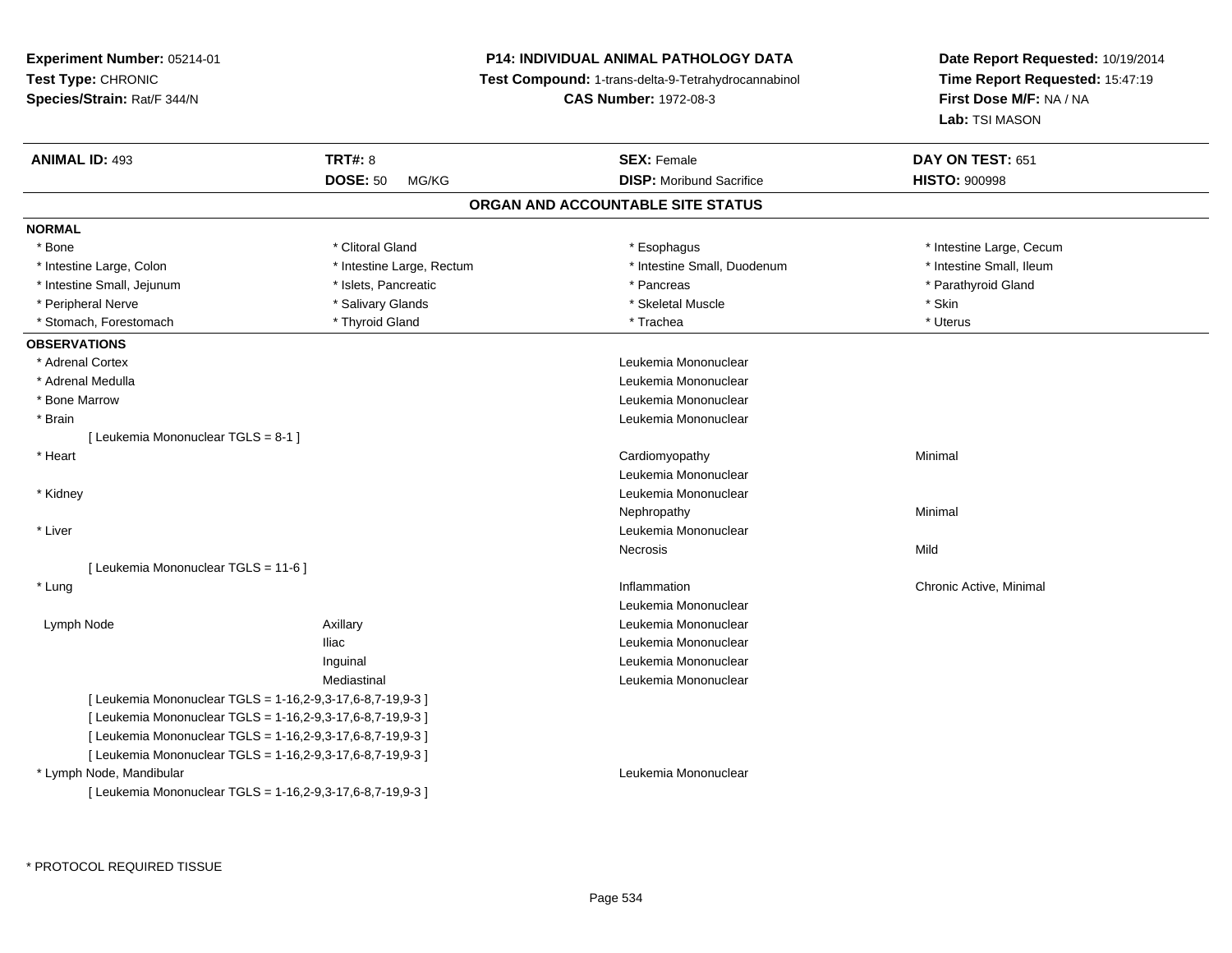**Experiment Number:** 05214-01
**Test Type:** CHRONIC
**Species/Strain:** Rat/F 344/N

**P14: INDIVIDUAL ANIMAL PATHOLOGY DATA**
**Test Compound:** 1-trans-delta-9-Tetrahydrocannabinol
**CAS Number:** 1972-08-3

**Date Report Requested:** 10/19/2014
**Time Report Requested:** 15:47:19
**First Dose M/F:** NA / NA
**Lab:** TSI MASON

| **ANIMAL ID:** 493 | **TRT#:** 8 | **SEX:** Female | **DAY ON TEST:** 651 |
|---|---|---|---|
| | **DOSE:** 50 MG/KG | **DISP:** Moribund Sacrifice | **HISTO:** 900998 |

## ORGAN AND ACCOUNTABLE SITE STATUS

**NORMAL**

| | | | |
|---|---|---|---|
| * Bone | * Clitoral Gland | * Esophagus | * Intestine Large, Cecum |
| * Intestine Large, Colon | * Intestine Large, Rectum | * Intestine Small, Duodenum | * Intestine Small, Ileum |
| * Intestine Small, Jejunum | * Islets, Pancreatic | * Pancreas | * Parathyroid Gland |
| * Peripheral Nerve | * Salivary Glands | * Skeletal Muscle | * Skin |
| * Stomach, Forestomach | * Thyroid Gland | * Trachea | * Uterus |

**OBSERVATIONS**

| | | | |
|---|---|---|---|
| * Adrenal Cortex | | Leukemia Mononuclear | |
| * Adrenal Medulla | | Leukemia Mononuclear | |
| * Bone Marrow | | Leukemia Mononuclear | |
| * Brain | | Leukemia Mononuclear | |
| [ Leukemia Mononuclear TGLS = 8-1 ] | | | |
| * Heart | | Cardiomyopathy | Minimal |
| | | Leukemia Mononuclear | |
| * Kidney | | Leukemia Mononuclear | |
| | | Nephropathy | Minimal |
| * Liver | | Leukemia Mononuclear | |
| | | Necrosis | Mild |
| [ Leukemia Mononuclear TGLS = 11-6 ] | | | |
| * Lung | | Inflammation | Chronic Active, Minimal |
| | | Leukemia Mononuclear | |
| Lymph Node | Axillary | Leukemia Mononuclear | |
| | Iliac | Leukemia Mononuclear | |
| | Inguinal | Leukemia Mononuclear | |
| | Mediastinal | Leukemia Mononuclear | |
| [ Leukemia Mononuclear TGLS = 1-16,2-9,3-17,6-8,7-19,9-3 ] | | | |
| [ Leukemia Mononuclear TGLS = 1-16,2-9,3-17,6-8,7-19,9-3 ] | | | |
| [ Leukemia Mononuclear TGLS = 1-16,2-9,3-17,6-8,7-19,9-3 ] | | | |
| [ Leukemia Mononuclear TGLS = 1-16,2-9,3-17,6-8,7-19,9-3 ] | | | |
| * Lymph Node, Mandibular | | Leukemia Mononuclear | |
| [ Leukemia Mononuclear TGLS = 1-16,2-9,3-17,6-8,7-19,9-3 ] | | | |

* PROTOCOL REQUIRED TISSUE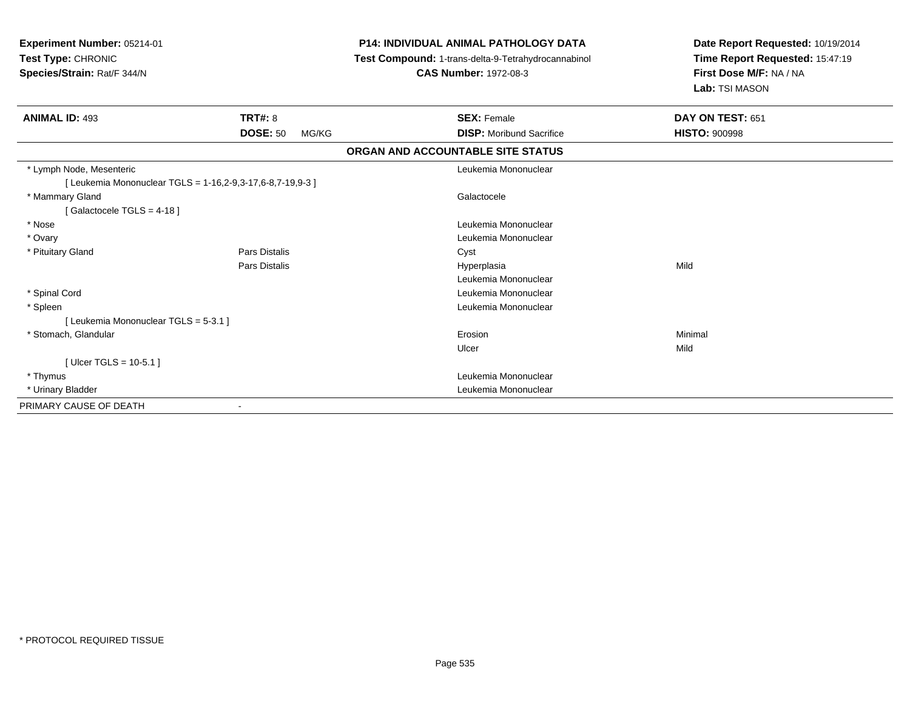**Experiment Number:** 05214-01
**Test Type:** CHRONIC
**Species/Strain:** Rat/F 344/N

**P14: INDIVIDUAL ANIMAL PATHOLOGY DATA**
**Test Compound:** 1-trans-delta-9-Tetrahydrocannabinol
**CAS Number:** 1972-08-3

**Date Report Requested:** 10/19/2014
**Time Report Requested:** 15:47:19
**First Dose M/F:** NA / NA
**Lab:** TSI MASON

| **ANIMAL ID:** 493 | **TRT#:** 8 | **SEX:** Female | **DAY ON TEST:** 651 |
|---|---|---|---|
| | **DOSE:** 50 MG/KG | **DISP:** Moribund Sacrifice | **HISTO:** 900998 |

**ORGAN AND ACCOUNTABLE SITE STATUS**

| Organ | Site | Finding | Severity |
|---|---|---|---|
| * Lymph Node, Mesenteric | | Leukemia Mononuclear | |
| [ Leukemia Mononuclear TGLS = 1-16,2-9,3-17,6-8,7-19,9-3 ] | | | |
| * Mammary Gland | | Galactocele | |
| [ Galactocele TGLS = 4-18 ] | | | |
| * Nose | | Leukemia Mononuclear | |
| * Ovary | | Leukemia Mononuclear | |
| * Pituitary Gland | Pars Distalis | Cyst | |
| | Pars Distalis | Hyperplasia | Mild |
| | | Leukemia Mononuclear | |
| * Spinal Cord | | Leukemia Mononuclear | |
| * Spleen | | Leukemia Mononuclear | |
| [ Leukemia Mononuclear TGLS = 5-3.1 ] | | | |
| * Stomach, Glandular | | Erosion | Minimal |
| | | Ulcer | Mild |
| [ Ulcer TGLS = 10-5.1 ] | | | |
| * Thymus | | Leukemia Mononuclear | |
| * Urinary Bladder | | Leukemia Mononuclear | |
| PRIMARY CAUSE OF DEATH | - | | |

* PROTOCOL REQUIRED TISSUE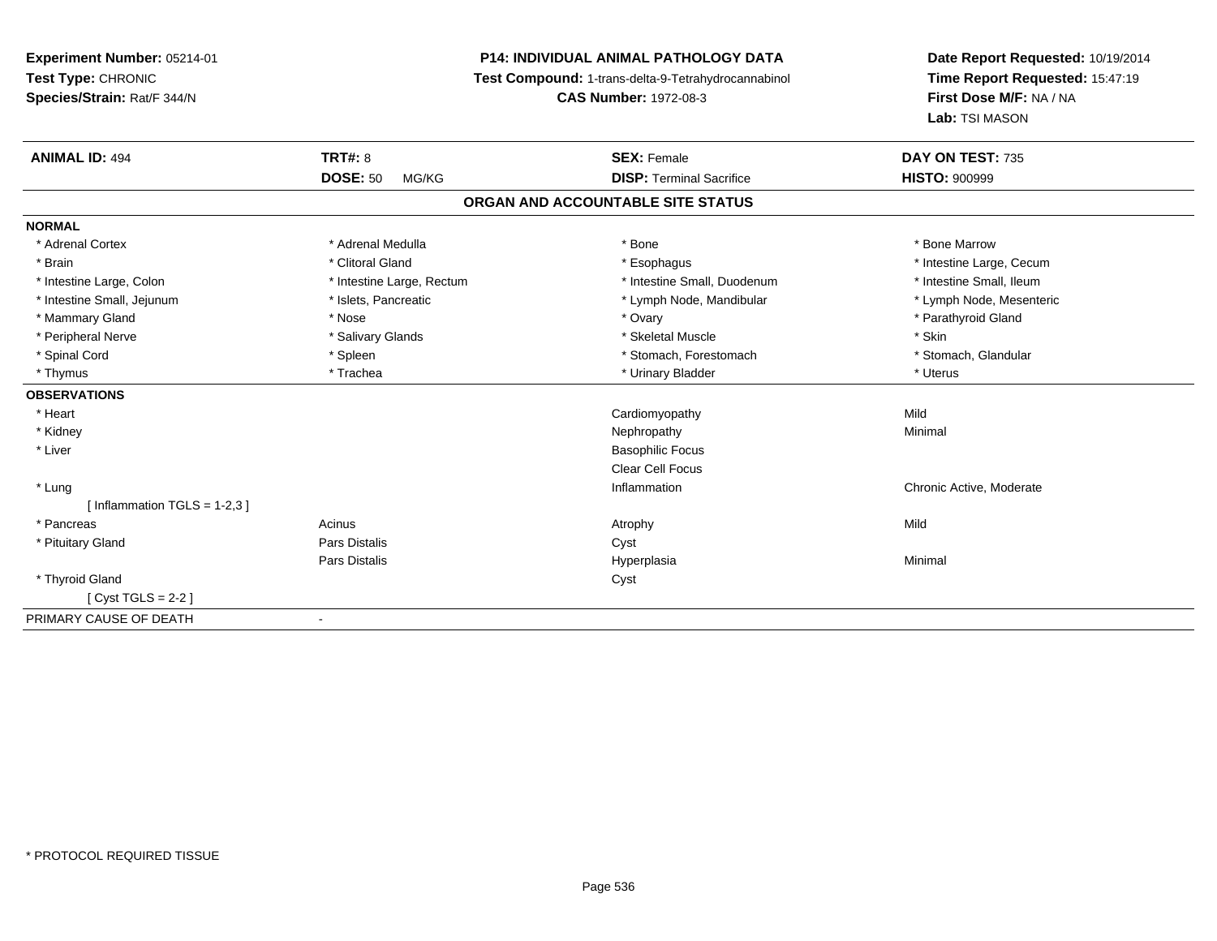**Experiment Number:** 05214-01
**Test Type:** CHRONIC
**Species/Strain:** Rat/F 344/N

**P14: INDIVIDUAL ANIMAL PATHOLOGY DATA**
**Test Compound:** 1-trans-delta-9-Tetrahydrocannabinol
**CAS Number:** 1972-08-3

**Date Report Requested:** 10/19/2014
**Time Report Requested:** 15:47:19
**First Dose M/F:** NA / NA
**Lab:** TSI MASON

| **ANIMAL ID:** 494 | **TRT#:** 8 | **SEX:** Female | **DAY ON TEST:** 735 |
|---|---|---|---|
| | **DOSE:** 50 MG/KG | **DISP:** Terminal Sacrifice | **HISTO:** 900999 |

## ORGAN AND ACCOUNTABLE SITE STATUS

**NORMAL**

| | | | |
|---|---|---|---|
| * Adrenal Cortex | * Adrenal Medulla | * Bone | * Bone Marrow |
| * Brain | * Clitoral Gland | * Esophagus | * Intestine Large, Cecum |
| * Intestine Large, Colon | * Intestine Large, Rectum | * Intestine Small, Duodenum | * Intestine Small, Ileum |
| * Intestine Small, Jejunum | * Islets, Pancreatic | * Lymph Node, Mandibular | * Lymph Node, Mesenteric |
| * Mammary Gland | * Nose | * Ovary | * Parathyroid Gland |
| * Peripheral Nerve | * Salivary Glands | * Skeletal Muscle | * Skin |
| * Spinal Cord | * Spleen | * Stomach, Forestomach | * Stomach, Glandular |
| * Thymus | * Trachea | * Urinary Bladder | * Uterus |

**OBSERVATIONS**

| | | | |
|---|---|---|---|
| * Heart | | Cardiomyopathy | Mild |
| * Kidney | | Nephropathy | Minimal |
| * Liver | | Basophilic Focus | |
| | | Clear Cell Focus | |
| * Lung | | Inflammation | Chronic Active, Moderate |
| [ Inflammation TGLS = 1-2,3 ] | | | |
| * Pancreas | Acinus | Atrophy | Mild |
| * Pituitary Gland | Pars Distalis | Cyst | |
| | Pars Distalis | Hyperplasia | Minimal |
| * Thyroid Gland | | Cyst | |
| [ Cyst TGLS = 2-2 ] | | | |

PRIMARY CAUSE OF DEATH -

* PROTOCOL REQUIRED TISSUE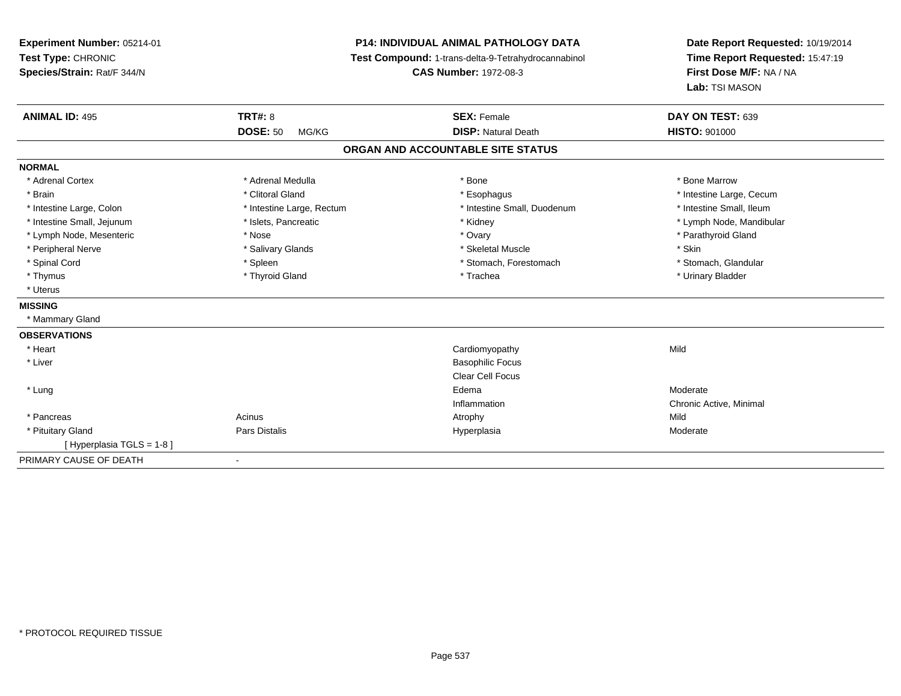**Experiment Number:** 05214-01
**Test Type:** CHRONIC
**Species/Strain:** Rat/F 344/N

**P14: INDIVIDUAL ANIMAL PATHOLOGY DATA**
**Test Compound:** 1-trans-delta-9-Tetrahydrocannabinol
**CAS Number:** 1972-08-3

**Date Report Requested:** 10/19/2014
**Time Report Requested:** 15:47:19
**First Dose M/F:** NA / NA
**Lab:** TSI MASON

| **ANIMAL ID:** 495 | **TRT#:** 8 | **SEX:** Female | **DAY ON TEST:** 639 |
|---|---|---|---|
| | **DOSE:** 50 MG/KG | **DISP:** Natural Death | **HISTO:** 901000 |

## ORGAN AND ACCOUNTABLE SITE STATUS

**NORMAL**

| | | | |
|---|---|---|---|
| * Adrenal Cortex | * Adrenal Medulla | * Bone | * Bone Marrow |
| * Brain | * Clitoral Gland | * Esophagus | * Intestine Large, Cecum |
| * Intestine Large, Colon | * Intestine Large, Rectum | * Intestine Small, Duodenum | * Intestine Small, Ileum |
| * Intestine Small, Jejunum | * Islets, Pancreatic | * Kidney | * Lymph Node, Mandibular |
| * Lymph Node, Mesenteric | * Nose | * Ovary | * Parathyroid Gland |
| * Peripheral Nerve | * Salivary Glands | * Skeletal Muscle | * Skin |
| * Spinal Cord | * Spleen | * Stomach, Forestomach | * Stomach, Glandular |
| * Thymus | * Thyroid Gland | * Trachea | * Urinary Bladder |
| * Uterus | | | |

**MISSING**

* Mammary Gland

**OBSERVATIONS**

| | | | |
|---|---|---|---|
| * Heart | | Cardiomyopathy | Mild |
| * Liver | | Basophilic Focus | |
| | | Clear Cell Focus | |
| * Lung | | Edema | Moderate |
| | | Inflammation | Chronic Active, Minimal |
| * Pancreas | Acinus | Atrophy | Mild |
| * Pituitary Gland | Pars Distalis | Hyperplasia | Moderate |
| [ Hyperplasia TGLS = 1-8 ] | | | |

PRIMARY CAUSE OF DEATH -

* PROTOCOL REQUIRED TISSUE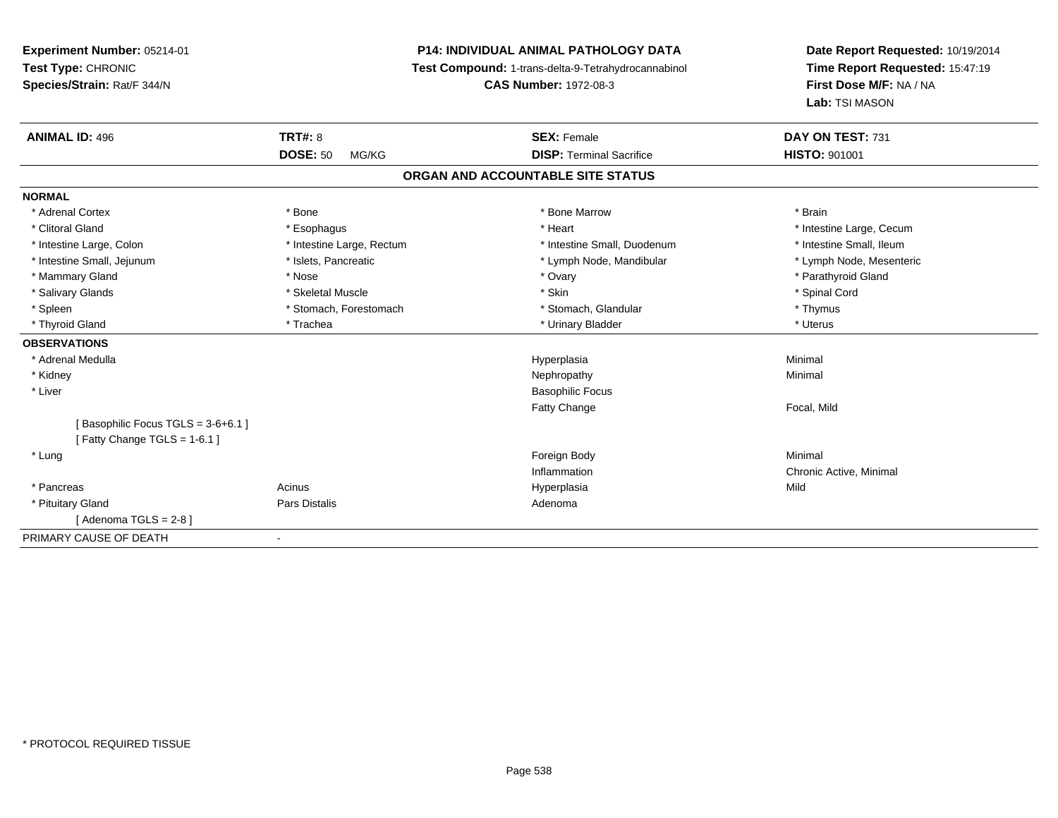**Experiment Number:** 05214-01
**Test Type:** CHRONIC
**Species/Strain:** Rat/F 344/N

**P14: INDIVIDUAL ANIMAL PATHOLOGY DATA**
**Test Compound:** 1-trans-delta-9-Tetrahydrocannabinol
**CAS Number:** 1972-08-3

**Date Report Requested:** 10/19/2014
**Time Report Requested:** 15:47:19
**First Dose M/F:** NA / NA
**Lab:** TSI MASON

| **ANIMAL ID:** 496 | **TRT#:** 8 | **SEX:** Female | **DAY ON TEST:** 731 |
|---|---|---|---|
| | **DOSE:** 50 MG/KG | **DISP:** Terminal Sacrifice | **HISTO:** 901001 |

## ORGAN AND ACCOUNTABLE SITE STATUS

**NORMAL**

| | | | |
|---|---|---|---|
| * Adrenal Cortex | * Bone | * Bone Marrow | * Brain |
| * Clitoral Gland | * Esophagus | * Heart | * Intestine Large, Cecum |
| * Intestine Large, Colon | * Intestine Large, Rectum | * Intestine Small, Duodenum | * Intestine Small, Ileum |
| * Intestine Small, Jejunum | * Islets, Pancreatic | * Lymph Node, Mandibular | * Lymph Node, Mesenteric |
| * Mammary Gland | * Nose | * Ovary | * Parathyroid Gland |
| * Salivary Glands | * Skeletal Muscle | * Skin | * Spinal Cord |
| * Spleen | * Stomach, Forestomach | * Stomach, Glandular | * Thymus |
| * Thyroid Gland | * Trachea | * Urinary Bladder | * Uterus |

**OBSERVATIONS**

| | | | |
|---|---|---|---|
| * Adrenal Medulla | | Hyperplasia | Minimal |
| * Kidney | | Nephropathy | Minimal |
| * Liver | | Basophilic Focus | |
| | | Fatty Change | Focal, Mild |
| [ Basophilic Focus TGLS = 3-6+6.1 ] | | | |
| [ Fatty Change TGLS = 1-6.1 ] | | | |
| * Lung | | Foreign Body | Minimal |
| | | Inflammation | Chronic Active, Minimal |
| * Pancreas | Acinus | Hyperplasia | Mild |
| * Pituitary Gland | Pars Distalis | Adenoma | |
| [ Adenoma TGLS = 2-8 ] | | | |

PRIMARY CAUSE OF DEATH -

* PROTOCOL REQUIRED TISSUE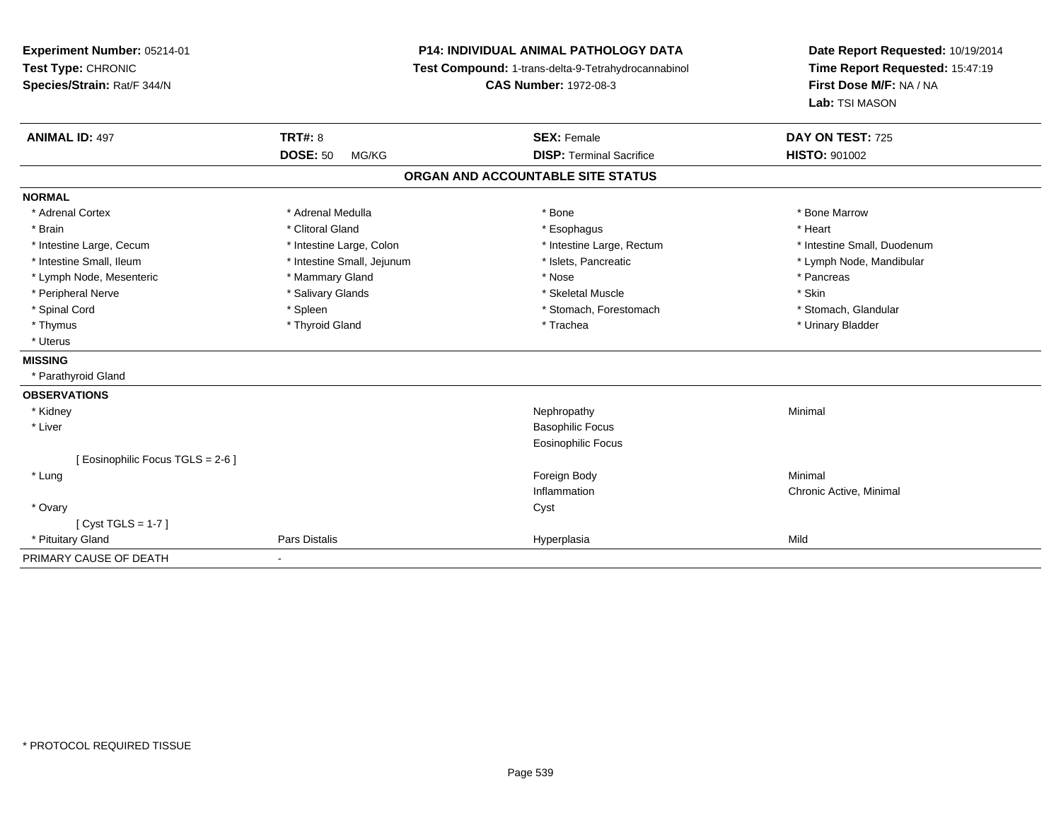**Experiment Number:** 05214-01
**Test Type:** CHRONIC
**Species/Strain:** Rat/F 344/N

**P14: INDIVIDUAL ANIMAL PATHOLOGY DATA**
**Test Compound:** 1-trans-delta-9-Tetrahydrocannabinol
**CAS Number:** 1972-08-3

**Date Report Requested:** 10/19/2014
**Time Report Requested:** 15:47:19
**First Dose M/F:** NA / NA
**Lab:** TSI MASON

| **ANIMAL ID:** 497 | **TRT#:** 8 | **SEX:** Female | **DAY ON TEST:** 725 |
|---|---|---|---|
| | **DOSE:** 50 MG/KG | **DISP:** Terminal Sacrifice | **HISTO:** 901002 |

**ORGAN AND ACCOUNTABLE SITE STATUS**

**NORMAL**

| | | | |
|---|---|---|---|
| * Adrenal Cortex | * Adrenal Medulla | * Bone | * Bone Marrow |
| * Brain | * Clitoral Gland | * Esophagus | * Heart |
| * Intestine Large, Cecum | * Intestine Large, Colon | * Intestine Large, Rectum | * Intestine Small, Duodenum |
| * Intestine Small, Ileum | * Intestine Small, Jejunum | * Islets, Pancreatic | * Lymph Node, Mandibular |
| * Lymph Node, Mesenteric | * Mammary Gland | * Nose | * Pancreas |
| * Peripheral Nerve | * Salivary Glands | * Skeletal Muscle | * Skin |
| * Spinal Cord | * Spleen | * Stomach, Forestomach | * Stomach, Glandular |
| * Thymus | * Thyroid Gland | * Trachea | * Urinary Bladder |
| * Uterus | | | |

**MISSING**

* Parathyroid Gland

**OBSERVATIONS**

| | | | |
|---|---|---|---|
| * Kidney | | Nephropathy | Minimal |
| * Liver | | Basophilic Focus | |
| | | Eosinophilic Focus | |
| [ Eosinophilic Focus TGLS = 2-6 ] | | | |
| * Lung | | Foreign Body | Minimal |
| | | Inflammation | Chronic Active, Minimal |
| * Ovary | | Cyst | |
| [ Cyst TGLS = 1-7 ] | | | |
| * Pituitary Gland | Pars Distalis | Hyperplasia | Mild |

| PRIMARY CAUSE OF DEATH | - |
|---|---|

* PROTOCOL REQUIRED TISSUE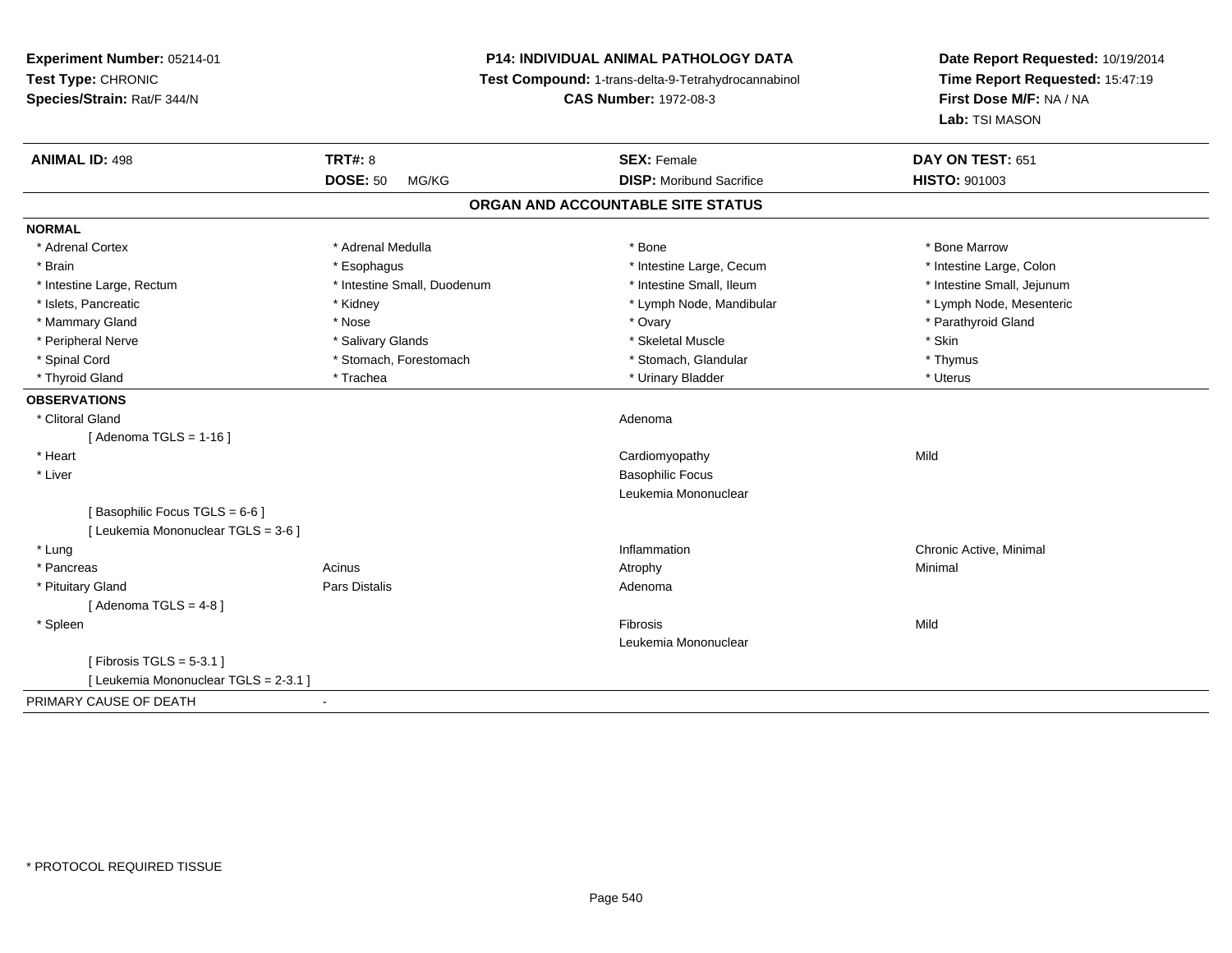**Experiment Number:** 05214-01
**Test Type:** CHRONIC
**Species/Strain:** Rat/F 344/N

**P14: INDIVIDUAL ANIMAL PATHOLOGY DATA**
**Test Compound:** 1-trans-delta-9-Tetrahydrocannabinol
**CAS Number:** 1972-08-3

**Date Report Requested:** 10/19/2014
**Time Report Requested:** 15:47:19
**First Dose M/F:** NA / NA
**Lab:** TSI MASON

| **ANIMAL ID:** 498 | **TRT#:** 8 | **SEX:** Female | **DAY ON TEST:** 651 |
|---|---|---|---|
| | **DOSE:** 50 MG/KG | **DISP:** Moribund Sacrifice | **HISTO:** 901003 |

## ORGAN AND ACCOUNTABLE SITE STATUS

**NORMAL**

| | | | |
|---|---|---|---|
| * Adrenal Cortex | * Adrenal Medulla | * Bone | * Bone Marrow |
| * Brain | * Esophagus | * Intestine Large, Cecum | * Intestine Large, Colon |
| * Intestine Large, Rectum | * Intestine Small, Duodenum | * Intestine Small, Ileum | * Intestine Small, Jejunum |
| * Islets, Pancreatic | * Kidney | * Lymph Node, Mandibular | * Lymph Node, Mesenteric |
| * Mammary Gland | * Nose | * Ovary | * Parathyroid Gland |
| * Peripheral Nerve | * Salivary Glands | * Skeletal Muscle | * Skin |
| * Spinal Cord | * Stomach, Forestomach | * Stomach, Glandular | * Thymus |
| * Thyroid Gland | * Trachea | * Urinary Bladder | * Uterus |

**OBSERVATIONS**

| | | | |
|---|---|---|---|
| * Clitoral Gland | | Adenoma | |
| [ Adenoma TGLS = 1-16 ] | | | |
| * Heart | | Cardiomyopathy | Mild |
| * Liver | | Basophilic Focus | |
| | | Leukemia Mononuclear | |
| [ Basophilic Focus TGLS = 6-6 ] | | | |
| [ Leukemia Mononuclear TGLS = 3-6 ] | | | |
| * Lung | | Inflammation | Chronic Active, Minimal |
| * Pancreas | Acinus | Atrophy | Minimal |
| * Pituitary Gland | Pars Distalis | Adenoma | |
| [ Adenoma TGLS = 4-8 ] | | | |
| * Spleen | | Fibrosis | Mild |
| | | Leukemia Mononuclear | |
| [ Fibrosis TGLS = 5-3.1 ] | | | |
| [ Leukemia Mononuclear TGLS = 2-3.1 ] | | | |

PRIMARY CAUSE OF DEATH -

* PROTOCOL REQUIRED TISSUE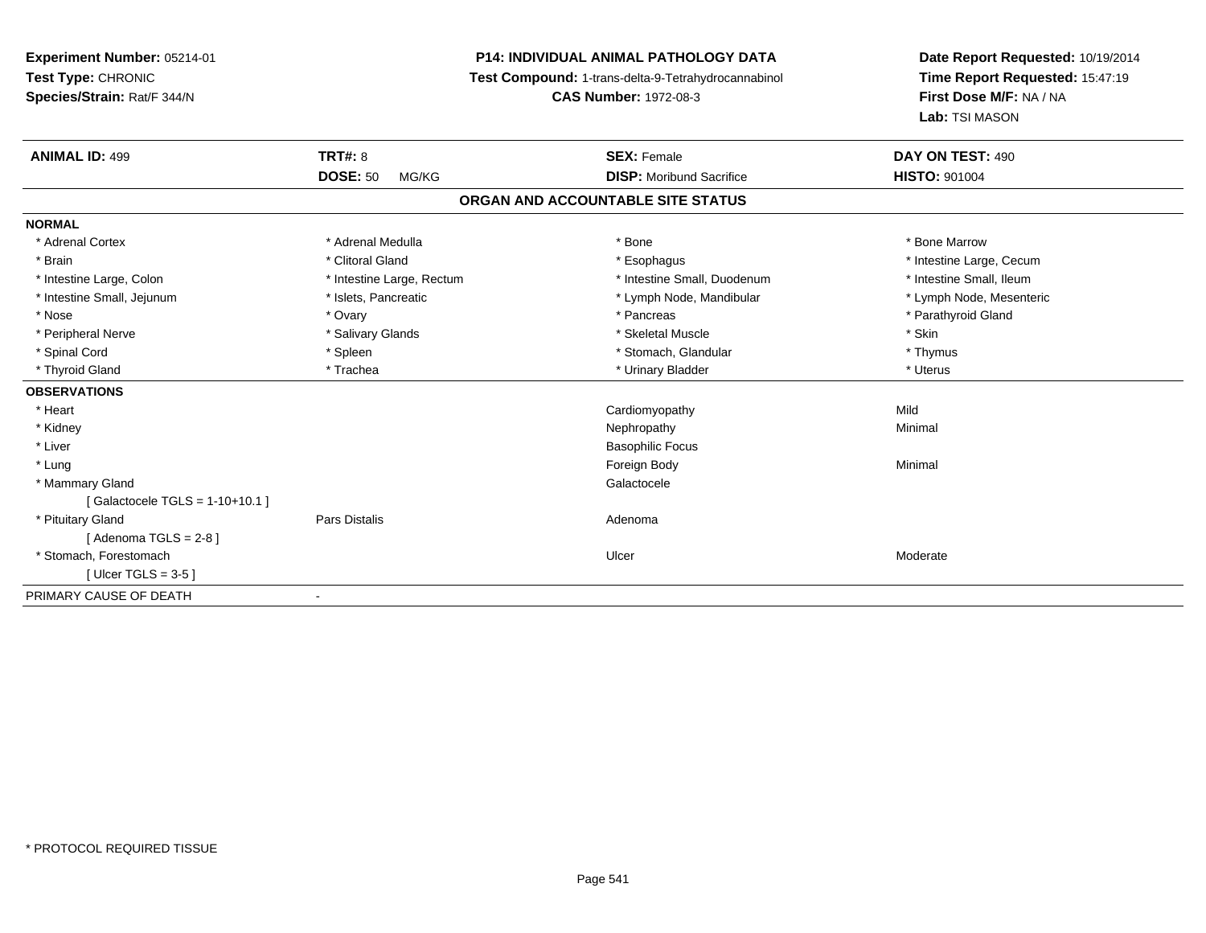**Experiment Number:** 05214-01
**Test Type:** CHRONIC
**Species/Strain:** Rat/F 344/N

**P14: INDIVIDUAL ANIMAL PATHOLOGY DATA**
**Test Compound:** 1-trans-delta-9-Tetrahydrocannabinol
**CAS Number:** 1972-08-3

**Date Report Requested:** 10/19/2014
**Time Report Requested:** 15:47:19
**First Dose M/F:** NA / NA
**Lab:** TSI MASON

| **ANIMAL ID:** 499 | **TRT#:** 8 | **SEX:** Female | **DAY ON TEST:** 490 |
|---|---|---|---|
| | **DOSE:** 50 MG/KG | **DISP:** Moribund Sacrifice | **HISTO:** 901004 |

## ORGAN AND ACCOUNTABLE SITE STATUS

**NORMAL**

| | | | |
|---|---|---|---|
| * Adrenal Cortex | * Adrenal Medulla | * Bone | * Bone Marrow |
| * Brain | * Clitoral Gland | * Esophagus | * Intestine Large, Cecum |
| * Intestine Large, Colon | * Intestine Large, Rectum | * Intestine Small, Duodenum | * Intestine Small, Ileum |
| * Intestine Small, Jejunum | * Islets, Pancreatic | * Lymph Node, Mandibular | * Lymph Node, Mesenteric |
| * Nose | * Ovary | * Pancreas | * Parathyroid Gland |
| * Peripheral Nerve | * Salivary Glands | * Skeletal Muscle | * Skin |
| * Spinal Cord | * Spleen | * Stomach, Glandular | * Thymus |
| * Thyroid Gland | * Trachea | * Urinary Bladder | * Uterus |

**OBSERVATIONS**

| | | | |
|---|---|---|---|
| * Heart | | Cardiomyopathy | Mild |
| * Kidney | | Nephropathy | Minimal |
| * Liver | | Basophilic Focus | |
| * Lung | | Foreign Body | Minimal |
| * Mammary Gland | | Galactocele | |
| [ Galactocele TGLS = 1-10+10.1 ] | | | |
| * Pituitary Gland | Pars Distalis | Adenoma | |
| [ Adenoma TGLS = 2-8 ] | | | |
| * Stomach, Forestomach | | Ulcer | Moderate |
| [ Ulcer TGLS = 3-5 ] | | | |

PRIMARY CAUSE OF DEATH -

* PROTOCOL REQUIRED TISSUE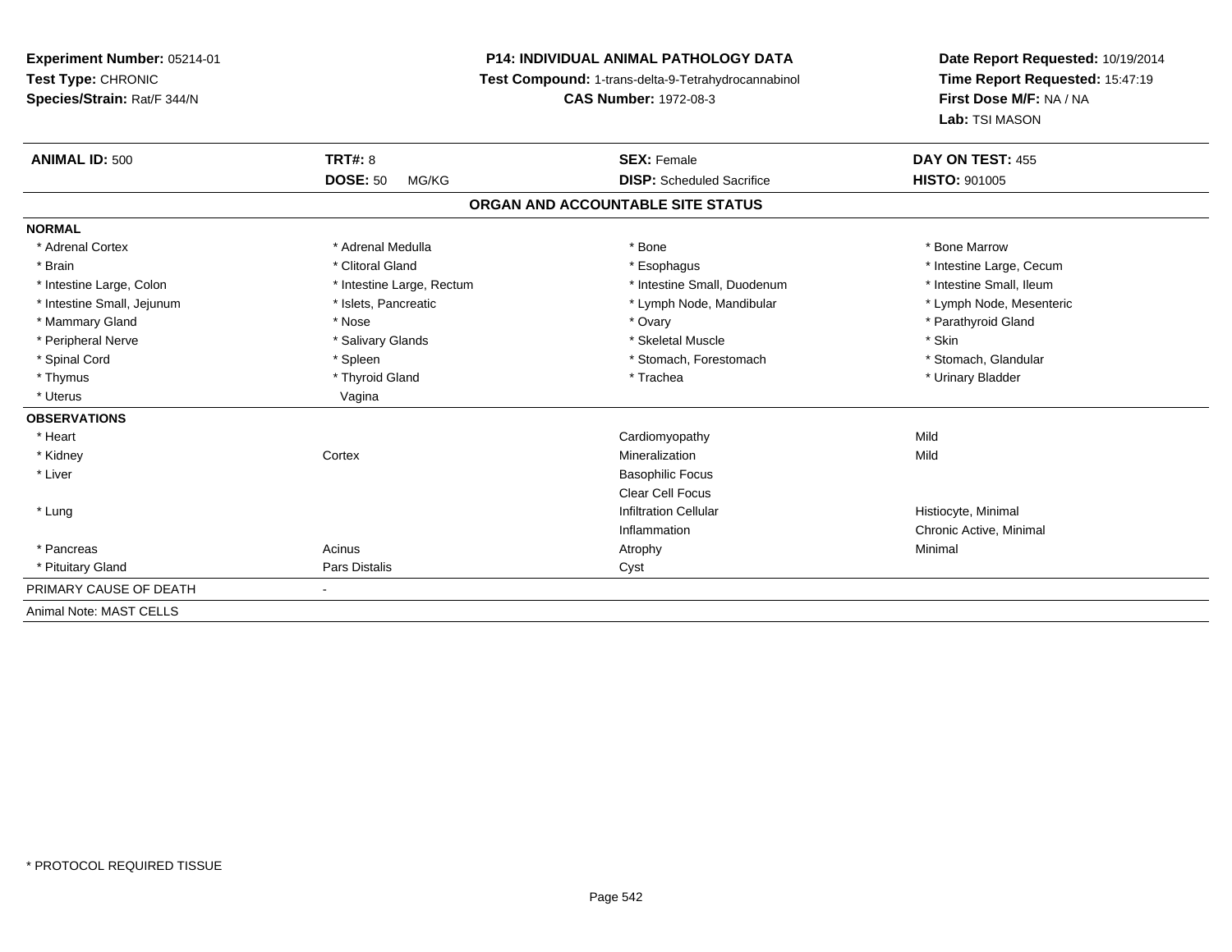**Experiment Number:** 05214-01
**Test Type:** CHRONIC
**Species/Strain:** Rat/F 344/N

**P14: INDIVIDUAL ANIMAL PATHOLOGY DATA**
**Test Compound:** 1-trans-delta-9-Tetrahydrocannabinol
**CAS Number:** 1972-08-3

**Date Report Requested:** 10/19/2014
**Time Report Requested:** 15:47:19
**First Dose M/F:** NA / NA
**Lab:** TSI MASON

| **ANIMAL ID:** 500 | **TRT#:** 8 | **SEX:** Female | **DAY ON TEST:** 455 |
|---|---|---|---|
| | **DOSE:** 50 MG/KG | **DISP:** Scheduled Sacrifice | **HISTO:** 901005 |

## ORGAN AND ACCOUNTABLE SITE STATUS

**NORMAL**

| | | | |
|---|---|---|---|
| * Adrenal Cortex | * Adrenal Medulla | * Bone | * Bone Marrow |
| * Brain | * Clitoral Gland | * Esophagus | * Intestine Large, Cecum |
| * Intestine Large, Colon | * Intestine Large, Rectum | * Intestine Small, Duodenum | * Intestine Small, Ileum |
| * Intestine Small, Jejunum | * Islets, Pancreatic | * Lymph Node, Mandibular | * Lymph Node, Mesenteric |
| * Mammary Gland | * Nose | * Ovary | * Parathyroid Gland |
| * Peripheral Nerve | * Salivary Glands | * Skeletal Muscle | * Skin |
| * Spinal Cord | * Spleen | * Stomach, Forestomach | * Stomach, Glandular |
| * Thymus | * Thyroid Gland | * Trachea | * Urinary Bladder |
| * Uterus | Vagina | | |

**OBSERVATIONS**

| | | | |
|---|---|---|---|
| * Heart | | Cardiomyopathy | Mild |
| * Kidney | Cortex | Mineralization | Mild |
| * Liver | | Basophilic Focus | |
| | | Clear Cell Focus | |
| * Lung | | Infiltration Cellular | Histiocyte, Minimal |
| | | Inflammation | Chronic Active, Minimal |
| * Pancreas | Acinus | Atrophy | Minimal |
| * Pituitary Gland | Pars Distalis | Cyst | |

PRIMARY CAUSE OF DEATH -

Animal Note: MAST CELLS

\* PROTOCOL REQUIRED TISSUE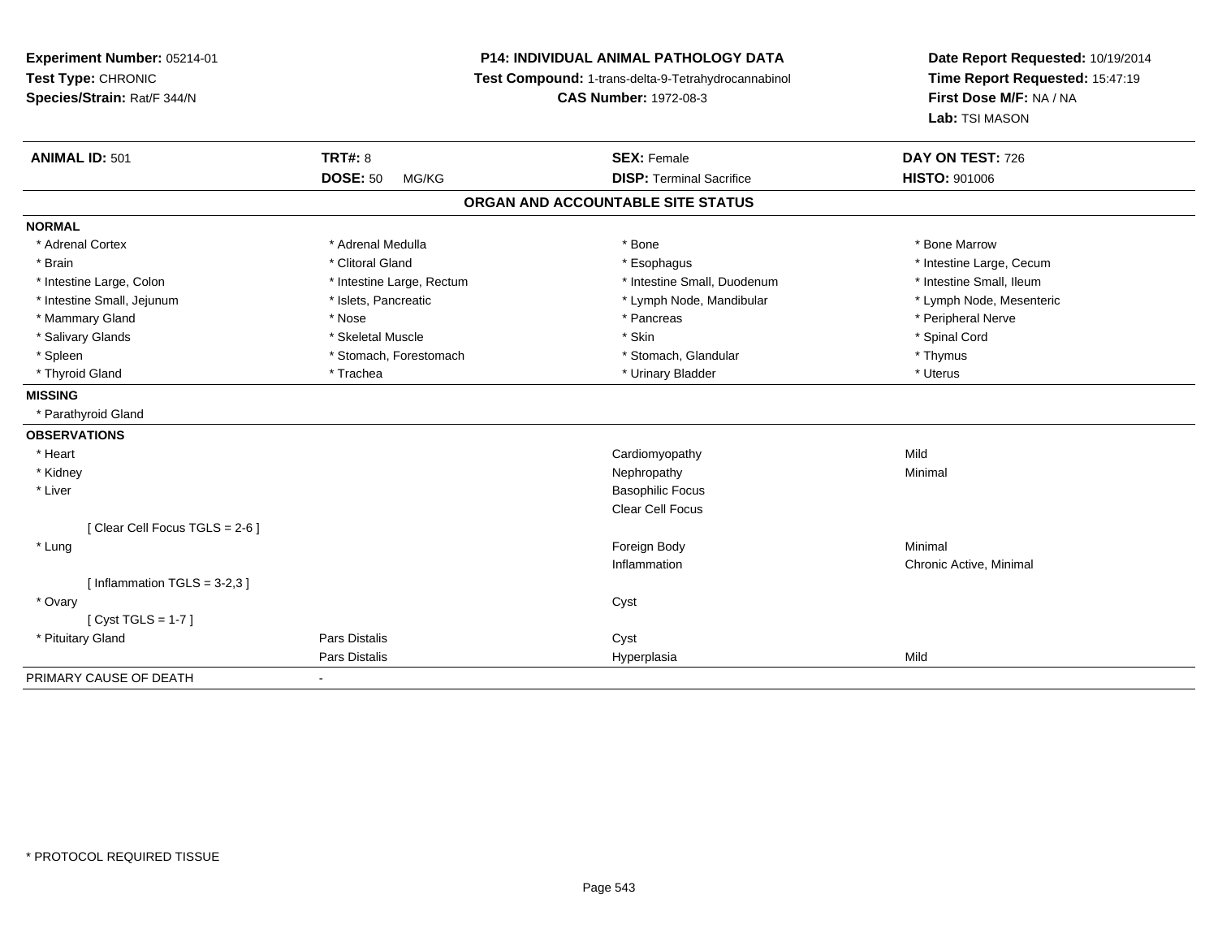**Experiment Number:** 05214-01
**Test Type:** CHRONIC
**Species/Strain:** Rat/F 344/N

**P14: INDIVIDUAL ANIMAL PATHOLOGY DATA**
**Test Compound:** 1-trans-delta-9-Tetrahydrocannabinol
**CAS Number:** 1972-08-3

**Date Report Requested:** 10/19/2014
**Time Report Requested:** 15:47:19
**First Dose M/F:** NA / NA
**Lab:** TSI MASON

| **ANIMAL ID:** 501 | **TRT#:** 8 | **SEX:** Female | **DAY ON TEST:** 726 |
|---|---|---|---|
| | **DOSE:** 50 MG/KG | **DISP:** Terminal Sacrifice | **HISTO:** 901006 |

## ORGAN AND ACCOUNTABLE SITE STATUS

**NORMAL**

| | | | |
|---|---|---|---|
| * Adrenal Cortex | * Adrenal Medulla | * Bone | * Bone Marrow |
| * Brain | * Clitoral Gland | * Esophagus | * Intestine Large, Cecum |
| * Intestine Large, Colon | * Intestine Large, Rectum | * Intestine Small, Duodenum | * Intestine Small, Ileum |
| * Intestine Small, Jejunum | * Islets, Pancreatic | * Lymph Node, Mandibular | * Lymph Node, Mesenteric |
| * Mammary Gland | * Nose | * Pancreas | * Peripheral Nerve |
| * Salivary Glands | * Skeletal Muscle | * Skin | * Spinal Cord |
| * Spleen | * Stomach, Forestomach | * Stomach, Glandular | * Thymus |
| * Thyroid Gland | * Trachea | * Urinary Bladder | * Uterus |

**MISSING**

* Parathyroid Gland

**OBSERVATIONS**

| | | | |
|---|---|---|---|
| * Heart | | Cardiomyopathy | Mild |
| * Kidney | | Nephropathy | Minimal |
| * Liver | | Basophilic Focus | |
| | | Clear Cell Focus | |
| [ Clear Cell Focus TGLS = 2-6 ] | | | |
| * Lung | | Foreign Body | Minimal |
| | | Inflammation | Chronic Active, Minimal |
| [ Inflammation TGLS = 3-2,3 ] | | | |
| * Ovary | | Cyst | |
| [ Cyst TGLS = 1-7 ] | | | |
| * Pituitary Gland | Pars Distalis | Cyst | |
| | Pars Distalis | Hyperplasia | Mild |

PRIMARY CAUSE OF DEATH -

* PROTOCOL REQUIRED TISSUE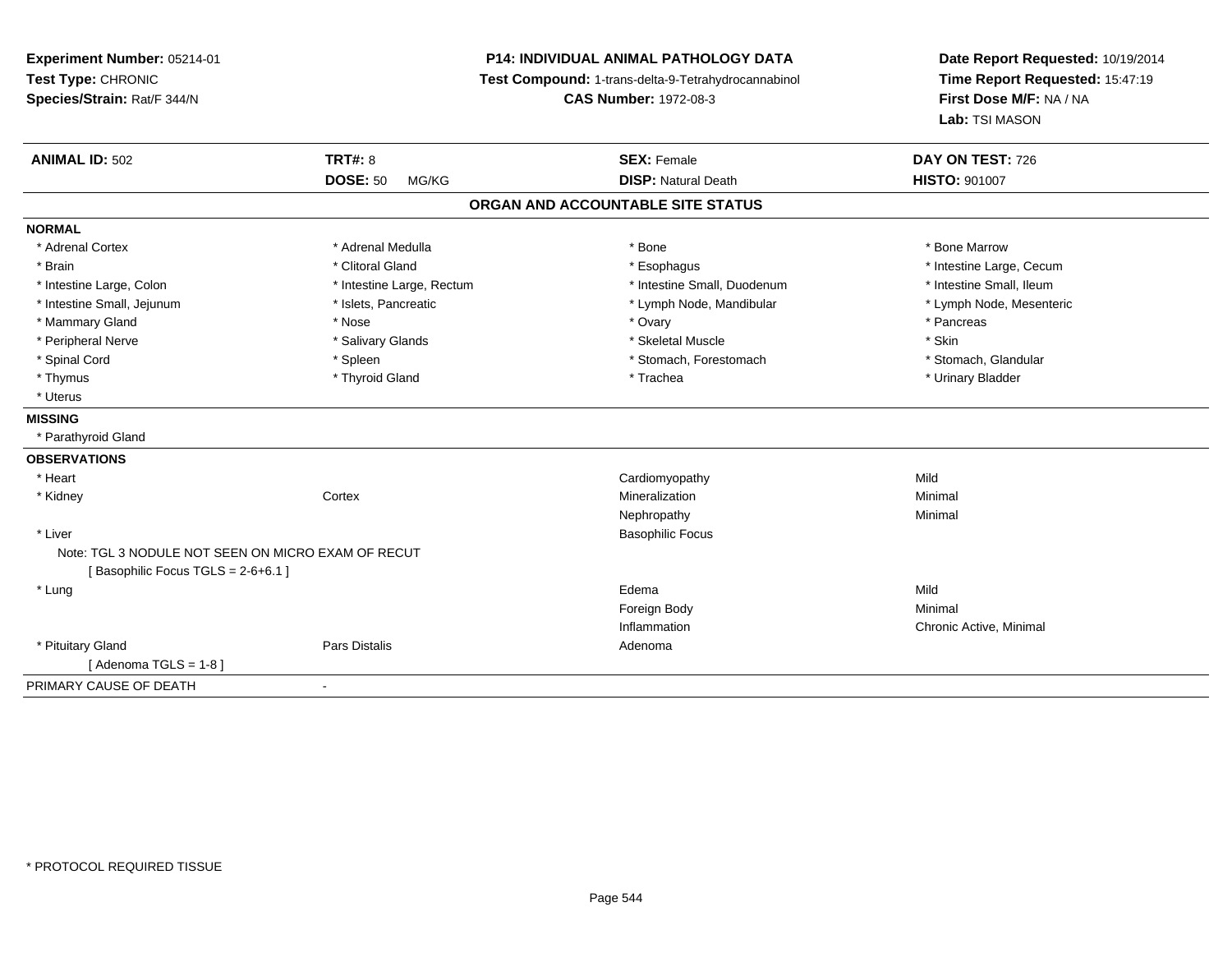**Experiment Number:** 05214-01
**Test Type:** CHRONIC
**Species/Strain:** Rat/F 344/N

**P14: INDIVIDUAL ANIMAL PATHOLOGY DATA**
**Test Compound:** 1-trans-delta-9-Tetrahydrocannabinol
**CAS Number:** 1972-08-3

**Date Report Requested:** 10/19/2014
**Time Report Requested:** 15:47:19
**First Dose M/F:** NA / NA
**Lab:** TSI MASON

| **ANIMAL ID:** 502 | **TRT#:** 8 | **SEX:** Female | **DAY ON TEST:** 726 |
|---|---|---|---|
| | **DOSE:** 50 MG/KG | **DISP:** Natural Death | **HISTO:** 901007 |

## ORGAN AND ACCOUNTABLE SITE STATUS

**NORMAL**

| | | | |
|---|---|---|---|
| * Adrenal Cortex | * Adrenal Medulla | * Bone | * Bone Marrow |
| * Brain | * Clitoral Gland | * Esophagus | * Intestine Large, Cecum |
| * Intestine Large, Colon | * Intestine Large, Rectum | * Intestine Small, Duodenum | * Intestine Small, Ileum |
| * Intestine Small, Jejunum | * Islets, Pancreatic | * Lymph Node, Mandibular | * Lymph Node, Mesenteric |
| * Mammary Gland | * Nose | * Ovary | * Pancreas |
| * Peripheral Nerve | * Salivary Glands | * Skeletal Muscle | * Skin |
| * Spinal Cord | * Spleen | * Stomach, Forestomach | * Stomach, Glandular |
| * Thymus | * Thyroid Gland | * Trachea | * Urinary Bladder |
| * Uterus | | | |

**MISSING**

* Parathyroid Gland

**OBSERVATIONS**

| | | | |
|---|---|---|---|
| * Heart | | Cardiomyopathy | Mild |
| * Kidney | Cortex | Mineralization | Minimal |
| | | Nephropathy | Minimal |
| * Liver | | Basophilic Focus | |
| Note: TGL 3 NODULE NOT SEEN ON MICRO EXAM OF RECUT | | | |
| [ Basophilic Focus TGLS = 2-6+6.1 ] | | | |
| * Lung | | Edema | Mild |
| | | Foreign Body | Minimal |
| | | Inflammation | Chronic Active, Minimal |
| * Pituitary Gland | Pars Distalis | Adenoma | |
| [ Adenoma TGLS = 1-8 ] | | | |

PRIMARY CAUSE OF DEATH -

* PROTOCOL REQUIRED TISSUE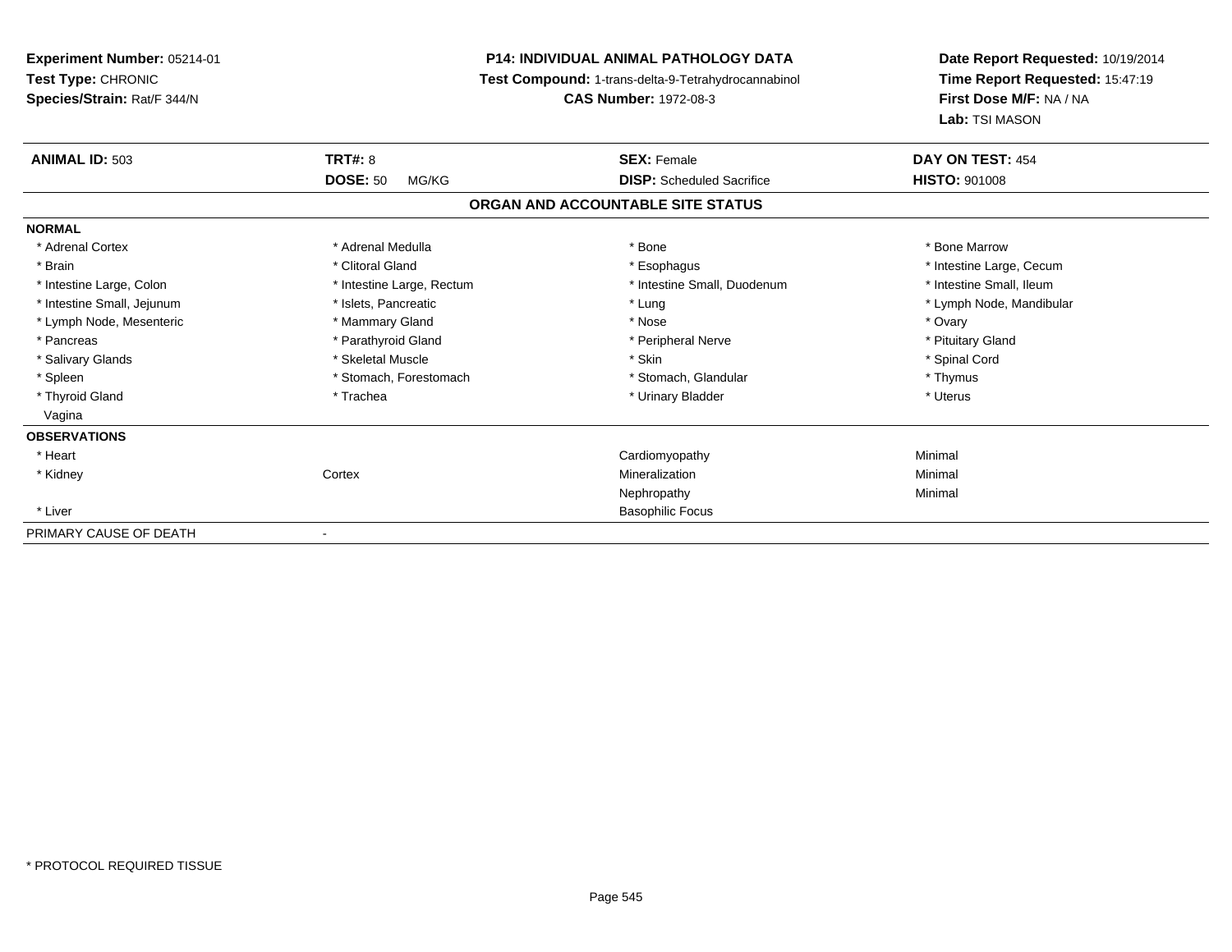**Experiment Number:** 05214-01
**Test Type:** CHRONIC
**Species/Strain:** Rat/F 344/N

**P14: INDIVIDUAL ANIMAL PATHOLOGY DATA**
**Test Compound:** 1-trans-delta-9-Tetrahydrocannabinol
**CAS Number:** 1972-08-3

**Date Report Requested:** 10/19/2014
**Time Report Requested:** 15:47:19
**First Dose M/F:** NA / NA
**Lab:** TSI MASON

| **ANIMAL ID:** 503 | **TRT#:** 8 | **SEX:** Female | **DAY ON TEST:** 454 |
|---|---|---|---|
| | **DOSE:** 50 MG/KG | **DISP:** Scheduled Sacrifice | **HISTO:** 901008 |

**ORGAN AND ACCOUNTABLE SITE STATUS**

**NORMAL**

| | | | |
|---|---|---|---|
| * Adrenal Cortex | * Adrenal Medulla | * Bone | * Bone Marrow |
| * Brain | * Clitoral Gland | * Esophagus | * Intestine Large, Cecum |
| * Intestine Large, Colon | * Intestine Large, Rectum | * Intestine Small, Duodenum | * Intestine Small, Ileum |
| * Intestine Small, Jejunum | * Islets, Pancreatic | * Lung | * Lymph Node, Mandibular |
| * Lymph Node, Mesenteric | * Mammary Gland | * Nose | * Ovary |
| * Pancreas | * Parathyroid Gland | * Peripheral Nerve | * Pituitary Gland |
| * Salivary Glands | * Skeletal Muscle | * Skin | * Spinal Cord |
| * Spleen | * Stomach, Forestomach | * Stomach, Glandular | * Thymus |
| * Thyroid Gland | * Trachea | * Urinary Bladder | * Uterus |
| Vagina | | | |

**OBSERVATIONS**

| | | | |
|---|---|---|---|
| * Heart | | Cardiomyopathy | Minimal |
| * Kidney | Cortex | Mineralization | Minimal |
| | | Nephropathy | Minimal |
| * Liver | | Basophilic Focus | |

| PRIMARY CAUSE OF DEATH | - |
|---|---|

* PROTOCOL REQUIRED TISSUE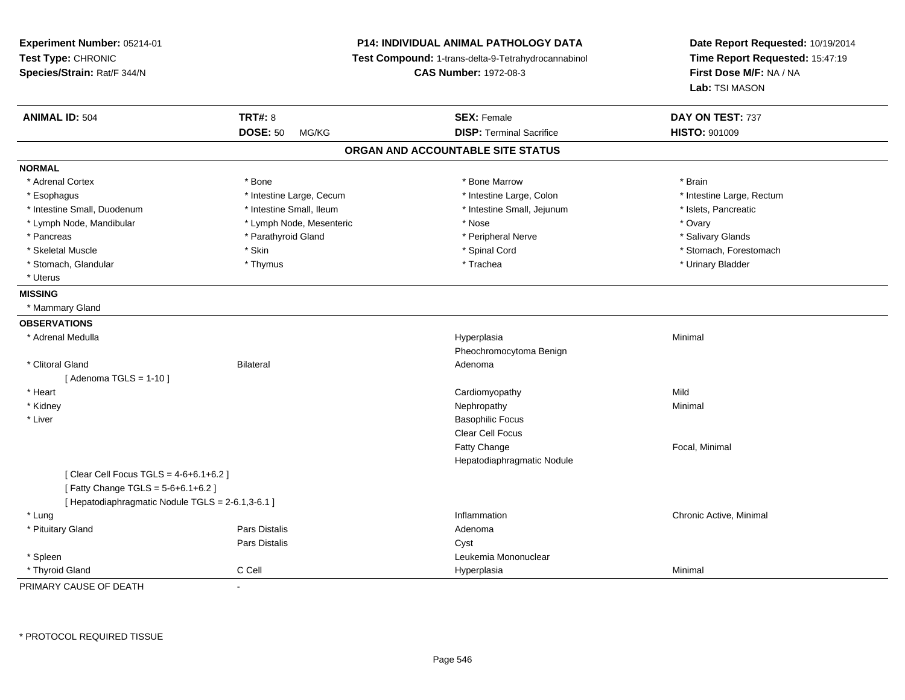**Experiment Number:** 05214-01
**Test Type:** CHRONIC
**Species/Strain:** Rat/F 344/N

**P14: INDIVIDUAL ANIMAL PATHOLOGY DATA**
**Test Compound:** 1-trans-delta-9-Tetrahydrocannabinol
**CAS Number:** 1972-08-3

**Date Report Requested:** 10/19/2014
**Time Report Requested:** 15:47:19
**First Dose M/F:** NA / NA
**Lab:** TSI MASON

| **ANIMAL ID:** 504 | **TRT#:** 8 | **SEX:** Female | **DAY ON TEST:** 737 |
|---|---|---|---|
| | **DOSE:** 50 MG/KG | **DISP:** Terminal Sacrifice | **HISTO:** 901009 |

## ORGAN AND ACCOUNTABLE SITE STATUS

**NORMAL**

| | | | |
|---|---|---|---|
| * Adrenal Cortex | * Bone | * Bone Marrow | * Brain |
| * Esophagus | * Intestine Large, Cecum | * Intestine Large, Colon | * Intestine Large, Rectum |
| * Intestine Small, Duodenum | * Intestine Small, Ileum | * Intestine Small, Jejunum | * Islets, Pancreatic |
| * Lymph Node, Mandibular | * Lymph Node, Mesenteric | * Nose | * Ovary |
| * Pancreas | * Parathyroid Gland | * Peripheral Nerve | * Salivary Glands |
| * Skeletal Muscle | * Skin | * Spinal Cord | * Stomach, Forestomach |
| * Stomach, Glandular | * Thymus | * Trachea | * Urinary Bladder |
| * Uterus | | | |

**MISSING**

* Mammary Gland

**OBSERVATIONS**

| | | | |
|---|---|---|---|
| * Adrenal Medulla | | Hyperplasia | Minimal |
| | | Pheochromocytoma Benign | |
| * Clitoral Gland | Bilateral | Adenoma | |
| [ Adenoma TGLS = 1-10 ] | | | |
| * Heart | | Cardiomyopathy | Mild |
| * Kidney | | Nephropathy | Minimal |
| * Liver | | Basophilic Focus | |
| | | Clear Cell Focus | |
| | | Fatty Change | Focal, Minimal |
| | | Hepatodiaphragmatic Nodule | |
| [ Clear Cell Focus TGLS = 4-6+6.1+6.2 ] | | | |
| [ Fatty Change TGLS = 5-6+6.1+6.2 ] | | | |
| [ Hepatodiaphragmatic Nodule TGLS = 2-6.1,3-6.1 ] | | | |
| * Lung | | Inflammation | Chronic Active, Minimal |
| * Pituitary Gland | Pars Distalis | Adenoma | |
| | Pars Distalis | Cyst | |
| * Spleen | | Leukemia Mononuclear | |
| * Thyroid Gland | C Cell | Hyperplasia | Minimal |

PRIMARY CAUSE OF DEATH -

* PROTOCOL REQUIRED TISSUE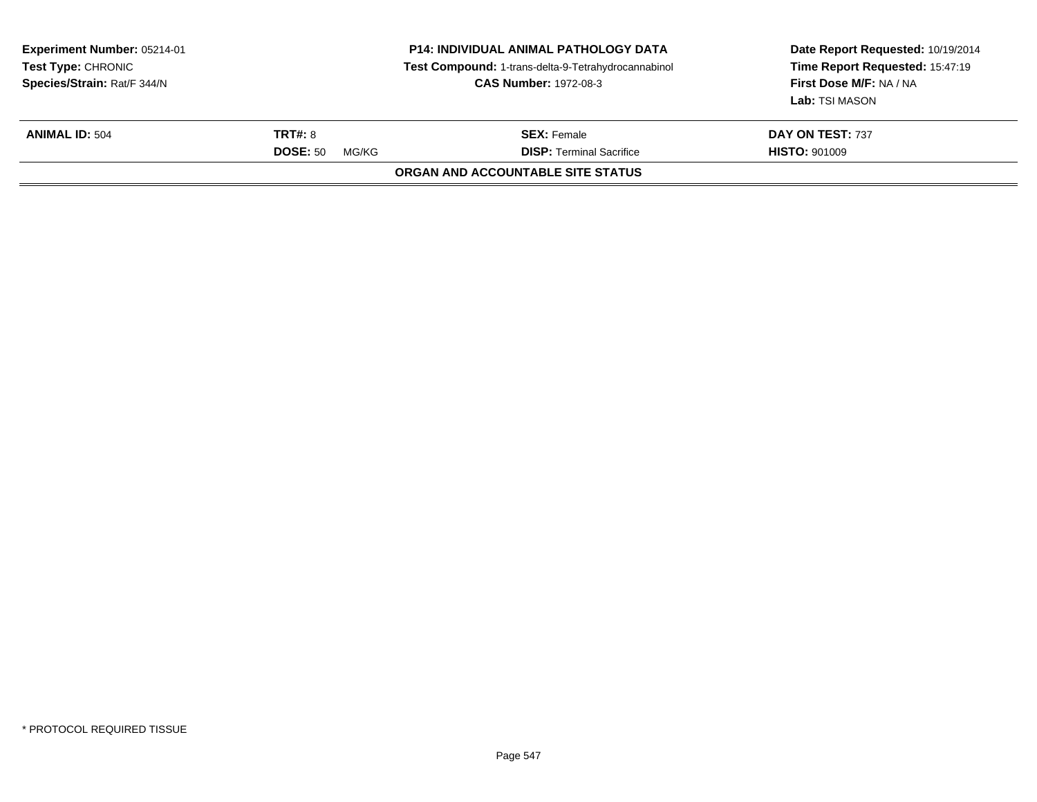| **Experiment Number:** 05214-01 | **P14: INDIVIDUAL ANIMAL PATHOLOGY DATA** | **Date Report Requested:** 10/19/2014 |
|---|---|---|
| **Test Type:** CHRONIC | **Test Compound:** 1-trans-delta-9-Tetrahydrocannabinol | **Time Report Requested:** 15:47:19 |
| **Species/Strain:** Rat/F 344/N | **CAS Number:** 1972-08-3 | **First Dose M/F:** NA / NA |
| | | **Lab:** TSI MASON |

| **ANIMAL ID:** 504 | **TRT#:** 8 | **SEX:** Female | **DAY ON TEST:** 737 |
|---|---|---|---|
| | **DOSE:** 50 MG/KG | **DISP:** Terminal Sacrifice | **HISTO:** 901009 |

**ORGAN AND ACCOUNTABLE SITE STATUS**

\* PROTOCOL REQUIRED TISSUE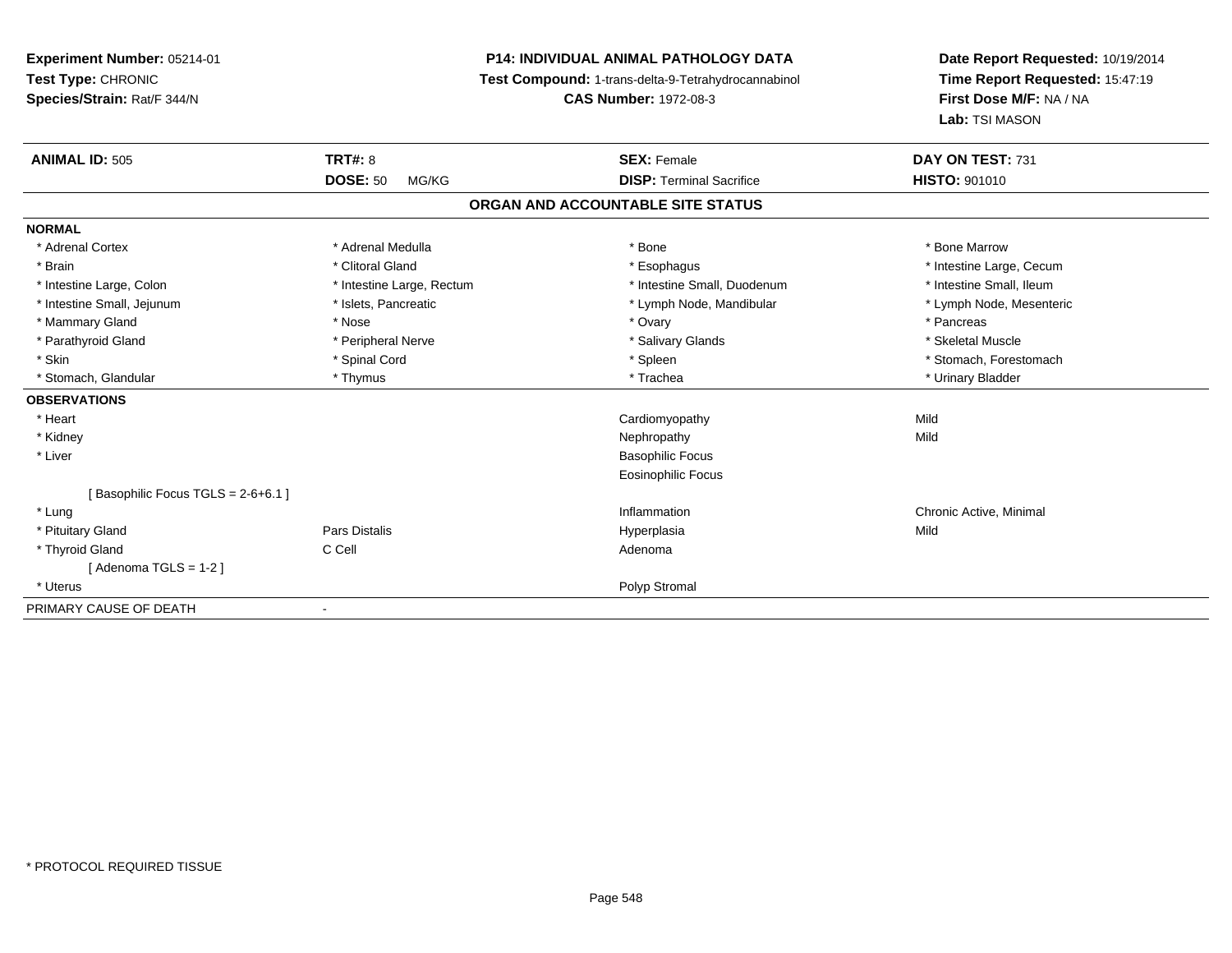**Experiment Number:** 05214-01
**Test Type:** CHRONIC
**Species/Strain:** Rat/F 344/N

**P14: INDIVIDUAL ANIMAL PATHOLOGY DATA**
**Test Compound:** 1-trans-delta-9-Tetrahydrocannabinol
**CAS Number:** 1972-08-3

**Date Report Requested:** 10/19/2014
**Time Report Requested:** 15:47:19
**First Dose M/F:** NA / NA
**Lab:** TSI MASON

| **ANIMAL ID:** 505 | **TRT#:** 8 | **SEX:** Female | **DAY ON TEST:** 731 |
|---|---|---|---|
| | **DOSE:** 50 MG/KG | **DISP:** Terminal Sacrifice | **HISTO:** 901010 |

## ORGAN AND ACCOUNTABLE SITE STATUS

| | | | |
|---|---|---|---|
| **NORMAL** | | | |
| * Adrenal Cortex | * Adrenal Medulla | * Bone | * Bone Marrow |
| * Brain | * Clitoral Gland | * Esophagus | * Intestine Large, Cecum |
| * Intestine Large, Colon | * Intestine Large, Rectum | * Intestine Small, Duodenum | * Intestine Small, Ileum |
| * Intestine Small, Jejunum | * Islets, Pancreatic | * Lymph Node, Mandibular | * Lymph Node, Mesenteric |
| * Mammary Gland | * Nose | * Ovary | * Pancreas |
| * Parathyroid Gland | * Peripheral Nerve | * Salivary Glands | * Skeletal Muscle |
| * Skin | * Spinal Cord | * Spleen | * Stomach, Forestomach |
| * Stomach, Glandular | * Thymus | * Trachea | * Urinary Bladder |
| **OBSERVATIONS** | | | |
| * Heart | | Cardiomyopathy | Mild |
| * Kidney | | Nephropathy | Mild |
| * Liver | | Basophilic Focus | |
| | | Eosinophilic Focus | |
| [ Basophilic Focus TGLS = 2-6+6.1 ] | | | |
| * Lung | | Inflammation | Chronic Active, Minimal |
| * Pituitary Gland | Pars Distalis | Hyperplasia | Mild |
| * Thyroid Gland | C Cell | Adenoma | |
| [ Adenoma TGLS = 1-2 ] | | | |
| * Uterus | | Polyp Stromal | |
| PRIMARY CAUSE OF DEATH | - | | |

* PROTOCOL REQUIRED TISSUE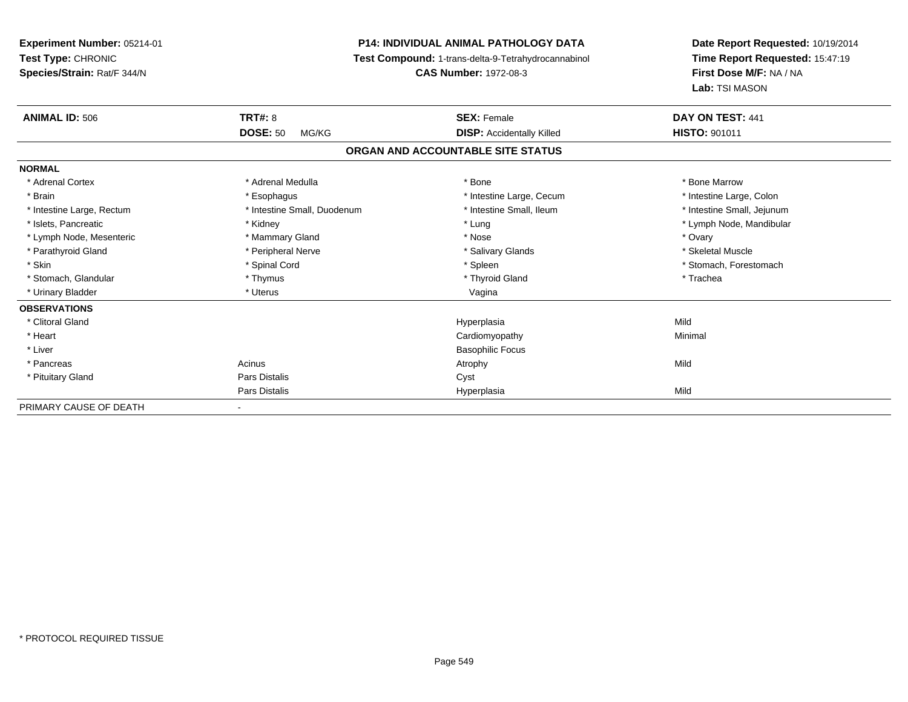**Experiment Number:** 05214-01
**Test Type:** CHRONIC
**Species/Strain:** Rat/F 344/N

**P14: INDIVIDUAL ANIMAL PATHOLOGY DATA**
**Test Compound:** 1-trans-delta-9-Tetrahydrocannabinol
**CAS Number:** 1972-08-3

**Date Report Requested:** 10/19/2014
**Time Report Requested:** 15:47:19
**First Dose M/F:** NA / NA
**Lab:** TSI MASON

| **ANIMAL ID:** 506 | **TRT#:** 8 | **SEX:** Female | **DAY ON TEST:** 441 |
|---|---|---|---|
| | **DOSE:** 50 MG/KG | **DISP:** Accidentally Killed | **HISTO:** 901011 |

**ORGAN AND ACCOUNTABLE SITE STATUS**

**NORMAL**

| | | | |
|---|---|---|---|
| * Adrenal Cortex | * Adrenal Medulla | * Bone | * Bone Marrow |
| * Brain | * Esophagus | * Intestine Large, Cecum | * Intestine Large, Colon |
| * Intestine Large, Rectum | * Intestine Small, Duodenum | * Intestine Small, Ileum | * Intestine Small, Jejunum |
| * Islets, Pancreatic | * Kidney | * Lung | * Lymph Node, Mandibular |
| * Lymph Node, Mesenteric | * Mammary Gland | * Nose | * Ovary |
| * Parathyroid Gland | * Peripheral Nerve | * Salivary Glands | * Skeletal Muscle |
| * Skin | * Spinal Cord | * Spleen | * Stomach, Forestomach |
| * Stomach, Glandular | * Thymus | * Thyroid Gland | * Trachea |
| * Urinary Bladder | * Uterus | Vagina | |

**OBSERVATIONS**

| | | | |
|---|---|---|---|
| * Clitoral Gland | | Hyperplasia | Mild |
| * Heart | | Cardiomyopathy | Minimal |
| * Liver | | Basophilic Focus | |
| * Pancreas | Acinus | Atrophy | Mild |
| * Pituitary Gland | Pars Distalis | Cyst | |
| | Pars Distalis | Hyperplasia | Mild |

PRIMARY CAUSE OF DEATH -

* PROTOCOL REQUIRED TISSUE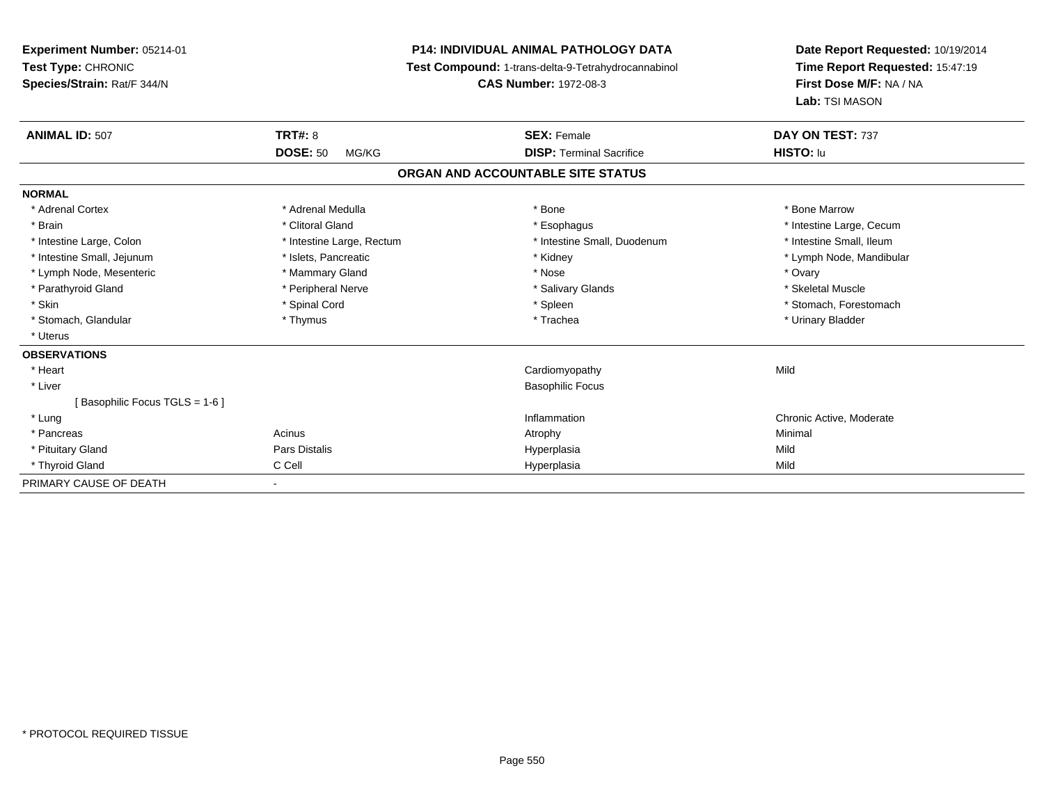**Experiment Number:** 05214-01
**Test Type:** CHRONIC
**Species/Strain:** Rat/F 344/N

**P14: INDIVIDUAL ANIMAL PATHOLOGY DATA**
**Test Compound:** 1-trans-delta-9-Tetrahydrocannabinol
**CAS Number:** 1972-08-3

**Date Report Requested:** 10/19/2014
**Time Report Requested:** 15:47:19
**First Dose M/F:** NA / NA
**Lab:** TSI MASON

| **ANIMAL ID:** 507 | **TRT#:** 8 | **SEX:** Female | **DAY ON TEST:** 737 |
|---|---|---|---|
| | **DOSE:** 50 MG/KG | **DISP:** Terminal Sacrifice | **HISTO:** lu |

## ORGAN AND ACCOUNTABLE SITE STATUS

| | | | |
|---|---|---|---|
| **NORMAL** | | | |
| * Adrenal Cortex | * Adrenal Medulla | * Bone | * Bone Marrow |
| * Brain | * Clitoral Gland | * Esophagus | * Intestine Large, Cecum |
| * Intestine Large, Colon | * Intestine Large, Rectum | * Intestine Small, Duodenum | * Intestine Small, Ileum |
| * Intestine Small, Jejunum | * Islets, Pancreatic | * Kidney | * Lymph Node, Mandibular |
| * Lymph Node, Mesenteric | * Mammary Gland | * Nose | * Ovary |
| * Parathyroid Gland | * Peripheral Nerve | * Salivary Glands | * Skeletal Muscle |
| * Skin | * Spinal Cord | * Spleen | * Stomach, Forestomach |
| * Stomach, Glandular | * Thymus | * Trachea | * Urinary Bladder |
| * Uterus | | | |
| **OBSERVATIONS** | | | |
| * Heart | | Cardiomyopathy | Mild |
| * Liver | | Basophilic Focus | |
| [ Basophilic Focus TGLS = 1-6 ] | | | |
| * Lung | | Inflammation | Chronic Active, Moderate |
| * Pancreas | Acinus | Atrophy | Minimal |
| * Pituitary Gland | Pars Distalis | Hyperplasia | Mild |
| * Thyroid Gland | C Cell | Hyperplasia | Mild |
| PRIMARY CAUSE OF DEATH | - | | |

* PROTOCOL REQUIRED TISSUE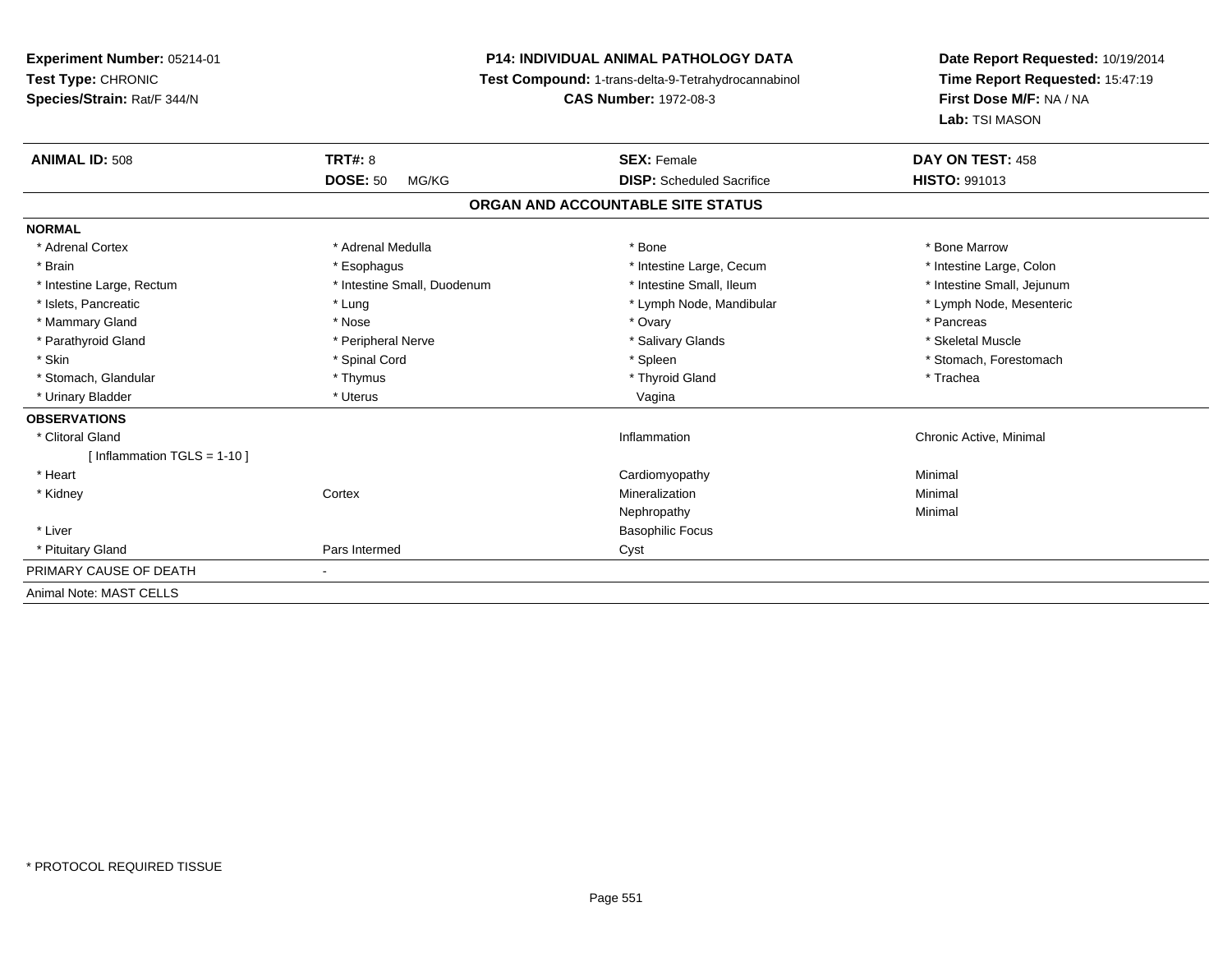**Experiment Number:** 05214-01
**Test Type:** CHRONIC
**Species/Strain:** Rat/F 344/N

**P14: INDIVIDUAL ANIMAL PATHOLOGY DATA**
**Test Compound:** 1-trans-delta-9-Tetrahydrocannabinol
**CAS Number:** 1972-08-3

**Date Report Requested:** 10/19/2014
**Time Report Requested:** 15:47:19
**First Dose M/F:** NA / NA
**Lab:** TSI MASON

| **ANIMAL ID:** 508 | **TRT#:** 8 | **SEX:** Female | **DAY ON TEST:** 458 |
|---|---|---|---|
| | **DOSE:** 50 MG/KG | **DISP:** Scheduled Sacrifice | **HISTO:** 991013 |

## ORGAN AND ACCOUNTABLE SITE STATUS

| | | | |
|---|---|---|---|
| **NORMAL** | | | |
| * Adrenal Cortex | * Adrenal Medulla | * Bone | * Bone Marrow |
| * Brain | * Esophagus | * Intestine Large, Cecum | * Intestine Large, Colon |
| * Intestine Large, Rectum | * Intestine Small, Duodenum | * Intestine Small, Ileum | * Intestine Small, Jejunum |
| * Islets, Pancreatic | * Lung | * Lymph Node, Mandibular | * Lymph Node, Mesenteric |
| * Mammary Gland | * Nose | * Ovary | * Pancreas |
| * Parathyroid Gland | * Peripheral Nerve | * Salivary Glands | * Skeletal Muscle |
| * Skin | * Spinal Cord | * Spleen | * Stomach, Forestomach |
| * Stomach, Glandular | * Thymus | * Thyroid Gland | * Trachea |
| * Urinary Bladder | * Uterus | Vagina | |
| **OBSERVATIONS** | | | |
| * Clitoral Gland | | Inflammation | Chronic Active, Minimal |
| [ Inflammation TGLS = 1-10 ] | | | |
| * Heart | | Cardiomyopathy | Minimal |
| * Kidney | Cortex | Mineralization | Minimal |
| | | Nephropathy | Minimal |
| * Liver | | Basophilic Focus | |
| * Pituitary Gland | Pars Intermed | Cyst | |
| PRIMARY CAUSE OF DEATH | - | | |
| Animal Note: MAST CELLS | | | |

* PROTOCOL REQUIRED TISSUE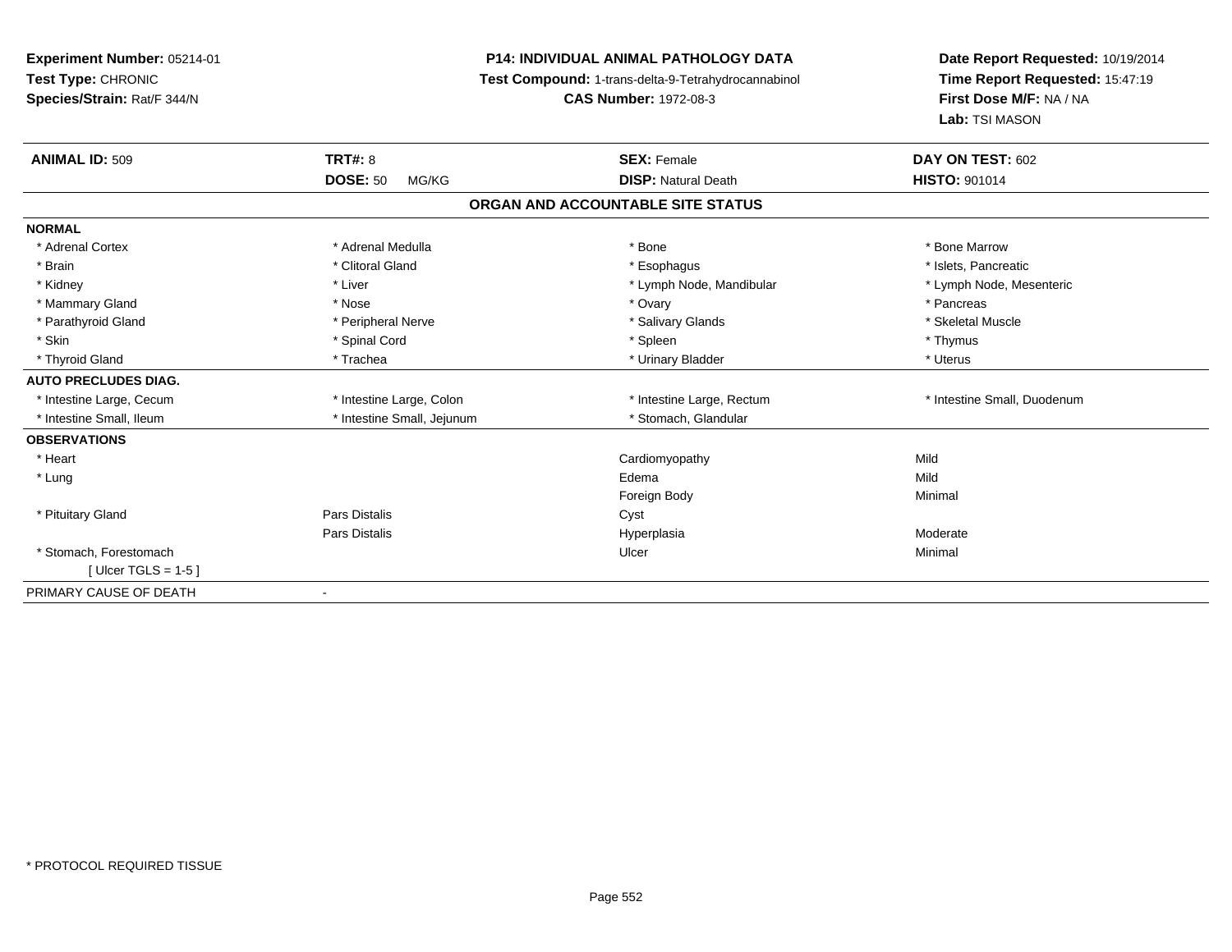**Experiment Number:** 05214-01
**Test Type:** CHRONIC
**Species/Strain:** Rat/F 344/N

**P14: INDIVIDUAL ANIMAL PATHOLOGY DATA**
**Test Compound:** 1-trans-delta-9-Tetrahydrocannabinol
**CAS Number:** 1972-08-3

**Date Report Requested:** 10/19/2014
**Time Report Requested:** 15:47:19
**First Dose M/F:** NA / NA
**Lab:** TSI MASON

| **ANIMAL ID:** 509 | **TRT#:** 8 | **SEX:** Female | **DAY ON TEST:** 602 |
|---|---|---|---|
| | **DOSE:** 50 MG/KG | **DISP:** Natural Death | **HISTO:** 901014 |

## ORGAN AND ACCOUNTABLE SITE STATUS

| | | | |
|---|---|---|---|
| **NORMAL** | | | |
| * Adrenal Cortex | * Adrenal Medulla | * Bone | * Bone Marrow |
| * Brain | * Clitoral Gland | * Esophagus | * Islets, Pancreatic |
| * Kidney | * Liver | * Lymph Node, Mandibular | * Lymph Node, Mesenteric |
| * Mammary Gland | * Nose | * Ovary | * Pancreas |
| * Parathyroid Gland | * Peripheral Nerve | * Salivary Glands | * Skeletal Muscle |
| * Skin | * Spinal Cord | * Spleen | * Thymus |
| * Thyroid Gland | * Trachea | * Urinary Bladder | * Uterus |
| **AUTO PRECLUDES DIAG.** | | | |
| * Intestine Large, Cecum | * Intestine Large, Colon | * Intestine Large, Rectum | * Intestine Small, Duodenum |
| * Intestine Small, Ileum | * Intestine Small, Jejunum | * Stomach, Glandular | |
| **OBSERVATIONS** | | | |
| * Heart | | Cardiomyopathy | Mild |
| * Lung | | Edema | Mild |
| | | Foreign Body | Minimal |
| * Pituitary Gland | Pars Distalis | Cyst | |
| | Pars Distalis | Hyperplasia | Moderate |
| * Stomach, Forestomach | | Ulcer | Minimal |
| [ Ulcer TGLS = 1-5 ] | | | |
| PRIMARY CAUSE OF DEATH | - | | |

* PROTOCOL REQUIRED TISSUE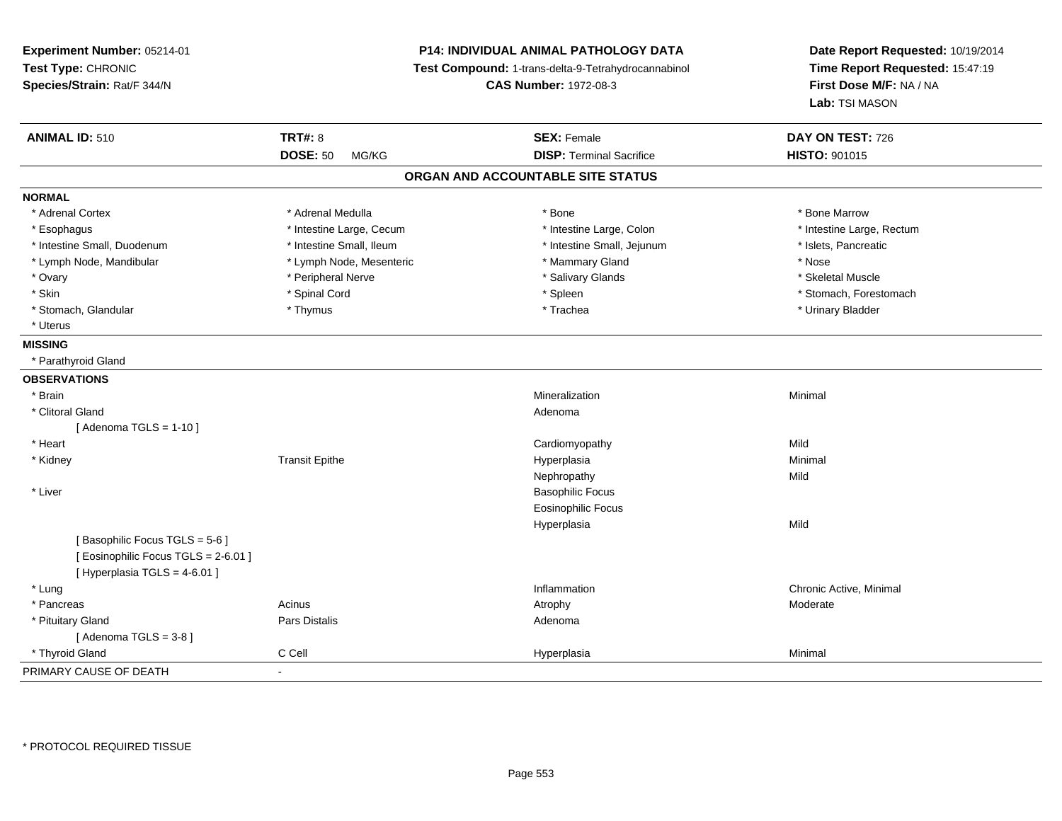**Experiment Number:** 05214-01
**Test Type:** CHRONIC
**Species/Strain:** Rat/F 344/N

**P14: INDIVIDUAL ANIMAL PATHOLOGY DATA**
**Test Compound:** 1-trans-delta-9-Tetrahydrocannabinol
**CAS Number:** 1972-08-3

**Date Report Requested:** 10/19/2014
**Time Report Requested:** 15:47:19
**First Dose M/F:** NA / NA
**Lab:** TSI MASON

| **ANIMAL ID:** 510 | **TRT#:** 8 | **SEX:** Female | **DAY ON TEST:** 726 |
|---|---|---|---|
| | **DOSE:** 50 MG/KG | **DISP:** Terminal Sacrifice | **HISTO:** 901015 |

## ORGAN AND ACCOUNTABLE SITE STATUS

**NORMAL**

| | | | |
|---|---|---|---|
| * Adrenal Cortex | * Adrenal Medulla | * Bone | * Bone Marrow |
| * Esophagus | * Intestine Large, Cecum | * Intestine Large, Colon | * Intestine Large, Rectum |
| * Intestine Small, Duodenum | * Intestine Small, Ileum | * Intestine Small, Jejunum | * Islets, Pancreatic |
| * Lymph Node, Mandibular | * Lymph Node, Mesenteric | * Mammary Gland | * Nose |
| * Ovary | * Peripheral Nerve | * Salivary Glands | * Skeletal Muscle |
| * Skin | * Spinal Cord | * Spleen | * Stomach, Forestomach |
| * Stomach, Glandular | * Thymus | * Trachea | * Urinary Bladder |
| * Uterus | | | |

**MISSING**

* Parathyroid Gland

**OBSERVATIONS**

| Organ | Site | Observation | Severity |
|---|---|---|---|
| * Brain | | Mineralization | Minimal |
| * Clitoral Gland | | Adenoma | |
| [ Adenoma TGLS = 1-10 ] | | | |
| * Heart | | Cardiomyopathy | Mild |
| * Kidney | Transit Epithe | Hyperplasia | Minimal |
| | | Nephropathy | Mild |
| * Liver | | Basophilic Focus | |
| | | Eosinophilic Focus | |
| | | Hyperplasia | Mild |
| [ Basophilic Focus TGLS = 5-6 ] | | | |
| [ Eosinophilic Focus TGLS = 2-6.01 ] | | | |
| [ Hyperplasia TGLS = 4-6.01 ] | | | |
| * Lung | | Inflammation | Chronic Active, Minimal |
| * Pancreas | Acinus | Atrophy | Moderate |
| * Pituitary Gland | Pars Distalis | Adenoma | |
| [ Adenoma TGLS = 3-8 ] | | | |
| * Thyroid Gland | C Cell | Hyperplasia | Minimal |

PRIMARY CAUSE OF DEATH -

* PROTOCOL REQUIRED TISSUE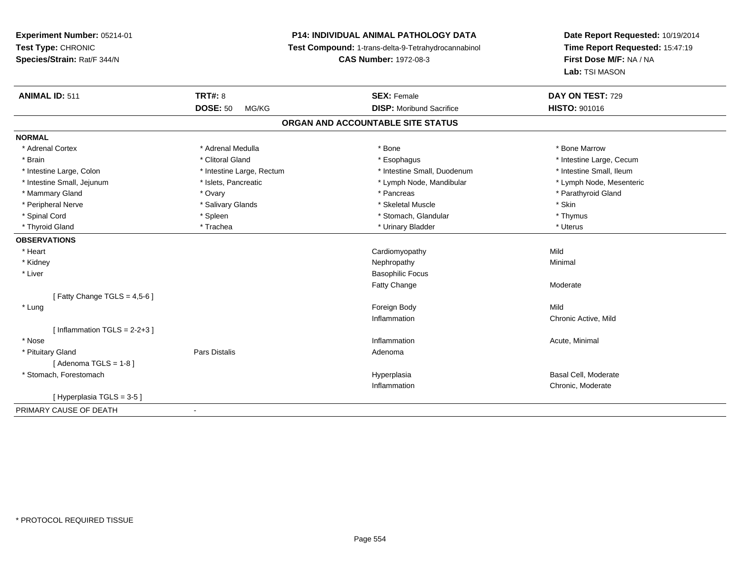**Experiment Number:** 05214-01
**Test Type:** CHRONIC
**Species/Strain:** Rat/F 344/N

**P14: INDIVIDUAL ANIMAL PATHOLOGY DATA**
**Test Compound:** 1-trans-delta-9-Tetrahydrocannabinol
**CAS Number:** 1972-08-3

**Date Report Requested:** 10/19/2014
**Time Report Requested:** 15:47:19
**First Dose M/F:** NA / NA
**Lab:** TSI MASON

| **ANIMAL ID:** 511 | **TRT#:** 8 | **SEX:** Female | **DAY ON TEST:** 729 |
|---|---|---|---|
| | **DOSE:** 50 MG/KG | **DISP:** Moribund Sacrifice | **HISTO:** 901016 |

## ORGAN AND ACCOUNTABLE SITE STATUS

**NORMAL**

| | | | |
|---|---|---|---|
| * Adrenal Cortex | * Adrenal Medulla | * Bone | * Bone Marrow |
| * Brain | * Clitoral Gland | * Esophagus | * Intestine Large, Cecum |
| * Intestine Large, Colon | * Intestine Large, Rectum | * Intestine Small, Duodenum | * Intestine Small, Ileum |
| * Intestine Small, Jejunum | * Islets, Pancreatic | * Lymph Node, Mandibular | * Lymph Node, Mesenteric |
| * Mammary Gland | * Ovary | * Pancreas | * Parathyroid Gland |
| * Peripheral Nerve | * Salivary Glands | * Skeletal Muscle | * Skin |
| * Spinal Cord | * Spleen | * Stomach, Glandular | * Thymus |
| * Thyroid Gland | * Trachea | * Urinary Bladder | * Uterus |

**OBSERVATIONS**

| | | | |
|---|---|---|---|
| * Heart | | Cardiomyopathy | Mild |
| * Kidney | | Nephropathy | Minimal |
| * Liver | | Basophilic Focus | |
| | | Fatty Change | Moderate |
| [ Fatty Change TGLS = 4,5-6 ] | | | |
| * Lung | | Foreign Body | Mild |
| | | Inflammation | Chronic Active, Mild |
| [ Inflammation TGLS = 2-2+3 ] | | | |
| * Nose | | Inflammation | Acute, Minimal |
| * Pituitary Gland | Pars Distalis | Adenoma | |
| [ Adenoma TGLS = 1-8 ] | | | |
| * Stomach, Forestomach | | Hyperplasia | Basal Cell, Moderate |
| | | Inflammation | Chronic, Moderate |
| [ Hyperplasia TGLS = 3-5 ] | | | |

PRIMARY CAUSE OF DEATH -

* PROTOCOL REQUIRED TISSUE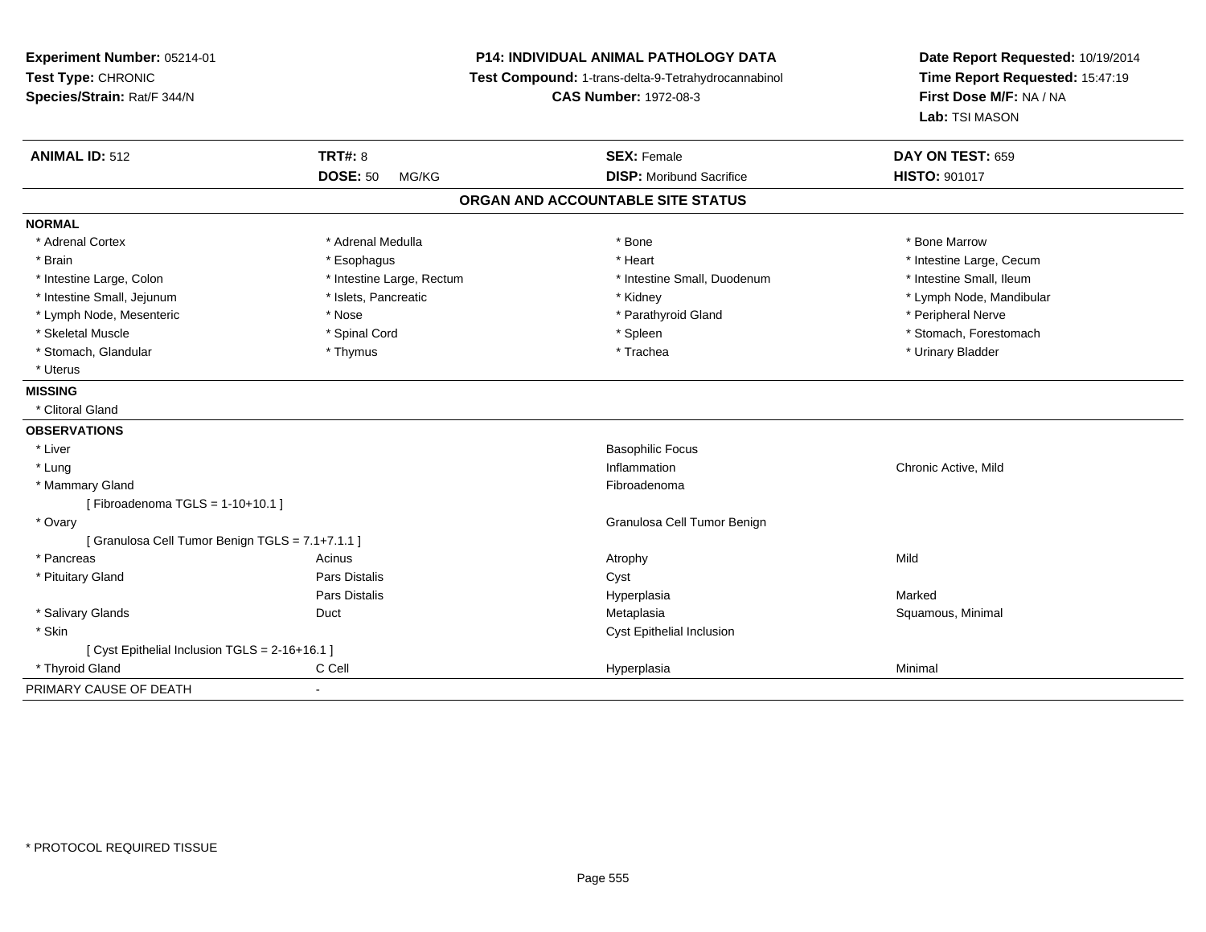**Experiment Number:** 05214-01
**Test Type:** CHRONIC
**Species/Strain:** Rat/F 344/N

**P14: INDIVIDUAL ANIMAL PATHOLOGY DATA**
**Test Compound:** 1-trans-delta-9-Tetrahydrocannabinol
**CAS Number:** 1972-08-3

**Date Report Requested:** 10/19/2014
**Time Report Requested:** 15:47:19
**First Dose M/F:** NA / NA
**Lab:** TSI MASON

| **ANIMAL ID:** 512 | **TRT#:** 8 | **SEX:** Female | **DAY ON TEST:** 659 |
|---|---|---|---|
| | **DOSE:** 50 MG/KG | **DISP:** Moribund Sacrifice | **HISTO:** 901017 |

**ORGAN AND ACCOUNTABLE SITE STATUS**

**NORMAL**

| | | | |
|---|---|---|---|
| * Adrenal Cortex | * Adrenal Medulla | * Bone | * Bone Marrow |
| * Brain | * Esophagus | * Heart | * Intestine Large, Cecum |
| * Intestine Large, Colon | * Intestine Large, Rectum | * Intestine Small, Duodenum | * Intestine Small, Ileum |
| * Intestine Small, Jejunum | * Islets, Pancreatic | * Kidney | * Lymph Node, Mandibular |
| * Lymph Node, Mesenteric | * Nose | * Parathyroid Gland | * Peripheral Nerve |
| * Skeletal Muscle | * Spinal Cord | * Spleen | * Stomach, Forestomach |
| * Stomach, Glandular | * Thymus | * Trachea | * Urinary Bladder |
| * Uterus | | | |

**MISSING**

* Clitoral Gland

**OBSERVATIONS**

| | | | |
|---|---|---|---|
| * Liver | | Basophilic Focus | |
| * Lung | | Inflammation | Chronic Active, Mild |
| * Mammary Gland | | Fibroadenoma | |
| [ Fibroadenoma TGLS = 1-10+10.1 ] | | | |
| * Ovary | | Granulosa Cell Tumor Benign | |
| [ Granulosa Cell Tumor Benign TGLS = 7.1+7.1.1 ] | | | |
| * Pancreas | Acinus | Atrophy | Mild |
| * Pituitary Gland | Pars Distalis | Cyst | |
| | Pars Distalis | Hyperplasia | Marked |
| * Salivary Glands | Duct | Metaplasia | Squamous, Minimal |
| * Skin | | Cyst Epithelial Inclusion | |
| [ Cyst Epithelial Inclusion TGLS = 2-16+16.1 ] | | | |
| * Thyroid Gland | C Cell | Hyperplasia | Minimal |

PRIMARY CAUSE OF DEATH -

* PROTOCOL REQUIRED TISSUE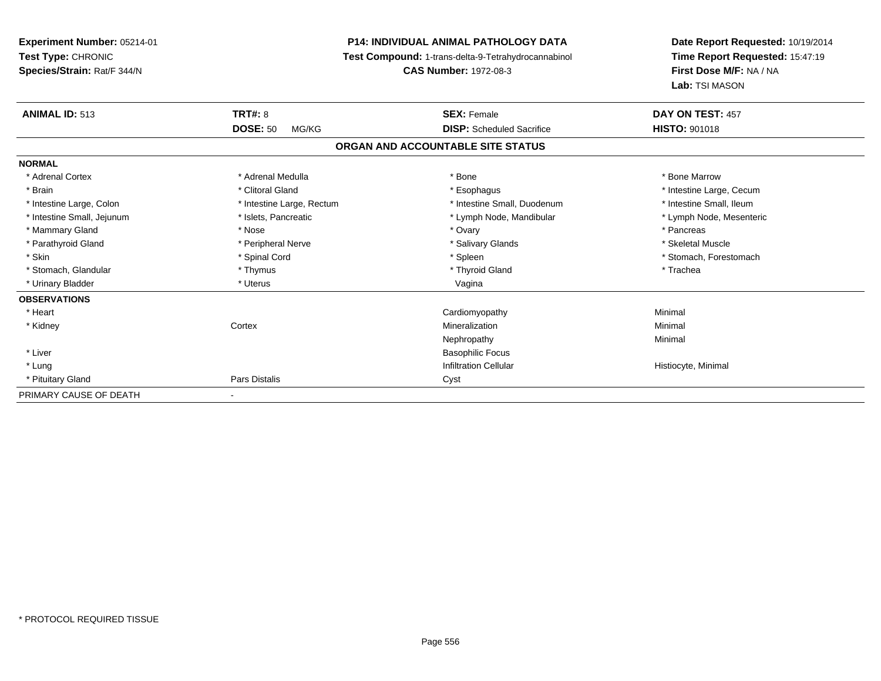**Experiment Number:** 05214-01
**Test Type:** CHRONIC
**Species/Strain:** Rat/F 344/N

**P14: INDIVIDUAL ANIMAL PATHOLOGY DATA**
**Test Compound:** 1-trans-delta-9-Tetrahydrocannabinol
**CAS Number:** 1972-08-3

**Date Report Requested:** 10/19/2014
**Time Report Requested:** 15:47:19
**First Dose M/F:** NA / NA
**Lab:** TSI MASON

| **ANIMAL ID:** 513 | **TRT#:** 8 | **SEX:** Female | **DAY ON TEST:** 457 |
|---|---|---|---|
| | **DOSE:** 50 MG/KG | **DISP:** Scheduled Sacrifice | **HISTO:** 901018 |

## ORGAN AND ACCOUNTABLE SITE STATUS

| | | | |
|---|---|---|---|
| **NORMAL** | | | |
| * Adrenal Cortex | * Adrenal Medulla | * Bone | * Bone Marrow |
| * Brain | * Clitoral Gland | * Esophagus | * Intestine Large, Cecum |
| * Intestine Large, Colon | * Intestine Large, Rectum | * Intestine Small, Duodenum | * Intestine Small, Ileum |
| * Intestine Small, Jejunum | * Islets, Pancreatic | * Lymph Node, Mandibular | * Lymph Node, Mesenteric |
| * Mammary Gland | * Nose | * Ovary | * Pancreas |
| * Parathyroid Gland | * Peripheral Nerve | * Salivary Glands | * Skeletal Muscle |
| * Skin | * Spinal Cord | * Spleen | * Stomach, Forestomach |
| * Stomach, Glandular | * Thymus | * Thyroid Gland | * Trachea |
| * Urinary Bladder | * Uterus | Vagina | |
| **OBSERVATIONS** | | | |
| * Heart | | Cardiomyopathy | Minimal |
| * Kidney | Cortex | Mineralization | Minimal |
| | | Nephropathy | Minimal |
| * Liver | | Basophilic Focus | |
| * Lung | | Infiltration Cellular | Histiocyte, Minimal |
| * Pituitary Gland | Pars Distalis | Cyst | |
| PRIMARY CAUSE OF DEATH | - | | |

* PROTOCOL REQUIRED TISSUE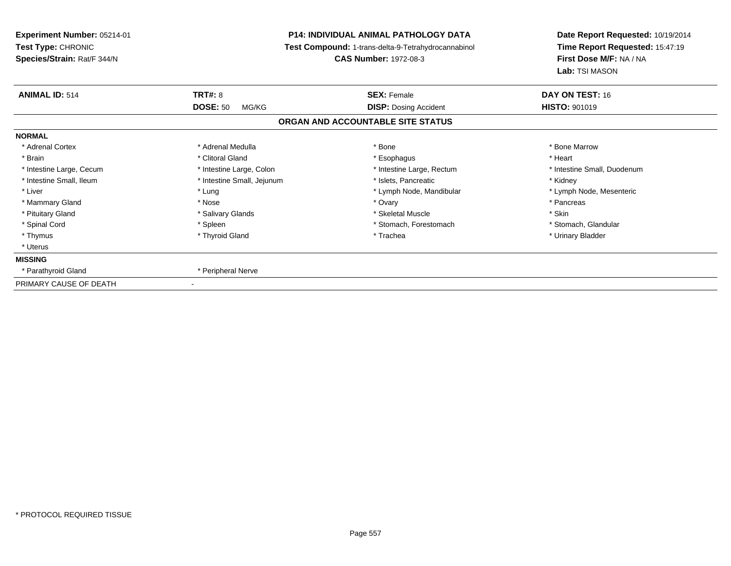**Experiment Number:** 05214-01
**Test Type:** CHRONIC
**Species/Strain:** Rat/F 344/N

**P14: INDIVIDUAL ANIMAL PATHOLOGY DATA**
**Test Compound:** 1-trans-delta-9-Tetrahydrocannabinol
**CAS Number:** 1972-08-3

**Date Report Requested:** 10/19/2014
**Time Report Requested:** 15:47:19
**First Dose M/F:** NA / NA
**Lab:** TSI MASON

| **ANIMAL ID:** 514 | **TRT#:** 8 | **SEX:** Female | **DAY ON TEST:** 16 |
|---|---|---|---|
| | **DOSE:** 50 MG/KG | **DISP:** Dosing Accident | **HISTO:** 901019 |

## ORGAN AND ACCOUNTABLE SITE STATUS

**NORMAL**

| | | | |
|---|---|---|---|
| * Adrenal Cortex | * Adrenal Medulla | * Bone | * Bone Marrow |
| * Brain | * Clitoral Gland | * Esophagus | * Heart |
| * Intestine Large, Cecum | * Intestine Large, Colon | * Intestine Large, Rectum | * Intestine Small, Duodenum |
| * Intestine Small, Ileum | * Intestine Small, Jejunum | * Islets, Pancreatic | * Kidney |
| * Liver | * Lung | * Lymph Node, Mandibular | * Lymph Node, Mesenteric |
| * Mammary Gland | * Nose | * Ovary | * Pancreas |
| * Pituitary Gland | * Salivary Glands | * Skeletal Muscle | * Skin |
| * Spinal Cord | * Spleen | * Stomach, Forestomach | * Stomach, Glandular |
| * Thymus | * Thyroid Gland | * Trachea | * Urinary Bladder |
| * Uterus | | | |

**MISSING**

| | |
|---|---|
| * Parathyroid Gland | * Peripheral Nerve |

PRIMARY CAUSE OF DEATH -

* PROTOCOL REQUIRED TISSUE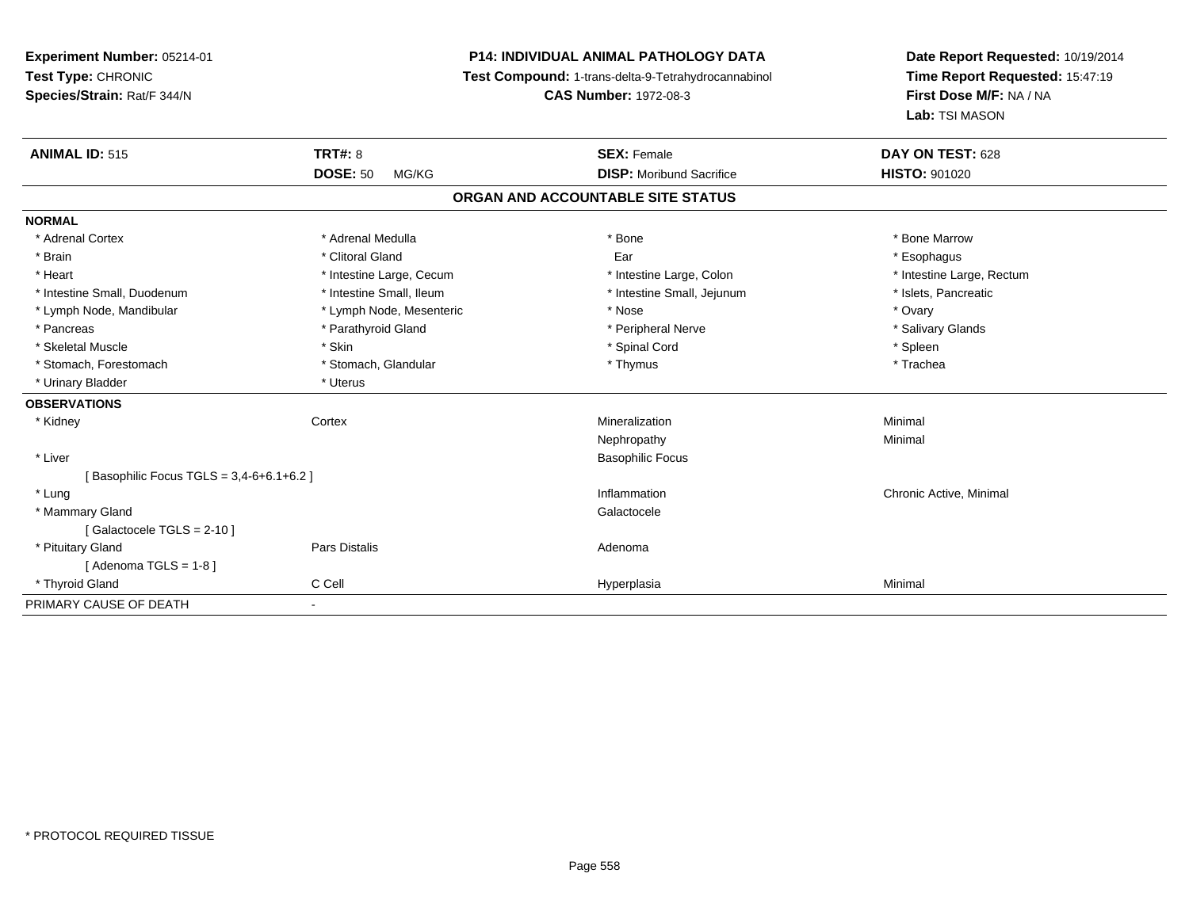**Experiment Number:** 05214-01
**Test Type:** CHRONIC
**Species/Strain:** Rat/F 344/N

**P14: INDIVIDUAL ANIMAL PATHOLOGY DATA**
**Test Compound:** 1-trans-delta-9-Tetrahydrocannabinol
**CAS Number:** 1972-08-3

**Date Report Requested:** 10/19/2014
**Time Report Requested:** 15:47:19
**First Dose M/F:** NA / NA
**Lab:** TSI MASON

| **ANIMAL ID:** 515 | **TRT#:** 8 | **SEX:** Female | **DAY ON TEST:** 628 |
|---|---|---|---|
| | **DOSE:** 50 MG/KG | **DISP:** Moribund Sacrifice | **HISTO:** 901020 |

**ORGAN AND ACCOUNTABLE SITE STATUS**

**NORMAL**

| | | | |
|---|---|---|---|
| * Adrenal Cortex | * Adrenal Medulla | * Bone | * Bone Marrow |
| * Brain | * Clitoral Gland | Ear | * Esophagus |
| * Heart | * Intestine Large, Cecum | * Intestine Large, Colon | * Intestine Large, Rectum |
| * Intestine Small, Duodenum | * Intestine Small, Ileum | * Intestine Small, Jejunum | * Islets, Pancreatic |
| * Lymph Node, Mandibular | * Lymph Node, Mesenteric | * Nose | * Ovary |
| * Pancreas | * Parathyroid Gland | * Peripheral Nerve | * Salivary Glands |
| * Skeletal Muscle | * Skin | * Spinal Cord | * Spleen |
| * Stomach, Forestomach | * Stomach, Glandular | * Thymus | * Trachea |
| * Urinary Bladder | * Uterus | | |

**OBSERVATIONS**

| | | | |
|---|---|---|---|
| * Kidney | Cortex | Mineralization | Minimal |
| | | Nephropathy | Minimal |
| * Liver | | Basophilic Focus | |
| [ Basophilic Focus TGLS = 3,4-6+6.1+6.2 ] | | | |
| * Lung | | Inflammation | Chronic Active, Minimal |
| * Mammary Gland | | Galactocele | |
| [ Galactocele TGLS = 2-10 ] | | | |
| * Pituitary Gland | Pars Distalis | Adenoma | |
| [ Adenoma TGLS = 1-8 ] | | | |
| * Thyroid Gland | C Cell | Hyperplasia | Minimal |

PRIMARY CAUSE OF DEATH -

* PROTOCOL REQUIRED TISSUE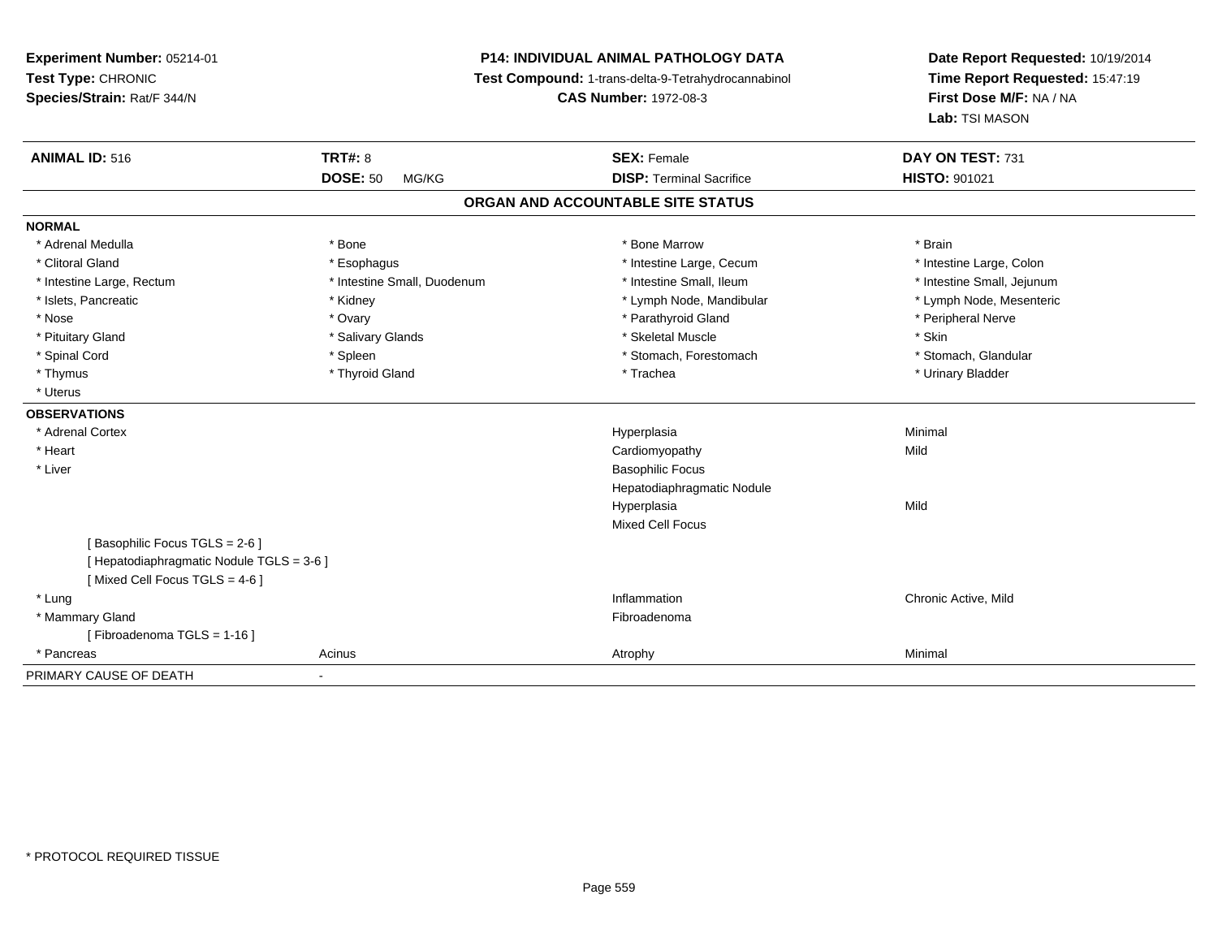**Experiment Number:** 05214-01
**Test Type:** CHRONIC
**Species/Strain:** Rat/F 344/N

**P14: INDIVIDUAL ANIMAL PATHOLOGY DATA**
**Test Compound:** 1-trans-delta-9-Tetrahydrocannabinol
**CAS Number:** 1972-08-3

**Date Report Requested:** 10/19/2014
**Time Report Requested:** 15:47:19
**First Dose M/F:** NA / NA
**Lab:** TSI MASON

| **ANIMAL ID:** 516 | **TRT#:** 8 | **SEX:** Female | **DAY ON TEST:** 731 |
|---|---|---|---|
| | **DOSE:** 50 MG/KG | **DISP:** Terminal Sacrifice | **HISTO:** 901021 |

## ORGAN AND ACCOUNTABLE SITE STATUS

**NORMAL**

| | | | |
|---|---|---|---|
| * Adrenal Medulla | * Bone | * Bone Marrow | * Brain |
| * Clitoral Gland | * Esophagus | * Intestine Large, Cecum | * Intestine Large, Colon |
| * Intestine Large, Rectum | * Intestine Small, Duodenum | * Intestine Small, Ileum | * Intestine Small, Jejunum |
| * Islets, Pancreatic | * Kidney | * Lymph Node, Mandibular | * Lymph Node, Mesenteric |
| * Nose | * Ovary | * Parathyroid Gland | * Peripheral Nerve |
| * Pituitary Gland | * Salivary Glands | * Skeletal Muscle | * Skin |
| * Spinal Cord | * Spleen | * Stomach, Forestomach | * Stomach, Glandular |
| * Thymus | * Thyroid Gland | * Trachea | * Urinary Bladder |
| * Uterus | | | |

**OBSERVATIONS**

| | | | |
|---|---|---|---|
| * Adrenal Cortex | | Hyperplasia | Minimal |
| * Heart | | Cardiomyopathy | Mild |
| * Liver | | Basophilic Focus | |
| | | Hepatodiaphragmatic Nodule | |
| | | Hyperplasia | Mild |
| | | Mixed Cell Focus | |
| [ Basophilic Focus TGLS = 2-6 ] | | | |
| [ Hepatodiaphragmatic Nodule TGLS = 3-6 ] | | | |
| [ Mixed Cell Focus TGLS = 4-6 ] | | | |
| * Lung | | Inflammation | Chronic Active, Mild |
| * Mammary Gland | | Fibroadenoma | |
| [ Fibroadenoma TGLS = 1-16 ] | | | |
| * Pancreas | Acinus | Atrophy | Minimal |

PRIMARY CAUSE OF DEATH -

* PROTOCOL REQUIRED TISSUE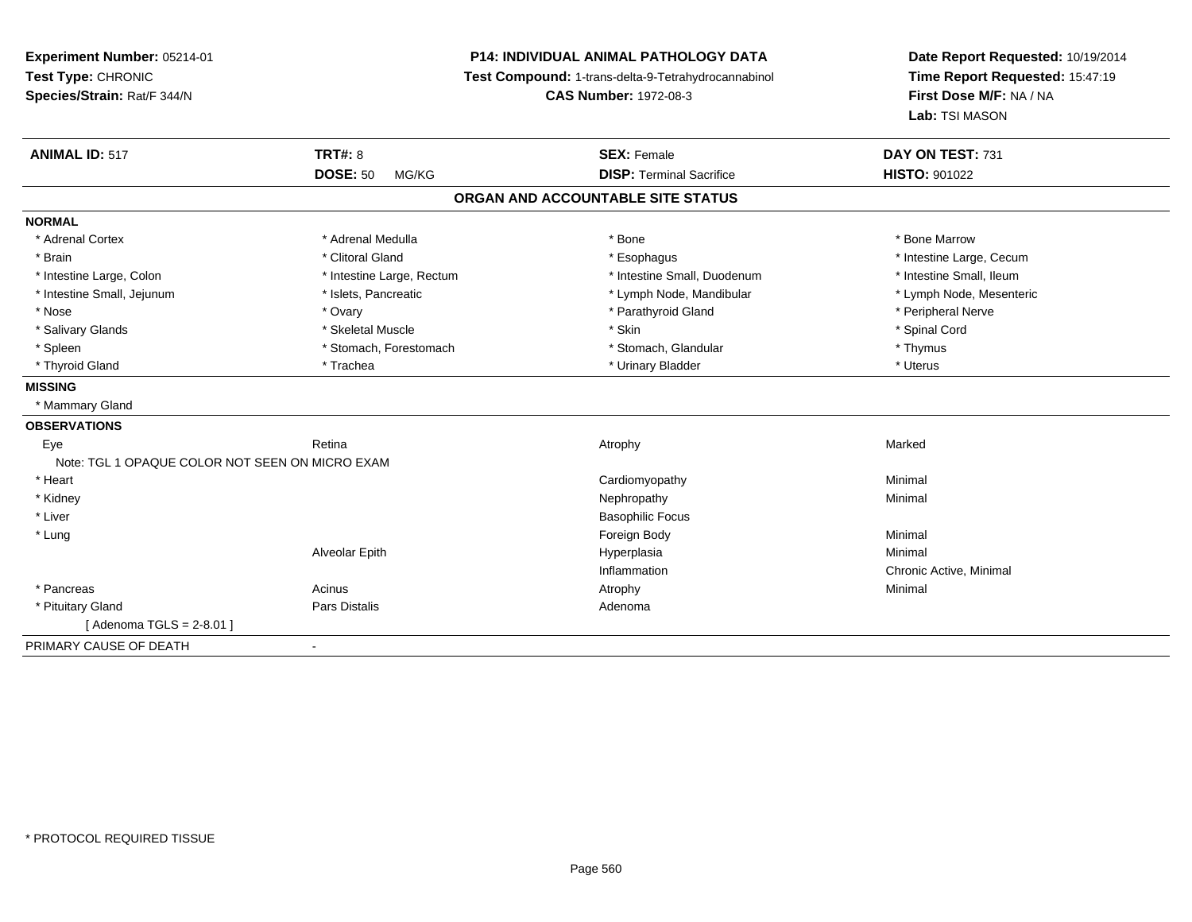**Experiment Number:** 05214-01
**Test Type:** CHRONIC
**Species/Strain:** Rat/F 344/N

**P14: INDIVIDUAL ANIMAL PATHOLOGY DATA**
**Test Compound:** 1-trans-delta-9-Tetrahydrocannabinol
**CAS Number:** 1972-08-3

**Date Report Requested:** 10/19/2014
**Time Report Requested:** 15:47:19
**First Dose M/F:** NA / NA
**Lab:** TSI MASON

| **ANIMAL ID:** 517 | **TRT#:** 8 | **SEX:** Female | **DAY ON TEST:** 731 |
|---|---|---|---|
| | **DOSE:** 50 MG/KG | **DISP:** Terminal Sacrifice | **HISTO:** 901022 |

## ORGAN AND ACCOUNTABLE SITE STATUS

**NORMAL**

| | | | |
|---|---|---|---|
| * Adrenal Cortex | * Adrenal Medulla | * Bone | * Bone Marrow |
| * Brain | * Clitoral Gland | * Esophagus | * Intestine Large, Cecum |
| * Intestine Large, Colon | * Intestine Large, Rectum | * Intestine Small, Duodenum | * Intestine Small, Ileum |
| * Intestine Small, Jejunum | * Islets, Pancreatic | * Lymph Node, Mandibular | * Lymph Node, Mesenteric |
| * Nose | * Ovary | * Parathyroid Gland | * Peripheral Nerve |
| * Salivary Glands | * Skeletal Muscle | * Skin | * Spinal Cord |
| * Spleen | * Stomach, Forestomach | * Stomach, Glandular | * Thymus |
| * Thyroid Gland | * Trachea | * Urinary Bladder | * Uterus |

**MISSING**

* Mammary Gland

**OBSERVATIONS**

| | | | |
|---|---|---|---|
| Eye | Retina | Atrophy | Marked |
| Note: TGL 1 OPAQUE COLOR NOT SEEN ON MICRO EXAM | | | |
| * Heart | | Cardiomyopathy | Minimal |
| * Kidney | | Nephropathy | Minimal |
| * Liver | | Basophilic Focus | |
| * Lung | | Foreign Body | Minimal |
| | Alveolar Epith | Hyperplasia | Minimal |
| | | Inflammation | Chronic Active, Minimal |
| * Pancreas | Acinus | Atrophy | Minimal |
| * Pituitary Gland | Pars Distalis | Adenoma | |
| [ Adenoma TGLS = 2-8.01 ] | | | |

PRIMARY CAUSE OF DEATH -

* PROTOCOL REQUIRED TISSUE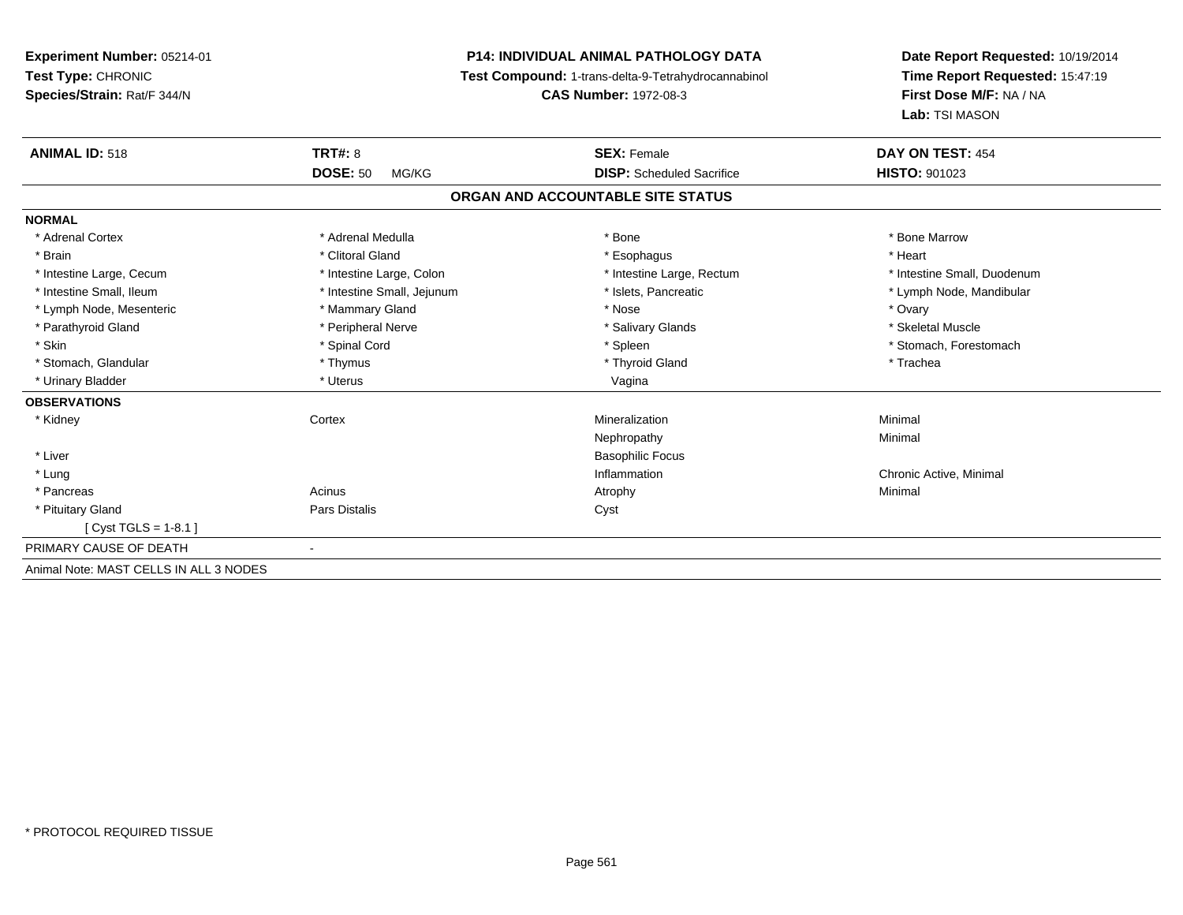**Experiment Number:** 05214-01
**Test Type:** CHRONIC
**Species/Strain:** Rat/F 344/N

**P14: INDIVIDUAL ANIMAL PATHOLOGY DATA**
**Test Compound:** 1-trans-delta-9-Tetrahydrocannabinol
**CAS Number:** 1972-08-3

**Date Report Requested:** 10/19/2014
**Time Report Requested:** 15:47:19
**First Dose M/F:** NA / NA
**Lab:** TSI MASON

| **ANIMAL ID:** 518 | **TRT#:** 8 | **SEX:** Female | **DAY ON TEST:** 454 |
|---|---|---|---|
| | **DOSE:** 50 MG/KG | **DISP:** Scheduled Sacrifice | **HISTO:** 901023 |

## ORGAN AND ACCOUNTABLE SITE STATUS

**NORMAL**

| | | | |
|---|---|---|---|
| * Adrenal Cortex | * Adrenal Medulla | * Bone | * Bone Marrow |
| * Brain | * Clitoral Gland | * Esophagus | * Heart |
| * Intestine Large, Cecum | * Intestine Large, Colon | * Intestine Large, Rectum | * Intestine Small, Duodenum |
| * Intestine Small, Ileum | * Intestine Small, Jejunum | * Islets, Pancreatic | * Lymph Node, Mandibular |
| * Lymph Node, Mesenteric | * Mammary Gland | * Nose | * Ovary |
| * Parathyroid Gland | * Peripheral Nerve | * Salivary Glands | * Skeletal Muscle |
| * Skin | * Spinal Cord | * Spleen | * Stomach, Forestomach |
| * Stomach, Glandular | * Thymus | * Thyroid Gland | * Trachea |
| * Urinary Bladder | * Uterus | Vagina | |

**OBSERVATIONS**

| | | | |
|---|---|---|---|
| * Kidney | Cortex | Mineralization | Minimal |
| | | Nephropathy | Minimal |
| * Liver | | Basophilic Focus | |
| * Lung | | Inflammation | Chronic Active, Minimal |
| * Pancreas | Acinus | Atrophy | Minimal |
| * Pituitary Gland | Pars Distalis | Cyst | |
| [ Cyst TGLS = 1-8.1 ] | | | |

PRIMARY CAUSE OF DEATH -

Animal Note: MAST CELLS IN ALL 3 NODES

* PROTOCOL REQUIRED TISSUE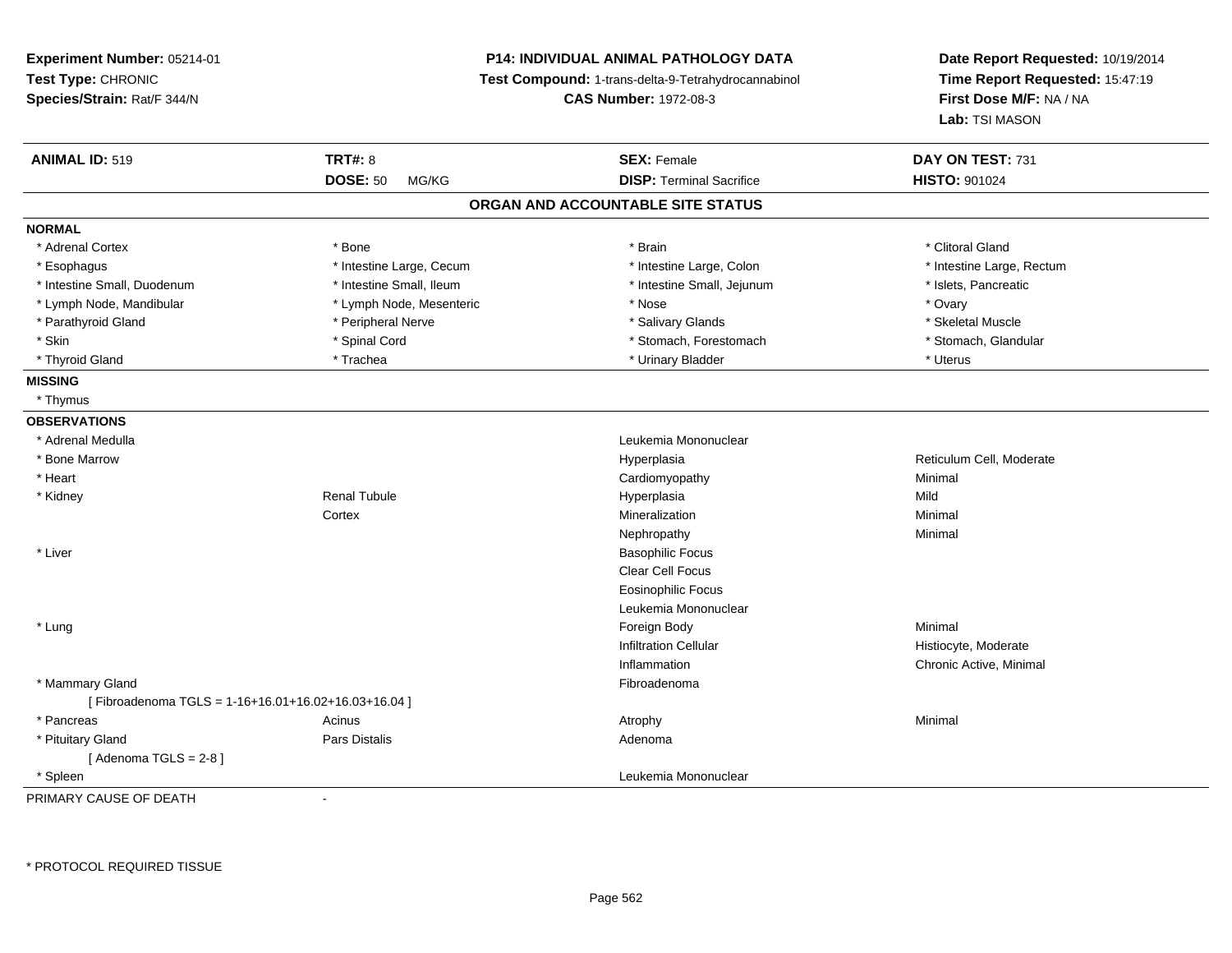**Experiment Number:** 05214-01
**Test Type:** CHRONIC
**Species/Strain:** Rat/F 344/N

**P14: INDIVIDUAL ANIMAL PATHOLOGY DATA**
**Test Compound:** 1-trans-delta-9-Tetrahydrocannabinol
**CAS Number:** 1972-08-3

**Date Report Requested:** 10/19/2014
**Time Report Requested:** 15:47:19
**First Dose M/F:** NA / NA
**Lab:** TSI MASON

| **ANIMAL ID:** 519 | **TRT#:** 8 | **SEX:** Female | **DAY ON TEST:** 731 |
|---|---|---|---|
| | **DOSE:** 50 MG/KG | **DISP:** Terminal Sacrifice | **HISTO:** 901024 |

## ORGAN AND ACCOUNTABLE SITE STATUS

**NORMAL**

| | | | |
|---|---|---|---|
| * Adrenal Cortex | * Bone | * Brain | * Clitoral Gland |
| * Esophagus | * Intestine Large, Cecum | * Intestine Large, Colon | * Intestine Large, Rectum |
| * Intestine Small, Duodenum | * Intestine Small, Ileum | * Intestine Small, Jejunum | * Islets, Pancreatic |
| * Lymph Node, Mandibular | * Lymph Node, Mesenteric | * Nose | * Ovary |
| * Parathyroid Gland | * Peripheral Nerve | * Salivary Glands | * Skeletal Muscle |
| * Skin | * Spinal Cord | * Stomach, Forestomach | * Stomach, Glandular |
| * Thyroid Gland | * Trachea | * Urinary Bladder | * Uterus |

**MISSING**

* Thymus

**OBSERVATIONS**

| | | | |
|---|---|---|---|
| * Adrenal Medulla | | Leukemia Mononuclear | |
| * Bone Marrow | | Hyperplasia | Reticulum Cell, Moderate |
| * Heart | | Cardiomyopathy | Minimal |
| * Kidney | Renal Tubule | Hyperplasia | Mild |
| | Cortex | Mineralization | Minimal |
| | | Nephropathy | Minimal |
| * Liver | | Basophilic Focus | |
| | | Clear Cell Focus | |
| | | Eosinophilic Focus | |
| | | Leukemia Mononuclear | |
| * Lung | | Foreign Body | Minimal |
| | | Infiltration Cellular | Histiocyte, Moderate |
| | | Inflammation | Chronic Active, Minimal |
| * Mammary Gland | | Fibroadenoma | |
| [ Fibroadenoma TGLS = 1-16+16.01+16.02+16.03+16.04 ] | | | |
| * Pancreas | Acinus | Atrophy | Minimal |
| * Pituitary Gland | Pars Distalis | Adenoma | |
| [ Adenoma TGLS = 2-8 ] | | | |
| * Spleen | | Leukemia Mononuclear | |

PRIMARY CAUSE OF DEATH -

\* PROTOCOL REQUIRED TISSUE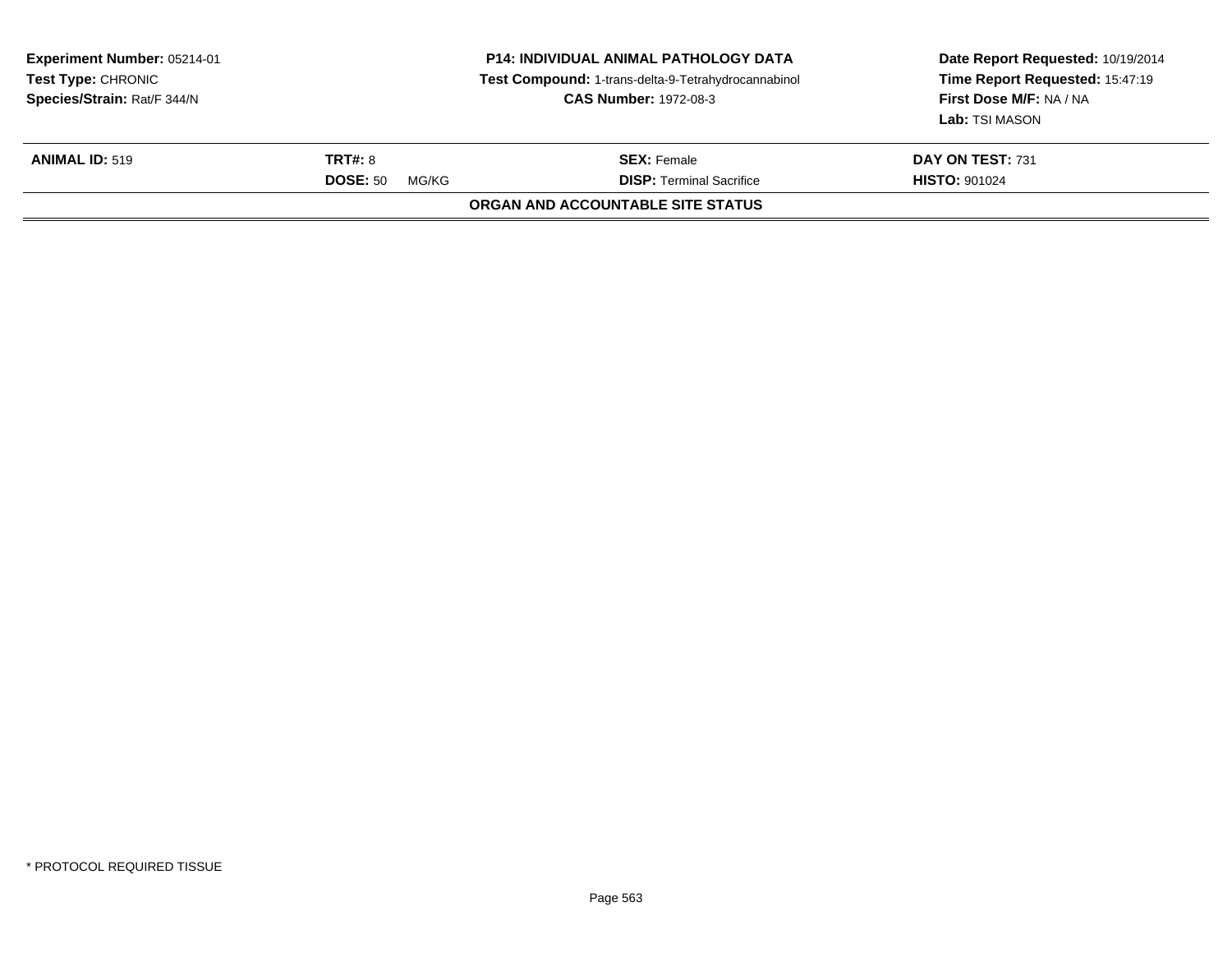**Experiment Number:** 05214-01
**Test Type:** CHRONIC
**Species/Strain:** Rat/F 344/N

**P14: INDIVIDUAL ANIMAL PATHOLOGY DATA**
**Test Compound:** 1-trans-delta-9-Tetrahydrocannabinol
**CAS Number:** 1972-08-3

**Date Report Requested:** 10/19/2014
**Time Report Requested:** 15:47:19
**First Dose M/F:** NA / NA
**Lab:** TSI MASON

| **ANIMAL ID:** 519 | **TRT#:** 8 | **SEX:** Female | **DAY ON TEST:** 731 |
|---|---|---|---|
| | **DOSE:** 50 MG/KG | **DISP:** Terminal Sacrifice | **HISTO:** 901024 |

**ORGAN AND ACCOUNTABLE SITE STATUS**

* PROTOCOL REQUIRED TISSUE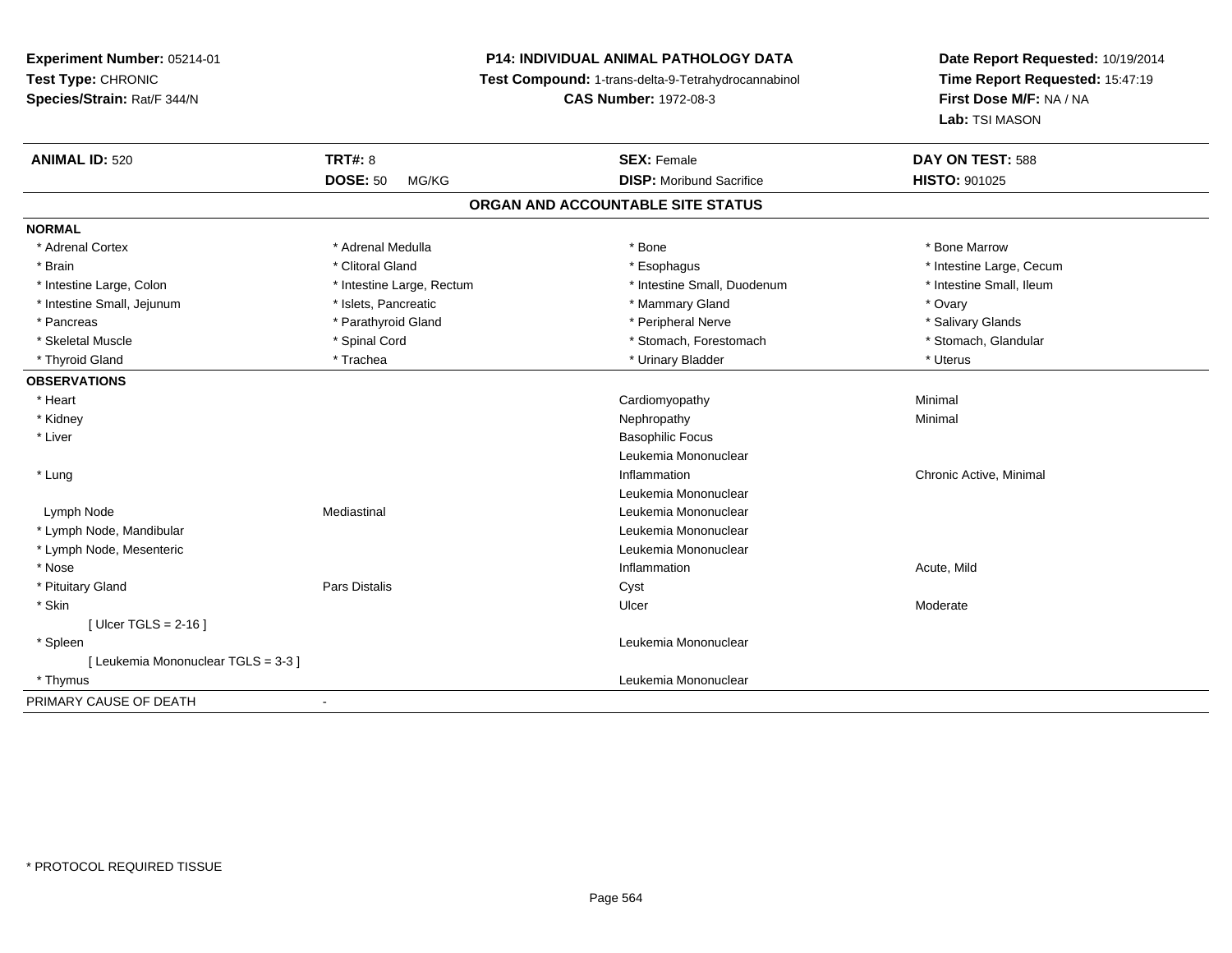**Experiment Number:** 05214-01
**Test Type:** CHRONIC
**Species/Strain:** Rat/F 344/N

**P14: INDIVIDUAL ANIMAL PATHOLOGY DATA**
**Test Compound:** 1-trans-delta-9-Tetrahydrocannabinol
**CAS Number:** 1972-08-3

**Date Report Requested:** 10/19/2014
**Time Report Requested:** 15:47:19
**First Dose M/F:** NA / NA
**Lab:** TSI MASON

| **ANIMAL ID:** 520 | **TRT#:** 8 | **SEX:** Female | **DAY ON TEST:** 588 |
|---|---|---|---|
| | **DOSE:** 50 MG/KG | **DISP:** Moribund Sacrifice | **HISTO:** 901025 |

## ORGAN AND ACCOUNTABLE SITE STATUS

**NORMAL**

| | | | |
|---|---|---|---|
| * Adrenal Cortex | * Adrenal Medulla | * Bone | * Bone Marrow |
| * Brain | * Clitoral Gland | * Esophagus | * Intestine Large, Cecum |
| * Intestine Large, Colon | * Intestine Large, Rectum | * Intestine Small, Duodenum | * Intestine Small, Ileum |
| * Intestine Small, Jejunum | * Islets, Pancreatic | * Mammary Gland | * Ovary |
| * Pancreas | * Parathyroid Gland | * Peripheral Nerve | * Salivary Glands |
| * Skeletal Muscle | * Spinal Cord | * Stomach, Forestomach | * Stomach, Glandular |
| * Thyroid Gland | * Trachea | * Urinary Bladder | * Uterus |

**OBSERVATIONS**

| | | | |
|---|---|---|---|
| * Heart | | Cardiomyopathy | Minimal |
| * Kidney | | Nephropathy | Minimal |
| * Liver | | Basophilic Focus | |
| | | Leukemia Mononuclear | |
| * Lung | | Inflammation | Chronic Active, Minimal |
| | | Leukemia Mononuclear | |
| Lymph Node | Mediastinal | Leukemia Mononuclear | |
| * Lymph Node, Mandibular | | Leukemia Mononuclear | |
| * Lymph Node, Mesenteric | | Leukemia Mononuclear | |
| * Nose | | Inflammation | Acute, Mild |
| * Pituitary Gland | Pars Distalis | Cyst | |
| * Skin | | Ulcer | Moderate |
| [ Ulcer TGLS = 2-16 ] | | | |
| * Spleen | | Leukemia Mononuclear | |
| [ Leukemia Mononuclear TGLS = 3-3 ] | | | |
| * Thymus | | Leukemia Mononuclear | |

PRIMARY CAUSE OF DEATH -

\* PROTOCOL REQUIRED TISSUE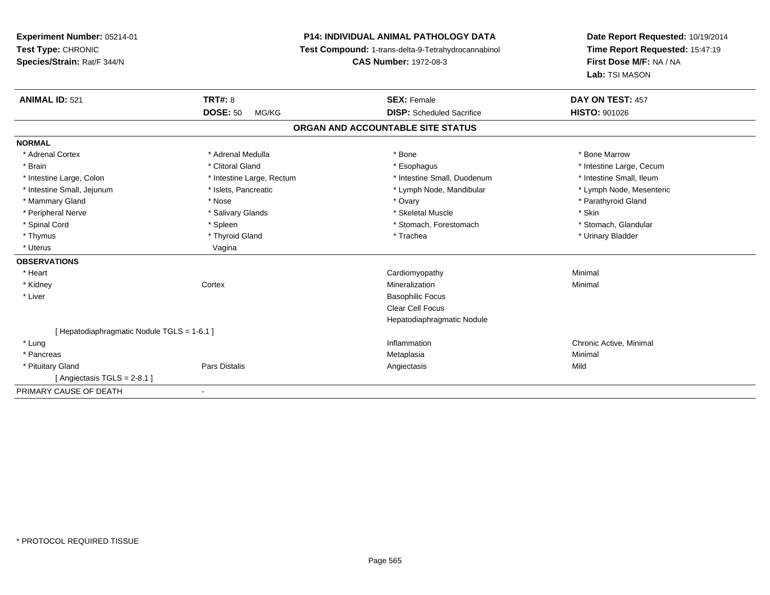**Experiment Number:** 05214-01
**Test Type:** CHRONIC
**Species/Strain:** Rat/F 344/N

**P14: INDIVIDUAL ANIMAL PATHOLOGY DATA**
**Test Compound:** 1-trans-delta-9-Tetrahydrocannabinol
**CAS Number:** 1972-08-3

**Date Report Requested:** 10/19/2014
**Time Report Requested:** 15:47:19
**First Dose M/F:** NA / NA
**Lab:** TSI MASON

| **ANIMAL ID:** 521 | **TRT#:** 8 | **SEX:** Female | **DAY ON TEST:** 457 |
|---|---|---|---|
| | **DOSE:** 50 MG/KG | **DISP:** Scheduled Sacrifice | **HISTO:** 901026 |

## ORGAN AND ACCOUNTABLE SITE STATUS

**NORMAL**

| | | | |
|---|---|---|---|
| * Adrenal Cortex | * Adrenal Medulla | * Bone | * Bone Marrow |
| * Brain | * Clitoral Gland | * Esophagus | * Intestine Large, Cecum |
| * Intestine Large, Colon | * Intestine Large, Rectum | * Intestine Small, Duodenum | * Intestine Small, Ileum |
| * Intestine Small, Jejunum | * Islets, Pancreatic | * Lymph Node, Mandibular | * Lymph Node, Mesenteric |
| * Mammary Gland | * Nose | * Ovary | * Parathyroid Gland |
| * Peripheral Nerve | * Salivary Glands | * Skeletal Muscle | * Skin |
| * Spinal Cord | * Spleen | * Stomach, Forestomach | * Stomach, Glandular |
| * Thymus | * Thyroid Gland | * Trachea | * Urinary Bladder |
| * Uterus | Vagina | | |

**OBSERVATIONS**

| | | | |
|---|---|---|---|
| * Heart | | Cardiomyopathy | Minimal |
| * Kidney | Cortex | Mineralization | Minimal |
| * Liver | | Basophilic Focus | |
| | | Clear Cell Focus | |
| | | Hepatodiaphragmatic Nodule | |
| [ Hepatodiaphragmatic Nodule TGLS = 1-6.1 ] | | | |
| * Lung | | Inflammation | Chronic Active, Minimal |
| * Pancreas | | Metaplasia | Minimal |
| * Pituitary Gland | Pars Distalis | Angiectasis | Mild |
| [ Angiectasis TGLS = 2-8.1 ] | | | |

PRIMARY CAUSE OF DEATH -

\* PROTOCOL REQUIRED TISSUE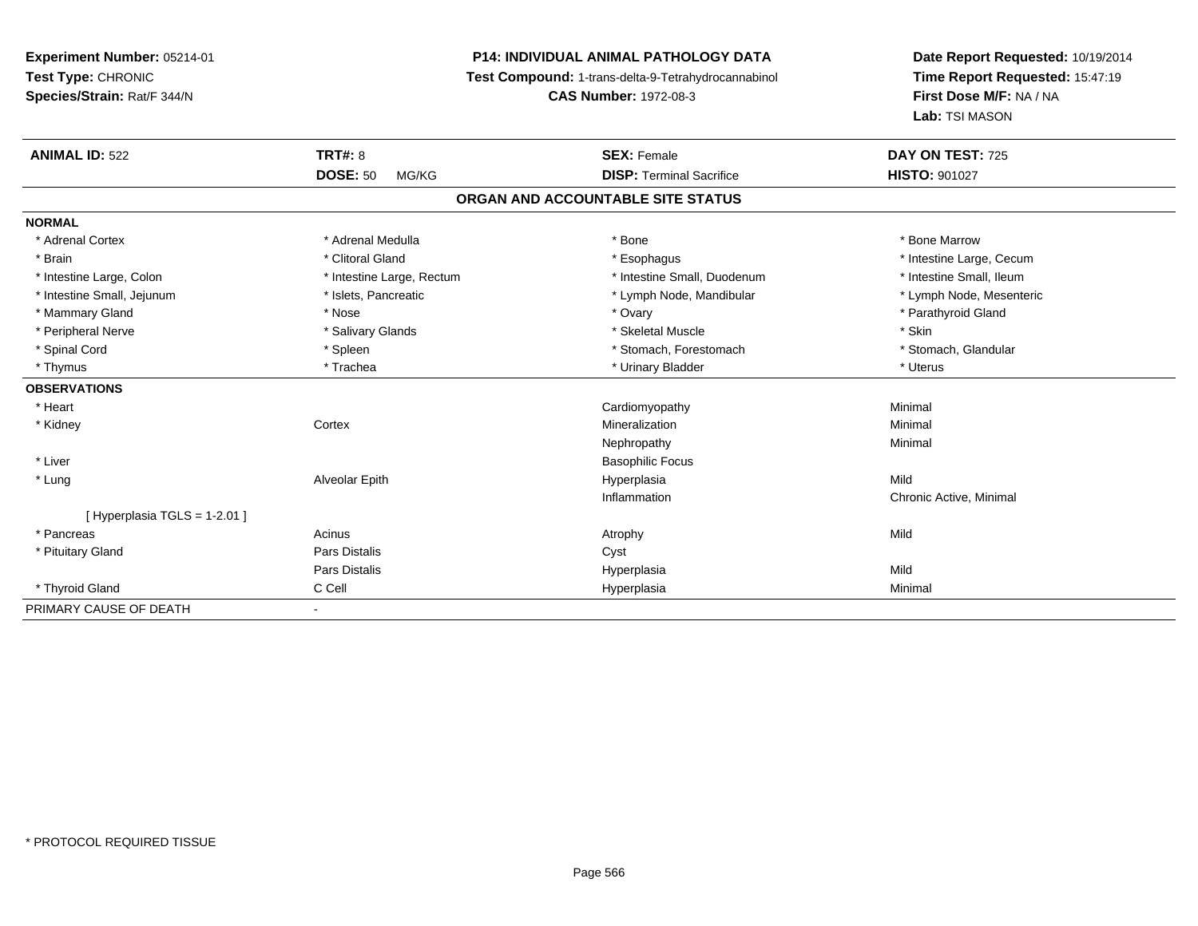**Experiment Number:** 05214-01
**Test Type:** CHRONIC
**Species/Strain:** Rat/F 344/N

**P14: INDIVIDUAL ANIMAL PATHOLOGY DATA**
**Test Compound:** 1-trans-delta-9-Tetrahydrocannabinol
**CAS Number:** 1972-08-3

**Date Report Requested:** 10/19/2014
**Time Report Requested:** 15:47:19
**First Dose M/F:** NA / NA
**Lab:** TSI MASON

| **ANIMAL ID:** 522 | **TRT#:** 8 | **SEX:** Female | **DAY ON TEST:** 725 |
|---|---|---|---|
| | **DOSE:** 50 MG/KG | **DISP:** Terminal Sacrifice | **HISTO:** 901027 |

**ORGAN AND ACCOUNTABLE SITE STATUS**

| | | | |
|---|---|---|---|
| **NORMAL** | | | |
| * Adrenal Cortex | * Adrenal Medulla | * Bone | * Bone Marrow |
| * Brain | * Clitoral Gland | * Esophagus | * Intestine Large, Cecum |
| * Intestine Large, Colon | * Intestine Large, Rectum | * Intestine Small, Duodenum | * Intestine Small, Ileum |
| * Intestine Small, Jejunum | * Islets, Pancreatic | * Lymph Node, Mandibular | * Lymph Node, Mesenteric |
| * Mammary Gland | * Nose | * Ovary | * Parathyroid Gland |
| * Peripheral Nerve | * Salivary Glands | * Skeletal Muscle | * Skin |
| * Spinal Cord | * Spleen | * Stomach, Forestomach | * Stomach, Glandular |
| * Thymus | * Trachea | * Urinary Bladder | * Uterus |
| **OBSERVATIONS** | | | |
| * Heart | | Cardiomyopathy | Minimal |
| * Kidney | Cortex | Mineralization | Minimal |
| | | Nephropathy | Minimal |
| * Liver | | Basophilic Focus | |
| * Lung | Alveolar Epith | Hyperplasia | Mild |
| | | Inflammation | Chronic Active, Minimal |
| [ Hyperplasia TGLS = 1-2.01 ] | | | |
| * Pancreas | Acinus | Atrophy | Mild |
| * Pituitary Gland | Pars Distalis | Cyst | |
| | Pars Distalis | Hyperplasia | Mild |
| * Thyroid Gland | C Cell | Hyperplasia | Minimal |
| PRIMARY CAUSE OF DEATH | - | | |

* PROTOCOL REQUIRED TISSUE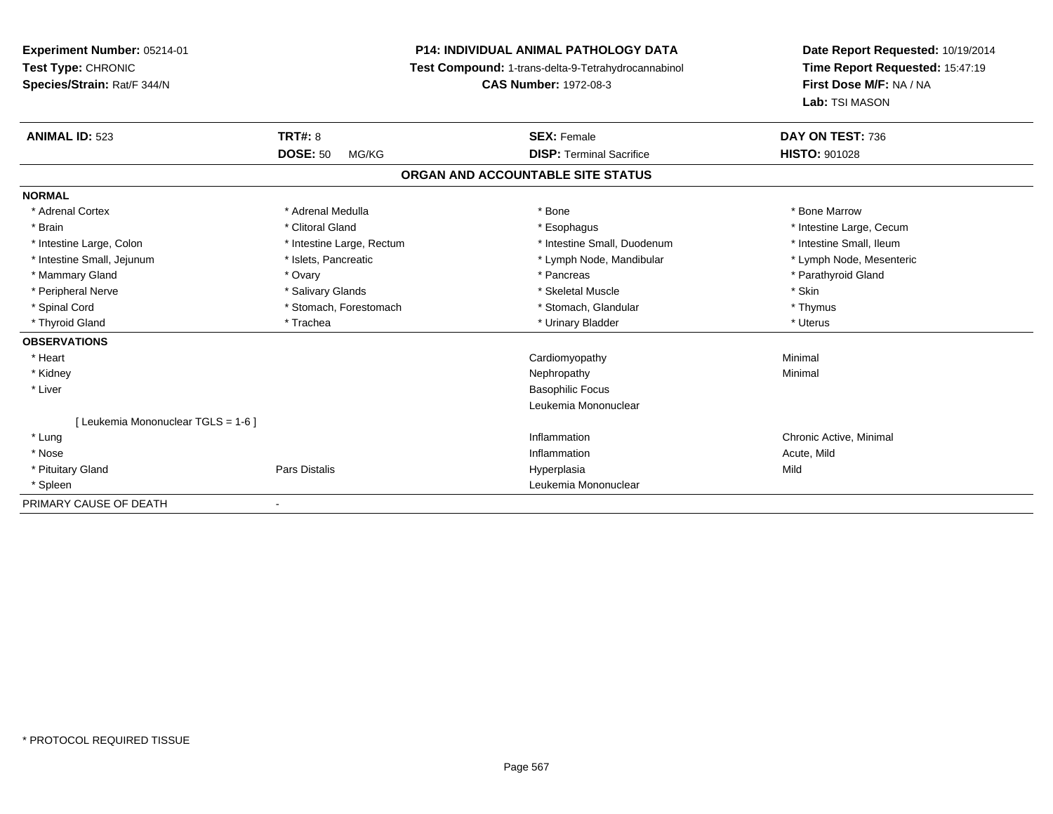**Experiment Number:** 05214-01
**Test Type:** CHRONIC
**Species/Strain:** Rat/F 344/N

**P14: INDIVIDUAL ANIMAL PATHOLOGY DATA**
**Test Compound:** 1-trans-delta-9-Tetrahydrocannabinol
**CAS Number:** 1972-08-3

**Date Report Requested:** 10/19/2014
**Time Report Requested:** 15:47:19
**First Dose M/F:** NA / NA
**Lab:** TSI MASON

| **ANIMAL ID:** 523 | **TRT#:** 8 | **SEX:** Female | **DAY ON TEST:** 736 |
|---|---|---|---|
| | **DOSE:** 50 MG/KG | **DISP:** Terminal Sacrifice | **HISTO:** 901028 |

## ORGAN AND ACCOUNTABLE SITE STATUS

**NORMAL**

| | | | |
|---|---|---|---|
| * Adrenal Cortex | * Adrenal Medulla | * Bone | * Bone Marrow |
| * Brain | * Clitoral Gland | * Esophagus | * Intestine Large, Cecum |
| * Intestine Large, Colon | * Intestine Large, Rectum | * Intestine Small, Duodenum | * Intestine Small, Ileum |
| * Intestine Small, Jejunum | * Islets, Pancreatic | * Lymph Node, Mandibular | * Lymph Node, Mesenteric |
| * Mammary Gland | * Ovary | * Pancreas | * Parathyroid Gland |
| * Peripheral Nerve | * Salivary Glands | * Skeletal Muscle | * Skin |
| * Spinal Cord | * Stomach, Forestomach | * Stomach, Glandular | * Thymus |
| * Thyroid Gland | * Trachea | * Urinary Bladder | * Uterus |

**OBSERVATIONS**

| | | | |
|---|---|---|---|
| * Heart | | Cardiomyopathy | Minimal |
| * Kidney | | Nephropathy | Minimal |
| * Liver | | Basophilic Focus | |
| | | Leukemia Mononuclear | |
| [ Leukemia Mononuclear TGLS = 1-6 ] | | | |
| * Lung | | Inflammation | Chronic Active, Minimal |
| * Nose | | Inflammation | Acute, Mild |
| * Pituitary Gland | Pars Distalis | Hyperplasia | Mild |
| * Spleen | | Leukemia Mononuclear | |

PRIMARY CAUSE OF DEATH -

* PROTOCOL REQUIRED TISSUE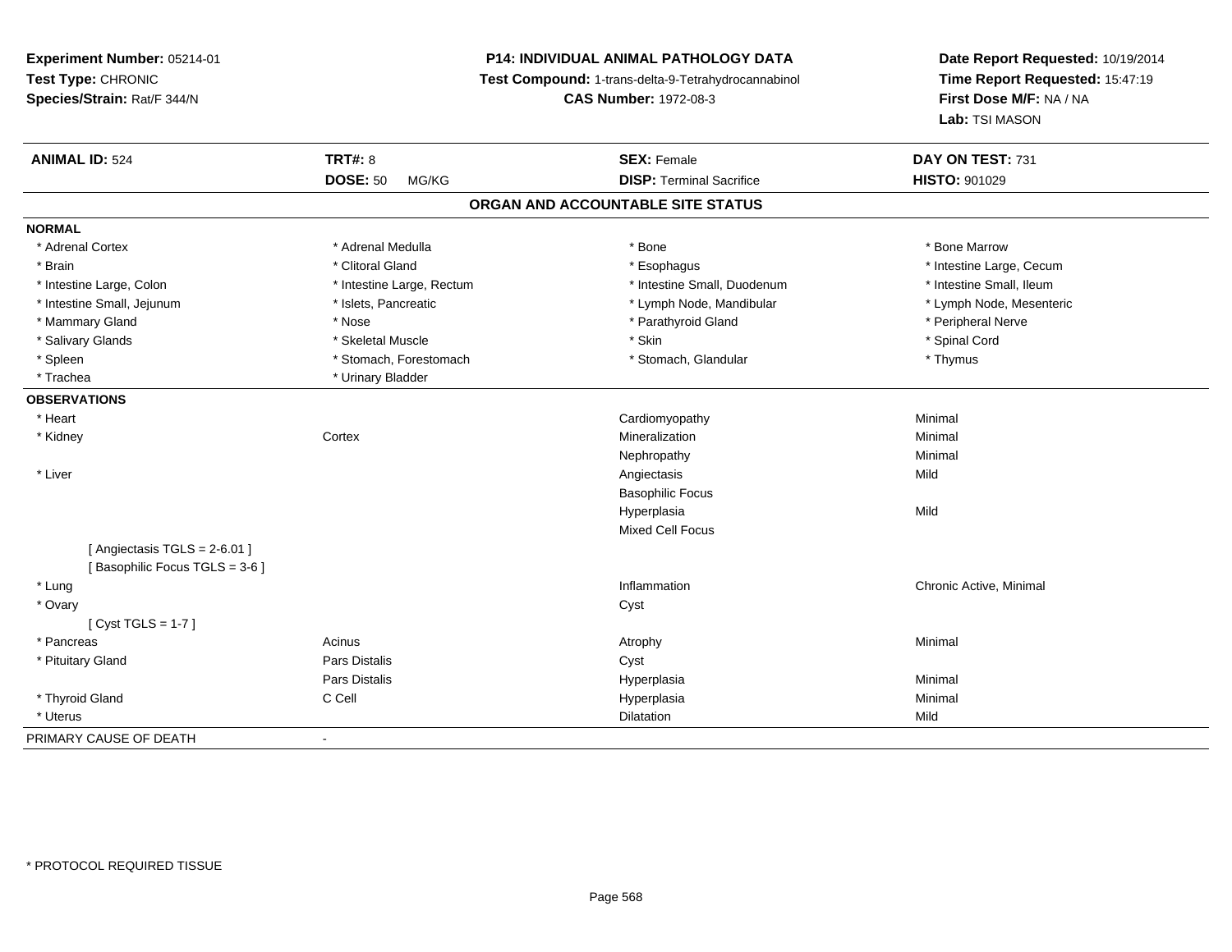**Experiment Number:** 05214-01
**Test Type:** CHRONIC
**Species/Strain:** Rat/F 344/N

**P14: INDIVIDUAL ANIMAL PATHOLOGY DATA**
**Test Compound:** 1-trans-delta-9-Tetrahydrocannabinol
**CAS Number:** 1972-08-3

**Date Report Requested:** 10/19/2014
**Time Report Requested:** 15:47:19
**First Dose M/F:** NA / NA
**Lab:** TSI MASON

| **ANIMAL ID:** 524 | **TRT#:** 8 | **SEX:** Female | **DAY ON TEST:** 731 |
|---|---|---|---|
| | **DOSE:** 50 MG/KG | **DISP:** Terminal Sacrifice | **HISTO:** 901029 |

## ORGAN AND ACCOUNTABLE SITE STATUS

**NORMAL**

| | | | |
|---|---|---|---|
| * Adrenal Cortex | * Adrenal Medulla | * Bone | * Bone Marrow |
| * Brain | * Clitoral Gland | * Esophagus | * Intestine Large, Cecum |
| * Intestine Large, Colon | * Intestine Large, Rectum | * Intestine Small, Duodenum | * Intestine Small, Ileum |
| * Intestine Small, Jejunum | * Islets, Pancreatic | * Lymph Node, Mandibular | * Lymph Node, Mesenteric |
| * Mammary Gland | * Nose | * Parathyroid Gland | * Peripheral Nerve |
| * Salivary Glands | * Skeletal Muscle | * Skin | * Spinal Cord |
| * Spleen | * Stomach, Forestomach | * Stomach, Glandular | * Thymus |
| * Trachea | * Urinary Bladder | | |

**OBSERVATIONS**

| | | | |
|---|---|---|---|
| * Heart | | Cardiomyopathy | Minimal |
| * Kidney | Cortex | Mineralization | Minimal |
| | | Nephropathy | Minimal |
| * Liver | | Angiectasis | Mild |
| | | Basophilic Focus | |
| | | Hyperplasia | Mild |
| | | Mixed Cell Focus | |
| [ Angiectasis TGLS = 2-6.01 ] | | | |
| [ Basophilic Focus TGLS = 3-6 ] | | | |
| * Lung | | Inflammation | Chronic Active, Minimal |
| * Ovary | | Cyst | |
| [ Cyst TGLS = 1-7 ] | | | |
| * Pancreas | Acinus | Atrophy | Minimal |
| * Pituitary Gland | Pars Distalis | Cyst | |
| | Pars Distalis | Hyperplasia | Minimal |
| * Thyroid Gland | C Cell | Hyperplasia | Minimal |
| * Uterus | | Dilatation | Mild |

PRIMARY CAUSE OF DEATH -

* PROTOCOL REQUIRED TISSUE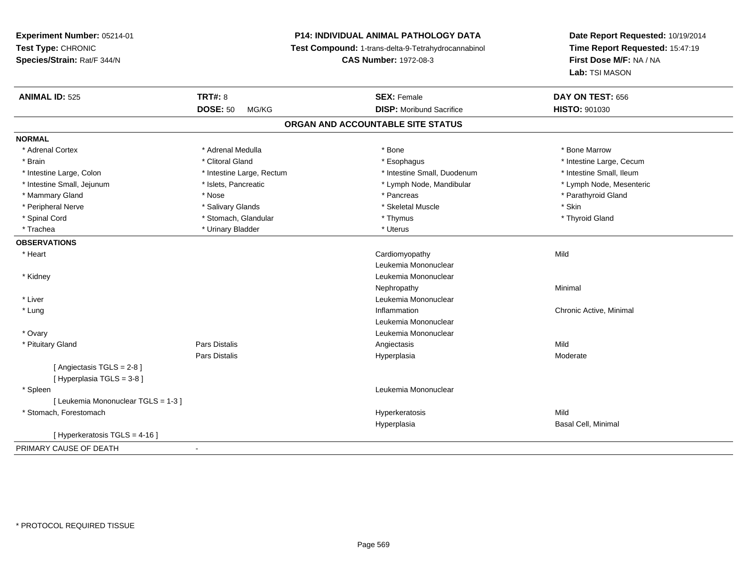**Experiment Number:** 05214-01
**Test Type:** CHRONIC
**Species/Strain:** Rat/F 344/N

**P14: INDIVIDUAL ANIMAL PATHOLOGY DATA**
**Test Compound:** 1-trans-delta-9-Tetrahydrocannabinol
**CAS Number:** 1972-08-3

**Date Report Requested:** 10/19/2014
**Time Report Requested:** 15:47:19
**First Dose M/F:** NA / NA
**Lab:** TSI MASON

| **ANIMAL ID:** 525 | **TRT#:** 8 | **SEX:** Female | **DAY ON TEST:** 656 |
|---|---|---|---|
| | **DOSE:** 50 MG/KG | **DISP:** Moribund Sacrifice | **HISTO:** 901030 |

## ORGAN AND ACCOUNTABLE SITE STATUS

**NORMAL**

| | | | |
|---|---|---|---|
| * Adrenal Cortex | * Adrenal Medulla | * Bone | * Bone Marrow |
| * Brain | * Clitoral Gland | * Esophagus | * Intestine Large, Cecum |
| * Intestine Large, Colon | * Intestine Large, Rectum | * Intestine Small, Duodenum | * Intestine Small, Ileum |
| * Intestine Small, Jejunum | * Islets, Pancreatic | * Lymph Node, Mandibular | * Lymph Node, Mesenteric |
| * Mammary Gland | * Nose | * Pancreas | * Parathyroid Gland |
| * Peripheral Nerve | * Salivary Glands | * Skeletal Muscle | * Skin |
| * Spinal Cord | * Stomach, Glandular | * Thymus | * Thyroid Gland |
| * Trachea | * Urinary Bladder | * Uterus | |

**OBSERVATIONS**

| | | | |
|---|---|---|---|
| * Heart | | Cardiomyopathy | Mild |
| | | Leukemia Mononuclear | |
| * Kidney | | Leukemia Mononuclear | |
| | | Nephropathy | Minimal |
| * Liver | | Leukemia Mononuclear | |
| * Lung | | Inflammation | Chronic Active, Minimal |
| | | Leukemia Mononuclear | |
| * Ovary | | Leukemia Mononuclear | |
| * Pituitary Gland | Pars Distalis | Angiectasis | Mild |
| | Pars Distalis | Hyperplasia | Moderate |
| [ Angiectasis TGLS = 2-8 ] | | | |
| [ Hyperplasia TGLS = 3-8 ] | | | |
| * Spleen | | Leukemia Mononuclear | |
| [ Leukemia Mononuclear TGLS = 1-3 ] | | | |
| * Stomach, Forestomach | | Hyperkeratosis | Mild |
| | | Hyperplasia | Basal Cell, Minimal |
| [ Hyperkeratosis TGLS = 4-16 ] | | | |

PRIMARY CAUSE OF DEATH -

* PROTOCOL REQUIRED TISSUE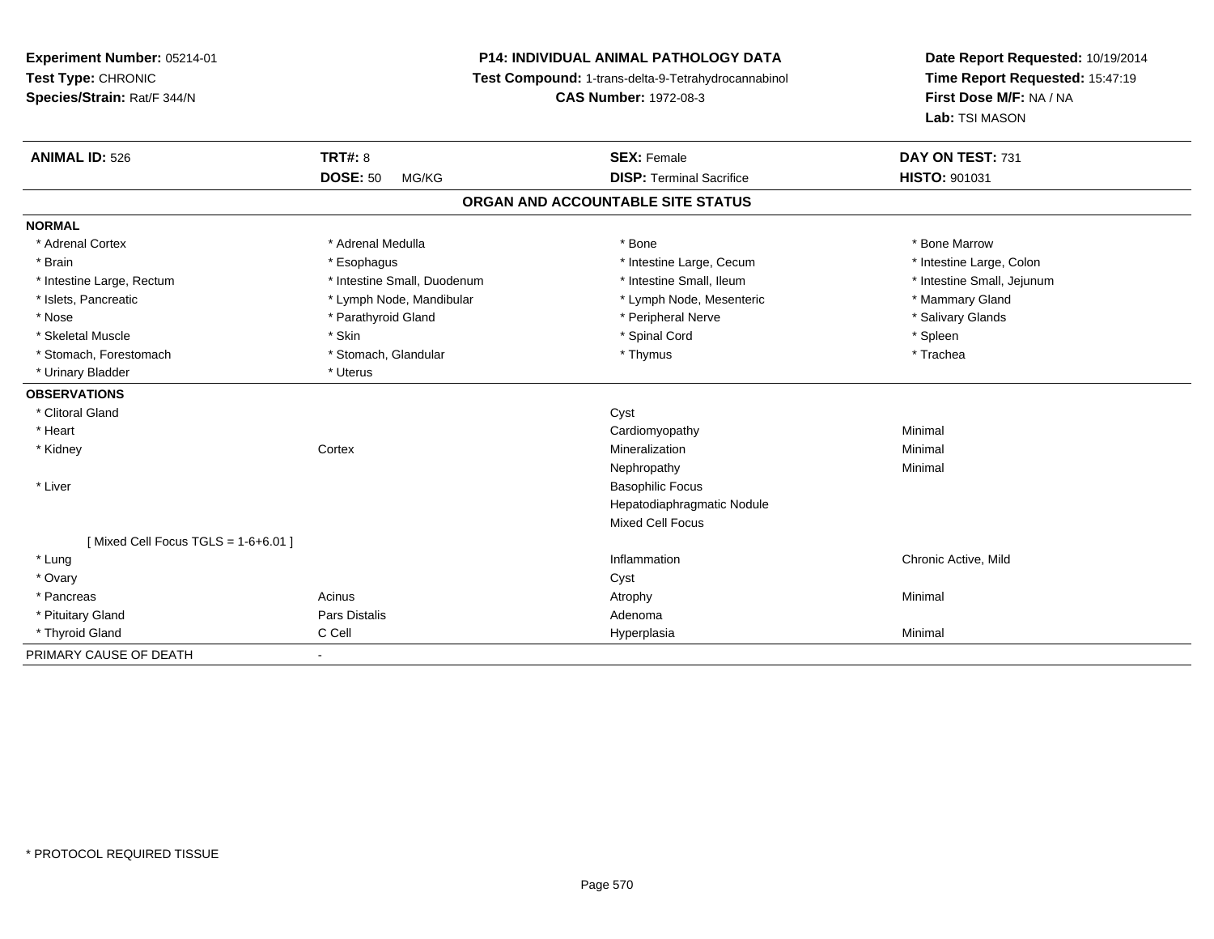**Experiment Number:** 05214-01
**Test Type:** CHRONIC
**Species/Strain:** Rat/F 344/N

**P14: INDIVIDUAL ANIMAL PATHOLOGY DATA**
**Test Compound:** 1-trans-delta-9-Tetrahydrocannabinol
**CAS Number:** 1972-08-3

**Date Report Requested:** 10/19/2014
**Time Report Requested:** 15:47:19
**First Dose M/F:** NA / NA
**Lab:** TSI MASON

| **ANIMAL ID:** 526 | **TRT#:** 8 | **SEX:** Female | **DAY ON TEST:** 731 |
|---|---|---|---|
| | **DOSE:** 50 MG/KG | **DISP:** Terminal Sacrifice | **HISTO:** 901031 |

## ORGAN AND ACCOUNTABLE SITE STATUS

**NORMAL**

| | | | |
|---|---|---|---|
| * Adrenal Cortex | * Adrenal Medulla | * Bone | * Bone Marrow |
| * Brain | * Esophagus | * Intestine Large, Cecum | * Intestine Large, Colon |
| * Intestine Large, Rectum | * Intestine Small, Duodenum | * Intestine Small, Ileum | * Intestine Small, Jejunum |
| * Islets, Pancreatic | * Lymph Node, Mandibular | * Lymph Node, Mesenteric | * Mammary Gland |
| * Nose | * Parathyroid Gland | * Peripheral Nerve | * Salivary Glands |
| * Skeletal Muscle | * Skin | * Spinal Cord | * Spleen |
| * Stomach, Forestomach | * Stomach, Glandular | * Thymus | * Trachea |
| * Urinary Bladder | * Uterus | | |

**OBSERVATIONS**

| | | | |
|---|---|---|---|
| * Clitoral Gland | | Cyst | |
| * Heart | | Cardiomyopathy | Minimal |
| * Kidney | Cortex | Mineralization | Minimal |
| | | Nephropathy | Minimal |
| * Liver | | Basophilic Focus | |
| | | Hepatodiaphragmatic Nodule | |
| | | Mixed Cell Focus | |
| [ Mixed Cell Focus TGLS = 1-6+6.01 ] | | | |
| * Lung | | Inflammation | Chronic Active, Mild |
| * Ovary | | Cyst | |
| * Pancreas | Acinus | Atrophy | Minimal |
| * Pituitary Gland | Pars Distalis | Adenoma | |
| * Thyroid Gland | C Cell | Hyperplasia | Minimal |

PRIMARY CAUSE OF DEATH -

* PROTOCOL REQUIRED TISSUE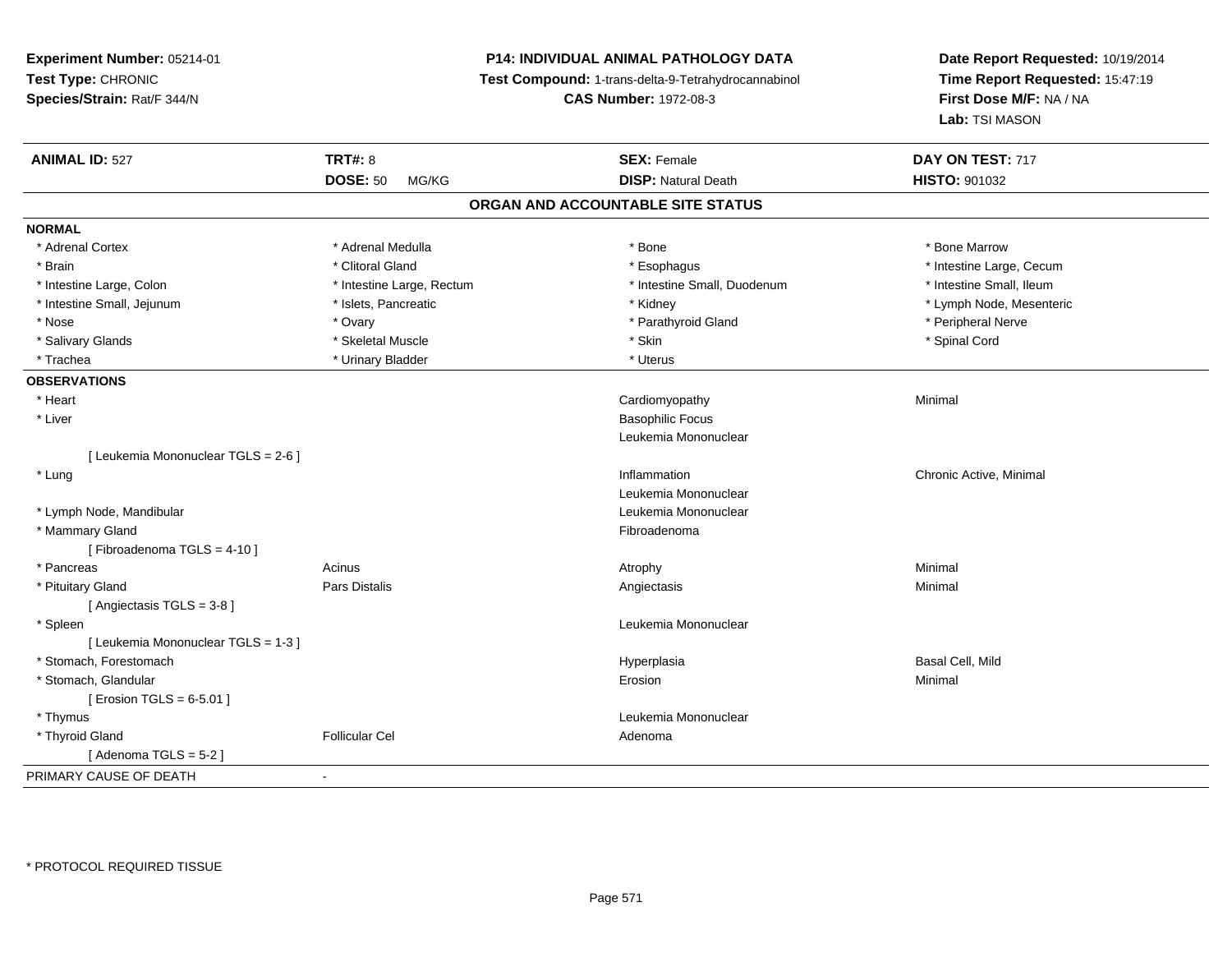**Experiment Number:** 05214-01
**Test Type:** CHRONIC
**Species/Strain:** Rat/F 344/N

**P14: INDIVIDUAL ANIMAL PATHOLOGY DATA**
**Test Compound:** 1-trans-delta-9-Tetrahydrocannabinol
**CAS Number:** 1972-08-3

**Date Report Requested:** 10/19/2014
**Time Report Requested:** 15:47:19
**First Dose M/F:** NA / NA
**Lab:** TSI MASON

| **ANIMAL ID:** 527 | **TRT#:** 8 | **SEX:** Female | **DAY ON TEST:** 717 |
|---|---|---|---|
| | **DOSE:** 50 MG/KG | **DISP:** Natural Death | **HISTO:** 901032 |

## ORGAN AND ACCOUNTABLE SITE STATUS

**NORMAL**

| | | | |
|---|---|---|---|
| * Adrenal Cortex | * Adrenal Medulla | * Bone | * Bone Marrow |
| * Brain | * Clitoral Gland | * Esophagus | * Intestine Large, Cecum |
| * Intestine Large, Colon | * Intestine Large, Rectum | * Intestine Small, Duodenum | * Intestine Small, Ileum |
| * Intestine Small, Jejunum | * Islets, Pancreatic | * Kidney | * Lymph Node, Mesenteric |
| * Nose | * Ovary | * Parathyroid Gland | * Peripheral Nerve |
| * Salivary Glands | * Skeletal Muscle | * Skin | * Spinal Cord |
| * Trachea | * Urinary Bladder | * Uterus | |

**OBSERVATIONS**

| | | | |
|---|---|---|---|
| * Heart | | Cardiomyopathy | Minimal |
| * Liver | | Basophilic Focus | |
| | | Leukemia Mononuclear | |
| [ Leukemia Mononuclear TGLS = 2-6 ] | | | |
| * Lung | | Inflammation | Chronic Active, Minimal |
| | | Leukemia Mononuclear | |
| * Lymph Node, Mandibular | | Leukemia Mononuclear | |
| * Mammary Gland | | Fibroadenoma | |
| [ Fibroadenoma TGLS = 4-10 ] | | | |
| * Pancreas | Acinus | Atrophy | Minimal |
| * Pituitary Gland | Pars Distalis | Angiectasis | Minimal |
| [ Angiectasis TGLS = 3-8 ] | | | |
| * Spleen | | Leukemia Mononuclear | |
| [ Leukemia Mononuclear TGLS = 1-3 ] | | | |
| * Stomach, Forestomach | | Hyperplasia | Basal Cell, Mild |
| * Stomach, Glandular | | Erosion | Minimal |
| [ Erosion TGLS = 6-5.01 ] | | | |
| * Thymus | | Leukemia Mononuclear | |
| * Thyroid Gland | Follicular Cel | Adenoma | |
| [ Adenoma TGLS = 5-2 ] | | | |

PRIMARY CAUSE OF DEATH -

* PROTOCOL REQUIRED TISSUE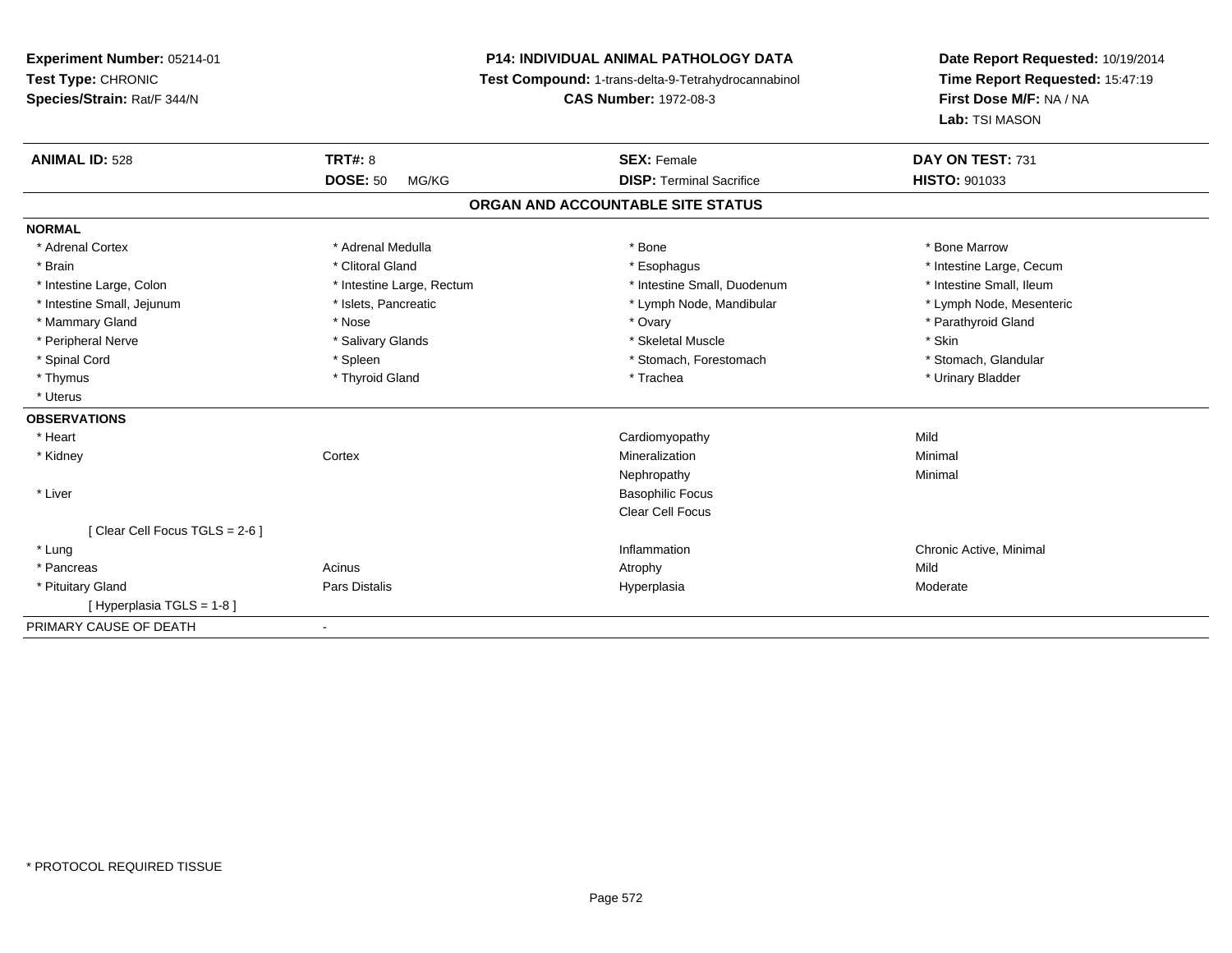**Experiment Number:** 05214-01
**Test Type:** CHRONIC
**Species/Strain:** Rat/F 344/N

**P14: INDIVIDUAL ANIMAL PATHOLOGY DATA**
**Test Compound:** 1-trans-delta-9-Tetrahydrocannabinol
**CAS Number:** 1972-08-3

**Date Report Requested:** 10/19/2014
**Time Report Requested:** 15:47:19
**First Dose M/F:** NA / NA
**Lab:** TSI MASON

| **ANIMAL ID:** 528 | **TRT#:** 8 | **SEX:** Female | **DAY ON TEST:** 731 |
|---|---|---|---|
| | **DOSE:** 50 MG/KG | **DISP:** Terminal Sacrifice | **HISTO:** 901033 |

## ORGAN AND ACCOUNTABLE SITE STATUS

**NORMAL**

| | | | |
|---|---|---|---|
| * Adrenal Cortex | * Adrenal Medulla | * Bone | * Bone Marrow |
| * Brain | * Clitoral Gland | * Esophagus | * Intestine Large, Cecum |
| * Intestine Large, Colon | * Intestine Large, Rectum | * Intestine Small, Duodenum | * Intestine Small, Ileum |
| * Intestine Small, Jejunum | * Islets, Pancreatic | * Lymph Node, Mandibular | * Lymph Node, Mesenteric |
| * Mammary Gland | * Nose | * Ovary | * Parathyroid Gland |
| * Peripheral Nerve | * Salivary Glands | * Skeletal Muscle | * Skin |
| * Spinal Cord | * Spleen | * Stomach, Forestomach | * Stomach, Glandular |
| * Thymus | * Thyroid Gland | * Trachea | * Urinary Bladder |
| * Uterus | | | |

**OBSERVATIONS**

| | | | |
|---|---|---|---|
| * Heart | | Cardiomyopathy | Mild |
| * Kidney | Cortex | Mineralization | Minimal |
| | | Nephropathy | Minimal |
| * Liver | | Basophilic Focus | |
| | | Clear Cell Focus | |
| [ Clear Cell Focus TGLS = 2-6 ] | | | |
| * Lung | | Inflammation | Chronic Active, Minimal |
| * Pancreas | Acinus | Atrophy | Mild |
| * Pituitary Gland | Pars Distalis | Hyperplasia | Moderate |
| [ Hyperplasia TGLS = 1-8 ] | | | |

PRIMARY CAUSE OF DEATH -

* PROTOCOL REQUIRED TISSUE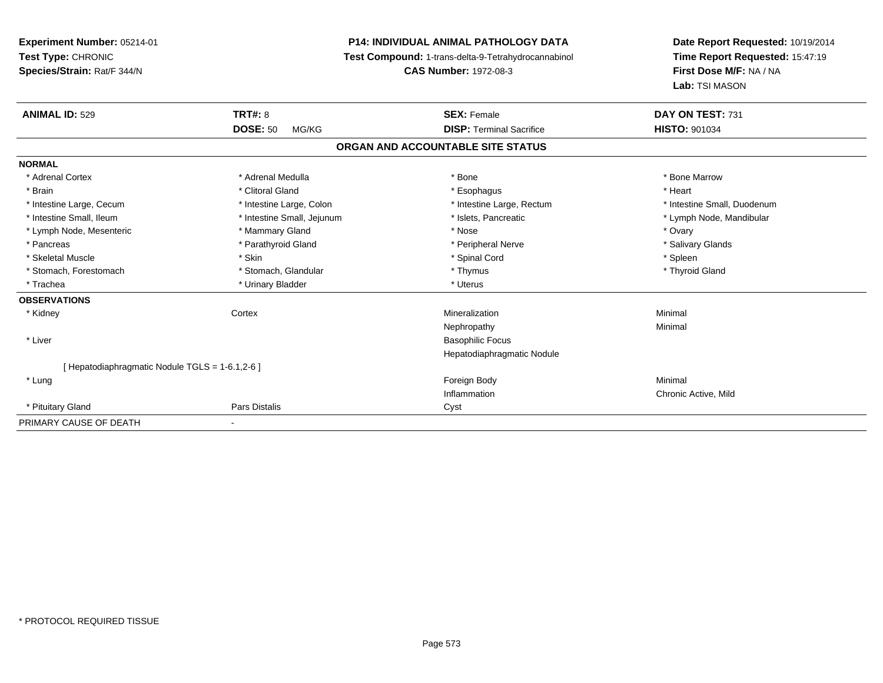**Experiment Number:** 05214-01
**Test Type:** CHRONIC
**Species/Strain:** Rat/F 344/N

**P14: INDIVIDUAL ANIMAL PATHOLOGY DATA**
**Test Compound:** 1-trans-delta-9-Tetrahydrocannabinol
**CAS Number:** 1972-08-3

**Date Report Requested:** 10/19/2014
**Time Report Requested:** 15:47:19
**First Dose M/F:** NA / NA
**Lab:** TSI MASON

| **ANIMAL ID:** 529 | **TRT#:** 8 | **SEX:** Female | **DAY ON TEST:** 731 |
|---|---|---|---|
| | **DOSE:** 50 MG/KG | **DISP:** Terminal Sacrifice | **HISTO:** 901034 |

## ORGAN AND ACCOUNTABLE SITE STATUS

**NORMAL**

| | | | |
|---|---|---|---|
| * Adrenal Cortex | * Adrenal Medulla | * Bone | * Bone Marrow |
| * Brain | * Clitoral Gland | * Esophagus | * Heart |
| * Intestine Large, Cecum | * Intestine Large, Colon | * Intestine Large, Rectum | * Intestine Small, Duodenum |
| * Intestine Small, Ileum | * Intestine Small, Jejunum | * Islets, Pancreatic | * Lymph Node, Mandibular |
| * Lymph Node, Mesenteric | * Mammary Gland | * Nose | * Ovary |
| * Pancreas | * Parathyroid Gland | * Peripheral Nerve | * Salivary Glands |
| * Skeletal Muscle | * Skin | * Spinal Cord | * Spleen |
| * Stomach, Forestomach | * Stomach, Glandular | * Thymus | * Thyroid Gland |
| * Trachea | * Urinary Bladder | * Uterus | |

**OBSERVATIONS**

| | | | |
|---|---|---|---|
| * Kidney | Cortex | Mineralization | Minimal |
| | | Nephropathy | Minimal |
| * Liver | | Basophilic Focus | |
| | | Hepatodiaphragmatic Nodule | |
| [ Hepatodiaphragmatic Nodule TGLS = 1-6.1,2-6 ] | | | |
| * Lung | | Foreign Body | Minimal |
| | | Inflammation | Chronic Active, Mild |
| * Pituitary Gland | Pars Distalis | Cyst | |

PRIMARY CAUSE OF DEATH -

\* PROTOCOL REQUIRED TISSUE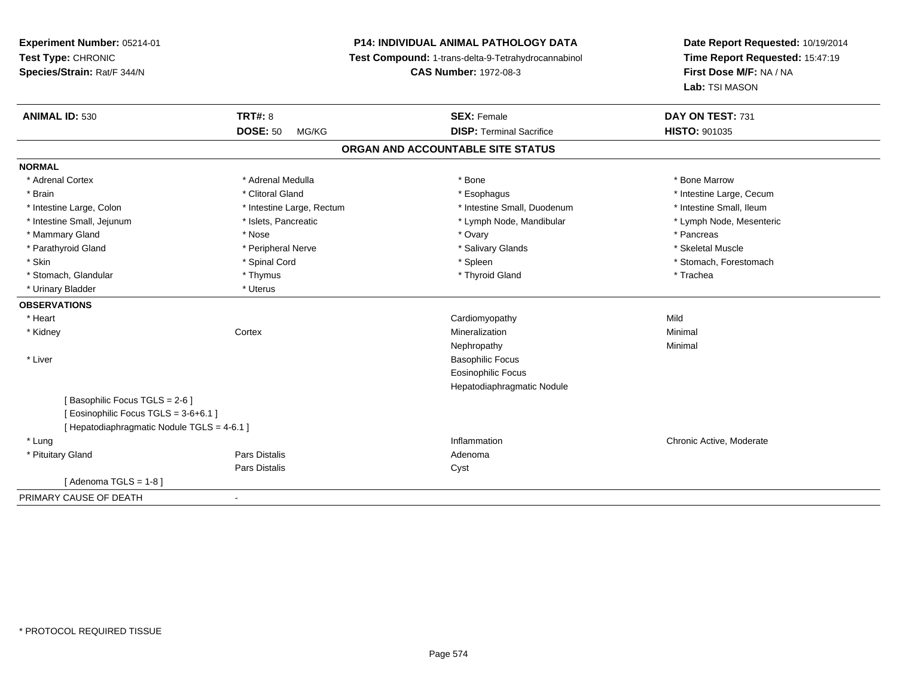**Experiment Number:** 05214-01
**Test Type:** CHRONIC
**Species/Strain:** Rat/F 344/N

**P14: INDIVIDUAL ANIMAL PATHOLOGY DATA**
**Test Compound:** 1-trans-delta-9-Tetrahydrocannabinol
**CAS Number:** 1972-08-3

**Date Report Requested:** 10/19/2014
**Time Report Requested:** 15:47:19
**First Dose M/F:** NA / NA
**Lab:** TSI MASON

| **ANIMAL ID:** 530 | **TRT#:** 8 | **SEX:** Female | **DAY ON TEST:** 731 |
|---|---|---|---|
| | **DOSE:** 50 MG/KG | **DISP:** Terminal Sacrifice | **HISTO:** 901035 |

## ORGAN AND ACCOUNTABLE SITE STATUS

**NORMAL**

| | | | |
|---|---|---|---|
| * Adrenal Cortex | * Adrenal Medulla | * Bone | * Bone Marrow |
| * Brain | * Clitoral Gland | * Esophagus | * Intestine Large, Cecum |
| * Intestine Large, Colon | * Intestine Large, Rectum | * Intestine Small, Duodenum | * Intestine Small, Ileum |
| * Intestine Small, Jejunum | * Islets, Pancreatic | * Lymph Node, Mandibular | * Lymph Node, Mesenteric |
| * Mammary Gland | * Nose | * Ovary | * Pancreas |
| * Parathyroid Gland | * Peripheral Nerve | * Salivary Glands | * Skeletal Muscle |
| * Skin | * Spinal Cord | * Spleen | * Stomach, Forestomach |
| * Stomach, Glandular | * Thymus | * Thyroid Gland | * Trachea |
| * Urinary Bladder | * Uterus | | |

**OBSERVATIONS**

| | | | |
|---|---|---|---|
| * Heart | | Cardiomyopathy | Mild |
| * Kidney | Cortex | Mineralization | Minimal |
| | | Nephropathy | Minimal |
| * Liver | | Basophilic Focus | |
| | | Eosinophilic Focus | |
| | | Hepatodiaphragmatic Nodule | |
| [ Basophilic Focus TGLS = 2-6 ] | | | |
| [ Eosinophilic Focus TGLS = 3-6+6.1 ] | | | |
| [ Hepatodiaphragmatic Nodule TGLS = 4-6.1 ] | | | |
| * Lung | | Inflammation | Chronic Active, Moderate |
| * Pituitary Gland | Pars Distalis | Adenoma | |
| | Pars Distalis | Cyst | |
| [ Adenoma TGLS = 1-8 ] | | | |

PRIMARY CAUSE OF DEATH -

* PROTOCOL REQUIRED TISSUE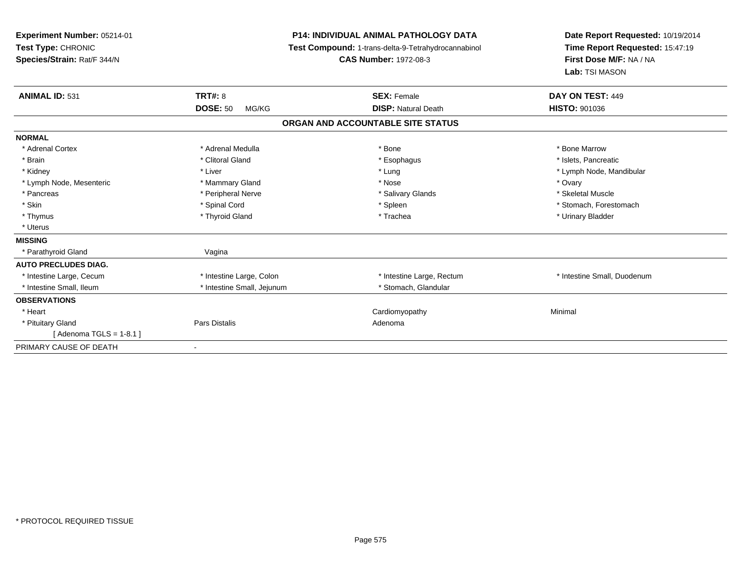**Experiment Number:** 05214-01
**Test Type:** CHRONIC
**Species/Strain:** Rat/F 344/N

**P14: INDIVIDUAL ANIMAL PATHOLOGY DATA**
**Test Compound:** 1-trans-delta-9-Tetrahydrocannabinol
**CAS Number:** 1972-08-3

**Date Report Requested:** 10/19/2014
**Time Report Requested:** 15:47:19
**First Dose M/F:** NA / NA
**Lab:** TSI MASON

| **ANIMAL ID:** 531 | **TRT#:** 8 | **SEX:** Female | **DAY ON TEST:** 449 |
|---|---|---|---|
| | **DOSE:** 50 MG/KG | **DISP:** Natural Death | **HISTO:** 901036 |

## ORGAN AND ACCOUNTABLE SITE STATUS

| | | | |
|---|---|---|---|
| **NORMAL** | | | |
| * Adrenal Cortex | * Adrenal Medulla | * Bone | * Bone Marrow |
| * Brain | * Clitoral Gland | * Esophagus | * Islets, Pancreatic |
| * Kidney | * Liver | * Lung | * Lymph Node, Mandibular |
| * Lymph Node, Mesenteric | * Mammary Gland | * Nose | * Ovary |
| * Pancreas | * Peripheral Nerve | * Salivary Glands | * Skeletal Muscle |
| * Skin | * Spinal Cord | * Spleen | * Stomach, Forestomach |
| * Thymus | * Thyroid Gland | * Trachea | * Urinary Bladder |
| * Uterus | | | |
| **MISSING** | | | |
| * Parathyroid Gland | Vagina | | |
| **AUTO PRECLUDES DIAG.** | | | |
| * Intestine Large, Cecum | * Intestine Large, Colon | * Intestine Large, Rectum | * Intestine Small, Duodenum |
| * Intestine Small, Ileum | * Intestine Small, Jejunum | * Stomach, Glandular | |
| **OBSERVATIONS** | | | |
| * Heart | | Cardiomyopathy | Minimal |
| * Pituitary Gland | Pars Distalis | Adenoma | |
| [ Adenoma TGLS = 1-8.1 ] | | | |
| PRIMARY CAUSE OF DEATH | - | | |

* PROTOCOL REQUIRED TISSUE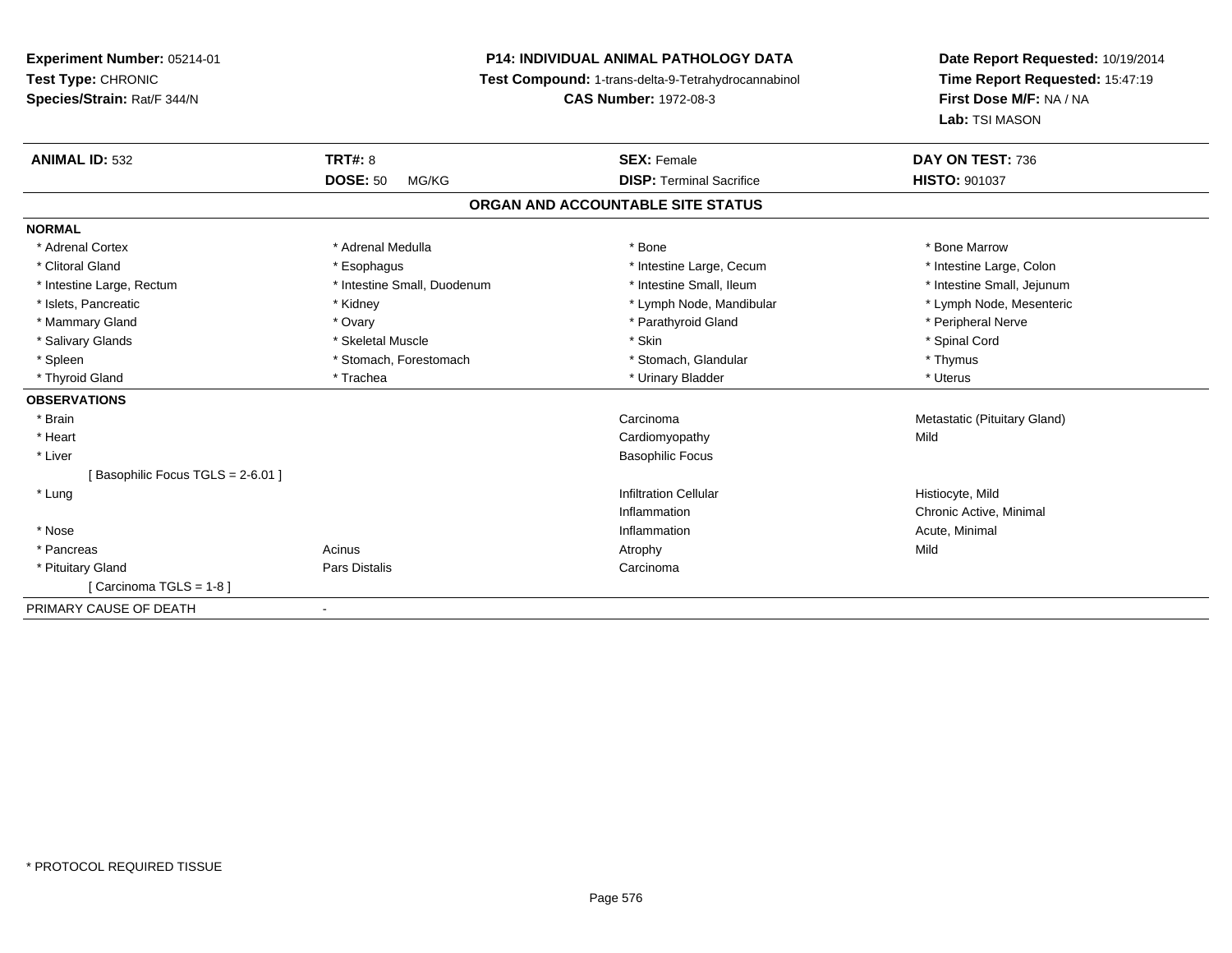**Experiment Number:** 05214-01
**Test Type:** CHRONIC
**Species/Strain:** Rat/F 344/N

**P14: INDIVIDUAL ANIMAL PATHOLOGY DATA**
**Test Compound:** 1-trans-delta-9-Tetrahydrocannabinol
**CAS Number:** 1972-08-3

**Date Report Requested:** 10/19/2014
**Time Report Requested:** 15:47:19
**First Dose M/F:** NA / NA
**Lab:** TSI MASON

| **ANIMAL ID:** 532 | **TRT#:** 8 | **SEX:** Female | **DAY ON TEST:** 736 |
|---|---|---|---|
| | **DOSE:** 50 MG/KG | **DISP:** Terminal Sacrifice | **HISTO:** 901037 |

## ORGAN AND ACCOUNTABLE SITE STATUS

**NORMAL**

| | | | |
|---|---|---|---|
| * Adrenal Cortex | * Adrenal Medulla | * Bone | * Bone Marrow |
| * Clitoral Gland | * Esophagus | * Intestine Large, Cecum | * Intestine Large, Colon |
| * Intestine Large, Rectum | * Intestine Small, Duodenum | * Intestine Small, Ileum | * Intestine Small, Jejunum |
| * Islets, Pancreatic | * Kidney | * Lymph Node, Mandibular | * Lymph Node, Mesenteric |
| * Mammary Gland | * Ovary | * Parathyroid Gland | * Peripheral Nerve |
| * Salivary Glands | * Skeletal Muscle | * Skin | * Spinal Cord |
| * Spleen | * Stomach, Forestomach | * Stomach, Glandular | * Thymus |
| * Thyroid Gland | * Trachea | * Urinary Bladder | * Uterus |

**OBSERVATIONS**

| | | | |
|---|---|---|---|
| * Brain | | Carcinoma | Metastatic (Pituitary Gland) |
| * Heart | | Cardiomyopathy | Mild |
| * Liver | | Basophilic Focus | |
| [ Basophilic Focus TGLS = 2-6.01 ] | | | |
| * Lung | | Infiltration Cellular | Histiocyte, Mild |
| | | Inflammation | Chronic Active, Minimal |
| * Nose | | Inflammation | Acute, Minimal |
| * Pancreas | Acinus | Atrophy | Mild |
| * Pituitary Gland | Pars Distalis | Carcinoma | |
| [ Carcinoma TGLS = 1-8 ] | | | |

PRIMARY CAUSE OF DEATH -

* PROTOCOL REQUIRED TISSUE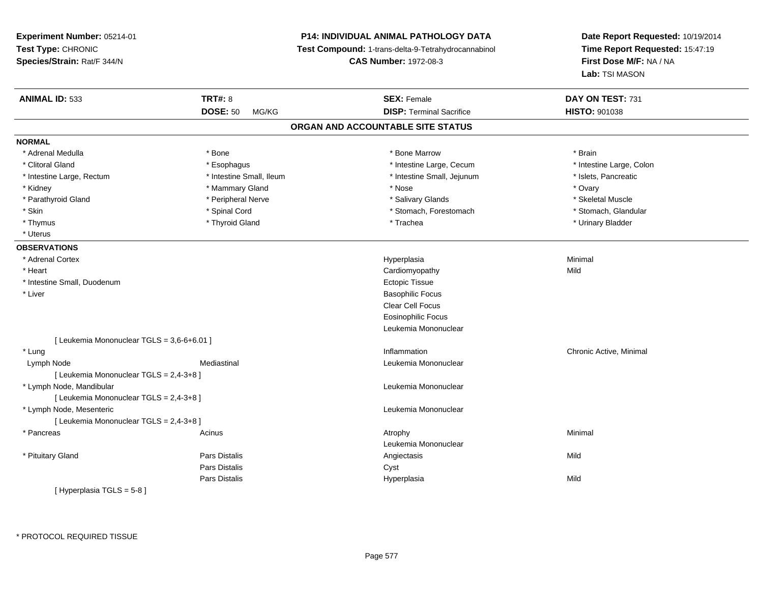**Experiment Number:** 05214-01
**Test Type:** CHRONIC
**Species/Strain:** Rat/F 344/N

**P14: INDIVIDUAL ANIMAL PATHOLOGY DATA**
**Test Compound:** 1-trans-delta-9-Tetrahydrocannabinol
**CAS Number:** 1972-08-3

**Date Report Requested:** 10/19/2014
**Time Report Requested:** 15:47:19
**First Dose M/F:** NA / NA
**Lab:** TSI MASON

| **ANIMAL ID:** 533 | **TRT#:** 8 | **SEX:** Female | **DAY ON TEST:** 731 |
|---|---|---|---|
| | **DOSE:** 50 MG/KG | **DISP:** Terminal Sacrifice | **HISTO:** 901038 |

## ORGAN AND ACCOUNTABLE SITE STATUS

**NORMAL**

| | | | |
|---|---|---|---|
| * Adrenal Medulla | * Bone | * Bone Marrow | * Brain |
| * Clitoral Gland | * Esophagus | * Intestine Large, Cecum | * Intestine Large, Colon |
| * Intestine Large, Rectum | * Intestine Small, Ileum | * Intestine Small, Jejunum | * Islets, Pancreatic |
| * Kidney | * Mammary Gland | * Nose | * Ovary |
| * Parathyroid Gland | * Peripheral Nerve | * Salivary Glands | * Skeletal Muscle |
| * Skin | * Spinal Cord | * Stomach, Forestomach | * Stomach, Glandular |
| * Thymus | * Thyroid Gland | * Trachea | * Urinary Bladder |
| * Uterus | | | |

**OBSERVATIONS**

| | | | |
|---|---|---|---|
| * Adrenal Cortex | | Hyperplasia | Minimal |
| * Heart | | Cardiomyopathy | Mild |
| * Intestine Small, Duodenum | | Ectopic Tissue | |
| * Liver | | Basophilic Focus | |
| | | Clear Cell Focus | |
| | | Eosinophilic Focus | |
| | | Leukemia Mononuclear | |
| [ Leukemia Mononuclear TGLS = 3,6-6+6.01 ] | | | |
| * Lung | | Inflammation | Chronic Active, Minimal |
| Lymph Node | Mediastinal | Leukemia Mononuclear | |
| [ Leukemia Mononuclear TGLS = 2,4-3+8 ] | | | |
| * Lymph Node, Mandibular | | Leukemia Mononuclear | |
| [ Leukemia Mononuclear TGLS = 2,4-3+8 ] | | | |
| * Lymph Node, Mesenteric | | Leukemia Mononuclear | |
| [ Leukemia Mononuclear TGLS = 2,4-3+8 ] | | | |
| * Pancreas | Acinus | Atrophy | Minimal |
| | | Leukemia Mononuclear | |
| * Pituitary Gland | Pars Distalis | Angiectasis | Mild |
| | Pars Distalis | Cyst | |
| | Pars Distalis | Hyperplasia | Mild |
| [ Hyperplasia TGLS = 5-8 ] | | | |

* PROTOCOL REQUIRED TISSUE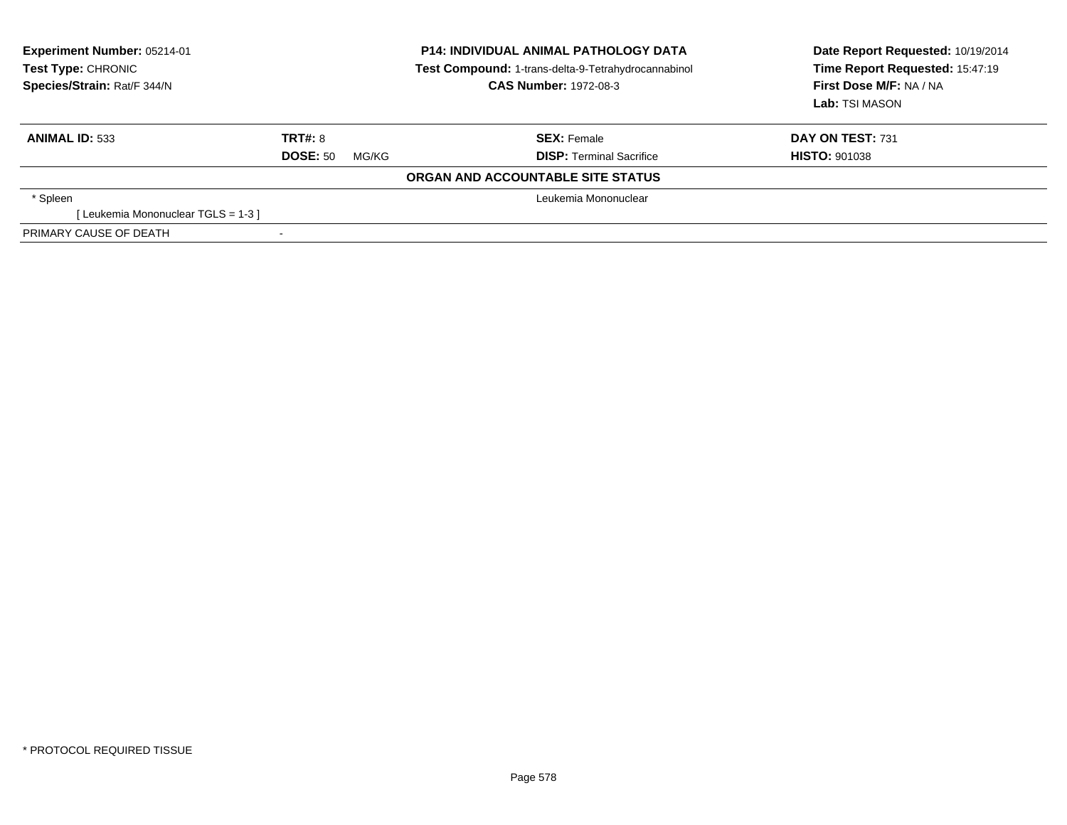**Experiment Number:** 05214-01
**Test Type:** CHRONIC
**Species/Strain:** Rat/F 344/N

**P14: INDIVIDUAL ANIMAL PATHOLOGY DATA**
**Test Compound:** 1-trans-delta-9-Tetrahydrocannabinol
**CAS Number:** 1972-08-3

**Date Report Requested:** 10/19/2014
**Time Report Requested:** 15:47:19
**First Dose M/F:** NA / NA
**Lab:** TSI MASON

| **ANIMAL ID:** 533 | **TRT#:** 8 | **SEX:** Female | **DAY ON TEST:** 731 |
|---|---|---|---|
| | **DOSE:** 50 MG/KG | **DISP:** Terminal Sacrifice | **HISTO:** 901038 |

**ORGAN AND ACCOUNTABLE SITE STATUS**

| | | |
|---|---|---|
| * Spleen | | Leukemia Mononuclear |
| [ Leukemia Mononuclear TGLS = 1-3 ] | | |
| PRIMARY CAUSE OF DEATH | - | |

* PROTOCOL REQUIRED TISSUE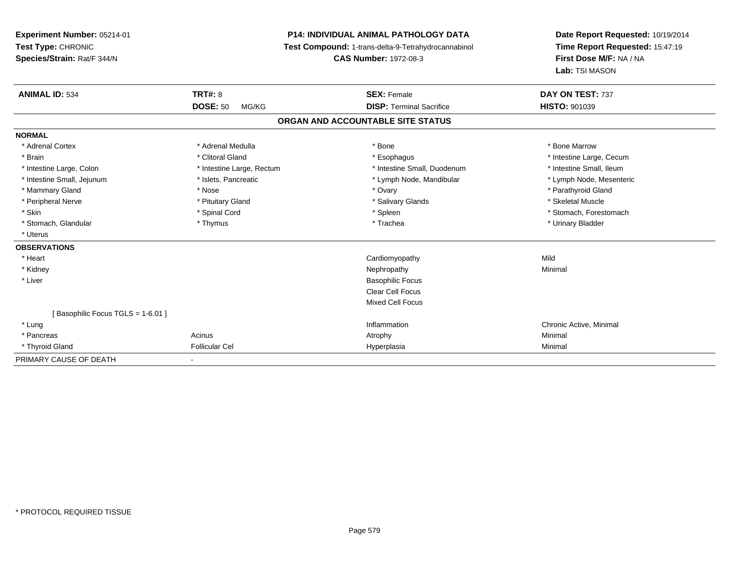**Experiment Number:** 05214-01
**Test Type:** CHRONIC
**Species/Strain:** Rat/F 344/N

**P14: INDIVIDUAL ANIMAL PATHOLOGY DATA**
**Test Compound:** 1-trans-delta-9-Tetrahydrocannabinol
**CAS Number:** 1972-08-3

**Date Report Requested:** 10/19/2014
**Time Report Requested:** 15:47:19
**First Dose M/F:** NA / NA
**Lab:** TSI MASON

| **ANIMAL ID:** 534 | **TRT#:** 8 | **SEX:** Female | **DAY ON TEST:** 737 |
|---|---|---|---|
| | **DOSE:** 50 MG/KG | **DISP:** Terminal Sacrifice | **HISTO:** 901039 |

## ORGAN AND ACCOUNTABLE SITE STATUS

**NORMAL**

| | | | |
|---|---|---|---|
| * Adrenal Cortex | * Adrenal Medulla | * Bone | * Bone Marrow |
| * Brain | * Clitoral Gland | * Esophagus | * Intestine Large, Cecum |
| * Intestine Large, Colon | * Intestine Large, Rectum | * Intestine Small, Duodenum | * Intestine Small, Ileum |
| * Intestine Small, Jejunum | * Islets, Pancreatic | * Lymph Node, Mandibular | * Lymph Node, Mesenteric |
| * Mammary Gland | * Nose | * Ovary | * Parathyroid Gland |
| * Peripheral Nerve | * Pituitary Gland | * Salivary Glands | * Skeletal Muscle |
| * Skin | * Spinal Cord | * Spleen | * Stomach, Forestomach |
| * Stomach, Glandular | * Thymus | * Trachea | * Urinary Bladder |
| * Uterus | | | |

**OBSERVATIONS**

| | | | |
|---|---|---|---|
| * Heart | | Cardiomyopathy | Mild |
| * Kidney | | Nephropathy | Minimal |
| * Liver | | Basophilic Focus | |
| | | Clear Cell Focus | |
| | | Mixed Cell Focus | |
| [ Basophilic Focus TGLS = 1-6.01 ] | | | |
| * Lung | | Inflammation | Chronic Active, Minimal |
| * Pancreas | Acinus | Atrophy | Minimal |
| * Thyroid Gland | Follicular Cel | Hyperplasia | Minimal |

PRIMARY CAUSE OF DEATH -

* PROTOCOL REQUIRED TISSUE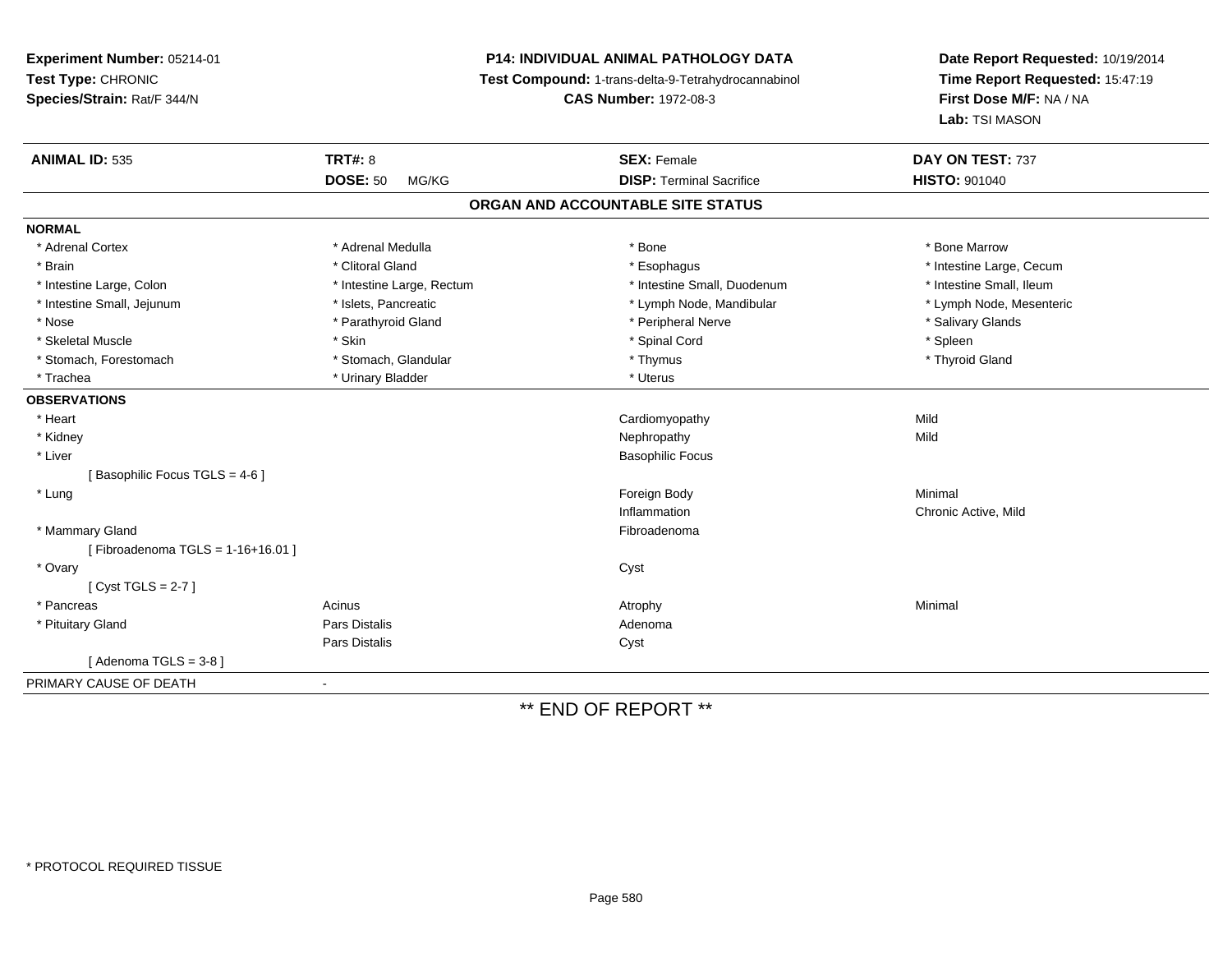**Experiment Number:** 05214-01
**Test Type:** CHRONIC
**Species/Strain:** Rat/F 344/N

**P14: INDIVIDUAL ANIMAL PATHOLOGY DATA**
**Test Compound:** 1-trans-delta-9-Tetrahydrocannabinol
**CAS Number:** 1972-08-3

**Date Report Requested:** 10/19/2014
**Time Report Requested:** 15:47:19
**First Dose M/F:** NA / NA
**Lab:** TSI MASON

| **ANIMAL ID:** 535 | **TRT#:** 8 | **SEX:** Female | **DAY ON TEST:** 737 |
|---|---|---|---|
| | **DOSE:** 50 MG/KG | **DISP:** Terminal Sacrifice | **HISTO:** 901040 |

## ORGAN AND ACCOUNTABLE SITE STATUS

**NORMAL**

| | | | |
|---|---|---|---|
| * Adrenal Cortex | * Adrenal Medulla | * Bone | * Bone Marrow |
| * Brain | * Clitoral Gland | * Esophagus | * Intestine Large, Cecum |
| * Intestine Large, Colon | * Intestine Large, Rectum | * Intestine Small, Duodenum | * Intestine Small, Ileum |
| * Intestine Small, Jejunum | * Islets, Pancreatic | * Lymph Node, Mandibular | * Lymph Node, Mesenteric |
| * Nose | * Parathyroid Gland | * Peripheral Nerve | * Salivary Glands |
| * Skeletal Muscle | * Skin | * Spinal Cord | * Spleen |
| * Stomach, Forestomach | * Stomach, Glandular | * Thymus | * Thyroid Gland |
| * Trachea | * Urinary Bladder | * Uterus | |

**OBSERVATIONS**

| | | | |
|---|---|---|---|
| * Heart | | Cardiomyopathy | Mild |
| * Kidney | | Nephropathy | Mild |
| * Liver | | Basophilic Focus | |
| [ Basophilic Focus TGLS = 4-6 ] | | | |
| * Lung | | Foreign Body | Minimal |
| | | Inflammation | Chronic Active, Mild |
| * Mammary Gland | | Fibroadenoma | |
| [ Fibroadenoma TGLS = 1-16+16.01 ] | | | |
| * Ovary | | Cyst | |
| [ Cyst TGLS = 2-7 ] | | | |
| * Pancreas | Acinus | Atrophy | Minimal |
| * Pituitary Gland | Pars Distalis | Adenoma | |
| | Pars Distalis | Cyst | |
| [ Adenoma TGLS = 3-8 ] | | | |

PRIMARY CAUSE OF DEATH -

** END OF REPORT **

* PROTOCOL REQUIRED TISSUE